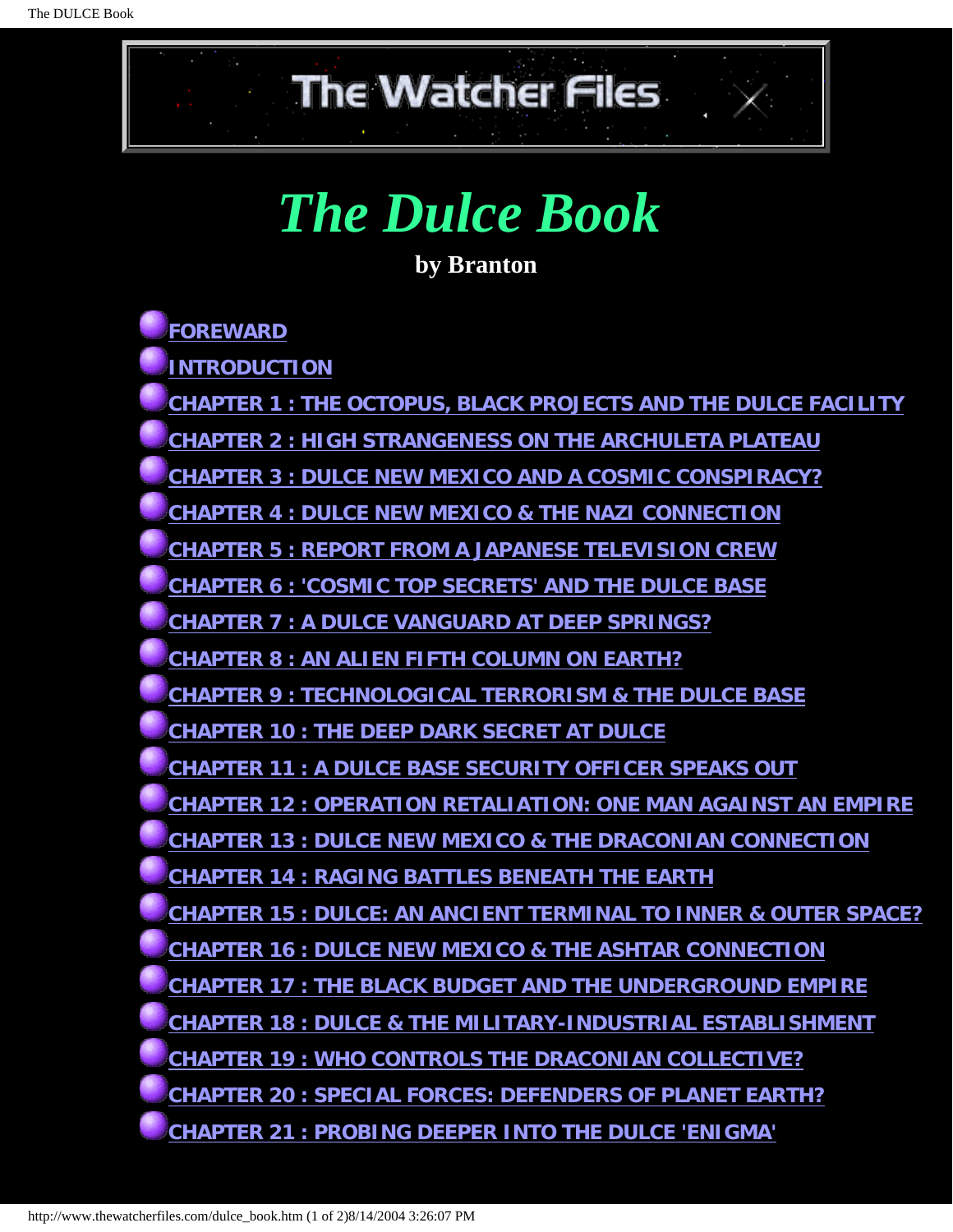The Watcher Files

# *The Dulce Book*

**by Branton**

- FOREWARD
- INTRODUCTION
- CHAPTER 1 : THE OCTOPUS, BLACK PROJECTS AND THE DULCE FACILITY
- CHAPTER 2 : HIGH STRANGENESS ON THE ARCHULETA PLATEAU
- CHAPTER 3 : DULCE NEW MEXICO AND A COSMIC CONSPIRACY?
- CHAPTER 4 : DULCE NEW MEXICO & THE NAZI CONNECTION
- CHAPTER 5 : REPORT FROM A JAPANESE TELEVISION CREW
- CHAPTER 6 : 'COSMIC TOP SECRETS' AND THE DULCE BASE
- CHAPTER 7 : A DULCE VANGUARD AT DEEP SPRINGS?
- CHAPTER 8 : AN ALIEN FIFTH COLUMN ON EARTH?
- CHAPTER 9 : TECHNOLOGICAL TERRORISM & THE DULCE BASE
- CHAPTER 10 : THE DEEP DARK SECRET AT DULCE
- CHAPTER 11 : A DULCE BASE SECURITY OFFICER SPEAKS OUT
- CHAPTER 12 : OPERATION RETALIATION: ONE MAN AGAINST AN EMPIRE
- CHAPTER 13 : DULCE NEW MEXICO & THE DRACONIAN CONNECTION
- CHAPTER 14 : RAGING BATTLES BENEATH THE EARTH
- CHAPTER 15 : DULCE: AN ANCIENT TERMINAL TO INNER & OUTER SPACE?
- CHAPTER 16 : DULCE NEW MEXICO & THE ASHTAR CONNECTION
- CHAPTER 17 : THE BLACK BUDGET AND THE UNDERGROUND EMPIRE
- CHAPTER 18 : DULCE & THE MILITARY-INDUSTRIAL ESTABLISHMENT
- CHAPTER 19 : WHO CONTROLS THE DRACONIAN COLLECTIVE?
- CHAPTER 20 : SPECIAL FORCES: DEFENDERS OF PLANET EARTH?
- CHAPTER 21 : PROBING DEEPER INTO THE DULCE 'ENIGMA'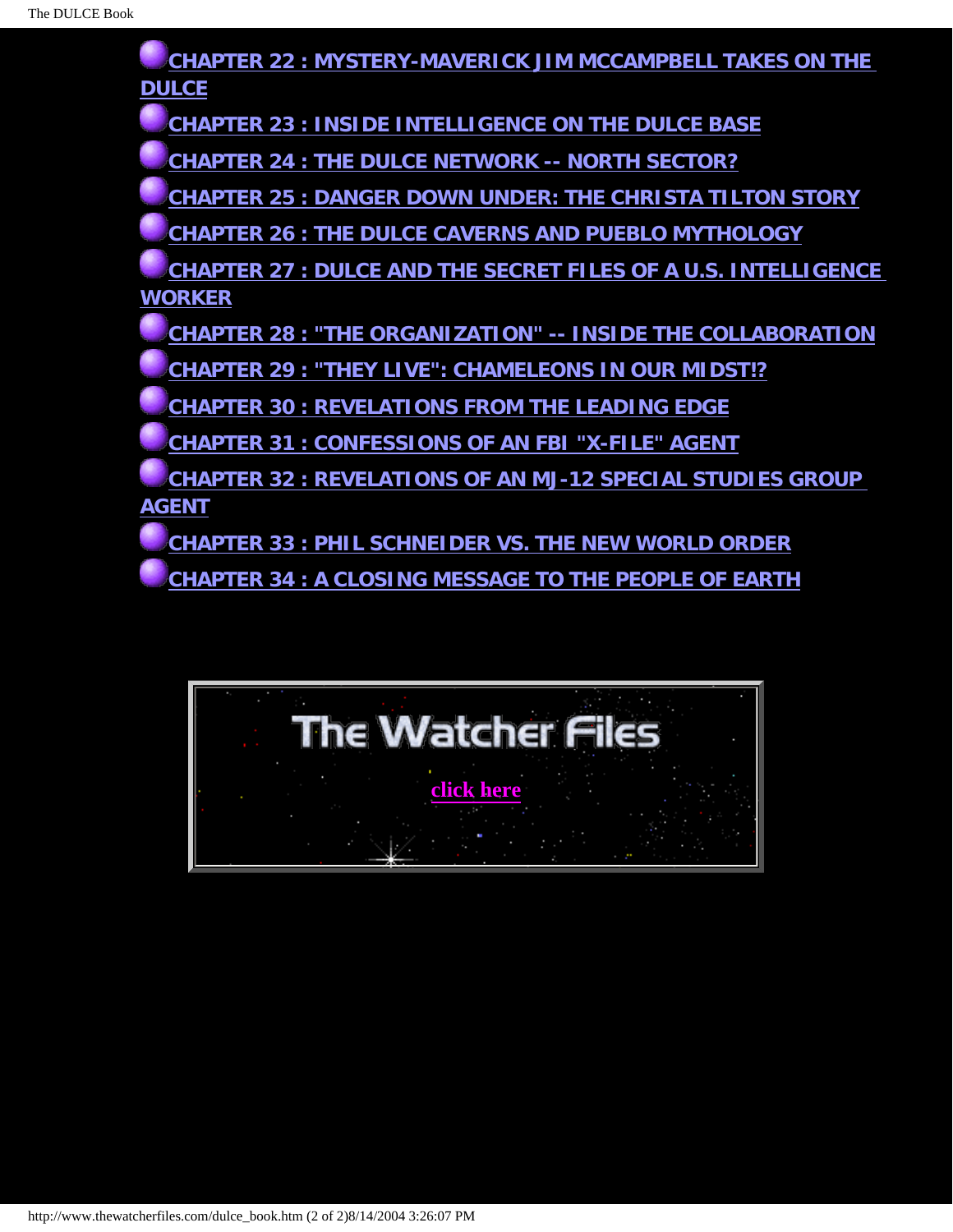- CHAPTER 22 : MYSTERY-MAVERICK JIM MCCAMPBELL TAKES ON THE DULCE
- CHAPTER 23 : INSIDE INTELLIGENCE ON THE DULCE BASE
- CHAPTER 24 : THE DULCE NETWORK -- NORTH SECTOR?
- CHAPTER 25 : DANGER DOWN UNDER: THE CHRISTA TILTON STORY
- CHAPTER 26 : THE DULCE CAVERNS AND PUEBLO MYTHOLOGY
- CHAPTER 27 : DULCE AND THE SECRET FILES OF A U.S. INTELLIGENCE WORKER
- CHAPTER 28 : "THE ORGANIZATION" -- INSIDE THE COLLABORATION
- CHAPTER 29 : "THEY LIVE": CHAMELEONS IN OUR MIDST!?
- CHAPTER 30 : REVELATIONS FROM THE LEADING EDGE
- CHAPTER 31 : CONFESSIONS OF AN FBI "X-FILE" AGENT
- CHAPTER 32 : REVELATIONS OF AN MJ-12 SPECIAL STUDIES GROUP AGENT
- CHAPTER 33 : PHIL SCHNEIDER VS. THE NEW WORLD ORDER
- CHAPTER 34 : A CLOSING MESSAGE TO THE PEOPLE OF EARTH

The Watcher Files

click here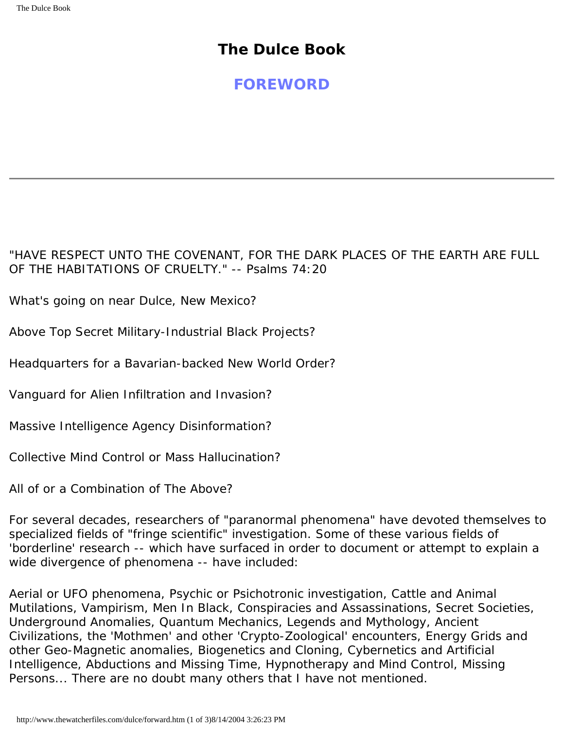# The Dulce Book

## FOREWORD

---

"HAVE RESPECT UNTO THE COVENANT, FOR THE DARK PLACES OF THE EARTH ARE FULL OF THE HABITATIONS OF CRUELTY." -- Psalms 74:20

What's going on near Dulce, New Mexico?

Above Top Secret Military-Industrial Black Projects?

Headquarters for a Bavarian-backed New World Order?

Vanguard for Alien Infiltration and Invasion?

Massive Intelligence Agency Disinformation?

Collective Mind Control or Mass Hallucination?

All of or a Combination of The Above?

For several decades, researchers of "paranormal phenomena" have devoted themselves to specialized fields of "fringe scientific" investigation. Some of these various fields of 'borderline' research -- which have surfaced in order to document or attempt to explain a wide divergence of phenomena -- have included:

Aerial or UFO phenomena, Psychic or Psichotronic investigation, Cattle and Animal Mutilations, Vampirism, Men In Black, Conspiracies and Assassinations, Secret Societies, Underground Anomalies, Quantum Mechanics, Legends and Mythology, Ancient Civilizations, the 'Mothmen' and other 'Crypto-Zoological' encounters, Energy Grids and other Geo-Magnetic anomalies, Biogenetics and Cloning, Cybernetics and Artificial Intelligence, Abductions and Missing Time, Hypnotherapy and Mind Control, Missing Persons... There are no doubt many others that I have not mentioned.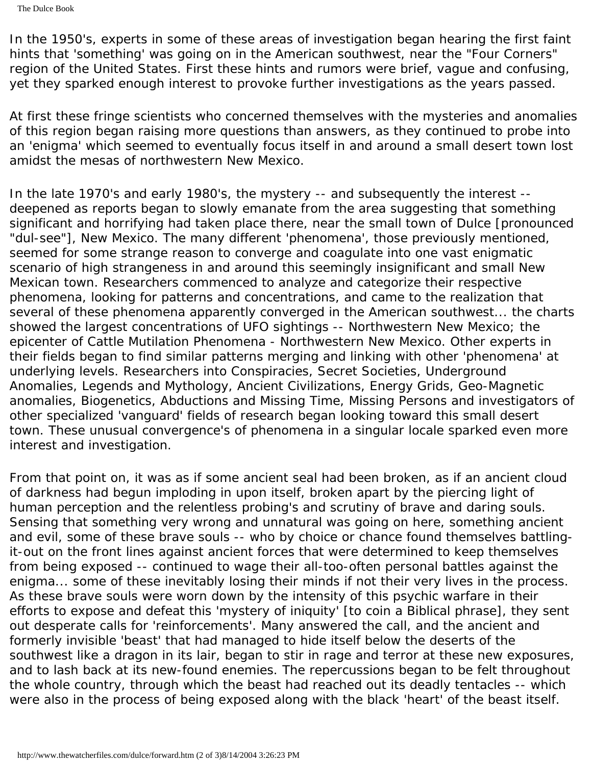In the 1950's, experts in some of these areas of investigation began hearing the first faint hints that 'something' was going on in the American southwest, near the "Four Corners" region of the United States. First these hints and rumors were brief, vague and confusing, yet they sparked enough interest to provoke further investigations as the years passed.

At first these fringe scientists who concerned themselves with the mysteries and anomalies of this region began raising more questions than answers, as they continued to probe into an 'enigma' which seemed to eventually focus itself in and around a small desert town lost amidst the mesas of northwestern New Mexico.

In the late 1970's and early 1980's, the mystery -- and subsequently the interest -- deepened as reports began to slowly emanate from the area suggesting that something significant and horrifying had taken place there, near the small town of Dulce [pronounced "dul-see"], New Mexico. The many different 'phenomena', those previously mentioned, seemed for some strange reason to converge and coagulate into one vast enigmatic scenario of high strangeness in and around this seemingly insignificant and small New Mexican town. Researchers commenced to analyze and categorize their respective phenomena, looking for patterns and concentrations, and came to the realization that several of these phenomena apparently converged in the American southwest... the charts showed the largest concentrations of UFO sightings -- Northwestern New Mexico; the epicenter of Cattle Mutilation Phenomena - Northwestern New Mexico. Other experts in their fields began to find similar patterns merging and linking with other 'phenomena' at underlying levels. Researchers into Conspiracies, Secret Societies, Underground Anomalies, Legends and Mythology, Ancient Civilizations, Energy Grids, Geo-Magnetic anomalies, Biogenetics, Abductions and Missing Time, Missing Persons and investigators of other specialized 'vanguard' fields of research began looking toward this small desert town. These unusual convergence's of phenomena in a singular locale sparked even more interest and investigation.

From that point on, it was as if some ancient seal had been broken, as if an ancient cloud of darkness had begun imploding in upon itself, broken apart by the piercing light of human perception and the relentless probing's and scrutiny of brave and daring souls. Sensing that something very wrong and unnatural was going on here, something ancient and evil, some of these brave souls -- who by choice or chance found themselves battling-it-out on the front lines against ancient forces that were determined to keep themselves from being exposed -- continued to wage their all-too-often personal battles against the enigma... some of these inevitably losing their minds if not their very lives in the process. As these brave souls were worn down by the intensity of this psychic warfare in their efforts to expose and defeat this 'mystery of iniquity' [to coin a Biblical phrase], they sent out desperate calls for 'reinforcements'. Many answered the call, and the ancient and formerly invisible 'beast' that had managed to hide itself below the deserts of the southwest like a dragon in its lair, began to stir in rage and terror at these new exposures, and to lash back at its new-found enemies. The repercussions began to be felt throughout the whole country, through which the beast had reached out its deadly tentacles -- which were also in the process of being exposed along with the black 'heart' of the beast itself.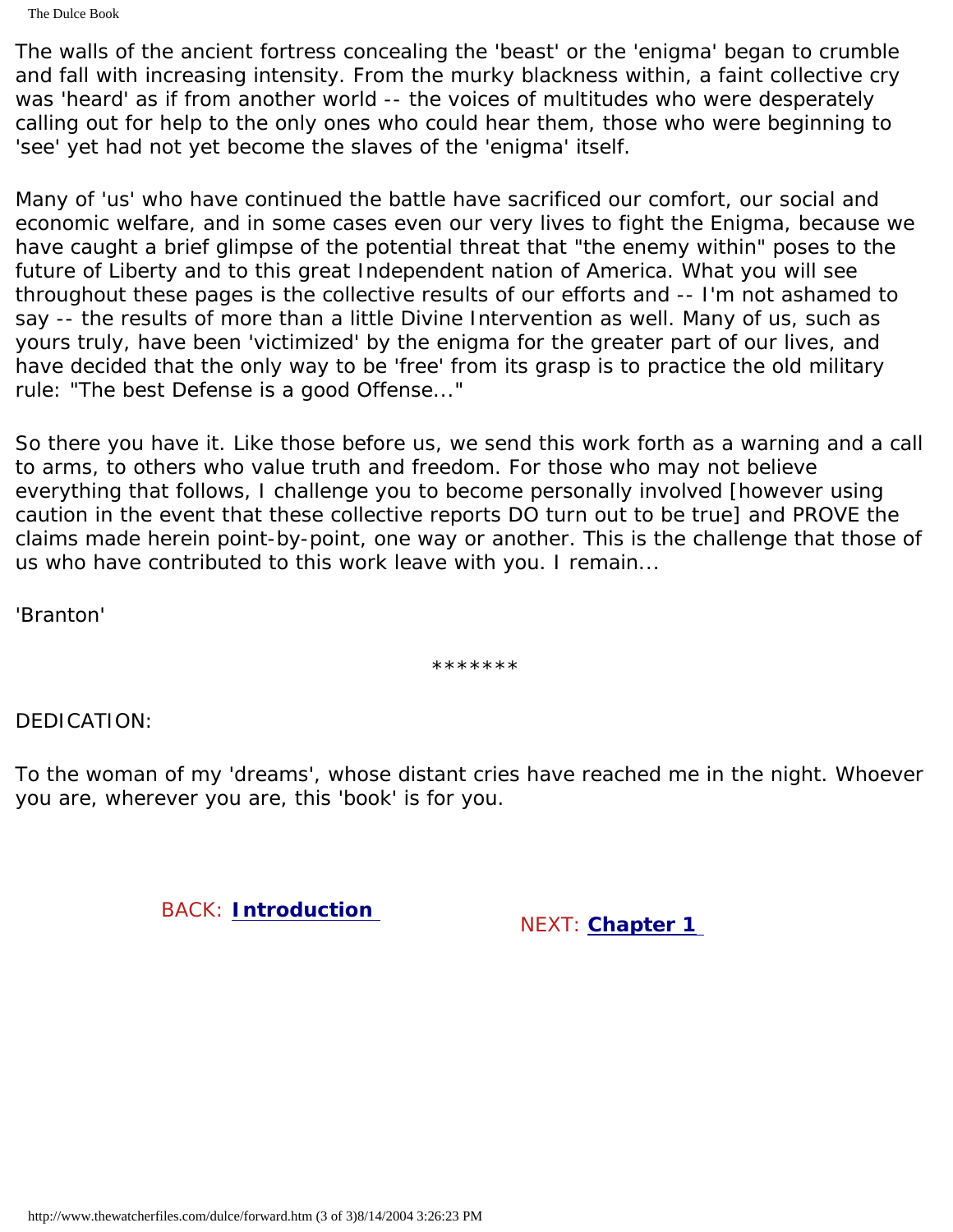The walls of the ancient fortress concealing the 'beast' or the 'enigma' began to crumble and fall with increasing intensity. From the murky blackness within, a faint collective cry was 'heard' as if from another world -- the voices of multitudes who were desperately calling out for help to the only ones who could hear them, those who were beginning to 'see' yet had not yet become the slaves of the 'enigma' itself.

Many of 'us' who have continued the battle have sacrificed our comfort, our social and economic welfare, and in some cases even our very lives to fight the Enigma, because we have caught a brief glimpse of the potential threat that "the enemy within" poses to the future of Liberty and to this great Independent nation of America. What you will see throughout these pages is the collective results of our efforts and -- I'm not ashamed to say -- the results of more than a little Divine Intervention as well. Many of us, such as yours truly, have been 'victimized' by the enigma for the greater part of our lives, and have decided that the only way to be 'free' from its grasp is to practice the old military rule: "The best Defense is a good Offense..."

So there you have it. Like those before us, we send this work forth as a warning and a call to arms, to others who value truth and freedom. For those who may not believe everything that follows, I challenge you to become personally involved [however using caution in the event that these collective reports DO turn out to be true] and PROVE the claims made herein point-by-point, one way or another. This is the challenge that those of us who have contributed to this work leave with you. I remain...

'Branton'

*******

DEDICATION:

To the woman of my 'dreams', whose distant cries have reached me in the night. Whoever you are, wherever you are, this 'book' is for you.

BACK: **Introduction** NEXT: **Chapter 1**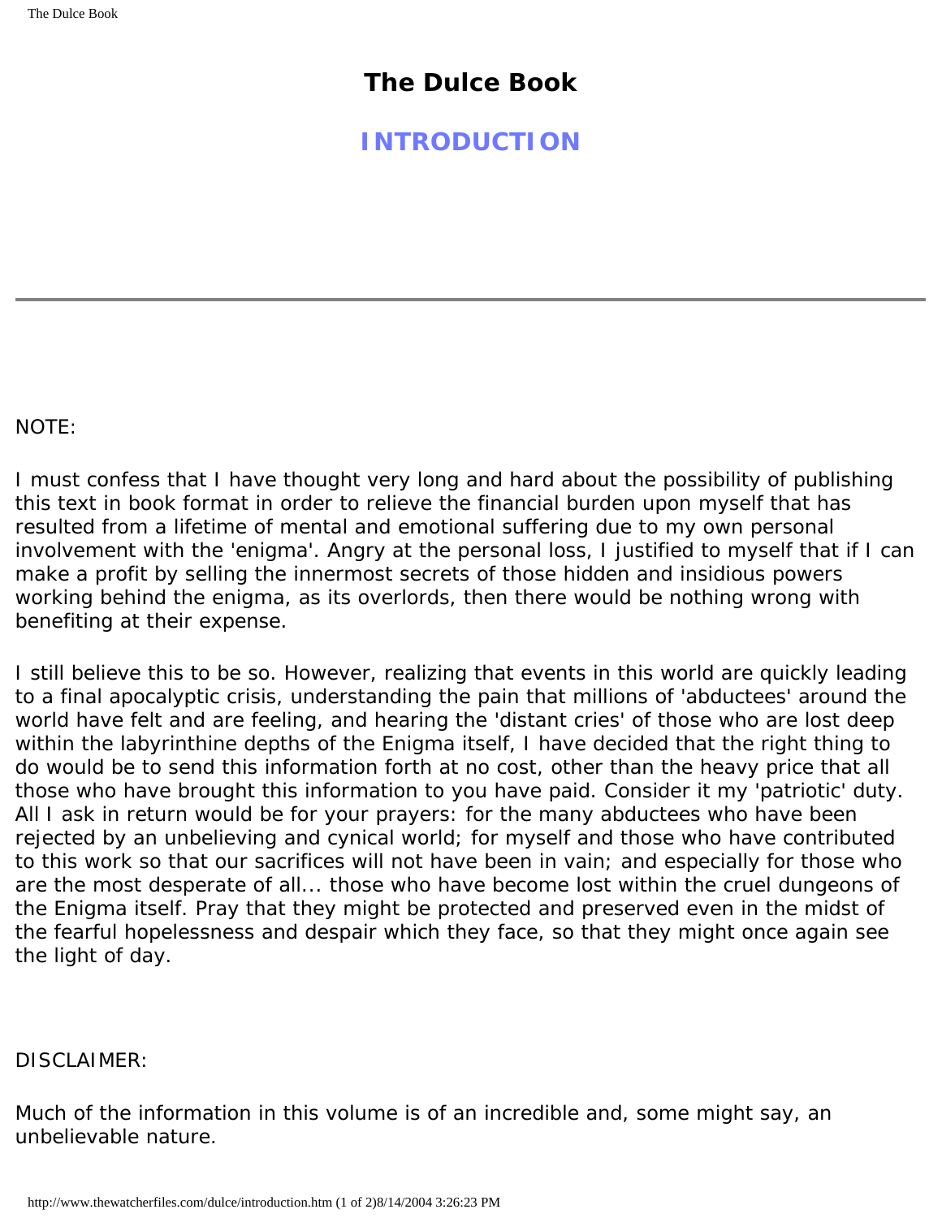# The Dulce Book

## INTRODUCTION

---

NOTE:

I must confess that I have thought very long and hard about the possibility of publishing this text in book format in order to relieve the financial burden upon myself that has resulted from a lifetime of mental and emotional suffering due to my own personal involvement with the 'enigma'. Angry at the personal loss, I justified to myself that if I can make a profit by selling the innermost secrets of those hidden and insidious powers working behind the enigma, as its overlords, then there would be nothing wrong with benefiting at their expense.

I still believe this to be so. However, realizing that events in this world are quickly leading to a final apocalyptic crisis, understanding the pain that millions of 'abductees' around the world have felt and are feeling, and hearing the 'distant cries' of those who are lost deep within the labyrinthine depths of the Enigma itself, I have decided that the right thing to do would be to send this information forth at no cost, other than the heavy price that all those who have brought this information to you have paid. Consider it my 'patriotic' duty. All I ask in return would be for your prayers: for the many abductees who have been rejected by an unbelieving and cynical world; for myself and those who have contributed to this work so that our sacrifices will not have been in vain; and especially for those who are the most desperate of all... those who have become lost within the cruel dungeons of the Enigma itself. Pray that they might be protected and preserved even in the midst of the fearful hopelessness and despair which they face, so that they might once again see the light of day.

DISCLAIMER:

Much of the information in this volume is of an incredible and, some might say, an unbelievable nature.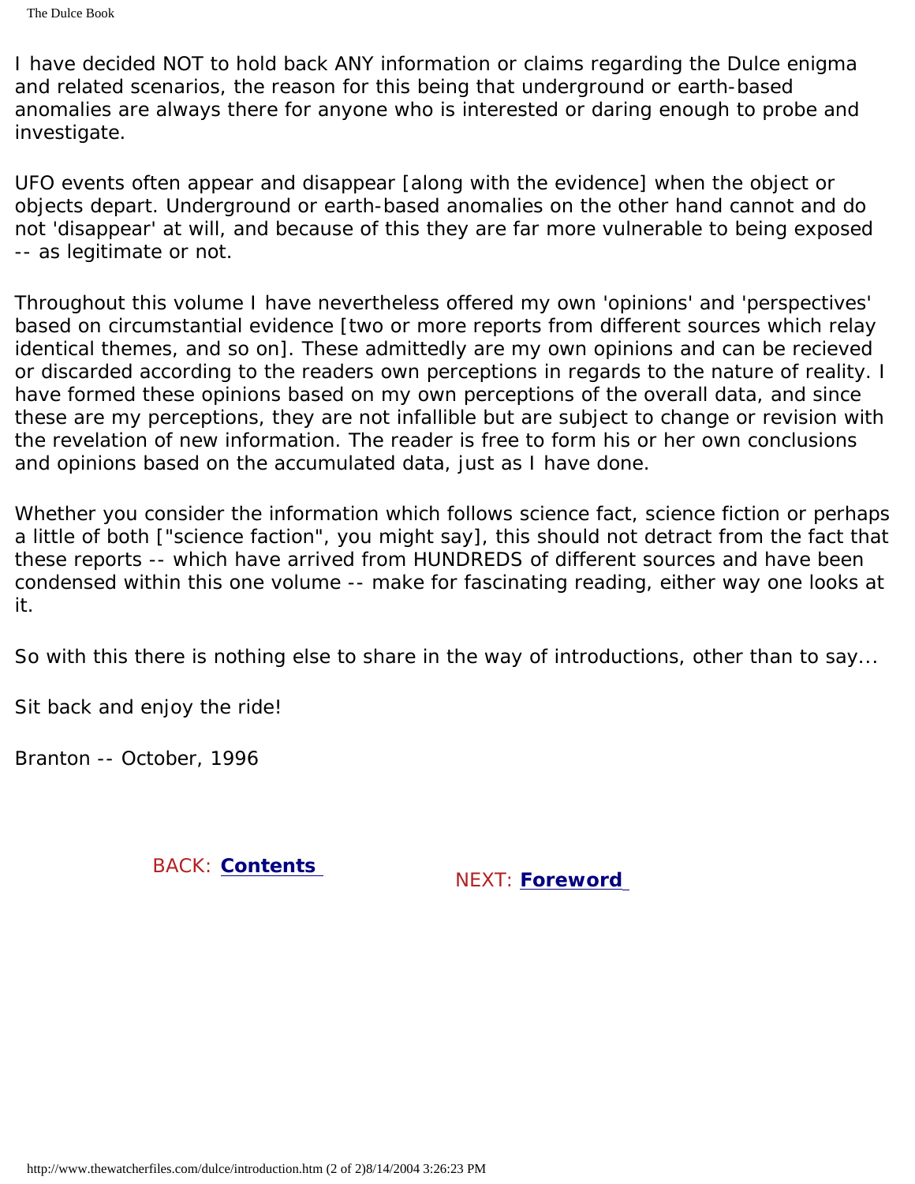I have decided NOT to hold back ANY information or claims regarding the Dulce enigma and related scenarios, the reason for this being that underground or earth-based anomalies are always there for anyone who is interested or daring enough to probe and investigate.

UFO events often appear and disappear [along with the evidence] when the object or objects depart. Underground or earth-based anomalies on the other hand cannot and do not 'disappear' at will, and because of this they are far more vulnerable to being exposed -- as legitimate or not.

Throughout this volume I have nevertheless offered my own 'opinions' and 'perspectives' based on circumstantial evidence [two or more reports from different sources which relay identical themes, and so on]. These admittedly are my own opinions and can be recieved or discarded according to the readers own perceptions in regards to the nature of reality. I have formed these opinions based on my own perceptions of the overall data, and since these are my perceptions, they are not infallible but are subject to change or revision with the revelation of new information. The reader is free to form his or her own conclusions and opinions based on the accumulated data, just as I have done.

Whether you consider the information which follows science fact, science fiction or perhaps a little of both ["science faction", you might say], this should not detract from the fact that these reports -- which have arrived from HUNDREDS of different sources and have been condensed within this one volume -- make for fascinating reading, either way one looks at it.

So with this there is nothing else to share in the way of introductions, other than to say...

Sit back and enjoy the ride!

Branton -- October, 1996

BACK: **Contents** NEXT: **Foreword**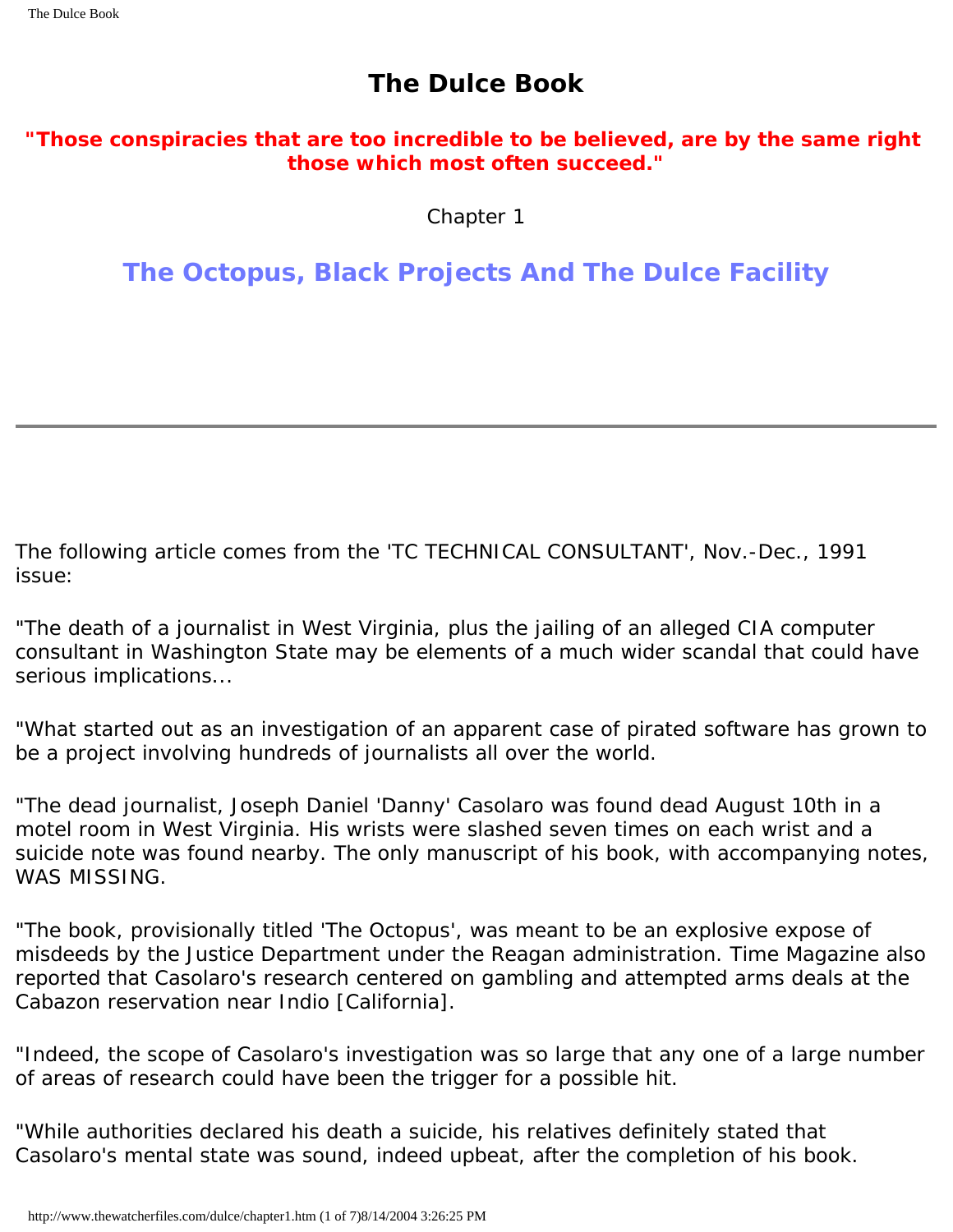# The Dulce Book

**"Those conspiracies that are too incredible to be believed, are by the same right those which most often succeed."**

Chapter 1

## The Octopus, Black Projects And The Dulce Facility

---

The following article comes from the 'TC TECHNICAL CONSULTANT', Nov.-Dec., 1991 issue:

"The death of a journalist in West Virginia, plus the jailing of an alleged CIA computer consultant in Washington State may be elements of a much wider scandal that could have serious implications...

"What started out as an investigation of an apparent case of pirated software has grown to be a project involving hundreds of journalists all over the world.

"The dead journalist, Joseph Daniel 'Danny' Casolaro was found dead August 10th in a motel room in West Virginia. His wrists were slashed seven times on each wrist and a suicide note was found nearby. The only manuscript of his book, with accompanying notes, WAS MISSING.

"The book, provisionally titled 'The Octopus', was meant to be an explosive expose of misdeeds by the Justice Department under the Reagan administration. Time Magazine also reported that Casolaro's research centered on gambling and attempted arms deals at the Cabazon reservation near Indio [California].

"Indeed, the scope of Casolaro's investigation was so large that any one of a large number of areas of research could have been the trigger for a possible hit.

"While authorities declared his death a suicide, his relatives definitely stated that Casolaro's mental state was sound, indeed upbeat, after the completion of his book.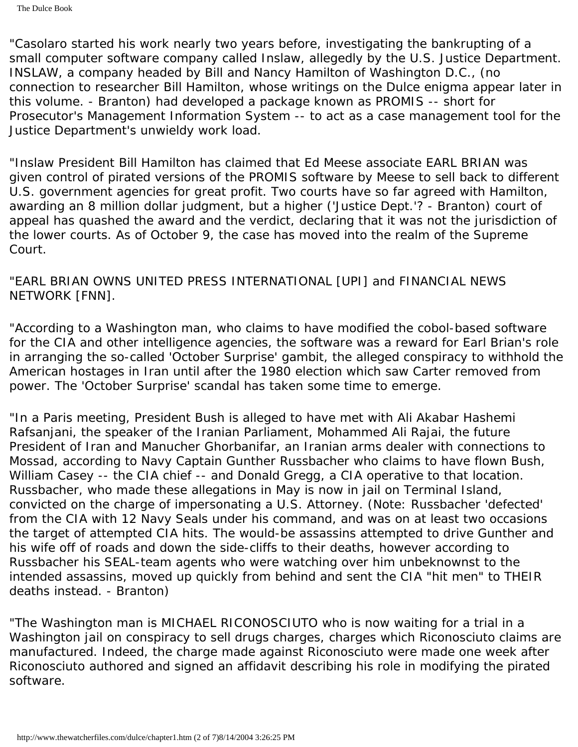"Casolaro started his work nearly two years before, investigating the bankrupting of a small computer software company called Inslaw, allegedly by the U.S. Justice Department. INSLAW, a company headed by Bill and Nancy Hamilton of Washington D.C., (no connection to researcher Bill Hamilton, whose writings on the Dulce enigma appear later in this volume. - Branton) had developed a package known as PROMIS -- short for Prosecutor's Management Information System -- to act as a case management tool for the Justice Department's unwieldy work load.

"Inslaw President Bill Hamilton has claimed that Ed Meese associate EARL BRIAN was given control of pirated versions of the PROMIS software by Meese to sell back to different U.S. government agencies for great profit. Two courts have so far agreed with Hamilton, awarding an 8 million dollar judgment, but a higher ('Justice Dept.'? - Branton) court of appeal has quashed the award and the verdict, declaring that it was not the jurisdiction of the lower courts. As of October 9, the case has moved into the realm of the Supreme Court.

"EARL BRIAN OWNS UNITED PRESS INTERNATIONAL [UPI] and FINANCIAL NEWS NETWORK [FNN].

"According to a Washington man, who claims to have modified the cobol-based software for the CIA and other intelligence agencies, the software was a reward for Earl Brian's role in arranging the so-called 'October Surprise' gambit, the alleged conspiracy to withhold the American hostages in Iran until after the 1980 election which saw Carter removed from power. The 'October Surprise' scandal has taken some time to emerge.

"In a Paris meeting, President Bush is alleged to have met with Ali Akabar Hashemi Rafsanjani, the speaker of the Iranian Parliament, Mohammed Ali Rajai, the future President of Iran and Manucher Ghorbanifar, an Iranian arms dealer with connections to Mossad, according to Navy Captain Gunther Russbacher who claims to have flown Bush, William Casey -- the CIA chief -- and Donald Gregg, a CIA operative to that location. Russbacher, who made these allegations in May is now in jail on Terminal Island, convicted on the charge of impersonating a U.S. Attorney. (Note: Russbacher 'defected' from the CIA with 12 Navy Seals under his command, and was on at least two occasions the target of attempted CIA hits. The would-be assassins attempted to drive Gunther and his wife off of roads and down the side-cliffs to their deaths, however according to Russbacher his SEAL-team agents who were watching over him unbeknownst to the intended assassins, moved up quickly from behind and sent the CIA "hit men" to THEIR deaths instead. - Branton)

"The Washington man is MICHAEL RICONOSCIUTO who is now waiting for a trial in a Washington jail on conspiracy to sell drugs charges, charges which Riconosciuto claims are manufactured. Indeed, the charge made against Riconosciuto were made one week after Riconosciuto authored and signed an affidavit describing his role in modifying the pirated software.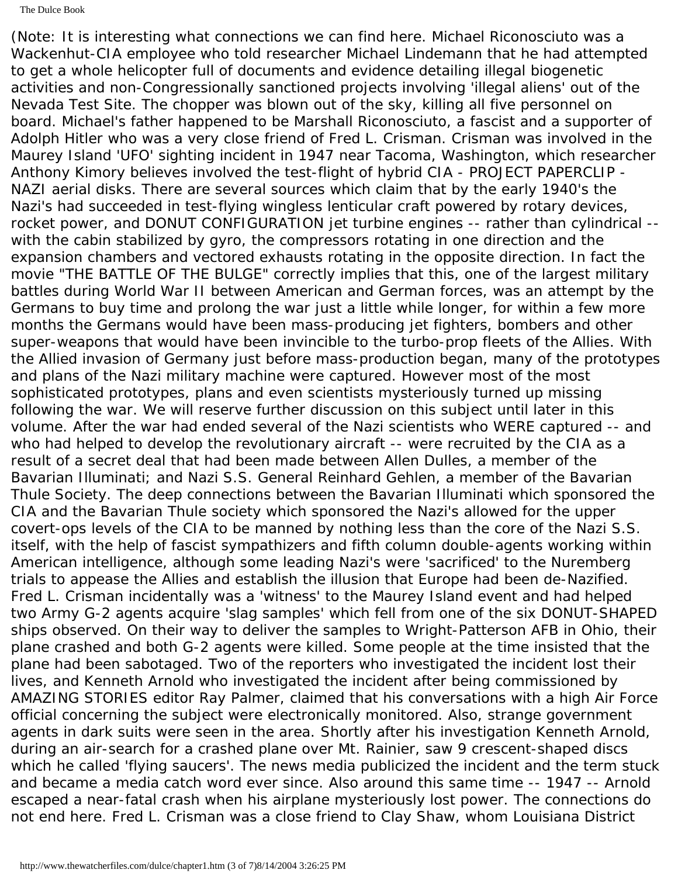(Note: It is interesting what connections we can find here. Michael Riconosciuto was a Wackenhut-CIA employee who told researcher Michael Lindemann that he had attempted to get a whole helicopter full of documents and evidence detailing illegal biogenetic activities and non-Congressionally sanctioned projects involving 'illegal aliens' out of the Nevada Test Site. The chopper was blown out of the sky, killing all five personnel on board. Michael's father happened to be Marshall Riconosciuto, a fascist and a supporter of Adolph Hitler who was a very close friend of Fred L. Crisman. Crisman was involved in the Maurey Island 'UFO' sighting incident in 1947 near Tacoma, Washington, which researcher Anthony Kimory believes involved the test-flight of hybrid CIA - PROJECT PAPERCLIP - NAZI aerial disks. There are several sources which claim that by the early 1940's the Nazi's had succeeded in test-flying wingless lenticular craft powered by rotary devices, rocket power, and DONUT CONFIGURATION jet turbine engines -- rather than cylindrical -- with the cabin stabilized by gyro, the compressors rotating in one direction and the expansion chambers and vectored exhausts rotating in the opposite direction. In fact the movie "THE BATTLE OF THE BULGE" correctly implies that this, one of the largest military battles during World War II between American and German forces, was an attempt by the Germans to buy time and prolong the war just a little while longer, for within a few more months the Germans would have been mass-producing jet fighters, bombers and other super-weapons that would have been invincible to the turbo-prop fleets of the Allies. With the Allied invasion of Germany just before mass-production began, many of the prototypes and plans of the Nazi military machine were captured. However most of the most sophisticated prototypes, plans and even scientists mysteriously turned up missing following the war. We will reserve further discussion on this subject until later in this volume. After the war had ended several of the Nazi scientists who WERE captured -- and who had helped to develop the revolutionary aircraft -- were recruited by the CIA as a result of a secret deal that had been made between Allen Dulles, a member of the Bavarian Illuminati; and Nazi S.S. General Reinhard Gehlen, a member of the Bavarian Thule Society. The deep connections between the Bavarian Illuminati which sponsored the CIA and the Bavarian Thule society which sponsored the Nazi's allowed for the upper covert-ops levels of the CIA to be manned by nothing less than the core of the Nazi S.S. itself, with the help of fascist sympathizers and fifth column double-agents working within American intelligence, although some leading Nazi's were 'sacrificed' to the Nuremberg trials to appease the Allies and establish the illusion that Europe had been de-Nazified. Fred L. Crisman incidentally was a 'witness' to the Maurey Island event and had helped two Army G-2 agents acquire 'slag samples' which fell from one of the six DONUT-SHAPED ships observed. On their way to deliver the samples to Wright-Patterson AFB in Ohio, their plane crashed and both G-2 agents were killed. Some people at the time insisted that the plane had been sabotaged. Two of the reporters who investigated the incident lost their lives, and Kenneth Arnold who investigated the incident after being commissioned by AMAZING STORIES editor Ray Palmer, claimed that his conversations with a high Air Force official concerning the subject were electronically monitored. Also, strange government agents in dark suits were seen in the area. Shortly after his investigation Kenneth Arnold, during an air-search for a crashed plane over Mt. Rainier, saw 9 crescent-shaped discs which he called 'flying saucers'. The news media publicized the incident and the term stuck and became a media catch word ever since. Also around this same time -- 1947 -- Arnold escaped a near-fatal crash when his airplane mysteriously lost power. The connections do not end here. Fred L. Crisman was a close friend to Clay Shaw, whom Louisiana District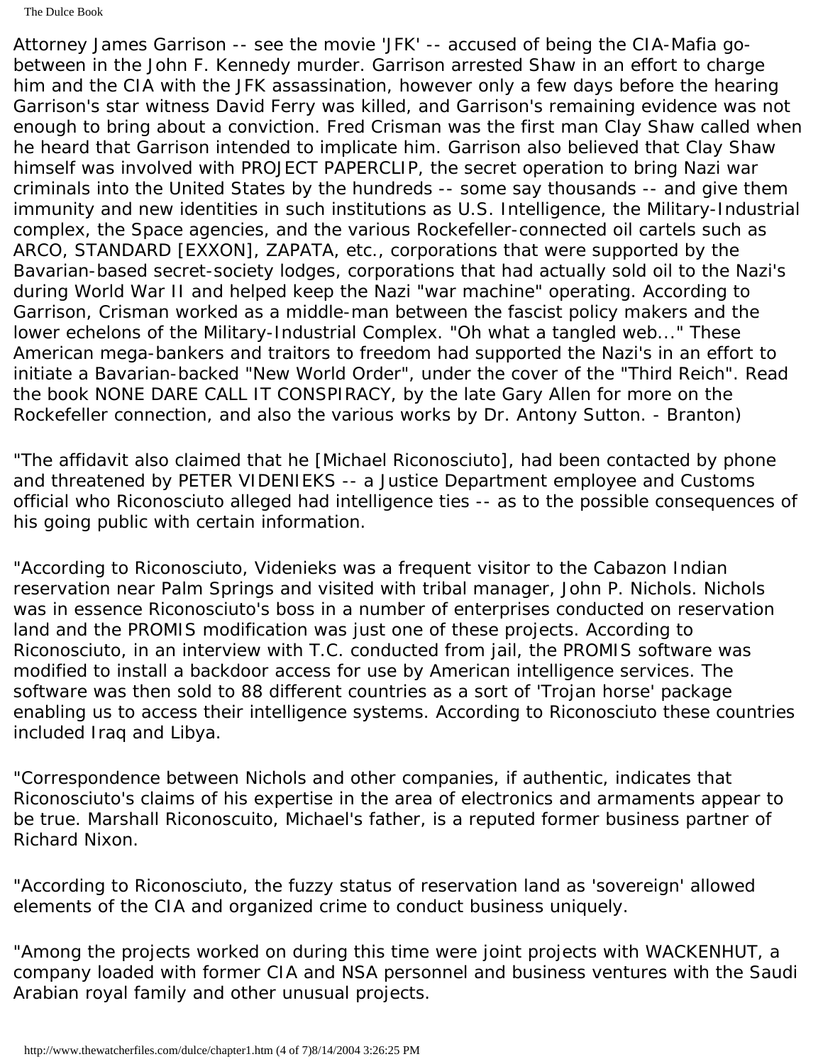Attorney James Garrison -- see the movie 'JFK' -- accused of being the CIA-Mafia go-between in the John F. Kennedy murder. Garrison arrested Shaw in an effort to charge him and the CIA with the JFK assassination, however only a few days before the hearing Garrison's star witness David Ferry was killed, and Garrison's remaining evidence was not enough to bring about a conviction. Fred Crisman was the first man Clay Shaw called when he heard that Garrison intended to implicate him. Garrison also believed that Clay Shaw himself was involved with PROJECT PAPERCLIP, the secret operation to bring Nazi war criminals into the United States by the hundreds -- some say thousands -- and give them immunity and new identities in such institutions as U.S. Intelligence, the Military-Industrial complex, the Space agencies, and the various Rockefeller-connected oil cartels such as ARCO, STANDARD [EXXON], ZAPATA, etc., corporations that were supported by the Bavarian-based secret-society lodges, corporations that had actually sold oil to the Nazi's during World War II and helped keep the Nazi "war machine" operating. According to Garrison, Crisman worked as a middle-man between the fascist policy makers and the lower echelons of the Military-Industrial Complex. "Oh what a tangled web..." These American mega-bankers and traitors to freedom had supported the Nazi's in an effort to initiate a Bavarian-backed "New World Order", under the cover of the "Third Reich". Read the book NONE DARE CALL IT CONSPIRACY, by the late Gary Allen for more on the Rockefeller connection, and also the various works by Dr. Antony Sutton. - Branton)

"The affidavit also claimed that he [Michael Riconosciuto], had been contacted by phone and threatened by PETER VIDENIEKS -- a Justice Department employee and Customs official who Riconosciuto alleged had intelligence ties -- as to the possible consequences of his going public with certain information.

"According to Riconosciuto, Videnieks was a frequent visitor to the Cabazon Indian reservation near Palm Springs and visited with tribal manager, John P. Nichols. Nichols was in essence Riconosciuto's boss in a number of enterprises conducted on reservation land and the PROMIS modification was just one of these projects. According to Riconosciuto, in an interview with T.C. conducted from jail, the PROMIS software was modified to install a backdoor access for use by American intelligence services. The software was then sold to 88 different countries as a sort of 'Trojan horse' package enabling us to access their intelligence systems. According to Riconosciuto these countries included Iraq and Libya.

"Correspondence between Nichols and other companies, if authentic, indicates that Riconosciuto's claims of his expertise in the area of electronics and armaments appear to be true. Marshall Riconoscuito, Michael's father, is a reputed former business partner of Richard Nixon.

"According to Riconosciuto, the fuzzy status of reservation land as 'sovereign' allowed elements of the CIA and organized crime to conduct business uniquely.

"Among the projects worked on during this time were joint projects with WACKENHUT, a company loaded with former CIA and NSA personnel and business ventures with the Saudi Arabian royal family and other unusual projects.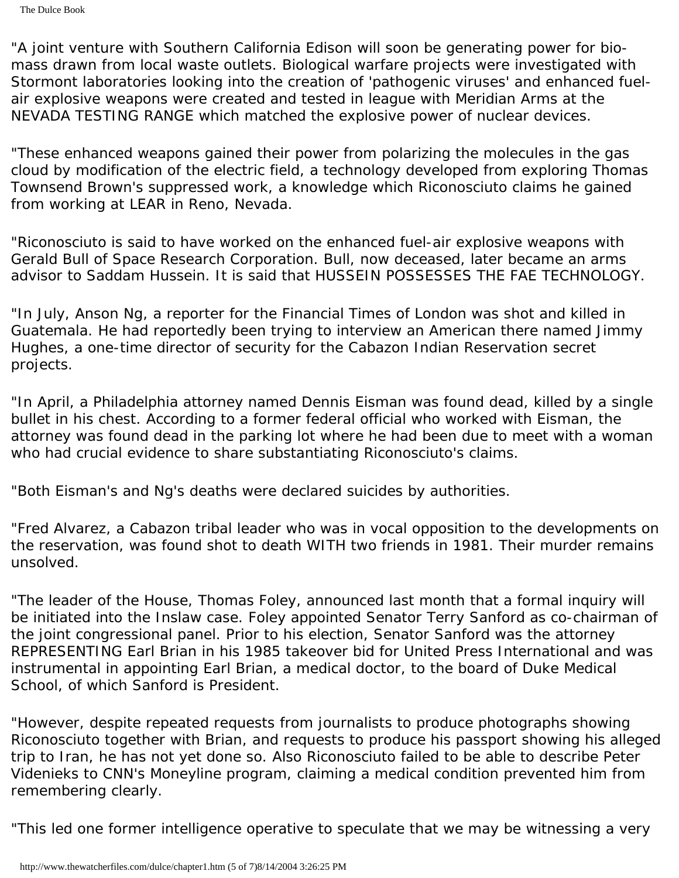"A joint venture with Southern California Edison will soon be generating power for bio-mass drawn from local waste outlets. Biological warfare projects were investigated with Stormont laboratories looking into the creation of 'pathogenic viruses' and enhanced fuel-air explosive weapons were created and tested in league with Meridian Arms at the NEVADA TESTING RANGE which matched the explosive power of nuclear devices.

"These enhanced weapons gained their power from polarizing the molecules in the gas cloud by modification of the electric field, a technology developed from exploring Thomas Townsend Brown's suppressed work, a knowledge which Riconosciuto claims he gained from working at LEAR in Reno, Nevada.

"Riconosciuto is said to have worked on the enhanced fuel-air explosive weapons with Gerald Bull of Space Research Corporation. Bull, now deceased, later became an arms advisor to Saddam Hussein. It is said that HUSSEIN POSSESSES THE FAE TECHNOLOGY.

"In July, Anson Ng, a reporter for the Financial Times of London was shot and killed in Guatemala. He had reportedly been trying to interview an American there named Jimmy Hughes, a one-time director of security for the Cabazon Indian Reservation secret projects.

"In April, a Philadelphia attorney named Dennis Eisman was found dead, killed by a single bullet in his chest. According to a former federal official who worked with Eisman, the attorney was found dead in the parking lot where he had been due to meet with a woman who had crucial evidence to share substantiating Riconosciuto's claims.

"Both Eisman's and Ng's deaths were declared suicides by authorities.

"Fred Alvarez, a Cabazon tribal leader who was in vocal opposition to the developments on the reservation, was found shot to death WITH two friends in 1981. Their murder remains unsolved.

"The leader of the House, Thomas Foley, announced last month that a formal inquiry will be initiated into the Inslaw case. Foley appointed Senator Terry Sanford as co-chairman of the joint congressional panel. Prior to his election, Senator Sanford was the attorney REPRESENTING Earl Brian in his 1985 takeover bid for United Press International and was instrumental in appointing Earl Brian, a medical doctor, to the board of Duke Medical School, of which Sanford is President.

"However, despite repeated requests from journalists to produce photographs showing Riconosciuto together with Brian, and requests to produce his passport showing his alleged trip to Iran, he has not yet done so. Also Riconosciuto failed to be able to describe Peter Videnieks to CNN's Moneyline program, claiming a medical condition prevented him from remembering clearly.

"This led one former intelligence operative to speculate that we may be witnessing a very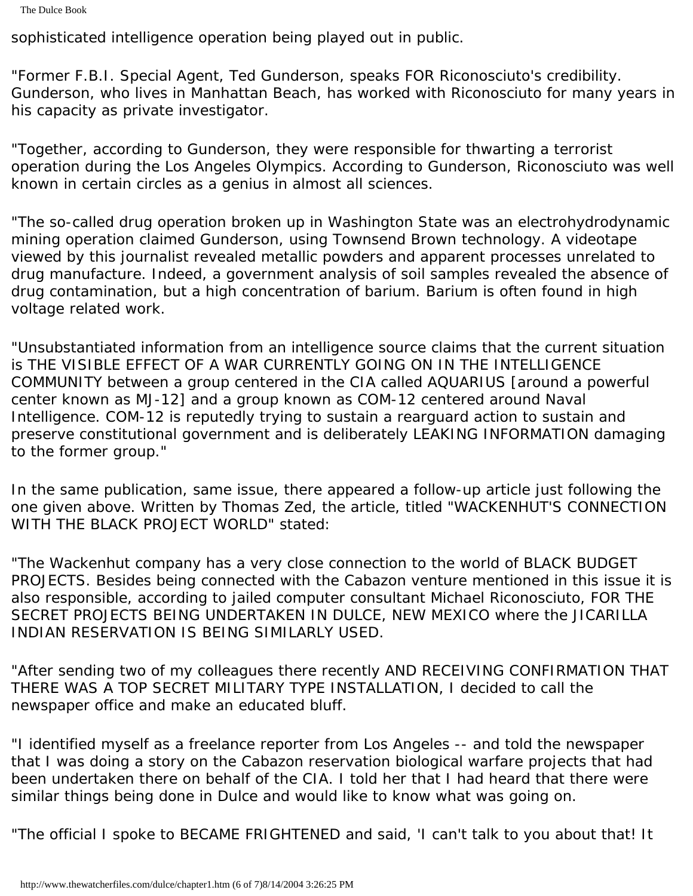sophisticated intelligence operation being played out in public.

"Former F.B.I. Special Agent, Ted Gunderson, speaks FOR Riconosciuto's credibility. Gunderson, who lives in Manhattan Beach, has worked with Riconosciuto for many years in his capacity as private investigator.

"Together, according to Gunderson, they were responsible for thwarting a terrorist operation during the Los Angeles Olympics. According to Gunderson, Riconosciuto was well known in certain circles as a genius in almost all sciences.

"The so-called drug operation broken up in Washington State was an electrohydrodynamic mining operation claimed Gunderson, using Townsend Brown technology. A videotape viewed by this journalist revealed metallic powders and apparent processes unrelated to drug manufacture. Indeed, a government analysis of soil samples revealed the absence of drug contamination, but a high concentration of barium. Barium is often found in high voltage related work.

"Unsubstantiated information from an intelligence source claims that the current situation is THE VISIBLE EFFECT OF A WAR CURRENTLY GOING ON IN THE INTELLIGENCE COMMUNITY between a group centered in the CIA called AQUARIUS [around a powerful center known as MJ-12] and a group known as COM-12 centered around Naval Intelligence. COM-12 is reputedly trying to sustain a rearguard action to sustain and preserve constitutional government and is deliberately LEAKING INFORMATION damaging to the former group."

In the same publication, same issue, there appeared a follow-up article just following the one given above. Written by Thomas Zed, the article, titled "WACKENHUT'S CONNECTION WITH THE BLACK PROJECT WORLD" stated:

"The Wackenhut company has a very close connection to the world of BLACK BUDGET PROJECTS. Besides being connected with the Cabazon venture mentioned in this issue it is also responsible, according to jailed computer consultant Michael Riconosciuto, FOR THE SECRET PROJECTS BEING UNDERTAKEN IN DULCE, NEW MEXICO where the JICARILLA INDIAN RESERVATION IS BEING SIMILARLY USED.

"After sending two of my colleagues there recently AND RECEIVING CONFIRMATION THAT THERE WAS A TOP SECRET MILITARY TYPE INSTALLATION, I decided to call the newspaper office and make an educated bluff.

"I identified myself as a freelance reporter from Los Angeles -- and told the newspaper that I was doing a story on the Cabazon reservation biological warfare projects that had been undertaken there on behalf of the CIA. I told her that I had heard that there were similar things being done in Dulce and would like to know what was going on.

"The official I spoke to BECAME FRIGHTENED and said, 'I can't talk to you about that! It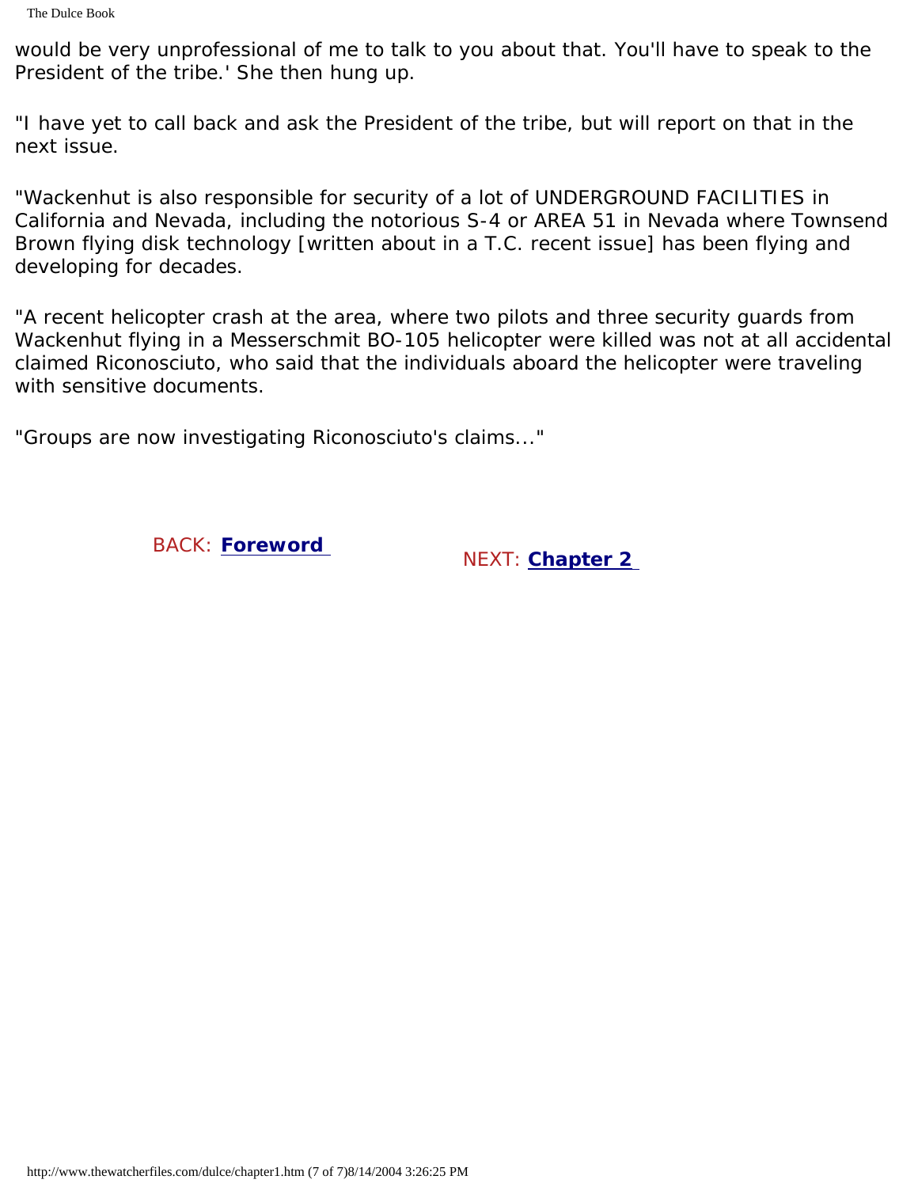would be very unprofessional of me to talk to you about that. You'll have to speak to the President of the tribe.' She then hung up.

"I have yet to call back and ask the President of the tribe, but will report on that in the next issue.

"Wackenhut is also responsible for security of a lot of UNDERGROUND FACILITIES in California and Nevada, including the notorious S-4 or AREA 51 in Nevada where Townsend Brown flying disk technology [written about in a T.C. recent issue] has been flying and developing for decades.

"A recent helicopter crash at the area, where two pilots and three security guards from Wackenhut flying in a Messerschmit BO-105 helicopter were killed was not at all accidental claimed Riconosciuto, who said that the individuals aboard the helicopter were traveling with sensitive documents.

"Groups are now investigating Riconosciuto's claims..."

BACK: **Foreword** NEXT: **Chapter 2**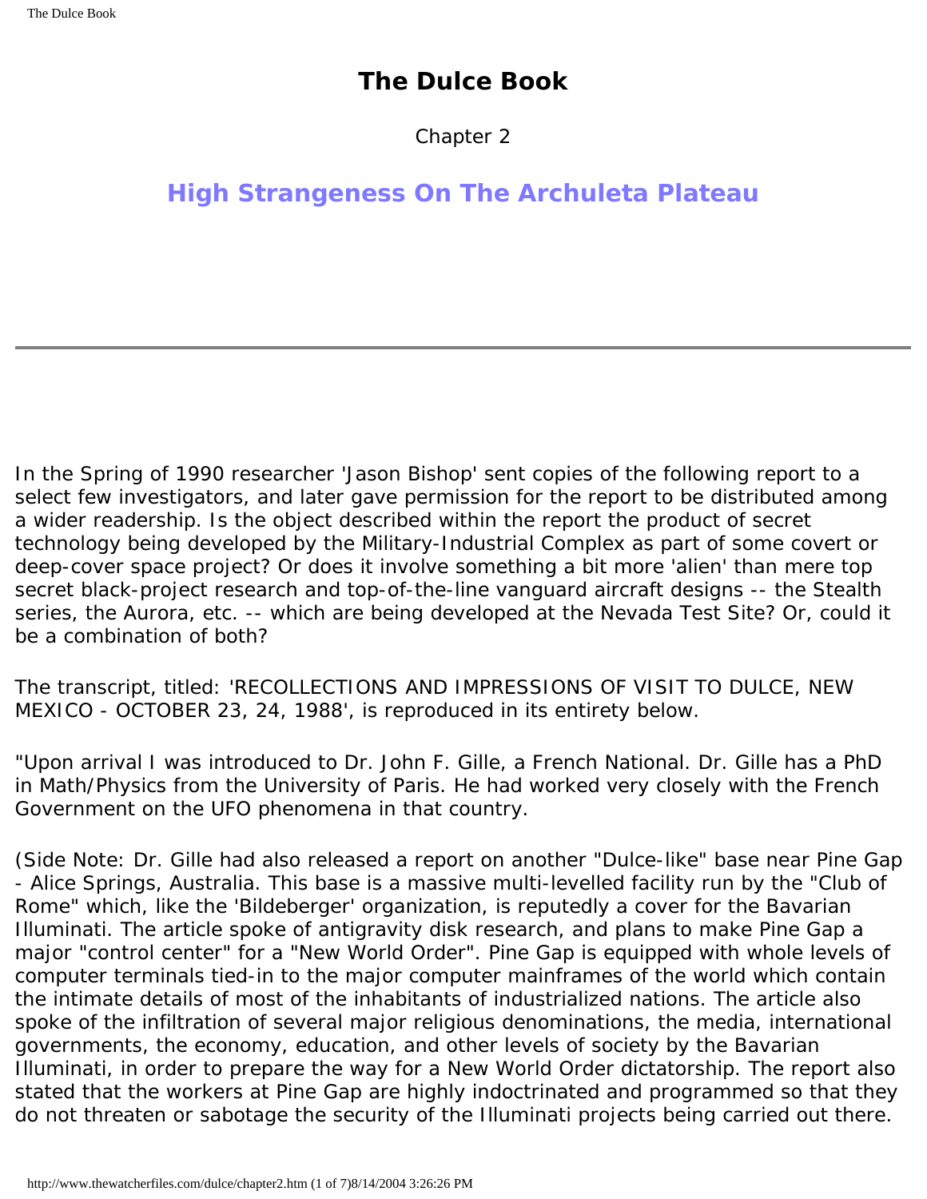# The Dulce Book

Chapter 2

## High Strangeness On The Archuleta Plateau

---

In the Spring of 1990 researcher 'Jason Bishop' sent copies of the following report to a select few investigators, and later gave permission for the report to be distributed among a wider readership. Is the object described within the report the product of secret technology being developed by the Military-Industrial Complex as part of some covert or deep-cover space project? Or does it involve something a bit more 'alien' than mere top secret black-project research and top-of-the-line vanguard aircraft designs -- the Stealth series, the Aurora, etc. -- which are being developed at the Nevada Test Site? Or, could it be a combination of both?

The transcript, titled: 'RECOLLECTIONS AND IMPRESSIONS OF VISIT TO DULCE, NEW MEXICO - OCTOBER 23, 24, 1988', is reproduced in its entirety below.

"Upon arrival I was introduced to Dr. John F. Gille, a French National. Dr. Gille has a PhD in Math/Physics from the University of Paris. He had worked very closely with the French Government on the UFO phenomena in that country.

(Side Note: Dr. Gille had also released a report on another "Dulce-like" base near Pine Gap - Alice Springs, Australia. This base is a massive multi-levelled facility run by the "Club of Rome" which, like the 'Bildeberger' organization, is reputedly a cover for the Bavarian Illuminati. The article spoke of antigravity disk research, and plans to make Pine Gap a major "control center" for a "New World Order". Pine Gap is equipped with whole levels of computer terminals tied-in to the major computer mainframes of the world which contain the intimate details of most of the inhabitants of industrialized nations. The article also spoke of the infiltration of several major religious denominations, the media, international governments, the economy, education, and other levels of society by the Bavarian Illuminati, in order to prepare the way for a New World Order dictatorship. The report also stated that the workers at Pine Gap are highly indoctrinated and programmed so that they do not threaten or sabotage the security of the Illuminati projects being carried out there.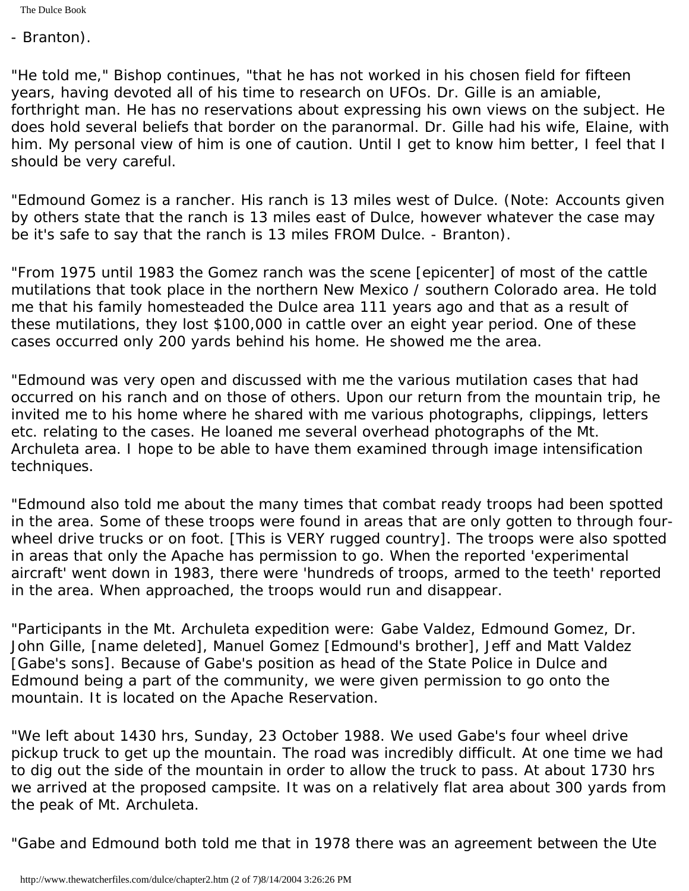- Branton).

"He told me," Bishop continues, "that he has not worked in his chosen field for fifteen years, having devoted all of his time to research on UFOs. Dr. Gille is an amiable, forthright man. He has no reservations about expressing his own views on the subject. He does hold several beliefs that border on the paranormal. Dr. Gille had his wife, Elaine, with him. My personal view of him is one of caution. Until I get to know him better, I feel that I should be very careful.

"Edmound Gomez is a rancher. His ranch is 13 miles west of Dulce. (Note: Accounts given by others state that the ranch is 13 miles east of Dulce, however whatever the case may be it's safe to say that the ranch is 13 miles FROM Dulce. - Branton).

"From 1975 until 1983 the Gomez ranch was the scene [epicenter] of most of the cattle mutilations that took place in the northern New Mexico / southern Colorado area. He told me that his family homesteaded the Dulce area 111 years ago and that as a result of these mutilations, they lost $100,000 in cattle over an eight year period. One of these cases occurred only 200 yards behind his home. He showed me the area.

"Edmound was very open and discussed with me the various mutilation cases that had occurred on his ranch and on those of others. Upon our return from the mountain trip, he invited me to his home where he shared with me various photographs, clippings, letters etc. relating to the cases. He loaned me several overhead photographs of the Mt. Archuleta area. I hope to be able to have them examined through image intensification techniques.

"Edmound also told me about the many times that combat ready troops had been spotted in the area. Some of these troops were found in areas that are only gotten to through four-wheel drive trucks or on foot. [This is VERY rugged country]. The troops were also spotted in areas that only the Apache has permission to go. When the reported 'experimental aircraft' went down in 1983, there were 'hundreds of troops, armed to the teeth' reported in the area. When approached, the troops would run and disappear.

"Participants in the Mt. Archuleta expedition were: Gabe Valdez, Edmound Gomez, Dr. John Gille, [name deleted], Manuel Gomez [Edmound's brother], Jeff and Matt Valdez [Gabe's sons]. Because of Gabe's position as head of the State Police in Dulce and Edmound being a part of the community, we were given permission to go onto the mountain. It is located on the Apache Reservation.

"We left about 1430 hrs, Sunday, 23 October 1988. We used Gabe's four wheel drive pickup truck to get up the mountain. The road was incredibly difficult. At one time we had to dig out the side of the mountain in order to allow the truck to pass. At about 1730 hrs we arrived at the proposed campsite. It was on a relatively flat area about 300 yards from the peak of Mt. Archuleta.

"Gabe and Edmound both told me that in 1978 there was an agreement between the Ute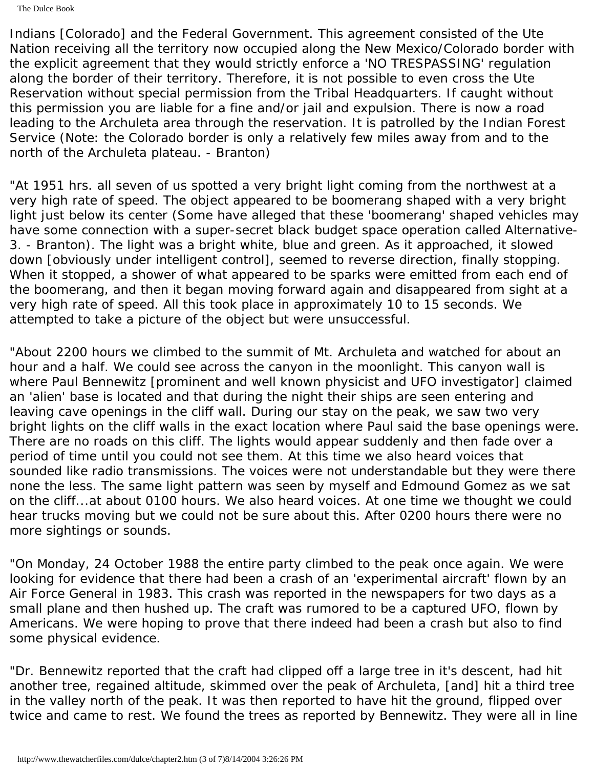Indians [Colorado] and the Federal Government. This agreement consisted of the Ute Nation receiving all the territory now occupied along the New Mexico/Colorado border with the explicit agreement that they would strictly enforce a 'NO TRESPASSING' regulation along the border of their territory. Therefore, it is not possible to even cross the Ute Reservation without special permission from the Tribal Headquarters. If caught without this permission you are liable for a fine and/or jail and expulsion. There is now a road leading to the Archuleta area through the reservation. It is patrolled by the Indian Forest Service (Note: the Colorado border is only a relatively few miles away from and to the north of the Archuleta plateau. - Branton)

"At 1951 hrs. all seven of us spotted a very bright light coming from the northwest at a very high rate of speed. The object appeared to be boomerang shaped with a very bright light just below its center (Some have alleged that these 'boomerang' shaped vehicles may have some connection with a super-secret black budget space operation called Alternative-3. - Branton). The light was a bright white, blue and green. As it approached, it slowed down [obviously under intelligent control], seemed to reverse direction, finally stopping. When it stopped, a shower of what appeared to be sparks were emitted from each end of the boomerang, and then it began moving forward again and disappeared from sight at a very high rate of speed. All this took place in approximately 10 to 15 seconds. We attempted to take a picture of the object but were unsuccessful.

"About 2200 hours we climbed to the summit of Mt. Archuleta and watched for about an hour and a half. We could see across the canyon in the moonlight. This canyon wall is where Paul Bennewitz [prominent and well known physicist and UFO investigator] claimed an 'alien' base is located and that during the night their ships are seen entering and leaving cave openings in the cliff wall. During our stay on the peak, we saw two very bright lights on the cliff walls in the exact location where Paul said the base openings were. There are no roads on this cliff. The lights would appear suddenly and then fade over a period of time until you could not see them. At this time we also heard voices that sounded like radio transmissions. The voices were not understandable but they were there none the less. The same light pattern was seen by myself and Edmound Gomez as we sat on the cliff...at about 0100 hours. We also heard voices. At one time we thought we could hear trucks moving but we could not be sure about this. After 0200 hours there were no more sightings or sounds.

"On Monday, 24 October 1988 the entire party climbed to the peak once again. We were looking for evidence that there had been a crash of an 'experimental aircraft' flown by an Air Force General in 1983. This crash was reported in the newspapers for two days as a small plane and then hushed up. The craft was rumored to be a captured UFO, flown by Americans. We were hoping to prove that there indeed had been a crash but also to find some physical evidence.

"Dr. Bennewitz reported that the craft had clipped off a large tree in it's descent, had hit another tree, regained altitude, skimmed over the peak of Archuleta, [and] hit a third tree in the valley north of the peak. It was then reported to have hit the ground, flipped over twice and came to rest. We found the trees as reported by Bennewitz. They were all in line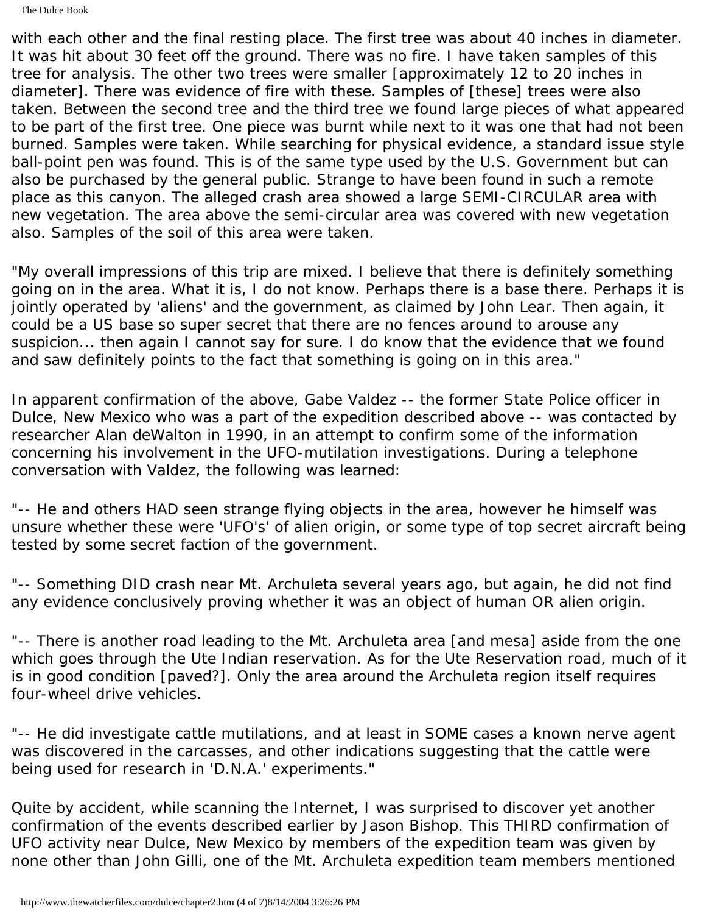with each other and the final resting place. The first tree was about 40 inches in diameter. It was hit about 30 feet off the ground. There was no fire. I have taken samples of this tree for analysis. The other two trees were smaller [approximately 12 to 20 inches in diameter]. There was evidence of fire with these. Samples of [these] trees were also taken. Between the second tree and the third tree we found large pieces of what appeared to be part of the first tree. One piece was burnt while next to it was one that had not been burned. Samples were taken. While searching for physical evidence, a standard issue style ball-point pen was found. This is of the same type used by the U.S. Government but can also be purchased by the general public. Strange to have been found in such a remote place as this canyon. The alleged crash area showed a large SEMI-CIRCULAR area with new vegetation. The area above the semi-circular area was covered with new vegetation also. Samples of the soil of this area were taken.

"My overall impressions of this trip are mixed. I believe that there is definitely something going on in the area. What it is, I do not know. Perhaps there is a base there. Perhaps it is jointly operated by 'aliens' and the government, as claimed by John Lear. Then again, it could be a US base so super secret that there are no fences around to arouse any suspicion... then again I cannot say for sure. I do know that the evidence that we found and saw definitely points to the fact that something is going on in this area."

In apparent confirmation of the above, Gabe Valdez -- the former State Police officer in Dulce, New Mexico who was a part of the expedition described above -- was contacted by researcher Alan deWalton in 1990, in an attempt to confirm some of the information concerning his involvement in the UFO-mutilation investigations. During a telephone conversation with Valdez, the following was learned:

"-- He and others HAD seen strange flying objects in the area, however he himself was unsure whether these were 'UFO's' of alien origin, or some type of top secret aircraft being tested by some secret faction of the government.

"-- Something DID crash near Mt. Archuleta several years ago, but again, he did not find any evidence conclusively proving whether it was an object of human OR alien origin.

"-- There is another road leading to the Mt. Archuleta area [and mesa] aside from the one which goes through the Ute Indian reservation. As for the Ute Reservation road, much of it is in good condition [paved?]. Only the area around the Archuleta region itself requires four-wheel drive vehicles.

"-- He did investigate cattle mutilations, and at least in SOME cases a known nerve agent was discovered in the carcasses, and other indications suggesting that the cattle were being used for research in 'D.N.A.' experiments."

Quite by accident, while scanning the Internet, I was surprised to discover yet another confirmation of the events described earlier by Jason Bishop. This THIRD confirmation of UFO activity near Dulce, New Mexico by members of the expedition team was given by none other than John Gilli, one of the Mt. Archuleta expedition team members mentioned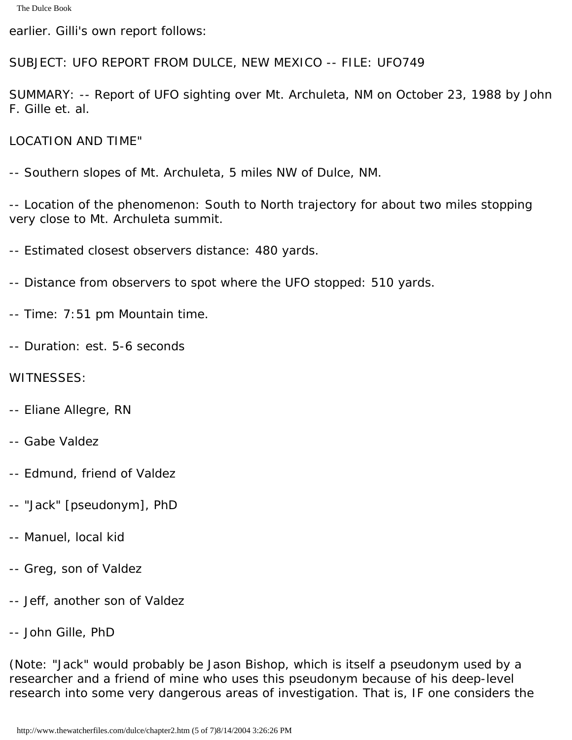earlier. Gilli's own report follows:

SUBJECT: UFO REPORT FROM DULCE, NEW MEXICO -- FILE: UFO749

SUMMARY: -- Report of UFO sighting over Mt. Archuleta, NM on October 23, 1988 by John F. Gille et. al.

LOCATION AND TIME"

-- Southern slopes of Mt. Archuleta, 5 miles NW of Dulce, NM.

-- Location of the phenomenon: South to North trajectory for about two miles stopping very close to Mt. Archuleta summit.

-- Estimated closest observers distance: 480 yards.

-- Distance from observers to spot where the UFO stopped: 510 yards.

-- Time: 7:51 pm Mountain time.

-- Duration: est. 5-6 seconds

WITNESSES:

-- Eliane Allegre, RN

-- Gabe Valdez

-- Edmund, friend of Valdez

-- "Jack" [pseudonym], PhD

-- Manuel, local kid

-- Greg, son of Valdez

-- Jeff, another son of Valdez

-- John Gille, PhD

(Note: "Jack" would probably be Jason Bishop, which is itself a pseudonym used by a researcher and a friend of mine who uses this pseudonym because of his deep-level research into some very dangerous areas of investigation. That is, IF one considers the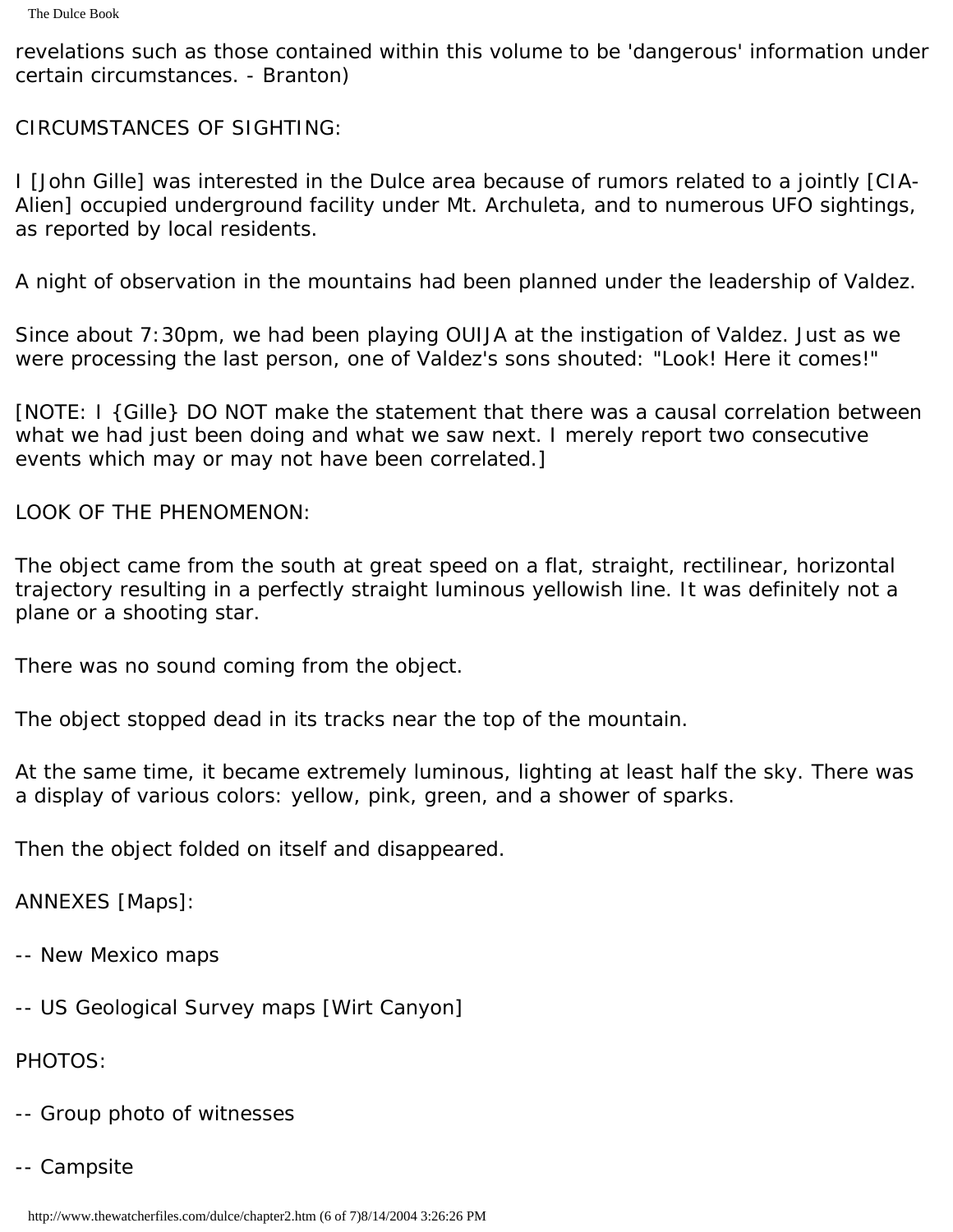revelations such as those contained within this volume to be 'dangerous' information under certain circumstances. - Branton)

CIRCUMSTANCES OF SIGHTING:

I [John Gille] was interested in the Dulce area because of rumors related to a jointly [CIA-Alien] occupied underground facility under Mt. Archuleta, and to numerous UFO sightings, as reported by local residents.

A night of observation in the mountains had been planned under the leadership of Valdez.

Since about 7:30pm, we had been playing OUIJA at the instigation of Valdez. Just as we were processing the last person, one of Valdez's sons shouted: "Look! Here it comes!"

[NOTE: I {Gille} DO NOT make the statement that there was a causal correlation between what we had just been doing and what we saw next. I merely report two consecutive events which may or may not have been correlated.]

LOOK OF THE PHENOMENON:

The object came from the south at great speed on a flat, straight, rectilinear, horizontal trajectory resulting in a perfectly straight luminous yellowish line. It was definitely not a plane or a shooting star.

There was no sound coming from the object.

The object stopped dead in its tracks near the top of the mountain.

At the same time, it became extremely luminous, lighting at least half the sky. There was a display of various colors: yellow, pink, green, and a shower of sparks.

Then the object folded on itself and disappeared.

ANNEXES [Maps]:

-- New Mexico maps

-- US Geological Survey maps [Wirt Canyon]

PHOTOS:

-- Group photo of witnesses

-- Campsite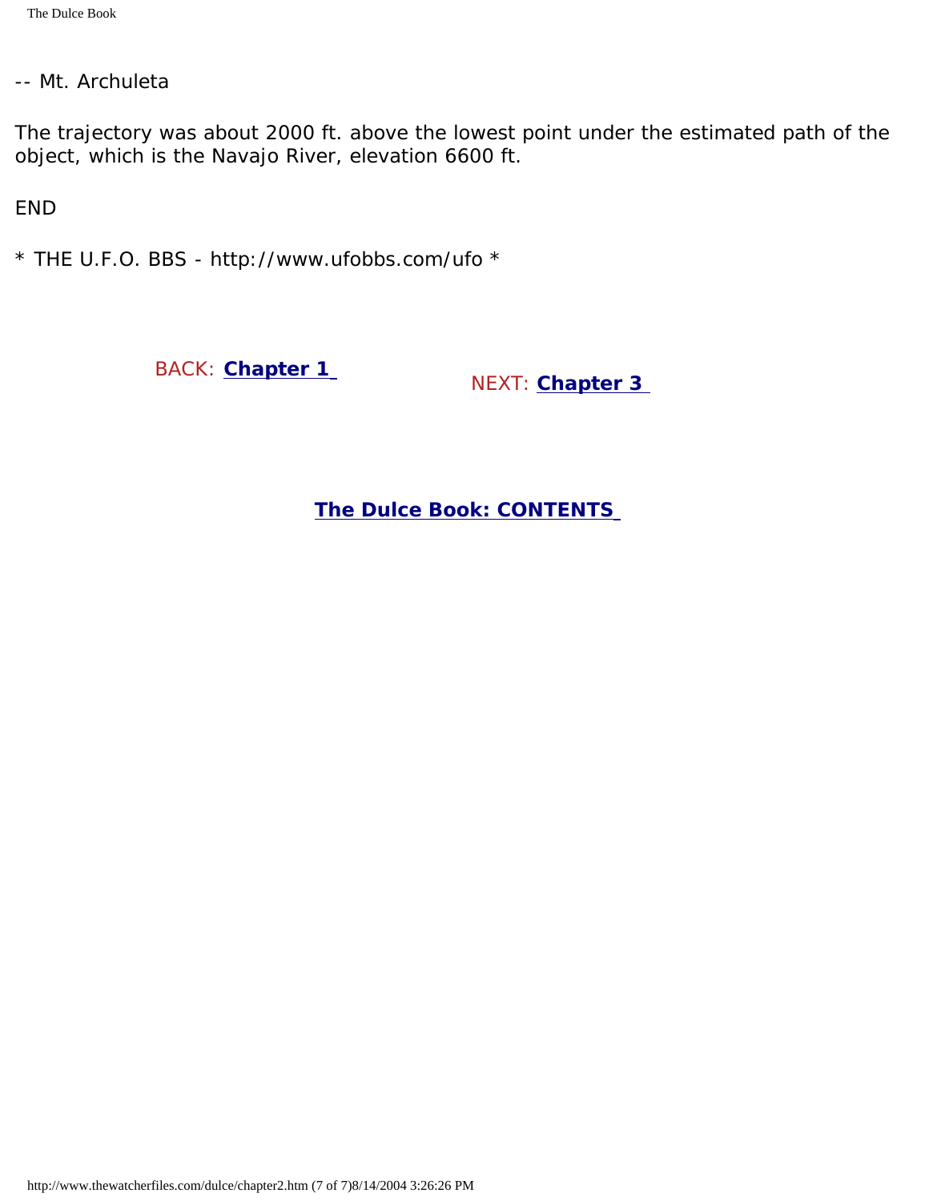-- Mt. Archuleta

The trajectory was about 2000 ft. above the lowest point under the estimated path of the object, which is the Navajo River, elevation 6600 ft.

END

* THE U.F.O. BBS - http://www.ufobbs.com/ufo *

BACK: **Chapter 1** NEXT: **Chapter 3**

**The Dulce Book: CONTENTS**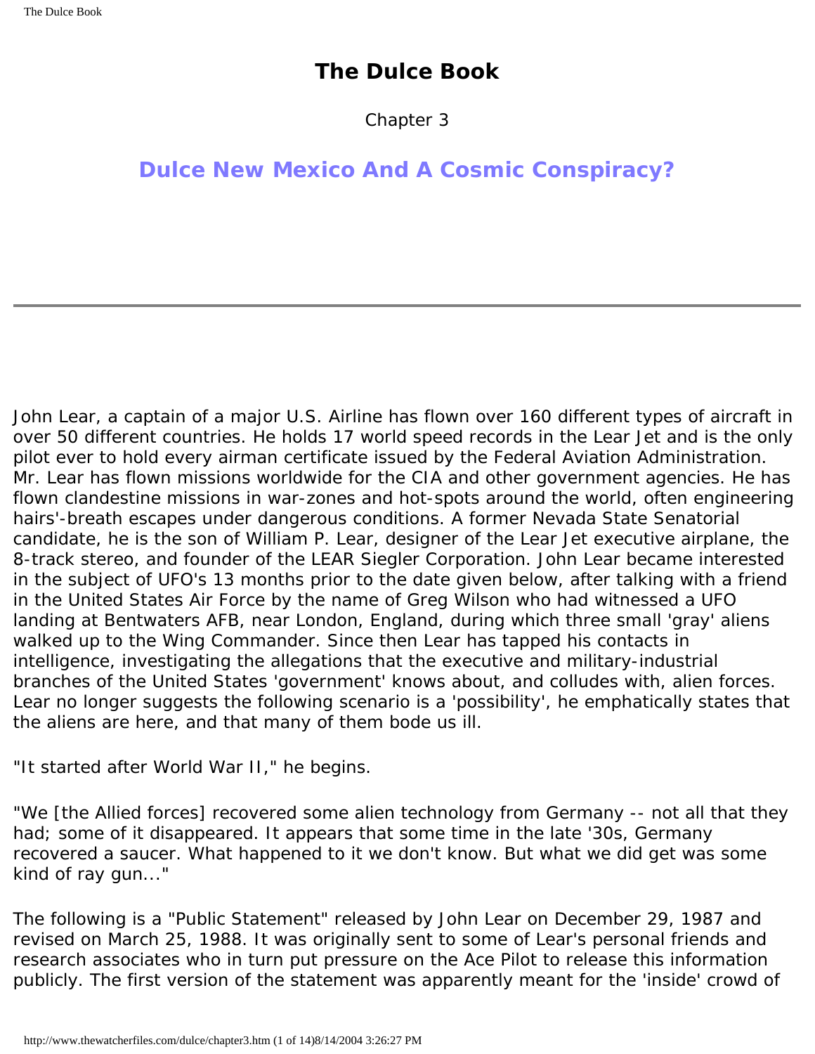# The Dulce Book

Chapter 3

## Dulce New Mexico And A Cosmic Conspiracy?

John Lear, a captain of a major U.S. Airline has flown over 160 different types of aircraft in over 50 different countries. He holds 17 world speed records in the Lear Jet and is the only pilot ever to hold every airman certificate issued by the Federal Aviation Administration. Mr. Lear has flown missions worldwide for the CIA and other government agencies. He has flown clandestine missions in war-zones and hot-spots around the world, often engineering hairs'-breath escapes under dangerous conditions. A former Nevada State Senatorial candidate, he is the son of William P. Lear, designer of the Lear Jet executive airplane, the 8-track stereo, and founder of the LEAR Siegler Corporation. John Lear became interested in the subject of UFO's 13 months prior to the date given below, after talking with a friend in the United States Air Force by the name of Greg Wilson who had witnessed a UFO landing at Bentwaters AFB, near London, England, during which three small 'gray' aliens walked up to the Wing Commander. Since then Lear has tapped his contacts in intelligence, investigating the allegations that the executive and military-industrial branches of the United States 'government' knows about, and colludes with, alien forces. Lear no longer suggests the following scenario is a 'possibility', he emphatically states that the aliens are here, and that many of them bode us ill.

"It started after World War II," he begins.

"We [the Allied forces] recovered some alien technology from Germany -- not all that they had; some of it disappeared. It appears that some time in the late '30s, Germany recovered a saucer. What happened to it we don't know. But what we did get was some kind of ray gun..."

The following is a "Public Statement" released by John Lear on December 29, 1987 and revised on March 25, 1988. It was originally sent to some of Lear's personal friends and research associates who in turn put pressure on the Ace Pilot to release this information publicly. The first version of the statement was apparently meant for the 'inside' crowd of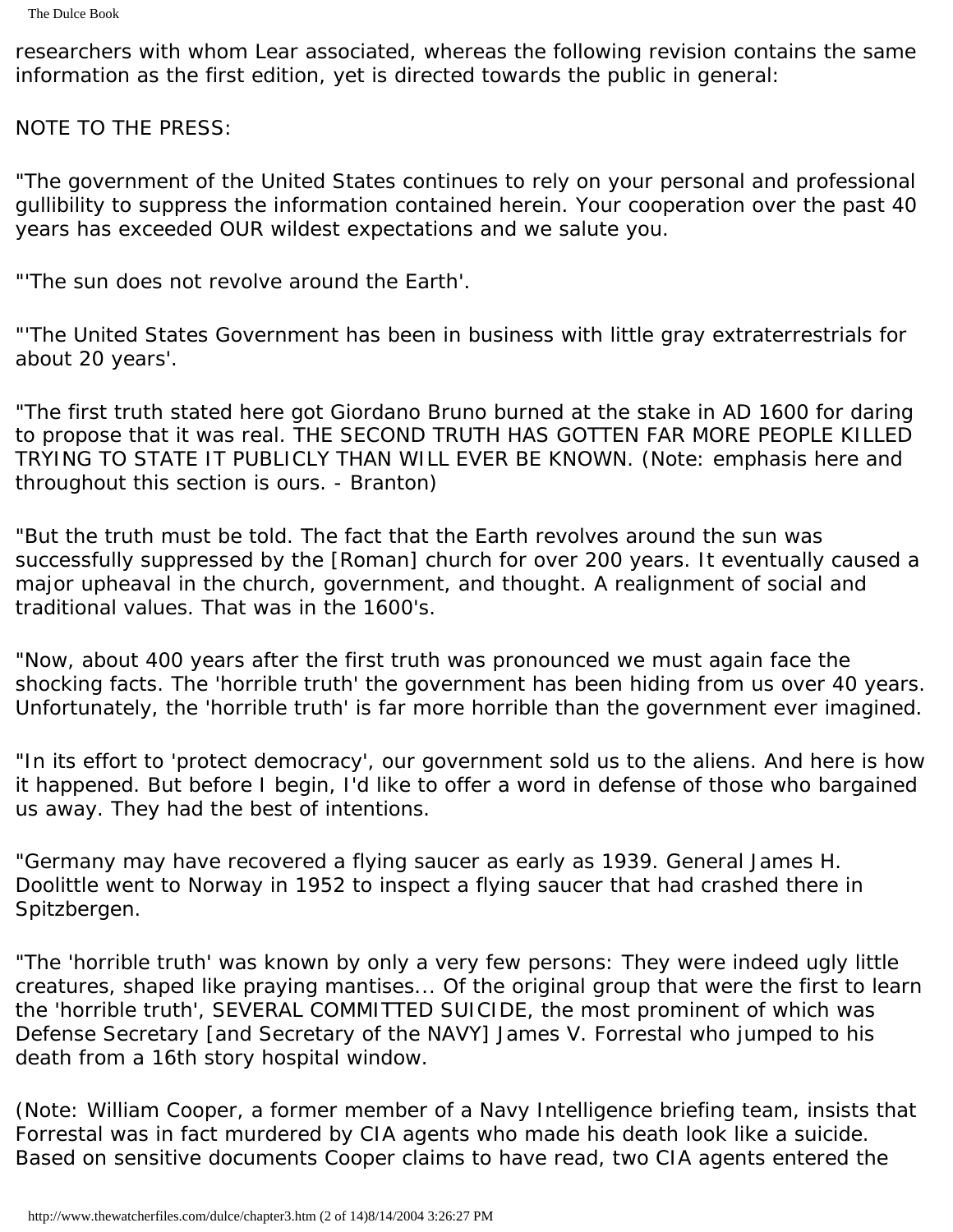researchers with whom Lear associated, whereas the following revision contains the same information as the first edition, yet is directed towards the public in general:

NOTE TO THE PRESS:

"The government of the United States continues to rely on your personal and professional gullibility to suppress the information contained herein. Your cooperation over the past 40 years has exceeded OUR wildest expectations and we salute you.

"'The sun does not revolve around the Earth'.

"'The United States Government has been in business with little gray extraterrestrials for about 20 years'.

"The first truth stated here got Giordano Bruno burned at the stake in AD 1600 for daring to propose that it was real. THE SECOND TRUTH HAS GOTTEN FAR MORE PEOPLE KILLED TRYING TO STATE IT PUBLICLY THAN WILL EVER BE KNOWN. (Note: emphasis here and throughout this section is ours. - Branton)

"But the truth must be told. The fact that the Earth revolves around the sun was successfully suppressed by the [Roman] church for over 200 years. It eventually caused a major upheaval in the church, government, and thought. A realignment of social and traditional values. That was in the 1600's.

"Now, about 400 years after the first truth was pronounced we must again face the shocking facts. The 'horrible truth' the government has been hiding from us over 40 years. Unfortunately, the 'horrible truth' is far more horrible than the government ever imagined.

"In its effort to 'protect democracy', our government sold us to the aliens. And here is how it happened. But before I begin, I'd like to offer a word in defense of those who bargained us away. They had the best of intentions.

"Germany may have recovered a flying saucer as early as 1939. General James H. Doolittle went to Norway in 1952 to inspect a flying saucer that had crashed there in Spitzbergen.

"The 'horrible truth' was known by only a very few persons: They were indeed ugly little creatures, shaped like praying mantises... Of the original group that were the first to learn the 'horrible truth', SEVERAL COMMITTED SUICIDE, the most prominent of which was Defense Secretary [and Secretary of the NAVY] James V. Forrestal who jumped to his death from a 16th story hospital window.

(Note: William Cooper, a former member of a Navy Intelligence briefing team, insists that Forrestal was in fact murdered by CIA agents who made his death look like a suicide. Based on sensitive documents Cooper claims to have read, two CIA agents entered the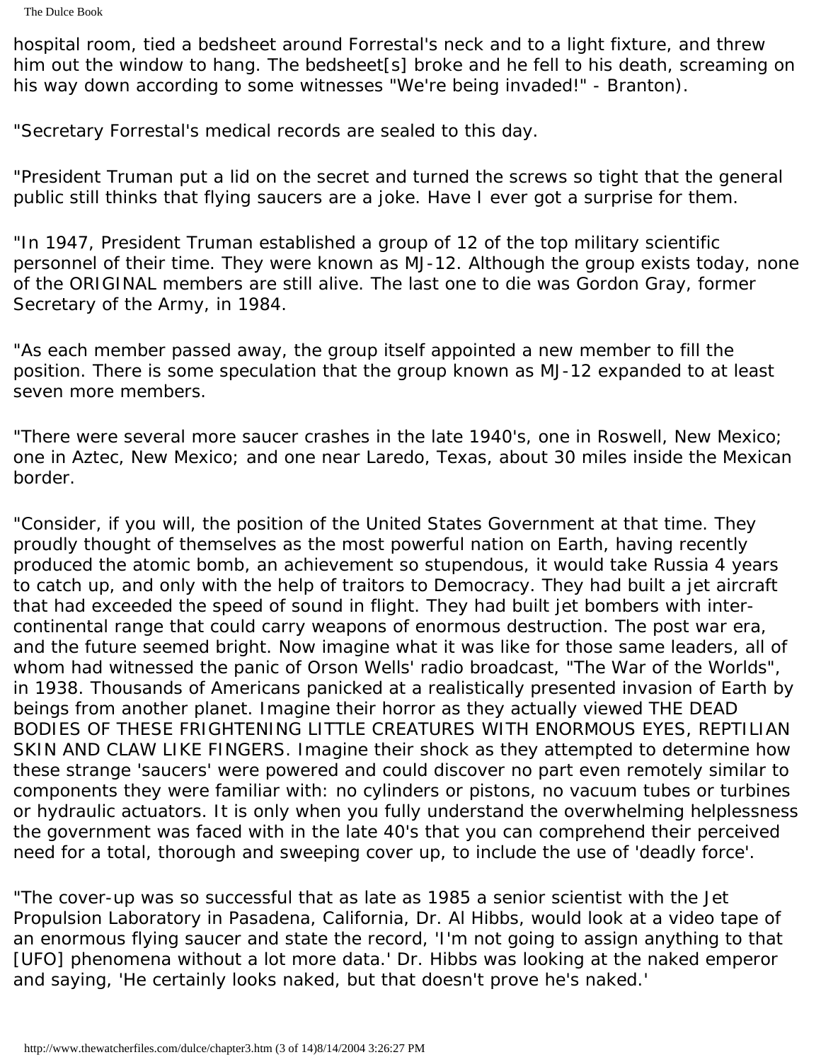hospital room, tied a bedsheet around Forrestal's neck and to a light fixture, and threw him out the window to hang. The bedsheet[s] broke and he fell to his death, screaming on his way down according to some witnesses "We're being invaded!" - Branton).

"Secretary Forrestal's medical records are sealed to this day.

"President Truman put a lid on the secret and turned the screws so tight that the general public still thinks that flying saucers are a joke. Have I ever got a surprise for them.

"In 1947, President Truman established a group of 12 of the top military scientific personnel of their time. They were known as MJ-12. Although the group exists today, none of the ORIGINAL members are still alive. The last one to die was Gordon Gray, former Secretary of the Army, in 1984.

"As each member passed away, the group itself appointed a new member to fill the position. There is some speculation that the group known as MJ-12 expanded to at least seven more members.

"There were several more saucer crashes in the late 1940's, one in Roswell, New Mexico; one in Aztec, New Mexico; and one near Laredo, Texas, about 30 miles inside the Mexican border.

"Consider, if you will, the position of the United States Government at that time. They proudly thought of themselves as the most powerful nation on Earth, having recently produced the atomic bomb, an achievement so stupendous, it would take Russia 4 years to catch up, and only with the help of traitors to Democracy. They had built a jet aircraft that had exceeded the speed of sound in flight. They had built jet bombers with inter-continental range that could carry weapons of enormous destruction. The post war era, and the future seemed bright. Now imagine what it was like for those same leaders, all of whom had witnessed the panic of Orson Wells' radio broadcast, "The War of the Worlds", in 1938. Thousands of Americans panicked at a realistically presented invasion of Earth by beings from another planet. Imagine their horror as they actually viewed THE DEAD BODIES OF THESE FRIGHTENING LITTLE CREATURES WITH ENORMOUS EYES, REPTILIAN SKIN AND CLAW LIKE FINGERS. Imagine their shock as they attempted to determine how these strange 'saucers' were powered and could discover no part even remotely similar to components they were familiar with: no cylinders or pistons, no vacuum tubes or turbines or hydraulic actuators. It is only when you fully understand the overwhelming helplessness the government was faced with in the late 40's that you can comprehend their perceived need for a total, thorough and sweeping cover up, to include the use of 'deadly force'.

"The cover-up was so successful that as late as 1985 a senior scientist with the Jet Propulsion Laboratory in Pasadena, California, Dr. Al Hibbs, would look at a video tape of an enormous flying saucer and state the record, 'I'm not going to assign anything to that [UFO] phenomena without a lot more data.' Dr. Hibbs was looking at the naked emperor and saying, 'He certainly looks naked, but that doesn't prove he's naked.'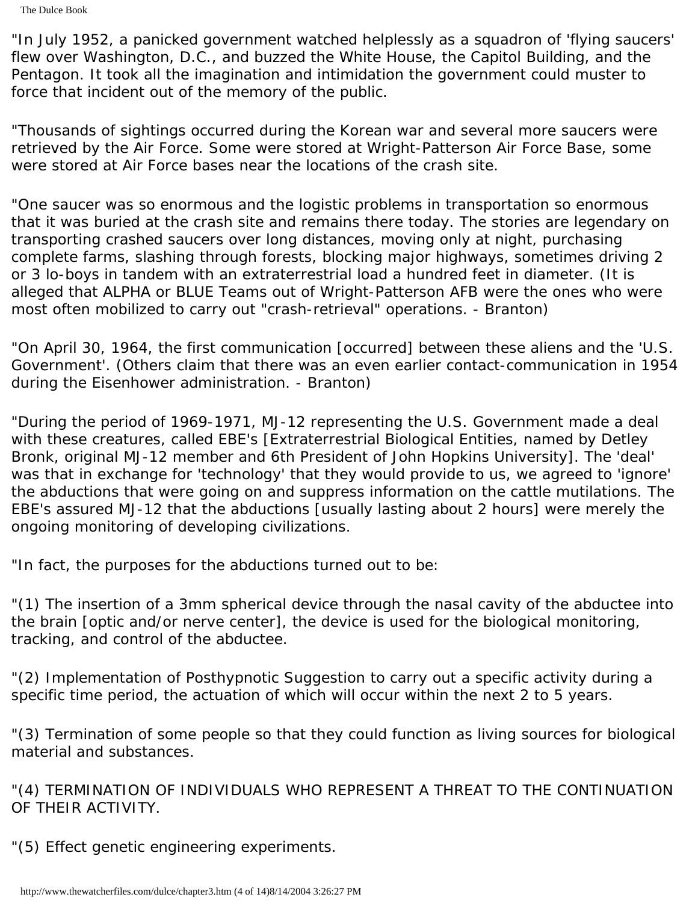"In July 1952, a panicked government watched helplessly as a squadron of 'flying saucers' flew over Washington, D.C., and buzzed the White House, the Capitol Building, and the Pentagon. It took all the imagination and intimidation the government could muster to force that incident out of the memory of the public.

"Thousands of sightings occurred during the Korean war and several more saucers were retrieved by the Air Force. Some were stored at Wright-Patterson Air Force Base, some were stored at Air Force bases near the locations of the crash site.

"One saucer was so enormous and the logistic problems in transportation so enormous that it was buried at the crash site and remains there today. The stories are legendary on transporting crashed saucers over long distances, moving only at night, purchasing complete farms, slashing through forests, blocking major highways, sometimes driving 2 or 3 lo-boys in tandem with an extraterrestrial load a hundred feet in diameter. (It is alleged that ALPHA or BLUE Teams out of Wright-Patterson AFB were the ones who were most often mobilized to carry out "crash-retrieval" operations. - Branton)

"On April 30, 1964, the first communication [occurred] between these aliens and the 'U.S. Government'. (Others claim that there was an even earlier contact-communication in 1954 during the Eisenhower administration. - Branton)

"During the period of 1969-1971, MJ-12 representing the U.S. Government made a deal with these creatures, called EBE's [Extraterrestrial Biological Entities, named by Detley Bronk, original MJ-12 member and 6th President of John Hopkins University]. The 'deal' was that in exchange for 'technology' that they would provide to us, we agreed to 'ignore' the abductions that were going on and suppress information on the cattle mutilations. The EBE's assured MJ-12 that the abductions [usually lasting about 2 hours] were merely the ongoing monitoring of developing civilizations.

"In fact, the purposes for the abductions turned out to be:

"(1) The insertion of a 3mm spherical device through the nasal cavity of the abductee into the brain [optic and/or nerve center], the device is used for the biological monitoring, tracking, and control of the abductee.

"(2) Implementation of Posthypnotic Suggestion to carry out a specific activity during a specific time period, the actuation of which will occur within the next 2 to 5 years.

"(3) Termination of some people so that they could function as living sources for biological material and substances.

"(4) TERMINATION OF INDIVIDUALS WHO REPRESENT A THREAT TO THE CONTINUATION OF THEIR ACTIVITY.

"(5) Effect genetic engineering experiments.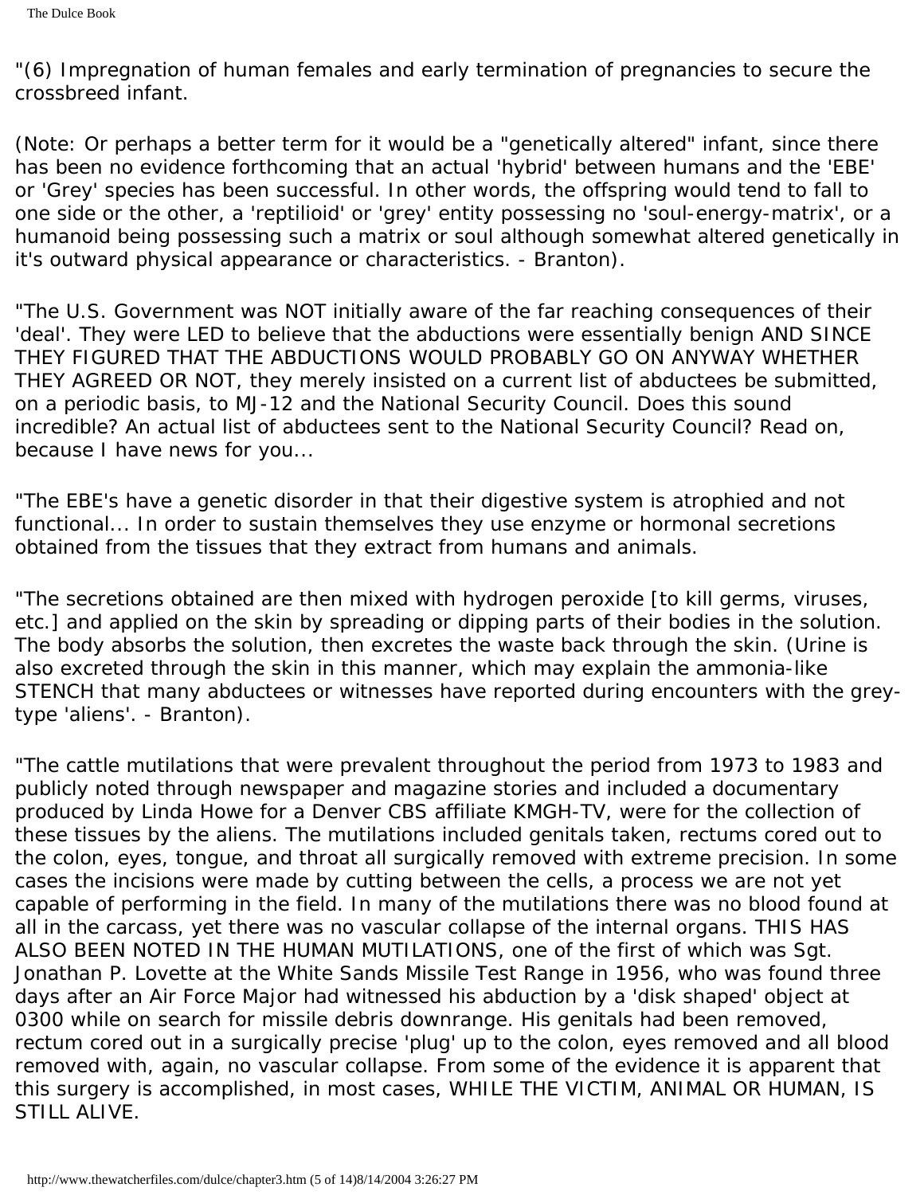"(6) Impregnation of human females and early termination of pregnancies to secure the crossbreed infant.

(Note: Or perhaps a better term for it would be a "genetically altered" infant, since there has been no evidence forthcoming that an actual 'hybrid' between humans and the 'EBE' or 'Grey' species has been successful. In other words, the offspring would tend to fall to one side or the other, a 'reptilioid' or 'grey' entity possessing no 'soul-energy-matrix', or a humanoid being possessing such a matrix or soul although somewhat altered genetically in it's outward physical appearance or characteristics. - Branton).

"The U.S. Government was NOT initially aware of the far reaching consequences of their 'deal'. They were LED to believe that the abductions were essentially benign AND SINCE THEY FIGURED THAT THE ABDUCTIONS WOULD PROBABLY GO ON ANYWAY WHETHER THEY AGREED OR NOT, they merely insisted on a current list of abductees be submitted, on a periodic basis, to MJ-12 and the National Security Council. Does this sound incredible? An actual list of abductees sent to the National Security Council? Read on, because I have news for you...

"The EBE's have a genetic disorder in that their digestive system is atrophied and not functional... In order to sustain themselves they use enzyme or hormonal secretions obtained from the tissues that they extract from humans and animals.

"The secretions obtained are then mixed with hydrogen peroxide [to kill germs, viruses, etc.] and applied on the skin by spreading or dipping parts of their bodies in the solution. The body absorbs the solution, then excretes the waste back through the skin. (Urine is also excreted through the skin in this manner, which may explain the ammonia-like STENCH that many abductees or witnesses have reported during encounters with the grey-type 'aliens'. - Branton).

"The cattle mutilations that were prevalent throughout the period from 1973 to 1983 and publicly noted through newspaper and magazine stories and included a documentary produced by Linda Howe for a Denver CBS affiliate KMGH-TV, were for the collection of these tissues by the aliens. The mutilations included genitals taken, rectums cored out to the colon, eyes, tongue, and throat all surgically removed with extreme precision. In some cases the incisions were made by cutting between the cells, a process we are not yet capable of performing in the field. In many of the mutilations there was no blood found at all in the carcass, yet there was no vascular collapse of the internal organs. THIS HAS ALSO BEEN NOTED IN THE HUMAN MUTILATIONS, one of the first of which was Sgt. Jonathan P. Lovette at the White Sands Missile Test Range in 1956, who was found three days after an Air Force Major had witnessed his abduction by a 'disk shaped' object at 0300 while on search for missile debris downrange. His genitals had been removed, rectum cored out in a surgically precise 'plug' up to the colon, eyes removed and all blood removed with, again, no vascular collapse. From some of the evidence it is apparent that this surgery is accomplished, in most cases, WHILE THE VICTIM, ANIMAL OR HUMAN, IS STILL ALIVE.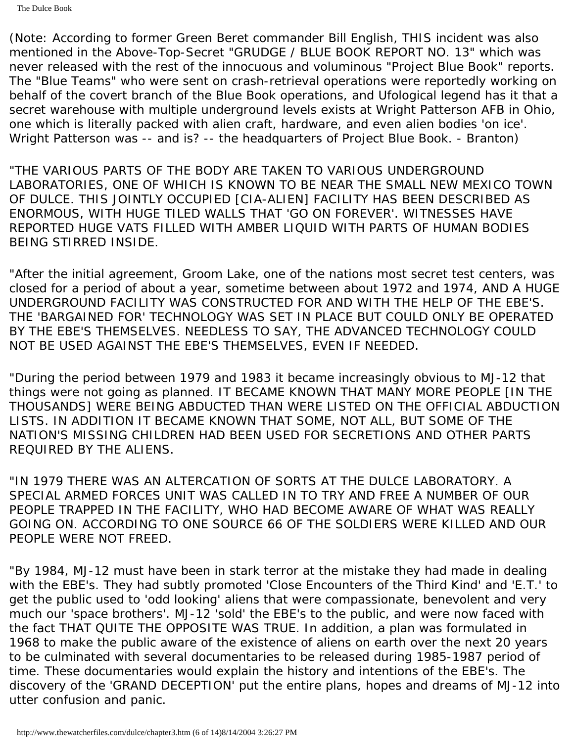(Note: According to former Green Beret commander Bill English, THIS incident was also mentioned in the Above-Top-Secret "GRUDGE / BLUE BOOK REPORT NO. 13" which was never released with the rest of the innocuous and voluminous "Project Blue Book" reports. The "Blue Teams" who were sent on crash-retrieval operations were reportedly working on behalf of the covert branch of the Blue Book operations, and Ufological legend has it that a secret warehouse with multiple underground levels exists at Wright Patterson AFB in Ohio, one which is literally packed with alien craft, hardware, and even alien bodies 'on ice'. Wright Patterson was -- and is? -- the headquarters of Project Blue Book. - Branton)

"THE VARIOUS PARTS OF THE BODY ARE TAKEN TO VARIOUS UNDERGROUND LABORATORIES, ONE OF WHICH IS KNOWN TO BE NEAR THE SMALL NEW MEXICO TOWN OF DULCE. THIS JOINTLY OCCUPIED [CIA-ALIEN] FACILITY HAS BEEN DESCRIBED AS ENORMOUS, WITH HUGE TILED WALLS THAT 'GO ON FOREVER'. WITNESSES HAVE REPORTED HUGE VATS FILLED WITH AMBER LIQUID WITH PARTS OF HUMAN BODIES BEING STIRRED INSIDE.

"After the initial agreement, Groom Lake, one of the nations most secret test centers, was closed for a period of about a year, sometime between about 1972 and 1974, AND A HUGE UNDERGROUND FACILITY WAS CONSTRUCTED FOR AND WITH THE HELP OF THE EBE'S. THE 'BARGAINED FOR' TECHNOLOGY WAS SET IN PLACE BUT COULD ONLY BE OPERATED BY THE EBE'S THEMSELVES. NEEDLESS TO SAY, THE ADVANCED TECHNOLOGY COULD NOT BE USED AGAINST THE EBE'S THEMSELVES, EVEN IF NEEDED.

"During the period between 1979 and 1983 it became increasingly obvious to MJ-12 that things were not going as planned. IT BECAME KNOWN THAT MANY MORE PEOPLE [IN THE THOUSANDS] WERE BEING ABDUCTED THAN WERE LISTED ON THE OFFICIAL ABDUCTION LISTS. IN ADDITION IT BECAME KNOWN THAT SOME, NOT ALL, BUT SOME OF THE NATION'S MISSING CHILDREN HAD BEEN USED FOR SECRETIONS AND OTHER PARTS REQUIRED BY THE ALIENS.

"IN 1979 THERE WAS AN ALTERCATION OF SORTS AT THE DULCE LABORATORY. A SPECIAL ARMED FORCES UNIT WAS CALLED IN TO TRY AND FREE A NUMBER OF OUR PEOPLE TRAPPED IN THE FACILITY, WHO HAD BECOME AWARE OF WHAT WAS REALLY GOING ON. ACCORDING TO ONE SOURCE 66 OF THE SOLDIERS WERE KILLED AND OUR PEOPLE WERE NOT FREED.

"By 1984, MJ-12 must have been in stark terror at the mistake they had made in dealing with the EBE's. They had subtly promoted 'Close Encounters of the Third Kind' and 'E.T.' to get the public used to 'odd looking' aliens that were compassionate, benevolent and very much our 'space brothers'. MJ-12 'sold' the EBE's to the public, and were now faced with the fact THAT QUITE THE OPPOSITE WAS TRUE. In addition, a plan was formulated in 1968 to make the public aware of the existence of aliens on earth over the next 20 years to be culminated with several documentaries to be released during 1985-1987 period of time. These documentaries would explain the history and intentions of the EBE's. The discovery of the 'GRAND DECEPTION' put the entire plans, hopes and dreams of MJ-12 into utter confusion and panic.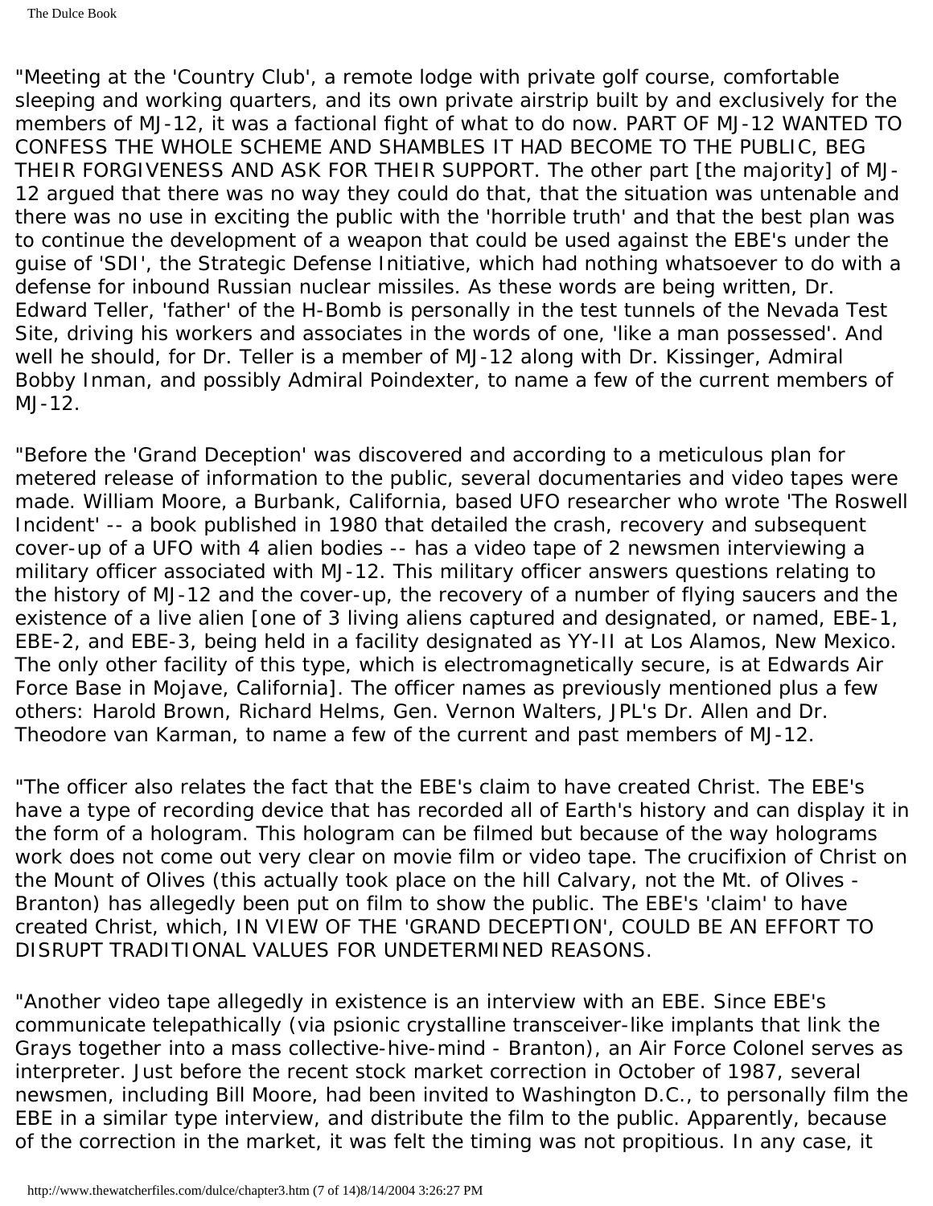"Meeting at the 'Country Club', a remote lodge with private golf course, comfortable sleeping and working quarters, and its own private airstrip built by and exclusively for the members of MJ-12, it was a factional fight of what to do now. PART OF MJ-12 WANTED TO CONFESS THE WHOLE SCHEME AND SHAMBLES IT HAD BECOME TO THE PUBLIC, BEG THEIR FORGIVENESS AND ASK FOR THEIR SUPPORT. The other part [the majority] of MJ-12 argued that there was no way they could do that, that the situation was untenable and there was no use in exciting the public with the 'horrible truth' and that the best plan was to continue the development of a weapon that could be used against the EBE's under the guise of 'SDI', the Strategic Defense Initiative, which had nothing whatsoever to do with a defense for inbound Russian nuclear missiles. As these words are being written, Dr. Edward Teller, 'father' of the H-Bomb is personally in the test tunnels of the Nevada Test Site, driving his workers and associates in the words of one, 'like a man possessed'. And well he should, for Dr. Teller is a member of MJ-12 along with Dr. Kissinger, Admiral Bobby Inman, and possibly Admiral Poindexter, to name a few of the current members of MJ-12.

"Before the 'Grand Deception' was discovered and according to a meticulous plan for metered release of information to the public, several documentaries and video tapes were made. William Moore, a Burbank, California, based UFO researcher who wrote 'The Roswell Incident' -- a book published in 1980 that detailed the crash, recovery and subsequent cover-up of a UFO with 4 alien bodies -- has a video tape of 2 newsmen interviewing a military officer associated with MJ-12. This military officer answers questions relating to the history of MJ-12 and the cover-up, the recovery of a number of flying saucers and the existence of a live alien [one of 3 living aliens captured and designated, or named, EBE-1, EBE-2, and EBE-3, being held in a facility designated as YY-II at Los Alamos, New Mexico. The only other facility of this type, which is electromagnetically secure, is at Edwards Air Force Base in Mojave, California]. The officer names as previously mentioned plus a few others: Harold Brown, Richard Helms, Gen. Vernon Walters, JPL's Dr. Allen and Dr. Theodore van Karman, to name a few of the current and past members of MJ-12.

"The officer also relates the fact that the EBE's claim to have created Christ. The EBE's have a type of recording device that has recorded all of Earth's history and can display it in the form of a hologram. This hologram can be filmed but because of the way holograms work does not come out very clear on movie film or video tape. The crucifixion of Christ on the Mount of Olives (this actually took place on the hill Calvary, not the Mt. of Olives - Branton) has allegedly been put on film to show the public. The EBE's 'claim' to have created Christ, which, IN VIEW OF THE 'GRAND DECEPTION', COULD BE AN EFFORT TO DISRUPT TRADITIONAL VALUES FOR UNDETERMINED REASONS.

"Another video tape allegedly in existence is an interview with an EBE. Since EBE's communicate telepathically (via psionic crystalline transceiver-like implants that link the Grays together into a mass collective-hive-mind - Branton), an Air Force Colonel serves as interpreter. Just before the recent stock market correction in October of 1987, several newsmen, including Bill Moore, had been invited to Washington D.C., to personally film the EBE in a similar type interview, and distribute the film to the public. Apparently, because of the correction in the market, it was felt the timing was not propitious. In any case, it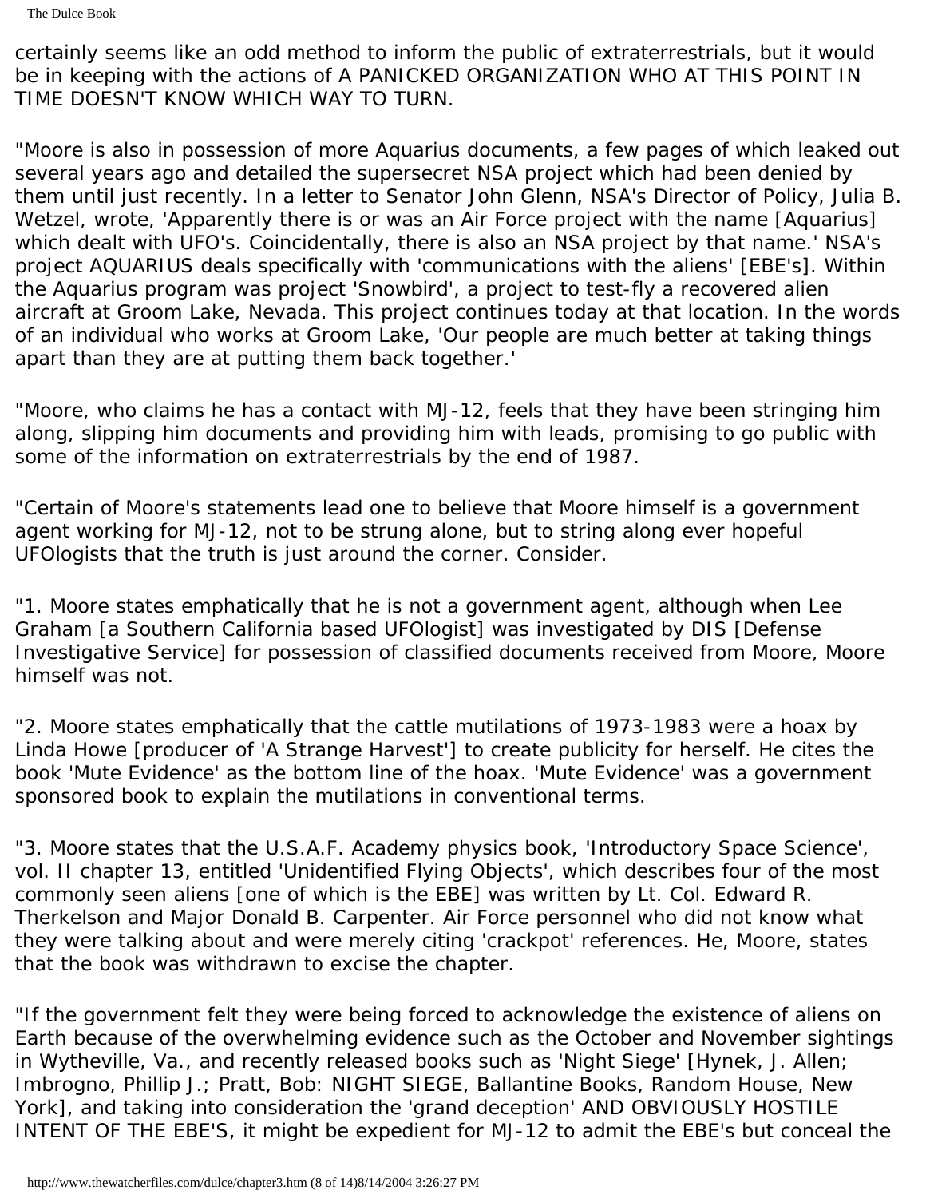certainly seems like an odd method to inform the public of extraterrestrials, but it would be in keeping with the actions of A PANICKED ORGANIZATION WHO AT THIS POINT IN TIME DOESN'T KNOW WHICH WAY TO TURN.

"Moore is also in possession of more Aquarius documents, a few pages of which leaked out several years ago and detailed the supersecret NSA project which had been denied by them until just recently. In a letter to Senator John Glenn, NSA's Director of Policy, Julia B. Wetzel, wrote, 'Apparently there is or was an Air Force project with the name [Aquarius] which dealt with UFO's. Coincidentally, there is also an NSA project by that name.' NSA's project AQUARIUS deals specifically with 'communications with the aliens' [EBE's]. Within the Aquarius program was project 'Snowbird', a project to test-fly a recovered alien aircraft at Groom Lake, Nevada. This project continues today at that location. In the words of an individual who works at Groom Lake, 'Our people are much better at taking things apart than they are at putting them back together.'

"Moore, who claims he has a contact with MJ-12, feels that they have been stringing him along, slipping him documents and providing him with leads, promising to go public with some of the information on extraterrestrials by the end of 1987.

"Certain of Moore's statements lead one to believe that Moore himself is a government agent working for MJ-12, not to be strung alone, but to string along ever hopeful UFOlogists that the truth is just around the corner. Consider.

"1. Moore states emphatically that he is not a government agent, although when Lee Graham [a Southern California based UFOlogist] was investigated by DIS [Defense Investigative Service] for possession of classified documents received from Moore, Moore himself was not.

"2. Moore states emphatically that the cattle mutilations of 1973-1983 were a hoax by Linda Howe [producer of 'A Strange Harvest'] to create publicity for herself. He cites the book 'Mute Evidence' as the bottom line of the hoax. 'Mute Evidence' was a government sponsored book to explain the mutilations in conventional terms.

"3. Moore states that the U.S.A.F. Academy physics book, 'Introductory Space Science', vol. II chapter 13, entitled 'Unidentified Flying Objects', which describes four of the most commonly seen aliens [one of which is the EBE] was written by Lt. Col. Edward R. Therkelson and Major Donald B. Carpenter. Air Force personnel who did not know what they were talking about and were merely citing 'crackpot' references. He, Moore, states that the book was withdrawn to excise the chapter.

"If the government felt they were being forced to acknowledge the existence of aliens on Earth because of the overwhelming evidence such as the October and November sightings in Wytheville, Va., and recently released books such as 'Night Siege' [Hynek, J. Allen; Imbrogno, Phillip J.; Pratt, Bob: NIGHT SIEGE, Ballantine Books, Random House, New York], and taking into consideration the 'grand deception' AND OBVIOUSLY HOSTILE INTENT OF THE EBE'S, it might be expedient for MJ-12 to admit the EBE's but conceal the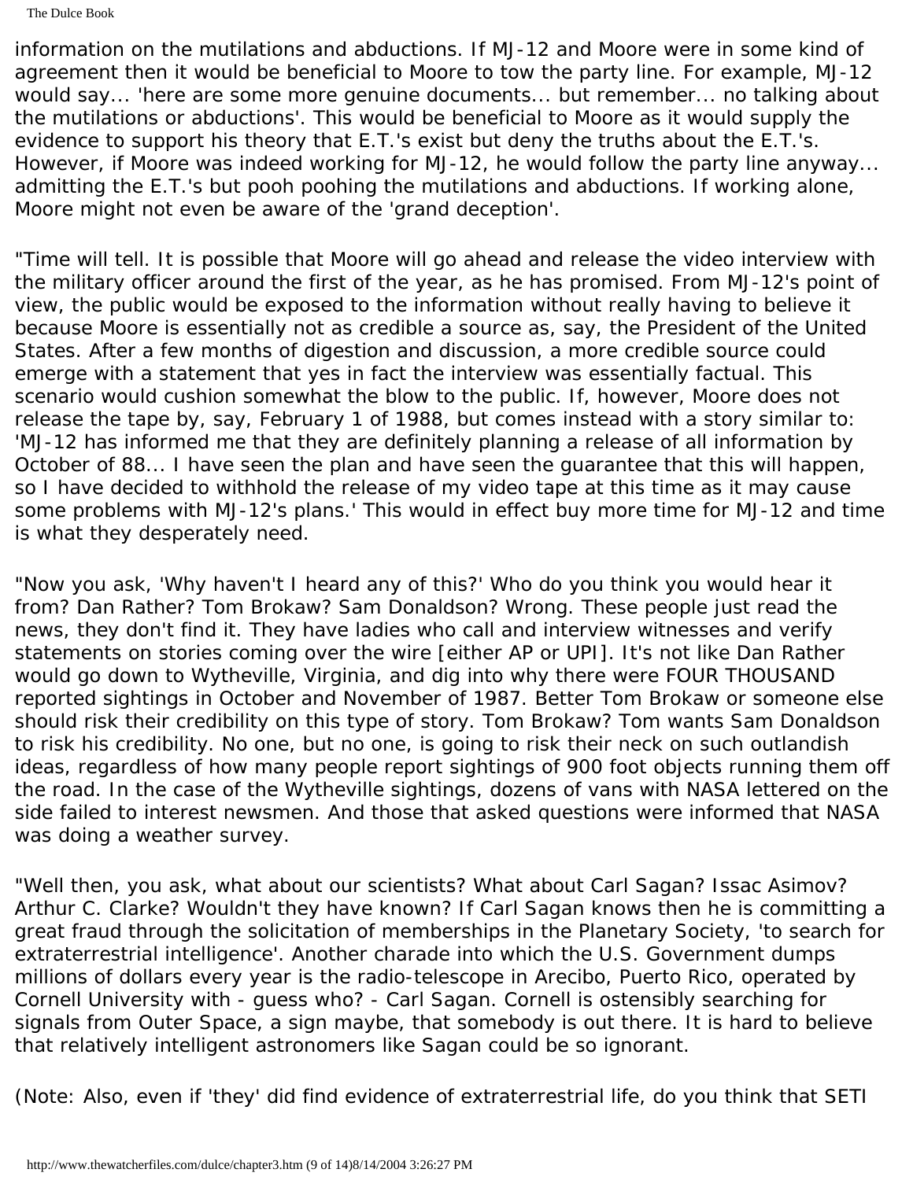information on the mutilations and abductions. If MJ-12 and Moore were in some kind of agreement then it would be beneficial to Moore to tow the party line. For example, MJ-12 would say... 'here are some more genuine documents... but remember... no talking about the mutilations or abductions'. This would be beneficial to Moore as it would supply the evidence to support his theory that E.T.'s exist but deny the truths about the E.T.'s. However, if Moore was indeed working for MJ-12, he would follow the party line anyway... admitting the E.T.'s but pooh poohing the mutilations and abductions. If working alone, Moore might not even be aware of the 'grand deception'.

"Time will tell. It is possible that Moore will go ahead and release the video interview with the military officer around the first of the year, as he has promised. From MJ-12's point of view, the public would be exposed to the information without really having to believe it because Moore is essentially not as credible a source as, say, the President of the United States. After a few months of digestion and discussion, a more credible source could emerge with a statement that yes in fact the interview was essentially factual. This scenario would cushion somewhat the blow to the public. If, however, Moore does not release the tape by, say, February 1 of 1988, but comes instead with a story similar to: 'MJ-12 has informed me that they are definitely planning a release of all information by October of 88... I have seen the plan and have seen the guarantee that this will happen, so I have decided to withhold the release of my video tape at this time as it may cause some problems with MJ-12's plans.' This would in effect buy more time for MJ-12 and time is what they desperately need.

"Now you ask, 'Why haven't I heard any of this?' Who do you think you would hear it from? Dan Rather? Tom Brokaw? Sam Donaldson? Wrong. These people just read the news, they don't find it. They have ladies who call and interview witnesses and verify statements on stories coming over the wire [either AP or UPI]. It's not like Dan Rather would go down to Wytheville, Virginia, and dig into why there were FOUR THOUSAND reported sightings in October and November of 1987. Better Tom Brokaw or someone else should risk their credibility on this type of story. Tom Brokaw? Tom wants Sam Donaldson to risk his credibility. No one, but no one, is going to risk their neck on such outlandish ideas, regardless of how many people report sightings of 900 foot objects running them off the road. In the case of the Wytheville sightings, dozens of vans with NASA lettered on the side failed to interest newsmen. And those that asked questions were informed that NASA was doing a weather survey.

"Well then, you ask, what about our scientists? What about Carl Sagan? Issac Asimov? Arthur C. Clarke? Wouldn't they have known? If Carl Sagan knows then he is committing a great fraud through the solicitation of memberships in the Planetary Society, 'to search for extraterrestrial intelligence'. Another charade into which the U.S. Government dumps millions of dollars every year is the radio-telescope in Arecibo, Puerto Rico, operated by Cornell University with - guess who? - Carl Sagan. Cornell is ostensibly searching for signals from Outer Space, a sign maybe, that somebody is out there. It is hard to believe that relatively intelligent astronomers like Sagan could be so ignorant.

(Note: Also, even if 'they' did find evidence of extraterrestrial life, do you think that SETI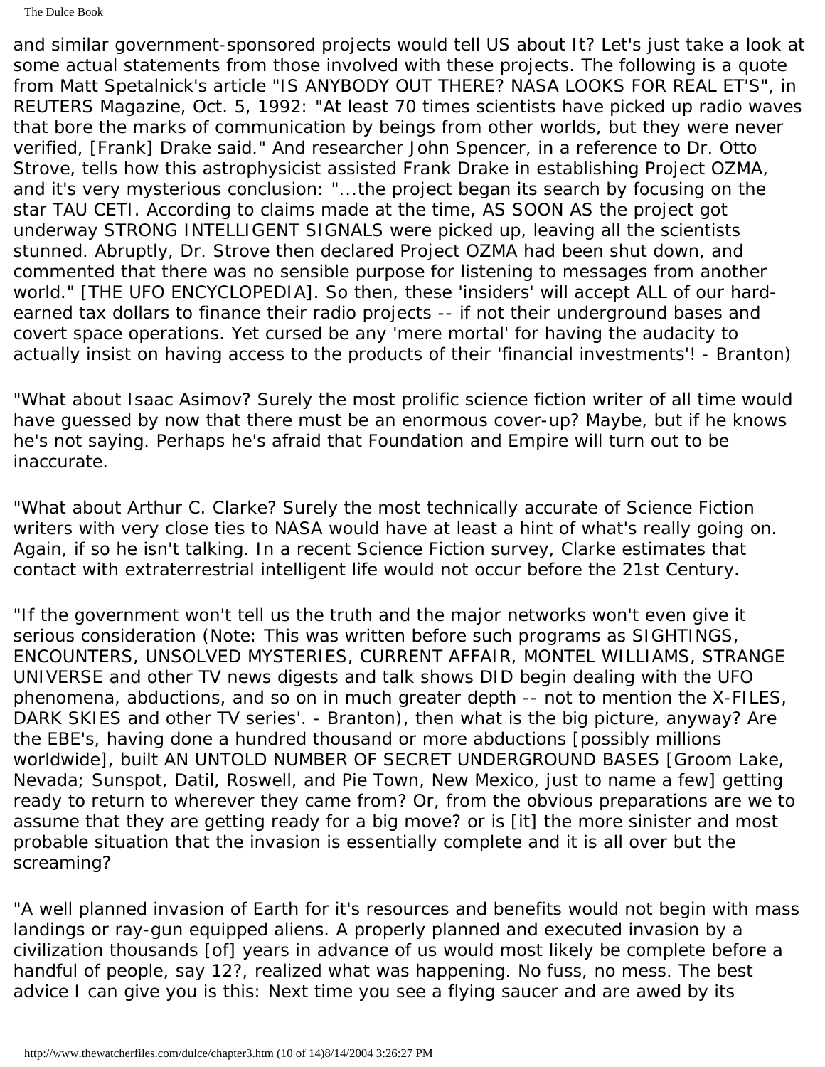and similar government-sponsored projects would tell US about It? Let's just take a look at some actual statements from those involved with these projects. The following is a quote from Matt Spetalnick's article "IS ANYBODY OUT THERE? NASA LOOKS FOR REAL ET'S", in REUTERS Magazine, Oct. 5, 1992: "At least 70 times scientists have picked up radio waves that bore the marks of communication by beings from other worlds, but they were never verified, [Frank] Drake said." And researcher John Spencer, in a reference to Dr. Otto Strove, tells how this astrophysicist assisted Frank Drake in establishing Project OZMA, and it's very mysterious conclusion: "...the project began its search by focusing on the star TAU CETI. According to claims made at the time, AS SOON AS the project got underway STRONG INTELLIGENT SIGNALS were picked up, leaving all the scientists stunned. Abruptly, Dr. Strove then declared Project OZMA had been shut down, and commented that there was no sensible purpose for listening to messages from another world." [THE UFO ENCYCLOPEDIA]. So then, these 'insiders' will accept ALL of our hard-earned tax dollars to finance their radio projects -- if not their underground bases and covert space operations. Yet cursed be any 'mere mortal' for having the audacity to actually insist on having access to the products of their 'financial investments'! - Branton)

"What about Isaac Asimov? Surely the most prolific science fiction writer of all time would have guessed by now that there must be an enormous cover-up? Maybe, but if he knows he's not saying. Perhaps he's afraid that Foundation and Empire will turn out to be inaccurate.

"What about Arthur C. Clarke? Surely the most technically accurate of Science Fiction writers with very close ties to NASA would have at least a hint of what's really going on. Again, if so he isn't talking. In a recent Science Fiction survey, Clarke estimates that contact with extraterrestrial intelligent life would not occur before the 21st Century.

"If the government won't tell us the truth and the major networks won't even give it serious consideration (Note: This was written before such programs as SIGHTINGS, ENCOUNTERS, UNSOLVED MYSTERIES, CURRENT AFFAIR, MONTEL WILLIAMS, STRANGE UNIVERSE and other TV news digests and talk shows DID begin dealing with the UFO phenomena, abductions, and so on in much greater depth -- not to mention the X-FILES, DARK SKIES and other TV series'. - Branton), then what is the big picture, anyway? Are the EBE's, having done a hundred thousand or more abductions [possibly millions worldwide], built AN UNTOLD NUMBER OF SECRET UNDERGROUND BASES [Groom Lake, Nevada; Sunspot, Datil, Roswell, and Pie Town, New Mexico, just to name a few] getting ready to return to wherever they came from? Or, from the obvious preparations are we to assume that they are getting ready for a big move? or is [it] the more sinister and most probable situation that the invasion is essentially complete and it is all over but the screaming?

"A well planned invasion of Earth for it's resources and benefits would not begin with mass landings or ray-gun equipped aliens. A properly planned and executed invasion by a civilization thousands [of] years in advance of us would most likely be complete before a handful of people, say 12?, realized what was happening. No fuss, no mess. The best advice I can give you is this: Next time you see a flying saucer and are awed by its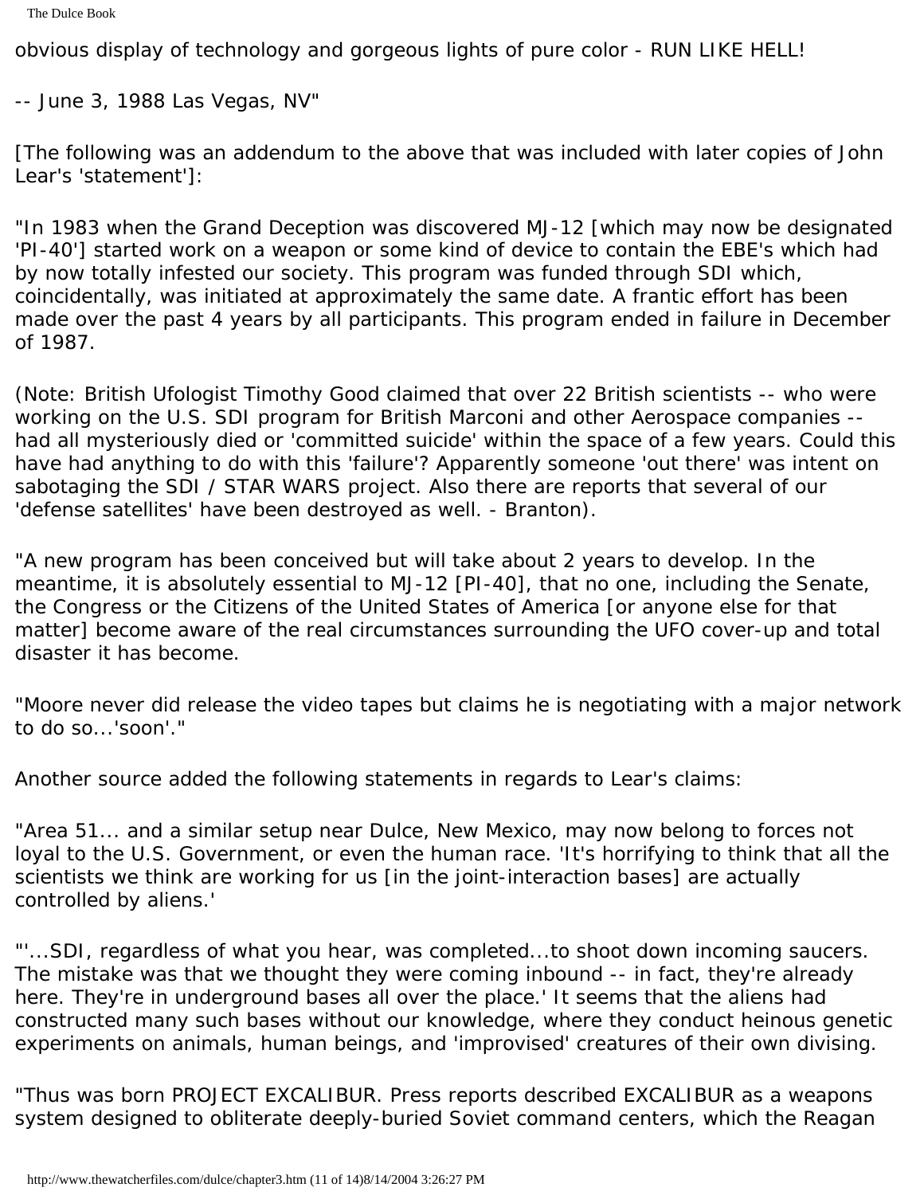obvious display of technology and gorgeous lights of pure color - RUN LIKE HELL!

-- June 3, 1988 Las Vegas, NV"

[The following was an addendum to the above that was included with later copies of John Lear's 'statement']:

"In 1983 when the Grand Deception was discovered MJ-12 [which may now be designated 'PI-40'] started work on a weapon or some kind of device to contain the EBE's which had by now totally infested our society. This program was funded through SDI which, coincidentally, was initiated at approximately the same date. A frantic effort has been made over the past 4 years by all participants. This program ended in failure in December of 1987.

(Note: British Ufologist Timothy Good claimed that over 22 British scientists -- who were working on the U.S. SDI program for British Marconi and other Aerospace companies -- had all mysteriously died or 'committed suicide' within the space of a few years. Could this have had anything to do with this 'failure'? Apparently someone 'out there' was intent on sabotaging the SDI / STAR WARS project. Also there are reports that several of our 'defense satellites' have been destroyed as well. - Branton).

"A new program has been conceived but will take about 2 years to develop. In the meantime, it is absolutely essential to MJ-12 [PI-40], that no one, including the Senate, the Congress or the Citizens of the United States of America [or anyone else for that matter] become aware of the real circumstances surrounding the UFO cover-up and total disaster it has become.

"Moore never did release the video tapes but claims he is negotiating with a major network to do so...'soon'."

Another source added the following statements in regards to Lear's claims:

"Area 51... and a similar setup near Dulce, New Mexico, may now belong to forces not loyal to the U.S. Government, or even the human race. 'It's horrifying to think that all the scientists we think are working for us [in the joint-interaction bases] are actually controlled by aliens.'

"'...SDI, regardless of what you hear, was completed...to shoot down incoming saucers. The mistake was that we thought they were coming inbound -- in fact, they're already here. They're in underground bases all over the place.' It seems that the aliens had constructed many such bases without our knowledge, where they conduct heinous genetic experiments on animals, human beings, and 'improvised' creatures of their own divising.

"Thus was born PROJECT EXCALIBUR. Press reports described EXCALIBUR as a weapons system designed to obliterate deeply-buried Soviet command centers, which the Reagan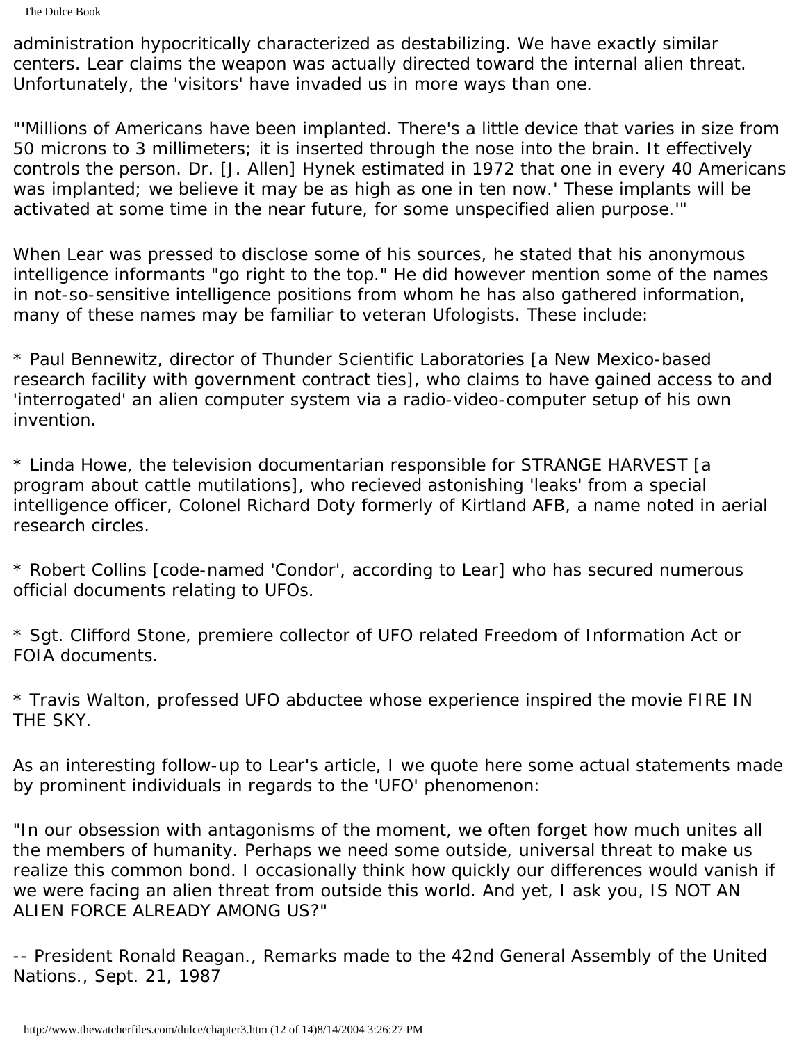administration hypocritically characterized as destabilizing. We have exactly similar centers. Lear claims the weapon was actually directed toward the internal alien threat. Unfortunately, the 'visitors' have invaded us in more ways than one.

"'Millions of Americans have been implanted. There's a little device that varies in size from 50 microns to 3 millimeters; it is inserted through the nose into the brain. It effectively controls the person. Dr. [J. Allen] Hynek estimated in 1972 that one in every 40 Americans was implanted; we believe it may be as high as one in ten now.' These implants will be activated at some time in the near future, for some unspecified alien purpose.'"

When Lear was pressed to disclose some of his sources, he stated that his anonymous intelligence informants "go right to the top." He did however mention some of the names in not-so-sensitive intelligence positions from whom he has also gathered information, many of these names may be familiar to veteran Ufologists. These include:

* Paul Bennewitz, director of Thunder Scientific Laboratories [a New Mexico-based research facility with government contract ties], who claims to have gained access to and 'interrogated' an alien computer system via a radio-video-computer setup of his own invention.

* Linda Howe, the television documentarian responsible for STRANGE HARVEST [a program about cattle mutilations], who recieved astonishing 'leaks' from a special intelligence officer, Colonel Richard Doty formerly of Kirtland AFB, a name noted in aerial research circles.

* Robert Collins [code-named 'Condor', according to Lear] who has secured numerous official documents relating to UFOs.

* Sgt. Clifford Stone, premiere collector of UFO related Freedom of Information Act or FOIA documents.

* Travis Walton, professed UFO abductee whose experience inspired the movie FIRE IN THE SKY.

As an interesting follow-up to Lear's article, I we quote here some actual statements made by prominent individuals in regards to the 'UFO' phenomenon:

"In our obsession with antagonisms of the moment, we often forget how much unites all the members of humanity. Perhaps we need some outside, universal threat to make us realize this common bond. I occasionally think how quickly our differences would vanish if we were facing an alien threat from outside this world. And yet, I ask you, IS NOT AN ALIEN FORCE ALREADY AMONG US?"

-- President Ronald Reagan., Remarks made to the 42nd General Assembly of the United Nations., Sept. 21, 1987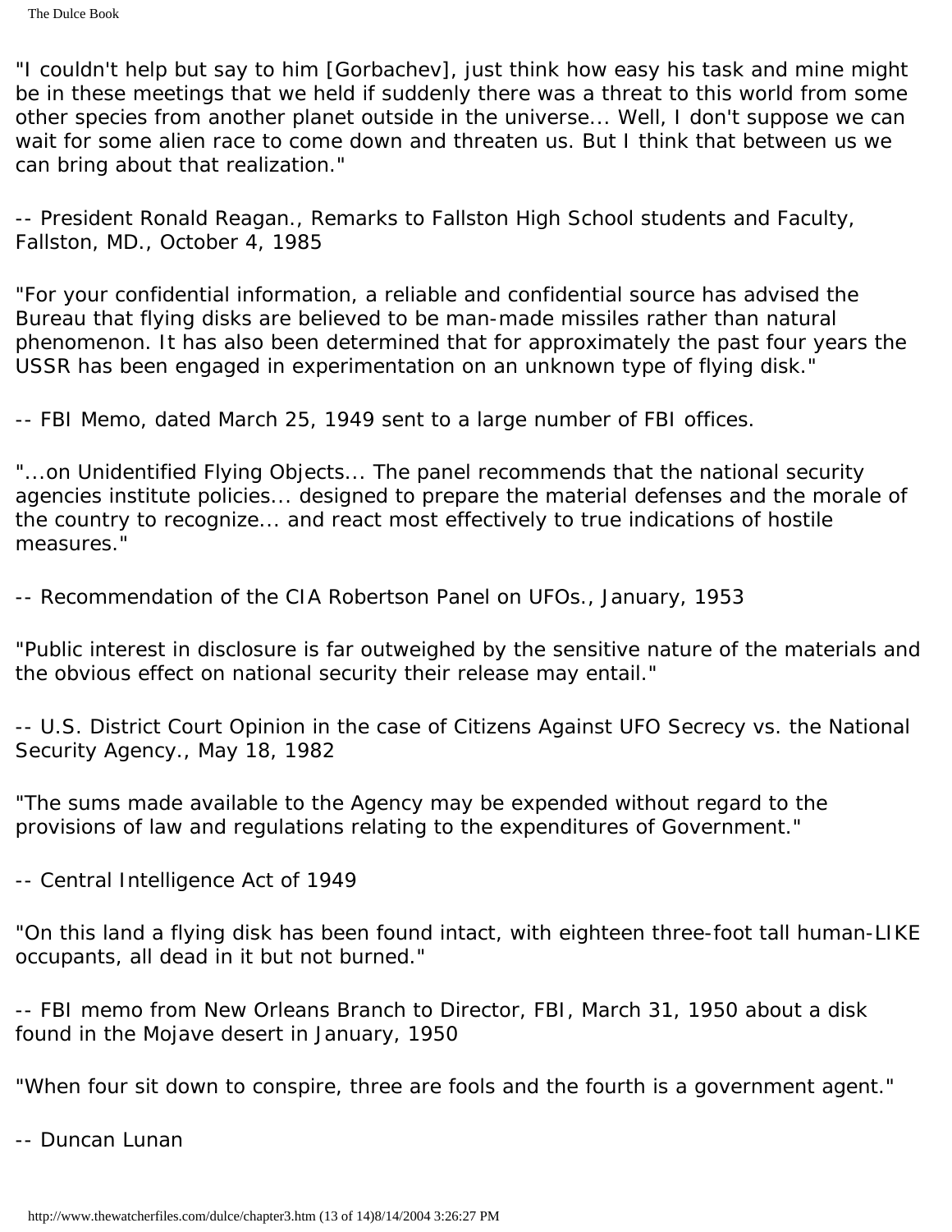"I couldn't help but say to him [Gorbachev], just think how easy his task and mine might be in these meetings that we held if suddenly there was a threat to this world from some other species from another planet outside in the universe... Well, I don't suppose we can wait for some alien race to come down and threaten us. But I think that between us we can bring about that realization."

-- President Ronald Reagan., Remarks to Fallston High School students and Faculty, Fallston, MD., October 4, 1985

"For your confidential information, a reliable and confidential source has advised the Bureau that flying disks are believed to be man-made missiles rather than natural phenomenon. It has also been determined that for approximately the past four years the USSR has been engaged in experimentation on an unknown type of flying disk."

-- FBI Memo, dated March 25, 1949 sent to a large number of FBI offices.

"...on Unidentified Flying Objects... The panel recommends that the national security agencies institute policies... designed to prepare the material defenses and the morale of the country to recognize... and react most effectively to true indications of hostile measures."

-- Recommendation of the CIA Robertson Panel on UFOs., January, 1953

"Public interest in disclosure is far outweighed by the sensitive nature of the materials and the obvious effect on national security their release may entail."

-- U.S. District Court Opinion in the case of Citizens Against UFO Secrecy vs. the National Security Agency., May 18, 1982

"The sums made available to the Agency may be expended without regard to the provisions of law and regulations relating to the expenditures of Government."

-- Central Intelligence Act of 1949

"On this land a flying disk has been found intact, with eighteen three-foot tall human-LIKE occupants, all dead in it but not burned."

-- FBI memo from New Orleans Branch to Director, FBI, March 31, 1950 about a disk found in the Mojave desert in January, 1950

"When four sit down to conspire, three are fools and the fourth is a government agent."

-- Duncan Lunan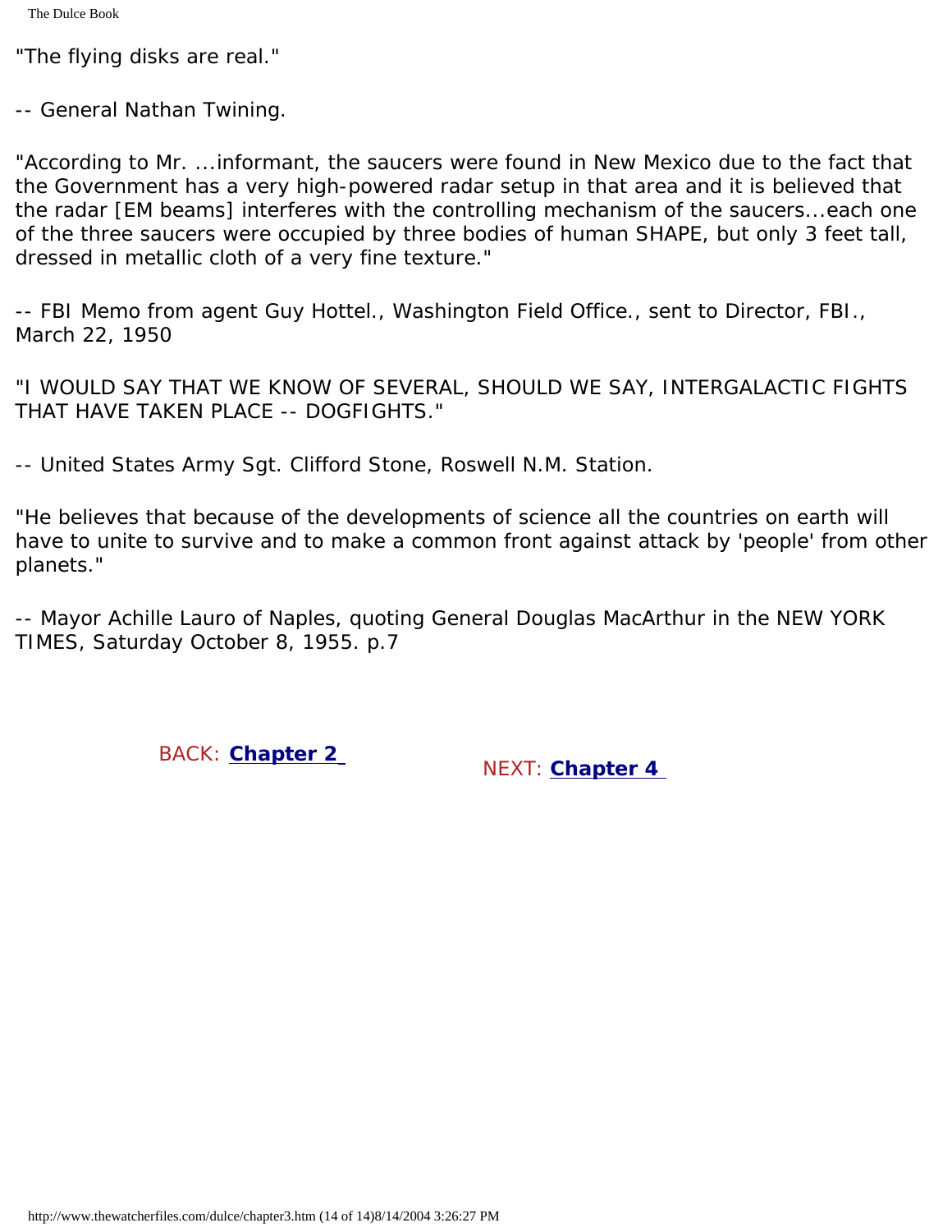"The flying disks are real."

-- General Nathan Twining.

"According to Mr. ...informant, the saucers were found in New Mexico due to the fact that the Government has a very high-powered radar setup in that area and it is believed that the radar [EM beams] interferes with the controlling mechanism of the saucers...each one of the three saucers were occupied by three bodies of human SHAPE, but only 3 feet tall, dressed in metallic cloth of a very fine texture."

-- FBI Memo from agent Guy Hottel., Washington Field Office., sent to Director, FBI., March 22, 1950

"I WOULD SAY THAT WE KNOW OF SEVERAL, SHOULD WE SAY, INTERGALACTIC FIGHTS THAT HAVE TAKEN PLACE -- DOGFIGHTS."

-- United States Army Sgt. Clifford Stone, Roswell N.M. Station.

"He believes that because of the developments of science all the countries on earth will have to unite to survive and to make a common front against attack by 'people' from other planets."

-- Mayor Achille Lauro of Naples, quoting General Douglas MacArthur in the NEW YORK TIMES, Saturday October 8, 1955. p.7

BACK: **Chapter 2**   NEXT: **Chapter 4**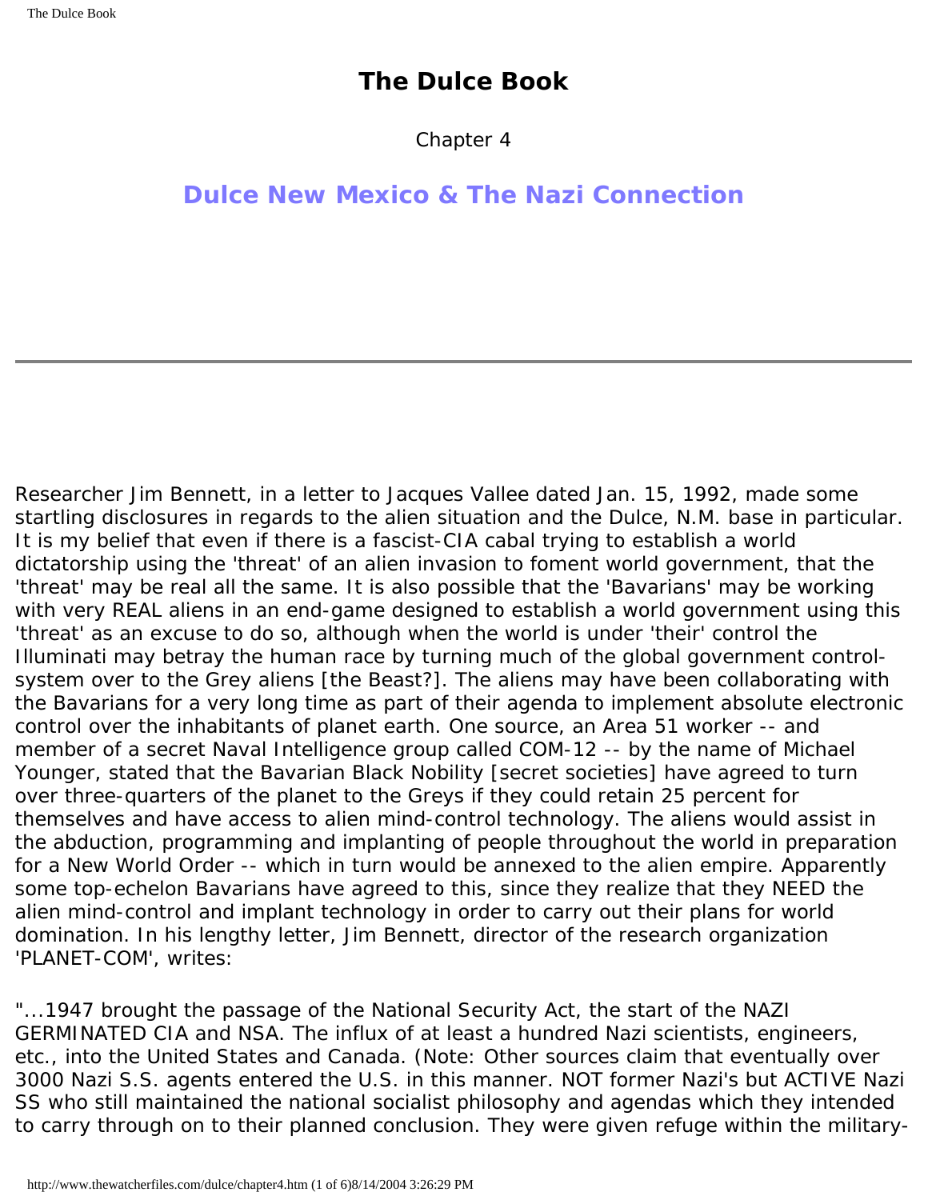# The Dulce Book

Chapter 4

## Dulce New Mexico & The Nazi Connection

---

Researcher Jim Bennett, in a letter to Jacques Vallee dated Jan. 15, 1992, made some startling disclosures in regards to the alien situation and the Dulce, N.M. base in particular. It is my belief that even if there is a fascist-CIA cabal trying to establish a world dictatorship using the 'threat' of an alien invasion to foment world government, that the 'threat' may be real all the same. It is also possible that the 'Bavarians' may be working with very REAL aliens in an end-game designed to establish a world government using this 'threat' as an excuse to do so, although when the world is under 'their' control the Illuminati may betray the human race by turning much of the global government control-system over to the Grey aliens [the Beast?]. The aliens may have been collaborating with the Bavarians for a very long time as part of their agenda to implement absolute electronic control over the inhabitants of planet earth. One source, an Area 51 worker -- and member of a secret Naval Intelligence group called COM-12 -- by the name of Michael Younger, stated that the Bavarian Black Nobility [secret societies] have agreed to turn over three-quarters of the planet to the Greys if they could retain 25 percent for themselves and have access to alien mind-control technology. The aliens would assist in the abduction, programming and implanting of people throughout the world in preparation for a New World Order -- which in turn would be annexed to the alien empire. Apparently some top-echelon Bavarians have agreed to this, since they realize that they NEED the alien mind-control and implant technology in order to carry out their plans for world domination. In his lengthy letter, Jim Bennett, director of the research organization 'PLANET-COM', writes:

"...1947 brought the passage of the National Security Act, the start of the NAZI GERMINATED CIA and NSA. The influx of at least a hundred Nazi scientists, engineers, etc., into the United States and Canada. (Note: Other sources claim that eventually over 3000 Nazi S.S. agents entered the U.S. in this manner. NOT former Nazi's but ACTIVE Nazi SS who still maintained the national socialist philosophy and agendas which they intended to carry through on to their planned conclusion. They were given refuge within the military-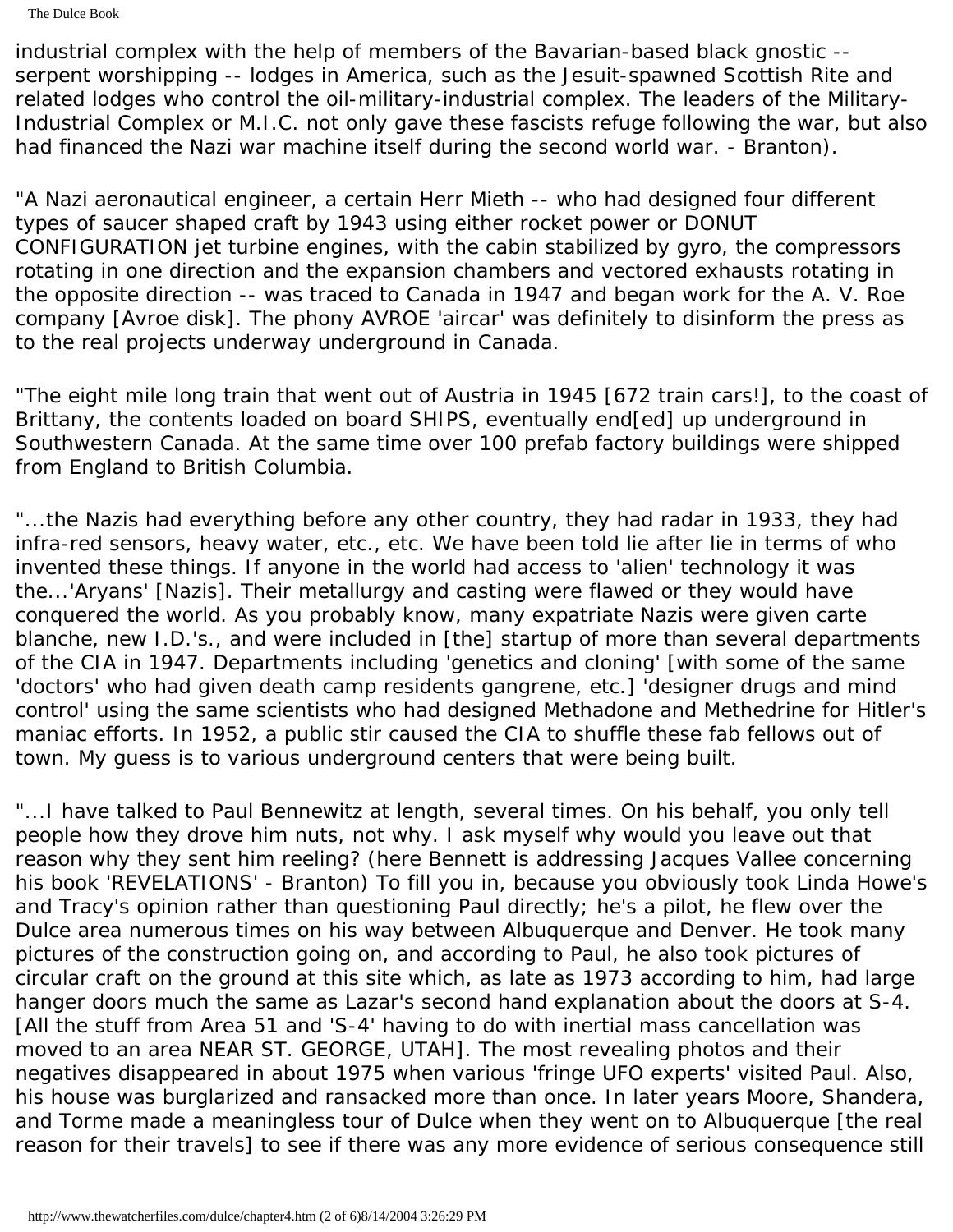industrial complex with the help of members of the Bavarian-based black gnostic -- serpent worshipping -- lodges in America, such as the Jesuit-spawned Scottish Rite and related lodges who control the oil-military-industrial complex. The leaders of the Military-Industrial Complex or M.I.C. not only gave these fascists refuge following the war, but also had financed the Nazi war machine itself during the second world war. - Branton).

"A Nazi aeronautical engineer, a certain Herr Mieth -- who had designed four different types of saucer shaped craft by 1943 using either rocket power or DONUT CONFIGURATION jet turbine engines, with the cabin stabilized by gyro, the compressors rotating in one direction and the expansion chambers and vectored exhausts rotating in the opposite direction -- was traced to Canada in 1947 and began work for the A. V. Roe company [Avroe disk]. The phony AVROE 'aircar' was definitely to disinform the press as to the real projects underway underground in Canada.

"The eight mile long train that went out of Austria in 1945 [672 train cars!], to the coast of Brittany, the contents loaded on board SHIPS, eventually end[ed] up underground in Southwestern Canada. At the same time over 100 prefab factory buildings were shipped from England to British Columbia.

"...the Nazis had everything before any other country, they had radar in 1933, they had infra-red sensors, heavy water, etc., etc. We have been told lie after lie in terms of who invented these things. If anyone in the world had access to 'alien' technology it was the...'Aryans' [Nazis]. Their metallurgy and casting were flawed or they would have conquered the world. As you probably know, many expatriate Nazis were given carte blanche, new I.D.'s., and were included in [the] startup of more than several departments of the CIA in 1947. Departments including 'genetics and cloning' [with some of the same 'doctors' who had given death camp residents gangrene, etc.] 'designer drugs and mind control' using the same scientists who had designed Methadone and Methedrine for Hitler's maniac efforts. In 1952, a public stir caused the CIA to shuffle these fab fellows out of town. My guess is to various underground centers that were being built.

"...I have talked to Paul Bennewitz at length, several times. On his behalf, you only tell people how they drove him nuts, not why. I ask myself why would you leave out that reason why they sent him reeling? (here Bennett is addressing Jacques Vallee concerning his book 'REVELATIONS' - Branton) To fill you in, because you obviously took Linda Howe's and Tracy's opinion rather than questioning Paul directly; he's a pilot, he flew over the Dulce area numerous times on his way between Albuquerque and Denver. He took many pictures of the construction going on, and according to Paul, he also took pictures of circular craft on the ground at this site which, as late as 1973 according to him, had large hanger doors much the same as Lazar's second hand explanation about the doors at S-4. [All the stuff from Area 51 and 'S-4' having to do with inertial mass cancellation was moved to an area NEAR ST. GEORGE, UTAH]. The most revealing photos and their negatives disappeared in about 1975 when various 'fringe UFO experts' visited Paul. Also, his house was burglarized and ransacked more than once. In later years Moore, Shandera, and Torme made a meaningless tour of Dulce when they went on to Albuquerque [the real reason for their travels] to see if there was any more evidence of serious consequence still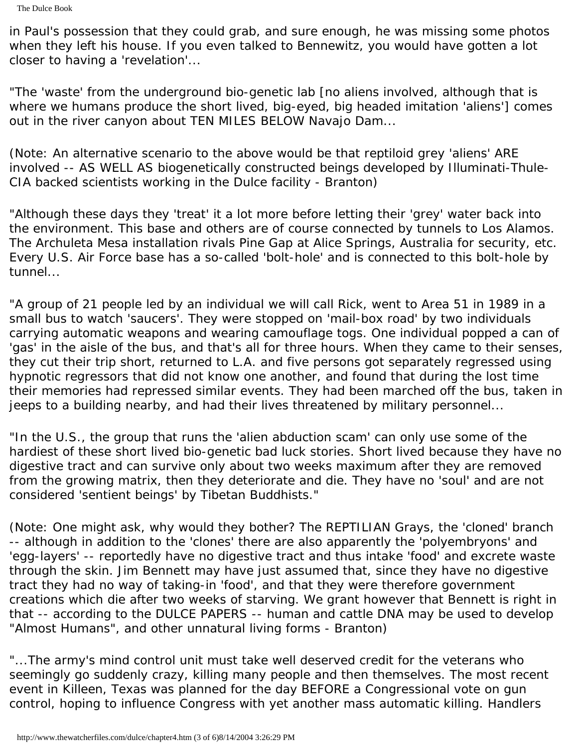in Paul's possession that they could grab, and sure enough, he was missing some photos when they left his house. If you even talked to Bennewitz, you would have gotten a lot closer to having a 'revelation'...

"The 'waste' from the underground bio-genetic lab [no aliens involved, although that is where we humans produce the short lived, big-eyed, big headed imitation 'aliens'] comes out in the river canyon about TEN MILES BELOW Navajo Dam...

(Note: An alternative scenario to the above would be that reptiloid grey 'aliens' ARE involved -- AS WELL AS biogenetically constructed beings developed by Illuminati-Thule-CIA backed scientists working in the Dulce facility - Branton)

"Although these days they 'treat' it a lot more before letting their 'grey' water back into the environment. This base and others are of course connected by tunnels to Los Alamos. The Archuleta Mesa installation rivals Pine Gap at Alice Springs, Australia for security, etc. Every U.S. Air Force base has a so-called 'bolt-hole' and is connected to this bolt-hole by tunnel...

"A group of 21 people led by an individual we will call Rick, went to Area 51 in 1989 in a small bus to watch 'saucers'. They were stopped on 'mail-box road' by two individuals carrying automatic weapons and wearing camouflage togs. One individual popped a can of 'gas' in the aisle of the bus, and that's all for three hours. When they came to their senses, they cut their trip short, returned to L.A. and five persons got separately regressed using hypnotic regressors that did not know one another, and found that during the lost time their memories had repressed similar events. They had been marched off the bus, taken in jeeps to a building nearby, and had their lives threatened by military personnel...

"In the U.S., the group that runs the 'alien abduction scam' can only use some of the hardiest of these short lived bio-genetic bad luck stories. Short lived because they have no digestive tract and can survive only about two weeks maximum after they are removed from the growing matrix, then they deteriorate and die. They have no 'soul' and are not considered 'sentient beings' by Tibetan Buddhists."

(Note: One might ask, why would they bother? The REPTILIAN Grays, the 'cloned' branch -- although in addition to the 'clones' there are also apparently the 'polyembryons' and 'egg-layers' -- reportedly have no digestive tract and thus intake 'food' and excrete waste through the skin. Jim Bennett may have just assumed that, since they have no digestive tract they had no way of taking-in 'food', and that they were therefore government creations which die after two weeks of starving. We grant however that Bennett is right in that -- according to the DULCE PAPERS -- human and cattle DNA may be used to develop "Almost Humans", and other unnatural living forms - Branton)

"...The army's mind control unit must take well deserved credit for the veterans who seemingly go suddenly crazy, killing many people and then themselves. The most recent event in Killeen, Texas was planned for the day BEFORE a Congressional vote on gun control, hoping to influence Congress with yet another mass automatic killing. Handlers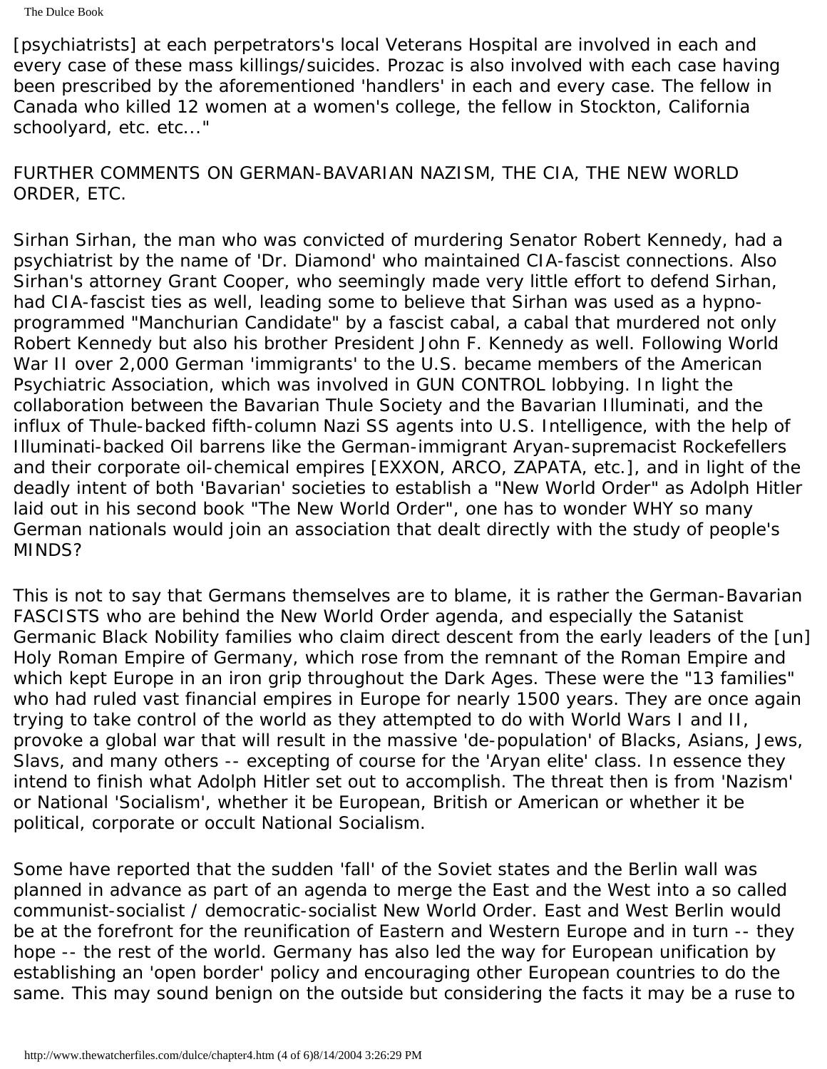[psychiatrists] at each perpetrators's local Veterans Hospital are involved in each and every case of these mass killings/suicides. Prozac is also involved with each case having been prescribed by the aforementioned 'handlers' in each and every case. The fellow in Canada who killed 12 women at a women's college, the fellow in Stockton, California schoolyard, etc. etc..."

FURTHER COMMENTS ON GERMAN-BAVARIAN NAZISM, THE CIA, THE NEW WORLD ORDER, ETC.

Sirhan Sirhan, the man who was convicted of murdering Senator Robert Kennedy, had a psychiatrist by the name of 'Dr. Diamond' who maintained CIA-fascist connections. Also Sirhan's attorney Grant Cooper, who seemingly made very little effort to defend Sirhan, had CIA-fascist ties as well, leading some to believe that Sirhan was used as a hypno-programmed "Manchurian Candidate" by a fascist cabal, a cabal that murdered not only Robert Kennedy but also his brother President John F. Kennedy as well. Following World War II over 2,000 German 'immigrants' to the U.S. became members of the American Psychiatric Association, which was involved in GUN CONTROL lobbying. In light the collaboration between the Bavarian Thule Society and the Bavarian Illuminati, and the influx of Thule-backed fifth-column Nazi SS agents into U.S. Intelligence, with the help of Illuminati-backed Oil barrens like the German-immigrant Aryan-supremacist Rockefellers and their corporate oil-chemical empires [EXXON, ARCO, ZAPATA, etc.], and in light of the deadly intent of both 'Bavarian' societies to establish a "New World Order" as Adolph Hitler laid out in his second book "The New World Order", one has to wonder WHY so many German nationals would join an association that dealt directly with the study of people's MINDS?

This is not to say that Germans themselves are to blame, it is rather the German-Bavarian FASCISTS who are behind the New World Order agenda, and especially the Satanist Germanic Black Nobility families who claim direct descent from the early leaders of the [un] Holy Roman Empire of Germany, which rose from the remnant of the Roman Empire and which kept Europe in an iron grip throughout the Dark Ages. These were the "13 families" who had ruled vast financial empires in Europe for nearly 1500 years. They are once again trying to take control of the world as they attempted to do with World Wars I and II, provoke a global war that will result in the massive 'de-population' of Blacks, Asians, Jews, Slavs, and many others -- excepting of course for the 'Aryan elite' class. In essence they intend to finish what Adolph Hitler set out to accomplish. The threat then is from 'Nazism' or National 'Socialism', whether it be European, British or American or whether it be political, corporate or occult National Socialism.

Some have reported that the sudden 'fall' of the Soviet states and the Berlin wall was planned in advance as part of an agenda to merge the East and the West into a so called communist-socialist / democratic-socialist New World Order. East and West Berlin would be at the forefront for the reunification of Eastern and Western Europe and in turn -- they hope -- the rest of the world. Germany has also led the way for European unification by establishing an 'open border' policy and encouraging other European countries to do the same. This may sound benign on the outside but considering the facts it may be a ruse to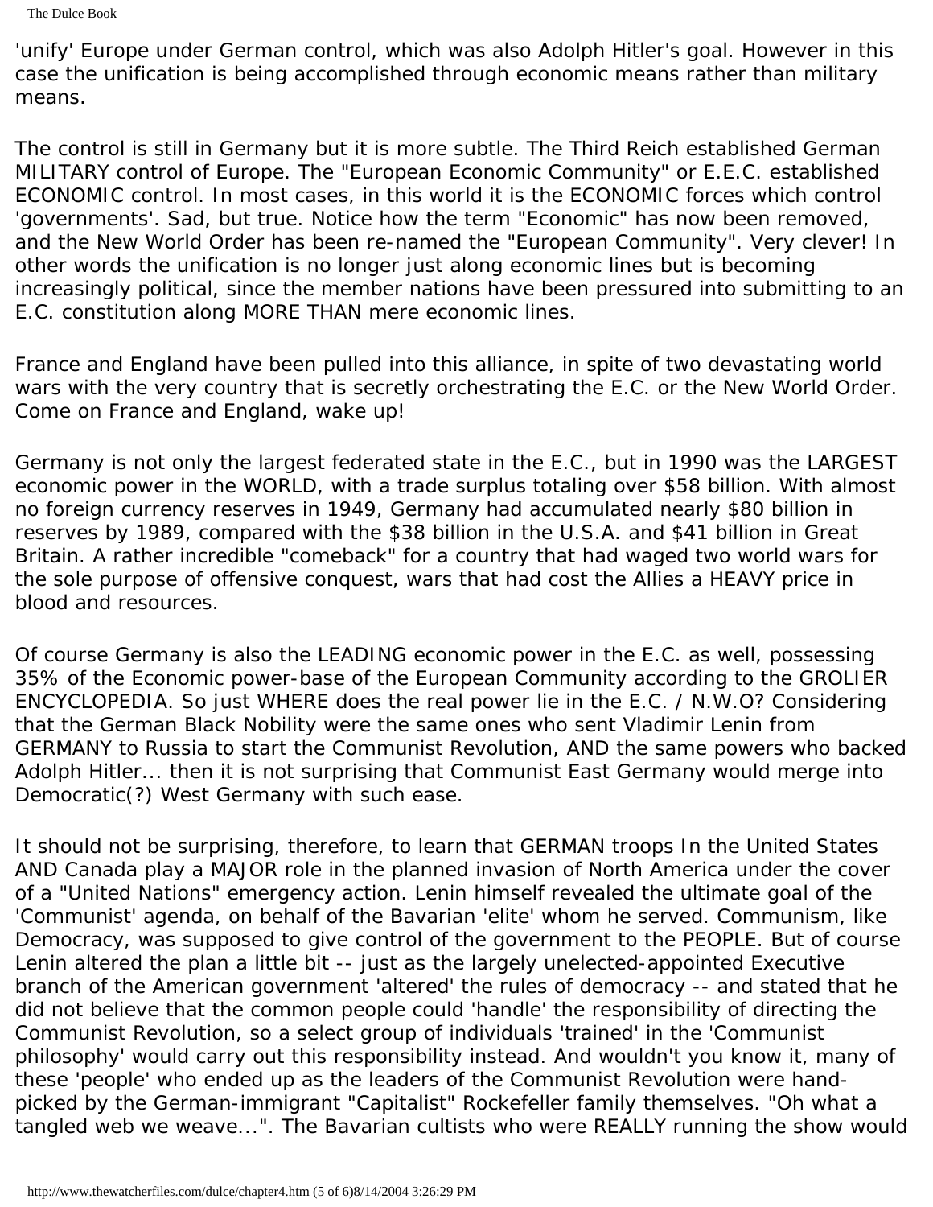'unify' Europe under German control, which was also Adolph Hitler's goal. However in this case the unification is being accomplished through economic means rather than military means.

The control is still in Germany but it is more subtle. The Third Reich established German MILITARY control of Europe. The "European Economic Community" or E.E.C. established ECONOMIC control. In most cases, in this world it is the ECONOMIC forces which control 'governments'. Sad, but true. Notice how the term "Economic" has now been removed, and the New World Order has been re-named the "European Community". Very clever! In other words the unification is no longer just along economic lines but is becoming increasingly political, since the member nations have been pressured into submitting to an E.C. constitution along MORE THAN mere economic lines.

France and England have been pulled into this alliance, in spite of two devastating world wars with the very country that is secretly orchestrating the E.C. or the New World Order. Come on France and England, wake up!

Germany is not only the largest federated state in the E.C., but in 1990 was the LARGEST economic power in the WORLD, with a trade surplus totaling over $58 billion. With almost no foreign currency reserves in 1949, Germany had accumulated nearly $80 billion in reserves by 1989, compared with the $38 billion in the U.S.A. and $41 billion in Great Britain. A rather incredible "comeback" for a country that had waged two world wars for the sole purpose of offensive conquest, wars that had cost the Allies a HEAVY price in blood and resources.

Of course Germany is also the LEADING economic power in the E.C. as well, possessing 35% of the Economic power-base of the European Community according to the GROLIER ENCYCLOPEDIA. So just WHERE does the real power lie in the E.C. / N.W.O? Considering that the German Black Nobility were the same ones who sent Vladimir Lenin from GERMANY to Russia to start the Communist Revolution, AND the same powers who backed Adolph Hitler... then it is not surprising that Communist East Germany would merge into Democratic(?) West Germany with such ease.

It should not be surprising, therefore, to learn that GERMAN troops In the United States AND Canada play a MAJOR role in the planned invasion of North America under the cover of a "United Nations" emergency action. Lenin himself revealed the ultimate goal of the 'Communist' agenda, on behalf of the Bavarian 'elite' whom he served. Communism, like Democracy, was supposed to give control of the government to the PEOPLE. But of course Lenin altered the plan a little bit -- just as the largely unelected-appointed Executive branch of the American government 'altered' the rules of democracy -- and stated that he did not believe that the common people could 'handle' the responsibility of directing the Communist Revolution, so a select group of individuals 'trained' in the 'Communist philosophy' would carry out this responsibility instead. And wouldn't you know it, many of these 'people' who ended up as the leaders of the Communist Revolution were hand-picked by the German-immigrant "Capitalist" Rockefeller family themselves. "Oh what a tangled web we weave...". The Bavarian cultists who were REALLY running the show would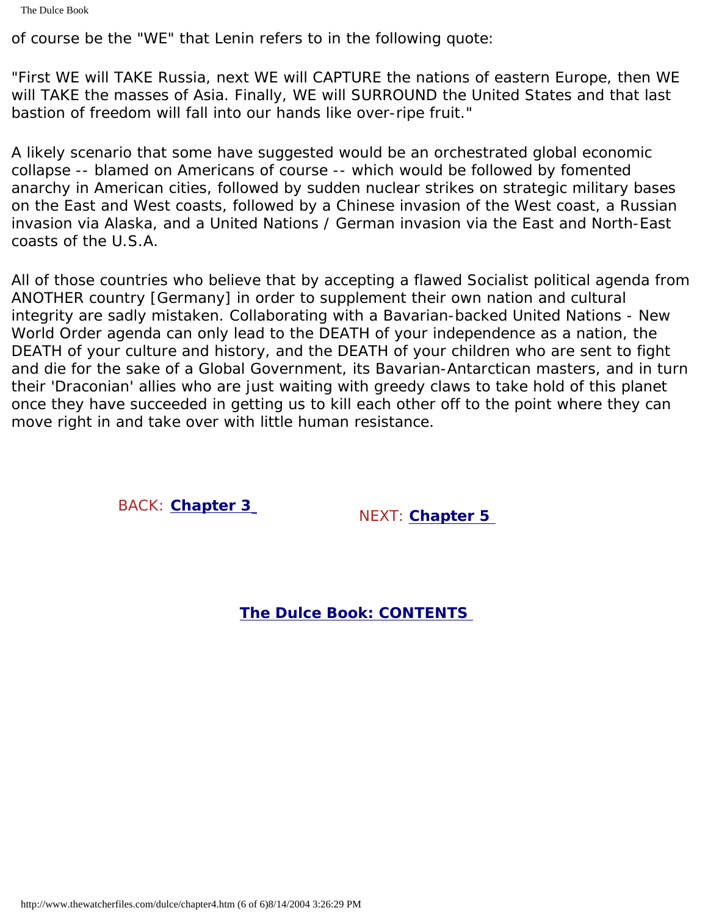of course be the "WE" that Lenin refers to in the following quote:

"First WE will TAKE Russia, next WE will CAPTURE the nations of eastern Europe, then WE will TAKE the masses of Asia. Finally, WE will SURROUND the United States and that last bastion of freedom will fall into our hands like over-ripe fruit."

A likely scenario that some have suggested would be an orchestrated global economic collapse -- blamed on Americans of course -- which would be followed by fomented anarchy in American cities, followed by sudden nuclear strikes on strategic military bases on the East and West coasts, followed by a Chinese invasion of the West coast, a Russian invasion via Alaska, and a United Nations / German invasion via the East and North-East coasts of the U.S.A.

All of those countries who believe that by accepting a flawed Socialist political agenda from ANOTHER country [Germany] in order to supplement their own nation and cultural integrity are sadly mistaken. Collaborating with a Bavarian-backed United Nations - New World Order agenda can only lead to the DEATH of your independence as a nation, the DEATH of your culture and history, and the DEATH of your children who are sent to fight and die for the sake of a Global Government, its Bavarian-Antarctican masters, and in turn their 'Draconian' allies who are just waiting with greedy claws to take hold of this planet once they have succeeded in getting us to kill each other off to the point where they can move right in and take over with little human resistance.

BACK: **Chapter 3** NEXT: **Chapter 5**

**The Dulce Book: CONTENTS**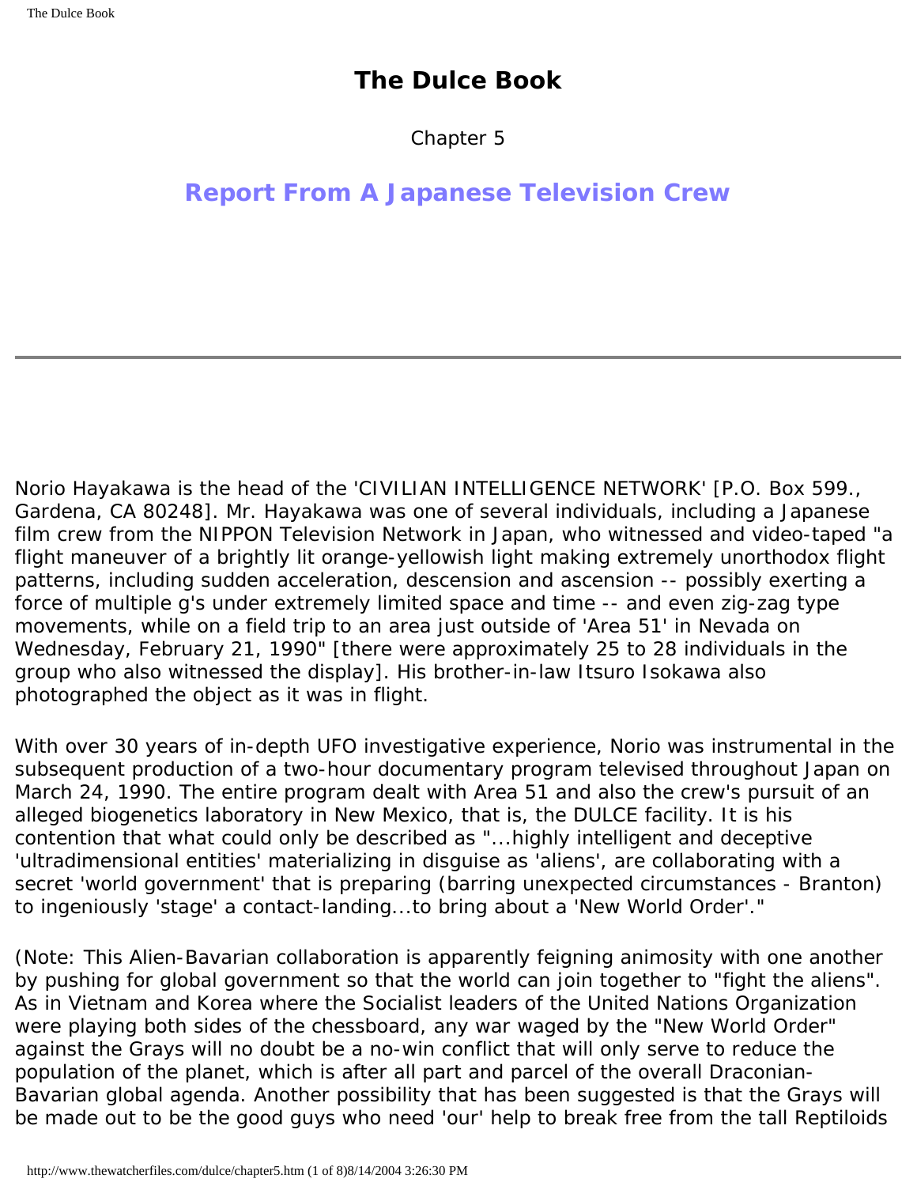# The Dulce Book

Chapter 5

## Report From A Japanese Television Crew

Norio Hayakawa is the head of the 'CIVILIAN INTELLIGENCE NETWORK' [P.O. Box 599., Gardena, CA 80248]. Mr. Hayakawa was one of several individuals, including a Japanese film crew from the NIPPON Television Network in Japan, who witnessed and video-taped "a flight maneuver of a brightly lit orange-yellowish light making extremely unorthodox flight patterns, including sudden acceleration, descension and ascension -- possibly exerting a force of multiple g's under extremely limited space and time -- and even zig-zag type movements, while on a field trip to an area just outside of 'Area 51' in Nevada on Wednesday, February 21, 1990" [there were approximately 25 to 28 individuals in the group who also witnessed the display]. His brother-in-law Itsuro Isokawa also photographed the object as it was in flight.

With over 30 years of in-depth UFO investigative experience, Norio was instrumental in the subsequent production of a two-hour documentary program televised throughout Japan on March 24, 1990. The entire program dealt with Area 51 and also the crew's pursuit of an alleged biogenetics laboratory in New Mexico, that is, the DULCE facility. It is his contention that what could only be described as "...highly intelligent and deceptive 'ultradimensional entities' materializing in disguise as 'aliens', are collaborating with a secret 'world government' that is preparing (barring unexpected circumstances - Branton) to ingeniously 'stage' a contact-landing...to bring about a 'New World Order'."

(Note: This Alien-Bavarian collaboration is apparently feigning animosity with one another by pushing for global government so that the world can join together to "fight the aliens". As in Vietnam and Korea where the Socialist leaders of the United Nations Organization were playing both sides of the chessboard, any war waged by the "New World Order" against the Grays will no doubt be a no-win conflict that will only serve to reduce the population of the planet, which is after all part and parcel of the overall Draconian-Bavarian global agenda. Another possibility that has been suggested is that the Grays will be made out to be the good guys who need 'our' help to break free from the tall Reptiloids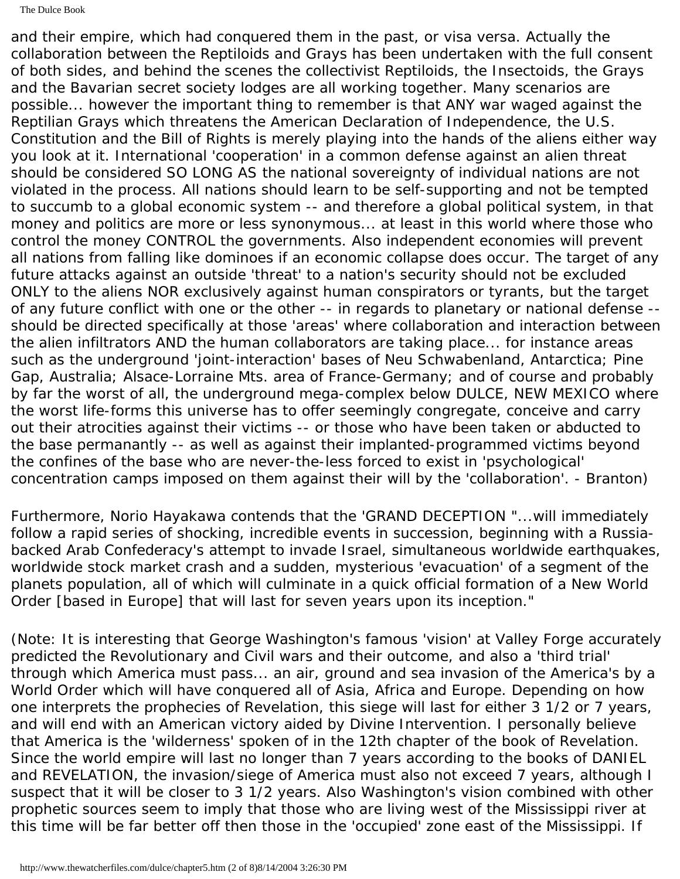and their empire, which had conquered them in the past, or visa versa. Actually the collaboration between the Reptiloids and Grays has been undertaken with the full consent of both sides, and behind the scenes the collectivist Reptiloids, the Insectoids, the Grays and the Bavarian secret society lodges are all working together. Many scenarios are possible... however the important thing to remember is that ANY war waged against the Reptilian Grays which threatens the American Declaration of Independence, the U.S. Constitution and the Bill of Rights is merely playing into the hands of the aliens either way you look at it. International 'cooperation' in a common defense against an alien threat should be considered SO LONG AS the national sovereignty of individual nations are not violated in the process. All nations should learn to be self-supporting and not be tempted to succumb to a global economic system -- and therefore a global political system, in that money and politics are more or less synonymous... at least in this world where those who control the money CONTROL the governments. Also independent economies will prevent all nations from falling like dominoes if an economic collapse does occur. The target of any future attacks against an outside 'threat' to a nation's security should not be excluded ONLY to the aliens NOR exclusively against human conspirators or tyrants, but the target of any future conflict with one or the other -- in regards to planetary or national defense -- should be directed specifically at those 'areas' where collaboration and interaction between the alien infiltrators AND the human collaborators are taking place... for instance areas such as the underground 'joint-interaction' bases of Neu Schwabenland, Antarctica; Pine Gap, Australia; Alsace-Lorraine Mts. area of France-Germany; and of course and probably by far the worst of all, the underground mega-complex below DULCE, NEW MEXICO where the worst life-forms this universe has to offer seemingly congregate, conceive and carry out their atrocities against their victims -- or those who have been taken or abducted to the base permanantly -- as well as against their implanted-programmed victims beyond the confines of the base who are never-the-less forced to exist in 'psychological' concentration camps imposed on them against their will by the 'collaboration'. - Branton)

Furthermore, Norio Hayakawa contends that the 'GRAND DECEPTION "...will immediately follow a rapid series of shocking, incredible events in succession, beginning with a Russia-backed Arab Confederacy's attempt to invade Israel, simultaneous worldwide earthquakes, worldwide stock market crash and a sudden, mysterious 'evacuation' of a segment of the planets population, all of which will culminate in a quick official formation of a New World Order [based in Europe] that will last for seven years upon its inception."

(Note: It is interesting that George Washington's famous 'vision' at Valley Forge accurately predicted the Revolutionary and Civil wars and their outcome, and also a 'third trial' through which America must pass... an air, ground and sea invasion of the America's by a World Order which will have conquered all of Asia, Africa and Europe. Depending on how one interprets the prophecies of Revelation, this siege will last for either 3 1/2 or 7 years, and will end with an American victory aided by Divine Intervention. I personally believe that America is the 'wilderness' spoken of in the 12th chapter of the book of Revelation. Since the world empire will last no longer than 7 years according to the books of DANIEL and REVELATION, the invasion/siege of America must also not exceed 7 years, although I suspect that it will be closer to 3 1/2 years. Also Washington's vision combined with other prophetic sources seem to imply that those who are living west of the Mississippi river at this time will be far better off then those in the 'occupied' zone east of the Mississippi. If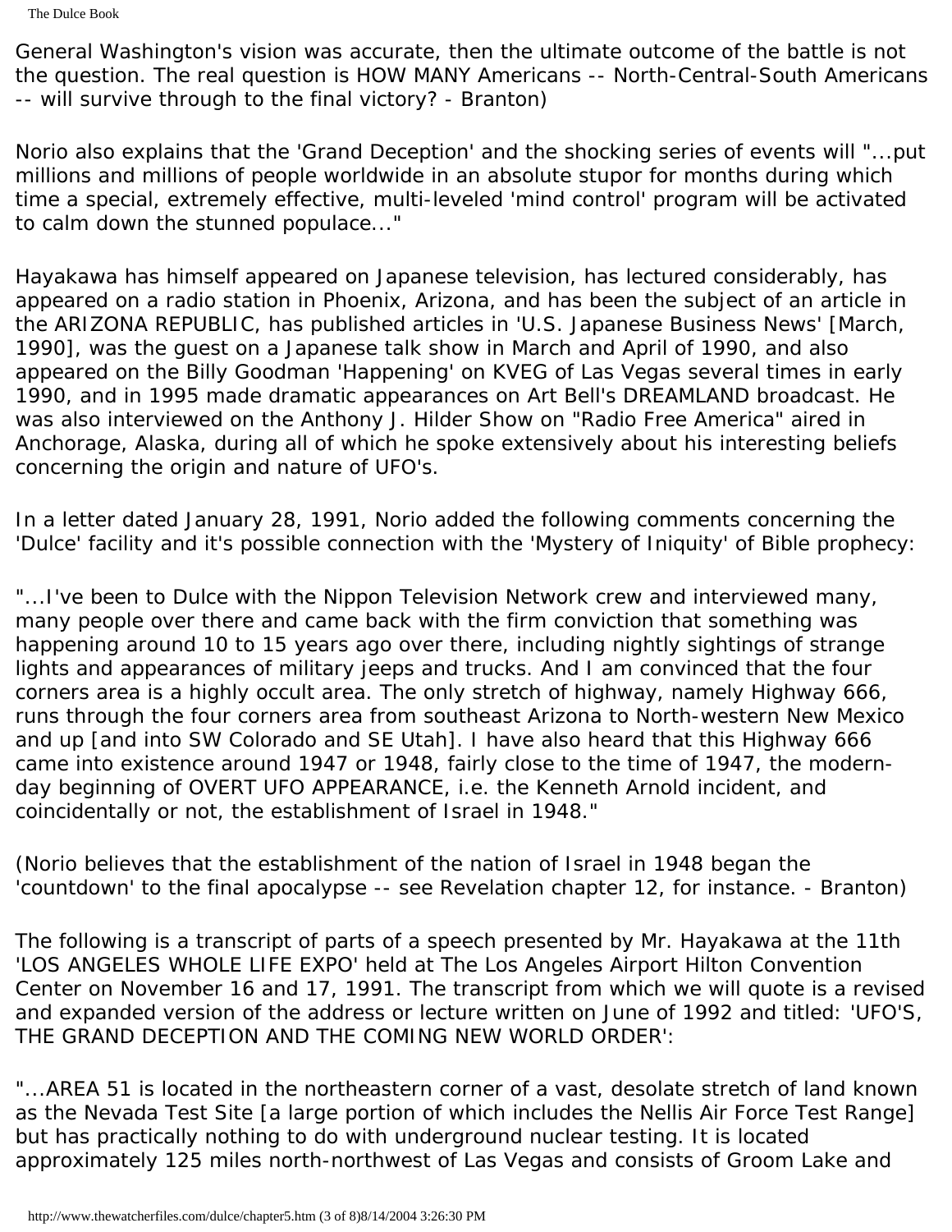General Washington's vision was accurate, then the ultimate outcome of the battle is not the question. The real question is HOW MANY Americans -- North-Central-South Americans -- will survive through to the final victory? - Branton)

Norio also explains that the 'Grand Deception' and the shocking series of events will "...put millions and millions of people worldwide in an absolute stupor for months during which time a special, extremely effective, multi-leveled 'mind control' program will be activated to calm down the stunned populace..."

Hayakawa has himself appeared on Japanese television, has lectured considerably, has appeared on a radio station in Phoenix, Arizona, and has been the subject of an article in the ARIZONA REPUBLIC, has published articles in 'U.S. Japanese Business News' [March, 1990], was the guest on a Japanese talk show in March and April of 1990, and also appeared on the Billy Goodman 'Happening' on KVEG of Las Vegas several times in early 1990, and in 1995 made dramatic appearances on Art Bell's DREAMLAND broadcast. He was also interviewed on the Anthony J. Hilder Show on "Radio Free America" aired in Anchorage, Alaska, during all of which he spoke extensively about his interesting beliefs concerning the origin and nature of UFO's.

In a letter dated January 28, 1991, Norio added the following comments concerning the 'Dulce' facility and it's possible connection with the 'Mystery of Iniquity' of Bible prophecy:

"...I've been to Dulce with the Nippon Television Network crew and interviewed many, many people over there and came back with the firm conviction that something was happening around 10 to 15 years ago over there, including nightly sightings of strange lights and appearances of military jeeps and trucks. And I am convinced that the four corners area is a highly occult area. The only stretch of highway, namely Highway 666, runs through the four corners area from southeast Arizona to North-western New Mexico and up [and into SW Colorado and SE Utah]. I have also heard that this Highway 666 came into existence around 1947 or 1948, fairly close to the time of 1947, the modern-day beginning of OVERT UFO APPEARANCE, i.e. the Kenneth Arnold incident, and coincidentally or not, the establishment of Israel in 1948."

(Norio believes that the establishment of the nation of Israel in 1948 began the 'countdown' to the final apocalypse -- see Revelation chapter 12, for instance. - Branton)

The following is a transcript of parts of a speech presented by Mr. Hayakawa at the 11th 'LOS ANGELES WHOLE LIFE EXPO' held at The Los Angeles Airport Hilton Convention Center on November 16 and 17, 1991. The transcript from which we will quote is a revised and expanded version of the address or lecture written on June of 1992 and titled: 'UFO'S, THE GRAND DECEPTION AND THE COMING NEW WORLD ORDER':

"...AREA 51 is located in the northeastern corner of a vast, desolate stretch of land known as the Nevada Test Site [a large portion of which includes the Nellis Air Force Test Range] but has practically nothing to do with underground nuclear testing. It is located approximately 125 miles north-northwest of Las Vegas and consists of Groom Lake and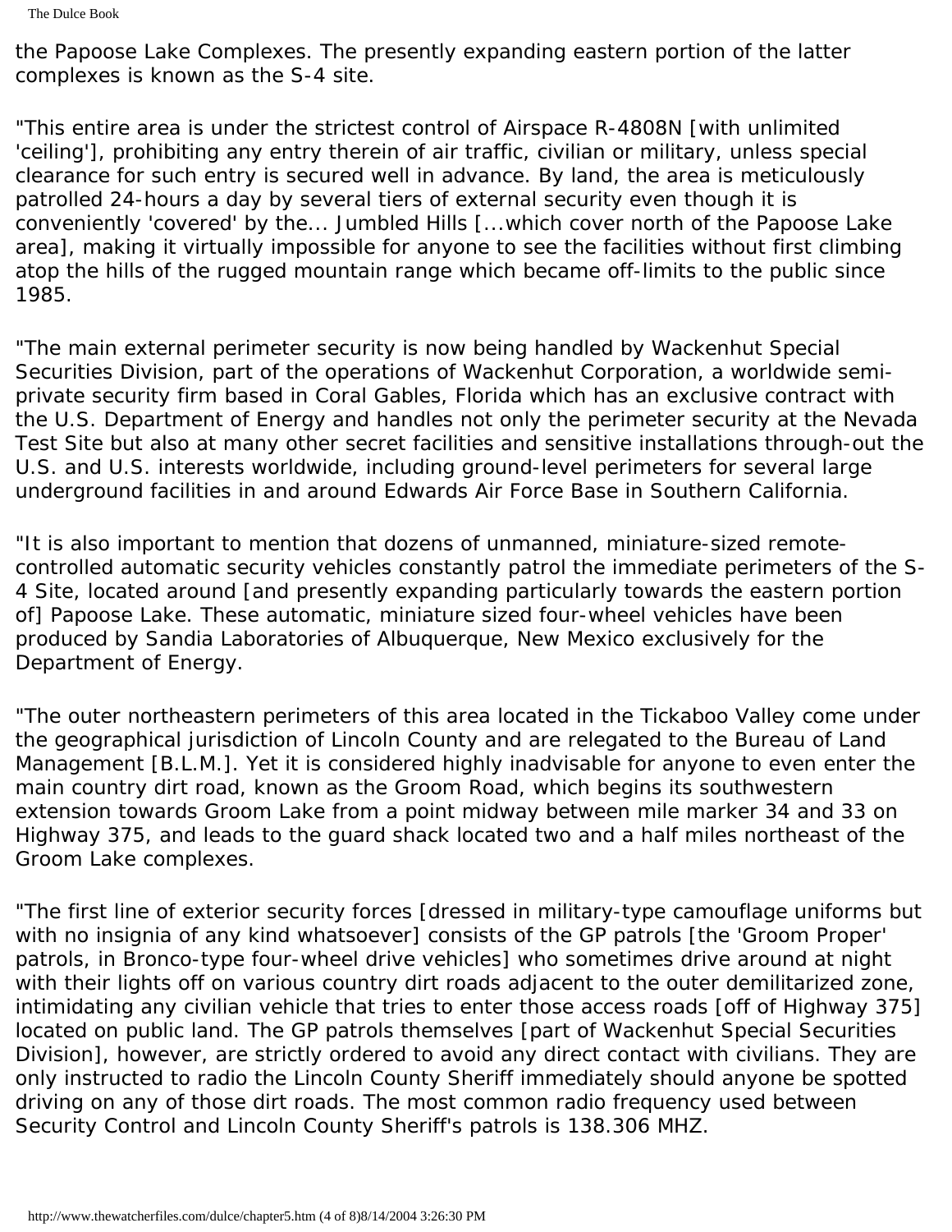the Papoose Lake Complexes. The presently expanding eastern portion of the latter complexes is known as the S-4 site.

"This entire area is under the strictest control of Airspace R-4808N [with unlimited 'ceiling'], prohibiting any entry therein of air traffic, civilian or military, unless special clearance for such entry is secured well in advance. By land, the area is meticulously patrolled 24-hours a day by several tiers of external security even though it is conveniently 'covered' by the... Jumbled Hills [...which cover north of the Papoose Lake area], making it virtually impossible for anyone to see the facilities without first climbing atop the hills of the rugged mountain range which became off-limits to the public since 1985.

"The main external perimeter security is now being handled by Wackenhut Special Securities Division, part of the operations of Wackenhut Corporation, a worldwide semi-private security firm based in Coral Gables, Florida which has an exclusive contract with the U.S. Department of Energy and handles not only the perimeter security at the Nevada Test Site but also at many other secret facilities and sensitive installations through-out the U.S. and U.S. interests worldwide, including ground-level perimeters for several large underground facilities in and around Edwards Air Force Base in Southern California.

"It is also important to mention that dozens of unmanned, miniature-sized remote-controlled automatic security vehicles constantly patrol the immediate perimeters of the S-4 Site, located around [and presently expanding particularly towards the eastern portion of] Papoose Lake. These automatic, miniature sized four-wheel vehicles have been produced by Sandia Laboratories of Albuquerque, New Mexico exclusively for the Department of Energy.

"The outer northeastern perimeters of this area located in the Tickaboo Valley come under the geographical jurisdiction of Lincoln County and are relegated to the Bureau of Land Management [B.L.M.]. Yet it is considered highly inadvisable for anyone to even enter the main country dirt road, known as the Groom Road, which begins its southwestern extension towards Groom Lake from a point midway between mile marker 34 and 33 on Highway 375, and leads to the guard shack located two and a half miles northeast of the Groom Lake complexes.

"The first line of exterior security forces [dressed in military-type camouflage uniforms but with no insignia of any kind whatsoever] consists of the GP patrols [the 'Groom Proper' patrols, in Bronco-type four-wheel drive vehicles] who sometimes drive around at night with their lights off on various country dirt roads adjacent to the outer demilitarized zone, intimidating any civilian vehicle that tries to enter those access roads [off of Highway 375] located on public land. The GP patrols themselves [part of Wackenhut Special Securities Division], however, are strictly ordered to avoid any direct contact with civilians. They are only instructed to radio the Lincoln County Sheriff immediately should anyone be spotted driving on any of those dirt roads. The most common radio frequency used between Security Control and Lincoln County Sheriff's patrols is 138.306 MHZ.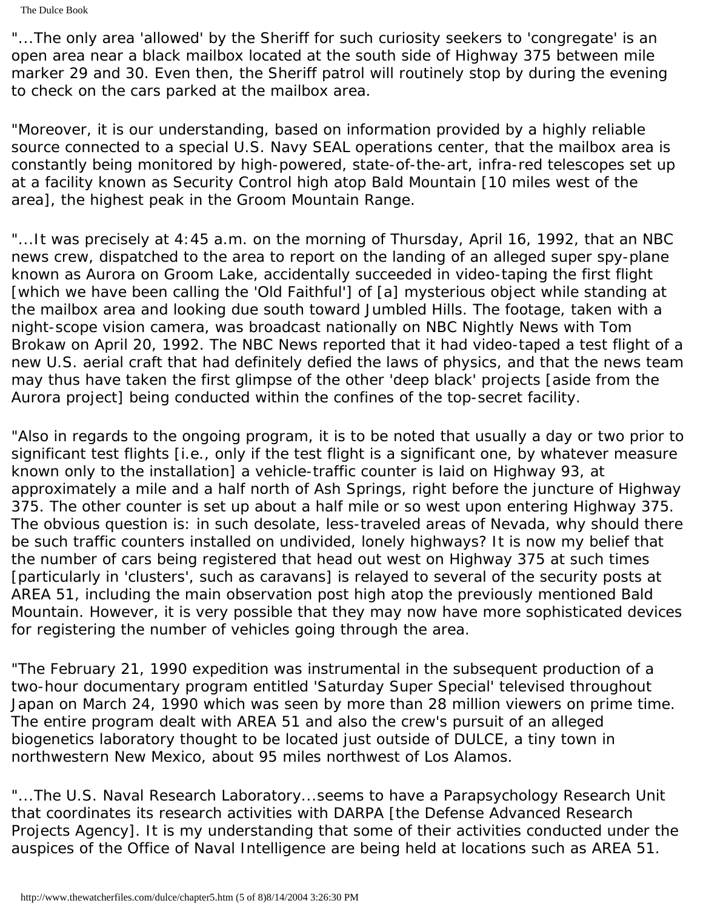"...The only area 'allowed' by the Sheriff for such curiosity seekers to 'congregate' is an open area near a black mailbox located at the south side of Highway 375 between mile marker 29 and 30. Even then, the Sheriff patrol will routinely stop by during the evening to check on the cars parked at the mailbox area.

"Moreover, it is our understanding, based on information provided by a highly reliable source connected to a special U.S. Navy SEAL operations center, that the mailbox area is constantly being monitored by high-powered, state-of-the-art, infra-red telescopes set up at a facility known as Security Control high atop Bald Mountain [10 miles west of the area], the highest peak in the Groom Mountain Range.

"...It was precisely at 4:45 a.m. on the morning of Thursday, April 16, 1992, that an NBC news crew, dispatched to the area to report on the landing of an alleged super spy-plane known as Aurora on Groom Lake, accidentally succeeded in video-taping the first flight [which we have been calling the 'Old Faithful'] of [a] mysterious object while standing at the mailbox area and looking due south toward Jumbled Hills. The footage, taken with a night-scope vision camera, was broadcast nationally on NBC Nightly News with Tom Brokaw on April 20, 1992. The NBC News reported that it had video-taped a test flight of a new U.S. aerial craft that had definitely defied the laws of physics, and that the news team may thus have taken the first glimpse of the other 'deep black' projects [aside from the Aurora project] being conducted within the confines of the top-secret facility.

"Also in regards to the ongoing program, it is to be noted that usually a day or two prior to significant test flights [i.e., only if the test flight is a significant one, by whatever measure known only to the installation] a vehicle-traffic counter is laid on Highway 93, at approximately a mile and a half north of Ash Springs, right before the juncture of Highway 375. The other counter is set up about a half mile or so west upon entering Highway 375. The obvious question is: in such desolate, less-traveled areas of Nevada, why should there be such traffic counters installed on undivided, lonely highways? It is now my belief that the number of cars being registered that head out west on Highway 375 at such times [particularly in 'clusters', such as caravans] is relayed to several of the security posts at AREA 51, including the main observation post high atop the previously mentioned Bald Mountain. However, it is very possible that they may now have more sophisticated devices for registering the number of vehicles going through the area.

"The February 21, 1990 expedition was instrumental in the subsequent production of a two-hour documentary program entitled 'Saturday Super Special' televised throughout Japan on March 24, 1990 which was seen by more than 28 million viewers on prime time. The entire program dealt with AREA 51 and also the crew's pursuit of an alleged biogenetics laboratory thought to be located just outside of DULCE, a tiny town in northwestern New Mexico, about 95 miles northwest of Los Alamos.

"...The U.S. Naval Research Laboratory...seems to have a Parapsychology Research Unit that coordinates its research activities with DARPA [the Defense Advanced Research Projects Agency]. It is my understanding that some of their activities conducted under the auspices of the Office of Naval Intelligence are being held at locations such as AREA 51.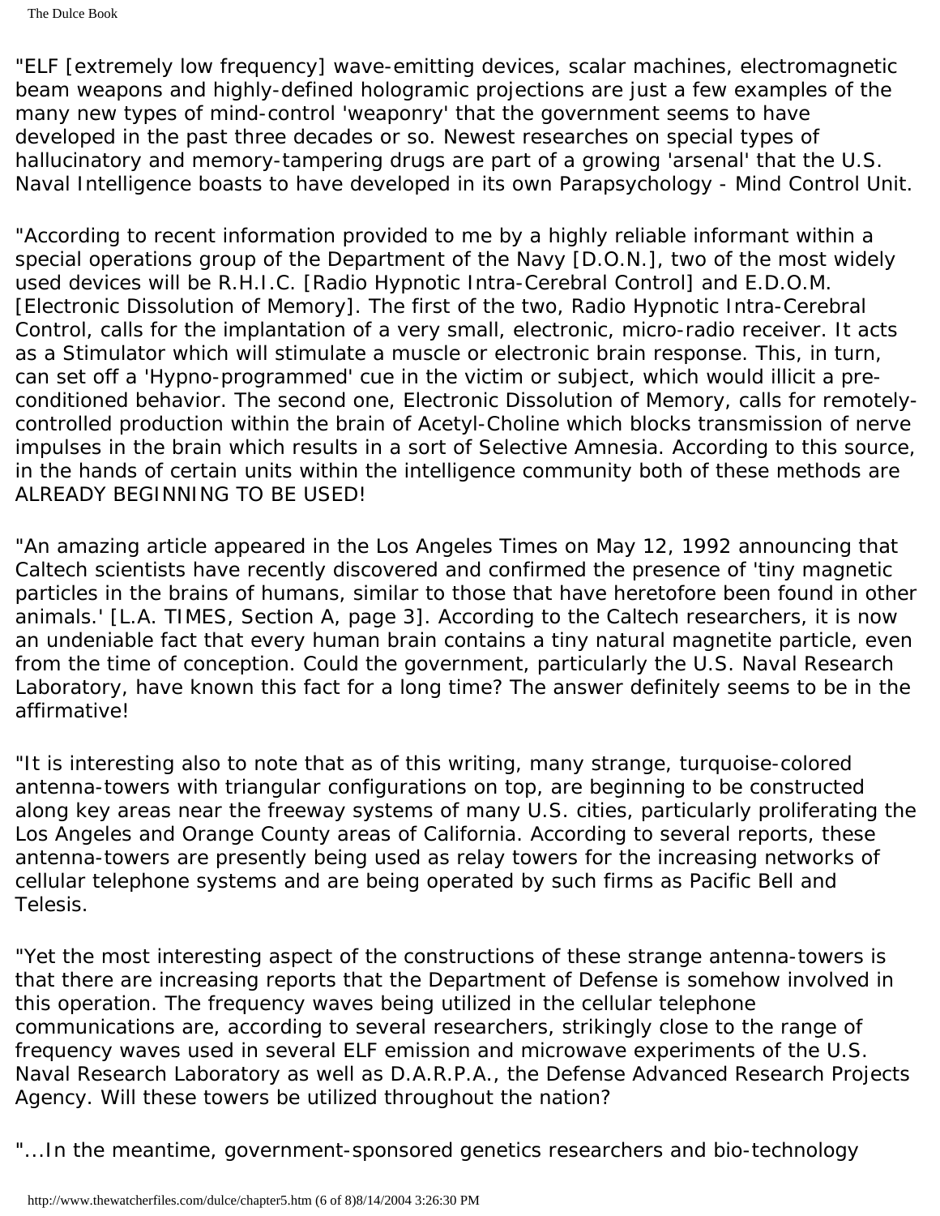"ELF [extremely low frequency] wave-emitting devices, scalar machines, electromagnetic beam weapons and highly-defined hologramic projections are just a few examples of the many new types of mind-control 'weaponry' that the government seems to have developed in the past three decades or so. Newest researches on special types of hallucinatory and memory-tampering drugs are part of a growing 'arsenal' that the U.S. Naval Intelligence boasts to have developed in its own Parapsychology - Mind Control Unit.

"According to recent information provided to me by a highly reliable informant within a special operations group of the Department of the Navy [D.O.N.], two of the most widely used devices will be R.H.I.C. [Radio Hypnotic Intra-Cerebral Control] and E.D.O.M. [Electronic Dissolution of Memory]. The first of the two, Radio Hypnotic Intra-Cerebral Control, calls for the implantation of a very small, electronic, micro-radio receiver. It acts as a Stimulator which will stimulate a muscle or electronic brain response. This, in turn, can set off a 'Hypno-programmed' cue in the victim or subject, which would illicit a pre-conditioned behavior. The second one, Electronic Dissolution of Memory, calls for remotely-controlled production within the brain of Acetyl-Choline which blocks transmission of nerve impulses in the brain which results in a sort of Selective Amnesia. According to this source, in the hands of certain units within the intelligence community both of these methods are ALREADY BEGINNING TO BE USED!

"An amazing article appeared in the Los Angeles Times on May 12, 1992 announcing that Caltech scientists have recently discovered and confirmed the presence of 'tiny magnetic particles in the brains of humans, similar to those that have heretofore been found in other animals.' [L.A. TIMES, Section A, page 3]. According to the Caltech researchers, it is now an undeniable fact that every human brain contains a tiny natural magnetite particle, even from the time of conception. Could the government, particularly the U.S. Naval Research Laboratory, have known this fact for a long time? The answer definitely seems to be in the affirmative!

"It is interesting also to note that as of this writing, many strange, turquoise-colored antenna-towers with triangular configurations on top, are beginning to be constructed along key areas near the freeway systems of many U.S. cities, particularly proliferating the Los Angeles and Orange County areas of California. According to several reports, these antenna-towers are presently being used as relay towers for the increasing networks of cellular telephone systems and are being operated by such firms as Pacific Bell and Telesis.

"Yet the most interesting aspect of the constructions of these strange antenna-towers is that there are increasing reports that the Department of Defense is somehow involved in this operation. The frequency waves being utilized in the cellular telephone communications are, according to several researchers, strikingly close to the range of frequency waves used in several ELF emission and microwave experiments of the U.S. Naval Research Laboratory as well as D.A.R.P.A., the Defense Advanced Research Projects Agency. Will these towers be utilized throughout the nation?

"...In the meantime, government-sponsored genetics researchers and bio-technology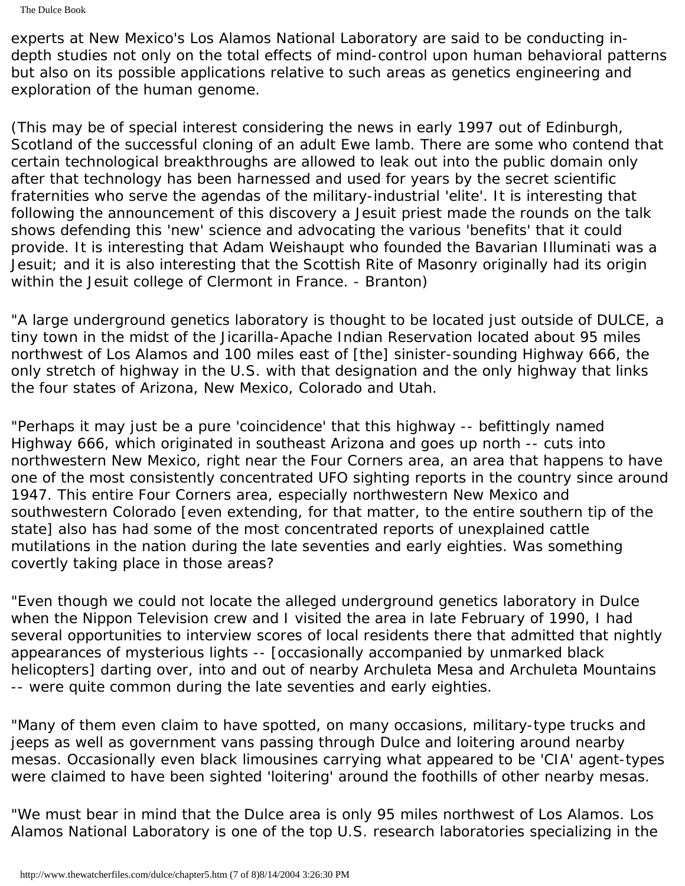experts at New Mexico's Los Alamos National Laboratory are said to be conducting in-depth studies not only on the total effects of mind-control upon human behavioral patterns but also on its possible applications relative to such areas as genetics engineering and exploration of the human genome.

(This may be of special interest considering the news in early 1997 out of Edinburgh, Scotland of the successful cloning of an adult Ewe lamb. There are some who contend that certain technological breakthroughs are allowed to leak out into the public domain only after that technology has been harnessed and used for years by the secret scientific fraternities who serve the agendas of the military-industrial 'elite'. It is interesting that following the announcement of this discovery a Jesuit priest made the rounds on the talk shows defending this 'new' science and advocating the various 'benefits' that it could provide. It is interesting that Adam Weishaupt who founded the Bavarian Illuminati was a Jesuit; and it is also interesting that the Scottish Rite of Masonry originally had its origin within the Jesuit college of Clermont in France. - Branton)

"A large underground genetics laboratory is thought to be located just outside of DULCE, a tiny town in the midst of the Jicarilla-Apache Indian Reservation located about 95 miles northwest of Los Alamos and 100 miles east of [the] sinister-sounding Highway 666, the only stretch of highway in the U.S. with that designation and the only highway that links the four states of Arizona, New Mexico, Colorado and Utah.

"Perhaps it may just be a pure 'coincidence' that this highway -- befittingly named Highway 666, which originated in southeast Arizona and goes up north -- cuts into northwestern New Mexico, right near the Four Corners area, an area that happens to have one of the most consistently concentrated UFO sighting reports in the country since around 1947. This entire Four Corners area, especially northwestern New Mexico and southwestern Colorado [even extending, for that matter, to the entire southern tip of the state] also has had some of the most concentrated reports of unexplained cattle mutilations in the nation during the late seventies and early eighties. Was something covertly taking place in those areas?

"Even though we could not locate the alleged underground genetics laboratory in Dulce when the Nippon Television crew and I visited the area in late February of 1990, I had several opportunities to interview scores of local residents there that admitted that nightly appearances of mysterious lights -- [occasionally accompanied by unmarked black helicopters] darting over, into and out of nearby Archuleta Mesa and Archuleta Mountains -- were quite common during the late seventies and early eighties.

"Many of them even claim to have spotted, on many occasions, military-type trucks and jeeps as well as government vans passing through Dulce and loitering around nearby mesas. Occasionally even black limousines carrying what appeared to be 'CIA' agent-types were claimed to have been sighted 'loitering' around the foothills of other nearby mesas.

"We must bear in mind that the Dulce area is only 95 miles northwest of Los Alamos. Los Alamos National Laboratory is one of the top U.S. research laboratories specializing in the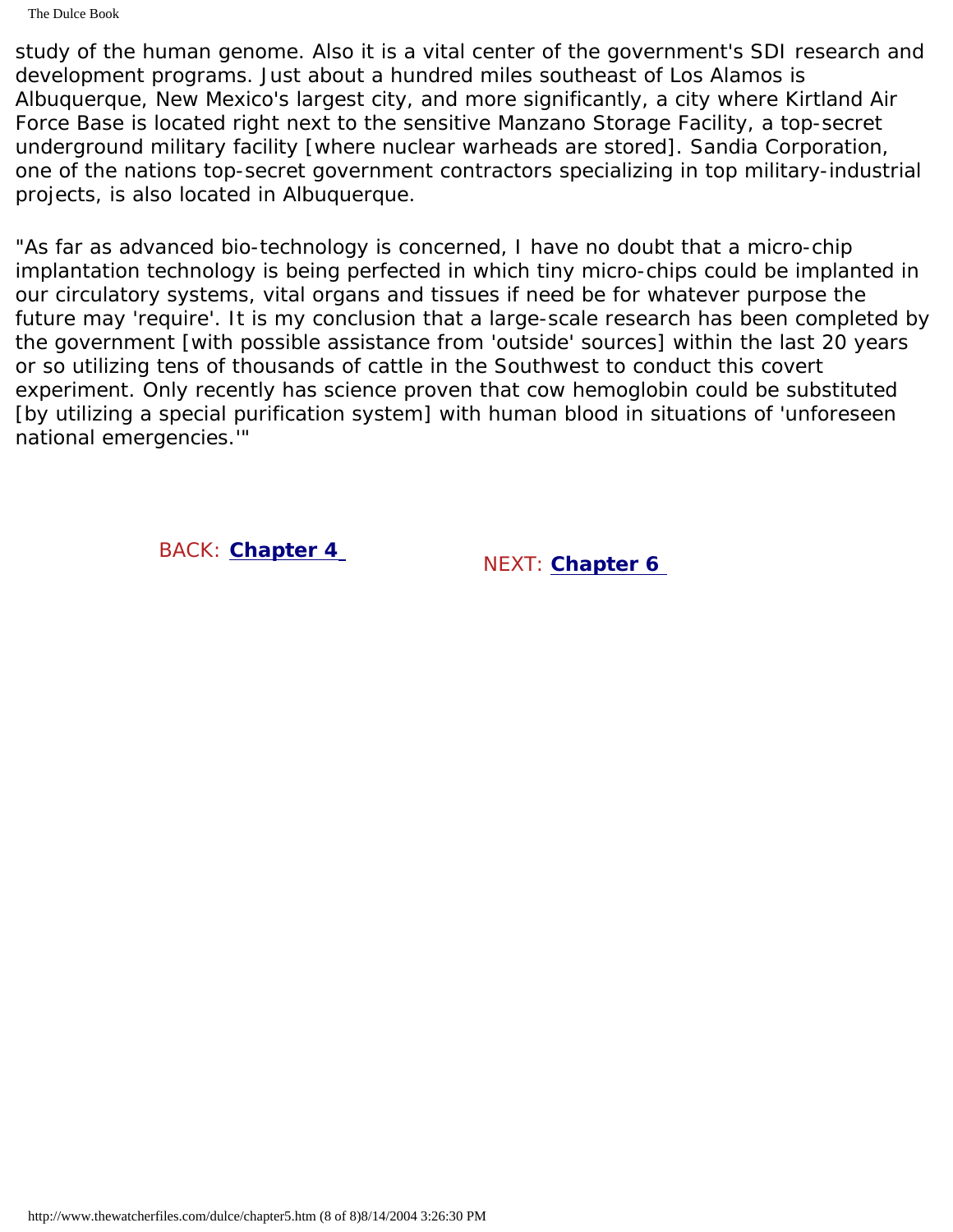study of the human genome. Also it is a vital center of the government's SDI research and development programs. Just about a hundred miles southeast of Los Alamos is Albuquerque, New Mexico's largest city, and more significantly, a city where Kirtland Air Force Base is located right next to the sensitive Manzano Storage Facility, a top-secret underground military facility [where nuclear warheads are stored]. Sandia Corporation, one of the nations top-secret government contractors specializing in top military-industrial projects, is also located in Albuquerque.

"As far as advanced bio-technology is concerned, I have no doubt that a micro-chip implantation technology is being perfected in which tiny micro-chips could be implanted in our circulatory systems, vital organs and tissues if need be for whatever purpose the future may 'require'. It is my conclusion that a large-scale research has been completed by the government [with possible assistance from 'outside' sources] within the last 20 years or so utilizing tens of thousands of cattle in the Southwest to conduct this covert experiment. Only recently has science proven that cow hemoglobin could be substituted [by utilizing a special purification system] with human blood in situations of 'unforeseen national emergencies.'"

BACK: **Chapter 4**

NEXT: **Chapter 6**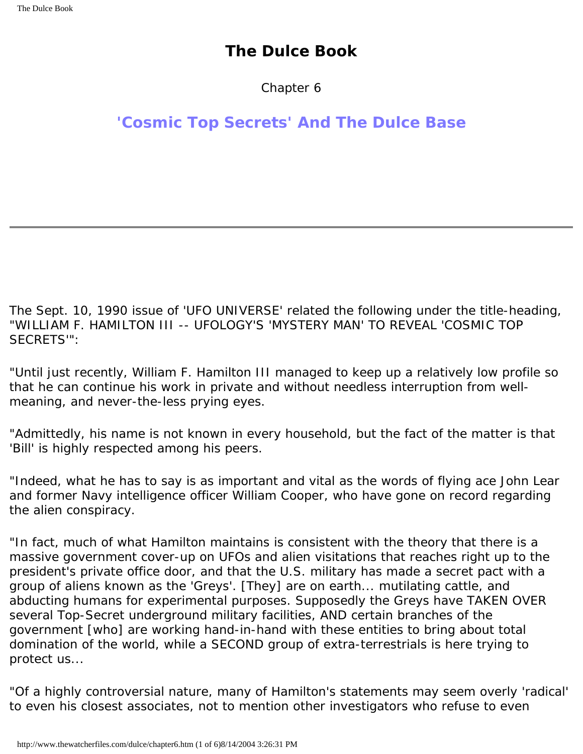# The Dulce Book

Chapter 6

## 'Cosmic Top Secrets' And The Dulce Base

---

The Sept. 10, 1990 issue of 'UFO UNIVERSE' related the following under the title-heading, "WILLIAM F. HAMILTON III -- UFOLOGY'S 'MYSTERY MAN' TO REVEAL 'COSMIC TOP SECRETS'":

"Until just recently, William F. Hamilton III managed to keep up a relatively low profile so that he can continue his work in private and without needless interruption from well-meaning, and never-the-less prying eyes.

"Admittedly, his name is not known in every household, but the fact of the matter is that 'Bill' is highly respected among his peers.

"Indeed, what he has to say is as important and vital as the words of flying ace John Lear and former Navy intelligence officer William Cooper, who have gone on record regarding the alien conspiracy.

"In fact, much of what Hamilton maintains is consistent with the theory that there is a massive government cover-up on UFOs and alien visitations that reaches right up to the president's private office door, and that the U.S. military has made a secret pact with a group of aliens known as the 'Greys'. [They] are on earth... mutilating cattle, and abducting humans for experimental purposes. Supposedly the Greys have TAKEN OVER several Top-Secret underground military facilities, AND certain branches of the government [who] are working hand-in-hand with these entities to bring about total domination of the world, while a SECOND group of extra-terrestrials is here trying to protect us...

"Of a highly controversial nature, many of Hamilton's statements may seem overly 'radical' to even his closest associates, not to mention other investigators who refuse to even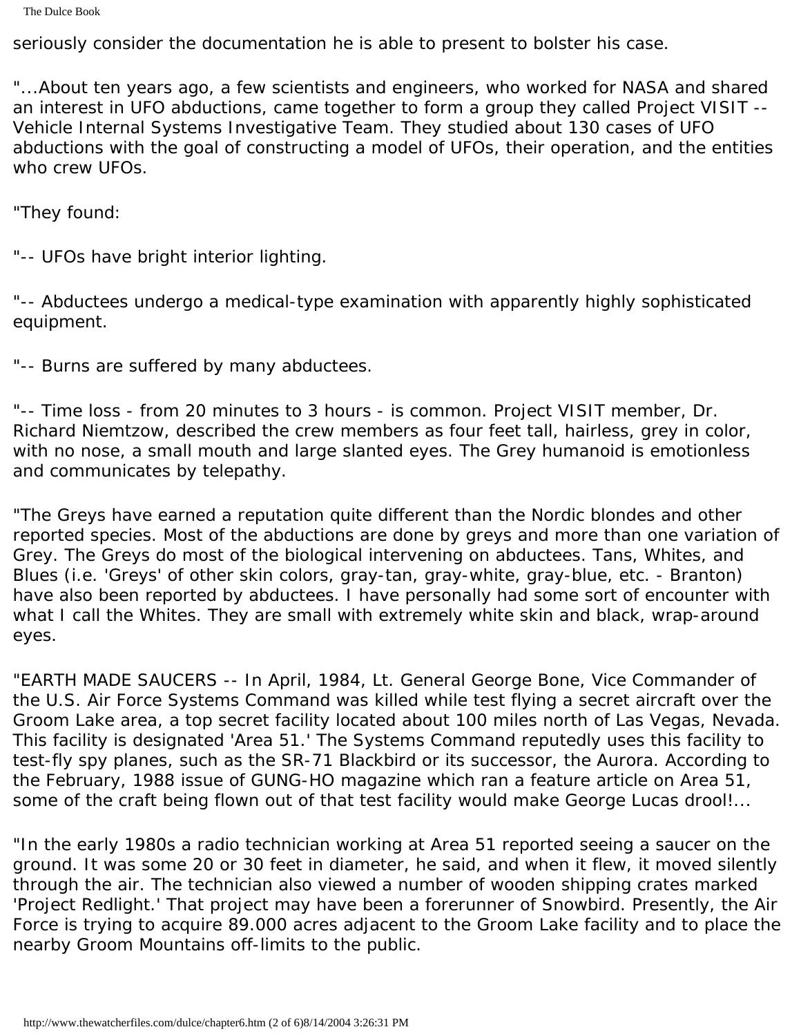seriously consider the documentation he is able to present to bolster his case.

"...About ten years ago, a few scientists and engineers, who worked for NASA and shared an interest in UFO abductions, came together to form a group they called Project VISIT -- Vehicle Internal Systems Investigative Team. They studied about 130 cases of UFO abductions with the goal of constructing a model of UFOs, their operation, and the entities who crew UFOs.

"They found:

"-- UFOs have bright interior lighting.

"-- Abductees undergo a medical-type examination with apparently highly sophisticated equipment.

"-- Burns are suffered by many abductees.

"-- Time loss - from 20 minutes to 3 hours - is common. Project VISIT member, Dr. Richard Niemtzow, described the crew members as four feet tall, hairless, grey in color, with no nose, a small mouth and large slanted eyes. The Grey humanoid is emotionless and communicates by telepathy.

"The Greys have earned a reputation quite different than the Nordic blondes and other reported species. Most of the abductions are done by greys and more than one variation of Grey. The Greys do most of the biological intervening on abductees. Tans, Whites, and Blues (i.e. 'Greys' of other skin colors, gray-tan, gray-white, gray-blue, etc. - Branton) have also been reported by abductees. I have personally had some sort of encounter with what I call the Whites. They are small with extremely white skin and black, wrap-around eyes.

"EARTH MADE SAUCERS -- In April, 1984, Lt. General George Bone, Vice Commander of the U.S. Air Force Systems Command was killed while test flying a secret aircraft over the Groom Lake area, a top secret facility located about 100 miles north of Las Vegas, Nevada. This facility is designated 'Area 51.' The Systems Command reputedly uses this facility to test-fly spy planes, such as the SR-71 Blackbird or its successor, the Aurora. According to the February, 1988 issue of GUNG-HO magazine which ran a feature article on Area 51, some of the craft being flown out of that test facility would make George Lucas drool!...

"In the early 1980s a radio technician working at Area 51 reported seeing a saucer on the ground. It was some 20 or 30 feet in diameter, he said, and when it flew, it moved silently through the air. The technician also viewed a number of wooden shipping crates marked 'Project Redlight.' That project may have been a forerunner of Snowbird. Presently, the Air Force is trying to acquire 89.000 acres adjacent to the Groom Lake facility and to place the nearby Groom Mountains off-limits to the public.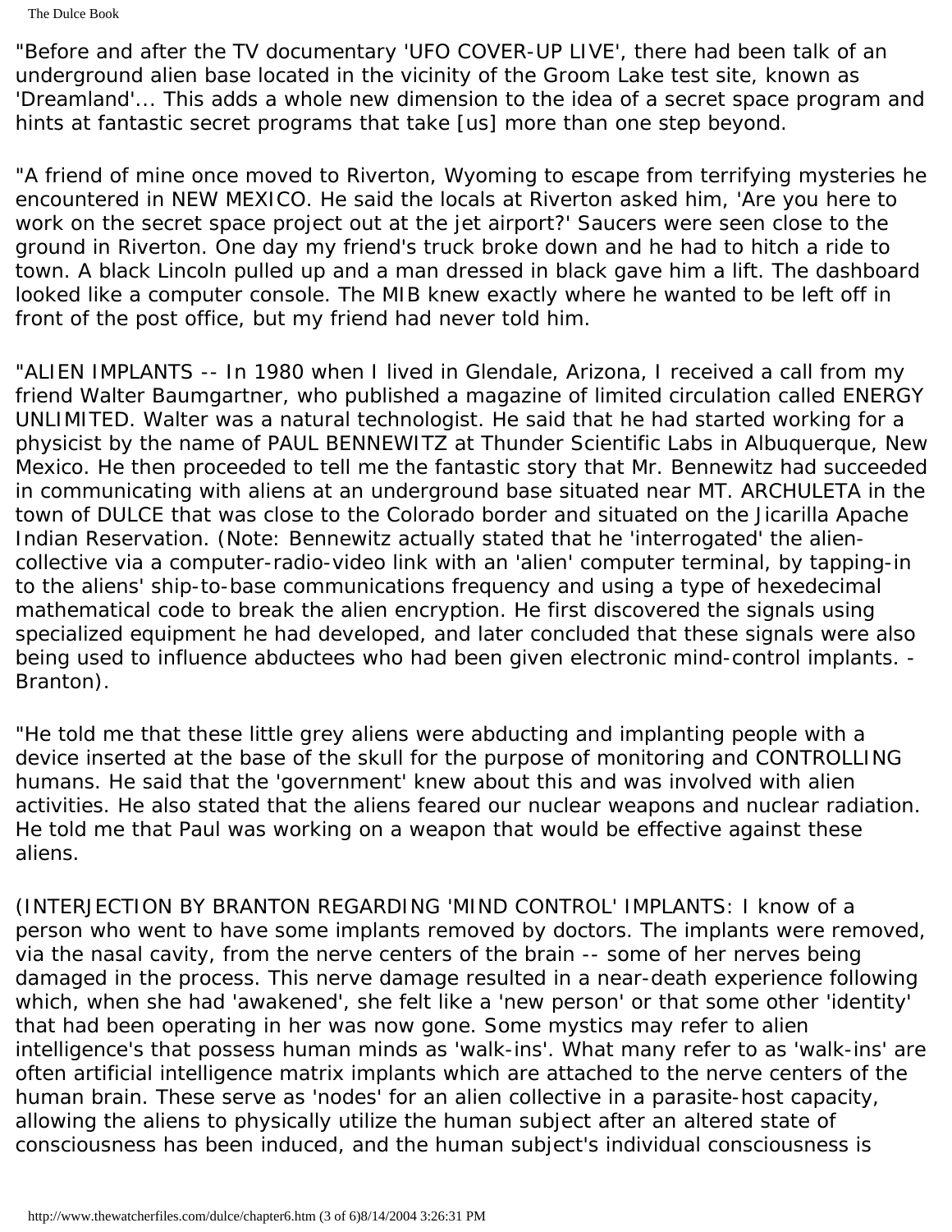"Before and after the TV documentary 'UFO COVER-UP LIVE', there had been talk of an underground alien base located in the vicinity of the Groom Lake test site, known as 'Dreamland'... This adds a whole new dimension to the idea of a secret space program and hints at fantastic secret programs that take [us] more than one step beyond.

"A friend of mine once moved to Riverton, Wyoming to escape from terrifying mysteries he encountered in NEW MEXICO. He said the locals at Riverton asked him, 'Are you here to work on the secret space project out at the jet airport?' Saucers were seen close to the ground in Riverton. One day my friend's truck broke down and he had to hitch a ride to town. A black Lincoln pulled up and a man dressed in black gave him a lift. The dashboard looked like a computer console. The MIB knew exactly where he wanted to be left off in front of the post office, but my friend had never told him.

"ALIEN IMPLANTS -- In 1980 when I lived in Glendale, Arizona, I received a call from my friend Walter Baumgartner, who published a magazine of limited circulation called ENERGY UNLIMITED. Walter was a natural technologist. He said that he had started working for a physicist by the name of PAUL BENNEWITZ at Thunder Scientific Labs in Albuquerque, New Mexico. He then proceeded to tell me the fantastic story that Mr. Bennewitz had succeeded in communicating with aliens at an underground base situated near MT. ARCHULETA in the town of DULCE that was close to the Colorado border and situated on the Jicarilla Apache Indian Reservation. (Note: Bennewitz actually stated that he 'interrogated' the alien-collective via a computer-radio-video link with an 'alien' computer terminal, by tapping-in to the aliens' ship-to-base communications frequency and using a type of hexedecimal mathematical code to break the alien encryption. He first discovered the signals using specialized equipment he had developed, and later concluded that these signals were also being used to influence abductees who had been given electronic mind-control implants. - Branton).

"He told me that these little grey aliens were abducting and implanting people with a device inserted at the base of the skull for the purpose of monitoring and CONTROLLING humans. He said that the 'government' knew about this and was involved with alien activities. He also stated that the aliens feared our nuclear weapons and nuclear radiation. He told me that Paul was working on a weapon that would be effective against these aliens.

(INTERJECTION BY BRANTON REGARDING 'MIND CONTROL' IMPLANTS: I know of a person who went to have some implants removed by doctors. The implants were removed, via the nasal cavity, from the nerve centers of the brain -- some of her nerves being damaged in the process. This nerve damage resulted in a near-death experience following which, when she had 'awakened', she felt like a 'new person' or that some other 'identity' that had been operating in her was now gone. Some mystics may refer to alien intelligence's that possess human minds as 'walk-ins'. What many refer to as 'walk-ins' are often artificial intelligence matrix implants which are attached to the nerve centers of the human brain. These serve as 'nodes' for an alien collective in a parasite-host capacity, allowing the aliens to physically utilize the human subject after an altered state of consciousness has been induced, and the human subject's individual consciousness is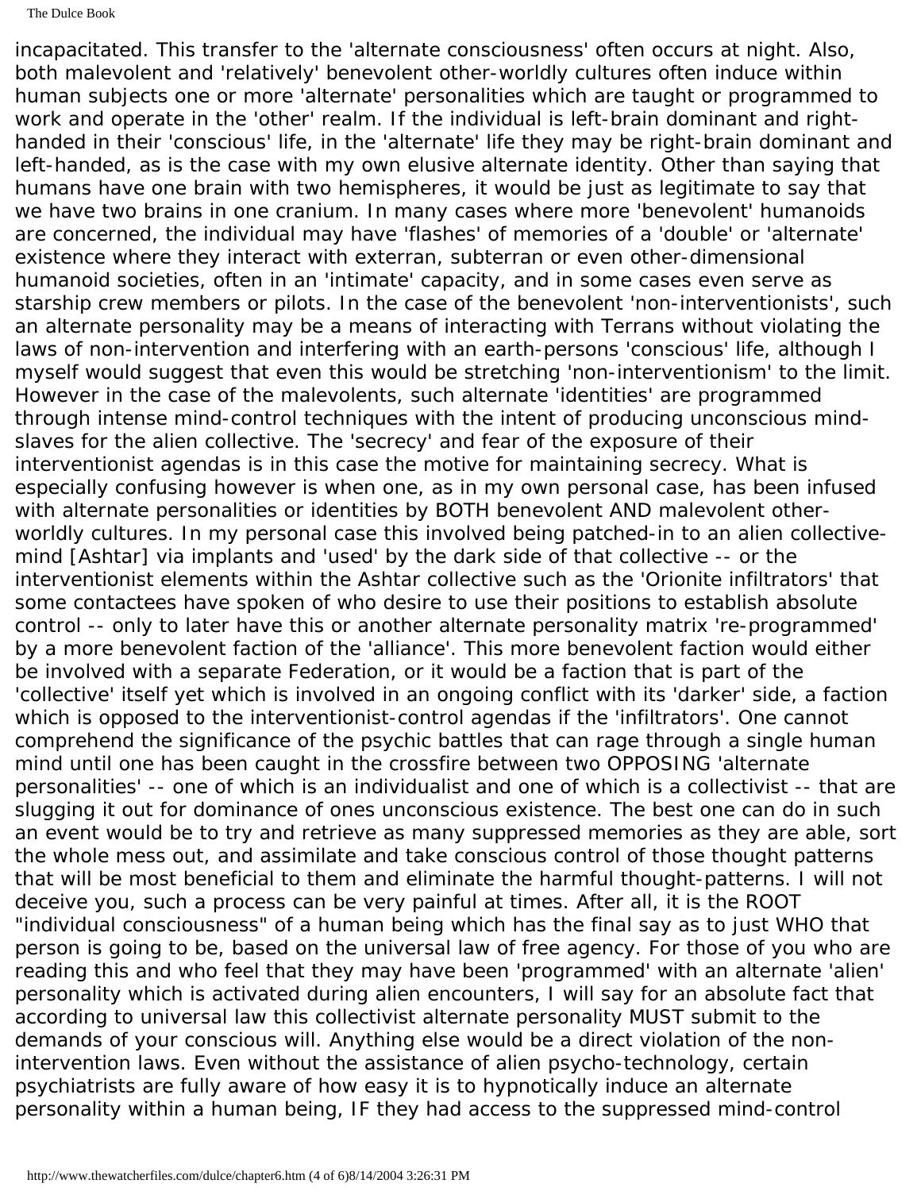incapacitated. This transfer to the 'alternate consciousness' often occurs at night. Also, both malevolent and 'relatively' benevolent other-worldly cultures often induce within human subjects one or more 'alternate' personalities which are taught or programmed to work and operate in the 'other' realm. If the individual is left-brain dominant and right-handed in their 'conscious' life, in the 'alternate' life they may be right-brain dominant and left-handed, as is the case with my own elusive alternate identity. Other than saying that humans have one brain with two hemispheres, it would be just as legitimate to say that we have two brains in one cranium. In many cases where more 'benevolent' humanoids are concerned, the individual may have 'flashes' of memories of a 'double' or 'alternate' existence where they interact with exterran, subterran or even other-dimensional humanoid societies, often in an 'intimate' capacity, and in some cases even serve as starship crew members or pilots. In the case of the benevolent 'non-interventionists', such an alternate personality may be a means of interacting with Terrans without violating the laws of non-intervention and interfering with an earth-persons 'conscious' life, although I myself would suggest that even this would be stretching 'non-interventionism' to the limit. However in the case of the malevolents, such alternate 'identities' are programmed through intense mind-control techniques with the intent of producing unconscious mind-slaves for the alien collective. The 'secrecy' and fear of the exposure of their interventionist agendas is in this case the motive for maintaining secrecy. What is especially confusing however is when one, as in my own personal case, has been infused with alternate personalities or identities by BOTH benevolent AND malevolent other-worldly cultures. In my personal case this involved being patched-in to an alien collective-mind [Ashtar] via implants and 'used' by the dark side of that collective -- or the interventionist elements within the Ashtar collective such as the 'Orionite infiltrators' that some contactees have spoken of who desire to use their positions to establish absolute control -- only to later have this or another alternate personality matrix 're-programmed' by a more benevolent faction of the 'alliance'. This more benevolent faction would either be involved with a separate Federation, or it would be a faction that is part of the 'collective' itself yet which is involved in an ongoing conflict with its 'darker' side, a faction which is opposed to the interventionist-control agendas if the 'infiltrators'. One cannot comprehend the significance of the psychic battles that can rage through a single human mind until one has been caught in the crossfire between two OPPOSING 'alternate personalities' -- one of which is an individualist and one of which is a collectivist -- that are slugging it out for dominance of ones unconscious existence. The best one can do in such an event would be to try and retrieve as many suppressed memories as they are able, sort the whole mess out, and assimilate and take conscious control of those thought patterns that will be most beneficial to them and eliminate the harmful thought-patterns. I will not deceive you, such a process can be very painful at times. After all, it is the ROOT "individual consciousness" of a human being which has the final say as to just WHO that person is going to be, based on the universal law of free agency. For those of you who are reading this and who feel that they may have been 'programmed' with an alternate 'alien' personality which is activated during alien encounters, I will say for an absolute fact that according to universal law this collectivist alternate personality MUST submit to the demands of your conscious will. Anything else would be a direct violation of the non-intervention laws. Even without the assistance of alien psycho-technology, certain psychiatrists are fully aware of how easy it is to hypnotically induce an alternate personality within a human being, IF they had access to the suppressed mind-control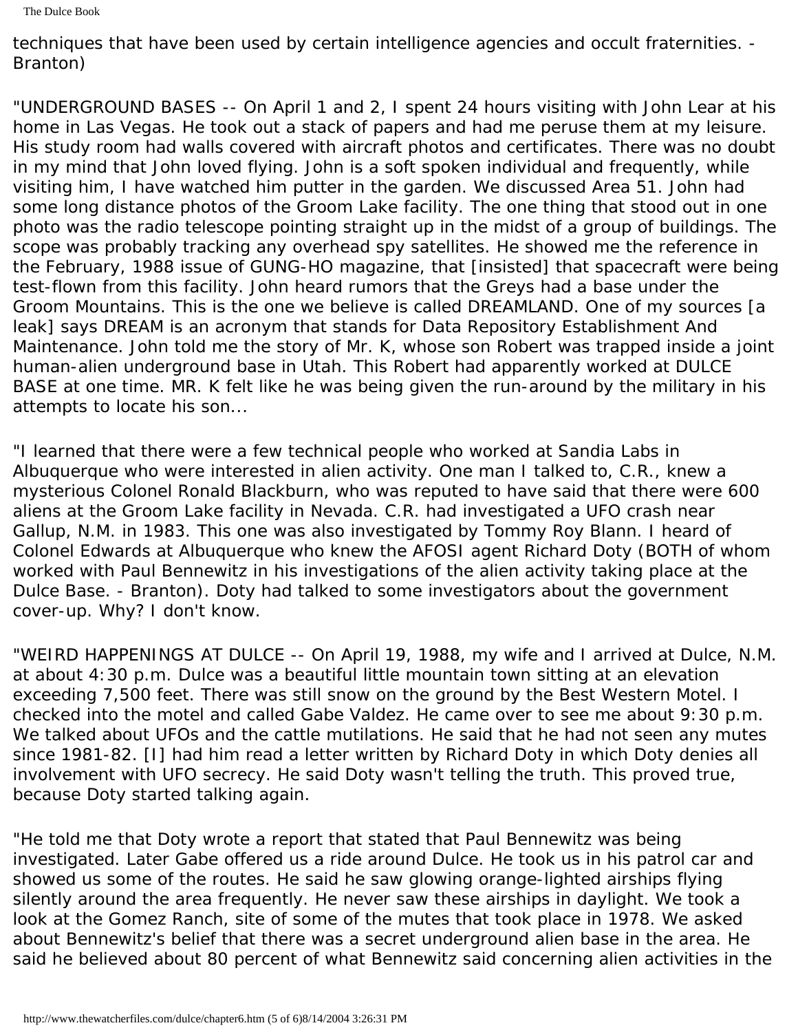techniques that have been used by certain intelligence agencies and occult fraternities. - Branton)

"UNDERGROUND BASES -- On April 1 and 2, I spent 24 hours visiting with John Lear at his home in Las Vegas. He took out a stack of papers and had me peruse them at my leisure. His study room had walls covered with aircraft photos and certificates. There was no doubt in my mind that John loved flying. John is a soft spoken individual and frequently, while visiting him, I have watched him putter in the garden. We discussed Area 51. John had some long distance photos of the Groom Lake facility. The one thing that stood out in one photo was the radio telescope pointing straight up in the midst of a group of buildings. The scope was probably tracking any overhead spy satellites. He showed me the reference in the February, 1988 issue of GUNG-HO magazine, that [insisted] that spacecraft were being test-flown from this facility. John heard rumors that the Greys had a base under the Groom Mountains. This is the one we believe is called DREAMLAND. One of my sources [a leak] says DREAM is an acronym that stands for Data Repository Establishment And Maintenance. John told me the story of Mr. K, whose son Robert was trapped inside a joint human-alien underground base in Utah. This Robert had apparently worked at DULCE BASE at one time. MR. K felt like he was being given the run-around by the military in his attempts to locate his son...

"I learned that there were a few technical people who worked at Sandia Labs in Albuquerque who were interested in alien activity. One man I talked to, C.R., knew a mysterious Colonel Ronald Blackburn, who was reputed to have said that there were 600 aliens at the Groom Lake facility in Nevada. C.R. had investigated a UFO crash near Gallup, N.M. in 1983. This one was also investigated by Tommy Roy Blann. I heard of Colonel Edwards at Albuquerque who knew the AFOSI agent Richard Doty (BOTH of whom worked with Paul Bennewitz in his investigations of the alien activity taking place at the Dulce Base. - Branton). Doty had talked to some investigators about the government cover-up. Why? I don't know.

"WEIRD HAPPENINGS AT DULCE -- On April 19, 1988, my wife and I arrived at Dulce, N.M. at about 4:30 p.m. Dulce was a beautiful little mountain town sitting at an elevation exceeding 7,500 feet. There was still snow on the ground by the Best Western Motel. I checked into the motel and called Gabe Valdez. He came over to see me about 9:30 p.m. We talked about UFOs and the cattle mutilations. He said that he had not seen any mutes since 1981-82. [I] had him read a letter written by Richard Doty in which Doty denies all involvement with UFO secrecy. He said Doty wasn't telling the truth. This proved true, because Doty started talking again.

"He told me that Doty wrote a report that stated that Paul Bennewitz was being investigated. Later Gabe offered us a ride around Dulce. He took us in his patrol car and showed us some of the routes. He said he saw glowing orange-lighted airships flying silently around the area frequently. He never saw these airships in daylight. We took a look at the Gomez Ranch, site of some of the mutes that took place in 1978. We asked about Bennewitz's belief that there was a secret underground alien base in the area. He said he believed about 80 percent of what Bennewitz said concerning alien activities in the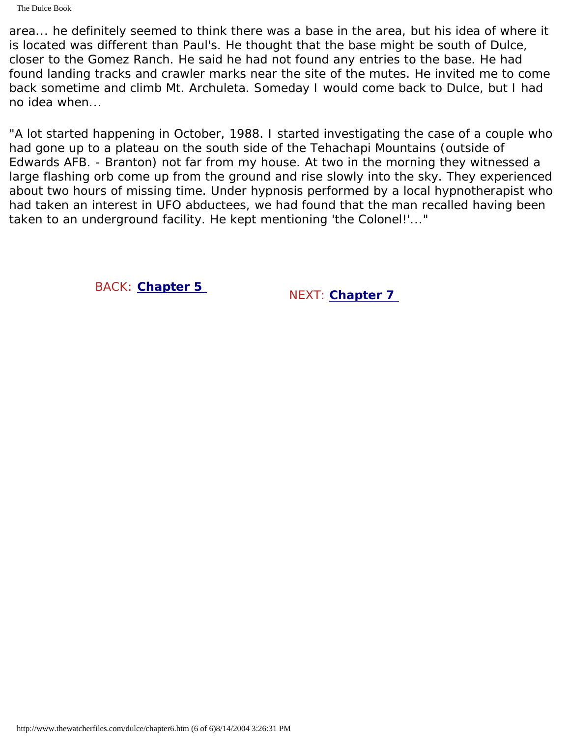area... he definitely seemed to think there was a base in the area, but his idea of where it is located was different than Paul's. He thought that the base might be south of Dulce, closer to the Gomez Ranch. He said he had not found any entries to the base. He had found landing tracks and crawler marks near the site of the mutes. He invited me to come back sometime and climb Mt. Archuleta. Someday I would come back to Dulce, but I had no idea when...

"A lot started happening in October, 1988. I started investigating the case of a couple who had gone up to a plateau on the south side of the Tehachapi Mountains (outside of Edwards AFB. - Branton) not far from my house. At two in the morning they witnessed a large flashing orb come up from the ground and rise slowly into the sky. They experienced about two hours of missing time. Under hypnosis performed by a local hypnotherapist who had taken an interest in UFO abductees, we had found that the man recalled having been taken to an underground facility. He kept mentioning 'the Colonel!'..."

BACK: **Chapter 5** NEXT: **Chapter 7**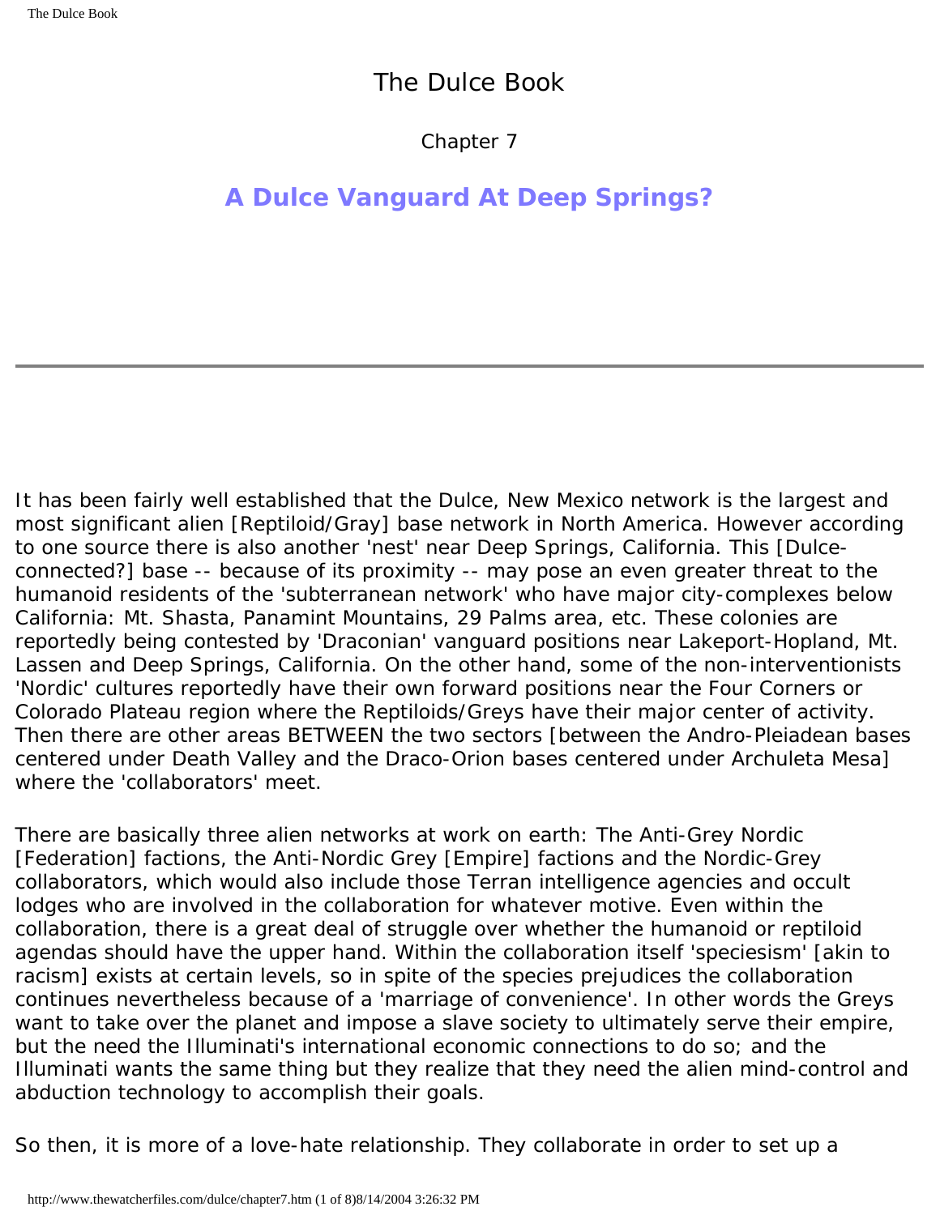# The Dulce Book

Chapter 7

## A Dulce Vanguard At Deep Springs?

---

It has been fairly well established that the Dulce, New Mexico network is the largest and most significant alien [Reptiloid/Gray] base network in North America. However according to one source there is also another 'nest' near Deep Springs, California. This [Dulce-connected?] base -- because of its proximity -- may pose an even greater threat to the humanoid residents of the 'subterranean network' who have major city-complexes below California: Mt. Shasta, Panamint Mountains, 29 Palms area, etc. These colonies are reportedly being contested by 'Draconian' vanguard positions near Lakeport-Hopland, Mt. Lassen and Deep Springs, California. On the other hand, some of the non-interventionists 'Nordic' cultures reportedly have their own forward positions near the Four Corners or Colorado Plateau region where the Reptiloids/Greys have their major center of activity. Then there are other areas BETWEEN the two sectors [between the Andro-Pleiadean bases centered under Death Valley and the Draco-Orion bases centered under Archuleta Mesa] where the 'collaborators' meet.

There are basically three alien networks at work on earth: The Anti-Grey Nordic [Federation] factions, the Anti-Nordic Grey [Empire] factions and the Nordic-Grey collaborators, which would also include those Terran intelligence agencies and occult lodges who are involved in the collaboration for whatever motive. Even within the collaboration, there is a great deal of struggle over whether the humanoid or reptiloid agendas should have the upper hand. Within the collaboration itself 'speciesism' [akin to racism] exists at certain levels, so in spite of the species prejudices the collaboration continues nevertheless because of a 'marriage of convenience'. In other words the Greys want to take over the planet and impose a slave society to ultimately serve their empire, but the need the Illuminati's international economic connections to do so; and the Illuminati wants the same thing but they realize that they need the alien mind-control and abduction technology to accomplish their goals.

So then, it is more of a love-hate relationship. They collaborate in order to set up a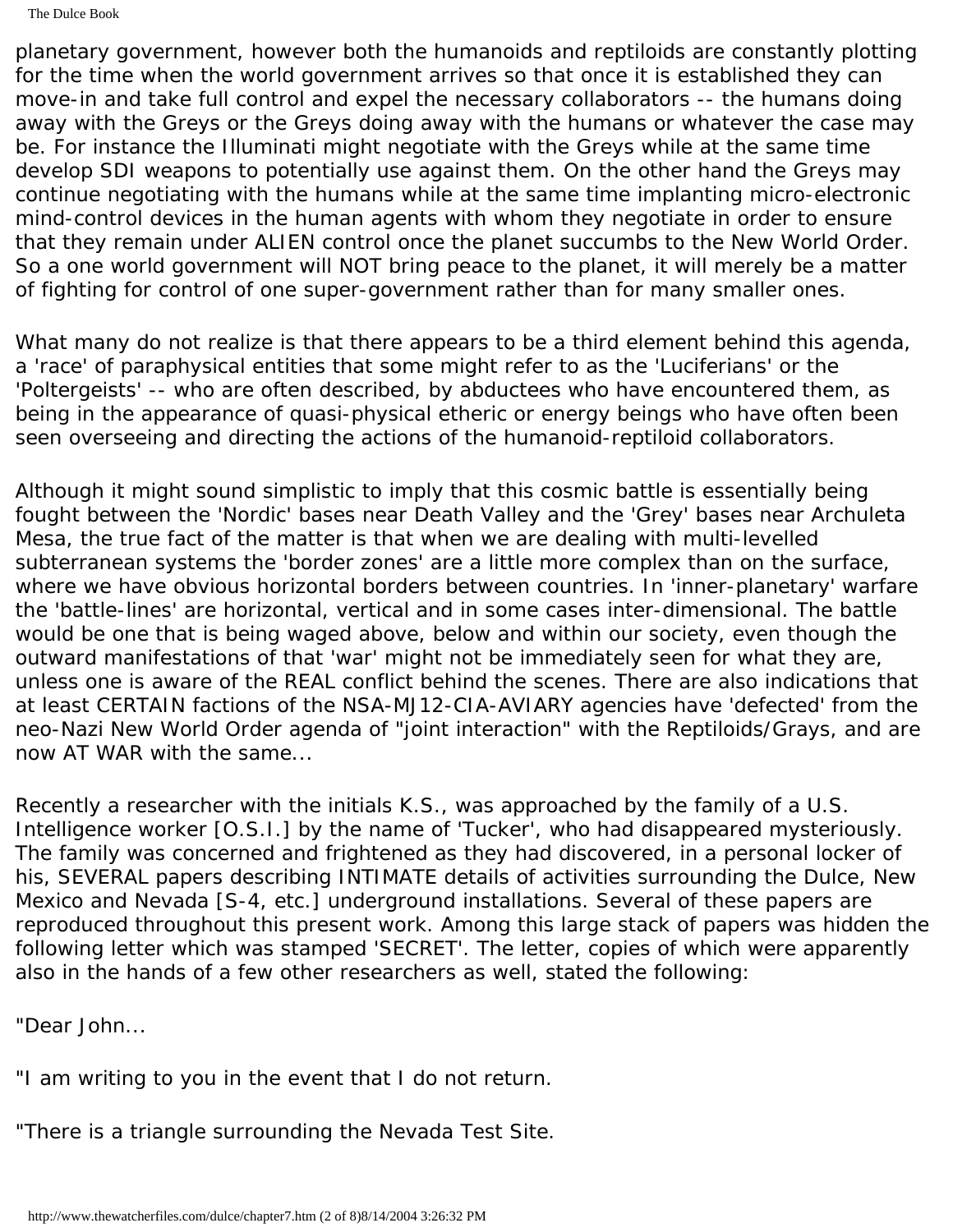planetary government, however both the humanoids and reptiloids are constantly plotting for the time when the world government arrives so that once it is established they can move-in and take full control and expel the necessary collaborators -- the humans doing away with the Greys or the Greys doing away with the humans or whatever the case may be. For instance the Illuminati might negotiate with the Greys while at the same time develop SDI weapons to potentially use against them. On the other hand the Greys may continue negotiating with the humans while at the same time implanting micro-electronic mind-control devices in the human agents with whom they negotiate in order to ensure that they remain under ALIEN control once the planet succumbs to the New World Order. So a one world government will NOT bring peace to the planet, it will merely be a matter of fighting for control of one super-government rather than for many smaller ones.

What many do not realize is that there appears to be a third element behind this agenda, a 'race' of paraphysical entities that some might refer to as the 'Luciferians' or the 'Poltergeists' -- who are often described, by abductees who have encountered them, as being in the appearance of quasi-physical etheric or energy beings who have often been seen overseeing and directing the actions of the humanoid-reptiloid collaborators.

Although it might sound simplistic to imply that this cosmic battle is essentially being fought between the 'Nordic' bases near Death Valley and the 'Grey' bases near Archuleta Mesa, the true fact of the matter is that when we are dealing with multi-levelled subterranean systems the 'border zones' are a little more complex than on the surface, where we have obvious horizontal borders between countries. In 'inner-planetary' warfare the 'battle-lines' are horizontal, vertical and in some cases inter-dimensional. The battle would be one that is being waged above, below and within our society, even though the outward manifestations of that 'war' might not be immediately seen for what they are, unless one is aware of the REAL conflict behind the scenes. There are also indications that at least CERTAIN factions of the NSA-MJ12-CIA-AVIARY agencies have 'defected' from the neo-Nazi New World Order agenda of "joint interaction" with the Reptiloids/Grays, and are now AT WAR with the same...

Recently a researcher with the initials K.S., was approached by the family of a U.S. Intelligence worker [O.S.I.] by the name of 'Tucker', who had disappeared mysteriously. The family was concerned and frightened as they had discovered, in a personal locker of his, SEVERAL papers describing INTIMATE details of activities surrounding the Dulce, New Mexico and Nevada [S-4, etc.] underground installations. Several of these papers are reproduced throughout this present work. Among this large stack of papers was hidden the following letter which was stamped 'SECRET'. The letter, copies of which were apparently also in the hands of a few other researchers as well, stated the following:

"Dear John...

"I am writing to you in the event that I do not return.

"There is a triangle surrounding the Nevada Test Site.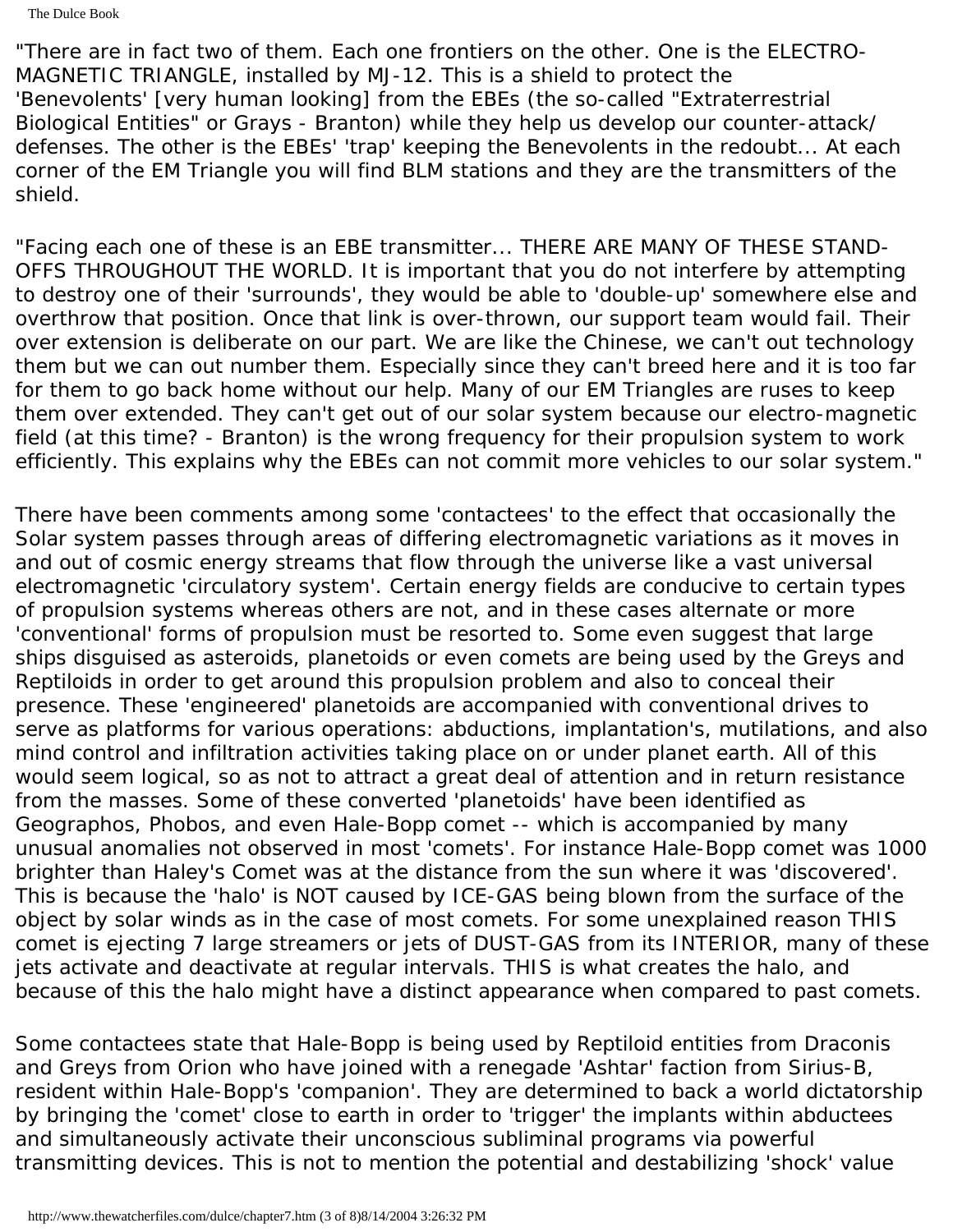"There are in fact two of them. Each one frontiers on the other. One is the ELECTRO-MAGNETIC TRIANGLE, installed by MJ-12. This is a shield to protect the 'Benevolents' [very human looking] from the EBEs (the so-called "Extraterrestrial Biological Entities" or Grays - Branton) while they help us develop our counter-attack/ defenses. The other is the EBEs' 'trap' keeping the Benevolents in the redoubt... At each corner of the EM Triangle you will find BLM stations and they are the transmitters of the shield.

"Facing each one of these is an EBE transmitter... THERE ARE MANY OF THESE STAND-OFFS THROUGHOUT THE WORLD. It is important that you do not interfere by attempting to destroy one of their 'surrounds', they would be able to 'double-up' somewhere else and overthrow that position. Once that link is over-thrown, our support team would fail. Their over extension is deliberate on our part. We are like the Chinese, we can't out technology them but we can out number them. Especially since they can't breed here and it is too far for them to go back home without our help. Many of our EM Triangles are ruses to keep them over extended. They can't get out of our solar system because our electro-magnetic field (at this time? - Branton) is the wrong frequency for their propulsion system to work efficiently. This explains why the EBEs can not commit more vehicles to our solar system."

There have been comments among some 'contactees' to the effect that occasionally the Solar system passes through areas of differing electromagnetic variations as it moves in and out of cosmic energy streams that flow through the universe like a vast universal electromagnetic 'circulatory system'. Certain energy fields are conducive to certain types of propulsion systems whereas others are not, and in these cases alternate or more 'conventional' forms of propulsion must be resorted to. Some even suggest that large ships disguised as asteroids, planetoids or even comets are being used by the Greys and Reptiloids in order to get around this propulsion problem and also to conceal their presence. These 'engineered' planetoids are accompanied with conventional drives to serve as platforms for various operations: abductions, implantation's, mutilations, and also mind control and infiltration activities taking place on or under planet earth. All of this would seem logical, so as not to attract a great deal of attention and in return resistance from the masses. Some of these converted 'planetoids' have been identified as Geographos, Phobos, and even Hale-Bopp comet -- which is accompanied by many unusual anomalies not observed in most 'comets'. For instance Hale-Bopp comet was 1000 brighter than Haley's Comet was at the distance from the sun where it was 'discovered'. This is because the 'halo' is NOT caused by ICE-GAS being blown from the surface of the object by solar winds as in the case of most comets. For some unexplained reason THIS comet is ejecting 7 large streamers or jets of DUST-GAS from its INTERIOR, many of these jets activate and deactivate at regular intervals. THIS is what creates the halo, and because of this the halo might have a distinct appearance when compared to past comets.

Some contactees state that Hale-Bopp is being used by Reptiloid entities from Draconis and Greys from Orion who have joined with a renegade 'Ashtar' faction from Sirius-B, resident within Hale-Bopp's 'companion'. They are determined to back a world dictatorship by bringing the 'comet' close to earth in order to 'trigger' the implants within abductees and simultaneously activate their unconscious subliminal programs via powerful transmitting devices. This is not to mention the potential and destabilizing 'shock' value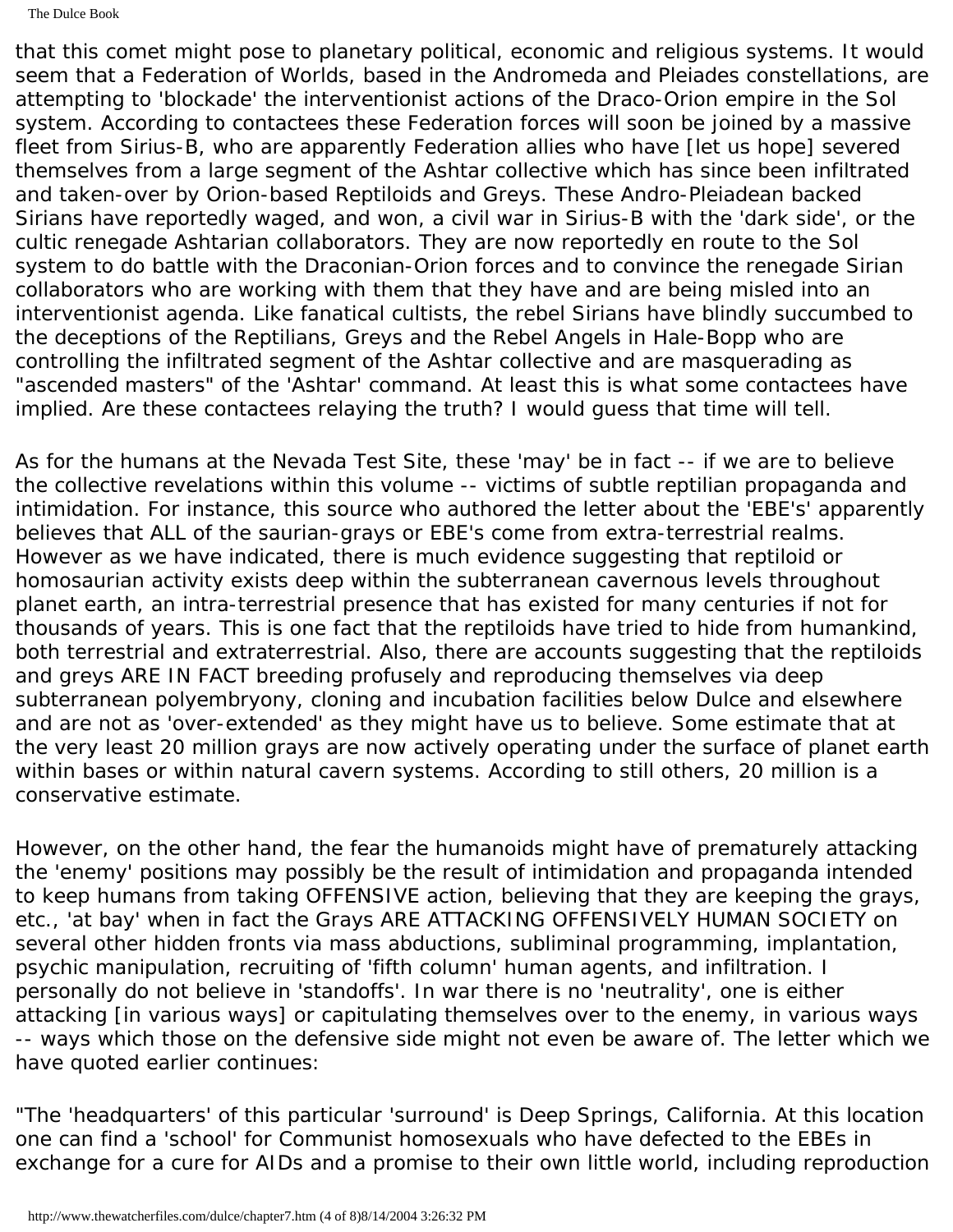that this comet might pose to planetary political, economic and religious systems. It would seem that a Federation of Worlds, based in the Andromeda and Pleiades constellations, are attempting to 'blockade' the interventionist actions of the Draco-Orion empire in the Sol system. According to contactees these Federation forces will soon be joined by a massive fleet from Sirius-B, who are apparently Federation allies who have [let us hope] severed themselves from a large segment of the Ashtar collective which has since been infiltrated and taken-over by Orion-based Reptiloids and Greys. These Andro-Pleiadean backed Sirians have reportedly waged, and won, a civil war in Sirius-B with the 'dark side', or the cultic renegade Ashtarian collaborators. They are now reportedly en route to the Sol system to do battle with the Draconian-Orion forces and to convince the renegade Sirian collaborators who are working with them that they have and are being misled into an interventionist agenda. Like fanatical cultists, the rebel Sirians have blindly succumbed to the deceptions of the Reptilians, Greys and the Rebel Angels in Hale-Bopp who are controlling the infiltrated segment of the Ashtar collective and are masquerading as "ascended masters" of the 'Ashtar' command. At least this is what some contactees have implied. Are these contactees relaying the truth? I would guess that time will tell.

As for the humans at the Nevada Test Site, these 'may' be in fact -- if we are to believe the collective revelations within this volume -- victims of subtle reptilian propaganda and intimidation. For instance, this source who authored the letter about the 'EBE's' apparently believes that ALL of the saurian-grays or EBE's come from extra-terrestrial realms. However as we have indicated, there is much evidence suggesting that reptiloid or homosaurian activity exists deep within the subterranean cavernous levels throughout planet earth, an intra-terrestrial presence that has existed for many centuries if not for thousands of years. This is one fact that the reptiloids have tried to hide from humankind, both terrestrial and extraterrestrial. Also, there are accounts suggesting that the reptiloids and greys ARE IN FACT breeding profusely and reproducing themselves via deep subterranean polyembryony, cloning and incubation facilities below Dulce and elsewhere and are not as 'over-extended' as they might have us to believe. Some estimate that at the very least 20 million grays are now actively operating under the surface of planet earth within bases or within natural cavern systems. According to still others, 20 million is a conservative estimate.

However, on the other hand, the fear the humanoids might have of prematurely attacking the 'enemy' positions may possibly be the result of intimidation and propaganda intended to keep humans from taking OFFENSIVE action, believing that they are keeping the grays, etc., 'at bay' when in fact the Grays ARE ATTACKING OFFENSIVELY HUMAN SOCIETY on several other hidden fronts via mass abductions, subliminal programming, implantation, psychic manipulation, recruiting of 'fifth column' human agents, and infiltration. I personally do not believe in 'standoffs'. In war there is no 'neutrality', one is either attacking [in various ways] or capitulating themselves over to the enemy, in various ways -- ways which those on the defensive side might not even be aware of. The letter which we have quoted earlier continues:

"The 'headquarters' of this particular 'surround' is Deep Springs, California. At this location one can find a 'school' for Communist homosexuals who have defected to the EBEs in exchange for a cure for AIDs and a promise to their own little world, including reproduction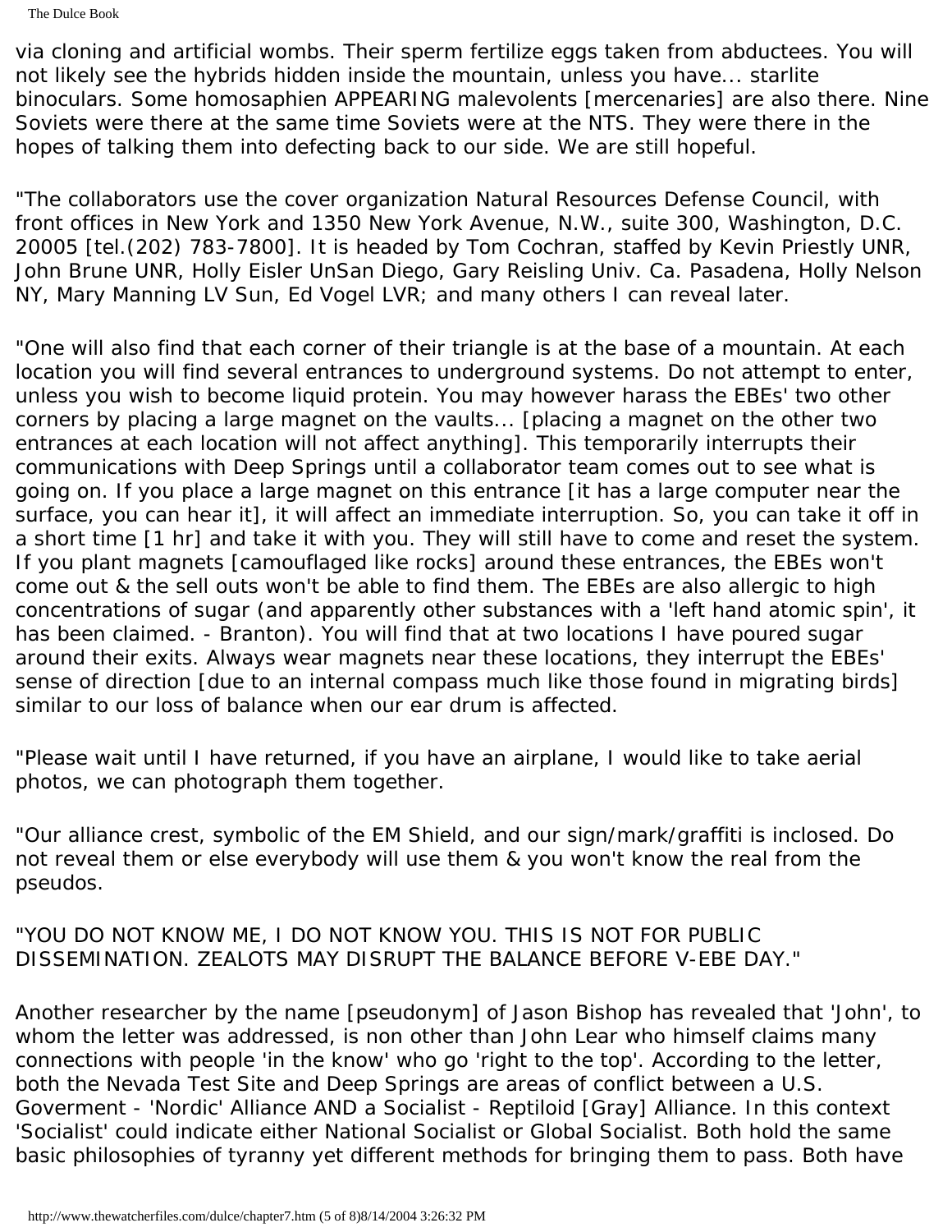via cloning and artificial wombs. Their sperm fertilize eggs taken from abductees. You will not likely see the hybrids hidden inside the mountain, unless you have... starlite binoculars. Some homosaphien APPEARING malevolents [mercenaries] are also there. Nine Soviets were there at the same time Soviets were at the NTS. They were there in the hopes of talking them into defecting back to our side. We are still hopeful.

"The collaborators use the cover organization Natural Resources Defense Council, with front offices in New York and 1350 New York Avenue, N.W., suite 300, Washington, D.C. 20005 [tel.(202) 783-7800]. It is headed by Tom Cochran, staffed by Kevin Priestly UNR, John Brune UNR, Holly Eisler UnSan Diego, Gary Reisling Univ. Ca. Pasadena, Holly Nelson NY, Mary Manning LV Sun, Ed Vogel LVR; and many others I can reveal later.

"One will also find that each corner of their triangle is at the base of a mountain. At each location you will find several entrances to underground systems. Do not attempt to enter, unless you wish to become liquid protein. You may however harass the EBEs' two other corners by placing a large magnet on the vaults... [placing a magnet on the other two entrances at each location will not affect anything]. This temporarily interrupts their communications with Deep Springs until a collaborator team comes out to see what is going on. If you place a large magnet on this entrance [it has a large computer near the surface, you can hear it], it will affect an immediate interruption. So, you can take it off in a short time [1 hr] and take it with you. They will still have to come and reset the system. If you plant magnets [camouflaged like rocks] around these entrances, the EBEs won't come out & the sell outs won't be able to find them. The EBEs are also allergic to high concentrations of sugar (and apparently other substances with a 'left hand atomic spin', it has been claimed. - Branton). You will find that at two locations I have poured sugar around their exits. Always wear magnets near these locations, they interrupt the EBEs' sense of direction [due to an internal compass much like those found in migrating birds] similar to our loss of balance when our ear drum is affected.

"Please wait until I have returned, if you have an airplane, I would like to take aerial photos, we can photograph them together.

"Our alliance crest, symbolic of the EM Shield, and our sign/mark/graffiti is inclosed. Do not reveal them or else everybody will use them & you won't know the real from the pseudos.

"YOU DO NOT KNOW ME, I DO NOT KNOW YOU. THIS IS NOT FOR PUBLIC DISSEMINATION. ZEALOTS MAY DISRUPT THE BALANCE BEFORE V-EBE DAY."

Another researcher by the name [pseudonym] of Jason Bishop has revealed that 'John', to whom the letter was addressed, is non other than John Lear who himself claims many connections with people 'in the know' who go 'right to the top'. According to the letter, both the Nevada Test Site and Deep Springs are areas of conflict between a U.S. Goverment - 'Nordic' Alliance AND a Socialist - Reptiloid [Gray] Alliance. In this context 'Socialist' could indicate either National Socialist or Global Socialist. Both hold the same basic philosophies of tyranny yet different methods for bringing them to pass. Both have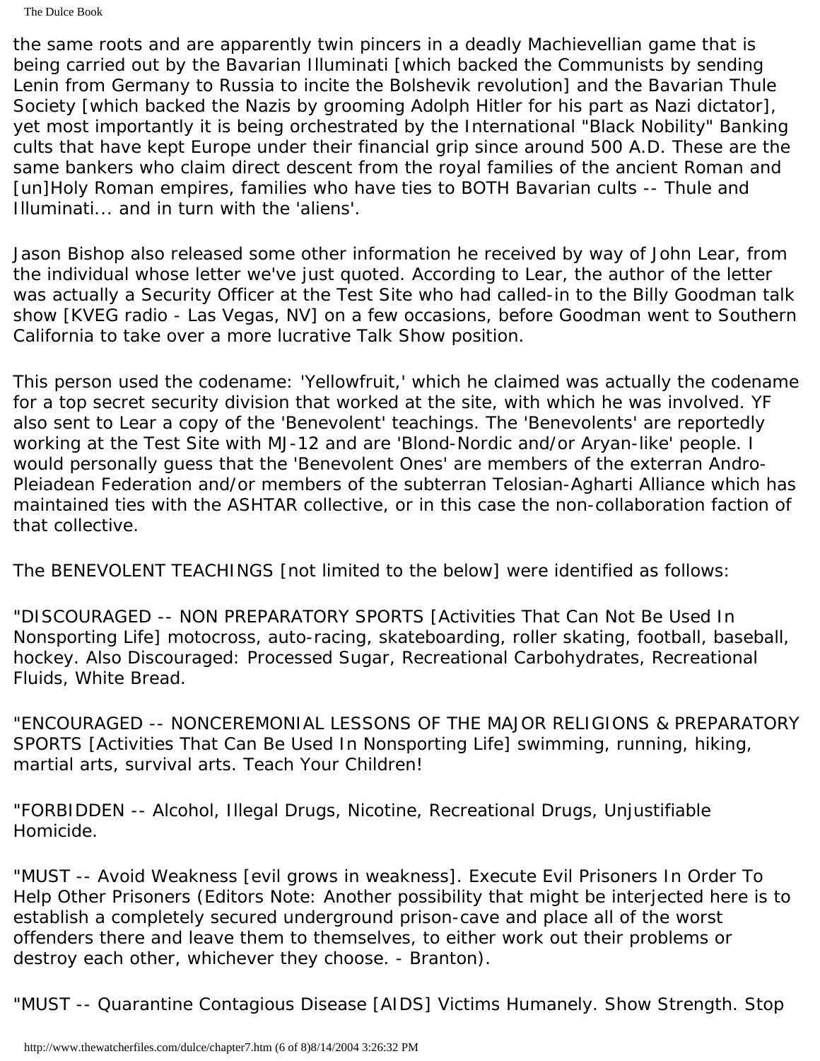the same roots and are apparently twin pincers in a deadly Machievellian game that is being carried out by the Bavarian Illuminati [which backed the Communists by sending Lenin from Germany to Russia to incite the Bolshevik revolution] and the Bavarian Thule Society [which backed the Nazis by grooming Adolph Hitler for his part as Nazi dictator], yet most importantly it is being orchestrated by the International "Black Nobility" Banking cults that have kept Europe under their financial grip since around 500 A.D. These are the same bankers who claim direct descent from the royal families of the ancient Roman and [un]Holy Roman empires, families who have ties to BOTH Bavarian cults -- Thule and Illuminati... and in turn with the 'aliens'.

Jason Bishop also released some other information he received by way of John Lear, from the individual whose letter we've just quoted. According to Lear, the author of the letter was actually a Security Officer at the Test Site who had called-in to the Billy Goodman talk show [KVEG radio - Las Vegas, NV] on a few occasions, before Goodman went to Southern California to take over a more lucrative Talk Show position.

This person used the codename: 'Yellowfruit,' which he claimed was actually the codename for a top secret security division that worked at the site, with which he was involved. YF also sent to Lear a copy of the 'Benevolent' teachings. The 'Benevolents' are reportedly working at the Test Site with MJ-12 and are 'Blond-Nordic and/or Aryan-like' people. I would personally guess that the 'Benevolent Ones' are members of the exterran Andro-Pleiadean Federation and/or members of the subterran Telosian-Agharti Alliance which has maintained ties with the ASHTAR collective, or in this case the non-collaboration faction of that collective.

The BENEVOLENT TEACHINGS [not limited to the below] were identified as follows:

"DISCOURAGED -- NON PREPARATORY SPORTS [Activities That Can Not Be Used In Nonsporting Life] motocross, auto-racing, skateboarding, roller skating, football, baseball, hockey. Also Discouraged: Processed Sugar, Recreational Carbohydrates, Recreational Fluids, White Bread.

"ENCOURAGED -- NONCEREMONIAL LESSONS OF THE MAJOR RELIGIONS & PREPARATORY SPORTS [Activities That Can Be Used In Nonsporting Life] swimming, running, hiking, martial arts, survival arts. Teach Your Children!

"FORBIDDEN -- Alcohol, Illegal Drugs, Nicotine, Recreational Drugs, Unjustifiable Homicide.

"MUST -- Avoid Weakness [evil grows in weakness]. Execute Evil Prisoners In Order To Help Other Prisoners (Editors Note: Another possibility that might be interjected here is to establish a completely secured underground prison-cave and place all of the worst offenders there and leave them to themselves, to either work out their problems or destroy each other, whichever they choose. - Branton).

"MUST -- Quarantine Contagious Disease [AIDS] Victims Humanely. Show Strength. Stop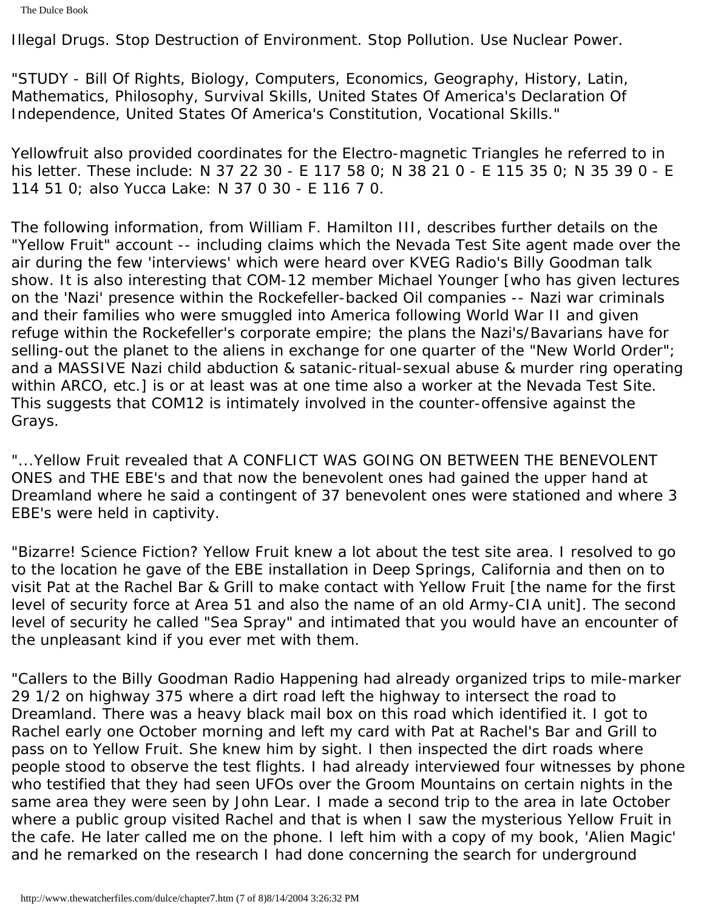Illegal Drugs. Stop Destruction of Environment. Stop Pollution. Use Nuclear Power.

"STUDY - Bill Of Rights, Biology, Computers, Economics, Geography, History, Latin, Mathematics, Philosophy, Survival Skills, United States Of America's Declaration Of Independence, United States Of America's Constitution, Vocational Skills."

Yellowfruit also provided coordinates for the Electro-magnetic Triangles he referred to in his letter. These include: N 37 22 30 - E 117 58 0; N 38 21 0 - E 115 35 0; N 35 39 0 - E 114 51 0; also Yucca Lake: N 37 0 30 - E 116 7 0.

The following information, from William F. Hamilton III, describes further details on the "Yellow Fruit" account -- including claims which the Nevada Test Site agent made over the air during the few 'interviews' which were heard over KVEG Radio's Billy Goodman talk show. It is also interesting that COM-12 member Michael Younger [who has given lectures on the 'Nazi' presence within the Rockefeller-backed Oil companies -- Nazi war criminals and their families who were smuggled into America following World War II and given refuge within the Rockefeller's corporate empire; the plans the Nazi's/Bavarians have for selling-out the planet to the aliens in exchange for one quarter of the "New World Order"; and a MASSIVE Nazi child abduction & satanic-ritual-sexual abuse & murder ring operating within ARCO, etc.] is or at least was at one time also a worker at the Nevada Test Site. This suggests that COM12 is intimately involved in the counter-offensive against the Grays.

"...Yellow Fruit revealed that A CONFLICT WAS GOING ON BETWEEN THE BENEVOLENT ONES and THE EBE's and that now the benevolent ones had gained the upper hand at Dreamland where he said a contingent of 37 benevolent ones were stationed and where 3 EBE's were held in captivity.

"Bizarre! Science Fiction? Yellow Fruit knew a lot about the test site area. I resolved to go to the location he gave of the EBE installation in Deep Springs, California and then on to visit Pat at the Rachel Bar & Grill to make contact with Yellow Fruit [the name for the first level of security force at Area 51 and also the name of an old Army-CIA unit]. The second level of security he called "Sea Spray" and intimated that you would have an encounter of the unpleasant kind if you ever met with them.

"Callers to the Billy Goodman Radio Happening had already organized trips to mile-marker 29 1/2 on highway 375 where a dirt road left the highway to intersect the road to Dreamland. There was a heavy black mail box on this road which identified it. I got to Rachel early one October morning and left my card with Pat at Rachel's Bar and Grill to pass on to Yellow Fruit. She knew him by sight. I then inspected the dirt roads where people stood to observe the test flights. I had already interviewed four witnesses by phone who testified that they had seen UFOs over the Groom Mountains on certain nights in the same area they were seen by John Lear. I made a second trip to the area in late October where a public group visited Rachel and that is when I saw the mysterious Yellow Fruit in the cafe. He later called me on the phone. I left him with a copy of my book, 'Alien Magic' and he remarked on the research I had done concerning the search for underground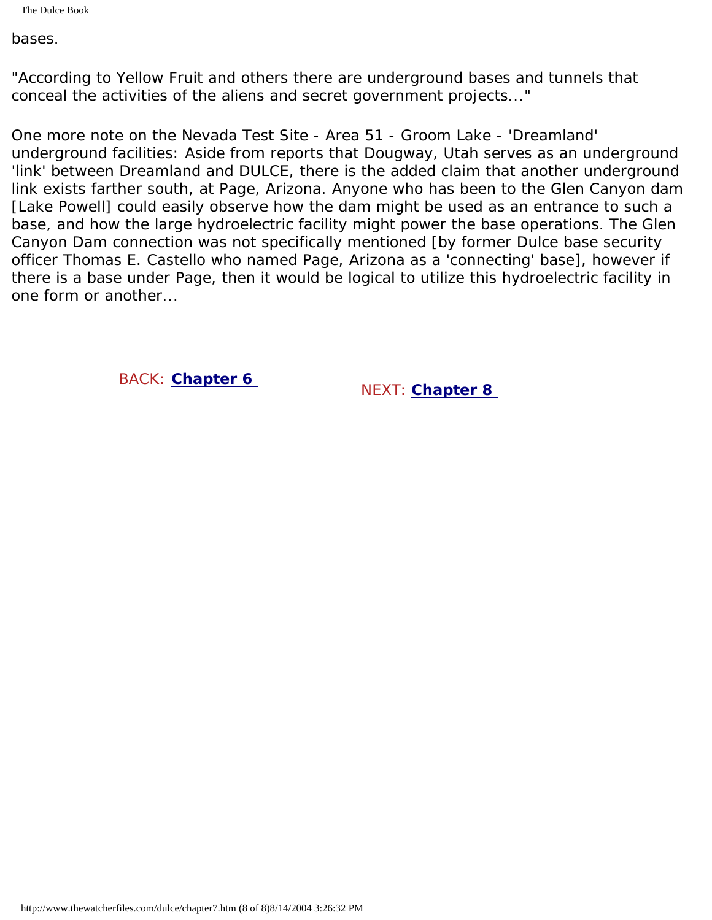bases.

"According to Yellow Fruit and others there are underground bases and tunnels that conceal the activities of the aliens and secret government projects..."

One more note on the Nevada Test Site - Area 51 - Groom Lake - 'Dreamland' underground facilities: Aside from reports that Dougway, Utah serves as an underground 'link' between Dreamland and DULCE, there is the added claim that another underground link exists farther south, at Page, Arizona. Anyone who has been to the Glen Canyon dam [Lake Powell] could easily observe how the dam might be used as an entrance to such a base, and how the large hydroelectric facility might power the base operations. The Glen Canyon Dam connection was not specifically mentioned [by former Dulce base security officer Thomas E. Castello who named Page, Arizona as a 'connecting' base], however if there is a base under Page, then it would be logical to utilize this hydroelectric facility in one form or another...

BACK: **Chapter 6** NEXT: **Chapter 8**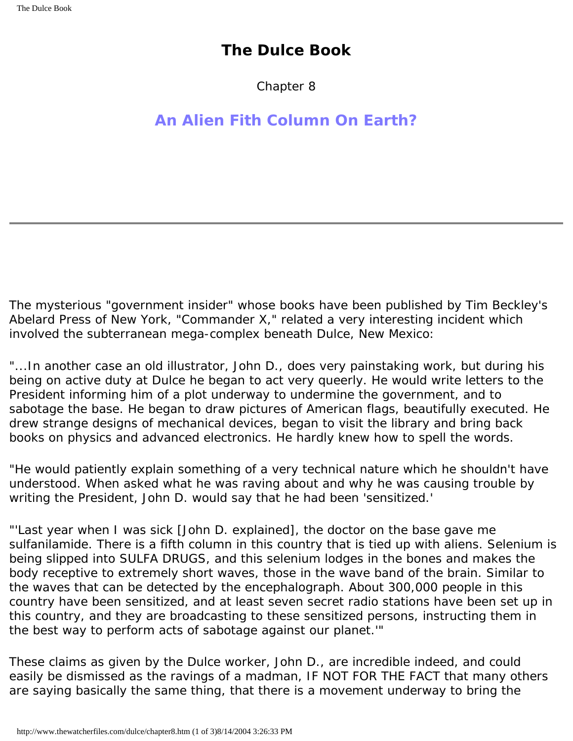# The Dulce Book

Chapter 8

## An Alien Fith Column On Earth?

The mysterious "government insider" whose books have been published by Tim Beckley's Abelard Press of New York, "Commander X," related a very interesting incident which involved the subterranean mega-complex beneath Dulce, New Mexico:

"...In another case an old illustrator, John D., does very painstaking work, but during his being on active duty at Dulce he began to act very queerly. He would write letters to the President informing him of a plot underway to undermine the government, and to sabotage the base. He began to draw pictures of American flags, beautifully executed. He drew strange designs of mechanical devices, began to visit the library and bring back books on physics and advanced electronics. He hardly knew how to spell the words.

"He would patiently explain something of a very technical nature which he shouldn't have understood. When asked what he was raving about and why he was causing trouble by writing the President, John D. would say that he had been 'sensitized.'

"'Last year when I was sick [John D. explained], the doctor on the base gave me sulfanilamide. There is a fifth column in this country that is tied up with aliens. Selenium is being slipped into SULFA DRUGS, and this selenium lodges in the bones and makes the body receptive to extremely short waves, those in the wave band of the brain. Similar to the waves that can be detected by the encephalograph. About 300,000 people in this country have been sensitized, and at least seven secret radio stations have been set up in this country, and they are broadcasting to these sensitized persons, instructing them in the best way to perform acts of sabotage against our planet.'"

These claims as given by the Dulce worker, John D., are incredible indeed, and could easily be dismissed as the ravings of a madman, IF NOT FOR THE FACT that many others are saying basically the same thing, that there is a movement underway to bring the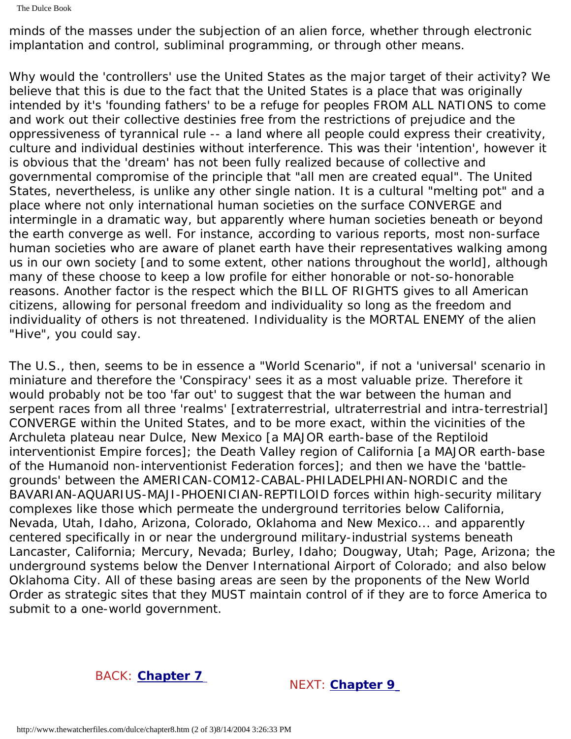minds of the masses under the subjection of an alien force, whether through electronic implantation and control, subliminal programming, or through other means.

Why would the 'controllers' use the United States as the major target of their activity? We believe that this is due to the fact that the United States is a place that was originally intended by it's 'founding fathers' to be a refuge for peoples FROM ALL NATIONS to come and work out their collective destinies free from the restrictions of prejudice and the oppressiveness of tyrannical rule -- a land where all people could express their creativity, culture and individual destinies without interference. This was their 'intention', however it is obvious that the 'dream' has not been fully realized because of collective and governmental compromise of the principle that "all men are created equal". The United States, nevertheless, is unlike any other single nation. It is a cultural "melting pot" and a place where not only international human societies on the surface CONVERGE and intermingle in a dramatic way, but apparently where human societies beneath or beyond the earth converge as well. For instance, according to various reports, most non-surface human societies who are aware of planet earth have their representatives walking among us in our own society [and to some extent, other nations throughout the world], although many of these choose to keep a low profile for either honorable or not-so-honorable reasons. Another factor is the respect which the BILL OF RIGHTS gives to all American citizens, allowing for personal freedom and individuality so long as the freedom and individuality of others is not threatened. Individuality is the MORTAL ENEMY of the alien "Hive", you could say.

The U.S., then, seems to be in essence a "World Scenario", if not a 'universal' scenario in miniature and therefore the 'Conspiracy' sees it as a most valuable prize. Therefore it would probably not be too 'far out' to suggest that the war between the human and serpent races from all three 'realms' [extraterrestrial, ultraterrestrial and intra-terrestrial] CONVERGE within the United States, and to be more exact, within the vicinities of the Archuleta plateau near Dulce, New Mexico [a MAJOR earth-base of the Reptiloid interventionist Empire forces]; the Death Valley region of California [a MAJOR earth-base of the Humanoid non-interventionist Federation forces]; and then we have the 'battle-grounds' between the AMERICAN-COM12-CABAL-PHILADELPHIAN-NORDIC and the BAVARIAN-AQUARIUS-MAJI-PHOENICIAN-REPTILOID forces within high-security military complexes like those which permeate the underground territories below California, Nevada, Utah, Idaho, Arizona, Colorado, Oklahoma and New Mexico... and apparently centered specifically in or near the underground military-industrial systems beneath Lancaster, California; Mercury, Nevada; Burley, Idaho; Dougway, Utah; Page, Arizona; the underground systems below the Denver International Airport of Colorado; and also below Oklahoma City. All of these basing areas are seen by the proponents of the New World Order as strategic sites that they MUST maintain control of if they are to force America to submit to a one-world government.

BACK: **Chapter 7** NEXT: **Chapter 9**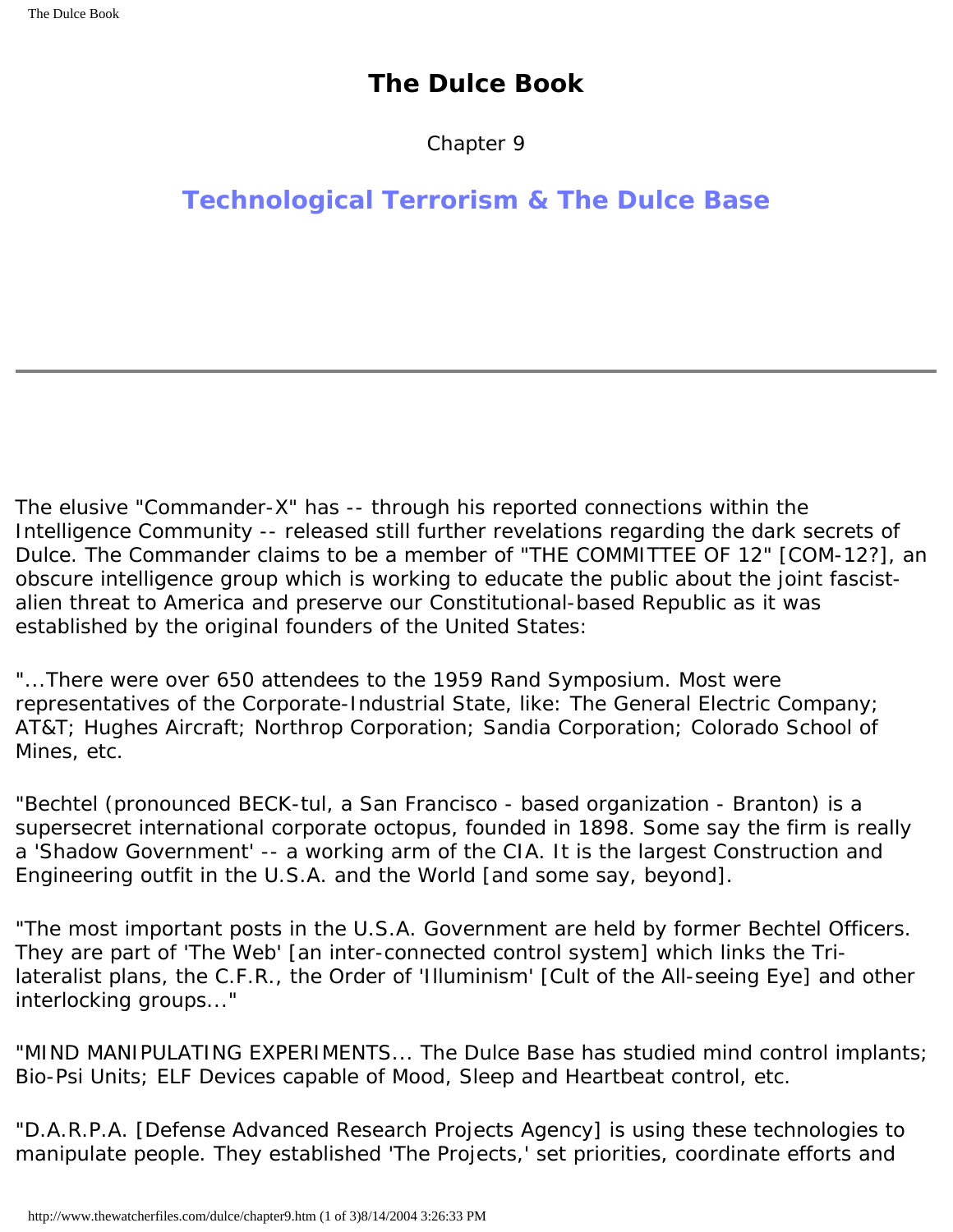# The Dulce Book

Chapter 9

## Technological Terrorism & The Dulce Base

---

The elusive "Commander-X" has -- through his reported connections within the Intelligence Community -- released still further revelations regarding the dark secrets of Dulce. The Commander claims to be a member of "THE COMMITTEE OF 12" [COM-12?], an obscure intelligence group which is working to educate the public about the joint fascist-alien threat to America and preserve our Constitutional-based Republic as it was established by the original founders of the United States:

"...There were over 650 attendees to the 1959 Rand Symposium. Most were representatives of the Corporate-Industrial State, like: The General Electric Company; AT&T; Hughes Aircraft; Northrop Corporation; Sandia Corporation; Colorado School of Mines, etc.

"Bechtel (pronounced BECK-tul, a San Francisco - based organization - Branton) is a supersecret international corporate octopus, founded in 1898. Some say the firm is really a 'Shadow Government' -- a working arm of the CIA. It is the largest Construction and Engineering outfit in the U.S.A. and the World [and some say, beyond].

"The most important posts in the U.S.A. Government are held by former Bechtel Officers. They are part of 'The Web' [an inter-connected control system] which links the Tri-lateralist plans, the C.F.R., the Order of 'Illuminism' [Cult of the All-seeing Eye] and other interlocking groups..."

"MIND MANIPULATING EXPERIMENTS... The Dulce Base has studied mind control implants; Bio-Psi Units; ELF Devices capable of Mood, Sleep and Heartbeat control, etc.

"D.A.R.P.A. [Defense Advanced Research Projects Agency] is using these technologies to manipulate people. They established 'The Projects,' set priorities, coordinate efforts and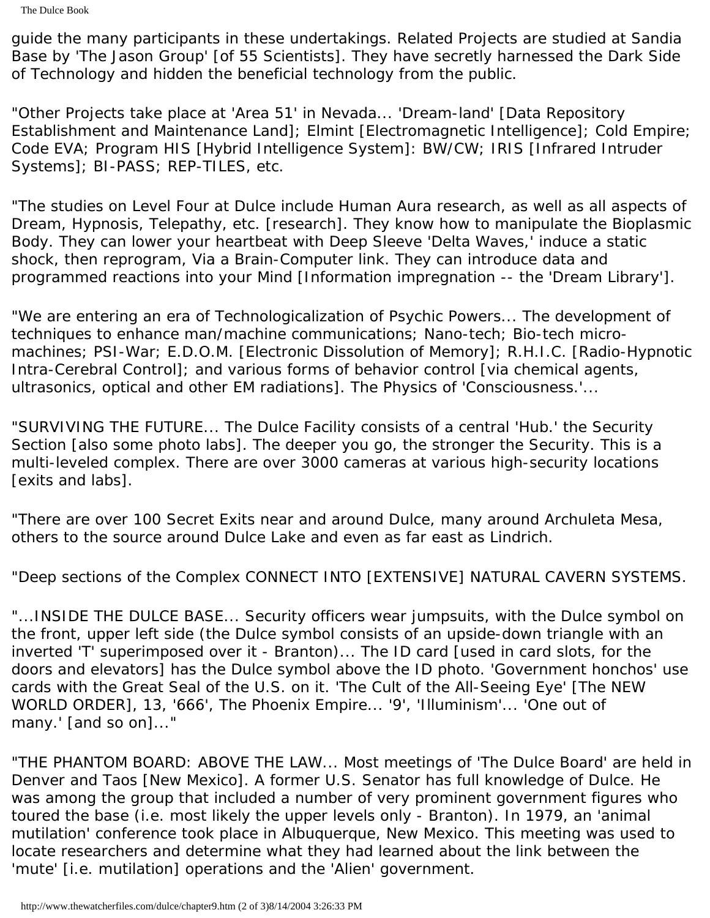guide the many participants in these undertakings. Related Projects are studied at Sandia Base by 'The Jason Group' [of 55 Scientists]. They have secretly harnessed the Dark Side of Technology and hidden the beneficial technology from the public.

"Other Projects take place at 'Area 51' in Nevada... 'Dream-land' [Data Repository Establishment and Maintenance Land]; Elmint [Electromagnetic Intelligence]; Cold Empire; Code EVA; Program HIS [Hybrid Intelligence System]: BW/CW; IRIS [Infrared Intruder Systems]; BI-PASS; REP-TILES, etc.

"The studies on Level Four at Dulce include Human Aura research, as well as all aspects of Dream, Hypnosis, Telepathy, etc. [research]. They know how to manipulate the Bioplasmic Body. They can lower your heartbeat with Deep Sleeve 'Delta Waves,' induce a static shock, then reprogram, Via a Brain-Computer link. They can introduce data and programmed reactions into your Mind [Information impregnation -- the 'Dream Library'].

"We are entering an era of Technologicalization of Psychic Powers... The development of techniques to enhance man/machine communications; Nano-tech; Bio-tech micro-machines; PSI-War; E.D.O.M. [Electronic Dissolution of Memory]; R.H.I.C. [Radio-Hypnotic Intra-Cerebral Control]; and various forms of behavior control [via chemical agents, ultrasonics, optical and other EM radiations]. The Physics of 'Consciousness.'...

"SURVIVING THE FUTURE... The Dulce Facility consists of a central 'Hub.' the Security Section [also some photo labs]. The deeper you go, the stronger the Security. This is a multi-leveled complex. There are over 3000 cameras at various high-security locations [exits and labs].

"There are over 100 Secret Exits near and around Dulce, many around Archuleta Mesa, others to the source around Dulce Lake and even as far east as Lindrich.

"Deep sections of the Complex CONNECT INTO [EXTENSIVE] NATURAL CAVERN SYSTEMS.

"...INSIDE THE DULCE BASE... Security officers wear jumpsuits, with the Dulce symbol on the front, upper left side (the Dulce symbol consists of an upside-down triangle with an inverted 'T' superimposed over it - Branton)... The ID card [used in card slots, for the doors and elevators] has the Dulce symbol above the ID photo. 'Government honchos' use cards with the Great Seal of the U.S. on it. 'The Cult of the All-Seeing Eye' [The NEW WORLD ORDER], 13, '666', The Phoenix Empire... '9', 'Illuminism'... 'One out of many.' [and so on]..."

"THE PHANTOM BOARD: ABOVE THE LAW... Most meetings of 'The Dulce Board' are held in Denver and Taos [New Mexico]. A former U.S. Senator has full knowledge of Dulce. He was among the group that included a number of very prominent government figures who toured the base (i.e. most likely the upper levels only - Branton). In 1979, an 'animal mutilation' conference took place in Albuquerque, New Mexico. This meeting was used to locate researchers and determine what they had learned about the link between the 'mute' [i.e. mutilation] operations and the 'Alien' government.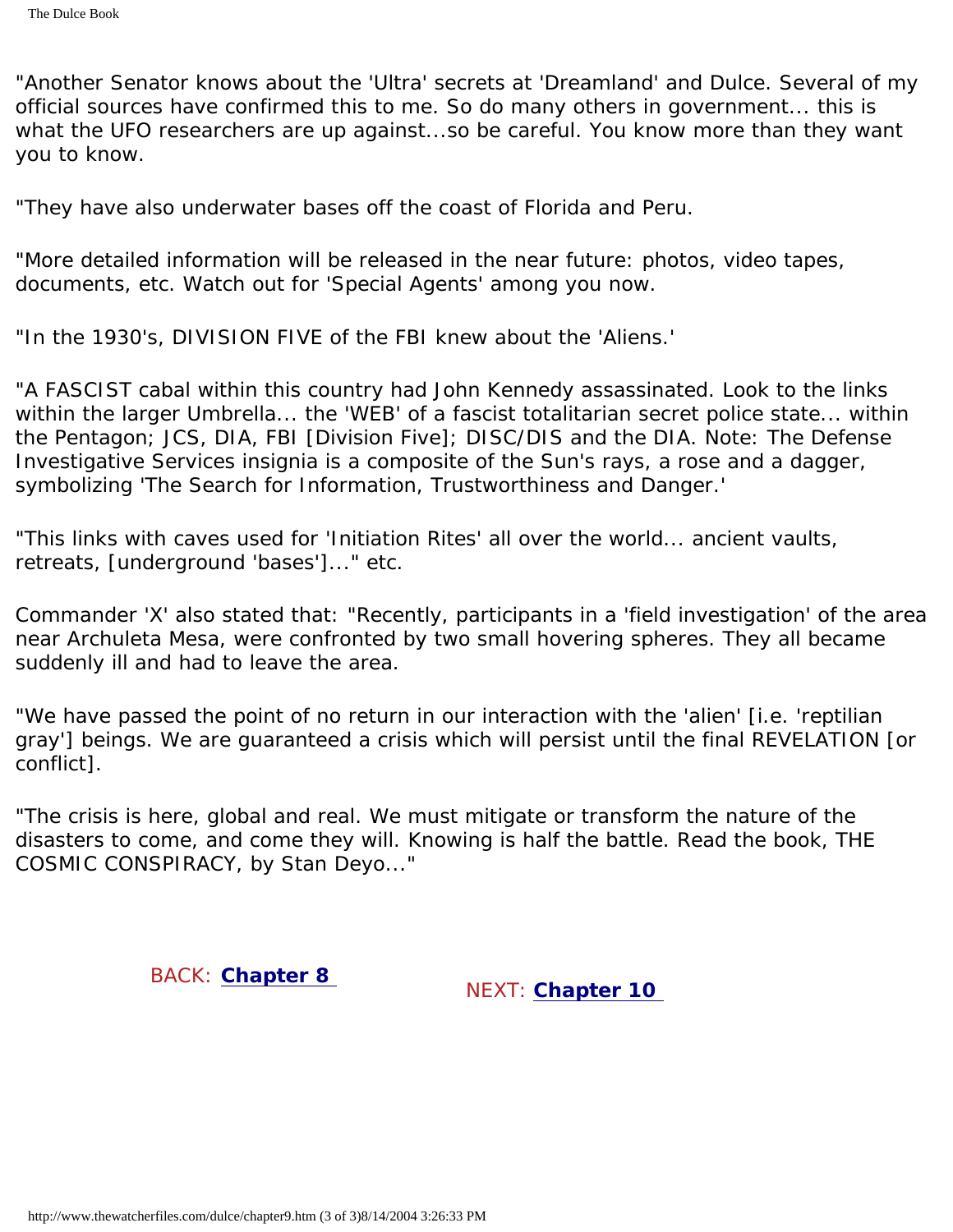"Another Senator knows about the 'Ultra' secrets at 'Dreamland' and Dulce. Several of my official sources have confirmed this to me. So do many others in government... this is what the UFO researchers are up against...so be careful. You know more than they want you to know.

"They have also underwater bases off the coast of Florida and Peru.

"More detailed information will be released in the near future: photos, video tapes, documents, etc. Watch out for 'Special Agents' among you now.

"In the 1930's, DIVISION FIVE of the FBI knew about the 'Aliens.'

"A FASCIST cabal within this country had John Kennedy assassinated. Look to the links within the larger Umbrella... the 'WEB' of a fascist totalitarian secret police state... within the Pentagon; JCS, DIA, FBI [Division Five]; DISC/DIS and the DIA. Note: The Defense Investigative Services insignia is a composite of the Sun's rays, a rose and a dagger, symbolizing 'The Search for Information, Trustworthiness and Danger.'

"This links with caves used for 'Initiation Rites' all over the world... ancient vaults, retreats, [underground 'bases']..." etc.

Commander 'X' also stated that: "Recently, participants in a 'field investigation' of the area near Archuleta Mesa, were confronted by two small hovering spheres. They all became suddenly ill and had to leave the area.

"We have passed the point of no return in our interaction with the 'alien' [i.e. 'reptilian gray'] beings. We are guaranteed a crisis which will persist until the final REVELATION [or conflict].

"The crisis is here, global and real. We must mitigate or transform the nature of the disasters to come, and come they will. Knowing is half the battle. Read the book, THE COSMIC CONSPIRACY, by Stan Deyo..."

BACK: **Chapter 8**

NEXT: **Chapter 10**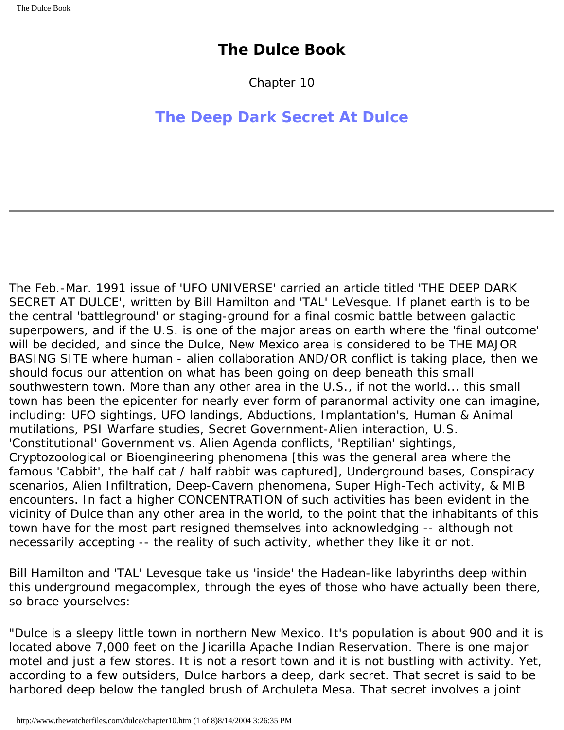# The Dulce Book

Chapter 10

## The Deep Dark Secret At Dulce

---

The Feb.-Mar. 1991 issue of 'UFO UNIVERSE' carried an article titled 'THE DEEP DARK SECRET AT DULCE', written by Bill Hamilton and 'TAL' LeVesque. If planet earth is to be the central 'battleground' or staging-ground for a final cosmic battle between galactic superpowers, and if the U.S. is one of the major areas on earth where the 'final outcome' will be decided, and since the Dulce, New Mexico area is considered to be THE MAJOR BASING SITE where human - alien collaboration AND/OR conflict is taking place, then we should focus our attention on what has been going on deep beneath this small southwestern town. More than any other area in the U.S., if not the world... this small town has been the epicenter for nearly ever form of paranormal activity one can imagine, including: UFO sightings, UFO landings, Abductions, Implantation's, Human & Animal mutilations, PSI Warfare studies, Secret Government-Alien interaction, U.S. 'Constitutional' Government vs. Alien Agenda conflicts, 'Reptilian' sightings, Cryptozoological or Bioengineering phenomena [this was the general area where the famous 'Cabbit', the half cat / half rabbit was captured], Underground bases, Conspiracy scenarios, Alien Infiltration, Deep-Cavern phenomena, Super High-Tech activity, & MIB encounters. In fact a higher CONCENTRATION of such activities has been evident in the vicinity of Dulce than any other area in the world, to the point that the inhabitants of this town have for the most part resigned themselves into acknowledging -- although not necessarily accepting -- the reality of such activity, whether they like it or not.

Bill Hamilton and 'TAL' Levesque take us 'inside' the Hadean-like labyrinths deep within this underground megacomplex, through the eyes of those who have actually been there, so brace yourselves:

"Dulce is a sleepy little town in northern New Mexico. It's population is about 900 and it is located above 7,000 feet on the Jicarilla Apache Indian Reservation. There is one major motel and just a few stores. It is not a resort town and it is not bustling with activity. Yet, according to a few outsiders, Dulce harbors a deep, dark secret. That secret is said to be harbored deep below the tangled brush of Archuleta Mesa. That secret involves a joint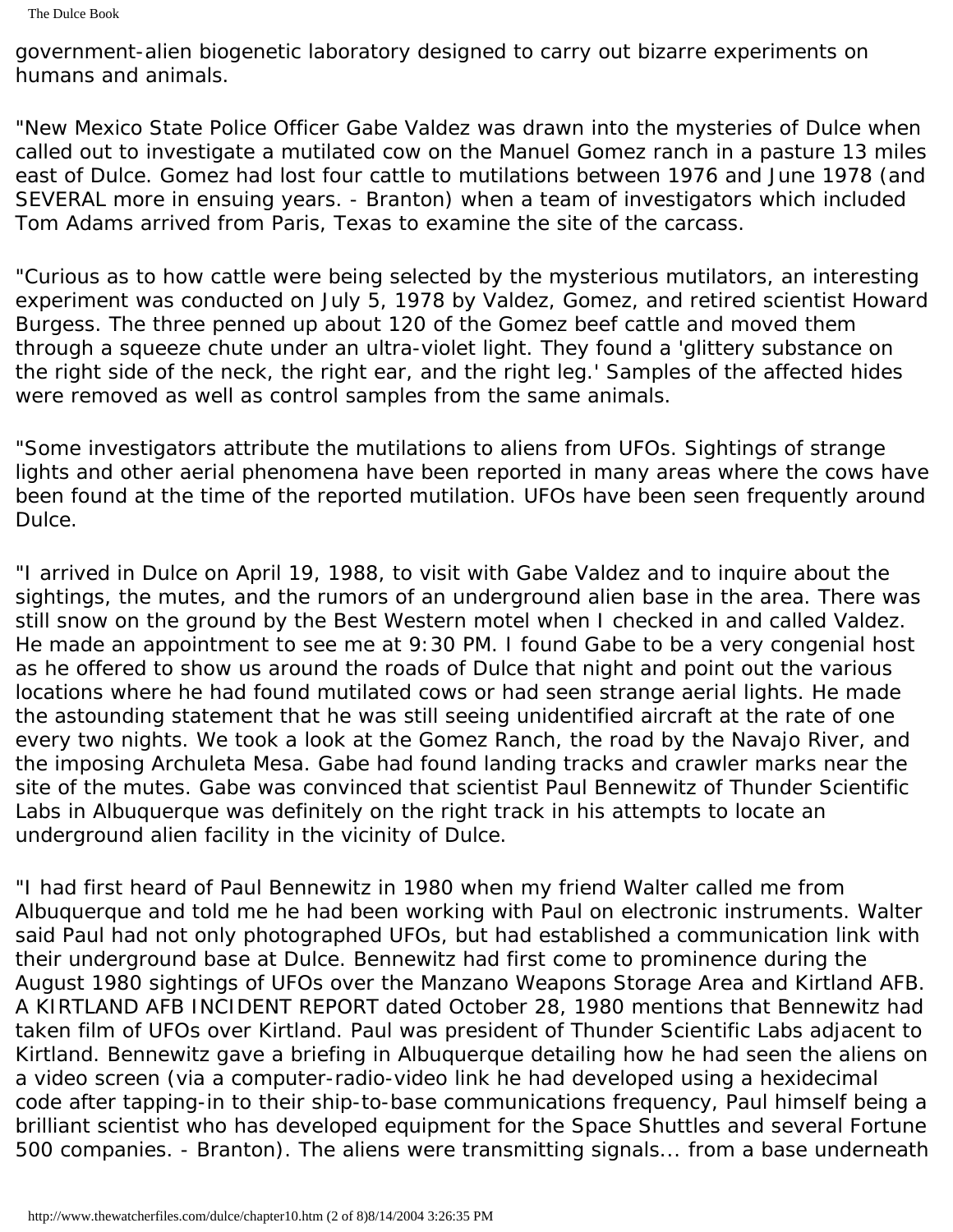government-alien biogenetic laboratory designed to carry out bizarre experiments on humans and animals.

"New Mexico State Police Officer Gabe Valdez was drawn into the mysteries of Dulce when called out to investigate a mutilated cow on the Manuel Gomez ranch in a pasture 13 miles east of Dulce. Gomez had lost four cattle to mutilations between 1976 and June 1978 (and SEVERAL more in ensuing years. - Branton) when a team of investigators which included Tom Adams arrived from Paris, Texas to examine the site of the carcass.

"Curious as to how cattle were being selected by the mysterious mutilators, an interesting experiment was conducted on July 5, 1978 by Valdez, Gomez, and retired scientist Howard Burgess. The three penned up about 120 of the Gomez beef cattle and moved them through a squeeze chute under an ultra-violet light. They found a 'glittery substance on the right side of the neck, the right ear, and the right leg.' Samples of the affected hides were removed as well as control samples from the same animals.

"Some investigators attribute the mutilations to aliens from UFOs. Sightings of strange lights and other aerial phenomena have been reported in many areas where the cows have been found at the time of the reported mutilation. UFOs have been seen frequently around Dulce.

"I arrived in Dulce on April 19, 1988, to visit with Gabe Valdez and to inquire about the sightings, the mutes, and the rumors of an underground alien base in the area. There was still snow on the ground by the Best Western motel when I checked in and called Valdez. He made an appointment to see me at 9:30 PM. I found Gabe to be a very congenial host as he offered to show us around the roads of Dulce that night and point out the various locations where he had found mutilated cows or had seen strange aerial lights. He made the astounding statement that he was still seeing unidentified aircraft at the rate of one every two nights. We took a look at the Gomez Ranch, the road by the Navajo River, and the imposing Archuleta Mesa. Gabe had found landing tracks and crawler marks near the site of the mutes. Gabe was convinced that scientist Paul Bennewitz of Thunder Scientific Labs in Albuquerque was definitely on the right track in his attempts to locate an underground alien facility in the vicinity of Dulce.

"I had first heard of Paul Bennewitz in 1980 when my friend Walter called me from Albuquerque and told me he had been working with Paul on electronic instruments. Walter said Paul had not only photographed UFOs, but had established a communication link with their underground base at Dulce. Bennewitz had first come to prominence during the August 1980 sightings of UFOs over the Manzano Weapons Storage Area and Kirtland AFB. A KIRTLAND AFB INCIDENT REPORT dated October 28, 1980 mentions that Bennewitz had taken film of UFOs over Kirtland. Paul was president of Thunder Scientific Labs adjacent to Kirtland. Bennewitz gave a briefing in Albuquerque detailing how he had seen the aliens on a video screen (via a computer-radio-video link he had developed using a hexidecimal code after tapping-in to their ship-to-base communications frequency, Paul himself being a brilliant scientist who has developed equipment for the Space Shuttles and several Fortune 500 companies. - Branton). The aliens were transmitting signals... from a base underneath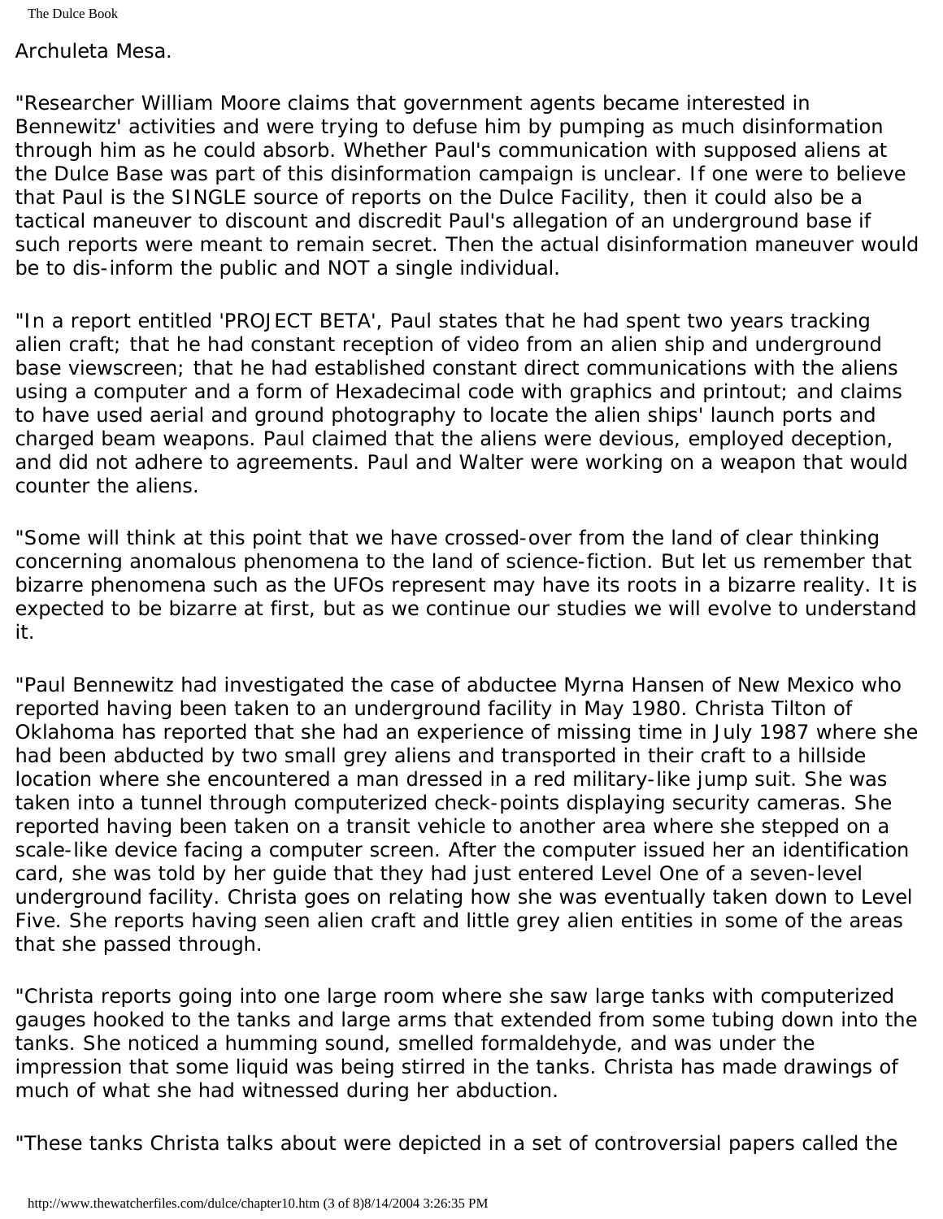Archuleta Mesa.

"Researcher William Moore claims that government agents became interested in Bennewitz' activities and were trying to defuse him by pumping as much disinformation through him as he could absorb. Whether Paul's communication with supposed aliens at the Dulce Base was part of this disinformation campaign is unclear. If one were to believe that Paul is the SINGLE source of reports on the Dulce Facility, then it could also be a tactical maneuver to discount and discredit Paul's allegation of an underground base if such reports were meant to remain secret. Then the actual disinformation maneuver would be to dis-inform the public and NOT a single individual.

"In a report entitled 'PROJECT BETA', Paul states that he had spent two years tracking alien craft; that he had constant reception of video from an alien ship and underground base viewscreen; that he had established constant direct communications with the aliens using a computer and a form of Hexadecimal code with graphics and printout; and claims to have used aerial and ground photography to locate the alien ships' launch ports and charged beam weapons. Paul claimed that the aliens were devious, employed deception, and did not adhere to agreements. Paul and Walter were working on a weapon that would counter the aliens.

"Some will think at this point that we have crossed-over from the land of clear thinking concerning anomalous phenomena to the land of science-fiction. But let us remember that bizarre phenomena such as the UFOs represent may have its roots in a bizarre reality. It is expected to be bizarre at first, but as we continue our studies we will evolve to understand it.

"Paul Bennewitz had investigated the case of abductee Myrna Hansen of New Mexico who reported having been taken to an underground facility in May 1980. Christa Tilton of Oklahoma has reported that she had an experience of missing time in July 1987 where she had been abducted by two small grey aliens and transported in their craft to a hillside location where she encountered a man dressed in a red military-like jump suit. She was taken into a tunnel through computerized check-points displaying security cameras. She reported having been taken on a transit vehicle to another area where she stepped on a scale-like device facing a computer screen. After the computer issued her an identification card, she was told by her guide that they had just entered Level One of a seven-level underground facility. Christa goes on relating how she was eventually taken down to Level Five. She reports having seen alien craft and little grey alien entities in some of the areas that she passed through.

"Christa reports going into one large room where she saw large tanks with computerized gauges hooked to the tanks and large arms that extended from some tubing down into the tanks. She noticed a humming sound, smelled formaldehyde, and was under the impression that some liquid was being stirred in the tanks. Christa has made drawings of much of what she had witnessed during her abduction.

"These tanks Christa talks about were depicted in a set of controversial papers called the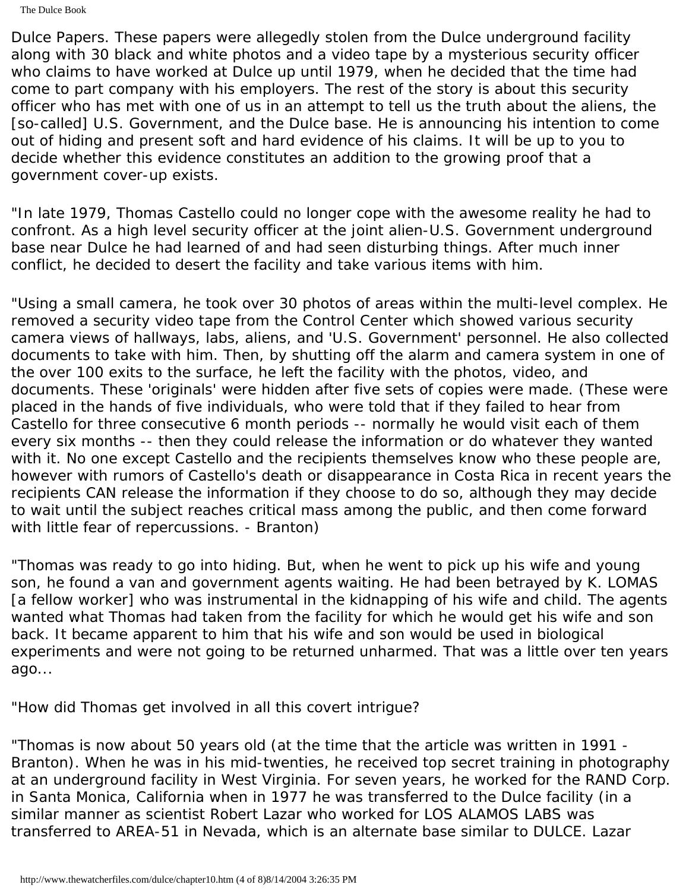Dulce Papers. These papers were allegedly stolen from the Dulce underground facility along with 30 black and white photos and a video tape by a mysterious security officer who claims to have worked at Dulce up until 1979, when he decided that the time had come to part company with his employers. The rest of the story is about this security officer who has met with one of us in an attempt to tell us the truth about the aliens, the [so-called] U.S. Government, and the Dulce base. He is announcing his intention to come out of hiding and present soft and hard evidence of his claims. It will be up to you to decide whether this evidence constitutes an addition to the growing proof that a government cover-up exists.

"In late 1979, Thomas Castello could no longer cope with the awesome reality he had to confront. As a high level security officer at the joint alien-U.S. Government underground base near Dulce he had learned of and had seen disturbing things. After much inner conflict, he decided to desert the facility and take various items with him.

"Using a small camera, he took over 30 photos of areas within the multi-level complex. He removed a security video tape from the Control Center which showed various security camera views of hallways, labs, aliens, and 'U.S. Government' personnel. He also collected documents to take with him. Then, by shutting off the alarm and camera system in one of the over 100 exits to the surface, he left the facility with the photos, video, and documents. These 'originals' were hidden after five sets of copies were made. (These were placed in the hands of five individuals, who were told that if they failed to hear from Castello for three consecutive 6 month periods -- normally he would visit each of them every six months -- then they could release the information or do whatever they wanted with it. No one except Castello and the recipients themselves know who these people are, however with rumors of Castello's death or disappearance in Costa Rica in recent years the recipients CAN release the information if they choose to do so, although they may decide to wait until the subject reaches critical mass among the public, and then come forward with little fear of repercussions. - Branton)

"Thomas was ready to go into hiding. But, when he went to pick up his wife and young son, he found a van and government agents waiting. He had been betrayed by K. LOMAS [a fellow worker] who was instrumental in the kidnapping of his wife and child. The agents wanted what Thomas had taken from the facility for which he would get his wife and son back. It became apparent to him that his wife and son would be used in biological experiments and were not going to be returned unharmed. That was a little over ten years ago...

"How did Thomas get involved in all this covert intrigue?

"Thomas is now about 50 years old (at the time that the article was written in 1991 - Branton). When he was in his mid-twenties, he received top secret training in photography at an underground facility in West Virginia. For seven years, he worked for the RAND Corp. in Santa Monica, California when in 1977 he was transferred to the Dulce facility (in a similar manner as scientist Robert Lazar who worked for LOS ALAMOS LABS was transferred to AREA-51 in Nevada, which is an alternate base similar to DULCE. Lazar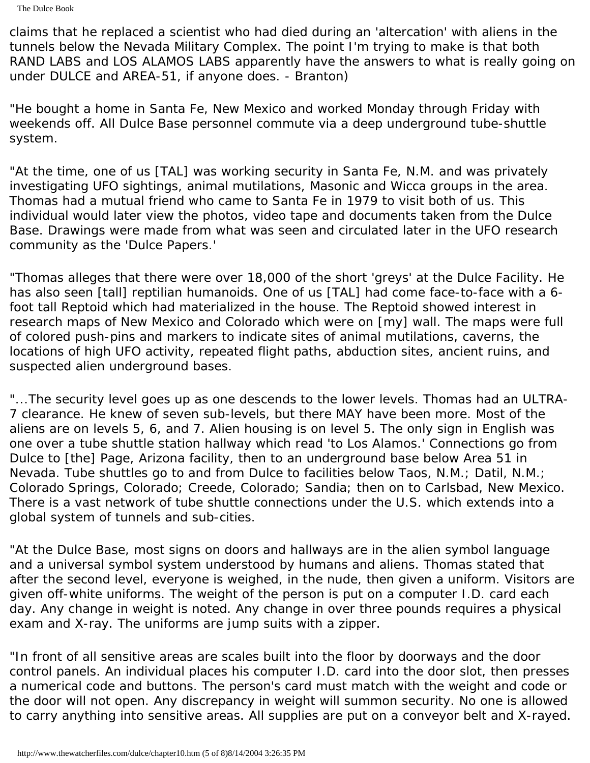claims that he replaced a scientist who had died during an 'altercation' with aliens in the tunnels below the Nevada Military Complex. The point I'm trying to make is that both RAND LABS and LOS ALAMOS LABS apparently have the answers to what is really going on under DULCE and AREA-51, if anyone does. - Branton)

"He bought a home in Santa Fe, New Mexico and worked Monday through Friday with weekends off. All Dulce Base personnel commute via a deep underground tube-shuttle system.

"At the time, one of us [TAL] was working security in Santa Fe, N.M. and was privately investigating UFO sightings, animal mutilations, Masonic and Wicca groups in the area. Thomas had a mutual friend who came to Santa Fe in 1979 to visit both of us. This individual would later view the photos, video tape and documents taken from the Dulce Base. Drawings were made from what was seen and circulated later in the UFO research community as the 'Dulce Papers.'

"Thomas alleges that there were over 18,000 of the short 'greys' at the Dulce Facility. He has also seen [tall] reptilian humanoids. One of us [TAL] had come face-to-face with a 6-foot tall Reptoid which had materialized in the house. The Reptoid showed interest in research maps of New Mexico and Colorado which were on [my] wall. The maps were full of colored push-pins and markers to indicate sites of animal mutilations, caverns, the locations of high UFO activity, repeated flight paths, abduction sites, ancient ruins, and suspected alien underground bases.

"...The security level goes up as one descends to the lower levels. Thomas had an ULTRA-7 clearance. He knew of seven sub-levels, but there MAY have been more. Most of the aliens are on levels 5, 6, and 7. Alien housing is on level 5. The only sign in English was one over a tube shuttle station hallway which read 'to Los Alamos.' Connections go from Dulce to [the] Page, Arizona facility, then to an underground base below Area 51 in Nevada. Tube shuttles go to and from Dulce to facilities below Taos, N.M.; Datil, N.M.; Colorado Springs, Colorado; Creede, Colorado; Sandia; then on to Carlsbad, New Mexico. There is a vast network of tube shuttle connections under the U.S. which extends into a global system of tunnels and sub-cities.

"At the Dulce Base, most signs on doors and hallways are in the alien symbol language and a universal symbol system understood by humans and aliens. Thomas stated that after the second level, everyone is weighed, in the nude, then given a uniform. Visitors are given off-white uniforms. The weight of the person is put on a computer I.D. card each day. Any change in weight is noted. Any change in over three pounds requires a physical exam and X-ray. The uniforms are jump suits with a zipper.

"In front of all sensitive areas are scales built into the floor by doorways and the door control panels. An individual places his computer I.D. card into the door slot, then presses a numerical code and buttons. The person's card must match with the weight and code or the door will not open. Any discrepancy in weight will summon security. No one is allowed to carry anything into sensitive areas. All supplies are put on a conveyor belt and X-rayed.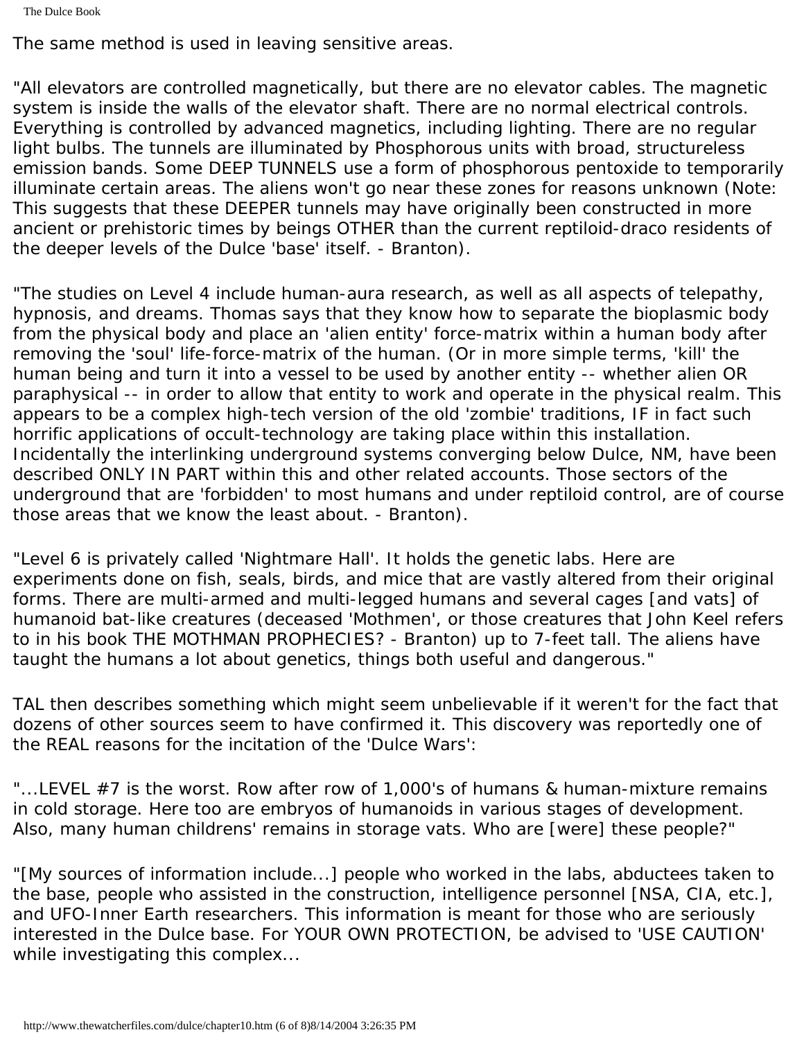The same method is used in leaving sensitive areas.

"All elevators are controlled magnetically, but there are no elevator cables. The magnetic system is inside the walls of the elevator shaft. There are no normal electrical controls. Everything is controlled by advanced magnetics, including lighting. There are no regular light bulbs. The tunnels are illuminated by Phosphorous units with broad, structureless emission bands. Some DEEP TUNNELS use a form of phosphorous pentoxide to temporarily illuminate certain areas. The aliens won't go near these zones for reasons unknown (Note: This suggests that these DEEPER tunnels may have originally been constructed in more ancient or prehistoric times by beings OTHER than the current reptiloid-draco residents of the deeper levels of the Dulce 'base' itself. - Branton).

"The studies on Level 4 include human-aura research, as well as all aspects of telepathy, hypnosis, and dreams. Thomas says that they know how to separate the bioplasmic body from the physical body and place an 'alien entity' force-matrix within a human body after removing the 'soul' life-force-matrix of the human. (Or in more simple terms, 'kill' the human being and turn it into a vessel to be used by another entity -- whether alien OR paraphysical -- in order to allow that entity to work and operate in the physical realm. This appears to be a complex high-tech version of the old 'zombie' traditions, IF in fact such horrific applications of occult-technology are taking place within this installation. Incidentally the interlinking underground systems converging below Dulce, NM, have been described ONLY IN PART within this and other related accounts. Those sectors of the underground that are 'forbidden' to most humans and under reptiloid control, are of course those areas that we know the least about. - Branton).

"Level 6 is privately called 'Nightmare Hall'. It holds the genetic labs. Here are experiments done on fish, seals, birds, and mice that are vastly altered from their original forms. There are multi-armed and multi-legged humans and several cages [and vats] of humanoid bat-like creatures (deceased 'Mothmen', or those creatures that John Keel refers to in his book THE MOTHMAN PROPHECIES? - Branton) up to 7-feet tall. The aliens have taught the humans a lot about genetics, things both useful and dangerous."

TAL then describes something which might seem unbelievable if it weren't for the fact that dozens of other sources seem to have confirmed it. This discovery was reportedly one of the REAL reasons for the incitation of the 'Dulce Wars':

"...LEVEL #7 is the worst. Row after row of 1,000's of humans & human-mixture remains in cold storage. Here too are embryos of humanoids in various stages of development. Also, many human childrens' remains in storage vats. Who are [were] these people?"

"[My sources of information include...] people who worked in the labs, abductees taken to the base, people who assisted in the construction, intelligence personnel [NSA, CIA, etc.], and UFO-Inner Earth researchers. This information is meant for those who are seriously interested in the Dulce base. For YOUR OWN PROTECTION, be advised to 'USE CAUTION' while investigating this complex...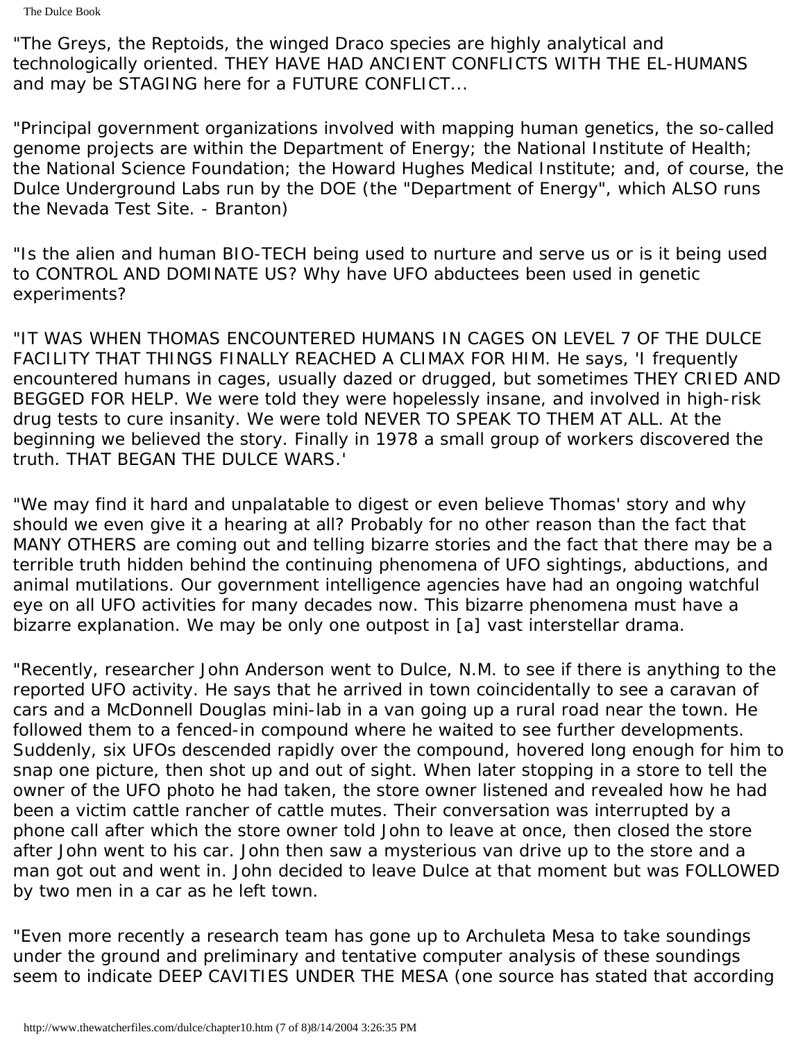"The Greys, the Reptoids, the winged Draco species are highly analytical and technologically oriented. THEY HAVE HAD ANCIENT CONFLICTS WITH THE EL-HUMANS and may be STAGING here for a FUTURE CONFLICT...

"Principal government organizations involved with mapping human genetics, the so-called genome projects are within the Department of Energy; the National Institute of Health; the National Science Foundation; the Howard Hughes Medical Institute; and, of course, the Dulce Underground Labs run by the DOE (the "Department of Energy", which ALSO runs the Nevada Test Site. - Branton)

"Is the alien and human BIO-TECH being used to nurture and serve us or is it being used to CONTROL AND DOMINATE US? Why have UFO abductees been used in genetic experiments?

"IT WAS WHEN THOMAS ENCOUNTERED HUMANS IN CAGES ON LEVEL 7 OF THE DULCE FACILITY THAT THINGS FINALLY REACHED A CLIMAX FOR HIM. He says, 'I frequently encountered humans in cages, usually dazed or drugged, but sometimes THEY CRIED AND BEGGED FOR HELP. We were told they were hopelessly insane, and involved in high-risk drug tests to cure insanity. We were told NEVER TO SPEAK TO THEM AT ALL. At the beginning we believed the story. Finally in 1978 a small group of workers discovered the truth. THAT BEGAN THE DULCE WARS.'

"We may find it hard and unpalatable to digest or even believe Thomas' story and why should we even give it a hearing at all? Probably for no other reason than the fact that MANY OTHERS are coming out and telling bizarre stories and the fact that there may be a terrible truth hidden behind the continuing phenomena of UFO sightings, abductions, and animal mutilations. Our government intelligence agencies have had an ongoing watchful eye on all UFO activities for many decades now. This bizarre phenomena must have a bizarre explanation. We may be only one outpost in [a] vast interstellar drama.

"Recently, researcher John Anderson went to Dulce, N.M. to see if there is anything to the reported UFO activity. He says that he arrived in town coincidentally to see a caravan of cars and a McDonnell Douglas mini-lab in a van going up a rural road near the town. He followed them to a fenced-in compound where he waited to see further developments. Suddenly, six UFOs descended rapidly over the compound, hovered long enough for him to snap one picture, then shot up and out of sight. When later stopping in a store to tell the owner of the UFO photo he had taken, the store owner listened and revealed how he had been a victim cattle rancher of cattle mutes. Their conversation was interrupted by a phone call after which the store owner told John to leave at once, then closed the store after John went to his car. John then saw a mysterious van drive up to the store and a man got out and went in. John decided to leave Dulce at that moment but was FOLLOWED by two men in a car as he left town.

"Even more recently a research team has gone up to Archuleta Mesa to take soundings under the ground and preliminary and tentative computer analysis of these soundings seem to indicate DEEP CAVITIES UNDER THE MESA (one source has stated that according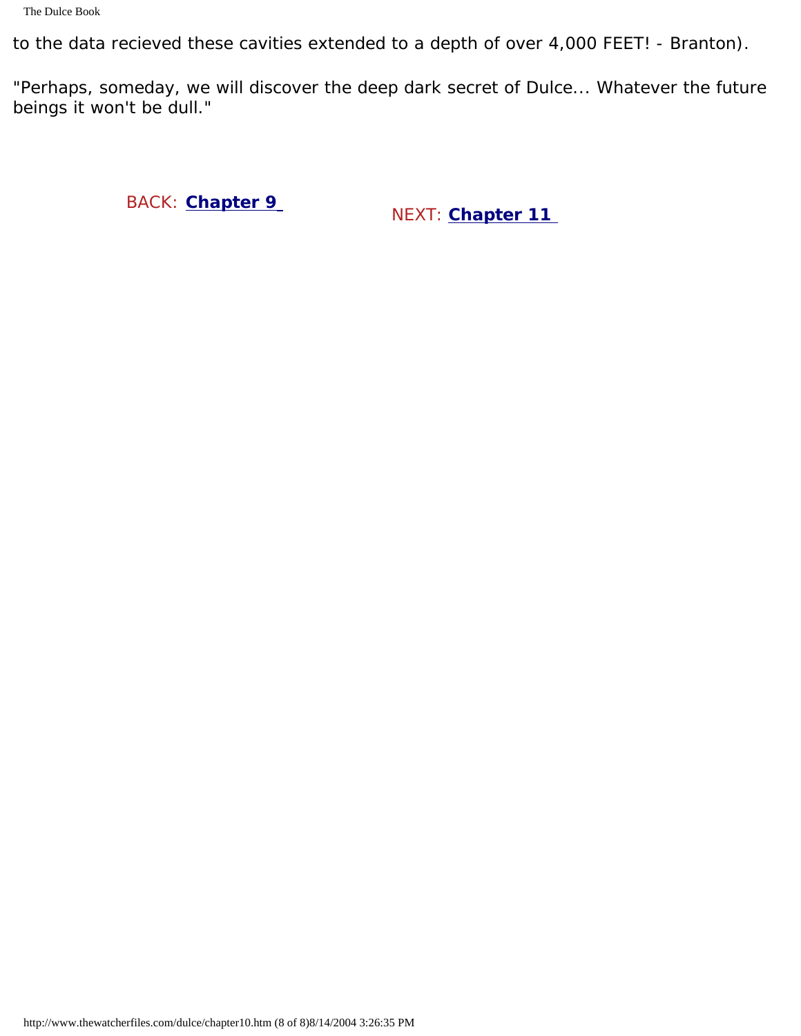to the data recieved these cavities extended to a depth of over 4,000 FEET! - Branton).

"Perhaps, someday, we will discover the deep dark secret of Dulce... Whatever the future beings it won't be dull."

BACK: **Chapter 9** NEXT: **Chapter 11**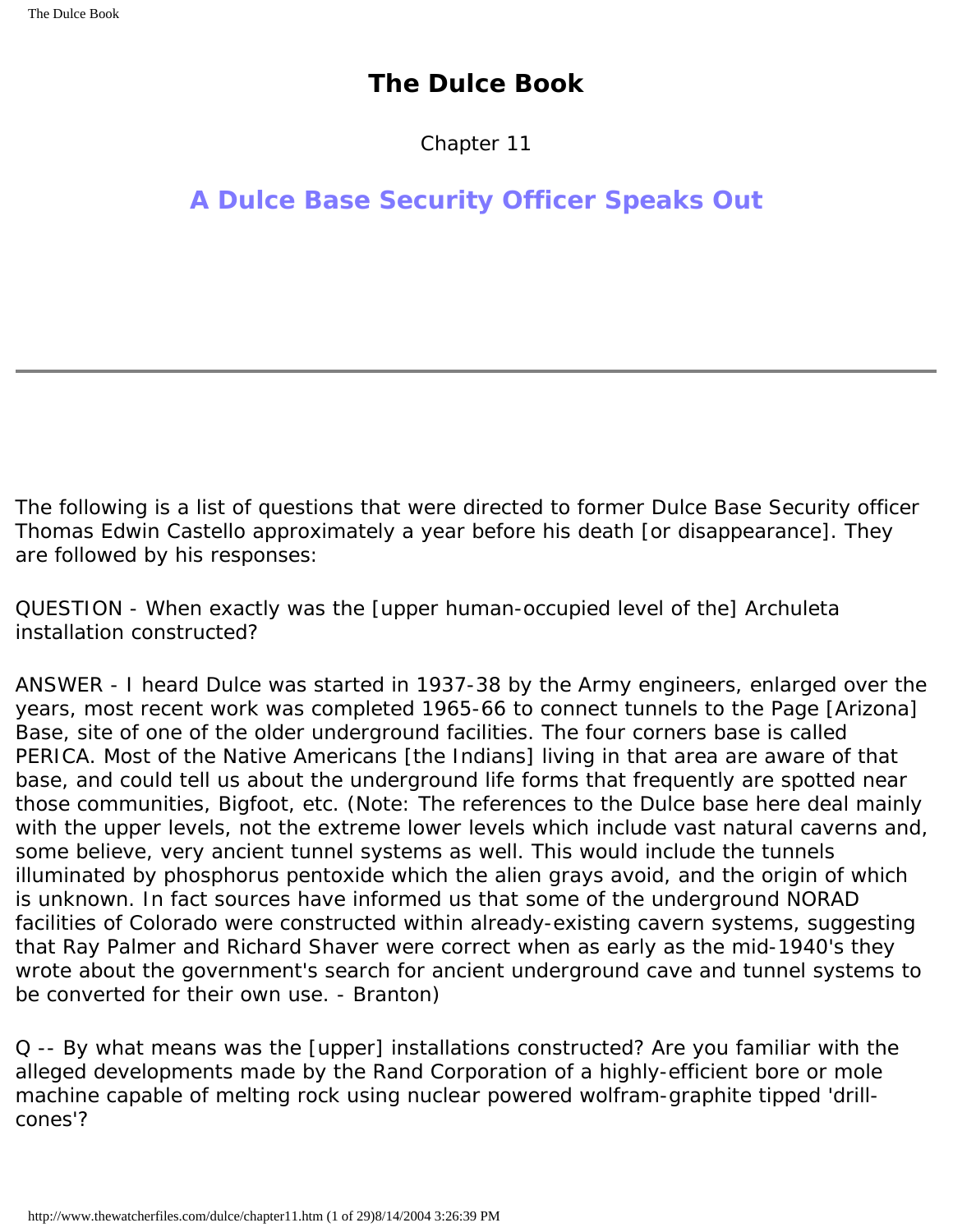# The Dulce Book

Chapter 11

## A Dulce Base Security Officer Speaks Out

---

The following is a list of questions that were directed to former Dulce Base Security officer Thomas Edwin Castello approximately a year before his death [or disappearance]. They are followed by his responses:

QUESTION - When exactly was the [upper human-occupied level of the] Archuleta installation constructed?

ANSWER - I heard Dulce was started in 1937-38 by the Army engineers, enlarged over the years, most recent work was completed 1965-66 to connect tunnels to the Page [Arizona] Base, site of one of the older underground facilities. The four corners base is called PERICA. Most of the Native Americans [the Indians] living in that area are aware of that base, and could tell us about the underground life forms that frequently are spotted near those communities, Bigfoot, etc. (Note: The references to the Dulce base here deal mainly with the upper levels, not the extreme lower levels which include vast natural caverns and, some believe, very ancient tunnel systems as well. This would include the tunnels illuminated by phosphorus pentoxide which the alien grays avoid, and the origin of which is unknown. In fact sources have informed us that some of the underground NORAD facilities of Colorado were constructed within already-existing cavern systems, suggesting that Ray Palmer and Richard Shaver were correct when as early as the mid-1940's they wrote about the government's search for ancient underground cave and tunnel systems to be converted for their own use. - Branton)

Q -- By what means was the [upper] installations constructed? Are you familiar with the alleged developments made by the Rand Corporation of a highly-efficient bore or mole machine capable of melting rock using nuclear powered wolfram-graphite tipped 'drill-cones'?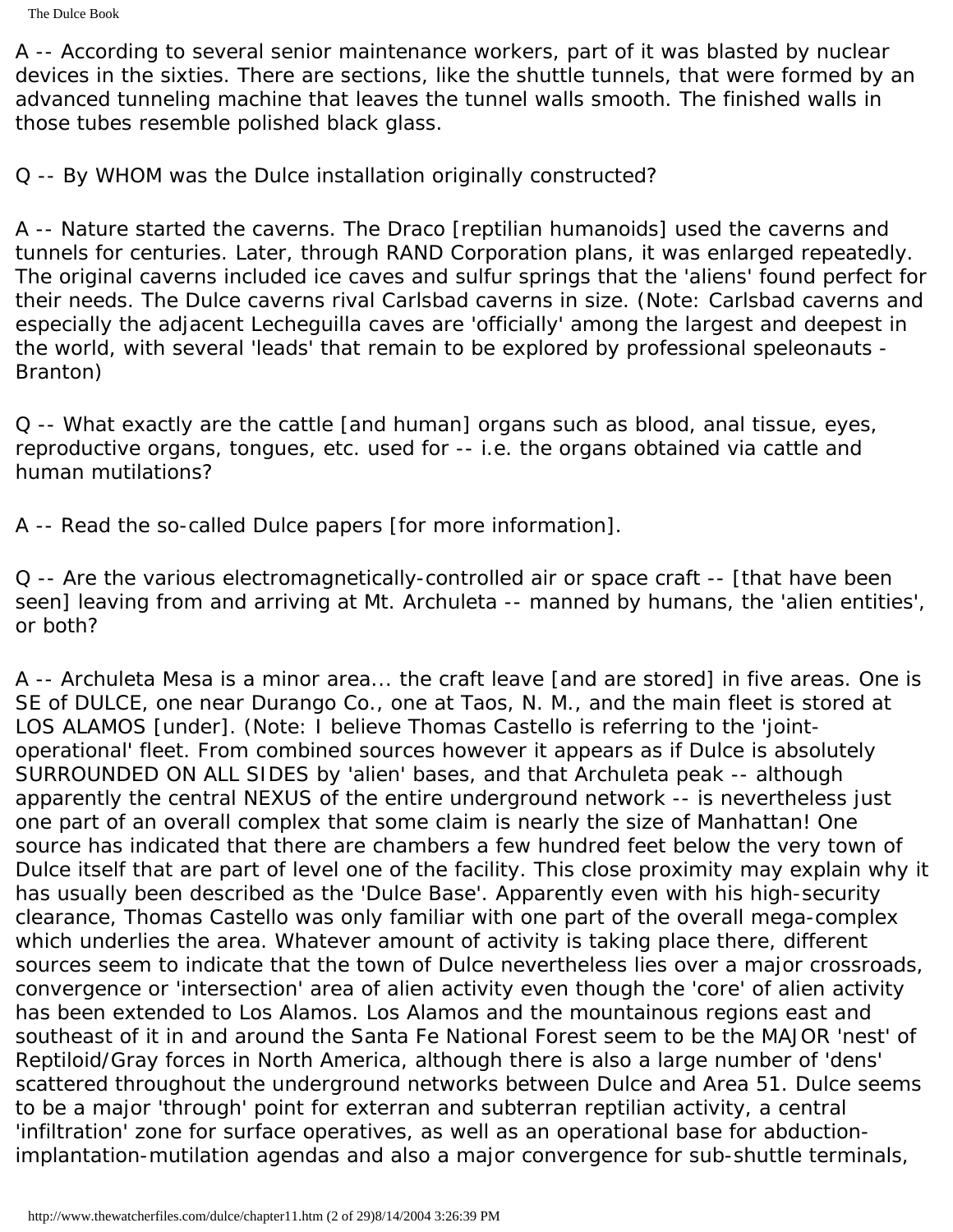A -- According to several senior maintenance workers, part of it was blasted by nuclear devices in the sixties. There are sections, like the shuttle tunnels, that were formed by an advanced tunneling machine that leaves the tunnel walls smooth. The finished walls in those tubes resemble polished black glass.

Q -- By WHOM was the Dulce installation originally constructed?

A -- Nature started the caverns. The Draco [reptilian humanoids] used the caverns and tunnels for centuries. Later, through RAND Corporation plans, it was enlarged repeatedly. The original caverns included ice caves and sulfur springs that the 'aliens' found perfect for their needs. The Dulce caverns rival Carlsbad caverns in size. (Note: Carlsbad caverns and especially the adjacent Lecheguilla caves are 'officially' among the largest and deepest in the world, with several 'leads' that remain to be explored by professional speleonauts - Branton)

Q -- What exactly are the cattle [and human] organs such as blood, anal tissue, eyes, reproductive organs, tongues, etc. used for -- i.e. the organs obtained via cattle and human mutilations?

A -- Read the so-called Dulce papers [for more information].

Q -- Are the various electromagnetically-controlled air or space craft -- [that have been seen] leaving from and arriving at Mt. Archuleta -- manned by humans, the 'alien entities', or both?

A -- Archuleta Mesa is a minor area... the craft leave [and are stored] in five areas. One is SE of DULCE, one near Durango Co., one at Taos, N. M., and the main fleet is stored at LOS ALAMOS [under]. (Note: I believe Thomas Castello is referring to the 'joint-operational' fleet. From combined sources however it appears as if Dulce is absolutely SURROUNDED ON ALL SIDES by 'alien' bases, and that Archuleta peak -- although apparently the central NEXUS of the entire underground network -- is nevertheless just one part of an overall complex that some claim is nearly the size of Manhattan! One source has indicated that there are chambers a few hundred feet below the very town of Dulce itself that are part of level one of the facility. This close proximity may explain why it has usually been described as the 'Dulce Base'. Apparently even with his high-security clearance, Thomas Castello was only familiar with one part of the overall mega-complex which underlies the area. Whatever amount of activity is taking place there, different sources seem to indicate that the town of Dulce nevertheless lies over a major crossroads, convergence or 'intersection' area of alien activity even though the 'core' of alien activity has been extended to Los Alamos. Los Alamos and the mountainous regions east and southeast of it in and around the Santa Fe National Forest seem to be the MAJOR 'nest' of Reptiloid/Gray forces in North America, although there is also a large number of 'dens' scattered throughout the underground networks between Dulce and Area 51. Dulce seems to be a major 'through' point for exterran and subterran reptilian activity, a central 'infiltration' zone for surface operatives, as well as an operational base for abduction-implantation-mutilation agendas and also a major convergence for sub-shuttle terminals,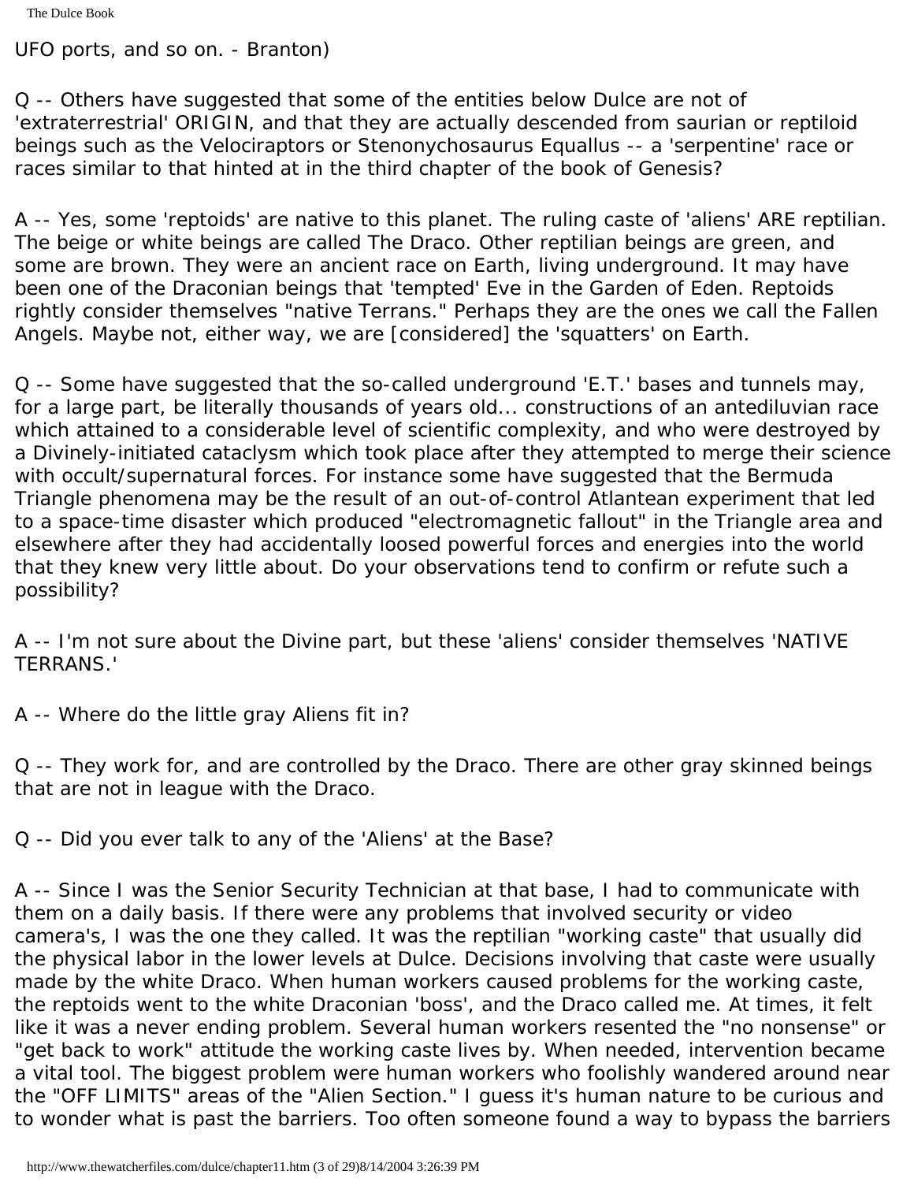UFO ports, and so on. - Branton)

Q -- Others have suggested that some of the entities below Dulce are not of 'extraterrestrial' ORIGIN, and that they are actually descended from saurian or reptiloid beings such as the Velociraptors or Stenonychosaurus Equallus -- a 'serpentine' race or races similar to that hinted at in the third chapter of the book of Genesis?

A -- Yes, some 'reptoids' are native to this planet. The ruling caste of 'aliens' ARE reptilian. The beige or white beings are called The Draco. Other reptilian beings are green, and some are brown. They were an ancient race on Earth, living underground. It may have been one of the Draconian beings that 'tempted' Eve in the Garden of Eden. Reptoids rightly consider themselves "native Terrans." Perhaps they are the ones we call the Fallen Angels. Maybe not, either way, we are [considered] the 'squatters' on Earth.

Q -- Some have suggested that the so-called underground 'E.T.' bases and tunnels may, for a large part, be literally thousands of years old... constructions of an antediluvian race which attained to a considerable level of scientific complexity, and who were destroyed by a Divinely-initiated cataclysm which took place after they attempted to merge their science with occult/supernatural forces. For instance some have suggested that the Bermuda Triangle phenomena may be the result of an out-of-control Atlantean experiment that led to a space-time disaster which produced "electromagnetic fallout" in the Triangle area and elsewhere after they had accidentally loosed powerful forces and energies into the world that they knew very little about. Do your observations tend to confirm or refute such a possibility?

A -- I'm not sure about the Divine part, but these 'aliens' consider themselves 'NATIVE TERRANS.'

A -- Where do the little gray Aliens fit in?

Q -- They work for, and are controlled by the Draco. There are other gray skinned beings that are not in league with the Draco.

Q -- Did you ever talk to any of the 'Aliens' at the Base?

A -- Since I was the Senior Security Technician at that base, I had to communicate with them on a daily basis. If there were any problems that involved security or video camera's, I was the one they called. It was the reptilian "working caste" that usually did the physical labor in the lower levels at Dulce. Decisions involving that caste were usually made by the white Draco. When human workers caused problems for the working caste, the reptoids went to the white Draconian 'boss', and the Draco called me. At times, it felt like it was a never ending problem. Several human workers resented the "no nonsense" or "get back to work" attitude the working caste lives by. When needed, intervention became a vital tool. The biggest problem were human workers who foolishly wandered around near the "OFF LIMITS" areas of the "Alien Section." I guess it's human nature to be curious and to wonder what is past the barriers. Too often someone found a way to bypass the barriers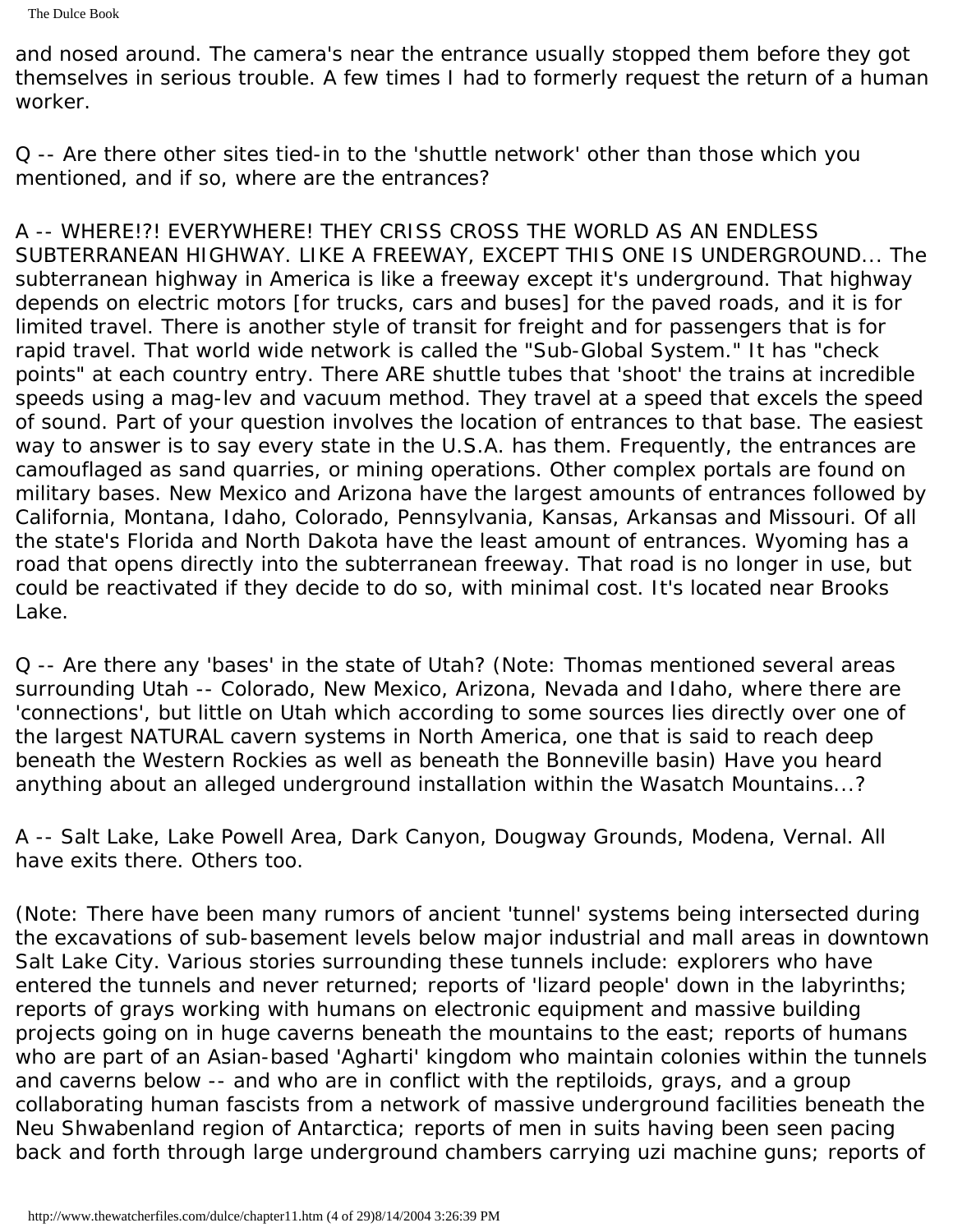and nosed around. The camera's near the entrance usually stopped them before they got themselves in serious trouble. A few times I had to formerly request the return of a human worker.

Q -- Are there other sites tied-in to the 'shuttle network' other than those which you mentioned, and if so, where are the entrances?

A -- WHERE!?! EVERYWHERE! THEY CRISS CROSS THE WORLD AS AN ENDLESS SUBTERRANEAN HIGHWAY. LIKE A FREEWAY, EXCEPT THIS ONE IS UNDERGROUND... The subterranean highway in America is like a freeway except it's underground. That highway depends on electric motors [for trucks, cars and buses] for the paved roads, and it is for limited travel. There is another style of transit for freight and for passengers that is for rapid travel. That world wide network is called the "Sub-Global System." It has "check points" at each country entry. There ARE shuttle tubes that 'shoot' the trains at incredible speeds using a mag-lev and vacuum method. They travel at a speed that excels the speed of sound. Part of your question involves the location of entrances to that base. The easiest way to answer is to say every state in the U.S.A. has them. Frequently, the entrances are camouflaged as sand quarries, or mining operations. Other complex portals are found on military bases. New Mexico and Arizona have the largest amounts of entrances followed by California, Montana, Idaho, Colorado, Pennsylvania, Kansas, Arkansas and Missouri. Of all the state's Florida and North Dakota have the least amount of entrances. Wyoming has a road that opens directly into the subterranean freeway. That road is no longer in use, but could be reactivated if they decide to do so, with minimal cost. It's located near Brooks Lake.

Q -- Are there any 'bases' in the state of Utah? (Note: Thomas mentioned several areas surrounding Utah -- Colorado, New Mexico, Arizona, Nevada and Idaho, where there are 'connections', but little on Utah which according to some sources lies directly over one of the largest NATURAL cavern systems in North America, one that is said to reach deep beneath the Western Rockies as well as beneath the Bonneville basin) Have you heard anything about an alleged underground installation within the Wasatch Mountains...?

A -- Salt Lake, Lake Powell Area, Dark Canyon, Dougway Grounds, Modena, Vernal. All have exits there. Others too.

(Note: There have been many rumors of ancient 'tunnel' systems being intersected during the excavations of sub-basement levels below major industrial and mall areas in downtown Salt Lake City. Various stories surrounding these tunnels include: explorers who have entered the tunnels and never returned; reports of 'lizard people' down in the labyrinths; reports of grays working with humans on electronic equipment and massive building projects going on in huge caverns beneath the mountains to the east; reports of humans who are part of an Asian-based 'Agharti' kingdom who maintain colonies within the tunnels and caverns below -- and who are in conflict with the reptiloids, grays, and a group collaborating human fascists from a network of massive underground facilities beneath the Neu Shwabenland region of Antarctica; reports of men in suits having been seen pacing back and forth through large underground chambers carrying uzi machine guns; reports of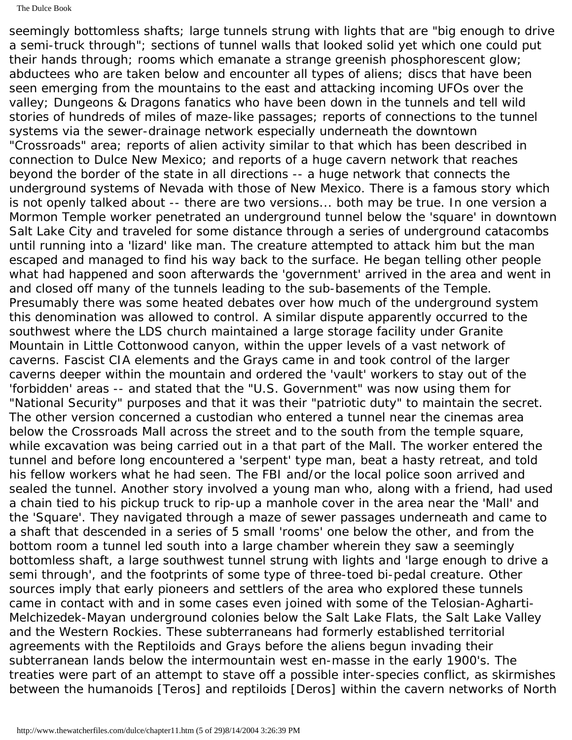seemingly bottomless shafts; large tunnels strung with lights that are "big enough to drive a semi-truck through"; sections of tunnel walls that looked solid yet which one could put their hands through; rooms which emanate a strange greenish phosphorescent glow; abductees who are taken below and encounter all types of aliens; discs that have been seen emerging from the mountains to the east and attacking incoming UFOs over the valley; Dungeons & Dragons fanatics who have been down in the tunnels and tell wild stories of hundreds of miles of maze-like passages; reports of connections to the tunnel systems via the sewer-drainage network especially underneath the downtown "Crossroads" area; reports of alien activity similar to that which has been described in connection to Dulce New Mexico; and reports of a huge cavern network that reaches beyond the border of the state in all directions -- a huge network that connects the underground systems of Nevada with those of New Mexico. There is a famous story which is not openly talked about -- there are two versions... both may be true. In one version a Mormon Temple worker penetrated an underground tunnel below the 'square' in downtown Salt Lake City and traveled for some distance through a series of underground catacombs until running into a 'lizard' like man. The creature attempted to attack him but the man escaped and managed to find his way back to the surface. He began telling other people what had happened and soon afterwards the 'government' arrived in the area and went in and closed off many of the tunnels leading to the sub-basements of the Temple. Presumably there was some heated debates over how much of the underground system this denomination was allowed to control. A similar dispute apparently occurred to the southwest where the LDS church maintained a large storage facility under Granite Mountain in Little Cottonwood canyon, within the upper levels of a vast network of caverns. Fascist CIA elements and the Grays came in and took control of the larger caverns deeper within the mountain and ordered the 'vault' workers to stay out of the 'forbidden' areas -- and stated that the "U.S. Government" was now using them for "National Security" purposes and that it was their "patriotic duty" to maintain the secret. The other version concerned a custodian who entered a tunnel near the cinemas area below the Crossroads Mall across the street and to the south from the temple square, while excavation was being carried out in a that part of the Mall. The worker entered the tunnel and before long encountered a 'serpent' type man, beat a hasty retreat, and told his fellow workers what he had seen. The FBI and/or the local police soon arrived and sealed the tunnel. Another story involved a young man who, along with a friend, had used a chain tied to his pickup truck to rip-up a manhole cover in the area near the 'Mall' and the 'Square'. They navigated through a maze of sewer passages underneath and came to a shaft that descended in a series of 5 small 'rooms' one below the other, and from the bottom room a tunnel led south into a large chamber wherein they saw a seemingly bottomless shaft, a large southwest tunnel strung with lights and 'large enough to drive a semi through', and the footprints of some type of three-toed bi-pedal creature. Other sources imply that early pioneers and settlers of the area who explored these tunnels came in contact with and in some cases even joined with some of the Telosian-Agharti-Melchizedek-Mayan underground colonies below the Salt Lake Flats, the Salt Lake Valley and the Western Rockies. These subterraneans had formerly established territorial agreements with the Reptiloids and Grays before the aliens begun invading their subterranean lands below the intermountain west en-masse in the early 1900's. The treaties were part of an attempt to stave off a possible inter-species conflict, as skirmishes between the humanoids [Teros] and reptiloids [Deros] within the cavern networks of North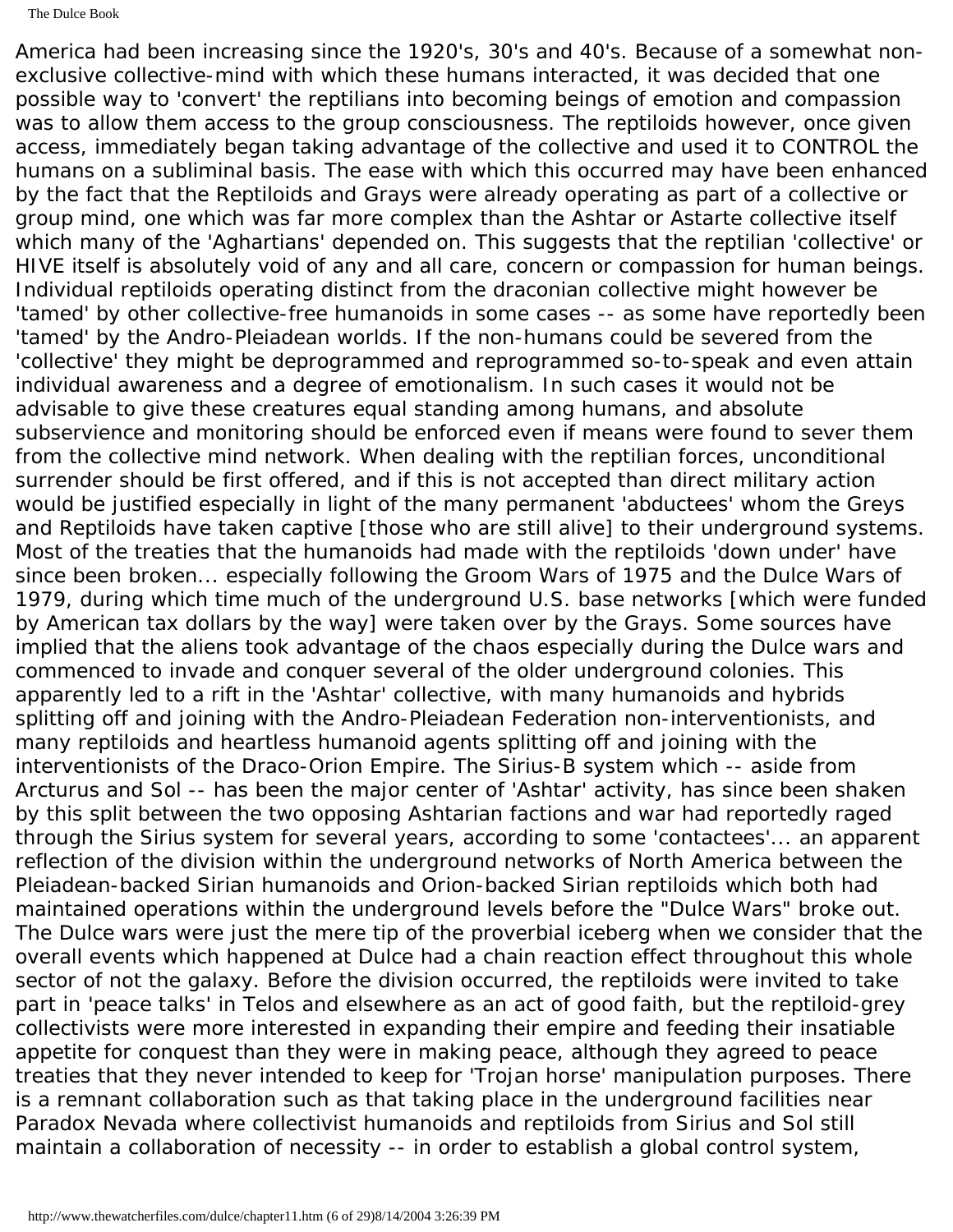America had been increasing since the 1920's, 30's and 40's. Because of a somewhat non-exclusive collective-mind with which these humans interacted, it was decided that one possible way to 'convert' the reptilians into becoming beings of emotion and compassion was to allow them access to the group consciousness. The reptiloids however, once given access, immediately began taking advantage of the collective and used it to CONTROL the humans on a subliminal basis. The ease with which this occurred may have been enhanced by the fact that the Reptiloids and Grays were already operating as part of a collective or group mind, one which was far more complex than the Ashtar or Astarte collective itself which many of the 'Aghartians' depended on. This suggests that the reptilian 'collective' or HIVE itself is absolutely void of any and all care, concern or compassion for human beings. Individual reptiloids operating distinct from the draconian collective might however be 'tamed' by other collective-free humanoids in some cases -- as some have reportedly been 'tamed' by the Andro-Pleiadean worlds. If the non-humans could be severed from the 'collective' they might be deprogrammed and reprogrammed so-to-speak and even attain individual awareness and a degree of emotionalism. In such cases it would not be advisable to give these creatures equal standing among humans, and absolute subservience and monitoring should be enforced even if means were found to sever them from the collective mind network. When dealing with the reptilian forces, unconditional surrender should be first offered, and if this is not accepted than direct military action would be justified especially in light of the many permanent 'abductees' whom the Greys and Reptiloids have taken captive [those who are still alive] to their underground systems. Most of the treaties that the humanoids had made with the reptiloids 'down under' have since been broken... especially following the Groom Wars of 1975 and the Dulce Wars of 1979, during which time much of the underground U.S. base networks [which were funded by American tax dollars by the way] were taken over by the Grays. Some sources have implied that the aliens took advantage of the chaos especially during the Dulce wars and commenced to invade and conquer several of the older underground colonies. This apparently led to a rift in the 'Ashtar' collective, with many humanoids and hybrids splitting off and joining with the Andro-Pleiadean Federation non-interventionists, and many reptiloids and heartless humanoid agents splitting off and joining with the interventionists of the Draco-Orion Empire. The Sirius-B system which -- aside from Arcturus and Sol -- has been the major center of 'Ashtar' activity, has since been shaken by this split between the two opposing Ashtarian factions and war had reportedly raged through the Sirius system for several years, according to some 'contactees'... an apparent reflection of the division within the underground networks of North America between the Pleiadean-backed Sirian humanoids and Orion-backed Sirian reptiloids which both had maintained operations within the underground levels before the "Dulce Wars" broke out. The Dulce wars were just the mere tip of the proverbial iceberg when we consider that the overall events which happened at Dulce had a chain reaction effect throughout this whole sector of not the galaxy. Before the division occurred, the reptiloids were invited to take part in 'peace talks' in Telos and elsewhere as an act of good faith, but the reptiloid-grey collectivists were more interested in expanding their empire and feeding their insatiable appetite for conquest than they were in making peace, although they agreed to peace treaties that they never intended to keep for 'Trojan horse' manipulation purposes. There is a remnant collaboration such as that taking place in the underground facilities near Paradox Nevada where collectivist humanoids and reptiloids from Sirius and Sol still maintain a collaboration of necessity -- in order to establish a global control system,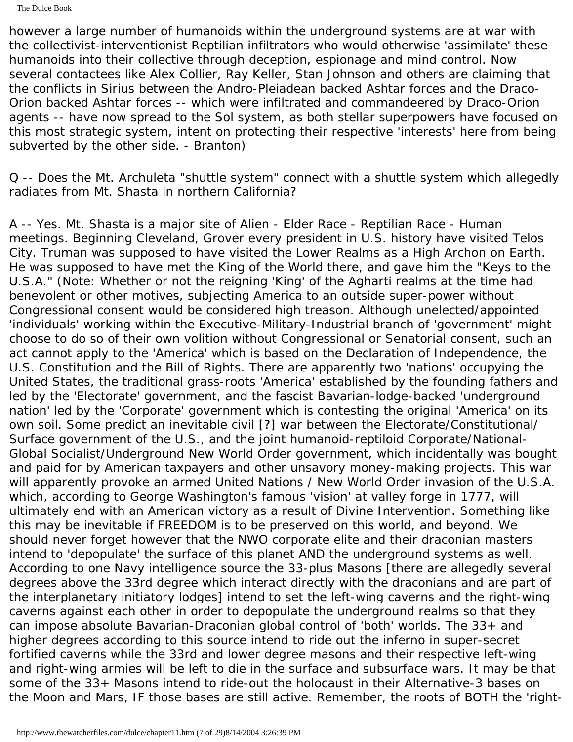however a large number of humanoids within the underground systems are at war with the collectivist-interventionist Reptilian infiltrators who would otherwise 'assimilate' these humanoids into their collective through deception, espionage and mind control. Now several contactees like Alex Collier, Ray Keller, Stan Johnson and others are claiming that the conflicts in Sirius between the Andro-Pleiadean backed Ashtar forces and the Draco-Orion backed Ashtar forces -- which were infiltrated and commandeered by Draco-Orion agents -- have now spread to the Sol system, as both stellar superpowers have focused on this most strategic system, intent on protecting their respective 'interests' here from being subverted by the other side. - Branton)

Q -- Does the Mt. Archuleta "shuttle system" connect with a shuttle system which allegedly radiates from Mt. Shasta in northern California?

A -- Yes. Mt. Shasta is a major site of Alien - Elder Race - Reptilian Race - Human meetings. Beginning Cleveland, Grover every president in U.S. history have visited Telos City. Truman was supposed to have visited the Lower Realms as a High Archon on Earth. He was supposed to have met the King of the World there, and gave him the "Keys to the U.S.A." (Note: Whether or not the reigning 'King' of the Agharti realms at the time had benevolent or other motives, subjecting America to an outside super-power without Congressional consent would be considered high treason. Although unelected/appointed 'individuals' working within the Executive-Military-Industrial branch of 'government' might choose to do so of their own volition without Congressional or Senatorial consent, such an act cannot apply to the 'America' which is based on the Declaration of Independence, the U.S. Constitution and the Bill of Rights. There are apparently two 'nations' occupying the United States, the traditional grass-roots 'America' established by the founding fathers and led by the 'Electorate' government, and the fascist Bavarian-lodge-backed 'underground nation' led by the 'Corporate' government which is contesting the original 'America' on its own soil. Some predict an inevitable civil [?] war between the Electorate/Constitutional/ Surface government of the U.S., and the joint humanoid-reptiloid Corporate/National-Global Socialist/Underground New World Order government, which incidentally was bought and paid for by American taxpayers and other unsavory money-making projects. This war will apparently provoke an armed United Nations / New World Order invasion of the U.S.A. which, according to George Washington's famous 'vision' at valley forge in 1777, will ultimately end with an American victory as a result of Divine Intervention. Something like this may be inevitable if FREEDOM is to be preserved on this world, and beyond. We should never forget however that the NWO corporate elite and their draconian masters intend to 'depopulate' the surface of this planet AND the underground systems as well. According to one Navy intelligence source the 33-plus Masons [there are allegedly several degrees above the 33rd degree which interact directly with the draconians and are part of the interplanetary initiatory lodges] intend to set the left-wing caverns and the right-wing caverns against each other in order to depopulate the underground realms so that they can impose absolute Bavarian-Draconian global control of 'both' worlds. The 33+ and higher degrees according to this source intend to ride out the inferno in super-secret fortified caverns while the 33rd and lower degree masons and their respective left-wing and right-wing armies will be left to die in the surface and subsurface wars. It may be that some of the 33+ Masons intend to ride-out the holocaust in their Alternative-3 bases on the Moon and Mars, IF those bases are still active. Remember, the roots of BOTH the 'right-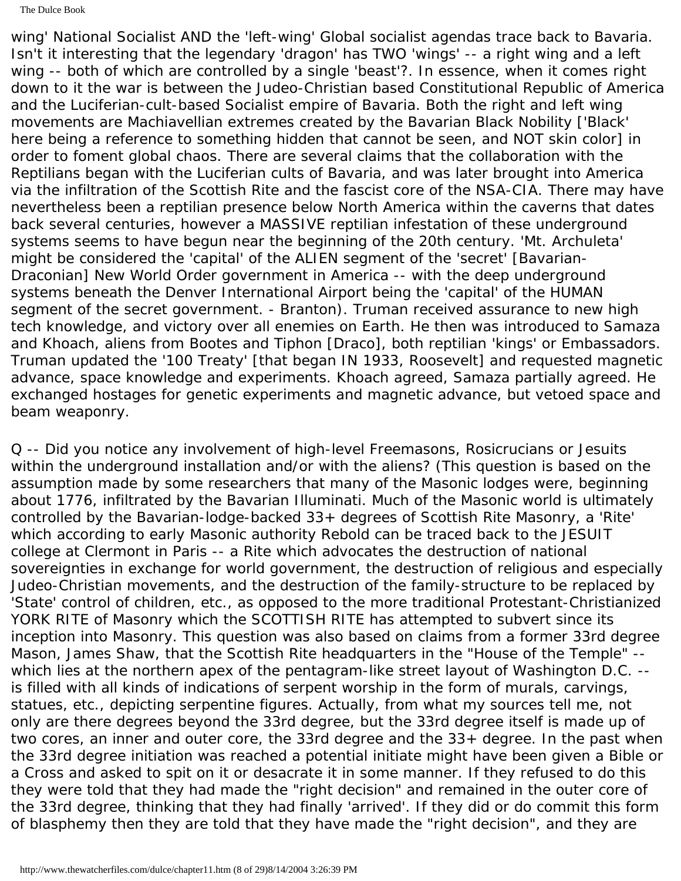wing' National Socialist AND the 'left-wing' Global socialist agendas trace back to Bavaria. Isn't it interesting that the legendary 'dragon' has TWO 'wings' -- a right wing and a left wing -- both of which are controlled by a single 'beast'?. In essence, when it comes right down to it the war is between the Judeo-Christian based Constitutional Republic of America and the Luciferian-cult-based Socialist empire of Bavaria. Both the right and left wing movements are Machiavellian extremes created by the Bavarian Black Nobility ['Black' here being a reference to something hidden that cannot be seen, and NOT skin color] in order to foment global chaos. There are several claims that the collaboration with the Reptilians began with the Luciferian cults of Bavaria, and was later brought into America via the infiltration of the Scottish Rite and the fascist core of the NSA-CIA. There may have nevertheless been a reptilian presence below North America within the caverns that dates back several centuries, however a MASSIVE reptilian infestation of these underground systems seems to have begun near the beginning of the 20th century. 'Mt. Archuleta' might be considered the 'capital' of the ALIEN segment of the 'secret' [Bavarian-Draconian] New World Order government in America -- with the deep underground systems beneath the Denver International Airport being the 'capital' of the HUMAN segment of the secret government. - Branton). Truman received assurance to new high tech knowledge, and victory over all enemies on Earth. He then was introduced to Samaza and Khoach, aliens from Bootes and Tiphon [Draco], both reptilian 'kings' or Embassadors. Truman updated the '100 Treaty' [that began IN 1933, Roosevelt] and requested magnetic advance, space knowledge and experiments. Khoach agreed, Samaza partially agreed. He exchanged hostages for genetic experiments and magnetic advance, but vetoed space and beam weaponry.

Q -- Did you notice any involvement of high-level Freemasons, Rosicrucians or Jesuits within the underground installation and/or with the aliens? (This question is based on the assumption made by some researchers that many of the Masonic lodges were, beginning about 1776, infiltrated by the Bavarian Illuminati. Much of the Masonic world is ultimately controlled by the Bavarian-lodge-backed 33+ degrees of Scottish Rite Masonry, a 'Rite' which according to early Masonic authority Rebold can be traced back to the JESUIT college at Clermont in Paris -- a Rite which advocates the destruction of national sovereignties in exchange for world government, the destruction of religious and especially Judeo-Christian movements, and the destruction of the family-structure to be replaced by 'State' control of children, etc., as opposed to the more traditional Protestant-Christianized YORK RITE of Masonry which the SCOTTISH RITE has attempted to subvert since its inception into Masonry. This question was also based on claims from a former 33rd degree Mason, James Shaw, that the Scottish Rite headquarters in the "House of the Temple" -- which lies at the northern apex of the pentagram-like street layout of Washington D.C. -- is filled with all kinds of indications of serpent worship in the form of murals, carvings, statues, etc., depicting serpentine figures. Actually, from what my sources tell me, not only are there degrees beyond the 33rd degree, but the 33rd degree itself is made up of two cores, an inner and outer core, the 33rd degree and the 33+ degree. In the past when the 33rd degree initiation was reached a potential initiate might have been given a Bible or a Cross and asked to spit on it or desacrate it in some manner. If they refused to do this they were told that they had made the "right decision" and remained in the outer core of the 33rd degree, thinking that they had finally 'arrived'. If they did or do commit this form of blasphemy then they are told that they have made the "right decision", and they are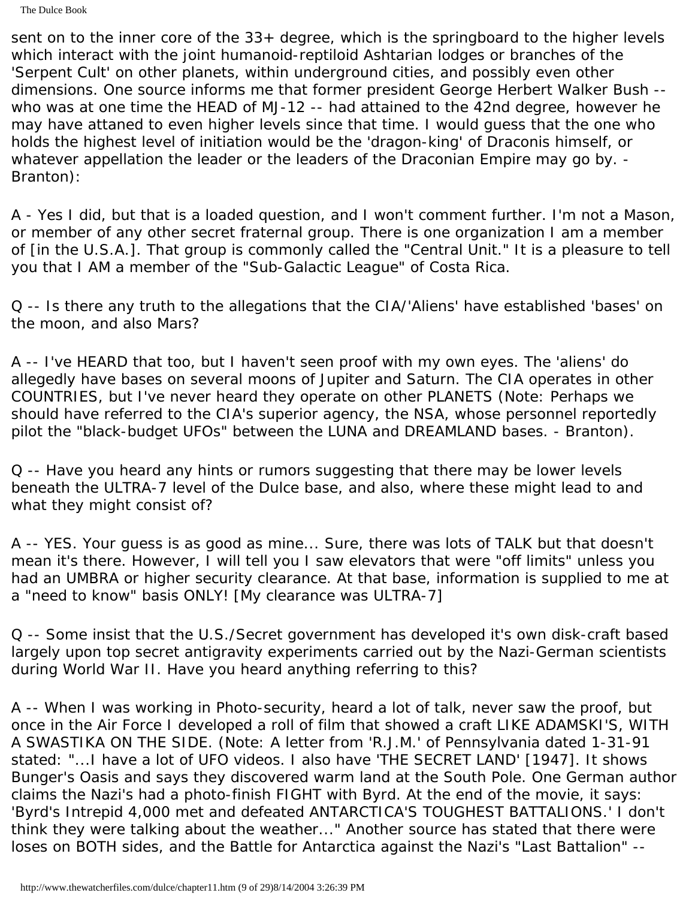sent on to the inner core of the 33+ degree, which is the springboard to the higher levels which interact with the joint humanoid-reptiloid Ashtarian lodges or branches of the 'Serpent Cult' on other planets, within underground cities, and possibly even other dimensions. One source informs me that former president George Herbert Walker Bush -- who was at one time the HEAD of MJ-12 -- had attained to the 42nd degree, however he may have attaned to even higher levels since that time. I would guess that the one who holds the highest level of initiation would be the 'dragon-king' of Draconis himself, or whatever appellation the leader or the leaders of the Draconian Empire may go by. - Branton):

A - Yes I did, but that is a loaded question, and I won't comment further. I'm not a Mason, or member of any other secret fraternal group. There is one organization I am a member of [in the U.S.A.]. That group is commonly called the "Central Unit." It is a pleasure to tell you that I AM a member of the "Sub-Galactic League" of Costa Rica.

Q -- Is there any truth to the allegations that the CIA/'Aliens' have established 'bases' on the moon, and also Mars?

A -- I've HEARD that too, but I haven't seen proof with my own eyes. The 'aliens' do allegedly have bases on several moons of Jupiter and Saturn. The CIA operates in other COUNTRIES, but I've never heard they operate on other PLANETS (Note: Perhaps we should have referred to the CIA's superior agency, the NSA, whose personnel reportedly pilot the "black-budget UFOs" between the LUNA and DREAMLAND bases. - Branton).

Q -- Have you heard any hints or rumors suggesting that there may be lower levels beneath the ULTRA-7 level of the Dulce base, and also, where these might lead to and what they might consist of?

A -- YES. Your guess is as good as mine... Sure, there was lots of TALK but that doesn't mean it's there. However, I will tell you I saw elevators that were "off limits" unless you had an UMBRA or higher security clearance. At that base, information is supplied to me at a "need to know" basis ONLY! [My clearance was ULTRA-7]

Q -- Some insist that the U.S./Secret government has developed it's own disk-craft based largely upon top secret antigravity experiments carried out by the Nazi-German scientists during World War II. Have you heard anything referring to this?

A -- When I was working in Photo-security, heard a lot of talk, never saw the proof, but once in the Air Force I developed a roll of film that showed a craft LIKE ADAMSKI'S, WITH A SWASTIKA ON THE SIDE. (Note: A letter from 'R.J.M.' of Pennsylvania dated 1-31-91 stated: "...I have a lot of UFO videos. I also have 'THE SECRET LAND' [1947]. It shows Bunger's Oasis and says they discovered warm land at the South Pole. One German author claims the Nazi's had a photo-finish FIGHT with Byrd. At the end of the movie, it says: 'Byrd's Intrepid 4,000 met and defeated ANTARCTICA'S TOUGHEST BATTALIONS.' I don't think they were talking about the weather..." Another source has stated that there were loses on BOTH sides, and the Battle for Antarctica against the Nazi's "Last Battalion" --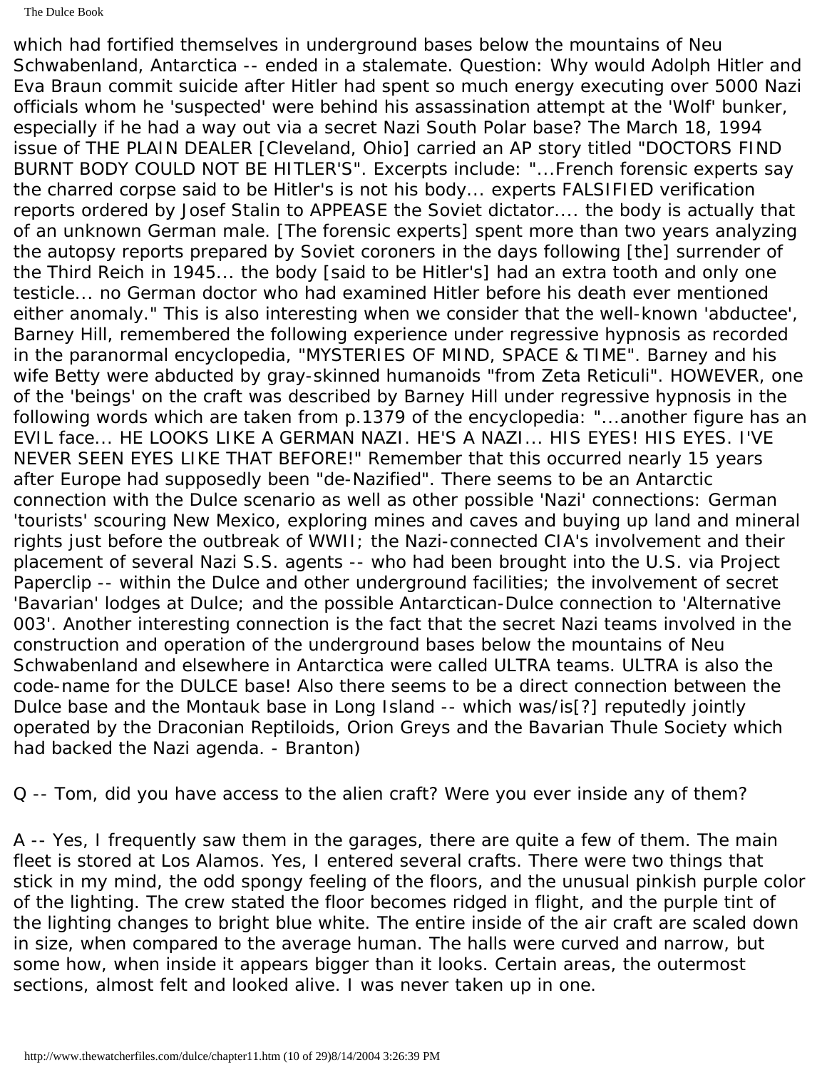which had fortified themselves in underground bases below the mountains of Neu Schwabenland, Antarctica -- ended in a stalemate. Question: Why would Adolph Hitler and Eva Braun commit suicide after Hitler had spent so much energy executing over 5000 Nazi officials whom he 'suspected' were behind his assassination attempt at the 'Wolf' bunker, especially if he had a way out via a secret Nazi South Polar base? The March 18, 1994 issue of THE PLAIN DEALER [Cleveland, Ohio] carried an AP story titled "DOCTORS FIND BURNT BODY COULD NOT BE HITLER'S". Excerpts include: "...French forensic experts say the charred corpse said to be Hitler's is not his body... experts FALSIFIED verification reports ordered by Josef Stalin to APPEASE the Soviet dictator.... the body is actually that of an unknown German male. [The forensic experts] spent more than two years analyzing the autopsy reports prepared by Soviet coroners in the days following [the] surrender of the Third Reich in 1945... the body [said to be Hitler's] had an extra tooth and only one testicle... no German doctor who had examined Hitler before his death ever mentioned either anomaly." This is also interesting when we consider that the well-known 'abductee', Barney Hill, remembered the following experience under regressive hypnosis as recorded in the paranormal encyclopedia, "MYSTERIES OF MIND, SPACE & TIME". Barney and his wife Betty were abducted by gray-skinned humanoids "from Zeta Reticuli". HOWEVER, one of the 'beings' on the craft was described by Barney Hill under regressive hypnosis in the following words which are taken from p.1379 of the encyclopedia: "...another figure has an EVIL face... HE LOOKS LIKE A GERMAN NAZI. HE'S A NAZI... HIS EYES! HIS EYES. I'VE NEVER SEEN EYES LIKE THAT BEFORE!" Remember that this occurred nearly 15 years after Europe had supposedly been "de-Nazified". There seems to be an Antarctic connection with the Dulce scenario as well as other possible 'Nazi' connections: German 'tourists' scouring New Mexico, exploring mines and caves and buying up land and mineral rights just before the outbreak of WWII; the Nazi-connected CIA's involvement and their placement of several Nazi S.S. agents -- who had been brought into the U.S. via Project Paperclip -- within the Dulce and other underground facilities; the involvement of secret 'Bavarian' lodges at Dulce; and the possible Antarctican-Dulce connection to 'Alternative 003'. Another interesting connection is the fact that the secret Nazi teams involved in the construction and operation of the underground bases below the mountains of Neu Schwabenland and elsewhere in Antarctica were called ULTRA teams. ULTRA is also the code-name for the DULCE base! Also there seems to be a direct connection between the Dulce base and the Montauk base in Long Island -- which was/is[?] reputedly jointly operated by the Draconian Reptiloids, Orion Greys and the Bavarian Thule Society which had backed the Nazi agenda. - Branton)

Q -- Tom, did you have access to the alien craft? Were you ever inside any of them?

A -- Yes, I frequently saw them in the garages, there are quite a few of them. The main fleet is stored at Los Alamos. Yes, I entered several crafts. There were two things that stick in my mind, the odd spongy feeling of the floors, and the unusual pinkish purple color of the lighting. The crew stated the floor becomes ridged in flight, and the purple tint of the lighting changes to bright blue white. The entire inside of the air craft are scaled down in size, when compared to the average human. The halls were curved and narrow, but some how, when inside it appears bigger than it looks. Certain areas, the outermost sections, almost felt and looked alive. I was never taken up in one.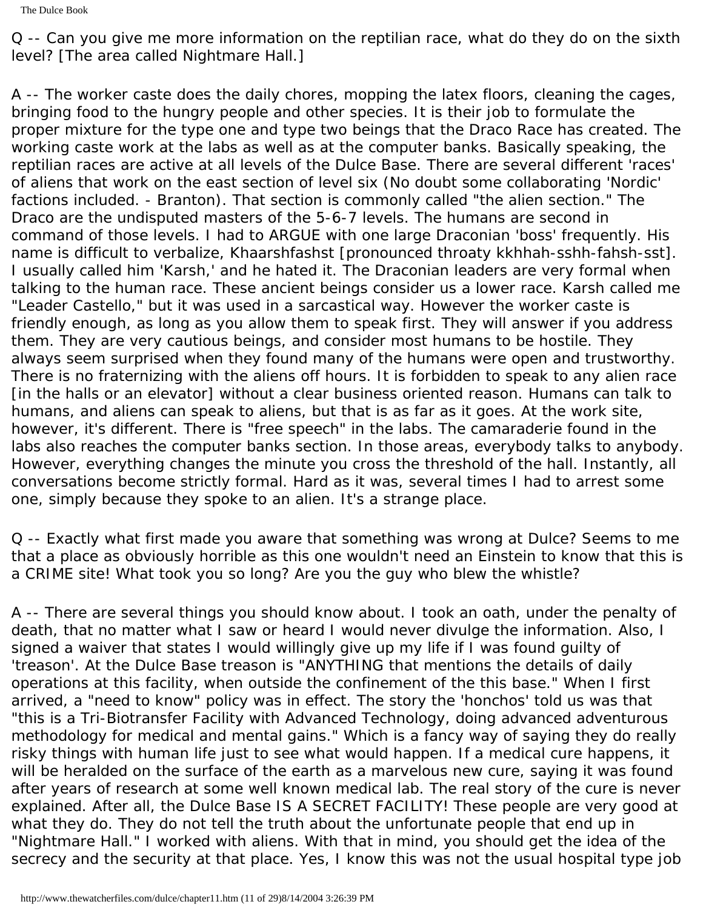Q -- Can you give me more information on the reptilian race, what do they do on the sixth level? [The area called Nightmare Hall.]

A -- The worker caste does the daily chores, mopping the latex floors, cleaning the cages, bringing food to the hungry people and other species. It is their job to formulate the proper mixture for the type one and type two beings that the Draco Race has created. The working caste work at the labs as well as at the computer banks. Basically speaking, the reptilian races are active at all levels of the Dulce Base. There are several different 'races' of aliens that work on the east section of level six (No doubt some collaborating 'Nordic' factions included. - Branton). That section is commonly called "the alien section." The Draco are the undisputed masters of the 5-6-7 levels. The humans are second in command of those levels. I had to ARGUE with one large Draconian 'boss' frequently. His name is difficult to verbalize, Khaarshfashst [pronounced throaty kkhhah-sshh-fahsh-sst]. I usually called him 'Karsh,' and he hated it. The Draconian leaders are very formal when talking to the human race. These ancient beings consider us a lower race. Karsh called me "Leader Castello," but it was used in a sarcastical way. However the worker caste is friendly enough, as long as you allow them to speak first. They will answer if you address them. They are very cautious beings, and consider most humans to be hostile. They always seem surprised when they found many of the humans were open and trustworthy. There is no fraternizing with the aliens off hours. It is forbidden to speak to any alien race [in the halls or an elevator] without a clear business oriented reason. Humans can talk to humans, and aliens can speak to aliens, but that is as far as it goes. At the work site, however, it's different. There is "free speech" in the labs. The camaraderie found in the labs also reaches the computer banks section. In those areas, everybody talks to anybody. However, everything changes the minute you cross the threshold of the hall. Instantly, all conversations become strictly formal. Hard as it was, several times I had to arrest some one, simply because they spoke to an alien. It's a strange place.

Q -- Exactly what first made you aware that something was wrong at Dulce? Seems to me that a place as obviously horrible as this one wouldn't need an Einstein to know that this is a CRIME site! What took you so long? Are you the guy who blew the whistle?

A -- There are several things you should know about. I took an oath, under the penalty of death, that no matter what I saw or heard I would never divulge the information. Also, I signed a waiver that states I would willingly give up my life if I was found guilty of 'treason'. At the Dulce Base treason is "ANYTHING that mentions the details of daily operations at this facility, when outside the confinement of the this base." When I first arrived, a "need to know" policy was in effect. The story the 'honchos' told us was that "this is a Tri-Biotransfer Facility with Advanced Technology, doing advanced adventurous methodology for medical and mental gains." Which is a fancy way of saying they do really risky things with human life just to see what would happen. If a medical cure happens, it will be heralded on the surface of the earth as a marvelous new cure, saying it was found after years of research at some well known medical lab. The real story of the cure is never explained. After all, the Dulce Base IS A SECRET FACILITY! These people are very good at what they do. They do not tell the truth about the unfortunate people that end up in "Nightmare Hall." I worked with aliens. With that in mind, you should get the idea of the secrecy and the security at that place. Yes, I know this was not the usual hospital type job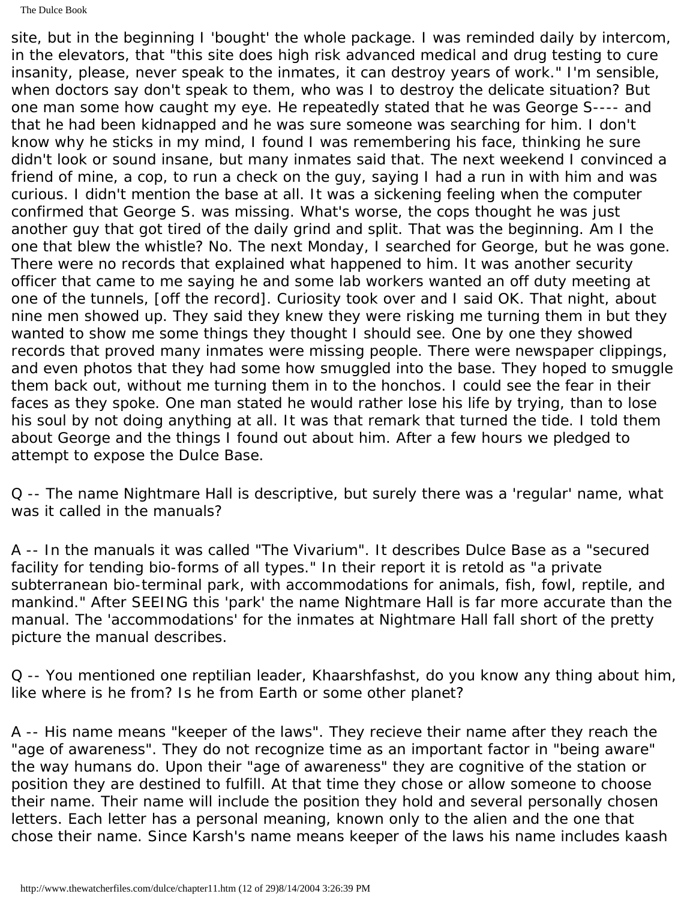site, but in the beginning I 'bought' the whole package. I was reminded daily by intercom, in the elevators, that "this site does high risk advanced medical and drug testing to cure insanity, please, never speak to the inmates, it can destroy years of work." I'm sensible, when doctors say don't speak to them, who was I to destroy the delicate situation? But one man some how caught my eye. He repeatedly stated that he was George S---- and that he had been kidnapped and he was sure someone was searching for him. I don't know why he sticks in my mind, I found I was remembering his face, thinking he sure didn't look or sound insane, but many inmates said that. The next weekend I convinced a friend of mine, a cop, to run a check on the guy, saying I had a run in with him and was curious. I didn't mention the base at all. It was a sickening feeling when the computer confirmed that George S. was missing. What's worse, the cops thought he was just another guy that got tired of the daily grind and split. That was the beginning. Am I the one that blew the whistle? No. The next Monday, I searched for George, but he was gone. There were no records that explained what happened to him. It was another security officer that came to me saying he and some lab workers wanted an off duty meeting at one of the tunnels, [off the record]. Curiosity took over and I said OK. That night, about nine men showed up. They said they knew they were risking me turning them in but they wanted to show me some things they thought I should see. One by one they showed records that proved many inmates were missing people. There were newspaper clippings, and even photos that they had some how smuggled into the base. They hoped to smuggle them back out, without me turning them in to the honchos. I could see the fear in their faces as they spoke. One man stated he would rather lose his life by trying, than to lose his soul by not doing anything at all. It was that remark that turned the tide. I told them about George and the things I found out about him. After a few hours we pledged to attempt to expose the Dulce Base.

Q -- The name Nightmare Hall is descriptive, but surely there was a 'regular' name, what was it called in the manuals?

A -- In the manuals it was called "The Vivarium". It describes Dulce Base as a "secured facility for tending bio-forms of all types." In their report it is retold as "a private subterranean bio-terminal park, with accommodations for animals, fish, fowl, reptile, and mankind." After SEEING this 'park' the name Nightmare Hall is far more accurate than the manual. The 'accommodations' for the inmates at Nightmare Hall fall short of the pretty picture the manual describes.

Q -- You mentioned one reptilian leader, Khaarshfashst, do you know any thing about him, like where is he from? Is he from Earth or some other planet?

A -- His name means "keeper of the laws". They recieve their name after they reach the "age of awareness". They do not recognize time as an important factor in "being aware" the way humans do. Upon their "age of awareness" they are cognitive of the station or position they are destined to fulfill. At that time they chose or allow someone to choose their name. Their name will include the position they hold and several personally chosen letters. Each letter has a personal meaning, known only to the alien and the one that chose their name. Since Karsh's name means keeper of the laws his name includes kaash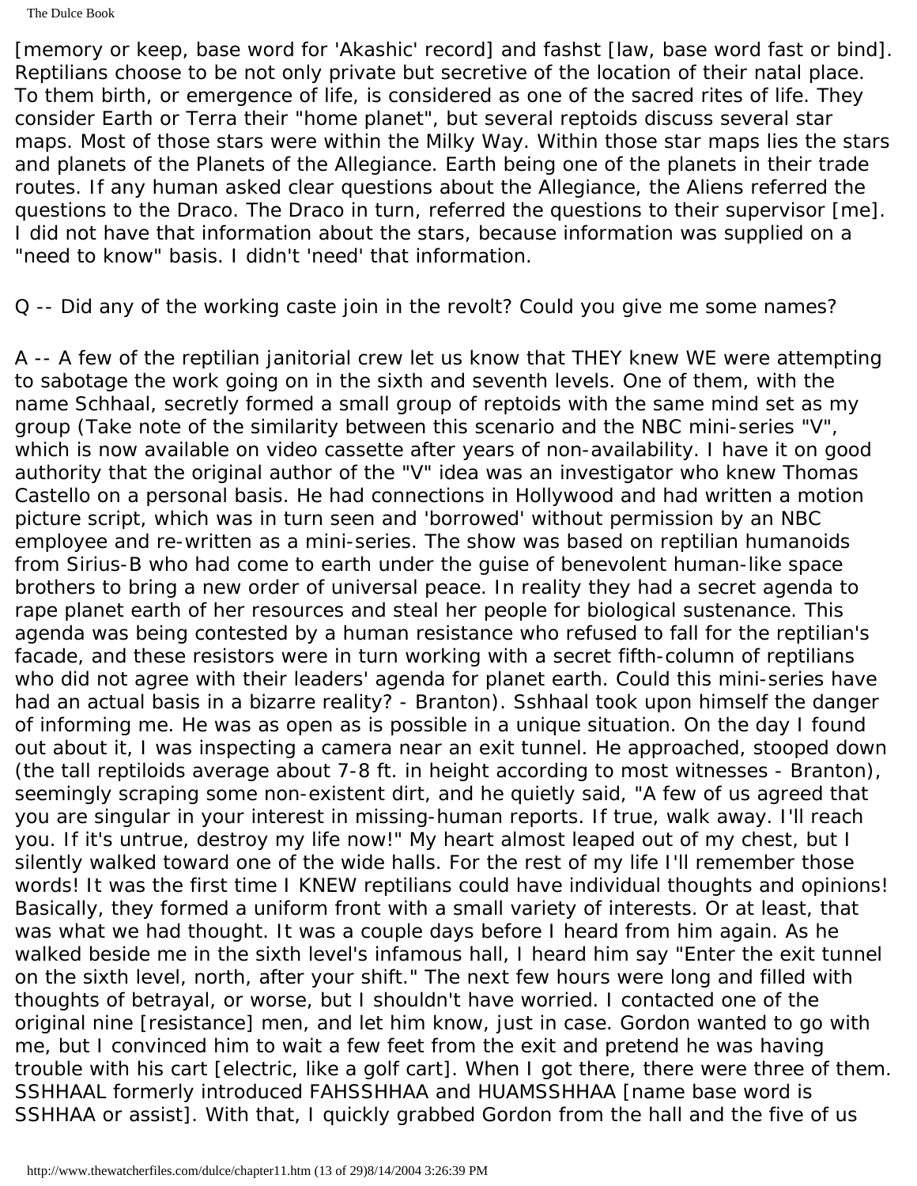[memory or keep, base word for 'Akashic' record] and fashst [law, base word fast or bind]. Reptilians choose to be not only private but secretive of the location of their natal place. To them birth, or emergence of life, is considered as one of the sacred rites of life. They consider Earth or Terra their "home planet", but several reptoids discuss several star maps. Most of those stars were within the Milky Way. Within those star maps lies the stars and planets of the Planets of the Allegiance. Earth being one of the planets in their trade routes. If any human asked clear questions about the Allegiance, the Aliens referred the questions to the Draco. The Draco in turn, referred the questions to their supervisor [me]. I did not have that information about the stars, because information was supplied on a "need to know" basis. I didn't 'need' that information.

Q -- Did any of the working caste join in the revolt? Could you give me some names?

A -- A few of the reptilian janitorial crew let us know that THEY knew WE were attempting to sabotage the work going on in the sixth and seventh levels. One of them, with the name Schhaal, secretly formed a small group of reptoids with the same mind set as my group (Take note of the similarity between this scenario and the NBC mini-series "V", which is now available on video cassette after years of non-availability. I have it on good authority that the original author of the "V" idea was an investigator who knew Thomas Castello on a personal basis. He had connections in Hollywood and had written a motion picture script, which was in turn seen and 'borrowed' without permission by an NBC employee and re-written as a mini-series. The show was based on reptilian humanoids from Sirius-B who had come to earth under the guise of benevolent human-like space brothers to bring a new order of universal peace. In reality they had a secret agenda to rape planet earth of her resources and steal her people for biological sustenance. This agenda was being contested by a human resistance who refused to fall for the reptilian's facade, and these resistors were in turn working with a secret fifth-column of reptilians who did not agree with their leaders' agenda for planet earth. Could this mini-series have had an actual basis in a bizarre reality? - Branton). Sshhaal took upon himself the danger of informing me. He was as open as is possible in a unique situation. On the day I found out about it, I was inspecting a camera near an exit tunnel. He approached, stooped down (the tall reptiloids average about 7-8 ft. in height according to most witnesses - Branton), seemingly scraping some non-existent dirt, and he quietly said, "A few of us agreed that you are singular in your interest in missing-human reports. If true, walk away. I'll reach you. If it's untrue, destroy my life now!" My heart almost leaped out of my chest, but I silently walked toward one of the wide halls. For the rest of my life I'll remember those words! It was the first time I KNEW reptilians could have individual thoughts and opinions! Basically, they formed a uniform front with a small variety of interests. Or at least, that was what we had thought. It was a couple days before I heard from him again. As he walked beside me in the sixth level's infamous hall, I heard him say "Enter the exit tunnel on the sixth level, north, after your shift." The next few hours were long and filled with thoughts of betrayal, or worse, but I shouldn't have worried. I contacted one of the original nine [resistance] men, and let him know, just in case. Gordon wanted to go with me, but I convinced him to wait a few feet from the exit and pretend he was having trouble with his cart [electric, like a golf cart]. When I got there, there were three of them. SSHHAAL formerly introduced FAHSSHHAA and HUAMSSHHAA [name base word is SSHHAA or assist]. With that, I quickly grabbed Gordon from the hall and the five of us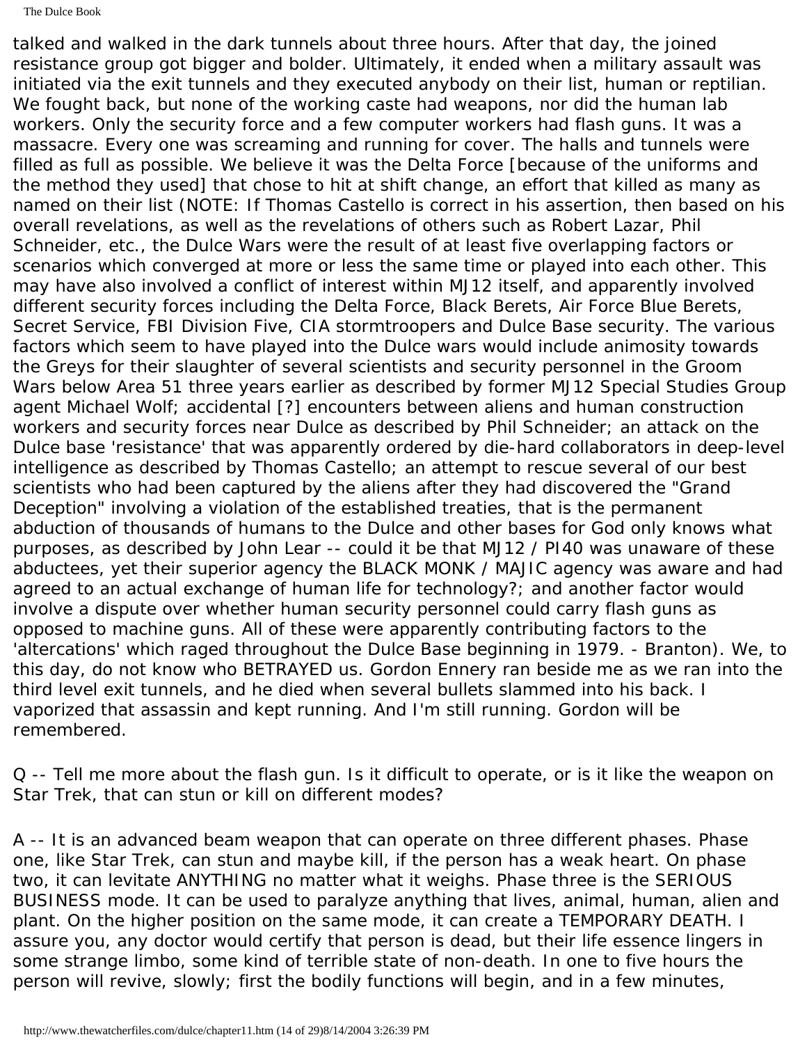talked and walked in the dark tunnels about three hours. After that day, the joined resistance group got bigger and bolder. Ultimately, it ended when a military assault was initiated via the exit tunnels and they executed anybody on their list, human or reptilian. We fought back, but none of the working caste had weapons, nor did the human lab workers. Only the security force and a few computer workers had flash guns. It was a massacre. Every one was screaming and running for cover. The halls and tunnels were filled as full as possible. We believe it was the Delta Force [because of the uniforms and the method they used] that chose to hit at shift change, an effort that killed as many as named on their list (NOTE: If Thomas Castello is correct in his assertion, then based on his overall revelations, as well as the revelations of others such as Robert Lazar, Phil Schneider, etc., the Dulce Wars were the result of at least five overlapping factors or scenarios which converged at more or less the same time or played into each other. This may have also involved a conflict of interest within MJ12 itself, and apparently involved different security forces including the Delta Force, Black Berets, Air Force Blue Berets, Secret Service, FBI Division Five, CIA stormtroopers and Dulce Base security. The various factors which seem to have played into the Dulce wars would include animosity towards the Greys for their slaughter of several scientists and security personnel in the Groom Wars below Area 51 three years earlier as described by former MJ12 Special Studies Group agent Michael Wolf; accidental [?] encounters between aliens and human construction workers and security forces near Dulce as described by Phil Schneider; an attack on the Dulce base 'resistance' that was apparently ordered by die-hard collaborators in deep-level intelligence as described by Thomas Castello; an attempt to rescue several of our best scientists who had been captured by the aliens after they had discovered the "Grand Deception" involving a violation of the established treaties, that is the permanent abduction of thousands of humans to the Dulce and other bases for God only knows what purposes, as described by John Lear -- could it be that MJ12 / PI40 was unaware of these abductees, yet their superior agency the BLACK MONK / MAJIC agency was aware and had agreed to an actual exchange of human life for technology?; and another factor would involve a dispute over whether human security personnel could carry flash guns as opposed to machine guns. All of these were apparently contributing factors to the 'altercations' which raged throughout the Dulce Base beginning in 1979. - Branton). We, to this day, do not know who BETRAYED us. Gordon Ennery ran beside me as we ran into the third level exit tunnels, and he died when several bullets slammed into his back. I vaporized that assassin and kept running. And I'm still running. Gordon will be remembered.

Q -- Tell me more about the flash gun. Is it difficult to operate, or is it like the weapon on Star Trek, that can stun or kill on different modes?

A -- It is an advanced beam weapon that can operate on three different phases. Phase one, like Star Trek, can stun and maybe kill, if the person has a weak heart. On phase two, it can levitate ANYTHING no matter what it weighs. Phase three is the SERIOUS BUSINESS mode. It can be used to paralyze anything that lives, animal, human, alien and plant. On the higher position on the same mode, it can create a TEMPORARY DEATH. I assure you, any doctor would certify that person is dead, but their life essence lingers in some strange limbo, some kind of terrible state of non-death. In one to five hours the person will revive, slowly; first the bodily functions will begin, and in a few minutes,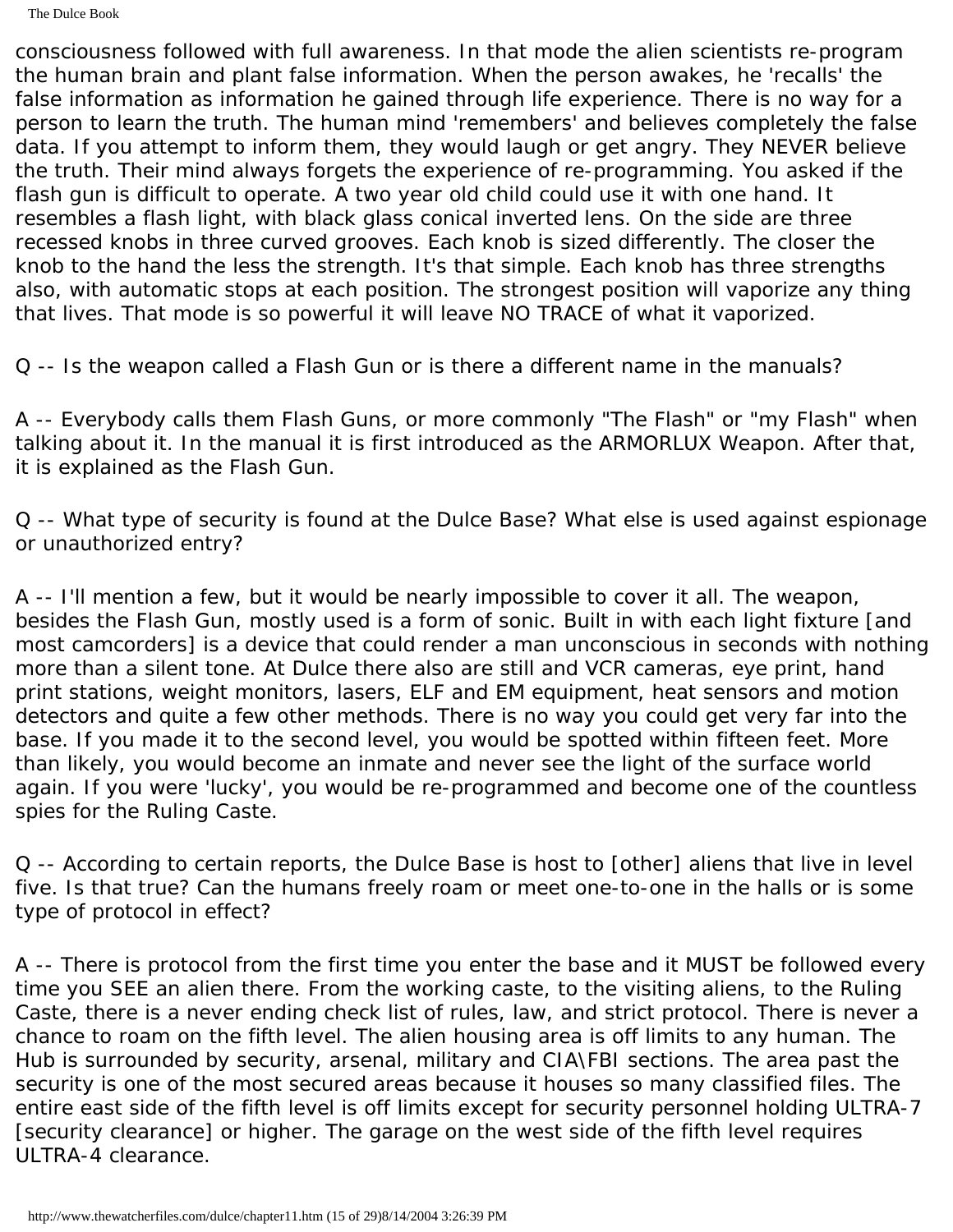consciousness followed with full awareness. In that mode the alien scientists re-program the human brain and plant false information. When the person awakes, he 'recalls' the false information as information he gained through life experience. There is no way for a person to learn the truth. The human mind 'remembers' and believes completely the false data. If you attempt to inform them, they would laugh or get angry. They NEVER believe the truth. Their mind always forgets the experience of re-programming. You asked if the flash gun is difficult to operate. A two year old child could use it with one hand. It resembles a flash light, with black glass conical inverted lens. On the side are three recessed knobs in three curved grooves. Each knob is sized differently. The closer the knob to the hand the less the strength. It's that simple. Each knob has three strengths also, with automatic stops at each position. The strongest position will vaporize any thing that lives. That mode is so powerful it will leave NO TRACE of what it vaporized.

Q -- Is the weapon called a Flash Gun or is there a different name in the manuals?

A -- Everybody calls them Flash Guns, or more commonly "The Flash" or "my Flash" when talking about it. In the manual it is first introduced as the ARMORLUX Weapon. After that, it is explained as the Flash Gun.

Q -- What type of security is found at the Dulce Base? What else is used against espionage or unauthorized entry?

A -- I'll mention a few, but it would be nearly impossible to cover it all. The weapon, besides the Flash Gun, mostly used is a form of sonic. Built in with each light fixture [and most camcorders] is a device that could render a man unconscious in seconds with nothing more than a silent tone. At Dulce there also are still and VCR cameras, eye print, hand print stations, weight monitors, lasers, ELF and EM equipment, heat sensors and motion detectors and quite a few other methods. There is no way you could get very far into the base. If you made it to the second level, you would be spotted within fifteen feet. More than likely, you would become an inmate and never see the light of the surface world again. If you were 'lucky', you would be re-programmed and become one of the countless spies for the Ruling Caste.

Q -- According to certain reports, the Dulce Base is host to [other] aliens that live in level five. Is that true? Can the humans freely roam or meet one-to-one in the halls or is some type of protocol in effect?

A -- There is protocol from the first time you enter the base and it MUST be followed every time you SEE an alien there. From the working caste, to the visiting aliens, to the Ruling Caste, there is a never ending check list of rules, law, and strict protocol. There is never a chance to roam on the fifth level. The alien housing area is off limits to any human. The Hub is surrounded by security, arsenal, military and CIA\FBI sections. The area past the security is one of the most secured areas because it houses so many classified files. The entire east side of the fifth level is off limits except for security personnel holding ULTRA-7 [security clearance] or higher. The garage on the west side of the fifth level requires ULTRA-4 clearance.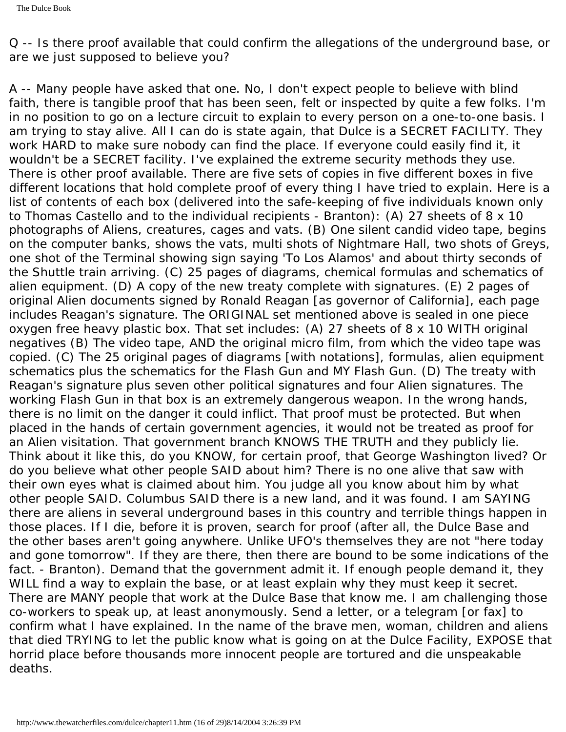Q -- Is there proof available that could confirm the allegations of the underground base, or are we just supposed to believe you?

A -- Many people have asked that one. No, I don't expect people to believe with blind faith, there is tangible proof that has been seen, felt or inspected by quite a few folks. I'm in no position to go on a lecture circuit to explain to every person on a one-to-one basis. I am trying to stay alive. All I can do is state again, that Dulce is a SECRET FACILITY. They work HARD to make sure nobody can find the place. If everyone could easily find it, it wouldn't be a SECRET facility. I've explained the extreme security methods they use. There is other proof available. There are five sets of copies in five different boxes in five different locations that hold complete proof of every thing I have tried to explain. Here is a list of contents of each box (delivered into the safe-keeping of five individuals known only to Thomas Castello and to the individual recipients - Branton): (A) 27 sheets of 8 x 10 photographs of Aliens, creatures, cages and vats. (B) One silent candid video tape, begins on the computer banks, shows the vats, multi shots of Nightmare Hall, two shots of Greys, one shot of the Terminal showing sign saying 'To Los Alamos' and about thirty seconds of the Shuttle train arriving. (C) 25 pages of diagrams, chemical formulas and schematics of alien equipment. (D) A copy of the new treaty complete with signatures. (E) 2 pages of original Alien documents signed by Ronald Reagan [as governor of California], each page includes Reagan's signature. The ORIGINAL set mentioned above is sealed in one piece oxygen free heavy plastic box. That set includes: (A) 27 sheets of 8 x 10 WITH original negatives (B) The video tape, AND the original micro film, from which the video tape was copied. (C) The 25 original pages of diagrams [with notations], formulas, alien equipment schematics plus the schematics for the Flash Gun and MY Flash Gun. (D) The treaty with Reagan's signature plus seven other political signatures and four Alien signatures. The working Flash Gun in that box is an extremely dangerous weapon. In the wrong hands, there is no limit on the danger it could inflict. That proof must be protected. But when placed in the hands of certain government agencies, it would not be treated as proof for an Alien visitation. That government branch KNOWS THE TRUTH and they publicly lie. Think about it like this, do you KNOW, for certain proof, that George Washington lived? Or do you believe what other people SAID about him? There is no one alive that saw with their own eyes what is claimed about him. You judge all you know about him by what other people SAID. Columbus SAID there is a new land, and it was found. I am SAYING there are aliens in several underground bases in this country and terrible things happen in those places. If I die, before it is proven, search for proof (after all, the Dulce Base and the other bases aren't going anywhere. Unlike UFO's themselves they are not "here today and gone tomorrow". If they are there, then there are bound to be some indications of the fact. - Branton). Demand that the government admit it. If enough people demand it, they WILL find a way to explain the base, or at least explain why they must keep it secret. There are MANY people that work at the Dulce Base that know me. I am challenging those co-workers to speak up, at least anonymously. Send a letter, or a telegram [or fax] to confirm what I have explained. In the name of the brave men, woman, children and aliens that died TRYING to let the public know what is going on at the Dulce Facility, EXPOSE that horrid place before thousands more innocent people are tortured and die unspeakable deaths.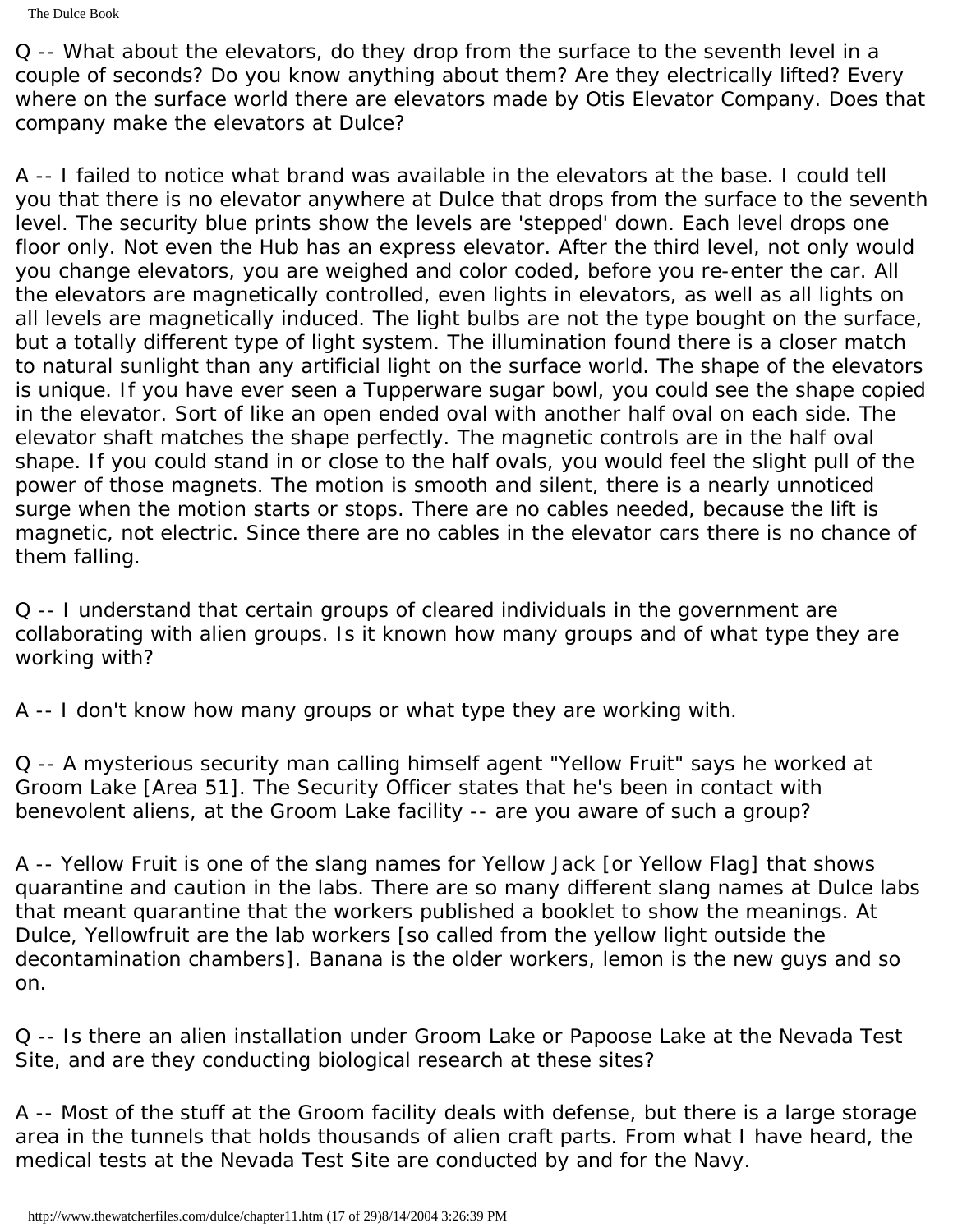Q -- What about the elevators, do they drop from the surface to the seventh level in a couple of seconds? Do you know anything about them? Are they electrically lifted? Every where on the surface world there are elevators made by Otis Elevator Company. Does that company make the elevators at Dulce?

A -- I failed to notice what brand was available in the elevators at the base. I could tell you that there is no elevator anywhere at Dulce that drops from the surface to the seventh level. The security blue prints show the levels are 'stepped' down. Each level drops one floor only. Not even the Hub has an express elevator. After the third level, not only would you change elevators, you are weighed and color coded, before you re-enter the car. All the elevators are magnetically controlled, even lights in elevators, as well as all lights on all levels are magnetically induced. The light bulbs are not the type bought on the surface, but a totally different type of light system. The illumination found there is a closer match to natural sunlight than any artificial light on the surface world. The shape of the elevators is unique. If you have ever seen a Tupperware sugar bowl, you could see the shape copied in the elevator. Sort of like an open ended oval with another half oval on each side. The elevator shaft matches the shape perfectly. The magnetic controls are in the half oval shape. If you could stand in or close to the half ovals, you would feel the slight pull of the power of those magnets. The motion is smooth and silent, there is a nearly unnoticed surge when the motion starts or stops. There are no cables needed, because the lift is magnetic, not electric. Since there are no cables in the elevator cars there is no chance of them falling.

Q -- I understand that certain groups of cleared individuals in the government are collaborating with alien groups. Is it known how many groups and of what type they are working with?

A -- I don't know how many groups or what type they are working with.

Q -- A mysterious security man calling himself agent "Yellow Fruit" says he worked at Groom Lake [Area 51]. The Security Officer states that he's been in contact with benevolent aliens, at the Groom Lake facility -- are you aware of such a group?

A -- Yellow Fruit is one of the slang names for Yellow Jack [or Yellow Flag] that shows quarantine and caution in the labs. There are so many different slang names at Dulce labs that meant quarantine that the workers published a booklet to show the meanings. At Dulce, Yellowfruit are the lab workers [so called from the yellow light outside the decontamination chambers]. Banana is the older workers, lemon is the new guys and so on.

Q -- Is there an alien installation under Groom Lake or Papoose Lake at the Nevada Test Site, and are they conducting biological research at these sites?

A -- Most of the stuff at the Groom facility deals with defense, but there is a large storage area in the tunnels that holds thousands of alien craft parts. From what I have heard, the medical tests at the Nevada Test Site are conducted by and for the Navy.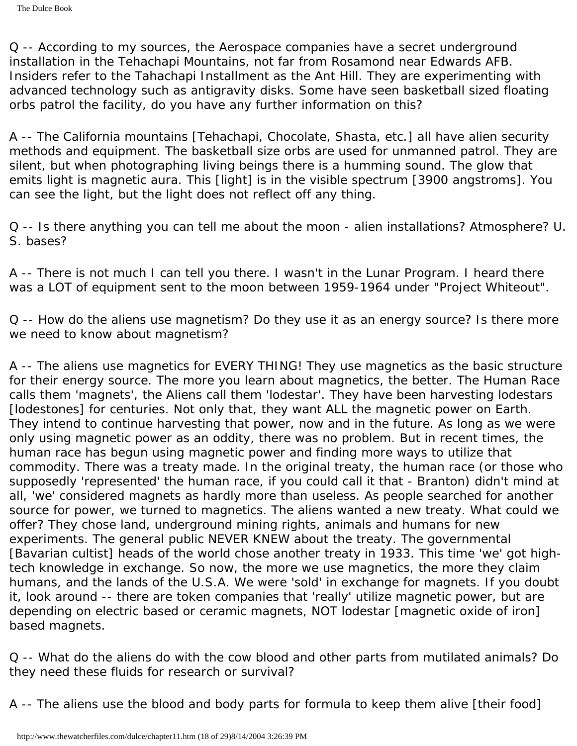Q -- According to my sources, the Aerospace companies have a secret underground installation in the Tehachapi Mountains, not far from Rosamond near Edwards AFB. Insiders refer to the Tahachapi Installment as the Ant Hill. They are experimenting with advanced technology such as antigravity disks. Some have seen basketball sized floating orbs patrol the facility, do you have any further information on this?

A -- The California mountains [Tehachapi, Chocolate, Shasta, etc.] all have alien security methods and equipment. The basketball size orbs are used for unmanned patrol. They are silent, but when photographing living beings there is a humming sound. The glow that emits light is magnetic aura. This [light] is in the visible spectrum [3900 angstroms]. You can see the light, but the light does not reflect off any thing.

Q -- Is there anything you can tell me about the moon - alien installations? Atmosphere? U. S. bases?

A -- There is not much I can tell you there. I wasn't in the Lunar Program. I heard there was a LOT of equipment sent to the moon between 1959-1964 under "Project Whiteout".

Q -- How do the aliens use magnetism? Do they use it as an energy source? Is there more we need to know about magnetism?

A -- The aliens use magnetics for EVERY THING! They use magnetics as the basic structure for their energy source. The more you learn about magnetics, the better. The Human Race calls them 'magnets', the Aliens call them 'lodestar'. They have been harvesting lodestars [lodestones] for centuries. Not only that, they want ALL the magnetic power on Earth. They intend to continue harvesting that power, now and in the future. As long as we were only using magnetic power as an oddity, there was no problem. But in recent times, the human race has begun using magnetic power and finding more ways to utilize that commodity. There was a treaty made. In the original treaty, the human race (or those who supposedly 'represented' the human race, if you could call it that - Branton) didn't mind at all, 'we' considered magnets as hardly more than useless. As people searched for another source for power, we turned to magnetics. The aliens wanted a new treaty. What could we offer? They chose land, underground mining rights, animals and humans for new experiments. The general public NEVER KNEW about the treaty. The governmental [Bavarian cultist] heads of the world chose another treaty in 1933. This time 'we' got high-tech knowledge in exchange. So now, the more we use magnetics, the more they claim humans, and the lands of the U.S.A. We were 'sold' in exchange for magnets. If you doubt it, look around -- there are token companies that 'really' utilize magnetic power, but are depending on electric based or ceramic magnets, NOT lodestar [magnetic oxide of iron] based magnets.

Q -- What do the aliens do with the cow blood and other parts from mutilated animals? Do they need these fluids for research or survival?

A -- The aliens use the blood and body parts for formula to keep them alive [their food]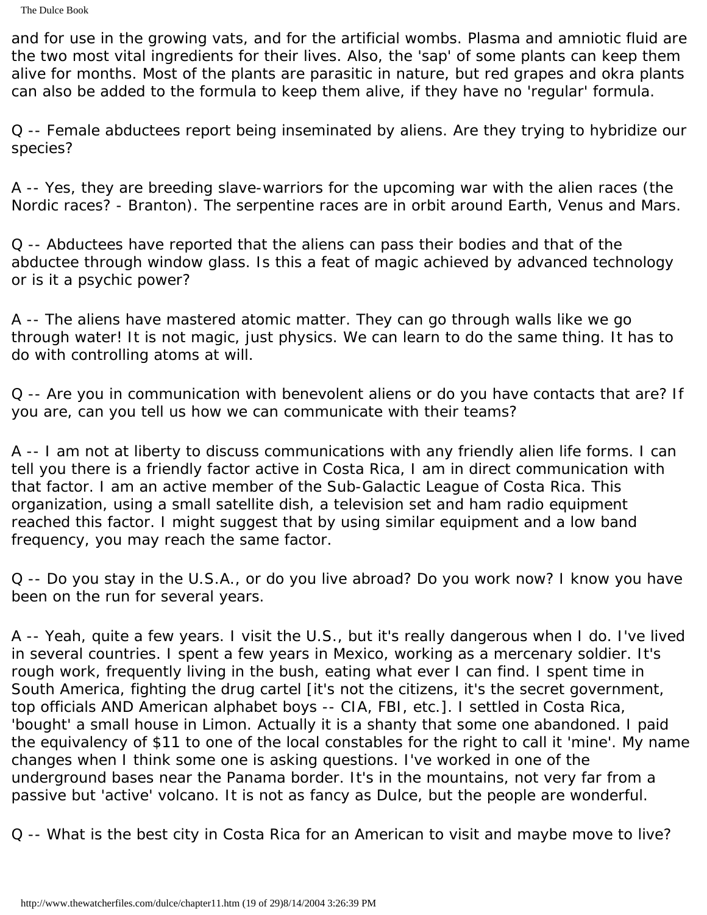and for use in the growing vats, and for the artificial wombs. Plasma and amniotic fluid are the two most vital ingredients for their lives. Also, the 'sap' of some plants can keep them alive for months. Most of the plants are parasitic in nature, but red grapes and okra plants can also be added to the formula to keep them alive, if they have no 'regular' formula.

Q -- Female abductees report being inseminated by aliens. Are they trying to hybridize our species?

A -- Yes, they are breeding slave-warriors for the upcoming war with the alien races (the Nordic races? - Branton). The serpentine races are in orbit around Earth, Venus and Mars.

Q -- Abductees have reported that the aliens can pass their bodies and that of the abductee through window glass. Is this a feat of magic achieved by advanced technology or is it a psychic power?

A -- The aliens have mastered atomic matter. They can go through walls like we go through water! It is not magic, just physics. We can learn to do the same thing. It has to do with controlling atoms at will.

Q -- Are you in communication with benevolent aliens or do you have contacts that are? If you are, can you tell us how we can communicate with their teams?

A -- I am not at liberty to discuss communications with any friendly alien life forms. I can tell you there is a friendly factor active in Costa Rica, I am in direct communication with that factor. I am an active member of the Sub-Galactic League of Costa Rica. This organization, using a small satellite dish, a television set and ham radio equipment reached this factor. I might suggest that by using similar equipment and a low band frequency, you may reach the same factor.

Q -- Do you stay in the U.S.A., or do you live abroad? Do you work now? I know you have been on the run for several years.

A -- Yeah, quite a few years. I visit the U.S., but it's really dangerous when I do. I've lived in several countries. I spent a few years in Mexico, working as a mercenary soldier. It's rough work, frequently living in the bush, eating what ever I can find. I spent time in South America, fighting the drug cartel [it's not the citizens, it's the secret government, top officials AND American alphabet boys -- CIA, FBI, etc.]. I settled in Costa Rica, 'bought' a small house in Limon. Actually it is a shanty that some one abandoned. I paid the equivalency of $11 to one of the local constables for the right to call it 'mine'. My name changes when I think some one is asking questions. I've worked in one of the underground bases near the Panama border. It's in the mountains, not very far from a passive but 'active' volcano. It is not as fancy as Dulce, but the people are wonderful.

Q -- What is the best city in Costa Rica for an American to visit and maybe move to live?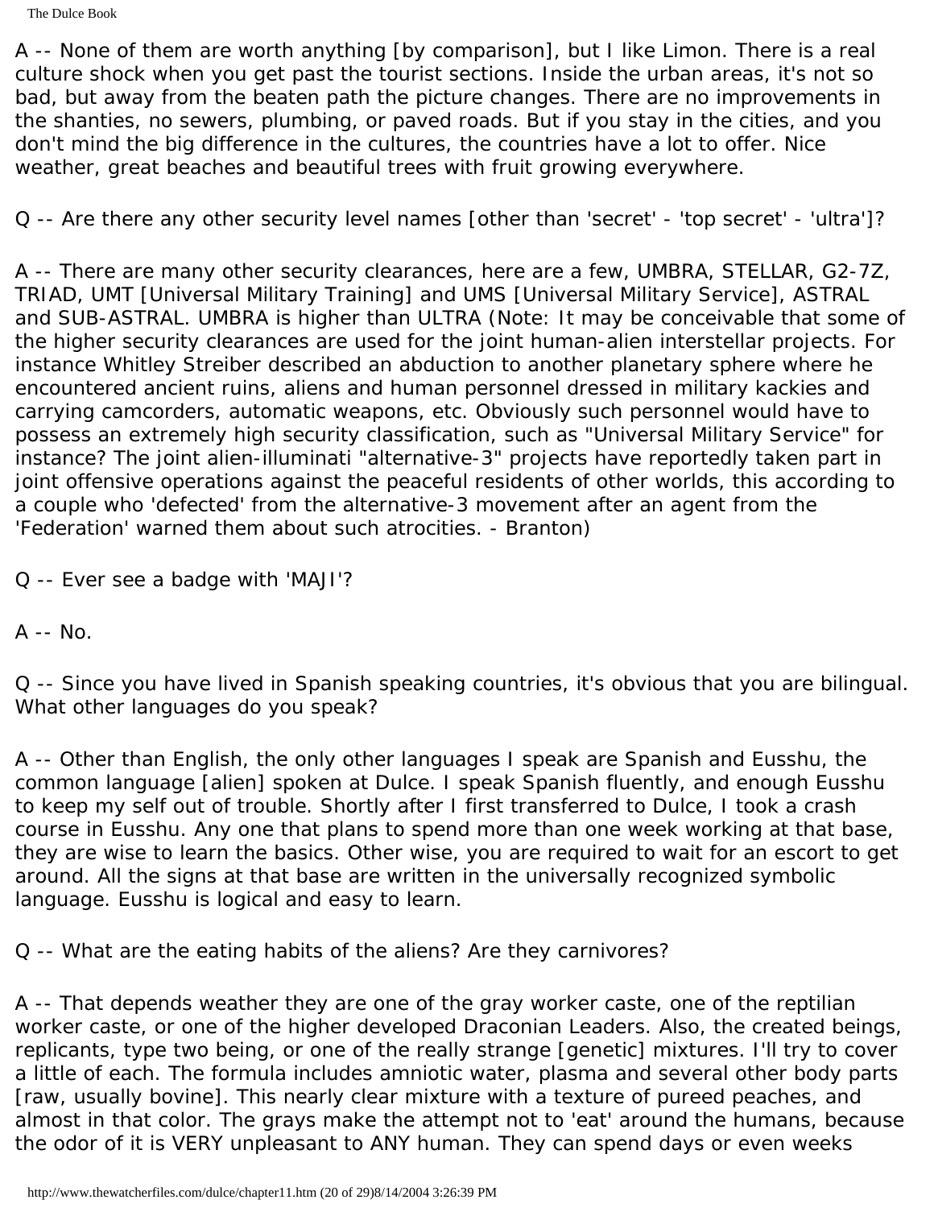A -- None of them are worth anything [by comparison], but I like Limon. There is a real culture shock when you get past the tourist sections. Inside the urban areas, it's not so bad, but away from the beaten path the picture changes. There are no improvements in the shanties, no sewers, plumbing, or paved roads. But if you stay in the cities, and you don't mind the big difference in the cultures, the countries have a lot to offer. Nice weather, great beaches and beautiful trees with fruit growing everywhere.

Q -- Are there any other security level names [other than 'secret' - 'top secret' - 'ultra']?

A -- There are many other security clearances, here are a few, UMBRA, STELLAR, G2-7Z, TRIAD, UMT [Universal Military Training] and UMS [Universal Military Service], ASTRAL and SUB-ASTRAL. UMBRA is higher than ULTRA (Note: It may be conceivable that some of the higher security clearances are used for the joint human-alien interstellar projects. For instance Whitley Streiber described an abduction to another planetary sphere where he encountered ancient ruins, aliens and human personnel dressed in military kackies and carrying camcorders, automatic weapons, etc. Obviously such personnel would have to possess an extremely high security classification, such as "Universal Military Service" for instance? The joint alien-illuminati "alternative-3" projects have reportedly taken part in joint offensive operations against the peaceful residents of other worlds, this according to a couple who 'defected' from the alternative-3 movement after an agent from the 'Federation' warned them about such atrocities. - Branton)

Q -- Ever see a badge with 'MAJI'?

A -- No.

Q -- Since you have lived in Spanish speaking countries, it's obvious that you are bilingual. What other languages do you speak?

A -- Other than English, the only other languages I speak are Spanish and Eusshu, the common language [alien] spoken at Dulce. I speak Spanish fluently, and enough Eusshu to keep my self out of trouble. Shortly after I first transferred to Dulce, I took a crash course in Eusshu. Any one that plans to spend more than one week working at that base, they are wise to learn the basics. Other wise, you are required to wait for an escort to get around. All the signs at that base are written in the universally recognized symbolic language. Eusshu is logical and easy to learn.

Q -- What are the eating habits of the aliens? Are they carnivores?

A -- That depends weather they are one of the gray worker caste, one of the reptilian worker caste, or one of the higher developed Draconian Leaders. Also, the created beings, replicants, type two being, or one of the really strange [genetic] mixtures. I'll try to cover a little of each. The formula includes amniotic water, plasma and several other body parts [raw, usually bovine]. This nearly clear mixture with a texture of pureed peaches, and almost in that color. The grays make the attempt not to 'eat' around the humans, because the odor of it is VERY unpleasant to ANY human. They can spend days or even weeks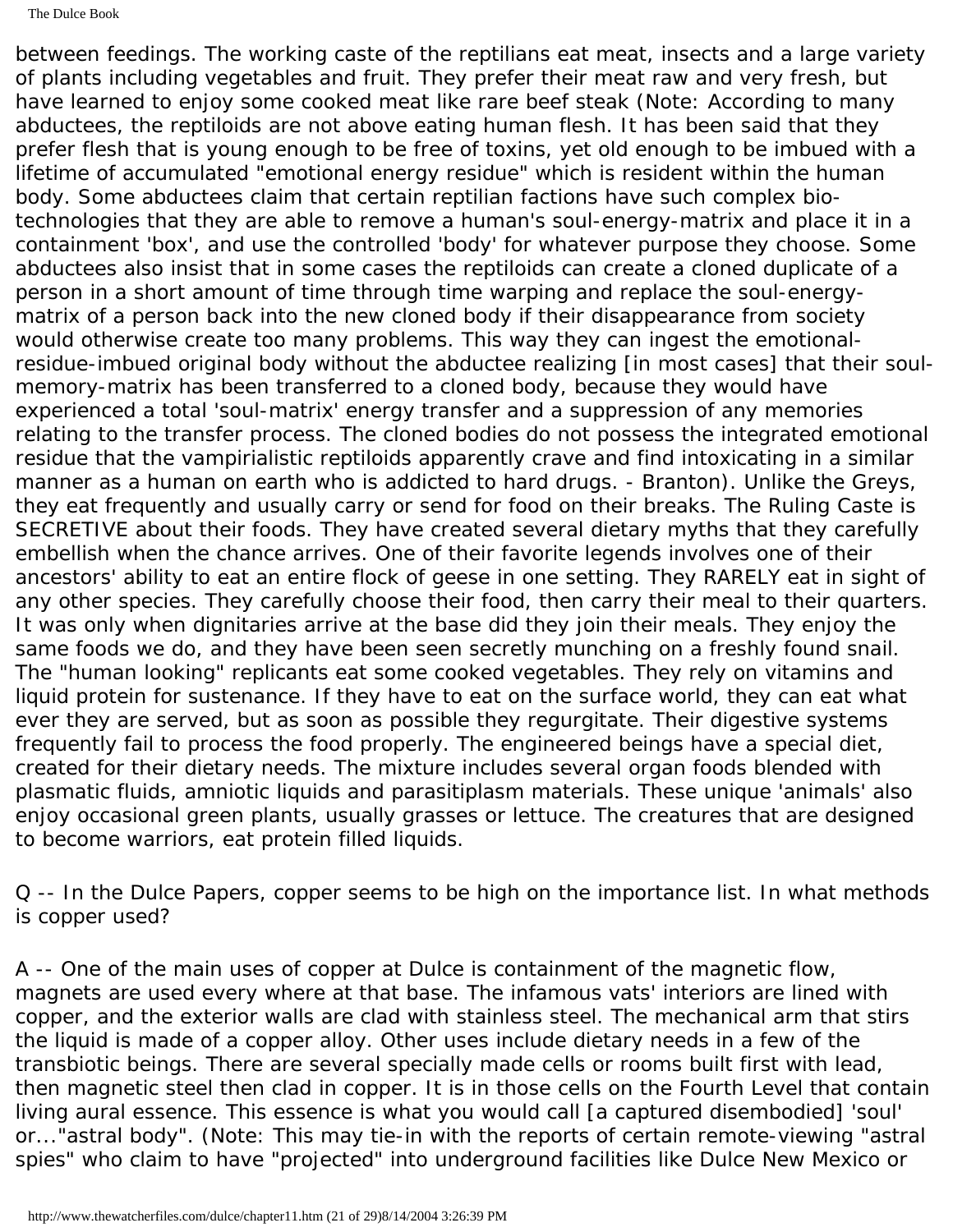between feedings. The working caste of the reptilians eat meat, insects and a large variety of plants including vegetables and fruit. They prefer their meat raw and very fresh, but have learned to enjoy some cooked meat like rare beef steak (Note: According to many abductees, the reptiloids are not above eating human flesh. It has been said that they prefer flesh that is young enough to be free of toxins, yet old enough to be imbued with a lifetime of accumulated "emotional energy residue" which is resident within the human body. Some abductees claim that certain reptilian factions have such complex bio-technologies that they are able to remove a human's soul-energy-matrix and place it in a containment 'box', and use the controlled 'body' for whatever purpose they choose. Some abductees also insist that in some cases the reptiloids can create a cloned duplicate of a person in a short amount of time through time warping and replace the soul-energy-matrix of a person back into the new cloned body if their disappearance from society would otherwise create too many problems. This way they can ingest the emotional-residue-imbued original body without the abductee realizing [in most cases] that their soul-memory-matrix has been transferred to a cloned body, because they would have experienced a total 'soul-matrix' energy transfer and a suppression of any memories relating to the transfer process. The cloned bodies do not possess the integrated emotional residue that the vampirialistic reptiloids apparently crave and find intoxicating in a similar manner as a human on earth who is addicted to hard drugs. - Branton). Unlike the Greys, they eat frequently and usually carry or send for food on their breaks. The Ruling Caste is SECRETIVE about their foods. They have created several dietary myths that they carefully embellish when the chance arrives. One of their favorite legends involves one of their ancestors' ability to eat an entire flock of geese in one setting. They RARELY eat in sight of any other species. They carefully choose their food, then carry their meal to their quarters. It was only when dignitaries arrive at the base did they join their meals. They enjoy the same foods we do, and they have been seen secretly munching on a freshly found snail. The "human looking" replicants eat some cooked vegetables. They rely on vitamins and liquid protein for sustenance. If they have to eat on the surface world, they can eat what ever they are served, but as soon as possible they regurgitate. Their digestive systems frequently fail to process the food properly. The engineered beings have a special diet, created for their dietary needs. The mixture includes several organ foods blended with plasmatic fluids, amniotic liquids and parasitiplasm materials. These unique 'animals' also enjoy occasional green plants, usually grasses or lettuce. The creatures that are designed to become warriors, eat protein filled liquids.

Q -- In the Dulce Papers, copper seems to be high on the importance list. In what methods is copper used?

A -- One of the main uses of copper at Dulce is containment of the magnetic flow, magnets are used every where at that base. The infamous vats' interiors are lined with copper, and the exterior walls are clad with stainless steel. The mechanical arm that stirs the liquid is made of a copper alloy. Other uses include dietary needs in a few of the transbiotic beings. There are several specially made cells or rooms built first with lead, then magnetic steel then clad in copper. It is in those cells on the Fourth Level that contain living aural essence. This essence is what you would call [a captured disembodied] 'soul' or..."astral body". (Note: This may tie-in with the reports of certain remote-viewing "astral spies" who claim to have "projected" into underground facilities like Dulce New Mexico or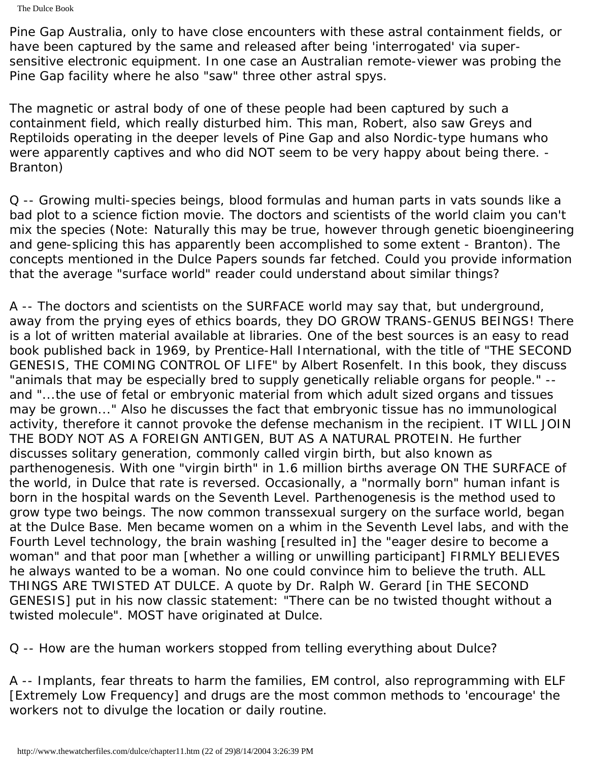Pine Gap Australia, only to have close encounters with these astral containment fields, or have been captured by the same and released after being 'interrogated' via super-sensitive electronic equipment. In one case an Australian remote-viewer was probing the Pine Gap facility where he also "saw" three other astral spys.

The magnetic or astral body of one of these people had been captured by such a containment field, which really disturbed him. This man, Robert, also saw Greys and Reptiloids operating in the deeper levels of Pine Gap and also Nordic-type humans who were apparently captives and who did NOT seem to be very happy about being there. - Branton)

Q -- Growing multi-species beings, blood formulas and human parts in vats sounds like a bad plot to a science fiction movie. The doctors and scientists of the world claim you can't mix the species (Note: Naturally this may be true, however through genetic bioengineering and gene-splicing this has apparently been accomplished to some extent - Branton). The concepts mentioned in the Dulce Papers sounds far fetched. Could you provide information that the average "surface world" reader could understand about similar things?

A -- The doctors and scientists on the SURFACE world may say that, but underground, away from the prying eyes of ethics boards, they DO GROW TRANS-GENUS BEINGS! There is a lot of written material available at libraries. One of the best sources is an easy to read book published back in 1969, by Prentice-Hall International, with the title of "THE SECOND GENESIS, THE COMING CONTROL OF LIFE" by Albert Rosenfelt. In this book, they discuss "animals that may be especially bred to supply genetically reliable organs for people." -- and "...the use of fetal or embryonic material from which adult sized organs and tissues may be grown..." Also he discusses the fact that embryonic tissue has no immunological activity, therefore it cannot provoke the defense mechanism in the recipient. IT WILL JOIN THE BODY NOT AS A FOREIGN ANTIGEN, BUT AS A NATURAL PROTEIN. He further discusses solitary generation, commonly called virgin birth, but also known as parthenogenesis. With one "virgin birth" in 1.6 million births average ON THE SURFACE of the world, in Dulce that rate is reversed. Occasionally, a "normally born" human infant is born in the hospital wards on the Seventh Level. Parthenogenesis is the method used to grow type two beings. The now common transsexual surgery on the surface world, began at the Dulce Base. Men became women on a whim in the Seventh Level labs, and with the Fourth Level technology, the brain washing [resulted in] the "eager desire to become a woman" and that poor man [whether a willing or unwilling participant] FIRMLY BELIEVES he always wanted to be a woman. No one could convince him to believe the truth. ALL THINGS ARE TWISTED AT DULCE. A quote by Dr. Ralph W. Gerard [in THE SECOND GENESIS] put in his now classic statement: "There can be no twisted thought without a twisted molecule". MOST have originated at Dulce.

Q -- How are the human workers stopped from telling everything about Dulce?

A -- Implants, fear threats to harm the families, EM control, also reprogramming with ELF [Extremely Low Frequency] and drugs are the most common methods to 'encourage' the workers not to divulge the location or daily routine.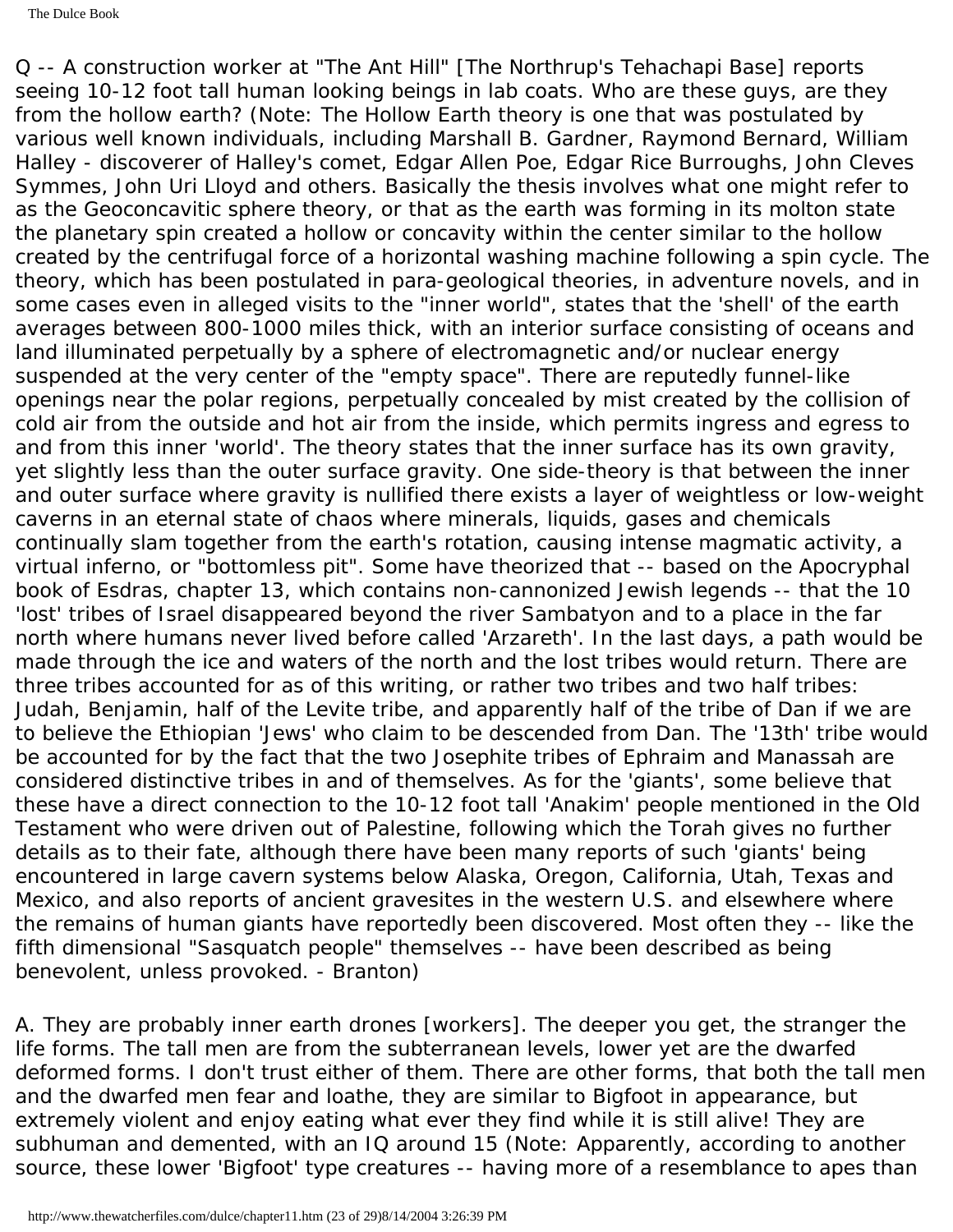Q -- A construction worker at "The Ant Hill" [The Northrup's Tehachapi Base] reports seeing 10-12 foot tall human looking beings in lab coats. Who are these guys, are they from the hollow earth? (Note: The Hollow Earth theory is one that was postulated by various well known individuals, including Marshall B. Gardner, Raymond Bernard, William Halley - discoverer of Halley's comet, Edgar Allen Poe, Edgar Rice Burroughs, John Cleves Symmes, John Uri Lloyd and others. Basically the thesis involves what one might refer to as the Geoconcavitic sphere theory, or that as the earth was forming in its molton state the planetary spin created a hollow or concavity within the center similar to the hollow created by the centrifugal force of a horizontal washing machine following a spin cycle. The theory, which has been postulated in para-geological theories, in adventure novels, and in some cases even in alleged visits to the "inner world", states that the 'shell' of the earth averages between 800-1000 miles thick, with an interior surface consisting of oceans and land illuminated perpetually by a sphere of electromagnetic and/or nuclear energy suspended at the very center of the "empty space". There are reputedly funnel-like openings near the polar regions, perpetually concealed by mist created by the collision of cold air from the outside and hot air from the inside, which permits ingress and egress to and from this inner 'world'. The theory states that the inner surface has its own gravity, yet slightly less than the outer surface gravity. One side-theory is that between the inner and outer surface where gravity is nullified there exists a layer of weightless or low-weight caverns in an eternal state of chaos where minerals, liquids, gases and chemicals continually slam together from the earth's rotation, causing intense magmatic activity, a virtual inferno, or "bottomless pit". Some have theorized that -- based on the Apocryphal book of Esdras, chapter 13, which contains non-cannonized Jewish legends -- that the 10 'lost' tribes of Israel disappeared beyond the river Sambatyon and to a place in the far north where humans never lived before called 'Arzareth'. In the last days, a path would be made through the ice and waters of the north and the lost tribes would return. There are three tribes accounted for as of this writing, or rather two tribes and two half tribes: Judah, Benjamin, half of the Levite tribe, and apparently half of the tribe of Dan if we are to believe the Ethiopian 'Jews' who claim to be descended from Dan. The '13th' tribe would be accounted for by the fact that the two Josephite tribes of Ephraim and Manassah are considered distinctive tribes in and of themselves. As for the 'giants', some believe that these have a direct connection to the 10-12 foot tall 'Anakim' people mentioned in the Old Testament who were driven out of Palestine, following which the Torah gives no further details as to their fate, although there have been many reports of such 'giants' being encountered in large cavern systems below Alaska, Oregon, California, Utah, Texas and Mexico, and also reports of ancient gravesites in the western U.S. and elsewhere where the remains of human giants have reportedly been discovered. Most often they -- like the fifth dimensional "Sasquatch people" themselves -- have been described as being benevolent, unless provoked. - Branton)

A. They are probably inner earth drones [workers]. The deeper you get, the stranger the life forms. The tall men are from the subterranean levels, lower yet are the dwarfed deformed forms. I don't trust either of them. There are other forms, that both the tall men and the dwarfed men fear and loathe, they are similar to Bigfoot in appearance, but extremely violent and enjoy eating what ever they find while it is still alive! They are subhuman and demented, with an IQ around 15 (Note: Apparently, according to another source, these lower 'Bigfoot' type creatures -- having more of a resemblance to apes than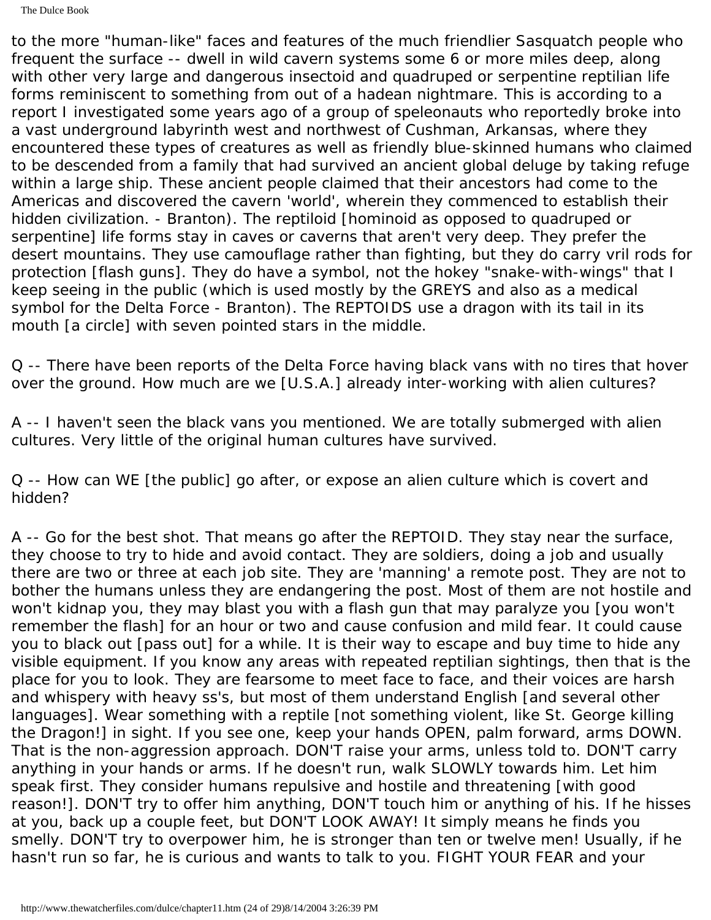to the more "human-like" faces and features of the much friendlier Sasquatch people who frequent the surface -- dwell in wild cavern systems some 6 or more miles deep, along with other very large and dangerous insectoid and quadruped or serpentine reptilian life forms reminiscent to something from out of a hadean nightmare. This is according to a report I investigated some years ago of a group of speleonauts who reportedly broke into a vast underground labyrinth west and northwest of Cushman, Arkansas, where they encountered these types of creatures as well as friendly blue-skinned humans who claimed to be descended from a family that had survived an ancient global deluge by taking refuge within a large ship. These ancient people claimed that their ancestors had come to the Americas and discovered the cavern 'world', wherein they commenced to establish their hidden civilization. - Branton). The reptiloid [hominoid as opposed to quadruped or serpentine] life forms stay in caves or caverns that aren't very deep. They prefer the desert mountains. They use camouflage rather than fighting, but they do carry vril rods for protection [flash guns]. They do have a symbol, not the hokey "snake-with-wings" that I keep seeing in the public (which is used mostly by the GREYS and also as a medical symbol for the Delta Force - Branton). The REPTOIDS use a dragon with its tail in its mouth [a circle] with seven pointed stars in the middle.

*Q -- There have been reports of the Delta Force having black vans with no tires that hover over the ground. How much are we [U.S.A.] already inter-working with alien cultures?*

*A -- I haven't seen the black vans you mentioned. We are totally submerged with alien cultures. Very little of the original human cultures have survived.*

*Q -- How can WE [the public] go after, or expose an alien culture which is covert and hidden?*

*A -- Go for the best shot. That means go after the REPTOID. They stay near the surface, they choose to try to hide and avoid contact. They are soldiers, doing a job and usually there are two or three at each job site. They are 'manning' a remote post. They are not to bother the humans unless they are endangering the post. Most of them are not hostile and won't kidnap you, they may blast you with a flash gun that may paralyze you [you won't remember the flash] for an hour or two and cause confusion and mild fear. It could cause you to black out [pass out] for a while. It is their way to escape and buy time to hide any visible equipment. If you know any areas with repeated reptilian sightings, then that is the place for you to look. They are fearsome to meet face to face, and their voices are harsh and whispery with heavy ss's, but most of them understand English [and several other languages]. Wear something with a reptile [not something violent, like St. George killing the Dragon!] in sight. If you see one, keep your hands OPEN, palm forward, arms DOWN. That is the non-aggression approach. DON'T raise your arms, unless told to. DON'T carry anything in your hands or arms. If he doesn't run, walk SLOWLY towards him. Let him speak first. They consider humans repulsive and hostile and threatening [with good reason!]. DON'T try to offer him anything, DON'T touch him or anything of his. If he hisses at you, back up a couple feet, but DON'T LOOK AWAY! It simply means he finds you smelly. DON'T try to overpower him, he is stronger than ten or twelve men! Usually, if he hasn't run so far, he is curious and wants to talk to you. FIGHT YOUR FEAR and your*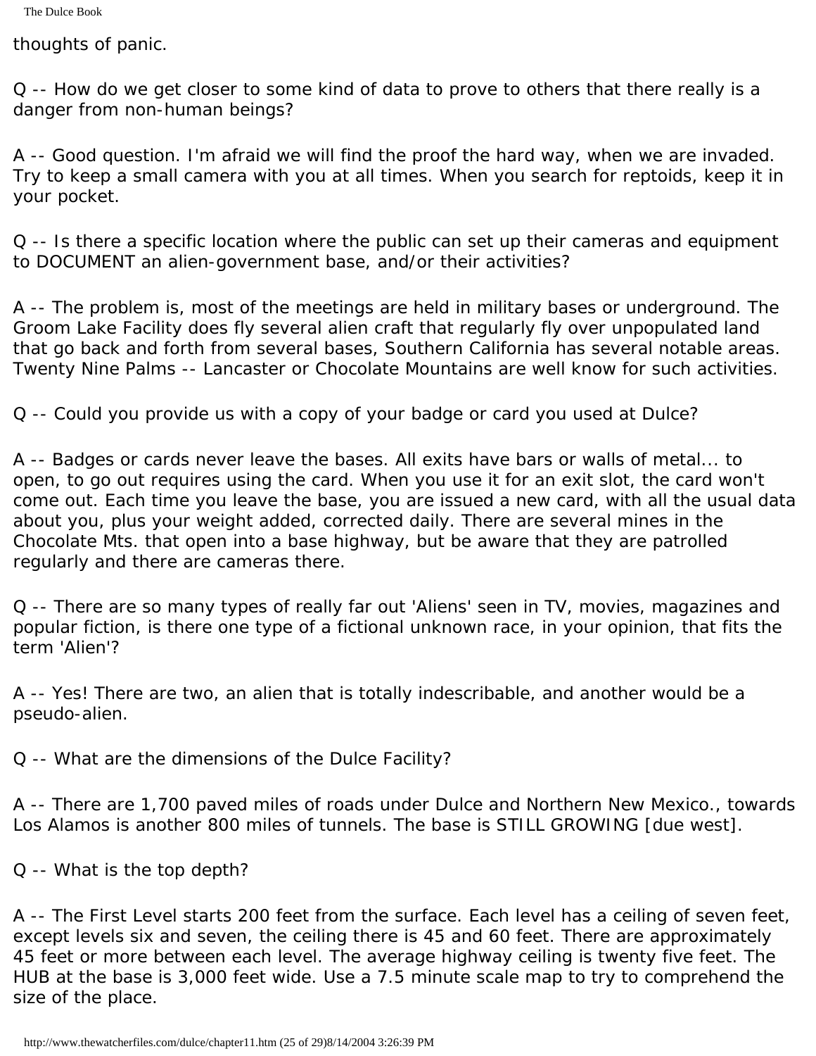thoughts of panic.

Q -- How do we get closer to some kind of data to prove to others that there really is a danger from non-human beings?

A -- Good question. I'm afraid we will find the proof the hard way, when we are invaded. Try to keep a small camera with you at all times. When you search for reptoids, keep it in your pocket.

Q -- Is there a specific location where the public can set up their cameras and equipment to DOCUMENT an alien-government base, and/or their activities?

A -- The problem is, most of the meetings are held in military bases or underground. The Groom Lake Facility does fly several alien craft that regularly fly over unpopulated land that go back and forth from several bases, Southern California has several notable areas. Twenty Nine Palms -- Lancaster or Chocolate Mountains are well know for such activities.

Q -- Could you provide us with a copy of your badge or card you used at Dulce?

A -- Badges or cards never leave the bases. All exits have bars or walls of metal... to open, to go out requires using the card. When you use it for an exit slot, the card won't come out. Each time you leave the base, you are issued a new card, with all the usual data about you, plus your weight added, corrected daily. There are several mines in the Chocolate Mts. that open into a base highway, but be aware that they are patrolled regularly and there are cameras there.

Q -- There are so many types of really far out 'Aliens' seen in TV, movies, magazines and popular fiction, is there one type of a fictional unknown race, in your opinion, that fits the term 'Alien'?

A -- Yes! There are two, an alien that is totally indescribable, and another would be a pseudo-alien.

Q -- What are the dimensions of the Dulce Facility?

A -- There are 1,700 paved miles of roads under Dulce and Northern New Mexico., towards Los Alamos is another 800 miles of tunnels. The base is STILL GROWING [due west].

Q -- What is the top depth?

A -- The First Level starts 200 feet from the surface. Each level has a ceiling of seven feet, except levels six and seven, the ceiling there is 45 and 60 feet. There are approximately 45 feet or more between each level. The average highway ceiling is twenty five feet. The HUB at the base is 3,000 feet wide. Use a 7.5 minute scale map to try to comprehend the size of the place.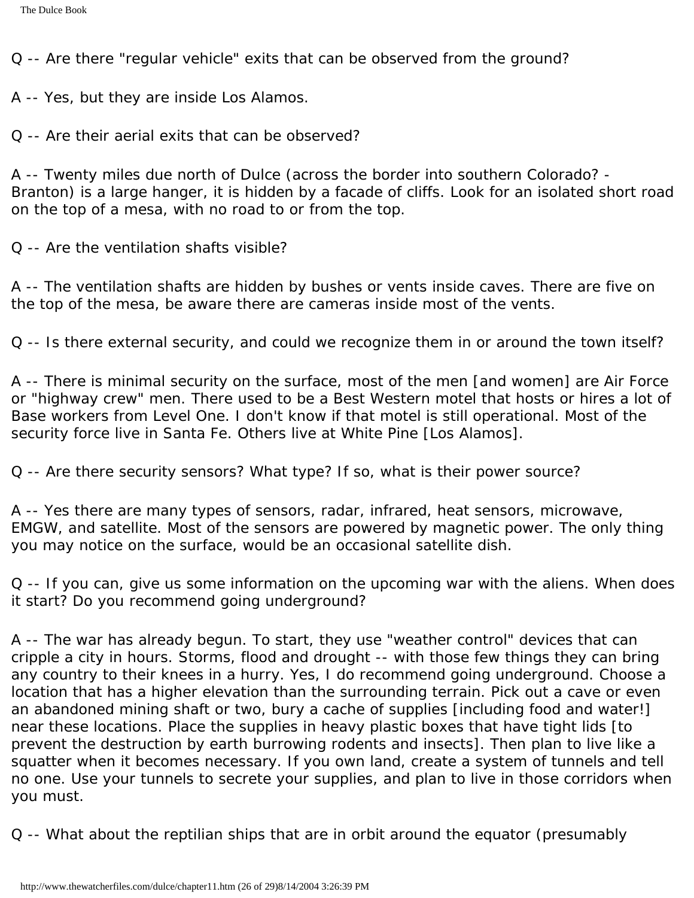Q -- Are there "regular vehicle" exits that can be observed from the ground?

A -- Yes, but they are inside Los Alamos.

Q -- Are their aerial exits that can be observed?

A -- Twenty miles due north of Dulce (across the border into southern Colorado? - Branton) is a large hanger, it is hidden by a facade of cliffs. Look for an isolated short road on the top of a mesa, with no road to or from the top.

Q -- Are the ventilation shafts visible?

A -- The ventilation shafts are hidden by bushes or vents inside caves. There are five on the top of the mesa, be aware there are cameras inside most of the vents.

Q -- Is there external security, and could we recognize them in or around the town itself?

A -- There is minimal security on the surface, most of the men [and women] are Air Force or "highway crew" men. There used to be a Best Western motel that hosts or hires a lot of Base workers from Level One. I don't know if that motel is still operational. Most of the security force live in Santa Fe. Others live at White Pine [Los Alamos].

Q -- Are there security sensors? What type? If so, what is their power source?

A -- Yes there are many types of sensors, radar, infrared, heat sensors, microwave, EMGW, and satellite. Most of the sensors are powered by magnetic power. The only thing you may notice on the surface, would be an occasional satellite dish.

Q -- If you can, give us some information on the upcoming war with the aliens. When does it start? Do you recommend going underground?

A -- The war has already begun. To start, they use "weather control" devices that can cripple a city in hours. Storms, flood and drought -- with those few things they can bring any country to their knees in a hurry. Yes, I do recommend going underground. Choose a location that has a higher elevation than the surrounding terrain. Pick out a cave or even an abandoned mining shaft or two, bury a cache of supplies [including food and water!] near these locations. Place the supplies in heavy plastic boxes that have tight lids [to prevent the destruction by earth burrowing rodents and insects]. Then plan to live like a squatter when it becomes necessary. If you own land, create a system of tunnels and tell no one. Use your tunnels to secrete your supplies, and plan to live in those corridors when you must.

Q -- What about the reptilian ships that are in orbit around the equator (presumably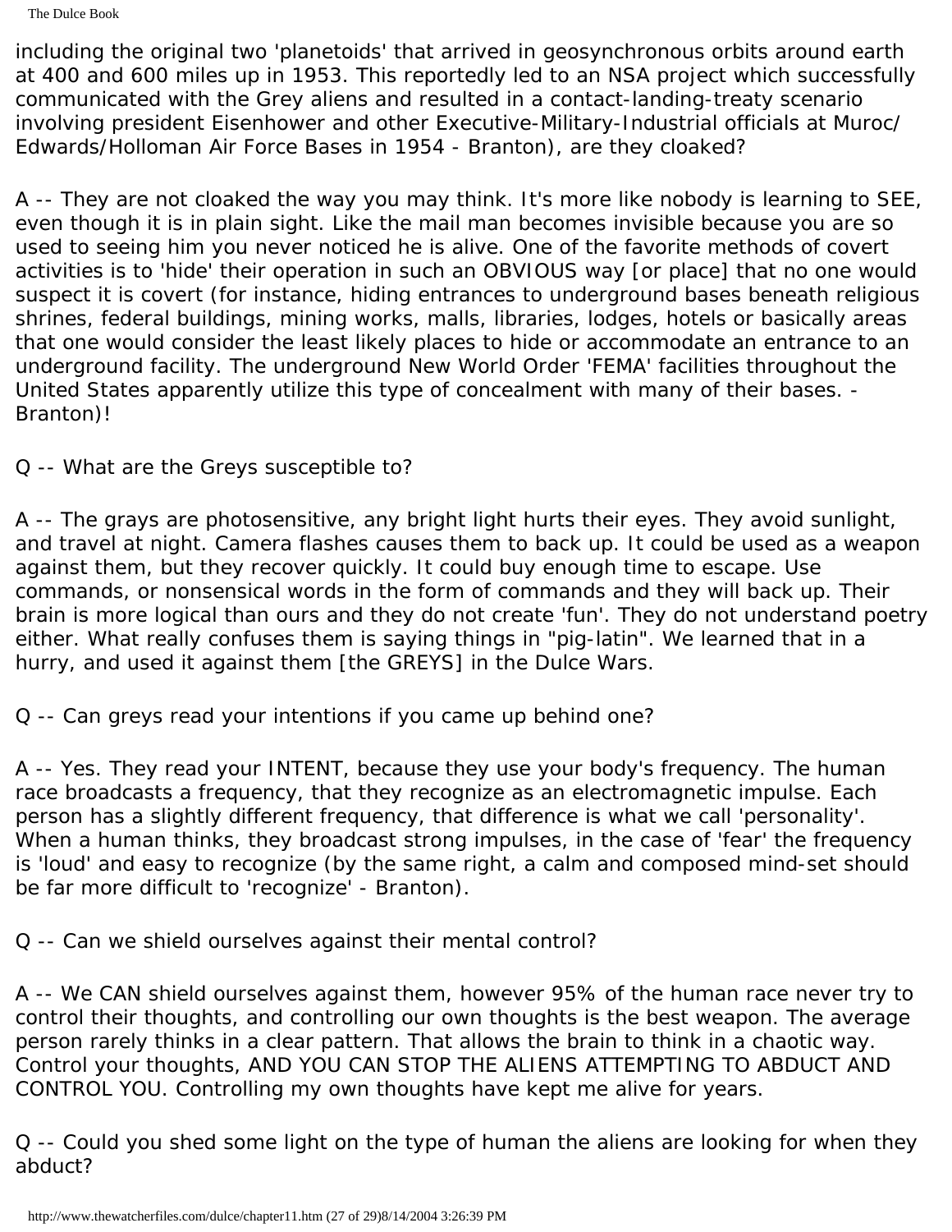including the original two 'planetoids' that arrived in geosynchronous orbits around earth at 400 and 600 miles up in 1953. This reportedly led to an NSA project which successfully communicated with the Grey aliens and resulted in a contact-landing-treaty scenario involving president Eisenhower and other Executive-Military-Industrial officials at Muroc/Edwards/Holloman Air Force Bases in 1954 - Branton), are they cloaked?

A -- They are not cloaked the way you may think. It's more like nobody is learning to SEE, even though it is in plain sight. Like the mail man becomes invisible because you are so used to seeing him you never noticed he is alive. One of the favorite methods of covert activities is to 'hide' their operation in such an OBVIOUS way [or place] that no one would suspect it is covert (for instance, hiding entrances to underground bases beneath religious shrines, federal buildings, mining works, malls, libraries, lodges, hotels or basically areas that one would consider the least likely places to hide or accommodate an entrance to an underground facility. The underground New World Order 'FEMA' facilities throughout the United States apparently utilize this type of concealment with many of their bases. - Branton)!

Q -- What are the Greys susceptible to?

A -- The grays are photosensitive, any bright light hurts their eyes. They avoid sunlight, and travel at night. Camera flashes causes them to back up. It could be used as a weapon against them, but they recover quickly. It could buy enough time to escape. Use commands, or nonsensical words in the form of commands and they will back up. Their brain is more logical than ours and they do not create 'fun'. They do not understand poetry either. What really confuses them is saying things in "pig-latin". We learned that in a hurry, and used it against them [the GREYS] in the Dulce Wars.

Q -- Can greys read your intentions if you came up behind one?

A -- Yes. They read your INTENT, because they use your body's frequency. The human race broadcasts a frequency, that they recognize as an electromagnetic impulse. Each person has a slightly different frequency, that difference is what we call 'personality'. When a human thinks, they broadcast strong impulses, in the case of 'fear' the frequency is 'loud' and easy to recognize (by the same right, a calm and composed mind-set should be far more difficult to 'recognize' - Branton).

Q -- Can we shield ourselves against their mental control?

A -- We CAN shield ourselves against them, however 95% of the human race never try to control their thoughts, and controlling our own thoughts is the best weapon. The average person rarely thinks in a clear pattern. That allows the brain to think in a chaotic way. Control your thoughts, AND YOU CAN STOP THE ALIENS ATTEMPTING TO ABDUCT AND CONTROL YOU. Controlling my own thoughts have kept me alive for years.

Q -- Could you shed some light on the type of human the aliens are looking for when they abduct?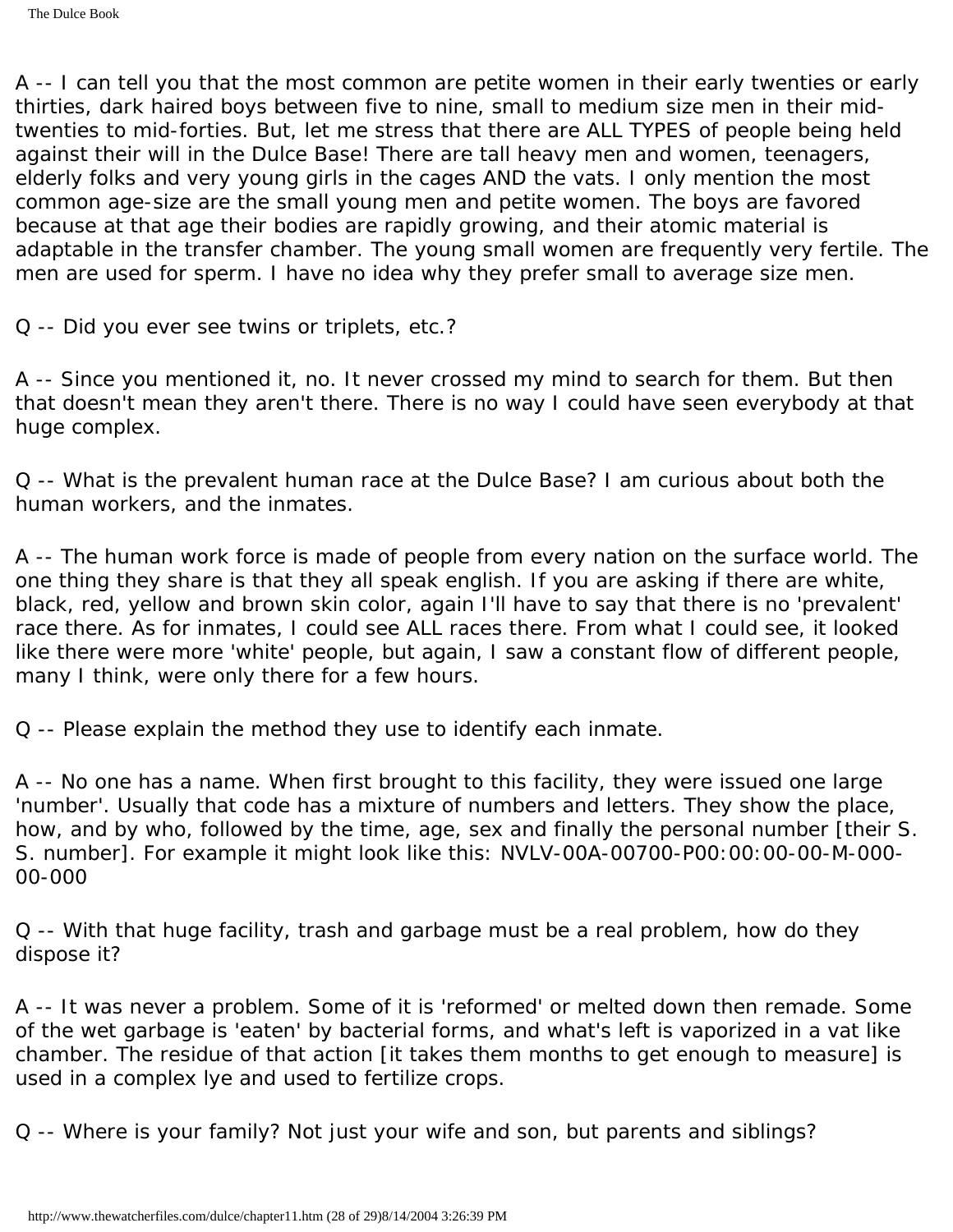A -- I can tell you that the most common are petite women in their early twenties or early thirties, dark haired boys between five to nine, small to medium size men in their mid-twenties to mid-forties. But, let me stress that there are ALL TYPES of people being held against their will in the Dulce Base! There are tall heavy men and women, teenagers, elderly folks and very young girls in the cages AND the vats. I only mention the most common age-size are the small young men and petite women. The boys are favored because at that age their bodies are rapidly growing, and their atomic material is adaptable in the transfer chamber. The young small women are frequently very fertile. The men are used for sperm. I have no idea why they prefer small to average size men.

Q -- Did you ever see twins or triplets, etc.?

A -- Since you mentioned it, no. It never crossed my mind to search for them. But then that doesn't mean they aren't there. There is no way I could have seen everybody at that huge complex.

Q -- What is the prevalent human race at the Dulce Base? I am curious about both the human workers, and the inmates.

A -- The human work force is made of people from every nation on the surface world. The one thing they share is that they all speak english. If you are asking if there are white, black, red, yellow and brown skin color, again I'll have to say that there is no 'prevalent' race there. As for inmates, I could see ALL races there. From what I could see, it looked like there were more 'white' people, but again, I saw a constant flow of different people, many I think, were only there for a few hours.

Q -- Please explain the method they use to identify each inmate.

A -- No one has a name. When first brought to this facility, they were issued one large 'number'. Usually that code has a mixture of numbers and letters. They show the place, how, and by who, followed by the time, age, sex and finally the personal number [their S. S. number]. For example it might look like this: NVLV-00A-00700-P00:00:00-00-M-000-00-000

Q -- With that huge facility, trash and garbage must be a real problem, how do they dispose it?

A -- It was never a problem. Some of it is 'reformed' or melted down then remade. Some of the wet garbage is 'eaten' by bacterial forms, and what's left is vaporized in a vat like chamber. The residue of that action [it takes them months to get enough to measure] is used in a complex lye and used to fertilize crops.

Q -- Where is your family? Not just your wife and son, but parents and siblings?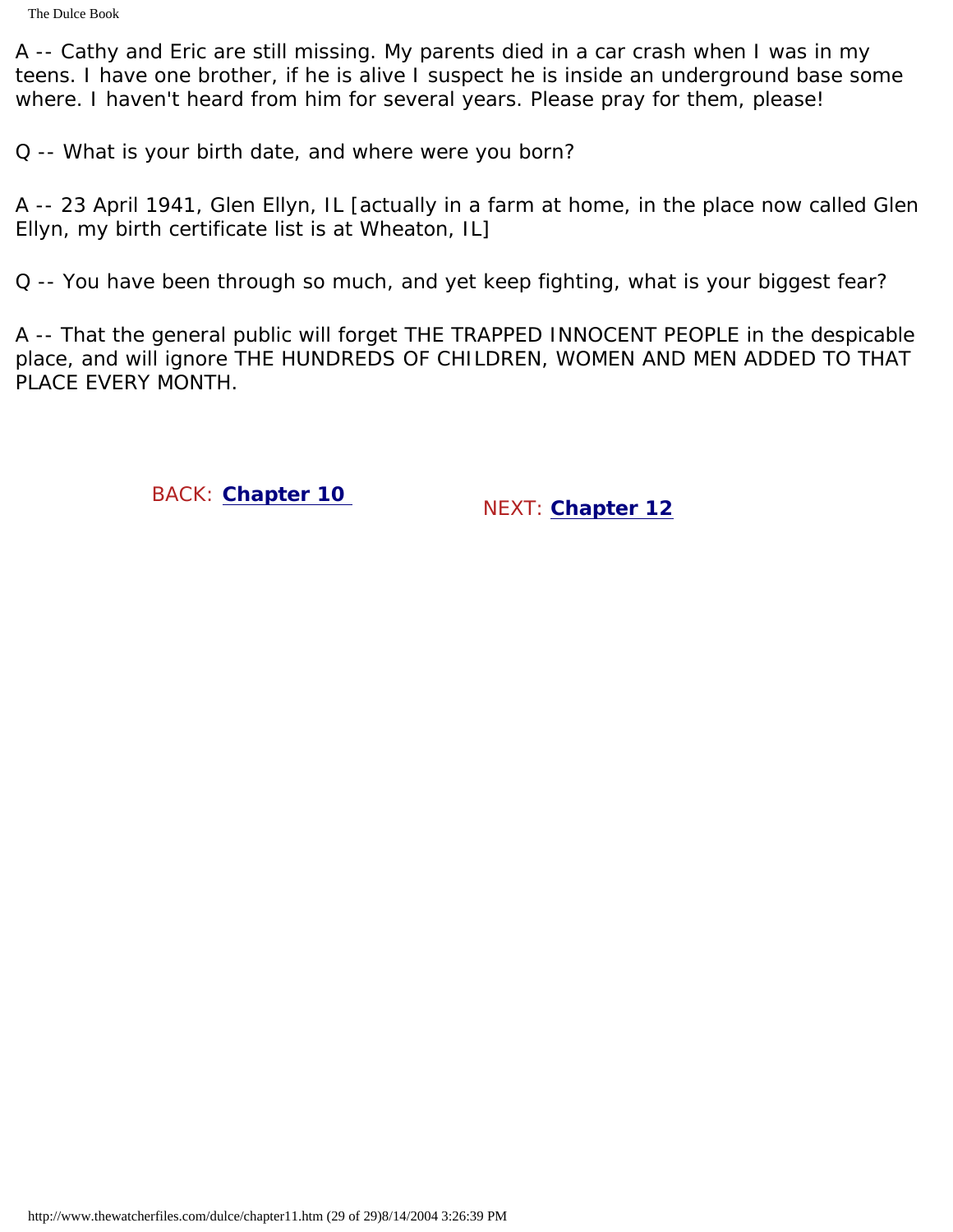A -- Cathy and Eric are still missing. My parents died in a car crash when I was in my teens. I have one brother, if he is alive I suspect he is inside an underground base some where. I haven't heard from him for several years. Please pray for them, please!

Q -- What is your birth date, and where were you born?

A -- 23 April 1941, Glen Ellyn, IL [actually in a farm at home, in the place now called Glen Ellyn, my birth certificate list is at Wheaton, IL]

Q -- You have been through so much, and yet keep fighting, what is your biggest fear?

A -- That the general public will forget THE TRAPPED INNOCENT PEOPLE in the despicable place, and will ignore THE HUNDREDS OF CHILDREN, WOMEN AND MEN ADDED TO THAT PLACE EVERY MONTH.

BACK: **Chapter 10** NEXT: **Chapter 12**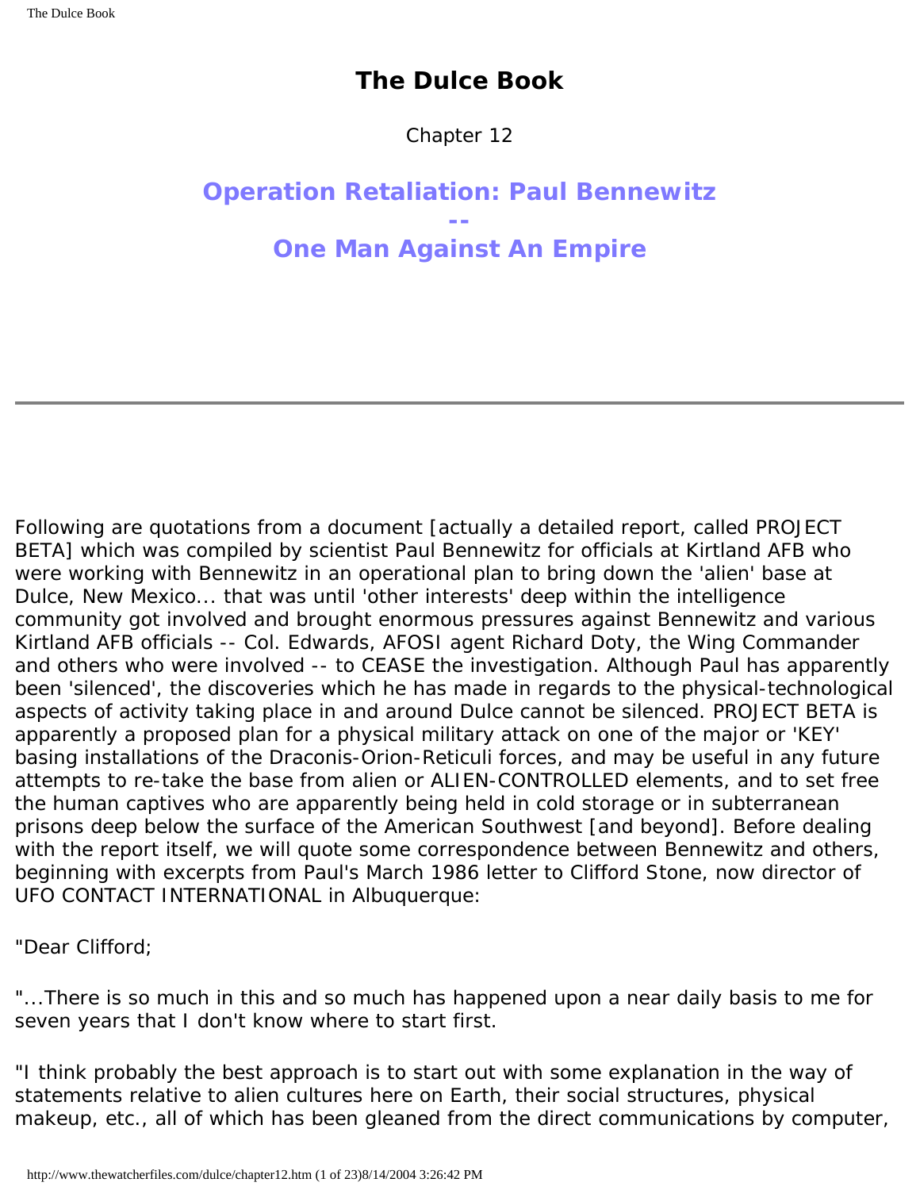# The Dulce Book

Chapter 12

## Operation Retaliation: Paul Bennewitz -- One Man Against An Empire

---

Following are quotations from a document [actually a detailed report, called PROJECT BETA] which was compiled by scientist Paul Bennewitz for officials at Kirtland AFB who were working with Bennewitz in an operational plan to bring down the 'alien' base at Dulce, New Mexico... that was until 'other interests' deep within the intelligence community got involved and brought enormous pressures against Bennewitz and various Kirtland AFB officials -- Col. Edwards, AFOSI agent Richard Doty, the Wing Commander and others who were involved -- to CEASE the investigation. Although Paul has apparently been 'silenced', the discoveries which he has made in regards to the physical-technological aspects of activity taking place in and around Dulce cannot be silenced. PROJECT BETA is apparently a proposed plan for a physical military attack on one of the major or 'KEY' basing installations of the Draconis-Orion-Reticuli forces, and may be useful in any future attempts to re-take the base from alien or ALIEN-CONTROLLED elements, and to set free the human captives who are apparently being held in cold storage or in subterranean prisons deep below the surface of the American Southwest [and beyond]. Before dealing with the report itself, we will quote some correspondence between Bennewitz and others, beginning with excerpts from Paul's March 1986 letter to Clifford Stone, now director of UFO CONTACT INTERNATIONAL in Albuquerque:

"Dear Clifford;

"...There is so much in this and so much has happened upon a near daily basis to me for seven years that I don't know where to start first.

"I think probably the best approach is to start out with some explanation in the way of statements relative to alien cultures here on Earth, their social structures, physical makeup, etc., all of which has been gleaned from the direct communications by computer,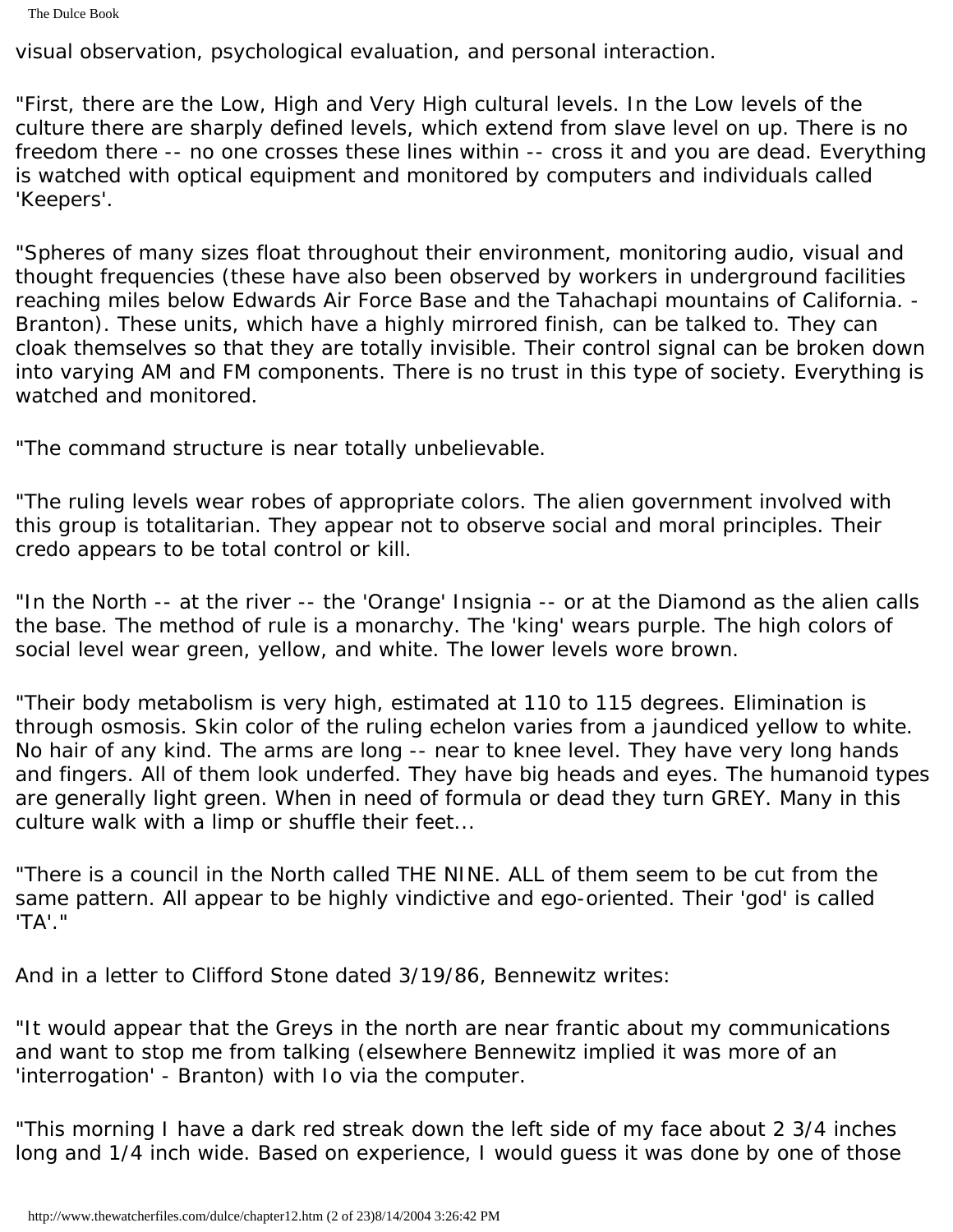visual observation, psychological evaluation, and personal interaction.

"First, there are the Low, High and Very High cultural levels. In the Low levels of the culture there are sharply defined levels, which extend from slave level on up. There is no freedom there -- no one crosses these lines within -- cross it and you are dead. Everything is watched with optical equipment and monitored by computers and individuals called 'Keepers'.

"Spheres of many sizes float throughout their environment, monitoring audio, visual and thought frequencies (these have also been observed by workers in underground facilities reaching miles below Edwards Air Force Base and the Tahachapi mountains of California. - Branton). These units, which have a highly mirrored finish, can be talked to. They can cloak themselves so that they are totally invisible. Their control signal can be broken down into varying AM and FM components. There is no trust in this type of society. Everything is watched and monitored.

"The command structure is near totally unbelievable.

"The ruling levels wear robes of appropriate colors. The alien government involved with this group is totalitarian. They appear not to observe social and moral principles. Their credo appears to be total control or kill.

"In the North -- at the river -- the 'Orange' Insignia -- or at the Diamond as the alien calls the base. The method of rule is a monarchy. The 'king' wears purple. The high colors of social level wear green, yellow, and white. The lower levels wore brown.

"Their body metabolism is very high, estimated at 110 to 115 degrees. Elimination is through osmosis. Skin color of the ruling echelon varies from a jaundiced yellow to white. No hair of any kind. The arms are long -- near to knee level. They have very long hands and fingers. All of them look underfed. They have big heads and eyes. The humanoid types are generally light green. When in need of formula or dead they turn GREY. Many in this culture walk with a limp or shuffle their feet...

"There is a council in the North called THE NINE. ALL of them seem to be cut from the same pattern. All appear to be highly vindictive and ego-oriented. Their 'god' is called 'TA'."

And in a letter to Clifford Stone dated 3/19/86, Bennewitz writes:

"It would appear that the Greys in the north are near frantic about my communications and want to stop me from talking (elsewhere Bennewitz implied it was more of an 'interrogation' - Branton) with Io via the computer.

"This morning I have a dark red streak down the left side of my face about 2 3/4 inches long and 1/4 inch wide. Based on experience, I would guess it was done by one of those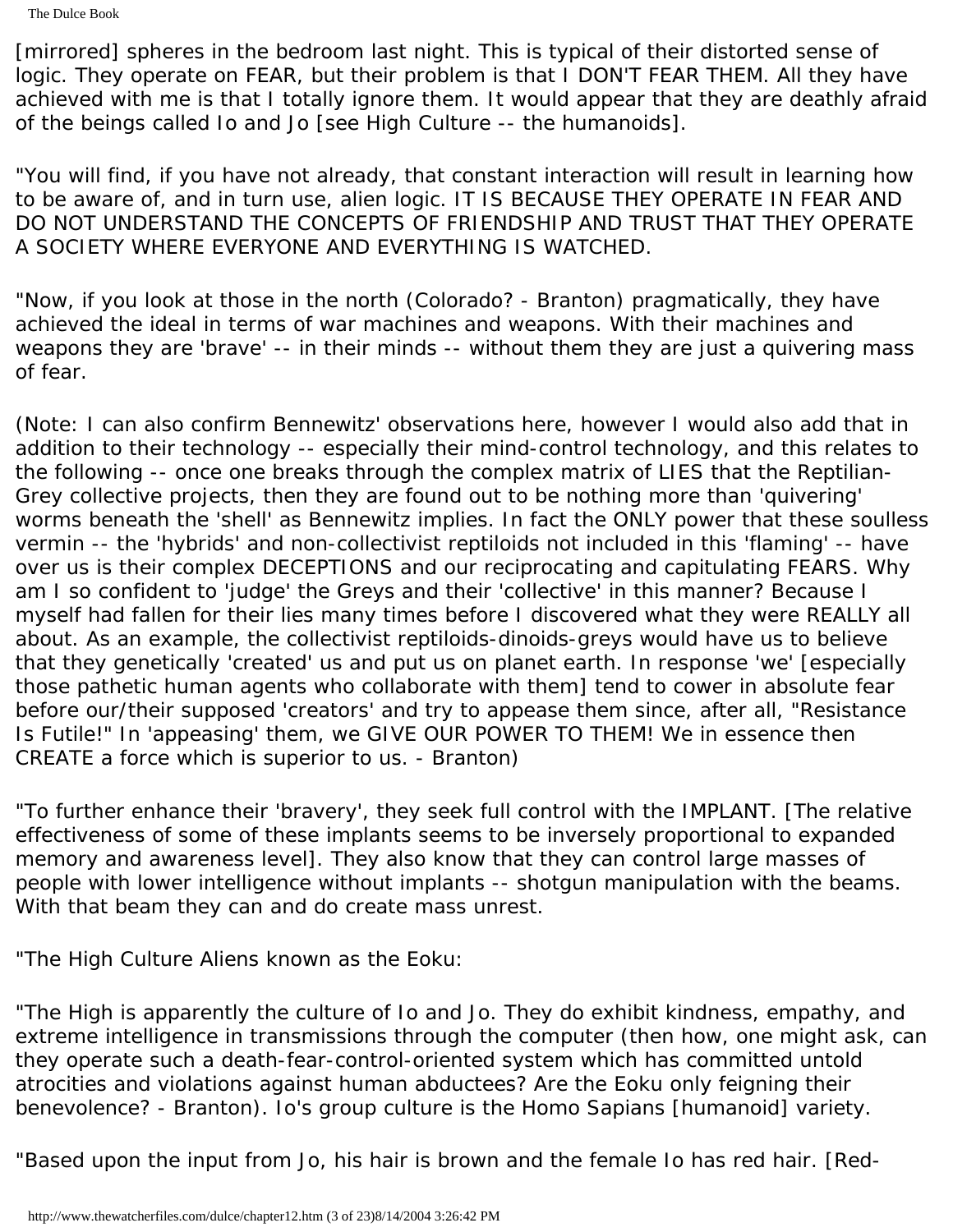[mirrored] spheres in the bedroom last night. This is typical of their distorted sense of logic. They operate on FEAR, but their problem is that I DON'T FEAR THEM. All they have achieved with me is that I totally ignore them. It would appear that they are deathly afraid of the beings called Io and Jo [see High Culture -- the humanoids].

"You will find, if you have not already, that constant interaction will result in learning how to be aware of, and in turn use, alien logic. IT IS BECAUSE THEY OPERATE IN FEAR AND DO NOT UNDERSTAND THE CONCEPTS OF FRIENDSHIP AND TRUST THAT THEY OPERATE A SOCIETY WHERE EVERYONE AND EVERYTHING IS WATCHED.

"Now, if you look at those in the north (Colorado? - Branton) pragmatically, they have achieved the ideal in terms of war machines and weapons. With their machines and weapons they are 'brave' -- in their minds -- without them they are just a quivering mass of fear.

(Note: I can also confirm Bennewitz' observations here, however I would also add that in addition to their technology -- especially their mind-control technology, and this relates to the following -- once one breaks through the complex matrix of LIES that the Reptilian-Grey collective projects, then they are found out to be nothing more than 'quivering' worms beneath the 'shell' as Bennewitz implies. In fact the ONLY power that these soulless vermin -- the 'hybrids' and non-collectivist reptiloids not included in this 'flaming' -- have over us is their complex DECEPTIONS and our reciprocating and capitulating FEARS. Why am I so confident to 'judge' the Greys and their 'collective' in this manner? Because I myself had fallen for their lies many times before I discovered what they were REALLY all about. As an example, the collectivist reptiloids-dinoids-greys would have us to believe that they genetically 'created' us and put us on planet earth. In response 'we' [especially those pathetic human agents who collaborate with them] tend to cower in absolute fear before our/their supposed 'creators' and try to appease them since, after all, "Resistance Is Futile!" In 'appeasing' them, we GIVE OUR POWER TO THEM! We in essence then CREATE a force which is superior to us. - Branton)

"To further enhance their 'bravery', they seek full control with the IMPLANT. [The relative effectiveness of some of these implants seems to be inversely proportional to expanded memory and awareness level]. They also know that they can control large masses of people with lower intelligence without implants -- shotgun manipulation with the beams. With that beam they can and do create mass unrest.

"The High Culture Aliens known as the Eoku:

"The High is apparently the culture of Io and Jo. They do exhibit kindness, empathy, and extreme intelligence in transmissions through the computer (then how, one might ask, can they operate such a death-fear-control-oriented system which has committed untold atrocities and violations against human abductees? Are the Eoku only feigning their benevolence? - Branton). Io's group culture is the Homo Sapians [humanoid] variety.

"Based upon the input from Jo, his hair is brown and the female Io has red hair. [Red-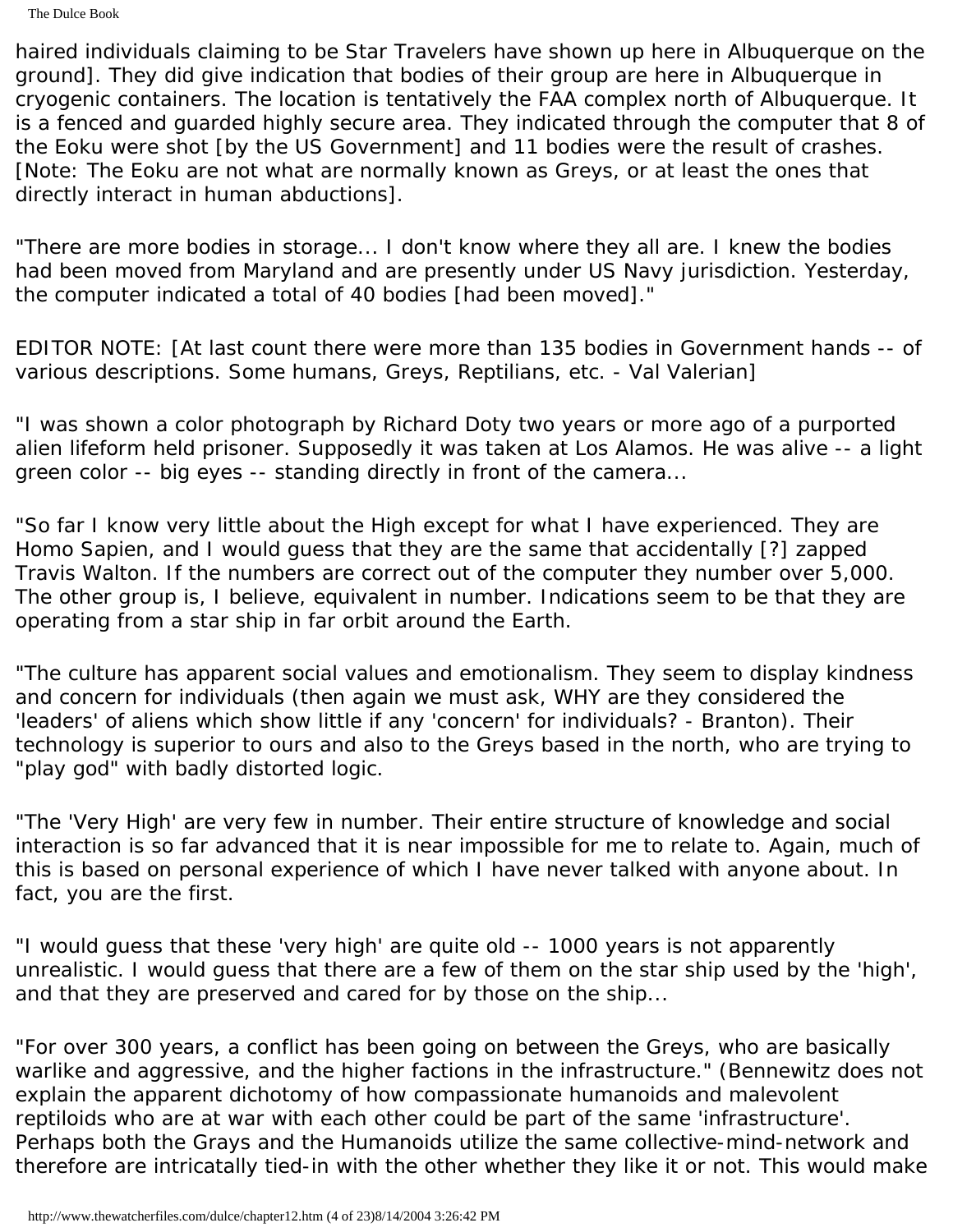haired individuals claiming to be Star Travelers have shown up here in Albuquerque on the ground]. They did give indication that bodies of their group are here in Albuquerque in cryogenic containers. The location is tentatively the FAA complex north of Albuquerque. It is a fenced and guarded highly secure area. They indicated through the computer that 8 of the Eoku were shot [by the US Government] and 11 bodies were the result of crashes. [Note: The Eoku are not what are normally known as Greys, or at least the ones that directly interact in human abductions].

"There are more bodies in storage... I don't know where they all are. I knew the bodies had been moved from Maryland and are presently under US Navy jurisdiction. Yesterday, the computer indicated a total of 40 bodies [had been moved]."

EDITOR NOTE: [At last count there were more than 135 bodies in Government hands -- of various descriptions. Some humans, Greys, Reptilians, etc. - Val Valerian]

"I was shown a color photograph by Richard Doty two years or more ago of a purported alien lifeform held prisoner. Supposedly it was taken at Los Alamos. He was alive -- a light green color -- big eyes -- standing directly in front of the camera...

"So far I know very little about the High except for what I have experienced. They are Homo Sapien, and I would guess that they are the same that accidentally [?] zapped Travis Walton. If the numbers are correct out of the computer they number over 5,000. The other group is, I believe, equivalent in number. Indications seem to be that they are operating from a star ship in far orbit around the Earth.

"The culture has apparent social values and emotionalism. They seem to display kindness and concern for individuals (then again we must ask, WHY are they considered the 'leaders' of aliens which show little if any 'concern' for individuals? - Branton). Their technology is superior to ours and also to the Greys based in the north, who are trying to "play god" with badly distorted logic.

"The 'Very High' are very few in number. Their entire structure of knowledge and social interaction is so far advanced that it is near impossible for me to relate to. Again, much of this is based on personal experience of which I have never talked with anyone about. In fact, you are the first.

"I would guess that these 'very high' are quite old -- 1000 years is not apparently unrealistic. I would guess that there are a few of them on the star ship used by the 'high', and that they are preserved and cared for by those on the ship...

"For over 300 years, a conflict has been going on between the Greys, who are basically warlike and aggressive, and the higher factions in the infrastructure." (Bennewitz does not explain the apparent dichotomy of how compassionate humanoids and malevolent reptiloids who are at war with each other could be part of the same 'infrastructure'. Perhaps both the Grays and the Humanoids utilize the same collective-mind-network and therefore are intricataly tied-in with the other whether they like it or not. This would make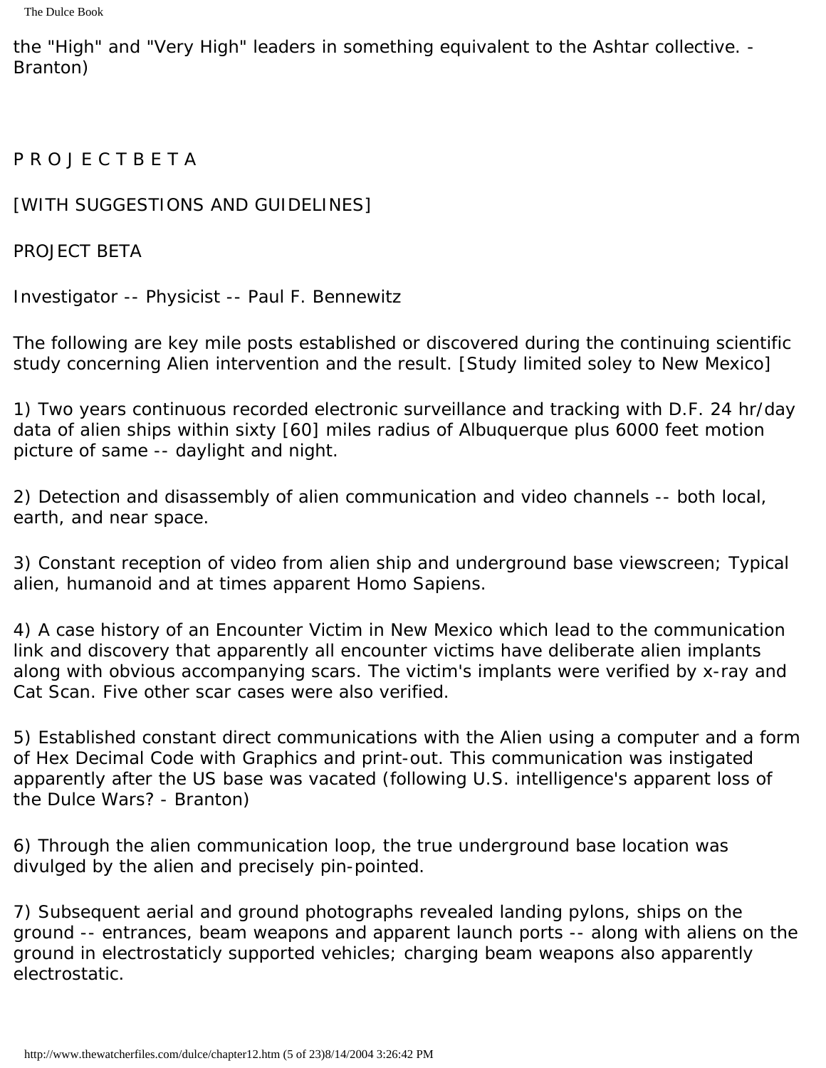the "High" and "Very High" leaders in something equivalent to the Ashtar collective. - Branton)

P R O J E C T B E T A

[WITH SUGGESTIONS AND GUIDELINES]

PROJECT BETA

Investigator -- Physicist -- Paul F. Bennewitz

The following are key mile posts established or discovered during the continuing scientific study concerning Alien intervention and the result. [Study limited soley to New Mexico]

1) Two years continuous recorded electronic surveillance and tracking with D.F. 24 hr/day data of alien ships within sixty [60] miles radius of Albuquerque plus 6000 feet motion picture of same -- daylight and night.

2) Detection and disassembly of alien communication and video channels -- both local, earth, and near space.

3) Constant reception of video from alien ship and underground base viewscreen; Typical alien, humanoid and at times apparent Homo Sapiens.

4) A case history of an Encounter Victim in New Mexico which lead to the communication link and discovery that apparently all encounter victims have deliberate alien implants along with obvious accompanying scars. The victim's implants were verified by x-ray and Cat Scan. Five other scar cases were also verified.

5) Established constant direct communications with the Alien using a computer and a form of Hex Decimal Code with Graphics and print-out. This communication was instigated apparently after the US base was vacated (following U.S. intelligence's apparent loss of the Dulce Wars? - Branton)

6) Through the alien communication loop, the true underground base location was divulged by the alien and precisely pin-pointed.

7) Subsequent aerial and ground photographs revealed landing pylons, ships on the ground -- entrances, beam weapons and apparent launch ports -- along with aliens on the ground in electrostaticly supported vehicles; charging beam weapons also apparently electrostatic.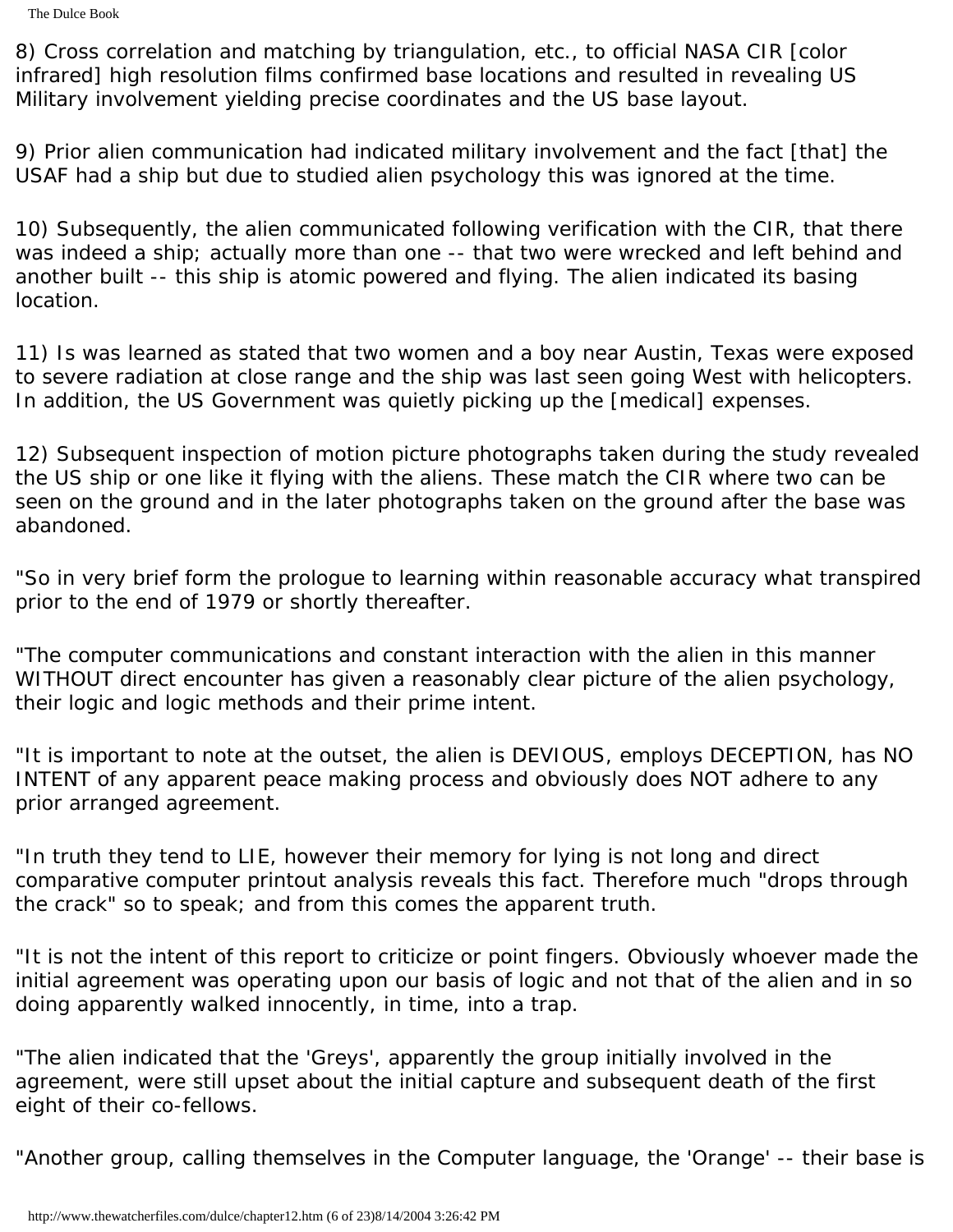8) Cross correlation and matching by triangulation, etc., to official NASA CIR [color infrared] high resolution films confirmed base locations and resulted in revealing US Military involvement yielding precise coordinates and the US base layout.

9) Prior alien communication had indicated military involvement and the fact [that] the USAF had a ship but due to studied alien psychology this was ignored at the time.

10) Subsequently, the alien communicated following verification with the CIR, that there was indeed a ship; actually more than one -- that two were wrecked and left behind and another built -- this ship is atomic powered and flying. The alien indicated its basing location.

11) Is was learned as stated that two women and a boy near Austin, Texas were exposed to severe radiation at close range and the ship was last seen going West with helicopters. In addition, the US Government was quietly picking up the [medical] expenses.

12) Subsequent inspection of motion picture photographs taken during the study revealed the US ship or one like it flying with the aliens. These match the CIR where two can be seen on the ground and in the later photographs taken on the ground after the base was abandoned.

"So in very brief form the prologue to learning within reasonable accuracy what transpired prior to the end of 1979 or shortly thereafter.

"The computer communications and constant interaction with the alien in this manner WITHOUT direct encounter has given a reasonably clear picture of the alien psychology, their logic and logic methods and their prime intent.

"It is important to note at the outset, the alien is DEVIOUS, employs DECEPTION, has NO INTENT of any apparent peace making process and obviously does NOT adhere to any prior arranged agreement.

"In truth they tend to LIE, however their memory for lying is not long and direct comparative computer printout analysis reveals this fact. Therefore much "drops through the crack" so to speak; and from this comes the apparent truth.

"It is not the intent of this report to criticize or point fingers. Obviously whoever made the initial agreement was operating upon our basis of logic and not that of the alien and in so doing apparently walked innocently, in time, into a trap.

"The alien indicated that the 'Greys', apparently the group initially involved in the agreement, were still upset about the initial capture and subsequent death of the first eight of their co-fellows.

"Another group, calling themselves in the Computer language, the 'Orange' -- their base is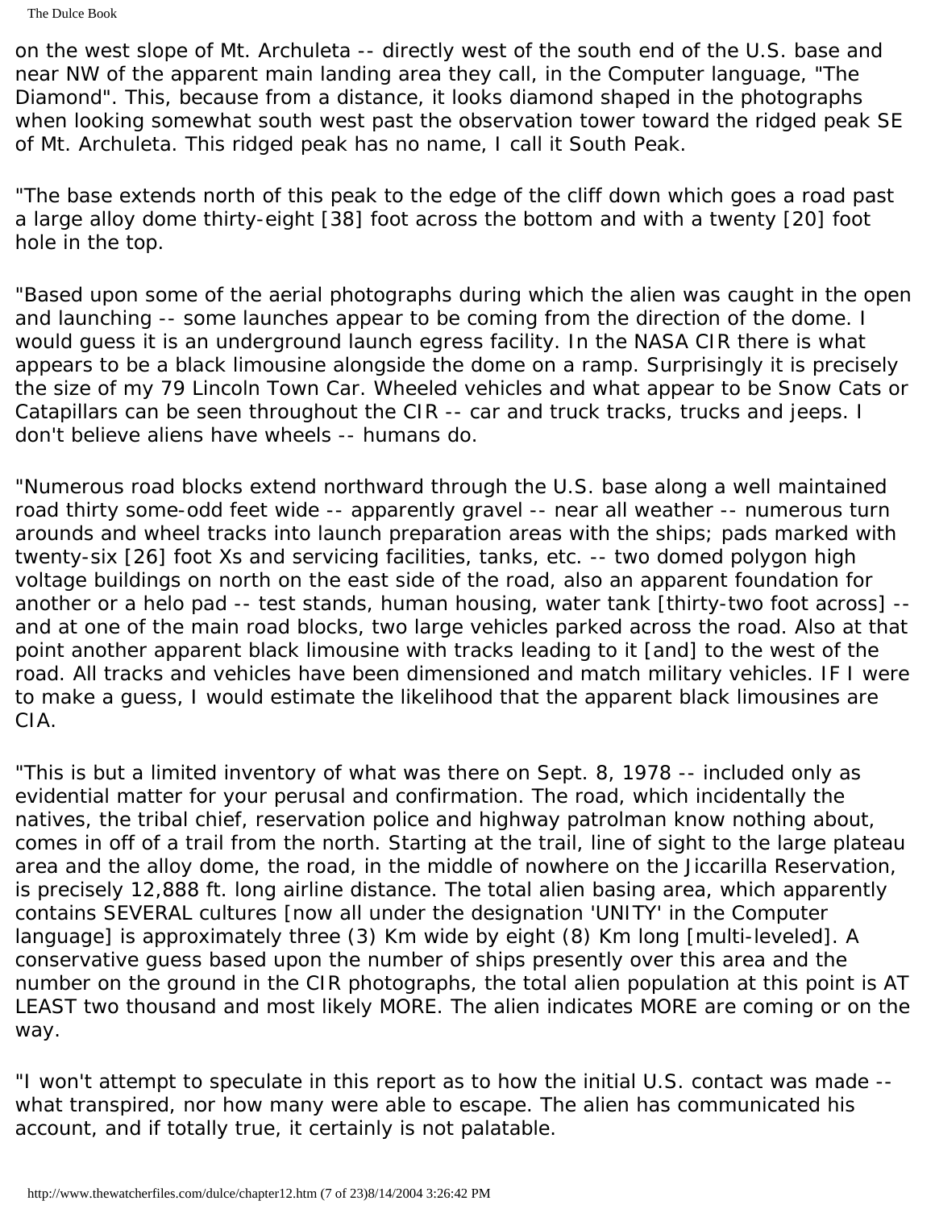on the west slope of Mt. Archuleta -- directly west of the south end of the U.S. base and near NW of the apparent main landing area they call, in the Computer language, "The Diamond". This, because from a distance, it looks diamond shaped in the photographs when looking somewhat south west past the observation tower toward the ridged peak SE of Mt. Archuleta. This ridged peak has no name, I call it South Peak.

"The base extends north of this peak to the edge of the cliff down which goes a road past a large alloy dome thirty-eight [38] foot across the bottom and with a twenty [20] foot hole in the top.

"Based upon some of the aerial photographs during which the alien was caught in the open and launching -- some launches appear to be coming from the direction of the dome. I would guess it is an underground launch egress facility. In the NASA CIR there is what appears to be a black limousine alongside the dome on a ramp. Surprisingly it is precisely the size of my 79 Lincoln Town Car. Wheeled vehicles and what appear to be Snow Cats or Catapillars can be seen throughout the CIR -- car and truck tracks, trucks and jeeps. I don't believe aliens have wheels -- humans do.

"Numerous road blocks extend northward through the U.S. base along a well maintained road thirty some-odd feet wide -- apparently gravel -- near all weather -- numerous turn arounds and wheel tracks into launch preparation areas with the ships; pads marked with twenty-six [26] foot Xs and servicing facilities, tanks, etc. -- two domed polygon high voltage buildings on north on the east side of the road, also an apparent foundation for another or a helo pad -- test stands, human housing, water tank [thirty-two foot across] -- and at one of the main road blocks, two large vehicles parked across the road. Also at that point another apparent black limousine with tracks leading to it [and] to the west of the road. All tracks and vehicles have been dimensioned and match military vehicles. IF I were to make a guess, I would estimate the likelihood that the apparent black limousines are CIA.

"This is but a limited inventory of what was there on Sept. 8, 1978 -- included only as evidential matter for your perusal and confirmation. The road, which incidentally the natives, the tribal chief, reservation police and highway patrolman know nothing about, comes in off of a trail from the north. Starting at the trail, line of sight to the large plateau area and the alloy dome, the road, in the middle of nowhere on the Jiccarilla Reservation, is precisely 12,888 ft. long airline distance. The total alien basing area, which apparently contains SEVERAL cultures [now all under the designation 'UNITY' in the Computer language] is approximately three (3) Km wide by eight (8) Km long [multi-leveled]. A conservative guess based upon the number of ships presently over this area and the number on the ground in the CIR photographs, the total alien population at this point is AT LEAST two thousand and most likely MORE. The alien indicates MORE are coming or on the way.

"I won't attempt to speculate in this report as to how the initial U.S. contact was made -- what transpired, nor how many were able to escape. The alien has communicated his account, and if totally true, it certainly is not palatable.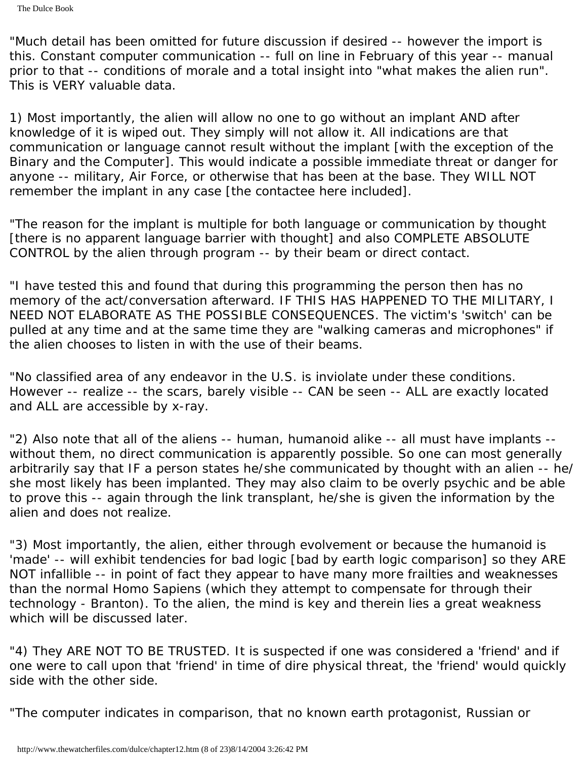"Much detail has been omitted for future discussion if desired -- however the import is this. Constant computer communication -- full on line in February of this year -- manual prior to that -- conditions of morale and a total insight into "what makes the alien run". This is VERY valuable data.

1) Most importantly, the alien will allow no one to go without an implant AND after knowledge of it is wiped out. They simply will not allow it. All indications are that communication or language cannot result without the implant [with the exception of the Binary and the Computer]. This would indicate a possible immediate threat or danger for anyone -- military, Air Force, or otherwise that has been at the base. They WILL NOT remember the implant in any case [the contactee here included].

"The reason for the implant is multiple for both language or communication by thought [there is no apparent language barrier with thought] and also COMPLETE ABSOLUTE CONTROL by the alien through program -- by their beam or direct contact.

"I have tested this and found that during this programming the person then has no memory of the act/conversation afterward. IF THIS HAS HAPPENED TO THE MILITARY, I NEED NOT ELABORATE AS THE POSSIBLE CONSEQUENCES. The victim's 'switch' can be pulled at any time and at the same time they are "walking cameras and microphones" if the alien chooses to listen in with the use of their beams.

"No classified area of any endeavor in the U.S. is inviolate under these conditions. However -- realize -- the scars, barely visible -- CAN be seen -- ALL are exactly located and ALL are accessible by x-ray.

"2) Also note that all of the aliens -- human, humanoid alike -- all must have implants -- without them, no direct communication is apparently possible. So one can most generally arbitrarily say that IF a person states he/she communicated by thought with an alien -- he/she most likely has been implanted. They may also claim to be overly psychic and be able to prove this -- again through the link transplant, he/she is given the information by the alien and does not realize.

"3) Most importantly, the alien, either through evolvement or because the humanoid is 'made' -- will exhibit tendencies for bad logic [bad by earth logic comparison] so they ARE NOT infallible -- in point of fact they appear to have many more frailties and weaknesses than the normal Homo Sapiens (which they attempt to compensate for through their technology - Branton). To the alien, the mind is key and therein lies a great weakness which will be discussed later.

"4) They ARE NOT TO BE TRUSTED. It is suspected if one was considered a 'friend' and if one were to call upon that 'friend' in time of dire physical threat, the 'friend' would quickly side with the other side.

"The computer indicates in comparison, that no known earth protagonist, Russian or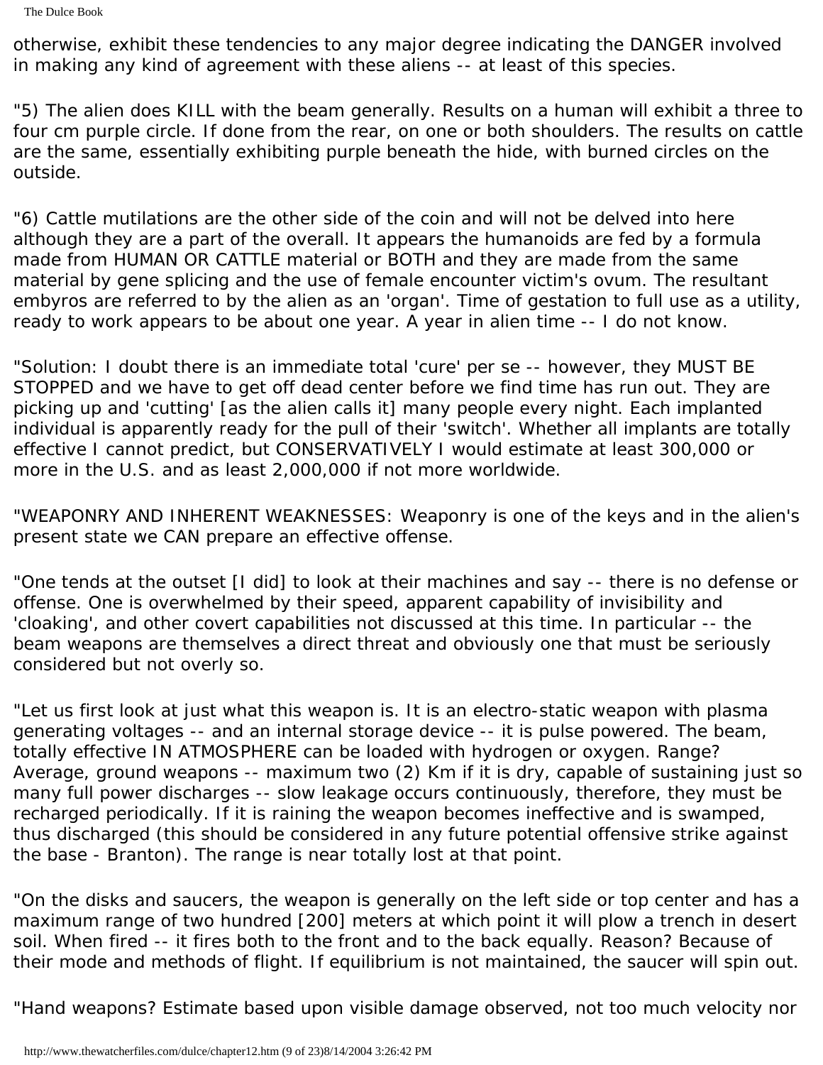otherwise, exhibit these tendencies to any major degree indicating the DANGER involved in making any kind of agreement with these aliens -- at least of this species.

"5) The alien does KILL with the beam generally. Results on a human will exhibit a three to four cm purple circle. If done from the rear, on one or both shoulders. The results on cattle are the same, essentially exhibiting purple beneath the hide, with burned circles on the outside.

"6) Cattle mutilations are the other side of the coin and will not be delved into here although they are a part of the overall. It appears the humanoids are fed by a formula made from HUMAN OR CATTLE material or BOTH and they are made from the same material by gene splicing and the use of female encounter victim's ovum. The resultant embyros are referred to by the alien as an 'organ'. Time of gestation to full use as a utility, ready to work appears to be about one year. A year in alien time -- I do not know.

"Solution: I doubt there is an immediate total 'cure' per se -- however, they MUST BE STOPPED and we have to get off dead center before we find time has run out. They are picking up and 'cutting' [as the alien calls it] many people every night. Each implanted individual is apparently ready for the pull of their 'switch'. Whether all implants are totally effective I cannot predict, but CONSERVATIVELY I would estimate at least 300,000 or more in the U.S. and as least 2,000,000 if not more worldwide.

"WEAPONRY AND INHERENT WEAKNESSES: Weaponry is one of the keys and in the alien's present state we CAN prepare an effective offense.

"One tends at the outset [I did] to look at their machines and say -- there is no defense or offense. One is overwhelmed by their speed, apparent capability of invisibility and 'cloaking', and other covert capabilities not discussed at this time. In particular -- the beam weapons are themselves a direct threat and obviously one that must be seriously considered but not overly so.

"Let us first look at just what this weapon is. It is an electro-static weapon with plasma generating voltages -- and an internal storage device -- it is pulse powered. The beam, totally effective IN ATMOSPHERE can be loaded with hydrogen or oxygen. Range? Average, ground weapons -- maximum two (2) Km if it is dry, capable of sustaining just so many full power discharges -- slow leakage occurs continuously, therefore, they must be recharged periodically. If it is raining the weapon becomes ineffective and is swamped, thus discharged (this should be considered in any future potential offensive strike against the base - Branton). The range is near totally lost at that point.

"On the disks and saucers, the weapon is generally on the left side or top center and has a maximum range of two hundred [200] meters at which point it will plow a trench in desert soil. When fired -- it fires both to the front and to the back equally. Reason? Because of their mode and methods of flight. If equilibrium is not maintained, the saucer will spin out.

"Hand weapons? Estimate based upon visible damage observed, not too much velocity nor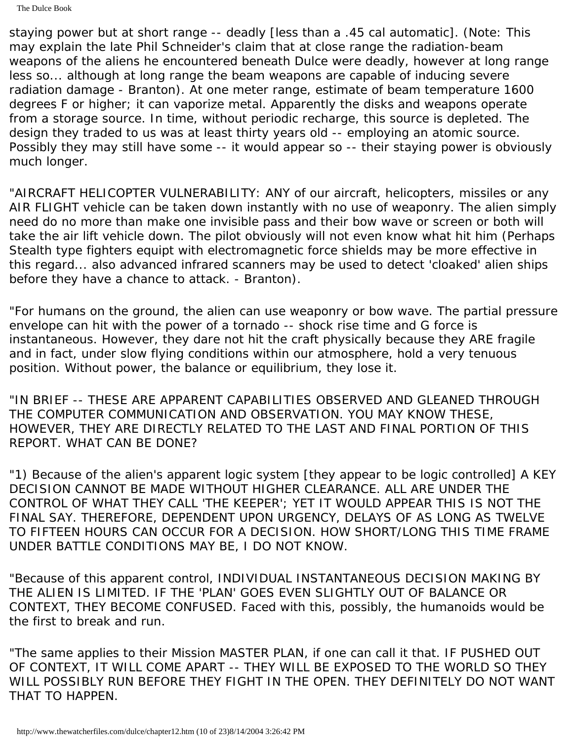staying power but at short range -- deadly [less than a .45 cal automatic]. (Note: This may explain the late Phil Schneider's claim that at close range the radiation-beam weapons of the aliens he encountered beneath Dulce were deadly, however at long range less so... although at long range the beam weapons are capable of inducing severe radiation damage - Branton). At one meter range, estimate of beam temperature 1600 degrees F or higher; it can vaporize metal. Apparently the disks and weapons operate from a storage source. In time, without periodic recharge, this source is depleted. The design they traded to us was at least thirty years old -- employing an atomic source. Possibly they may still have some -- it would appear so -- their staying power is obviously much longer.

"AIRCRAFT HELICOPTER VULNERABILITY: ANY of our aircraft, helicopters, missiles or any AIR FLIGHT vehicle can be taken down instantly with no use of weaponry. The alien simply need do no more than make one invisible pass and their bow wave or screen or both will take the air lift vehicle down. The pilot obviously will not even know what hit him (Perhaps Stealth type fighters equipt with electromagnetic force shields may be more effective in this regard... also advanced infrared scanners may be used to detect 'cloaked' alien ships before they have a chance to attack. - Branton).

"For humans on the ground, the alien can use weaponry or bow wave. The partial pressure envelope can hit with the power of a tornado -- shock rise time and G force is instantaneous. However, they dare not hit the craft physically because they ARE fragile and in fact, under slow flying conditions within our atmosphere, hold a very tenuous position. Without power, the balance or equilibrium, they lose it.

"IN BRIEF -- THESE ARE APPARENT CAPABILITIES OBSERVED AND GLEANED THROUGH THE COMPUTER COMMUNICATION AND OBSERVATION. YOU MAY KNOW THESE, HOWEVER, THEY ARE DIRECTLY RELATED TO THE LAST AND FINAL PORTION OF THIS REPORT. WHAT CAN BE DONE?

"1) Because of the alien's apparent logic system [they appear to be logic controlled] A KEY DECISION CANNOT BE MADE WITHOUT HIGHER CLEARANCE. ALL ARE UNDER THE CONTROL OF WHAT THEY CALL 'THE KEEPER'; YET IT WOULD APPEAR THIS IS NOT THE FINAL SAY. THEREFORE, DEPENDENT UPON URGENCY, DELAYS OF AS LONG AS TWELVE TO FIFTEEN HOURS CAN OCCUR FOR A DECISION. HOW SHORT/LONG THIS TIME FRAME UNDER BATTLE CONDITIONS MAY BE, I DO NOT KNOW.

"Because of this apparent control, INDIVIDUAL INSTANTANEOUS DECISION MAKING BY THE ALIEN IS LIMITED. IF THE 'PLAN' GOES EVEN SLIGHTLY OUT OF BALANCE OR CONTEXT, THEY BECOME CONFUSED. Faced with this, possibly, the humanoids would be the first to break and run.

"The same applies to their Mission MASTER PLAN, if one can call it that. IF PUSHED OUT OF CONTEXT, IT WILL COME APART -- THEY WILL BE EXPOSED TO THE WORLD SO THEY WILL POSSIBLY RUN BEFORE THEY FIGHT IN THE OPEN. THEY DEFINITELY DO NOT WANT THAT TO HAPPEN.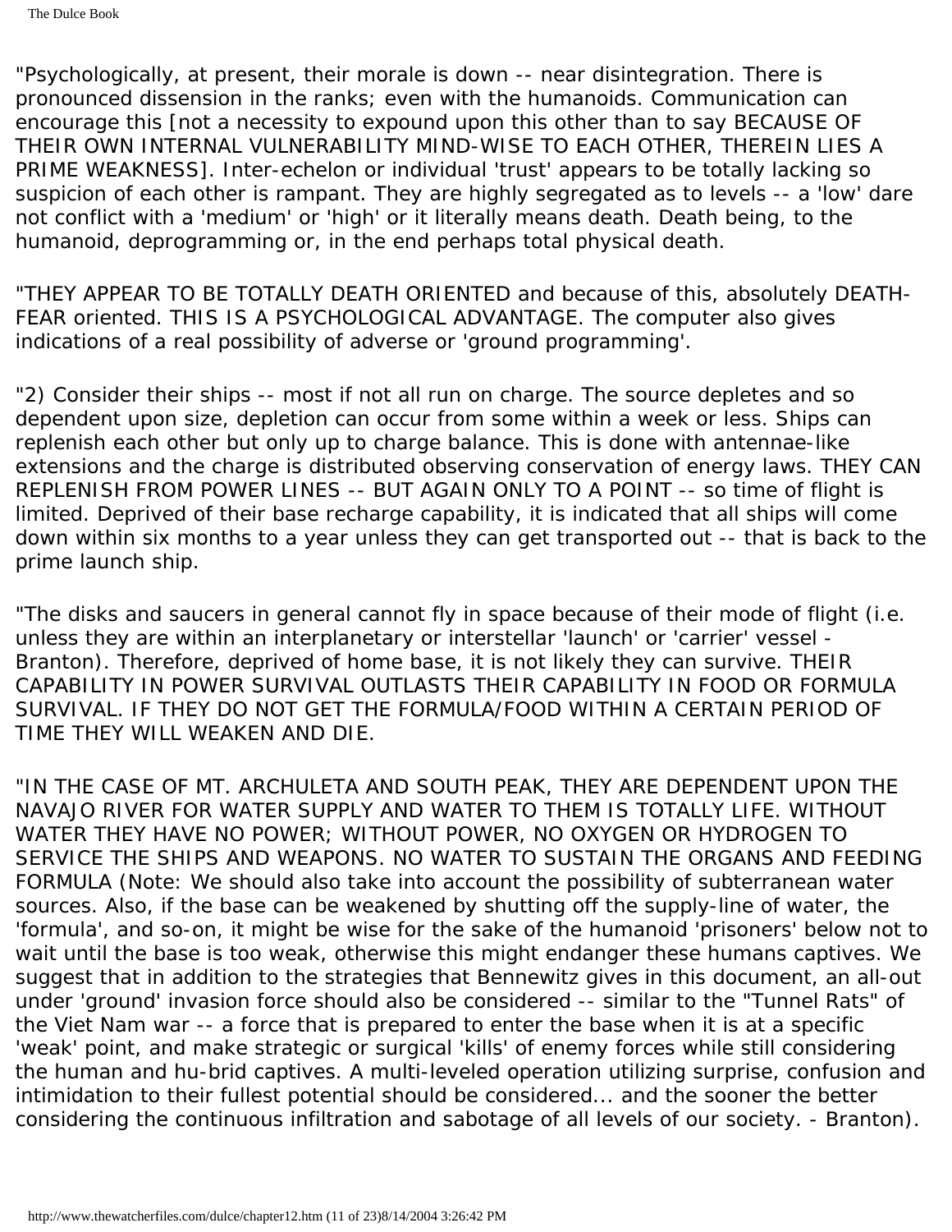"Psychologically, at present, their morale is down -- near disintegration. There is pronounced dissension in the ranks; even with the humanoids. Communication can encourage this [not a necessity to expound upon this other than to say BECAUSE OF THEIR OWN INTERNAL VULNERABILITY MIND-WISE TO EACH OTHER, THEREIN LIES A PRIME WEAKNESS]. Inter-echelon or individual 'trust' appears to be totally lacking so suspicion of each other is rampant. They are highly segregated as to levels -- a 'low' dare not conflict with a 'medium' or 'high' or it literally means death. Death being, to the humanoid, deprogramming or, in the end perhaps total physical death.

"THEY APPEAR TO BE TOTALLY DEATH ORIENTED and because of this, absolutely DEATH-FEAR oriented. THIS IS A PSYCHOLOGICAL ADVANTAGE. The computer also gives indications of a real possibility of adverse or 'ground programming'.

"2) Consider their ships -- most if not all run on charge. The source depletes and so dependent upon size, depletion can occur from some within a week or less. Ships can replenish each other but only up to charge balance. This is done with antennae-like extensions and the charge is distributed observing conservation of energy laws. THEY CAN REPLENISH FROM POWER LINES -- BUT AGAIN ONLY TO A POINT -- so time of flight is limited. Deprived of their base recharge capability, it is indicated that all ships will come down within six months to a year unless they can get transported out -- that is back to the prime launch ship.

"The disks and saucers in general cannot fly in space because of their mode of flight (i.e. unless they are within an interplanetary or interstellar 'launch' or 'carrier' vessel - Branton). Therefore, deprived of home base, it is not likely they can survive. THEIR CAPABILITY IN POWER SURVIVAL OUTLASTS THEIR CAPABILITY IN FOOD OR FORMULA SURVIVAL. IF THEY DO NOT GET THE FORMULA/FOOD WITHIN A CERTAIN PERIOD OF TIME THEY WILL WEAKEN AND DIE.

"IN THE CASE OF MT. ARCHULETA AND SOUTH PEAK, THEY ARE DEPENDENT UPON THE NAVAJO RIVER FOR WATER SUPPLY AND WATER TO THEM IS TOTALLY LIFE. WITHOUT WATER THEY HAVE NO POWER; WITHOUT POWER, NO OXYGEN OR HYDROGEN TO SERVICE THE SHIPS AND WEAPONS. NO WATER TO SUSTAIN THE ORGANS AND FEEDING FORMULA (Note: We should also take into account the possibility of subterranean water sources. Also, if the base can be weakened by shutting off the supply-line of water, the 'formula', and so-on, it might be wise for the sake of the humanoid 'prisoners' below not to wait until the base is too weak, otherwise this might endanger these humans captives. We suggest that in addition to the strategies that Bennewitz gives in this document, an all-out under 'ground' invasion force should also be considered -- similar to the "Tunnel Rats" of the Viet Nam war -- a force that is prepared to enter the base when it is at a specific 'weak' point, and make strategic or surgical 'kills' of enemy forces while still considering the human and hu-brid captives. A multi-leveled operation utilizing surprise, confusion and intimidation to their fullest potential should be considered... and the sooner the better considering the continuous infiltration and sabotage of all levels of our society. - Branton).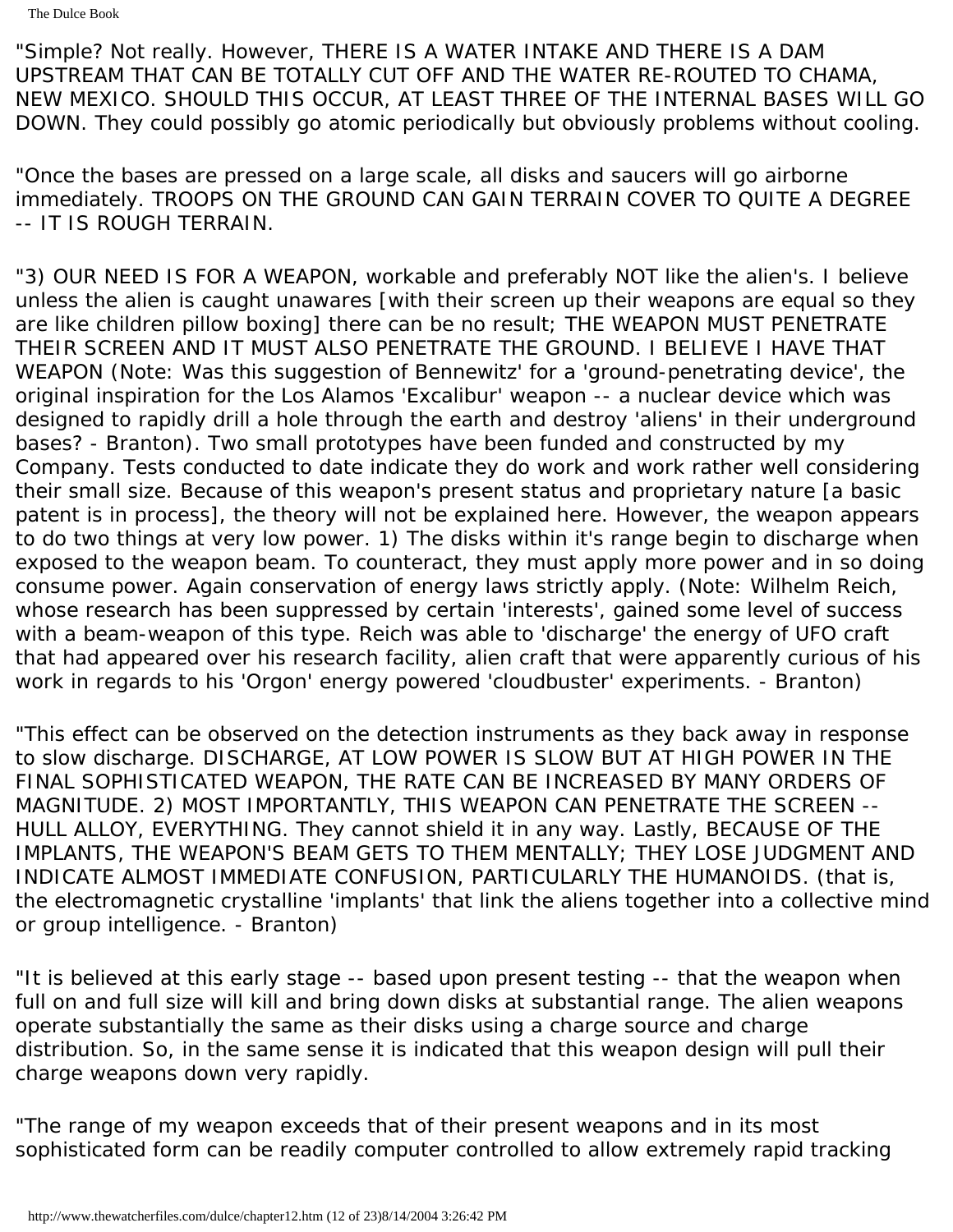"Simple? Not really. However, THERE IS A WATER INTAKE AND THERE IS A DAM UPSTREAM THAT CAN BE TOTALLY CUT OFF AND THE WATER RE-ROUTED TO CHAMA, NEW MEXICO. SHOULD THIS OCCUR, AT LEAST THREE OF THE INTERNAL BASES WILL GO DOWN. They could possibly go atomic periodically but obviously problems without cooling.

"Once the bases are pressed on a large scale, all disks and saucers will go airborne immediately. TROOPS ON THE GROUND CAN GAIN TERRAIN COVER TO QUITE A DEGREE -- IT IS ROUGH TERRAIN.

"3) OUR NEED IS FOR A WEAPON, workable and preferably NOT like the alien's. I believe unless the alien is caught unawares [with their screen up their weapons are equal so they are like children pillow boxing] there can be no result; THE WEAPON MUST PENETRATE THEIR SCREEN AND IT MUST ALSO PENETRATE THE GROUND. I BELIEVE I HAVE THAT WEAPON (Note: Was this suggestion of Bennewitz' for a 'ground-penetrating device', the original inspiration for the Los Alamos 'Excalibur' weapon -- a nuclear device which was designed to rapidly drill a hole through the earth and destroy 'aliens' in their underground bases? - Branton). Two small prototypes have been funded and constructed by my Company. Tests conducted to date indicate they do work and work rather well considering their small size. Because of this weapon's present status and proprietary nature [a basic patent is in process], the theory will not be explained here. However, the weapon appears to do two things at very low power. 1) The disks within it's range begin to discharge when exposed to the weapon beam. To counteract, they must apply more power and in so doing consume power. Again conservation of energy laws strictly apply. (Note: Wilhelm Reich, whose research has been suppressed by certain 'interests', gained some level of success with a beam-weapon of this type. Reich was able to 'discharge' the energy of UFO craft that had appeared over his research facility, alien craft that were apparently curious of his work in regards to his 'Orgon' energy powered 'cloudbuster' experiments. - Branton)

"This effect can be observed on the detection instruments as they back away in response to slow discharge. DISCHARGE, AT LOW POWER IS SLOW BUT AT HIGH POWER IN THE FINAL SOPHISTICATED WEAPON, THE RATE CAN BE INCREASED BY MANY ORDERS OF MAGNITUDE. 2) MOST IMPORTANTLY, THIS WEAPON CAN PENETRATE THE SCREEN -- HULL ALLOY, EVERYTHING. They cannot shield it in any way. Lastly, BECAUSE OF THE IMPLANTS, THE WEAPON'S BEAM GETS TO THEM MENTALLY; THEY LOSE JUDGMENT AND INDICATE ALMOST IMMEDIATE CONFUSION, PARTICULARLY THE HUMANOIDS. (that is, the electromagnetic crystalline 'implants' that link the aliens together into a collective mind or group intelligence. - Branton)

"It is believed at this early stage -- based upon present testing -- that the weapon when full on and full size will kill and bring down disks at substantial range. The alien weapons operate substantially the same as their disks using a charge source and charge distribution. So, in the same sense it is indicated that this weapon design will pull their charge weapons down very rapidly.

"The range of my weapon exceeds that of their present weapons and in its most sophisticated form can be readily computer controlled to allow extremely rapid tracking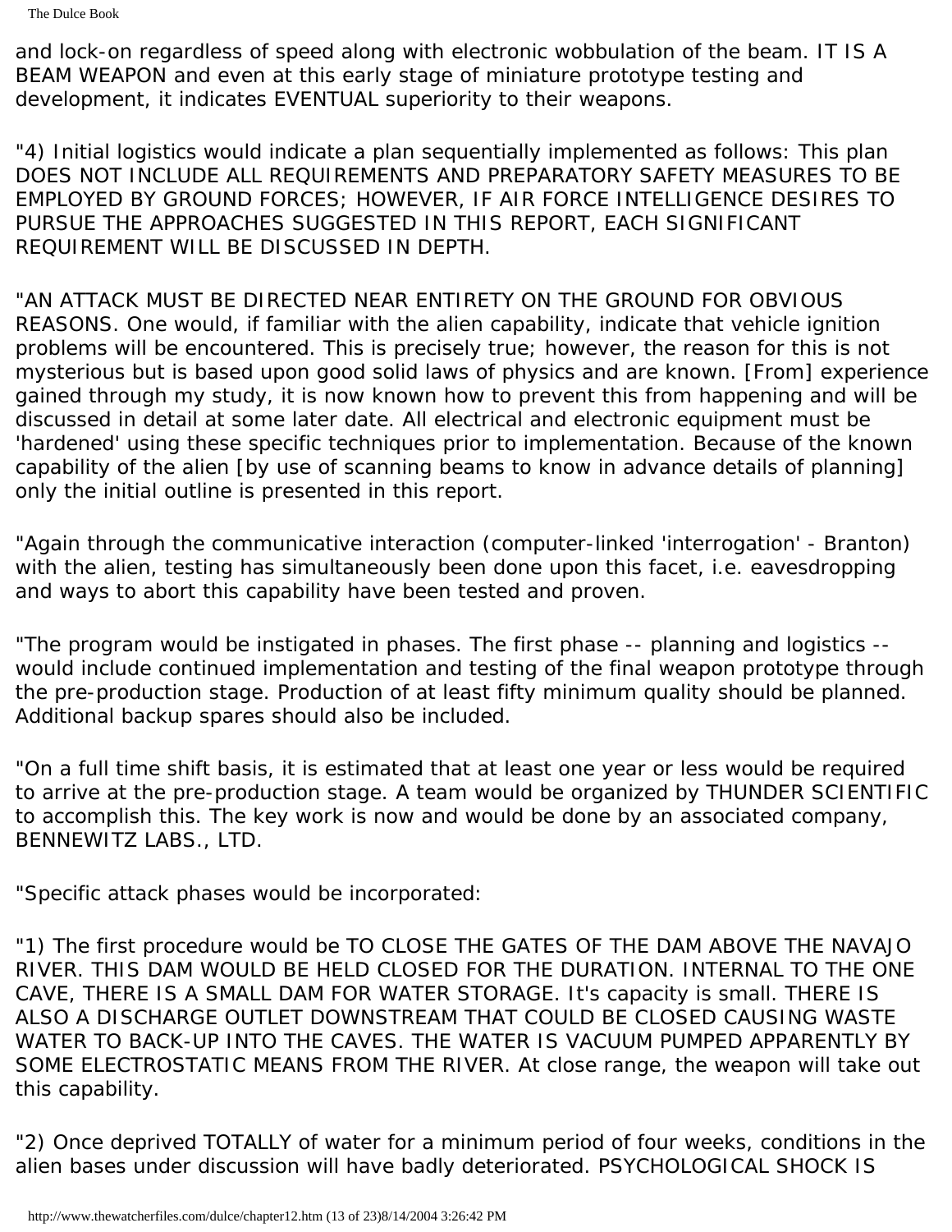and lock-on regardless of speed along with electronic wobbulation of the beam. IT IS A BEAM WEAPON and even at this early stage of miniature prototype testing and development, it indicates EVENTUAL superiority to their weapons.

"4) Initial logistics would indicate a plan sequentially implemented as follows: This plan DOES NOT INCLUDE ALL REQUIREMENTS AND PREPARATORY SAFETY MEASURES TO BE EMPLOYED BY GROUND FORCES; HOWEVER, IF AIR FORCE INTELLIGENCE DESIRES TO PURSUE THE APPROACHES SUGGESTED IN THIS REPORT, EACH SIGNIFICANT REQUIREMENT WILL BE DISCUSSED IN DEPTH.

"AN ATTACK MUST BE DIRECTED NEAR ENTIRETY ON THE GROUND FOR OBVIOUS REASONS. One would, if familiar with the alien capability, indicate that vehicle ignition problems will be encountered. This is precisely true; however, the reason for this is not mysterious but is based upon good solid laws of physics and are known. [From] experience gained through my study, it is now known how to prevent this from happening and will be discussed in detail at some later date. All electrical and electronic equipment must be 'hardened' using these specific techniques prior to implementation. Because of the known capability of the alien [by use of scanning beams to know in advance details of planning] only the initial outline is presented in this report.

"Again through the communicative interaction (computer-linked 'interrogation' - Branton) with the alien, testing has simultaneously been done upon this facet, i.e. eavesdropping and ways to abort this capability have been tested and proven.

"The program would be instigated in phases. The first phase -- planning and logistics -- would include continued implementation and testing of the final weapon prototype through the pre-production stage. Production of at least fifty minimum quality should be planned. Additional backup spares should also be included.

"On a full time shift basis, it is estimated that at least one year or less would be required to arrive at the pre-production stage. A team would be organized by THUNDER SCIENTIFIC to accomplish this. The key work is now and would be done by an associated company, BENNEWITZ LABS., LTD.

"Specific attack phases would be incorporated:

"1) The first procedure would be TO CLOSE THE GATES OF THE DAM ABOVE THE NAVAJO RIVER. THIS DAM WOULD BE HELD CLOSED FOR THE DURATION. INTERNAL TO THE ONE CAVE, THERE IS A SMALL DAM FOR WATER STORAGE. It's capacity is small. THERE IS ALSO A DISCHARGE OUTLET DOWNSTREAM THAT COULD BE CLOSED CAUSING WASTE WATER TO BACK-UP INTO THE CAVES. THE WATER IS VACUUM PUMPED APPARENTLY BY SOME ELECTROSTATIC MEANS FROM THE RIVER. At close range, the weapon will take out this capability.

"2) Once deprived TOTALLY of water for a minimum period of four weeks, conditions in the alien bases under discussion will have badly deteriorated. PSYCHOLOGICAL SHOCK IS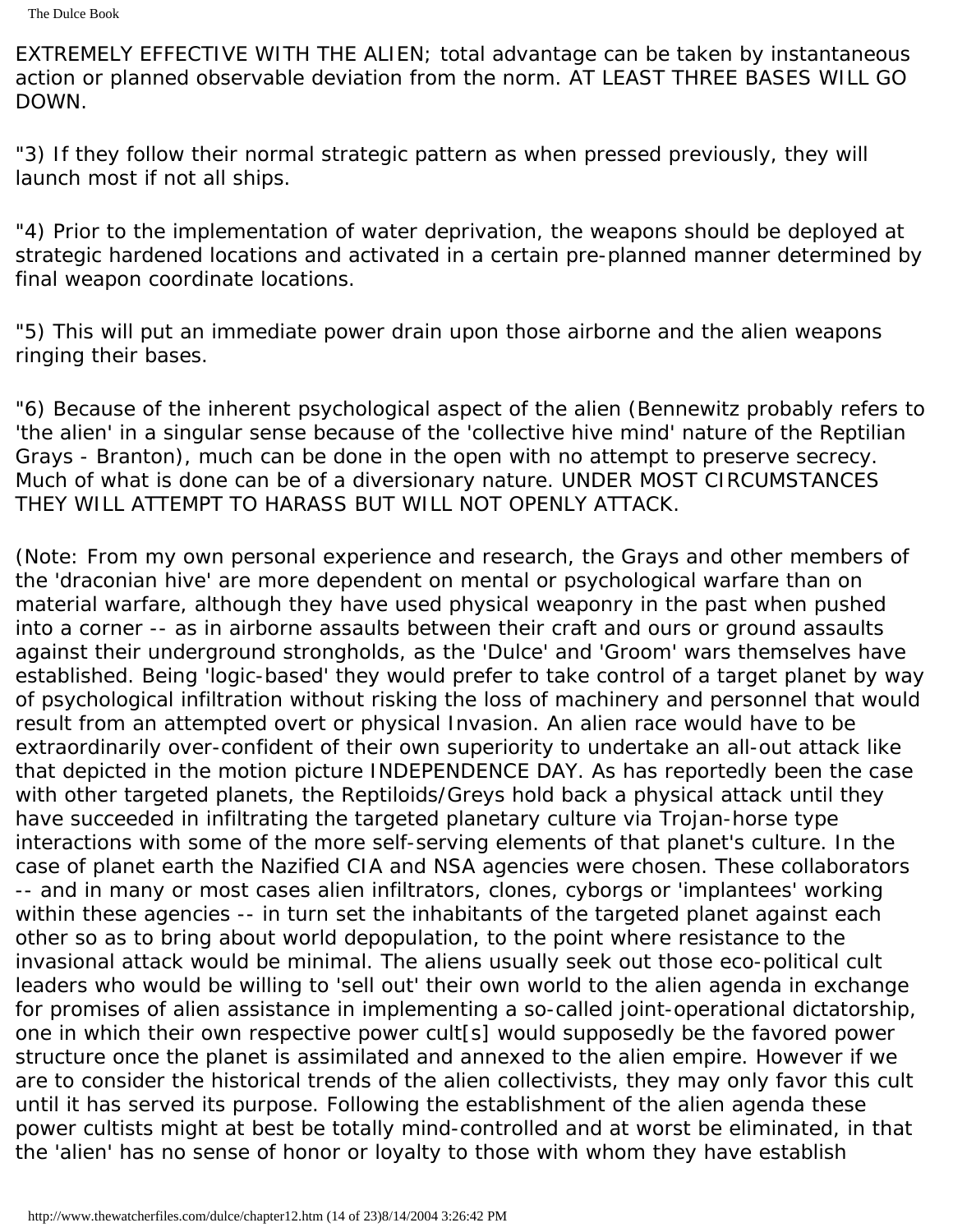EXTREMELY EFFECTIVE WITH THE ALIEN; total advantage can be taken by instantaneous action or planned observable deviation from the norm. AT LEAST THREE BASES WILL GO DOWN.

"3) If they follow their normal strategic pattern as when pressed previously, they will launch most if not all ships.

"4) Prior to the implementation of water deprivation, the weapons should be deployed at strategic hardened locations and activated in a certain pre-planned manner determined by final weapon coordinate locations.

"5) This will put an immediate power drain upon those airborne and the alien weapons ringing their bases.

"6) Because of the inherent psychological aspect of the alien (Bennewitz probably refers to 'the alien' in a singular sense because of the 'collective hive mind' nature of the Reptilian Grays - Branton), much can be done in the open with no attempt to preserve secrecy. Much of what is done can be of a diversionary nature. UNDER MOST CIRCUMSTANCES THEY WILL ATTEMPT TO HARASS BUT WILL NOT OPENLY ATTACK.

(Note: From my own personal experience and research, the Grays and other members of the 'draconian hive' are more dependent on mental or psychological warfare than on material warfare, although they have used physical weaponry in the past when pushed into a corner -- as in airborne assaults between their craft and ours or ground assaults against their underground strongholds, as the 'Dulce' and 'Groom' wars themselves have established. Being 'logic-based' they would prefer to take control of a target planet by way of psychological infiltration without risking the loss of machinery and personnel that would result from an attempted overt or physical Invasion. An alien race would have to be extraordinarily over-confident of their own superiority to undertake an all-out attack like that depicted in the motion picture INDEPENDENCE DAY. As has reportedly been the case with other targeted planets, the Reptiloids/Greys hold back a physical attack until they have succeeded in infiltrating the targeted planetary culture via Trojan-horse type interactions with some of the more self-serving elements of that planet's culture. In the case of planet earth the Nazified CIA and NSA agencies were chosen. These collaborators -- and in many or most cases alien infiltrators, clones, cyborgs or 'implantees' working within these agencies -- in turn set the inhabitants of the targeted planet against each other so as to bring about world depopulation, to the point where resistance to the invasional attack would be minimal. The aliens usually seek out those eco-political cult leaders who would be willing to 'sell out' their own world to the alien agenda in exchange for promises of alien assistance in implementing a so-called joint-operational dictatorship, one in which their own respective power cult[s] would supposedly be the favored power structure once the planet is assimilated and annexed to the alien empire. However if we are to consider the historical trends of the alien collectivists, they may only favor this cult until it has served its purpose. Following the establishment of the alien agenda these power cultists might at best be totally mind-controlled and at worst be eliminated, in that the 'alien' has no sense of honor or loyalty to those with whom they have establish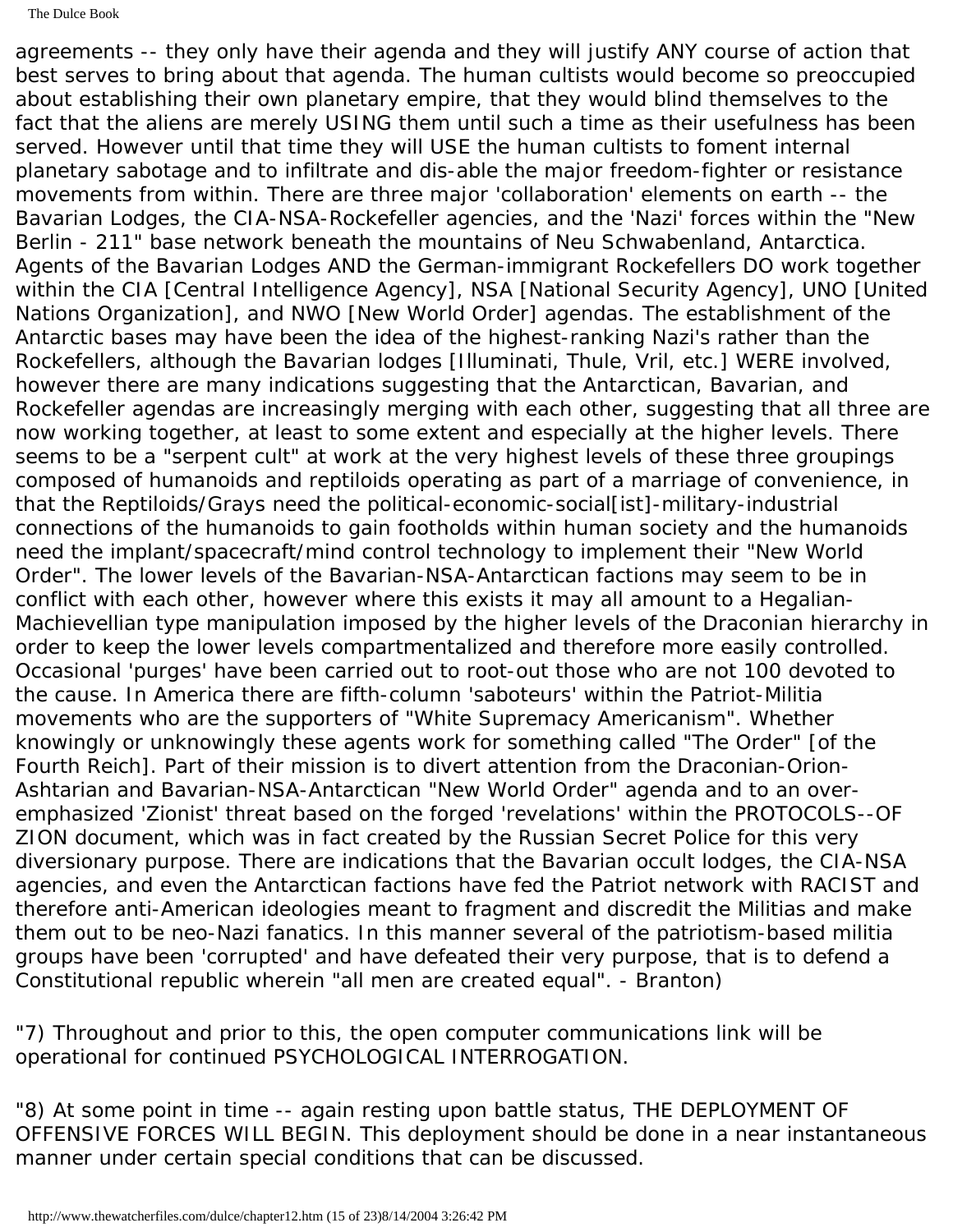agreements -- they only have their agenda and they will justify ANY course of action that best serves to bring about that agenda. The human cultists would become so preoccupied about establishing their own planetary empire, that they would blind themselves to the fact that the aliens are merely USING them until such a time as their usefulness has been served. However until that time they will USE the human cultists to foment internal planetary sabotage and to infiltrate and dis-able the major freedom-fighter or resistance movements from within. There are three major 'collaboration' elements on earth -- the Bavarian Lodges, the CIA-NSA-Rockefeller agencies, and the 'Nazi' forces within the "New Berlin - 211" base network beneath the mountains of Neu Schwabenland, Antarctica. Agents of the Bavarian Lodges AND the German-immigrant Rockefellers DO work together within the CIA [Central Intelligence Agency], NSA [National Security Agency], UNO [United Nations Organization], and NWO [New World Order] agendas. The establishment of the Antarctic bases may have been the idea of the highest-ranking Nazi's rather than the Rockefellers, although the Bavarian lodges [Illuminati, Thule, Vril, etc.] WERE involved, however there are many indications suggesting that the Antarctican, Bavarian, and Rockefeller agendas are increasingly merging with each other, suggesting that all three are now working together, at least to some extent and especially at the higher levels. There seems to be a "serpent cult" at work at the very highest levels of these three groupings composed of humanoids and reptiloids operating as part of a marriage of convenience, in that the Reptiloids/Grays need the political-economic-social[ist]-military-industrial connections of the humanoids to gain footholds within human society and the humanoids need the implant/spacecraft/mind control technology to implement their "New World Order". The lower levels of the Bavarian-NSA-Antarctican factions may seem to be in conflict with each other, however where this exists it may all amount to a Hegalian-Machievellian type manipulation imposed by the higher levels of the Draconian hierarchy in order to keep the lower levels compartmentalized and therefore more easily controlled. Occasional 'purges' have been carried out to root-out those who are not 100 devoted to the cause. In America there are fifth-column 'saboteurs' within the Patriot-Militia movements who are the supporters of "White Supremacy Americanism". Whether knowingly or unknowingly these agents work for something called "The Order" [of the Fourth Reich]. Part of their mission is to divert attention from the Draconian-Orion-Ashtarian and Bavarian-NSA-Antarctican "New World Order" agenda and to an over-emphasized 'Zionist' threat based on the forged 'revelations' within the PROTOCOLS--OF ZION document, which was in fact created by the Russian Secret Police for this very diversionary purpose. There are indications that the Bavarian occult lodges, the CIA-NSA agencies, and even the Antarctican factions have fed the Patriot network with RACIST and therefore anti-American ideologies meant to fragment and discredit the Militias and make them out to be neo-Nazi fanatics. In this manner several of the patriotism-based militia groups have been 'corrupted' and have defeated their very purpose, that is to defend a Constitutional republic wherein "all men are created equal". - Branton)

"7) Throughout and prior to this, the open computer communications link will be operational for continued PSYCHOLOGICAL INTERROGATION.

"8) At some point in time -- again resting upon battle status, THE DEPLOYMENT OF OFFENSIVE FORCES WILL BEGIN. This deployment should be done in a near instantaneous manner under certain special conditions that can be discussed.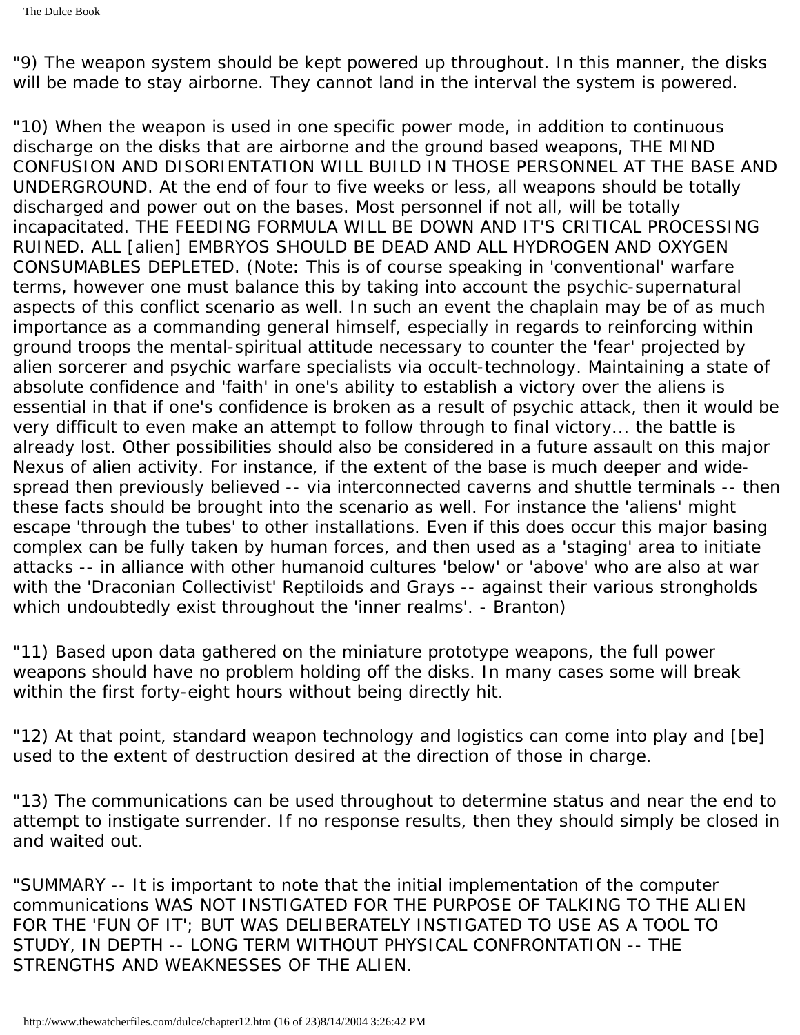"9) The weapon system should be kept powered up throughout. In this manner, the disks will be made to stay airborne. They cannot land in the interval the system is powered.

"10) When the weapon is used in one specific power mode, in addition to continuous discharge on the disks that are airborne and the ground based weapons, THE MIND CONFUSION AND DISORIENTATION WILL BUILD IN THOSE PERSONNEL AT THE BASE AND UNDERGROUND. At the end of four to five weeks or less, all weapons should be totally discharged and power out on the bases. Most personnel if not all, will be totally incapacitated. THE FEEDING FORMULA WILL BE DOWN AND IT'S CRITICAL PROCESSING RUINED. ALL [alien] EMBRYOS SHOULD BE DEAD AND ALL HYDROGEN AND OXYGEN CONSUMABLES DEPLETED. (Note: This is of course speaking in 'conventional' warfare terms, however one must balance this by taking into account the psychic-supernatural aspects of this conflict scenario as well. In such an event the chaplain may be of as much importance as a commanding general himself, especially in regards to reinforcing within ground troops the mental-spiritual attitude necessary to counter the 'fear' projected by alien sorcerer and psychic warfare specialists via occult-technology. Maintaining a state of absolute confidence and 'faith' in one's ability to establish a victory over the aliens is essential in that if one's confidence is broken as a result of psychic attack, then it would be very difficult to even make an attempt to follow through to final victory... the battle is already lost. Other possibilities should also be considered in a future assault on this major Nexus of alien activity. For instance, if the extent of the base is much deeper and wide-spread then previously believed -- via interconnected caverns and shuttle terminals -- then these facts should be brought into the scenario as well. For instance the 'aliens' might escape 'through the tubes' to other installations. Even if this does occur this major basing complex can be fully taken by human forces, and then used as a 'staging' area to initiate attacks -- in alliance with other humanoid cultures 'below' or 'above' who are also at war with the 'Draconian Collectivist' Reptiloids and Grays -- against their various strongholds which undoubtedly exist throughout the 'inner realms'. - Branton)

"11) Based upon data gathered on the miniature prototype weapons, the full power weapons should have no problem holding off the disks. In many cases some will break within the first forty-eight hours without being directly hit.

"12) At that point, standard weapon technology and logistics can come into play and [be] used to the extent of destruction desired at the direction of those in charge.

"13) The communications can be used throughout to determine status and near the end to attempt to instigate surrender. If no response results, then they should simply be closed in and waited out.

"SUMMARY -- It is important to note that the initial implementation of the computer communications WAS NOT INSTIGATED FOR THE PURPOSE OF TALKING TO THE ALIEN FOR THE 'FUN OF IT'; BUT WAS DELIBERATELY INSTIGATED TO USE AS A TOOL TO STUDY, IN DEPTH -- LONG TERM WITHOUT PHYSICAL CONFRONTATION -- THE STRENGTHS AND WEAKNESSES OF THE ALIEN.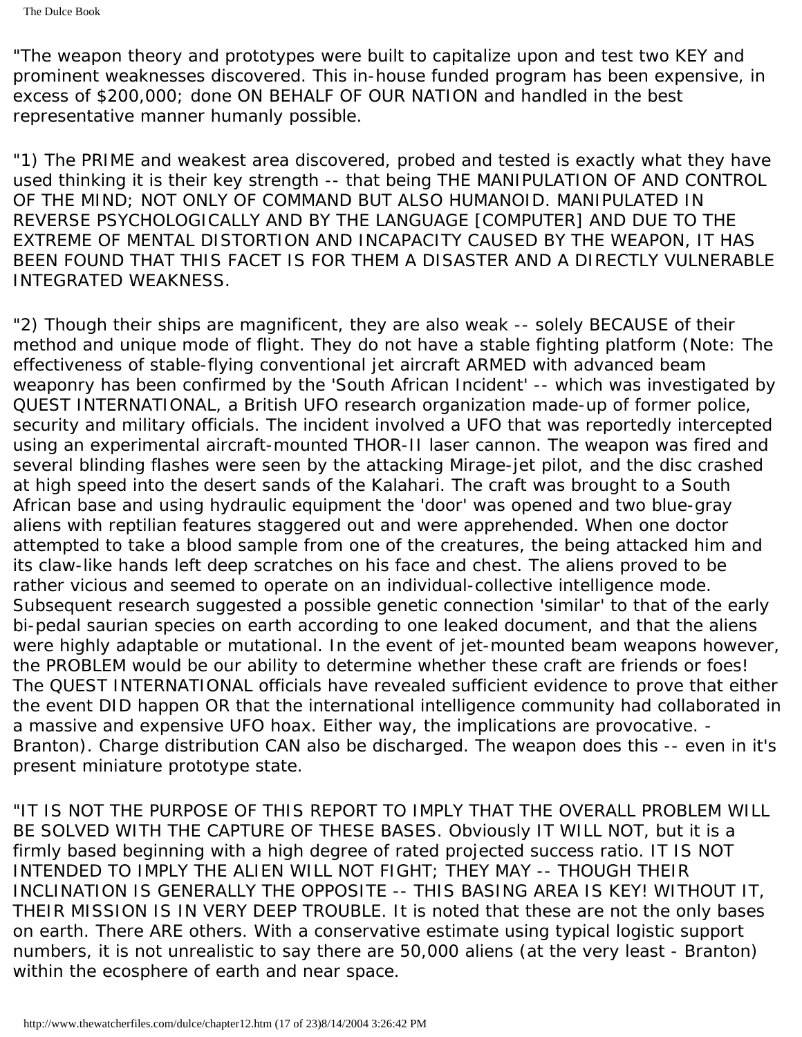"The weapon theory and prototypes were built to capitalize upon and test two KEY and prominent weaknesses discovered. This in-house funded program has been expensive, in excess of $200,000; done ON BEHALF OF OUR NATION and handled in the best representative manner humanly possible.

"1) The PRIME and weakest area discovered, probed and tested is exactly what they have used thinking it is their key strength -- that being THE MANIPULATION OF AND CONTROL OF THE MIND; NOT ONLY OF COMMAND BUT ALSO HUMANOID. MANIPULATED IN REVERSE PSYCHOLOGICALLY AND BY THE LANGUAGE [COMPUTER] AND DUE TO THE EXTREME OF MENTAL DISTORTION AND INCAPACITY CAUSED BY THE WEAPON, IT HAS BEEN FOUND THAT THIS FACET IS FOR THEM A DISASTER AND A DIRECTLY VULNERABLE INTEGRATED WEAKNESS.

"2) Though their ships are magnificent, they are also weak -- solely BECAUSE of their method and unique mode of flight. They do not have a stable fighting platform (Note: The effectiveness of stable-flying conventional jet aircraft ARMED with advanced beam weaponry has been confirmed by the 'South African Incident' -- which was investigated by QUEST INTERNATIONAL, a British UFO research organization made-up of former police, security and military officials. The incident involved a UFO that was reportedly intercepted using an experimental aircraft-mounted THOR-II laser cannon. The weapon was fired and several blinding flashes were seen by the attacking Mirage-jet pilot, and the disc crashed at high speed into the desert sands of the Kalahari. The craft was brought to a South African base and using hydraulic equipment the 'door' was opened and two blue-gray aliens with reptilian features staggered out and were apprehended. When one doctor attempted to take a blood sample from one of the creatures, the being attacked him and its claw-like hands left deep scratches on his face and chest. The aliens proved to be rather vicious and seemed to operate on an individual-collective intelligence mode. Subsequent research suggested a possible genetic connection 'similar' to that of the early bi-pedal saurian species on earth according to one leaked document, and that the aliens were highly adaptable or mutational. In the event of jet-mounted beam weapons however, the PROBLEM would be our ability to determine whether these craft are friends or foes! The QUEST INTERNATIONAL officials have revealed sufficient evidence to prove that either the event DID happen OR that the international intelligence community had collaborated in a massive and expensive UFO hoax. Either way, the implications are provocative. - Branton). Charge distribution CAN also be discharged. The weapon does this -- even in it's present miniature prototype state.

"IT IS NOT THE PURPOSE OF THIS REPORT TO IMPLY THAT THE OVERALL PROBLEM WILL BE SOLVED WITH THE CAPTURE OF THESE BASES. Obviously IT WILL NOT, but it is a firmly based beginning with a high degree of rated projected success ratio. IT IS NOT INTENDED TO IMPLY THE ALIEN WILL NOT FIGHT; THEY MAY -- THOUGH THEIR INCLINATION IS GENERALLY THE OPPOSITE -- THIS BASING AREA IS KEY! WITHOUT IT, THEIR MISSION IS IN VERY DEEP TROUBLE. It is noted that these are not the only bases on earth. There ARE others. With a conservative estimate using typical logistic support numbers, it is not unrealistic to say there are 50,000 aliens (at the very least - Branton) within the ecosphere of earth and near space.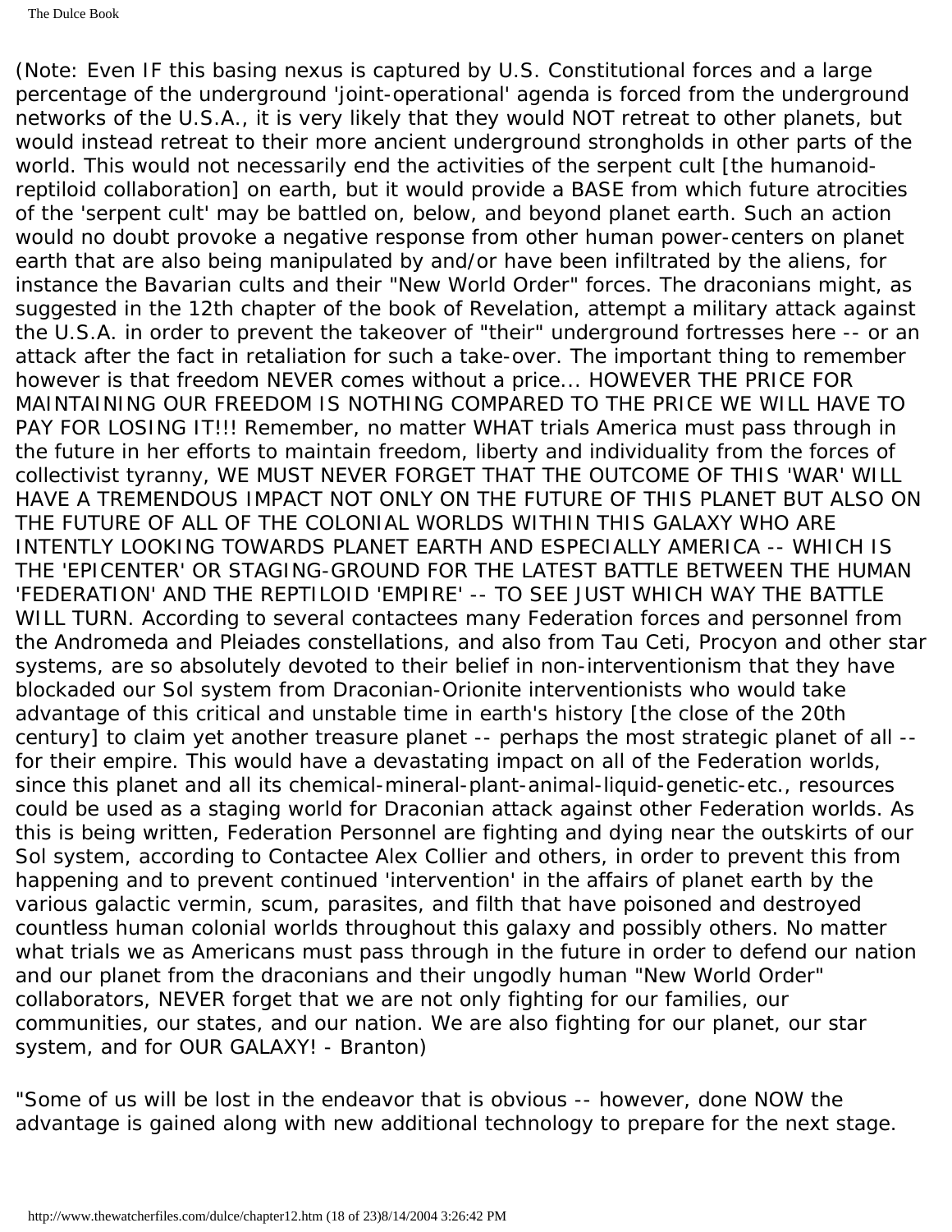(Note: Even IF this basing nexus is captured by U.S. Constitutional forces and a large percentage of the underground 'joint-operational' agenda is forced from the underground networks of the U.S.A., it is very likely that they would NOT retreat to other planets, but would instead retreat to their more ancient underground strongholds in other parts of the world. This would not necessarily end the activities of the serpent cult [the humanoid-reptiloid collaboration] on earth, but it would provide a BASE from which future atrocities of the 'serpent cult' may be battled on, below, and beyond planet earth. Such an action would no doubt provoke a negative response from other human power-centers on planet earth that are also being manipulated by and/or have been infiltrated by the aliens, for instance the Bavarian cults and their "New World Order" forces. The draconians might, as suggested in the 12th chapter of the book of Revelation, attempt a military attack against the U.S.A. in order to prevent the takeover of "their" underground fortresses here -- or an attack after the fact in retaliation for such a take-over. The important thing to remember however is that freedom NEVER comes without a price... HOWEVER THE PRICE FOR MAINTAINING OUR FREEDOM IS NOTHING COMPARED TO THE PRICE WE WILL HAVE TO PAY FOR LOSING IT!!! Remember, no matter WHAT trials America must pass through in the future in her efforts to maintain freedom, liberty and individuality from the forces of collectivist tyranny, WE MUST NEVER FORGET THAT THE OUTCOME OF THIS 'WAR' WILL HAVE A TREMENDOUS IMPACT NOT ONLY ON THE FUTURE OF THIS PLANET BUT ALSO ON THE FUTURE OF ALL OF THE COLONIAL WORLDS WITHIN THIS GALAXY WHO ARE INTENTLY LOOKING TOWARDS PLANET EARTH AND ESPECIALLY AMERICA -- WHICH IS THE 'EPICENTER' OR STAGING-GROUND FOR THE LATEST BATTLE BETWEEN THE HUMAN 'FEDERATION' AND THE REPTILOID 'EMPIRE' -- TO SEE JUST WHICH WAY THE BATTLE WILL TURN. According to several contactees many Federation forces and personnel from the Andromeda and Pleiades constellations, and also from Tau Ceti, Procyon and other star systems, are so absolutely devoted to their belief in non-interventionism that they have blockaded our Sol system from Draconian-Orionite interventionists who would take advantage of this critical and unstable time in earth's history [the close of the 20th century] to claim yet another treasure planet -- perhaps the most strategic planet of all -- for their empire. This would have a devastating impact on all of the Federation worlds, since this planet and all its chemical-mineral-plant-animal-liquid-genetic-etc., resources could be used as a staging world for Draconian attack against other Federation worlds. As this is being written, Federation Personnel are fighting and dying near the outskirts of our Sol system, according to Contactee Alex Collier and others, in order to prevent this from happening and to prevent continued 'intervention' in the affairs of planet earth by the various galactic vermin, scum, parasites, and filth that have poisoned and destroyed countless human colonial worlds throughout this galaxy and possibly others. No matter what trials we as Americans must pass through in the future in order to defend our nation and our planet from the draconians and their ungodly human "New World Order" collaborators, NEVER forget that we are not only fighting for our families, our communities, our states, and our nation. We are also fighting for our planet, our star system, and for OUR GALAXY! - Branton)

"Some of us will be lost in the endeavor that is obvious -- however, done NOW the advantage is gained along with new additional technology to prepare for the next stage.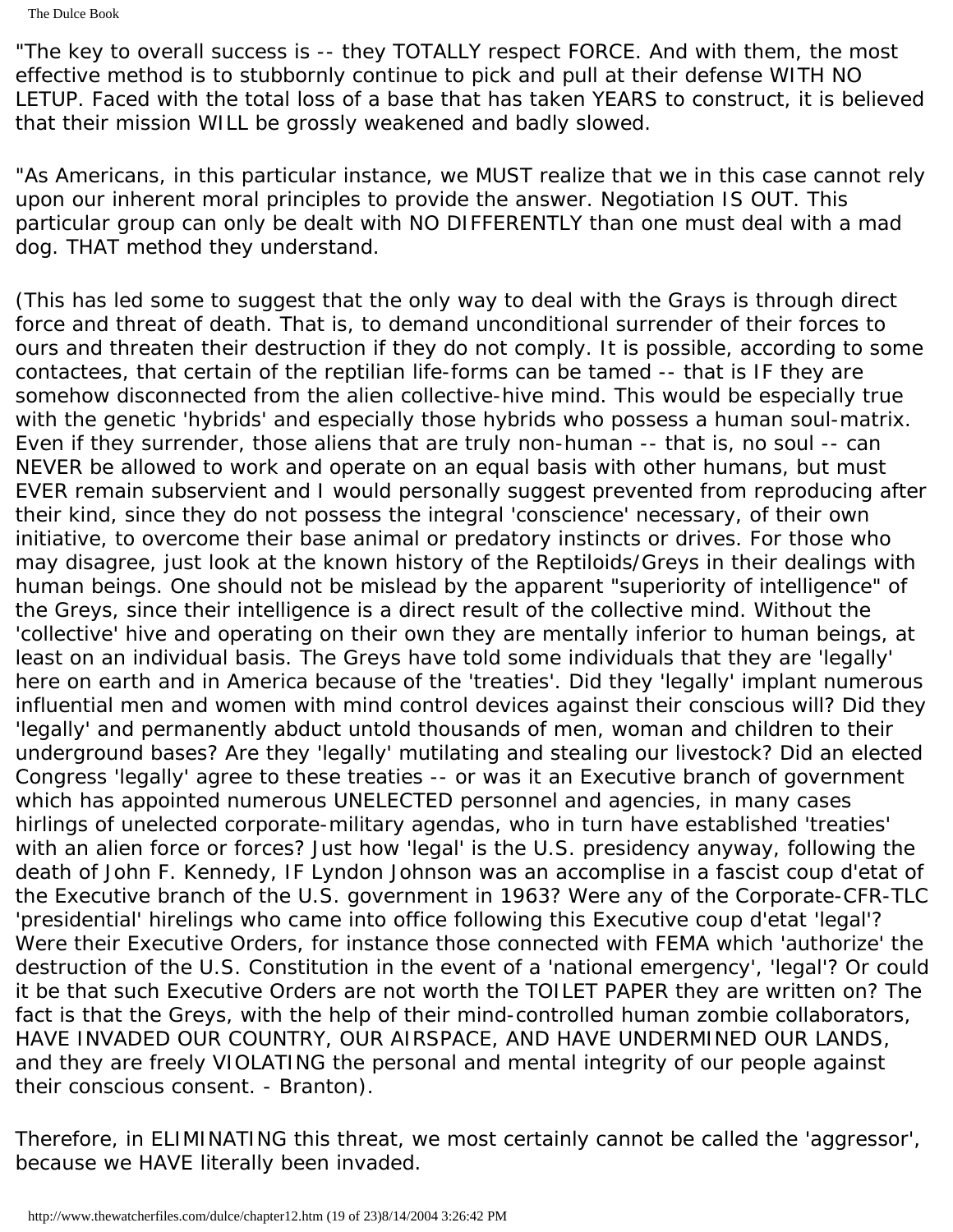"The key to overall success is -- they TOTALLY respect FORCE. And with them, the most effective method is to stubbornly continue to pick and pull at their defense WITH NO LETUP. Faced with the total loss of a base that has taken YEARS to construct, it is believed that their mission WILL be grossly weakened and badly slowed.

"As Americans, in this particular instance, we MUST realize that we in this case cannot rely upon our inherent moral principles to provide the answer. Negotiation IS OUT. This particular group can only be dealt with NO DIFFERENTLY than one must deal with a mad dog. THAT method they understand.

(This has led some to suggest that the only way to deal with the Grays is through direct force and threat of death. That is, to demand unconditional surrender of their forces to ours and threaten their destruction if they do not comply. It is possible, according to some contactees, that certain of the reptilian life-forms can be tamed -- that is IF they are somehow disconnected from the alien collective-hive mind. This would be especially true with the genetic 'hybrids' and especially those hybrids who possess a human soul-matrix. Even if they surrender, those aliens that are truly non-human -- that is, no soul -- can NEVER be allowed to work and operate on an equal basis with other humans, but must EVER remain subservient and I would personally suggest prevented from reproducing after their kind, since they do not possess the integral 'conscience' necessary, of their own initiative, to overcome their base animal or predatory instincts or drives. For those who may disagree, just look at the known history of the Reptiloids/Greys in their dealings with human beings. One should not be mislead by the apparent "superiority of intelligence" of the Greys, since their intelligence is a direct result of the collective mind. Without the 'collective' hive and operating on their own they are mentally inferior to human beings, at least on an individual basis. The Greys have told some individuals that they are 'legally' here on earth and in America because of the 'treaties'. Did they 'legally' implant numerous influential men and women with mind control devices against their conscious will? Did they 'legally' and permanently abduct untold thousands of men, woman and children to their underground bases? Are they 'legally' mutilating and stealing our livestock? Did an elected Congress 'legally' agree to these treaties -- or was it an Executive branch of government which has appointed numerous UNELECTED personnel and agencies, in many cases hirlings of unelected corporate-military agendas, who in turn have established 'treaties' with an alien force or forces? Just how 'legal' is the U.S. presidency anyway, following the death of John F. Kennedy, IF Lyndon Johnson was an accomplise in a fascist coup d'etat of the Executive branch of the U.S. government in 1963? Were any of the Corporate-CFR-TLC 'presidential' hirelings who came into office following this Executive coup d'etat 'legal'? Were their Executive Orders, for instance those connected with FEMA which 'authorize' the destruction of the U.S. Constitution in the event of a 'national emergency', 'legal'? Or could it be that such Executive Orders are not worth the TOILET PAPER they are written on? The fact is that the Greys, with the help of their mind-controlled human zombie collaborators, HAVE INVADED OUR COUNTRY, OUR AIRSPACE, AND HAVE UNDERMINED OUR LANDS, and they are freely VIOLATING the personal and mental integrity of our people against their conscious consent. - Branton).

Therefore, in ELIMINATING this threat, we most certainly cannot be called the 'aggressor', because we HAVE literally been invaded.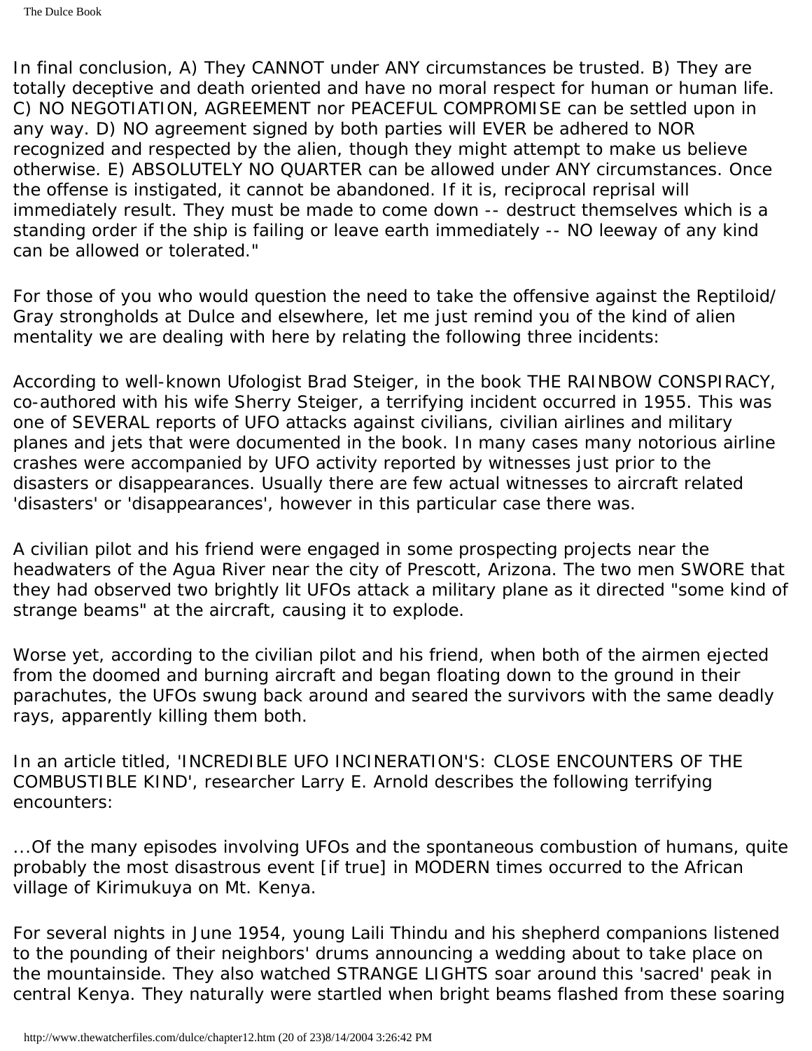In final conclusion, A) They CANNOT under ANY circumstances be trusted. B) They are totally deceptive and death oriented and have no moral respect for human or human life. C) NO NEGOTIATION, AGREEMENT nor PEACEFUL COMPROMISE can be settled upon in any way. D) NO agreement signed by both parties will EVER be adhered to NOR recognized and respected by the alien, though they might attempt to make us believe otherwise. E) ABSOLUTELY NO QUARTER can be allowed under ANY circumstances. Once the offense is instigated, it cannot be abandoned. If it is, reciprocal reprisal will immediately result. They must be made to come down -- destruct themselves which is a standing order if the ship is failing or leave earth immediately -- NO leeway of any kind can be allowed or tolerated."

For those of you who would question the need to take the offensive against the Reptiloid/ Gray strongholds at Dulce and elsewhere, let me just remind you of the kind of alien mentality we are dealing with here by relating the following three incidents:

According to well-known Ufologist Brad Steiger, in the book THE RAINBOW CONSPIRACY, co-authored with his wife Sherry Steiger, a terrifying incident occurred in 1955. This was one of SEVERAL reports of UFO attacks against civilians, civilian airlines and military planes and jets that were documented in the book. In many cases many notorious airline crashes were accompanied by UFO activity reported by witnesses just prior to the disasters or disappearances. Usually there are few actual witnesses to aircraft related 'disasters' or 'disappearances', however in this particular case there was.

A civilian pilot and his friend were engaged in some prospecting projects near the headwaters of the Agua River near the city of Prescott, Arizona. The two men SWORE that they had observed two brightly lit UFOs attack a military plane as it directed "some kind of strange beams" at the aircraft, causing it to explode.

Worse yet, according to the civilian pilot and his friend, when both of the airmen ejected from the doomed and burning aircraft and began floating down to the ground in their parachutes, the UFOs swung back around and seared the survivors with the same deadly rays, apparently killing them both.

In an article titled, 'INCREDIBLE UFO INCINERATION'S: CLOSE ENCOUNTERS OF THE COMBUSTIBLE KIND', researcher Larry E. Arnold describes the following terrifying encounters:

...Of the many episodes involving UFOs and the spontaneous combustion of humans, quite probably the most disastrous event [if true] in MODERN times occurred to the African village of Kirimukuya on Mt. Kenya.

For several nights in June 1954, young Laili Thindu and his shepherd companions listened to the pounding of their neighbors' drums announcing a wedding about to take place on the mountainside. They also watched STRANGE LIGHTS soar around this 'sacred' peak in central Kenya. They naturally were startled when bright beams flashed from these soaring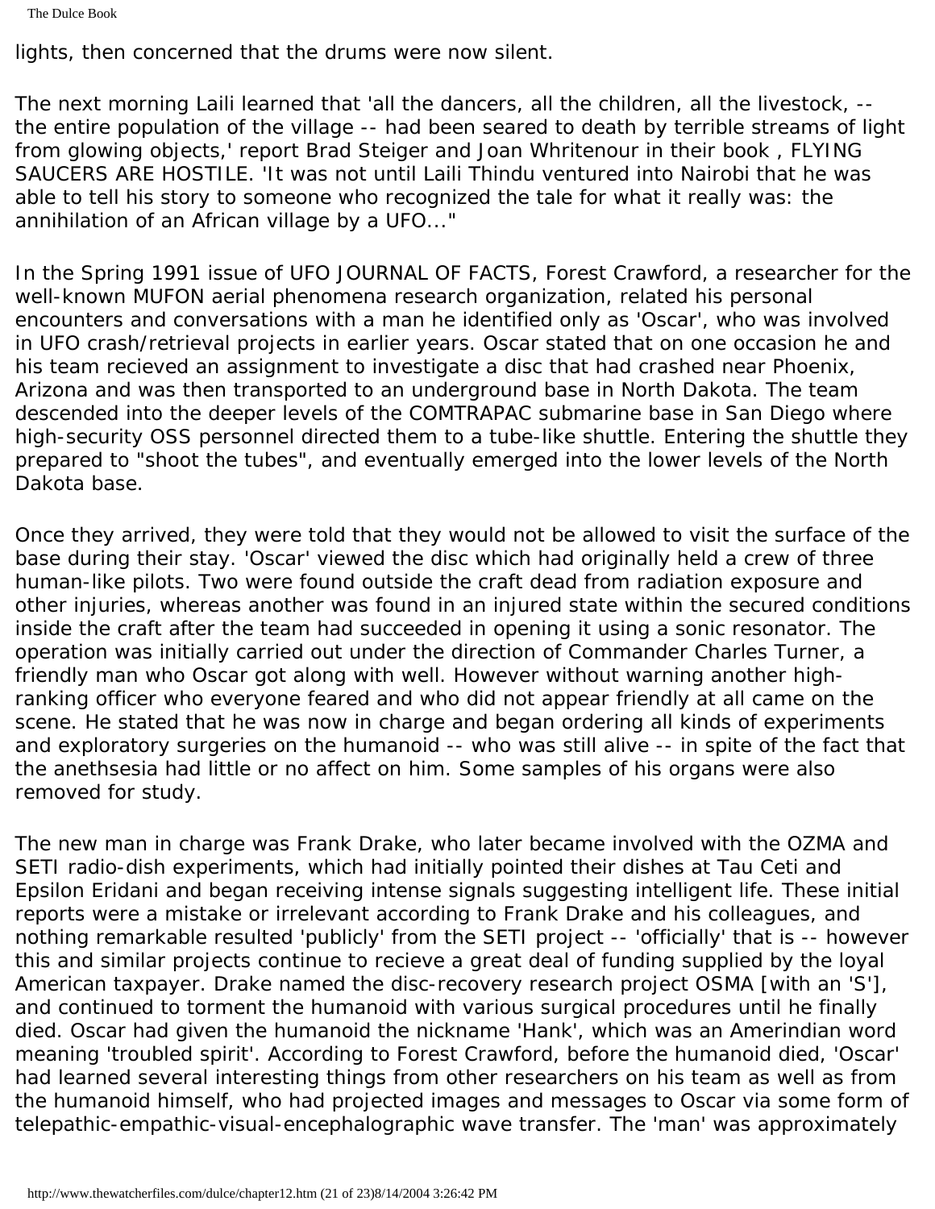lights, then concerned that the drums were now silent.

The next morning Laili learned that 'all the dancers, all the children, all the livestock, -- the entire population of the village -- had been seared to death by terrible streams of light from glowing objects,' report Brad Steiger and Joan Whritenour in their book , FLYING SAUCERS ARE HOSTILE. 'It was not until Laili Thindu ventured into Nairobi that he was able to tell his story to someone who recognized the tale for what it really was: the annihilation of an African village by a UFO..."

In the Spring 1991 issue of UFO JOURNAL OF FACTS, Forest Crawford, a researcher for the well-known MUFON aerial phenomena research organization, related his personal encounters and conversations with a man he identified only as 'Oscar', who was involved in UFO crash/retrieval projects in earlier years. Oscar stated that on one occasion he and his team recieved an assignment to investigate a disc that had crashed near Phoenix, Arizona and was then transported to an underground base in North Dakota. The team descended into the deeper levels of the COMTRAPAC submarine base in San Diego where high-security OSS personnel directed them to a tube-like shuttle. Entering the shuttle they prepared to "shoot the tubes", and eventually emerged into the lower levels of the North Dakota base.

Once they arrived, they were told that they would not be allowed to visit the surface of the base during their stay. 'Oscar' viewed the disc which had originally held a crew of three human-like pilots. Two were found outside the craft dead from radiation exposure and other injuries, whereas another was found in an injured state within the secured conditions inside the craft after the team had succeeded in opening it using a sonic resonator. The operation was initially carried out under the direction of Commander Charles Turner, a friendly man who Oscar got along with well. However without warning another high-ranking officer who everyone feared and who did not appear friendly at all came on the scene. He stated that he was now in charge and began ordering all kinds of experiments and exploratory surgeries on the humanoid -- who was still alive -- in spite of the fact that the anethsesia had little or no affect on him. Some samples of his organs were also removed for study.

The new man in charge was Frank Drake, who later became involved with the OZMA and SETI radio-dish experiments, which had initially pointed their dishes at Tau Ceti and Epsilon Eridani and began receiving intense signals suggesting intelligent life. These initial reports were a mistake or irrelevant according to Frank Drake and his colleagues, and nothing remarkable resulted 'publicly' from the SETI project -- 'officially' that is -- however this and similar projects continue to recieve a great deal of funding supplied by the loyal American taxpayer. Drake named the disc-recovery research project OSMA [with an 'S'], and continued to torment the humanoid with various surgical procedures until he finally died. Oscar had given the humanoid the nickname 'Hank', which was an Amerindian word meaning 'troubled spirit'. According to Forest Crawford, before the humanoid died, 'Oscar' had learned several interesting things from other researchers on his team as well as from the humanoid himself, who had projected images and messages to Oscar via some form of telepathic-empathic-visual-encephalographic wave transfer. The 'man' was approximately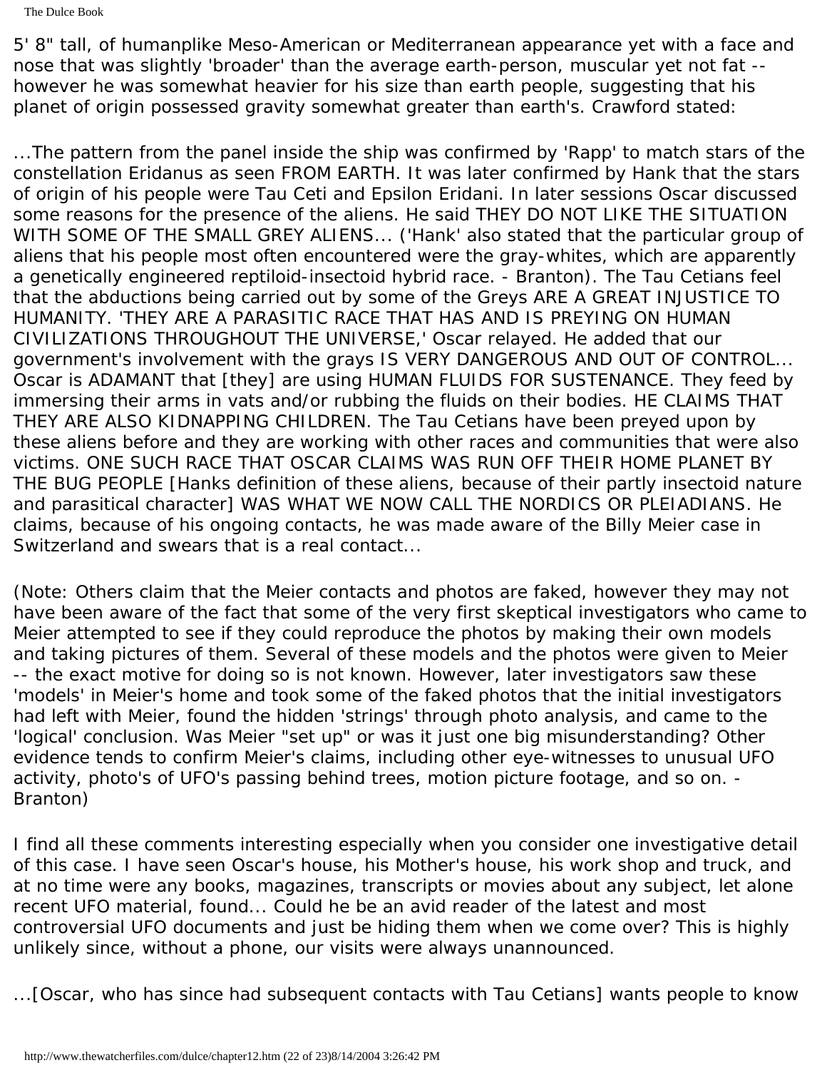5' 8" tall, of humanplike Meso-American or Mediterranean appearance yet with a face and nose that was slightly 'broader' than the average earth-person, muscular yet not fat -- however he was somewhat heavier for his size than earth people, suggesting that his planet of origin possessed gravity somewhat greater than earth's. Crawford stated:

...The pattern from the panel inside the ship was confirmed by 'Rapp' to match stars of the constellation Eridanus as seen FROM EARTH. It was later confirmed by Hank that the stars of origin of his people were Tau Ceti and Epsilon Eridani. In later sessions Oscar discussed some reasons for the presence of the aliens. He said THEY DO NOT LIKE THE SITUATION WITH SOME OF THE SMALL GREY ALIENS... ('Hank' also stated that the particular group of aliens that his people most often encountered were the gray-whites, which are apparently a genetically engineered reptiloid-insectoid hybrid race. - Branton). The Tau Cetians feel that the abductions being carried out by some of the Greys ARE A GREAT INJUSTICE TO HUMANITY. 'THEY ARE A PARASITIC RACE THAT HAS AND IS PREYING ON HUMAN CIVILIZATIONS THROUGHOUT THE UNIVERSE,' Oscar relayed. He added that our government's involvement with the grays IS VERY DANGEROUS AND OUT OF CONTROL... Oscar is ADAMANT that [they] are using HUMAN FLUIDS FOR SUSTENANCE. They feed by immersing their arms in vats and/or rubbing the fluids on their bodies. HE CLAIMS THAT THEY ARE ALSO KIDNAPPING CHILDREN. The Tau Cetians have been preyed upon by these aliens before and they are working with other races and communities that were also victims. ONE SUCH RACE THAT OSCAR CLAIMS WAS RUN OFF THEIR HOME PLANET BY THE BUG PEOPLE [Hanks definition of these aliens, because of their partly insectoid nature and parasitical character] WAS WHAT WE NOW CALL THE NORDICS OR PLEIADIANS. He claims, because of his ongoing contacts, he was made aware of the Billy Meier case in Switzerland and swears that is a real contact...

(Note: Others claim that the Meier contacts and photos are faked, however they may not have been aware of the fact that some of the very first skeptical investigators who came to Meier attempted to see if they could reproduce the photos by making their own models and taking pictures of them. Several of these models and the photos were given to Meier -- the exact motive for doing so is not known. However, later investigators saw these 'models' in Meier's home and took some of the faked photos that the initial investigators had left with Meier, found the hidden 'strings' through photo analysis, and came to the 'logical' conclusion. Was Meier "set up" or was it just one big misunderstanding? Other evidence tends to confirm Meier's claims, including other eye-witnesses to unusual UFO activity, photo's of UFO's passing behind trees, motion picture footage, and so on. - Branton)

I find all these comments interesting especially when you consider one investigative detail of this case. I have seen Oscar's house, his Mother's house, his work shop and truck, and at no time were any books, magazines, transcripts or movies about any subject, let alone recent UFO material, found... Could he be an avid reader of the latest and most controversial UFO documents and just be hiding them when we come over? This is highly unlikely since, without a phone, our visits were always unannounced.

...[Oscar, who has since had subsequent contacts with Tau Cetians] wants people to know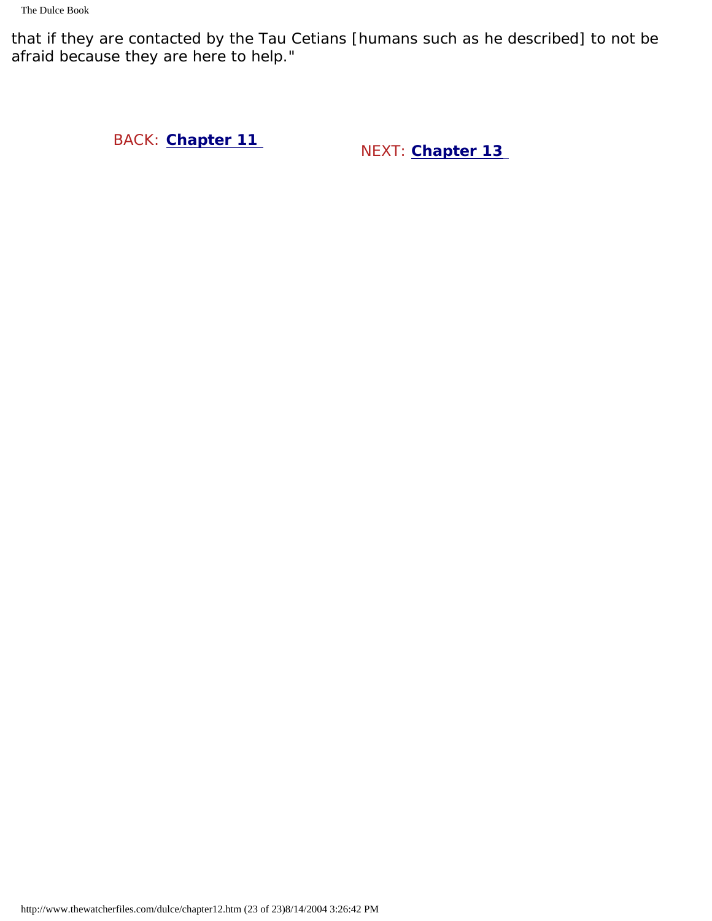that if they are contacted by the Tau Cetians [humans such as he described] to not be afraid because they are here to help."

BACK: **Chapter 11** NEXT: **Chapter 13**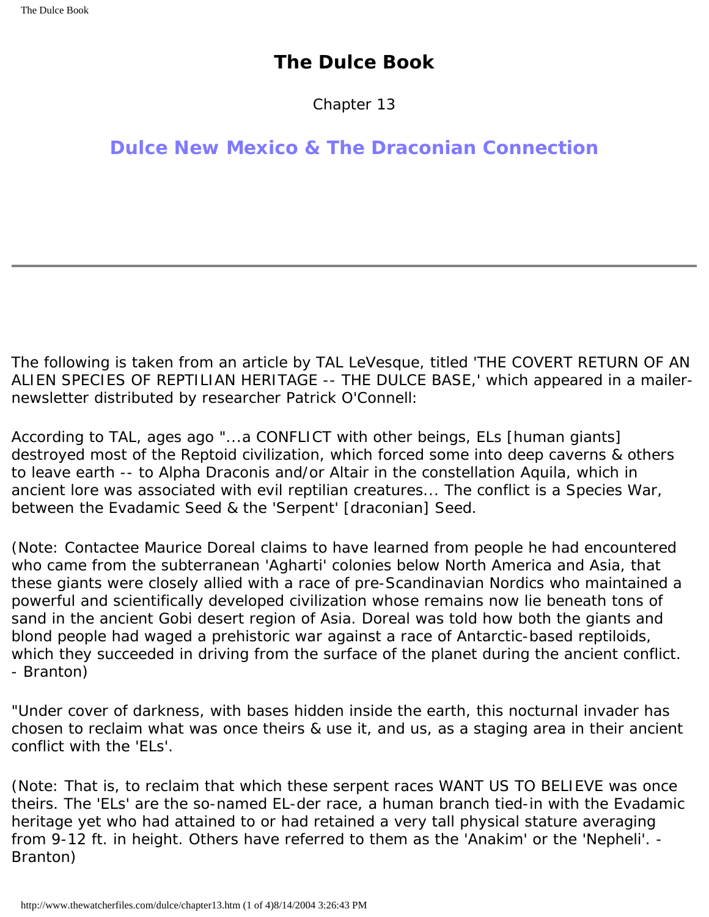# The Dulce Book

Chapter 13

## Dulce New Mexico & The Draconian Connection

---

The following is taken from an article by TAL LeVesque, titled 'THE COVERT RETURN OF AN ALIEN SPECIES OF REPTILIAN HERITAGE -- THE DULCE BASE,' which appeared in a mailer-newsletter distributed by researcher Patrick O'Connell:

According to TAL, ages ago "...a CONFLICT with other beings, ELs [human giants] destroyed most of the Reptoid civilization, which forced some into deep caverns & others to leave earth -- to Alpha Draconis and/or Altair in the constellation Aquila, which in ancient lore was associated with evil reptilian creatures... The conflict is a Species War, between the Evadamic Seed & the 'Serpent' [draconian] Seed.

(Note: Contactee Maurice Doreal claims to have learned from people he had encountered who came from the subterranean 'Agharti' colonies below North America and Asia, that these giants were closely allied with a race of pre-Scandinavian Nordics who maintained a powerful and scientifically developed civilization whose remains now lie beneath tons of sand in the ancient Gobi desert region of Asia. Doreal was told how both the giants and blond people had waged a prehistoric war against a race of Antarctic-based reptiloids, which they succeeded in driving from the surface of the planet during the ancient conflict. - Branton)

"Under cover of darkness, with bases hidden inside the earth, this nocturnal invader has chosen to reclaim what was once theirs & use it, and us, as a staging area in their ancient conflict with the 'ELs'.

(Note: That is, to reclaim that which these serpent races WANT US TO BELIEVE was once theirs. The 'ELs' are the so-named EL-der race, a human branch tied-in with the Evadamic heritage yet who had attained to or had retained a very tall physical stature averaging from 9-12 ft. in height. Others have referred to them as the 'Anakim' or the 'Nepheli'. - Branton)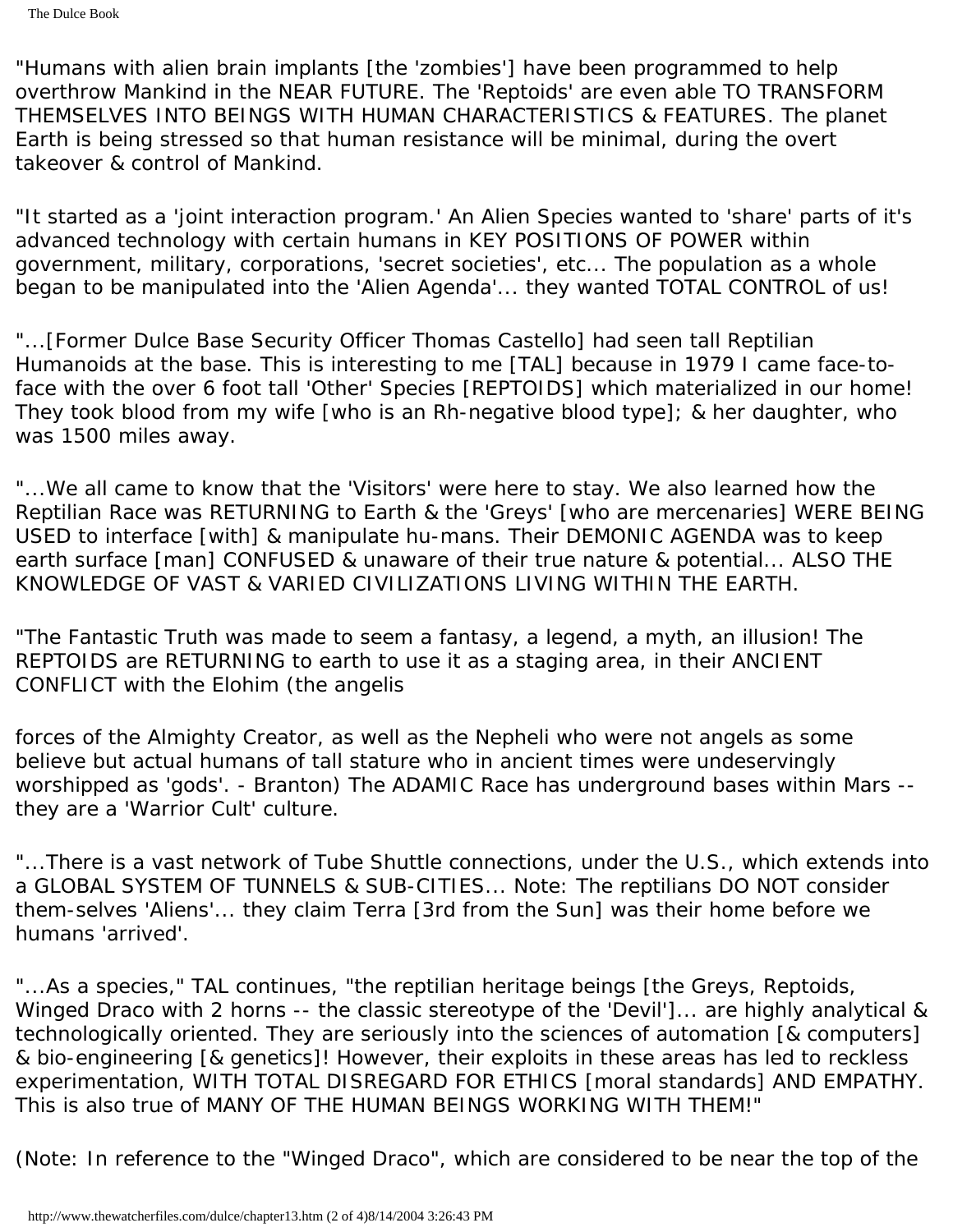"Humans with alien brain implants [the 'zombies'] have been programmed to help overthrow Mankind in the NEAR FUTURE. The 'Reptoids' are even able TO TRANSFORM THEMSELVES INTO BEINGS WITH HUMAN CHARACTERISTICS & FEATURES. The planet Earth is being stressed so that human resistance will be minimal, during the overt takeover & control of Mankind.

"It started as a 'joint interaction program.' An Alien Species wanted to 'share' parts of it's advanced technology with certain humans in KEY POSITIONS OF POWER within government, military, corporations, 'secret societies', etc... The population as a whole began to be manipulated into the 'Alien Agenda'... they wanted TOTAL CONTROL of us!

"...[Former Dulce Base Security Officer Thomas Castello] had seen tall Reptilian Humanoids at the base. This is interesting to me [TAL] because in 1979 I came face-to-face with the over 6 foot tall 'Other' Species [REPTOIDS] which materialized in our home! They took blood from my wife [who is an Rh-negative blood type]; & her daughter, who was 1500 miles away.

"...We all came to know that the 'Visitors' were here to stay. We also learned how the Reptilian Race was RETURNING to Earth & the 'Greys' [who are mercenaries] WERE BEING USED to interface [with] & manipulate hu-mans. Their DEMONIC AGENDA was to keep earth surface [man] CONFUSED & unaware of their true nature & potential... ALSO THE KNOWLEDGE OF VAST & VARIED CIVILIZATIONS LIVING WITHIN THE EARTH.

"The Fantastic Truth was made to seem a fantasy, a legend, a myth, an illusion! The REPTOIDS are RETURNING to earth to use it as a staging area, in their ANCIENT CONFLICT with the Elohim (the angelis

forces of the Almighty Creator, as well as the Nepheli who were not angels as some believe but actual humans of tall stature who in ancient times were undeservingly worshipped as 'gods'. - Branton) The ADAMIC Race has underground bases within Mars -- they are a 'Warrior Cult' culture.

"...There is a vast network of Tube Shuttle connections, under the U.S., which extends into a GLOBAL SYSTEM OF TUNNELS & SUB-CITIES... Note: The reptilians DO NOT consider them-selves 'Aliens'... they claim Terra [3rd from the Sun] was their home before we humans 'arrived'.

"...As a species," TAL continues, "the reptilian heritage beings [the Greys, Reptoids, Winged Draco with 2 horns -- the classic stereotype of the 'Devil']... are highly analytical & technologically oriented. They are seriously into the sciences of automation [& computers] & bio-engineering [& genetics]! However, their exploits in these areas has led to reckless experimentation, WITH TOTAL DISREGARD FOR ETHICS [moral standards] AND EMPATHY. This is also true of MANY OF THE HUMAN BEINGS WORKING WITH THEM!"

(Note: In reference to the "Winged Draco", which are considered to be near the top of the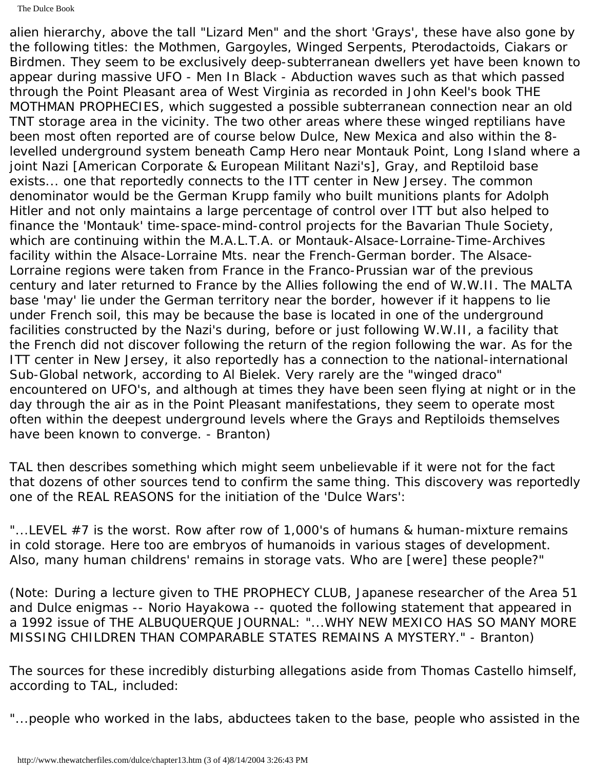alien hierarchy, above the tall "Lizard Men" and the short 'Grays', these have also gone by the following titles: the Mothmen, Gargoyles, Winged Serpents, Pterodactoids, Ciakars or Birdmen. They seem to be exclusively deep-subterranean dwellers yet have been known to appear during massive UFO - Men In Black - Abduction waves such as that which passed through the Point Pleasant area of West Virginia as recorded in John Keel's book THE MOTHMAN PROPHECIES, which suggested a possible subterranean connection near an old TNT storage area in the vicinity. The two other areas where these winged reptilians have been most often reported are of course below Dulce, New Mexica and also within the 8-levelled underground system beneath Camp Hero near Montauk Point, Long Island where a joint Nazi [American Corporate & European Militant Nazi's], Gray, and Reptiloid base exists... one that reportedly connects to the ITT center in New Jersey. The common denominator would be the German Krupp family who built munitions plants for Adolph Hitler and not only maintains a large percentage of control over ITT but also helped to finance the 'Montauk' time-space-mind-control projects for the Bavarian Thule Society, which are continuing within the M.A.L.T.A. or Montauk-Alsace-Lorraine-Time-Archives facility within the Alsace-Lorraine Mts. near the French-German border. The Alsace-Lorraine regions were taken from France in the Franco-Prussian war of the previous century and later returned to France by the Allies following the end of W.W.II. The MALTA base 'may' lie under the German territory near the border, however if it happens to lie under French soil, this may be because the base is located in one of the underground facilities constructed by the Nazi's during, before or just following W.W.II, a facility that the French did not discover following the return of the region following the war. As for the ITT center in New Jersey, it also reportedly has a connection to the national-international Sub-Global network, according to Al Bielek. Very rarely are the "winged draco" encountered on UFO's, and although at times they have been seen flying at night or in the day through the air as in the Point Pleasant manifestations, they seem to operate most often within the deepest underground levels where the Grays and Reptiloids themselves have been known to converge. - Branton)

TAL then describes something which might seem unbelievable if it were not for the fact that dozens of other sources tend to confirm the same thing. This discovery was reportedly one of the REAL REASONS for the initiation of the 'Dulce Wars':

"...LEVEL #7 is the worst. Row after row of 1,000's of humans & human-mixture remains in cold storage. Here too are embryos of humanoids in various stages of development. Also, many human childrens' remains in storage vats. Who are [were] these people?"

*(Note: During a lecture given to THE PROPHECY CLUB, Japanese researcher of the Area 51 and Dulce enigmas -- Norio Hayakowa -- quoted the following statement that appeared in a 1992 issue of THE ALBUQUERQUE JOURNAL: "...WHY NEW MEXICO HAS SO MANY MORE MISSING CHILDREN THAN COMPARABLE STATES REMAINS A MYSTERY." - Branton)*

The sources for these incredibly disturbing allegations aside from Thomas Castello himself, according to TAL, included:

"...people who worked in the labs, abductees taken to the base, people who assisted in the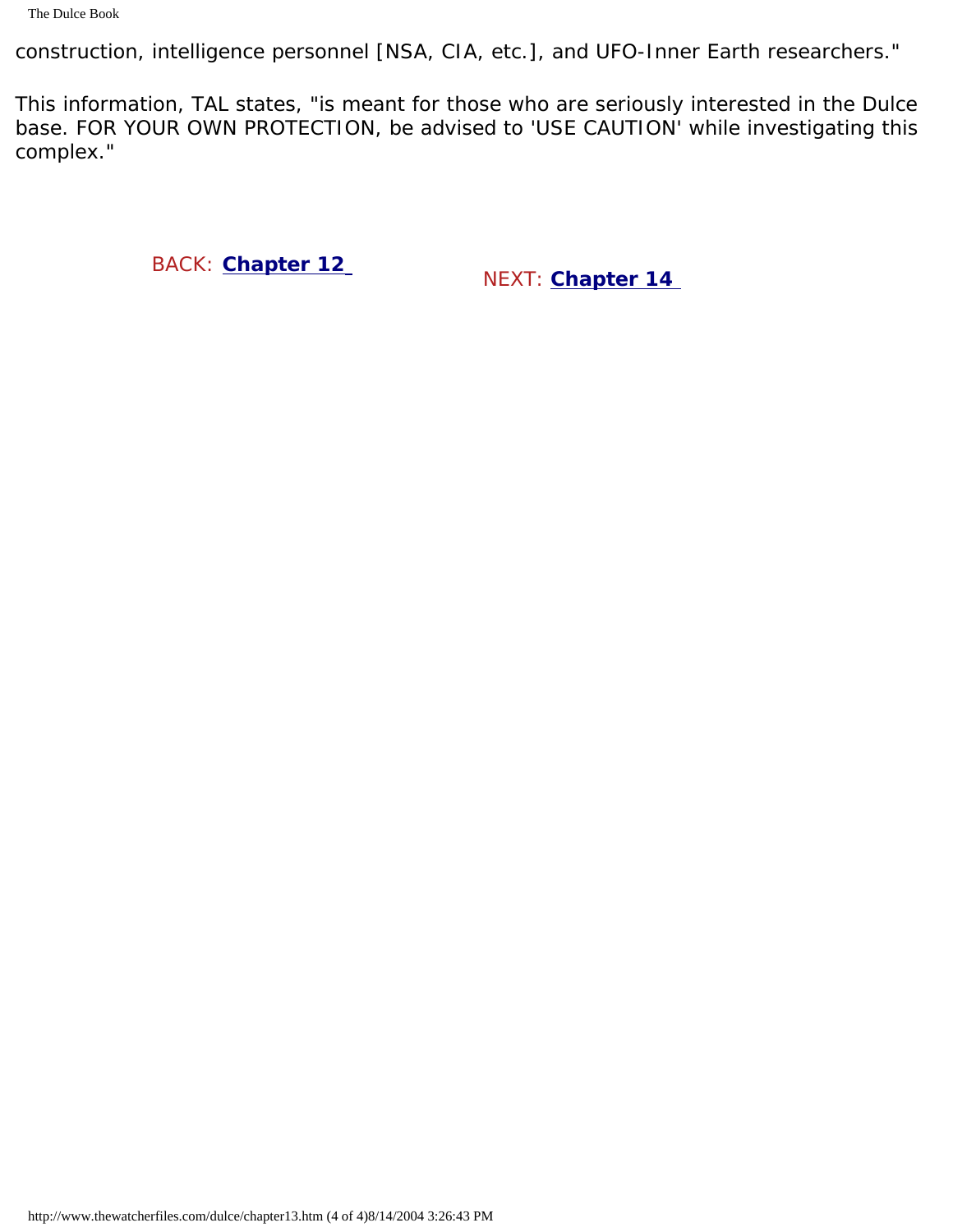construction, intelligence personnel [NSA, CIA, etc.], and UFO-Inner Earth researchers."

This information, TAL states, "is meant for those who are seriously interested in the Dulce base. FOR YOUR OWN PROTECTION, be advised to 'USE CAUTION' while investigating this complex."

BACK: **Chapter 12** NEXT: **Chapter 14**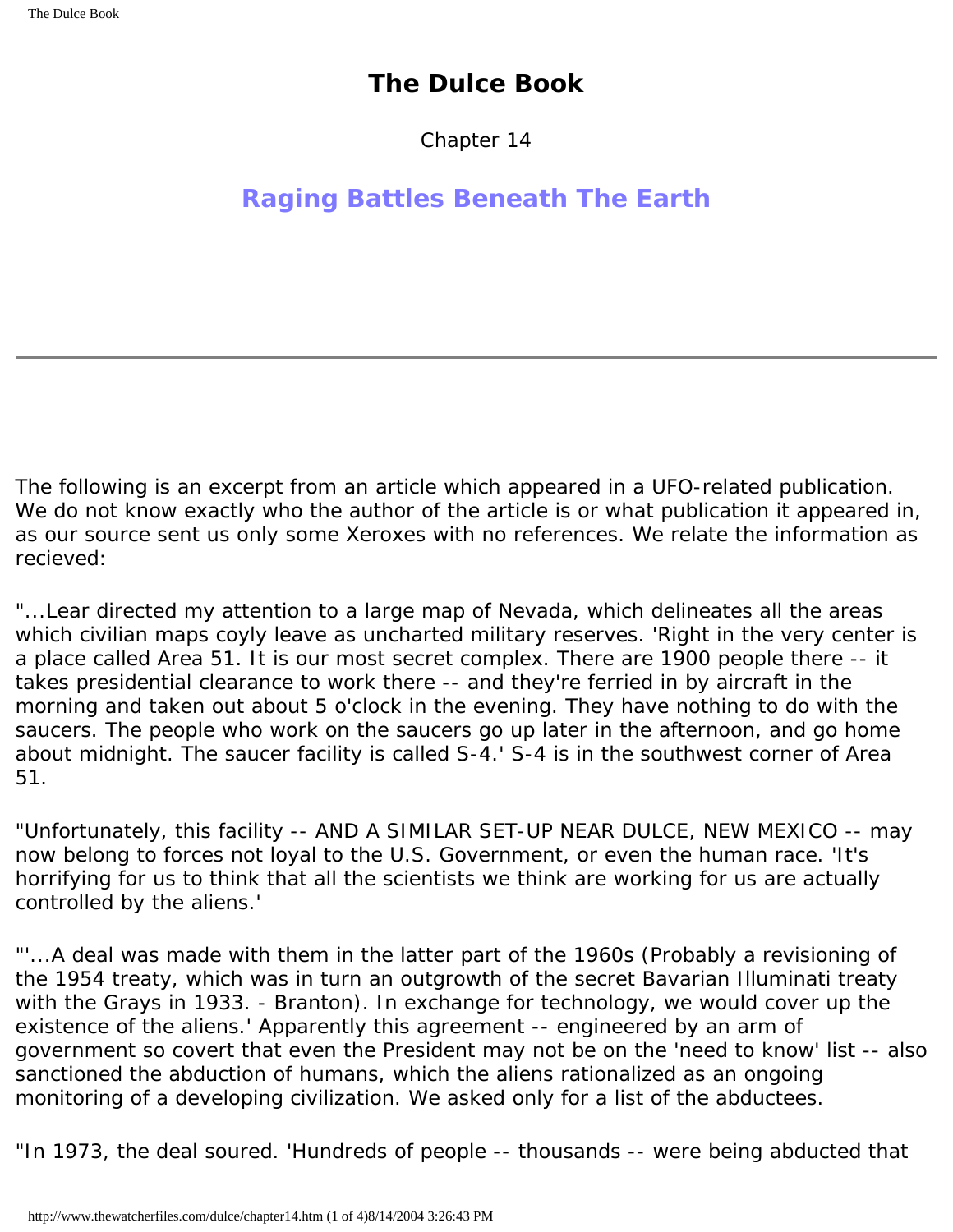# The Dulce Book

Chapter 14

## Raging Battles Beneath The Earth

---

The following is an excerpt from an article which appeared in a UFO-related publication. We do not know exactly who the author of the article is or what publication it appeared in, as our source sent us only some Xeroxes with no references. We relate the information as recieved:

"...Lear directed my attention to a large map of Nevada, which delineates all the areas which civilian maps coyly leave as uncharted military reserves. 'Right in the very center is a place called Area 51. It is our most secret complex. There are 1900 people there -- it takes presidential clearance to work there -- and they're ferried in by aircraft in the morning and taken out about 5 o'clock in the evening. They have nothing to do with the saucers. The people who work on the saucers go up later in the afternoon, and go home about midnight. The saucer facility is called S-4.' S-4 is in the southwest corner of Area 51.

"Unfortunately, this facility -- AND A SIMILAR SET-UP NEAR DULCE, NEW MEXICO -- may now belong to forces not loyal to the U.S. Government, or even the human race. 'It's horrifying for us to think that all the scientists we think are working for us are actually controlled by the aliens.'

"'...A deal was made with them in the latter part of the 1960s (Probably a revisioning of the 1954 treaty, which was in turn an outgrowth of the secret Bavarian Illuminati treaty with the Grays in 1933. - Branton). In exchange for technology, we would cover up the existence of the aliens.' Apparently this agreement -- engineered by an arm of government so covert that even the President may not be on the 'need to know' list -- also sanctioned the abduction of humans, which the aliens rationalized as an ongoing monitoring of a developing civilization. We asked only for a list of the abductees.

"In 1973, the deal soured. 'Hundreds of people -- thousands -- were being abducted that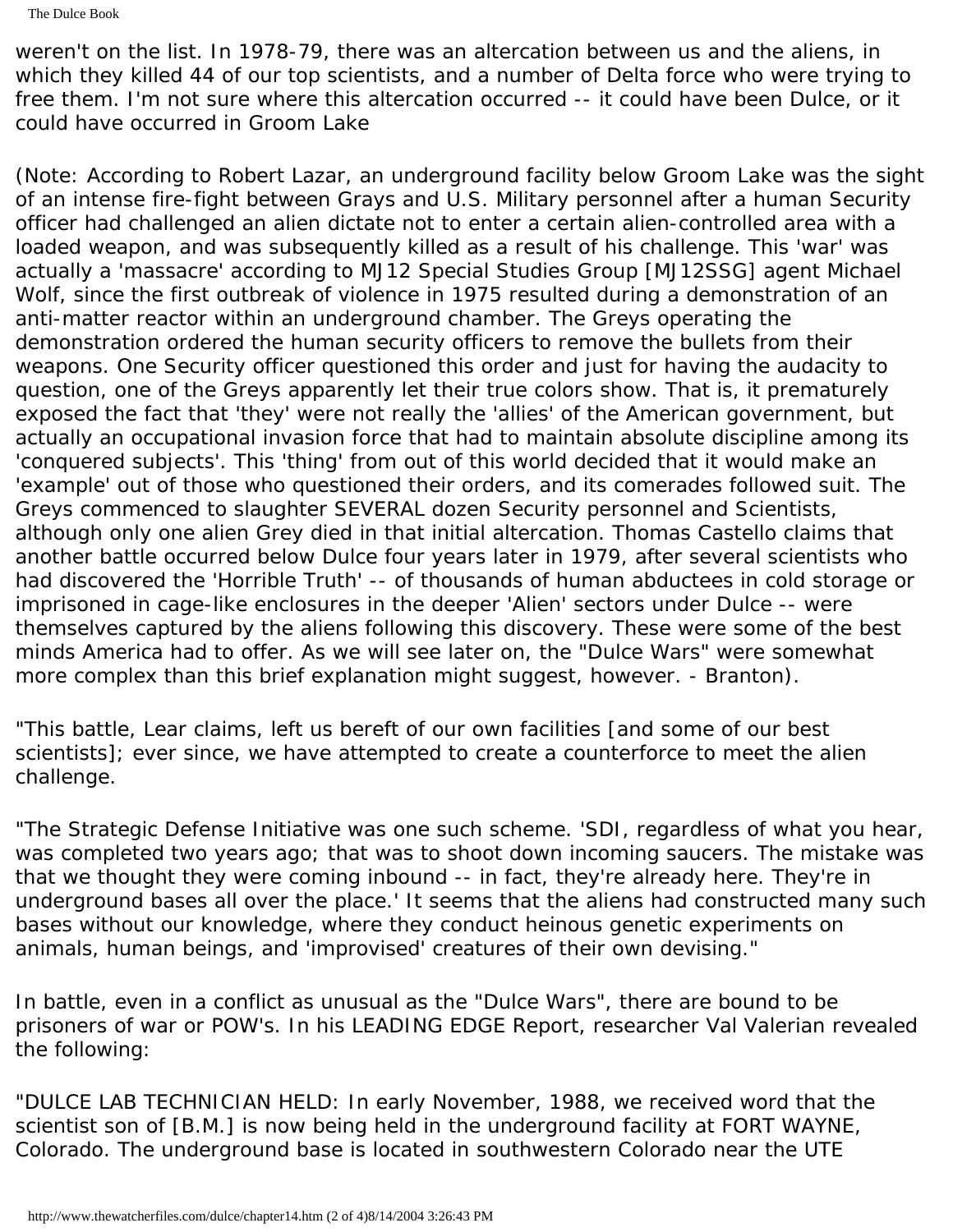weren't on the list. In 1978-79, there was an altercation between us and the aliens, in which they killed 44 of our top scientists, and a number of Delta force who were trying to free them. I'm not sure where this altercation occurred -- it could have been Dulce, or it could have occurred in Groom Lake

(Note: According to Robert Lazar, an underground facility below Groom Lake was the sight of an intense fire-fight between Grays and U.S. Military personnel after a human Security officer had challenged an alien dictate not to enter a certain alien-controlled area with a loaded weapon, and was subsequently killed as a result of his challenge. This 'war' was actually a 'massacre' according to MJ12 Special Studies Group [MJ12SSG] agent Michael Wolf, since the first outbreak of violence in 1975 resulted during a demonstration of an anti-matter reactor within an underground chamber. The Greys operating the demonstration ordered the human security officers to remove the bullets from their weapons. One Security officer questioned this order and just for having the audacity to question, one of the Greys apparently let their true colors show. That is, it prematurely exposed the fact that 'they' were not really the 'allies' of the American government, but actually an occupational invasion force that had to maintain absolute discipline among its 'conquered subjects'. This 'thing' from out of this world decided that it would make an 'example' out of those who questioned their orders, and its comerades followed suit. The Greys commenced to slaughter SEVERAL dozen Security personnel and Scientists, although only one alien Grey died in that initial altercation. Thomas Castello claims that another battle occurred below Dulce four years later in 1979, after several scientists who had discovered the 'Horrible Truth' -- of thousands of human abductees in cold storage or imprisoned in cage-like enclosures in the deeper 'Alien' sectors under Dulce -- were themselves captured by the aliens following this discovery. These were some of the best minds America had to offer. As we will see later on, the "Dulce Wars" were somewhat more complex than this brief explanation might suggest, however. - Branton).

"This battle, Lear claims, left us bereft of our own facilities [and some of our best scientists]; ever since, we have attempted to create a counterforce to meet the alien challenge.

"The Strategic Defense Initiative was one such scheme. 'SDI, regardless of what you hear, was completed two years ago; that was to shoot down incoming saucers. The mistake was that we thought they were coming inbound -- in fact, they're already here. They're in underground bases all over the place.' It seems that the aliens had constructed many such bases without our knowledge, where they conduct heinous genetic experiments on animals, human beings, and 'improvised' creatures of their own devising."

In battle, even in a conflict as unusual as the "Dulce Wars", there are bound to be prisoners of war or POW's. In his LEADING EDGE Report, researcher Val Valerian revealed the following:

"DULCE LAB TECHNICIAN HELD: In early November, 1988, we received word that the scientist son of [B.M.] is now being held in the underground facility at FORT WAYNE, Colorado. The underground base is located in southwestern Colorado near the UTE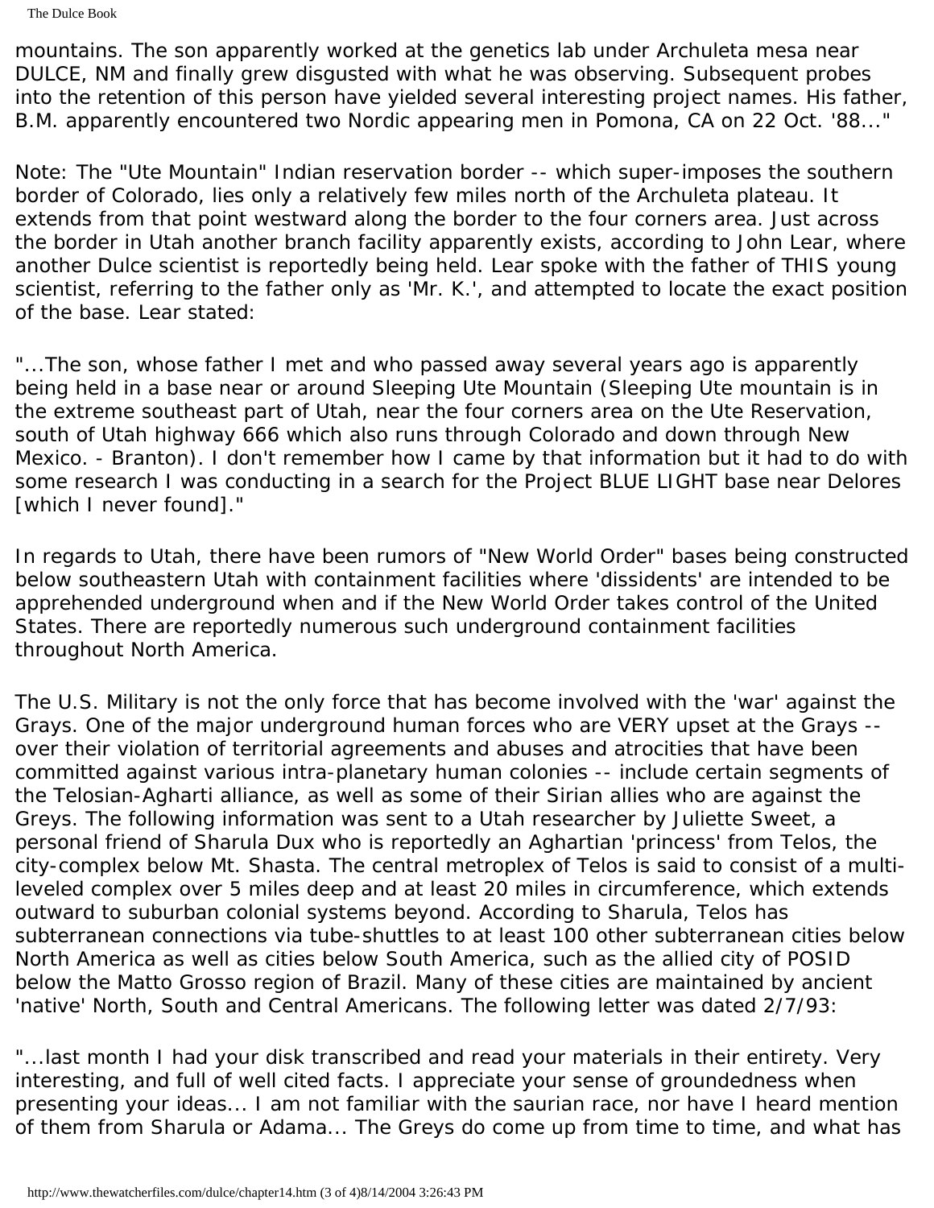mountains. The son apparently worked at the genetics lab under Archuleta mesa near DULCE, NM and finally grew disgusted with what he was observing. Subsequent probes into the retention of this person have yielded several interesting project names. His father, B.M. apparently encountered two Nordic appearing men in Pomona, CA on 22 Oct. '88..."

Note: The "Ute Mountain" Indian reservation border -- which super-imposes the southern border of Colorado, lies only a relatively few miles north of the Archuleta plateau. It extends from that point westward along the border to the four corners area. Just across the border in Utah another branch facility apparently exists, according to John Lear, where another Dulce scientist is reportedly being held. Lear spoke with the father of THIS young scientist, referring to the father only as 'Mr. K.', and attempted to locate the exact position of the base. Lear stated:

"...The son, whose father I met and who passed away several years ago is apparently being held in a base near or around Sleeping Ute Mountain (Sleeping Ute mountain is in the extreme southeast part of Utah, near the four corners area on the Ute Reservation, south of Utah highway 666 which also runs through Colorado and down through New Mexico. - Branton). I don't remember how I came by that information but it had to do with some research I was conducting in a search for the Project BLUE LIGHT base near Delores [which I never found]."

In regards to Utah, there have been rumors of "New World Order" bases being constructed below southeastern Utah with containment facilities where 'dissidents' are intended to be apprehended underground when and if the New World Order takes control of the United States. There are reportedly numerous such underground containment facilities throughout North America.

The U.S. Military is not the only force that has become involved with the 'war' against the Grays. One of the major underground human forces who are VERY upset at the Grays -- over their violation of territorial agreements and abuses and atrocities that have been committed against various intra-planetary human colonies -- include certain segments of the Telosian-Agharti alliance, as well as some of their Sirian allies who are against the Greys. The following information was sent to a Utah researcher by Juliette Sweet, a personal friend of Sharula Dux who is reportedly an Aghartian 'princess' from Telos, the city-complex below Mt. Shasta. The central metroplex of Telos is said to consist of a multi-leveled complex over 5 miles deep and at least 20 miles in circumference, which extends outward to suburban colonial systems beyond. According to Sharula, Telos has subterranean connections via tube-shuttles to at least 100 other subterranean cities below North America as well as cities below South America, such as the allied city of POSID below the Matto Grosso region of Brazil. Many of these cities are maintained by ancient 'native' North, South and Central Americans. The following letter was dated 2/7/93:

"...last month I had your disk transcribed and read your materials in their entirety. Very interesting, and full of well cited facts. I appreciate your sense of groundedness when presenting your ideas... I am not familiar with the saurian race, nor have I heard mention of them from Sharula or Adama... The Greys do come up from time to time, and what has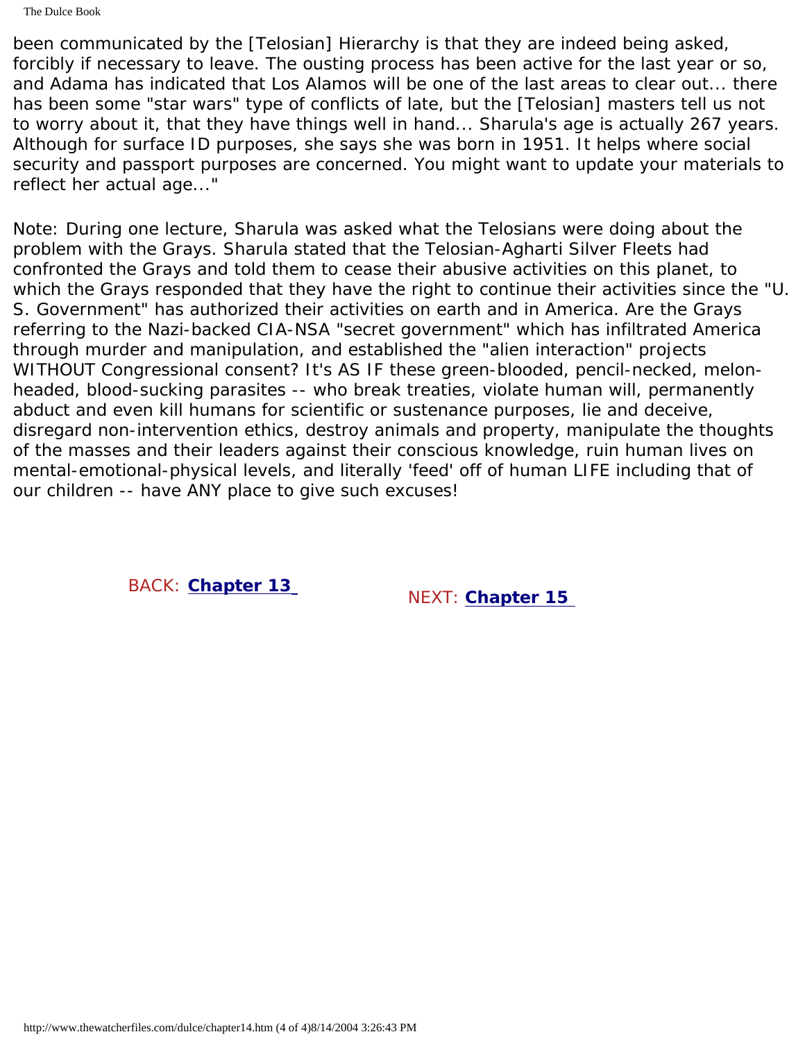been communicated by the [Telosian] Hierarchy is that they are indeed being asked, forcibly if necessary to leave. The ousting process has been active for the last year or so, and Adama has indicated that Los Alamos will be one of the last areas to clear out... there has been some "star wars" type of conflicts of late, but the [Telosian] masters tell us not to worry about it, that they have things well in hand... Sharula's age is actually 267 years. Although for surface ID purposes, she says she was born in 1951. It helps where social security and passport purposes are concerned. You might want to update your materials to reflect her actual age..."

Note: During one lecture, Sharula was asked what the Telosians were doing about the problem with the Grays. Sharula stated that the Telosian-Agharti Silver Fleets had confronted the Grays and told them to cease their abusive activities on this planet, to which the Grays responded that they have the right to continue their activities since the "U. S. Government" has authorized their activities on earth and in America. Are the Grays referring to the Nazi-backed CIA-NSA "secret government" which has infiltrated America through murder and manipulation, and established the "alien interaction" projects WITHOUT Congressional consent? It's AS IF these green-blooded, pencil-necked, melon-headed, blood-sucking parasites -- who break treaties, violate human will, permanently abduct and even kill humans for scientific or sustenance purposes, lie and deceive, disregard non-intervention ethics, destroy animals and property, manipulate the thoughts of the masses and their leaders against their conscious knowledge, ruin human lives on mental-emotional-physical levels, and literally 'feed' off of human LIFE including that of our children -- have ANY place to give such excuses!

BACK: **Chapter 13** NEXT: **Chapter 15**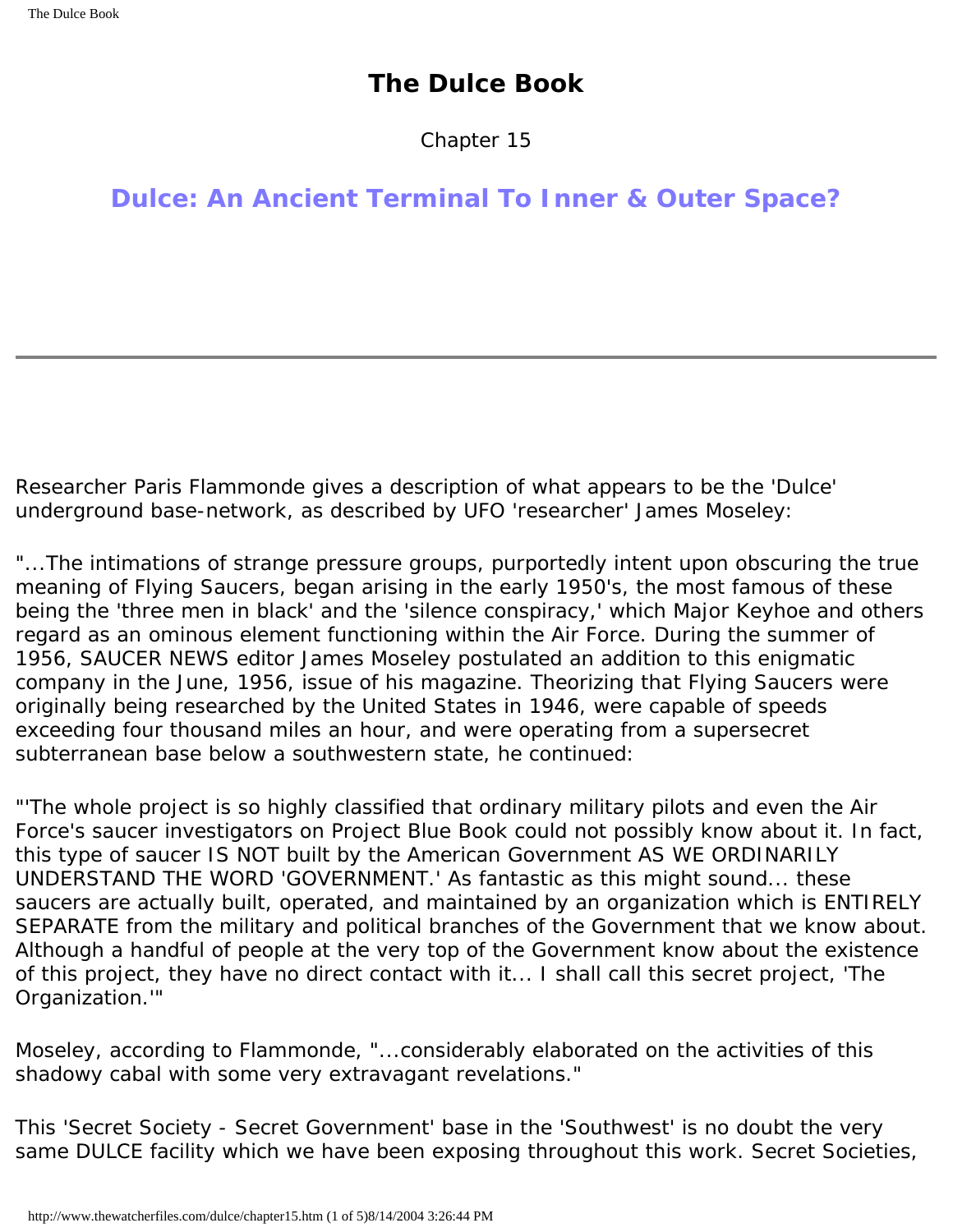# The Dulce Book

Chapter 15

## Dulce: An Ancient Terminal To Inner & Outer Space?

---

Researcher Paris Flammonde gives a description of what appears to be the 'Dulce' underground base-network, as described by UFO 'researcher' James Moseley:

"...The intimations of strange pressure groups, purportedly intent upon obscuring the true meaning of Flying Saucers, began arising in the early 1950's, the most famous of these being the 'three men in black' and the 'silence conspiracy,' which Major Keyhoe and others regard as an ominous element functioning within the Air Force. During the summer of 1956, SAUCER NEWS editor James Moseley postulated an addition to this enigmatic company in the June, 1956, issue of his magazine. Theorizing that Flying Saucers were originally being researched by the United States in 1946, were capable of speeds exceeding four thousand miles an hour, and were operating from a supersecret subterranean base below a southwestern state, he continued:

"'The whole project is so highly classified that ordinary military pilots and even the Air Force's saucer investigators on Project Blue Book could not possibly know about it. In fact, this type of saucer IS NOT built by the American Government AS WE ORDINARILY UNDERSTAND THE WORD 'GOVERNMENT.' As fantastic as this might sound... these saucers are actually built, operated, and maintained by an organization which is ENTIRELY SEPARATE from the military and political branches of the Government that we know about. Although a handful of people at the very top of the Government know about the existence of this project, they have no direct contact with it... I shall call this secret project, 'The Organization.'"

Moseley, according to Flammonde, "...considerably elaborated on the activities of this shadowy cabal with some very extravagant revelations."

This 'Secret Society - Secret Government' base in the 'Southwest' is no doubt the very same DULCE facility which we have been exposing throughout this work. Secret Societies,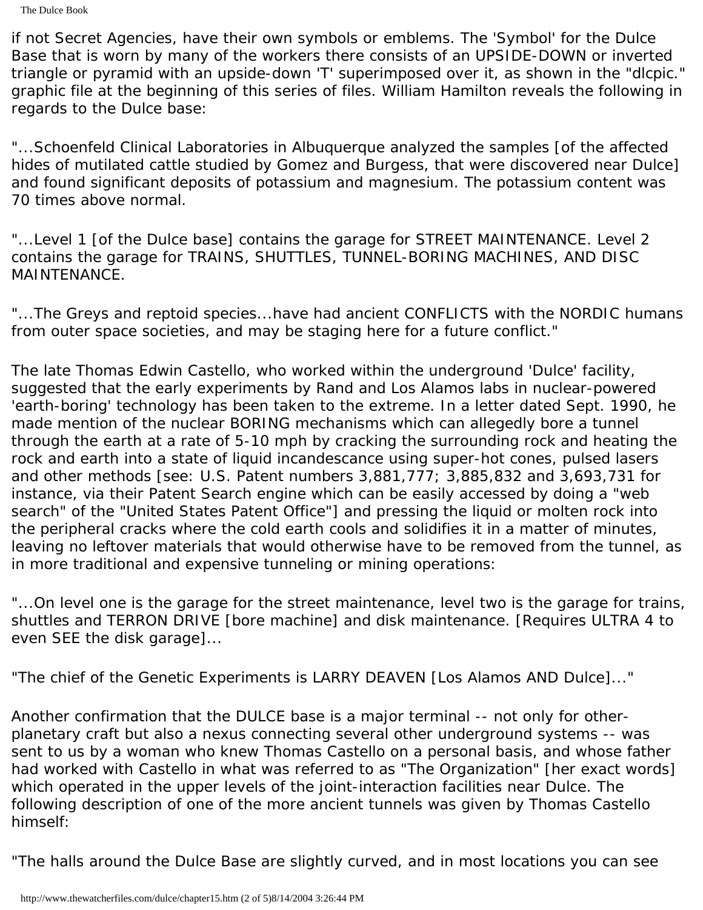if not Secret Agencies, have their own symbols or emblems. The 'Symbol' for the Dulce Base that is worn by many of the workers there consists of an UPSIDE-DOWN or inverted triangle or pyramid with an upside-down 'T' superimposed over it, as shown in the "dlcpic." graphic file at the beginning of this series of files. William Hamilton reveals the following in regards to the Dulce base:

"...Schoenfeld Clinical Laboratories in Albuquerque analyzed the samples [of the affected hides of mutilated cattle studied by Gomez and Burgess, that were discovered near Dulce] and found significant deposits of potassium and magnesium. The potassium content was 70 times above normal.

"...Level 1 [of the Dulce base] contains the garage for STREET MAINTENANCE. Level 2 contains the garage for TRAINS, SHUTTLES, TUNNEL-BORING MACHINES, AND DISC MAINTENANCE.

"...The Greys and reptoid species...have had ancient CONFLICTS with the NORDIC humans from outer space societies, and may be staging here for a future conflict."

The late Thomas Edwin Castello, who worked within the underground 'Dulce' facility, suggested that the early experiments by Rand and Los Alamos labs in nuclear-powered 'earth-boring' technology has been taken to the extreme. In a letter dated Sept. 1990, he made mention of the nuclear BORING mechanisms which can allegedly bore a tunnel through the earth at a rate of 5-10 mph by cracking the surrounding rock and heating the rock and earth into a state of liquid incandescance using super-hot cones, pulsed lasers and other methods [see: U.S. Patent numbers 3,881,777; 3,885,832 and 3,693,731 for instance, via their Patent Search engine which can be easily accessed by doing a "web search" of the "United States Patent Office"] and pressing the liquid or molten rock into the peripheral cracks where the cold earth cools and solidifies it in a matter of minutes, leaving no leftover materials that would otherwise have to be removed from the tunnel, as in more traditional and expensive tunneling or mining operations:

"...On level one is the garage for the street maintenance, level two is the garage for trains, shuttles and TERRON DRIVE [bore machine] and disk maintenance. [Requires ULTRA 4 to even SEE the disk garage]...

"The chief of the Genetic Experiments is LARRY DEAVEN [Los Alamos AND Dulce]..."

Another confirmation that the DULCE base is a major terminal -- not only for other-planetary craft but also a nexus connecting several other underground systems -- was sent to us by a woman who knew Thomas Castello on a personal basis, and whose father had worked with Castello in what was referred to as "The Organization" [her exact words] which operated in the upper levels of the joint-interaction facilities near Dulce. The following description of one of the more ancient tunnels was given by Thomas Castello himself:

"The halls around the Dulce Base are slightly curved, and in most locations you can see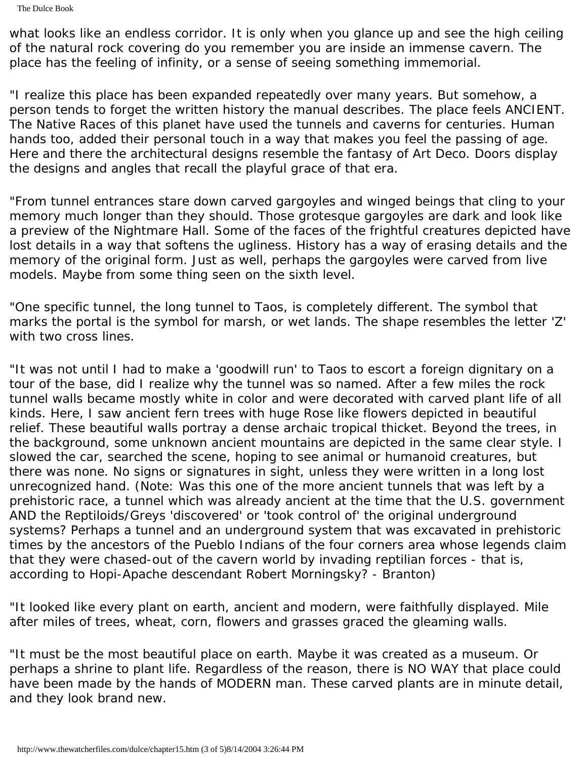what looks like an endless corridor. It is only when you glance up and see the high ceiling of the natural rock covering do you remember you are inside an immense cavern. The place has the feeling of infinity, or a sense of seeing something immemorial.

"I realize this place has been expanded repeatedly over many years. But somehow, a person tends to forget the written history the manual describes. The place feels ANCIENT. The Native Races of this planet have used the tunnels and caverns for centuries. Human hands too, added their personal touch in a way that makes you feel the passing of age. Here and there the architectural designs resemble the fantasy of Art Deco. Doors display the designs and angles that recall the playful grace of that era.

"From tunnel entrances stare down carved gargoyles and winged beings that cling to your memory much longer than they should. Those grotesque gargoyles are dark and look like a preview of the Nightmare Hall. Some of the faces of the frightful creatures depicted have lost details in a way that softens the ugliness. History has a way of erasing details and the memory of the original form. Just as well, perhaps the gargoyles were carved from live models. Maybe from some thing seen on the sixth level.

"One specific tunnel, the long tunnel to Taos, is completely different. The symbol that marks the portal is the symbol for marsh, or wet lands. The shape resembles the letter 'Z' with two cross lines.

"It was not until I had to make a 'goodwill run' to Taos to escort a foreign dignitary on a tour of the base, did I realize why the tunnel was so named. After a few miles the rock tunnel walls became mostly white in color and were decorated with carved plant life of all kinds. Here, I saw ancient fern trees with huge Rose like flowers depicted in beautiful relief. These beautiful walls portray a dense archaic tropical thicket. Beyond the trees, in the background, some unknown ancient mountains are depicted in the same clear style. I slowed the car, searched the scene, hoping to see animal or humanoid creatures, but there was none. No signs or signatures in sight, unless they were written in a long lost unrecognized hand. (Note: Was this one of the more ancient tunnels that was left by a prehistoric race, a tunnel which was already ancient at the time that the U.S. government AND the Reptiloids/Greys 'discovered' or 'took control of' the original underground systems? Perhaps a tunnel and an underground system that was excavated in prehistoric times by the ancestors of the Pueblo Indians of the four corners area whose legends claim that they were chased-out of the cavern world by invading reptilian forces - that is, according to Hopi-Apache descendant Robert Morningsky? - Branton)

"It looked like every plant on earth, ancient and modern, were faithfully displayed. Mile after miles of trees, wheat, corn, flowers and grasses graced the gleaming walls.

"It must be the most beautiful place on earth. Maybe it was created as a museum. Or perhaps a shrine to plant life. Regardless of the reason, there is NO WAY that place could have been made by the hands of MODERN man. These carved plants are in minute detail, and they look brand new.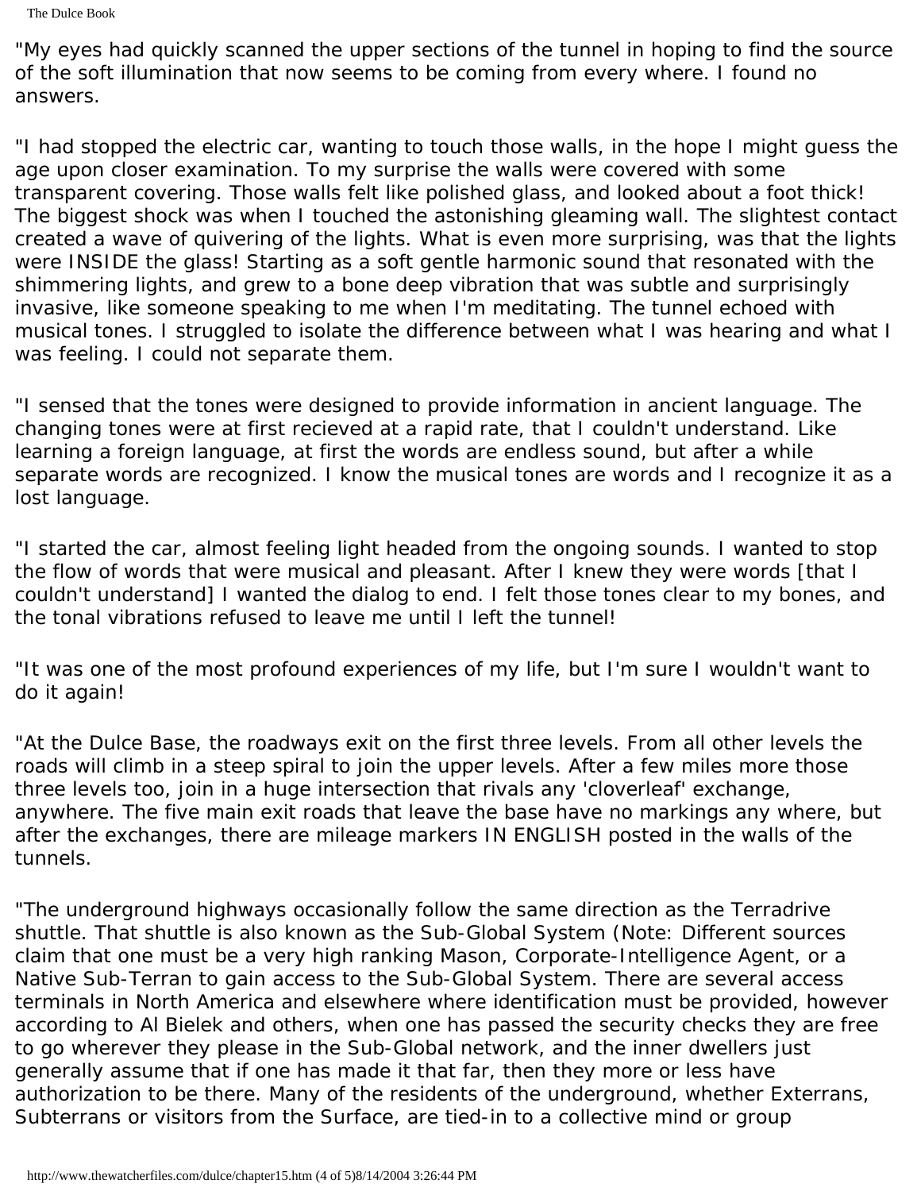"My eyes had quickly scanned the upper sections of the tunnel in hoping to find the source of the soft illumination that now seems to be coming from every where. I found no answers.

"I had stopped the electric car, wanting to touch those walls, in the hope I might guess the age upon closer examination. To my surprise the walls were covered with some transparent covering. Those walls felt like polished glass, and looked about a foot thick! The biggest shock was when I touched the astonishing gleaming wall. The slightest contact created a wave of quivering of the lights. What is even more surprising, was that the lights were INSIDE the glass! Starting as a soft gentle harmonic sound that resonated with the shimmering lights, and grew to a bone deep vibration that was subtle and surprisingly invasive, like someone speaking to me when I'm meditating. The tunnel echoed with musical tones. I struggled to isolate the difference between what I was hearing and what I was feeling. I could not separate them.

"I sensed that the tones were designed to provide information in ancient language. The changing tones were at first recieved at a rapid rate, that I couldn't understand. Like learning a foreign language, at first the words are endless sound, but after a while separate words are recognized. I know the musical tones are words and I recognize it as a lost language.

"I started the car, almost feeling light headed from the ongoing sounds. I wanted to stop the flow of words that were musical and pleasant. After I knew they were words [that I couldn't understand] I wanted the dialog to end. I felt those tones clear to my bones, and the tonal vibrations refused to leave me until I left the tunnel!

"It was one of the most profound experiences of my life, but I'm sure I wouldn't want to do it again!

"At the Dulce Base, the roadways exit on the first three levels. From all other levels the roads will climb in a steep spiral to join the upper levels. After a few miles more those three levels too, join in a huge intersection that rivals any 'cloverleaf' exchange, anywhere. The five main exit roads that leave the base have no markings any where, but after the exchanges, there are mileage markers IN ENGLISH posted in the walls of the tunnels.

"The underground highways occasionally follow the same direction as the Terradrive shuttle. That shuttle is also known as the Sub-Global System (Note: Different sources claim that one must be a very high ranking Mason, Corporate-Intelligence Agent, or a Native Sub-Terran to gain access to the Sub-Global System. There are several access terminals in North America and elsewhere where identification must be provided, however according to Al Bielek and others, when one has passed the security checks they are free to go wherever they please in the Sub-Global network, and the inner dwellers just generally assume that if one has made it that far, then they more or less have authorization to be there. Many of the residents of the underground, whether Exterrans, Subterrans or visitors from the Surface, are tied-in to a collective mind or group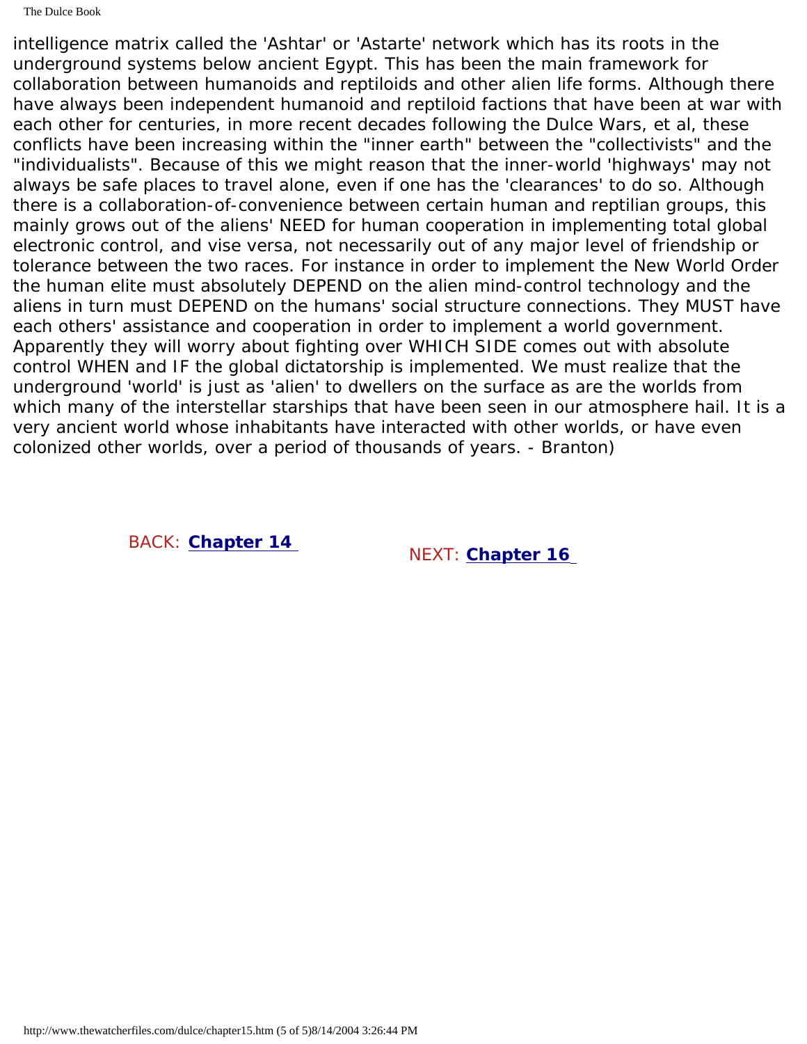intelligence matrix called the 'Ashtar' or 'Astarte' network which has its roots in the underground systems below ancient Egypt. This has been the main framework for collaboration between humanoids and reptiloids and other alien life forms. Although there have always been independent humanoid and reptiloid factions that have been at war with each other for centuries, in more recent decades following the Dulce Wars, et al, these conflicts have been increasing within the "inner earth" between the "collectivists" and the "individualists". Because of this we might reason that the inner-world 'highways' may not always be safe places to travel alone, even if one has the 'clearances' to do so. Although there is a collaboration-of-convenience between certain human and reptilian groups, this mainly grows out of the aliens' NEED for human cooperation in implementing total global electronic control, and vise versa, not necessarily out of any major level of friendship or tolerance between the two races. For instance in order to implement the New World Order the human elite must absolutely DEPEND on the alien mind-control technology and the aliens in turn must DEPEND on the humans' social structure connections. They MUST have each others' assistance and cooperation in order to implement a world government. Apparently they will worry about fighting over WHICH SIDE comes out with absolute control WHEN and IF the global dictatorship is implemented. We must realize that the underground 'world' is just as 'alien' to dwellers on the surface as are the worlds from which many of the interstellar starships that have been seen in our atmosphere hail. It is a very ancient world whose inhabitants have interacted with other worlds, or have even colonized other worlds, over a period of thousands of years. - Branton)

BACK: **Chapter 14** NEXT: **Chapter 16**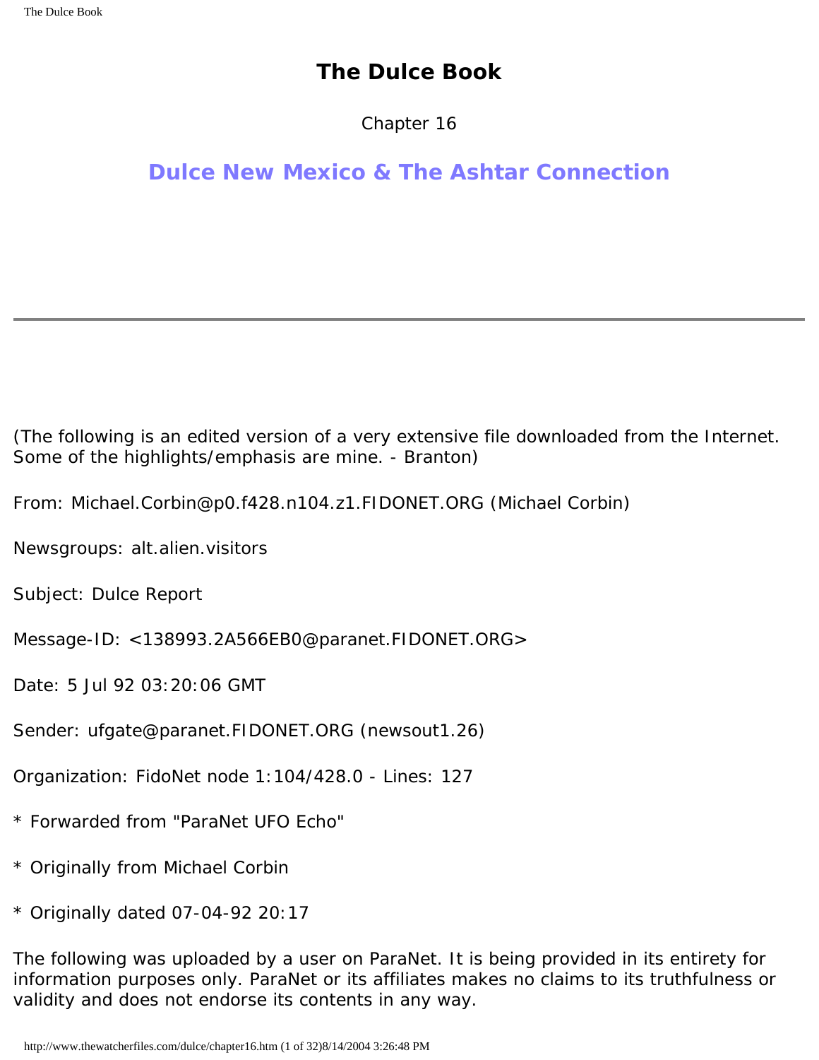# The Dulce Book

Chapter 16

## Dulce New Mexico & The Ashtar Connection

---

(The following is an edited version of a very extensive file downloaded from the Internet. Some of the highlights/emphasis are mine. - Branton)

From: Michael.Corbin@p0.f428.n104.z1.FIDONET.ORG (Michael Corbin)

Newsgroups: alt.alien.visitors

Subject: Dulce Report

Message-ID: <138993.2A566EB0@paranet.FIDONET.ORG>

Date: 5 Jul 92 03:20:06 GMT

Sender: ufgate@paranet.FIDONET.ORG (newsout1.26)

Organization: FidoNet node 1:104/428.0 - Lines: 127

* Forwarded from "ParaNet UFO Echo"

* Originally from Michael Corbin

* Originally dated 07-04-92 20:17

The following was uploaded by a user on ParaNet. It is being provided in its entirety for information purposes only. ParaNet or its affiliates makes no claims to its truthfulness or validity and does not endorse its contents in any way.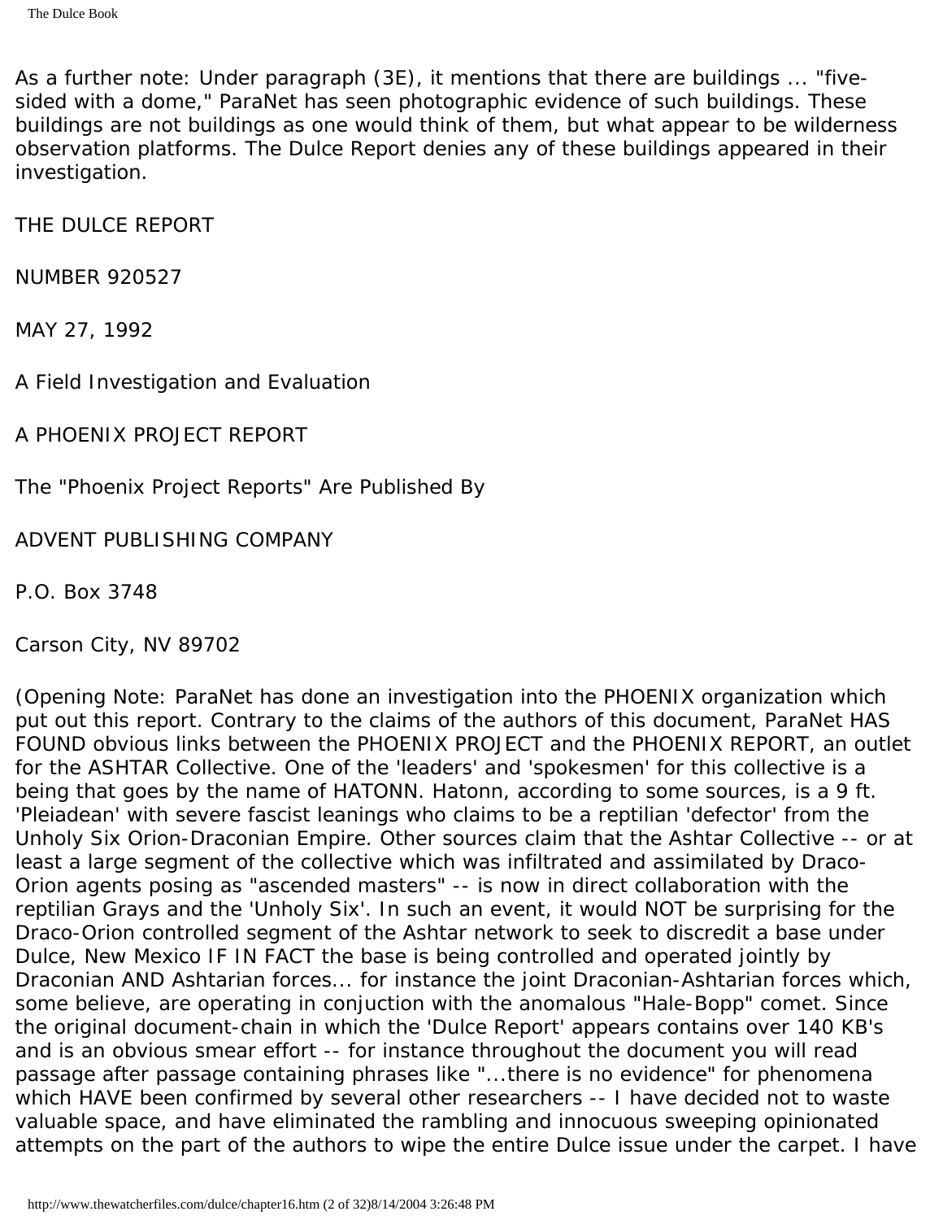As a further note: Under paragraph (3E), it mentions that there are buildings ... "five-sided with a dome," ParaNet has seen photographic evidence of such buildings. These buildings are not buildings as one would think of them, but what appear to be wilderness observation platforms. The Dulce Report denies any of these buildings appeared in their investigation.

THE DULCE REPORT

NUMBER 920527

MAY 27, 1992

A Field Investigation and Evaluation

A PHOENIX PROJECT REPORT

The "Phoenix Project Reports" Are Published By

ADVENT PUBLISHING COMPANY

P.O. Box 3748

Carson City, NV 89702

(Opening Note: ParaNet has done an investigation into the PHOENIX organization which put out this report. Contrary to the claims of the authors of this document, ParaNet HAS FOUND obvious links between the PHOENIX PROJECT and the PHOENIX REPORT, an outlet for the ASHTAR Collective. One of the 'leaders' and 'spokesmen' for this collective is a being that goes by the name of HATONN. Hatonn, according to some sources, is a 9 ft. 'Pleiadean' with severe fascist leanings who claims to be a reptilian 'defector' from the Unholy Six Orion-Draconian Empire. Other sources claim that the Ashtar Collective -- or at least a large segment of the collective which was infiltrated and assimilated by Draco-Orion agents posing as "ascended masters" -- is now in direct collaboration with the reptilian Grays and the 'Unholy Six'. In such an event, it would NOT be surprising for the Draco-Orion controlled segment of the Ashtar network to seek to discredit a base under Dulce, New Mexico IF IN FACT the base is being controlled and operated jointly by Draconian AND Ashtarian forces... for instance the joint Draconian-Ashtarian forces which, some believe, are operating in conjuction with the anomalous "Hale-Bopp" comet. Since the original document-chain in which the 'Dulce Report' appears contains over 140 KB's and is an obvious smear effort -- for instance throughout the document you will read passage after passage containing phrases like "...there is no evidence" for phenomena which HAVE been confirmed by several other researchers -- I have decided not to waste valuable space, and have eliminated the rambling and innocuous sweeping opinionated attempts on the part of the authors to wipe the entire Dulce issue under the carpet. I have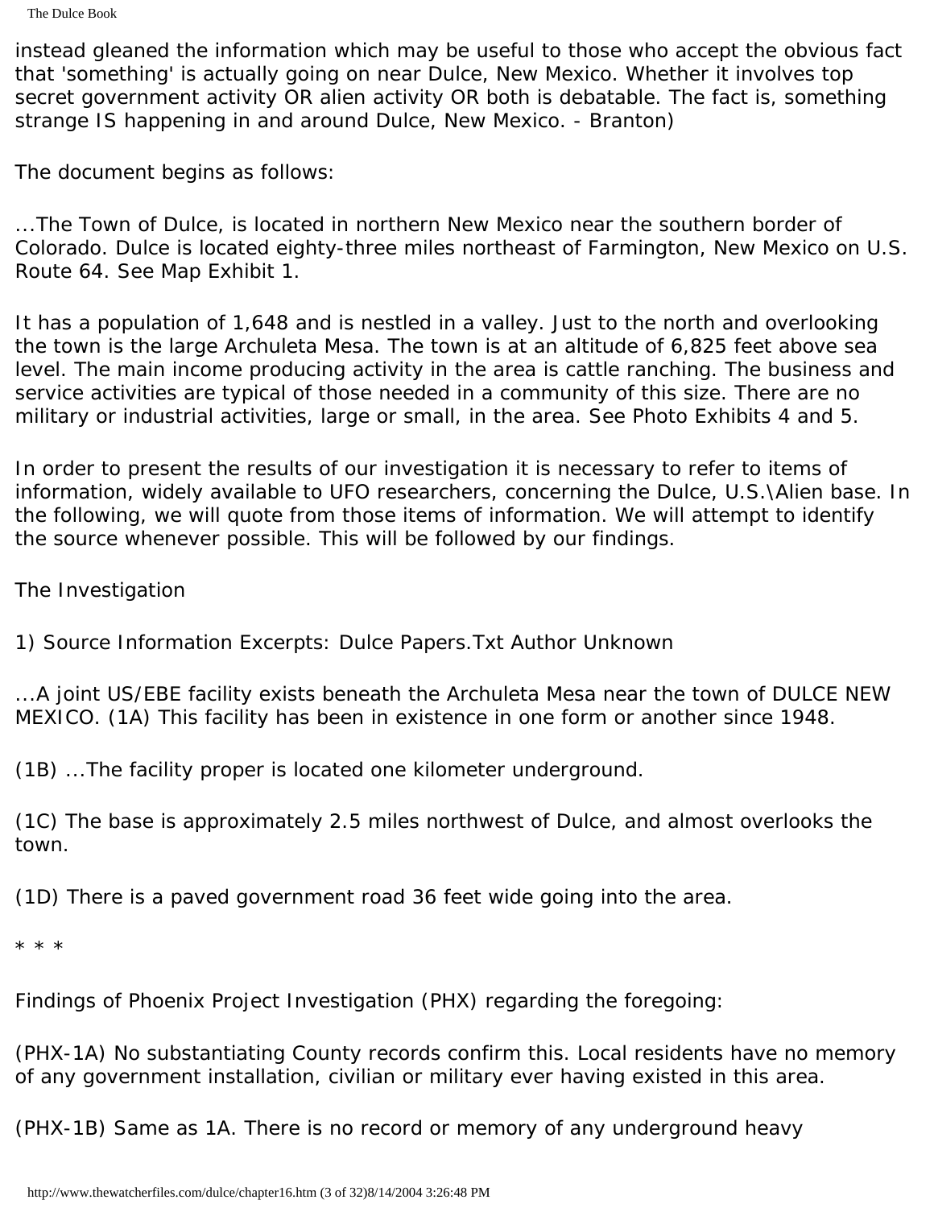instead gleaned the information which may be useful to those who accept the obvious fact that 'something' is actually going on near Dulce, New Mexico. Whether it involves top secret government activity OR alien activity OR both is debatable. The fact is, something strange IS happening in and around Dulce, New Mexico. - Branton)

The document begins as follows:

...The Town of Dulce, is located in northern New Mexico near the southern border of Colorado. Dulce is located eighty-three miles northeast of Farmington, New Mexico on U.S. Route 64. See Map Exhibit 1.

It has a population of 1,648 and is nestled in a valley. Just to the north and overlooking the town is the large Archuleta Mesa. The town is at an altitude of 6,825 feet above sea level. The main income producing activity in the area is cattle ranching. The business and service activities are typical of those needed in a community of this size. There are no military or industrial activities, large or small, in the area. See Photo Exhibits 4 and 5.

In order to present the results of our investigation it is necessary to refer to items of information, widely available to UFO researchers, concerning the Dulce, U.S.\Alien base. In the following, we will quote from those items of information. We will attempt to identify the source whenever possible. This will be followed by our findings.

The Investigation

1) Source Information Excerpts: Dulce Papers.Txt Author Unknown

...A joint US/EBE facility exists beneath the Archuleta Mesa near the town of DULCE NEW MEXICO. (1A) This facility has been in existence in one form or another since 1948.

(1B) ...The facility proper is located one kilometer underground.

(1C) The base is approximately 2.5 miles northwest of Dulce, and almost overlooks the town.

(1D) There is a paved government road 36 feet wide going into the area.

* * *

Findings of Phoenix Project Investigation (PHX) regarding the foregoing:

(PHX-1A) No substantiating County records confirm this. Local residents have no memory of any government installation, civilian or military ever having existed in this area.

(PHX-1B) Same as 1A. There is no record or memory of any underground heavy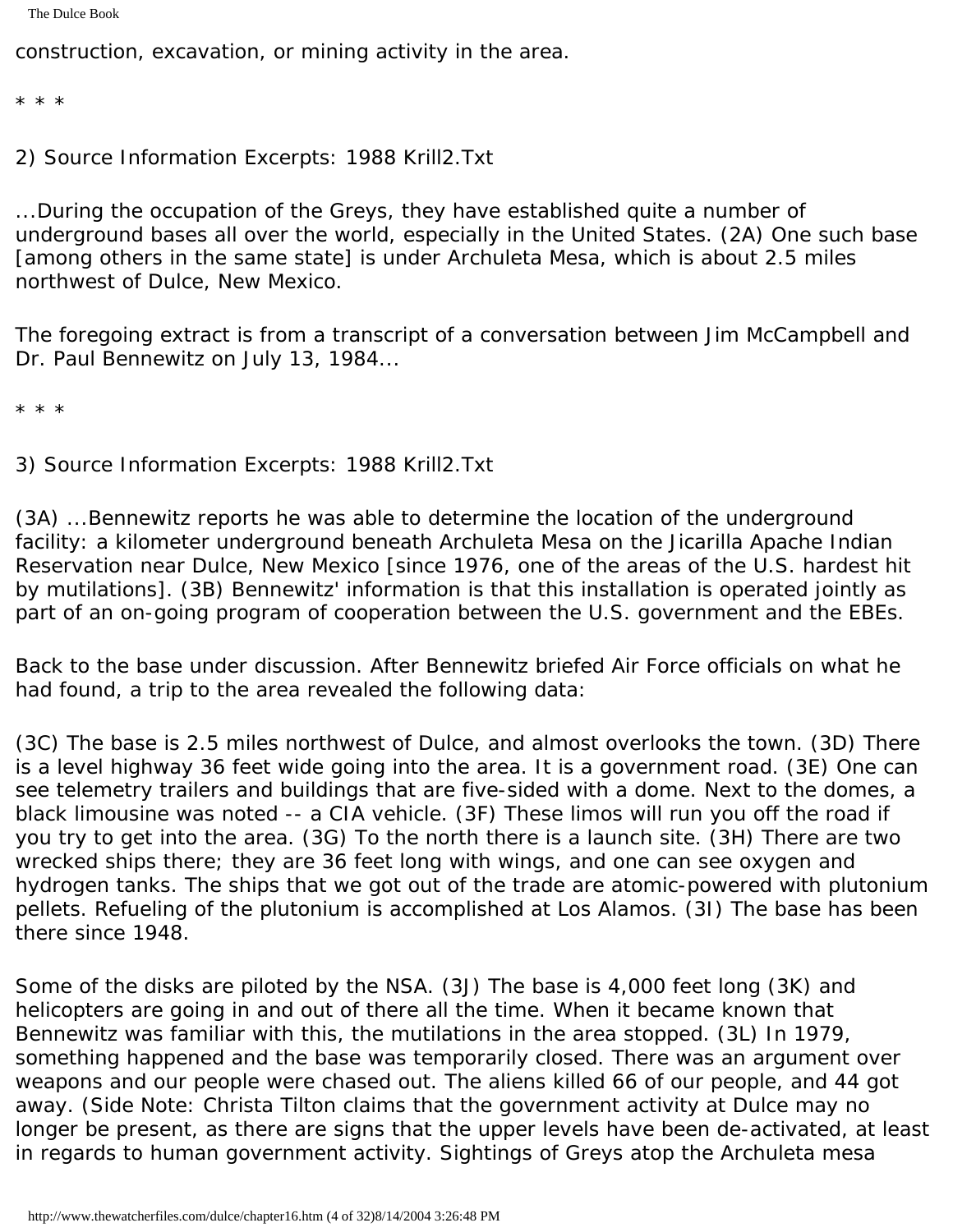construction, excavation, or mining activity in the area.

* * *

2) Source Information Excerpts: 1988 Krill2.Txt

...During the occupation of the Greys, they have established quite a number of underground bases all over the world, especially in the United States. (2A) One such base [among others in the same state] is under Archuleta Mesa, which is about 2.5 miles northwest of Dulce, New Mexico.

The foregoing extract is from a transcript of a conversation between Jim McCampbell and Dr. Paul Bennewitz on July 13, 1984...

* * *

3) Source Information Excerpts: 1988 Krill2.Txt

(3A) ...Bennewitz reports he was able to determine the location of the underground facility: a kilometer underground beneath Archuleta Mesa on the Jicarilla Apache Indian Reservation near Dulce, New Mexico [since 1976, one of the areas of the U.S. hardest hit by mutilations]. (3B) Bennewitz' information is that this installation is operated jointly as part of an on-going program of cooperation between the U.S. government and the EBEs.

Back to the base under discussion. After Bennewitz briefed Air Force officials on what he had found, a trip to the area revealed the following data:

(3C) The base is 2.5 miles northwest of Dulce, and almost overlooks the town. (3D) There is a level highway 36 feet wide going into the area. It is a government road. (3E) One can see telemetry trailers and buildings that are five-sided with a dome. Next to the domes, a black limousine was noted -- a CIA vehicle. (3F) These limos will run you off the road if you try to get into the area. (3G) To the north there is a launch site. (3H) There are two wrecked ships there; they are 36 feet long with wings, and one can see oxygen and hydrogen tanks. The ships that we got out of the trade are atomic-powered with plutonium pellets. Refueling of the plutonium is accomplished at Los Alamos. (3I) The base has been there since 1948.

Some of the disks are piloted by the NSA. (3J) The base is 4,000 feet long (3K) and helicopters are going in and out of there all the time. When it became known that Bennewitz was familiar with this, the mutilations in the area stopped. (3L) In 1979, something happened and the base was temporarily closed. There was an argument over weapons and our people were chased out. The aliens killed 66 of our people, and 44 got away. (Side Note: Christa Tilton claims that the government activity at Dulce may no longer be present, as there are signs that the upper levels have been de-activated, at least in regards to human government activity. Sightings of Greys atop the Archuleta mesa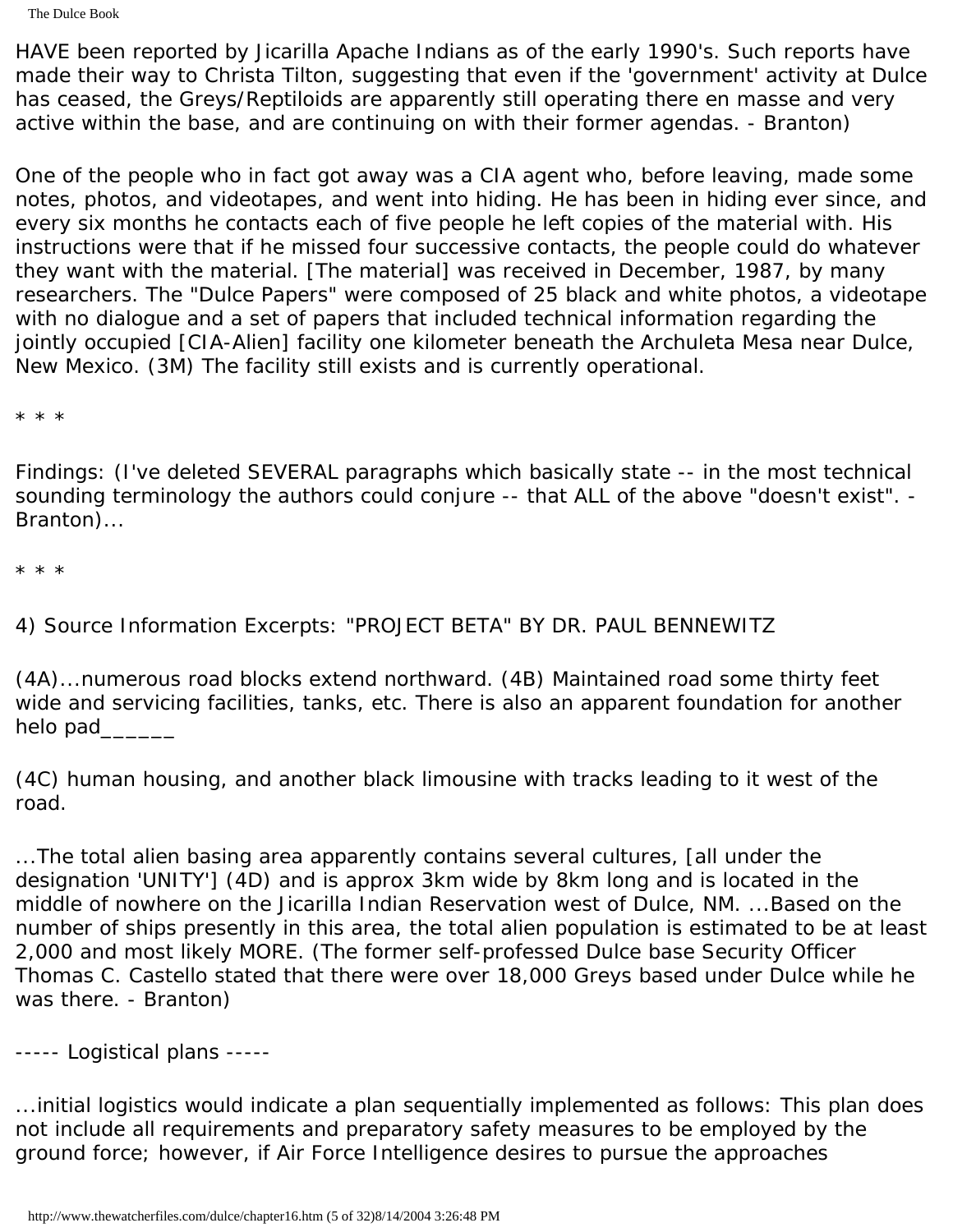HAVE been reported by Jicarilla Apache Indians as of the early 1990's. Such reports have made their way to Christa Tilton, suggesting that even if the 'government' activity at Dulce has ceased, the Greys/Reptiloids are apparently still operating there en masse and very active within the base, and are continuing on with their former agendas. - Branton)

One of the people who in fact got away was a CIA agent who, before leaving, made some notes, photos, and videotapes, and went into hiding. He has been in hiding ever since, and every six months he contacts each of five people he left copies of the material with. His instructions were that if he missed four successive contacts, the people could do whatever they want with the material. [The material] was received in December, 1987, by many researchers. The "Dulce Papers" were composed of 25 black and white photos, a videotape with no dialogue and a set of papers that included technical information regarding the jointly occupied [CIA-Alien] facility one kilometer beneath the Archuleta Mesa near Dulce, New Mexico. (3M) The facility still exists and is currently operational.

* * *

Findings: (I've deleted SEVERAL paragraphs which basically state -- in the most technical sounding terminology the authors could conjure -- that ALL of the above "doesn't exist". - Branton)...

* * *

4) Source Information Excerpts: "PROJECT BETA" BY DR. PAUL BENNEWITZ

(4A)...numerous road blocks extend northward. (4B) Maintained road some thirty feet wide and servicing facilities, tanks, etc. There is also an apparent foundation for another helo pad______

(4C) human housing, and another black limousine with tracks leading to it west of the road.

...The total alien basing area apparently contains several cultures, [all under the designation 'UNITY'] (4D) and is approx 3km wide by 8km long and is located in the middle of nowhere on the Jicarilla Indian Reservation west of Dulce, NM. ...Based on the number of ships presently in this area, the total alien population is estimated to be at least 2,000 and most likely MORE. (The former self-professed Dulce base Security Officer Thomas C. Castello stated that there were over 18,000 Greys based under Dulce while he was there. - Branton)

----- Logistical plans -----

...initial logistics would indicate a plan sequentially implemented as follows: This plan does not include all requirements and preparatory safety measures to be employed by the ground force; however, if Air Force Intelligence desires to pursue the approaches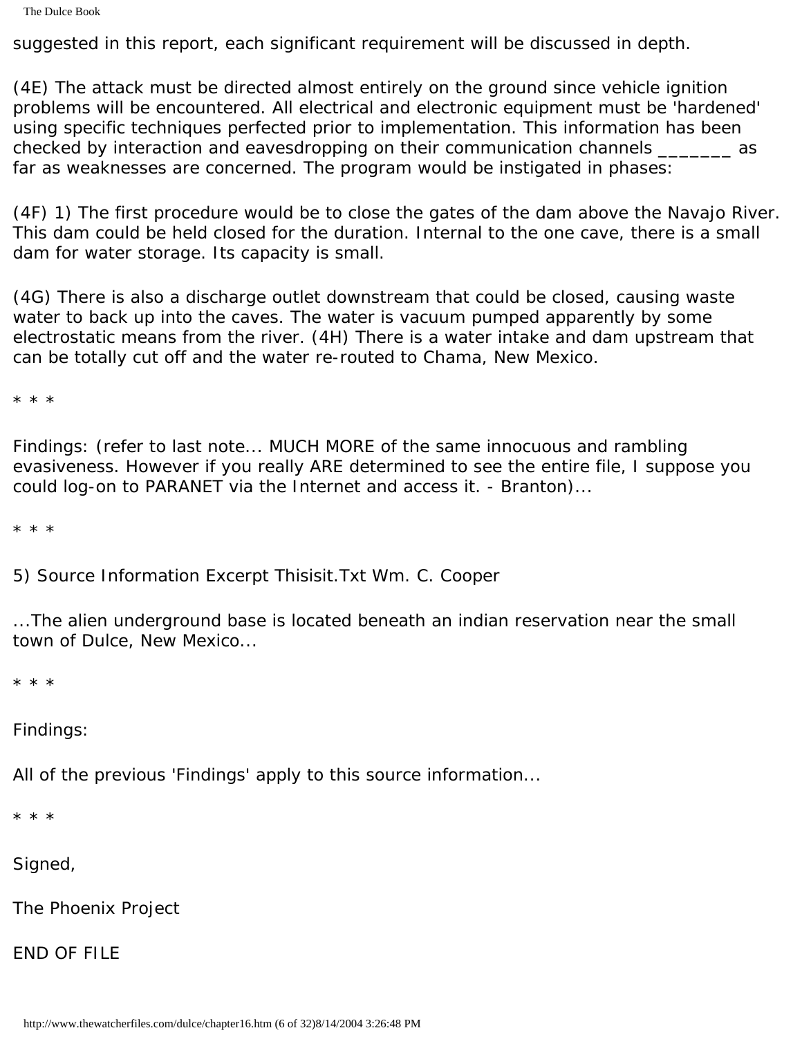suggested in this report, each significant requirement will be discussed in depth.

(4E) The attack must be directed almost entirely on the ground since vehicle ignition problems will be encountered. All electrical and electronic equipment must be 'hardened' using specific techniques perfected prior to implementation. This information has been checked by interaction and eavesdropping on their communication channels _______ as far as weaknesses are concerned. The program would be instigated in phases:

(4F) 1) The first procedure would be to close the gates of the dam above the Navajo River. This dam could be held closed for the duration. Internal to the one cave, there is a small dam for water storage. Its capacity is small.

(4G) There is also a discharge outlet downstream that could be closed, causing waste water to back up into the caves. The water is vacuum pumped apparently by some electrostatic means from the river. (4H) There is a water intake and dam upstream that can be totally cut off and the water re-routed to Chama, New Mexico.

* * *

Findings: (refer to last note... MUCH MORE of the same innocuous and rambling evasiveness. However if you really ARE determined to see the entire file, I suppose you could log-on to PARANET via the Internet and access it. - Branton)...

* * *

5) Source Information Excerpt Thisisit.Txt Wm. C. Cooper

...The alien underground base is located beneath an indian reservation near the small town of Dulce, New Mexico...

* * *

Findings:

All of the previous 'Findings' apply to this source information...

* * *

Signed,

The Phoenix Project

END OF FILE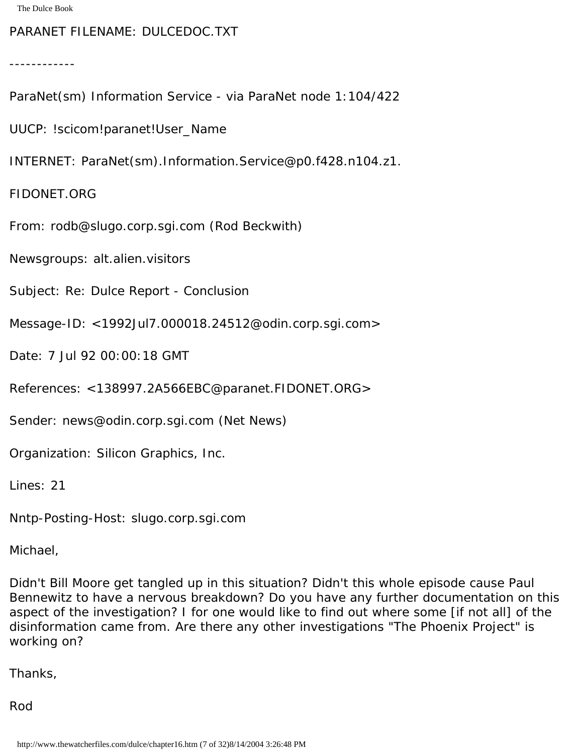PARANET FILENAME: DULCEDOC.TXT

------------

ParaNet(sm) Information Service - via ParaNet node 1:104/422

UUCP: !scicom!paranet!User_Name

INTERNET: ParaNet(sm).Information.Service@p0.f428.n104.z1.

FIDONET.ORG

From: rodb@slugo.corp.sgi.com (Rod Beckwith)

Newsgroups: alt.alien.visitors

Subject: Re: Dulce Report - Conclusion

Message-ID: <1992Jul7.000018.24512@odin.corp.sgi.com>

Date: 7 Jul 92 00:00:18 GMT

References: <138997.2A566EBC@paranet.FIDONET.ORG>

Sender: news@odin.corp.sgi.com (Net News)

Organization: Silicon Graphics, Inc.

Lines: 21

Nntp-Posting-Host: slugo.corp.sgi.com

Michael,

Didn't Bill Moore get tangled up in this situation? Didn't this whole episode cause Paul Bennewitz to have a nervous breakdown? Do you have any further documentation on this aspect of the investigation? I for one would like to find out where some [if not all] of the disinformation came from. Are there any other investigations "The Phoenix Project" is working on?

Thanks,

Rod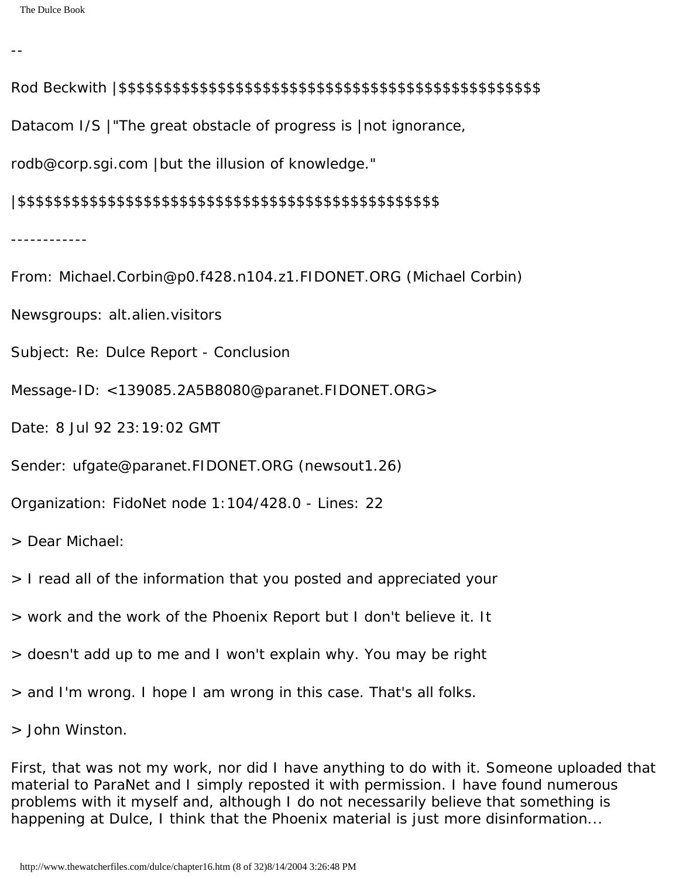--

Rod Beckwith |$$$$$$$$$$$$$$$$$$$$$$$$$$$$$$$$$$$$$$$$$$$$$$$$$$

Datacom I/S |"The great obstacle of progress is |not ignorance,

rodb@corp.sgi.com |but the illusion of knowledge."

|$$$$$$$$$$$$$$$$$$$$$$$$$$$$$$$$$$$$$$$$$$$$$$$$$$

------------

From: Michael.Corbin@p0.f428.n104.z1.FIDONET.ORG (Michael Corbin)

Newsgroups: alt.alien.visitors

Subject: Re: Dulce Report - Conclusion

Message-ID: <139085.2A5B8080@paranet.FIDONET.ORG>

Date: 8 Jul 92 23:19:02 GMT

Sender: ufgate@paranet.FIDONET.ORG (newsout1.26)

Organization: FidoNet node 1:104/428.0 - Lines: 22

> Dear Michael:

> I read all of the information that you posted and appreciated your

> work and the work of the Phoenix Report but I don't believe it. It

> doesn't add up to me and I won't explain why. You may be right

> and I'm wrong. I hope I am wrong in this case. That's all folks.

> John Winston.

First, that was not my work, nor did I have anything to do with it. Someone uploaded that material to ParaNet and I simply reposted it with permission. I have found numerous problems with it myself and, although I do not necessarily believe that something is happening at Dulce, I think that the Phoenix material is just more disinformation...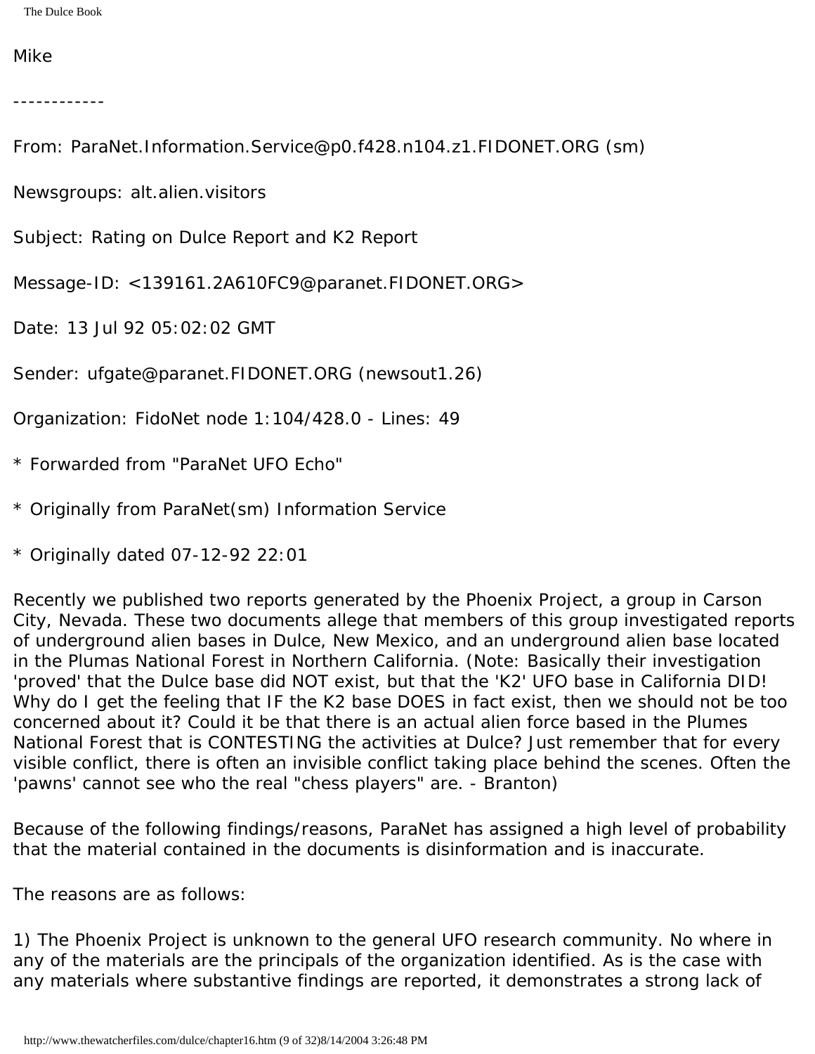Mike

------------

From: ParaNet.Information.Service@p0.f428.n104.z1.FIDONET.ORG (sm)

Newsgroups: alt.alien.visitors

Subject: Rating on Dulce Report and K2 Report

Message-ID: <139161.2A610FC9@paranet.FIDONET.ORG>

Date: 13 Jul 92 05:02:02 GMT

Sender: ufgate@paranet.FIDONET.ORG (newsout1.26)

Organization: FidoNet node 1:104/428.0 - Lines: 49

* Forwarded from "ParaNet UFO Echo"

* Originally from ParaNet(sm) Information Service

* Originally dated 07-12-92 22:01

Recently we published two reports generated by the Phoenix Project, a group in Carson City, Nevada. These two documents allege that members of this group investigated reports of underground alien bases in Dulce, New Mexico, and an underground alien base located in the Plumas National Forest in Northern California. (Note: Basically their investigation 'proved' that the Dulce base did NOT exist, but that the 'K2' UFO base in California DID! Why do I get the feeling that IF the K2 base DOES in fact exist, then we should not be too concerned about it? Could it be that there is an actual alien force based in the Plumes National Forest that is CONTESTING the activities at Dulce? Just remember that for every visible conflict, there is often an invisible conflict taking place behind the scenes. Often the 'pawns' cannot see who the real "chess players" are. - Branton)

Because of the following findings/reasons, ParaNet has assigned a high level of probability that the material contained in the documents is disinformation and is inaccurate.

The reasons are as follows:

1) The Phoenix Project is unknown to the general UFO research community. No where in any of the materials are the principals of the organization identified. As is the case with any materials where substantive findings are reported, it demonstrates a strong lack of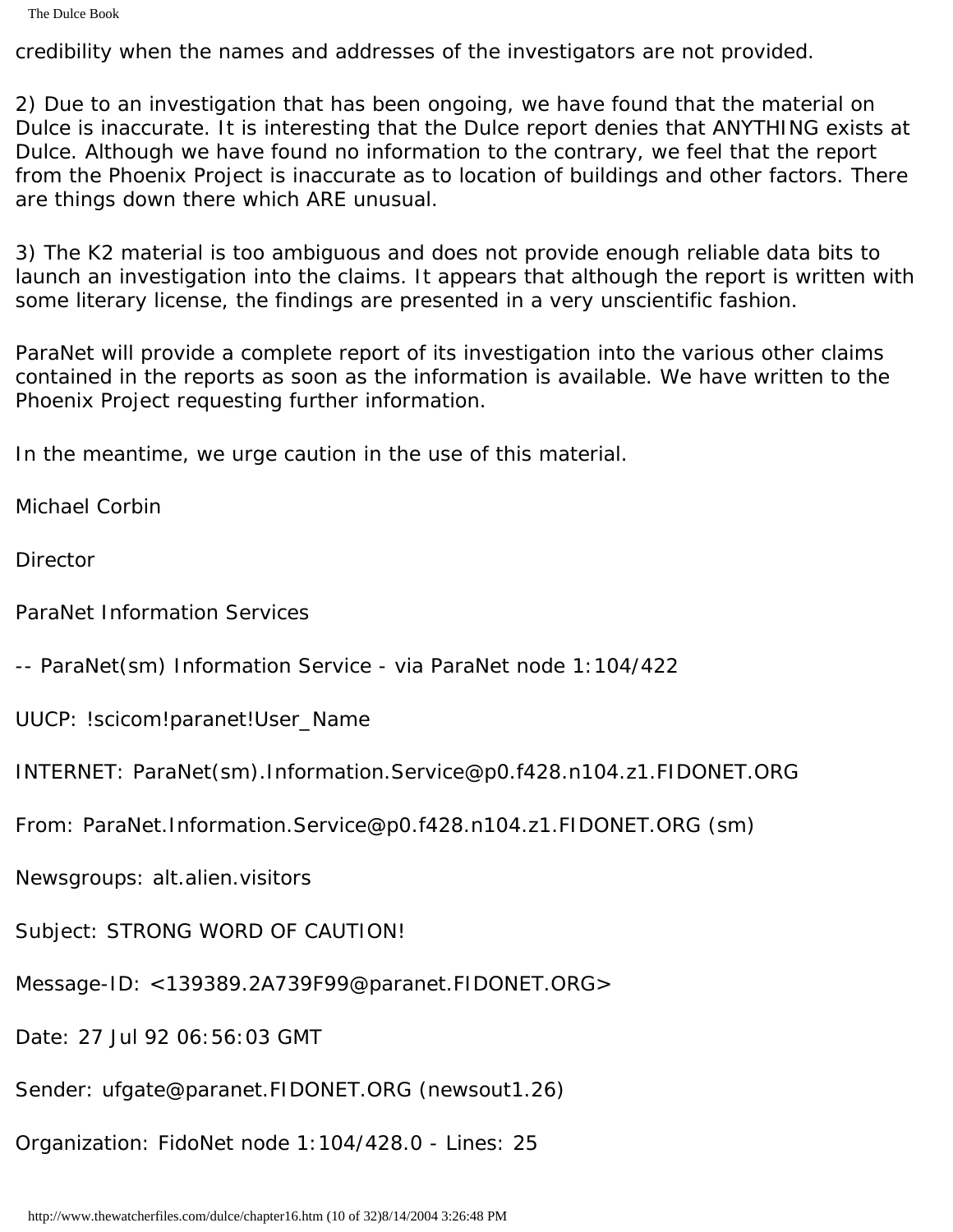credibility when the names and addresses of the investigators are not provided.

2) Due to an investigation that has been ongoing, we have found that the material on Dulce is inaccurate. It is interesting that the Dulce report denies that ANYTHING exists at Dulce. Although we have found no information to the contrary, we feel that the report from the Phoenix Project is inaccurate as to location of buildings and other factors. There are things down there which ARE unusual.

3) The K2 material is too ambiguous and does not provide enough reliable data bits to launch an investigation into the claims. It appears that although the report is written with some literary license, the findings are presented in a very unscientific fashion.

ParaNet will provide a complete report of its investigation into the various other claims contained in the reports as soon as the information is available. We have written to the Phoenix Project requesting further information.

In the meantime, we urge caution in the use of this material.

Michael Corbin

Director

ParaNet Information Services

-- ParaNet(sm) Information Service - via ParaNet node 1:104/422

UUCP: !scicom!paranet!User_Name

INTERNET: ParaNet(sm).Information.Service@p0.f428.n104.z1.FIDONET.ORG

From: ParaNet.Information.Service@p0.f428.n104.z1.FIDONET.ORG (sm)

Newsgroups: alt.alien.visitors

Subject: STRONG WORD OF CAUTION!

Message-ID: <139389.2A739F99@paranet.FIDONET.ORG>

Date: 27 Jul 92 06:56:03 GMT

Sender: ufgate@paranet.FIDONET.ORG (newsout1.26)

Organization: FidoNet node 1:104/428.0 - Lines: 25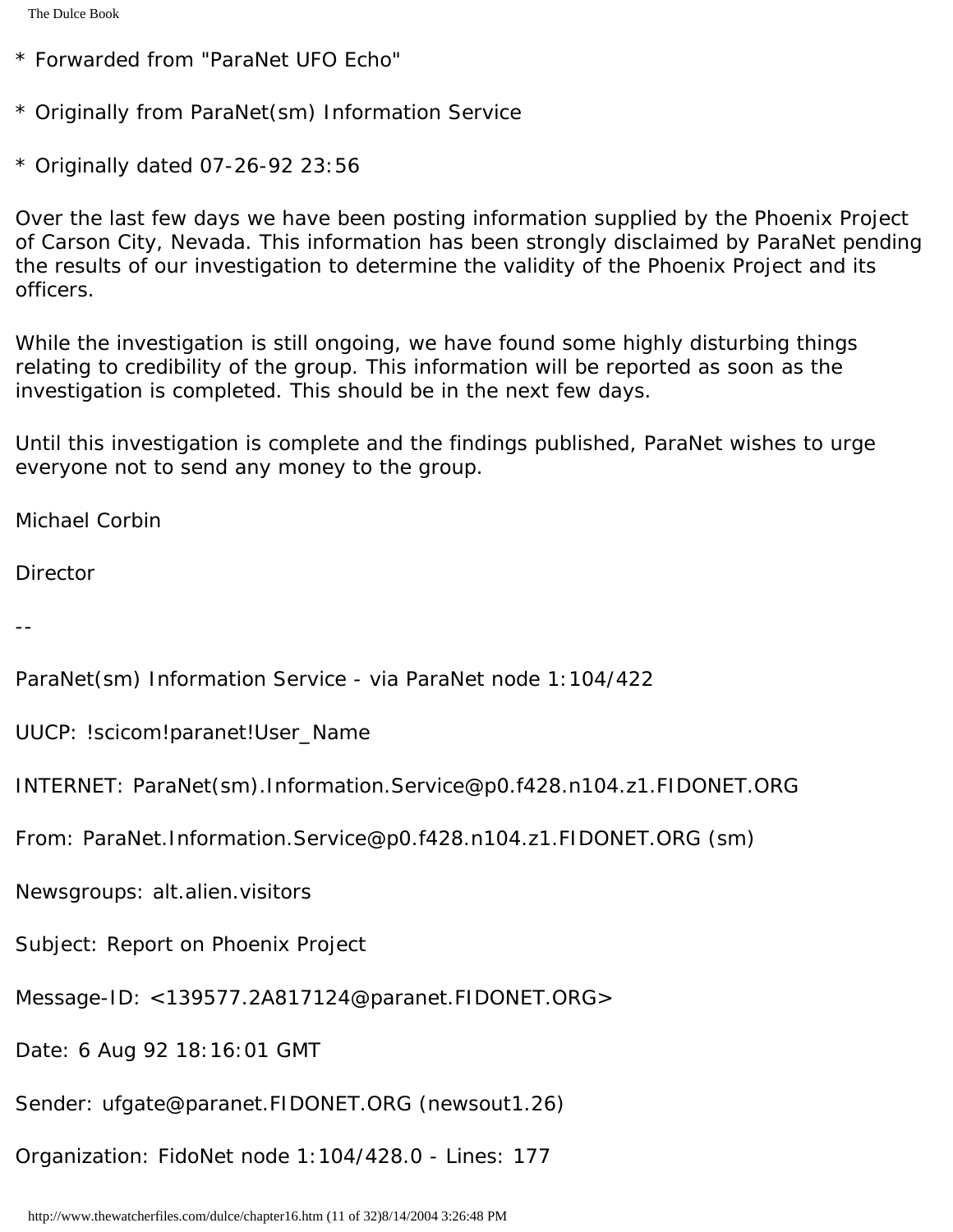* Forwarded from "ParaNet UFO Echo"

* Originally from ParaNet(sm) Information Service

* Originally dated 07-26-92 23:56

Over the last few days we have been posting information supplied by the Phoenix Project of Carson City, Nevada. This information has been strongly disclaimed by ParaNet pending the results of our investigation to determine the validity of the Phoenix Project and its officers.

While the investigation is still ongoing, we have found some highly disturbing things relating to credibility of the group. This information will be reported as soon as the investigation is completed. This should be in the next few days.

Until this investigation is complete and the findings published, ParaNet wishes to urge everyone not to send any money to the group.

Michael Corbin

Director

--

ParaNet(sm) Information Service - via ParaNet node 1:104/422

UUCP: !scicom!paranet!User_Name

INTERNET: ParaNet(sm).Information.Service@p0.f428.n104.z1.FIDONET.ORG

From: ParaNet.Information.Service@p0.f428.n104.z1.FIDONET.ORG (sm)

Newsgroups: alt.alien.visitors

Subject: Report on Phoenix Project

Message-ID: <139577.2A817124@paranet.FIDONET.ORG>

Date: 6 Aug 92 18:16:01 GMT

Sender: ufgate@paranet.FIDONET.ORG (newsout1.26)

Organization: FidoNet node 1:104/428.0 - Lines: 177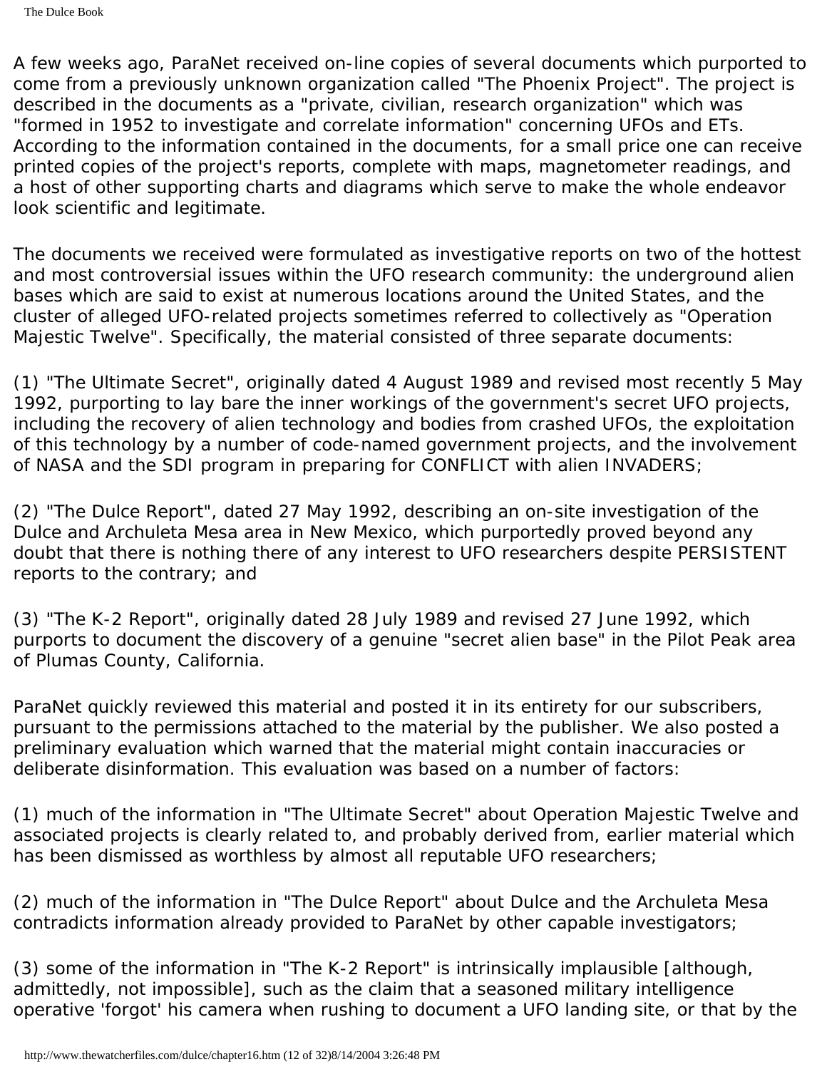A few weeks ago, ParaNet received on-line copies of several documents which purported to come from a previously unknown organization called "The Phoenix Project". The project is described in the documents as a "private, civilian, research organization" which was "formed in 1952 to investigate and correlate information" concerning UFOs and ETs. According to the information contained in the documents, for a small price one can receive printed copies of the project's reports, complete with maps, magnetometer readings, and a host of other supporting charts and diagrams which serve to make the whole endeavor look scientific and legitimate.

The documents we received were formulated as investigative reports on two of the hottest and most controversial issues within the UFO research community: the underground alien bases which are said to exist at numerous locations around the United States, and the cluster of alleged UFO-related projects sometimes referred to collectively as "Operation Majestic Twelve". Specifically, the material consisted of three separate documents:

(1) "The Ultimate Secret", originally dated 4 August 1989 and revised most recently 5 May 1992, purporting to lay bare the inner workings of the government's secret UFO projects, including the recovery of alien technology and bodies from crashed UFOs, the exploitation of this technology by a number of code-named government projects, and the involvement of NASA and the SDI program in preparing for CONFLICT with alien INVADERS;

(2) "The Dulce Report", dated 27 May 1992, describing an on-site investigation of the Dulce and Archuleta Mesa area in New Mexico, which purportedly proved beyond any doubt that there is nothing there of any interest to UFO researchers despite PERSISTENT reports to the contrary; and

(3) "The K-2 Report", originally dated 28 July 1989 and revised 27 June 1992, which purports to document the discovery of a genuine "secret alien base" in the Pilot Peak area of Plumas County, California.

ParaNet quickly reviewed this material and posted it in its entirety for our subscribers, pursuant to the permissions attached to the material by the publisher. We also posted a preliminary evaluation which warned that the material might contain inaccuracies or deliberate disinformation. This evaluation was based on a number of factors:

(1) much of the information in "The Ultimate Secret" about Operation Majestic Twelve and associated projects is clearly related to, and probably derived from, earlier material which has been dismissed as worthless by almost all reputable UFO researchers;

(2) much of the information in "The Dulce Report" about Dulce and the Archuleta Mesa contradicts information already provided to ParaNet by other capable investigators;

(3) some of the information in "The K-2 Report" is intrinsically implausible [although, admittedly, not impossible], such as the claim that a seasoned military intelligence operative 'forgot' his camera when rushing to document a UFO landing site, or that by the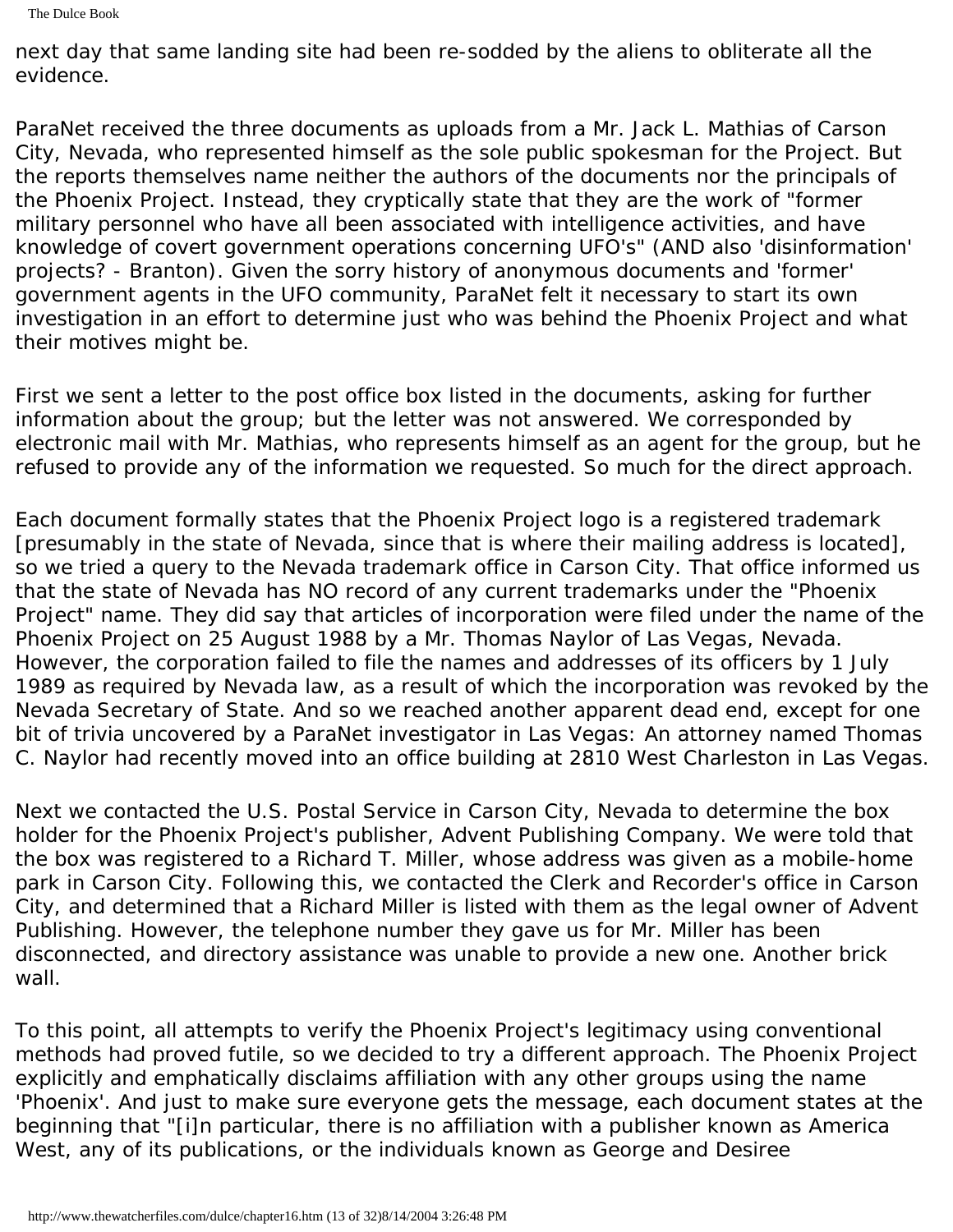next day that same landing site had been re-sodded by the aliens to obliterate all the evidence.

ParaNet received the three documents as uploads from a Mr. Jack L. Mathias of Carson City, Nevada, who represented himself as the sole public spokesman for the Project. But the reports themselves name neither the authors of the documents nor the principals of the Phoenix Project. Instead, they cryptically state that they are the work of "former military personnel who have all been associated with intelligence activities, and have knowledge of covert government operations concerning UFO's" (AND also 'disinformation' projects? - Branton). Given the sorry history of anonymous documents and 'former' government agents in the UFO community, ParaNet felt it necessary to start its own investigation in an effort to determine just who was behind the Phoenix Project and what their motives might be.

First we sent a letter to the post office box listed in the documents, asking for further information about the group; but the letter was not answered. We corresponded by electronic mail with Mr. Mathias, who represents himself as an agent for the group, but he refused to provide any of the information we requested. So much for the direct approach.

Each document formally states that the Phoenix Project logo is a registered trademark [presumably in the state of Nevada, since that is where their mailing address is located], so we tried a query to the Nevada trademark office in Carson City. That office informed us that the state of Nevada has NO record of any current trademarks under the "Phoenix Project" name. They did say that articles of incorporation were filed under the name of the Phoenix Project on 25 August 1988 by a Mr. Thomas Naylor of Las Vegas, Nevada. However, the corporation failed to file the names and addresses of its officers by 1 July 1989 as required by Nevada law, as a result of which the incorporation was revoked by the Nevada Secretary of State. And so we reached another apparent dead end, except for one bit of trivia uncovered by a ParaNet investigator in Las Vegas: An attorney named Thomas C. Naylor had recently moved into an office building at 2810 West Charleston in Las Vegas.

Next we contacted the U.S. Postal Service in Carson City, Nevada to determine the box holder for the Phoenix Project's publisher, Advent Publishing Company. We were told that the box was registered to a Richard T. Miller, whose address was given as a mobile-home park in Carson City. Following this, we contacted the Clerk and Recorder's office in Carson City, and determined that a Richard Miller is listed with them as the legal owner of Advent Publishing. However, the telephone number they gave us for Mr. Miller has been disconnected, and directory assistance was unable to provide a new one. Another brick wall.

To this point, all attempts to verify the Phoenix Project's legitimacy using conventional methods had proved futile, so we decided to try a different approach. The Phoenix Project explicitly and emphatically disclaims affiliation with any other groups using the name 'Phoenix'. And just to make sure everyone gets the message, each document states at the beginning that "[i]n particular, there is no affiliation with a publisher known as America West, any of its publications, or the individuals known as George and Desiree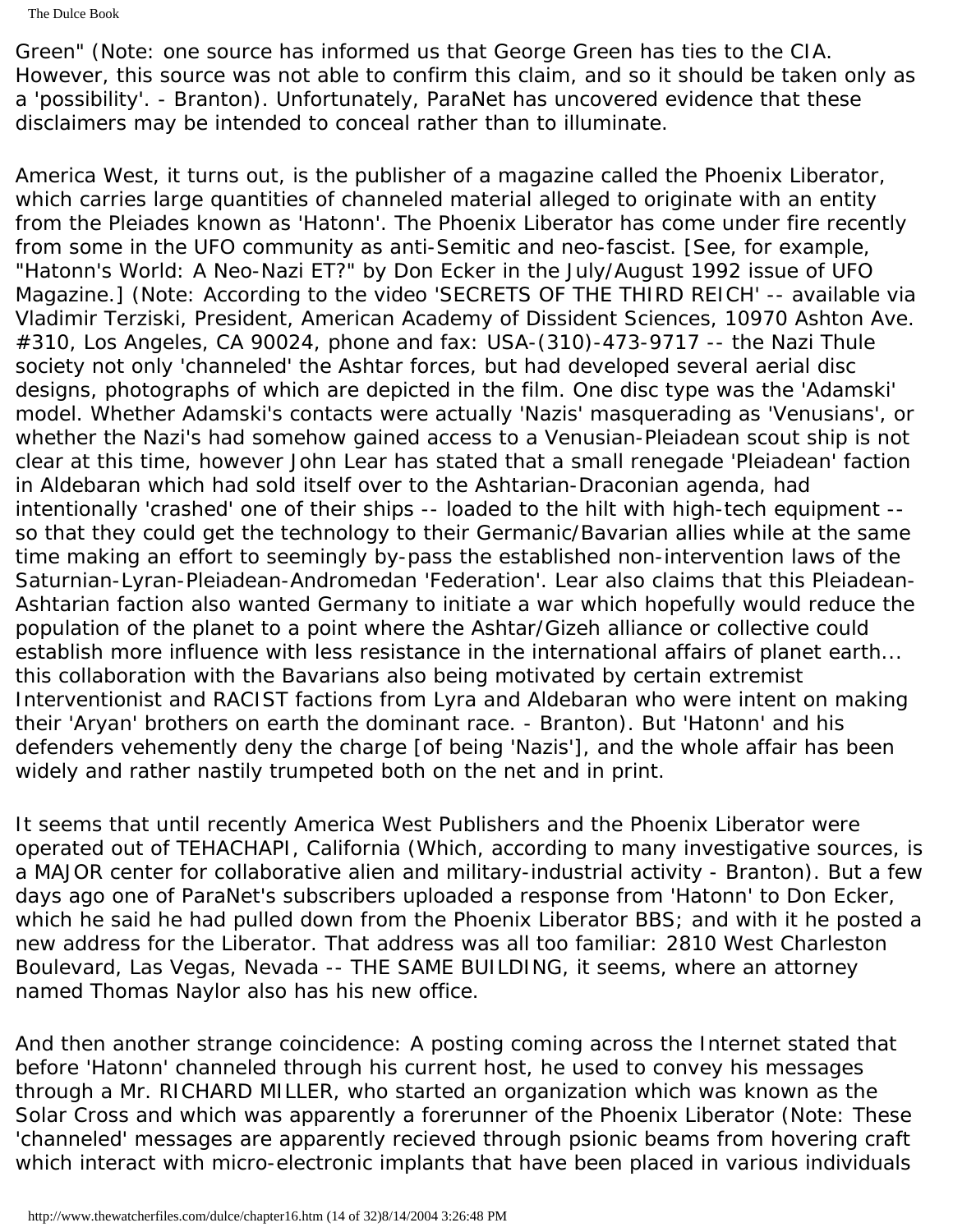Green" (Note: one source has informed us that George Green has ties to the CIA. However, this source was not able to confirm this claim, and so it should be taken only as a 'possibility'. - Branton). Unfortunately, ParaNet has uncovered evidence that these disclaimers may be intended to conceal rather than to illuminate.

America West, it turns out, is the publisher of a magazine called the Phoenix Liberator, which carries large quantities of channeled material alleged to originate with an entity from the Pleiades known as 'Hatonn'. The Phoenix Liberator has come under fire recently from some in the UFO community as anti-Semitic and neo-fascist. [See, for example, "Hatonn's World: A Neo-Nazi ET?" by Don Ecker in the July/August 1992 issue of UFO Magazine.] (Note: According to the video 'SECRETS OF THE THIRD REICH' -- available via Vladimir Terziski, President, American Academy of Dissident Sciences, 10970 Ashton Ave. #310, Los Angeles, CA 90024, phone and fax: USA-(310)-473-9717 -- the Nazi Thule society not only 'channeled' the Ashtar forces, but had developed several aerial disc designs, photographs of which are depicted in the film. One disc type was the 'Adamski' model. Whether Adamski's contacts were actually 'Nazis' masquerading as 'Venusians', or whether the Nazi's had somehow gained access to a Venusian-Pleiadean scout ship is not clear at this time, however John Lear has stated that a small renegade 'Pleiadean' faction in Aldebaran which had sold itself over to the Ashtarian-Draconian agenda, had intentionally 'crashed' one of their ships -- loaded to the hilt with high-tech equipment -- so that they could get the technology to their Germanic/Bavarian allies while at the same time making an effort to seemingly by-pass the established non-intervention laws of the Saturnian-Lyran-Pleiadean-Andromedan 'Federation'. Lear also claims that this Pleiadean-Ashtarian faction also wanted Germany to initiate a war which hopefully would reduce the population of the planet to a point where the Ashtar/Gizeh alliance or collective could establish more influence with less resistance in the international affairs of planet earth... this collaboration with the Bavarians also being motivated by certain extremist Interventionist and RACIST factions from Lyra and Aldebaran who were intent on making their 'Aryan' brothers on earth the dominant race. - Branton). But 'Hatonn' and his defenders vehemently deny the charge [of being 'Nazis'], and the whole affair has been widely and rather nastily trumpeted both on the net and in print.

It seems that until recently America West Publishers and the Phoenix Liberator were operated out of TEHACHAPI, California (Which, according to many investigative sources, is a MAJOR center for collaborative alien and military-industrial activity - Branton). But a few days ago one of ParaNet's subscribers uploaded a response from 'Hatonn' to Don Ecker, which he said he had pulled down from the Phoenix Liberator BBS; and with it he posted a new address for the Liberator. That address was all too familiar: 2810 West Charleston Boulevard, Las Vegas, Nevada -- THE SAME BUILDING, it seems, where an attorney named Thomas Naylor also has his new office.

And then another strange coincidence: A posting coming across the Internet stated that before 'Hatonn' channeled through his current host, he used to convey his messages through a Mr. RICHARD MILLER, who started an organization which was known as the Solar Cross and which was apparently a forerunner of the Phoenix Liberator (Note: These 'channeled' messages are apparently recieved through psionic beams from hovering craft which interact with micro-electronic implants that have been placed in various individuals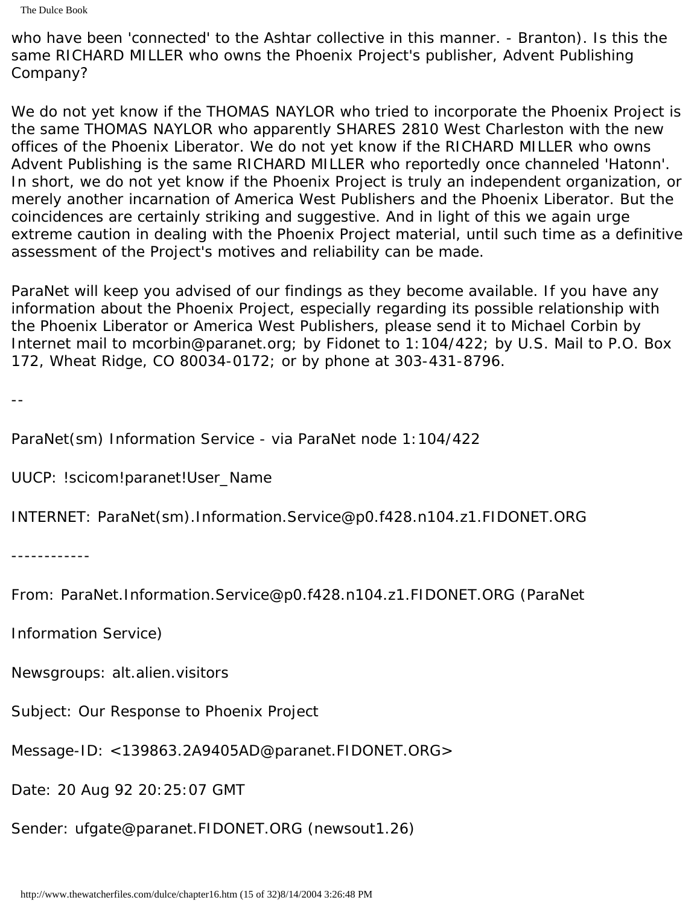who have been 'connected' to the Ashtar collective in this manner. - Branton). Is this the same RICHARD MILLER who owns the Phoenix Project's publisher, Advent Publishing Company?

We do not yet know if the THOMAS NAYLOR who tried to incorporate the Phoenix Project is the same THOMAS NAYLOR who apparently SHARES 2810 West Charleston with the new offices of the Phoenix Liberator. We do not yet know if the RICHARD MILLER who owns Advent Publishing is the same RICHARD MILLER who reportedly once channeled 'Hatonn'. In short, we do not yet know if the Phoenix Project is truly an independent organization, or merely another incarnation of America West Publishers and the Phoenix Liberator. But the coincidences are certainly striking and suggestive. And in light of this we again urge extreme caution in dealing with the Phoenix Project material, until such time as a definitive assessment of the Project's motives and reliability can be made.

ParaNet will keep you advised of our findings as they become available. If you have any information about the Phoenix Project, especially regarding its possible relationship with the Phoenix Liberator or America West Publishers, please send it to Michael Corbin by Internet mail to mcorbin@paranet.org; by Fidonet to 1:104/422; by U.S. Mail to P.O. Box 172, Wheat Ridge, CO 80034-0172; or by phone at 303-431-8796.

--

ParaNet(sm) Information Service - via ParaNet node 1:104/422

UUCP: !scicom!paranet!User_Name

INTERNET: ParaNet(sm).Information.Service@p0.f428.n104.z1.FIDONET.ORG

------------

From: ParaNet.Information.Service@p0.f428.n104.z1.FIDONET.ORG (ParaNet

Information Service)

Newsgroups: alt.alien.visitors

Subject: Our Response to Phoenix Project

Message-ID: <139863.2A9405AD@paranet.FIDONET.ORG>

Date: 20 Aug 92 20:25:07 GMT

Sender: ufgate@paranet.FIDONET.ORG (newsout1.26)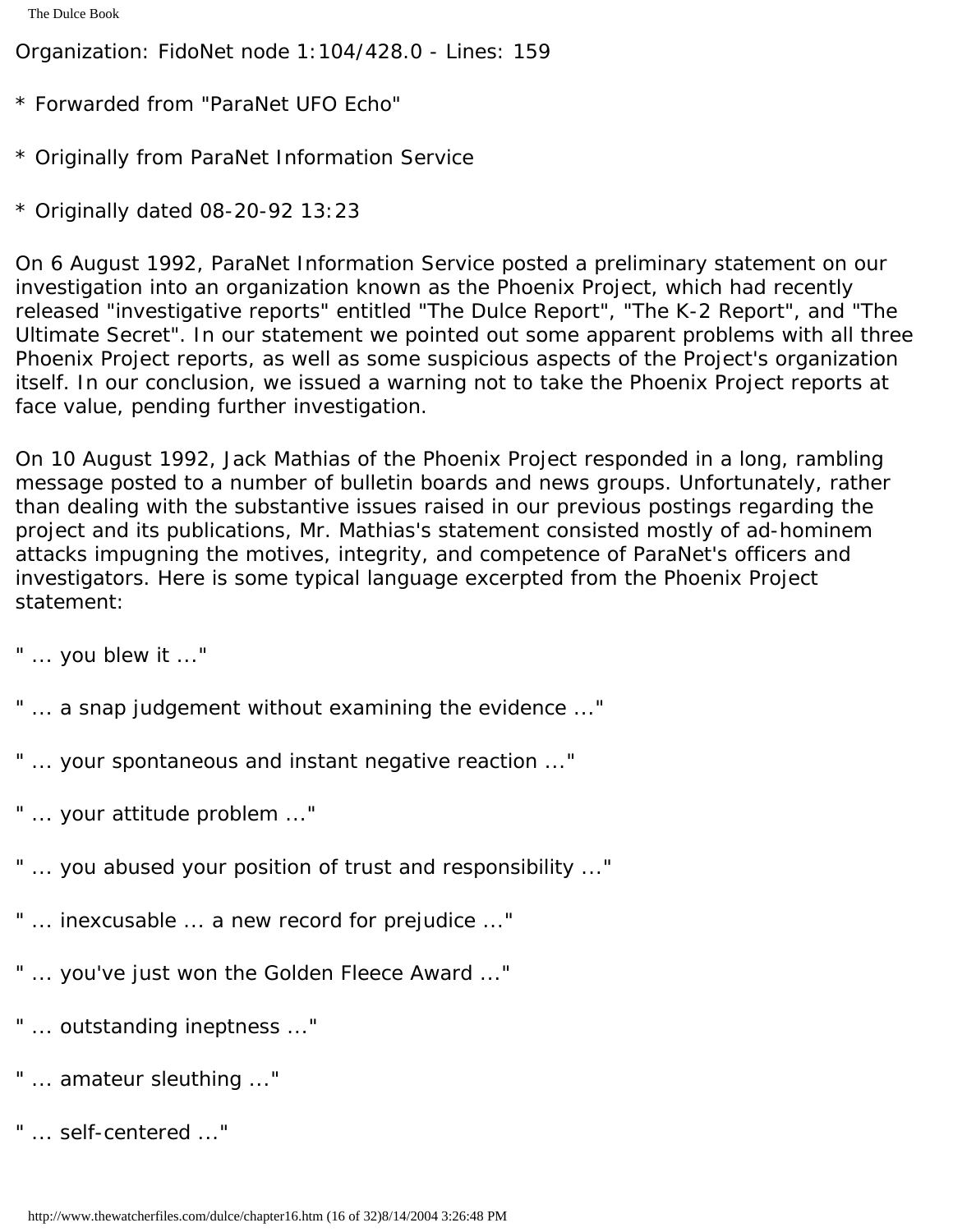Organization: FidoNet node 1:104/428.0 - Lines: 159

* Forwarded from "ParaNet UFO Echo"

* Originally from ParaNet Information Service

* Originally dated 08-20-92 13:23

On 6 August 1992, ParaNet Information Service posted a preliminary statement on our investigation into an organization known as the Phoenix Project, which had recently released "investigative reports" entitled "The Dulce Report", "The K-2 Report", and "The Ultimate Secret". In our statement we pointed out some apparent problems with all three Phoenix Project reports, as well as some suspicious aspects of the Project's organization itself. In our conclusion, we issued a warning not to take the Phoenix Project reports at face value, pending further investigation.

On 10 August 1992, Jack Mathias of the Phoenix Project responded in a long, rambling message posted to a number of bulletin boards and news groups. Unfortunately, rather than dealing with the substantive issues raised in our previous postings regarding the project and its publications, Mr. Mathias's statement consisted mostly of ad-hominem attacks impugning the motives, integrity, and competence of ParaNet's officers and investigators. Here is some typical language excerpted from the Phoenix Project statement:

" ... you blew it ..."

" ... a snap judgement without examining the evidence ..."

" ... your spontaneous and instant negative reaction ..."

" ... your attitude problem ..."

" ... you abused your position of trust and responsibility ..."

" ... inexcusable ... a new record for prejudice ..."

" ... you've just won the Golden Fleece Award ..."

" ... outstanding ineptness ..."

" ... amateur sleuthing ..."

" ... self-centered ..."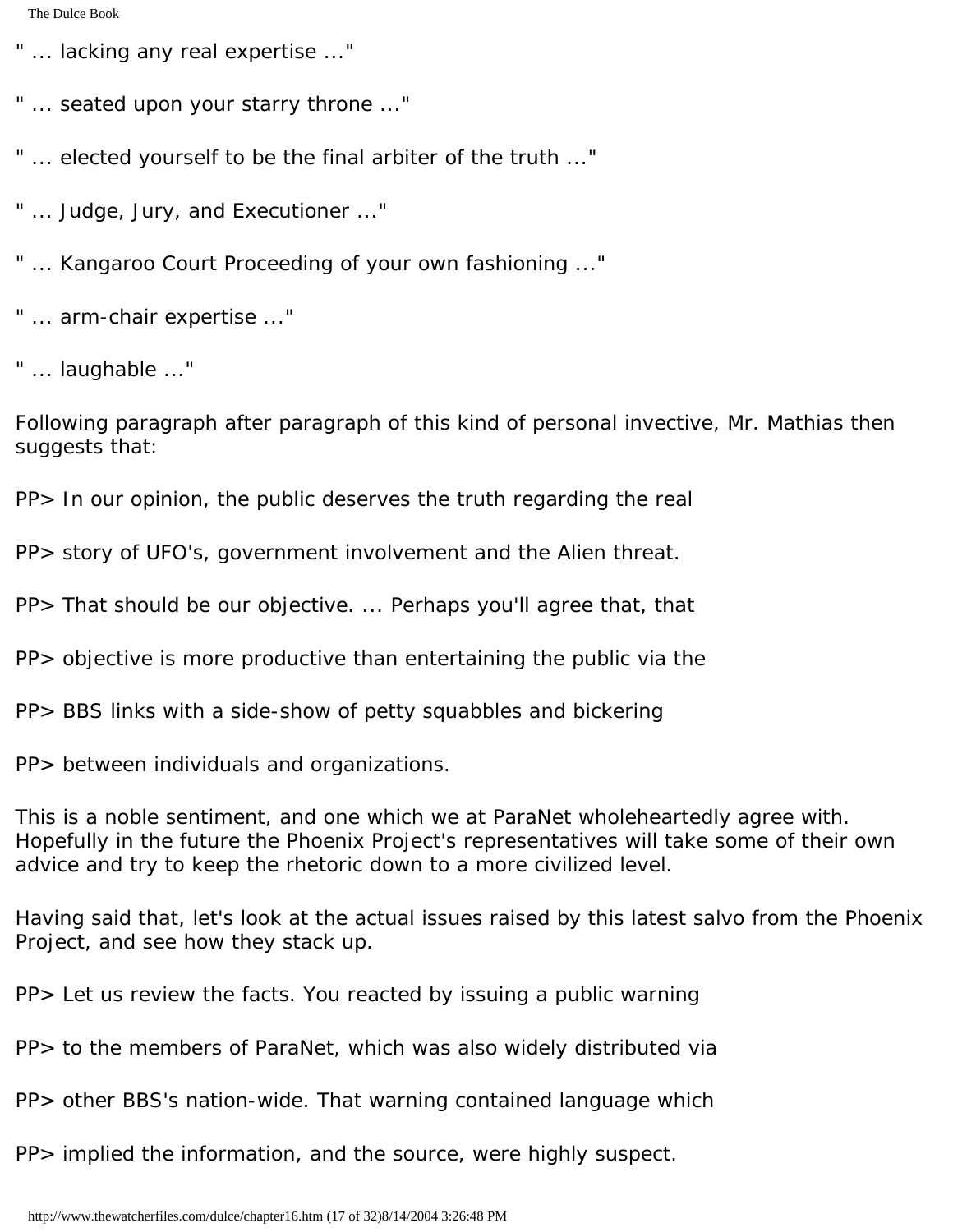" ... lacking any real expertise ..."

" ... seated upon your starry throne ..."

" ... elected yourself to be the final arbiter of the truth ..."

" ... Judge, Jury, and Executioner ..."

" ... Kangaroo Court Proceeding of your own fashioning ..."

" ... arm-chair expertise ..."

" ... laughable ..."

Following paragraph after paragraph of this kind of personal invective, Mr. Mathias then suggests that:

PP> In our opinion, the public deserves the truth regarding the real

PP> story of UFO's, government involvement and the Alien threat.

PP> That should be our objective. ... Perhaps you'll agree that, that

PP> objective is more productive than entertaining the public via the

PP> BBS links with a side-show of petty squabbles and bickering

PP> between individuals and organizations.

This is a noble sentiment, and one which we at ParaNet wholeheartedly agree with. Hopefully in the future the Phoenix Project's representatives will take some of their own advice and try to keep the rhetoric down to a more civilized level.

Having said that, let's look at the actual issues raised by this latest salvo from the Phoenix Project, and see how they stack up.

PP> Let us review the facts. You reacted by issuing a public warning

PP> to the members of ParaNet, which was also widely distributed via

PP> other BBS's nation-wide. That warning contained language which

PP> implied the information, and the source, were highly suspect.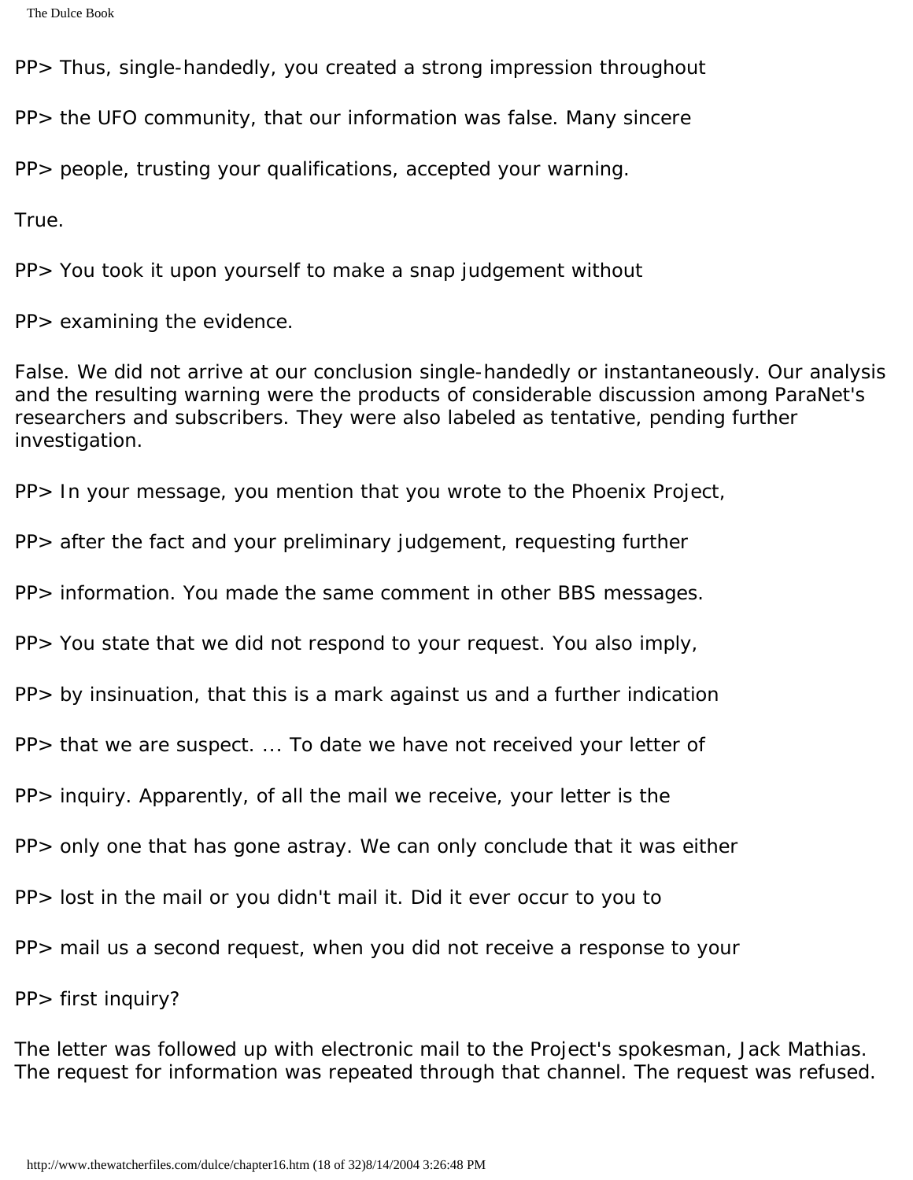PP> Thus, single-handedly, you created a strong impression throughout

PP> the UFO community, that our information was false. Many sincere

PP> people, trusting your qualifications, accepted your warning.

True.

PP> You took it upon yourself to make a snap judgement without

PP> examining the evidence.

False. We did not arrive at our conclusion single-handedly or instantaneously. Our analysis and the resulting warning were the products of considerable discussion among ParaNet's researchers and subscribers. They were also labeled as tentative, pending further investigation.

PP> In your message, you mention that you wrote to the Phoenix Project,

PP> after the fact and your preliminary judgement, requesting further

PP> information. You made the same comment in other BBS messages.

PP> You state that we did not respond to your request. You also imply,

PP> by insinuation, that this is a mark against us and a further indication

PP> that we are suspect. ... To date we have not received your letter of

PP> inquiry. Apparently, of all the mail we receive, your letter is the

PP> only one that has gone astray. We can only conclude that it was either

PP> lost in the mail or you didn't mail it. Did it ever occur to you to

PP> mail us a second request, when you did not receive a response to your

PP> first inquiry?

The letter was followed up with electronic mail to the Project's spokesman, Jack Mathias. The request for information was repeated through that channel. The request was refused.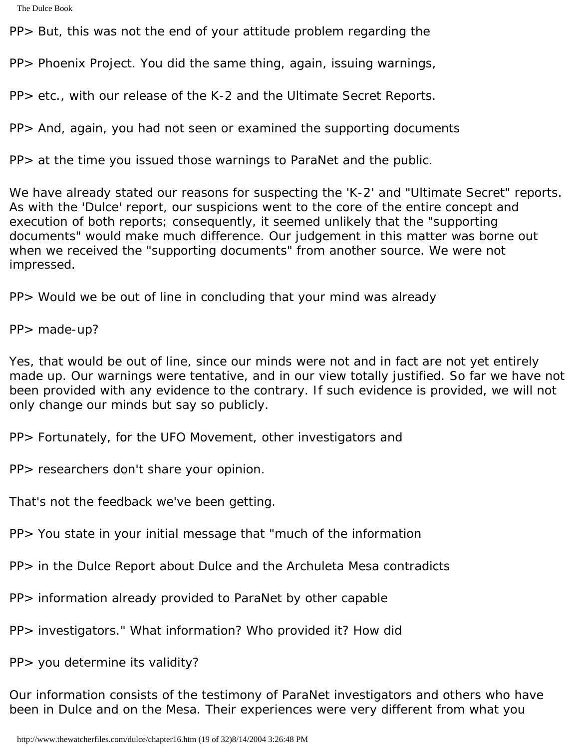PP> But, this was not the end of your attitude problem regarding the

PP> Phoenix Project. You did the same thing, again, issuing warnings,

PP> etc., with our release of the K-2 and the Ultimate Secret Reports.

PP> And, again, you had not seen or examined the supporting documents

PP> at the time you issued those warnings to ParaNet and the public.

We have already stated our reasons for suspecting the 'K-2' and "Ultimate Secret" reports. As with the 'Dulce' report, our suspicions went to the core of the entire concept and execution of both reports; consequently, it seemed unlikely that the "supporting documents" would make much difference. Our judgement in this matter was borne out when we received the "supporting documents" from another source. We were not impressed.

PP> Would we be out of line in concluding that your mind was already

PP> made-up?

Yes, that would be out of line, since our minds were not and in fact are not yet entirely made up. Our warnings were tentative, and in our view totally justified. So far we have not been provided with any evidence to the contrary. If such evidence is provided, we will not only change our minds but say so publicly.

PP> Fortunately, for the UFO Movement, other investigators and

PP> researchers don't share your opinion.

That's not the feedback we've been getting.

PP> You state in your initial message that "much of the information

PP> in the Dulce Report about Dulce and the Archuleta Mesa contradicts

PP> information already provided to ParaNet by other capable

PP> investigators." What information? Who provided it? How did

PP> you determine its validity?

Our information consists of the testimony of ParaNet investigators and others who have been in Dulce and on the Mesa. Their experiences were very different from what you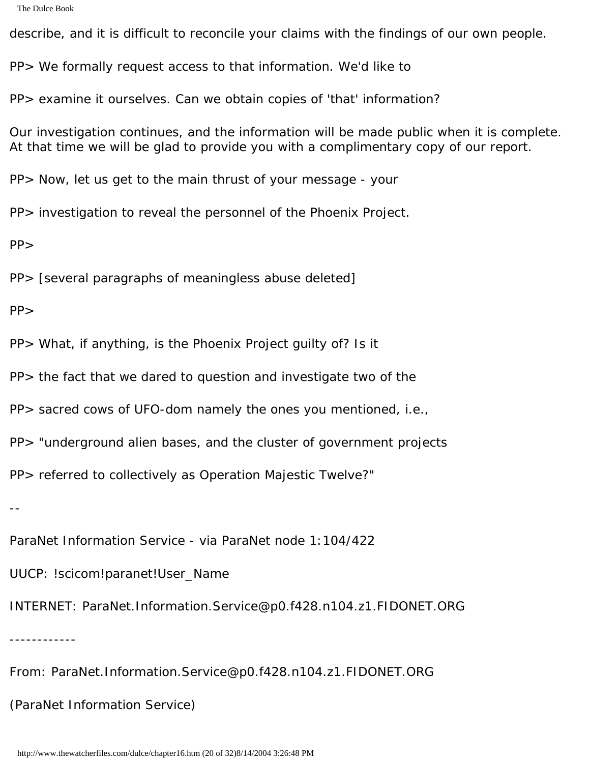describe, and it is difficult to reconcile your claims with the findings of our own people.

PP> We formally request access to that information. We'd like to

PP> examine it ourselves. Can we obtain copies of 'that' information?

Our investigation continues, and the information will be made public when it is complete. At that time we will be glad to provide you with a complimentary copy of our report.

PP> Now, let us get to the main thrust of your message - your

PP> investigation to reveal the personnel of the Phoenix Project.

PP>

PP> [several paragraphs of meaningless abuse deleted]

PP>

PP> What, if anything, is the Phoenix Project guilty of? Is it

PP> the fact that we dared to question and investigate two of the

PP> sacred cows of UFO-dom namely the ones you mentioned, i.e.,

PP> "underground alien bases, and the cluster of government projects

PP> referred to collectively as Operation Majestic Twelve?"

--

ParaNet Information Service - via ParaNet node 1:104/422

UUCP: !scicom!paranet!User_Name

INTERNET: ParaNet.Information.Service@p0.f428.n104.z1.FIDONET.ORG

------------

From: ParaNet.Information.Service@p0.f428.n104.z1.FIDONET.ORG

(ParaNet Information Service)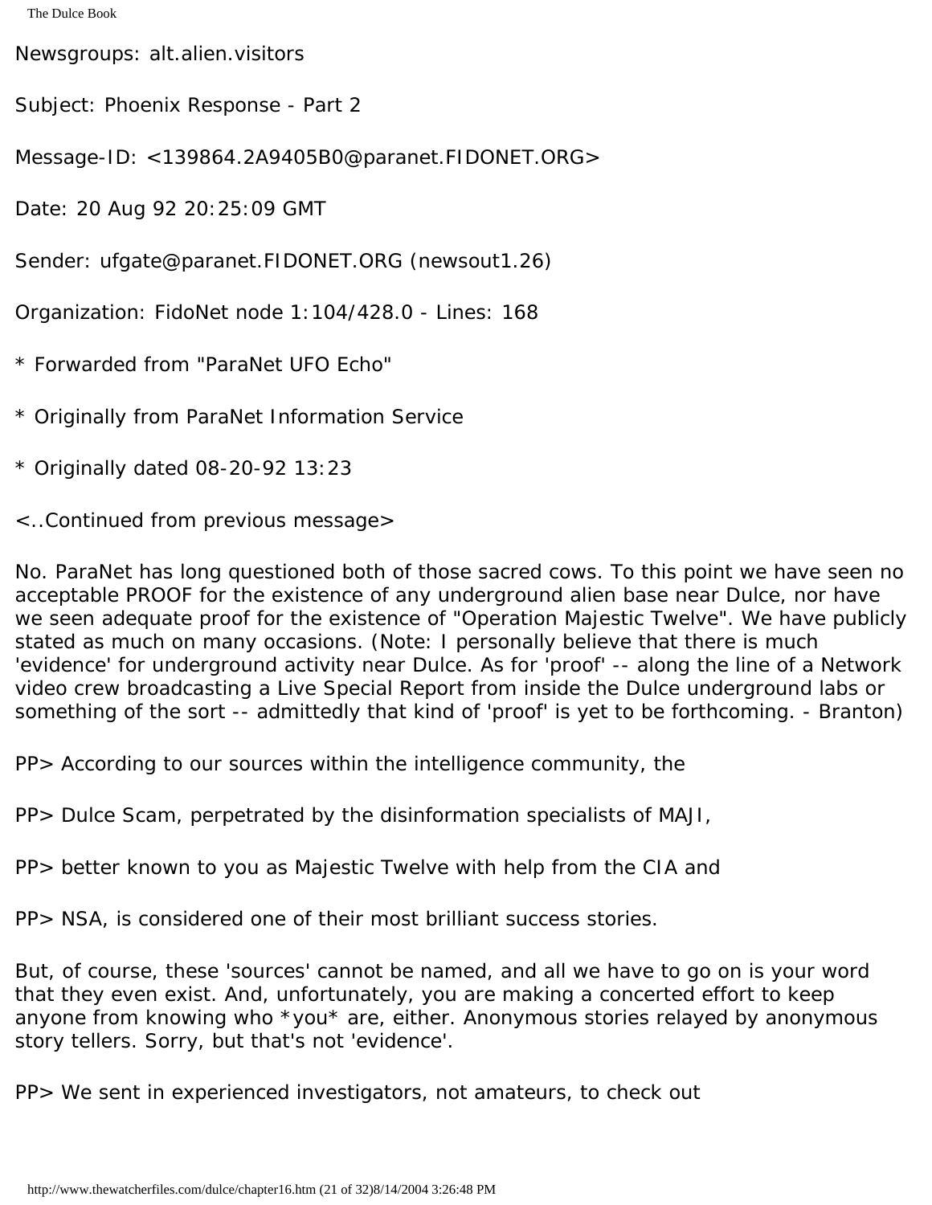Newsgroups: alt.alien.visitors

Subject: Phoenix Response - Part 2

Message-ID: <139864.2A9405B0@paranet.FIDONET.ORG>

Date: 20 Aug 92 20:25:09 GMT

Sender: ufgate@paranet.FIDONET.ORG (newsout1.26)

Organization: FidoNet node 1:104/428.0 - Lines: 168

* Forwarded from "ParaNet UFO Echo"

* Originally from ParaNet Information Service

* Originally dated 08-20-92 13:23

<..Continued from previous message>

No. ParaNet has long questioned both of those sacred cows. To this point we have seen no acceptable PROOF for the existence of any underground alien base near Dulce, nor have we seen adequate proof for the existence of "Operation Majestic Twelve". We have publicly stated as much on many occasions. (Note: I personally believe that there is much 'evidence' for underground activity near Dulce. As for 'proof' -- along the line of a Network video crew broadcasting a Live Special Report from inside the Dulce underground labs or something of the sort -- admittedly that kind of 'proof' is yet to be forthcoming. - Branton)

PP> According to our sources within the intelligence community, the

PP> Dulce Scam, perpetrated by the disinformation specialists of MAJI,

PP> better known to you as Majestic Twelve with help from the CIA and

PP> NSA, is considered one of their most brilliant success stories.

But, of course, these 'sources' cannot be named, and all we have to go on is your word that they even exist. And, unfortunately, you are making a concerted effort to keep anyone from knowing who *you* are, either. Anonymous stories relayed by anonymous story tellers. Sorry, but that's not 'evidence'.

PP> We sent in experienced investigators, not amateurs, to check out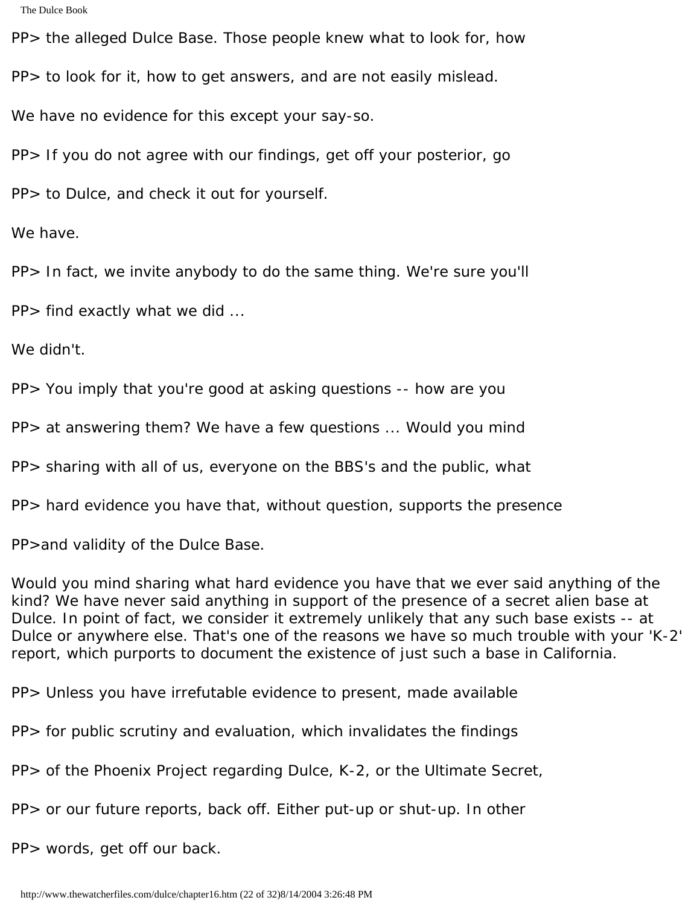PP> the alleged Dulce Base. Those people knew what to look for, how

PP> to look for it, how to get answers, and are not easily mislead.

We have no evidence for this except your say-so.

PP> If you do not agree with our findings, get off your posterior, go

PP> to Dulce, and check it out for yourself.

We have.

PP> In fact, we invite anybody to do the same thing. We're sure you'll

PP> find exactly what we did ...

We didn't.

PP> You imply that you're good at asking questions -- how are you

PP> at answering them? We have a few questions ... Would you mind

PP> sharing with all of us, everyone on the BBS's and the public, what

PP> hard evidence you have that, without question, supports the presence

PP>and validity of the Dulce Base.

Would you mind sharing what hard evidence you have that we ever said anything of the kind? We have never said anything in support of the presence of a secret alien base at Dulce. In point of fact, we consider it extremely unlikely that any such base exists -- at Dulce or anywhere else. That's one of the reasons we have so much trouble with your 'K-2' report, which purports to document the existence of just such a base in California.

PP> Unless you have irrefutable evidence to present, made available

PP> for public scrutiny and evaluation, which invalidates the findings

PP> of the Phoenix Project regarding Dulce, K-2, or the Ultimate Secret,

PP> or our future reports, back off. Either put-up or shut-up. In other

PP> words, get off our back.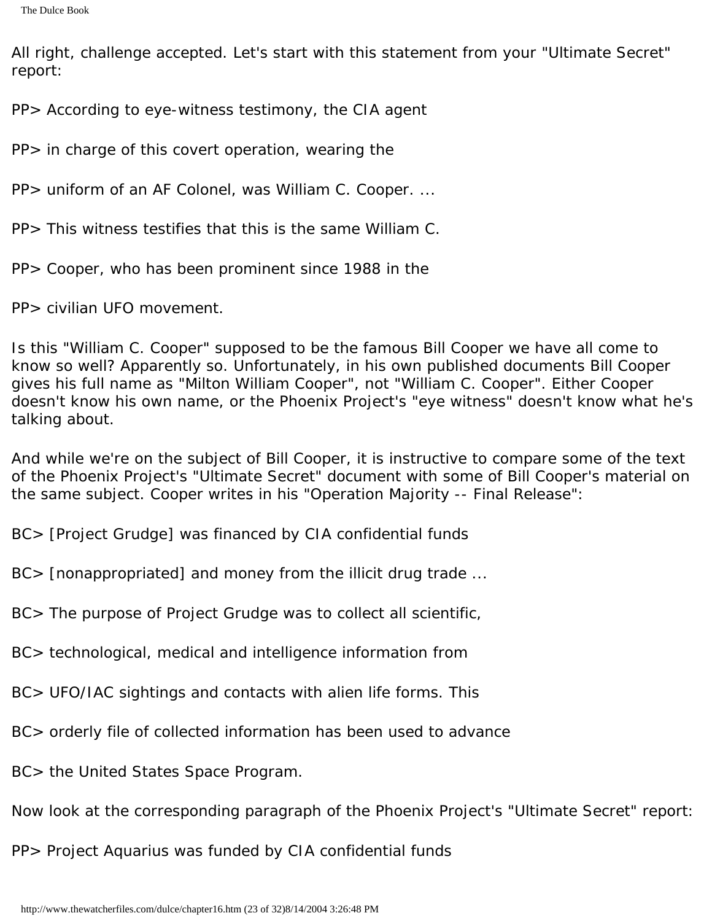All right, challenge accepted. Let's start with this statement from your "Ultimate Secret" report:

PP> According to eye-witness testimony, the CIA agent

PP> in charge of this covert operation, wearing the

PP> uniform of an AF Colonel, was William C. Cooper. ...

PP> This witness testifies that this is the same William C.

PP> Cooper, who has been prominent since 1988 in the

PP> civilian UFO movement.

Is this "William C. Cooper" supposed to be the famous Bill Cooper we have all come to know so well? Apparently so. Unfortunately, in his own published documents Bill Cooper gives his full name as "Milton William Cooper", not "William C. Cooper". Either Cooper doesn't know his own name, or the Phoenix Project's "eye witness" doesn't know what he's talking about.

And while we're on the subject of Bill Cooper, it is instructive to compare some of the text of the Phoenix Project's "Ultimate Secret" document with some of Bill Cooper's material on the same subject. Cooper writes in his "Operation Majority -- Final Release":

BC> [Project Grudge] was financed by CIA confidential funds

BC> [nonappropriated] and money from the illicit drug trade ...

BC> The purpose of Project Grudge was to collect all scientific,

BC> technological, medical and intelligence information from

BC> UFO/IAC sightings and contacts with alien life forms. This

BC> orderly file of collected information has been used to advance

BC> the United States Space Program.

Now look at the corresponding paragraph of the Phoenix Project's "Ultimate Secret" report:

PP> Project Aquarius was funded by CIA confidential funds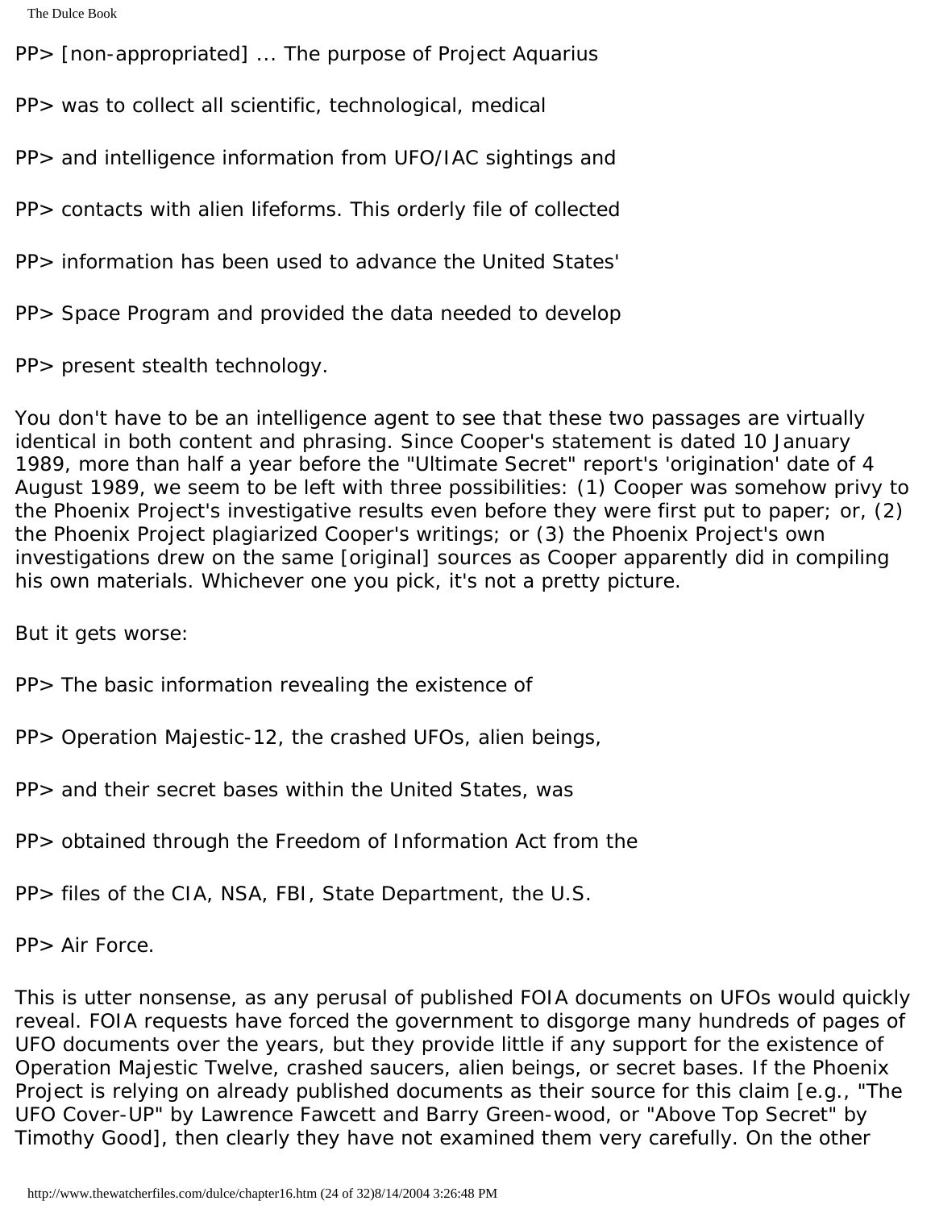PP> [non-appropriated] ... The purpose of Project Aquarius

PP> was to collect all scientific, technological, medical

PP> and intelligence information from UFO/IAC sightings and

PP> contacts with alien lifeforms. This orderly file of collected

PP> information has been used to advance the United States'

PP> Space Program and provided the data needed to develop

PP> present stealth technology.

You don't have to be an intelligence agent to see that these two passages are virtually identical in both content and phrasing. Since Cooper's statement is dated 10 January 1989, more than half a year before the "Ultimate Secret" report's 'origination' date of 4 August 1989, we seem to be left with three possibilities: (1) Cooper was somehow privy to the Phoenix Project's investigative results even before they were first put to paper; or, (2) the Phoenix Project plagiarized Cooper's writings; or (3) the Phoenix Project's own investigations drew on the same [original] sources as Cooper apparently did in compiling his own materials. Whichever one you pick, it's not a pretty picture.

But it gets worse:

PP> The basic information revealing the existence of

PP> Operation Majestic-12, the crashed UFOs, alien beings,

PP> and their secret bases within the United States, was

PP> obtained through the Freedom of Information Act from the

PP> files of the CIA, NSA, FBI, State Department, the U.S.

PP> Air Force.

This is utter nonsense, as any perusal of published FOIA documents on UFOs would quickly reveal. FOIA requests have forced the government to disgorge many hundreds of pages of UFO documents over the years, but they provide little if any support for the existence of Operation Majestic Twelve, crashed saucers, alien beings, or secret bases. If the Phoenix Project is relying on already published documents as their source for this claim [e.g., "The UFO Cover-UP" by Lawrence Fawcett and Barry Green-wood, or "Above Top Secret" by Timothy Good], then clearly they have not examined them very carefully. On the other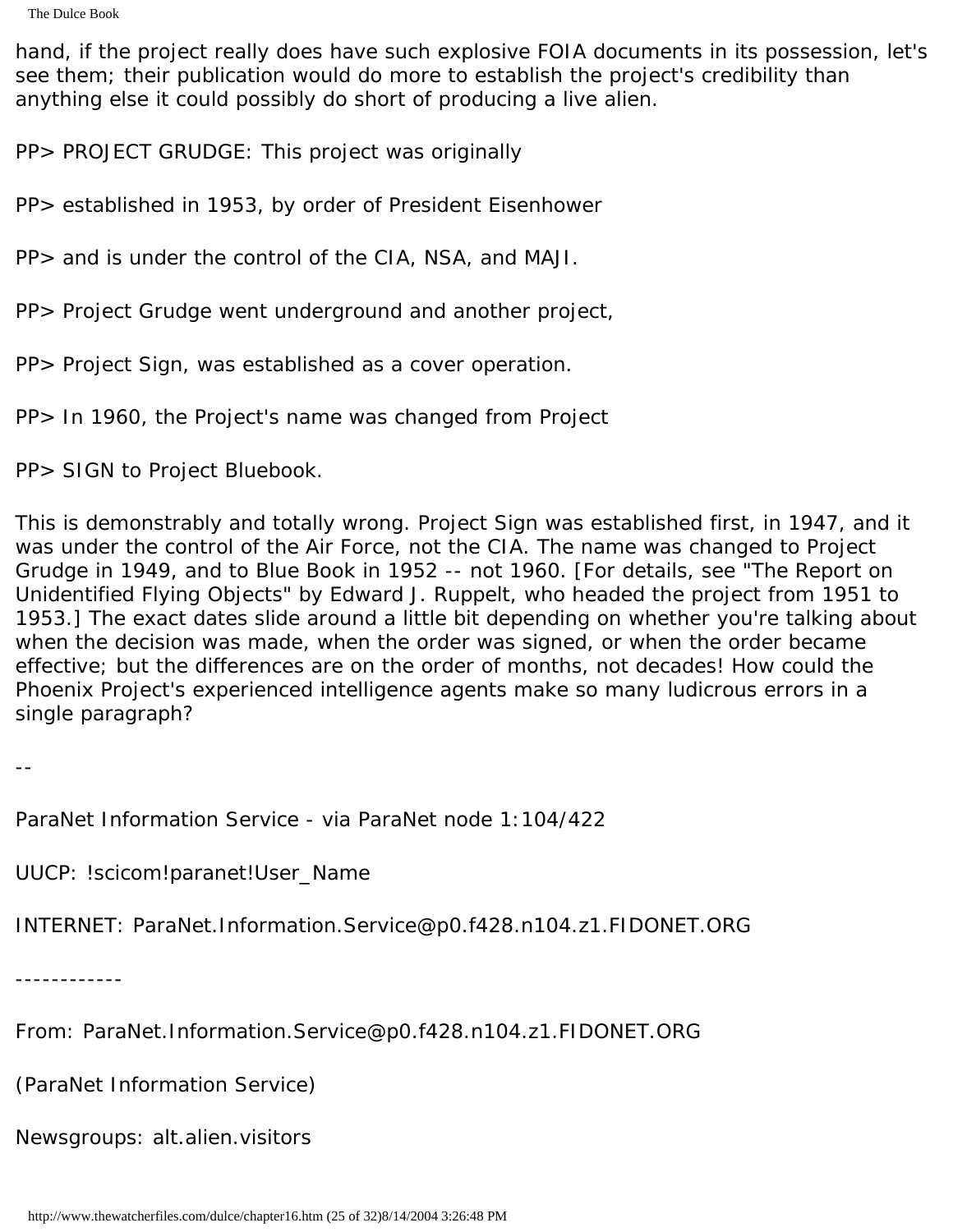hand, if the project really does have such explosive FOIA documents in its possession, let's see them; their publication would do more to establish the project's credibility than anything else it could possibly do short of producing a live alien.

PP> PROJECT GRUDGE: This project was originally

PP> established in 1953, by order of President Eisenhower

PP> and is under the control of the CIA, NSA, and MAJI.

PP> Project Grudge went underground and another project,

PP> Project Sign, was established as a cover operation.

PP> In 1960, the Project's name was changed from Project

PP> SIGN to Project Bluebook.

This is demonstrably and totally wrong. Project Sign was established first, in 1947, and it was under the control of the Air Force, not the CIA. The name was changed to Project Grudge in 1949, and to Blue Book in 1952 -- not 1960. [For details, see "The Report on Unidentified Flying Objects" by Edward J. Ruppelt, who headed the project from 1951 to 1953.] The exact dates slide around a little bit depending on whether you're talking about when the decision was made, when the order was signed, or when the order became effective; but the differences are on the order of months, not decades! How could the Phoenix Project's experienced intelligence agents make so many ludicrous errors in a single paragraph?

--

ParaNet Information Service - via ParaNet node 1:104/422

UUCP: !scicom!paranet!User_Name

INTERNET: ParaNet.Information.Service@p0.f428.n104.z1.FIDONET.ORG

------------

From: ParaNet.Information.Service@p0.f428.n104.z1.FIDONET.ORG

(ParaNet Information Service)

Newsgroups: alt.alien.visitors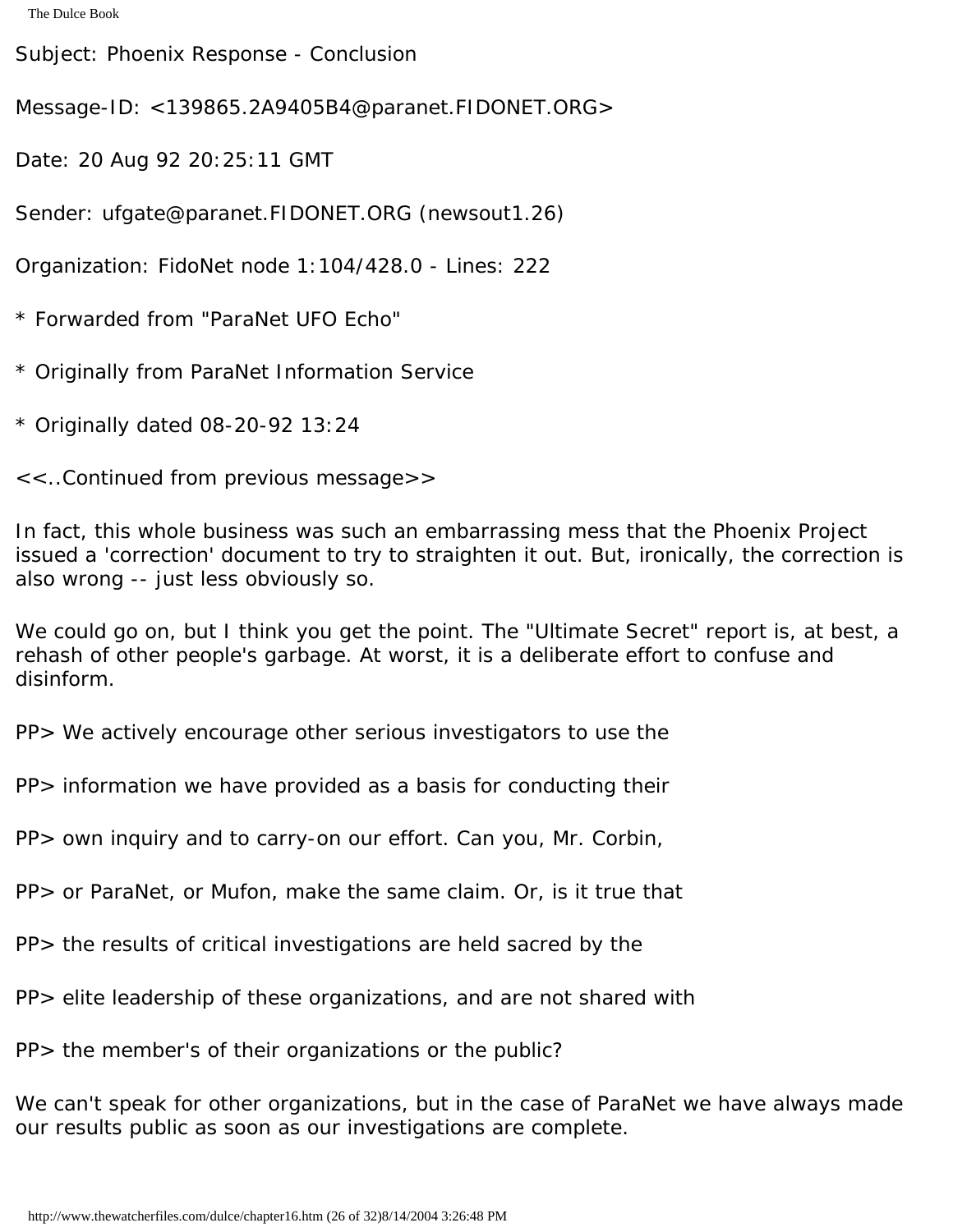Subject: Phoenix Response - Conclusion

Message-ID: <139865.2A9405B4@paranet.FIDONET.ORG>

Date: 20 Aug 92 20:25:11 GMT

Sender: ufgate@paranet.FIDONET.ORG (newsout1.26)

Organization: FidoNet node 1:104/428.0 - Lines: 222

* Forwarded from "ParaNet UFO Echo"

* Originally from ParaNet Information Service

* Originally dated 08-20-92 13:24

<<..Continued from previous message>>

In fact, this whole business was such an embarrassing mess that the Phoenix Project issued a 'correction' document to try to straighten it out. But, ironically, the correction is also wrong -- just less obviously so.

We could go on, but I think you get the point. The "Ultimate Secret" report is, at best, a rehash of other people's garbage. At worst, it is a deliberate effort to confuse and disinform.

PP> We actively encourage other serious investigators to use the

PP> information we have provided as a basis for conducting their

PP> own inquiry and to carry-on our effort. Can you, Mr. Corbin,

PP> or ParaNet, or Mufon, make the same claim. Or, is it true that

PP> the results of critical investigations are held sacred by the

PP> elite leadership of these organizations, and are not shared with

PP> the member's of their organizations or the public?

We can't speak for other organizations, but in the case of ParaNet we have always made our results public as soon as our investigations are complete.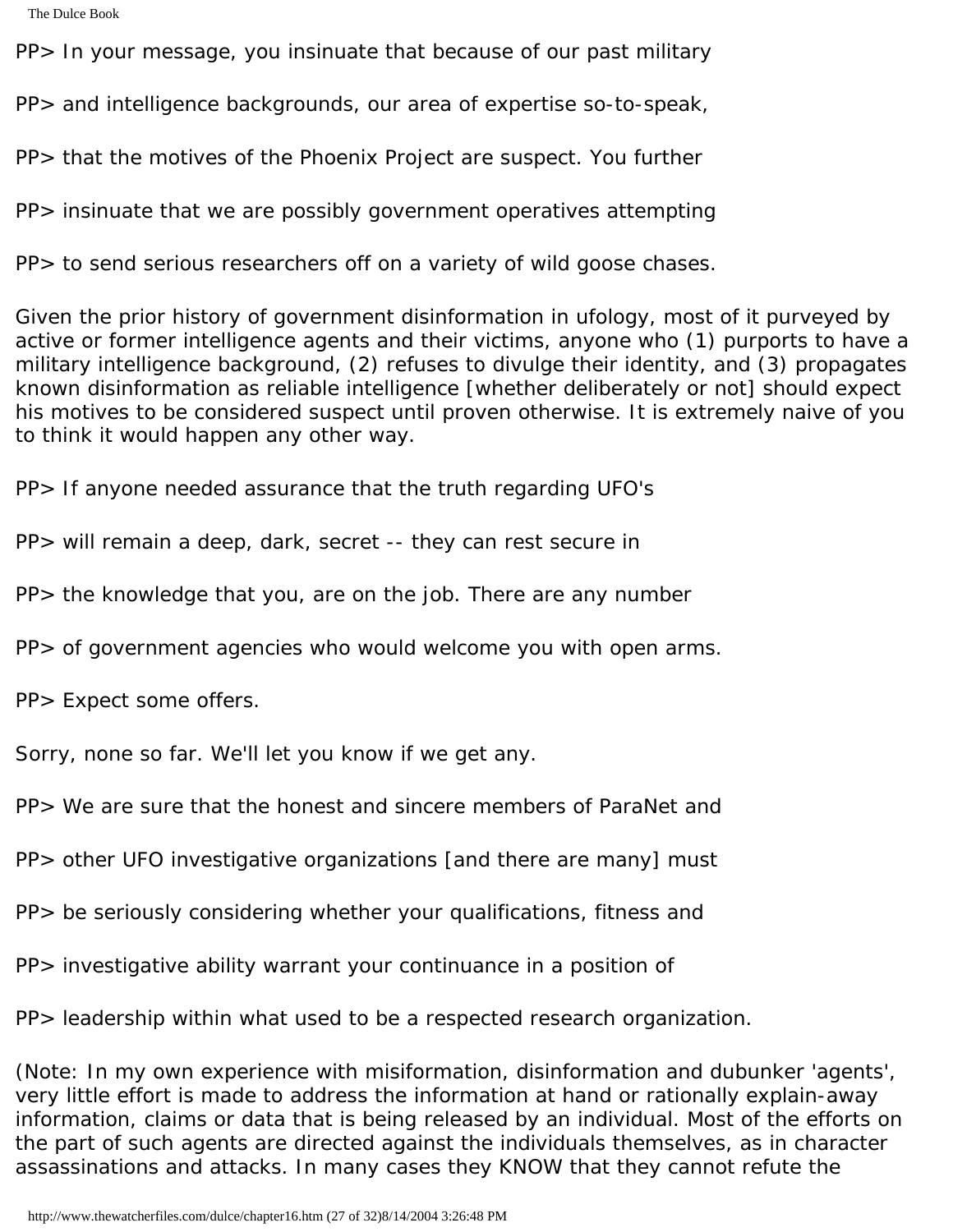PP> In your message, you insinuate that because of our past military

PP> and intelligence backgrounds, our area of expertise so-to-speak,

PP> that the motives of the Phoenix Project are suspect. You further

PP> insinuate that we are possibly government operatives attempting

PP> to send serious researchers off on a variety of wild goose chases.

Given the prior history of government disinformation in ufology, most of it purveyed by active or former intelligence agents and their victims, anyone who (1) purports to have a military intelligence background, (2) refuses to divulge their identity, and (3) propagates known disinformation as reliable intelligence [whether deliberately or not] should expect his motives to be considered suspect until proven otherwise. It is extremely naive of you to think it would happen any other way.

PP> If anyone needed assurance that the truth regarding UFO's

PP> will remain a deep, dark, secret -- they can rest secure in

PP> the knowledge that you, are on the job. There are any number

PP> of government agencies who would welcome you with open arms.

PP> Expect some offers.

Sorry, none so far. We'll let you know if we get any.

PP> We are sure that the honest and sincere members of ParaNet and

PP> other UFO investigative organizations [and there are many] must

PP> be seriously considering whether your qualifications, fitness and

PP> investigative ability warrant your continuance in a position of

PP> leadership within what used to be a respected research organization.

(Note: In my own experience with misiformation, disinformation and dubunker 'agents', very little effort is made to address the information at hand or rationally explain-away information, claims or data that is being released by an individual. Most of the efforts on the part of such agents are directed against the individuals themselves, as in character assassinations and attacks. In many cases they KNOW that they cannot refute the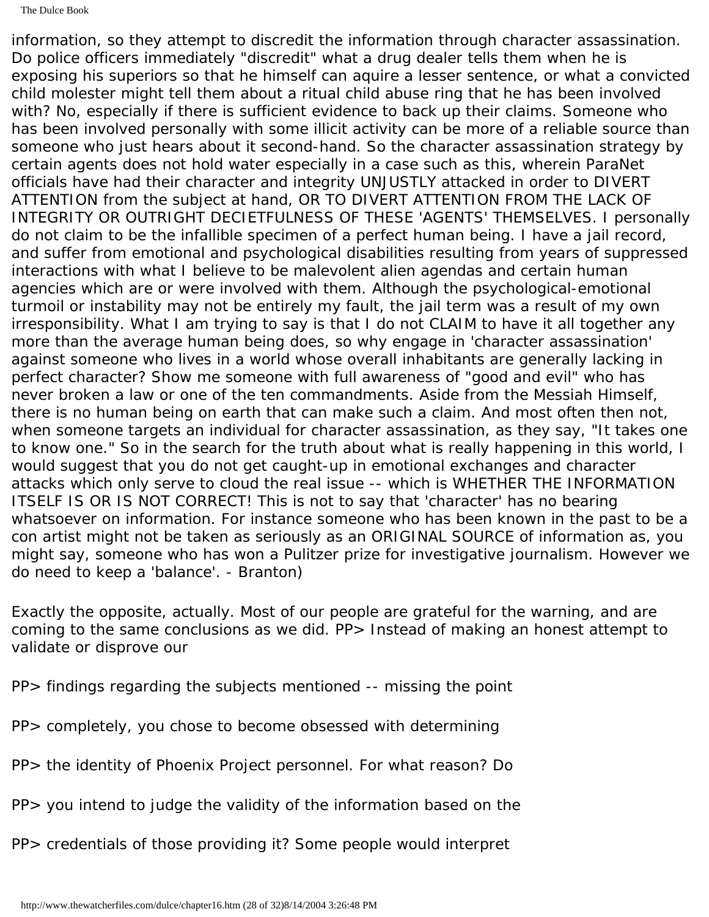information, so they attempt to discredit the information through character assassination. Do police officers immediately "discredit" what a drug dealer tells them when he is exposing his superiors so that he himself can aquire a lesser sentence, or what a convicted child molester might tell them about a ritual child abuse ring that he has been involved with? No, especially if there is sufficient evidence to back up their claims. Someone who has been involved personally with some illicit activity can be more of a reliable source than someone who just hears about it second-hand. So the character assassination strategy by certain agents does not hold water especially in a case such as this, wherein ParaNet officials have had their character and integrity UNJUSTLY attacked in order to DIVERT ATTENTION from the subject at hand, OR TO DIVERT ATTENTION FROM THE LACK OF INTEGRITY OR OUTRIGHT DECIETFULNESS OF THESE 'AGENTS' THEMSELVES. I personally do not claim to be the infallible specimen of a perfect human being. I have a jail record, and suffer from emotional and psychological disabilities resulting from years of suppressed interactions with what I believe to be malevolent alien agendas and certain human agencies which are or were involved with them. Although the psychological-emotional turmoil or instability may not be entirely my fault, the jail term was a result of my own irresponsibility. What I am trying to say is that I do not CLAIM to have it all together any more than the average human being does, so why engage in 'character assassination' against someone who lives in a world whose overall inhabitants are generally lacking in perfect character? Show me someone with full awareness of "good and evil" who has never broken a law or one of the ten commandments. Aside from the Messiah Himself, there is no human being on earth that can make such a claim. And most often then not, when someone targets an individual for character assassination, as they say, "It takes one to know one." So in the search for the truth about what is really happening in this world, I would suggest that you do not get caught-up in emotional exchanges and character attacks which only serve to cloud the real issue -- which is WHETHER THE INFORMATION ITSELF IS OR IS NOT CORRECT! This is not to say that 'character' has no bearing whatsoever on information. For instance someone who has been known in the past to be a con artist might not be taken as seriously as an ORIGINAL SOURCE of information as, you might say, someone who has won a Pulitzer prize for investigative journalism. However we do need to keep a 'balance'. - Branton)

Exactly the opposite, actually. Most of our people are grateful for the warning, and are coming to the same conclusions as we did. PP> Instead of making an honest attempt to validate or disprove our

PP> findings regarding the subjects mentioned -- missing the point

PP> completely, you chose to become obsessed with determining

PP> the identity of Phoenix Project personnel. For what reason? Do

PP> you intend to judge the validity of the information based on the

PP> credentials of those providing it? Some people would interpret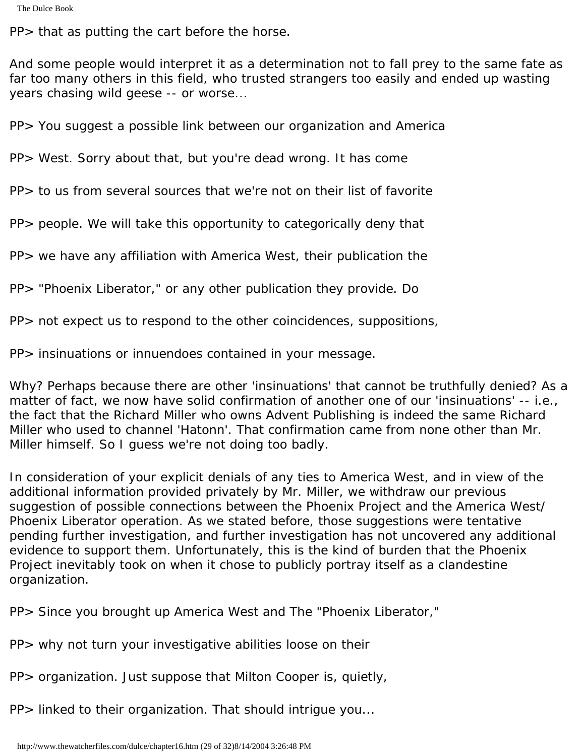PP> that as putting the cart before the horse.

And some people would interpret it as a determination not to fall prey to the same fate as far too many others in this field, who trusted strangers too easily and ended up wasting years chasing wild geese -- or worse...

PP> You suggest a possible link between our organization and America

PP> West. Sorry about that, but you're dead wrong. It has come

PP> to us from several sources that we're not on their list of favorite

PP> people. We will take this opportunity to categorically deny that

PP> we have any affiliation with America West, their publication the

PP> "Phoenix Liberator," or any other publication they provide. Do

PP> not expect us to respond to the other coincidences, suppositions,

PP> insinuations or innuendoes contained in your message.

Why? Perhaps because there are other 'insinuations' that cannot be truthfully denied? As a matter of fact, we now have solid confirmation of another one of our 'insinuations' -- i.e., the fact that the Richard Miller who owns Advent Publishing is indeed the same Richard Miller who used to channel 'Hatonn'. That confirmation came from none other than Mr. Miller himself. So I guess we're not doing too badly.

In consideration of your explicit denials of any ties to America West, and in view of the additional information provided privately by Mr. Miller, we withdraw our previous suggestion of possible connections between the Phoenix Project and the America West/ Phoenix Liberator operation. As we stated before, those suggestions were tentative pending further investigation, and further investigation has not uncovered any additional evidence to support them. Unfortunately, this is the kind of burden that the Phoenix Project inevitably took on when it chose to publicly portray itself as a clandestine organization.

PP> Since you brought up America West and The "Phoenix Liberator,"

PP> why not turn your investigative abilities loose on their

PP> organization. Just suppose that Milton Cooper is, quietly,

PP> linked to their organization. That should intrigue you...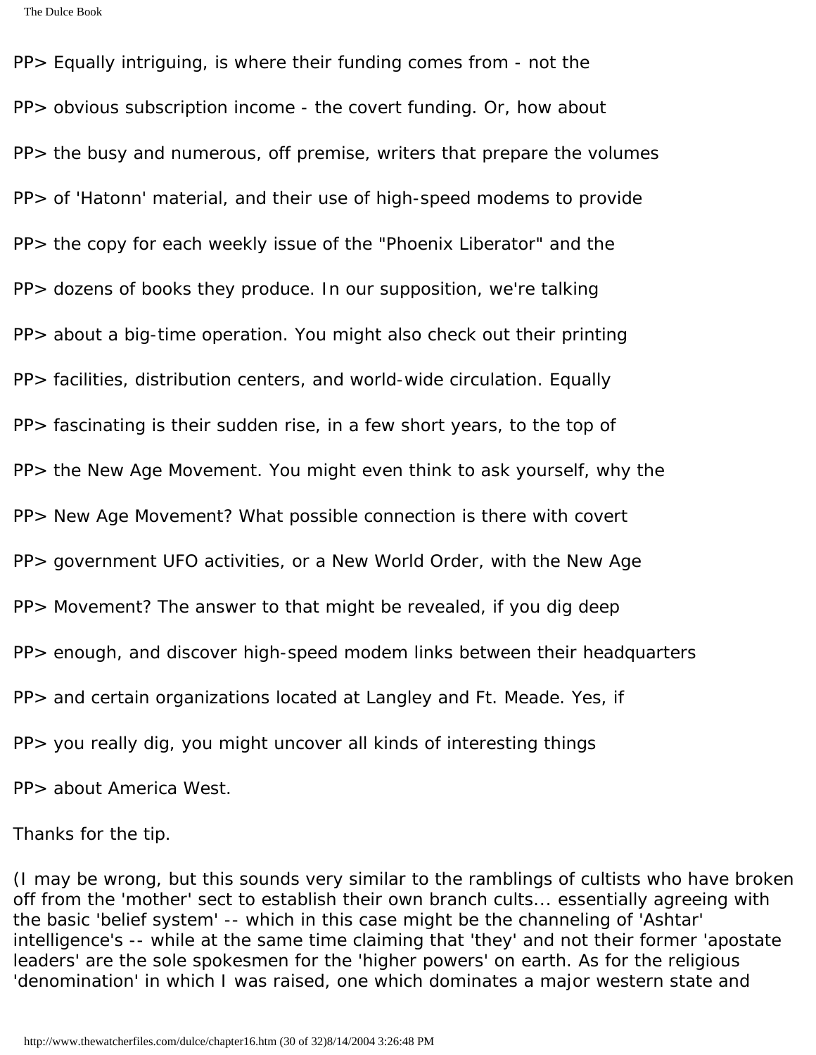PP> Equally intriguing, is where their funding comes from - not the

PP> obvious subscription income - the covert funding. Or, how about

PP> the busy and numerous, off premise, writers that prepare the volumes

PP> of 'Hatonn' material, and their use of high-speed modems to provide

PP> the copy for each weekly issue of the "Phoenix Liberator" and the

PP> dozens of books they produce. In our supposition, we're talking

PP> about a big-time operation. You might also check out their printing

PP> facilities, distribution centers, and world-wide circulation. Equally

PP> fascinating is their sudden rise, in a few short years, to the top of

PP> the New Age Movement. You might even think to ask yourself, why the

PP> New Age Movement? What possible connection is there with covert

PP> government UFO activities, or a New World Order, with the New Age

PP> Movement? The answer to that might be revealed, if you dig deep

PP> enough, and discover high-speed modem links between their headquarters

PP> and certain organizations located at Langley and Ft. Meade. Yes, if

PP> you really dig, you might uncover all kinds of interesting things

PP> about America West.

Thanks for the tip.

(I may be wrong, but this sounds very similar to the ramblings of cultists who have broken off from the 'mother' sect to establish their own branch cults... essentially agreeing with the basic 'belief system' -- which in this case might be the channeling of 'Ashtar' intelligence's -- while at the same time claiming that 'they' and not their former 'apostate leaders' are the sole spokesmen for the 'higher powers' on earth. As for the religious 'denomination' in which I was raised, one which dominates a major western state and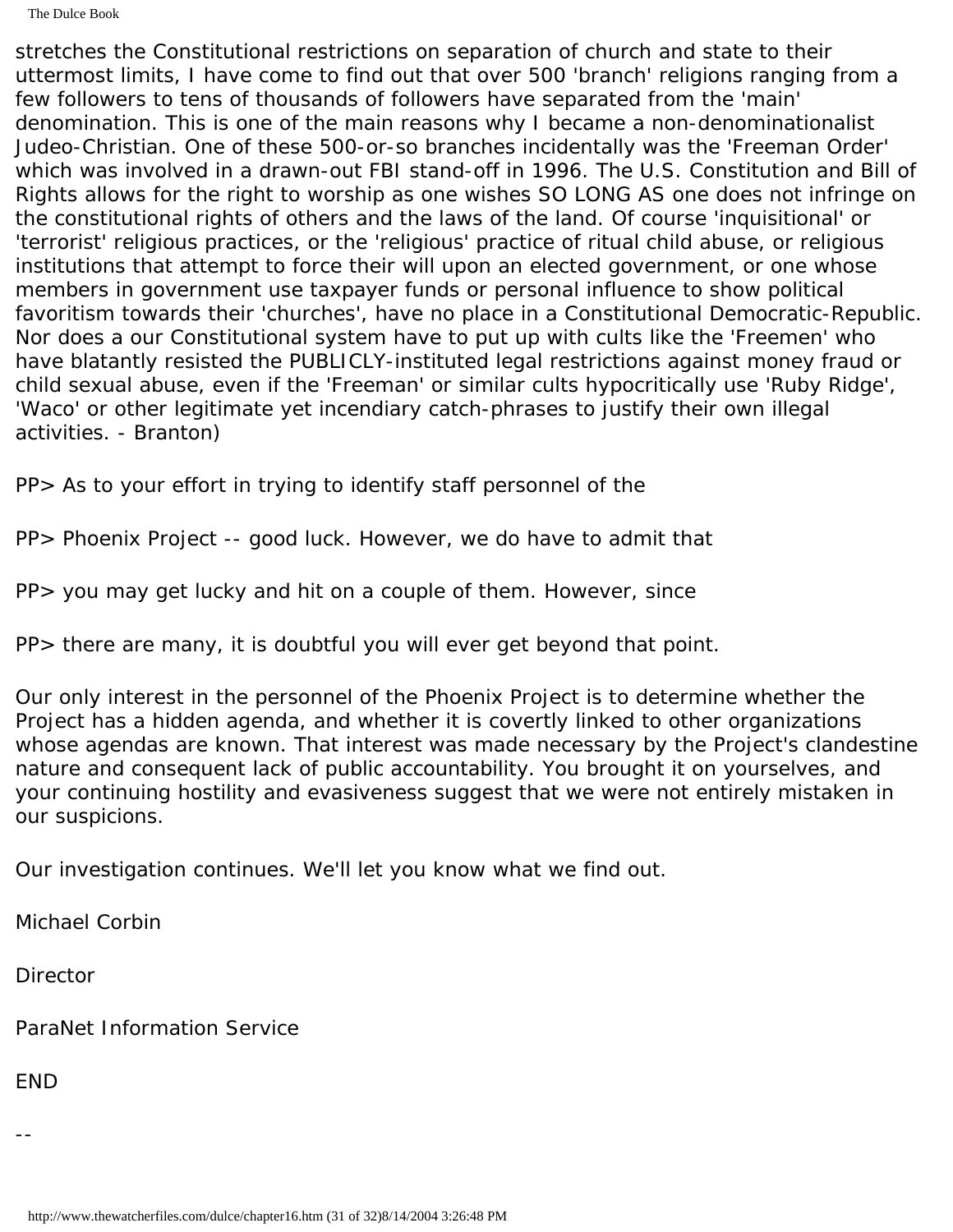stretches the Constitutional restrictions on separation of church and state to their uttermost limits, I have come to find out that over 500 'branch' religions ranging from a few followers to tens of thousands of followers have separated from the 'main' denomination. This is one of the main reasons why I became a non-denominationalist Judeo-Christian. One of these 500-or-so branches incidentally was the 'Freeman Order' which was involved in a drawn-out FBI stand-off in 1996. The U.S. Constitution and Bill of Rights allows for the right to worship as one wishes SO LONG AS one does not infringe on the constitutional rights of others and the laws of the land. Of course 'inquisitional' or 'terrorist' religious practices, or the 'religious' practice of ritual child abuse, or religious institutions that attempt to force their will upon an elected government, or one whose members in government use taxpayer funds or personal influence to show political favoritism towards their 'churches', have no place in a Constitutional Democratic-Republic. Nor does a our Constitutional system have to put up with cults like the 'Freemen' who have blatantly resisted the PUBLICLY-instituted legal restrictions against money fraud or child sexual abuse, even if the 'Freeman' or similar cults hypocritically use 'Ruby Ridge', 'Waco' or other legitimate yet incendiary catch-phrases to justify their own illegal activities. - Branton)

PP> As to your effort in trying to identify staff personnel of the

PP> Phoenix Project -- good luck. However, we do have to admit that

PP> you may get lucky and hit on a couple of them. However, since

PP> there are many, it is doubtful you will ever get beyond that point.

Our only interest in the personnel of the Phoenix Project is to determine whether the Project has a hidden agenda, and whether it is covertly linked to other organizations whose agendas are known. That interest was made necessary by the Project's clandestine nature and consequent lack of public accountability. You brought it on yourselves, and your continuing hostility and evasiveness suggest that we were not entirely mistaken in our suspicions.

Our investigation continues. We'll let you know what we find out.

Michael Corbin

Director

ParaNet Information Service

END

--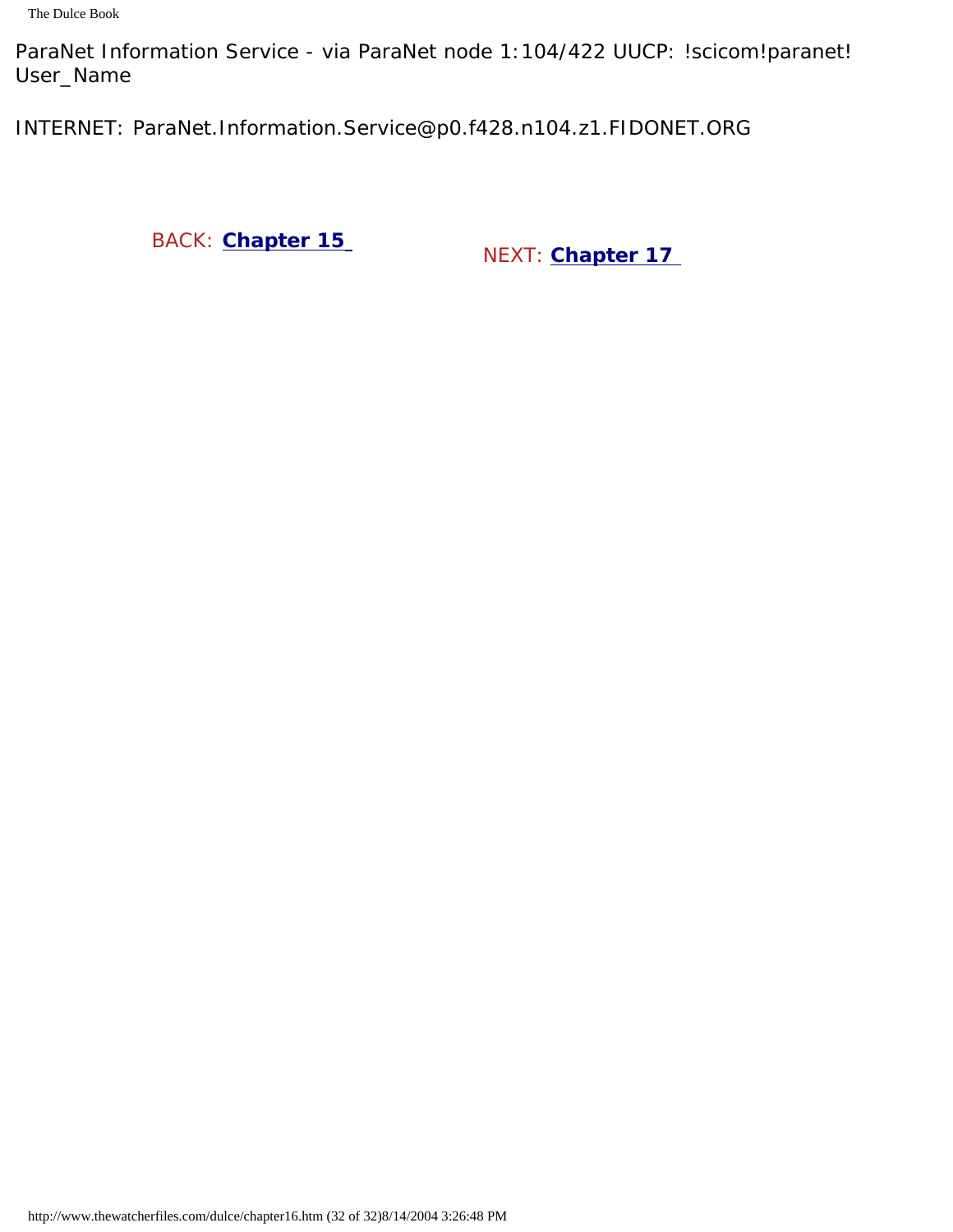ParaNet Information Service - via ParaNet node 1:104/422 UUCP: !scicom!paranet!User_Name

INTERNET: ParaNet.Information.Service@p0.f428.n104.z1.FIDONET.ORG

BACK: **Chapter 15** NEXT: **Chapter 17**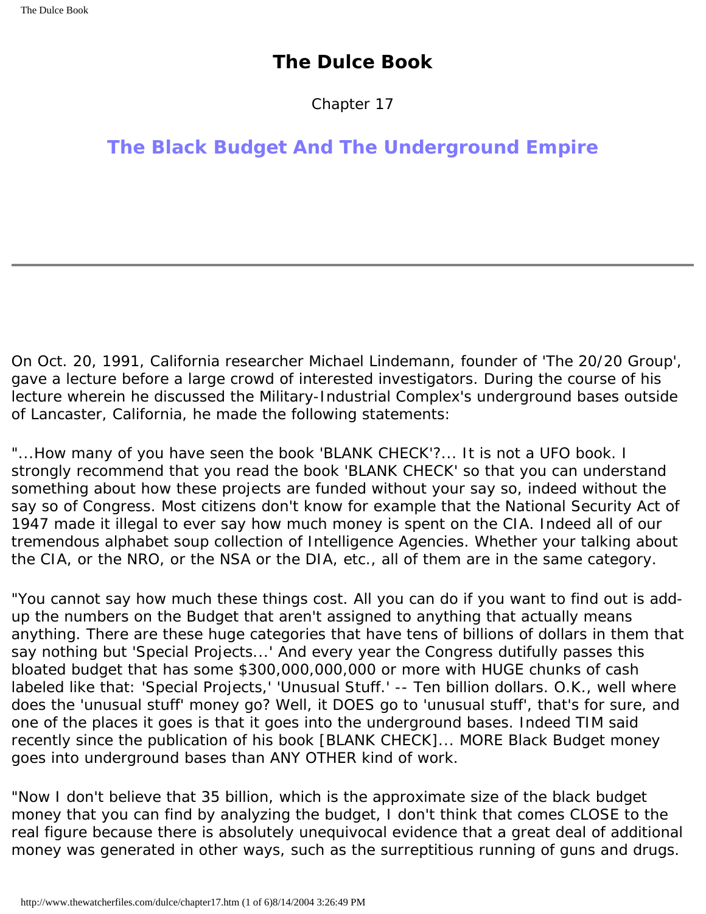# The Dulce Book

Chapter 17

## The Black Budget And The Underground Empire

---

On Oct. 20, 1991, California researcher Michael Lindemann, founder of 'The 20/20 Group', gave a lecture before a large crowd of interested investigators. During the course of his lecture wherein he discussed the Military-Industrial Complex's underground bases outside of Lancaster, California, he made the following statements:

"...How many of you have seen the book 'BLANK CHECK'?... It is not a UFO book. I strongly recommend that you read the book 'BLANK CHECK' so that you can understand something about how these projects are funded without your say so, indeed without the say so of Congress. Most citizens don't know for example that the National Security Act of 1947 made it illegal to ever say how much money is spent on the CIA. Indeed all of our tremendous alphabet soup collection of Intelligence Agencies. Whether your talking about the CIA, or the NRO, or the NSA or the DIA, etc., all of them are in the same category.

"You cannot say how much these things cost. All you can do if you want to find out is add-up the numbers on the Budget that aren't assigned to anything that actually means anything. There are these huge categories that have tens of billions of dollars in them that say nothing but 'Special Projects...' And every year the Congress dutifully passes this bloated budget that has some $300,000,000,000 or more with HUGE chunks of cash labeled like that: 'Special Projects,' 'Unusual Stuff.' -- Ten billion dollars. O.K., well where does the 'unusual stuff' money go? Well, it DOES go to 'unusual stuff', that's for sure, and one of the places it goes is that it goes into the underground bases. Indeed TIM said recently since the publication of his book [BLANK CHECK]... MORE Black Budget money goes into underground bases than ANY OTHER kind of work.

"Now I don't believe that 35 billion, which is the approximate size of the black budget money that you can find by analyzing the budget, I don't think that comes CLOSE to the real figure because there is absolutely unequivocal evidence that a great deal of additional money was generated in other ways, such as the surreptitious running of guns and drugs.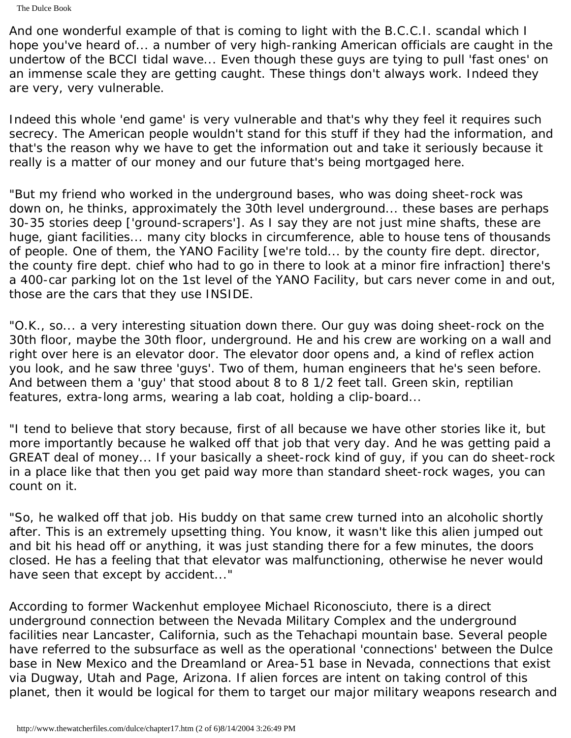And one wonderful example of that is coming to light with the B.C.C.I. scandal which I hope you've heard of... a number of very high-ranking American officials are caught in the undertow of the BCCI tidal wave... Even though these guys are tying to pull 'fast ones' on an immense scale they are getting caught. These things don't always work. Indeed they are very, very vulnerable.

Indeed this whole 'end game' is very vulnerable and that's why they feel it requires such secrecy. The American people wouldn't stand for this stuff if they had the information, and that's the reason why we have to get the information out and take it seriously because it really is a matter of our money and our future that's being mortgaged here.

"But my friend who worked in the underground bases, who was doing sheet-rock was down on, he thinks, approximately the 30th level underground... these bases are perhaps 30-35 stories deep ['ground-scrapers']. As I say they are not just mine shafts, these are huge, giant facilities... many city blocks in circumference, able to house tens of thousands of people. One of them, the YANO Facility [we're told... by the county fire dept. director, the county fire dept. chief who had to go in there to look at a minor fire infraction] there's a 400-car parking lot on the 1st level of the YANO Facility, but cars never come in and out, those are the cars that they use INSIDE.

"O.K., so... a very interesting situation down there. Our guy was doing sheet-rock on the 30th floor, maybe the 30th floor, underground. He and his crew are working on a wall and right over here is an elevator door. The elevator door opens and, a kind of reflex action you look, and he saw three 'guys'. Two of them, human engineers that he's seen before. And between them a 'guy' that stood about 8 to 8 1/2 feet tall. Green skin, reptilian features, extra-long arms, wearing a lab coat, holding a clip-board...

"I tend to believe that story because, first of all because we have other stories like it, but more importantly because he walked off that job that very day. And he was getting paid a GREAT deal of money... If your basically a sheet-rock kind of guy, if you can do sheet-rock in a place like that then you get paid way more than standard sheet-rock wages, you can count on it.

"So, he walked off that job. His buddy on that same crew turned into an alcoholic shortly after. This is an extremely upsetting thing. You know, it wasn't like this alien jumped out and bit his head off or anything, it was just standing there for a few minutes, the doors closed. He has a feeling that that elevator was malfunctioning, otherwise he never would have seen that except by accident..."

According to former Wackenhut employee Michael Riconosciuto, there is a direct underground connection between the Nevada Military Complex and the underground facilities near Lancaster, California, such as the Tehachapi mountain base. Several people have referred to the subsurface as well as the operational 'connections' between the Dulce base in New Mexico and the Dreamland or Area-51 base in Nevada, connections that exist via Dugway, Utah and Page, Arizona. If alien forces are intent on taking control of this planet, then it would be logical for them to target our major military weapons research and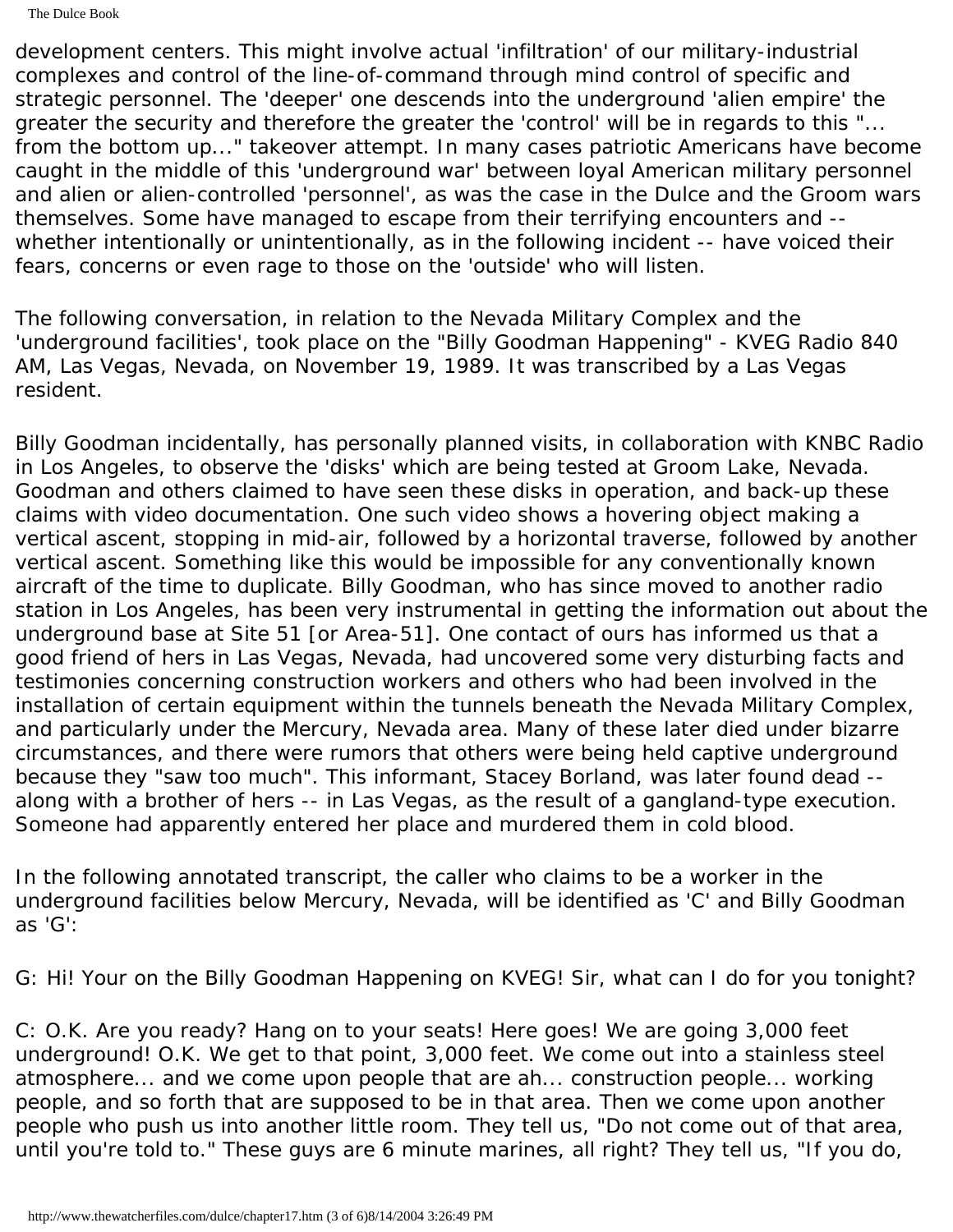development centers. This might involve actual 'infiltration' of our military-industrial complexes and control of the line-of-command through mind control of specific and strategic personnel. The 'deeper' one descends into the underground 'alien empire' the greater the security and therefore the greater the 'control' will be in regards to this "... from the bottom up..." takeover attempt. In many cases patriotic Americans have become caught in the middle of this 'underground war' between loyal American military personnel and alien or alien-controlled 'personnel', as was the case in the Dulce and the Groom wars themselves. Some have managed to escape from their terrifying encounters and -- whether intentionally or unintentionally, as in the following incident -- have voiced their fears, concerns or even rage to those on the 'outside' who will listen.

The following conversation, in relation to the Nevada Military Complex and the 'underground facilities', took place on the "Billy Goodman Happening" - KVEG Radio 840 AM, Las Vegas, Nevada, on November 19, 1989. It was transcribed by a Las Vegas resident.

Billy Goodman incidentally, has personally planned visits, in collaboration with KNBC Radio in Los Angeles, to observe the 'disks' which are being tested at Groom Lake, Nevada. Goodman and others claimed to have seen these disks in operation, and back-up these claims with video documentation. One such video shows a hovering object making a vertical ascent, stopping in mid-air, followed by a horizontal traverse, followed by another vertical ascent. Something like this would be impossible for any conventionally known aircraft of the time to duplicate. Billy Goodman, who has since moved to another radio station in Los Angeles, has been very instrumental in getting the information out about the underground base at Site 51 [or Area-51]. One contact of ours has informed us that a good friend of hers in Las Vegas, Nevada, had uncovered some very disturbing facts and testimonies concerning construction workers and others who had been involved in the installation of certain equipment within the tunnels beneath the Nevada Military Complex, and particularly under the Mercury, Nevada area. Many of these later died under bizarre circumstances, and there were rumors that others were being held captive underground because they "saw too much". This informant, Stacey Borland, was later found dead -- along with a brother of hers -- in Las Vegas, as the result of a gangland-type execution. Someone had apparently entered her place and murdered them in cold blood.

In the following annotated transcript, the caller who claims to be a worker in the underground facilities below Mercury, Nevada, will be identified as 'C' and Billy Goodman as 'G':

G: Hi! Your on the Billy Goodman Happening on KVEG! Sir, what can I do for you tonight?

C: O.K. Are you ready? Hang on to your seats! Here goes! We are going 3,000 feet underground! O.K. We get to that point, 3,000 feet. We come out into a stainless steel atmosphere... and we come upon people that are ah... construction people... working people, and so forth that are supposed to be in that area. Then we come upon another people who push us into another little room. They tell us, "Do not come out of that area, until you're told to." These guys are 6 minute marines, all right? They tell us, "If you do,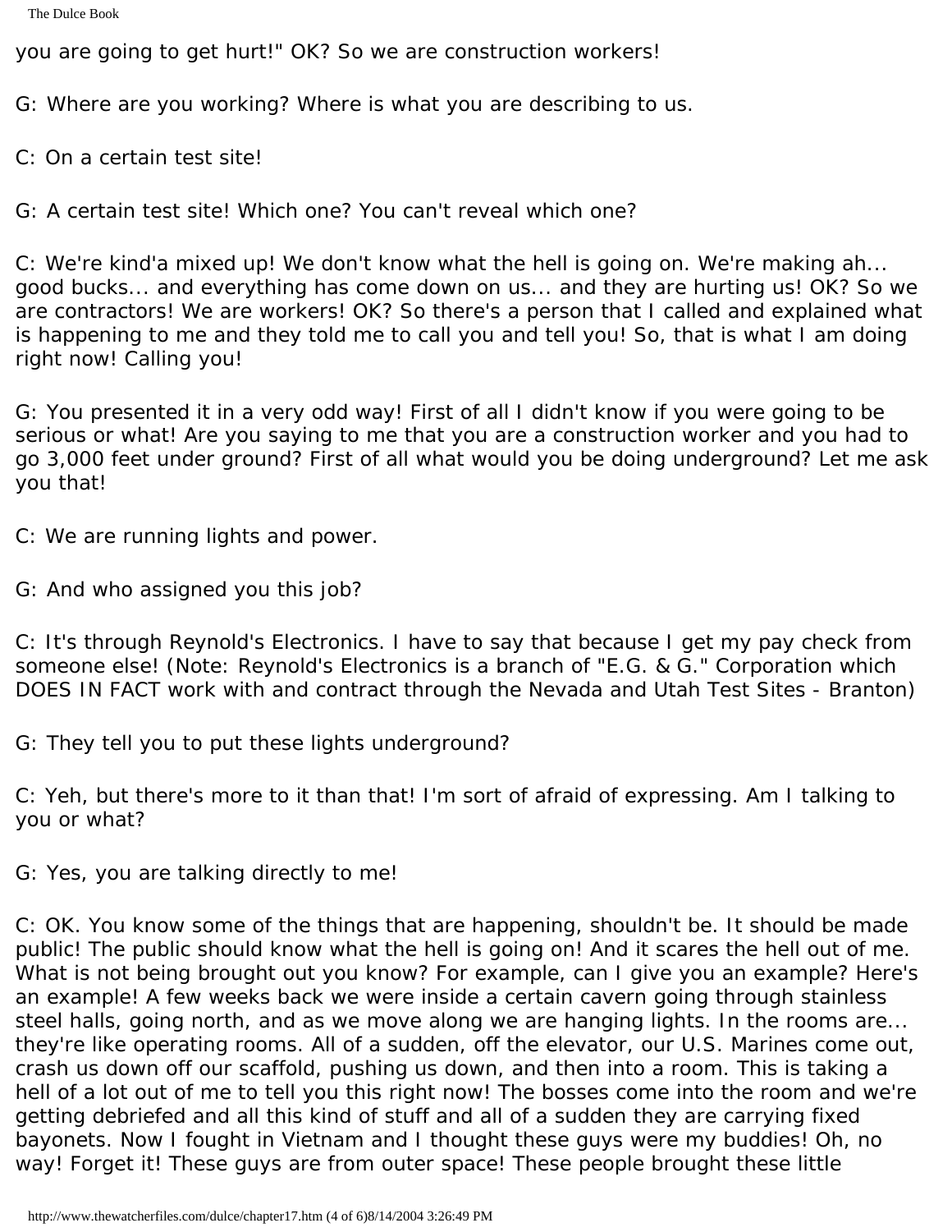you are going to get hurt!" OK? So we are construction workers!

G: Where are you working? Where is what you are describing to us.

C: On a certain test site!

G: A certain test site! Which one? You can't reveal which one?

C: We're kind'a mixed up! We don't know what the hell is going on. We're making ah... good bucks... and everything has come down on us... and they are hurting us! OK? So we are contractors! We are workers! OK? So there's a person that I called and explained what is happening to me and they told me to call you and tell you! So, that is what I am doing right now! Calling you!

G: You presented it in a very odd way! First of all I didn't know if you were going to be serious or what! Are you saying to me that you are a construction worker and you had to go 3,000 feet under ground? First of all what would you be doing underground? Let me ask you that!

C: We are running lights and power.

G: And who assigned you this job?

C: It's through Reynold's Electronics. I have to say that because I get my pay check from someone else! (Note: Reynold's Electronics is a branch of "E.G. & G." Corporation which DOES IN FACT work with and contract through the Nevada and Utah Test Sites - Branton)

G: They tell you to put these lights underground?

C: Yeh, but there's more to it than that! I'm sort of afraid of expressing. Am I talking to you or what?

G: Yes, you are talking directly to me!

C: OK. You know some of the things that are happening, shouldn't be. It should be made public! The public should know what the hell is going on! And it scares the hell out of me. What is not being brought out you know? For example, can I give you an example? Here's an example! A few weeks back we were inside a certain cavern going through stainless steel halls, going north, and as we move along we are hanging lights. In the rooms are... they're like operating rooms. All of a sudden, off the elevator, our U.S. Marines come out, crash us down off our scaffold, pushing us down, and then into a room. This is taking a hell of a lot out of me to tell you this right now! The bosses come into the room and we're getting debriefed and all this kind of stuff and all of a sudden they are carrying fixed bayonets. Now I fought in Vietnam and I thought these guys were my buddies! Oh, no way! Forget it! These guys are from outer space! These people brought these little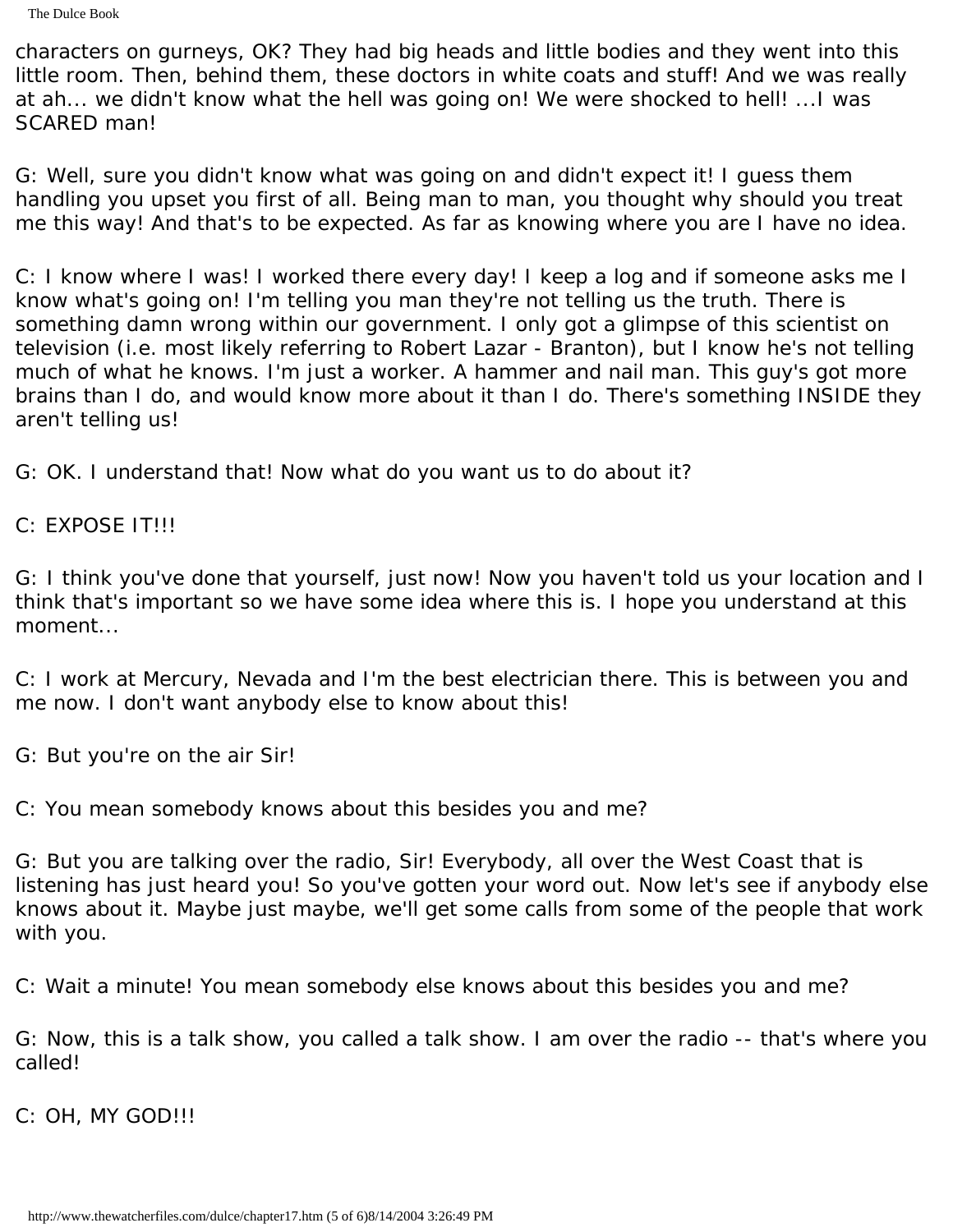characters on gurneys, OK? They had big heads and little bodies and they went into this little room. Then, behind them, these doctors in white coats and stuff! And we was really at ah... we didn't know what the hell was going on! We were shocked to hell! ...I was SCARED man!

G: Well, sure you didn't know what was going on and didn't expect it! I guess them handling you upset you first of all. Being man to man, you thought why should you treat me this way! And that's to be expected. As far as knowing where you are I have no idea.

C: I know where I was! I worked there every day! I keep a log and if someone asks me I know what's going on! I'm telling you man they're not telling us the truth. There is something damn wrong within our government. I only got a glimpse of this scientist on television (i.e. most likely referring to Robert Lazar - Branton), but I know he's not telling much of what he knows. I'm just a worker. A hammer and nail man. This guy's got more brains than I do, and would know more about it than I do. There's something INSIDE they aren't telling us!

G: OK. I understand that! Now what do you want us to do about it?

C: EXPOSE IT!!!

G: I think you've done that yourself, just now! Now you haven't told us your location and I think that's important so we have some idea where this is. I hope you understand at this moment...

C: I work at Mercury, Nevada and I'm the best electrician there. This is between you and me now. I don't want anybody else to know about this!

G: But you're on the air Sir!

C: You mean somebody knows about this besides you and me?

G: But you are talking over the radio, Sir! Everybody, all over the West Coast that is listening has just heard you! So you've gotten your word out. Now let's see if anybody else knows about it. Maybe just maybe, we'll get some calls from some of the people that work with you.

C: Wait a minute! You mean somebody else knows about this besides you and me?

G: Now, this is a talk show, you called a talk show. I am over the radio -- that's where you called!

C: OH, MY GOD!!!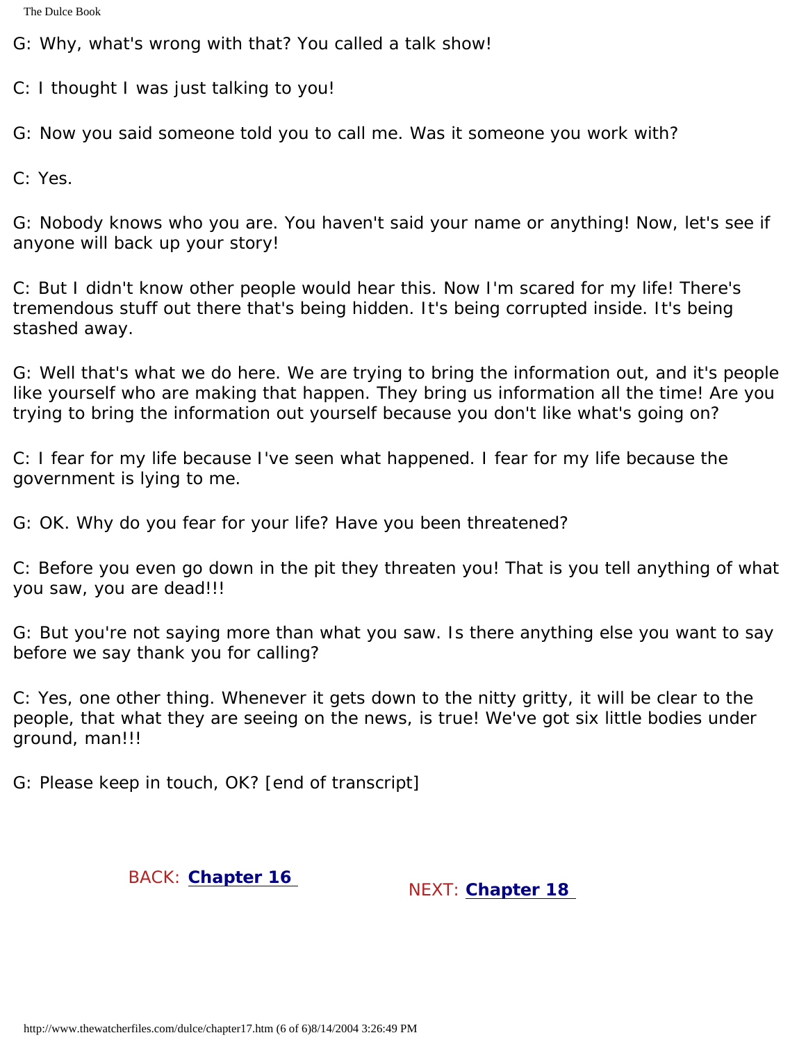G: Why, what's wrong with that? You called a talk show!

C: I thought I was just talking to you!

G: Now you said someone told you to call me. Was it someone you work with?

C: Yes.

G: Nobody knows who you are. You haven't said your name or anything! Now, let's see if anyone will back up your story!

C: But I didn't know other people would hear this. Now I'm scared for my life! There's tremendous stuff out there that's being hidden. It's being corrupted inside. It's being stashed away.

G: Well that's what we do here. We are trying to bring the information out, and it's people like yourself who are making that happen. They bring us information all the time! Are you trying to bring the information out yourself because you don't like what's going on?

C: I fear for my life because I've seen what happened. I fear for my life because the government is lying to me.

G: OK. Why do you fear for your life? Have you been threatened?

C: Before you even go down in the pit they threaten you! That is you tell anything of what you saw, you are dead!!!

G: But you're not saying more than what you saw. Is there anything else you want to say before we say thank you for calling?

C: Yes, one other thing. Whenever it gets down to the nitty gritty, it will be clear to the people, that what they are seeing on the news, is true! We've got six little bodies under ground, man!!!

G: Please keep in touch, OK? [end of transcript]

BACK: **Chapter 16**

NEXT: **Chapter 18**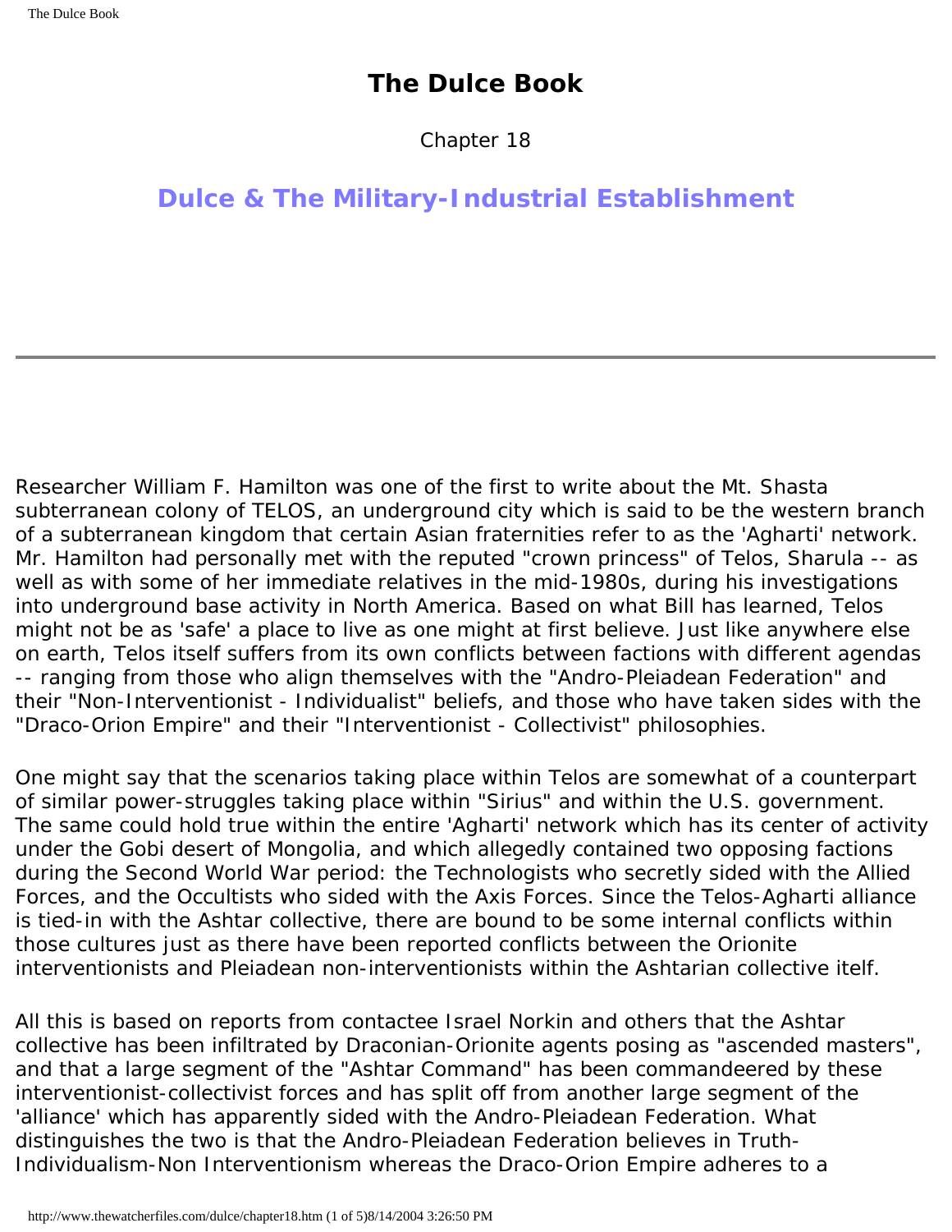# The Dulce Book

Chapter 18

## Dulce & The Military-Industrial Establishment

Researcher William F. Hamilton was one of the first to write about the Mt. Shasta subterranean colony of TELOS, an underground city which is said to be the western branch of a subterranean kingdom that certain Asian fraternities refer to as the 'Agharti' network. Mr. Hamilton had personally met with the reputed "crown princess" of Telos, Sharula -- as well as with some of her immediate relatives in the mid-1980s, during his investigations into underground base activity in North America. Based on what Bill has learned, Telos might not be as 'safe' a place to live as one might at first believe. Just like anywhere else on earth, Telos itself suffers from its own conflicts between factions with different agendas -- ranging from those who align themselves with the "Andro-Pleiadean Federation" and their "Non-Interventionist - Individualist" beliefs, and those who have taken sides with the "Draco-Orion Empire" and their "Interventionist - Collectivist" philosophies.

One might say that the scenarios taking place within Telos are somewhat of a counterpart of similar power-struggles taking place within "Sirius" and within the U.S. government. The same could hold true within the entire 'Agharti' network which has its center of activity under the Gobi desert of Mongolia, and which allegedly contained two opposing factions during the Second World War period: the Technologists who secretly sided with the Allied Forces, and the Occultists who sided with the Axis Forces. Since the Telos-Agharti alliance is tied-in with the Ashtar collective, there are bound to be some internal conflicts within those cultures just as there have been reported conflicts between the Orionite interventionists and Pleiadean non-interventionists within the Ashtarian collective itelf.

All this is based on reports from contactee Israel Norkin and others that the Ashtar collective has been infiltrated by Draconian-Orionite agents posing as "ascended masters", and that a large segment of the "Ashtar Command" has been commandeered by these interventionist-collectivist forces and has split off from another large segment of the 'alliance' which has apparently sided with the Andro-Pleiadean Federation. What distinguishes the two is that the Andro-Pleiadean Federation believes in Truth-Individualism-Non Interventionism whereas the Draco-Orion Empire adheres to a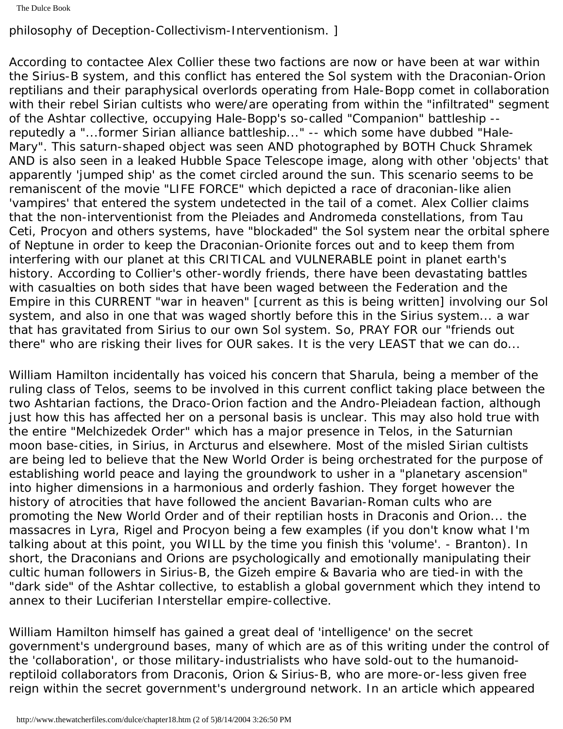philosophy of Deception-Collectivism-Interventionism. ]

According to contactee Alex Collier these two factions are now or have been at war within the Sirius-B system, and this conflict has entered the Sol system with the Draconian-Orion reptilians and their paraphysical overlords operating from Hale-Bopp comet in collaboration with their rebel Sirian cultists who were/are operating from within the "infiltrated" segment of the Ashtar collective, occupying Hale-Bopp's so-called "Companion" battleship -- reputedly a "...former Sirian alliance battleship..." -- which some have dubbed "Hale-Mary". This saturn-shaped object was seen AND photographed by BOTH Chuck Shramek AND is also seen in a leaked Hubble Space Telescope image, along with other 'objects' that apparently 'jumped ship' as the comet circled around the sun. This scenario seems to be remaniscent of the movie "LIFE FORCE" which depicted a race of draconian-like alien 'vampires' that entered the system undetected in the tail of a comet. Alex Collier claims that the non-interventionist from the Pleiades and Andromeda constellations, from Tau Ceti, Procyon and others systems, have "blockaded" the Sol system near the orbital sphere of Neptune in order to keep the Draconian-Orionite forces out and to keep them from interfering with our planet at this CRITICAL and VULNERABLE point in planet earth's history. According to Collier's other-wordly friends, there have been devastating battles with casualties on both sides that have been waged between the Federation and the Empire in this CURRENT "war in heaven" [current as this is being written] involving our Sol system, and also in one that was waged shortly before this in the Sirius system... a war that has gravitated from Sirius to our own Sol system. So, PRAY FOR our "friends out there" who are risking their lives for OUR sakes. It is the very LEAST that we can do...

William Hamilton incidentally has voiced his concern that Sharula, being a member of the ruling class of Telos, seems to be involved in this current conflict taking place between the two Ashtarian factions, the Draco-Orion faction and the Andro-Pleiadean faction, although just how this has affected her on a personal basis is unclear. This may also hold true with the entire "Melchizedek Order" which has a major presence in Telos, in the Saturnian moon base-cities, in Sirius, in Arcturus and elsewhere. Most of the misled Sirian cultists are being led to believe that the New World Order is being orchestrated for the purpose of establishing world peace and laying the groundwork to usher in a "planetary ascension" into higher dimensions in a harmonious and orderly fashion. They forget however the history of atrocities that have followed the ancient Bavarian-Roman cults who are promoting the New World Order and of their reptilian hosts in Draconis and Orion... the massacres in Lyra, Rigel and Procyon being a few examples (if you don't know what I'm talking about at this point, you WILL by the time you finish this 'volume'. - Branton). In short, the Draconians and Orions are psychologically and emotionally manipulating their cultic human followers in Sirius-B, the Gizeh empire & Bavaria who are tied-in with the "dark side" of the Ashtar collective, to establish a global government which they intend to annex to their Luciferian Interstellar empire-collective.

William Hamilton himself has gained a great deal of 'intelligence' on the secret government's underground bases, many of which are as of this writing under the control of the 'collaboration', or those military-industrialists who have sold-out to the humanoid-reptiloid collaborators from Draconis, Orion & Sirius-B, who are more-or-less given free reign within the secret government's underground network. In an article which appeared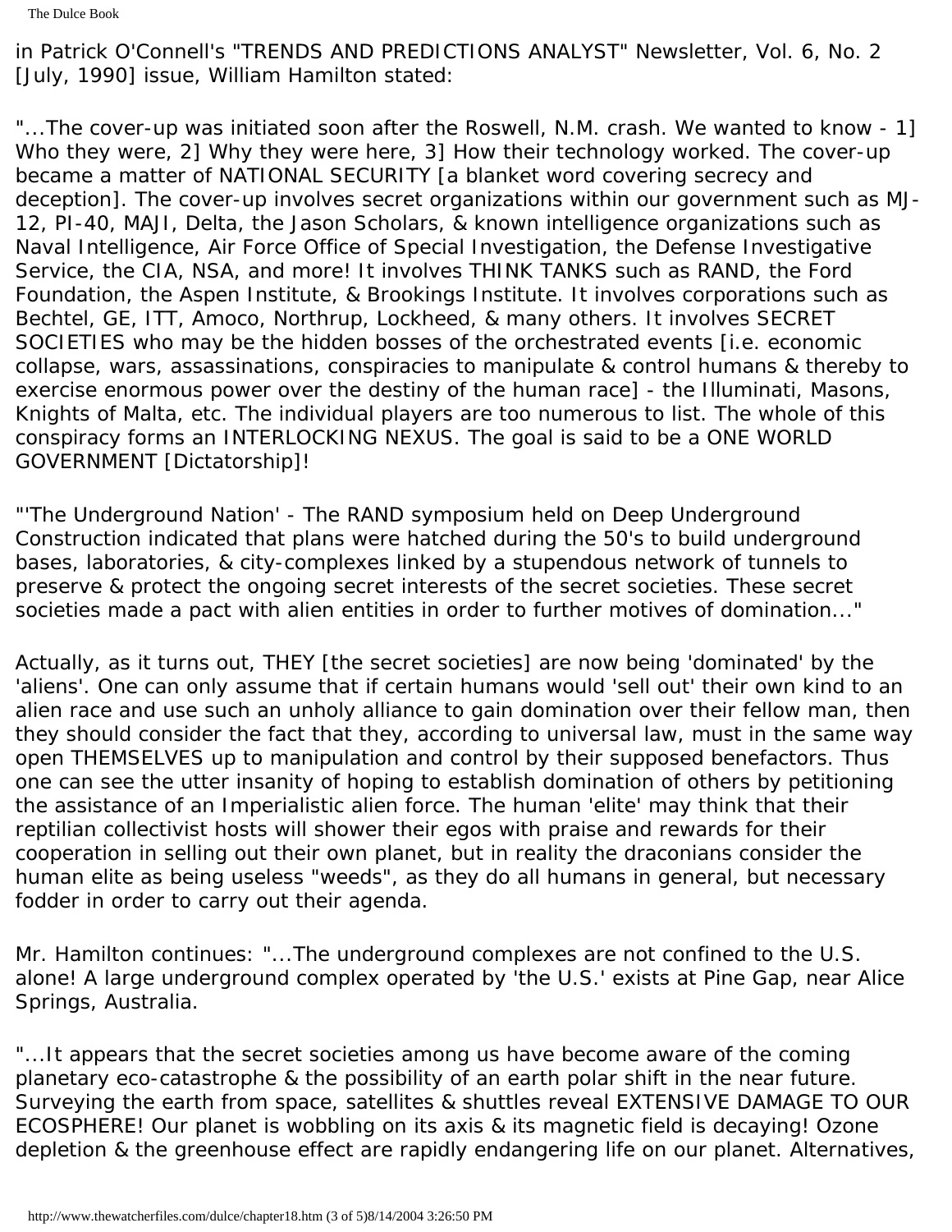in Patrick O'Connell's "TRENDS AND PREDICTIONS ANALYST" Newsletter, Vol. 6, No. 2 [July, 1990] issue, William Hamilton stated:

"...The cover-up was initiated soon after the Roswell, N.M. crash. We wanted to know - 1] Who they were, 2] Why they were here, 3] How their technology worked. The cover-up became a matter of NATIONAL SECURITY [a blanket word covering secrecy and deception]. The cover-up involves secret organizations within our government such as MJ-12, PI-40, MAJI, Delta, the Jason Scholars, & known intelligence organizations such as Naval Intelligence, Air Force Office of Special Investigation, the Defense Investigative Service, the CIA, NSA, and more! It involves THINK TANKS such as RAND, the Ford Foundation, the Aspen Institute, & Brookings Institute. It involves corporations such as Bechtel, GE, ITT, Amoco, Northrup, Lockheed, & many others. It involves SECRET SOCIETIES who may be the hidden bosses of the orchestrated events [i.e. economic collapse, wars, assassinations, conspiracies to manipulate & control humans & thereby to exercise enormous power over the destiny of the human race] - the Illuminati, Masons, Knights of Malta, etc. The individual players are too numerous to list. The whole of this conspiracy forms an INTERLOCKING NEXUS. The goal is said to be a ONE WORLD GOVERNMENT [Dictatorship]!

"'The Underground Nation' - The RAND symposium held on Deep Underground Construction indicated that plans were hatched during the 50's to build underground bases, laboratories, & city-complexes linked by a stupendous network of tunnels to preserve & protect the ongoing secret interests of the secret societies. These secret societies made a pact with alien entities in order to further motives of domination..."

Actually, as it turns out, THEY [the secret societies] are now being 'dominated' by the 'aliens'. One can only assume that if certain humans would 'sell out' their own kind to an alien race and use such an unholy alliance to gain domination over their fellow man, then they should consider the fact that they, according to universal law, must in the same way open THEMSELVES up to manipulation and control by their supposed benefactors. Thus one can see the utter insanity of hoping to establish domination of others by petitioning the assistance of an Imperialistic alien force. The human 'elite' may think that their reptilian collectivist hosts will shower their egos with praise and rewards for their cooperation in selling out their own planet, but in reality the draconians consider the human elite as being useless "weeds", as they do all humans in general, but necessary fodder in order to carry out their agenda.

Mr. Hamilton continues: "...The underground complexes are not confined to the U.S. alone! A large underground complex operated by 'the U.S.' exists at Pine Gap, near Alice Springs, Australia.

"...It appears that the secret societies among us have become aware of the coming planetary eco-catastrophe & the possibility of an earth polar shift in the near future. Surveying the earth from space, satellites & shuttles reveal EXTENSIVE DAMAGE TO OUR ECOSPHERE! Our planet is wobbling on its axis & its magnetic field is decaying! Ozone depletion & the greenhouse effect are rapidly endangering life on our planet. Alternatives,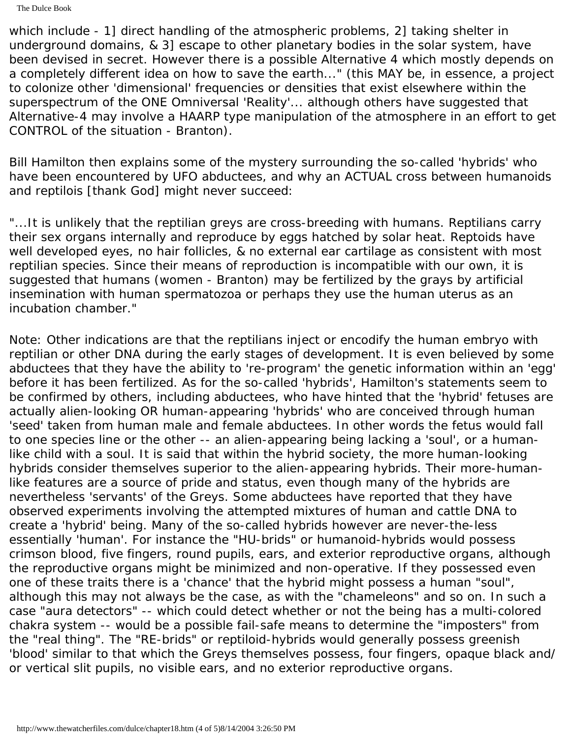which include - 1] direct handling of the atmospheric problems, 2] taking shelter in underground domains, & 3] escape to other planetary bodies in the solar system, have been devised in secret. However there is a possible Alternative 4 which mostly depends on a completely different idea on how to save the earth..." (this MAY be, in essence, a project to colonize other 'dimensional' frequencies or densities that exist elsewhere within the superspectrum of the ONE Omniversal 'Reality'... although others have suggested that Alternative-4 may involve a HAARP type manipulation of the atmosphere in an effort to get CONTROL of the situation - Branton).

Bill Hamilton then explains some of the mystery surrounding the so-called 'hybrids' who have been encountered by UFO abductees, and why an ACTUAL cross between humanoids and reptilois [thank God] might never succeed:

"...It is unlikely that the reptilian greys are cross-breeding with humans. Reptilians carry their sex organs internally and reproduce by eggs hatched by solar heat. Reptoids have well developed eyes, no hair follicles, & no external ear cartilage as consistent with most reptilian species. Since their means of reproduction is incompatible with our own, it is suggested that humans (women - Branton) may be fertilized by the grays by artificial insemination with human spermatozoa or perhaps they use the human uterus as an incubation chamber."

Note: Other indications are that the reptilians inject or encodify the human embryo with reptilian or other DNA during the early stages of development. It is even believed by some abductees that they have the ability to 're-program' the genetic information within an 'egg' before it has been fertilized. As for the so-called 'hybrids', Hamilton's statements seem to be confirmed by others, including abductees, who have hinted that the 'hybrid' fetuses are actually alien-looking OR human-appearing 'hybrids' who are conceived through human 'seed' taken from human male and female abductees. In other words the fetus would fall to one species line or the other -- an alien-appearing being lacking a 'soul', or a human-like child with a soul. It is said that within the hybrid society, the more human-looking hybrids consider themselves superior to the alien-appearing hybrids. Their more-human-like features are a source of pride and status, even though many of the hybrids are nevertheless 'servants' of the Greys. Some abductees have reported that they have observed experiments involving the attempted mixtures of human and cattle DNA to create a 'hybrid' being. Many of the so-called hybrids however are never-the-less essentially 'human'. For instance the "HU-brids" or humanoid-hybrids would possess crimson blood, five fingers, round pupils, ears, and exterior reproductive organs, although the reproductive organs might be minimized and non-operative. If they possessed even one of these traits there is a 'chance' that the hybrid might possess a human "soul", although this may not always be the case, as with the "chameleons" and so on. In such a case "aura detectors" -- which could detect whether or not the being has a multi-colored chakra system -- would be a possible fail-safe means to determine the "imposters" from the "real thing". The "RE-brids" or reptiloid-hybrids would generally possess greenish 'blood' similar to that which the Greys themselves possess, four fingers, opaque black and/or vertical slit pupils, no visible ears, and no exterior reproductive organs.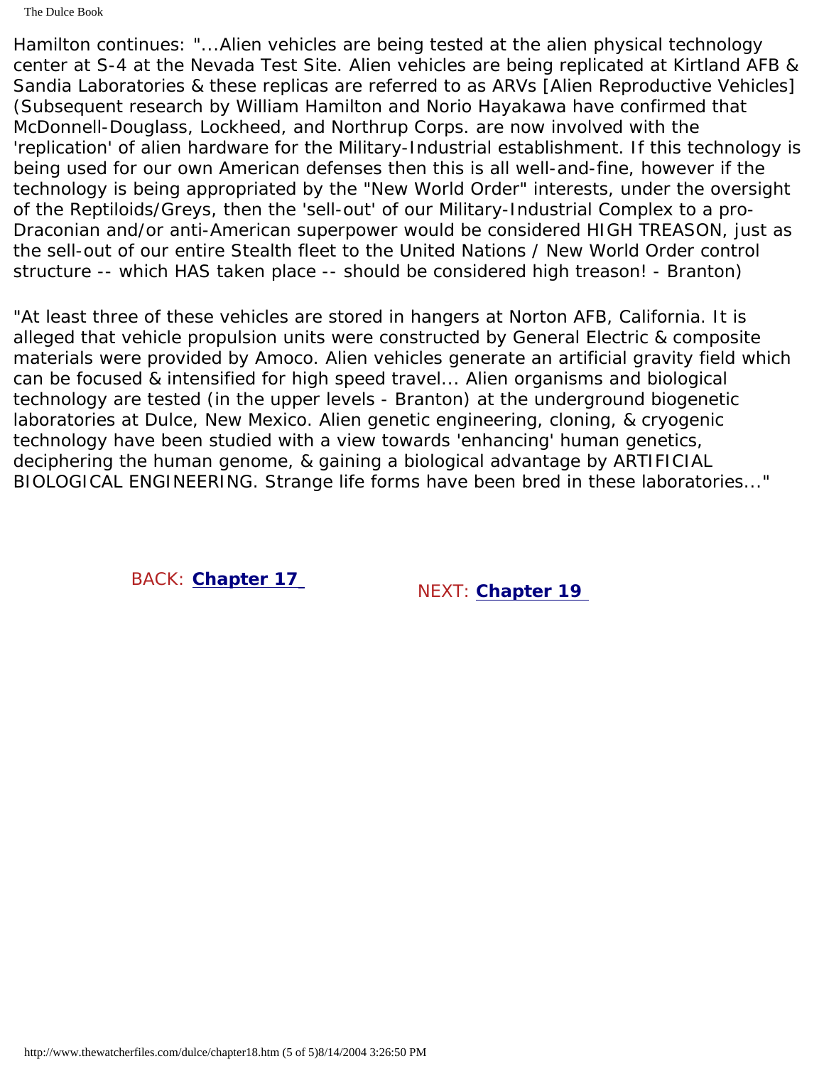Hamilton continues: "...Alien vehicles are being tested at the alien physical technology center at S-4 at the Nevada Test Site. Alien vehicles are being replicated at Kirtland AFB & Sandia Laboratories & these replicas are referred to as ARVs [Alien Reproductive Vehicles] (Subsequent research by William Hamilton and Norio Hayakawa have confirmed that McDonnell-Douglass, Lockheed, and Northrup Corps. are now involved with the 'replication' of alien hardware for the Military-Industrial establishment. If this technology is being used for our own American defenses then this is all well-and-fine, however if the technology is being appropriated by the "New World Order" interests, under the oversight of the Reptiloids/Greys, then the 'sell-out' of our Military-Industrial Complex to a pro-Draconian and/or anti-American superpower would be considered HIGH TREASON, just as the sell-out of our entire Stealth fleet to the United Nations / New World Order control structure -- which HAS taken place -- should be considered high treason! - Branton)

"At least three of these vehicles are stored in hangers at Norton AFB, California. It is alleged that vehicle propulsion units were constructed by General Electric & composite materials were provided by Amoco. Alien vehicles generate an artificial gravity field which can be focused & intensified for high speed travel... Alien organisms and biological technology are tested (in the upper levels - Branton) at the underground biogenetic laboratories at Dulce, New Mexico. Alien genetic engineering, cloning, & cryogenic technology have been studied with a view towards 'enhancing' human genetics, deciphering the human genome, & gaining a biological advantage by ARTIFICIAL BIOLOGICAL ENGINEERING. Strange life forms have been bred in these laboratories..."

BACK: **Chapter 17** NEXT: **Chapter 19**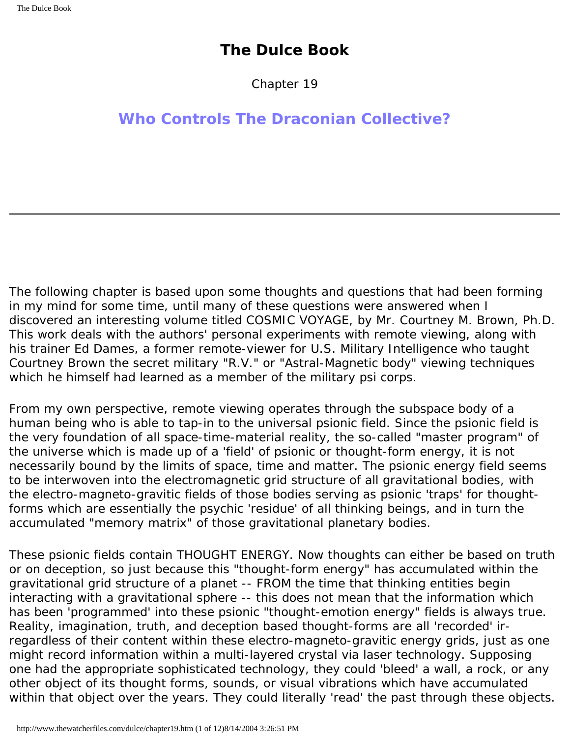# The Dulce Book

Chapter 19

## Who Controls The Draconian Collective?

---

The following chapter is based upon some thoughts and questions that had been forming in my mind for some time, until many of these questions were answered when I discovered an interesting volume titled COSMIC VOYAGE, by Mr. Courtney M. Brown, Ph.D. This work deals with the authors' personal experiments with remote viewing, along with his trainer Ed Dames, a former remote-viewer for U.S. Military Intelligence who taught Courtney Brown the secret military "R.V." or "Astral-Magnetic body" viewing techniques which he himself had learned as a member of the military psi corps.

From my own perspective, remote viewing operates through the subspace body of a human being who is able to tap-in to the universal psionic field. Since the psionic field is the very foundation of all space-time-material reality, the so-called "master program" of the universe which is made up of a 'field' of psionic or thought-form energy, it is not necessarily bound by the limits of space, time and matter. The psionic energy field seems to be interwoven into the electromagnetic grid structure of all gravitational bodies, with the electro-magneto-gravitic fields of those bodies serving as psionic 'traps' for thought-forms which are essentially the psychic 'residue' of all thinking beings, and in turn the accumulated "memory matrix" of those gravitational planetary bodies.

These psionic fields contain THOUGHT ENERGY. Now thoughts can either be based on truth or on deception, so just because this "thought-form energy" has accumulated within the gravitational grid structure of a planet -- FROM the time that thinking entities begin interacting with a gravitational sphere -- this does not mean that the information which has been 'programmed' into these psionic "thought-emotion energy" fields is always true. Reality, imagination, truth, and deception based thought-forms are all 'recorded' ir-regardless of their content within these electro-magneto-gravitic energy grids, just as one might record information within a multi-layered crystal via laser technology. Supposing one had the appropriate sophisticated technology, they could 'bleed' a wall, a rock, or any other object of its thought forms, sounds, or visual vibrations which have accumulated within that object over the years. They could literally 'read' the past through these objects.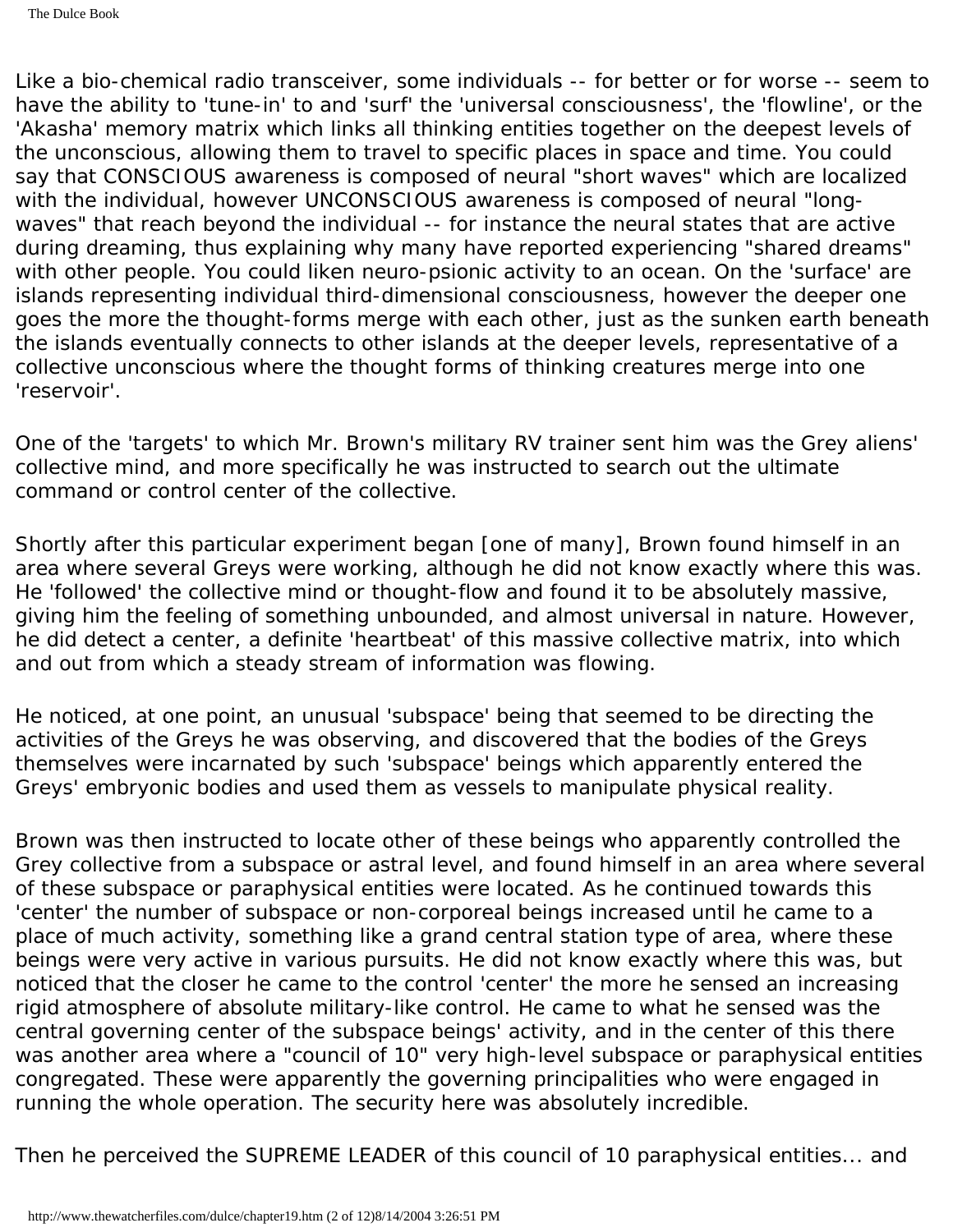Like a bio-chemical radio transceiver, some individuals -- for better or for worse -- seem to have the ability to 'tune-in' to and 'surf' the 'universal consciousness', the 'flowline', or the 'Akasha' memory matrix which links all thinking entities together on the deepest levels of the unconscious, allowing them to travel to specific places in space and time. You could say that CONSCIOUS awareness is composed of neural "short waves" which are localized with the individual, however UNCONSCIOUS awareness is composed of neural "long-waves" that reach beyond the individual -- for instance the neural states that are active during dreaming, thus explaining why many have reported experiencing "shared dreams" with other people. You could liken neuro-psionic activity to an ocean. On the 'surface' are islands representing individual third-dimensional consciousness, however the deeper one goes the more the thought-forms merge with each other, just as the sunken earth beneath the islands eventually connects to other islands at the deeper levels, representative of a collective unconscious where the thought forms of thinking creatures merge into one 'reservoir'.

One of the 'targets' to which Mr. Brown's military RV trainer sent him was the Grey aliens' collective mind, and more specifically he was instructed to search out the ultimate command or control center of the collective.

Shortly after this particular experiment began [one of many], Brown found himself in an area where several Greys were working, although he did not know exactly where this was. He 'followed' the collective mind or thought-flow and found it to be absolutely massive, giving him the feeling of something unbounded, and almost universal in nature. However, he did detect a center, a definite 'heartbeat' of this massive collective matrix, into which and out from which a steady stream of information was flowing.

He noticed, at one point, an unusual 'subspace' being that seemed to be directing the activities of the Greys he was observing, and discovered that the bodies of the Greys themselves were incarnated by such 'subspace' beings which apparently entered the Greys' embryonic bodies and used them as vessels to manipulate physical reality.

Brown was then instructed to locate other of these beings who apparently controlled the Grey collective from a subspace or astral level, and found himself in an area where several of these subspace or paraphysical entities were located. As he continued towards this 'center' the number of subspace or non-corporeal beings increased until he came to a place of much activity, something like a grand central station type of area, where these beings were very active in various pursuits. He did not know exactly where this was, but noticed that the closer he came to the control 'center' the more he sensed an increasing rigid atmosphere of absolute military-like control. He came to what he sensed was the central governing center of the subspace beings' activity, and in the center of this there was another area where a "council of 10" very high-level subspace or paraphysical entities congregated. These were apparently the governing principalities who were engaged in running the whole operation. The security here was absolutely incredible.

Then he perceived the SUPREME LEADER of this council of 10 paraphysical entities... and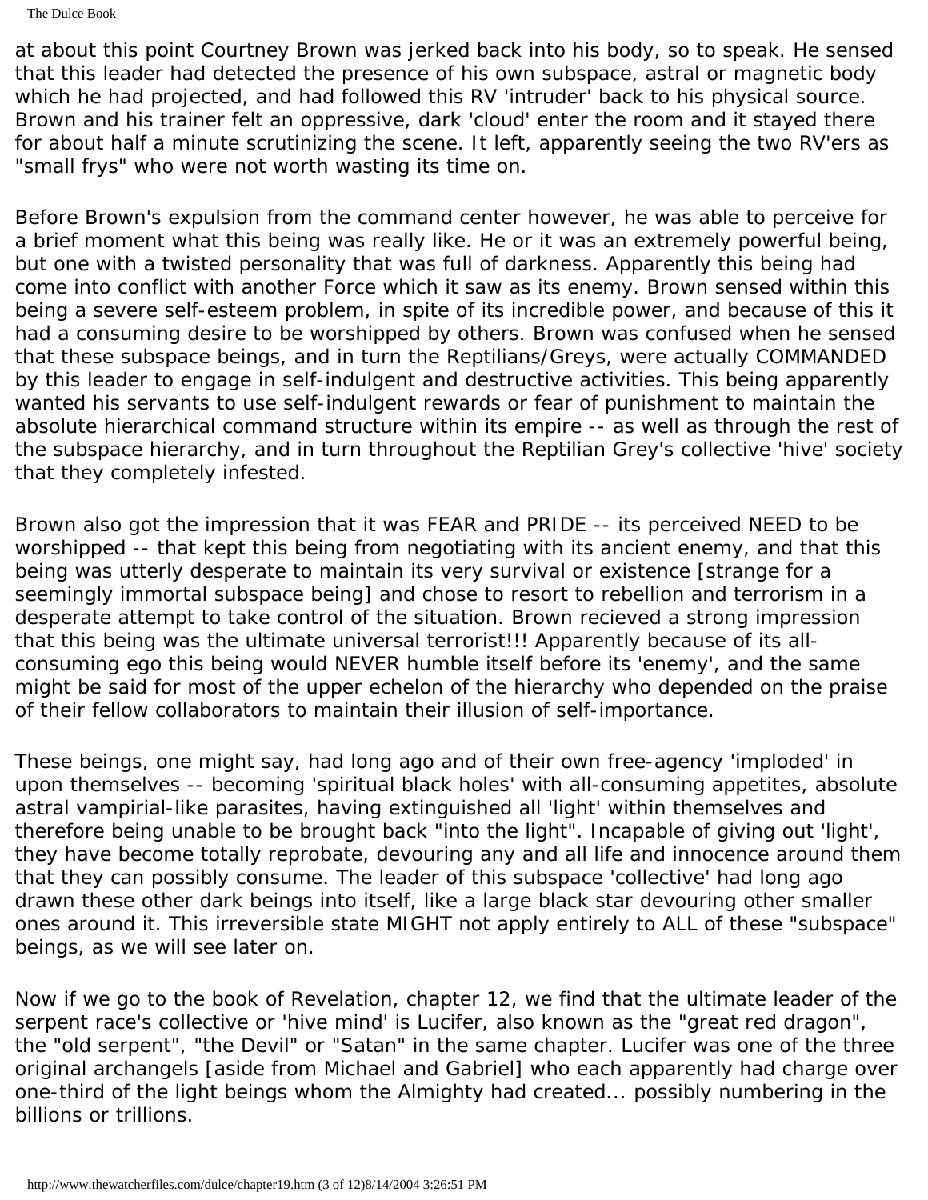at about this point Courtney Brown was jerked back into his body, so to speak. He sensed that this leader had detected the presence of his own subspace, astral or magnetic body which he had projected, and had followed this RV 'intruder' back to his physical source. Brown and his trainer felt an oppressive, dark 'cloud' enter the room and it stayed there for about half a minute scrutinizing the scene. It left, apparently seeing the two RV'ers as "small frys" who were not worth wasting its time on.

Before Brown's expulsion from the command center however, he was able to perceive for a brief moment what this being was really like. He or it was an extremely powerful being, but one with a twisted personality that was full of darkness. Apparently this being had come into conflict with another Force which it saw as its enemy. Brown sensed within this being a severe self-esteem problem, in spite of its incredible power, and because of this it had a consuming desire to be worshipped by others. Brown was confused when he sensed that these subspace beings, and in turn the Reptilians/Greys, were actually COMMANDED by this leader to engage in self-indulgent and destructive activities. This being apparently wanted his servants to use self-indulgent rewards or fear of punishment to maintain the absolute hierarchical command structure within its empire -- as well as through the rest of the subspace hierarchy, and in turn throughout the Reptilian Grey's collective 'hive' society that they completely infested.

Brown also got the impression that it was FEAR and PRIDE -- its perceived NEED to be worshipped -- that kept this being from negotiating with its ancient enemy, and that this being was utterly desperate to maintain its very survival or existence [strange for a seemingly immortal subspace being] and chose to resort to rebellion and terrorism in a desperate attempt to take control of the situation. Brown recieved a strong impression that this being was the ultimate universal terrorist!!! Apparently because of its all-consuming ego this being would NEVER humble itself before its 'enemy', and the same might be said for most of the upper echelon of the hierarchy who depended on the praise of their fellow collaborators to maintain their illusion of self-importance.

These beings, one might say, had long ago and of their own free-agency 'imploded' in upon themselves -- becoming 'spiritual black holes' with all-consuming appetites, absolute astral vampirial-like parasites, having extinguished all 'light' within themselves and therefore being unable to be brought back "into the light". Incapable of giving out 'light', they have become totally reprobate, devouring any and all life and innocence around them that they can possibly consume. The leader of this subspace 'collective' had long ago drawn these other dark beings into itself, like a large black star devouring other smaller ones around it. This irreversible state MIGHT not apply entirely to ALL of these "subspace" beings, as we will see later on.

Now if we go to the book of Revelation, chapter 12, we find that the ultimate leader of the serpent race's collective or 'hive mind' is Lucifer, also known as the "great red dragon", the "old serpent", "the Devil" or "Satan" in the same chapter. Lucifer was one of the three original archangels [aside from Michael and Gabriel] who each apparently had charge over one-third of the light beings whom the Almighty had created... possibly numbering in the billions or trillions.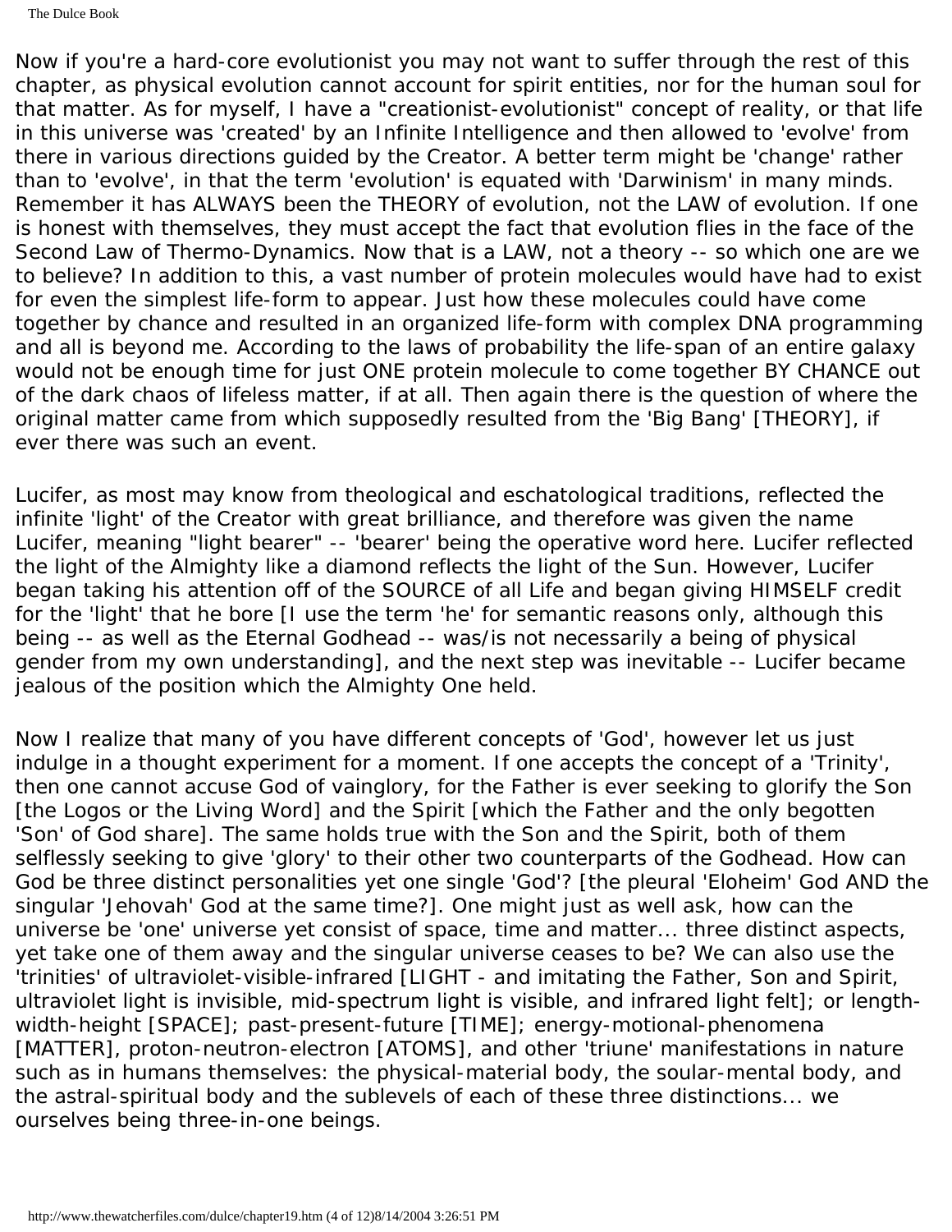Now if you're a hard-core evolutionist you may not want to suffer through the rest of this chapter, as physical evolution cannot account for spirit entities, nor for the human soul for that matter. As for myself, I have a "creationist-evolutionist" concept of reality, or that life in this universe was 'created' by an Infinite Intelligence and then allowed to 'evolve' from there in various directions guided by the Creator. A better term might be 'change' rather than to 'evolve', in that the term 'evolution' is equated with 'Darwinism' in many minds. Remember it has ALWAYS been the THEORY of evolution, not the LAW of evolution. If one is honest with themselves, they must accept the fact that evolution flies in the face of the Second Law of Thermo-Dynamics. Now that is a LAW, not a theory -- so which one are we to believe? In addition to this, a vast number of protein molecules would have had to exist for even the simplest life-form to appear. Just how these molecules could have come together by chance and resulted in an organized life-form with complex DNA programming and all is beyond me. According to the laws of probability the life-span of an entire galaxy would not be enough time for just ONE protein molecule to come together BY CHANCE out of the dark chaos of lifeless matter, if at all. Then again there is the question of where the original matter came from which supposedly resulted from the 'Big Bang' [THEORY], if ever there was such an event.

Lucifer, as most may know from theological and eschatological traditions, reflected the infinite 'light' of the Creator with great brilliance, and therefore was given the name Lucifer, meaning "light bearer" -- 'bearer' being the operative word here. Lucifer reflected the light of the Almighty like a diamond reflects the light of the Sun. However, Lucifer began taking his attention off of the SOURCE of all Life and began giving HIMSELF credit for the 'light' that he bore [I use the term 'he' for semantic reasons only, although this being -- as well as the Eternal Godhead -- was/is not necessarily a being of physical gender from my own understanding], and the next step was inevitable -- Lucifer became jealous of the position which the Almighty One held.

Now I realize that many of you have different concepts of 'God', however let us just indulge in a thought experiment for a moment. If one accepts the concept of a 'Trinity', then one cannot accuse God of vainglory, for the Father is ever seeking to glorify the Son [the Logos or the Living Word] and the Spirit [which the Father and the only begotten 'Son' of God share]. The same holds true with the Son and the Spirit, both of them selflessly seeking to give 'glory' to their other two counterparts of the Godhead. How can God be three distinct personalities yet one single 'God'? [the pleural 'Eloheim' God AND the singular 'Jehovah' God at the same time?]. One might just as well ask, how can the universe be 'one' universe yet consist of space, time and matter... three distinct aspects, yet take one of them away and the singular universe ceases to be? We can also use the 'trinities' of ultraviolet-visible-infrared [LIGHT - and imitating the Father, Son and Spirit, ultraviolet light is invisible, mid-spectrum light is visible, and infrared light felt]; or length-width-height [SPACE]; past-present-future [TIME]; energy-motional-phenomena [MATTER], proton-neutron-electron [ATOMS], and other 'triune' manifestations in nature such as in humans themselves: the physical-material body, the soular-mental body, and the astral-spiritual body and the sublevels of each of these three distinctions... we ourselves being three-in-one beings.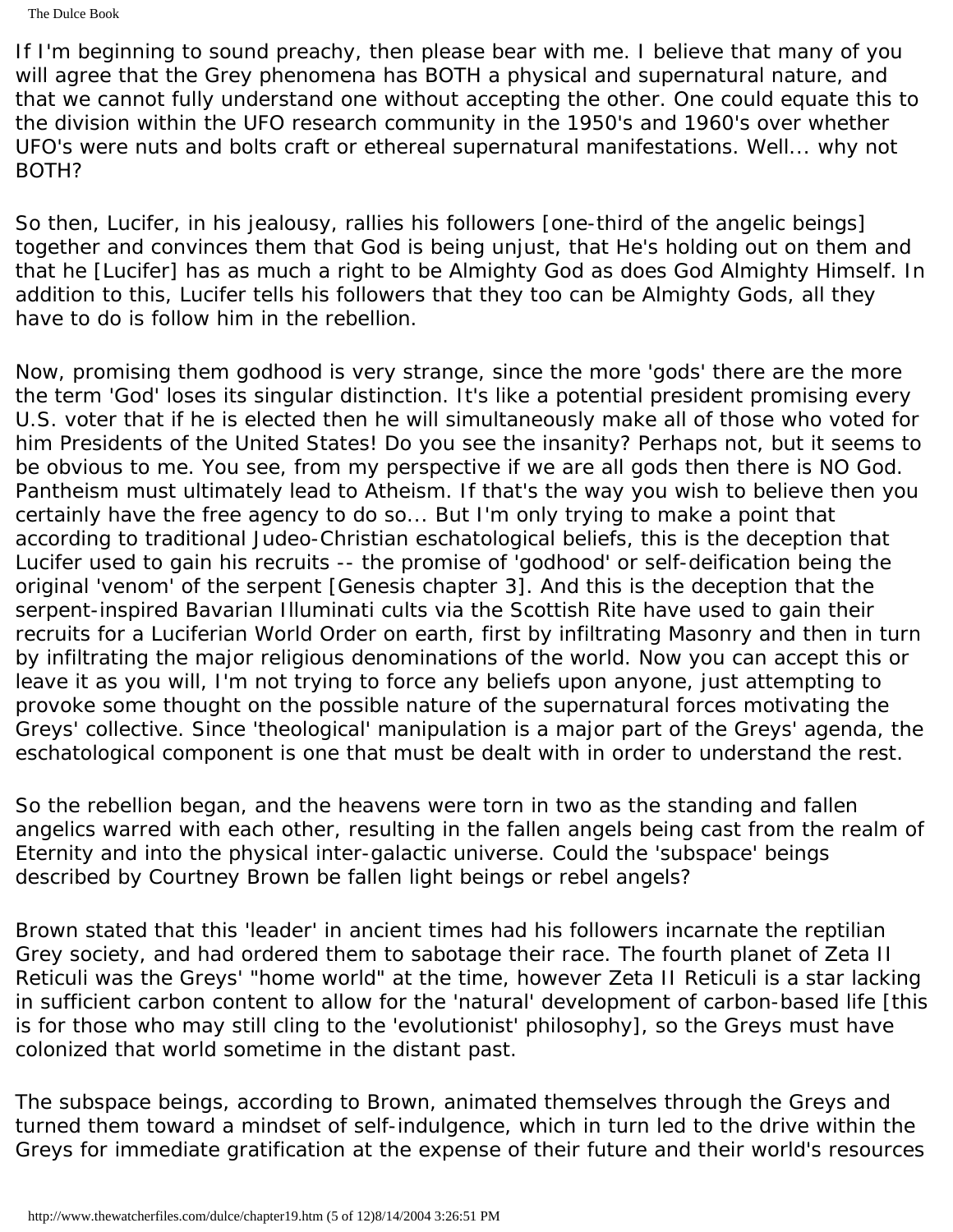If I'm beginning to sound preachy, then please bear with me. I believe that many of you will agree that the Grey phenomena has BOTH a physical and supernatural nature, and that we cannot fully understand one without accepting the other. One could equate this to the division within the UFO research community in the 1950's and 1960's over whether UFO's were nuts and bolts craft or ethereal supernatural manifestations. Well... why not BOTH?

So then, Lucifer, in his jealousy, rallies his followers [one-third of the angelic beings] together and convinces them that God is being unjust, that He's holding out on them and that he [Lucifer] has as much a right to be Almighty God as does God Almighty Himself. In addition to this, Lucifer tells his followers that they too can be Almighty Gods, all they have to do is follow him in the rebellion.

Now, promising them godhood is very strange, since the more 'gods' there are the more the term 'God' loses its singular distinction. It's like a potential president promising every U.S. voter that if he is elected then he will simultaneously make all of those who voted for him Presidents of the United States! Do you see the insanity? Perhaps not, but it seems to be obvious to me. You see, from my perspective if we are all gods then there is NO God. Pantheism must ultimately lead to Atheism. If that's the way you wish to believe then you certainly have the free agency to do so... But I'm only trying to make a point that according to traditional Judeo-Christian eschatological beliefs, this is the deception that Lucifer used to gain his recruits -- the promise of 'godhood' or self-deification being the original 'venom' of the serpent [Genesis chapter 3]. And this is the deception that the serpent-inspired Bavarian Illuminati cults via the Scottish Rite have used to gain their recruits for a Luciferian World Order on earth, first by infiltrating Masonry and then in turn by infiltrating the major religious denominations of the world. Now you can accept this or leave it as you will, I'm not trying to force any beliefs upon anyone, just attempting to provoke some thought on the possible nature of the supernatural forces motivating the Greys' collective. Since 'theological' manipulation is a major part of the Greys' agenda, the eschatological component is one that must be dealt with in order to understand the rest.

So the rebellion began, and the heavens were torn in two as the standing and fallen angelics warred with each other, resulting in the fallen angels being cast from the realm of Eternity and into the physical inter-galactic universe. Could the 'subspace' beings described by Courtney Brown be fallen light beings or rebel angels?

Brown stated that this 'leader' in ancient times had his followers incarnate the reptilian Grey society, and had ordered them to sabotage their race. The fourth planet of Zeta II Reticuli was the Greys' "home world" at the time, however Zeta II Reticuli is a star lacking in sufficient carbon content to allow for the 'natural' development of carbon-based life [this is for those who may still cling to the 'evolutionist' philosophy], so the Greys must have colonized that world sometime in the distant past.

The subspace beings, according to Brown, animated themselves through the Greys and turned them toward a mindset of self-indulgence, which in turn led to the drive within the Greys for immediate gratification at the expense of their future and their world's resources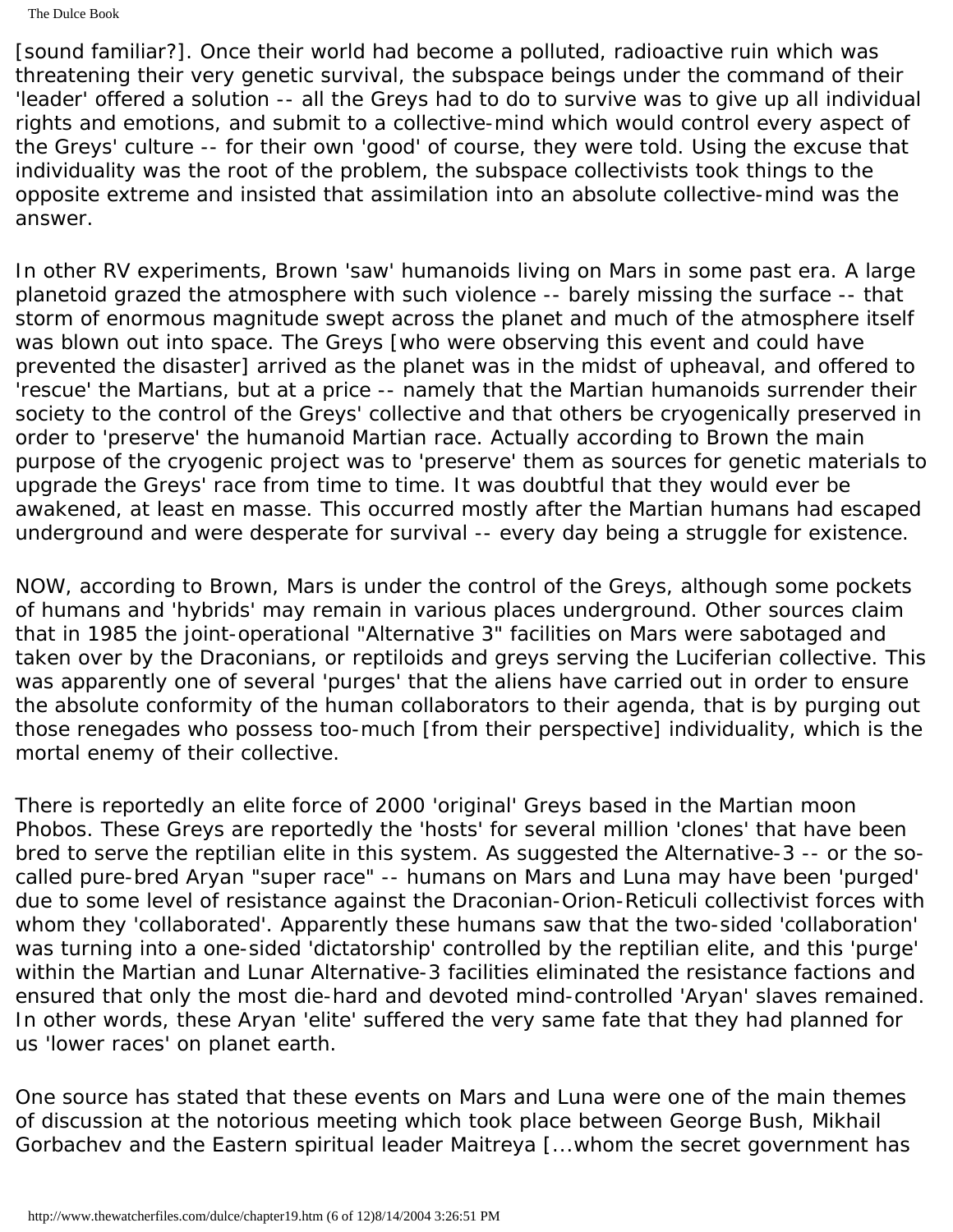[sound familiar?]. Once their world had become a polluted, radioactive ruin which was threatening their very genetic survival, the subspace beings under the command of their 'leader' offered a solution -- all the Greys had to do to survive was to give up all individual rights and emotions, and submit to a collective-mind which would control every aspect of the Greys' culture -- for their own 'good' of course, they were told. Using the excuse that individuality was the root of the problem, the subspace collectivists took things to the opposite extreme and insisted that assimilation into an absolute collective-mind was the answer.

In other RV experiments, Brown 'saw' humanoids living on Mars in some past era. A large planetoid grazed the atmosphere with such violence -- barely missing the surface -- that storm of enormous magnitude swept across the planet and much of the atmosphere itself was blown out into space. The Greys [who were observing this event and could have prevented the disaster] arrived as the planet was in the midst of upheaval, and offered to 'rescue' the Martians, but at a price -- namely that the Martian humanoids surrender their society to the control of the Greys' collective and that others be cryogenically preserved in order to 'preserve' the humanoid Martian race. Actually according to Brown the main purpose of the cryogenic project was to 'preserve' them as sources for genetic materials to upgrade the Greys' race from time to time. It was doubtful that they would ever be awakened, at least en masse. This occurred mostly after the Martian humans had escaped underground and were desperate for survival -- every day being a struggle for existence.

NOW, according to Brown, Mars is under the control of the Greys, although some pockets of humans and 'hybrids' may remain in various places underground. Other sources claim that in 1985 the joint-operational "Alternative 3" facilities on Mars were sabotaged and taken over by the Draconians, or reptiloids and greys serving the Luciferian collective. This was apparently one of several 'purges' that the aliens have carried out in order to ensure the absolute conformity of the human collaborators to their agenda, that is by purging out those renegades who possess too-much [from their perspective] individuality, which is the mortal enemy of their collective.

There is reportedly an elite force of 2000 'original' Greys based in the Martian moon Phobos. These Greys are reportedly the 'hosts' for several million 'clones' that have been bred to serve the reptilian elite in this system. As suggested the Alternative-3 -- or the so-called pure-bred Aryan "super race" -- humans on Mars and Luna may have been 'purged' due to some level of resistance against the Draconian-Orion-Reticuli collectivist forces with whom they 'collaborated'. Apparently these humans saw that the two-sided 'collaboration' was turning into a one-sided 'dictatorship' controlled by the reptilian elite, and this 'purge' within the Martian and Lunar Alternative-3 facilities eliminated the resistance factions and ensured that only the most die-hard and devoted mind-controlled 'Aryan' slaves remained. In other words, these Aryan 'elite' suffered the very same fate that they had planned for us 'lower races' on planet earth.

One source has stated that these events on Mars and Luna were one of the main themes of discussion at the notorious meeting which took place between George Bush, Mikhail Gorbachev and the Eastern spiritual leader Maitreya [...whom the secret government has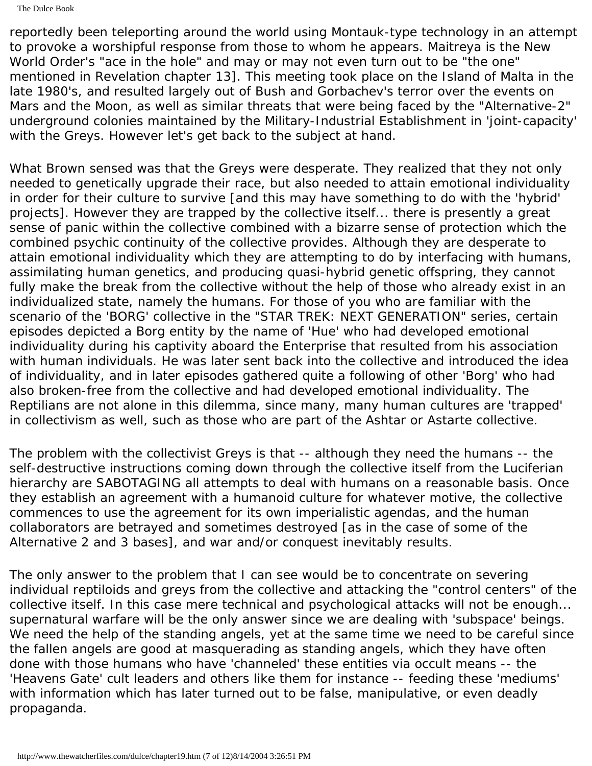reportedly been teleporting around the world using Montauk-type technology in an attempt to provoke a worshipful response from those to whom he appears. Maitreya is the New World Order's "ace in the hole" and may or may not even turn out to be "the one" mentioned in Revelation chapter 13]. This meeting took place on the Island of Malta in the late 1980's, and resulted largely out of Bush and Gorbachev's terror over the events on Mars and the Moon, as well as similar threats that were being faced by the "Alternative-2" underground colonies maintained by the Military-Industrial Establishment in 'joint-capacity' with the Greys. However let's get back to the subject at hand.

What Brown sensed was that the Greys were desperate. They realized that they not only needed to genetically upgrade their race, but also needed to attain emotional individuality in order for their culture to survive [and this may have something to do with the 'hybrid' projects]. However they are trapped by the collective itself... there is presently a great sense of panic within the collective combined with a bizarre sense of protection which the combined psychic continuity of the collective provides. Although they are desperate to attain emotional individuality which they are attempting to do by interfacing with humans, assimilating human genetics, and producing quasi-hybrid genetic offspring, they cannot fully make the break from the collective without the help of those who already exist in an individualized state, namely the humans. For those of you who are familiar with the scenario of the 'BORG' collective in the "STAR TREK: NEXT GENERATION" series, certain episodes depicted a Borg entity by the name of 'Hue' who had developed emotional individuality during his captivity aboard the Enterprise that resulted from his association with human individuals. He was later sent back into the collective and introduced the idea of individuality, and in later episodes gathered quite a following of other 'Borg' who had also broken-free from the collective and had developed emotional individuality. The Reptilians are not alone in this dilemma, since many, many human cultures are 'trapped' in collectivism as well, such as those who are part of the Ashtar or Astarte collective.

The problem with the collectivist Greys is that -- although they need the humans -- the self-destructive instructions coming down through the collective itself from the Luciferian hierarchy are SABOTAGING all attempts to deal with humans on a reasonable basis. Once they establish an agreement with a humanoid culture for whatever motive, the collective commences to use the agreement for its own imperialistic agendas, and the human collaborators are betrayed and sometimes destroyed [as in the case of some of the Alternative 2 and 3 bases], and war and/or conquest inevitably results.

The only answer to the problem that I can see would be to concentrate on severing individual reptiloids and greys from the collective and attacking the "control centers" of the collective itself. In this case mere technical and psychological attacks will not be enough... supernatural warfare will be the only answer since we are dealing with 'subspace' beings. We need the help of the standing angels, yet at the same time we need to be careful since the fallen angels are good at masquerading as standing angels, which they have often done with those humans who have 'channeled' these entities via occult means -- the 'Heavens Gate' cult leaders and others like them for instance -- feeding these 'mediums' with information which has later turned out to be false, manipulative, or even deadly propaganda.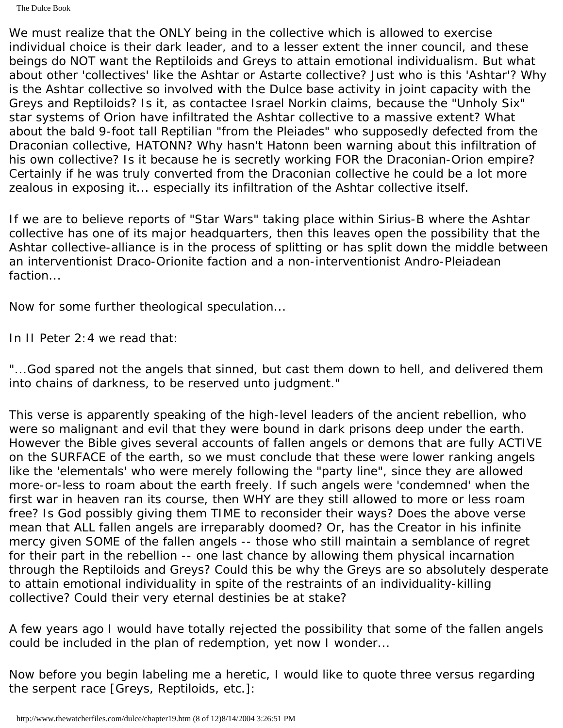We must realize that the ONLY being in the collective which is allowed to exercise individual choice is their dark leader, and to a lesser extent the inner council, and these beings do NOT want the Reptiloids and Greys to attain emotional individualism. But what about other 'collectives' like the Ashtar or Astarte collective? Just who is this 'Ashtar'? Why is the Ashtar collective so involved with the Dulce base activity in joint capacity with the Greys and Reptiloids? Is it, as contactee Israel Norkin claims, because the "Unholy Six" star systems of Orion have infiltrated the Ashtar collective to a massive extent? What about the bald 9-foot tall Reptilian "from the Pleiades" who supposedly defected from the Draconian collective, HATONN? Why hasn't Hatonn been warning about this infiltration of his own collective? Is it because he is secretly working FOR the Draconian-Orion empire? Certainly if he was truly converted from the Draconian collective he could be a lot more zealous in exposing it... especially its infiltration of the Ashtar collective itself.

If we are to believe reports of "Star Wars" taking place within Sirius-B where the Ashtar collective has one of its major headquarters, then this leaves open the possibility that the Ashtar collective-alliance is in the process of splitting or has split down the middle between an interventionist Draco-Orionite faction and a non-interventionist Andro-Pleiadean faction...

Now for some further theological speculation...

In II Peter 2:4 we read that:

"...God spared not the angels that sinned, but cast them down to hell, and delivered them into chains of darkness, to be reserved unto judgment."

This verse is apparently speaking of the high-level leaders of the ancient rebellion, who were so malignant and evil that they were bound in dark prisons deep under the earth. However the Bible gives several accounts of fallen angels or demons that are fully ACTIVE on the SURFACE of the earth, so we must conclude that these were lower ranking angels like the 'elementals' who were merely following the "party line", since they are allowed more-or-less to roam about the earth freely. If such angels were 'condemned' when the first war in heaven ran its course, then WHY are they still allowed to more or less roam free? Is God possibly giving them TIME to reconsider their ways? Does the above verse mean that ALL fallen angels are irreparably doomed? Or, has the Creator in his infinite mercy given SOME of the fallen angels -- those who still maintain a semblance of regret for their part in the rebellion -- one last chance by allowing them physical incarnation through the Reptiloids and Greys? Could this be why the Greys are so absolutely desperate to attain emotional individuality in spite of the restraints of an individuality-killing collective? Could their very eternal destinies be at stake?

A few years ago I would have totally rejected the possibility that some of the fallen angels could be included in the plan of redemption, yet now I wonder...

Now before you begin labeling me a heretic, I would like to quote three versus regarding the serpent race [Greys, Reptiloids, etc.]: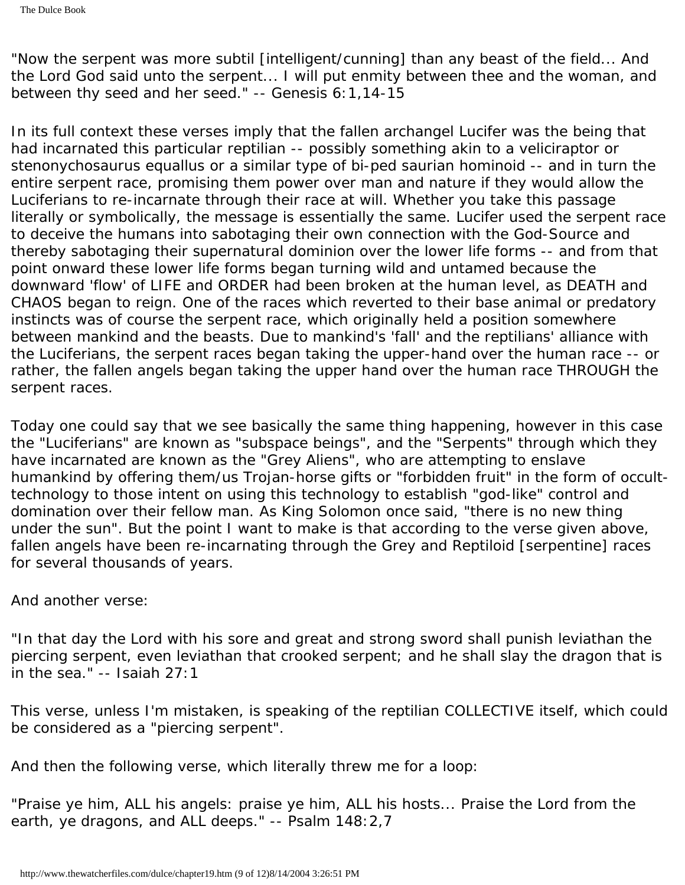"Now the serpent was more subtil [intelligent/cunning] than any beast of the field... And the Lord God said unto the serpent... I will put enmity between thee and the woman, and between thy seed and her seed." -- Genesis 6:1,14-15

In its full context these verses imply that the fallen archangel Lucifer was the being that had incarnated this particular reptilian -- possibly something akin to a veliciraptor or stenonychosaurus equallus or a similar type of bi-ped saurian hominoid -- and in turn the entire serpent race, promising them power over man and nature if they would allow the Luciferians to re-incarnate through their race at will. Whether you take this passage literally or symbolically, the message is essentially the same. Lucifer used the serpent race to deceive the humans into sabotaging their own connection with the God-Source and thereby sabotaging their supernatural dominion over the lower life forms -- and from that point onward these lower life forms began turning wild and untamed because the downward 'flow' of LIFE and ORDER had been broken at the human level, as DEATH and CHAOS began to reign. One of the races which reverted to their base animal or predatory instincts was of course the serpent race, which originally held a position somewhere between mankind and the beasts. Due to mankind's 'fall' and the reptilians' alliance with the Luciferians, the serpent races began taking the upper-hand over the human race -- or rather, the fallen angels began taking the upper hand over the human race THROUGH the serpent races.

Today one could say that we see basically the same thing happening, however in this case the "Luciferians" are known as "subspace beings", and the "Serpents" through which they have incarnated are known as the "Grey Aliens", who are attempting to enslave humankind by offering them/us Trojan-horse gifts or "forbidden fruit" in the form of occult-technology to those intent on using this technology to establish "god-like" control and domination over their fellow man. As King Solomon once said, "there is no new thing under the sun". But the point I want to make is that according to the verse given above, fallen angels have been re-incarnating through the Grey and Reptiloid [serpentine] races for several thousands of years.

And another verse:

"In that day the Lord with his sore and great and strong sword shall punish leviathan the piercing serpent, even leviathan that crooked serpent; and he shall slay the dragon that is in the sea." -- Isaiah 27:1

This verse, unless I'm mistaken, is speaking of the reptilian COLLECTIVE itself, which could be considered as a "piercing serpent".

And then the following verse, which literally threw me for a loop:

"Praise ye him, ALL his angels: praise ye him, ALL his hosts... Praise the Lord from the earth, ye dragons, and ALL deeps." -- Psalm 148:2,7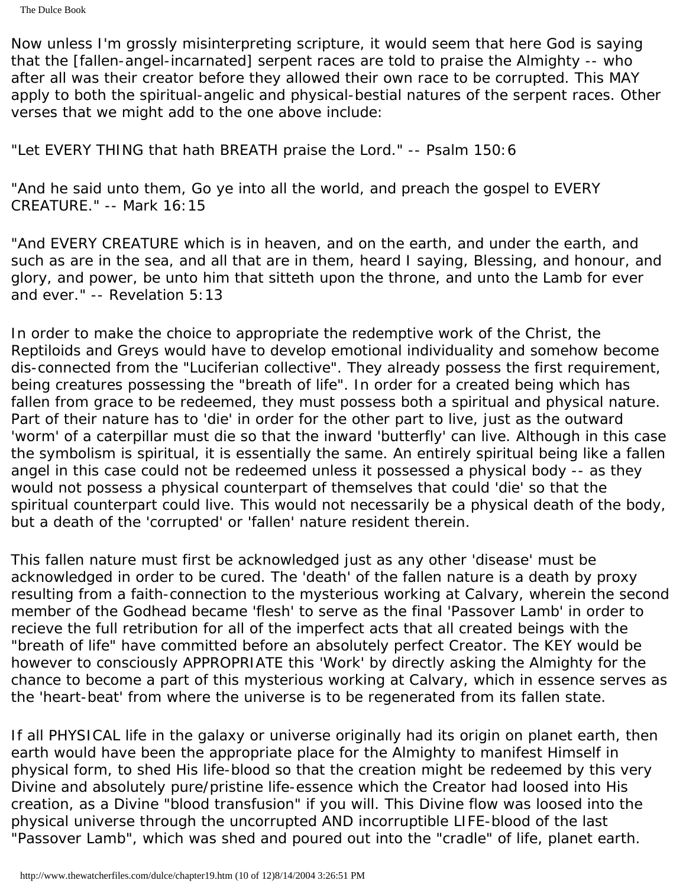Now unless I'm grossly misinterpreting scripture, it would seem that here God is saying that the [fallen-angel-incarnated] serpent races are told to praise the Almighty -- who after all was their creator before they allowed their own race to be corrupted. This MAY apply to both the spiritual-angelic and physical-bestial natures of the serpent races. Other verses that we might add to the one above include:

"Let EVERY THING that hath BREATH praise the Lord." -- Psalm 150:6

"And he said unto them, Go ye into all the world, and preach the gospel to EVERY CREATURE." -- Mark 16:15

"And EVERY CREATURE which is in heaven, and on the earth, and under the earth, and such as are in the sea, and all that are in them, heard I saying, Blessing, and honour, and glory, and power, be unto him that sitteth upon the throne, and unto the Lamb for ever and ever." -- Revelation 5:13

In order to make the choice to appropriate the redemptive work of the Christ, the Reptiloids and Greys would have to develop emotional individuality and somehow become dis-connected from the "Luciferian collective". They already possess the first requirement, being creatures possessing the "breath of life". In order for a created being which has fallen from grace to be redeemed, they must possess both a spiritual and physical nature. Part of their nature has to 'die' in order for the other part to live, just as the outward 'worm' of a caterpillar must die so that the inward 'butterfly' can live. Although in this case the symbolism is spiritual, it is essentially the same. An entirely spiritual being like a fallen angel in this case could not be redeemed unless it possessed a physical body -- as they would not possess a physical counterpart of themselves that could 'die' so that the spiritual counterpart could live. This would not necessarily be a physical death of the body, but a death of the 'corrupted' or 'fallen' nature resident therein.

This fallen nature must first be acknowledged just as any other 'disease' must be acknowledged in order to be cured. The 'death' of the fallen nature is a death by proxy resulting from a faith-connection to the mysterious working at Calvary, wherein the second member of the Godhead became 'flesh' to serve as the final 'Passover Lamb' in order to recieve the full retribution for all of the imperfect acts that all created beings with the "breath of life" have committed before an absolutely perfect Creator. The KEY would be however to consciously APPROPRIATE this 'Work' by directly asking the Almighty for the chance to become a part of this mysterious working at Calvary, which in essence serves as the 'heart-beat' from where the universe is to be regenerated from its fallen state.

If all PHYSICAL life in the galaxy or universe originally had its origin on planet earth, then earth would have been the appropriate place for the Almighty to manifest Himself in physical form, to shed His life-blood so that the creation might be redeemed by this very Divine and absolutely pure/pristine life-essence which the Creator had loosed into His creation, as a Divine "blood transfusion" if you will. This Divine flow was loosed into the physical universe through the uncorrupted AND incorruptible LIFE-blood of the last "Passover Lamb", which was shed and poured out into the "cradle" of life, planet earth.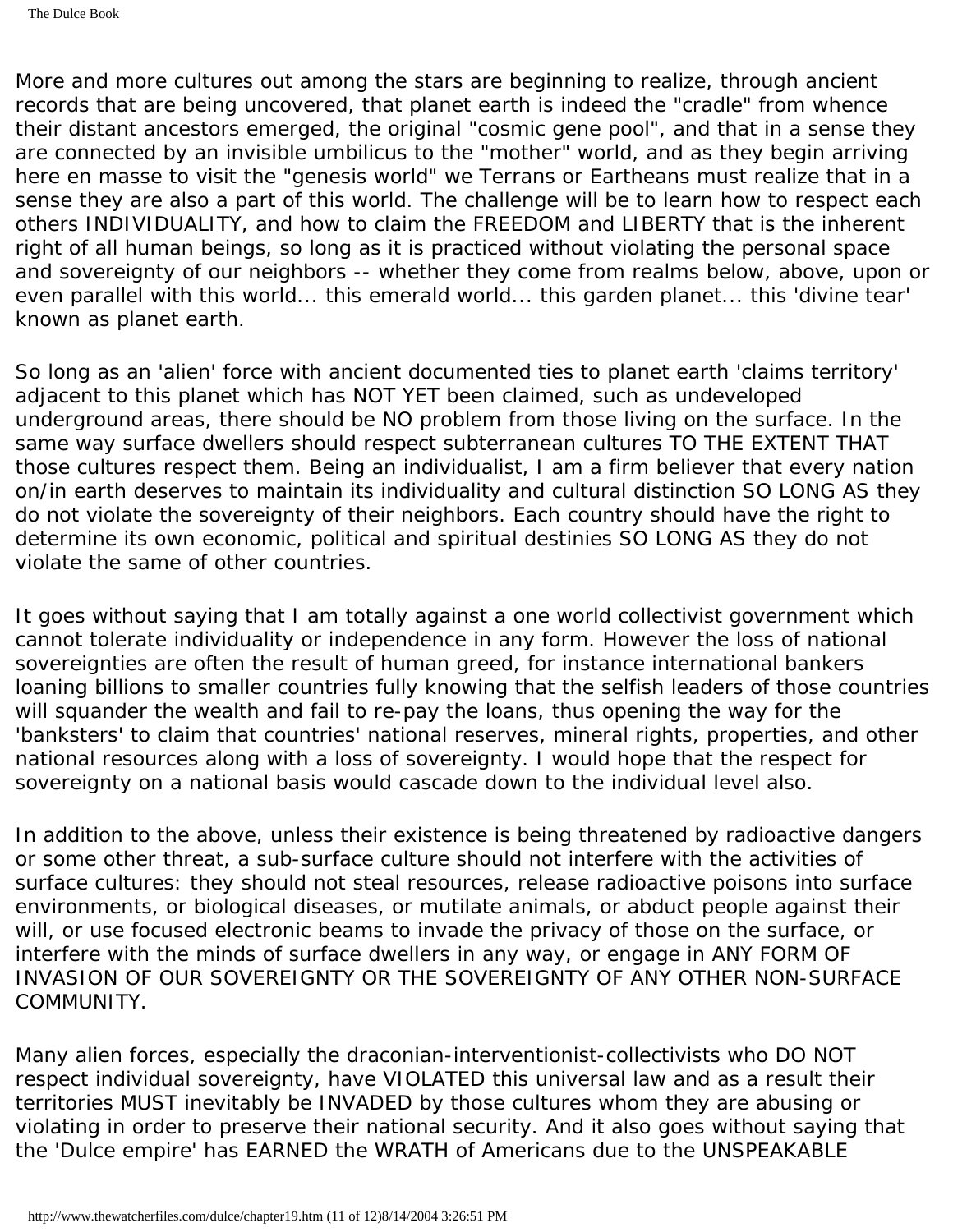More and more cultures out among the stars are beginning to realize, through ancient records that are being uncovered, that planet earth is indeed the "cradle" from whence their distant ancestors emerged, the original "cosmic gene pool", and that in a sense they are connected by an invisible umbilicus to the "mother" world, and as they begin arriving here en masse to visit the "genesis world" we Terrans or Eartheans must realize that in a sense they are also a part of this world. The challenge will be to learn how to respect each others INDIVIDUALITY, and how to claim the FREEDOM and LIBERTY that is the inherent right of all human beings, so long as it is practiced without violating the personal space and sovereignty of our neighbors -- whether they come from realms below, above, upon or even parallel with this world... this emerald world... this garden planet... this 'divine tear' known as planet earth.

So long as an 'alien' force with ancient documented ties to planet earth 'claims territory' adjacent to this planet which has NOT YET been claimed, such as undeveloped underground areas, there should be NO problem from those living on the surface. In the same way surface dwellers should respect subterranean cultures TO THE EXTENT THAT those cultures respect them. Being an individualist, I am a firm believer that every nation on/in earth deserves to maintain its individuality and cultural distinction SO LONG AS they do not violate the sovereignty of their neighbors. Each country should have the right to determine its own economic, political and spiritual destinies SO LONG AS they do not violate the same of other countries.

It goes without saying that I am totally against a one world collectivist government which cannot tolerate individuality or independence in any form. However the loss of national sovereignties are often the result of human greed, for instance international bankers loaning billions to smaller countries fully knowing that the selfish leaders of those countries will squander the wealth and fail to re-pay the loans, thus opening the way for the 'banksters' to claim that countries' national reserves, mineral rights, properties, and other national resources along with a loss of sovereignty. I would hope that the respect for sovereignty on a national basis would cascade down to the individual level also.

In addition to the above, unless their existence is being threatened by radioactive dangers or some other threat, a sub-surface culture should not interfere with the activities of surface cultures: they should not steal resources, release radioactive poisons into surface environments, or biological diseases, or mutilate animals, or abduct people against their will, or use focused electronic beams to invade the privacy of those on the surface, or interfere with the minds of surface dwellers in any way, or engage in ANY FORM OF INVASION OF OUR SOVEREIGNTY OR THE SOVEREIGNTY OF ANY OTHER NON-SURFACE COMMUNITY.

Many alien forces, especially the draconian-interventionist-collectivists who DO NOT respect individual sovereignty, have VIOLATED this universal law and as a result their territories MUST inevitably be INVADED by those cultures whom they are abusing or violating in order to preserve their national security. And it also goes without saying that the 'Dulce empire' has EARNED the WRATH of Americans due to the UNSPEAKABLE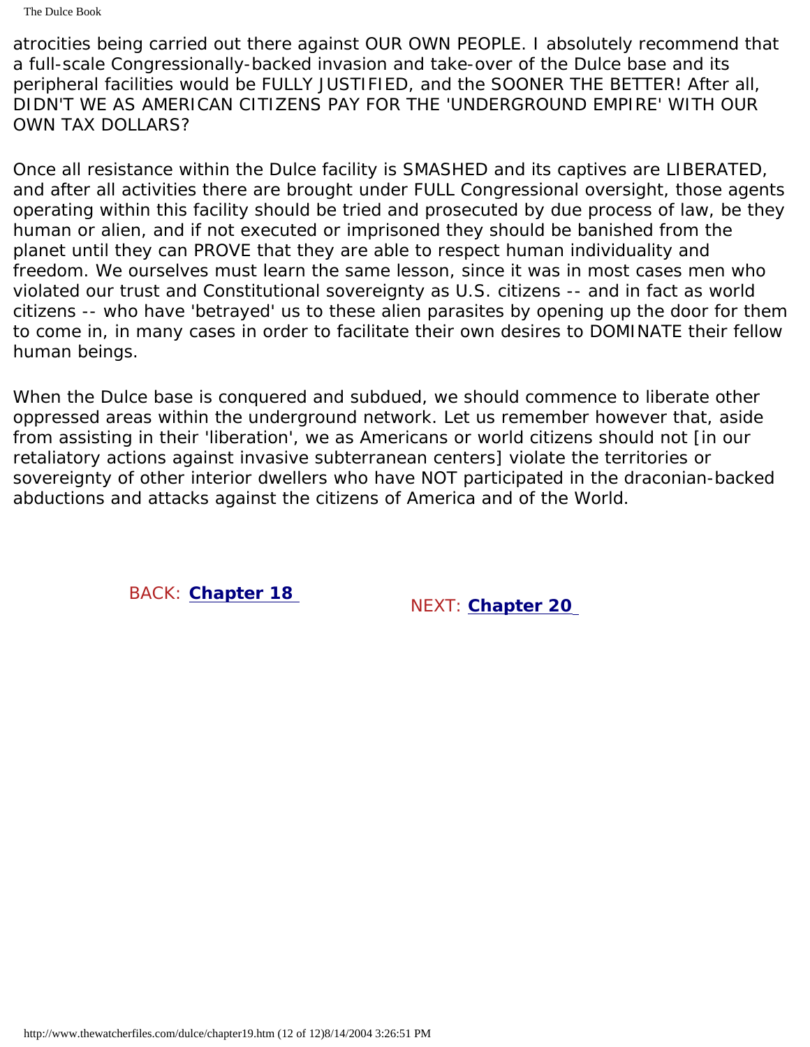atrocities being carried out there against OUR OWN PEOPLE. I absolutely recommend that a full-scale Congressionally-backed invasion and take-over of the Dulce base and its peripheral facilities would be FULLY JUSTIFIED, and the SOONER THE BETTER! After all, DIDN'T WE AS AMERICAN CITIZENS PAY FOR THE 'UNDERGROUND EMPIRE' WITH OUR OWN TAX DOLLARS?

Once all resistance within the Dulce facility is SMASHED and its captives are LIBERATED, and after all activities there are brought under FULL Congressional oversight, those agents operating within this facility should be tried and prosecuted by due process of law, be they human or alien, and if not executed or imprisoned they should be banished from the planet until they can PROVE that they are able to respect human individuality and freedom. We ourselves must learn the same lesson, since it was in most cases men who violated our trust and Constitutional sovereignty as U.S. citizens -- and in fact as world citizens -- who have 'betrayed' us to these alien parasites by opening up the door for them to come in, in many cases in order to facilitate their own desires to DOMINATE their fellow human beings.

When the Dulce base is conquered and subdued, we should commence to liberate other oppressed areas within the underground network. Let us remember however that, aside from assisting in their 'liberation', we as Americans or world citizens should not [in our retaliatory actions against invasive subterranean centers] violate the territories or sovereignty of other interior dwellers who have NOT participated in the draconian-backed abductions and attacks against the citizens of America and of the World.

BACK: **Chapter 18** NEXT: **Chapter 20**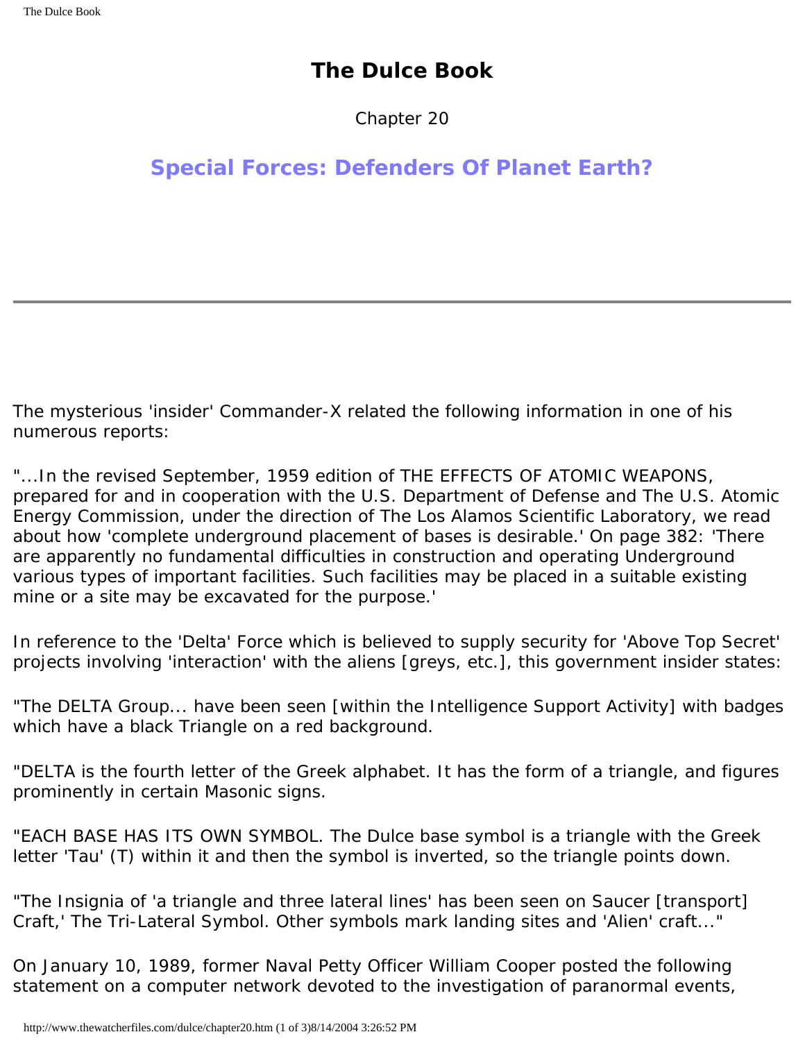# The Dulce Book

Chapter 20

## Special Forces: Defenders Of Planet Earth?

---

The mysterious 'insider' Commander-X related the following information in one of his numerous reports:

"...In the revised September, 1959 edition of THE EFFECTS OF ATOMIC WEAPONS, prepared for and in cooperation with the U.S. Department of Defense and The U.S. Atomic Energy Commission, under the direction of The Los Alamos Scientific Laboratory, we read about how 'complete underground placement of bases is desirable.' On page 382: 'There are apparently no fundamental difficulties in construction and operating Underground various types of important facilities. Such facilities may be placed in a suitable existing mine or a site may be excavated for the purpose.'

In reference to the 'Delta' Force which is believed to supply security for 'Above Top Secret' projects involving 'interaction' with the aliens [greys, etc.], this government insider states:

"The DELTA Group... have been seen [within the Intelligence Support Activity] with badges which have a black Triangle on a red background.

"DELTA is the fourth letter of the Greek alphabet. It has the form of a triangle, and figures prominently in certain Masonic signs.

"EACH BASE HAS ITS OWN SYMBOL. The Dulce base symbol is a triangle with the Greek letter 'Tau' (T) within it and then the symbol is inverted, so the triangle points down.

"The Insignia of 'a triangle and three lateral lines' has been seen on Saucer [transport] Craft,' The Tri-Lateral Symbol. Other symbols mark landing sites and 'Alien' craft..."

On January 10, 1989, former Naval Petty Officer William Cooper posted the following statement on a computer network devoted to the investigation of paranormal events,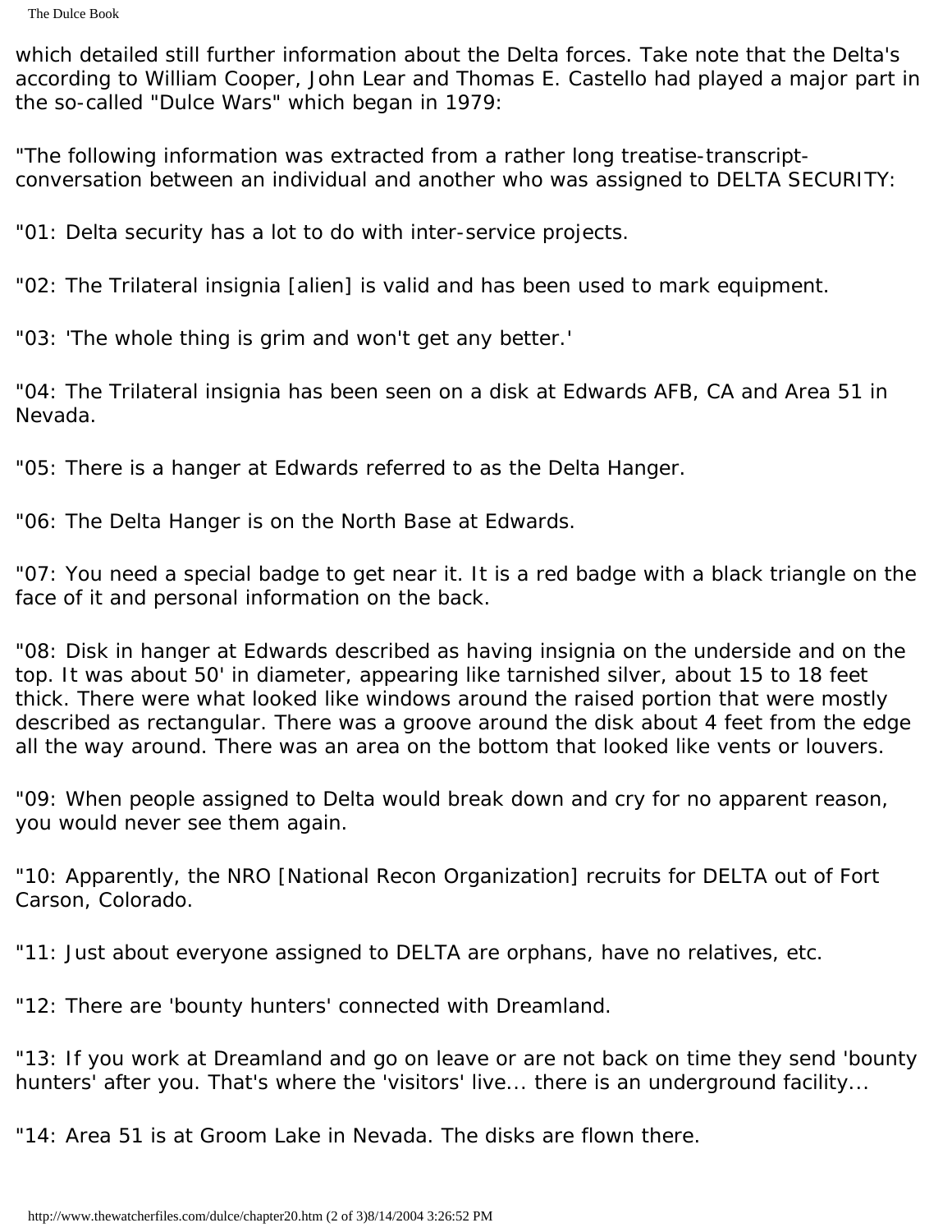which detailed still further information about the Delta forces. Take note that the Delta's according to William Cooper, John Lear and Thomas E. Castello had played a major part in the so-called "Dulce Wars" which began in 1979:

"The following information was extracted from a rather long treatise-transcript-conversation between an individual and another who was assigned to DELTA SECURITY:

"01: Delta security has a lot to do with inter-service projects.

"02: The Trilateral insignia [alien] is valid and has been used to mark equipment.

"03: 'The whole thing is grim and won't get any better.'

"04: The Trilateral insignia has been seen on a disk at Edwards AFB, CA and Area 51 in Nevada.

"05: There is a hanger at Edwards referred to as the Delta Hanger.

"06: The Delta Hanger is on the North Base at Edwards.

"07: You need a special badge to get near it. It is a red badge with a black triangle on the face of it and personal information on the back.

"08: Disk in hanger at Edwards described as having insignia on the underside and on the top. It was about 50' in diameter, appearing like tarnished silver, about 15 to 18 feet thick. There were what looked like windows around the raised portion that were mostly described as rectangular. There was a groove around the disk about 4 feet from the edge all the way around. There was an area on the bottom that looked like vents or louvers.

"09: When people assigned to Delta would break down and cry for no apparent reason, you would never see them again.

"10: Apparently, the NRO [National Recon Organization] recruits for DELTA out of Fort Carson, Colorado.

"11: Just about everyone assigned to DELTA are orphans, have no relatives, etc.

"12: There are 'bounty hunters' connected with Dreamland.

"13: If you work at Dreamland and go on leave or are not back on time they send 'bounty hunters' after you. That's where the 'visitors' live... there is an underground facility...

"14: Area 51 is at Groom Lake in Nevada. The disks are flown there.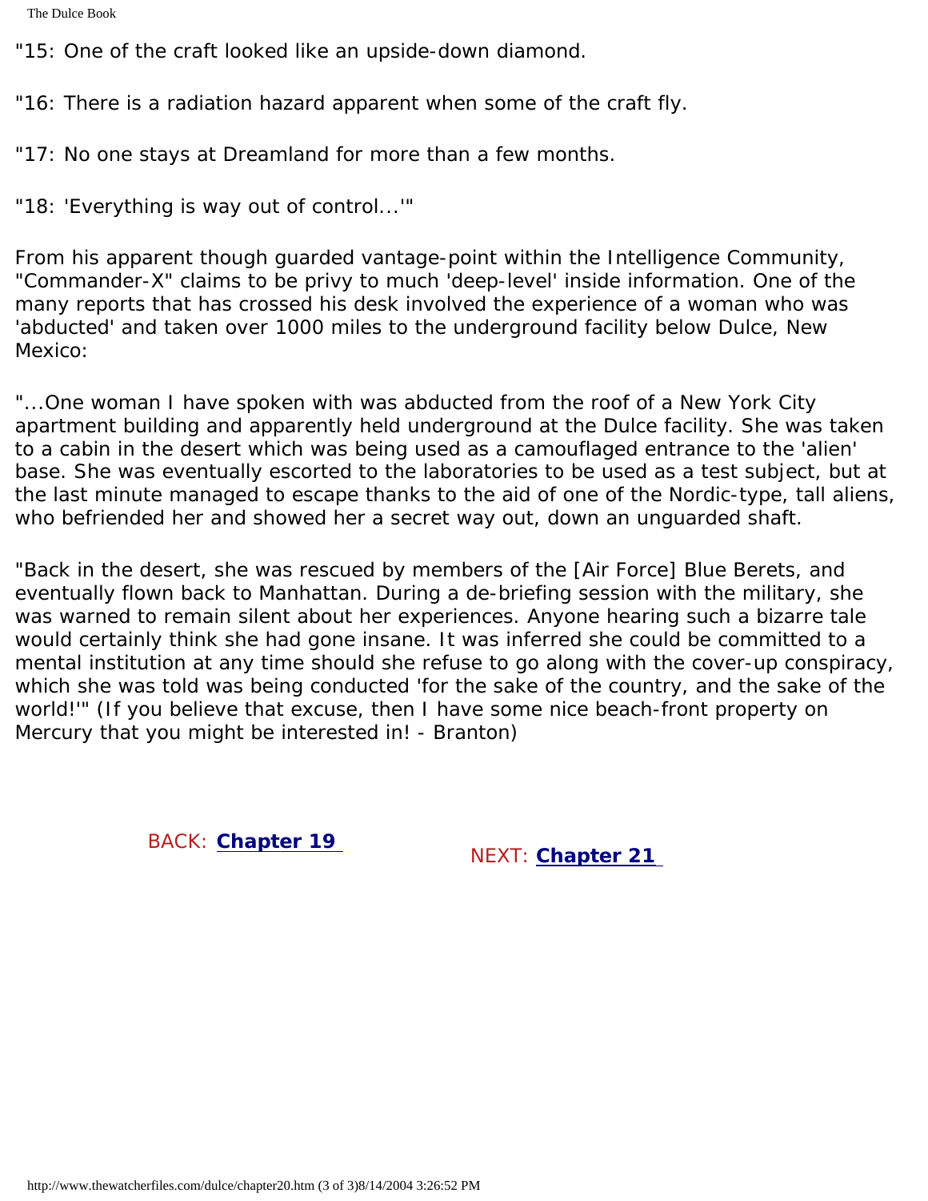"15: One of the craft looked like an upside-down diamond.

"16: There is a radiation hazard apparent when some of the craft fly.

"17: No one stays at Dreamland for more than a few months.

"18: 'Everything is way out of control...'"

From his apparent though guarded vantage-point within the Intelligence Community, "Commander-X" claims to be privy to much 'deep-level' inside information. One of the many reports that has crossed his desk involved the experience of a woman who was 'abducted' and taken over 1000 miles to the underground facility below Dulce, New Mexico:

"...One woman I have spoken with was abducted from the roof of a New York City apartment building and apparently held underground at the Dulce facility. She was taken to a cabin in the desert which was being used as a camouflaged entrance to the 'alien' base. She was eventually escorted to the laboratories to be used as a test subject, but at the last minute managed to escape thanks to the aid of one of the Nordic-type, tall aliens, who befriended her and showed her a secret way out, down an unguarded shaft.

"Back in the desert, she was rescued by members of the [Air Force] Blue Berets, and eventually flown back to Manhattan. During a de-briefing session with the military, she was warned to remain silent about her experiences. Anyone hearing such a bizarre tale would certainly think she had gone insane. It was inferred she could be committed to a mental institution at any time should she refuse to go along with the cover-up conspiracy, which she was told was being conducted 'for the sake of the country, and the sake of the world!'" (If you believe that excuse, then I have some nice beach-front property on Mercury that you might be interested in! - Branton)

BACK: **Chapter 19** NEXT: **Chapter 21**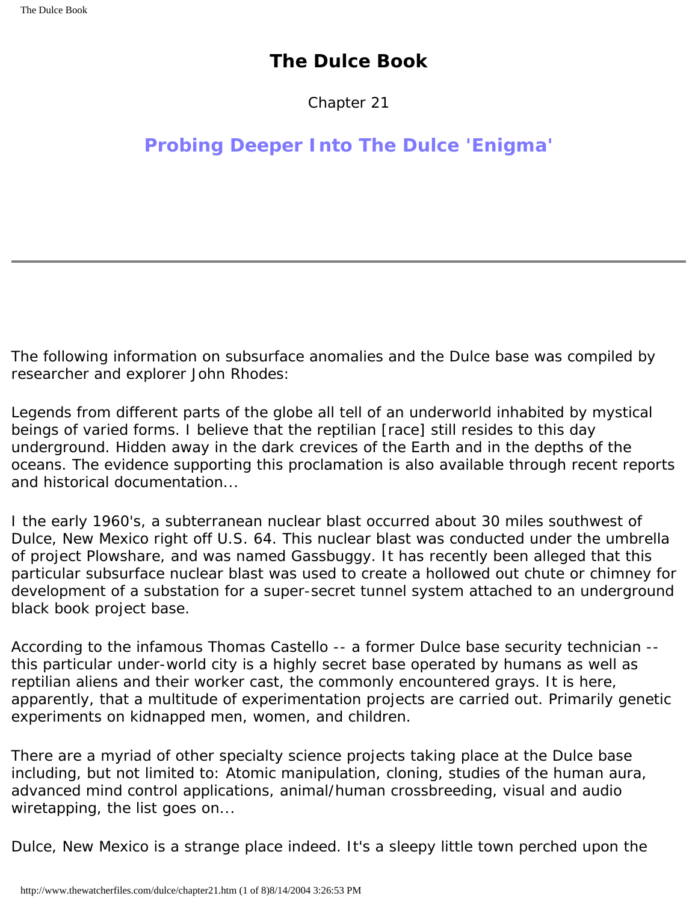# The Dulce Book

Chapter 21

## Probing Deeper Into The Dulce 'Enigma'

---

The following information on subsurface anomalies and the Dulce base was compiled by researcher and explorer John Rhodes:

Legends from different parts of the globe all tell of an underworld inhabited by mystical beings of varied forms. I believe that the reptilian [race] still resides to this day underground. Hidden away in the dark crevices of the Earth and in the depths of the oceans. The evidence supporting this proclamation is also available through recent reports and historical documentation...

I the early 1960's, a subterranean nuclear blast occurred about 30 miles southwest of Dulce, New Mexico right off U.S. 64. This nuclear blast was conducted under the umbrella of project Plowshare, and was named Gassbuggy. It has recently been alleged that this particular subsurface nuclear blast was used to create a hollowed out chute or chimney for development of a substation for a super-secret tunnel system attached to an underground black book project base.

According to the infamous Thomas Castello -- a former Dulce base security technician -- this particular under-world city is a highly secret base operated by humans as well as reptilian aliens and their worker cast, the commonly encountered grays. It is here, apparently, that a multitude of experimentation projects are carried out. Primarily genetic experiments on kidnapped men, women, and children.

There are a myriad of other specialty science projects taking place at the Dulce base including, but not limited to: Atomic manipulation, cloning, studies of the human aura, advanced mind control applications, animal/human crossbreeding, visual and audio wiretapping, the list goes on...

Dulce, New Mexico is a strange place indeed. It's a sleepy little town perched upon the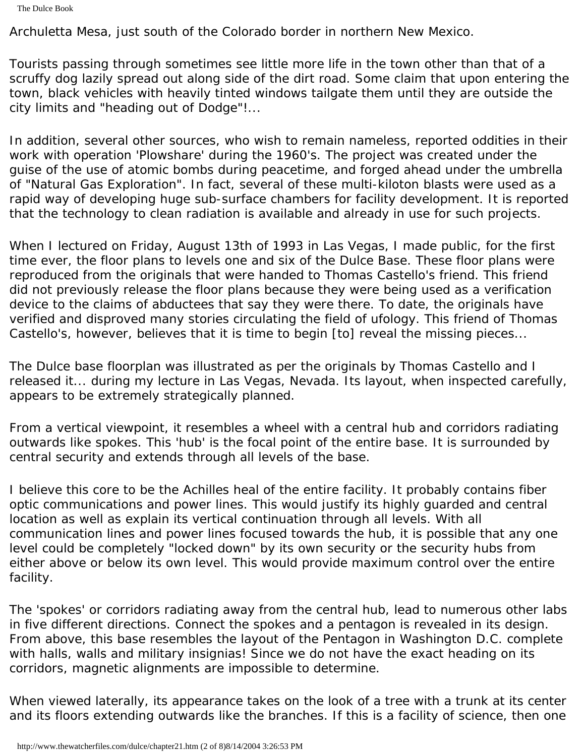Archuletta Mesa, just south of the Colorado border in northern New Mexico.

Tourists passing through sometimes see little more life in the town other than that of a scruffy dog lazily spread out along side of the dirt road. Some claim that upon entering the town, black vehicles with heavily tinted windows tailgate them until they are outside the city limits and "heading out of Dodge"!...

In addition, several other sources, who wish to remain nameless, reported oddities in their work with operation 'Plowshare' during the 1960's. The project was created under the guise of the use of atomic bombs during peacetime, and forged ahead under the umbrella of "Natural Gas Exploration". In fact, several of these multi-kiloton blasts were used as a rapid way of developing huge sub-surface chambers for facility development. It is reported that the technology to clean radiation is available and already in use for such projects.

When I lectured on Friday, August 13th of 1993 in Las Vegas, I made public, for the first time ever, the floor plans to levels one and six of the Dulce Base. These floor plans were reproduced from the originals that were handed to Thomas Castello's friend. This friend did not previously release the floor plans because they were being used as a verification device to the claims of abductees that say they were there. To date, the originals have verified and disproved many stories circulating the field of ufology. This friend of Thomas Castello's, however, believes that it is time to begin [to] reveal the missing pieces...

The Dulce base floorplan was illustrated as per the originals by Thomas Castello and I released it... during my lecture in Las Vegas, Nevada. Its layout, when inspected carefully, appears to be extremely strategically planned.

From a vertical viewpoint, it resembles a wheel with a central hub and corridors radiating outwards like spokes. This 'hub' is the focal point of the entire base. It is surrounded by central security and extends through all levels of the base.

I believe this core to be the Achilles heal of the entire facility. It probably contains fiber optic communications and power lines. This would justify its highly guarded and central location as well as explain its vertical continuation through all levels. With all communication lines and power lines focused towards the hub, it is possible that any one level could be completely "locked down" by its own security or the security hubs from either above or below its own level. This would provide maximum control over the entire facility.

The 'spokes' or corridors radiating away from the central hub, lead to numerous other labs in five different directions. Connect the spokes and a pentagon is revealed in its design. From above, this base resembles the layout of the Pentagon in Washington D.C. complete with halls, walls and military insignias! Since we do not have the exact heading on its corridors, magnetic alignments are impossible to determine.

When viewed laterally, its appearance takes on the look of a tree with a trunk at its center and its floors extending outwards like the branches. If this is a facility of science, then one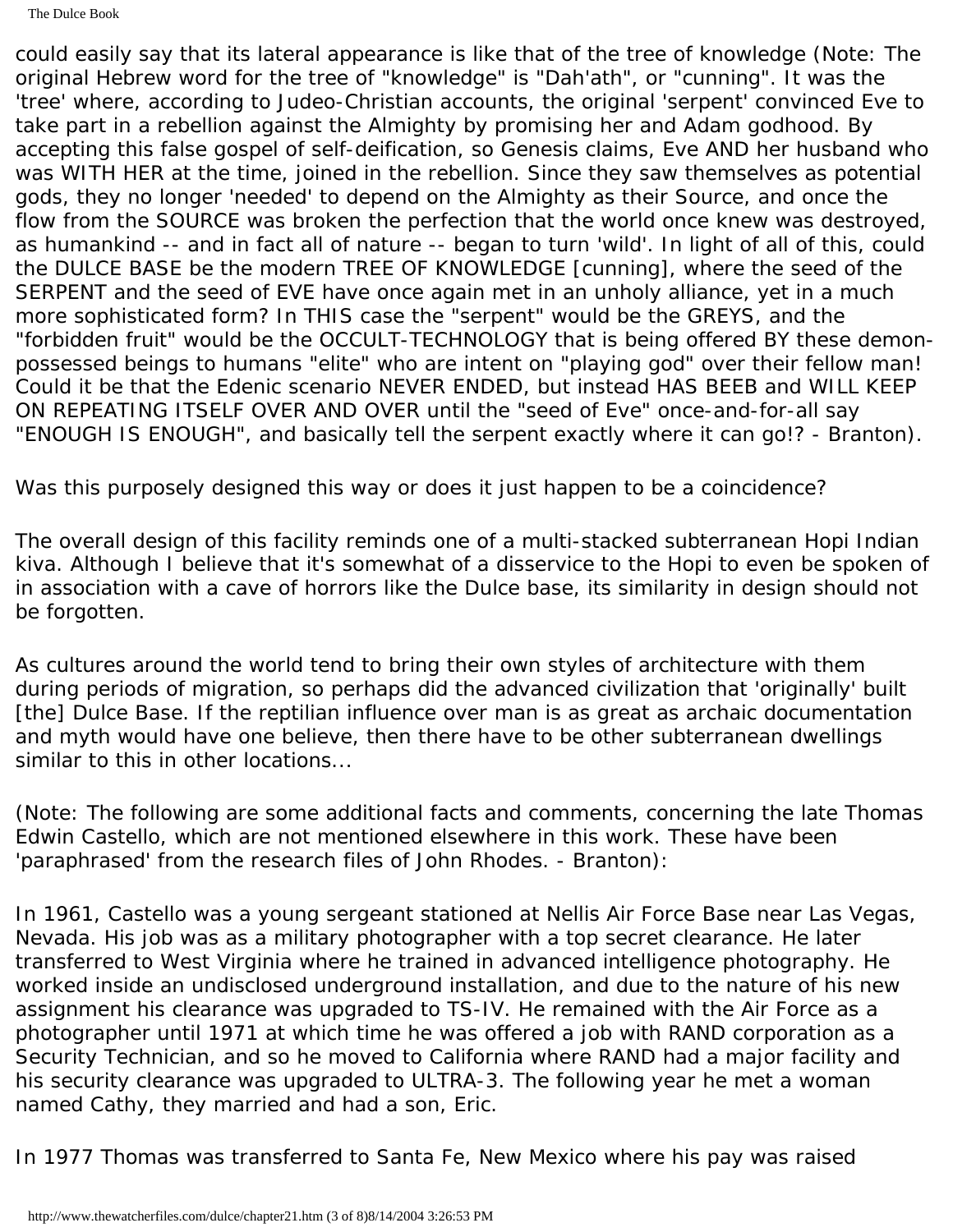could easily say that its lateral appearance is like that of the tree of knowledge (Note: The original Hebrew word for the tree of "knowledge" is "Dah'ath", or "cunning". It was the 'tree' where, according to Judeo-Christian accounts, the original 'serpent' convinced Eve to take part in a rebellion against the Almighty by promising her and Adam godhood. By accepting this false gospel of self-deification, so Genesis claims, Eve AND her husband who was WITH HER at the time, joined in the rebellion. Since they saw themselves as potential gods, they no longer 'needed' to depend on the Almighty as their Source, and once the flow from the SOURCE was broken the perfection that the world once knew was destroyed, as humankind -- and in fact all of nature -- began to turn 'wild'. In light of all of this, could the DULCE BASE be the modern TREE OF KNOWLEDGE [cunning], where the seed of the SERPENT and the seed of EVE have once again met in an unholy alliance, yet in a much more sophisticated form? In THIS case the "serpent" would be the GREYS, and the "forbidden fruit" would be the OCCULT-TECHNOLOGY that is being offered BY these demon-possessed beings to humans "elite" who are intent on "playing god" over their fellow man! Could it be that the Edenic scenario NEVER ENDED, but instead HAS BEEB and WILL KEEP ON REPEATING ITSELF OVER AND OVER until the "seed of Eve" once-and-for-all say "ENOUGH IS ENOUGH", and basically tell the serpent exactly where it can go!? - Branton).

Was this purposely designed this way or does it just happen to be a coincidence?

The overall design of this facility reminds one of a multi-stacked subterranean Hopi Indian kiva. Although I believe that it's somewhat of a disservice to the Hopi to even be spoken of in association with a cave of horrors like the Dulce base, its similarity in design should not be forgotten.

As cultures around the world tend to bring their own styles of architecture with them during periods of migration, so perhaps did the advanced civilization that 'originally' built [the] Dulce Base. If the reptilian influence over man is as great as archaic documentation and myth would have one believe, then there have to be other subterranean dwellings similar to this in other locations...

(Note: The following are some additional facts and comments, concerning the late Thomas Edwin Castello, which are not mentioned elsewhere in this work. These have been 'paraphrased' from the research files of John Rhodes. - Branton):

In 1961, Castello was a young sergeant stationed at Nellis Air Force Base near Las Vegas, Nevada. His job was as a military photographer with a top secret clearance. He later transferred to West Virginia where he trained in advanced intelligence photography. He worked inside an undisclosed underground installation, and due to the nature of his new assignment his clearance was upgraded to TS-IV. He remained with the Air Force as a photographer until 1971 at which time he was offered a job with RAND corporation as a Security Technician, and so he moved to California where RAND had a major facility and his security clearance was upgraded to ULTRA-3. The following year he met a woman named Cathy, they married and had a son, Eric.

In 1977 Thomas was transferred to Santa Fe, New Mexico where his pay was raised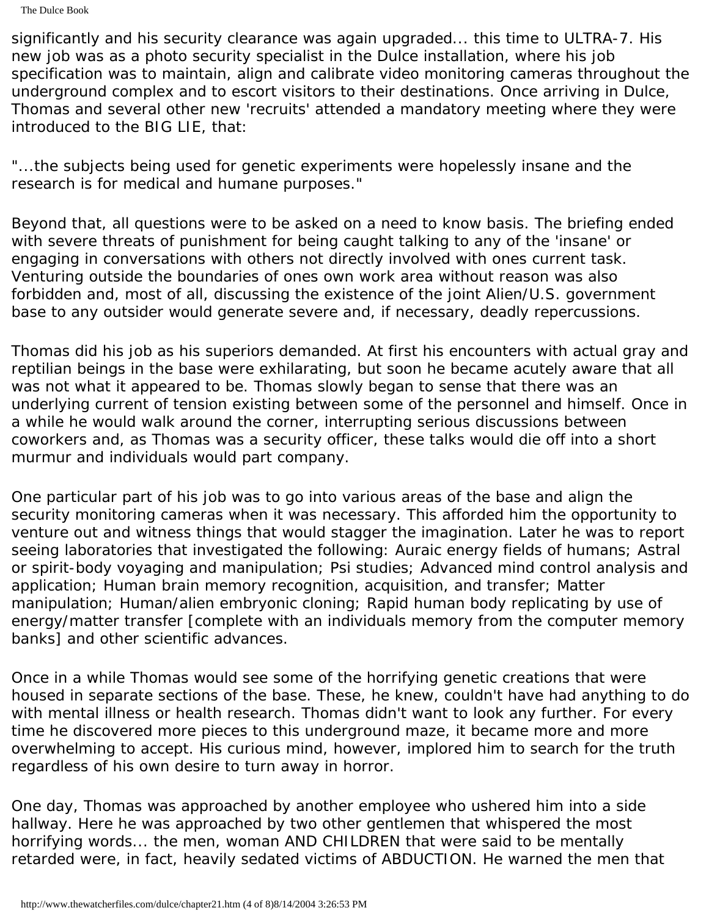significantly and his security clearance was again upgraded... this time to ULTRA-7. His new job was as a photo security specialist in the Dulce installation, where his job specification was to maintain, align and calibrate video monitoring cameras throughout the underground complex and to escort visitors to their destinations. Once arriving in Dulce, Thomas and several other new 'recruits' attended a mandatory meeting where they were introduced to the BIG LIE, that:

"...the subjects being used for genetic experiments were hopelessly insane and the research is for medical and humane purposes."

Beyond that, all questions were to be asked on a need to know basis. The briefing ended with severe threats of punishment for being caught talking to any of the 'insane' or engaging in conversations with others not directly involved with ones current task. Venturing outside the boundaries of ones own work area without reason was also forbidden and, most of all, discussing the existence of the joint Alien/U.S. government base to any outsider would generate severe and, if necessary, deadly repercussions.

Thomas did his job as his superiors demanded. At first his encounters with actual gray and reptilian beings in the base were exhilarating, but soon he became acutely aware that all was not what it appeared to be. Thomas slowly began to sense that there was an underlying current of tension existing between some of the personnel and himself. Once in a while he would walk around the corner, interrupting serious discussions between coworkers and, as Thomas was a security officer, these talks would die off into a short murmur and individuals would part company.

One particular part of his job was to go into various areas of the base and align the security monitoring cameras when it was necessary. This afforded him the opportunity to venture out and witness things that would stagger the imagination. Later he was to report seeing laboratories that investigated the following: Auraic energy fields of humans; Astral or spirit-body voyaging and manipulation; Psi studies; Advanced mind control analysis and application; Human brain memory recognition, acquisition, and transfer; Matter manipulation; Human/alien embryonic cloning; Rapid human body replicating by use of energy/matter transfer [complete with an individuals memory from the computer memory banks] and other scientific advances.

Once in a while Thomas would see some of the horrifying genetic creations that were housed in separate sections of the base. These, he knew, couldn't have had anything to do with mental illness or health research. Thomas didn't want to look any further. For every time he discovered more pieces to this underground maze, it became more and more overwhelming to accept. His curious mind, however, implored him to search for the truth regardless of his own desire to turn away in horror.

One day, Thomas was approached by another employee who ushered him into a side hallway. Here he was approached by two other gentlemen that whispered the most horrifying words... the men, woman AND CHILDREN that were said to be mentally retarded were, in fact, heavily sedated victims of ABDUCTION. He warned the men that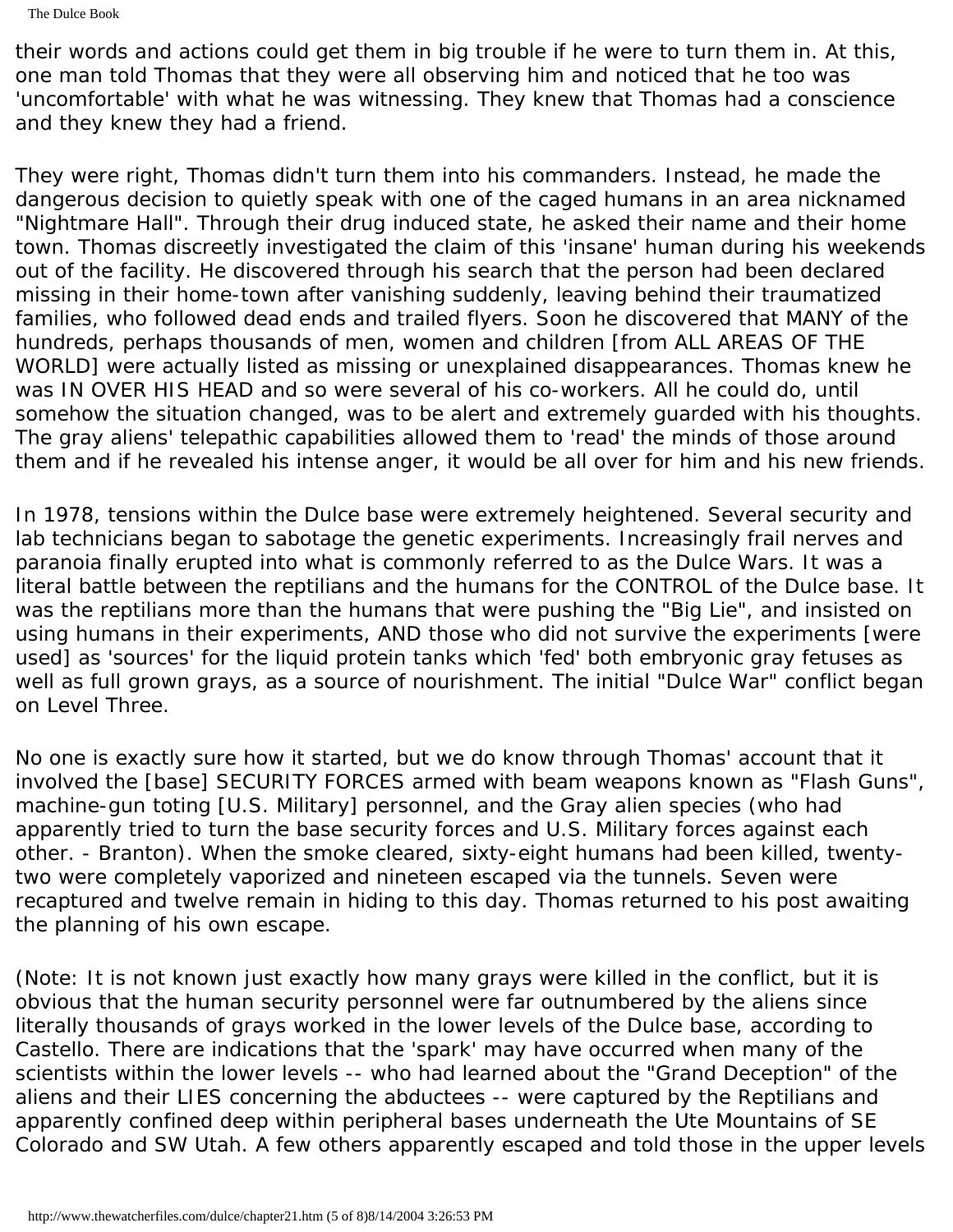their words and actions could get them in big trouble if he were to turn them in. At this, one man told Thomas that they were all observing him and noticed that he too was 'uncomfortable' with what he was witnessing. They knew that Thomas had a conscience and they knew they had a friend.

They were right, Thomas didn't turn them into his commanders. Instead, he made the dangerous decision to quietly speak with one of the caged humans in an area nicknamed "Nightmare Hall". Through their drug induced state, he asked their name and their home town. Thomas discreetly investigated the claim of this 'insane' human during his weekends out of the facility. He discovered through his search that the person had been declared missing in their home-town after vanishing suddenly, leaving behind their traumatized families, who followed dead ends and trailed flyers. Soon he discovered that MANY of the hundreds, perhaps thousands of men, women and children [from ALL AREAS OF THE WORLD] were actually listed as missing or unexplained disappearances. Thomas knew he was IN OVER HIS HEAD and so were several of his co-workers. All he could do, until somehow the situation changed, was to be alert and extremely guarded with his thoughts. The gray aliens' telepathic capabilities allowed them to 'read' the minds of those around them and if he revealed his intense anger, it would be all over for him and his new friends.

In 1978, tensions within the Dulce base were extremely heightened. Several security and lab technicians began to sabotage the genetic experiments. Increasingly frail nerves and paranoia finally erupted into what is commonly referred to as the Dulce Wars. It was a literal battle between the reptilians and the humans for the CONTROL of the Dulce base. It was the reptilians more than the humans that were pushing the "Big Lie", and insisted on using humans in their experiments, AND those who did not survive the experiments [were used] as 'sources' for the liquid protein tanks which 'fed' both embryonic gray fetuses as well as full grown grays, as a source of nourishment. The initial "Dulce War" conflict began on Level Three.

No one is exactly sure how it started, but we do know through Thomas' account that it involved the [base] SECURITY FORCES armed with beam weapons known as "Flash Guns", machine-gun toting [U.S. Military] personnel, and the Gray alien species (who had apparently tried to turn the base security forces and U.S. Military forces against each other. - Branton). When the smoke cleared, sixty-eight humans had been killed, twenty-two were completely vaporized and nineteen escaped via the tunnels. Seven were recaptured and twelve remain in hiding to this day. Thomas returned to his post awaiting the planning of his own escape.

(Note: It is not known just exactly how many grays were killed in the conflict, but it is obvious that the human security personnel were far outnumbered by the aliens since literally thousands of grays worked in the lower levels of the Dulce base, according to Castello. There are indications that the 'spark' may have occurred when many of the scientists within the lower levels -- who had learned about the "Grand Deception" of the aliens and their LIES concerning the abductees -- were captured by the Reptilians and apparently confined deep within peripheral bases underneath the Ute Mountains of SE Colorado and SW Utah. A few others apparently escaped and told those in the upper levels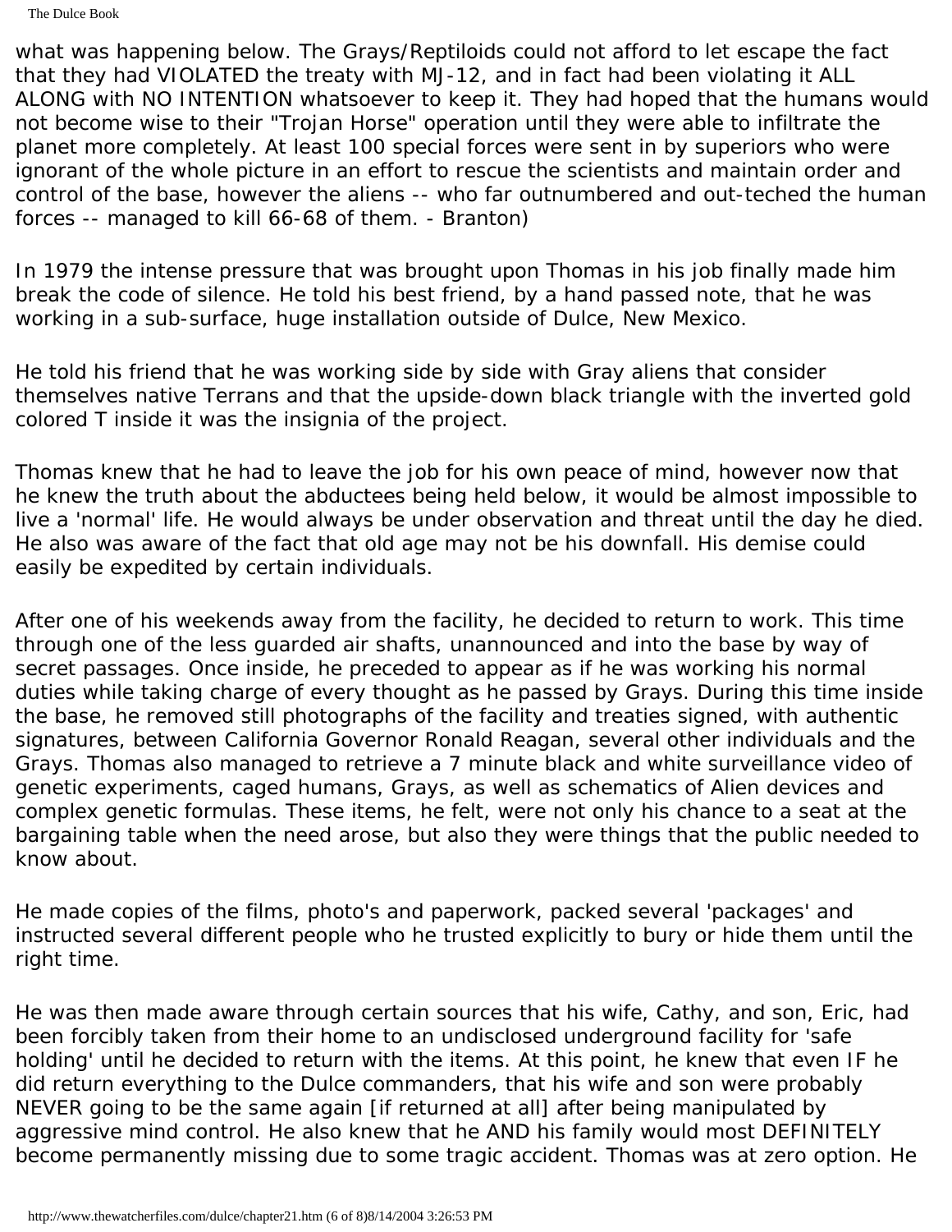what was happening below. The Grays/Reptiloids could not afford to let escape the fact that they had VIOLATED the treaty with MJ-12, and in fact had been violating it ALL ALONG with NO INTENTION whatsoever to keep it. They had hoped that the humans would not become wise to their "Trojan Horse" operation until they were able to infiltrate the planet more completely. At least 100 special forces were sent in by superiors who were ignorant of the whole picture in an effort to rescue the scientists and maintain order and control of the base, however the aliens -- who far outnumbered and out-teched the human forces -- managed to kill 66-68 of them. - Branton)

In 1979 the intense pressure that was brought upon Thomas in his job finally made him break the code of silence. He told his best friend, by a hand passed note, that he was working in a sub-surface, huge installation outside of Dulce, New Mexico.

He told his friend that he was working side by side with Gray aliens that consider themselves native Terrans and that the upside-down black triangle with the inverted gold colored T inside it was the insignia of the project.

Thomas knew that he had to leave the job for his own peace of mind, however now that he knew the truth about the abductees being held below, it would be almost impossible to live a 'normal' life. He would always be under observation and threat until the day he died. He also was aware of the fact that old age may not be his downfall. His demise could easily be expedited by certain individuals.

After one of his weekends away from the facility, he decided to return to work. This time through one of the less guarded air shafts, unannounced and into the base by way of secret passages. Once inside, he preceded to appear as if he was working his normal duties while taking charge of every thought as he passed by Grays. During this time inside the base, he removed still photographs of the facility and treaties signed, with authentic signatures, between California Governor Ronald Reagan, several other individuals and the Grays. Thomas also managed to retrieve a 7 minute black and white surveillance video of genetic experiments, caged humans, Grays, as well as schematics of Alien devices and complex genetic formulas. These items, he felt, were not only his chance to a seat at the bargaining table when the need arose, but also they were things that the public needed to know about.

He made copies of the films, photo's and paperwork, packed several 'packages' and instructed several different people who he trusted explicitly to bury or hide them until the right time.

He was then made aware through certain sources that his wife, Cathy, and son, Eric, had been forcibly taken from their home to an undisclosed underground facility for 'safe holding' until he decided to return with the items. At this point, he knew that even IF he did return everything to the Dulce commanders, that his wife and son were probably NEVER going to be the same again [if returned at all] after being manipulated by aggressive mind control. He also knew that he AND his family would most DEFINITELY become permanently missing due to some tragic accident. Thomas was at zero option. He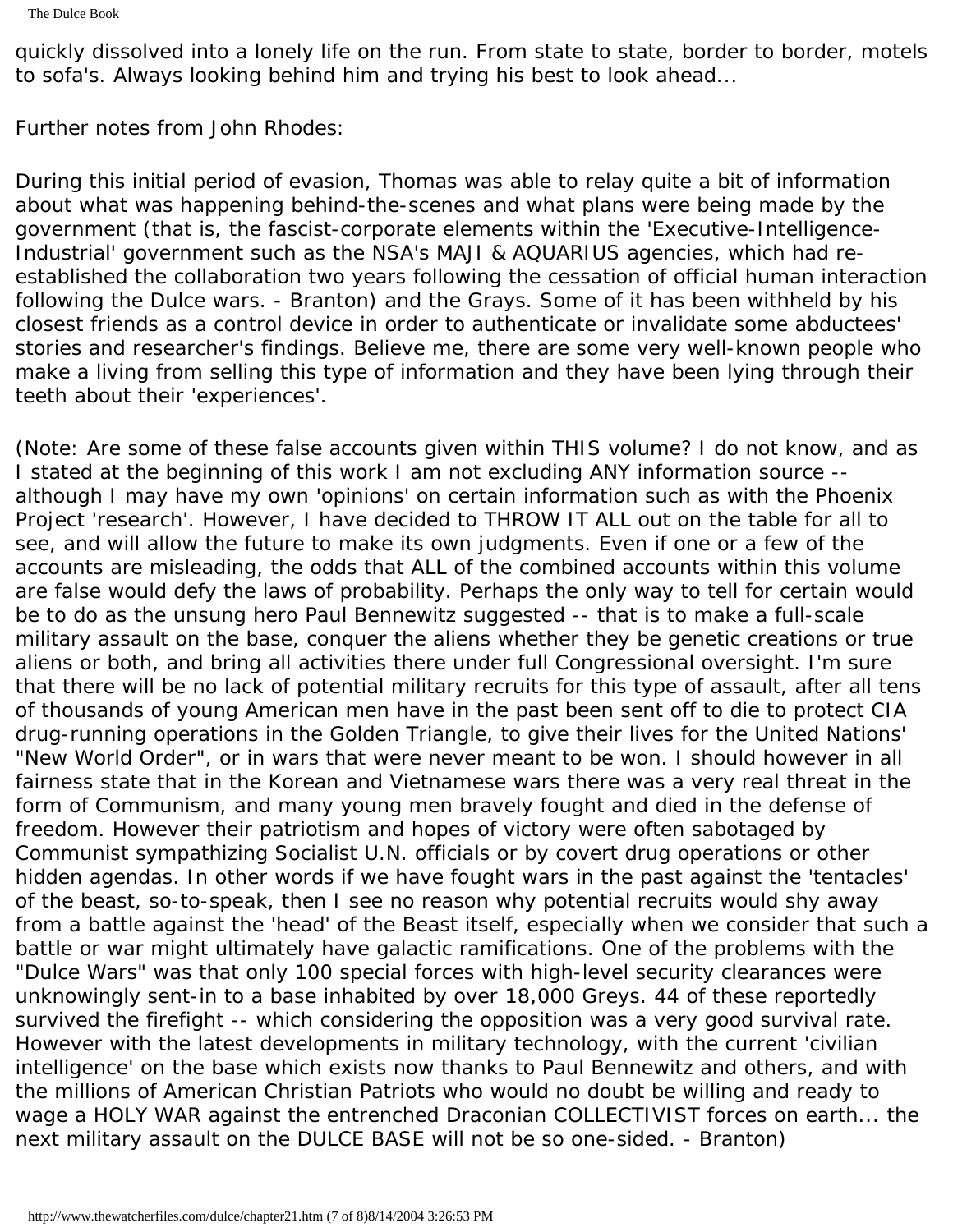quickly dissolved into a lonely life on the run. From state to state, border to border, motels to sofa's. Always looking behind him and trying his best to look ahead...

Further notes from John Rhodes:

During this initial period of evasion, Thomas was able to relay quite a bit of information about what was happening behind-the-scenes and what plans were being made by the government (that is, the fascist-corporate elements within the 'Executive-Intelligence-Industrial' government such as the NSA's MAJI & AQUARIUS agencies, which had re-established the collaboration two years following the cessation of official human interaction following the Dulce wars. - Branton) and the Grays. Some of it has been withheld by his closest friends as a control device in order to authenticate or invalidate some abductees' stories and researcher's findings. Believe me, there are some very well-known people who make a living from selling this type of information and they have been lying through their teeth about their 'experiences'.

(Note: Are some of these false accounts given within THIS volume? I do not know, and as I stated at the beginning of this work I am not excluding ANY information source -- although I may have my own 'opinions' on certain information such as with the Phoenix Project 'research'. However, I have decided to THROW IT ALL out on the table for all to see, and will allow the future to make its own judgments. Even if one or a few of the accounts are misleading, the odds that ALL of the combined accounts within this volume are false would defy the laws of probability. Perhaps the only way to tell for certain would be to do as the unsung hero Paul Bennewitz suggested -- that is to make a full-scale military assault on the base, conquer the aliens whether they be genetic creations or true aliens or both, and bring all activities there under full Congressional oversight. I'm sure that there will be no lack of potential military recruits for this type of assault, after all tens of thousands of young American men have in the past been sent off to die to protect CIA drug-running operations in the Golden Triangle, to give their lives for the United Nations' "New World Order", or in wars that were never meant to be won. I should however in all fairness state that in the Korean and Vietnamese wars there was a very real threat in the form of Communism, and many young men bravely fought and died in the defense of freedom. However their patriotism and hopes of victory were often sabotaged by Communist sympathizing Socialist U.N. officials or by covert drug operations or other hidden agendas. In other words if we have fought wars in the past against the 'tentacles' of the beast, so-to-speak, then I see no reason why potential recruits would shy away from a battle against the 'head' of the Beast itself, especially when we consider that such a battle or war might ultimately have galactic ramifications. One of the problems with the "Dulce Wars" was that only 100 special forces with high-level security clearances were unknowingly sent-in to a base inhabited by over 18,000 Greys. 44 of these reportedly survived the firefight -- which considering the opposition was a very good survival rate. However with the latest developments in military technology, with the current 'civilian intelligence' on the base which exists now thanks to Paul Bennewitz and others, and with the millions of American Christian Patriots who would no doubt be willing and ready to wage a HOLY WAR against the entrenched Draconian COLLECTIVIST forces on earth... the next military assault on the DULCE BASE will not be so one-sided. - Branton)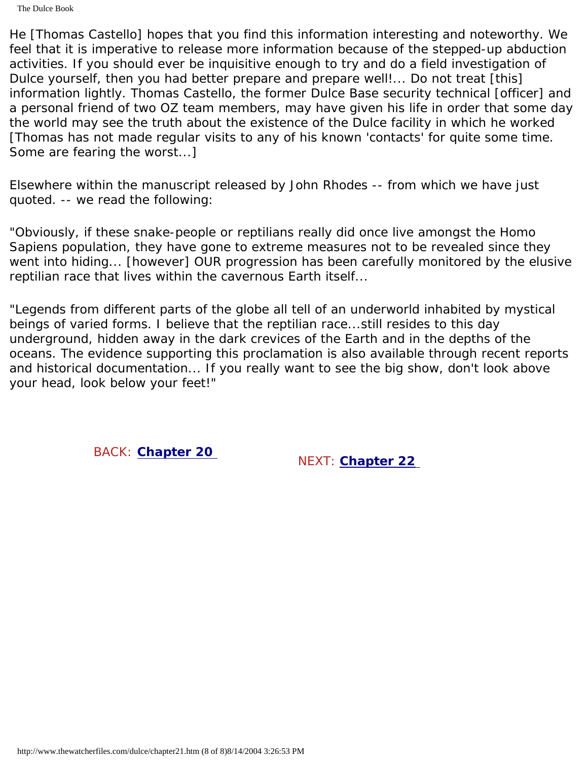He [Thomas Castello] hopes that you find this information interesting and noteworthy. We feel that it is imperative to release more information because of the stepped-up abduction activities. If you should ever be inquisitive enough to try and do a field investigation of Dulce yourself, then you had better prepare and prepare well!... Do not treat [this] information lightly. Thomas Castello, the former Dulce Base security technical [officer] and a personal friend of two OZ team members, may have given his life in order that some day the world may see the truth about the existence of the Dulce facility in which he worked [Thomas has not made regular visits to any of his known 'contacts' for quite some time. Some are fearing the worst...]

Elsewhere within the manuscript released by John Rhodes -- from which we have just quoted. -- we read the following:

"Obviously, if these snake-people or reptilians really did once live amongst the Homo Sapiens population, they have gone to extreme measures not to be revealed since they went into hiding... [however] OUR progression has been carefully monitored by the elusive reptilian race that lives within the cavernous Earth itself...

"Legends from different parts of the globe all tell of an underworld inhabited by mystical beings of varied forms. I believe that the reptilian race...still resides to this day underground, hidden away in the dark crevices of the Earth and in the depths of the oceans. The evidence supporting this proclamation is also available through recent reports and historical documentation... If you really want to see the big show, don't look above your head, look below your feet!"

BACK: **Chapter 20** NEXT: **Chapter 22**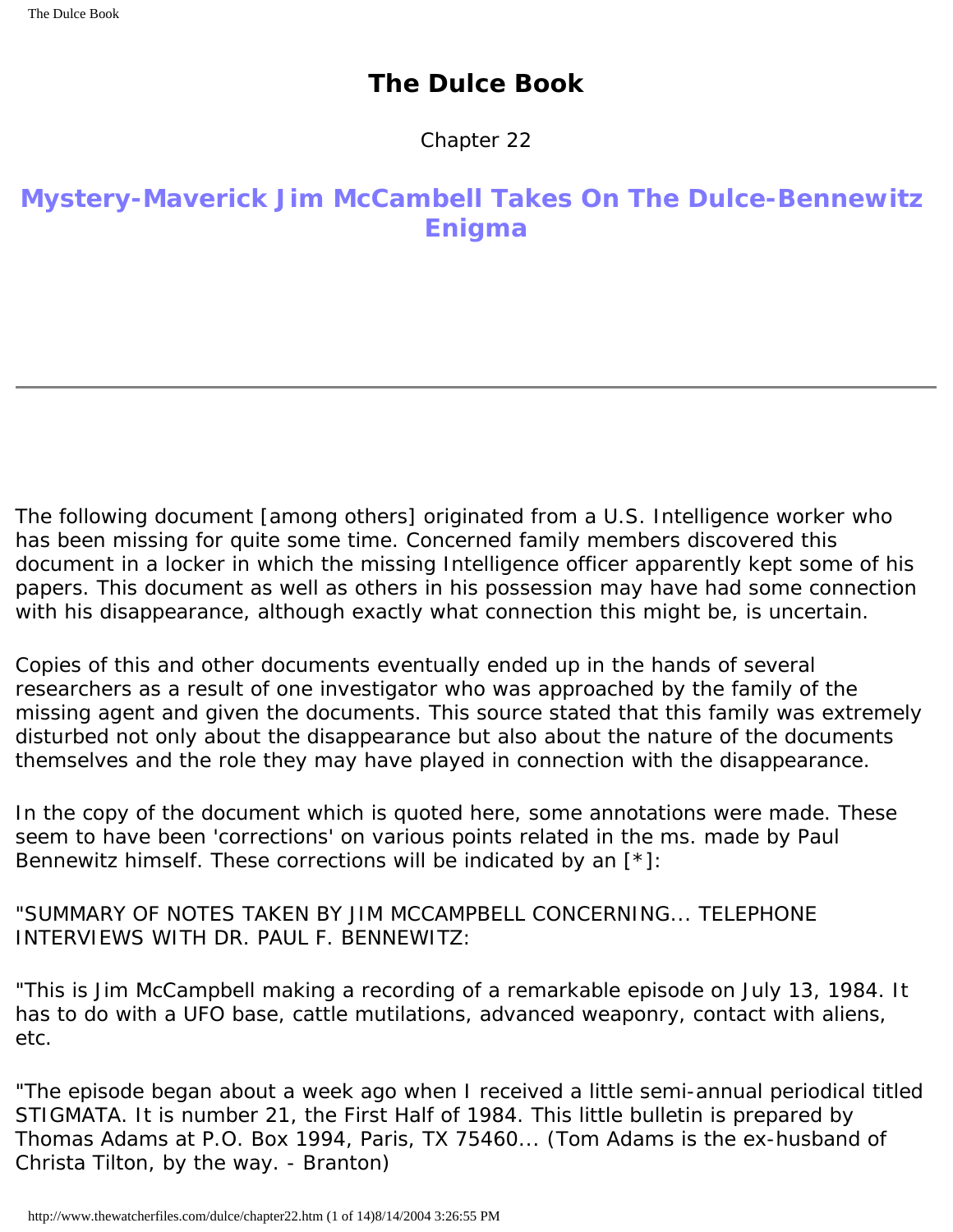# The Dulce Book

Chapter 22

## Mystery-Maverick Jim McCambell Takes On The Dulce-Bennewitz Enigma

The following document [among others] originated from a U.S. Intelligence worker who has been missing for quite some time. Concerned family members discovered this document in a locker in which the missing Intelligence officer apparently kept some of his papers. This document as well as others in his possession may have had some connection with his disappearance, although exactly what connection this might be, is uncertain.

Copies of this and other documents eventually ended up in the hands of several researchers as a result of one investigator who was approached by the family of the missing agent and given the documents. This source stated that this family was extremely disturbed not only about the disappearance but also about the nature of the documents themselves and the role they may have played in connection with the disappearance.

In the copy of the document which is quoted here, some annotations were made. These seem to have been 'corrections' on various points related in the ms. made by Paul Bennewitz himself. These corrections will be indicated by an [*]:

"SUMMARY OF NOTES TAKEN BY JIM MCCAMPBELL CONCERNING... TELEPHONE INTERVIEWS WITH DR. PAUL F. BENNEWITZ:

"This is Jim McCampbell making a recording of a remarkable episode on July 13, 1984. It has to do with a UFO base, cattle mutilations, advanced weaponry, contact with aliens, etc.

"The episode began about a week ago when I received a little semi-annual periodical titled STIGMATA. It is number 21, the First Half of 1984. This little bulletin is prepared by Thomas Adams at P.O. Box 1994, Paris, TX 75460... (Tom Adams is the ex-husband of Christa Tilton, by the way. - Branton)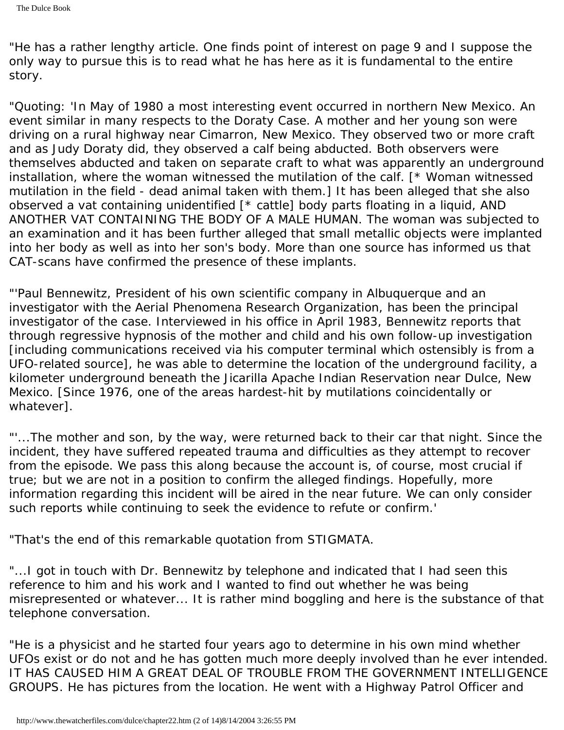"He has a rather lengthy article. One finds point of interest on page 9 and I suppose the only way to pursue this is to read what he has here as it is fundamental to the entire story.

"Quoting: 'In May of 1980 a most interesting event occurred in northern New Mexico. An event similar in many respects to the Doraty Case. A mother and her young son were driving on a rural highway near Cimarron, New Mexico. They observed two or more craft and as Judy Doraty did, they observed a calf being abducted. Both observers were themselves abducted and taken on separate craft to what was apparently an underground installation, where the woman witnessed the mutilation of the calf. [* Woman witnessed mutilation in the field - dead animal taken with them.] It has been alleged that she also observed a vat containing unidentified [* cattle] body parts floating in a liquid, AND ANOTHER VAT CONTAINING THE BODY OF A MALE HUMAN. The woman was subjected to an examination and it has been further alleged that small metallic objects were implanted into her body as well as into her son's body. More than one source has informed us that CAT-scans have confirmed the presence of these implants.

"'Paul Bennewitz, President of his own scientific company in Albuquerque and an investigator with the Aerial Phenomena Research Organization, has been the principal investigator of the case. Interviewed in his office in April 1983, Bennewitz reports that through regressive hypnosis of the mother and child and his own follow-up investigation [including communications received via his computer terminal which ostensibly is from a UFO-related source], he was able to determine the location of the underground facility, a kilometer underground beneath the Jicarilla Apache Indian Reservation near Dulce, New Mexico. [Since 1976, one of the areas hardest-hit by mutilations coincidentally or whatever].

"'...The mother and son, by the way, were returned back to their car that night. Since the incident, they have suffered repeated trauma and difficulties as they attempt to recover from the episode. We pass this along because the account is, of course, most crucial if true; but we are not in a position to confirm the alleged findings. Hopefully, more information regarding this incident will be aired in the near future. We can only consider such reports while continuing to seek the evidence to refute or confirm.'

"That's the end of this remarkable quotation from STIGMATA.

"...I got in touch with Dr. Bennewitz by telephone and indicated that I had seen this reference to him and his work and I wanted to find out whether he was being misrepresented or whatever... It is rather mind boggling and here is the substance of that telephone conversation.

"He is a physicist and he started four years ago to determine in his own mind whether UFOs exist or do not and he has gotten much more deeply involved than he ever intended. IT HAS CAUSED HIM A GREAT DEAL OF TROUBLE FROM THE GOVERNMENT INTELLIGENCE GROUPS. He has pictures from the location. He went with a Highway Patrol Officer and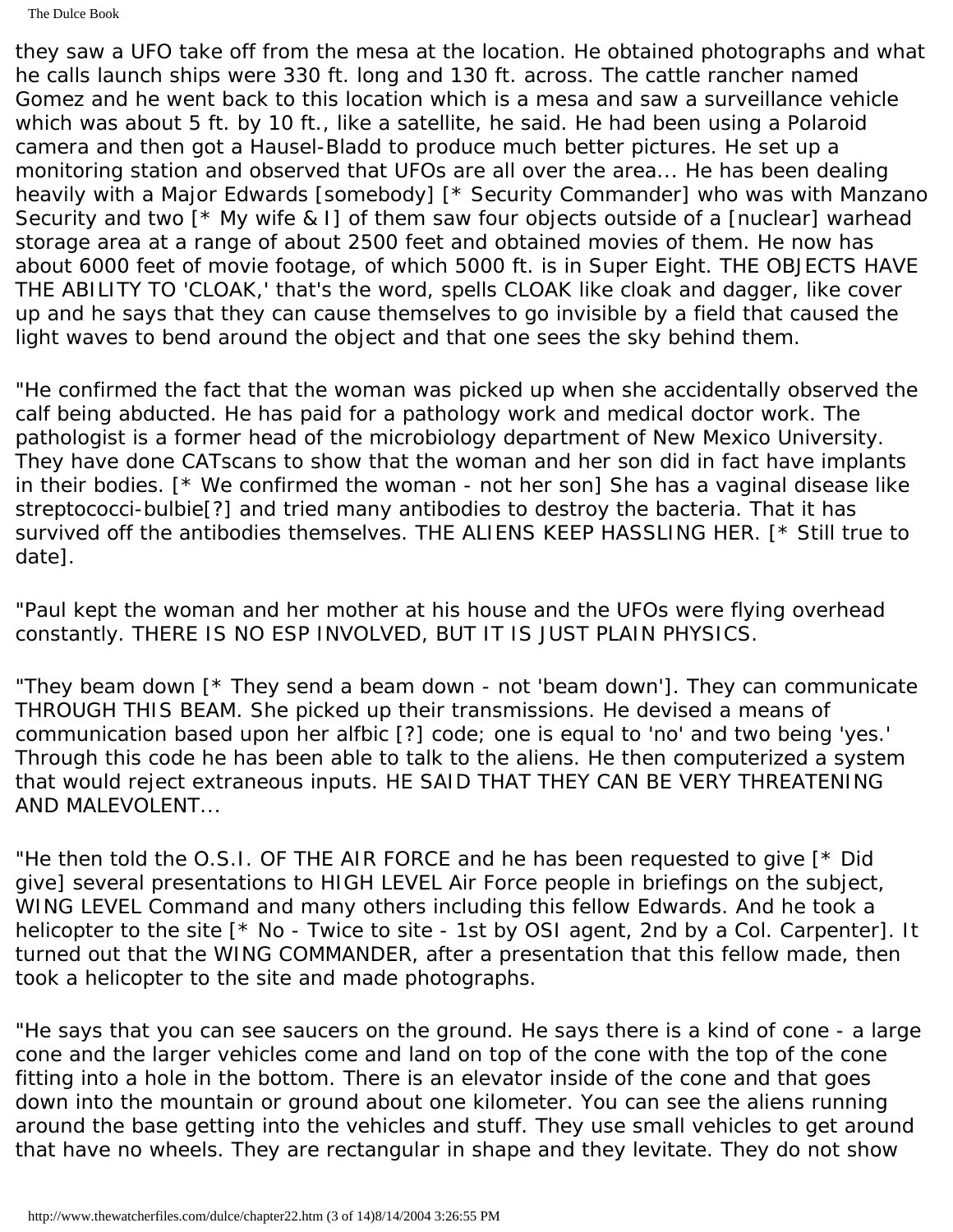they saw a UFO take off from the mesa at the location. He obtained photographs and what he calls launch ships were 330 ft. long and 130 ft. across. The cattle rancher named Gomez and he went back to this location which is a mesa and saw a surveillance vehicle which was about 5 ft. by 10 ft., like a satellite, he said. He had been using a Polaroid camera and then got a Hausel-Bladd to produce much better pictures. He set up a monitoring station and observed that UFOs are all over the area... He has been dealing heavily with a Major Edwards [somebody] [* Security Commander] who was with Manzano Security and two [* My wife & I] of them saw four objects outside of a [nuclear] warhead storage area at a range of about 2500 feet and obtained movies of them. He now has about 6000 feet of movie footage, of which 5000 ft. is in Super Eight. THE OBJECTS HAVE THE ABILITY TO 'CLOAK,' that's the word, spells CLOAK like cloak and dagger, like cover up and he says that they can cause themselves to go invisible by a field that caused the light waves to bend around the object and that one sees the sky behind them.

"He confirmed the fact that the woman was picked up when she accidentally observed the calf being abducted. He has paid for a pathology work and medical doctor work. The pathologist is a former head of the microbiology department of New Mexico University. They have done CATscans to show that the woman and her son did in fact have implants in their bodies. [* We confirmed the woman - not her son] She has a vaginal disease like streptococci-bulbie[?] and tried many antibodies to destroy the bacteria. That it has survived off the antibodies themselves. THE ALIENS KEEP HASSLING HER. [* Still true to date].

"Paul kept the woman and her mother at his house and the UFOs were flying overhead constantly. THERE IS NO ESP INVOLVED, BUT IT IS JUST PLAIN PHYSICS.

"They beam down [* They send a beam down - not 'beam down']. They can communicate THROUGH THIS BEAM. She picked up their transmissions. He devised a means of communication based upon her alfbic [?] code; one is equal to 'no' and two being 'yes.' Through this code he has been able to talk to the aliens. He then computerized a system that would reject extraneous inputs. HE SAID THAT THEY CAN BE VERY THREATENING AND MALEVOLENT...

"He then told the O.S.I. OF THE AIR FORCE and he has been requested to give [* Did give] several presentations to HIGH LEVEL Air Force people in briefings on the subject, WING LEVEL Command and many others including this fellow Edwards. And he took a helicopter to the site [* No - Twice to site - 1st by OSI agent, 2nd by a Col. Carpenter]. It turned out that the WING COMMANDER, after a presentation that this fellow made, then took a helicopter to the site and made photographs.

"He says that you can see saucers on the ground. He says there is a kind of cone - a large cone and the larger vehicles come and land on top of the cone with the top of the cone fitting into a hole in the bottom. There is an elevator inside of the cone and that goes down into the mountain or ground about one kilometer. You can see the aliens running around the base getting into the vehicles and stuff. They use small vehicles to get around that have no wheels. They are rectangular in shape and they levitate. They do not show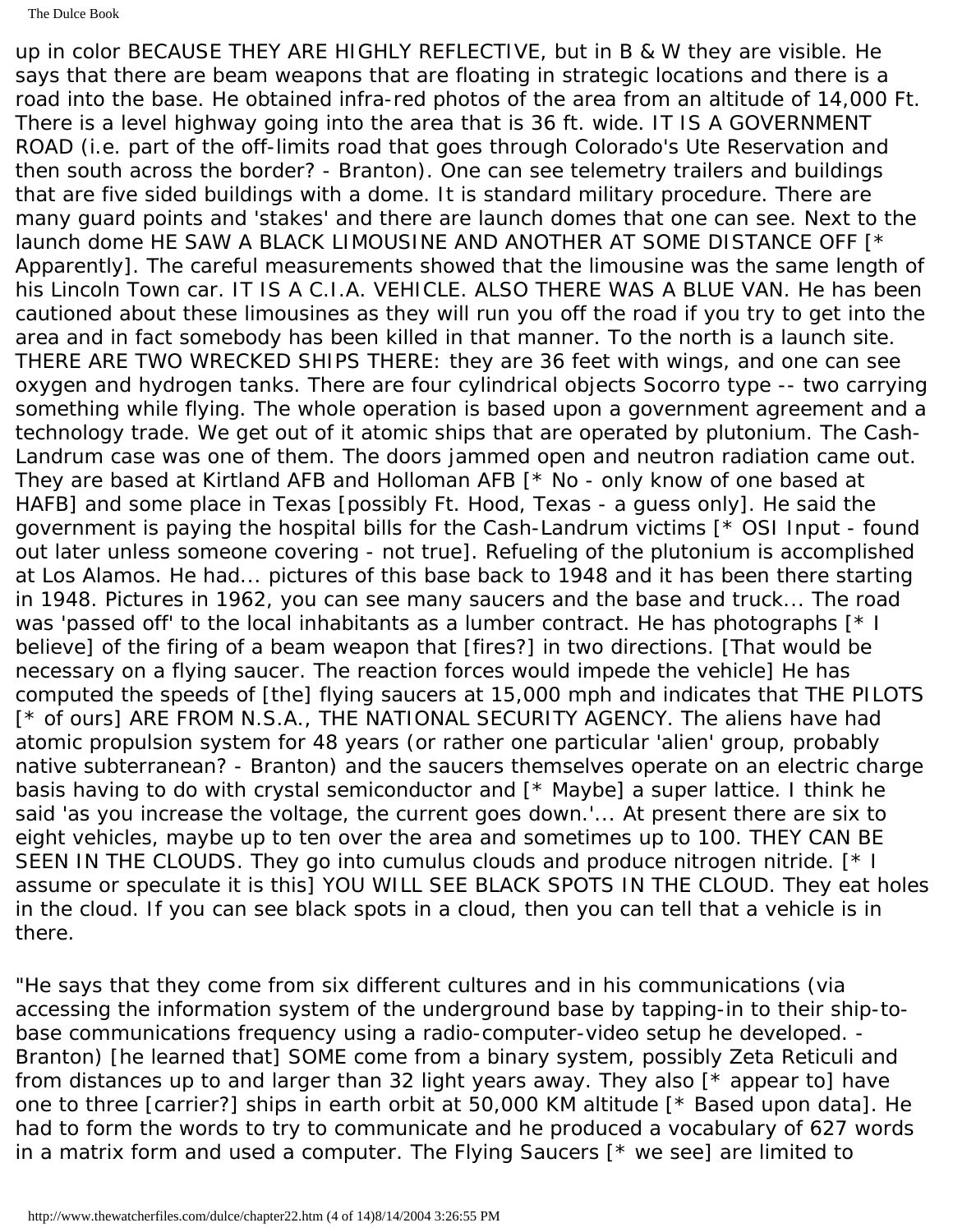up in color BECAUSE THEY ARE HIGHLY REFLECTIVE, but in B & W they are visible. He says that there are beam weapons that are floating in strategic locations and there is a road into the base. He obtained infra-red photos of the area from an altitude of 14,000 Ft. There is a level highway going into the area that is 36 ft. wide. IT IS A GOVERNMENT ROAD (i.e. part of the off-limits road that goes through Colorado's Ute Reservation and then south across the border? - Branton). One can see telemetry trailers and buildings that are five sided buildings with a dome. It is standard military procedure. There are many guard points and 'stakes' and there are launch domes that one can see. Next to the launch dome HE SAW A BLACK LIMOUSINE AND ANOTHER AT SOME DISTANCE OFF [* Apparently]. The careful measurements showed that the limousine was the same length of his Lincoln Town car. IT IS A C.I.A. VEHICLE. ALSO THERE WAS A BLUE VAN. He has been cautioned about these limousines as they will run you off the road if you try to get into the area and in fact somebody has been killed in that manner. To the north is a launch site. THERE ARE TWO WRECKED SHIPS THERE: they are 36 feet with wings, and one can see oxygen and hydrogen tanks. There are four cylindrical objects Socorro type -- two carrying something while flying. The whole operation is based upon a government agreement and a technology trade. We get out of it atomic ships that are operated by plutonium. The Cash-Landrum case was one of them. The doors jammed open and neutron radiation came out. They are based at Kirtland AFB and Holloman AFB [* No - only know of one based at HAFB] and some place in Texas [possibly Ft. Hood, Texas - a guess only]. He said the government is paying the hospital bills for the Cash-Landrum victims [* OSI Input - found out later unless someone covering - not true]. Refueling of the plutonium is accomplished at Los Alamos. He had... pictures of this base back to 1948 and it has been there starting in 1948. Pictures in 1962, you can see many saucers and the base and truck... The road was 'passed off' to the local inhabitants as a lumber contract. He has photographs [* I believe] of the firing of a beam weapon that [fires?] in two directions. [That would be necessary on a flying saucer. The reaction forces would impede the vehicle] He has computed the speeds of [the] flying saucers at 15,000 mph and indicates that THE PILOTS [* of ours] ARE FROM N.S.A., THE NATIONAL SECURITY AGENCY. The aliens have had atomic propulsion system for 48 years (or rather one particular 'alien' group, probably native subterranean? - Branton) and the saucers themselves operate on an electric charge basis having to do with crystal semiconductor and [* Maybe] a super lattice. I think he said 'as you increase the voltage, the current goes down.'... At present there are six to eight vehicles, maybe up to ten over the area and sometimes up to 100. THEY CAN BE SEEN IN THE CLOUDS. They go into cumulus clouds and produce nitrogen nitride. [* I assume or speculate it is this] YOU WILL SEE BLACK SPOTS IN THE CLOUD. They eat holes in the cloud. If you can see black spots in a cloud, then you can tell that a vehicle is in there.

"He says that they come from six different cultures and in his communications (via accessing the information system of the underground base by tapping-in to their ship-to-base communications frequency using a radio-computer-video setup he developed. - Branton) [he learned that] SOME come from a binary system, possibly Zeta Reticuli and from distances up to and larger than 32 light years away. They also [* appear to] have one to three [carrier?] ships in earth orbit at 50,000 KM altitude [* Based upon data]. He had to form the words to try to communicate and he produced a vocabulary of 627 words in a matrix form and used a computer. The Flying Saucers [* we see] are limited to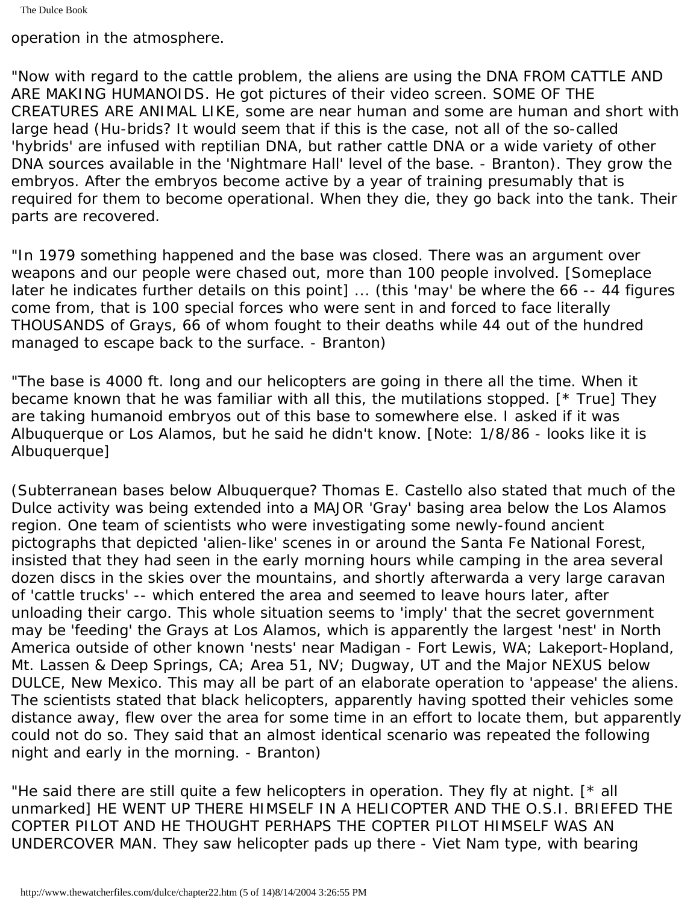operation in the atmosphere.

"Now with regard to the cattle problem, the aliens are using the DNA FROM CATTLE AND ARE MAKING HUMANOIDS. He got pictures of their video screen. SOME OF THE CREATURES ARE ANIMAL LIKE, some are near human and some are human and short with large head (Hu-brids? It would seem that if this is the case, not all of the so-called 'hybrids' are infused with reptilian DNA, but rather cattle DNA or a wide variety of other DNA sources available in the 'Nightmare Hall' level of the base. - Branton). They grow the embryos. After the embryos become active by a year of training presumably that is required for them to become operational. When they die, they go back into the tank. Their parts are recovered.

"In 1979 something happened and the base was closed. There was an argument over weapons and our people were chased out, more than 100 people involved. [Someplace later he indicates further details on this point] ... (this 'may' be where the 66 -- 44 figures come from, that is 100 special forces who were sent in and forced to face literally THOUSANDS of Grays, 66 of whom fought to their deaths while 44 out of the hundred managed to escape back to the surface. - Branton)

"The base is 4000 ft. long and our helicopters are going in there all the time. When it became known that he was familiar with all this, the mutilations stopped. [* True] They are taking humanoid embryos out of this base to somewhere else. I asked if it was Albuquerque or Los Alamos, but he said he didn't know. [Note: 1/8/86 - looks like it is Albuquerque]

(Subterranean bases below Albuquerque? Thomas E. Castello also stated that much of the Dulce activity was being extended into a MAJOR 'Gray' basing area below the Los Alamos region. One team of scientists who were investigating some newly-found ancient pictographs that depicted 'alien-like' scenes in or around the Santa Fe National Forest, insisted that they had seen in the early morning hours while camping in the area several dozen discs in the skies over the mountains, and shortly afterwarda a very large caravan of 'cattle trucks' -- which entered the area and seemed to leave hours later, after unloading their cargo. This whole situation seems to 'imply' that the secret government may be 'feeding' the Grays at Los Alamos, which is apparently the largest 'nest' in North America outside of other known 'nests' near Madigan - Fort Lewis, WA; Lakeport-Hopland, Mt. Lassen & Deep Springs, CA; Area 51, NV; Dugway, UT and the Major NEXUS below DULCE, New Mexico. This may all be part of an elaborate operation to 'appease' the aliens. The scientists stated that black helicopters, apparently having spotted their vehicles some distance away, flew over the area for some time in an effort to locate them, but apparently could not do so. They said that an almost identical scenario was repeated the following night and early in the morning. - Branton)

"He said there are still quite a few helicopters in operation. They fly at night. [* all unmarked] HE WENT UP THERE HIMSELF IN A HELICOPTER AND THE O.S.I. BRIEFED THE COPTER PILOT AND HE THOUGHT PERHAPS THE COPTER PILOT HIMSELF WAS AN UNDERCOVER MAN. They saw helicopter pads up there - Viet Nam type, with bearing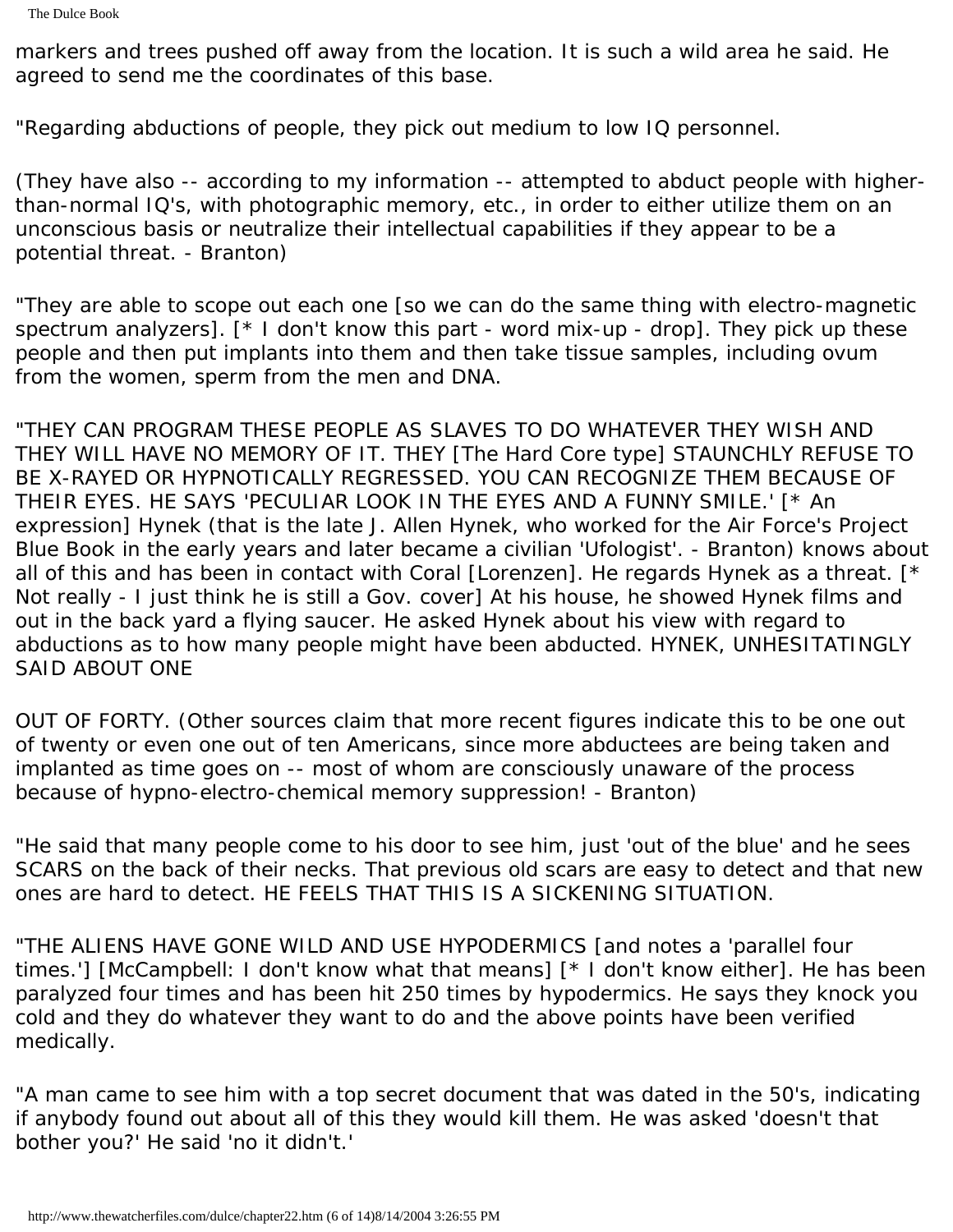markers and trees pushed off away from the location. It is such a wild area he said. He agreed to send me the coordinates of this base.

"Regarding abductions of people, they pick out medium to low IQ personnel.

(They have also -- according to my information -- attempted to abduct people with higher-than-normal IQ's, with photographic memory, etc., in order to either utilize them on an unconscious basis or neutralize their intellectual capabilities if they appear to be a potential threat. - Branton)

"They are able to scope out each one [so we can do the same thing with electro-magnetic spectrum analyzers]. [* I don't know this part - word mix-up - drop]. They pick up these people and then put implants into them and then take tissue samples, including ovum from the women, sperm from the men and DNA.

"THEY CAN PROGRAM THESE PEOPLE AS SLAVES TO DO WHATEVER THEY WISH AND THEY WILL HAVE NO MEMORY OF IT. THEY [The Hard Core type] STAUNCHLY REFUSE TO BE X-RAYED OR HYPNOTICALLY REGRESSED. YOU CAN RECOGNIZE THEM BECAUSE OF THEIR EYES. HE SAYS 'PECULIAR LOOK IN THE EYES AND A FUNNY SMILE.' [* An expression] Hynek (that is the late J. Allen Hynek, who worked for the Air Force's Project Blue Book in the early years and later became a civilian 'Ufologist'. - Branton) knows about all of this and has been in contact with Coral [Lorenzen]. He regards Hynek as a threat. [* Not really - I just think he is still a Gov. cover] At his house, he showed Hynek films and out in the back yard a flying saucer. He asked Hynek about his view with regard to abductions as to how many people might have been abducted. HYNEK, UNHESITATINGLY SAID ABOUT ONE

OUT OF FORTY. (Other sources claim that more recent figures indicate this to be one out of twenty or even one out of ten Americans, since more abductees are being taken and implanted as time goes on -- most of whom are consciously unaware of the process because of hypno-electro-chemical memory suppression! - Branton)

"He said that many people come to his door to see him, just 'out of the blue' and he sees SCARS on the back of their necks. That previous old scars are easy to detect and that new ones are hard to detect. HE FEELS THAT THIS IS A SICKENING SITUATION.

"THE ALIENS HAVE GONE WILD AND USE HYPODERMICS [and notes a 'parallel four times.'] [McCampbell: I don't know what that means] [* I don't know either]. He has been paralyzed four times and has been hit 250 times by hypodermics. He says they knock you cold and they do whatever they want to do and the above points have been verified medically.

"A man came to see him with a top secret document that was dated in the 50's, indicating if anybody found out about all of this they would kill them. He was asked 'doesn't that bother you?' He said 'no it didn't.'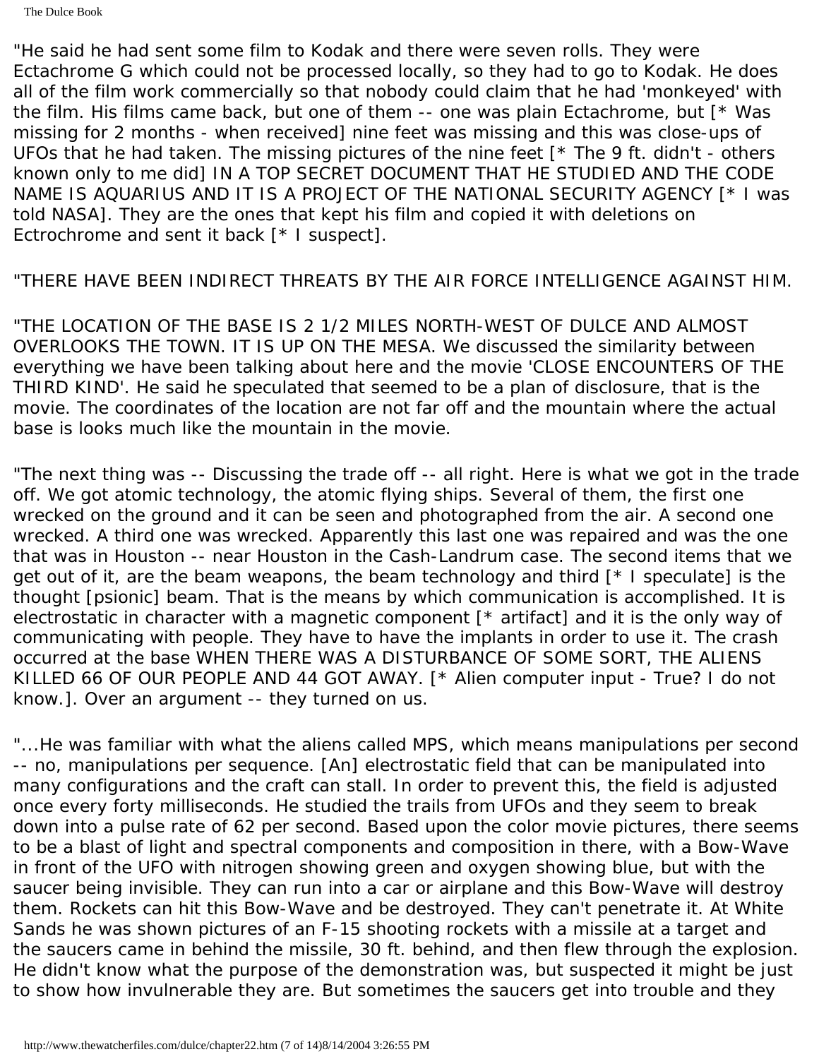"He said he had sent some film to Kodak and there were seven rolls. They were Ectachrome G which could not be processed locally, so they had to go to Kodak. He does all of the film work commercially so that nobody could claim that he had 'monkeyed' with the film. His films came back, but one of them -- one was plain Ectachrome, but [* Was missing for 2 months - when received] nine feet was missing and this was close-ups of UFOs that he had taken. The missing pictures of the nine feet [* The 9 ft. didn't - others known only to me did] IN A TOP SECRET DOCUMENT THAT HE STUDIED AND THE CODE NAME IS AQUARIUS AND IT IS A PROJECT OF THE NATIONAL SECURITY AGENCY [* I was told NASA]. They are the ones that kept his film and copied it with deletions on Ectrochrome and sent it back [* I suspect].

"THERE HAVE BEEN INDIRECT THREATS BY THE AIR FORCE INTELLIGENCE AGAINST HIM.

"THE LOCATION OF THE BASE IS 2 1/2 MILES NORTH-WEST OF DULCE AND ALMOST OVERLOOKS THE TOWN. IT IS UP ON THE MESA. We discussed the similarity between everything we have been talking about here and the movie 'CLOSE ENCOUNTERS OF THE THIRD KIND'. He said he speculated that seemed to be a plan of disclosure, that is the movie. The coordinates of the location are not far off and the mountain where the actual base is looks much like the mountain in the movie.

"The next thing was -- Discussing the trade off -- all right. Here is what we got in the trade off. We got atomic technology, the atomic flying ships. Several of them, the first one wrecked on the ground and it can be seen and photographed from the air. A second one wrecked. A third one was wrecked. Apparently this last one was repaired and was the one that was in Houston -- near Houston in the Cash-Landrum case. The second items that we get out of it, are the beam weapons, the beam technology and third [* I speculate] is the thought [psionic] beam. That is the means by which communication is accomplished. It is electrostatic in character with a magnetic component [* artifact] and it is the only way of communicating with people. They have to have the implants in order to use it. The crash occurred at the base WHEN THERE WAS A DISTURBANCE OF SOME SORT, THE ALIENS KILLED 66 OF OUR PEOPLE AND 44 GOT AWAY. [* Alien computer input - True? I do not know.]. Over an argument -- they turned on us.

"...He was familiar with what the aliens called MPS, which means manipulations per second -- no, manipulations per sequence. [An] electrostatic field that can be manipulated into many configurations and the craft can stall. In order to prevent this, the field is adjusted once every forty milliseconds. He studied the trails from UFOs and they seem to break down into a pulse rate of 62 per second. Based upon the color movie pictures, there seems to be a blast of light and spectral components and composition in there, with a Bow-Wave in front of the UFO with nitrogen showing green and oxygen showing blue, but with the saucer being invisible. They can run into a car or airplane and this Bow-Wave will destroy them. Rockets can hit this Bow-Wave and be destroyed. They can't penetrate it. At White Sands he was shown pictures of an F-15 shooting rockets with a missile at a target and the saucers came in behind the missile, 30 ft. behind, and then flew through the explosion. He didn't know what the purpose of the demonstration was, but suspected it might be just to show how invulnerable they are. But sometimes the saucers get into trouble and they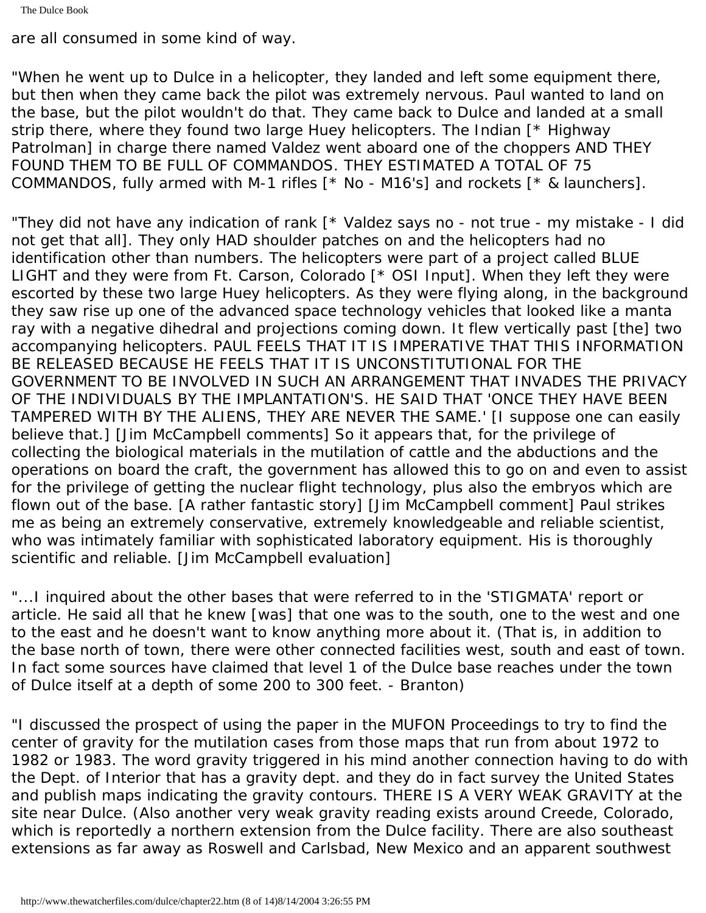are all consumed in some kind of way.

"When he went up to Dulce in a helicopter, they landed and left some equipment there, but then when they came back the pilot was extremely nervous. Paul wanted to land on the base, but the pilot wouldn't do that. They came back to Dulce and landed at a small strip there, where they found two large Huey helicopters. The Indian [* Highway Patrolman] in charge there named Valdez went aboard one of the choppers AND THEY FOUND THEM TO BE FULL OF COMMANDOS. THEY ESTIMATED A TOTAL OF 75 COMMANDOS, fully armed with M-1 rifles [* No - M16's] and rockets [* & launchers].

"They did not have any indication of rank [* Valdez says no - not true - my mistake - I did not get that all]. They only HAD shoulder patches on and the helicopters had no identification other than numbers. The helicopters were part of a project called BLUE LIGHT and they were from Ft. Carson, Colorado [* OSI Input]. When they left they were escorted by these two large Huey helicopters. As they were flying along, in the background they saw rise up one of the advanced space technology vehicles that looked like a manta ray with a negative dihedral and projections coming down. It flew vertically past [the] two accompanying helicopters. PAUL FEELS THAT IT IS IMPERATIVE THAT THIS INFORMATION BE RELEASED BECAUSE HE FEELS THAT IT IS UNCONSTITUTIONAL FOR THE GOVERNMENT TO BE INVOLVED IN SUCH AN ARRANGEMENT THAT INVADES THE PRIVACY OF THE INDIVIDUALS BY THE IMPLANTATION'S. HE SAID THAT 'ONCE THEY HAVE BEEN TAMPERED WITH BY THE ALIENS, THEY ARE NEVER THE SAME.' [I suppose one can easily believe that.] [Jim McCampbell comments] So it appears that, for the privilege of collecting the biological materials in the mutilation of cattle and the abductions and the operations on board the craft, the government has allowed this to go on and even to assist for the privilege of getting the nuclear flight technology, plus also the embryos which are flown out of the base. [A rather fantastic story] [Jim McCampbell comment] Paul strikes me as being an extremely conservative, extremely knowledgeable and reliable scientist, who was intimately familiar with sophisticated laboratory equipment. His is thoroughly scientific and reliable. [Jim McCampbell evaluation]

"...I inquired about the other bases that were referred to in the 'STIGMATA' report or article. He said all that he knew [was] that one was to the south, one to the west and one to the east and he doesn't want to know anything more about it. (That is, in addition to the base north of town, there were other connected facilities west, south and east of town. In fact some sources have claimed that level 1 of the Dulce base reaches under the town of Dulce itself at a depth of some 200 to 300 feet. - Branton)

"I discussed the prospect of using the paper in the MUFON Proceedings to try to find the center of gravity for the mutilation cases from those maps that run from about 1972 to 1982 or 1983. The word gravity triggered in his mind another connection having to do with the Dept. of Interior that has a gravity dept. and they do in fact survey the United States and publish maps indicating the gravity contours. THERE IS A VERY WEAK GRAVITY at the site near Dulce. (Also another very weak gravity reading exists around Creede, Colorado, which is reportedly a northern extension from the Dulce facility. There are also southeast extensions as far away as Roswell and Carlsbad, New Mexico and an apparent southwest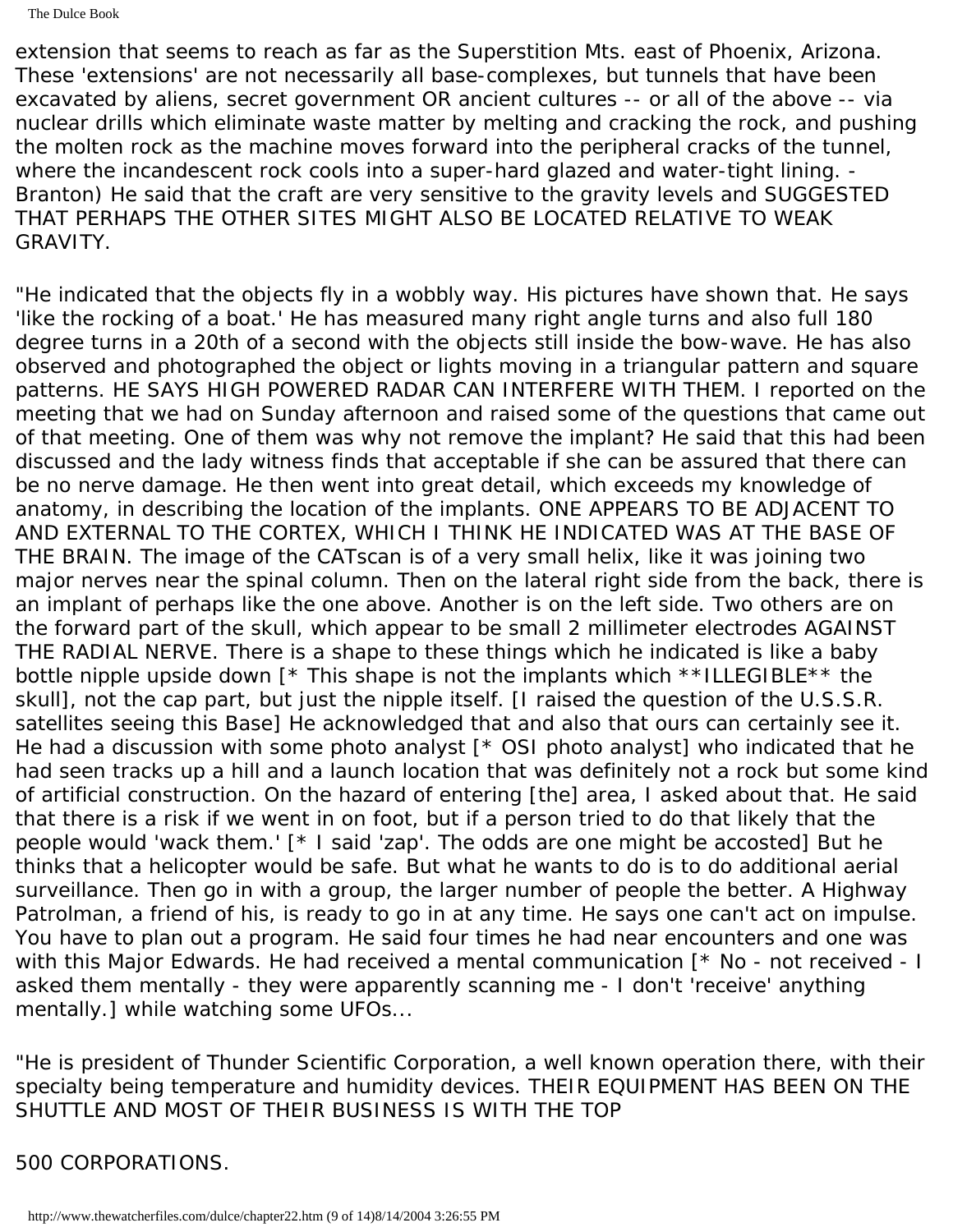extension that seems to reach as far as the Superstition Mts. east of Phoenix, Arizona. These 'extensions' are not necessarily all base-complexes, but tunnels that have been excavated by aliens, secret government OR ancient cultures -- or all of the above -- via nuclear drills which eliminate waste matter by melting and cracking the rock, and pushing the molten rock as the machine moves forward into the peripheral cracks of the tunnel, where the incandescent rock cools into a super-hard glazed and water-tight lining. - Branton) He said that the craft are very sensitive to the gravity levels and SUGGESTED THAT PERHAPS THE OTHER SITES MIGHT ALSO BE LOCATED RELATIVE TO WEAK GRAVITY.

"He indicated that the objects fly in a wobbly way. His pictures have shown that. He says 'like the rocking of a boat.' He has measured many right angle turns and also full 180 degree turns in a 20th of a second with the objects still inside the bow-wave. He has also observed and photographed the object or lights moving in a triangular pattern and square patterns. HE SAYS HIGH POWERED RADAR CAN INTERFERE WITH THEM. I reported on the meeting that we had on Sunday afternoon and raised some of the questions that came out of that meeting. One of them was why not remove the implant? He said that this had been discussed and the lady witness finds that acceptable if she can be assured that there can be no nerve damage. He then went into great detail, which exceeds my knowledge of anatomy, in describing the location of the implants. ONE APPEARS TO BE ADJACENT TO AND EXTERNAL TO THE CORTEX, WHICH I THINK HE INDICATED WAS AT THE BASE OF THE BRAIN. The image of the CATscan is of a very small helix, like it was joining two major nerves near the spinal column. Then on the lateral right side from the back, there is an implant of perhaps like the one above. Another is on the left side. Two others are on the forward part of the skull, which appear to be small 2 millimeter electrodes AGAINST THE RADIAL NERVE. There is a shape to these things which he indicated is like a baby bottle nipple upside down [* This shape is not the implants which **ILLEGIBLE** the skull], not the cap part, but just the nipple itself. [I raised the question of the U.S.S.R. satellites seeing this Base] He acknowledged that and also that ours can certainly see it. He had a discussion with some photo analyst [* OSI photo analyst] who indicated that he had seen tracks up a hill and a launch location that was definitely not a rock but some kind of artificial construction. On the hazard of entering [the] area, I asked about that. He said that there is a risk if we went in on foot, but if a person tried to do that likely that the people would 'wack them.' [* I said 'zap'. The odds are one might be accosted] But he thinks that a helicopter would be safe. But what he wants to do is to do additional aerial surveillance. Then go in with a group, the larger number of people the better. A Highway Patrolman, a friend of his, is ready to go in at any time. He says one can't act on impulse. You have to plan out a program. He said four times he had near encounters and one was with this Major Edwards. He had received a mental communication [* No - not received - I asked them mentally - they were apparently scanning me - I don't 'receive' anything mentally.] while watching some UFOs...

"He is president of Thunder Scientific Corporation, a well known operation there, with their specialty being temperature and humidity devices. THEIR EQUIPMENT HAS BEEN ON THE SHUTTLE AND MOST OF THEIR BUSINESS IS WITH THE TOP

500 CORPORATIONS.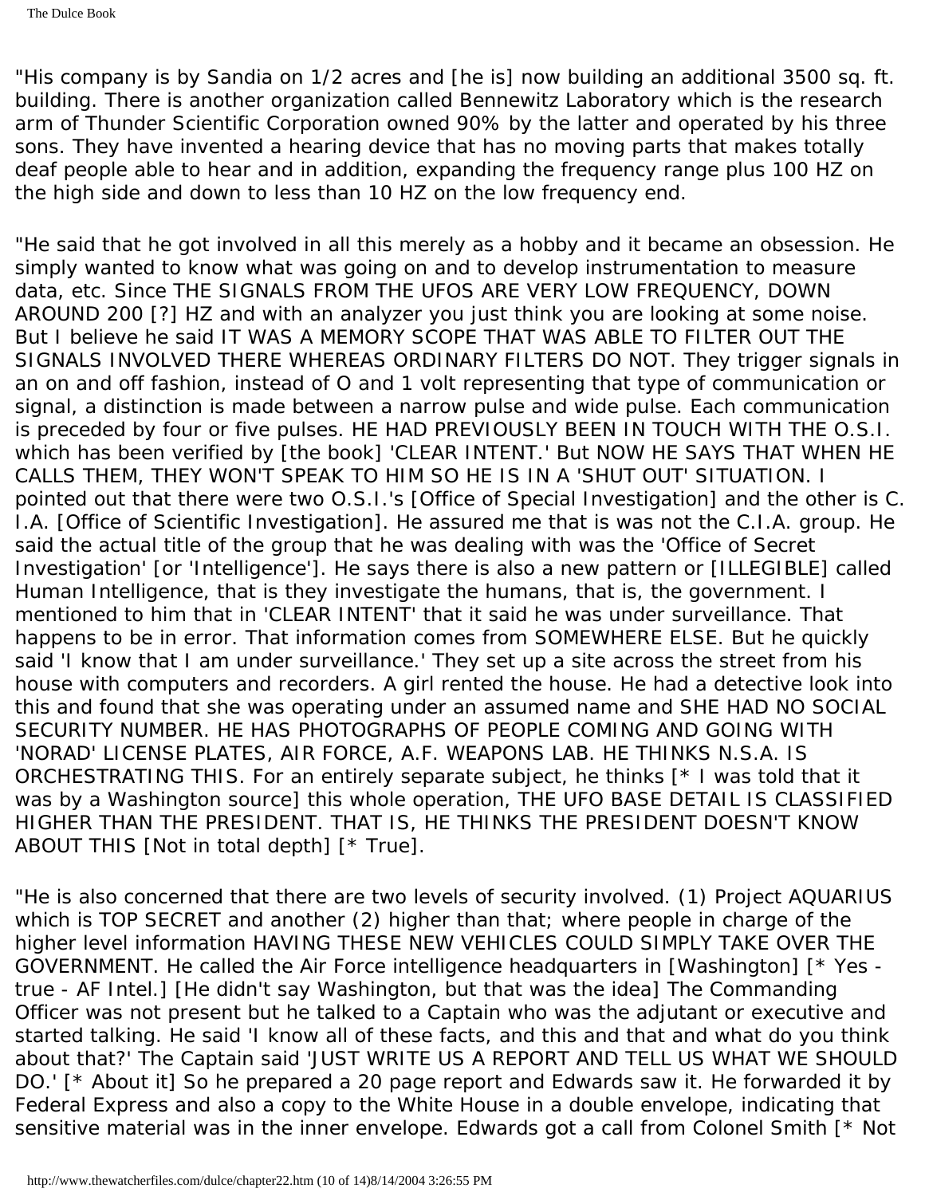"His company is by Sandia on 1/2 acres and [he is] now building an additional 3500 sq. ft. building. There is another organization called Bennewitz Laboratory which is the research arm of Thunder Scientific Corporation owned 90% by the latter and operated by his three sons. They have invented a hearing device that has no moving parts that makes totally deaf people able to hear and in addition, expanding the frequency range plus 100 HZ on the high side and down to less than 10 HZ on the low frequency end.

"He said that he got involved in all this merely as a hobby and it became an obsession. He simply wanted to know what was going on and to develop instrumentation to measure data, etc. Since THE SIGNALS FROM THE UFOS ARE VERY LOW FREQUENCY, DOWN AROUND 200 [?] HZ and with an analyzer you just think you are looking at some noise. But I believe he said IT WAS A MEMORY SCOPE THAT WAS ABLE TO FILTER OUT THE SIGNALS INVOLVED THERE WHEREAS ORDINARY FILTERS DO NOT. They trigger signals in an on and off fashion, instead of O and 1 volt representing that type of communication or signal, a distinction is made between a narrow pulse and wide pulse. Each communication is preceded by four or five pulses. HE HAD PREVIOUSLY BEEN IN TOUCH WITH THE O.S.I. which has been verified by [the book] 'CLEAR INTENT.' But NOW HE SAYS THAT WHEN HE CALLS THEM, THEY WON'T SPEAK TO HIM SO HE IS IN A 'SHUT OUT' SITUATION. I pointed out that there were two O.S.I.'s [Office of Special Investigation] and the other is C. I.A. [Office of Scientific Investigation]. He assured me that is was not the C.I.A. group. He said the actual title of the group that he was dealing with was the 'Office of Secret Investigation' [or 'Intelligence']. He says there is also a new pattern or [ILLEGIBLE] called Human Intelligence, that is they investigate the humans, that is, the government. I mentioned to him that in 'CLEAR INTENT' that it said he was under surveillance. That happens to be in error. That information comes from SOMEWHERE ELSE. But he quickly said 'I know that I am under surveillance.' They set up a site across the street from his house with computers and recorders. A girl rented the house. He had a detective look into this and found that she was operating under an assumed name and SHE HAD NO SOCIAL SECURITY NUMBER. HE HAS PHOTOGRAPHS OF PEOPLE COMING AND GOING WITH 'NORAD' LICENSE PLATES, AIR FORCE, A.F. WEAPONS LAB. HE THINKS N.S.A. IS ORCHESTRATING THIS. For an entirely separate subject, he thinks [* I was told that it was by a Washington source] this whole operation, THE UFO BASE DETAIL IS CLASSIFIED HIGHER THAN THE PRESIDENT. THAT IS, HE THINKS THE PRESIDENT DOESN'T KNOW ABOUT THIS [Not in total depth] [* True].

"He is also concerned that there are two levels of security involved. (1) Project AQUARIUS which is TOP SECRET and another (2) higher than that; where people in charge of the higher level information HAVING THESE NEW VEHICLES COULD SIMPLY TAKE OVER THE GOVERNMENT. He called the Air Force intelligence headquarters in [Washington] [* Yes - true - AF Intel.] [He didn't say Washington, but that was the idea] The Commanding Officer was not present but he talked to a Captain who was the adjutant or executive and started talking. He said 'I know all of these facts, and this and that and what do you think about that?' The Captain said 'JUST WRITE US A REPORT AND TELL US WHAT WE SHOULD DO.' [* About it] So he prepared a 20 page report and Edwards saw it. He forwarded it by Federal Express and also a copy to the White House in a double envelope, indicating that sensitive material was in the inner envelope. Edwards got a call from Colonel Smith [* Not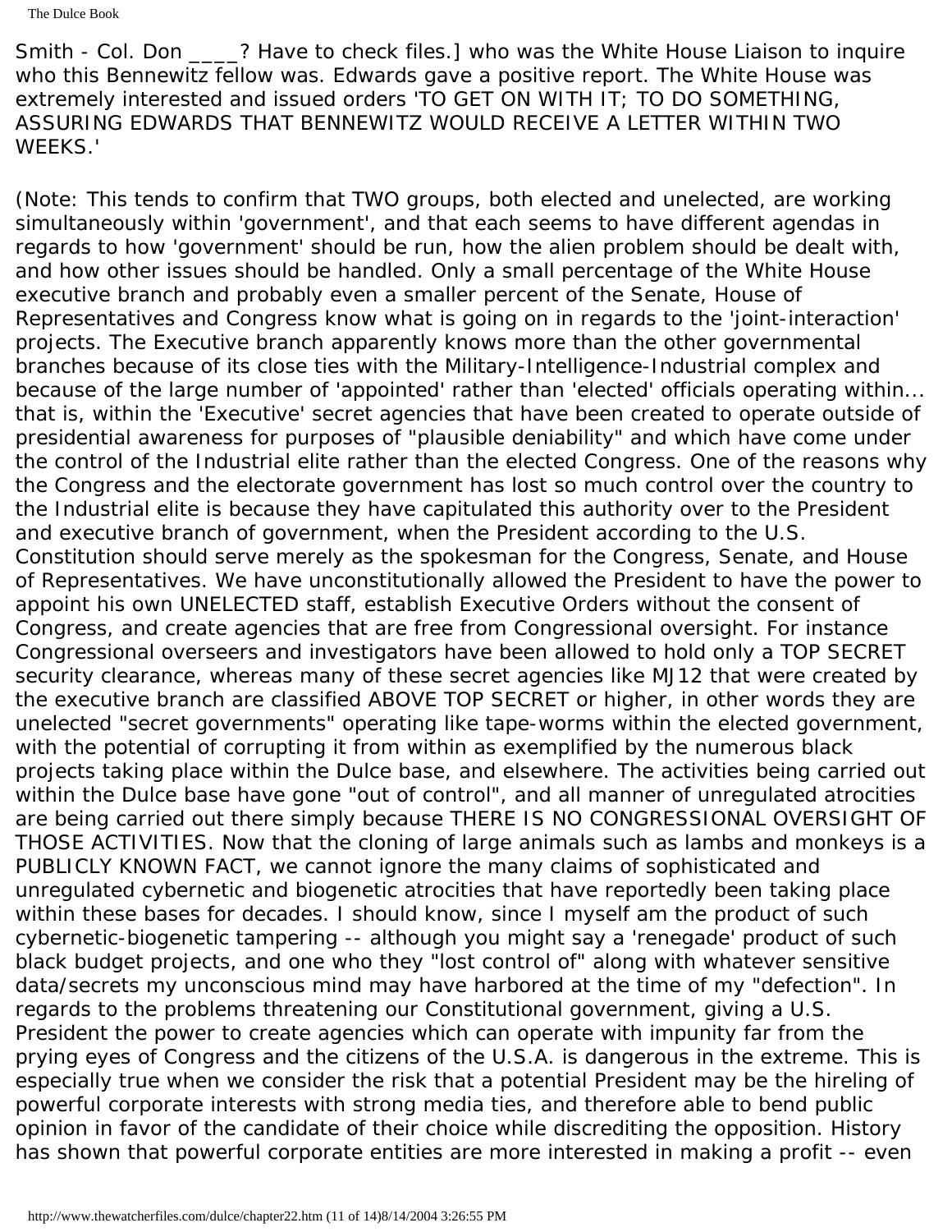Smith - Col. Don ____? Have to check files.] who was the White House Liaison to inquire who this Bennewitz fellow was. Edwards gave a positive report. The White House was extremely interested and issued orders 'TO GET ON WITH IT; TO DO SOMETHING, ASSURING EDWARDS THAT BENNEWITZ WOULD RECEIVE A LETTER WITHIN TWO WEEKS.'

(Note: This tends to confirm that TWO groups, both elected and unelected, are working simultaneously within 'government', and that each seems to have different agendas in regards to how 'government' should be run, how the alien problem should be dealt with, and how other issues should be handled. Only a small percentage of the White House executive branch and probably even a smaller percent of the Senate, House of Representatives and Congress know what is going on in regards to the 'joint-interaction' projects. The Executive branch apparently knows more than the other governmental branches because of its close ties with the Military-Intelligence-Industrial complex and because of the large number of 'appointed' rather than 'elected' officials operating within... that is, within the 'Executive' secret agencies that have been created to operate outside of presidential awareness for purposes of "plausible deniability" and which have come under the control of the Industrial elite rather than the elected Congress. One of the reasons why the Congress and the electorate government has lost so much control over the country to the Industrial elite is because they have capitulated this authority over to the President and executive branch of government, when the President according to the U.S. Constitution should serve merely as the spokesman for the Congress, Senate, and House of Representatives. We have unconstitutionally allowed the President to have the power to appoint his own UNELECTED staff, establish Executive Orders without the consent of Congress, and create agencies that are free from Congressional oversight. For instance Congressional overseers and investigators have been allowed to hold only a TOP SECRET security clearance, whereas many of these secret agencies like MJ12 that were created by the executive branch are classified ABOVE TOP SECRET or higher, in other words they are unelected "secret governments" operating like tape-worms within the elected government, with the potential of corrupting it from within as exemplified by the numerous black projects taking place within the Dulce base, and elsewhere. The activities being carried out within the Dulce base have gone "out of control", and all manner of unregulated atrocities are being carried out there simply because THERE IS NO CONGRESSIONAL OVERSIGHT OF THOSE ACTIVITIES. Now that the cloning of large animals such as lambs and monkeys is a PUBLICLY KNOWN FACT, we cannot ignore the many claims of sophisticated and unregulated cybernetic and biogenetic atrocities that have reportedly been taking place within these bases for decades. I should know, since I myself am the product of such cybernetic-biogenetic tampering -- although you might say a 'renegade' product of such black budget projects, and one who they "lost control of" along with whatever sensitive data/secrets my unconscious mind may have harbored at the time of my "defection". In regards to the problems threatening our Constitutional government, giving a U.S. President the power to create agencies which can operate with impunity far from the prying eyes of Congress and the citizens of the U.S.A. is dangerous in the extreme. This is especially true when we consider the risk that a potential President may be the hireling of powerful corporate interests with strong media ties, and therefore able to bend public opinion in favor of the candidate of their choice while discrediting the opposition. History has shown that powerful corporate entities are more interested in making a profit -- even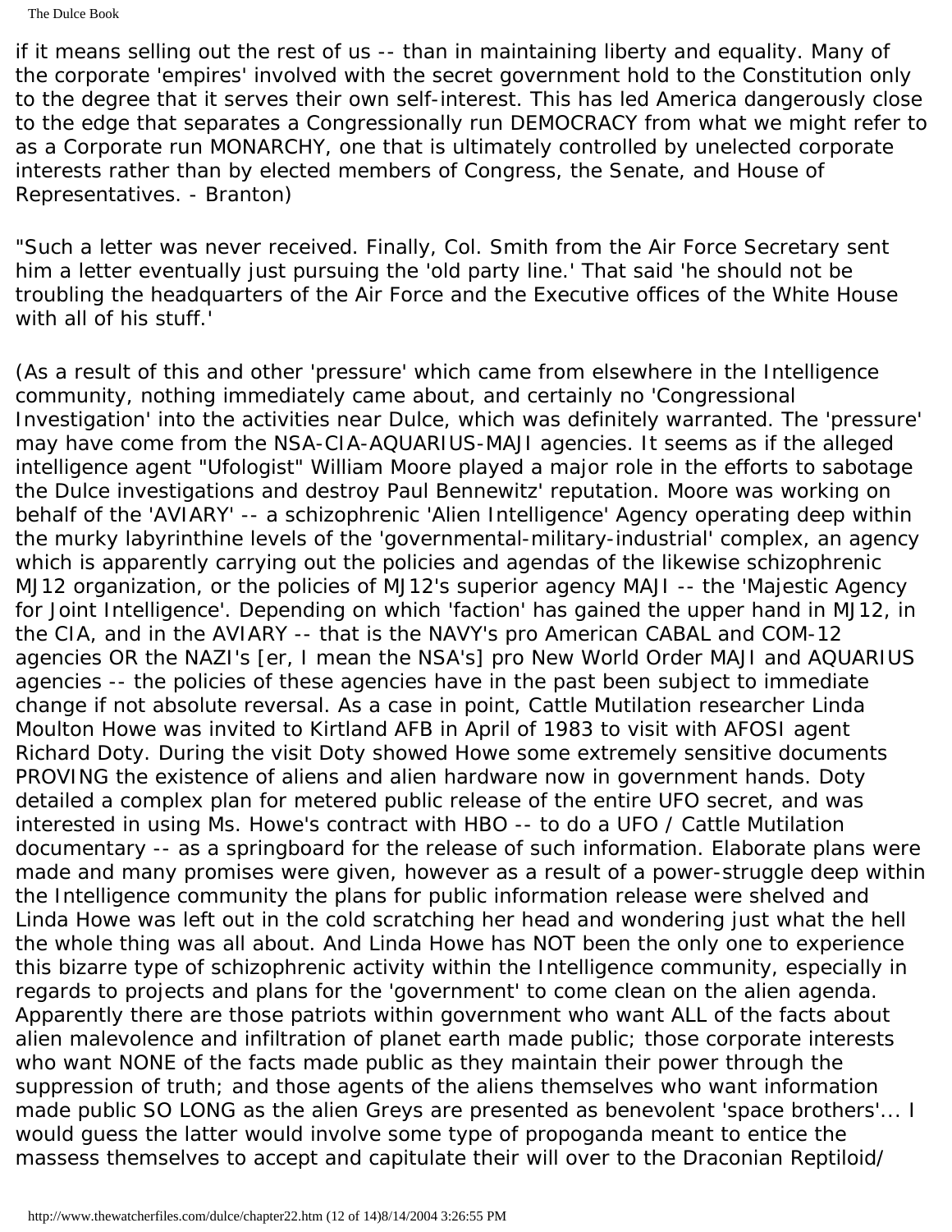if it means selling out the rest of us -- than in maintaining liberty and equality. Many of the corporate 'empires' involved with the secret government hold to the Constitution only to the degree that it serves their own self-interest. This has led America dangerously close to the edge that separates a Congressionally run DEMOCRACY from what we might refer to as a Corporate run MONARCHY, one that is ultimately controlled by unelected corporate interests rather than by elected members of Congress, the Senate, and House of Representatives. - Branton)

"Such a letter was never received. Finally, Col. Smith from the Air Force Secretary sent him a letter eventually just pursuing the 'old party line.' That said 'he should not be troubling the headquarters of the Air Force and the Executive offices of the White House with all of his stuff.'

(As a result of this and other 'pressure' which came from elsewhere in the Intelligence community, nothing immediately came about, and certainly no 'Congressional Investigation' into the activities near Dulce, which was definitely warranted. The 'pressure' may have come from the NSA-CIA-AQUARIUS-MAJI agencies. It seems as if the alleged intelligence agent "Ufologist" William Moore played a major role in the efforts to sabotage the Dulce investigations and destroy Paul Bennewitz' reputation. Moore was working on behalf of the 'AVIARY' -- a schizophrenic 'Alien Intelligence' Agency operating deep within the murky labyrinthine levels of the 'governmental-military-industrial' complex, an agency which is apparently carrying out the policies and agendas of the likewise schizophrenic MJ12 organization, or the policies of MJ12's superior agency MAJI -- the 'Majestic Agency for Joint Intelligence'. Depending on which 'faction' has gained the upper hand in MJ12, in the CIA, and in the AVIARY -- that is the NAVY's pro American CABAL and COM-12 agencies OR the NAZI's [er, I mean the NSA's] pro New World Order MAJI and AQUARIUS agencies -- the policies of these agencies have in the past been subject to immediate change if not absolute reversal. As a case in point, Cattle Mutilation researcher Linda Moulton Howe was invited to Kirtland AFB in April of 1983 to visit with AFOSI agent Richard Doty. During the visit Doty showed Howe some extremely sensitive documents PROVING the existence of aliens and alien hardware now in government hands. Doty detailed a complex plan for metered public release of the entire UFO secret, and was interested in using Ms. Howe's contract with HBO -- to do a UFO / Cattle Mutilation documentary -- as a springboard for the release of such information. Elaborate plans were made and many promises were given, however as a result of a power-struggle deep within the Intelligence community the plans for public information release were shelved and Linda Howe was left out in the cold scratching her head and wondering just what the hell the whole thing was all about. And Linda Howe has NOT been the only one to experience this bizarre type of schizophrenic activity within the Intelligence community, especially in regards to projects and plans for the 'government' to come clean on the alien agenda. Apparently there are those patriots within government who want ALL of the facts about alien malevolence and infiltration of planet earth made public; those corporate interests who want NONE of the facts made public as they maintain their power through the suppression of truth; and those agents of the aliens themselves who want information made public SO LONG as the alien Greys are presented as benevolent 'space brothers'... I would guess the latter would involve some type of propoganda meant to entice the massess themselves to accept and capitulate their will over to the Draconian Reptiloid/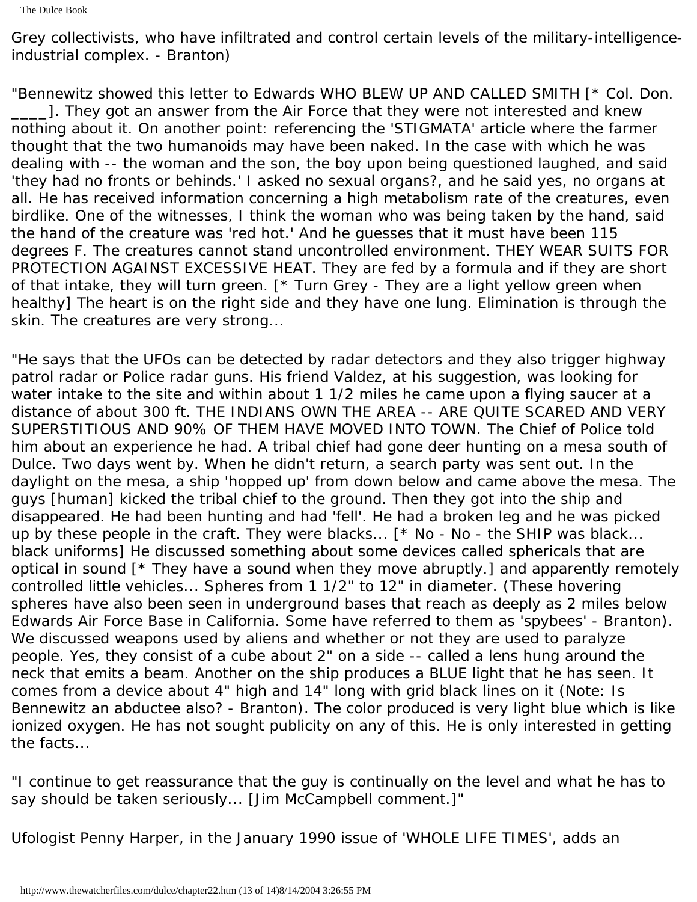Grey collectivists, who have infiltrated and control certain levels of the military-intelligence-industrial complex. - Branton)

"Bennewitz showed this letter to Edwards WHO BLEW UP AND CALLED SMITH [* Col. Don. ____]. They got an answer from the Air Force that they were not interested and knew nothing about it. On another point: referencing the 'STIGMATA' article where the farmer thought that the two humanoids may have been naked. In the case with which he was dealing with -- the woman and the son, the boy upon being questioned laughed, and said 'they had no fronts or behinds.' I asked no sexual organs?, and he said yes, no organs at all. He has received information concerning a high metabolism rate of the creatures, even birdlike. One of the witnesses, I think the woman who was being taken by the hand, said the hand of the creature was 'red hot.' And he guesses that it must have been 115 degrees F. The creatures cannot stand uncontrolled environment. THEY WEAR SUITS FOR PROTECTION AGAINST EXCESSIVE HEAT. They are fed by a formula and if they are short of that intake, they will turn green. [* Turn Grey - They are a light yellow green when healthy] The heart is on the right side and they have one lung. Elimination is through the skin. The creatures are very strong...

"He says that the UFOs can be detected by radar detectors and they also trigger highway patrol radar or Police radar guns. His friend Valdez, at his suggestion, was looking for water intake to the site and within about 1 1/2 miles he came upon a flying saucer at a distance of about 300 ft. THE INDIANS OWN THE AREA -- ARE QUITE SCARED AND VERY SUPERSTITIOUS AND 90% OF THEM HAVE MOVED INTO TOWN. The Chief of Police told him about an experience he had. A tribal chief had gone deer hunting on a mesa south of Dulce. Two days went by. When he didn't return, a search party was sent out. In the daylight on the mesa, a ship 'hopped up' from down below and came above the mesa. The guys [human] kicked the tribal chief to the ground. Then they got into the ship and disappeared. He had been hunting and had 'fell'. He had a broken leg and he was picked up by these people in the craft. They were blacks... [* No - No - the SHIP was black... black uniforms] He discussed something about some devices called sphericals that are optical in sound [* They have a sound when they move abruptly.] and apparently remotely controlled little vehicles... Spheres from 1 1/2" to 12" in diameter. (These hovering spheres have also been seen in underground bases that reach as deeply as 2 miles below Edwards Air Force Base in California. Some have referred to them as 'spybees' - Branton). We discussed weapons used by aliens and whether or not they are used to paralyze people. Yes, they consist of a cube about 2" on a side -- called a lens hung around the neck that emits a beam. Another on the ship produces a BLUE light that he has seen. It comes from a device about 4" high and 14" long with grid black lines on it (Note: Is Bennewitz an abductee also? - Branton). The color produced is very light blue which is like ionized oxygen. He has not sought publicity on any of this. He is only interested in getting the facts...

"I continue to get reassurance that the guy is continually on the level and what he has to say should be taken seriously... [Jim McCampbell comment.]"

Ufologist Penny Harper, in the January 1990 issue of 'WHOLE LIFE TIMES', adds an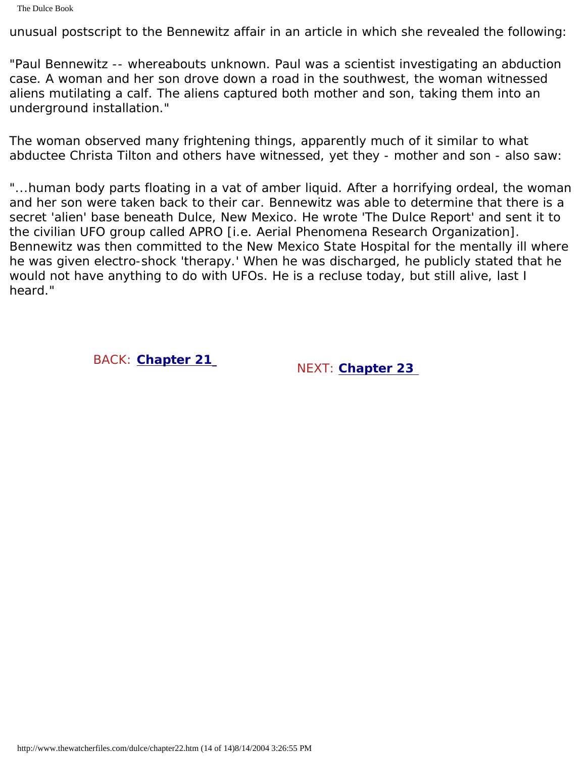unusual postscript to the Bennewitz affair in an article in which she revealed the following:

"Paul Bennewitz -- whereabouts unknown. Paul was a scientist investigating an abduction case. A woman and her son drove down a road in the southwest, the woman witnessed aliens mutilating a calf. The aliens captured both mother and son, taking them into an underground installation."

The woman observed many frightening things, apparently much of it similar to what abductee Christa Tilton and others have witnessed, yet they - mother and son - also saw:

"...human body parts floating in a vat of amber liquid. After a horrifying ordeal, the woman and her son were taken back to their car. Bennewitz was able to determine that there is a secret 'alien' base beneath Dulce, New Mexico. He wrote 'The Dulce Report' and sent it to the civilian UFO group called APRO [i.e. Aerial Phenomena Research Organization]. Bennewitz was then committed to the New Mexico State Hospital for the mentally ill where he was given electro-shock 'therapy.' When he was discharged, he publicly stated that he would not have anything to do with UFOs. He is a recluse today, but still alive, last I heard."

BACK: **Chapter 21** NEXT: **Chapter 23**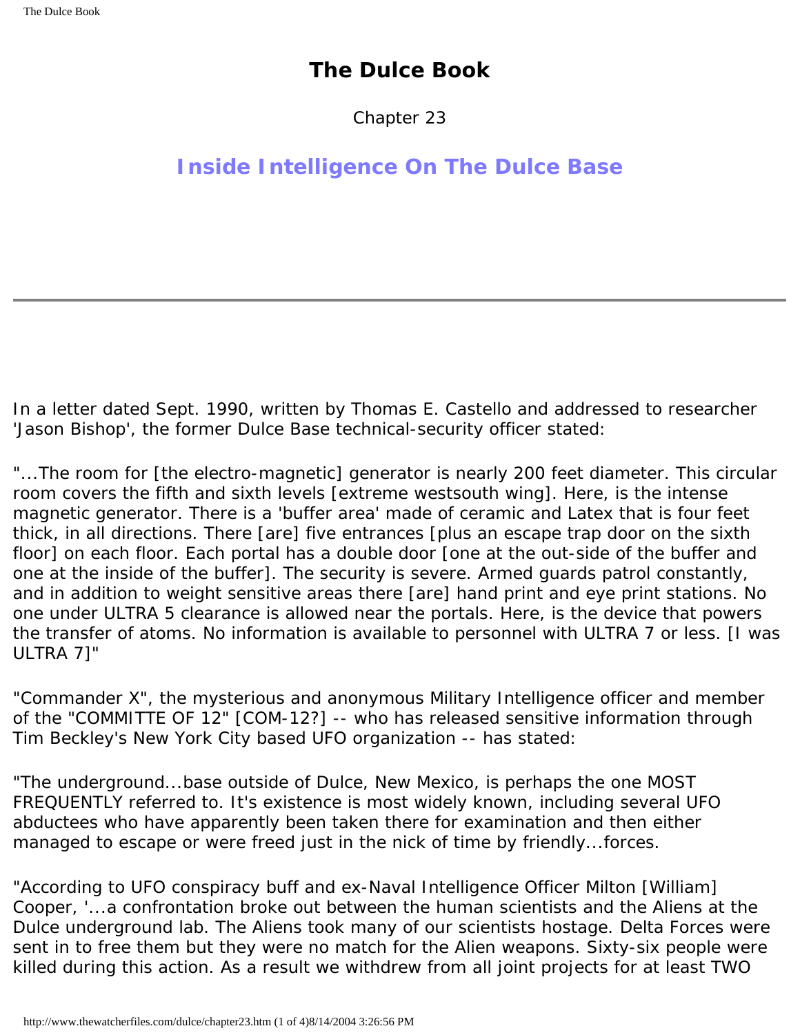# The Dulce Book

Chapter 23

## Inside Intelligence On The Dulce Base

---

In a letter dated Sept. 1990, written by Thomas E. Castello and addressed to researcher 'Jason Bishop', the former Dulce Base technical-security officer stated:

"...The room for [the electro-magnetic] generator is nearly 200 feet diameter. This circular room covers the fifth and sixth levels [extreme westsouth wing]. Here, is the intense magnetic generator. There is a 'buffer area' made of ceramic and Latex that is four feet thick, in all directions. There [are] five entrances [plus an escape trap door on the sixth floor] on each floor. Each portal has a double door [one at the out-side of the buffer and one at the inside of the buffer]. The security is severe. Armed guards patrol constantly, and in addition to weight sensitive areas there [are] hand print and eye print stations. No one under ULTRA 5 clearance is allowed near the portals. Here, is the device that powers the transfer of atoms. No information is available to personnel with ULTRA 7 or less. [I was ULTRA 7]"

"Commander X", the mysterious and anonymous Military Intelligence officer and member of the "COMMITTE OF 12" [COM-12?] -- who has released sensitive information through Tim Beckley's New York City based UFO organization -- has stated:

"The underground...base outside of Dulce, New Mexico, is perhaps the one MOST FREQUENTLY referred to. It's existence is most widely known, including several UFO abductees who have apparently been taken there for examination and then either managed to escape or were freed just in the nick of time by friendly...forces.

"According to UFO conspiracy buff and ex-Naval Intelligence Officer Milton [William] Cooper, '...a confrontation broke out between the human scientists and the Aliens at the Dulce underground lab. The Aliens took many of our scientists hostage. Delta Forces were sent in to free them but they were no match for the Alien weapons. Sixty-six people were killed during this action. As a result we withdrew from all joint projects for at least TWO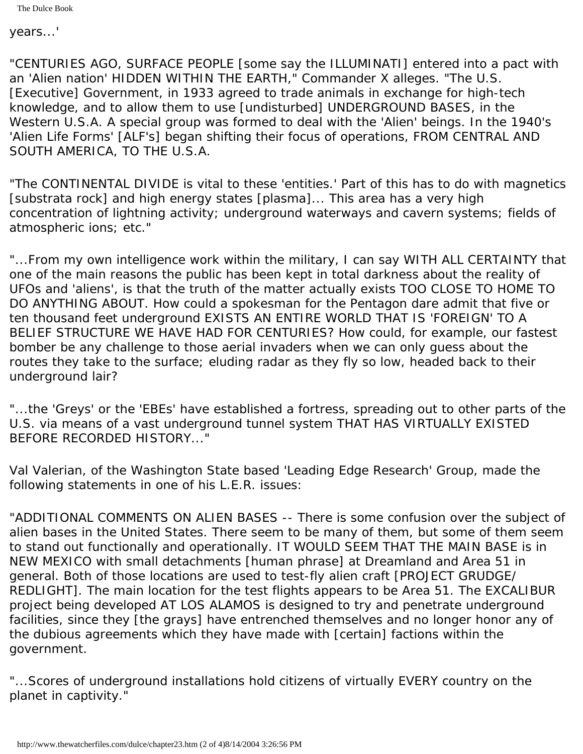years...'

"CENTURIES AGO, SURFACE PEOPLE [some say the ILLUMINATI] entered into a pact with an 'Alien nation' HIDDEN WITHIN THE EARTH," Commander X alleges. "The U.S. [Executive] Government, in 1933 agreed to trade animals in exchange for high-tech knowledge, and to allow them to use [undisturbed] UNDERGROUND BASES, in the Western U.S.A. A special group was formed to deal with the 'Alien' beings. In the 1940's 'Alien Life Forms' [ALF's] began shifting their focus of operations, FROM CENTRAL AND SOUTH AMERICA, TO THE U.S.A.

"The CONTINENTAL DIVIDE is vital to these 'entities.' Part of this has to do with magnetics [substrata rock] and high energy states [plasma]... This area has a very high concentration of lightning activity; underground waterways and cavern systems; fields of atmospheric ions; etc."

"...From my own intelligence work within the military, I can say WITH ALL CERTAINTY that one of the main reasons the public has been kept in total darkness about the reality of UFOs and 'aliens', is that the truth of the matter actually exists TOO CLOSE TO HOME TO DO ANYTHING ABOUT. How could a spokesman for the Pentagon dare admit that five or ten thousand feet underground EXISTS AN ENTIRE WORLD THAT IS 'FOREIGN' TO A BELIEF STRUCTURE WE HAVE HAD FOR CENTURIES? How could, for example, our fastest bomber be any challenge to those aerial invaders when we can only guess about the routes they take to the surface; eluding radar as they fly so low, headed back to their underground lair?

"...the 'Greys' or the 'EBEs' have established a fortress, spreading out to other parts of the U.S. via means of a vast underground tunnel system THAT HAS VIRTUALLY EXISTED BEFORE RECORDED HISTORY..."

Val Valerian, of the Washington State based 'Leading Edge Research' Group, made the following statements in one of his L.E.R. issues:

"ADDITIONAL COMMENTS ON ALIEN BASES -- There is some confusion over the subject of alien bases in the United States. There seem to be many of them, but some of them seem to stand out functionally and operationally. IT WOULD SEEM THAT THE MAIN BASE is in NEW MEXICO with small detachments [human phrase] at Dreamland and Area 51 in general. Both of those locations are used to test-fly alien craft [PROJECT GRUDGE/ REDLIGHT]. The main location for the test flights appears to be Area 51. The EXCALIBUR project being developed AT LOS ALAMOS is designed to try and penetrate underground facilities, since they [the grays] have entrenched themselves and no longer honor any of the dubious agreements which they have made with [certain] factions within the government.

"...Scores of underground installations hold citizens of virtually EVERY country on the planet in captivity."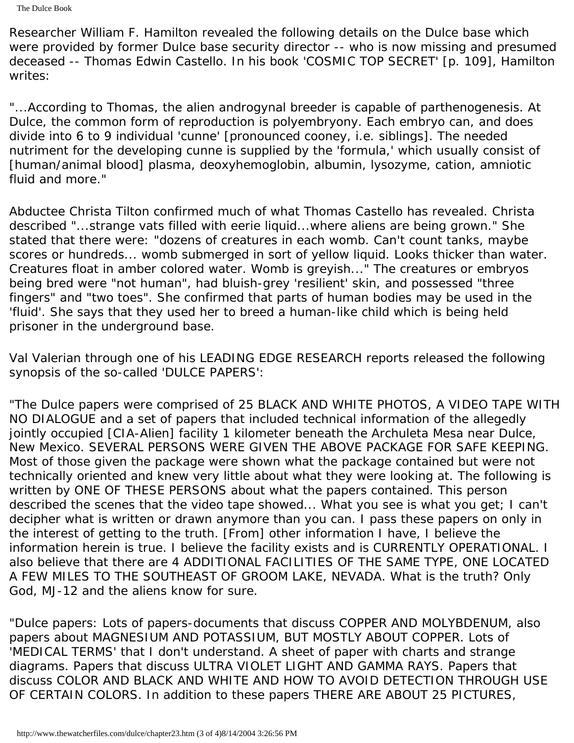Researcher William F. Hamilton revealed the following details on the Dulce base which were provided by former Dulce base security director -- who is now missing and presumed deceased -- Thomas Edwin Castello. In his book 'COSMIC TOP SECRET' [p. 109], Hamilton writes:

"...According to Thomas, the alien androgynal breeder is capable of parthenogenesis. At Dulce, the common form of reproduction is polyembryony. Each embryo can, and does divide into 6 to 9 individual 'cunne' [pronounced cooney, i.e. siblings]. The needed nutriment for the developing cunne is supplied by the 'formula,' which usually consist of [human/animal blood] plasma, deoxyhemoglobin, albumin, lysozyme, cation, amniotic fluid and more."

Abductee Christa Tilton confirmed much of what Thomas Castello has revealed. Christa described "...strange vats filled with eerie liquid...where aliens are being grown." She stated that there were: "dozens of creatures in each womb. Can't count tanks, maybe scores or hundreds... womb submerged in sort of yellow liquid. Looks thicker than water. Creatures float in amber colored water. Womb is greyish..." The creatures or embryos being bred were "not human", had bluish-grey 'resilient' skin, and possessed "three fingers" and "two toes". She confirmed that parts of human bodies may be used in the 'fluid'. She says that they used her to breed a human-like child which is being held prisoner in the underground base.

Val Valerian through one of his LEADING EDGE RESEARCH reports released the following synopsis of the so-called 'DULCE PAPERS':

"The Dulce papers were comprised of 25 BLACK AND WHITE PHOTOS, A VIDEO TAPE WITH NO DIALOGUE and a set of papers that included technical information of the allegedly jointly occupied [CIA-Alien] facility 1 kilometer beneath the Archuleta Mesa near Dulce, New Mexico. SEVERAL PERSONS WERE GIVEN THE ABOVE PACKAGE FOR SAFE KEEPING. Most of those given the package were shown what the package contained but were not technically oriented and knew very little about what they were looking at. The following is written by ONE OF THESE PERSONS about what the papers contained. This person described the scenes that the video tape showed... What you see is what you get; I can't decipher what is written or drawn anymore than you can. I pass these papers on only in the interest of getting to the truth. [From] other information I have, I believe the information herein is true. I believe the facility exists and is CURRENTLY OPERATIONAL. I also believe that there are 4 ADDITIONAL FACILITIES OF THE SAME TYPE, ONE LOCATED A FEW MILES TO THE SOUTHEAST OF GROOM LAKE, NEVADA. What is the truth? Only God, MJ-12 and the aliens know for sure.

"Dulce papers: Lots of papers-documents that discuss COPPER AND MOLYBDENUM, also papers about MAGNESIUM AND POTASSIUM, BUT MOSTLY ABOUT COPPER. Lots of 'MEDICAL TERMS' that I don't understand. A sheet of paper with charts and strange diagrams. Papers that discuss ULTRA VIOLET LIGHT AND GAMMA RAYS. Papers that discuss COLOR AND BLACK AND WHITE AND HOW TO AVOID DETECTION THROUGH USE OF CERTAIN COLORS. In addition to these papers THERE ARE ABOUT 25 PICTURES,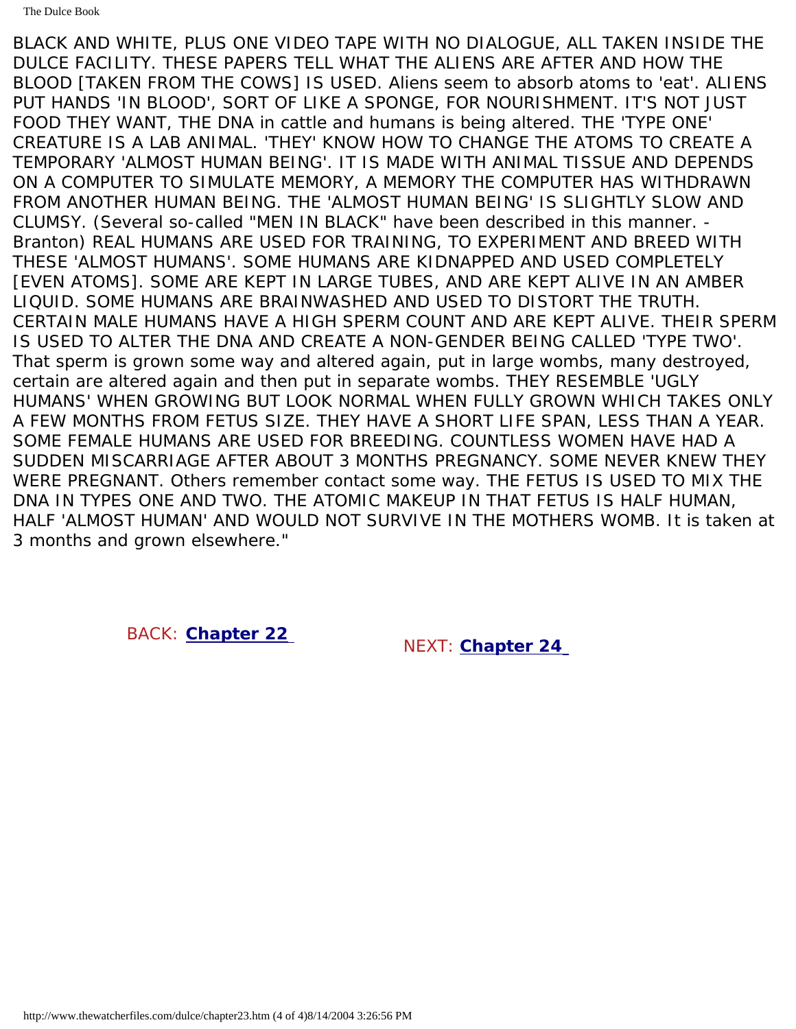BLACK AND WHITE, PLUS ONE VIDEO TAPE WITH NO DIALOGUE, ALL TAKEN INSIDE THE DULCE FACILITY. THESE PAPERS TELL WHAT THE ALIENS ARE AFTER AND HOW THE BLOOD [TAKEN FROM THE COWS] IS USED. Aliens seem to absorb atoms to 'eat'. ALIENS PUT HANDS 'IN BLOOD', SORT OF LIKE A SPONGE, FOR NOURISHMENT. IT'S NOT JUST FOOD THEY WANT, THE DNA in cattle and humans is being altered. THE 'TYPE ONE' CREATURE IS A LAB ANIMAL. 'THEY' KNOW HOW TO CHANGE THE ATOMS TO CREATE A TEMPORARY 'ALMOST HUMAN BEING'. IT IS MADE WITH ANIMAL TISSUE AND DEPENDS ON A COMPUTER TO SIMULATE MEMORY, A MEMORY THE COMPUTER HAS WITHDRAWN FROM ANOTHER HUMAN BEING. THE 'ALMOST HUMAN BEING' IS SLIGHTLY SLOW AND CLUMSY. (Several so-called "MEN IN BLACK" have been described in this manner. -Branton) REAL HUMANS ARE USED FOR TRAINING, TO EXPERIMENT AND BREED WITH THESE 'ALMOST HUMANS'. SOME HUMANS ARE KIDNAPPED AND USED COMPLETELY [EVEN ATOMS]. SOME ARE KEPT IN LARGE TUBES, AND ARE KEPT ALIVE IN AN AMBER LIQUID. SOME HUMANS ARE BRAINWASHED AND USED TO DISTORT THE TRUTH. CERTAIN MALE HUMANS HAVE A HIGH SPERM COUNT AND ARE KEPT ALIVE. THEIR SPERM IS USED TO ALTER THE DNA AND CREATE A NON-GENDER BEING CALLED 'TYPE TWO'. That sperm is grown some way and altered again, put in large wombs, many destroyed, certain are altered again and then put in separate wombs. THEY RESEMBLE 'UGLY HUMANS' WHEN GROWING BUT LOOK NORMAL WHEN FULLY GROWN WHICH TAKES ONLY A FEW MONTHS FROM FETUS SIZE. THEY HAVE A SHORT LIFE SPAN, LESS THAN A YEAR. SOME FEMALE HUMANS ARE USED FOR BREEDING. COUNTLESS WOMEN HAVE HAD A SUDDEN MISCARRIAGE AFTER ABOUT 3 MONTHS PREGNANCY. SOME NEVER KNEW THEY WERE PREGNANT. Others remember contact some way. THE FETUS IS USED TO MIX THE DNA IN TYPES ONE AND TWO. THE ATOMIC MAKEUP IN THAT FETUS IS HALF HUMAN, HALF 'ALMOST HUMAN' AND WOULD NOT SURVIVE IN THE MOTHERS WOMB. It is taken at 3 months and grown elsewhere."

BACK: **Chapter 22** NEXT: **Chapter 24**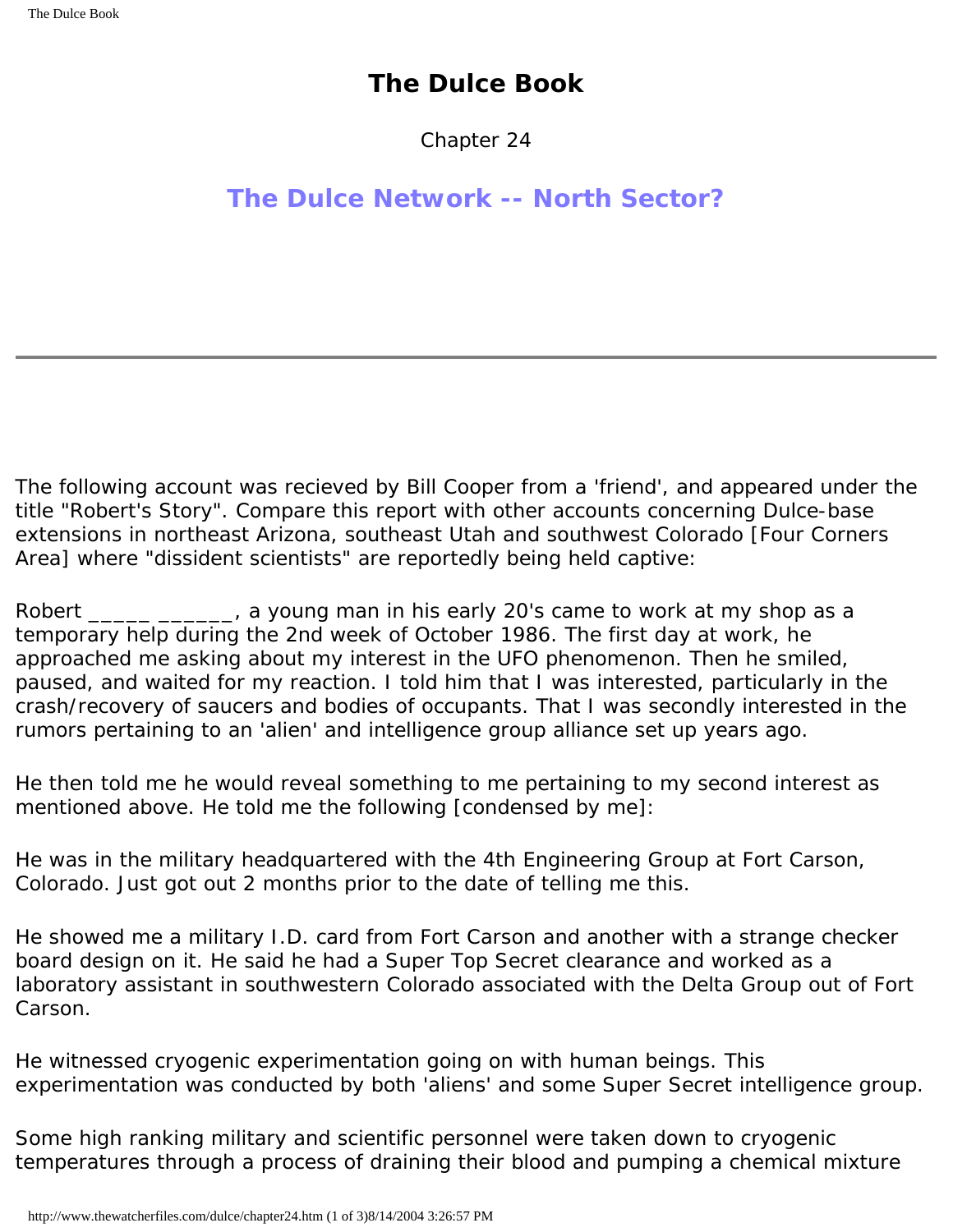# The Dulce Book

Chapter 24

## The Dulce Network -- North Sector?

---

The following account was recieved by Bill Cooper from a 'friend', and appeared under the title "Robert's Story". Compare this report with other accounts concerning Dulce-base extensions in northeast Arizona, southeast Utah and southwest Colorado [Four Corners Area] where "dissident scientists" are reportedly being held captive:

Robert _____ ______, a young man in his early 20's came to work at my shop as a temporary help during the 2nd week of October 1986. The first day at work, he approached me asking about my interest in the UFO phenomenon. Then he smiled, paused, and waited for my reaction. I told him that I was interested, particularly in the crash/recovery of saucers and bodies of occupants. That I was secondly interested in the rumors pertaining to an 'alien' and intelligence group alliance set up years ago.

He then told me he would reveal something to me pertaining to my second interest as mentioned above. He told me the following [condensed by me]:

He was in the military headquartered with the 4th Engineering Group at Fort Carson, Colorado. Just got out 2 months prior to the date of telling me this.

He showed me a military I.D. card from Fort Carson and another with a strange checker board design on it. He said he had a Super Top Secret clearance and worked as a laboratory assistant in southwestern Colorado associated with the Delta Group out of Fort Carson.

He witnessed cryogenic experimentation going on with human beings. This experimentation was conducted by both 'aliens' and some Super Secret intelligence group.

Some high ranking military and scientific personnel were taken down to cryogenic temperatures through a process of draining their blood and pumping a chemical mixture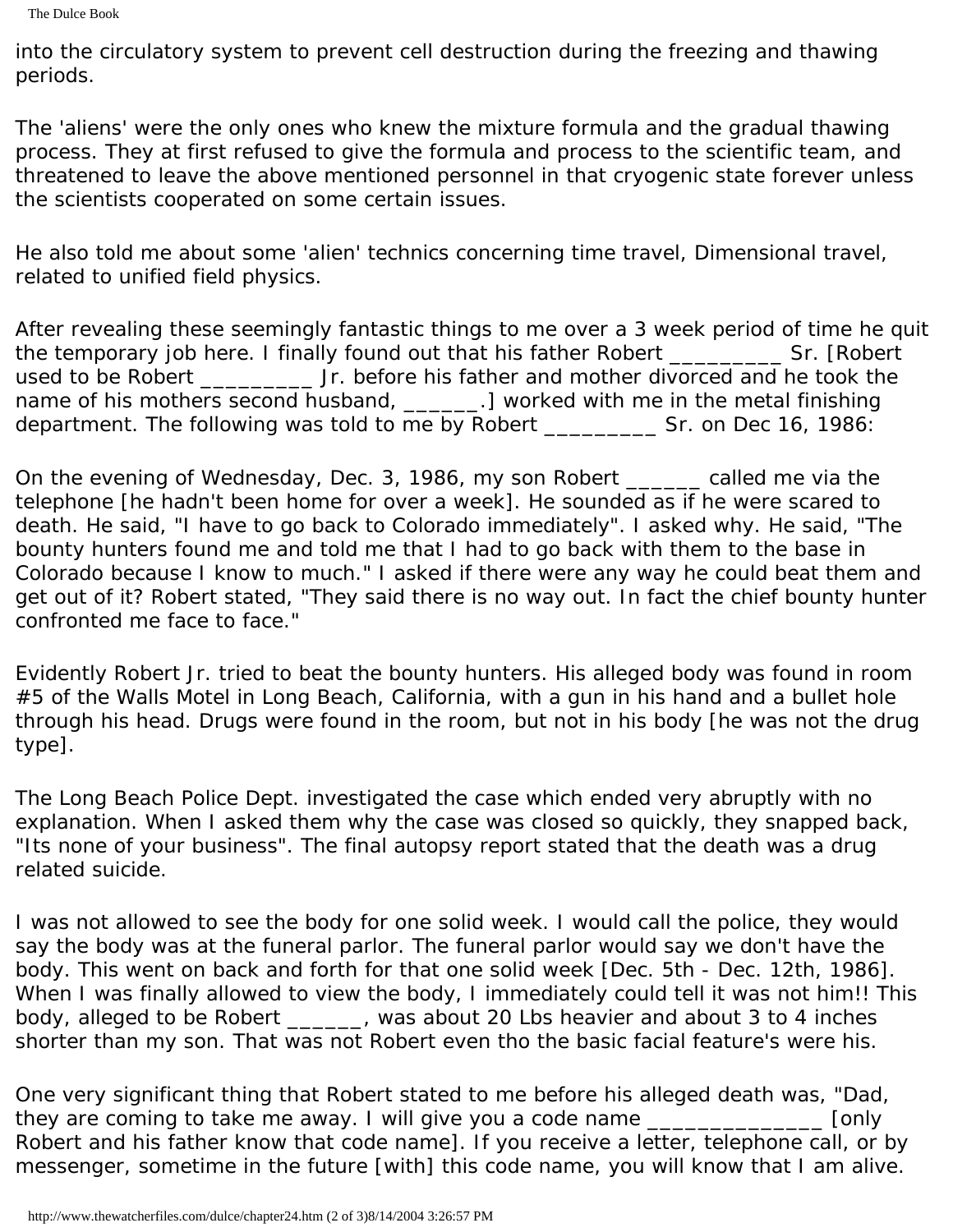into the circulatory system to prevent cell destruction during the freezing and thawing periods.

The 'aliens' were the only ones who knew the mixture formula and the gradual thawing process. They at first refused to give the formula and process to the scientific team, and threatened to leave the above mentioned personnel in that cryogenic state forever unless the scientists cooperated on some certain issues.

He also told me about some 'alien' technics concerning time travel, Dimensional travel, related to unified field physics.

After revealing these seemingly fantastic things to me over a 3 week period of time he quit the temporary job here. I finally found out that his father Robert _________ Sr. [Robert used to be Robert _________ Jr. before his father and mother divorced and he took the name of his mothers second husband, ______.] worked with me in the metal finishing department. The following was told to me by Robert _________ Sr. on Dec 16, 1986:

On the evening of Wednesday, Dec. 3, 1986, my son Robert ______ called me via the telephone [he hadn't been home for over a week]. He sounded as if he were scared to death. He said, "I have to go back to Colorado immediately". I asked why. He said, "The bounty hunters found me and told me that I had to go back with them to the base in Colorado because I know to much." I asked if there were any way he could beat them and get out of it? Robert stated, "They said there is no way out. In fact the chief bounty hunter confronted me face to face."

Evidently Robert Jr. tried to beat the bounty hunters. His alleged body was found in room #5 of the Walls Motel in Long Beach, California, with a gun in his hand and a bullet hole through his head. Drugs were found in the room, but not in his body [he was not the drug type].

The Long Beach Police Dept. investigated the case which ended very abruptly with no explanation. When I asked them why the case was closed so quickly, they snapped back, "Its none of your business". The final autopsy report stated that the death was a drug related suicide.

I was not allowed to see the body for one solid week. I would call the police, they would say the body was at the funeral parlor. The funeral parlor would say we don't have the body. This went on back and forth for that one solid week [Dec. 5th - Dec. 12th, 1986]. When I was finally allowed to view the body, I immediately could tell it was not him!! This body, alleged to be Robert ______, was about 20 Lbs heavier and about 3 to 4 inches shorter than my son. That was not Robert even tho the basic facial feature's were his.

One very significant thing that Robert stated to me before his alleged death was, "Dad, they are coming to take me away. I will give you a code name ______________ [only Robert and his father know that code name]. If you receive a letter, telephone call, or by messenger, sometime in the future [with] this code name, you will know that I am alive.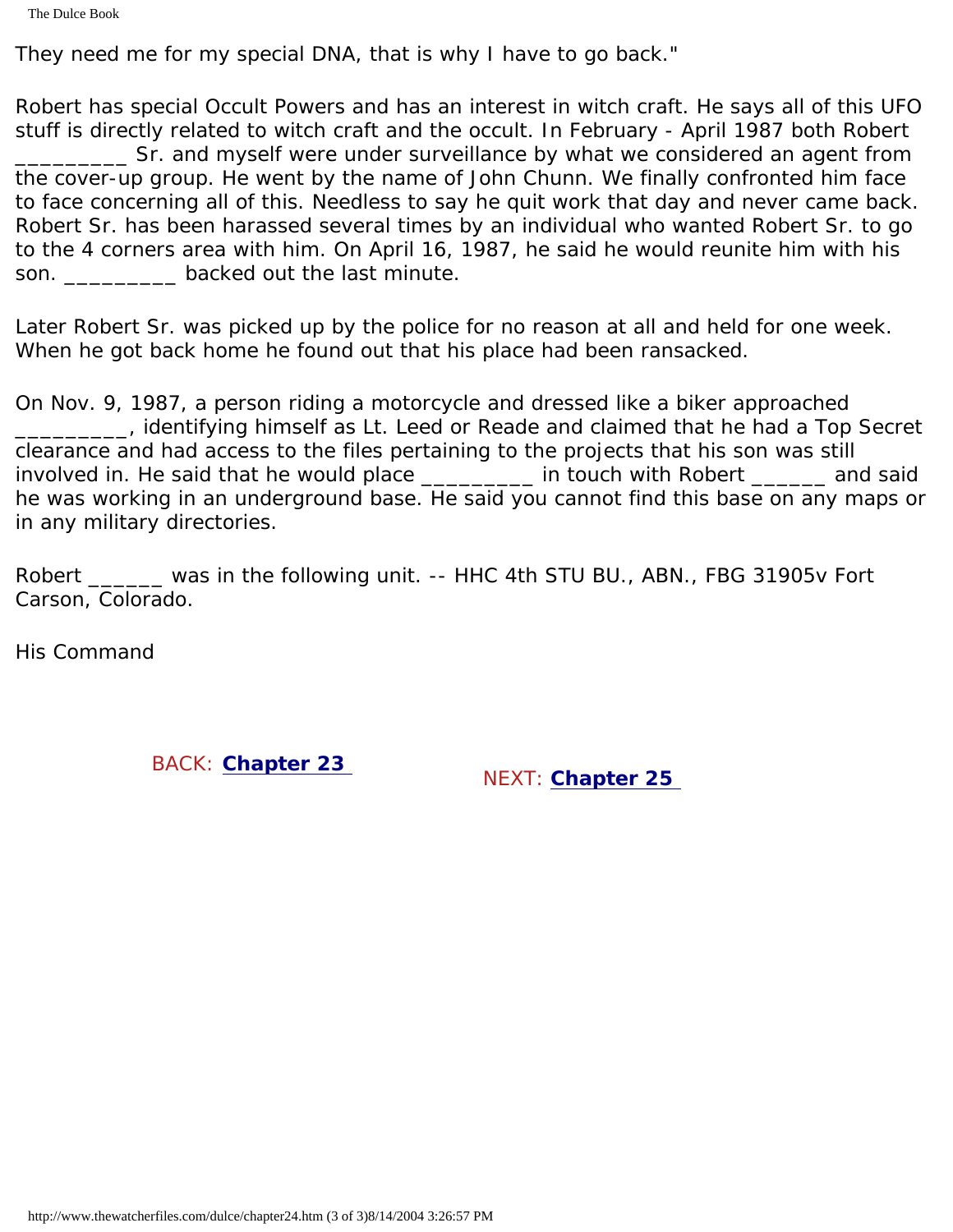They need me for my special DNA, that is why I have to go back."

Robert has special Occult Powers and has an interest in witch craft. He says all of this UFO stuff is directly related to witch craft and the occult. In February - April 1987 both Robert _________ Sr. and myself were under surveillance by what we considered an agent from the cover-up group. He went by the name of John Chunn. We finally confronted him face to face concerning all of this. Needless to say he quit work that day and never came back. Robert Sr. has been harassed several times by an individual who wanted Robert Sr. to go to the 4 corners area with him. On April 16, 1987, he said he would reunite him with his son. _________ backed out the last minute.

Later Robert Sr. was picked up by the police for no reason at all and held for one week. When he got back home he found out that his place had been ransacked.

On Nov. 9, 1987, a person riding a motorcycle and dressed like a biker approached _________, identifying himself as Lt. Leed or Reade and claimed that he had a Top Secret clearance and had access to the files pertaining to the projects that his son was still involved in. He said that he would place _________ in touch with Robert ______ and said he was working in an underground base. He said you cannot find this base on any maps or in any military directories.

Robert ______ was in the following unit. -- HHC 4th STU BU., ABN., FBG 31905v Fort Carson, Colorado.

His Command

BACK: **Chapter 23**     NEXT: **Chapter 25**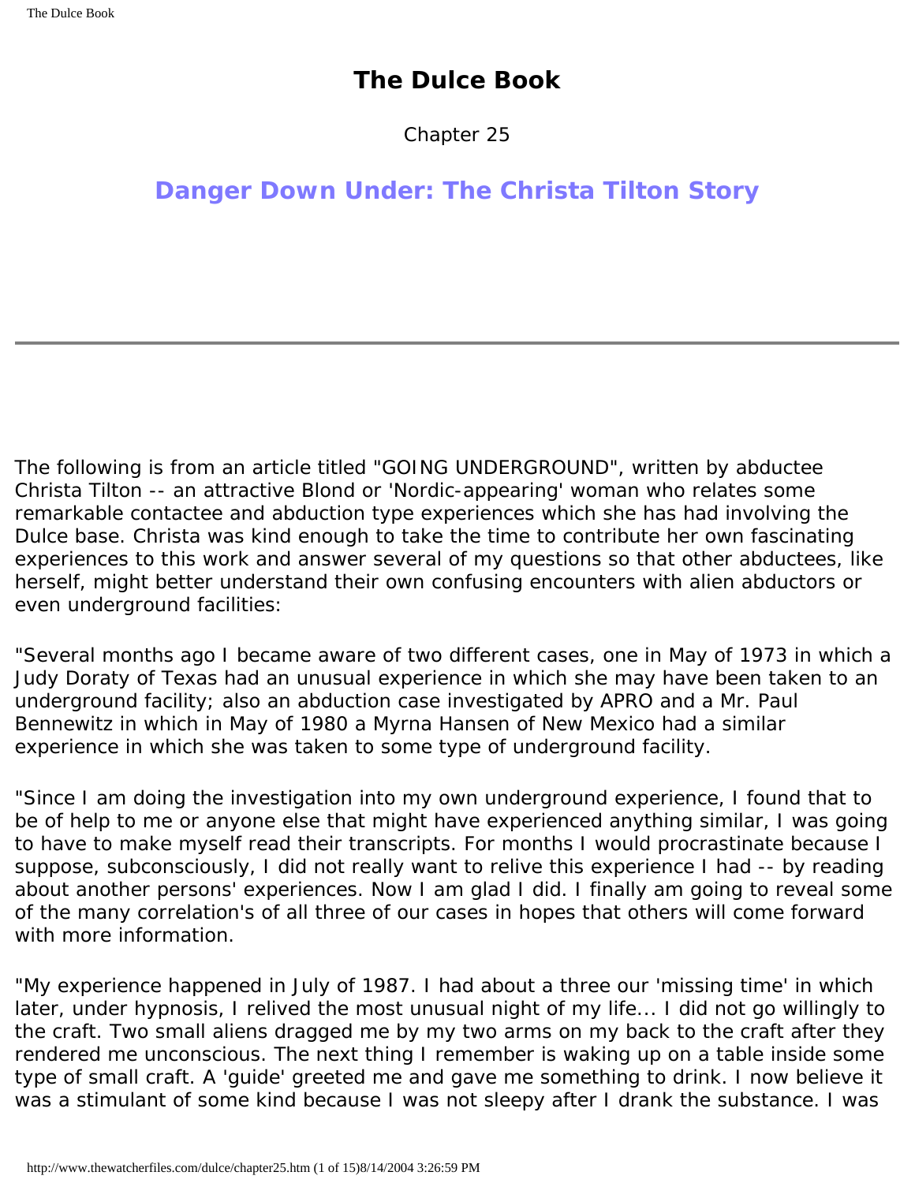# The Dulce Book

Chapter 25

## Danger Down Under: The Christa Tilton Story

---

The following is from an article titled "GOING UNDERGROUND", written by abductee Christa Tilton -- an attractive Blond or 'Nordic-appearing' woman who relates some remarkable contactee and abduction type experiences which she has had involving the Dulce base. Christa was kind enough to take the time to contribute her own fascinating experiences to this work and answer several of my questions so that other abductees, like herself, might better understand their own confusing encounters with alien abductors or even underground facilities:

"Several months ago I became aware of two different cases, one in May of 1973 in which a Judy Doraty of Texas had an unusual experience in which she may have been taken to an underground facility; also an abduction case investigated by APRO and a Mr. Paul Bennewitz in which in May of 1980 a Myrna Hansen of New Mexico had a similar experience in which she was taken to some type of underground facility.

"Since I am doing the investigation into my own underground experience, I found that to be of help to me or anyone else that might have experienced anything similar, I was going to have to make myself read their transcripts. For months I would procrastinate because I suppose, subconsciously, I did not really want to relive this experience I had -- by reading about another persons' experiences. Now I am glad I did. I finally am going to reveal some of the many correlation's of all three of our cases in hopes that others will come forward with more information.

"My experience happened in July of 1987. I had about a three our 'missing time' in which later, under hypnosis, I relived the most unusual night of my life... I did not go willingly to the craft. Two small aliens dragged me by my two arms on my back to the craft after they rendered me unconscious. The next thing I remember is waking up on a table inside some type of small craft. A 'guide' greeted me and gave me something to drink. I now believe it was a stimulant of some kind because I was not sleepy after I drank the substance. I was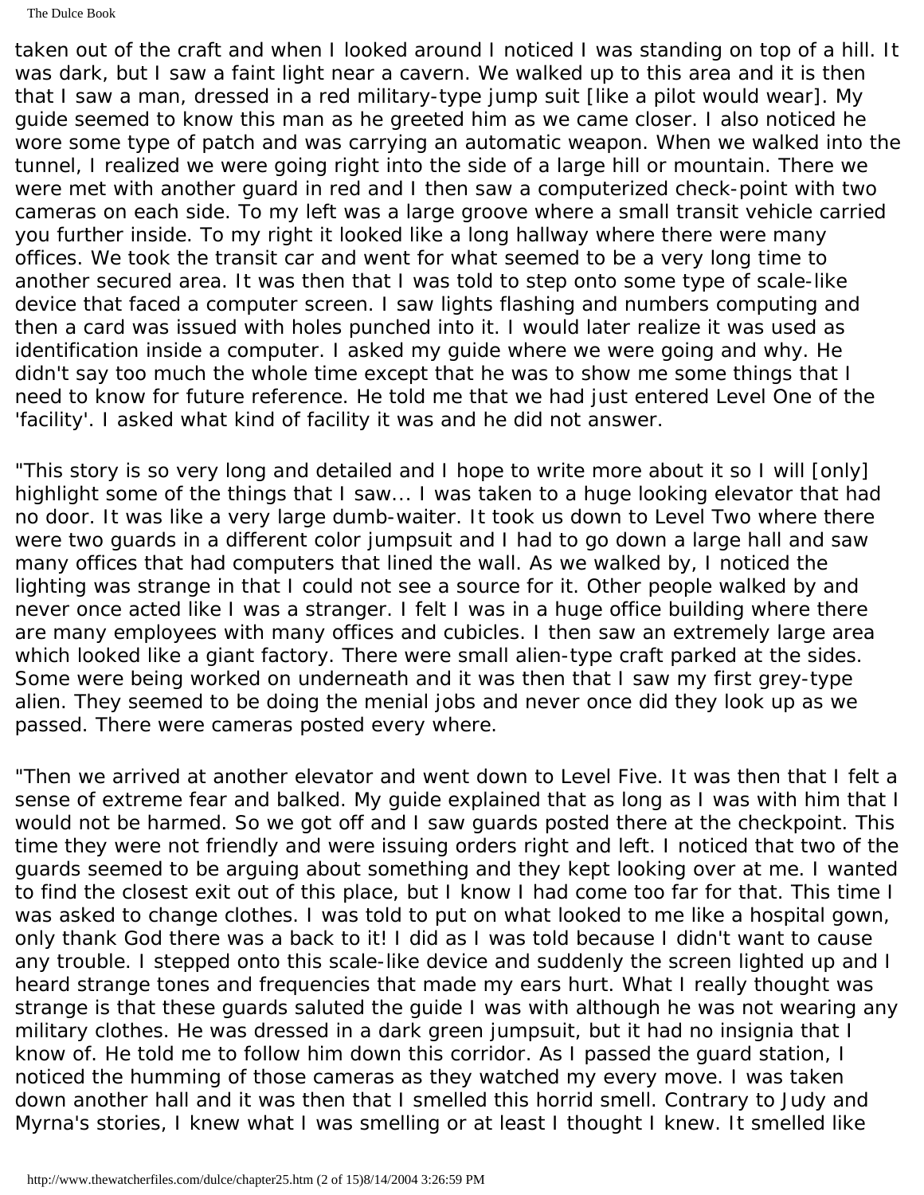taken out of the craft and when I looked around I noticed I was standing on top of a hill. It was dark, but I saw a faint light near a cavern. We walked up to this area and it is then that I saw a man, dressed in a red military-type jump suit [like a pilot would wear]. My guide seemed to know this man as he greeted him as we came closer. I also noticed he wore some type of patch and was carrying an automatic weapon. When we walked into the tunnel, I realized we were going right into the side of a large hill or mountain. There we were met with another guard in red and I then saw a computerized check-point with two cameras on each side. To my left was a large groove where a small transit vehicle carried you further inside. To my right it looked like a long hallway where there were many offices. We took the transit car and went for what seemed to be a very long time to another secured area. It was then that I was told to step onto some type of scale-like device that faced a computer screen. I saw lights flashing and numbers computing and then a card was issued with holes punched into it. I would later realize it was used as identification inside a computer. I asked my guide where we were going and why. He didn't say too much the whole time except that he was to show me some things that I need to know for future reference. He told me that we had just entered Level One of the 'facility'. I asked what kind of facility it was and he did not answer.

"This story is so very long and detailed and I hope to write more about it so I will [only] highlight some of the things that I saw... I was taken to a huge looking elevator that had no door. It was like a very large dumb-waiter. It took us down to Level Two where there were two guards in a different color jumpsuit and I had to go down a large hall and saw many offices that had computers that lined the wall. As we walked by, I noticed the lighting was strange in that I could not see a source for it. Other people walked by and never once acted like I was a stranger. I felt I was in a huge office building where there are many employees with many offices and cubicles. I then saw an extremely large area which looked like a giant factory. There were small alien-type craft parked at the sides. Some were being worked on underneath and it was then that I saw my first grey-type alien. They seemed to be doing the menial jobs and never once did they look up as we passed. There were cameras posted every where.

"Then we arrived at another elevator and went down to Level Five. It was then that I felt a sense of extreme fear and balked. My guide explained that as long as I was with him that I would not be harmed. So we got off and I saw guards posted there at the checkpoint. This time they were not friendly and were issuing orders right and left. I noticed that two of the guards seemed to be arguing about something and they kept looking over at me. I wanted to find the closest exit out of this place, but I know I had come too far for that. This time I was asked to change clothes. I was told to put on what looked to me like a hospital gown, only thank God there was a back to it! I did as I was told because I didn't want to cause any trouble. I stepped onto this scale-like device and suddenly the screen lighted up and I heard strange tones and frequencies that made my ears hurt. What I really thought was strange is that these guards saluted the guide I was with although he was not wearing any military clothes. He was dressed in a dark green jumpsuit, but it had no insignia that I know of. He told me to follow him down this corridor. As I passed the guard station, I noticed the humming of those cameras as they watched my every move. I was taken down another hall and it was then that I smelled this horrid smell. Contrary to Judy and Myrna's stories, I knew what I was smelling or at least I thought I knew. It smelled like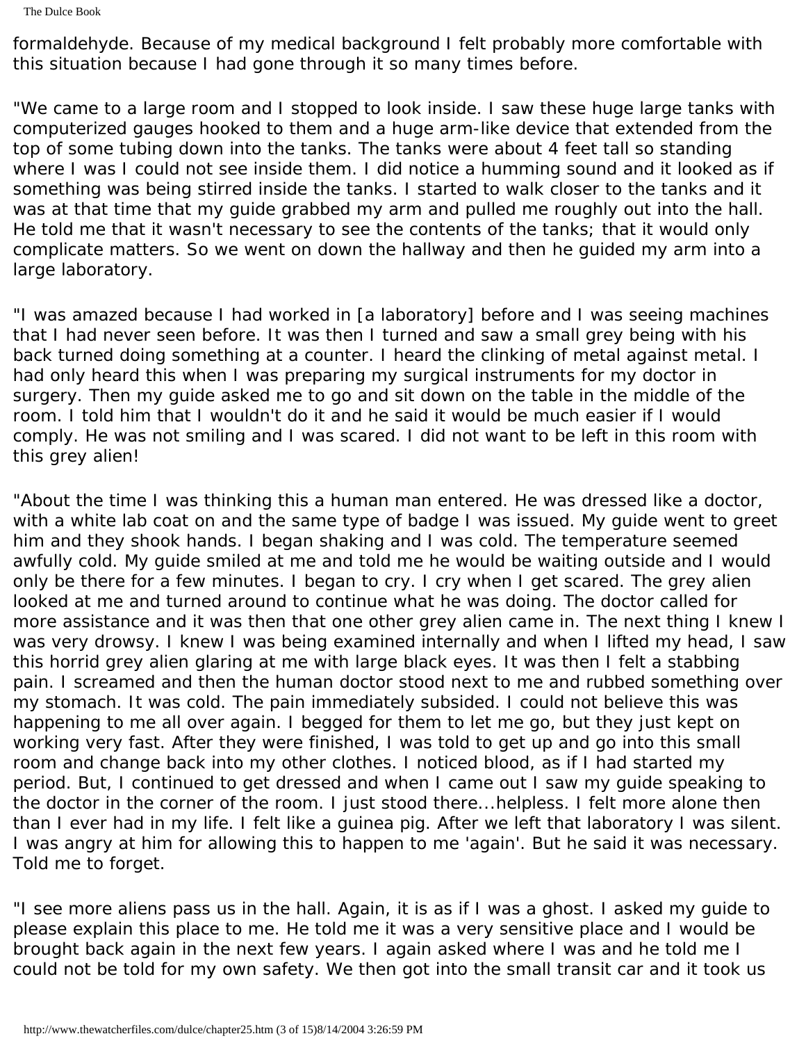formaldehyde. Because of my medical background I felt probably more comfortable with this situation because I had gone through it so many times before.

"We came to a large room and I stopped to look inside. I saw these huge large tanks with computerized gauges hooked to them and a huge arm-like device that extended from the top of some tubing down into the tanks. The tanks were about 4 feet tall so standing where I was I could not see inside them. I did notice a humming sound and it looked as if something was being stirred inside the tanks. I started to walk closer to the tanks and it was at that time that my guide grabbed my arm and pulled me roughly out into the hall. He told me that it wasn't necessary to see the contents of the tanks; that it would only complicate matters. So we went on down the hallway and then he guided my arm into a large laboratory.

"I was amazed because I had worked in [a laboratory] before and I was seeing machines that I had never seen before. It was then I turned and saw a small grey being with his back turned doing something at a counter. I heard the clinking of metal against metal. I had only heard this when I was preparing my surgical instruments for my doctor in surgery. Then my guide asked me to go and sit down on the table in the middle of the room. I told him that I wouldn't do it and he said it would be much easier if I would comply. He was not smiling and I was scared. I did not want to be left in this room with this grey alien!

"About the time I was thinking this a human man entered. He was dressed like a doctor, with a white lab coat on and the same type of badge I was issued. My guide went to greet him and they shook hands. I began shaking and I was cold. The temperature seemed awfully cold. My guide smiled at me and told me he would be waiting outside and I would only be there for a few minutes. I began to cry. I cry when I get scared. The grey alien looked at me and turned around to continue what he was doing. The doctor called for more assistance and it was then that one other grey alien came in. The next thing I knew I was very drowsy. I knew I was being examined internally and when I lifted my head, I saw this horrid grey alien glaring at me with large black eyes. It was then I felt a stabbing pain. I screamed and then the human doctor stood next to me and rubbed something over my stomach. It was cold. The pain immediately subsided. I could not believe this was happening to me all over again. I begged for them to let me go, but they just kept on working very fast. After they were finished, I was told to get up and go into this small room and change back into my other clothes. I noticed blood, as if I had started my period. But, I continued to get dressed and when I came out I saw my guide speaking to the doctor in the corner of the room. I just stood there...helpless. I felt more alone then than I ever had in my life. I felt like a guinea pig. After we left that laboratory I was silent. I was angry at him for allowing this to happen to me 'again'. But he said it was necessary. Told me to forget.

"I see more aliens pass us in the hall. Again, it is as if I was a ghost. I asked my guide to please explain this place to me. He told me it was a very sensitive place and I would be brought back again in the next few years. I again asked where I was and he told me I could not be told for my own safety. We then got into the small transit car and it took us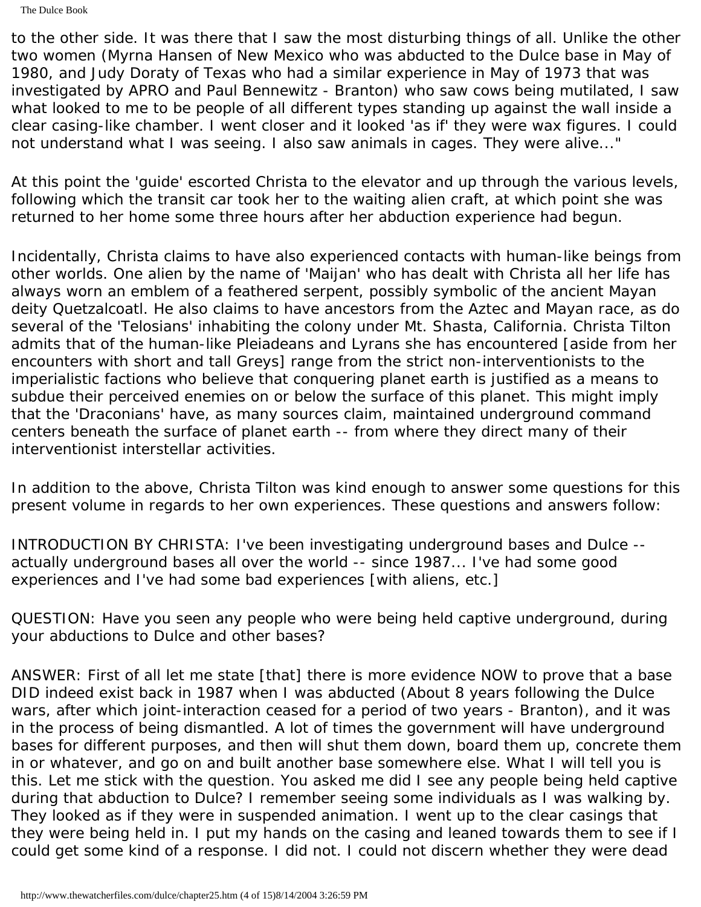to the other side. It was there that I saw the most disturbing things of all. Unlike the other two women (Myrna Hansen of New Mexico who was abducted to the Dulce base in May of 1980, and Judy Doraty of Texas who had a similar experience in May of 1973 that was investigated by APRO and Paul Bennewitz - Branton) who saw cows being mutilated, I saw what looked to me to be people of all different types standing up against the wall inside a clear casing-like chamber. I went closer and it looked 'as if' they were wax figures. I could not understand what I was seeing. I also saw animals in cages. They were alive..."

At this point the 'guide' escorted Christa to the elevator and up through the various levels, following which the transit car took her to the waiting alien craft, at which point she was returned to her home some three hours after her abduction experience had begun.

Incidentally, Christa claims to have also experienced contacts with human-like beings from other worlds. One alien by the name of 'Maijan' who has dealt with Christa all her life has always worn an emblem of a feathered serpent, possibly symbolic of the ancient Mayan deity Quetzalcoatl. He also claims to have ancestors from the Aztec and Mayan race, as do several of the 'Telosians' inhabiting the colony under Mt. Shasta, California. Christa Tilton admits that of the human-like Pleiadeans and Lyrans she has encountered [aside from her encounters with short and tall Greys] range from the strict non-interventionists to the imperialistic factions who believe that conquering planet earth is justified as a means to subdue their perceived enemies on or below the surface of this planet. This might imply that the 'Draconians' have, as many sources claim, maintained underground command centers beneath the surface of planet earth -- from where they direct many of their interventionist interstellar activities.

In addition to the above, Christa Tilton was kind enough to answer some questions for this present volume in regards to her own experiences. These questions and answers follow:

INTRODUCTION BY CHRISTA: I've been investigating underground bases and Dulce -- actually underground bases all over the world -- since 1987... I've had some good experiences and I've had some bad experiences [with aliens, etc.]

QUESTION: Have you seen any people who were being held captive underground, during your abductions to Dulce and other bases?

ANSWER: First of all let me state [that] there is more evidence NOW to prove that a base DID indeed exist back in 1987 when I was abducted (About 8 years following the Dulce wars, after which joint-interaction ceased for a period of two years - Branton), and it was in the process of being dismantled. A lot of times the government will have underground bases for different purposes, and then will shut them down, board them up, concrete them in or whatever, and go on and built another base somewhere else. What I will tell you is this. Let me stick with the question. You asked me did I see any people being held captive during that abduction to Dulce? I remember seeing some individuals as I was walking by. They looked as if they were in suspended animation. I went up to the clear casings that they were being held in. I put my hands on the casing and leaned towards them to see if I could get some kind of a response. I did not. I could not discern whether they were dead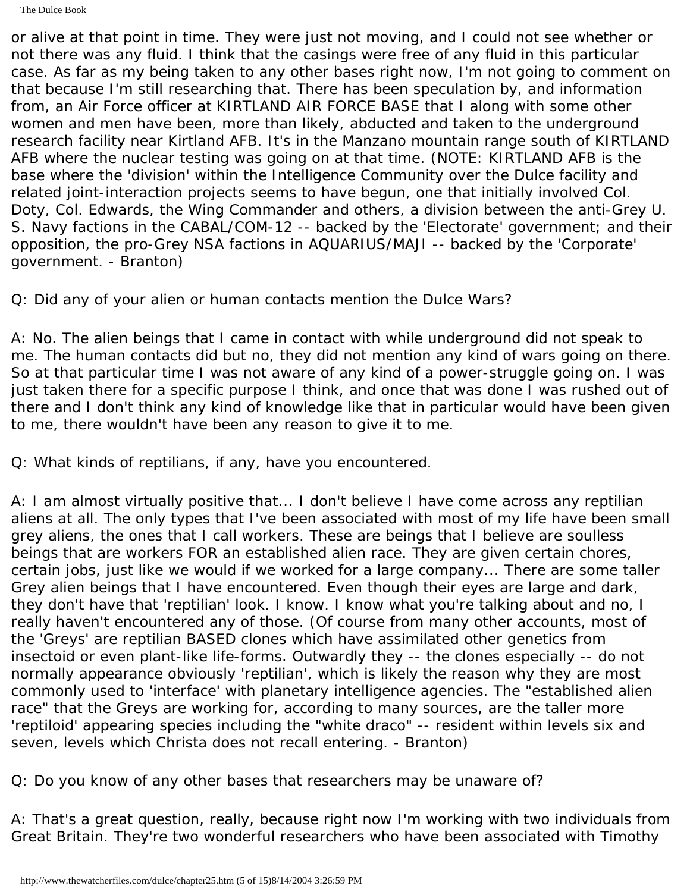or alive at that point in time. They were just not moving, and I could not see whether or not there was any fluid. I think that the casings were free of any fluid in this particular case. As far as my being taken to any other bases right now, I'm not going to comment on that because I'm still researching that. There has been speculation by, and information from, an Air Force officer at KIRTLAND AIR FORCE BASE that I along with some other women and men have been, more than likely, abducted and taken to the underground research facility near Kirtland AFB. It's in the Manzano mountain range south of KIRTLAND AFB where the nuclear testing was going on at that time. (NOTE: KIRTLAND AFB is the base where the 'division' within the Intelligence Community over the Dulce facility and related joint-interaction projects seems to have begun, one that initially involved Col. Doty, Col. Edwards, the Wing Commander and others, a division between the anti-Grey U. S. Navy factions in the CABAL/COM-12 -- backed by the 'Electorate' government; and their opposition, the pro-Grey NSA factions in AQUARIUS/MAJI -- backed by the 'Corporate' government. - Branton)

Q: Did any of your alien or human contacts mention the Dulce Wars?

A: No. The alien beings that I came in contact with while underground did not speak to me. The human contacts did but no, they did not mention any kind of wars going on there. So at that particular time I was not aware of any kind of a power-struggle going on. I was just taken there for a specific purpose I think, and once that was done I was rushed out of there and I don't think any kind of knowledge like that in particular would have been given to me, there wouldn't have been any reason to give it to me.

Q: What kinds of reptilians, if any, have you encountered.

A: I am almost virtually positive that... I don't believe I have come across any reptilian aliens at all. The only types that I've been associated with most of my life have been small grey aliens, the ones that I call workers. These are beings that I believe are soulless beings that are workers FOR an established alien race. They are given certain chores, certain jobs, just like we would if we worked for a large company... There are some taller Grey alien beings that I have encountered. Even though their eyes are large and dark, they don't have that 'reptilian' look. I know. I know what you're talking about and no, I really haven't encountered any of those. (Of course from many other accounts, most of the 'Greys' are reptilian BASED clones which have assimilated other genetics from insectoid or even plant-like life-forms. Outwardly they -- the clones especially -- do not normally appearance obviously 'reptilian', which is likely the reason why they are most commonly used to 'interface' with planetary intelligence agencies. The "established alien race" that the Greys are working for, according to many sources, are the taller more 'reptiloid' appearing species including the "white draco" -- resident within levels six and seven, levels which Christa does not recall entering. - Branton)

Q: Do you know of any other bases that researchers may be unaware of?

A: That's a great question, really, because right now I'm working with two individuals from Great Britain. They're two wonderful researchers who have been associated with Timothy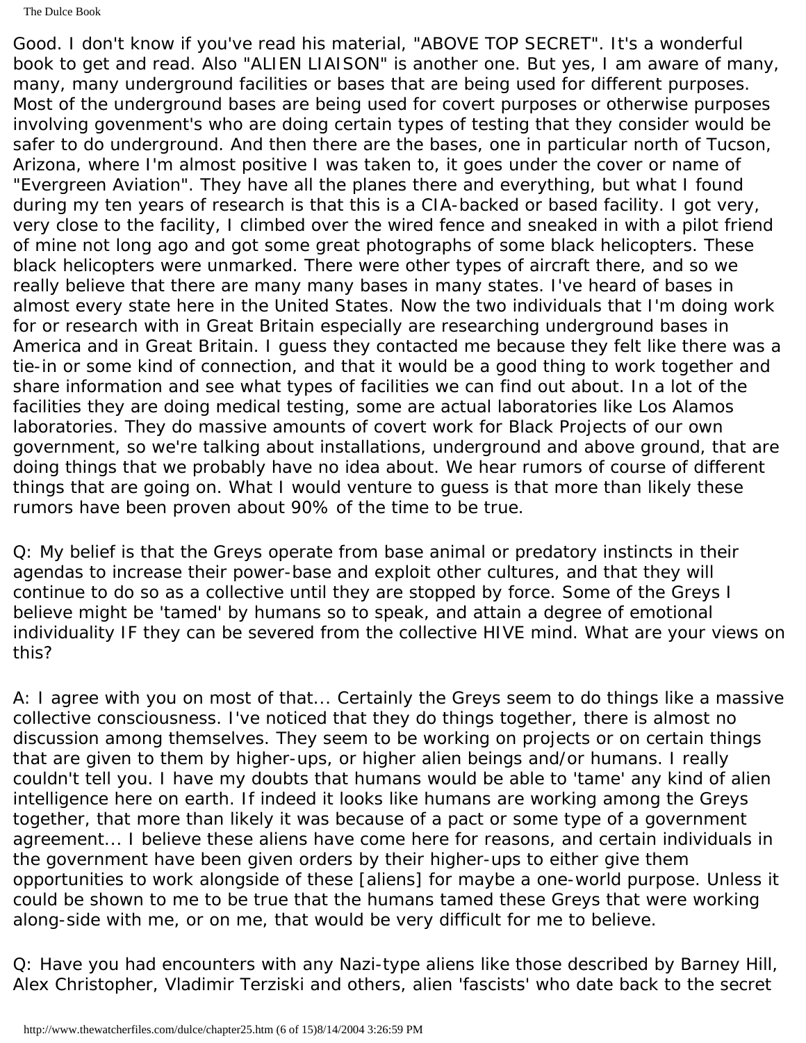Good. I don't know if you've read his material, "ABOVE TOP SECRET". It's a wonderful book to get and read. Also "ALIEN LIAISON" is another one. But yes, I am aware of many, many, many underground facilities or bases that are being used for different purposes. Most of the underground bases are being used for covert purposes or otherwise purposes involving govenment's who are doing certain types of testing that they consider would be safer to do underground. And then there are the bases, one in particular north of Tucson, Arizona, where I'm almost positive I was taken to, it goes under the cover or name of "Evergreen Aviation". They have all the planes there and everything, but what I found during my ten years of research is that this is a CIA-backed or based facility. I got very, very close to the facility, I climbed over the wired fence and sneaked in with a pilot friend of mine not long ago and got some great photographs of some black helicopters. These black helicopters were unmarked. There were other types of aircraft there, and so we really believe that there are many many bases in many states. I've heard of bases in almost every state here in the United States. Now the two individuals that I'm doing work for or research with in Great Britain especially are researching underground bases in America and in Great Britain. I guess they contacted me because they felt like there was a tie-in or some kind of connection, and that it would be a good thing to work together and share information and see what types of facilities we can find out about. In a lot of the facilities they are doing medical testing, some are actual laboratories like Los Alamos laboratories. They do massive amounts of covert work for Black Projects of our own government, so we're talking about installations, underground and above ground, that are doing things that we probably have no idea about. We hear rumors of course of different things that are going on. What I would venture to guess is that more than likely these rumors have been proven about 90% of the time to be true.

Q: My belief is that the Greys operate from base animal or predatory instincts in their agendas to increase their power-base and exploit other cultures, and that they will continue to do so as a collective until they are stopped by force. Some of the Greys I believe might be 'tamed' by humans so to speak, and attain a degree of emotional individuality IF they can be severed from the collective HIVE mind. What are your views on this?

A: I agree with you on most of that... Certainly the Greys seem to do things like a massive collective consciousness. I've noticed that they do things together, there is almost no discussion among themselves. They seem to be working on projects or on certain things that are given to them by higher-ups, or higher alien beings and/or humans. I really couldn't tell you. I have my doubts that humans would be able to 'tame' any kind of alien intelligence here on earth. If indeed it looks like humans are working among the Greys together, that more than likely it was because of a pact or some type of a government agreement... I believe these aliens have come here for reasons, and certain individuals in the government have been given orders by their higher-ups to either give them opportunities to work alongside of these [aliens] for maybe a one-world purpose. Unless it could be shown to me to be true that the humans tamed these Greys that were working along-side with me, or on me, that would be very difficult for me to believe.

Q: Have you had encounters with any Nazi-type aliens like those described by Barney Hill, Alex Christopher, Vladimir Terziski and others, alien 'fascists' who date back to the secret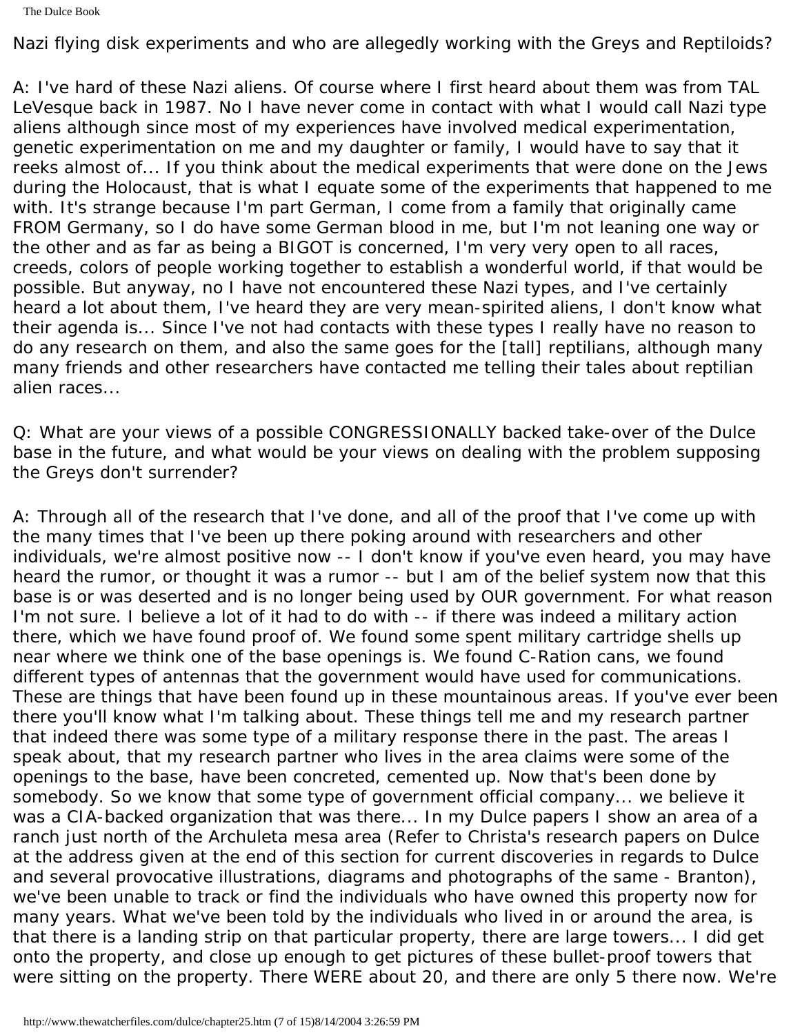Nazi flying disk experiments and who are allegedly working with the Greys and Reptiloids?

A: I've hard of these Nazi aliens. Of course where I first heard about them was from TAL LeVesque back in 1987. No I have never come in contact with what I would call Nazi type aliens although since most of my experiences have involved medical experimentation, genetic experimentation on me and my daughter or family, I would have to say that it reeks almost of... If you think about the medical experiments that were done on the Jews during the Holocaust, that is what I equate some of the experiments that happened to me with. It's strange because I'm part German, I come from a family that originally came FROM Germany, so I do have some German blood in me, but I'm not leaning one way or the other and as far as being a BIGOT is concerned, I'm very very open to all races, creeds, colors of people working together to establish a wonderful world, if that would be possible. But anyway, no I have not encountered these Nazi types, and I've certainly heard a lot about them, I've heard they are very mean-spirited aliens, I don't know what their agenda is... Since I've not had contacts with these types I really have no reason to do any research on them, and also the same goes for the [tall] reptilians, although many many friends and other researchers have contacted me telling their tales about reptilian alien races...

Q: What are your views of a possible CONGRESSIONALLY backed take-over of the Dulce base in the future, and what would be your views on dealing with the problem supposing the Greys don't surrender?

A: Through all of the research that I've done, and all of the proof that I've come up with the many times that I've been up there poking around with researchers and other individuals, we're almost positive now -- I don't know if you've even heard, you may have heard the rumor, or thought it was a rumor -- but I am of the belief system now that this base is or was deserted and is no longer being used by OUR government. For what reason I'm not sure. I believe a lot of it had to do with -- if there was indeed a military action there, which we have found proof of. We found some spent military cartridge shells up near where we think one of the base openings is. We found C-Ration cans, we found different types of antennas that the government would have used for communications. These are things that have been found up in these mountainous areas. If you've ever been there you'll know what I'm talking about. These things tell me and my research partner that indeed there was some type of a military response there in the past. The areas I speak about, that my research partner who lives in the area claims were some of the openings to the base, have been concreted, cemented up. Now that's been done by somebody. So we know that some type of government official company... we believe it was a CIA-backed organization that was there... In my Dulce papers I show an area of a ranch just north of the Archuleta mesa area (Refer to Christa's research papers on Dulce at the address given at the end of this section for current discoveries in regards to Dulce and several provocative illustrations, diagrams and photographs of the same - Branton), we've been unable to track or find the individuals who have owned this property now for many years. What we've been told by the individuals who lived in or around the area, is that there is a landing strip on that particular property, there are large towers... I did get onto the property, and close up enough to get pictures of these bullet-proof towers that were sitting on the property. There WERE about 20, and there are only 5 there now. We're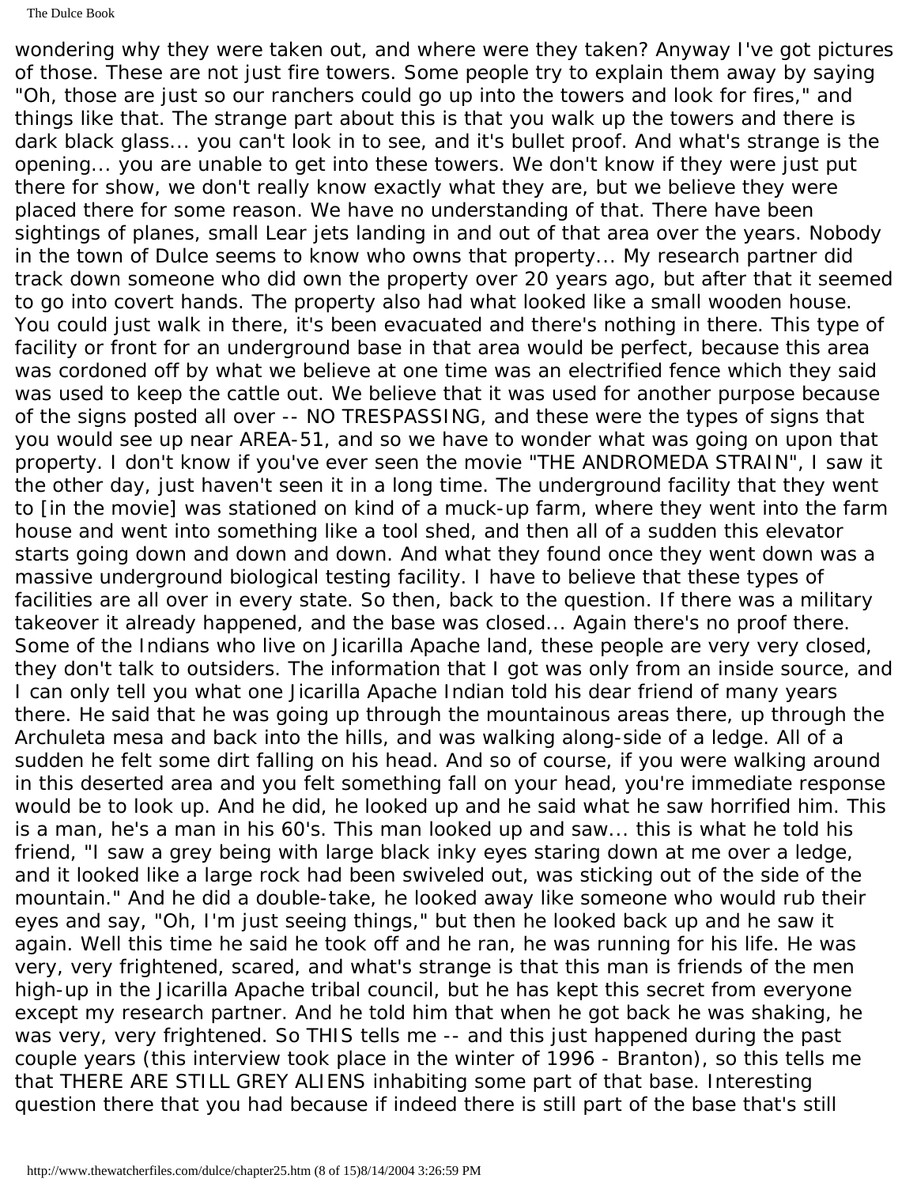wondering why they were taken out, and where were they taken? Anyway I've got pictures of those. These are not just fire towers. Some people try to explain them away by saying "Oh, those are just so our ranchers could go up into the towers and look for fires," and things like that. The strange part about this is that you walk up the towers and there is dark black glass... you can't look in to see, and it's bullet proof. And what's strange is the opening... you are unable to get into these towers. We don't know if they were just put there for show, we don't really know exactly what they are, but we believe they were placed there for some reason. We have no understanding of that. There have been sightings of planes, small Lear jets landing in and out of that area over the years. Nobody in the town of Dulce seems to know who owns that property... My research partner did track down someone who did own the property over 20 years ago, but after that it seemed to go into covert hands. The property also had what looked like a small wooden house. You could just walk in there, it's been evacuated and there's nothing in there. This type of facility or front for an underground base in that area would be perfect, because this area was cordoned off by what we believe at one time was an electrified fence which they said was used to keep the cattle out. We believe that it was used for another purpose because of the signs posted all over -- NO TRESPASSING, and these were the types of signs that you would see up near AREA-51, and so we have to wonder what was going on upon that property. I don't know if you've ever seen the movie "THE ANDROMEDA STRAIN", I saw it the other day, just haven't seen it in a long time. The underground facility that they went to [in the movie] was stationed on kind of a muck-up farm, where they went into the farm house and went into something like a tool shed, and then all of a sudden this elevator starts going down and down and down. And what they found once they went down was a massive underground biological testing facility. I have to believe that these types of facilities are all over in every state. So then, back to the question. If there was a military takeover it already happened, and the base was closed... Again there's no proof there. Some of the Indians who live on Jicarilla Apache land, these people are very very closed, they don't talk to outsiders. The information that I got was only from an inside source, and I can only tell you what one Jicarilla Apache Indian told his dear friend of many years there. He said that he was going up through the mountainous areas there, up through the Archuleta mesa and back into the hills, and was walking along-side of a ledge. All of a sudden he felt some dirt falling on his head. And so of course, if you were walking around in this deserted area and you felt something fall on your head, you're immediate response would be to look up. And he did, he looked up and he said what he saw horrified him. This is a man, he's a man in his 60's. This man looked up and saw... this is what he told his friend, "I saw a grey being with large black inky eyes staring down at me over a ledge, and it looked like a large rock had been swiveled out, was sticking out of the side of the mountain." And he did a double-take, he looked away like someone who would rub their eyes and say, "Oh, I'm just seeing things," but then he looked back up and he saw it again. Well this time he said he took off and he ran, he was running for his life. He was very, very frightened, scared, and what's strange is that this man is friends of the men high-up in the Jicarilla Apache tribal council, but he has kept this secret from everyone except my research partner. And he told him that when he got back he was shaking, he was very, very frightened. So THIS tells me -- and this just happened during the past couple years (this interview took place in the winter of 1996 - Branton), so this tells me that THERE ARE STILL GREY ALIENS inhabiting some part of that base. Interesting question there that you had because if indeed there is still part of the base that's still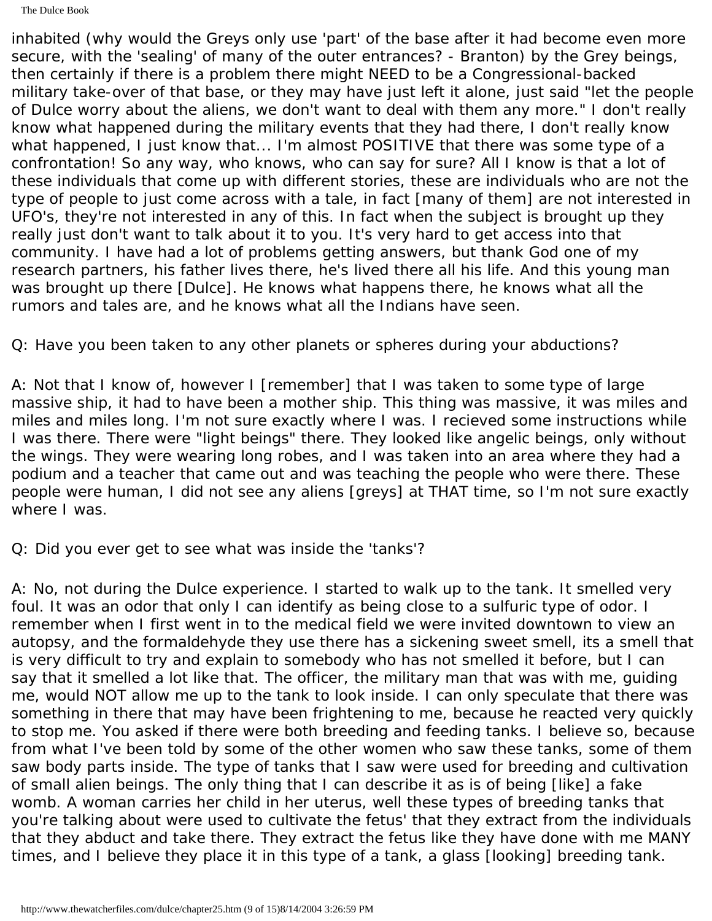inhabited (why would the Greys only use 'part' of the base after it had become even more secure, with the 'sealing' of many of the outer entrances? - Branton) by the Grey beings, then certainly if there is a problem there might NEED to be a Congressional-backed military take-over of that base, or they may have just left it alone, just said "let the people of Dulce worry about the aliens, we don't want to deal with them any more." I don't really know what happened during the military events that they had there, I don't really know what happened, I just know that... I'm almost POSITIVE that there was some type of a confrontation! So any way, who knows, who can say for sure? All I know is that a lot of these individuals that come up with different stories, these are individuals who are not the type of people to just come across with a tale, in fact [many of them] are not interested in UFO's, they're not interested in any of this. In fact when the subject is brought up they really just don't want to talk about it to you. It's very hard to get access into that community. I have had a lot of problems getting answers, but thank God one of my research partners, his father lives there, he's lived there all his life. And this young man was brought up there [Dulce]. He knows what happens there, he knows what all the rumors and tales are, and he knows what all the Indians have seen.

Q: Have you been taken to any other planets or spheres during your abductions?

A: Not that I know of, however I [remember] that I was taken to some type of large massive ship, it had to have been a mother ship. This thing was massive, it was miles and miles and miles long. I'm not sure exactly where I was. I recieved some instructions while I was there. There were "light beings" there. They looked like angelic beings, only without the wings. They were wearing long robes, and I was taken into an area where they had a podium and a teacher that came out and was teaching the people who were there. These people were human, I did not see any aliens [greys] at THAT time, so I'm not sure exactly where I was.

Q: Did you ever get to see what was inside the 'tanks'?

A: No, not during the Dulce experience. I started to walk up to the tank. It smelled very foul. It was an odor that only I can identify as being close to a sulfuric type of odor. I remember when I first went in to the medical field we were invited downtown to view an autopsy, and the formaldehyde they use there has a sickening sweet smell, its a smell that is very difficult to try and explain to somebody who has not smelled it before, but I can say that it smelled a lot like that. The officer, the military man that was with me, guiding me, would NOT allow me up to the tank to look inside. I can only speculate that there was something in there that may have been frightening to me, because he reacted very quickly to stop me. You asked if there were both breeding and feeding tanks. I believe so, because from what I've been told by some of the other women who saw these tanks, some of them saw body parts inside. The type of tanks that I saw were used for breeding and cultivation of small alien beings. The only thing that I can describe it as is of being [like] a fake womb. A woman carries her child in her uterus, well these types of breeding tanks that you're talking about were used to cultivate the fetus' that they extract from the individuals that they abduct and take there. They extract the fetus like they have done with me MANY times, and I believe they place it in this type of a tank, a glass [looking] breeding tank.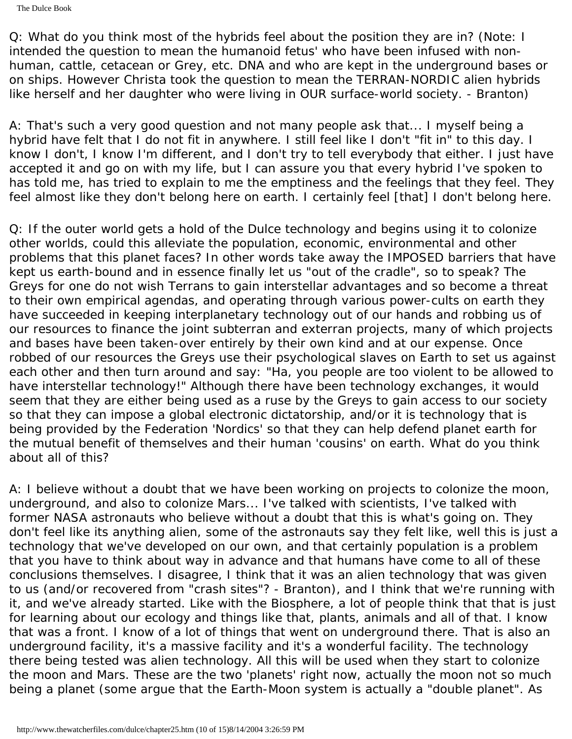Q: What do you think most of the hybrids feel about the position they are in? (Note: I intended the question to mean the humanoid fetus' who have been infused with non-human, cattle, cetacean or Grey, etc. DNA and who are kept in the underground bases or on ships. However Christa took the question to mean the TERRAN-NORDIC alien hybrids like herself and her daughter who were living in OUR surface-world society. - Branton)

A: That's such a very good question and not many people ask that... I myself being a hybrid have felt that I do not fit in anywhere. I still feel like I don't "fit in" to this day. I know I don't, I know I'm different, and I don't try to tell everybody that either. I just have accepted it and go on with my life, but I can assure you that every hybrid I've spoken to has told me, has tried to explain to me the emptiness and the feelings that they feel. They feel almost like they don't belong here on earth. I certainly feel [that] I don't belong here.

Q: If the outer world gets a hold of the Dulce technology and begins using it to colonize other worlds, could this alleviate the population, economic, environmental and other problems that this planet faces? In other words take away the IMPOSED barriers that have kept us earth-bound and in essence finally let us "out of the cradle", so to speak? The Greys for one do not wish Terrans to gain interstellar advantages and so become a threat to their own empirical agendas, and operating through various power-cults on earth they have succeeded in keeping interplanetary technology out of our hands and robbing us of our resources to finance the joint subterran and exterran projects, many of which projects and bases have been taken-over entirely by their own kind and at our expense. Once robbed of our resources the Greys use their psychological slaves on Earth to set us against each other and then turn around and say: "Ha, you people are too violent to be allowed to have interstellar technology!" Although there have been technology exchanges, it would seem that they are either being used as a ruse by the Greys to gain access to our society so that they can impose a global electronic dictatorship, and/or it is technology that is being provided by the Federation 'Nordics' so that they can help defend planet earth for the mutual benefit of themselves and their human 'cousins' on earth. What do you think about all of this?

A: I believe without a doubt that we have been working on projects to colonize the moon, underground, and also to colonize Mars... I've talked with scientists, I've talked with former NASA astronauts who believe without a doubt that this is what's going on. They don't feel like its anything alien, some of the astronauts say they felt like, well this is just a technology that we've developed on our own, and that certainly population is a problem that you have to think about way in advance and that humans have come to all of these conclusions themselves. I disagree, I think that it was an alien technology that was given to us (and/or recovered from "crash sites"? - Branton), and I think that we're running with it, and we've already started. Like with the Biosphere, a lot of people think that that is just for learning about our ecology and things like that, plants, animals and all of that. I know that was a front. I know of a lot of things that went on underground there. That is also an underground facility, it's a massive facility and it's a wonderful facility. The technology there being tested was alien technology. All this will be used when they start to colonize the moon and Mars. These are the two 'planets' right now, actually the moon not so much being a planet (some argue that the Earth-Moon system is actually a "double planet". As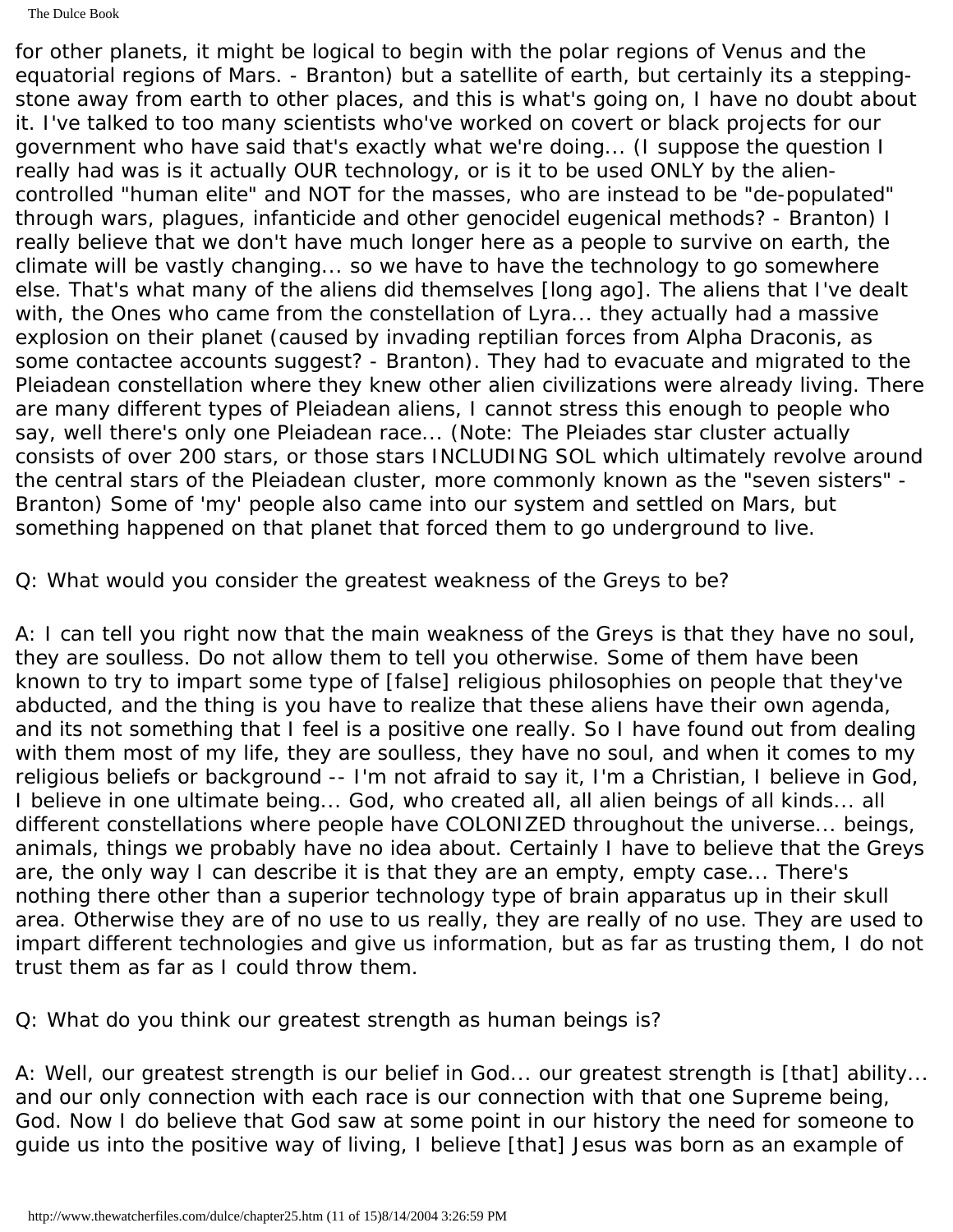for other planets, it might be logical to begin with the polar regions of Venus and the equatorial regions of Mars. - Branton) but a satellite of earth, but certainly its a stepping-stone away from earth to other places, and this is what's going on, I have no doubt about it. I've talked to too many scientists who've worked on covert or black projects for our government who have said that's exactly what we're doing... (I suppose the question I really had was is it actually OUR technology, or is it to be used ONLY by the alien-controlled "human elite" and NOT for the masses, who are instead to be "de-populated" through wars, plagues, infanticide and other genocidel eugenical methods? - Branton) I really believe that we don't have much longer here as a people to survive on earth, the climate will be vastly changing... so we have to have the technology to go somewhere else. That's what many of the aliens did themselves [long ago]. The aliens that I've dealt with, the Ones who came from the constellation of Lyra... they actually had a massive explosion on their planet (caused by invading reptilian forces from Alpha Draconis, as some contactee accounts suggest? - Branton). They had to evacuate and migrated to the Pleiadean constellation where they knew other alien civilizations were already living. There are many different types of Pleiadean aliens, I cannot stress this enough to people who say, well there's only one Pleiadean race... (Note: The Pleiades star cluster actually consists of over 200 stars, or those stars INCLUDING SOL which ultimately revolve around the central stars of the Pleiadean cluster, more commonly known as the "seven sisters" - Branton) Some of 'my' people also came into our system and settled on Mars, but something happened on that planet that forced them to go underground to live.

Q: What would you consider the greatest weakness of the Greys to be?

A: I can tell you right now that the main weakness of the Greys is that they have no soul, they are soulless. Do not allow them to tell you otherwise. Some of them have been known to try to impart some type of [false] religious philosophies on people that they've abducted, and the thing is you have to realize that these aliens have their own agenda, and its not something that I feel is a positive one really. So I have found out from dealing with them most of my life, they are soulless, they have no soul, and when it comes to my religious beliefs or background -- I'm not afraid to say it, I'm a Christian, I believe in God, I believe in one ultimate being... God, who created all, all alien beings of all kinds... all different constellations where people have COLONIZED throughout the universe... beings, animals, things we probably have no idea about. Certainly I have to believe that the Greys are, the only way I can describe it is that they are an empty, empty case... There's nothing there other than a superior technology type of brain apparatus up in their skull area. Otherwise they are of no use to us really, they are really of no use. They are used to impart different technologies and give us information, but as far as trusting them, I do not trust them as far as I could throw them.

Q: What do you think our greatest strength as human beings is?

A: Well, our greatest strength is our belief in God... our greatest strength is [that] ability... and our only connection with each race is our connection with that one Supreme being, God. Now I do believe that God saw at some point in our history the need for someone to guide us into the positive way of living, I believe [that] Jesus was born as an example of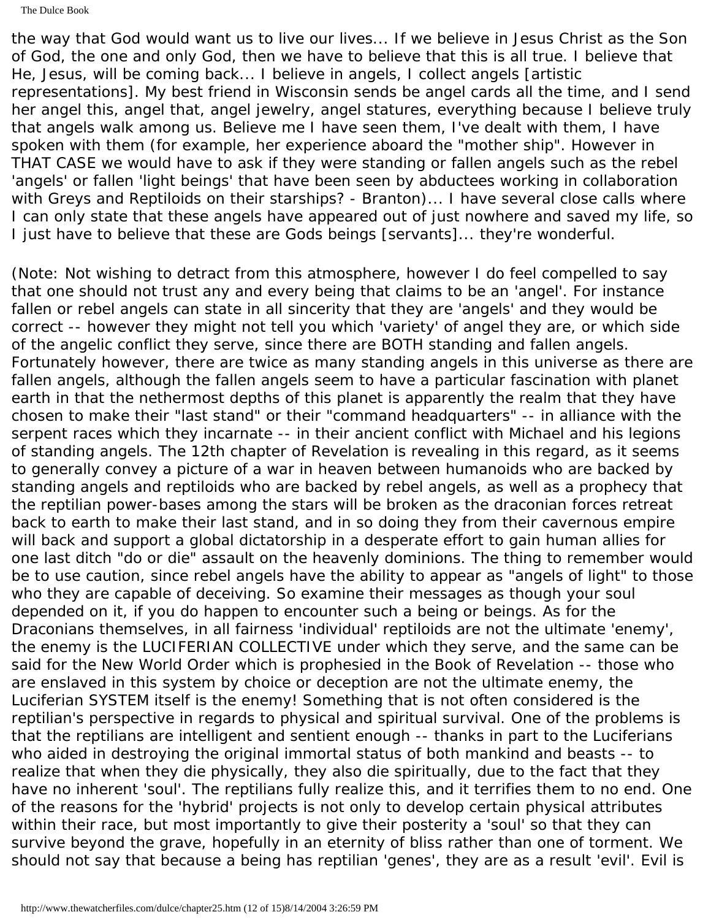the way that God would want us to live our lives... If we believe in Jesus Christ as the Son of God, the one and only God, then we have to believe that this is all true. I believe that He, Jesus, will be coming back... I believe in angels, I collect angels [artistic representations]. My best friend in Wisconsin sends be angel cards all the time, and I send her angel this, angel that, angel jewelry, angel statures, everything because I believe truly that angels walk among us. Believe me I have seen them, I've dealt with them, I have spoken with them (for example, her experience aboard the "mother ship". However in THAT CASE we would have to ask if they were standing or fallen angels such as the rebel 'angels' or fallen 'light beings' that have been seen by abductees working in collaboration with Greys and Reptiloids on their starships? - Branton)... I have several close calls where I can only state that these angels have appeared out of just nowhere and saved my life, so I just have to believe that these are Gods beings [servants]... they're wonderful.

(Note: Not wishing to detract from this atmosphere, however I do feel compelled to say that one should not trust any and every being that claims to be an 'angel'. For instance fallen or rebel angels can state in all sincerity that they are 'angels' and they would be correct -- however they might not tell you which 'variety' of angel they are, or which side of the angelic conflict they serve, since there are BOTH standing and fallen angels. Fortunately however, there are twice as many standing angels in this universe as there are fallen angels, although the fallen angels seem to have a particular fascination with planet earth in that the nethermost depths of this planet is apparently the realm that they have chosen to make their "last stand" or their "command headquarters" -- in alliance with the serpent races which they incarnate -- in their ancient conflict with Michael and his legions of standing angels. The 12th chapter of Revelation is revealing in this regard, as it seems to generally convey a picture of a war in heaven between humanoids who are backed by standing angels and reptiloids who are backed by rebel angels, as well as a prophecy that the reptilian power-bases among the stars will be broken as the draconian forces retreat back to earth to make their last stand, and in so doing they from their cavernous empire will back and support a global dictatorship in a desperate effort to gain human allies for one last ditch "do or die" assault on the heavenly dominions. The thing to remember would be to use caution, since rebel angels have the ability to appear as "angels of light" to those who they are capable of deceiving. So examine their messages as though your soul depended on it, if you do happen to encounter such a being or beings. As for the Draconians themselves, in all fairness 'individual' reptiloids are not the ultimate 'enemy', the enemy is the LUCIFERIAN COLLECTIVE under which they serve, and the same can be said for the New World Order which is prophesied in the Book of Revelation -- those who are enslaved in this system by choice or deception are not the ultimate enemy, the Luciferian SYSTEM itself is the enemy! Something that is not often considered is the reptilian's perspective in regards to physical and spiritual survival. One of the problems is that the reptilians are intelligent and sentient enough -- thanks in part to the Luciferians who aided in destroying the original immortal status of both mankind and beasts -- to realize that when they die physically, they also die spiritually, due to the fact that they have no inherent 'soul'. The reptilians fully realize this, and it terrifies them to no end. One of the reasons for the 'hybrid' projects is not only to develop certain physical attributes within their race, but most importantly to give their posterity a 'soul' so that they can survive beyond the grave, hopefully in an eternity of bliss rather than one of torment. We should not say that because a being has reptilian 'genes', they are as a result 'evil'. Evil is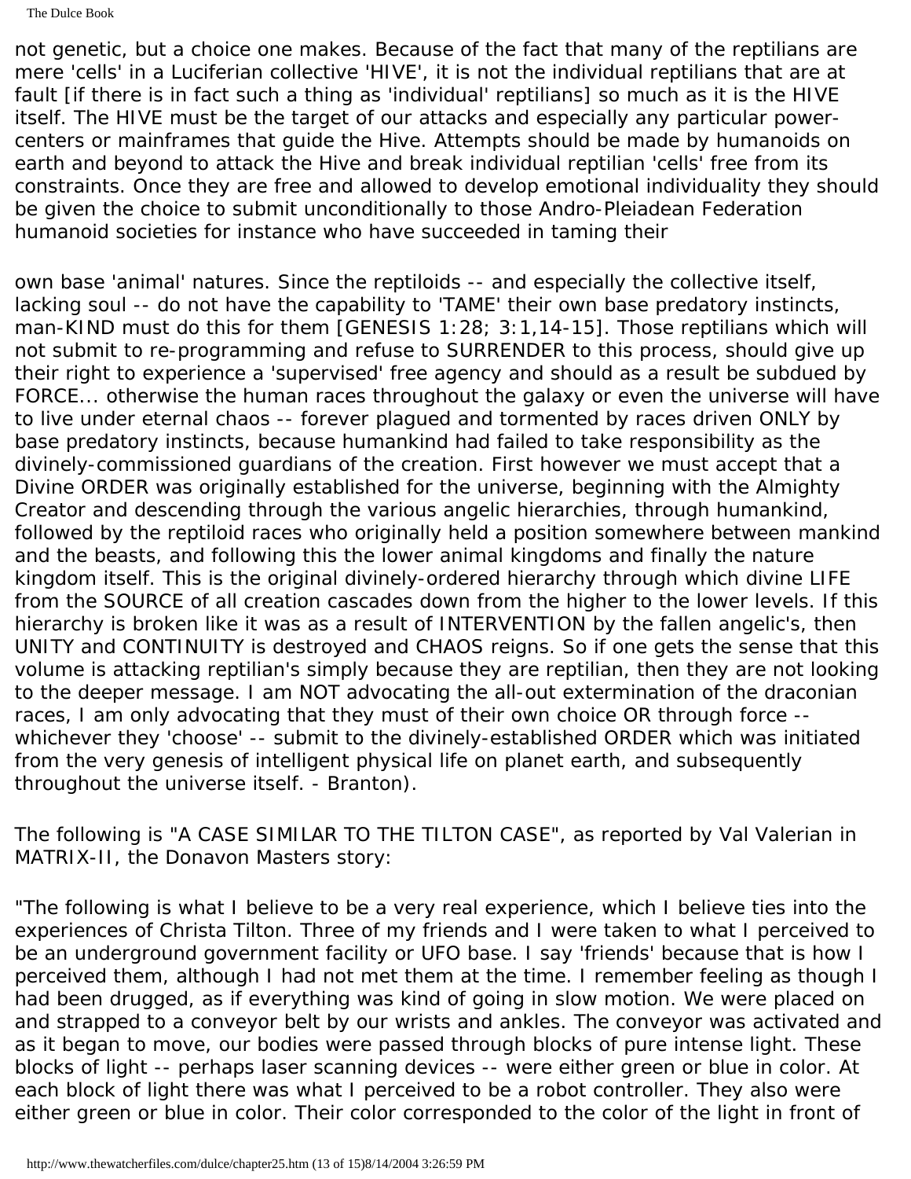not genetic, but a choice one makes. Because of the fact that many of the reptilians are mere 'cells' in a Luciferian collective 'HIVE', it is not the individual reptilians that are at fault [if there is in fact such a thing as 'individual' reptilians] so much as it is the HIVE itself. The HIVE must be the target of our attacks and especially any particular power-centers or mainframes that guide the Hive. Attempts should be made by humanoids on earth and beyond to attack the Hive and break individual reptilian 'cells' free from its constraints. Once they are free and allowed to develop emotional individuality they should be given the choice to submit unconditionally to those Andro-Pleiadean Federation humanoid societies for instance who have succeeded in taming their

own base 'animal' natures. Since the reptiloids -- and especially the collective itself, lacking soul -- do not have the capability to 'TAME' their own base predatory instincts, man-KIND must do this for them [GENESIS 1:28; 3:1,14-15]. Those reptilians which will not submit to re-programming and refuse to SURRENDER to this process, should give up their right to experience a 'supervised' free agency and should as a result be subdued by FORCE... otherwise the human races throughout the galaxy or even the universe will have to live under eternal chaos -- forever plagued and tormented by races driven ONLY by base predatory instincts, because humankind had failed to take responsibility as the divinely-commissioned guardians of the creation. First however we must accept that a Divine ORDER was originally established for the universe, beginning with the Almighty Creator and descending through the various angelic hierarchies, through humankind, followed by the reptiloid races who originally held a position somewhere between mankind and the beasts, and following this the lower animal kingdoms and finally the nature kingdom itself. This is the original divinely-ordered hierarchy through which divine LIFE from the SOURCE of all creation cascades down from the higher to the lower levels. If this hierarchy is broken like it was as a result of INTERVENTION by the fallen angelic's, then UNITY and CONTINUITY is destroyed and CHAOS reigns. So if one gets the sense that this volume is attacking reptilian's simply because they are reptilian, then they are not looking to the deeper message. I am NOT advocating the all-out extermination of the draconian races, I am only advocating that they must of their own choice OR through force -- whichever they 'choose' -- submit to the divinely-established ORDER which was initiated from the very genesis of intelligent physical life on planet earth, and subsequently throughout the universe itself. - Branton).

The following is "A CASE SIMILAR TO THE TILTON CASE", as reported by Val Valerian in MATRIX-II, the Donavon Masters story:

"The following is what I believe to be a very real experience, which I believe ties into the experiences of Christa Tilton. Three of my friends and I were taken to what I perceived to be an underground government facility or UFO base. I say 'friends' because that is how I perceived them, although I had not met them at the time. I remember feeling as though I had been drugged, as if everything was kind of going in slow motion. We were placed on and strapped to a conveyor belt by our wrists and ankles. The conveyor was activated and as it began to move, our bodies were passed through blocks of pure intense light. These blocks of light -- perhaps laser scanning devices -- were either green or blue in color. At each block of light there was what I perceived to be a robot controller. They also were either green or blue in color. Their color corresponded to the color of the light in front of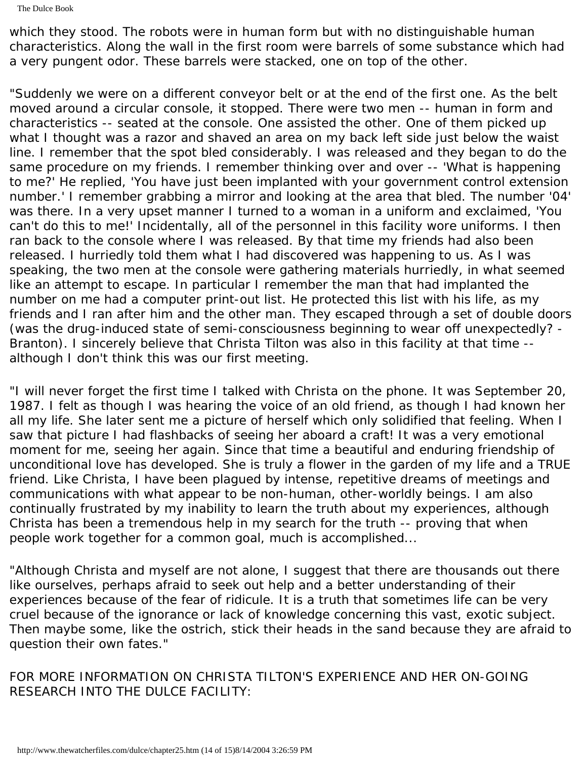which they stood. The robots were in human form but with no distinguishable human characteristics. Along the wall in the first room were barrels of some substance which had a very pungent odor. These barrels were stacked, one on top of the other.

"Suddenly we were on a different conveyor belt or at the end of the first one. As the belt moved around a circular console, it stopped. There were two men -- human in form and characteristics -- seated at the console. One assisted the other. One of them picked up what I thought was a razor and shaved an area on my back left side just below the waist line. I remember that the spot bled considerably. I was released and they began to do the same procedure on my friends. I remember thinking over and over -- 'What is happening to me?' He replied, 'You have just been implanted with your government control extension number.' I remember grabbing a mirror and looking at the area that bled. The number '04' was there. In a very upset manner I turned to a woman in a uniform and exclaimed, 'You can't do this to me!' Incidentally, all of the personnel in this facility wore uniforms. I then ran back to the console where I was released. By that time my friends had also been released. I hurriedly told them what I had discovered was happening to us. As I was speaking, the two men at the console were gathering materials hurriedly, in what seemed like an attempt to escape. In particular I remember the man that had implanted the number on me had a computer print-out list. He protected this list with his life, as my friends and I ran after him and the other man. They escaped through a set of double doors (was the drug-induced state of semi-consciousness beginning to wear off unexpectedly? - Branton). I sincerely believe that Christa Tilton was also in this facility at that time -- although I don't think this was our first meeting.

"I will never forget the first time I talked with Christa on the phone. It was September 20, 1987. I felt as though I was hearing the voice of an old friend, as though I had known her all my life. She later sent me a picture of herself which only solidified that feeling. When I saw that picture I had flashbacks of seeing her aboard a craft! It was a very emotional moment for me, seeing her again. Since that time a beautiful and enduring friendship of unconditional love has developed. She is truly a flower in the garden of my life and a TRUE friend. Like Christa, I have been plagued by intense, repetitive dreams of meetings and communications with what appear to be non-human, other-worldly beings. I am also continually frustrated by my inability to learn the truth about my experiences, although Christa has been a tremendous help in my search for the truth -- proving that when people work together for a common goal, much is accomplished...

"Although Christa and myself are not alone, I suggest that there are thousands out there like ourselves, perhaps afraid to seek out help and a better understanding of their experiences because of the fear of ridicule. It is a truth that sometimes life can be very cruel because of the ignorance or lack of knowledge concerning this vast, exotic subject. Then maybe some, like the ostrich, stick their heads in the sand because they are afraid to question their own fates."

FOR MORE INFORMATION ON CHRISTA TILTON'S EXPERIENCE AND HER ON-GOING RESEARCH INTO THE DULCE FACILITY: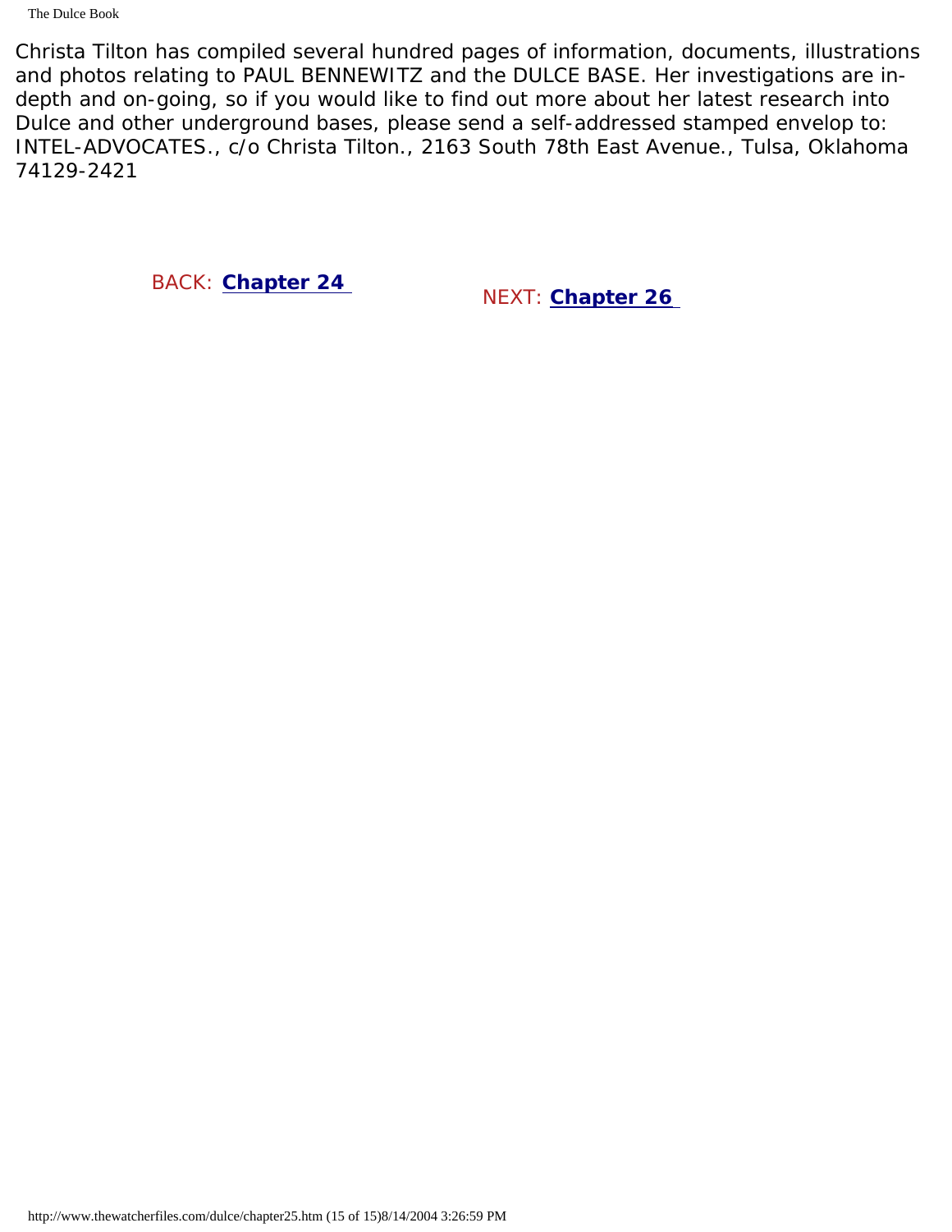Christa Tilton has compiled several hundred pages of information, documents, illustrations and photos relating to PAUL BENNEWITZ and the DULCE BASE. Her investigations are in-depth and on-going, so if you would like to find out more about her latest research into Dulce and other underground bases, please send a self-addressed stamped envelop to: INTEL-ADVOCATES., c/o Christa Tilton., 2163 South 78th East Avenue., Tulsa, Oklahoma 74129-2421

BACK: **Chapter 24** NEXT: **Chapter 26**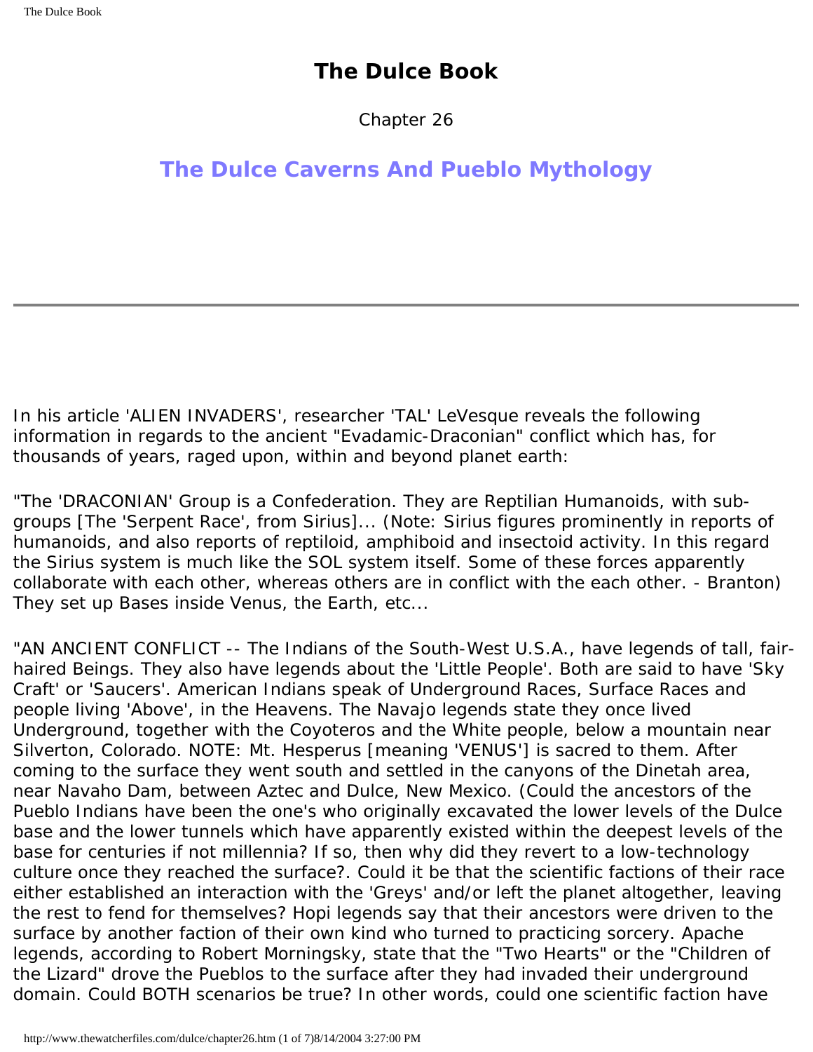# The Dulce Book

Chapter 26

## The Dulce Caverns And Pueblo Mythology

---

In his article 'ALIEN INVADERS', researcher 'TAL' LeVesque reveals the following information in regards to the ancient "Evadamic-Draconian" conflict which has, for thousands of years, raged upon, within and beyond planet earth:

"The 'DRACONIAN' Group is a Confederation. They are Reptilian Humanoids, with sub-groups [The 'Serpent Race', from Sirius]... (Note: Sirius figures prominently in reports of humanoids, and also reports of reptiloid, amphiboid and insectoid activity. In this regard the Sirius system is much like the SOL system itself. Some of these forces apparently collaborate with each other, whereas others are in conflict with the each other. - Branton) They set up Bases inside Venus, the Earth, etc...

"AN ANCIENT CONFLICT -- The Indians of the South-West U.S.A., have legends of tall, fair-haired Beings. They also have legends about the 'Little People'. Both are said to have 'Sky Craft' or 'Saucers'. American Indians speak of Underground Races, Surface Races and people living 'Above', in the Heavens. The Navajo legends state they once lived Underground, together with the Coyoteros and the White people, below a mountain near Silverton, Colorado. NOTE: Mt. Hesperus [meaning 'VENUS'] is sacred to them. After coming to the surface they went south and settled in the canyons of the Dinetah area, near Navaho Dam, between Aztec and Dulce, New Mexico. (Could the ancestors of the Pueblo Indians have been the one's who originally excavated the lower levels of the Dulce base and the lower tunnels which have apparently existed within the deepest levels of the base for centuries if not millennia? If so, then why did they revert to a low-technology culture once they reached the surface?. Could it be that the scientific factions of their race either established an interaction with the 'Greys' and/or left the planet altogether, leaving the rest to fend for themselves? Hopi legends say that their ancestors were driven to the surface by another faction of their own kind who turned to practicing sorcery. Apache legends, according to Robert Morningsky, state that the "Two Hearts" or the "Children of the Lizard" drove the Pueblos to the surface after they had invaded their underground domain. Could BOTH scenarios be true? In other words, could one scientific faction have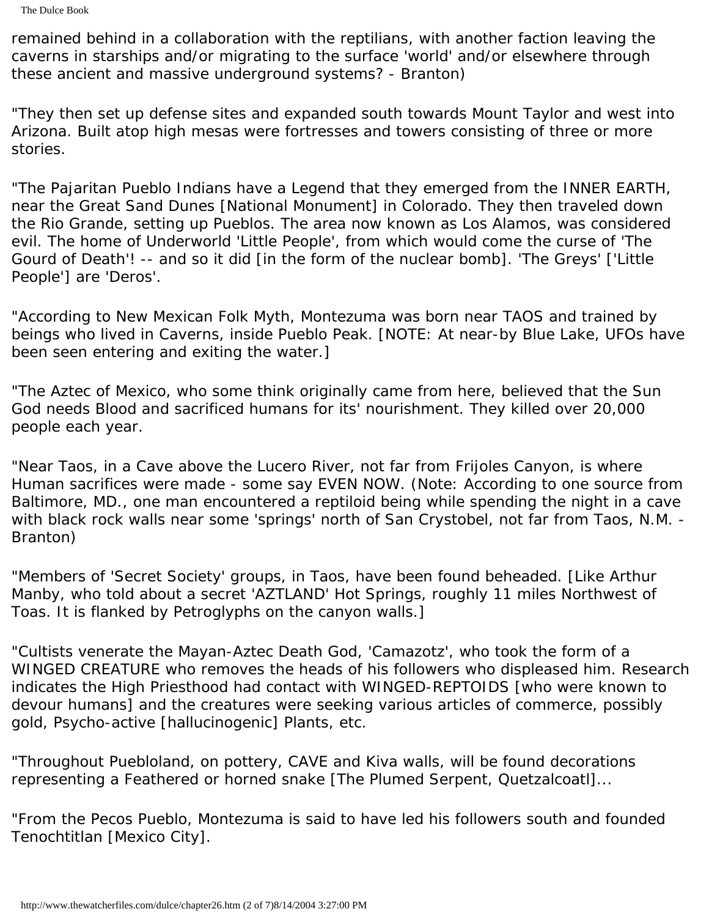remained behind in a collaboration with the reptilians, with another faction leaving the caverns in starships and/or migrating to the surface 'world' and/or elsewhere through these ancient and massive underground systems? - Branton)

"They then set up defense sites and expanded south towards Mount Taylor and west into Arizona. Built atop high mesas were fortresses and towers consisting of three or more stories.

"The Pajaritan Pueblo Indians have a Legend that they emerged from the INNER EARTH, near the Great Sand Dunes [National Monument] in Colorado. They then traveled down the Rio Grande, setting up Pueblos. The area now known as Los Alamos, was considered evil. The home of Underworld 'Little People', from which would come the curse of 'The Gourd of Death'! -- and so it did [in the form of the nuclear bomb]. 'The Greys' ['Little People'] are 'Deros'.

"According to New Mexican Folk Myth, Montezuma was born near TAOS and trained by beings who lived in Caverns, inside Pueblo Peak. [NOTE: At near-by Blue Lake, UFOs have been seen entering and exiting the water.]

"The Aztec of Mexico, who some think originally came from here, believed that the Sun God needs Blood and sacrificed humans for its' nourishment. They killed over 20,000 people each year.

"Near Taos, in a Cave above the Lucero River, not far from Frijoles Canyon, is where Human sacrifices were made - some say EVEN NOW. (Note: According to one source from Baltimore, MD., one man encountered a reptiloid being while spending the night in a cave with black rock walls near some 'springs' north of San Crystobel, not far from Taos, N.M. - Branton)

"Members of 'Secret Society' groups, in Taos, have been found beheaded. [Like Arthur Manby, who told about a secret 'AZTLAND' Hot Springs, roughly 11 miles Northwest of Toas. It is flanked by Petroglyphs on the canyon walls.]

"Cultists venerate the Mayan-Aztec Death God, 'Camazotz', who took the form of a WINGED CREATURE who removes the heads of his followers who displeased him. Research indicates the High Priesthood had contact with WINGED-REPTOIDS [who were known to devour humans] and the creatures were seeking various articles of commerce, possibly gold, Psycho-active [hallucinogenic] Plants, etc.

"Throughout Puebloland, on pottery, CAVE and Kiva walls, will be found decorations representing a Feathered or horned snake [The Plumed Serpent, Quetzalcoatl]...

"From the Pecos Pueblo, Montezuma is said to have led his followers south and founded Tenochtitlan [Mexico City].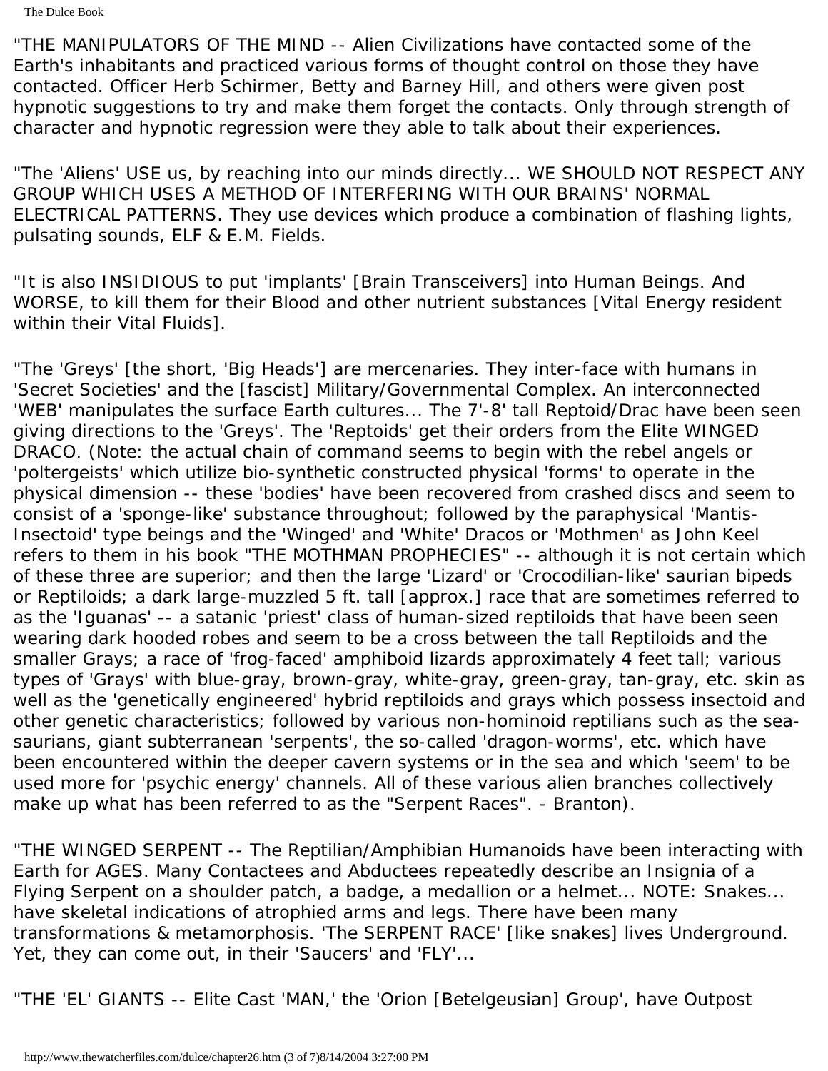"THE MANIPULATORS OF THE MIND -- Alien Civilizations have contacted some of the Earth's inhabitants and practiced various forms of thought control on those they have contacted. Officer Herb Schirmer, Betty and Barney Hill, and others were given post hypnotic suggestions to try and make them forget the contacts. Only through strength of character and hypnotic regression were they able to talk about their experiences.

"The 'Aliens' USE us, by reaching into our minds directly... WE SHOULD NOT RESPECT ANY GROUP WHICH USES A METHOD OF INTERFERING WITH OUR BRAINS' NORMAL ELECTRICAL PATTERNS. They use devices which produce a combination of flashing lights, pulsating sounds, ELF & E.M. Fields.

"It is also INSIDIOUS to put 'implants' [Brain Transceivers] into Human Beings. And WORSE, to kill them for their Blood and other nutrient substances [Vital Energy resident within their Vital Fluids].

"The 'Greys' [the short, 'Big Heads'] are mercenaries. They inter-face with humans in 'Secret Societies' and the [fascist] Military/Governmental Complex. An interconnected 'WEB' manipulates the surface Earth cultures... The 7'-8' tall Reptoid/Drac have been seen giving directions to the 'Greys'. The 'Reptoids' get their orders from the Elite WINGED DRACO. (Note: the actual chain of command seems to begin with the rebel angels or 'poltergeists' which utilize bio-synthetic constructed physical 'forms' to operate in the physical dimension -- these 'bodies' have been recovered from crashed discs and seem to consist of a 'sponge-like' substance throughout; followed by the paraphysical 'Mantis-Insectoid' type beings and the 'Winged' and 'White' Dracos or 'Mothmen' as John Keel refers to them in his book "THE MOTHMAN PROPHECIES" -- although it is not certain which of these three are superior; and then the large 'Lizard' or 'Crocodilian-like' saurian bipeds or Reptiloids; a dark large-muzzled 5 ft. tall [approx.] race that are sometimes referred to as the 'Iguanas' -- a satanic 'priest' class of human-sized reptiloids that have been seen wearing dark hooded robes and seem to be a cross between the tall Reptiloids and the smaller Grays; a race of 'frog-faced' amphiboid lizards approximately 4 feet tall; various types of 'Grays' with blue-gray, brown-gray, white-gray, green-gray, tan-gray, etc. skin as well as the 'genetically engineered' hybrid reptiloids and grays which possess insectoid and other genetic characteristics; followed by various non-hominoid reptilians such as the sea-saurians, giant subterranean 'serpents', the so-called 'dragon-worms', etc. which have been encountered within the deeper cavern systems or in the sea and which 'seem' to be used more for 'psychic energy' channels. All of these various alien branches collectively make up what has been referred to as the "Serpent Races". - Branton).

"THE WINGED SERPENT -- The Reptilian/Amphibian Humanoids have been interacting with Earth for AGES. Many Contactees and Abductees repeatedly describe an Insignia of a Flying Serpent on a shoulder patch, a badge, a medallion or a helmet... NOTE: Snakes... have skeletal indications of atrophied arms and legs. There have been many transformations & metamorphosis. 'The SERPENT RACE' [like snakes] lives Underground. Yet, they can come out, in their 'Saucers' and 'FLY'...

"THE 'EL' GIANTS -- Elite Cast 'MAN,' the 'Orion [Betelgeusian] Group', have Outpost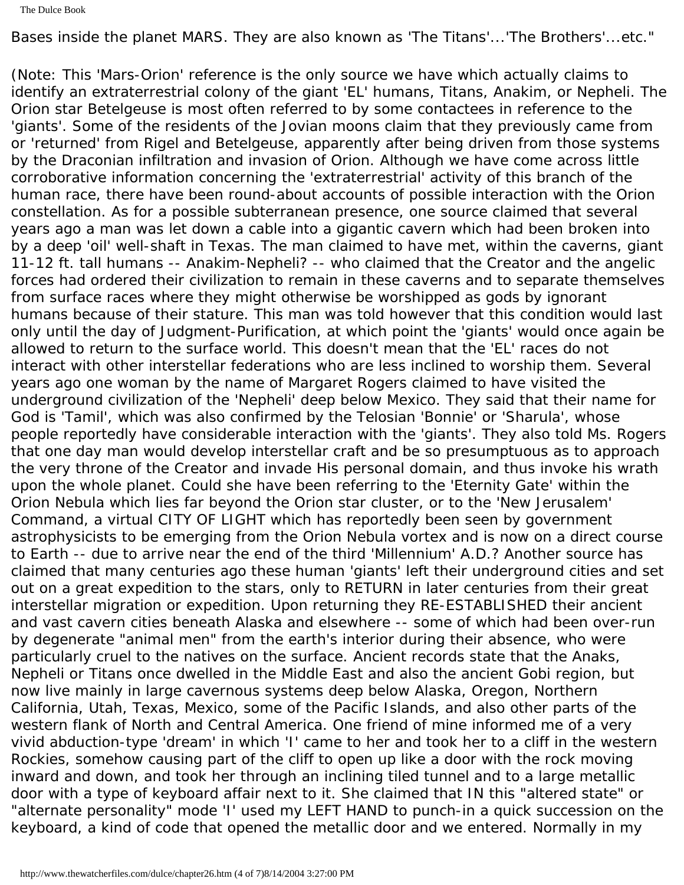Bases inside the planet MARS. They are also known as 'The Titans'...'The Brothers'...etc."

(Note: This 'Mars-Orion' reference is the only source we have which actually claims to identify an extraterrestrial colony of the giant 'EL' humans, Titans, Anakim, or Nepheli. The Orion star Betelgeuse is most often referred to by some contactees in reference to the 'giants'. Some of the residents of the Jovian moons claim that they previously came from or 'returned' from Rigel and Betelgeuse, apparently after being driven from those systems by the Draconian infiltration and invasion of Orion. Although we have come across little corroborative information concerning the 'extraterrestrial' activity of this branch of the human race, there have been round-about accounts of possible interaction with the Orion constellation. As for a possible subterranean presence, one source claimed that several years ago a man was let down a cable into a gigantic cavern which had been broken into by a deep 'oil' well-shaft in Texas. The man claimed to have met, within the caverns, giant 11-12 ft. tall humans -- Anakim-Nepheli? -- who claimed that the Creator and the angelic forces had ordered their civilization to remain in these caverns and to separate themselves from surface races where they might otherwise be worshipped as gods by ignorant humans because of their stature. This man was told however that this condition would last only until the day of Judgment-Purification, at which point the 'giants' would once again be allowed to return to the surface world. This doesn't mean that the 'EL' races do not interact with other interstellar federations who are less inclined to worship them. Several years ago one woman by the name of Margaret Rogers claimed to have visited the underground civilization of the 'Nepheli' deep below Mexico. They said that their name for God is 'Tamil', which was also confirmed by the Telosian 'Bonnie' or 'Sharula', whose people reportedly have considerable interaction with the 'giants'. They also told Ms. Rogers that one day man would develop interstellar craft and be so presumptuous as to approach the very throne of the Creator and invade His personal domain, and thus invoke his wrath upon the whole planet. Could she have been referring to the 'Eternity Gate' within the Orion Nebula which lies far beyond the Orion star cluster, or to the 'New Jerusalem' Command, a virtual CITY OF LIGHT which has reportedly been seen by government astrophysicists to be emerging from the Orion Nebula vortex and is now on a direct course to Earth -- due to arrive near the end of the third 'Millennium' A.D.? Another source has claimed that many centuries ago these human 'giants' left their underground cities and set out on a great expedition to the stars, only to RETURN in later centuries from their great interstellar migration or expedition. Upon returning they RE-ESTABLISHED their ancient and vast cavern cities beneath Alaska and elsewhere -- some of which had been over-run by degenerate "animal men" from the earth's interior during their absence, who were particularly cruel to the natives on the surface. Ancient records state that the Anaks, Nepheli or Titans once dwelled in the Middle East and also the ancient Gobi region, but now live mainly in large cavernous systems deep below Alaska, Oregon, Northern California, Utah, Texas, Mexico, some of the Pacific Islands, and also other parts of the western flank of North and Central America. One friend of mine informed me of a very vivid abduction-type 'dream' in which 'I' came to her and took her to a cliff in the western Rockies, somehow causing part of the cliff to open up like a door with the rock moving inward and down, and took her through an inclining tiled tunnel and to a large metallic door with a type of keyboard affair next to it. She claimed that IN this "altered state" or "alternate personality" mode 'I' used my LEFT HAND to punch-in a quick succession on the keyboard, a kind of code that opened the metallic door and we entered. Normally in my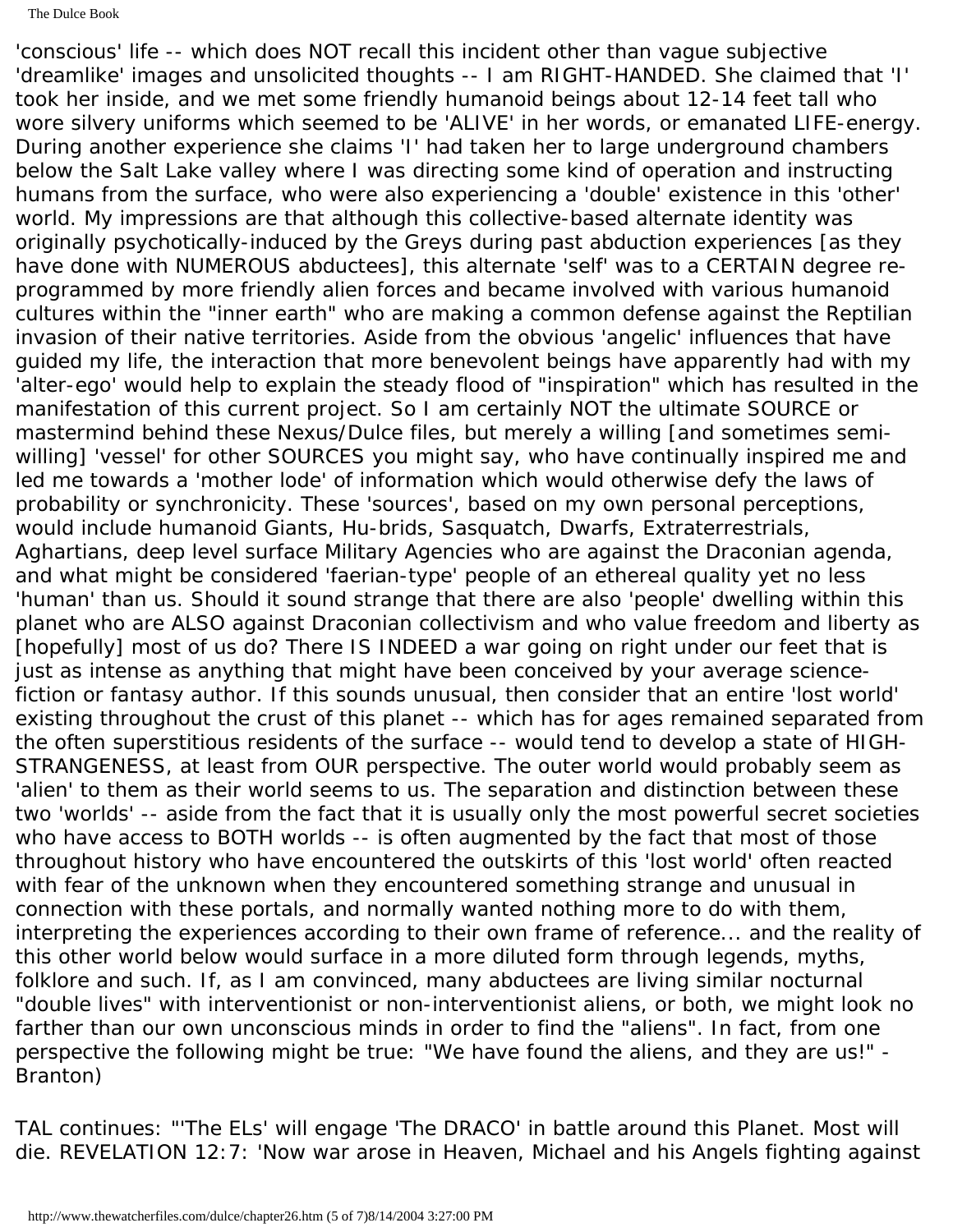'conscious' life -- which does NOT recall this incident other than vague subjective 'dreamlike' images and unsolicited thoughts -- I am RIGHT-HANDED. She claimed that 'I' took her inside, and we met some friendly humanoid beings about 12-14 feet tall who wore silvery uniforms which seemed to be 'ALIVE' in her words, or emanated LIFE-energy. During another experience she claims 'I' had taken her to large underground chambers below the Salt Lake valley where I was directing some kind of operation and instructing humans from the surface, who were also experiencing a 'double' existence in this 'other' world. My impressions are that although this collective-based alternate identity was originally psychotically-induced by the Greys during past abduction experiences [as they have done with NUMEROUS abductees], this alternate 'self' was to a CERTAIN degree re-programmed by more friendly alien forces and became involved with various humanoid cultures within the "inner earth" who are making a common defense against the Reptilian invasion of their native territories. Aside from the obvious 'angelic' influences that have guided my life, the interaction that more benevolent beings have apparently had with my 'alter-ego' would help to explain the steady flood of "inspiration" which has resulted in the manifestation of this current project. So I am certainly NOT the ultimate SOURCE or mastermind behind these Nexus/Dulce files, but merely a willing [and sometimes semi-willing] 'vessel' for other SOURCES you might say, who have continually inspired me and led me towards a 'mother lode' of information which would otherwise defy the laws of probability or synchronicity. These 'sources', based on my own personal perceptions, would include humanoid Giants, Hu-brids, Sasquatch, Dwarfs, Extraterrestrials, Aghartians, deep level surface Military Agencies who are against the Draconian agenda, and what might be considered 'faerian-type' people of an ethereal quality yet no less 'human' than us. Should it sound strange that there are also 'people' dwelling within this planet who are ALSO against Draconian collectivism and who value freedom and liberty as [hopefully] most of us do? There IS INDEED a war going on right under our feet that is just as intense as anything that might have been conceived by your average science-fiction or fantasy author. If this sounds unusual, then consider that an entire 'lost world' existing throughout the crust of this planet -- which has for ages remained separated from the often superstitious residents of the surface -- would tend to develop a state of HIGH-STRANGENESS, at least from OUR perspective. The outer world would probably seem as 'alien' to them as their world seems to us. The separation and distinction between these two 'worlds' -- aside from the fact that it is usually only the most powerful secret societies who have access to BOTH worlds -- is often augmented by the fact that most of those throughout history who have encountered the outskirts of this 'lost world' often reacted with fear of the unknown when they encountered something strange and unusual in connection with these portals, and normally wanted nothing more to do with them, interpreting the experiences according to their own frame of reference... and the reality of this other world below would surface in a more diluted form through legends, myths, folklore and such. If, as I am convinced, many abductees are living similar nocturnal "double lives" with interventionist or non-interventionist aliens, or both, we might look no farther than our own unconscious minds in order to find the "aliens". In fact, from one perspective the following might be true: "We have found the aliens, and they are us!" - Branton)

TAL continues: "'The ELs' will engage 'The DRACO' in battle around this Planet. Most will die. REVELATION 12:7: 'Now war arose in Heaven, Michael and his Angels fighting against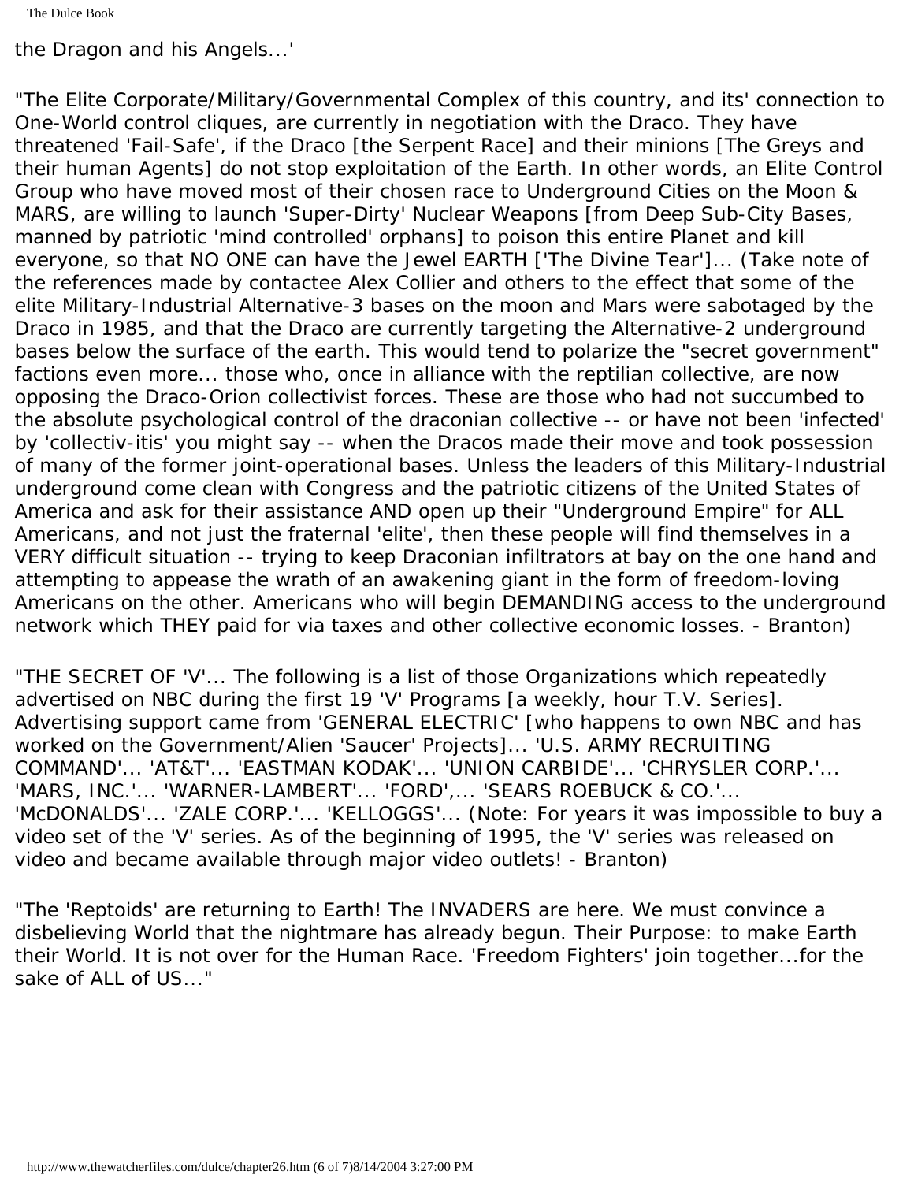the Dragon and his Angels...'

"The Elite Corporate/Military/Governmental Complex of this country, and its' connection to One-World control cliques, are currently in negotiation with the Draco. They have threatened 'Fail-Safe', if the Draco [the Serpent Race] and their minions [The Greys and their human Agents] do not stop exploitation of the Earth. In other words, an Elite Control Group who have moved most of their chosen race to Underground Cities on the Moon & MARS, are willing to launch 'Super-Dirty' Nuclear Weapons [from Deep Sub-City Bases, manned by patriotic 'mind controlled' orphans] to poison this entire Planet and kill everyone, so that NO ONE can have the Jewel EARTH ['The Divine Tear']... (Take note of the references made by contactee Alex Collier and others to the effect that some of the elite Military-Industrial Alternative-3 bases on the moon and Mars were sabotaged by the Draco in 1985, and that the Draco are currently targeting the Alternative-2 underground bases below the surface of the earth. This would tend to polarize the "secret government" factions even more... those who, once in alliance with the reptilian collective, are now opposing the Draco-Orion collectivist forces. These are those who had not succumbed to the absolute psychological control of the draconian collective -- or have not been 'infected' by 'collectiv-itis' you might say -- when the Dracos made their move and took possession of many of the former joint-operational bases. Unless the leaders of this Military-Industrial underground come clean with Congress and the patriotic citizens of the United States of America and ask for their assistance AND open up their "Underground Empire" for ALL Americans, and not just the fraternal 'elite', then these people will find themselves in a VERY difficult situation -- trying to keep Draconian infiltrators at bay on the one hand and attempting to appease the wrath of an awakening giant in the form of freedom-loving Americans on the other. Americans who will begin DEMANDING access to the underground network which THEY paid for via taxes and other collective economic losses. - Branton)

"THE SECRET OF 'V'... The following is a list of those Organizations which repeatedly advertised on NBC during the first 19 'V' Programs [a weekly, hour T.V. Series]. Advertising support came from 'GENERAL ELECTRIC' [who happens to own NBC and has worked on the Government/Alien 'Saucer' Projects]... 'U.S. ARMY RECRUITING COMMAND'... 'AT&T'... 'EASTMAN KODAK'... 'UNION CARBIDE'... 'CHRYSLER CORP.'... 'MARS, INC.'... 'WARNER-LAMBERT'... 'FORD',... 'SEARS ROEBUCK & CO.'... 'McDONALDS'... 'ZALE CORP.'... 'KELLOGGS'... (Note: For years it was impossible to buy a video set of the 'V' series. As of the beginning of 1995, the 'V' series was released on video and became available through major video outlets! - Branton)

"The 'Reptoids' are returning to Earth! The INVADERS are here. We must convince a disbelieving World that the nightmare has already begun. Their Purpose: to make Earth their World. It is not over for the Human Race. 'Freedom Fighters' join together...for the sake of ALL of US..."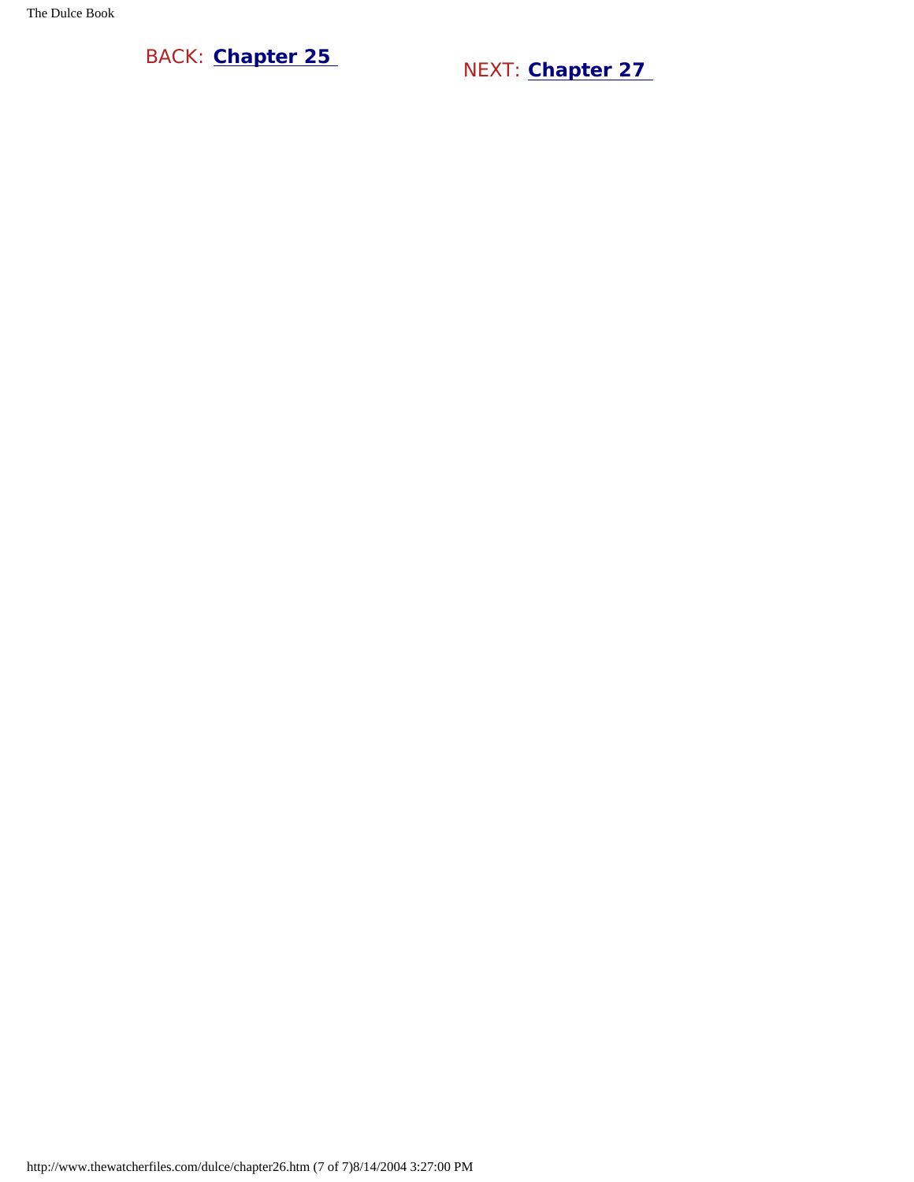BACK: **Chapter 25**

NEXT: **Chapter 27**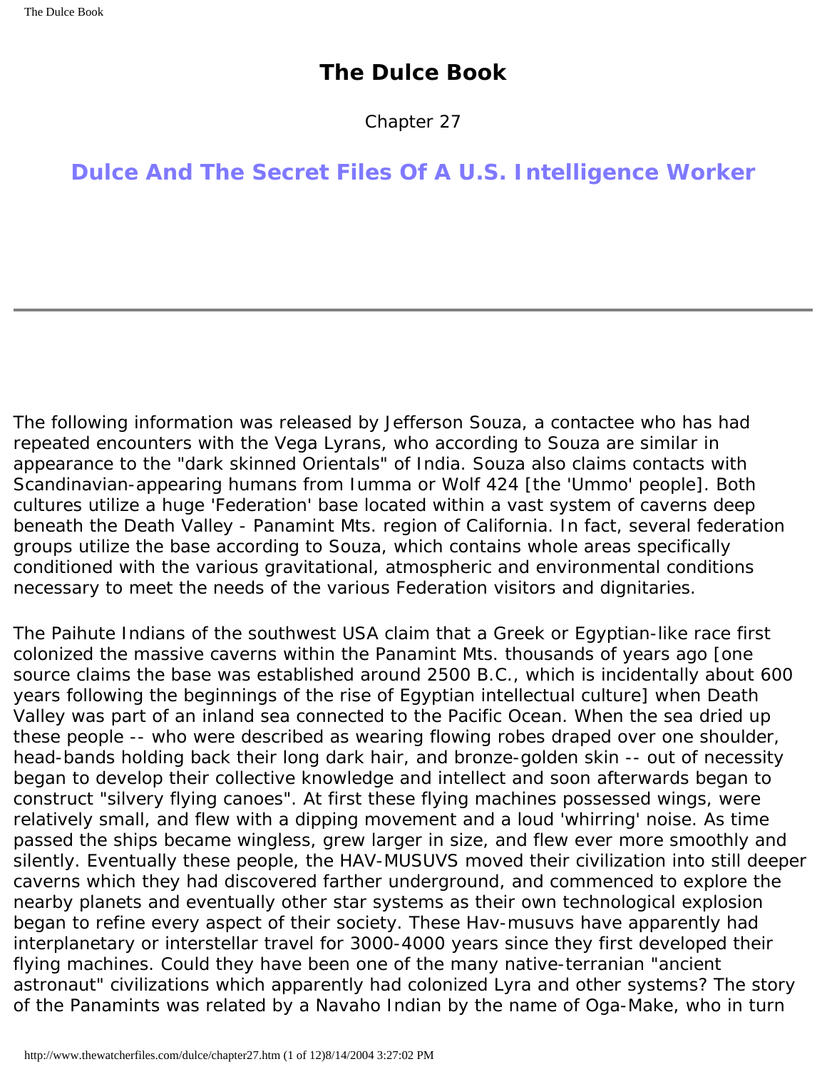# The Dulce Book

Chapter 27

## Dulce And The Secret Files Of A U.S. Intelligence Worker

---

The following information was released by Jefferson Souza, a contactee who has had repeated encounters with the Vega Lyrans, who according to Souza are similar in appearance to the "dark skinned Orientals" of India. Souza also claims contacts with Scandinavian-appearing humans from Iumma or Wolf 424 [the 'Ummo' people]. Both cultures utilize a huge 'Federation' base located within a vast system of caverns deep beneath the Death Valley - Panamint Mts. region of California. In fact, several federation groups utilize the base according to Souza, which contains whole areas specifically conditioned with the various gravitational, atmospheric and environmental conditions necessary to meet the needs of the various Federation visitors and dignitaries.

The Paihute Indians of the southwest USA claim that a Greek or Egyptian-like race first colonized the massive caverns within the Panamint Mts. thousands of years ago [one source claims the base was established around 2500 B.C., which is incidentally about 600 years following the beginnings of the rise of Egyptian intellectual culture] when Death Valley was part of an inland sea connected to the Pacific Ocean. When the sea dried up these people -- who were described as wearing flowing robes draped over one shoulder, head-bands holding back their long dark hair, and bronze-golden skin -- out of necessity began to develop their collective knowledge and intellect and soon afterwards began to construct "silvery flying canoes". At first these flying machines possessed wings, were relatively small, and flew with a dipping movement and a loud 'whirring' noise. As time passed the ships became wingless, grew larger in size, and flew ever more smoothly and silently. Eventually these people, the HAV-MUSUVS moved their civilization into still deeper caverns which they had discovered farther underground, and commenced to explore the nearby planets and eventually other star systems as their own technological explosion began to refine every aspect of their society. These Hav-musuvs have apparently had interplanetary or interstellar travel for 3000-4000 years since they first developed their flying machines. Could they have been one of the many native-terranian "ancient astronaut" civilizations which apparently had colonized Lyra and other systems? The story of the Panamints was related by a Navaho Indian by the name of Oga-Make, who in turn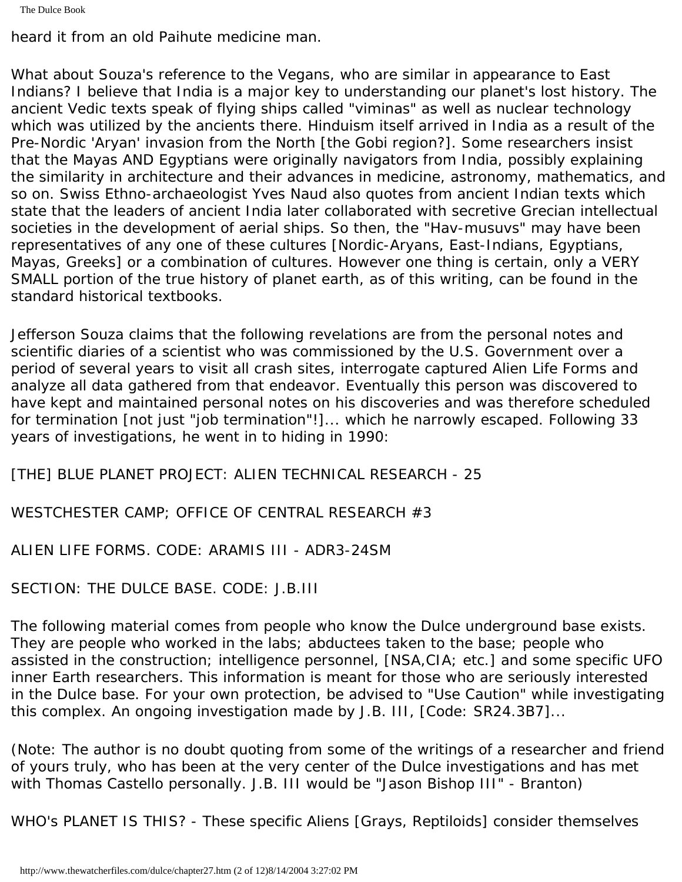heard it from an old Paihute medicine man.

What about Souza's reference to the Vegans, who are similar in appearance to East Indians? I believe that India is a major key to understanding our planet's lost history. The ancient Vedic texts speak of flying ships called "viminas" as well as nuclear technology which was utilized by the ancients there. Hinduism itself arrived in India as a result of the Pre-Nordic 'Aryan' invasion from the North [the Gobi region?]. Some researchers insist that the Mayas AND Egyptians were originally navigators from India, possibly explaining the similarity in architecture and their advances in medicine, astronomy, mathematics, and so on. Swiss Ethno-archaeologist Yves Naud also quotes from ancient Indian texts which state that the leaders of ancient India later collaborated with secretive Grecian intellectual societies in the development of aerial ships. So then, the "Hav-musuvs" may have been representatives of any one of these cultures [Nordic-Aryans, East-Indians, Egyptians, Mayas, Greeks] or a combination of cultures. However one thing is certain, only a VERY SMALL portion of the true history of planet earth, as of this writing, can be found in the standard historical textbooks.

Jefferson Souza claims that the following revelations are from the personal notes and scientific diaries of a scientist who was commissioned by the U.S. Government over a period of several years to visit all crash sites, interrogate captured Alien Life Forms and analyze all data gathered from that endeavor. Eventually this person was discovered to have kept and maintained personal notes on his discoveries and was therefore scheduled for termination [not just "job termination"!]... which he narrowly escaped. Following 33 years of investigations, he went in to hiding in 1990:

[THE] BLUE PLANET PROJECT: ALIEN TECHNICAL RESEARCH - 25

WESTCHESTER CAMP; OFFICE OF CENTRAL RESEARCH #3

ALIEN LIFE FORMS. CODE: ARAMIS III - ADR3-24SM

SECTION: THE DULCE BASE. CODE: J.B.III

The following material comes from people who know the Dulce underground base exists. They are people who worked in the labs; abductees taken to the base; people who assisted in the construction; intelligence personnel, [NSA,CIA; etc.] and some specific UFO inner Earth researchers. This information is meant for those who are seriously interested in the Dulce base. For your own protection, be advised to "Use Caution" while investigating this complex. An ongoing investigation made by J.B. III, [Code: SR24.3B7]...

(Note: The author is no doubt quoting from some of the writings of a researcher and friend of yours truly, who has been at the very center of the Dulce investigations and has met with Thomas Castello personally. J.B. III would be "Jason Bishop III" - Branton)

WHO's PLANET IS THIS? - These specific Aliens [Grays, Reptiloids] consider themselves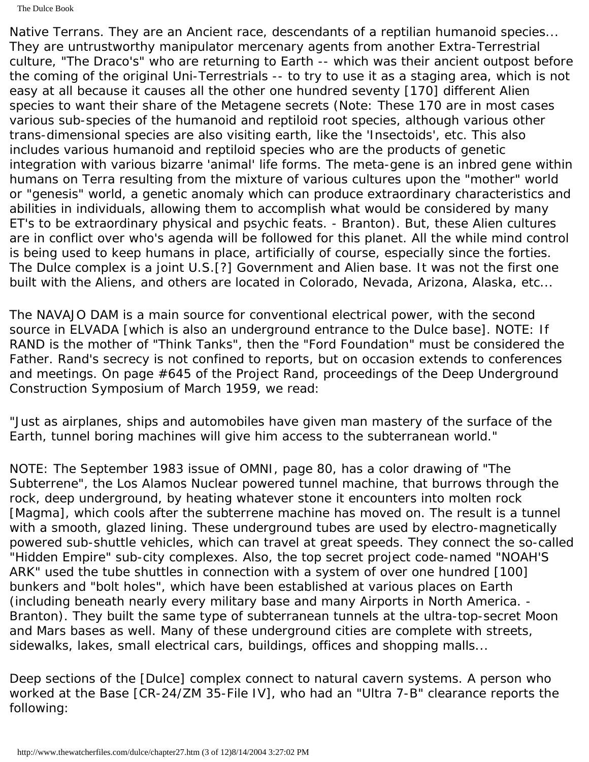Native Terrans. They are an Ancient race, descendants of a reptilian humanoid species... They are untrustworthy manipulator mercenary agents from another Extra-Terrestrial culture, "The Draco's" who are returning to Earth -- which was their ancient outpost before the coming of the original Uni-Terrestrials -- to try to use it as a staging area, which is not easy at all because it causes all the other one hundred seventy [170] different Alien species to want their share of the Metagene secrets (Note: These 170 are in most cases various sub-species of the humanoid and reptiloid root species, although various other trans-dimensional species are also visiting earth, like the 'Insectoids', etc. This also includes various humanoid and reptiloid species who are the products of genetic integration with various bizarre 'animal' life forms. The meta-gene is an inbred gene within humans on Terra resulting from the mixture of various cultures upon the "mother" world or "genesis" world, a genetic anomaly which can produce extraordinary characteristics and abilities in individuals, allowing them to accomplish what would be considered by many ET's to be extraordinary physical and psychic feats. - Branton). But, these Alien cultures are in conflict over who's agenda will be followed for this planet. All the while mind control is being used to keep humans in place, artificially of course, especially since the forties. The Dulce complex is a joint U.S.[?] Government and Alien base. It was not the first one built with the Aliens, and others are located in Colorado, Nevada, Arizona, Alaska, etc...

The NAVAJO DAM is a main source for conventional electrical power, with the second source in ELVADA [which is also an underground entrance to the Dulce base]. NOTE: If RAND is the mother of "Think Tanks", then the "Ford Foundation" must be considered the Father. Rand's secrecy is not confined to reports, but on occasion extends to conferences and meetings. On page #645 of the Project Rand, proceedings of the Deep Underground Construction Symposium of March 1959, we read:

"Just as airplanes, ships and automobiles have given man mastery of the surface of the Earth, tunnel boring machines will give him access to the subterranean world."

NOTE: The September 1983 issue of OMNI, page 80, has a color drawing of "The Subterrene", the Los Alamos Nuclear powered tunnel machine, that burrows through the rock, deep underground, by heating whatever stone it encounters into molten rock [Magma], which cools after the subterrene machine has moved on. The result is a tunnel with a smooth, glazed lining. These underground tubes are used by electro-magnetically powered sub-shuttle vehicles, which can travel at great speeds. They connect the so-called "Hidden Empire" sub-city complexes. Also, the top secret project code-named "NOAH'S ARK" used the tube shuttles in connection with a system of over one hundred [100] bunkers and "bolt holes", which have been established at various places on Earth (including beneath nearly every military base and many Airports in North America. - Branton). They built the same type of subterranean tunnels at the ultra-top-secret Moon and Mars bases as well. Many of these underground cities are complete with streets, sidewalks, lakes, small electrical cars, buildings, offices and shopping malls...

Deep sections of the [Dulce] complex connect to natural cavern systems. A person who worked at the Base [CR-24/ZM 35-File IV], who had an "Ultra 7-B" clearance reports the following: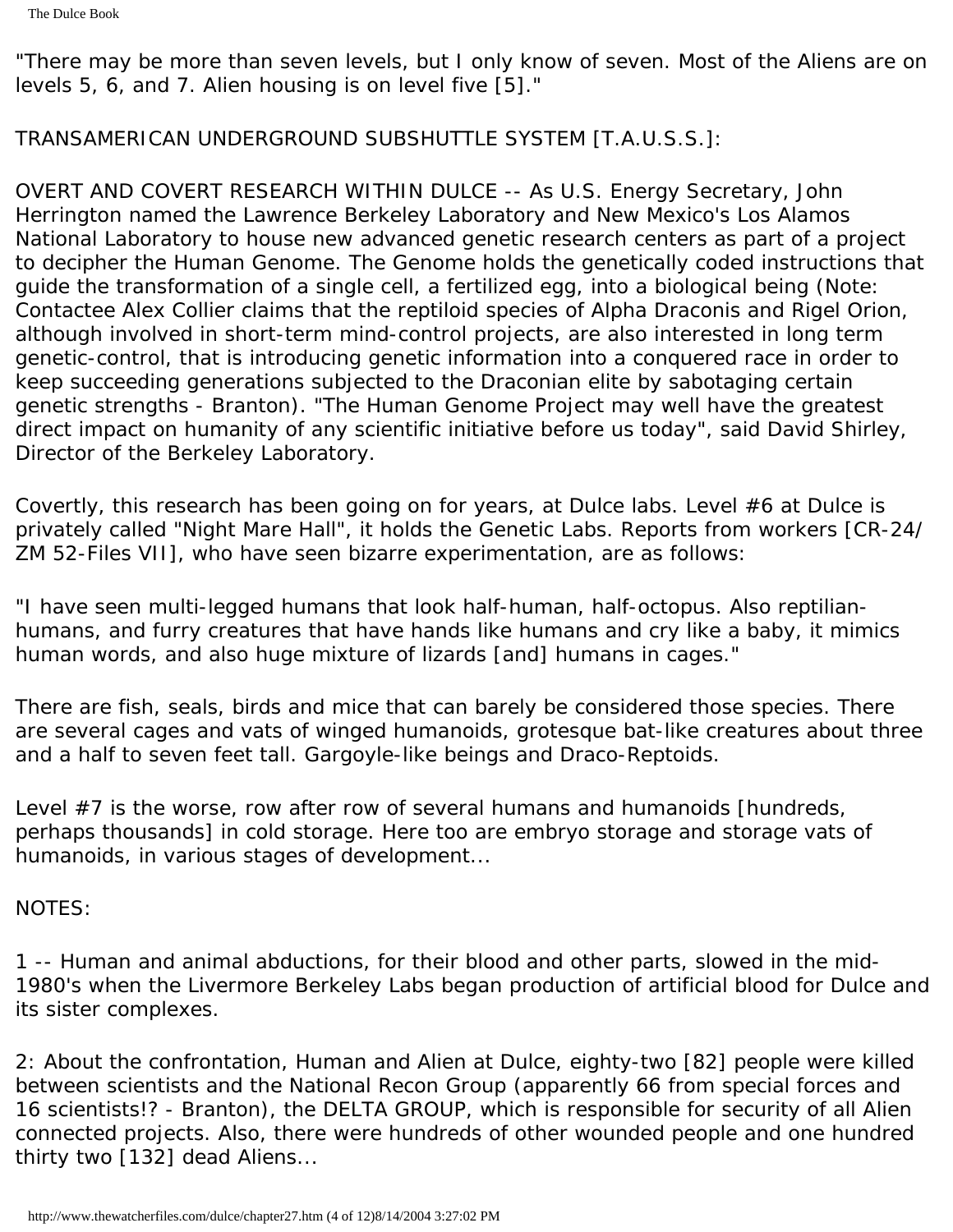"There may be more than seven levels, but I only know of seven. Most of the Aliens are on levels 5, 6, and 7. Alien housing is on level five [5]."

TRANSAMERICAN UNDERGROUND SUBSHUTTLE SYSTEM [T.A.U.S.S.]:

OVERT AND COVERT RESEARCH WITHIN DULCE -- As U.S. Energy Secretary, John Herrington named the Lawrence Berkeley Laboratory and New Mexico's Los Alamos National Laboratory to house new advanced genetic research centers as part of a project to decipher the Human Genome. The Genome holds the genetically coded instructions that guide the transformation of a single cell, a fertilized egg, into a biological being (Note: Contactee Alex Collier claims that the reptiloid species of Alpha Draconis and Rigel Orion, although involved in short-term mind-control projects, are also interested in long term genetic-control, that is introducing genetic information into a conquered race in order to keep succeeding generations subjected to the Draconian elite by sabotaging certain genetic strengths - Branton). "The Human Genome Project may well have the greatest direct impact on humanity of any scientific initiative before us today", said David Shirley, Director of the Berkeley Laboratory.

Covertly, this research has been going on for years, at Dulce labs. Level #6 at Dulce is privately called "Night Mare Hall", it holds the Genetic Labs. Reports from workers [CR-24/ ZM 52-Files VII], who have seen bizarre experimentation, are as follows:

"I have seen multi-legged humans that look half-human, half-octopus. Also reptilian-humans, and furry creatures that have hands like humans and cry like a baby, it mimics human words, and also huge mixture of lizards [and] humans in cages."

There are fish, seals, birds and mice that can barely be considered those species. There are several cages and vats of winged humanoids, grotesque bat-like creatures about three and a half to seven feet tall. Gargoyle-like beings and Draco-Reptoids.

Level #7 is the worse, row after row of several humans and humanoids [hundreds, perhaps thousands] in cold storage. Here too are embryo storage and storage vats of humanoids, in various stages of development...

NOTES:

1 -- Human and animal abductions, for their blood and other parts, slowed in the mid-1980's when the Livermore Berkeley Labs began production of artificial blood for Dulce and its sister complexes.

2: About the confrontation, Human and Alien at Dulce, eighty-two [82] people were killed between scientists and the National Recon Group (apparently 66 from special forces and 16 scientists!? - Branton), the DELTA GROUP, which is responsible for security of all Alien connected projects. Also, there were hundreds of other wounded people and one hundred thirty two [132] dead Aliens...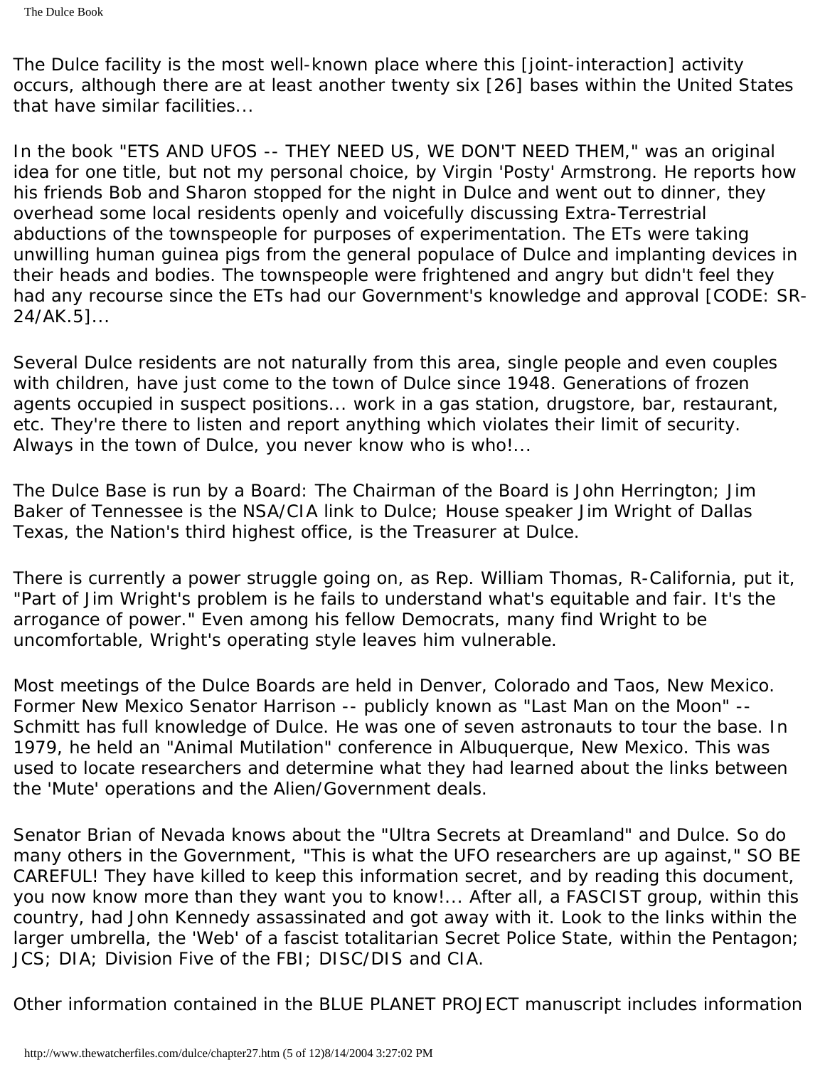The Dulce facility is the most well-known place where this [joint-interaction] activity occurs, although there are at least another twenty six [26] bases within the United States that have similar facilities...

In the book "ETS AND UFOS -- THEY NEED US, WE DON'T NEED THEM," was an original idea for one title, but not my personal choice, by Virgin 'Posty' Armstrong. He reports how his friends Bob and Sharon stopped for the night in Dulce and went out to dinner, they overhead some local residents openly and voicefully discussing Extra-Terrestrial abductions of the townspeople for purposes of experimentation. The ETs were taking unwilling human guinea pigs from the general populace of Dulce and implanting devices in their heads and bodies. The townspeople were frightened and angry but didn't feel they had any recourse since the ETs had our Government's knowledge and approval [CODE: SR-24/AK.5]...

Several Dulce residents are not naturally from this area, single people and even couples with children, have just come to the town of Dulce since 1948. Generations of frozen agents occupied in suspect positions... work in a gas station, drugstore, bar, restaurant, etc. They're there to listen and report anything which violates their limit of security. Always in the town of Dulce, you never know who is who!...

The Dulce Base is run by a Board: The Chairman of the Board is John Herrington; Jim Baker of Tennessee is the NSA/CIA link to Dulce; House speaker Jim Wright of Dallas Texas, the Nation's third highest office, is the Treasurer at Dulce.

There is currently a power struggle going on, as Rep. William Thomas, R-California, put it, "Part of Jim Wright's problem is he fails to understand what's equitable and fair. It's the arrogance of power." Even among his fellow Democrats, many find Wright to be uncomfortable, Wright's operating style leaves him vulnerable.

Most meetings of the Dulce Boards are held in Denver, Colorado and Taos, New Mexico. Former New Mexico Senator Harrison -- publicly known as "Last Man on the Moon" -- Schmitt has full knowledge of Dulce. He was one of seven astronauts to tour the base. In 1979, he held an "Animal Mutilation" conference in Albuquerque, New Mexico. This was used to locate researchers and determine what they had learned about the links between the 'Mute' operations and the Alien/Government deals.

Senator Brian of Nevada knows about the "Ultra Secrets at Dreamland" and Dulce. So do many others in the Government, "This is what the UFO researchers are up against," SO BE CAREFUL! They have killed to keep this information secret, and by reading this document, you now know more than they want you to know!... After all, a FASCIST group, within this country, had John Kennedy assassinated and got away with it. Look to the links within the larger umbrella, the 'Web' of a fascist totalitarian Secret Police State, within the Pentagon; JCS; DIA; Division Five of the FBI; DISC/DIS and CIA.

Other information contained in the BLUE PLANET PROJECT manuscript includes information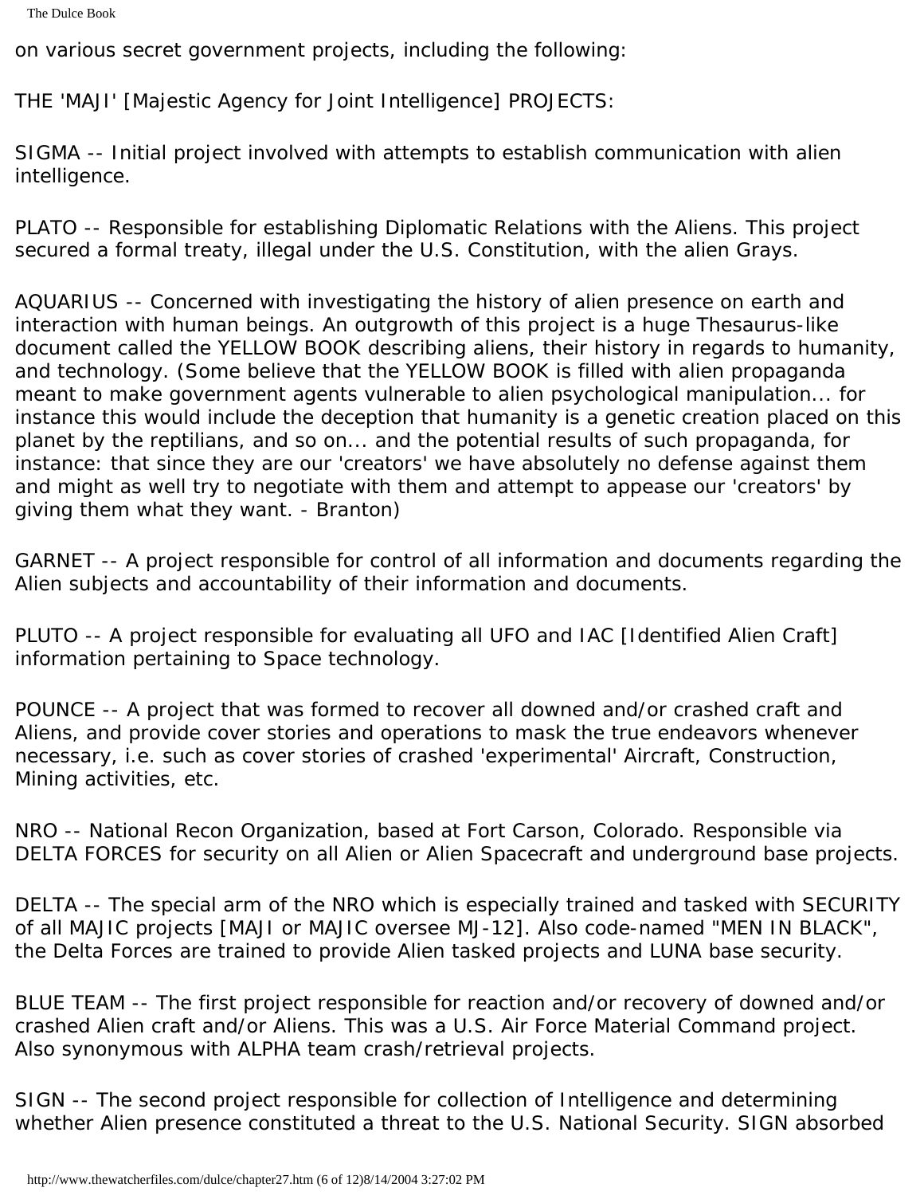on various secret government projects, including the following:

THE 'MAJI' [Majestic Agency for Joint Intelligence] PROJECTS:

SIGMA -- Initial project involved with attempts to establish communication with alien intelligence.

PLATO -- Responsible for establishing Diplomatic Relations with the Aliens. This project secured a formal treaty, illegal under the U.S. Constitution, with the alien Grays.

AQUARIUS -- Concerned with investigating the history of alien presence on earth and interaction with human beings. An outgrowth of this project is a huge Thesaurus-like document called the YELLOW BOOK describing aliens, their history in regards to humanity, and technology. (Some believe that the YELLOW BOOK is filled with alien propaganda meant to make government agents vulnerable to alien psychological manipulation... for instance this would include the deception that humanity is a genetic creation placed on this planet by the reptilians, and so on... and the potential results of such propaganda, for instance: that since they are our 'creators' we have absolutely no defense against them and might as well try to negotiate with them and attempt to appease our 'creators' by giving them what they want. - Branton)

GARNET -- A project responsible for control of all information and documents regarding the Alien subjects and accountability of their information and documents.

PLUTO -- A project responsible for evaluating all UFO and IAC [Identified Alien Craft] information pertaining to Space technology.

POUNCE -- A project that was formed to recover all downed and/or crashed craft and Aliens, and provide cover stories and operations to mask the true endeavors whenever necessary, i.e. such as cover stories of crashed 'experimental' Aircraft, Construction, Mining activities, etc.

NRO -- National Recon Organization, based at Fort Carson, Colorado. Responsible via DELTA FORCES for security on all Alien or Alien Spacecraft and underground base projects.

DELTA -- The special arm of the NRO which is especially trained and tasked with SECURITY of all MAJIC projects [MAJI or MAJIC oversee MJ-12]. Also code-named "MEN IN BLACK", the Delta Forces are trained to provide Alien tasked projects and LUNA base security.

BLUE TEAM -- The first project responsible for reaction and/or recovery of downed and/or crashed Alien craft and/or Aliens. This was a U.S. Air Force Material Command project. Also synonymous with ALPHA team crash/retrieval projects.

SIGN -- The second project responsible for collection of Intelligence and determining whether Alien presence constituted a threat to the U.S. National Security. SIGN absorbed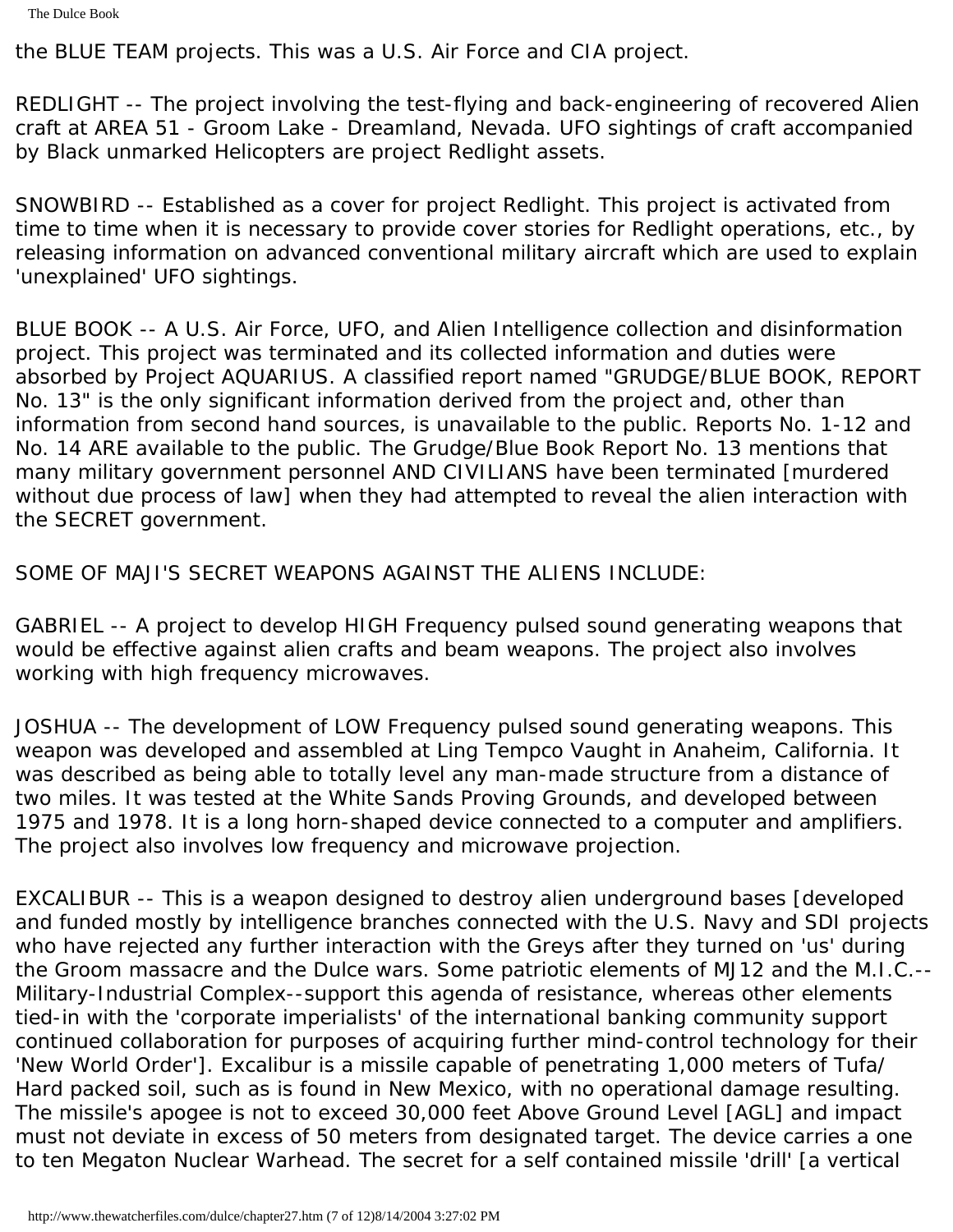the BLUE TEAM projects. This was a U.S. Air Force and CIA project.

REDLIGHT -- The project involving the test-flying and back-engineering of recovered Alien craft at AREA 51 - Groom Lake - Dreamland, Nevada. UFO sightings of craft accompanied by Black unmarked Helicopters are project Redlight assets.

SNOWBIRD -- Established as a cover for project Redlight. This project is activated from time to time when it is necessary to provide cover stories for Redlight operations, etc., by releasing information on advanced conventional military aircraft which are used to explain 'unexplained' UFO sightings.

BLUE BOOK -- A U.S. Air Force, UFO, and Alien Intelligence collection and disinformation project. This project was terminated and its collected information and duties were absorbed by Project AQUARIUS. A classified report named "GRUDGE/BLUE BOOK, REPORT No. 13" is the only significant information derived from the project and, other than information from second hand sources, is unavailable to the public. Reports No. 1-12 and No. 14 ARE available to the public. The Grudge/Blue Book Report No. 13 mentions that many military government personnel AND CIVILIANS have been terminated [murdered without due process of law] when they had attempted to reveal the alien interaction with the SECRET government.

SOME OF MAJI'S SECRET WEAPONS AGAINST THE ALIENS INCLUDE:

GABRIEL -- A project to develop HIGH Frequency pulsed sound generating weapons that would be effective against alien crafts and beam weapons. The project also involves working with high frequency microwaves.

JOSHUA -- The development of LOW Frequency pulsed sound generating weapons. This weapon was developed and assembled at Ling Tempco Vaught in Anaheim, California. It was described as being able to totally level any man-made structure from a distance of two miles. It was tested at the White Sands Proving Grounds, and developed between 1975 and 1978. It is a long horn-shaped device connected to a computer and amplifiers. The project also involves low frequency and microwave projection.

EXCALIBUR -- This is a weapon designed to destroy alien underground bases [developed and funded mostly by intelligence branches connected with the U.S. Navy and SDI projects who have rejected any further interaction with the Greys after they turned on 'us' during the Groom massacre and the Dulce wars. Some patriotic elements of MJ12 and the M.I.C.--Military-Industrial Complex--support this agenda of resistance, whereas other elements tied-in with the 'corporate imperialists' of the international banking community support continued collaboration for purposes of acquiring further mind-control technology for their 'New World Order']. Excalibur is a missile capable of penetrating 1,000 meters of Tufa/Hard packed soil, such as is found in New Mexico, with no operational damage resulting. The missile's apogee is not to exceed 30,000 feet Above Ground Level [AGL] and impact must not deviate in excess of 50 meters from designated target. The device carries a one to ten Megaton Nuclear Warhead. The secret for a self contained missile 'drill' [a vertical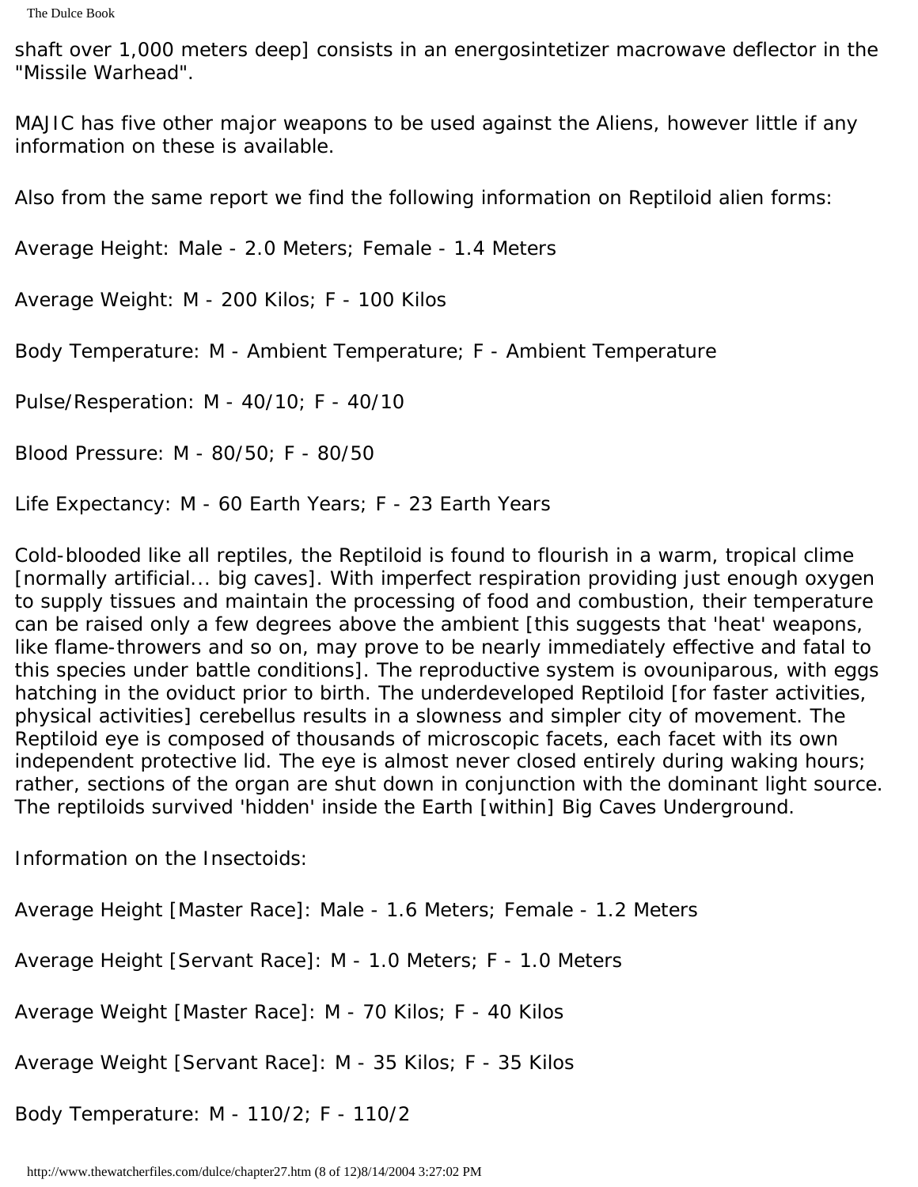shaft over 1,000 meters deep] consists in an energosintetizer macrowave deflector in the "Missile Warhead".

MAJIC has five other major weapons to be used against the Aliens, however little if any information on these is available.

Also from the same report we find the following information on Reptiloid alien forms:

Average Height: Male - 2.0 Meters; Female - 1.4 Meters

Average Weight: M - 200 Kilos; F - 100 Kilos

Body Temperature: M - Ambient Temperature; F - Ambient Temperature

Pulse/Resperation: M - 40/10; F - 40/10

Blood Pressure: M - 80/50; F - 80/50

Life Expectancy: M - 60 Earth Years; F - 23 Earth Years

Cold-blooded like all reptiles, the Reptiloid is found to flourish in a warm, tropical clime [normally artificial... big caves]. With imperfect respiration providing just enough oxygen to supply tissues and maintain the processing of food and combustion, their temperature can be raised only a few degrees above the ambient [this suggests that 'heat' weapons, like flame-throwers and so on, may prove to be nearly immediately effective and fatal to this species under battle conditions]. The reproductive system is ovouniparous, with eggs hatching in the oviduct prior to birth. The underdeveloped Reptiloid [for faster activities, physical activities] cerebellus results in a slowness and simpler city of movement. The Reptiloid eye is composed of thousands of microscopic facets, each facet with its own independent protective lid. The eye is almost never closed entirely during waking hours; rather, sections of the organ are shut down in conjunction with the dominant light source. The reptiloids survived 'hidden' inside the Earth [within] Big Caves Underground.

Information on the Insectoids:

Average Height [Master Race]: Male - 1.6 Meters; Female - 1.2 Meters

Average Height [Servant Race]: M - 1.0 Meters; F - 1.0 Meters

Average Weight [Master Race]: M - 70 Kilos; F - 40 Kilos

Average Weight [Servant Race]: M - 35 Kilos; F - 35 Kilos

Body Temperature: M - 110/2; F - 110/2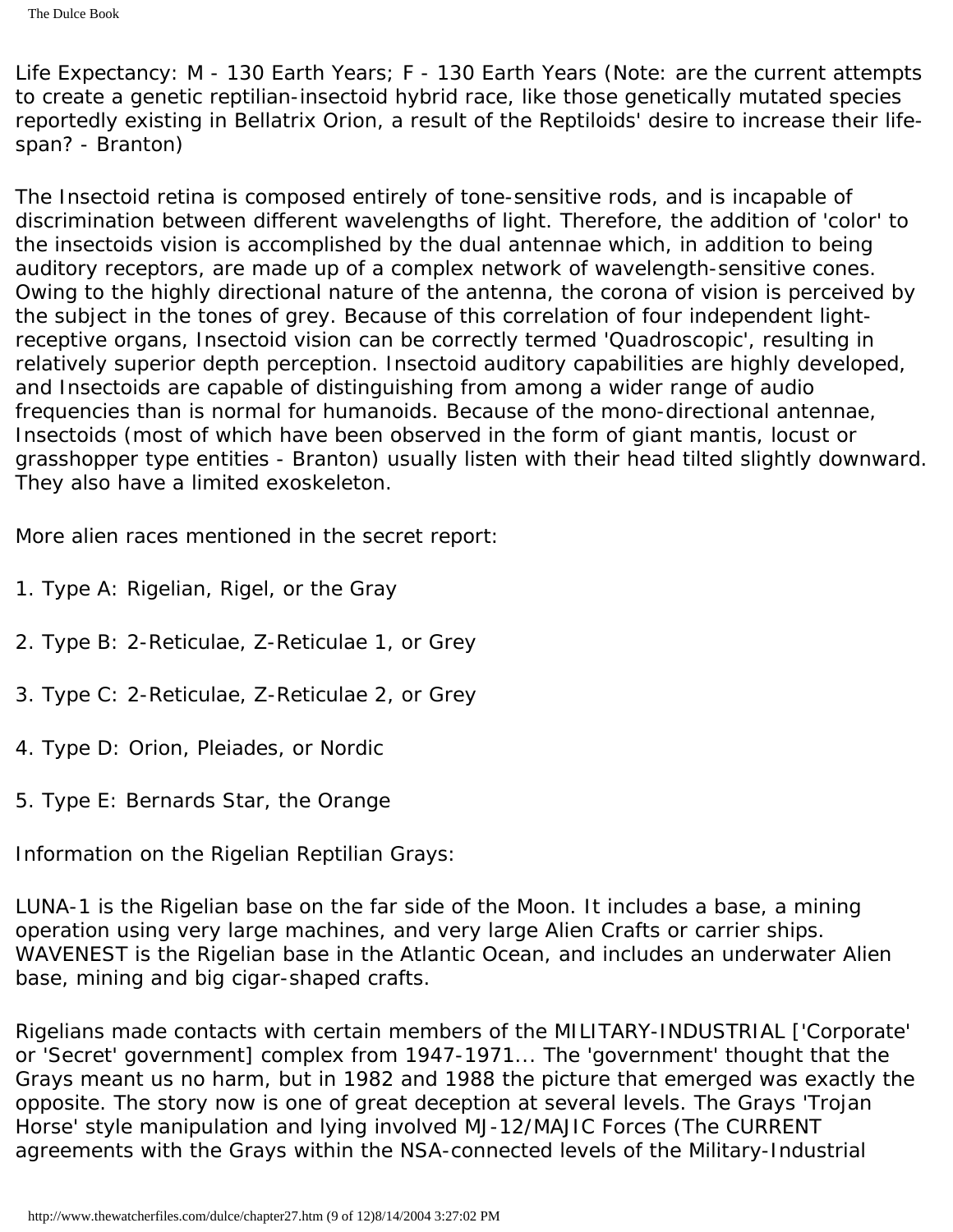Life Expectancy: M - 130 Earth Years; F - 130 Earth Years (Note: are the current attempts to create a genetic reptilian-insectoid hybrid race, like those genetically mutated species reportedly existing in Bellatrix Orion, a result of the Reptiloids' desire to increase their life-span? - Branton)

The Insectoid retina is composed entirely of tone-sensitive rods, and is incapable of discrimination between different wavelengths of light. Therefore, the addition of 'color' to the insectoids vision is accomplished by the dual antennae which, in addition to being auditory receptors, are made up of a complex network of wavelength-sensitive cones. Owing to the highly directional nature of the antenna, the corona of vision is perceived by the subject in the tones of grey. Because of this correlation of four independent light-receptive organs, Insectoid vision can be correctly termed 'Quadroscopic', resulting in relatively superior depth perception. Insectoid auditory capabilities are highly developed, and Insectoids are capable of distinguishing from among a wider range of audio frequencies than is normal for humanoids. Because of the mono-directional antennae, Insectoids (most of which have been observed in the form of giant mantis, locust or grasshopper type entities - Branton) usually listen with their head tilted slightly downward. They also have a limited exoskeleton.

More alien races mentioned in the secret report:

1. Type A: Rigelian, Rigel, or the Gray

2. Type B: 2-Reticulae, Z-Reticulae 1, or Grey

3. Type C: 2-Reticulae, Z-Reticulae 2, or Grey

4. Type D: Orion, Pleiades, or Nordic

5. Type E: Bernards Star, the Orange

Information on the Rigelian Reptilian Grays:

LUNA-1 is the Rigelian base on the far side of the Moon. It includes a base, a mining operation using very large machines, and very large Alien Crafts or carrier ships. WAVENEST is the Rigelian base in the Atlantic Ocean, and includes an underwater Alien base, mining and big cigar-shaped crafts.

Rigelians made contacts with certain members of the MILITARY-INDUSTRIAL ['Corporate' or 'Secret' government] complex from 1947-1971... The 'government' thought that the Grays meant us no harm, but in 1982 and 1988 the picture that emerged was exactly the opposite. The story now is one of great deception at several levels. The Grays 'Trojan Horse' style manipulation and lying involved MJ-12/MAJIC Forces (The CURRENT agreements with the Grays within the NSA-connected levels of the Military-Industrial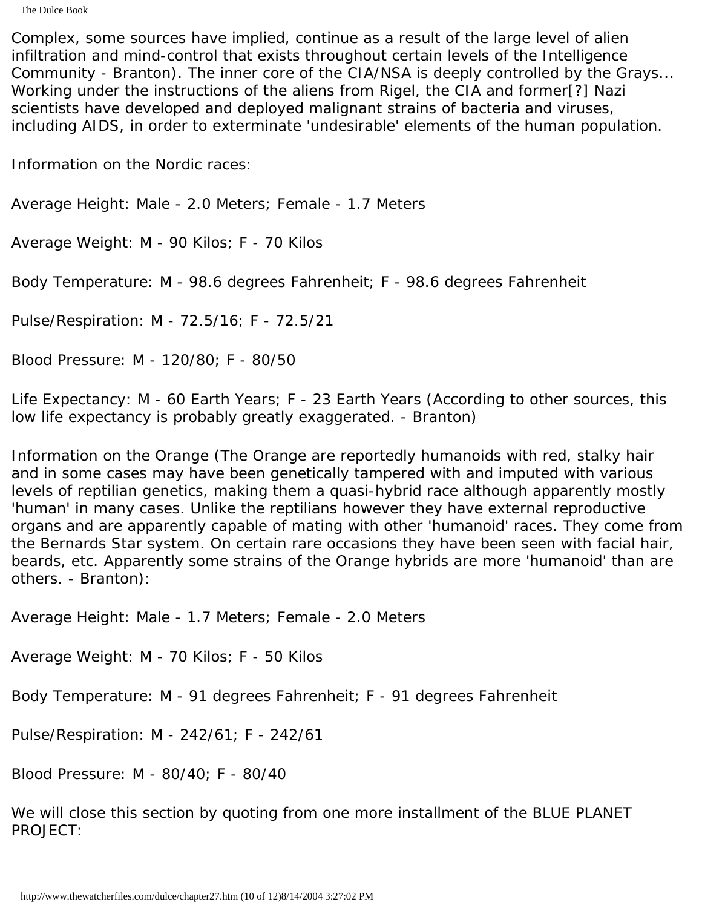Complex, some sources have implied, continue as a result of the large level of alien infiltration and mind-control that exists throughout certain levels of the Intelligence Community - Branton). The inner core of the CIA/NSA is deeply controlled by the Grays... Working under the instructions of the aliens from Rigel, the CIA and former[?] Nazi scientists have developed and deployed malignant strains of bacteria and viruses, including AIDS, in order to exterminate 'undesirable' elements of the human population.

Information on the Nordic races:

Average Height: Male - 2.0 Meters; Female - 1.7 Meters

Average Weight: M - 90 Kilos; F - 70 Kilos

Body Temperature: M - 98.6 degrees Fahrenheit; F - 98.6 degrees Fahrenheit

Pulse/Respiration: M - 72.5/16; F - 72.5/21

Blood Pressure: M - 120/80; F - 80/50

Life Expectancy: M - 60 Earth Years; F - 23 Earth Years (According to other sources, this low life expectancy is probably greatly exaggerated. - Branton)

Information on the Orange (The Orange are reportedly humanoids with red, stalky hair and in some cases may have been genetically tampered with and imputed with various levels of reptilian genetics, making them a quasi-hybrid race although apparently mostly 'human' in many cases. Unlike the reptilians however they have external reproductive organs and are apparently capable of mating with other 'humanoid' races. They come from the Bernards Star system. On certain rare occasions they have been seen with facial hair, beards, etc. Apparently some strains of the Orange hybrids are more 'humanoid' than are others. - Branton):

Average Height: Male - 1.7 Meters; Female - 2.0 Meters

Average Weight: M - 70 Kilos; F - 50 Kilos

Body Temperature: M - 91 degrees Fahrenheit; F - 91 degrees Fahrenheit

Pulse/Respiration: M - 242/61; F - 242/61

Blood Pressure: M - 80/40; F - 80/40

We will close this section by quoting from one more installment of the BLUE PLANET PROJECT: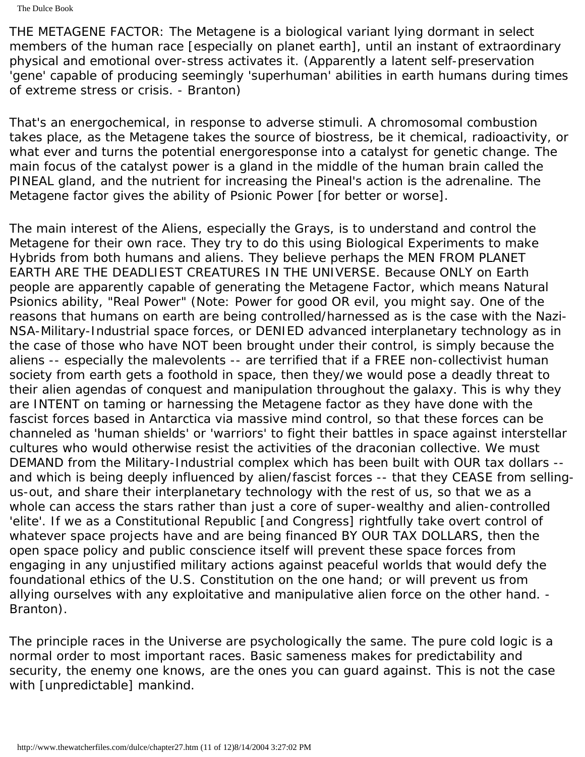THE METAGENE FACTOR: The Metagene is a biological variant lying dormant in select members of the human race [especially on planet earth], until an instant of extraordinary physical and emotional over-stress activates it. (Apparently a latent self-preservation 'gene' capable of producing seemingly 'superhuman' abilities in earth humans during times of extreme stress or crisis. - Branton)

That's an energochemical, in response to adverse stimuli. A chromosomal combustion takes place, as the Metagene takes the source of biostress, be it chemical, radioactivity, or what ever and turns the potential energoresponse into a catalyst for genetic change. The main focus of the catalyst power is a gland in the middle of the human brain called the PINEAL gland, and the nutrient for increasing the Pineal's action is the adrenaline. The Metagene factor gives the ability of Psionic Power [for better or worse].

The main interest of the Aliens, especially the Grays, is to understand and control the Metagene for their own race. They try to do this using Biological Experiments to make Hybrids from both humans and aliens. They believe perhaps the MEN FROM PLANET EARTH ARE THE DEADLIEST CREATURES IN THE UNIVERSE. Because ONLY on Earth people are apparently capable of generating the Metagene Factor, which means Natural Psionics ability, "Real Power" (Note: Power for good OR evil, you might say. One of the reasons that humans on earth are being controlled/harnessed as is the case with the Nazi-NSA-Military-Industrial space forces, or DENIED advanced interplanetary technology as in the case of those who have NOT been brought under their control, is simply because the aliens -- especially the malevolents -- are terrified that if a FREE non-collectivist human society from earth gets a foothold in space, then they/we would pose a deadly threat to their alien agendas of conquest and manipulation throughout the galaxy. This is why they are INTENT on taming or harnessing the Metagene factor as they have done with the fascist forces based in Antarctica via massive mind control, so that these forces can be channeled as 'human shields' or 'warriors' to fight their battles in space against interstellar cultures who would otherwise resist the activities of the draconian collective. We must DEMAND from the Military-Industrial complex which has been built with OUR tax dollars -- and which is being deeply influenced by alien/fascist forces -- that they CEASE from selling-us-out, and share their interplanetary technology with the rest of us, so that we as a whole can access the stars rather than just a core of super-wealthy and alien-controlled 'elite'. If we as a Constitutional Republic [and Congress] rightfully take overt control of whatever space projects have and are being financed BY OUR TAX DOLLARS, then the open space policy and public conscience itself will prevent these space forces from engaging in any unjustified military actions against peaceful worlds that would defy the foundational ethics of the U.S. Constitution on the one hand; or will prevent us from allying ourselves with any exploitative and manipulative alien force on the other hand. - Branton).

The principle races in the Universe are psychologically the same. The pure cold logic is a normal order to most important races. Basic sameness makes for predictability and security, the enemy one knows, are the ones you can guard against. This is not the case with [unpredictable] mankind.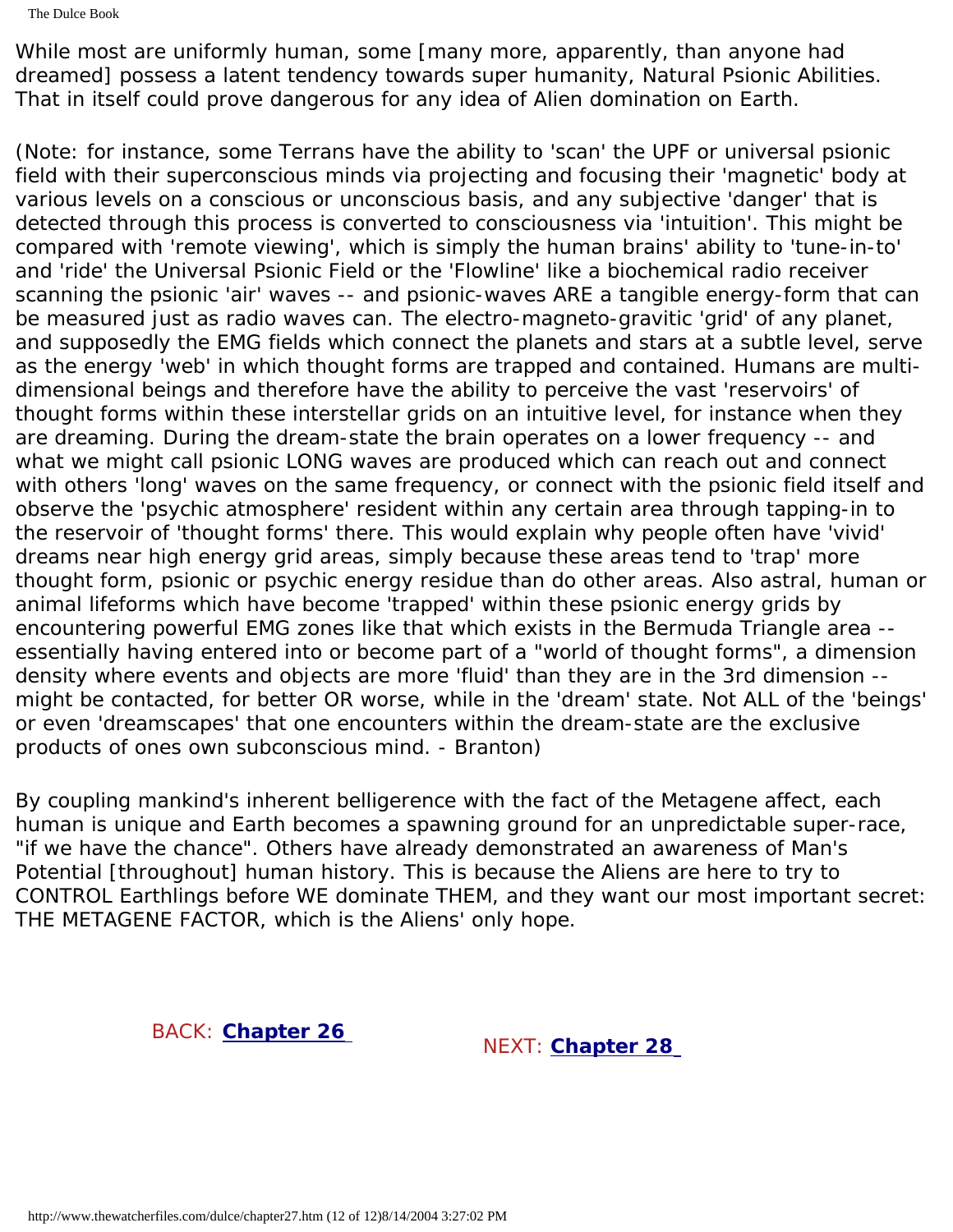While most are uniformly human, some [many more, apparently, than anyone had dreamed] possess a latent tendency towards super humanity, Natural Psionic Abilities. That in itself could prove dangerous for any idea of Alien domination on Earth.

(Note: for instance, some Terrans have the ability to 'scan' the UPF or universal psionic field with their superconscious minds via projecting and focusing their 'magnetic' body at various levels on a conscious or unconscious basis, and any subjective 'danger' that is detected through this process is converted to consciousness via 'intuition'. This might be compared with 'remote viewing', which is simply the human brains' ability to 'tune-in-to' and 'ride' the Universal Psionic Field or the 'Flowline' like a biochemical radio receiver scanning the psionic 'air' waves -- and psionic-waves ARE a tangible energy-form that can be measured just as radio waves can. The electro-magneto-gravitic 'grid' of any planet, and supposedly the EMG fields which connect the planets and stars at a subtle level, serve as the energy 'web' in which thought forms are trapped and contained. Humans are multi-dimensional beings and therefore have the ability to perceive the vast 'reservoirs' of thought forms within these interstellar grids on an intuitive level, for instance when they are dreaming. During the dream-state the brain operates on a lower frequency -- and what we might call psionic LONG waves are produced which can reach out and connect with others 'long' waves on the same frequency, or connect with the psionic field itself and observe the 'psychic atmosphere' resident within any certain area through tapping-in to the reservoir of 'thought forms' there. This would explain why people often have 'vivid' dreams near high energy grid areas, simply because these areas tend to 'trap' more thought form, psionic or psychic energy residue than do other areas. Also astral, human or animal lifeforms which have become 'trapped' within these psionic energy grids by encountering powerful EMG zones like that which exists in the Bermuda Triangle area -- essentially having entered into or become part of a "world of thought forms", a dimension density where events and objects are more 'fluid' than they are in the 3rd dimension -- might be contacted, for better OR worse, while in the 'dream' state. Not ALL of the 'beings' or even 'dreamscapes' that one encounters within the dream-state are the exclusive products of ones own subconscious mind. - Branton)

By coupling mankind's inherent belligerence with the fact of the Metagene affect, each human is unique and Earth becomes a spawning ground for an unpredictable super-race, "if we have the chance". Others have already demonstrated an awareness of Man's Potential [throughout] human history. This is because the Aliens are here to try to CONTROL Earthlings before WE dominate THEM, and they want our most important secret: THE METAGENE FACTOR, which is the Aliens' only hope.

BACK: **Chapter 26** NEXT: **Chapter 28**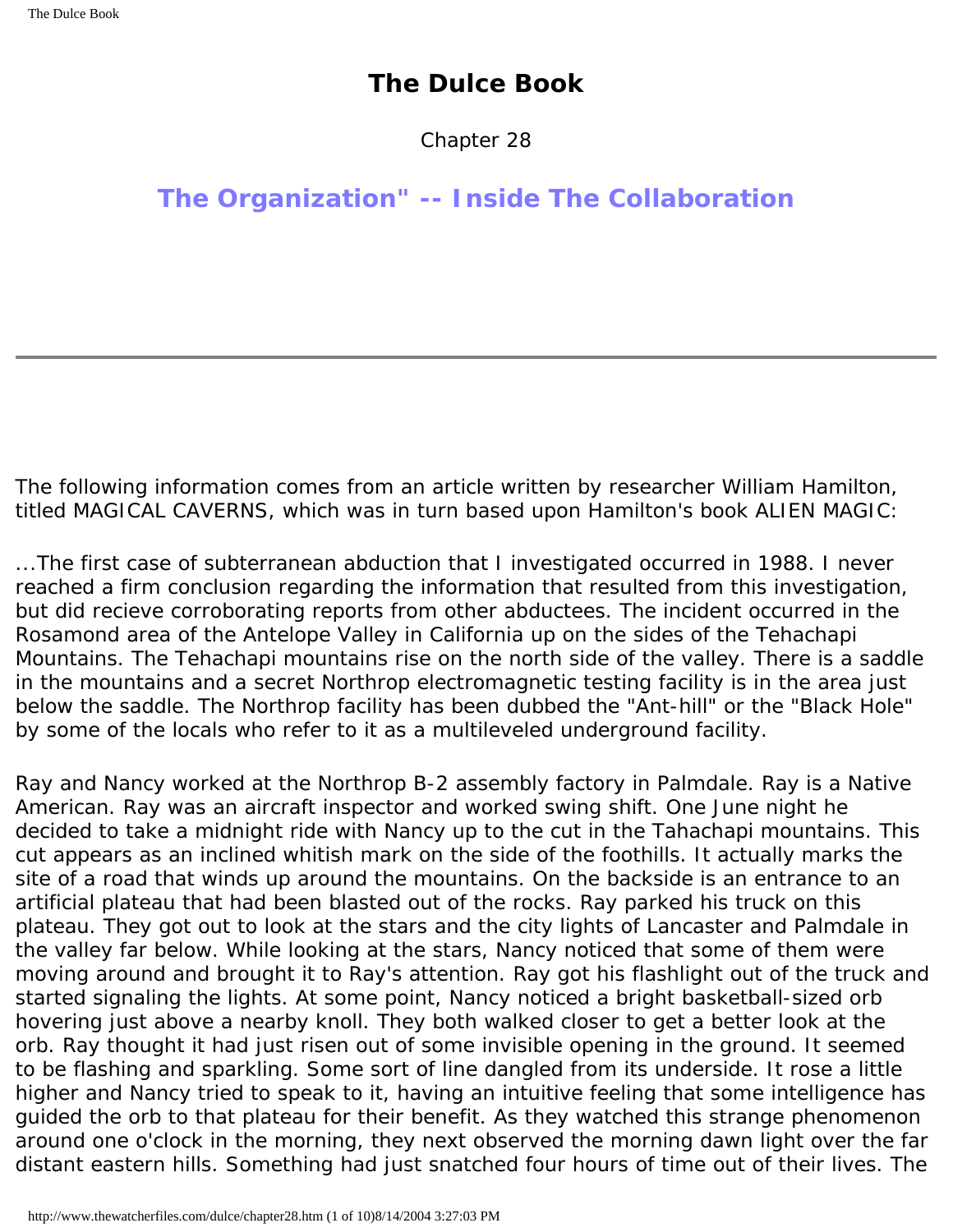# The Dulce Book

Chapter 28

## The Organization" -- Inside The Collaboration

---

The following information comes from an article written by researcher William Hamilton, titled MAGICAL CAVERNS, which was in turn based upon Hamilton's book ALIEN MAGIC:

...The first case of subterranean abduction that I investigated occurred in 1988. I never reached a firm conclusion regarding the information that resulted from this investigation, but did recieve corroborating reports from other abductees. The incident occurred in the Rosamond area of the Antelope Valley in California up on the sides of the Tehachapi Mountains. The Tehachapi mountains rise on the north side of the valley. There is a saddle in the mountains and a secret Northrop electromagnetic testing facility is in the area just below the saddle. The Northrop facility has been dubbed the "Ant-hill" or the "Black Hole" by some of the locals who refer to it as a multileveled underground facility.

Ray and Nancy worked at the Northrop B-2 assembly factory in Palmdale. Ray is a Native American. Ray was an aircraft inspector and worked swing shift. One June night he decided to take a midnight ride with Nancy up to the cut in the Tahachapi mountains. This cut appears as an inclined whitish mark on the side of the foothills. It actually marks the site of a road that winds up around the mountains. On the backside is an entrance to an artificial plateau that had been blasted out of the rocks. Ray parked his truck on this plateau. They got out to look at the stars and the city lights of Lancaster and Palmdale in the valley far below. While looking at the stars, Nancy noticed that some of them were moving around and brought it to Ray's attention. Ray got his flashlight out of the truck and started signaling the lights. At some point, Nancy noticed a bright basketball-sized orb hovering just above a nearby knoll. They both walked closer to get a better look at the orb. Ray thought it had just risen out of some invisible opening in the ground. It seemed to be flashing and sparkling. Some sort of line dangled from its underside. It rose a little higher and Nancy tried to speak to it, having an intuitive feeling that some intelligence has guided the orb to that plateau for their benefit. As they watched this strange phenomenon around one o'clock in the morning, they next observed the morning dawn light over the far distant eastern hills. Something had just snatched four hours of time out of their lives. The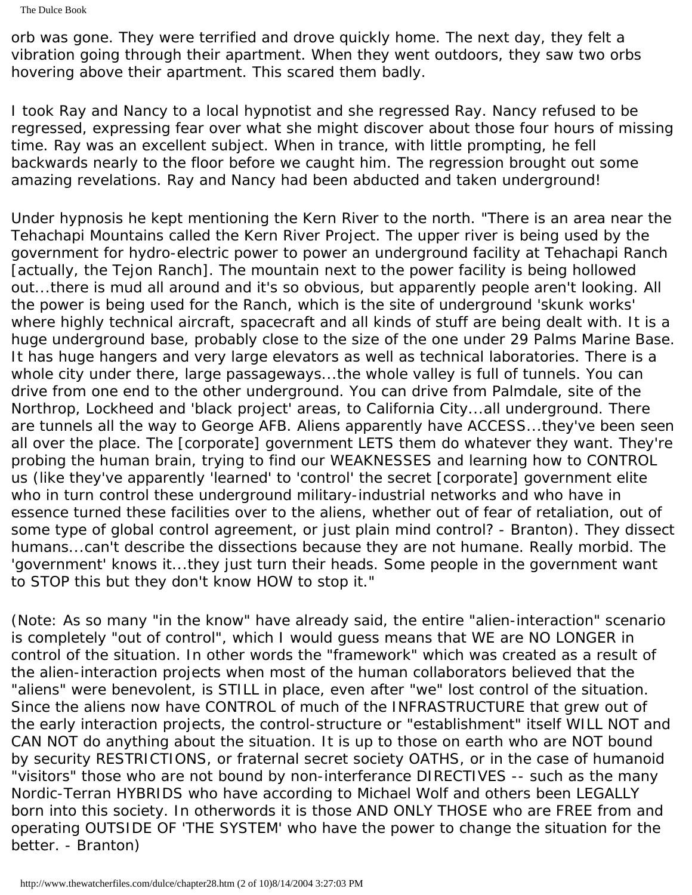orb was gone. They were terrified and drove quickly home. The next day, they felt a vibration going through their apartment. When they went outdoors, they saw two orbs hovering above their apartment. This scared them badly.

I took Ray and Nancy to a local hypnotist and she regressed Ray. Nancy refused to be regressed, expressing fear over what she might discover about those four hours of missing time. Ray was an excellent subject. When in trance, with little prompting, he fell backwards nearly to the floor before we caught him. The regression brought out some amazing revelations. Ray and Nancy had been abducted and taken underground!

Under hypnosis he kept mentioning the Kern River to the north. "There is an area near the Tehachapi Mountains called the Kern River Project. The upper river is being used by the government for hydro-electric power to power an underground facility at Tehachapi Ranch [actually, the Tejon Ranch]. The mountain next to the power facility is being hollowed out...there is mud all around and it's so obvious, but apparently people aren't looking. All the power is being used for the Ranch, which is the site of underground 'skunk works' where highly technical aircraft, spacecraft and all kinds of stuff are being dealt with. It is a huge underground base, probably close to the size of the one under 29 Palms Marine Base. It has huge hangers and very large elevators as well as technical laboratories. There is a whole city under there, large passageways...the whole valley is full of tunnels. You can drive from one end to the other underground. You can drive from Palmdale, site of the Northrop, Lockheed and 'black project' areas, to California City...all underground. There are tunnels all the way to George AFB. Aliens apparently have ACCESS...they've been seen all over the place. The [corporate] government LETS them do whatever they want. They're probing the human brain, trying to find our WEAKNESSES and learning how to CONTROL us (like they've apparently 'learned' to 'control' the secret [corporate] government elite who in turn control these underground military-industrial networks and who have in essence turned these facilities over to the aliens, whether out of fear of retaliation, out of some type of global control agreement, or just plain mind control? - Branton). They dissect humans...can't describe the dissections because they are not humane. Really morbid. The 'government' knows it...they just turn their heads. Some people in the government want to STOP this but they don't know HOW to stop it."

(Note: As so many "in the know" have already said, the entire "alien-interaction" scenario is completely "out of control", which I would guess means that WE are NO LONGER in control of the situation. In other words the "framework" which was created as a result of the alien-interaction projects when most of the human collaborators believed that the "aliens" were benevolent, is STILL in place, even after "we" lost control of the situation. Since the aliens now have CONTROL of much of the INFRASTRUCTURE that grew out of the early interaction projects, the control-structure or "establishment" itself WILL NOT and CAN NOT do anything about the situation. It is up to those on earth who are NOT bound by security RESTRICTIONS, or fraternal secret society OATHS, or in the case of humanoid "visitors" those who are not bound by non-interferance DIRECTIVES -- such as the many Nordic-Terran HYBRIDS who have according to Michael Wolf and others been LEGALLY born into this society. In otherwords it is those AND ONLY THOSE who are FREE from and operating OUTSIDE OF 'THE SYSTEM' who have the power to change the situation for the better. - Branton)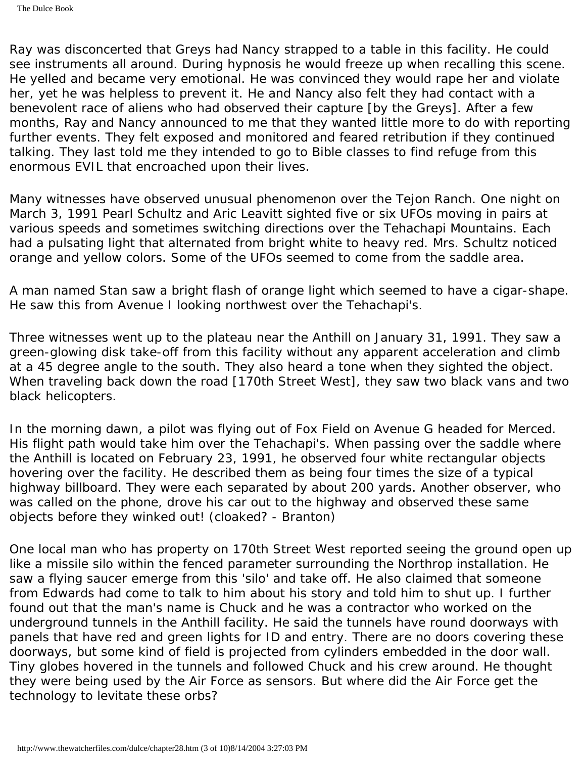Ray was disconcerted that Greys had Nancy strapped to a table in this facility. He could see instruments all around. During hypnosis he would freeze up when recalling this scene. He yelled and became very emotional. He was convinced they would rape her and violate her, yet he was helpless to prevent it. He and Nancy also felt they had contact with a benevolent race of aliens who had observed their capture [by the Greys]. After a few months, Ray and Nancy announced to me that they wanted little more to do with reporting further events. They felt exposed and monitored and feared retribution if they continued talking. They last told me they intended to go to Bible classes to find refuge from this enormous EVIL that encroached upon their lives.

Many witnesses have observed unusual phenomenon over the Tejon Ranch. One night on March 3, 1991 Pearl Schultz and Aric Leavitt sighted five or six UFOs moving in pairs at various speeds and sometimes switching directions over the Tehachapi Mountains. Each had a pulsating light that alternated from bright white to heavy red. Mrs. Schultz noticed orange and yellow colors. Some of the UFOs seemed to come from the saddle area.

A man named Stan saw a bright flash of orange light which seemed to have a cigar-shape. He saw this from Avenue I looking northwest over the Tehachapi's.

Three witnesses went up to the plateau near the Anthill on January 31, 1991. They saw a green-glowing disk take-off from this facility without any apparent acceleration and climb at a 45 degree angle to the south. They also heard a tone when they sighted the object. When traveling back down the road [170th Street West], they saw two black vans and two black helicopters.

In the morning dawn, a pilot was flying out of Fox Field on Avenue G headed for Merced. His flight path would take him over the Tehachapi's. When passing over the saddle where the Anthill is located on February 23, 1991, he observed four white rectangular objects hovering over the facility. He described them as being four times the size of a typical highway billboard. They were each separated by about 200 yards. Another observer, who was called on the phone, drove his car out to the highway and observed these same objects before they winked out! (cloaked? - Branton)

One local man who has property on 170th Street West reported seeing the ground open up like a missile silo within the fenced parameter surrounding the Northrop installation. He saw a flying saucer emerge from this 'silo' and take off. He also claimed that someone from Edwards had come to talk to him about his story and told him to shut up. I further found out that the man's name is Chuck and he was a contractor who worked on the underground tunnels in the Anthill facility. He said the tunnels have round doorways with panels that have red and green lights for ID and entry. There are no doors covering these doorways, but some kind of field is projected from cylinders embedded in the door wall. Tiny globes hovered in the tunnels and followed Chuck and his crew around. He thought they were being used by the Air Force as sensors. But where did the Air Force get the technology to levitate these orbs?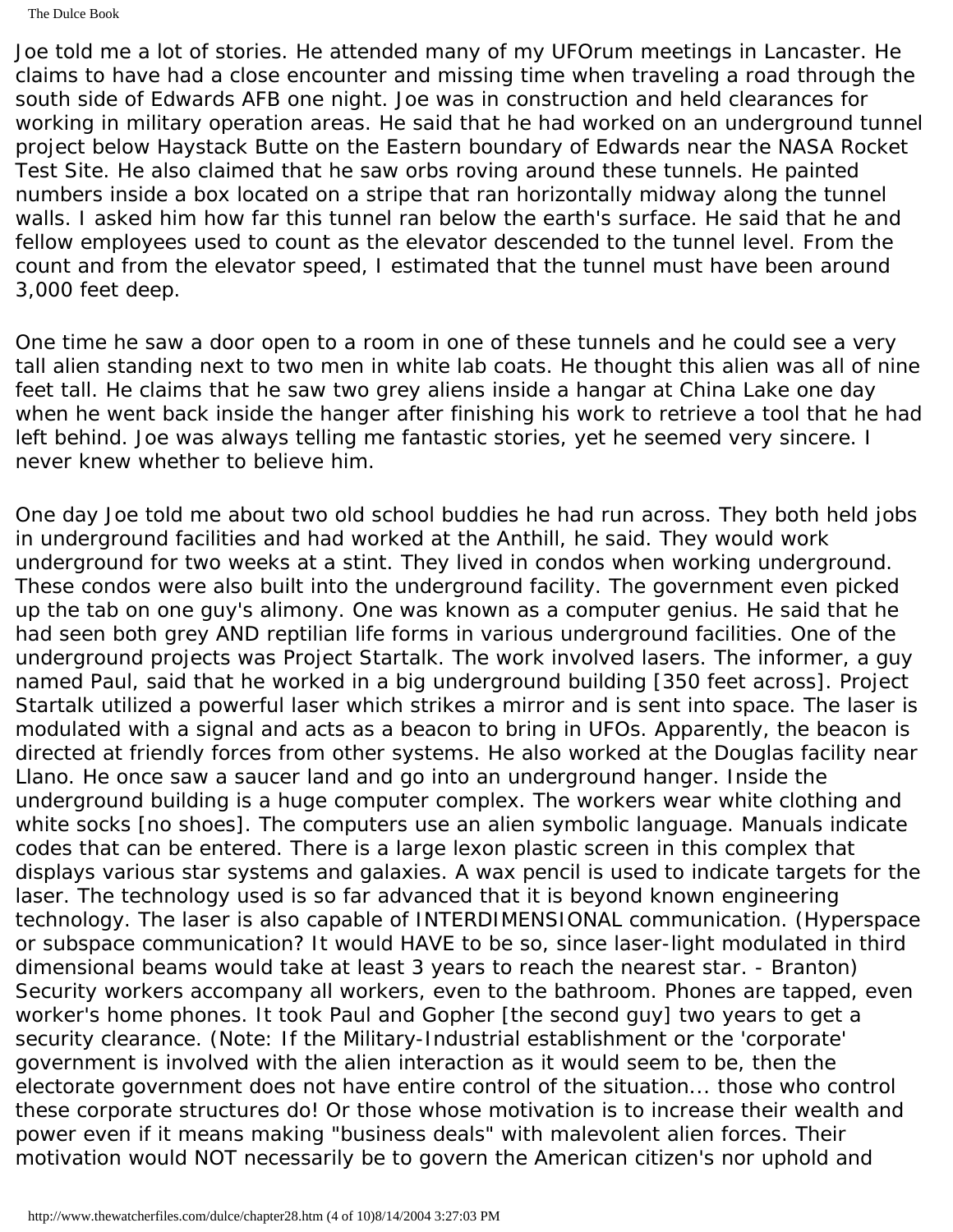Joe told me a lot of stories. He attended many of my UFOrum meetings in Lancaster. He claims to have had a close encounter and missing time when traveling a road through the south side of Edwards AFB one night. Joe was in construction and held clearances for working in military operation areas. He said that he had worked on an underground tunnel project below Haystack Butte on the Eastern boundary of Edwards near the NASA Rocket Test Site. He also claimed that he saw orbs roving around these tunnels. He painted numbers inside a box located on a stripe that ran horizontally midway along the tunnel walls. I asked him how far this tunnel ran below the earth's surface. He said that he and fellow employees used to count as the elevator descended to the tunnel level. From the count and from the elevator speed, I estimated that the tunnel must have been around 3,000 feet deep.

One time he saw a door open to a room in one of these tunnels and he could see a very tall alien standing next to two men in white lab coats. He thought this alien was all of nine feet tall. He claims that he saw two grey aliens inside a hangar at China Lake one day when he went back inside the hanger after finishing his work to retrieve a tool that he had left behind. Joe was always telling me fantastic stories, yet he seemed very sincere. I never knew whether to believe him.

One day Joe told me about two old school buddies he had run across. They both held jobs in underground facilities and had worked at the Anthill, he said. They would work underground for two weeks at a stint. They lived in condos when working underground. These condos were also built into the underground facility. The government even picked up the tab on one guy's alimony. One was known as a computer genius. He said that he had seen both grey AND reptilian life forms in various underground facilities. One of the underground projects was Project Startalk. The work involved lasers. The informer, a guy named Paul, said that he worked in a big underground building [350 feet across]. Project Startalk utilized a powerful laser which strikes a mirror and is sent into space. The laser is modulated with a signal and acts as a beacon to bring in UFOs. Apparently, the beacon is directed at friendly forces from other systems. He also worked at the Douglas facility near Llano. He once saw a saucer land and go into an underground hanger. Inside the underground building is a huge computer complex. The workers wear white clothing and white socks [no shoes]. The computers use an alien symbolic language. Manuals indicate codes that can be entered. There is a large lexon plastic screen in this complex that displays various star systems and galaxies. A wax pencil is used to indicate targets for the laser. The technology used is so far advanced that it is beyond known engineering technology. The laser is also capable of INTERDIMENSIONAL communication. (Hyperspace or subspace communication? It would HAVE to be so, since laser-light modulated in third dimensional beams would take at least 3 years to reach the nearest star. - Branton) Security workers accompany all workers, even to the bathroom. Phones are tapped, even worker's home phones. It took Paul and Gopher [the second guy] two years to get a security clearance. (Note: If the Military-Industrial establishment or the 'corporate' government is involved with the alien interaction as it would seem to be, then the electorate government does not have entire control of the situation... those who control these corporate structures do! Or those whose motivation is to increase their wealth and power even if it means making "business deals" with malevolent alien forces. Their motivation would NOT necessarily be to govern the American citizen's nor uphold and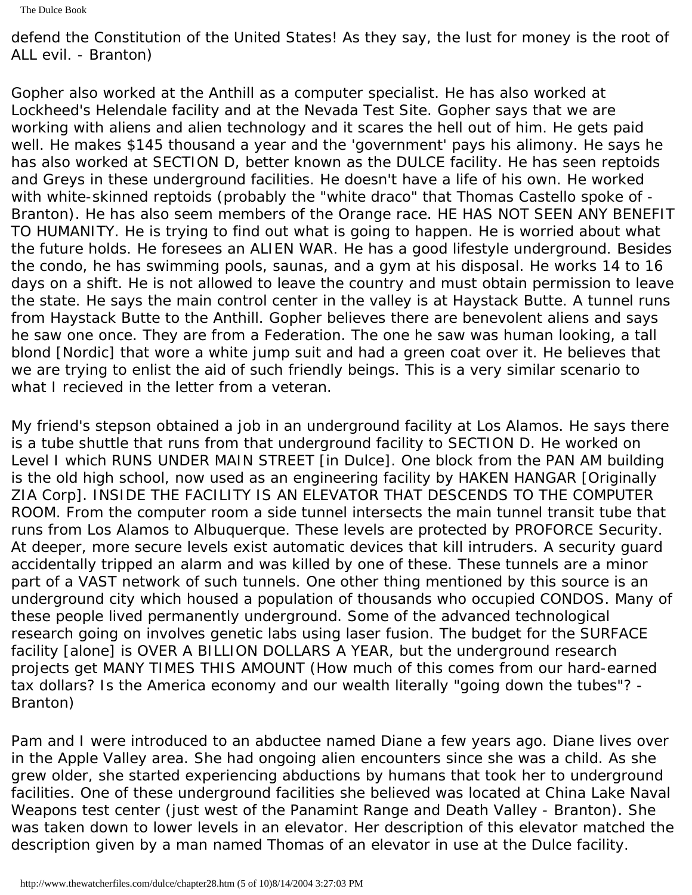defend the Constitution of the United States! As they say, the lust for money is the root of ALL evil. - Branton)

Gopher also worked at the Anthill as a computer specialist. He has also worked at Lockheed's Helendale facility and at the Nevada Test Site. Gopher says that we are working with aliens and alien technology and it scares the hell out of him. He gets paid well. He makes $145 thousand a year and the 'government' pays his alimony. He says he has also worked at SECTION D, better known as the DULCE facility. He has seen reptoids and Greys in these underground facilities. He doesn't have a life of his own. He worked with white-skinned reptoids (probably the "white draco" that Thomas Castello spoke of - Branton). He has also seem members of the Orange race. HE HAS NOT SEEN ANY BENEFIT TO HUMANITY. He is trying to find out what is going to happen. He is worried about what the future holds. He foresees an ALIEN WAR. He has a good lifestyle underground. Besides the condo, he has swimming pools, saunas, and a gym at his disposal. He works 14 to 16 days on a shift. He is not allowed to leave the country and must obtain permission to leave the state. He says the main control center in the valley is at Haystack Butte. A tunnel runs from Haystack Butte to the Anthill. Gopher believes there are benevolent aliens and says he saw one once. They are from a Federation. The one he saw was human looking, a tall blond [Nordic] that wore a white jump suit and had a green coat over it. He believes that we are trying to enlist the aid of such friendly beings. This is a very similar scenario to what I recieved in the letter from a veteran.

My friend's stepson obtained a job in an underground facility at Los Alamos. He says there is a tube shuttle that runs from that underground facility to SECTION D. He worked on Level I which RUNS UNDER MAIN STREET [in Dulce]. One block from the PAN AM building is the old high school, now used as an engineering facility by HAKEN HANGAR [Originally ZIA Corp]. INSIDE THE FACILITY IS AN ELEVATOR THAT DESCENDS TO THE COMPUTER ROOM. From the computer room a side tunnel intersects the main tunnel transit tube that runs from Los Alamos to Albuquerque. These levels are protected by PROFORCE Security. At deeper, more secure levels exist automatic devices that kill intruders. A security guard accidentally tripped an alarm and was killed by one of these. These tunnels are a minor part of a VAST network of such tunnels. One other thing mentioned by this source is an underground city which housed a population of thousands who occupied CONDOS. Many of these people lived permanently underground. Some of the advanced technological research going on involves genetic labs using laser fusion. The budget for the SURFACE facility [alone] is OVER A BILLION DOLLARS A YEAR, but the underground research projects get MANY TIMES THIS AMOUNT (How much of this comes from our hard-earned tax dollars? Is the America economy and our wealth literally "going down the tubes"? - Branton)

Pam and I were introduced to an abductee named Diane a few years ago. Diane lives over in the Apple Valley area. She had ongoing alien encounters since she was a child. As she grew older, she started experiencing abductions by humans that took her to underground facilities. One of these underground facilities she believed was located at China Lake Naval Weapons test center (just west of the Panamint Range and Death Valley - Branton). She was taken down to lower levels in an elevator. Her description of this elevator matched the description given by a man named Thomas of an elevator in use at the Dulce facility.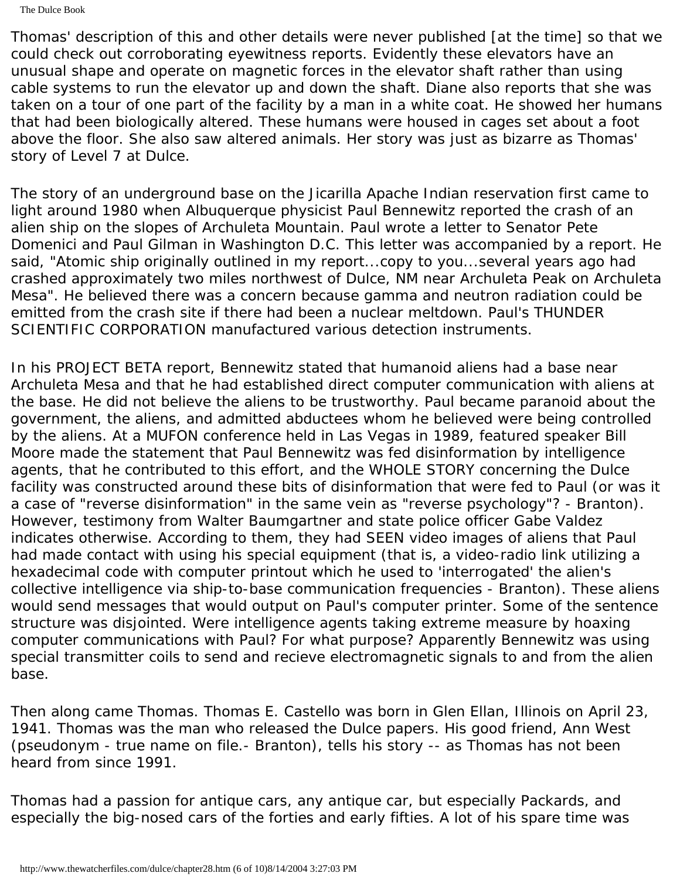Thomas' description of this and other details were never published [at the time] so that we could check out corroborating eyewitness reports. Evidently these elevators have an unusual shape and operate on magnetic forces in the elevator shaft rather than using cable systems to run the elevator up and down the shaft. Diane also reports that she was taken on a tour of one part of the facility by a man in a white coat. He showed her humans that had been biologically altered. These humans were housed in cages set about a foot above the floor. She also saw altered animals. Her story was just as bizarre as Thomas' story of Level 7 at Dulce.

The story of an underground base on the Jicarilla Apache Indian reservation first came to light around 1980 when Albuquerque physicist Paul Bennewitz reported the crash of an alien ship on the slopes of Archuleta Mountain. Paul wrote a letter to Senator Pete Domenici and Paul Gilman in Washington D.C. This letter was accompanied by a report. He said, "Atomic ship originally outlined in my report...copy to you...several years ago had crashed approximately two miles northwest of Dulce, NM near Archuleta Peak on Archuleta Mesa". He believed there was a concern because gamma and neutron radiation could be emitted from the crash site if there had been a nuclear meltdown. Paul's THUNDER SCIENTIFIC CORPORATION manufactured various detection instruments.

In his PROJECT BETA report, Bennewitz stated that humanoid aliens had a base near Archuleta Mesa and that he had established direct computer communication with aliens at the base. He did not believe the aliens to be trustworthy. Paul became paranoid about the government, the aliens, and admitted abductees whom he believed were being controlled by the aliens. At a MUFON conference held in Las Vegas in 1989, featured speaker Bill Moore made the statement that Paul Bennewitz was fed disinformation by intelligence agents, that he contributed to this effort, and the WHOLE STORY concerning the Dulce facility was constructed around these bits of disinformation that were fed to Paul (or was it a case of "reverse disinformation" in the same vein as "reverse psychology"? - Branton). However, testimony from Walter Baumgartner and state police officer Gabe Valdez indicates otherwise. According to them, they had SEEN video images of aliens that Paul had made contact with using his special equipment (that is, a video-radio link utilizing a hexadecimal code with computer printout which he used to 'interrogated' the alien's collective intelligence via ship-to-base communication frequencies - Branton). These aliens would send messages that would output on Paul's computer printer. Some of the sentence structure was disjointed. Were intelligence agents taking extreme measure by hoaxing computer communications with Paul? For what purpose? Apparently Bennewitz was using special transmitter coils to send and recieve electromagnetic signals to and from the alien base.

Then along came Thomas. Thomas E. Castello was born in Glen Ellan, Illinois on April 23, 1941. Thomas was the man who released the Dulce papers. His good friend, Ann West (pseudonym - true name on file.- Branton), tells his story -- as Thomas has not been heard from since 1991.

Thomas had a passion for antique cars, any antique car, but especially Packards, and especially the big-nosed cars of the forties and early fifties. A lot of his spare time was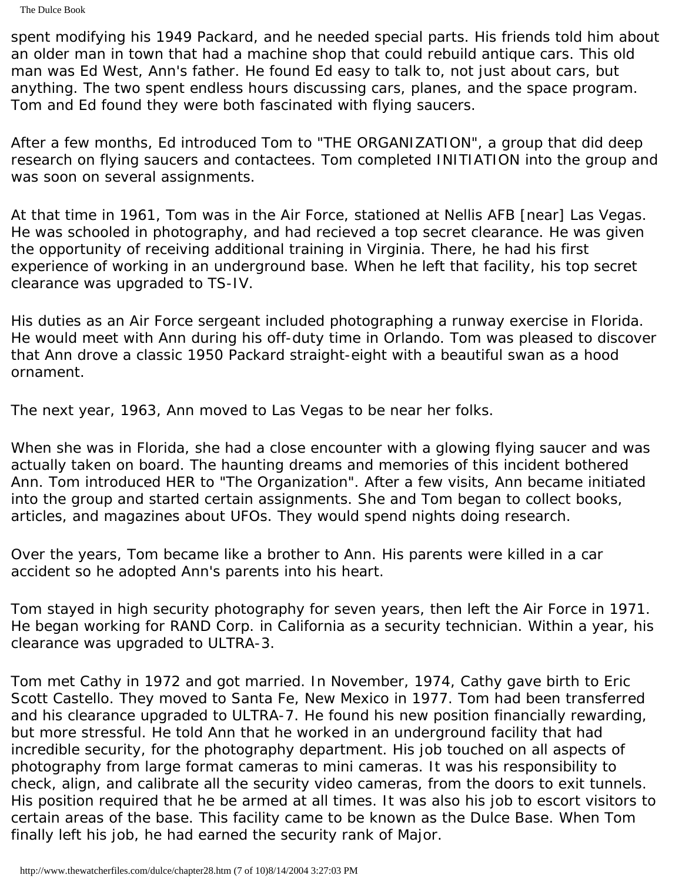spent modifying his 1949 Packard, and he needed special parts. His friends told him about an older man in town that had a machine shop that could rebuild antique cars. This old man was Ed West, Ann's father. He found Ed easy to talk to, not just about cars, but anything. The two spent endless hours discussing cars, planes, and the space program. Tom and Ed found they were both fascinated with flying saucers.

After a few months, Ed introduced Tom to "THE ORGANIZATION", a group that did deep research on flying saucers and contactees. Tom completed INITIATION into the group and was soon on several assignments.

At that time in 1961, Tom was in the Air Force, stationed at Nellis AFB [near] Las Vegas. He was schooled in photography, and had recieved a top secret clearance. He was given the opportunity of receiving additional training in Virginia. There, he had his first experience of working in an underground base. When he left that facility, his top secret clearance was upgraded to TS-IV.

His duties as an Air Force sergeant included photographing a runway exercise in Florida. He would meet with Ann during his off-duty time in Orlando. Tom was pleased to discover that Ann drove a classic 1950 Packard straight-eight with a beautiful swan as a hood ornament.

The next year, 1963, Ann moved to Las Vegas to be near her folks.

When she was in Florida, she had a close encounter with a glowing flying saucer and was actually taken on board. The haunting dreams and memories of this incident bothered Ann. Tom introduced HER to "The Organization". After a few visits, Ann became initiated into the group and started certain assignments. She and Tom began to collect books, articles, and magazines about UFOs. They would spend nights doing research.

Over the years, Tom became like a brother to Ann. His parents were killed in a car accident so he adopted Ann's parents into his heart.

Tom stayed in high security photography for seven years, then left the Air Force in 1971. He began working for RAND Corp. in California as a security technician. Within a year, his clearance was upgraded to ULTRA-3.

Tom met Cathy in 1972 and got married. In November, 1974, Cathy gave birth to Eric Scott Castello. They moved to Santa Fe, New Mexico in 1977. Tom had been transferred and his clearance upgraded to ULTRA-7. He found his new position financially rewarding, but more stressful. He told Ann that he worked in an underground facility that had incredible security, for the photography department. His job touched on all aspects of photography from large format cameras to mini cameras. It was his responsibility to check, align, and calibrate all the security video cameras, from the doors to exit tunnels. His position required that he be armed at all times. It was also his job to escort visitors to certain areas of the base. This facility came to be known as the Dulce Base. When Tom finally left his job, he had earned the security rank of Major.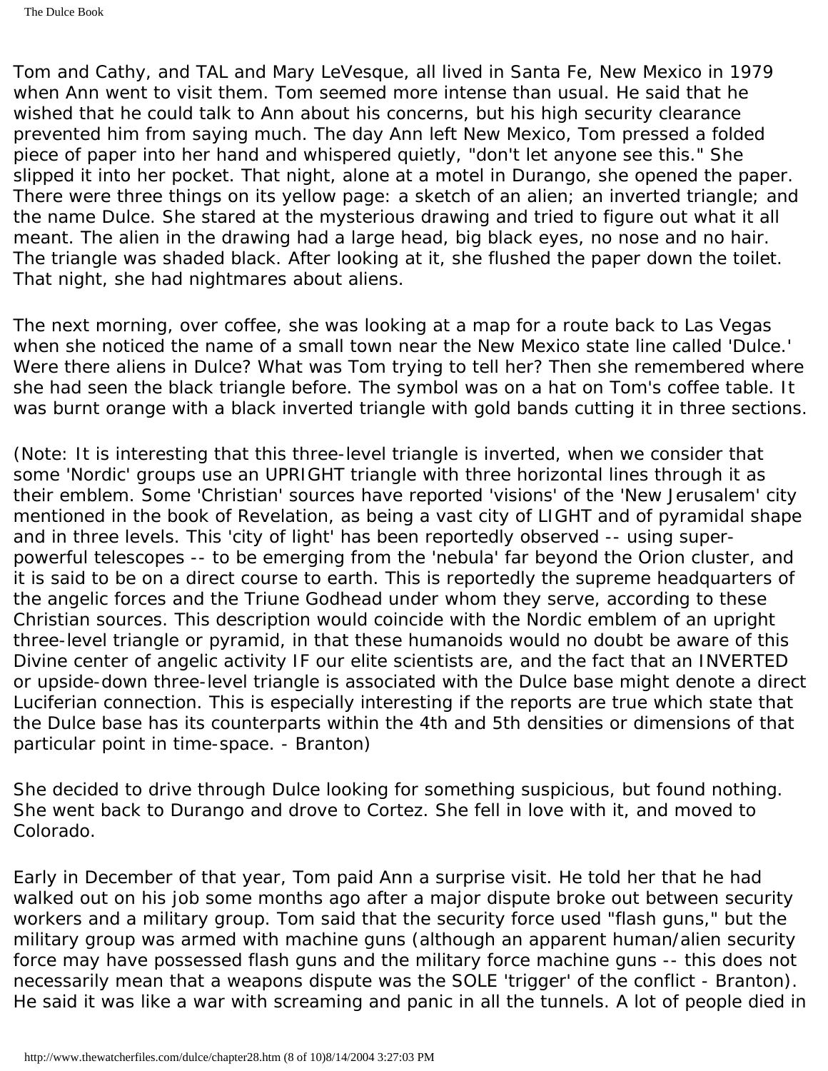Tom and Cathy, and TAL and Mary LeVesque, all lived in Santa Fe, New Mexico in 1979 when Ann went to visit them. Tom seemed more intense than usual. He said that he wished that he could talk to Ann about his concerns, but his high security clearance prevented him from saying much. The day Ann left New Mexico, Tom pressed a folded piece of paper into her hand and whispered quietly, "don't let anyone see this." She slipped it into her pocket. That night, alone at a motel in Durango, she opened the paper. There were three things on its yellow page: a sketch of an alien; an inverted triangle; and the name Dulce. She stared at the mysterious drawing and tried to figure out what it all meant. The alien in the drawing had a large head, big black eyes, no nose and no hair. The triangle was shaded black. After looking at it, she flushed the paper down the toilet. That night, she had nightmares about aliens.

The next morning, over coffee, she was looking at a map for a route back to Las Vegas when she noticed the name of a small town near the New Mexico state line called 'Dulce.' Were there aliens in Dulce? What was Tom trying to tell her? Then she remembered where she had seen the black triangle before. The symbol was on a hat on Tom's coffee table. It was burnt orange with a black inverted triangle with gold bands cutting it in three sections.

(Note: It is interesting that this three-level triangle is inverted, when we consider that some 'Nordic' groups use an UPRIGHT triangle with three horizontal lines through it as their emblem. Some 'Christian' sources have reported 'visions' of the 'New Jerusalem' city mentioned in the book of Revelation, as being a vast city of LIGHT and of pyramidal shape and in three levels. This 'city of light' has been reportedly observed -- using super-powerful telescopes -- to be emerging from the 'nebula' far beyond the Orion cluster, and it is said to be on a direct course to earth. This is reportedly the supreme headquarters of the angelic forces and the Triune Godhead under whom they serve, according to these Christian sources. This description would coincide with the Nordic emblem of an upright three-level triangle or pyramid, in that these humanoids would no doubt be aware of this Divine center of angelic activity IF our elite scientists are, and the fact that an INVERTED or upside-down three-level triangle is associated with the Dulce base might denote a direct Luciferian connection. This is especially interesting if the reports are true which state that the Dulce base has its counterparts within the 4th and 5th densities or dimensions of that particular point in time-space. - Branton)

She decided to drive through Dulce looking for something suspicious, but found nothing. She went back to Durango and drove to Cortez. She fell in love with it, and moved to Colorado.

Early in December of that year, Tom paid Ann a surprise visit. He told her that he had walked out on his job some months ago after a major dispute broke out between security workers and a military group. Tom said that the security force used "flash guns," but the military group was armed with machine guns (although an apparent human/alien security force may have possessed flash guns and the military force machine guns -- this does not necessarily mean that a weapons dispute was the SOLE 'trigger' of the conflict - Branton). He said it was like a war with screaming and panic in all the tunnels. A lot of people died in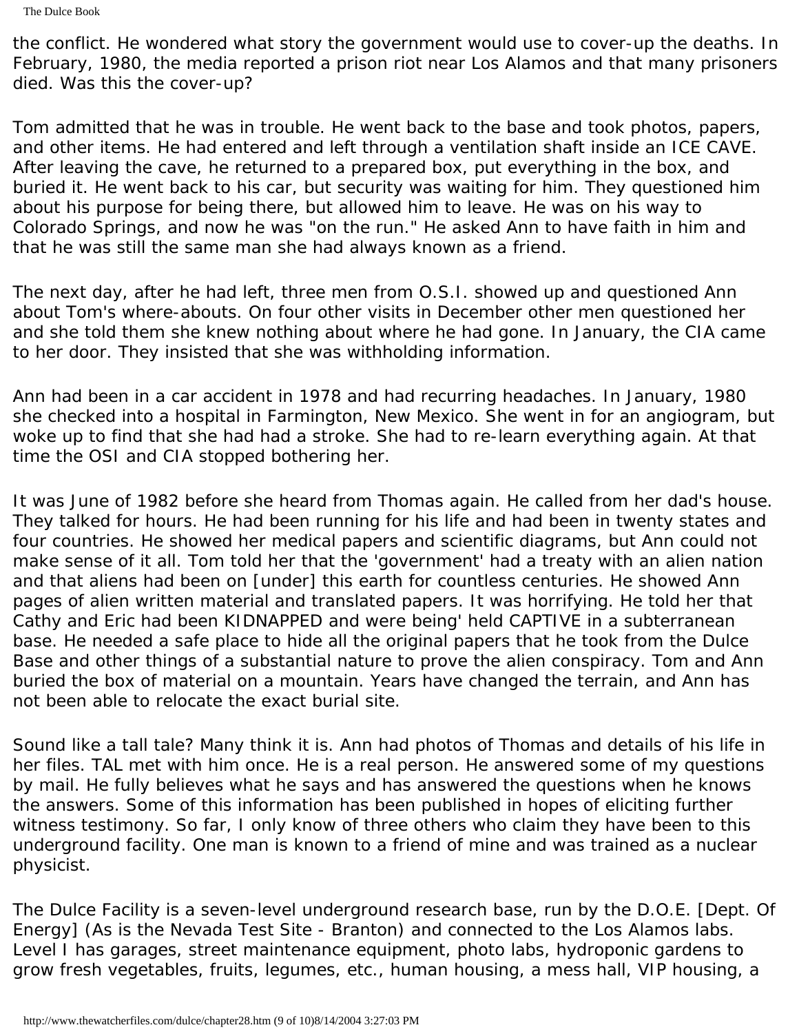the conflict. He wondered what story the government would use to cover-up the deaths. In February, 1980, the media reported a prison riot near Los Alamos and that many prisoners died. Was this the cover-up?

Tom admitted that he was in trouble. He went back to the base and took photos, papers, and other items. He had entered and left through a ventilation shaft inside an ICE CAVE. After leaving the cave, he returned to a prepared box, put everything in the box, and buried it. He went back to his car, but security was waiting for him. They questioned him about his purpose for being there, but allowed him to leave. He was on his way to Colorado Springs, and now he was "on the run." He asked Ann to have faith in him and that he was still the same man she had always known as a friend.

The next day, after he had left, three men from O.S.I. showed up and questioned Ann about Tom's where-abouts. On four other visits in December other men questioned her and she told them she knew nothing about where he had gone. In January, the CIA came to her door. They insisted that she was withholding information.

Ann had been in a car accident in 1978 and had recurring headaches. In January, 1980 she checked into a hospital in Farmington, New Mexico. She went in for an angiogram, but woke up to find that she had had a stroke. She had to re-learn everything again. At that time the OSI and CIA stopped bothering her.

It was June of 1982 before she heard from Thomas again. He called from her dad's house. They talked for hours. He had been running for his life and had been in twenty states and four countries. He showed her medical papers and scientific diagrams, but Ann could not make sense of it all. Tom told her that the 'government' had a treaty with an alien nation and that aliens had been on [under] this earth for countless centuries. He showed Ann pages of alien written material and translated papers. It was horrifying. He told her that Cathy and Eric had been KIDNAPPED and were being' held CAPTIVE in a subterranean base. He needed a safe place to hide all the original papers that he took from the Dulce Base and other things of a substantial nature to prove the alien conspiracy. Tom and Ann buried the box of material on a mountain. Years have changed the terrain, and Ann has not been able to relocate the exact burial site.

Sound like a tall tale? Many think it is. Ann had photos of Thomas and details of his life in her files. TAL met with him once. He is a real person. He answered some of my questions by mail. He fully believes what he says and has answered the questions when he knows the answers. Some of this information has been published in hopes of eliciting further witness testimony. So far, I only know of three others who claim they have been to this underground facility. One man is known to a friend of mine and was trained as a nuclear physicist.

The Dulce Facility is a seven-level underground research base, run by the D.O.E. [Dept. Of Energy] (As is the Nevada Test Site - Branton) and connected to the Los Alamos labs. Level I has garages, street maintenance equipment, photo labs, hydroponic gardens to grow fresh vegetables, fruits, legumes, etc., human housing, a mess hall, VIP housing, a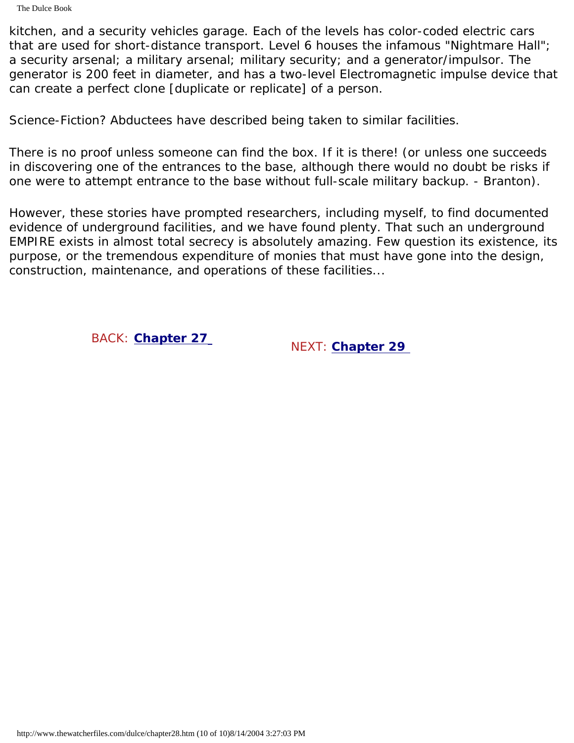kitchen, and a security vehicles garage. Each of the levels has color-coded electric cars that are used for short-distance transport. Level 6 houses the infamous "Nightmare Hall"; a security arsenal; a military arsenal; military security; and a generator/impulsor. The generator is 200 feet in diameter, and has a two-level Electromagnetic impulse device that can create a perfect clone [duplicate or replicate] of a person.

Science-Fiction? Abductees have described being taken to similar facilities.

There is no proof unless someone can find the box. If it is there! (or unless one succeeds in discovering one of the entrances to the base, although there would no doubt be risks if one were to attempt entrance to the base without full-scale military backup. - Branton).

However, these stories have prompted researchers, including myself, to find documented evidence of underground facilities, and we have found plenty. That such an underground EMPIRE exists in almost total secrecy is absolutely amazing. Few question its existence, its purpose, or the tremendous expenditure of monies that must have gone into the design, construction, maintenance, and operations of these facilities...

BACK: **Chapter 27**

NEXT: **Chapter 29**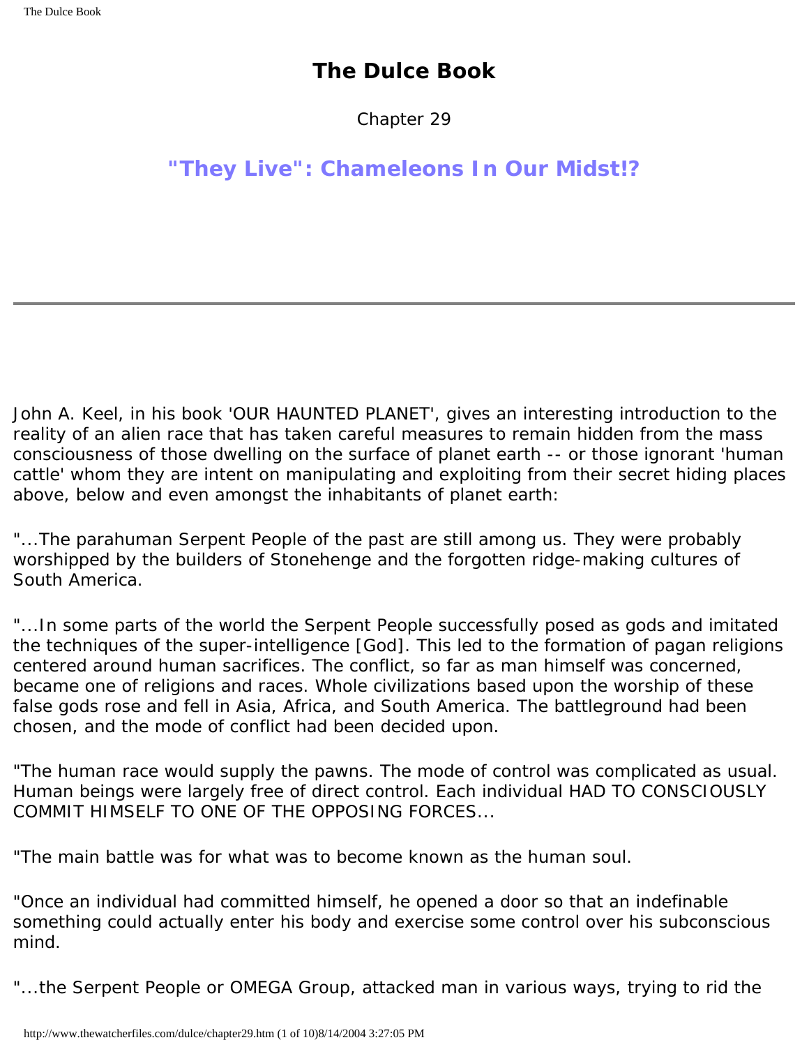# The Dulce Book

Chapter 29

## "They Live": Chameleons In Our Midst!?

---

John A. Keel, in his book 'OUR HAUNTED PLANET', gives an interesting introduction to the reality of an alien race that has taken careful measures to remain hidden from the mass consciousness of those dwelling on the surface of planet earth -- or those ignorant 'human cattle' whom they are intent on manipulating and exploiting from their secret hiding places above, below and even amongst the inhabitants of planet earth:

"...The parahuman Serpent People of the past are still among us. They were probably worshipped by the builders of Stonehenge and the forgotten ridge-making cultures of South America.

"...In some parts of the world the Serpent People successfully posed as gods and imitated the techniques of the super-intelligence [God]. This led to the formation of pagan religions centered around human sacrifices. The conflict, so far as man himself was concerned, became one of religions and races. Whole civilizations based upon the worship of these false gods rose and fell in Asia, Africa, and South America. The battleground had been chosen, and the mode of conflict had been decided upon.

"The human race would supply the pawns. The mode of control was complicated as usual. Human beings were largely free of direct control. Each individual HAD TO CONSCIOUSLY COMMIT HIMSELF TO ONE OF THE OPPOSING FORCES...

"The main battle was for what was to become known as the human soul.

"Once an individual had committed himself, he opened a door so that an indefinable something could actually enter his body and exercise some control over his subconscious mind.

"...the Serpent People or OMEGA Group, attacked man in various ways, trying to rid the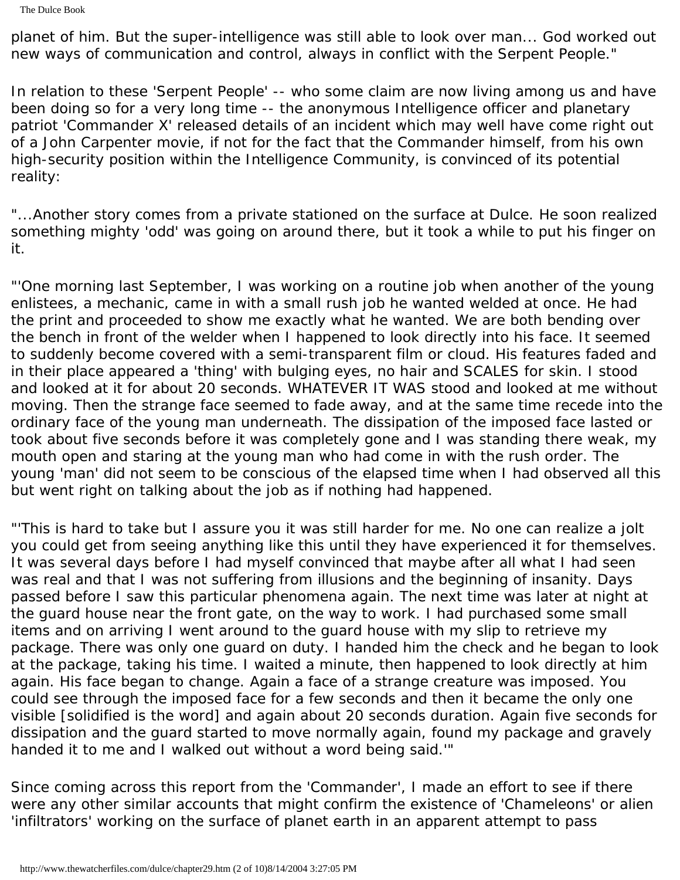planet of him. But the super-intelligence was still able to look over man... God worked out new ways of communication and control, always in conflict with the Serpent People."

In relation to these 'Serpent People' -- who some claim are now living among us and have been doing so for a very long time -- the anonymous Intelligence officer and planetary patriot 'Commander X' released details of an incident which may well have come right out of a John Carpenter movie, if not for the fact that the Commander himself, from his own high-security position within the Intelligence Community, is convinced of its potential reality:

"...Another story comes from a private stationed on the surface at Dulce. He soon realized something mighty 'odd' was going on around there, but it took a while to put his finger on it.

"'One morning last September, I was working on a routine job when another of the young enlistees, a mechanic, came in with a small rush job he wanted welded at once. He had the print and proceeded to show me exactly what he wanted. We are both bending over the bench in front of the welder when I happened to look directly into his face. It seemed to suddenly become covered with a semi-transparent film or cloud. His features faded and in their place appeared a 'thing' with bulging eyes, no hair and SCALES for skin. I stood and looked at it for about 20 seconds. WHATEVER IT WAS stood and looked at me without moving. Then the strange face seemed to fade away, and at the same time recede into the ordinary face of the young man underneath. The dissipation of the imposed face lasted or took about five seconds before it was completely gone and I was standing there weak, my mouth open and staring at the young man who had come in with the rush order. The young 'man' did not seem to be conscious of the elapsed time when I had observed all this but went right on talking about the job as if nothing had happened.

"'This is hard to take but I assure you it was still harder for me. No one can realize a jolt you could get from seeing anything like this until they have experienced it for themselves. It was several days before I had myself convinced that maybe after all what I had seen was real and that I was not suffering from illusions and the beginning of insanity. Days passed before I saw this particular phenomena again. The next time was later at night at the guard house near the front gate, on the way to work. I had purchased some small items and on arriving I went around to the guard house with my slip to retrieve my package. There was only one guard on duty. I handed him the check and he began to look at the package, taking his time. I waited a minute, then happened to look directly at him again. His face began to change. Again a face of a strange creature was imposed. You could see through the imposed face for a few seconds and then it became the only one visible [solidified is the word] and again about 20 seconds duration. Again five seconds for dissipation and the guard started to move normally again, found my package and gravely handed it to me and I walked out without a word being said.'"

Since coming across this report from the 'Commander', I made an effort to see if there were any other similar accounts that might confirm the existence of 'Chameleons' or alien 'infiltrators' working on the surface of planet earth in an apparent attempt to pass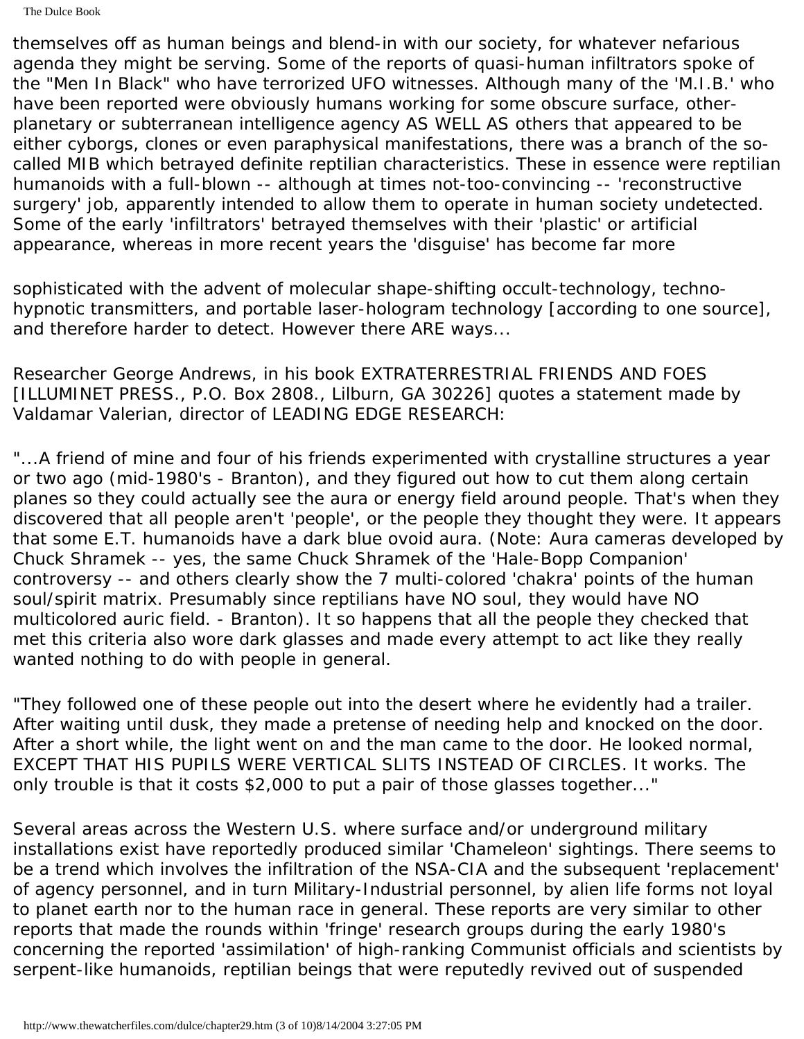themselves off as human beings and blend-in with our society, for whatever nefarious agenda they might be serving. Some of the reports of quasi-human infiltrators spoke of the "Men In Black" who have terrorized UFO witnesses. Although many of the 'M.I.B.' who have been reported were obviously humans working for some obscure surface, other-planetary or subterranean intelligence agency AS WELL AS others that appeared to be either cyborgs, clones or even paraphysical manifestations, there was a branch of the so-called MIB which betrayed definite reptilian characteristics. These in essence were reptilian humanoids with a full-blown -- although at times not-too-convincing -- 'reconstructive surgery' job, apparently intended to allow them to operate in human society undetected. Some of the early 'infiltrators' betrayed themselves with their 'plastic' or artificial appearance, whereas in more recent years the 'disguise' has become far more

sophisticated with the advent of molecular shape-shifting occult-technology, techno-hypnotic transmitters, and portable laser-hologram technology [according to one source], and therefore harder to detect. However there ARE ways...

Researcher George Andrews, in his book EXTRATERRESTRIAL FRIENDS AND FOES [ILLUMINET PRESS., P.O. Box 2808., Lilburn, GA 30226] quotes a statement made by Valdamar Valerian, director of LEADING EDGE RESEARCH:

"...A friend of mine and four of his friends experimented with crystalline structures a year or two ago (mid-1980's - Branton), and they figured out how to cut them along certain planes so they could actually see the aura or energy field around people. That's when they discovered that all people aren't 'people', or the people they thought they were. It appears that some E.T. humanoids have a dark blue ovoid aura. (Note: Aura cameras developed by Chuck Shramek -- yes, the same Chuck Shramek of the 'Hale-Bopp Companion' controversy -- and others clearly show the 7 multi-colored 'chakra' points of the human soul/spirit matrix. Presumably since reptilians have NO soul, they would have NO multicolored auric field. - Branton). It so happens that all the people they checked that met this criteria also wore dark glasses and made every attempt to act like they really wanted nothing to do with people in general.

"They followed one of these people out into the desert where he evidently had a trailer. After waiting until dusk, they made a pretense of needing help and knocked on the door. After a short while, the light went on and the man came to the door. He looked normal, EXCEPT THAT HIS PUPILS WERE VERTICAL SLITS INSTEAD OF CIRCLES. It works. The only trouble is that it costs $2,000 to put a pair of those glasses together..."

Several areas across the Western U.S. where surface and/or underground military installations exist have reportedly produced similar 'Chameleon' sightings. There seems to be a trend which involves the infiltration of the NSA-CIA and the subsequent 'replacement' of agency personnel, and in turn Military-Industrial personnel, by alien life forms not loyal to planet earth nor to the human race in general. These reports are very similar to other reports that made the rounds within 'fringe' research groups during the early 1980's concerning the reported 'assimilation' of high-ranking Communist officials and scientists by serpent-like humanoids, reptilian beings that were reputedly revived out of suspended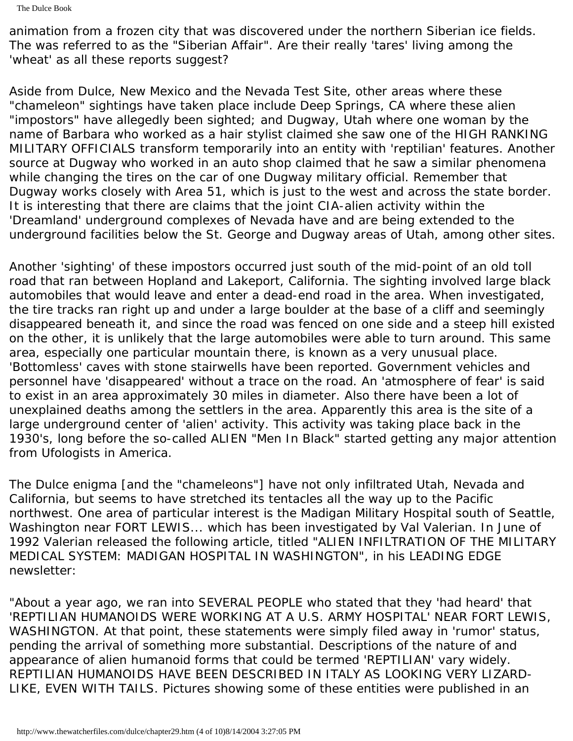animation from a frozen city that was discovered under the northern Siberian ice fields. The was referred to as the "Siberian Affair". Are their really 'tares' living among the 'wheat' as all these reports suggest?

Aside from Dulce, New Mexico and the Nevada Test Site, other areas where these "chameleon" sightings have taken place include Deep Springs, CA where these alien "impostors" have allegedly been sighted; and Dugway, Utah where one woman by the name of Barbara who worked as a hair stylist claimed she saw one of the HIGH RANKING MILITARY OFFICIALS transform temporarily into an entity with 'reptilian' features. Another source at Dugway who worked in an auto shop claimed that he saw a similar phenomena while changing the tires on the car of one Dugway military official. Remember that Dugway works closely with Area 51, which is just to the west and across the state border. It is interesting that there are claims that the joint CIA-alien activity within the 'Dreamland' underground complexes of Nevada have and are being extended to the underground facilities below the St. George and Dugway areas of Utah, among other sites.

Another 'sighting' of these impostors occurred just south of the mid-point of an old toll road that ran between Hopland and Lakeport, California. The sighting involved large black automobiles that would leave and enter a dead-end road in the area. When investigated, the tire tracks ran right up and under a large boulder at the base of a cliff and seemingly disappeared beneath it, and since the road was fenced on one side and a steep hill existed on the other, it is unlikely that the large automobiles were able to turn around. This same area, especially one particular mountain there, is known as a very unusual place. 'Bottomless' caves with stone stairwells have been reported. Government vehicles and personnel have 'disappeared' without a trace on the road. An 'atmosphere of fear' is said to exist in an area approximately 30 miles in diameter. Also there have been a lot of unexplained deaths among the settlers in the area. Apparently this area is the site of a large underground center of 'alien' activity. This activity was taking place back in the 1930's, long before the so-called ALIEN "Men In Black" started getting any major attention from Ufologists in America.

The Dulce enigma [and the "chameleons"] have not only infiltrated Utah, Nevada and California, but seems to have stretched its tentacles all the way up to the Pacific northwest. One area of particular interest is the Madigan Military Hospital south of Seattle, Washington near FORT LEWIS... which has been investigated by Val Valerian. In June of 1992 Valerian released the following article, titled "ALIEN INFILTRATION OF THE MILITARY MEDICAL SYSTEM: MADIGAN HOSPITAL IN WASHINGTON", in his LEADING EDGE newsletter:

"About a year ago, we ran into SEVERAL PEOPLE who stated that they 'had heard' that 'REPTILIAN HUMANOIDS WERE WORKING AT A U.S. ARMY HOSPITAL' NEAR FORT LEWIS, WASHINGTON. At that point, these statements were simply filed away in 'rumor' status, pending the arrival of something more substantial. Descriptions of the nature of and appearance of alien humanoid forms that could be termed 'REPTILIAN' vary widely. REPTILIAN HUMANOIDS HAVE BEEN DESCRIBED IN ITALY AS LOOKING VERY LIZARD-LIKE, EVEN WITH TAILS. Pictures showing some of these entities were published in an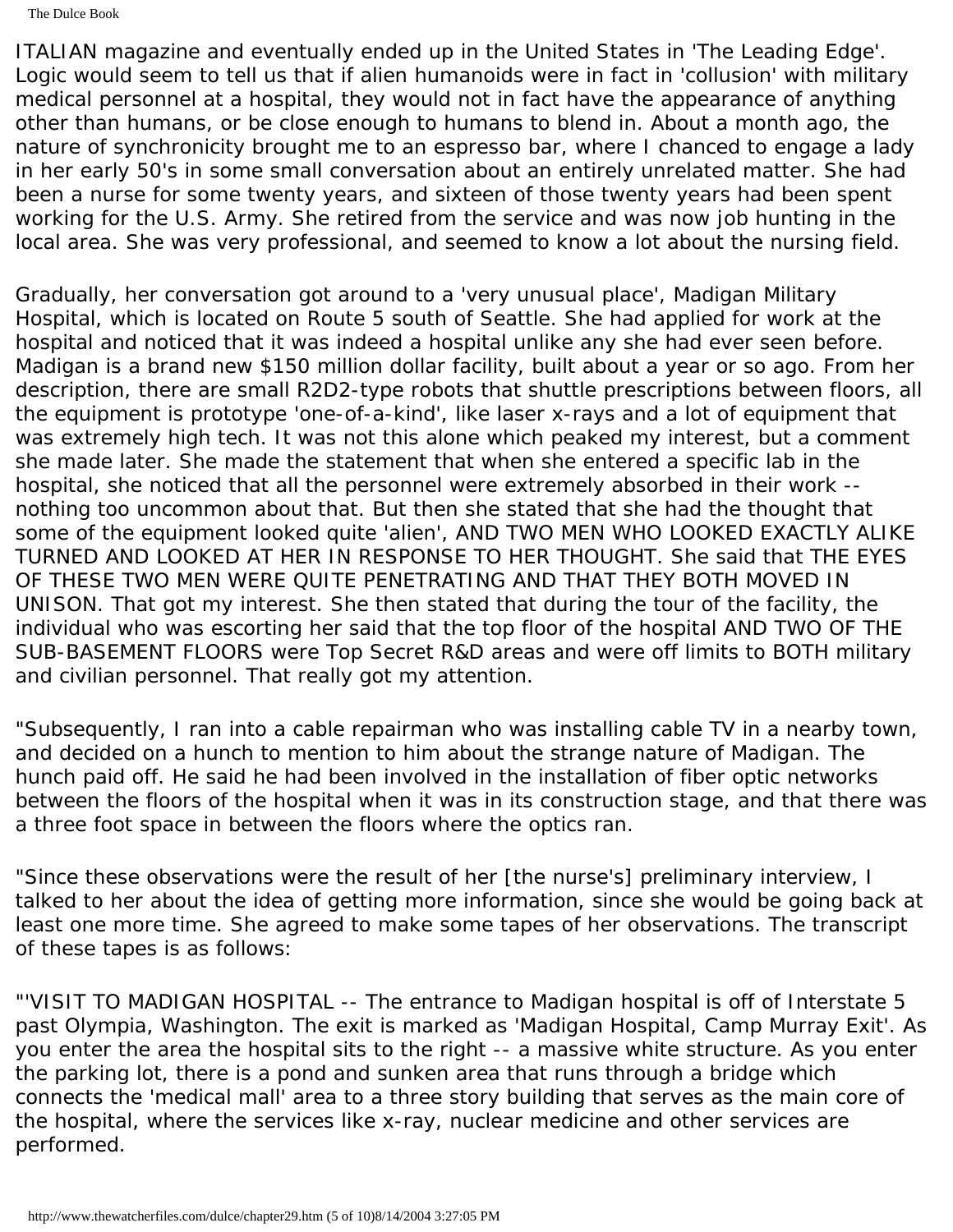ITALIAN magazine and eventually ended up in the United States in 'The Leading Edge'. Logic would seem to tell us that if alien humanoids were in fact in 'collusion' with military medical personnel at a hospital, they would not in fact have the appearance of anything other than humans, or be close enough to humans to blend in. About a month ago, the nature of synchronicity brought me to an espresso bar, where I chanced to engage a lady in her early 50's in some small conversation about an entirely unrelated matter. She had been a nurse for some twenty years, and sixteen of those twenty years had been spent working for the U.S. Army. She retired from the service and was now job hunting in the local area. She was very professional, and seemed to know a lot about the nursing field.

Gradually, her conversation got around to a 'very unusual place', Madigan Military Hospital, which is located on Route 5 south of Seattle. She had applied for work at the hospital and noticed that it was indeed a hospital unlike any she had ever seen before. Madigan is a brand new $150 million dollar facility, built about a year or so ago. From her description, there are small R2D2-type robots that shuttle prescriptions between floors, all the equipment is prototype 'one-of-a-kind', like laser x-rays and a lot of equipment that was extremely high tech. It was not this alone which peaked my interest, but a comment she made later. She made the statement that when she entered a specific lab in the hospital, she noticed that all the personnel were extremely absorbed in their work -- nothing too uncommon about that. But then she stated that she had the thought that some of the equipment looked quite 'alien', AND TWO MEN WHO LOOKED EXACTLY ALIKE TURNED AND LOOKED AT HER IN RESPONSE TO HER THOUGHT. She said that THE EYES OF THESE TWO MEN WERE QUITE PENETRATING AND THAT THEY BOTH MOVED IN UNISON. That got my interest. She then stated that during the tour of the facility, the individual who was escorting her said that the top floor of the hospital AND TWO OF THE SUB-BASEMENT FLOORS were Top Secret R&D areas and were off limits to BOTH military and civilian personnel. That really got my attention.

"Subsequently, I ran into a cable repairman who was installing cable TV in a nearby town, and decided on a hunch to mention to him about the strange nature of Madigan. The hunch paid off. He said he had been involved in the installation of fiber optic networks between the floors of the hospital when it was in its construction stage, and that there was a three foot space in between the floors where the optics ran.

"Since these observations were the result of her [the nurse's] preliminary interview, I talked to her about the idea of getting more information, since she would be going back at least one more time. She agreed to make some tapes of her observations. The transcript of these tapes is as follows:

"'VISIT TO MADIGAN HOSPITAL -- The entrance to Madigan hospital is off of Interstate 5 past Olympia, Washington. The exit is marked as 'Madigan Hospital, Camp Murray Exit'. As you enter the area the hospital sits to the right -- a massive white structure. As you enter the parking lot, there is a pond and sunken area that runs through a bridge which connects the 'medical mall' area to a three story building that serves as the main core of the hospital, where the services like x-ray, nuclear medicine and other services are performed.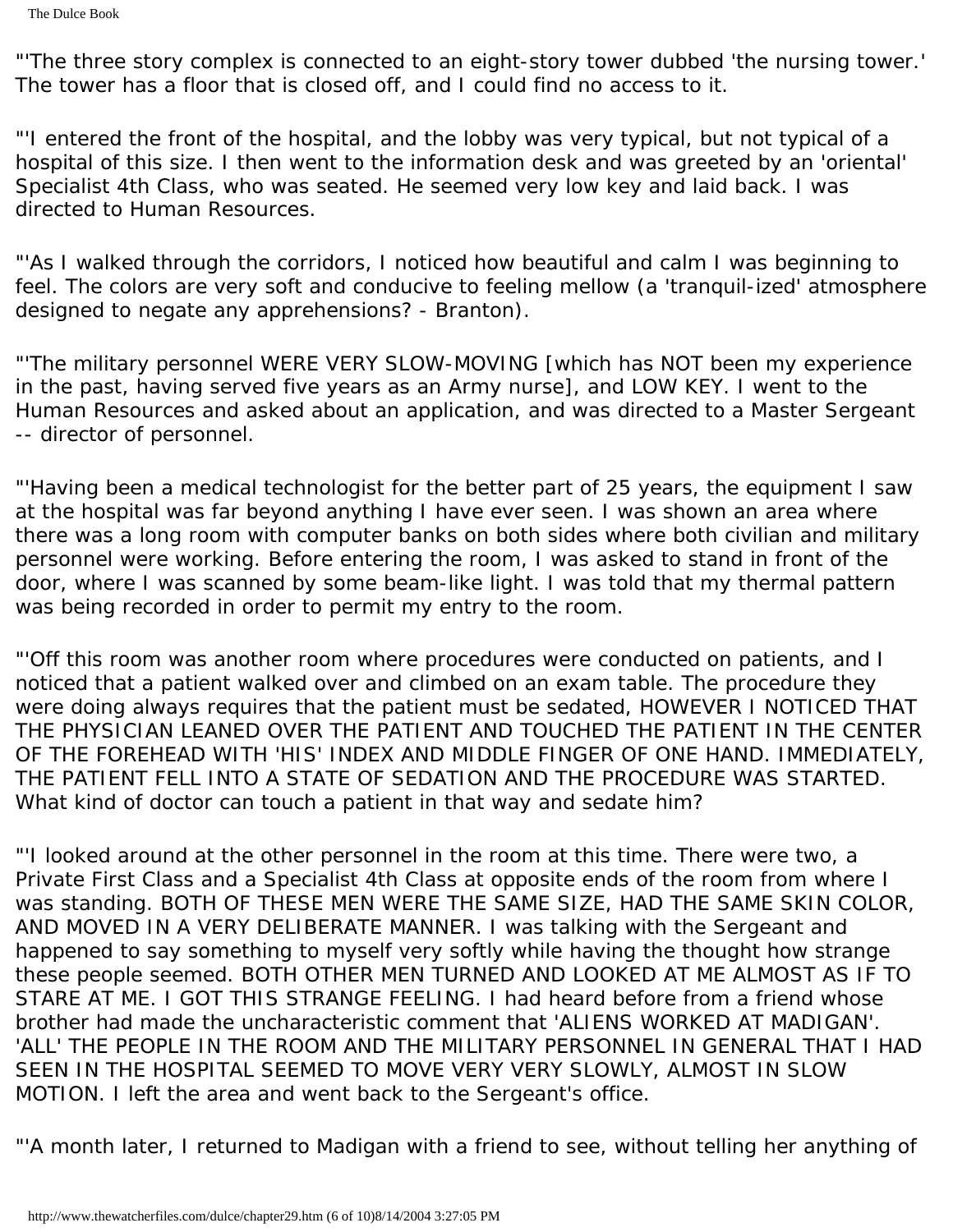"'The three story complex is connected to an eight-story tower dubbed 'the nursing tower.' The tower has a floor that is closed off, and I could find no access to it.

"'I entered the front of the hospital, and the lobby was very typical, but not typical of a hospital of this size. I then went to the information desk and was greeted by an 'oriental' Specialist 4th Class, who was seated. He seemed very low key and laid back. I was directed to Human Resources.

"'As I walked through the corridors, I noticed how beautiful and calm I was beginning to feel. The colors are very soft and conducive to feeling mellow (a 'tranquil-ized' atmosphere designed to negate any apprehensions? - Branton).

"'The military personnel WERE VERY SLOW-MOVING [which has NOT been my experience in the past, having served five years as an Army nurse], and LOW KEY. I went to the Human Resources and asked about an application, and was directed to a Master Sergeant -- director of personnel.

"'Having been a medical technologist for the better part of 25 years, the equipment I saw at the hospital was far beyond anything I have ever seen. I was shown an area where there was a long room with computer banks on both sides where both civilian and military personnel were working. Before entering the room, I was asked to stand in front of the door, where I was scanned by some beam-like light. I was told that my thermal pattern was being recorded in order to permit my entry to the room.

"'Off this room was another room where procedures were conducted on patients, and I noticed that a patient walked over and climbed on an exam table. The procedure they were doing always requires that the patient must be sedated, HOWEVER I NOTICED THAT THE PHYSICIAN LEANED OVER THE PATIENT AND TOUCHED THE PATIENT IN THE CENTER OF THE FOREHEAD WITH 'HIS' INDEX AND MIDDLE FINGER OF ONE HAND. IMMEDIATELY, THE PATIENT FELL INTO A STATE OF SEDATION AND THE PROCEDURE WAS STARTED. What kind of doctor can touch a patient in that way and sedate him?

"'I looked around at the other personnel in the room at this time. There were two, a Private First Class and a Specialist 4th Class at opposite ends of the room from where I was standing. BOTH OF THESE MEN WERE THE SAME SIZE, HAD THE SAME SKIN COLOR, AND MOVED IN A VERY DELIBERATE MANNER. I was talking with the Sergeant and happened to say something to myself very softly while having the thought how strange these people seemed. BOTH OTHER MEN TURNED AND LOOKED AT ME ALMOST AS IF TO STARE AT ME. I GOT THIS STRANGE FEELING. I had heard before from a friend whose brother had made the uncharacteristic comment that 'ALIENS WORKED AT MADIGAN'. 'ALL' THE PEOPLE IN THE ROOM AND THE MILITARY PERSONNEL IN GENERAL THAT I HAD SEEN IN THE HOSPITAL SEEMED TO MOVE VERY VERY SLOWLY, ALMOST IN SLOW MOTION. I left the area and went back to the Sergeant's office.

"'A month later, I returned to Madigan with a friend to see, without telling her anything of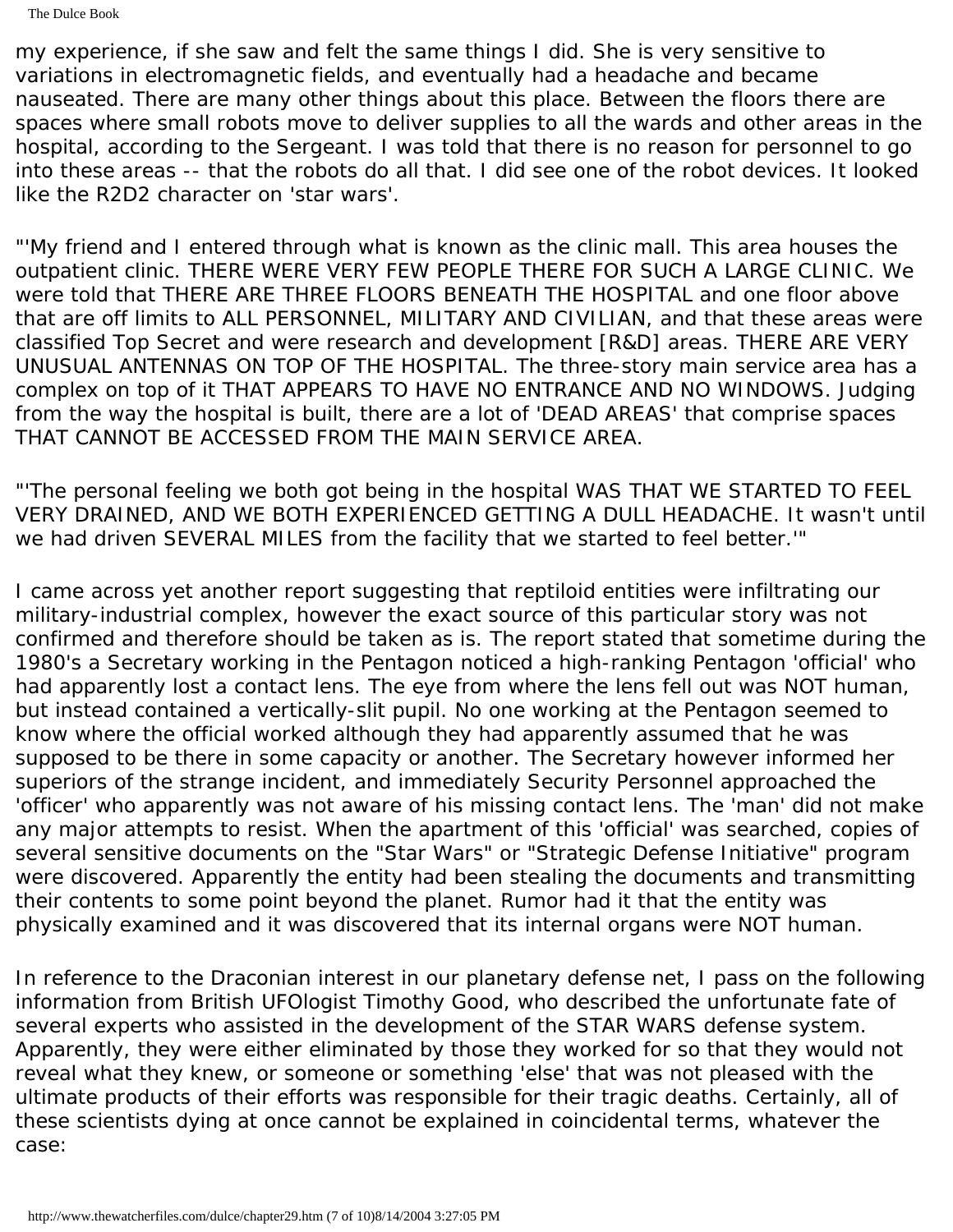my experience, if she saw and felt the same things I did. She is very sensitive to variations in electromagnetic fields, and eventually had a headache and became nauseated. There are many other things about this place. Between the floors there are spaces where small robots move to deliver supplies to all the wards and other areas in the hospital, according to the Sergeant. I was told that there is no reason for personnel to go into these areas -- that the robots do all that. I did see one of the robot devices. It looked like the R2D2 character on 'star wars'.

"'My friend and I entered through what is known as the clinic mall. This area houses the outpatient clinic. THERE WERE VERY FEW PEOPLE THERE FOR SUCH A LARGE CLINIC. We were told that THERE ARE THREE FLOORS BENEATH THE HOSPITAL and one floor above that are off limits to ALL PERSONNEL, MILITARY AND CIVILIAN, and that these areas were classified Top Secret and were research and development [R&D] areas. THERE ARE VERY UNUSUAL ANTENNAS ON TOP OF THE HOSPITAL. The three-story main service area has a complex on top of it THAT APPEARS TO HAVE NO ENTRANCE AND NO WINDOWS. Judging from the way the hospital is built, there are a lot of 'DEAD AREAS' that comprise spaces THAT CANNOT BE ACCESSED FROM THE MAIN SERVICE AREA.

"'The personal feeling we both got being in the hospital WAS THAT WE STARTED TO FEEL VERY DRAINED, AND WE BOTH EXPERIENCED GETTING A DULL HEADACHE. It wasn't until we had driven SEVERAL MILES from the facility that we started to feel better.'"

I came across yet another report suggesting that reptiloid entities were infiltrating our military-industrial complex, however the exact source of this particular story was not confirmed and therefore should be taken as is. The report stated that sometime during the 1980's a Secretary working in the Pentagon noticed a high-ranking Pentagon 'official' who had apparently lost a contact lens. The eye from where the lens fell out was NOT human, but instead contained a vertically-slit pupil. No one working at the Pentagon seemed to know where the official worked although they had apparently assumed that he was supposed to be there in some capacity or another. The Secretary however informed her superiors of the strange incident, and immediately Security Personnel approached the 'officer' who apparently was not aware of his missing contact lens. The 'man' did not make any major attempts to resist. When the apartment of this 'official' was searched, copies of several sensitive documents on the "Star Wars" or "Strategic Defense Initiative" program were discovered. Apparently the entity had been stealing the documents and transmitting their contents to some point beyond the planet. Rumor had it that the entity was physically examined and it was discovered that its internal organs were NOT human.

In reference to the Draconian interest in our planetary defense net, I pass on the following information from British UFOlogist Timothy Good, who described the unfortunate fate of several experts who assisted in the development of the STAR WARS defense system. Apparently, they were either eliminated by those they worked for so that they would not reveal what they knew, or someone or something 'else' that was not pleased with the ultimate products of their efforts was responsible for their tragic deaths. Certainly, all of these scientists dying at once cannot be explained in coincidental terms, whatever the case: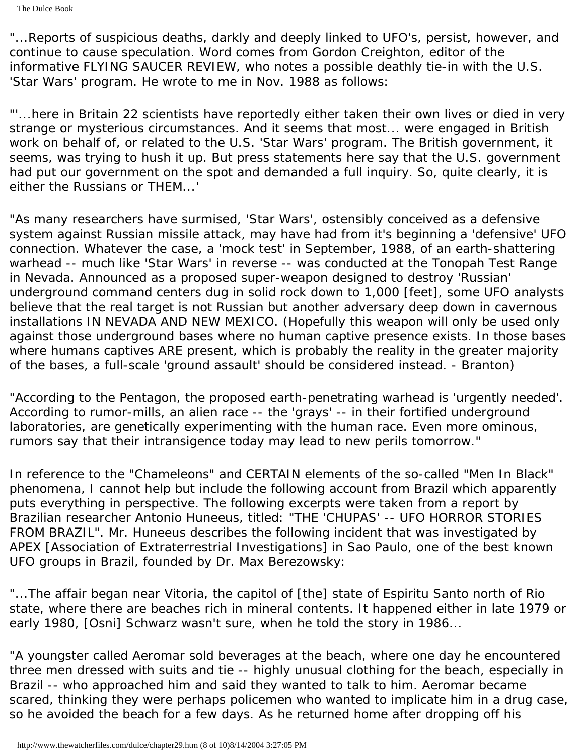"...Reports of suspicious deaths, darkly and deeply linked to UFO's, persist, however, and continue to cause speculation. Word comes from Gordon Creighton, editor of the informative FLYING SAUCER REVIEW, who notes a possible deathly tie-in with the U.S. 'Star Wars' program. He wrote to me in Nov. 1988 as follows:

"'...here in Britain 22 scientists have reportedly either taken their own lives or died in very strange or mysterious circumstances. And it seems that most... were engaged in British work on behalf of, or related to the U.S. 'Star Wars' program. The British government, it seems, was trying to hush it up. But press statements here say that the U.S. government had put our government on the spot and demanded a full inquiry. So, quite clearly, it is either the Russians or THEM...'

"As many researchers have surmised, 'Star Wars', ostensibly conceived as a defensive system against Russian missile attack, may have had from it's beginning a 'defensive' UFO connection. Whatever the case, a 'mock test' in September, 1988, of an earth-shattering warhead -- much like 'Star Wars' in reverse -- was conducted at the Tonopah Test Range in Nevada. Announced as a proposed super-weapon designed to destroy 'Russian' underground command centers dug in solid rock down to 1,000 [feet], some UFO analysts believe that the real target is not Russian but another adversary deep down in cavernous installations IN NEVADA AND NEW MEXICO. (Hopefully this weapon will only be used only against those underground bases where no human captive presence exists. In those bases where humans captives ARE present, which is probably the reality in the greater majority of the bases, a full-scale 'ground assault' should be considered instead. - Branton)

"According to the Pentagon, the proposed earth-penetrating warhead is 'urgently needed'. According to rumor-mills, an alien race -- the 'grays' -- in their fortified underground laboratories, are genetically experimenting with the human race. Even more ominous, rumors say that their intransigence today may lead to new perils tomorrow."

In reference to the "Chameleons" and CERTAIN elements of the so-called "Men In Black" phenomena, I cannot help but include the following account from Brazil which apparently puts everything in perspective. The following excerpts were taken from a report by Brazilian researcher Antonio Huneeus, titled: "THE 'CHUPAS' -- UFO HORROR STORIES FROM BRAZIL". Mr. Huneeus describes the following incident that was investigated by APEX [Association of Extraterrestrial Investigations] in Sao Paulo, one of the best known UFO groups in Brazil, founded by Dr. Max Berezowsky:

"...The affair began near Vitoria, the capitol of [the] state of Espiritu Santo north of Rio state, where there are beaches rich in mineral contents. It happened either in late 1979 or early 1980, [Osni] Schwarz wasn't sure, when he told the story in 1986...

"A youngster called Aeromar sold beverages at the beach, where one day he encountered three men dressed with suits and tie -- highly unusual clothing for the beach, especially in Brazil -- who approached him and said they wanted to talk to him. Aeromar became scared, thinking they were perhaps policemen who wanted to implicate him in a drug case, so he avoided the beach for a few days. As he returned home after dropping off his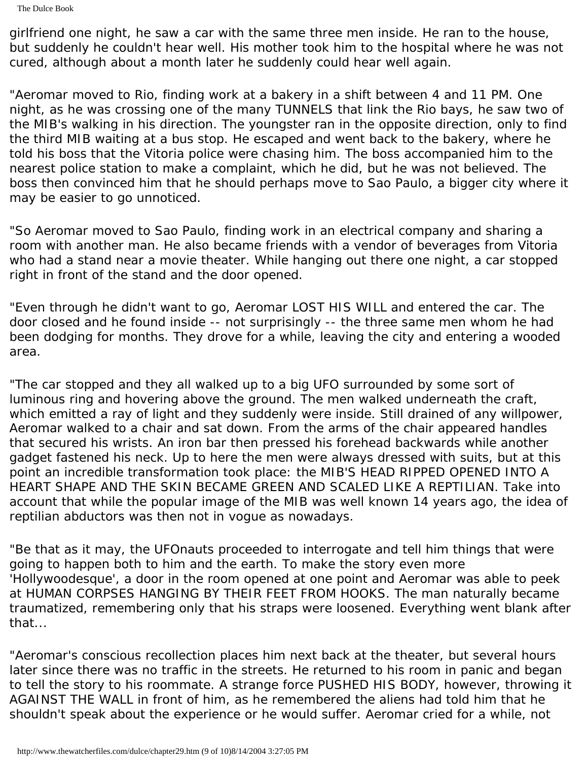girlfriend one night, he saw a car with the same three men inside. He ran to the house, but suddenly he couldn't hear well. His mother took him to the hospital where he was not cured, although about a month later he suddenly could hear well again.

"Aeromar moved to Rio, finding work at a bakery in a shift between 4 and 11 PM. One night, as he was crossing one of the many TUNNELS that link the Rio bays, he saw two of the MIB's walking in his direction. The youngster ran in the opposite direction, only to find the third MIB waiting at a bus stop. He escaped and went back to the bakery, where he told his boss that the Vitoria police were chasing him. The boss accompanied him to the nearest police station to make a complaint, which he did, but he was not believed. The boss then convinced him that he should perhaps move to Sao Paulo, a bigger city where it may be easier to go unnoticed.

"So Aeromar moved to Sao Paulo, finding work in an electrical company and sharing a room with another man. He also became friends with a vendor of beverages from Vitoria who had a stand near a movie theater. While hanging out there one night, a car stopped right in front of the stand and the door opened.

"Even through he didn't want to go, Aeromar LOST HIS WILL and entered the car. The door closed and he found inside -- not surprisingly -- the three same men whom he had been dodging for months. They drove for a while, leaving the city and entering a wooded area.

"The car stopped and they all walked up to a big UFO surrounded by some sort of luminous ring and hovering above the ground. The men walked underneath the craft, which emitted a ray of light and they suddenly were inside. Still drained of any willpower, Aeromar walked to a chair and sat down. From the arms of the chair appeared handles that secured his wrists. An iron bar then pressed his forehead backwards while another gadget fastened his neck. Up to here the men were always dressed with suits, but at this point an incredible transformation took place: the MIB'S HEAD RIPPED OPENED INTO A HEART SHAPE AND THE SKIN BECAME GREEN AND SCALED LIKE A REPTILIAN. Take into account that while the popular image of the MIB was well known 14 years ago, the idea of reptilian abductors was then not in vogue as nowadays.

"Be that as it may, the UFOnauts proceeded to interrogate and tell him things that were going to happen both to him and the earth. To make the story even more 'Hollywoodesque', a door in the room opened at one point and Aeromar was able to peek at HUMAN CORPSES HANGING BY THEIR FEET FROM HOOKS. The man naturally became traumatized, remembering only that his straps were loosened. Everything went blank after that...

"Aeromar's conscious recollection places him next back at the theater, but several hours later since there was no traffic in the streets. He returned to his room in panic and began to tell the story to his roommate. A strange force PUSHED HIS BODY, however, throwing it AGAINST THE WALL in front of him, as he remembered the aliens had told him that he shouldn't speak about the experience or he would suffer. Aeromar cried for a while, not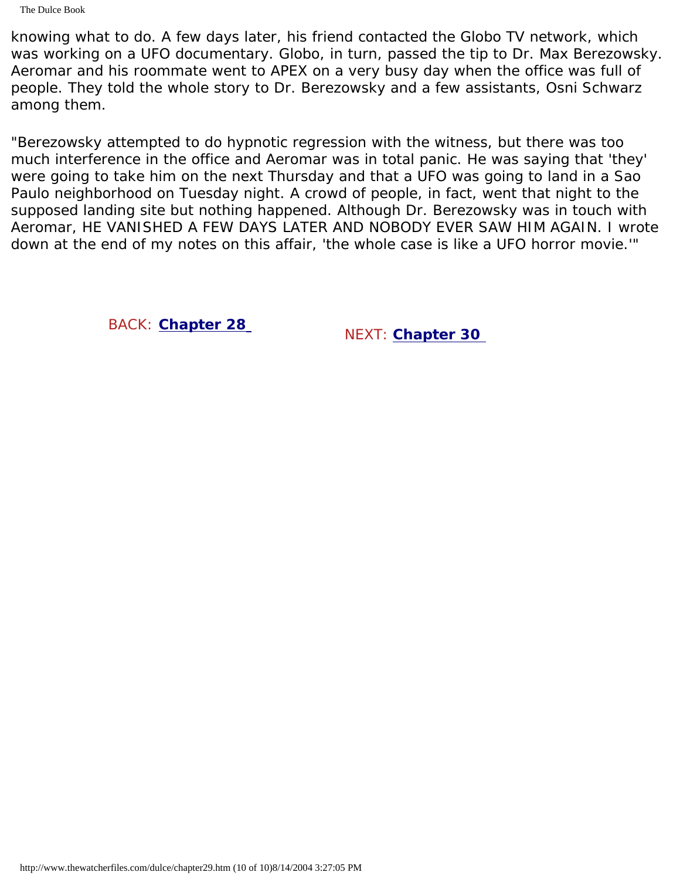knowing what to do. A few days later, his friend contacted the Globo TV network, which was working on a UFO documentary. Globo, in turn, passed the tip to Dr. Max Berezowsky. Aeromar and his roommate went to APEX on a very busy day when the office was full of people. They told the whole story to Dr. Berezowsky and a few assistants, Osni Schwarz among them.

"Berezowsky attempted to do hypnotic regression with the witness, but there was too much interference in the office and Aeromar was in total panic. He was saying that 'they' were going to take him on the next Thursday and that a UFO was going to land in a Sao Paulo neighborhood on Tuesday night. A crowd of people, in fact, went that night to the supposed landing site but nothing happened. Although Dr. Berezowsky was in touch with Aeromar, HE VANISHED A FEW DAYS LATER AND NOBODY EVER SAW HIM AGAIN. I wrote down at the end of my notes on this affair, 'the whole case is like a UFO horror movie.'"

BACK: **Chapter 28** NEXT: **Chapter 30**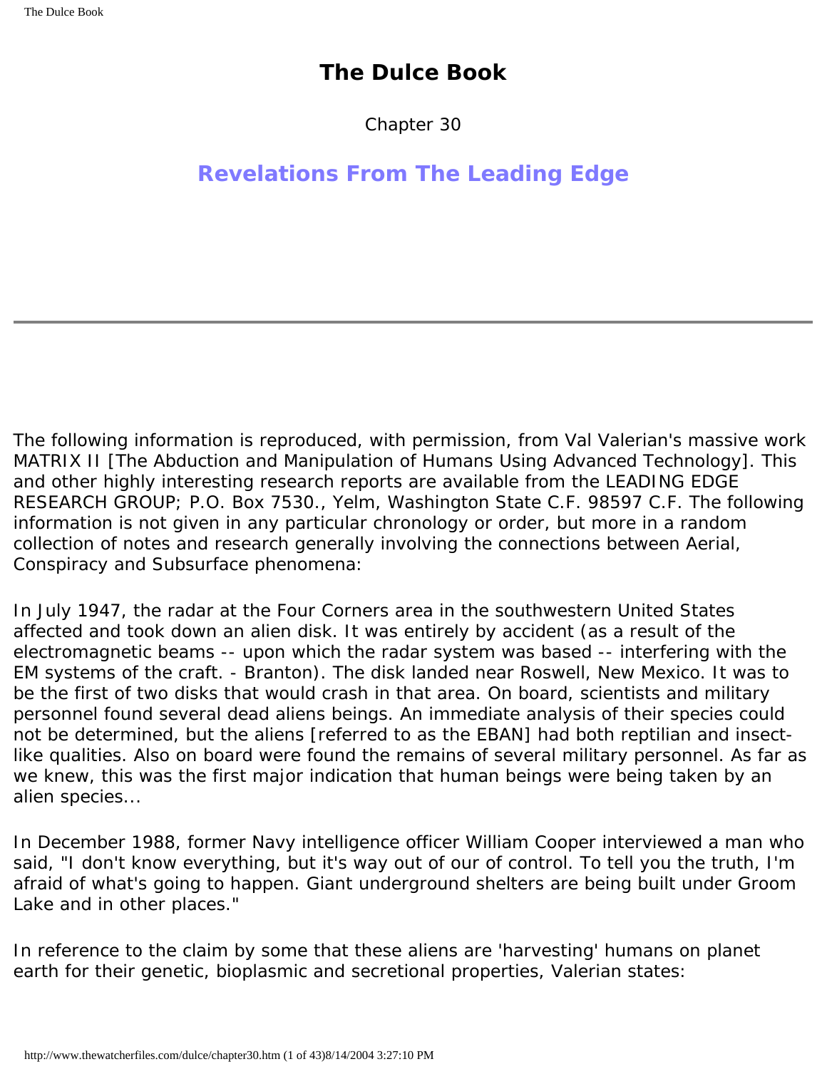# The Dulce Book

Chapter 30

## Revelations From The Leading Edge

The following information is reproduced, with permission, from Val Valerian's massive work MATRIX II [The Abduction and Manipulation of Humans Using Advanced Technology]. This and other highly interesting research reports are available from the LEADING EDGE RESEARCH GROUP; P.O. Box 7530., Yelm, Washington State C.F. 98597 C.F. The following information is not given in any particular chronology or order, but more in a random collection of notes and research generally involving the connections between Aerial, Conspiracy and Subsurface phenomena:

In July 1947, the radar at the Four Corners area in the southwestern United States affected and took down an alien disk. It was entirely by accident (as a result of the electromagnetic beams -- upon which the radar system was based -- interfering with the EM systems of the craft. - Branton). The disk landed near Roswell, New Mexico. It was to be the first of two disks that would crash in that area. On board, scientists and military personnel found several dead aliens beings. An immediate analysis of their species could not be determined, but the aliens [referred to as the EBAN] had both reptilian and insect-like qualities. Also on board were found the remains of several military personnel. As far as we knew, this was the first major indication that human beings were being taken by an alien species...

In December 1988, former Navy intelligence officer William Cooper interviewed a man who said, "I don't know everything, but it's way out of our of control. To tell you the truth, I'm afraid of what's going to happen. Giant underground shelters are being built under Groom Lake and in other places."

In reference to the claim by some that these aliens are 'harvesting' humans on planet earth for their genetic, bioplasmic and secretional properties, Valerian states: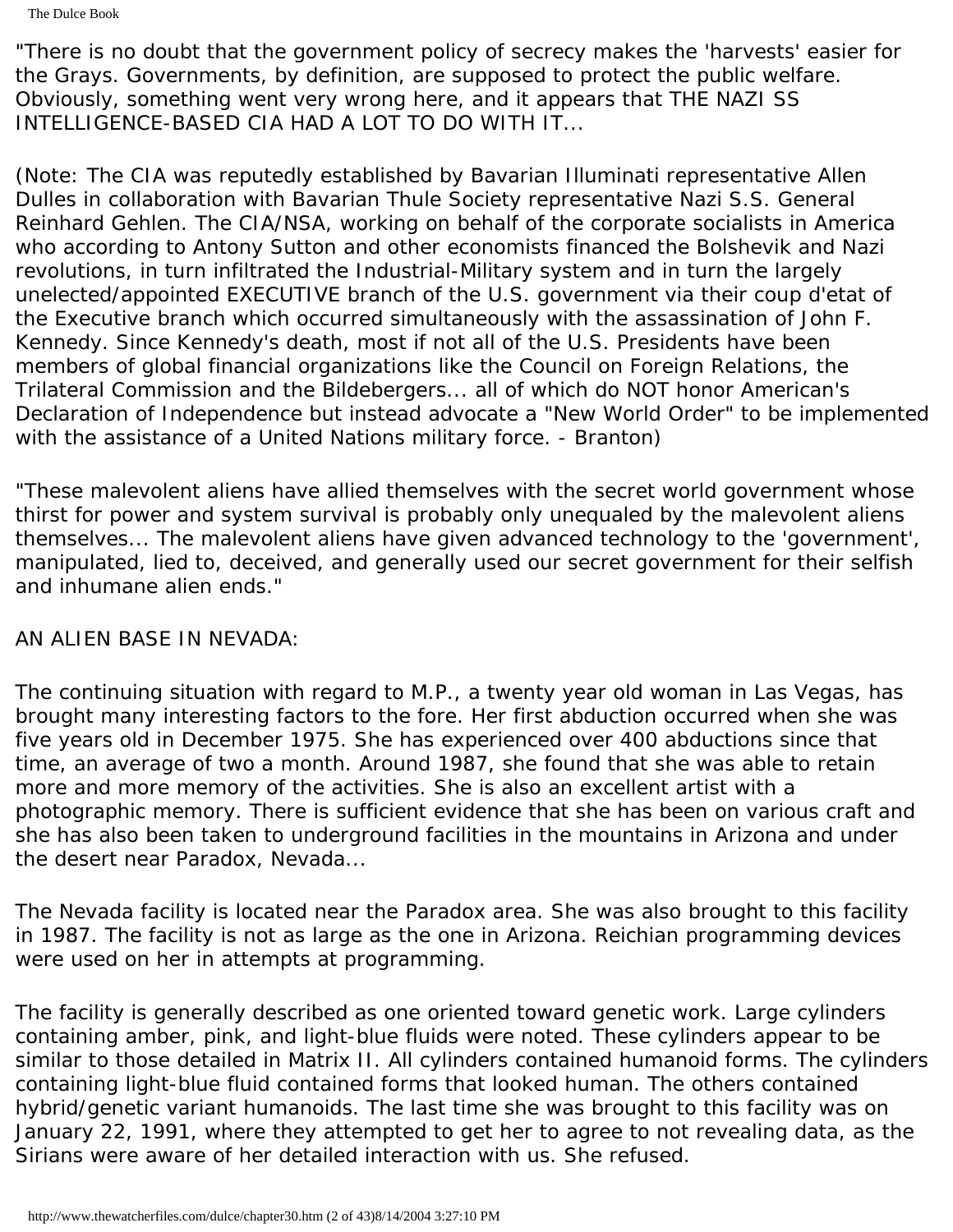"There is no doubt that the government policy of secrecy makes the 'harvests' easier for the Grays. Governments, by definition, are supposed to protect the public welfare. Obviously, something went very wrong here, and it appears that THE NAZI SS INTELLIGENCE-BASED CIA HAD A LOT TO DO WITH IT...

(Note: The CIA was reputedly established by Bavarian Illuminati representative Allen Dulles in collaboration with Bavarian Thule Society representative Nazi S.S. General Reinhard Gehlen. The CIA/NSA, working on behalf of the corporate socialists in America who according to Antony Sutton and other economists financed the Bolshevik and Nazi revolutions, in turn infiltrated the Industrial-Military system and in turn the largely unelected/appointed EXECUTIVE branch of the U.S. government via their coup d'etat of the Executive branch which occurred simultaneously with the assassination of John F. Kennedy. Since Kennedy's death, most if not all of the U.S. Presidents have been members of global financial organizations like the Council on Foreign Relations, the Trilateral Commission and the Bildebergers... all of which do NOT honor American's Declaration of Independence but instead advocate a "New World Order" to be implemented with the assistance of a United Nations military force. - Branton)

"These malevolent aliens have allied themselves with the secret world government whose thirst for power and system survival is probably only unequaled by the malevolent aliens themselves... The malevolent aliens have given advanced technology to the 'government', manipulated, lied to, deceived, and generally used our secret government for their selfish and inhumane alien ends."

AN ALIEN BASE IN NEVADA:

The continuing situation with regard to M.P., a twenty year old woman in Las Vegas, has brought many interesting factors to the fore. Her first abduction occurred when she was five years old in December 1975. She has experienced over 400 abductions since that time, an average of two a month. Around 1987, she found that she was able to retain more and more memory of the activities. She is also an excellent artist with a photographic memory. There is sufficient evidence that she has been on various craft and she has also been taken to underground facilities in the mountains in Arizona and under the desert near Paradox, Nevada...

The Nevada facility is located near the Paradox area. She was also brought to this facility in 1987. The facility is not as large as the one in Arizona. Reichian programming devices were used on her in attempts at programming.

The facility is generally described as one oriented toward genetic work. Large cylinders containing amber, pink, and light-blue fluids were noted. These cylinders appear to be similar to those detailed in Matrix II. All cylinders contained humanoid forms. The cylinders containing light-blue fluid contained forms that looked human. The others contained hybrid/genetic variant humanoids. The last time she was brought to this facility was on January 22, 1991, where they attempted to get her to agree to not revealing data, as the Sirians were aware of her detailed interaction with us. She refused.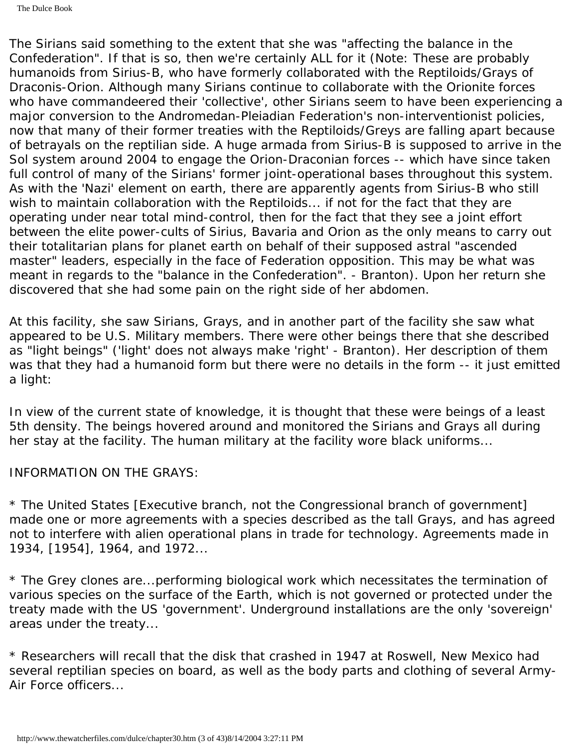The Sirians said something to the extent that she was "affecting the balance in the Confederation". If that is so, then we're certainly ALL for it (Note: These are probably humanoids from Sirius-B, who have formerly collaborated with the Reptiloids/Grays of Draconis-Orion. Although many Sirians continue to collaborate with the Orionite forces who have commandeered their 'collective', other Sirians seem to have been experiencing a major conversion to the Andromedan-Pleiadian Federation's non-interventionist policies, now that many of their former treaties with the Reptiloids/Greys are falling apart because of betrayals on the reptilian side. A huge armada from Sirius-B is supposed to arrive in the Sol system around 2004 to engage the Orion-Draconian forces -- which have since taken full control of many of the Sirians' former joint-operational bases throughout this system. As with the 'Nazi' element on earth, there are apparently agents from Sirius-B who still wish to maintain collaboration with the Reptiloids... if not for the fact that they are operating under near total mind-control, then for the fact that they see a joint effort between the elite power-cults of Sirius, Bavaria and Orion as the only means to carry out their totalitarian plans for planet earth on behalf of their supposed astral "ascended master" leaders, especially in the face of Federation opposition. This may be what was meant in regards to the "balance in the Confederation". - Branton). Upon her return she discovered that she had some pain on the right side of her abdomen.

At this facility, she saw Sirians, Grays, and in another part of the facility she saw what appeared to be U.S. Military members. There were other beings there that she described as "light beings" ('light' does not always make 'right' - Branton). Her description of them was that they had a humanoid form but there were no details in the form -- it just emitted a light:

In view of the current state of knowledge, it is thought that these were beings of a least 5th density. The beings hovered around and monitored the Sirians and Grays all during her stay at the facility. The human military at the facility wore black uniforms...

INFORMATION ON THE GRAYS:

* The United States [Executive branch, not the Congressional branch of government] made one or more agreements with a species described as the tall Grays, and has agreed not to interfere with alien operational plans in trade for technology. Agreements made in 1934, [1954], 1964, and 1972...

* The Grey clones are...performing biological work which necessitates the termination of various species on the surface of the Earth, which is not governed or protected under the treaty made with the US 'government'. Underground installations are the only 'sovereign' areas under the treaty...

* Researchers will recall that the disk that crashed in 1947 at Roswell, New Mexico had several reptilian species on board, as well as the body parts and clothing of several Army-Air Force officers...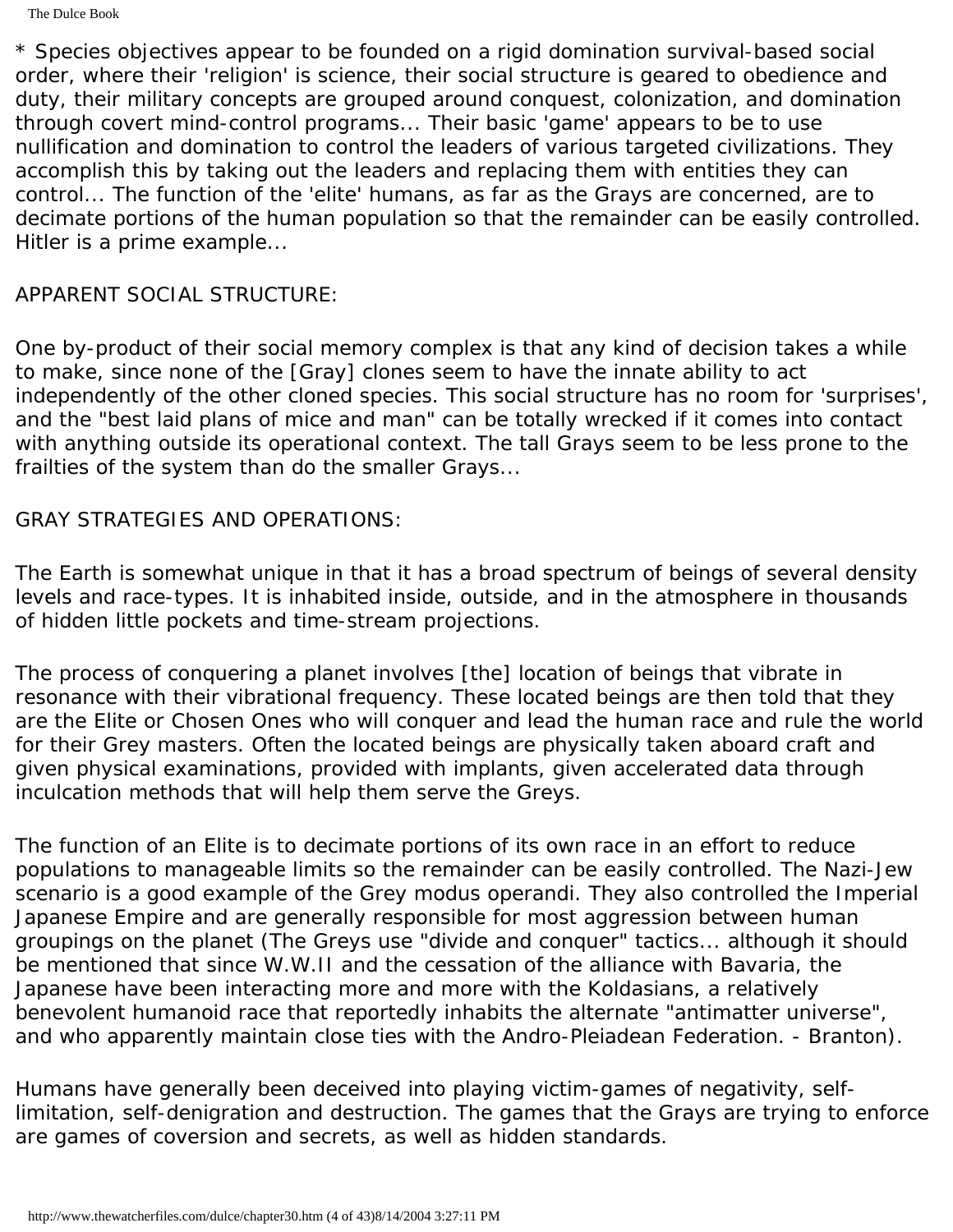* Species objectives appear to be founded on a rigid domination survival-based social order, where their 'religion' is science, their social structure is geared to obedience and duty, their military concepts are grouped around conquest, colonization, and domination through covert mind-control programs... Their basic 'game' appears to be to use nullification and domination to control the leaders of various targeted civilizations. They accomplish this by taking out the leaders and replacing them with entities they can control... The function of the 'elite' humans, as far as the Grays are concerned, are to decimate portions of the human population so that the remainder can be easily controlled. Hitler is a prime example...

APPARENT SOCIAL STRUCTURE:

One by-product of their social memory complex is that any kind of decision takes a while to make, since none of the [Gray] clones seem to have the innate ability to act independently of the other cloned species. This social structure has no room for 'surprises', and the "best laid plans of mice and man" can be totally wrecked if it comes into contact with anything outside its operational context. The tall Grays seem to be less prone to the frailties of the system than do the smaller Grays...

GRAY STRATEGIES AND OPERATIONS:

The Earth is somewhat unique in that it has a broad spectrum of beings of several density levels and race-types. It is inhabited inside, outside, and in the atmosphere in thousands of hidden little pockets and time-stream projections.

The process of conquering a planet involves [the] location of beings that vibrate in resonance with their vibrational frequency. These located beings are then told that they are the Elite or Chosen Ones who will conquer and lead the human race and rule the world for their Grey masters. Often the located beings are physically taken aboard craft and given physical examinations, provided with implants, given accelerated data through inculcation methods that will help them serve the Greys.

The function of an Elite is to decimate portions of its own race in an effort to reduce populations to manageable limits so the remainder can be easily controlled. The Nazi-Jew scenario is a good example of the Grey modus operandi. They also controlled the Imperial Japanese Empire and are generally responsible for most aggression between human groupings on the planet (The Greys use "divide and conquer" tactics... although it should be mentioned that since W.W.II and the cessation of the alliance with Bavaria, the Japanese have been interacting more and more with the Koldasians, a relatively benevolent humanoid race that reportedly inhabits the alternate "antimatter universe", and who apparently maintain close ties with the Andro-Pleiadean Federation. - Branton).

Humans have generally been deceived into playing victim-games of negativity, self-limitation, self-denigration and destruction. The games that the Grays are trying to enforce are games of coversion and secrets, as well as hidden standards.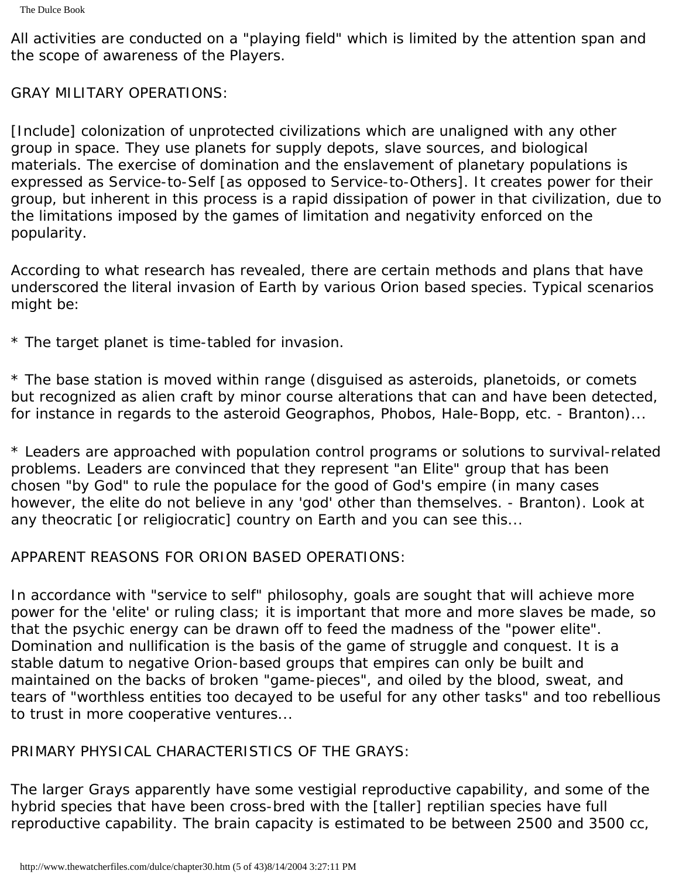All activities are conducted on a "playing field" which is limited by the attention span and the scope of awareness of the Players.

GRAY MILITARY OPERATIONS:

[Include] colonization of unprotected civilizations which are unaligned with any other group in space. They use planets for supply depots, slave sources, and biological materials. The exercise of domination and the enslavement of planetary populations is expressed as Service-to-Self [as opposed to Service-to-Others]. It creates power for their group, but inherent in this process is a rapid dissipation of power in that civilization, due to the limitations imposed by the games of limitation and negativity enforced on the popularity.

According to what research has revealed, there are certain methods and plans that have underscored the literal invasion of Earth by various Orion based species. Typical scenarios might be:

* The target planet is time-tabled for invasion.

* The base station is moved within range (disguised as asteroids, planetoids, or comets but recognized as alien craft by minor course alterations that can and have been detected, for instance in regards to the asteroid Geographos, Phobos, Hale-Bopp, etc. - Branton)...

* Leaders are approached with population control programs or solutions to survival-related problems. Leaders are convinced that they represent "an Elite" group that has been chosen "by God" to rule the populace for the good of God's empire (in many cases however, the elite do not believe in any 'god' other than themselves. - Branton). Look at any theocratic [or religiocratic] country on Earth and you can see this...

APPARENT REASONS FOR ORION BASED OPERATIONS:

In accordance with "service to self" philosophy, goals are sought that will achieve more power for the 'elite' or ruling class; it is important that more and more slaves be made, so that the psychic energy can be drawn off to feed the madness of the "power elite". Domination and nullification is the basis of the game of struggle and conquest. It is a stable datum to negative Orion-based groups that empires can only be built and maintained on the backs of broken "game-pieces", and oiled by the blood, sweat, and tears of "worthless entities too decayed to be useful for any other tasks" and too rebellious to trust in more cooperative ventures...

PRIMARY PHYSICAL CHARACTERISTICS OF THE GRAYS:

The larger Grays apparently have some vestigial reproductive capability, and some of the hybrid species that have been cross-bred with the [taller] reptilian species have full reproductive capability. The brain capacity is estimated to be between 2500 and 3500 cc,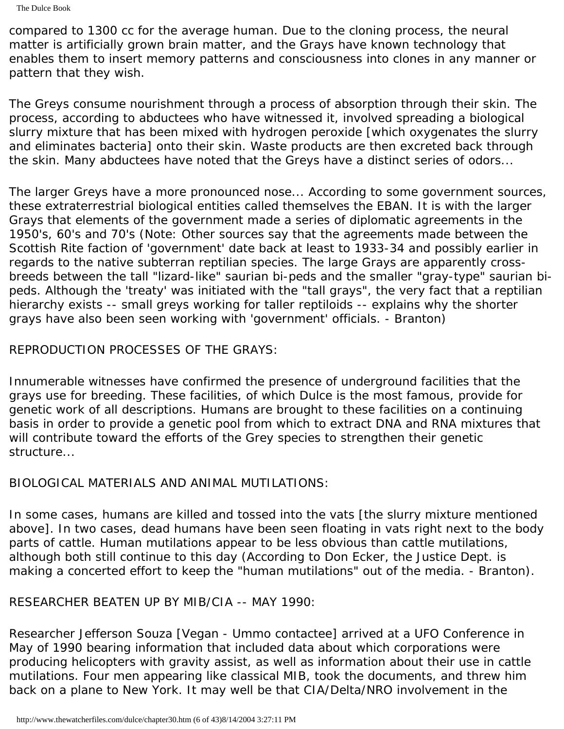compared to 1300 cc for the average human. Due to the cloning process, the neural matter is artificially grown brain matter, and the Grays have known technology that enables them to insert memory patterns and consciousness into clones in any manner or pattern that they wish.

The Greys consume nourishment through a process of absorption through their skin. The process, according to abductees who have witnessed it, involved spreading a biological slurry mixture that has been mixed with hydrogen peroxide [which oxygenates the slurry and eliminates bacteria] onto their skin. Waste products are then excreted back through the skin. Many abductees have noted that the Greys have a distinct series of odors...

The larger Greys have a more pronounced nose... According to some government sources, these extraterrestrial biological entities called themselves the EBAN. It is with the larger Grays that elements of the government made a series of diplomatic agreements in the 1950's, 60's and 70's (Note: Other sources say that the agreements made between the Scottish Rite faction of 'government' date back at least to 1933-34 and possibly earlier in regards to the native subterran reptilian species. The large Grays are apparently cross-breeds between the tall "lizard-like" saurian bi-peds and the smaller "gray-type" saurian bi-peds. Although the 'treaty' was initiated with the "tall grays", the very fact that a reptilian hierarchy exists -- small greys working for taller reptiloids -- explains why the shorter grays have also been seen working with 'government' officials. - Branton)

REPRODUCTION PROCESSES OF THE GRAYS:

Innumerable witnesses have confirmed the presence of underground facilities that the grays use for breeding. These facilities, of which Dulce is the most famous, provide for genetic work of all descriptions. Humans are brought to these facilities on a continuing basis in order to provide a genetic pool from which to extract DNA and RNA mixtures that will contribute toward the efforts of the Grey species to strengthen their genetic structure...

BIOLOGICAL MATERIALS AND ANIMAL MUTILATIONS:

In some cases, humans are killed and tossed into the vats [the slurry mixture mentioned above]. In two cases, dead humans have been seen floating in vats right next to the body parts of cattle. Human mutilations appear to be less obvious than cattle mutilations, although both still continue to this day (According to Don Ecker, the Justice Dept. is making a concerted effort to keep the "human mutilations" out of the media. - Branton).

RESEARCHER BEATEN UP BY MIB/CIA -- MAY 1990:

Researcher Jefferson Souza [Vegan - Ummo contactee] arrived at a UFO Conference in May of 1990 bearing information that included data about which corporations were producing helicopters with gravity assist, as well as information about their use in cattle mutilations. Four men appearing like classical MIB, took the documents, and threw him back on a plane to New York. It may well be that CIA/Delta/NRO involvement in the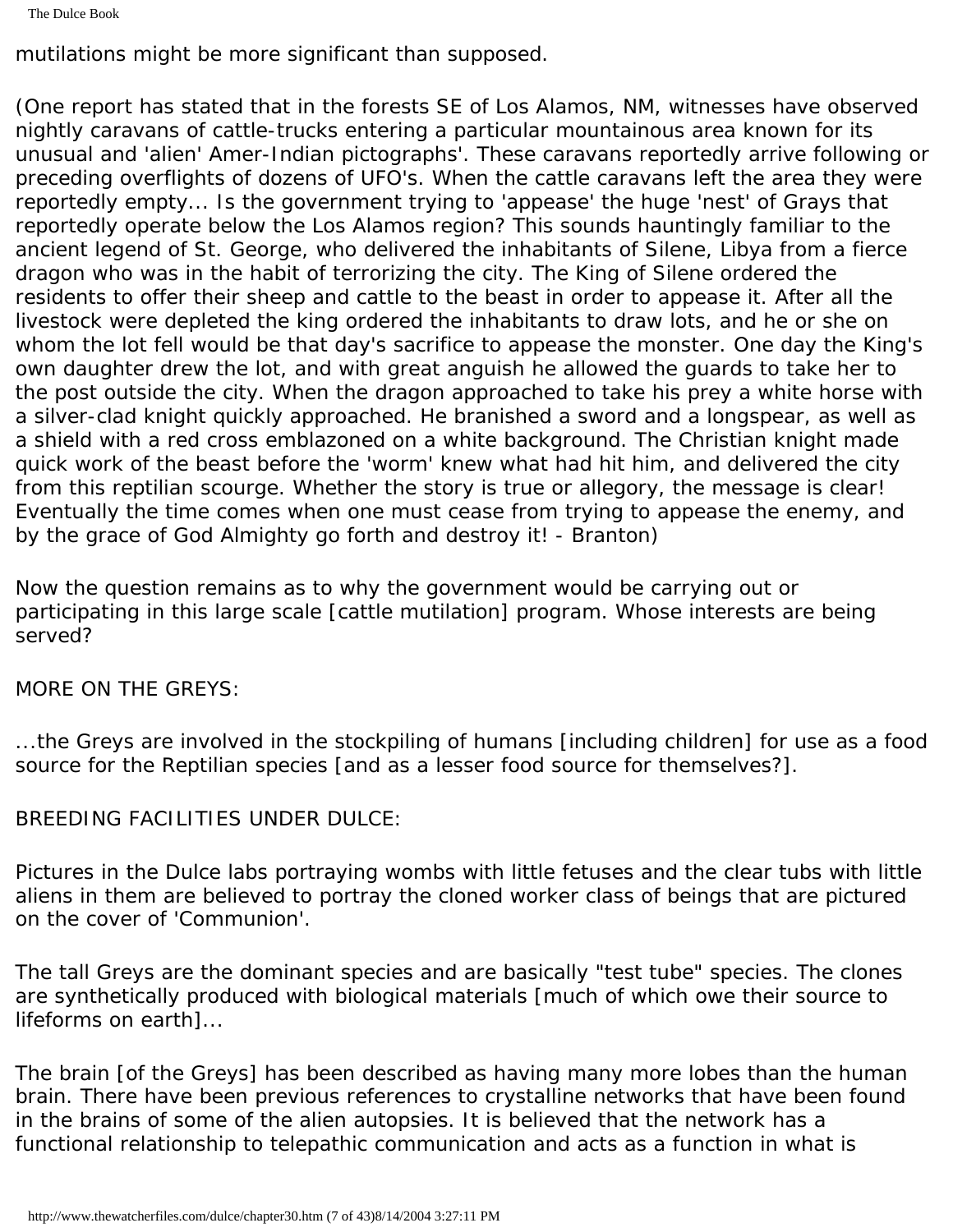mutilations might be more significant than supposed.

(One report has stated that in the forests SE of Los Alamos, NM, witnesses have observed nightly caravans of cattle-trucks entering a particular mountainous area known for its unusual and 'alien' Amer-Indian pictographs'. These caravans reportedly arrive following or preceding overflights of dozens of UFO's. When the cattle caravans left the area they were reportedly empty... Is the government trying to 'appease' the huge 'nest' of Grays that reportedly operate below the Los Alamos region? This sounds hauntingly familiar to the ancient legend of St. George, who delivered the inhabitants of Silene, Libya from a fierce dragon who was in the habit of terrorizing the city. The King of Silene ordered the residents to offer their sheep and cattle to the beast in order to appease it. After all the livestock were depleted the king ordered the inhabitants to draw lots, and he or she on whom the lot fell would be that day's sacrifice to appease the monster. One day the King's own daughter drew the lot, and with great anguish he allowed the guards to take her to the post outside the city. When the dragon approached to take his prey a white horse with a silver-clad knight quickly approached. He branished a sword and a longspear, as well as a shield with a red cross emblazoned on a white background. The Christian knight made quick work of the beast before the 'worm' knew what had hit him, and delivered the city from this reptilian scourge. Whether the story is true or allegory, the message is clear! Eventually the time comes when one must cease from trying to appease the enemy, and by the grace of God Almighty go forth and destroy it! - Branton)

Now the question remains as to why the government would be carrying out or participating in this large scale [cattle mutilation] program. Whose interests are being served?

MORE ON THE GREYS:

...the Greys are involved in the stockpiling of humans [including children] for use as a food source for the Reptilian species [and as a lesser food source for themselves?].

BREEDING FACILITIES UNDER DULCE:

Pictures in the Dulce labs portraying wombs with little fetuses and the clear tubs with little aliens in them are believed to portray the cloned worker class of beings that are pictured on the cover of 'Communion'.

The tall Greys are the dominant species and are basically "test tube" species. The clones are synthetically produced with biological materials [much of which owe their source to lifeforms on earth]...

The brain [of the Greys] has been described as having many more lobes than the human brain. There have been previous references to crystalline networks that have been found in the brains of some of the alien autopsies. It is believed that the network has a functional relationship to telepathic communication and acts as a function in what is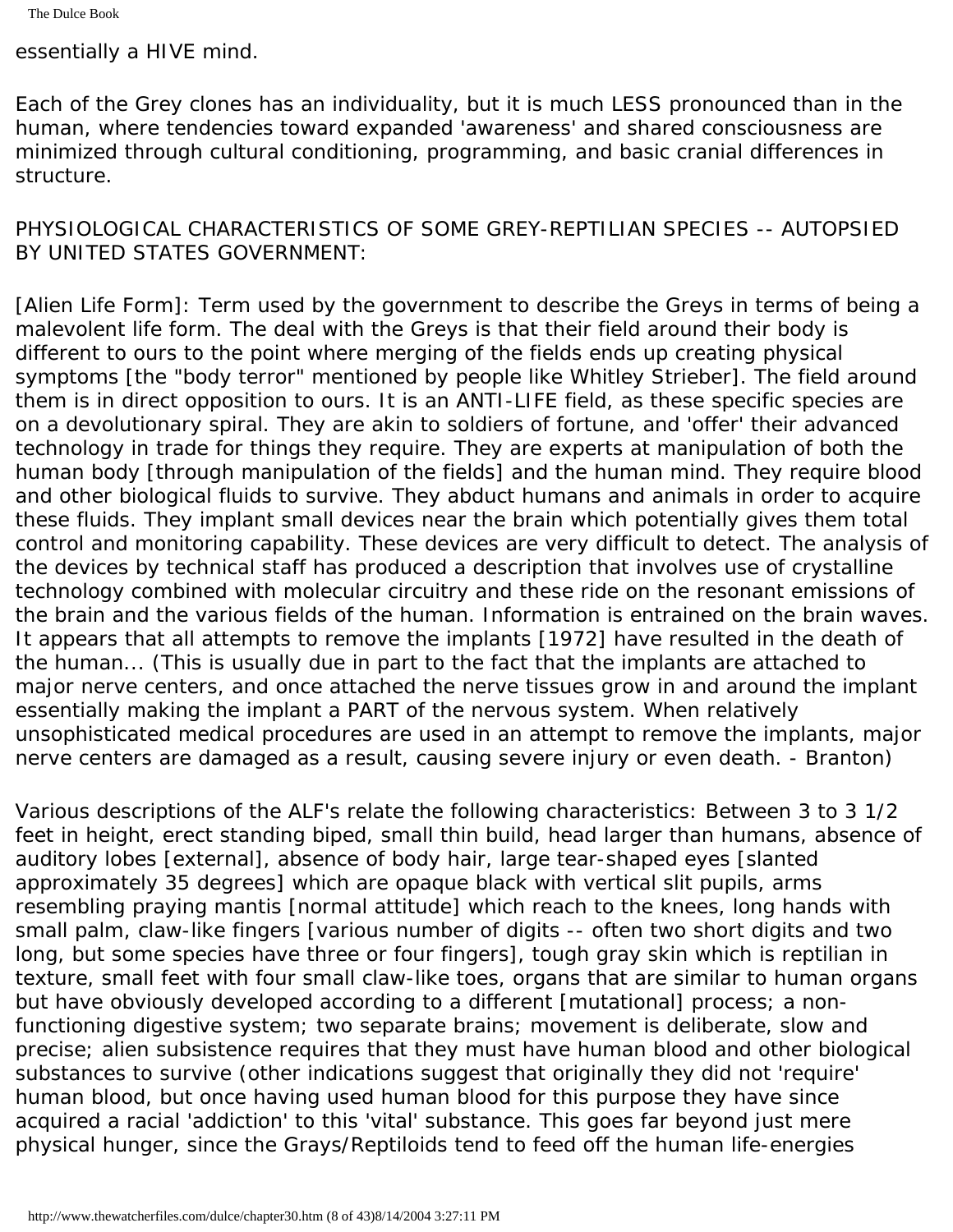essentially a HIVE mind.

Each of the Grey clones has an individuality, but it is much LESS pronounced than in the human, where tendencies toward expanded 'awareness' and shared consciousness are minimized through cultural conditioning, programming, and basic cranial differences in structure.

PHYSIOLOGICAL CHARACTERISTICS OF SOME GREY-REPTILIAN SPECIES -- AUTOPSIED BY UNITED STATES GOVERNMENT:

[Alien Life Form]: Term used by the government to describe the Greys in terms of being a malevolent life form. The deal with the Greys is that their field around their body is different to ours to the point where merging of the fields ends up creating physical symptoms [the "body terror" mentioned by people like Whitley Strieber]. The field around them is in direct opposition to ours. It is an ANTI-LIFE field, as these specific species are on a devolutionary spiral. They are akin to soldiers of fortune, and 'offer' their advanced technology in trade for things they require. They are experts at manipulation of both the human body [through manipulation of the fields] and the human mind. They require blood and other biological fluids to survive. They abduct humans and animals in order to acquire these fluids. They implant small devices near the brain which potentially gives them total control and monitoring capability. These devices are very difficult to detect. The analysis of the devices by technical staff has produced a description that involves use of crystalline technology combined with molecular circuitry and these ride on the resonant emissions of the brain and the various fields of the human. Information is entrained on the brain waves. It appears that all attempts to remove the implants [1972] have resulted in the death of the human... (This is usually due in part to the fact that the implants are attached to major nerve centers, and once attached the nerve tissues grow in and around the implant essentially making the implant a PART of the nervous system. When relatively unsophisticated medical procedures are used in an attempt to remove the implants, major nerve centers are damaged as a result, causing severe injury or even death. - Branton)

Various descriptions of the ALF's relate the following characteristics: Between 3 to 3 1/2 feet in height, erect standing biped, small thin build, head larger than humans, absence of auditory lobes [external], absence of body hair, large tear-shaped eyes [slanted approximately 35 degrees] which are opaque black with vertical slit pupils, arms resembling praying mantis [normal attitude] which reach to the knees, long hands with small palm, claw-like fingers [various number of digits -- often two short digits and two long, but some species have three or four fingers], tough gray skin which is reptilian in texture, small feet with four small claw-like toes, organs that are similar to human organs but have obviously developed according to a different [mutational] process; a non-functioning digestive system; two separate brains; movement is deliberate, slow and precise; alien subsistence requires that they must have human blood and other biological substances to survive (other indications suggest that originally they did not 'require' human blood, but once having used human blood for this purpose they have since acquired a racial 'addiction' to this 'vital' substance. This goes far beyond just mere physical hunger, since the Grays/Reptiloids tend to feed off the human life-energies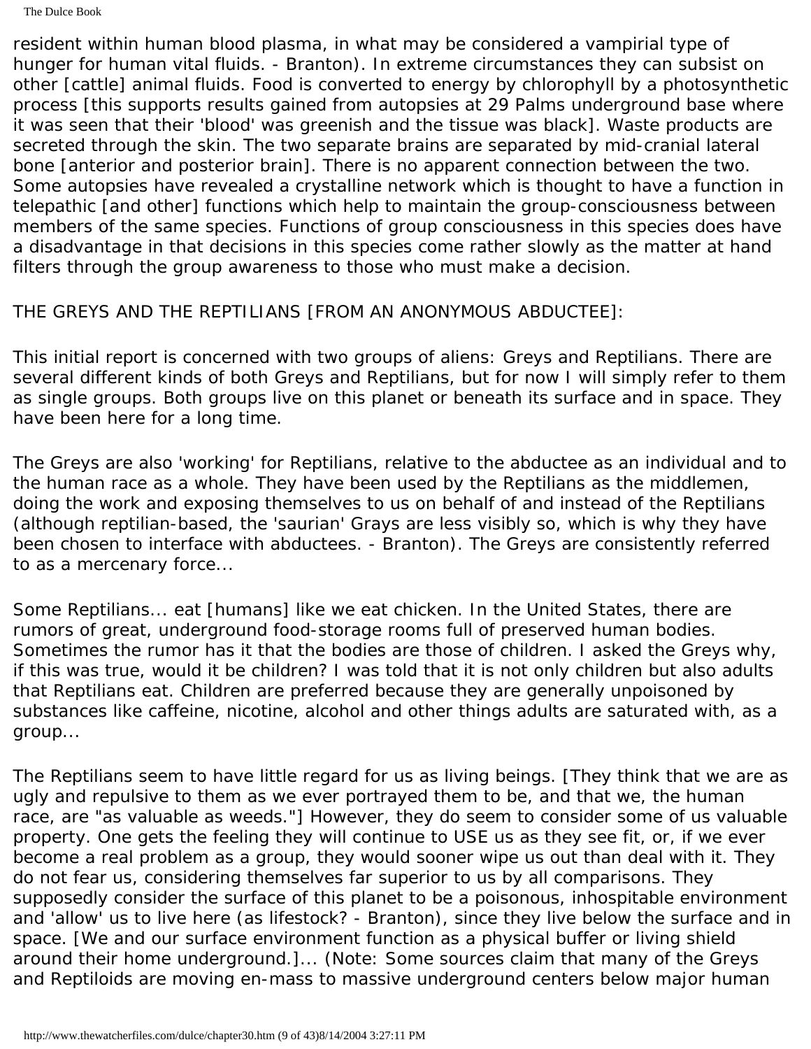resident within human blood plasma, in what may be considered a vampirial type of hunger for human vital fluids. - Branton). In extreme circumstances they can subsist on other [cattle] animal fluids. Food is converted to energy by chlorophyll by a photosynthetic process [this supports results gained from autopsies at 29 Palms underground base where it was seen that their 'blood' was greenish and the tissue was black]. Waste products are secreted through the skin. The two separate brains are separated by mid-cranial lateral bone [anterior and posterior brain]. There is no apparent connection between the two. Some autopsies have revealed a crystalline network which is thought to have a function in telepathic [and other] functions which help to maintain the group-consciousness between members of the same species. Functions of group consciousness in this species does have a disadvantage in that decisions in this species come rather slowly as the matter at hand filters through the group awareness to those who must make a decision.

THE GREYS AND THE REPTILIANS [FROM AN ANONYMOUS ABDUCTEE]:

This initial report is concerned with two groups of aliens: Greys and Reptilians. There are several different kinds of both Greys and Reptilians, but for now I will simply refer to them as single groups. Both groups live on this planet or beneath its surface and in space. They have been here for a long time.

The Greys are also 'working' for Reptilians, relative to the abductee as an individual and to the human race as a whole. They have been used by the Reptilians as the middlemen, doing the work and exposing themselves to us on behalf of and instead of the Reptilians (although reptilian-based, the 'saurian' Grays are less visibly so, which is why they have been chosen to interface with abductees. - Branton). The Greys are consistently referred to as a mercenary force...

Some Reptilians... eat [humans] like we eat chicken. In the United States, there are rumors of great, underground food-storage rooms full of preserved human bodies. Sometimes the rumor has it that the bodies are those of children. I asked the Greys why, if this was true, would it be children? I was told that it is not only children but also adults that Reptilians eat. Children are preferred because they are generally unpoisoned by substances like caffeine, nicotine, alcohol and other things adults are saturated with, as a group...

The Reptilians seem to have little regard for us as living beings. [They think that we are as ugly and repulsive to them as we ever portrayed them to be, and that we, the human race, are "as valuable as weeds."] However, they do seem to consider some of us valuable property. One gets the feeling they will continue to USE us as they see fit, or, if we ever become a real problem as a group, they would sooner wipe us out than deal with it. They do not fear us, considering themselves far superior to us by all comparisons. They supposedly consider the surface of this planet to be a poisonous, inhospitable environment and 'allow' us to live here (as lifestock? - Branton), since they live below the surface and in space. [We and our surface environment function as a physical buffer or living shield around their home underground.]... (Note: Some sources claim that many of the Greys and Reptiloids are moving en-mass to massive underground centers below major human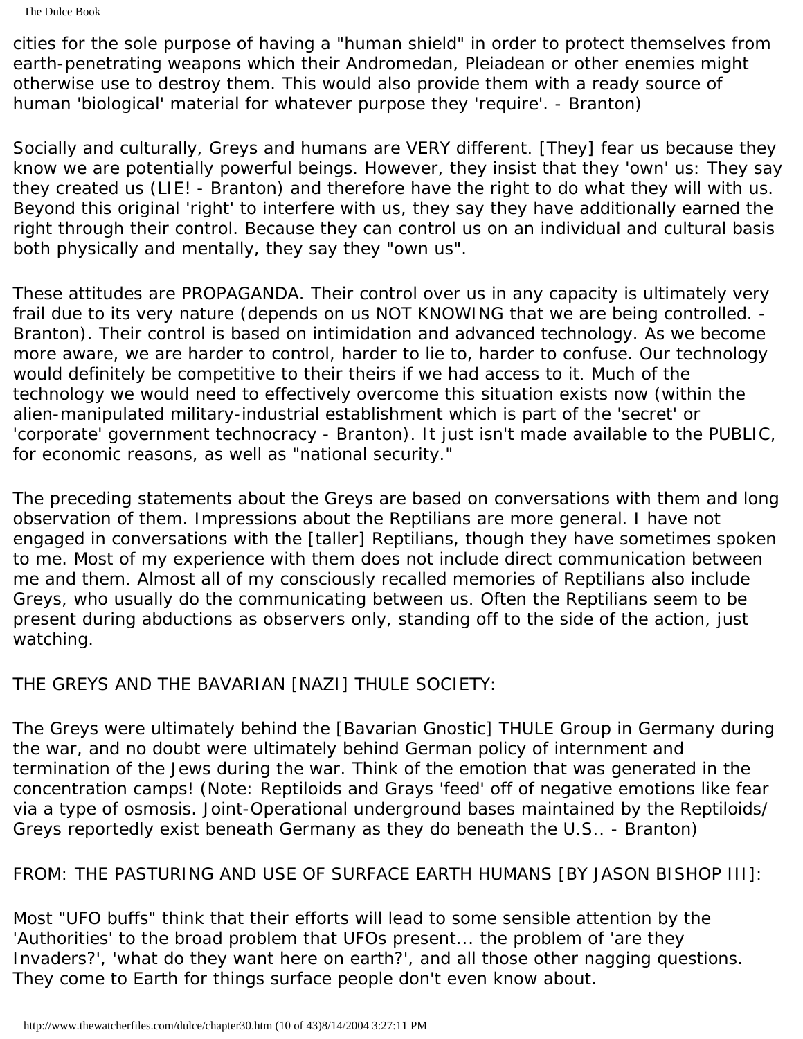cities for the sole purpose of having a "human shield" in order to protect themselves from earth-penetrating weapons which their Andromedan, Pleiadean or other enemies might otherwise use to destroy them. This would also provide them with a ready source of human 'biological' material for whatever purpose they 'require'. - Branton)

Socially and culturally, Greys and humans are VERY different. [They] fear us because they know we are potentially powerful beings. However, they insist that they 'own' us: They say they created us (LIE! - Branton) and therefore have the right to do what they will with us. Beyond this original 'right' to interfere with us, they say they have additionally earned the right through their control. Because they can control us on an individual and cultural basis both physically and mentally, they say they "own us".

These attitudes are PROPAGANDA. Their control over us in any capacity is ultimately very frail due to its very nature (depends on us NOT KNOWING that we are being controlled. - Branton). Their control is based on intimidation and advanced technology. As we become more aware, we are harder to control, harder to lie to, harder to confuse. Our technology would definitely be competitive to their theirs if we had access to it. Much of the technology we would need to effectively overcome this situation exists now (within the alien-manipulated military-industrial establishment which is part of the 'secret' or 'corporate' government technocracy - Branton). It just isn't made available to the PUBLIC, for economic reasons, as well as "national security."

The preceding statements about the Greys are based on conversations with them and long observation of them. Impressions about the Reptilians are more general. I have not engaged in conversations with the [taller] Reptilians, though they have sometimes spoken to me. Most of my experience with them does not include direct communication between me and them. Almost all of my consciously recalled memories of Reptilians also include Greys, who usually do the communicating between us. Often the Reptilians seem to be present during abductions as observers only, standing off to the side of the action, just watching.

THE GREYS AND THE BAVARIAN [NAZI] THULE SOCIETY:

The Greys were ultimately behind the [Bavarian Gnostic] THULE Group in Germany during the war, and no doubt were ultimately behind German policy of internment and termination of the Jews during the war. Think of the emotion that was generated in the concentration camps! (Note: Reptiloids and Grays 'feed' off of negative emotions like fear via a type of osmosis. Joint-Operational underground bases maintained by the Reptiloids/Greys reportedly exist beneath Germany as they do beneath the U.S.. - Branton)

FROM: THE PASTURING AND USE OF SURFACE EARTH HUMANS [BY JASON BISHOP III]:

Most "UFO buffs" think that their efforts will lead to some sensible attention by the 'Authorities' to the broad problem that UFOs present... the problem of 'are they Invaders?', 'what do they want here on earth?', and all those other nagging questions. They come to Earth for things surface people don't even know about.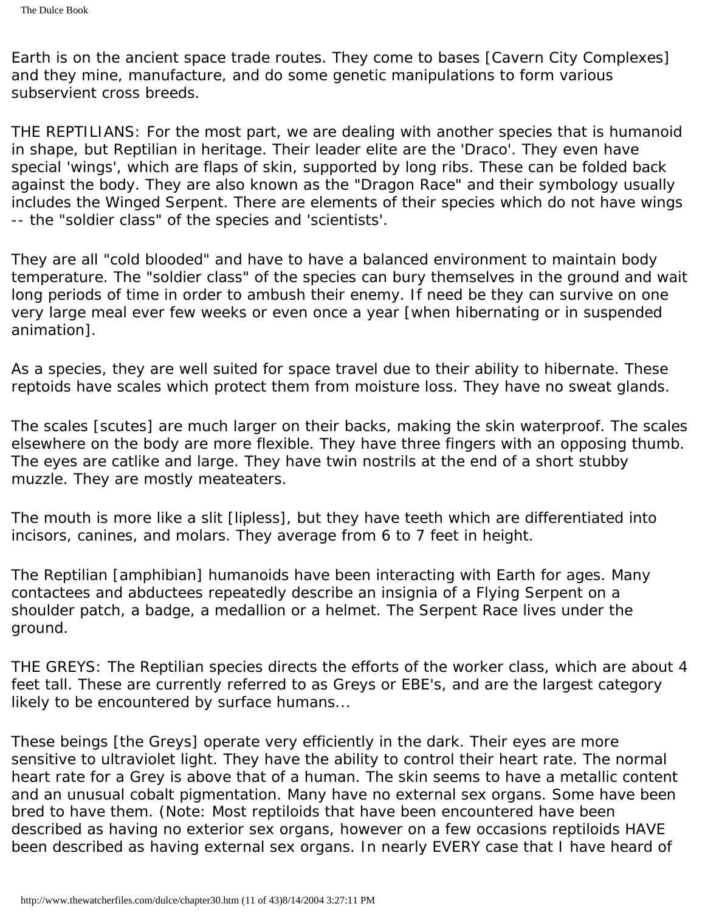Earth is on the ancient space trade routes. They come to bases [Cavern City Complexes] and they mine, manufacture, and do some genetic manipulations to form various subservient cross breeds.

THE REPTILIANS: For the most part, we are dealing with another species that is humanoid in shape, but Reptilian in heritage. Their leader elite are the 'Draco'. They even have special 'wings', which are flaps of skin, supported by long ribs. These can be folded back against the body. They are also known as the "Dragon Race" and their symbology usually includes the Winged Serpent. There are elements of their species which do not have wings -- the "soldier class" of the species and 'scientists'.

They are all "cold blooded" and have to have a balanced environment to maintain body temperature. The "soldier class" of the species can bury themselves in the ground and wait long periods of time in order to ambush their enemy. If need be they can survive on one very large meal ever few weeks or even once a year [when hibernating or in suspended animation].

As a species, they are well suited for space travel due to their ability to hibernate. These reptoids have scales which protect them from moisture loss. They have no sweat glands.

The scales [scutes] are much larger on their backs, making the skin waterproof. The scales elsewhere on the body are more flexible. They have three fingers with an opposing thumb. The eyes are catlike and large. They have twin nostrils at the end of a short stubby muzzle. They are mostly meateaters.

The mouth is more like a slit [lipless], but they have teeth which are differentiated into incisors, canines, and molars. They average from 6 to 7 feet in height.

The Reptilian [amphibian] humanoids have been interacting with Earth for ages. Many contactees and abductees repeatedly describe an insignia of a Flying Serpent on a shoulder patch, a badge, a medallion or a helmet. The Serpent Race lives under the ground.

THE GREYS: The Reptilian species directs the efforts of the worker class, which are about 4 feet tall. These are currently referred to as Greys or EBE's, and are the largest category likely to be encountered by surface humans...

These beings [the Greys] operate very efficiently in the dark. Their eyes are more sensitive to ultraviolet light. They have the ability to control their heart rate. The normal heart rate for a Grey is above that of a human. The skin seems to have a metallic content and an unusual cobalt pigmentation. Many have no external sex organs. Some have been bred to have them. (Note: Most reptiloids that have been encountered have been described as having no exterior sex organs, however on a few occasions reptiloids HAVE been described as having external sex organs. In nearly EVERY case that I have heard of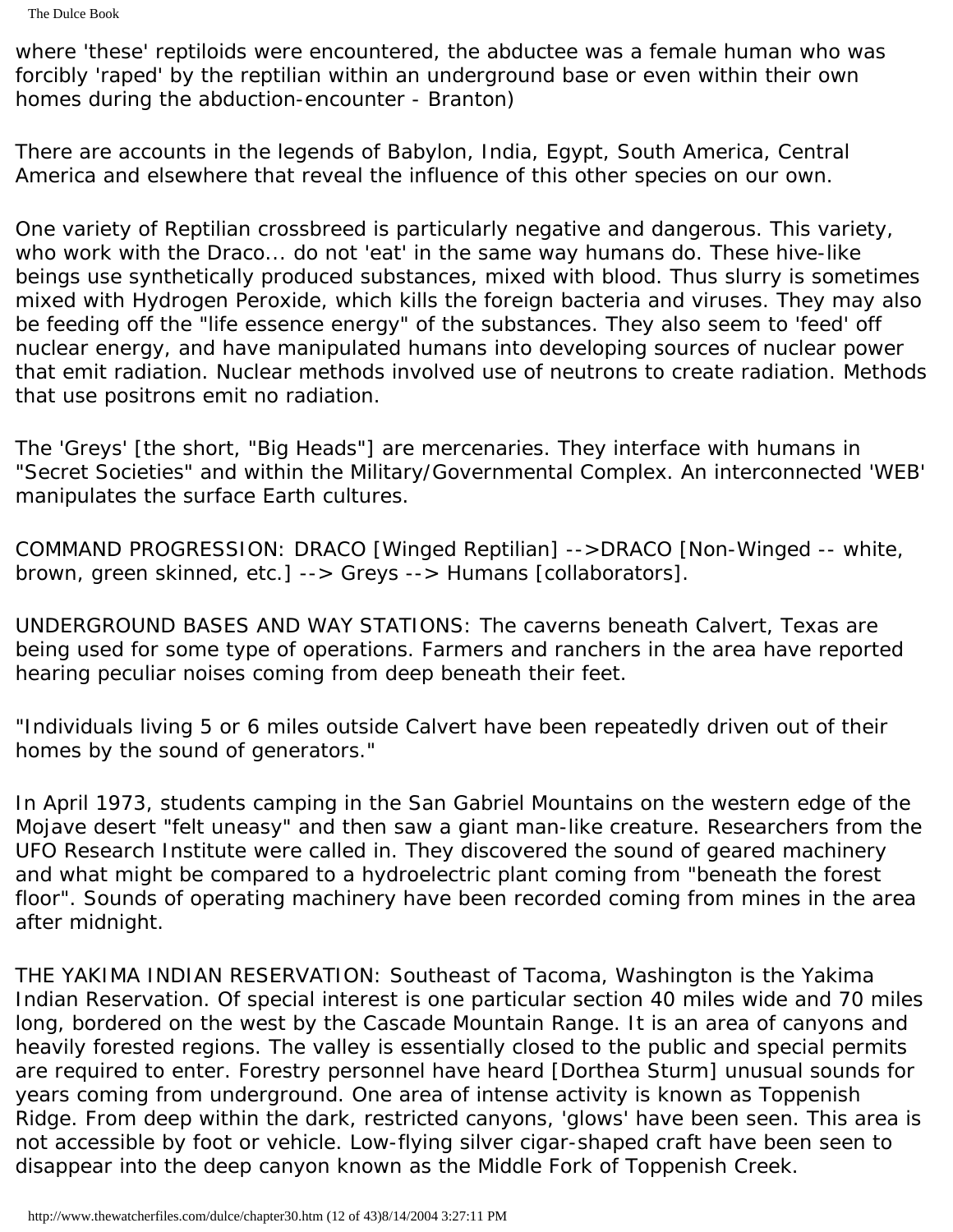where 'these' reptiloids were encountered, the abductee was a female human who was forcibly 'raped' by the reptilian within an underground base or even within their own homes during the abduction-encounter - Branton)

There are accounts in the legends of Babylon, India, Egypt, South America, Central America and elsewhere that reveal the influence of this other species on our own.

One variety of Reptilian crossbreed is particularly negative and dangerous. This variety, who work with the Draco... do not 'eat' in the same way humans do. These hive-like beings use synthetically produced substances, mixed with blood. Thus slurry is sometimes mixed with Hydrogen Peroxide, which kills the foreign bacteria and viruses. They may also be feeding off the "life essence energy" of the substances. They also seem to 'feed' off nuclear energy, and have manipulated humans into developing sources of nuclear power that emit radiation. Nuclear methods involved use of neutrons to create radiation. Methods that use positrons emit no radiation.

The 'Greys' [the short, "Big Heads"] are mercenaries. They interface with humans in "Secret Societies" and within the Military/Governmental Complex. An interconnected 'WEB' manipulates the surface Earth cultures.

COMMAND PROGRESSION: DRACO [Winged Reptilian] -->DRACO [Non-Winged -- white, brown, green skinned, etc.] --> Greys --> Humans [collaborators].

UNDERGROUND BASES AND WAY STATIONS: The caverns beneath Calvert, Texas are being used for some type of operations. Farmers and ranchers in the area have reported hearing peculiar noises coming from deep beneath their feet.

"Individuals living 5 or 6 miles outside Calvert have been repeatedly driven out of their homes by the sound of generators."

In April 1973, students camping in the San Gabriel Mountains on the western edge of the Mojave desert "felt uneasy" and then saw a giant man-like creature. Researchers from the UFO Research Institute were called in. They discovered the sound of geared machinery and what might be compared to a hydroelectric plant coming from "beneath the forest floor". Sounds of operating machinery have been recorded coming from mines in the area after midnight.

THE YAKIMA INDIAN RESERVATION: Southeast of Tacoma, Washington is the Yakima Indian Reservation. Of special interest is one particular section 40 miles wide and 70 miles long, bordered on the west by the Cascade Mountain Range. It is an area of canyons and heavily forested regions. The valley is essentially closed to the public and special permits are required to enter. Forestry personnel have heard [Dorthea Sturm] unusual sounds for years coming from underground. One area of intense activity is known as Toppenish Ridge. From deep within the dark, restricted canyons, 'glows' have been seen. This area is not accessible by foot or vehicle. Low-flying silver cigar-shaped craft have been seen to disappear into the deep canyon known as the Middle Fork of Toppenish Creek.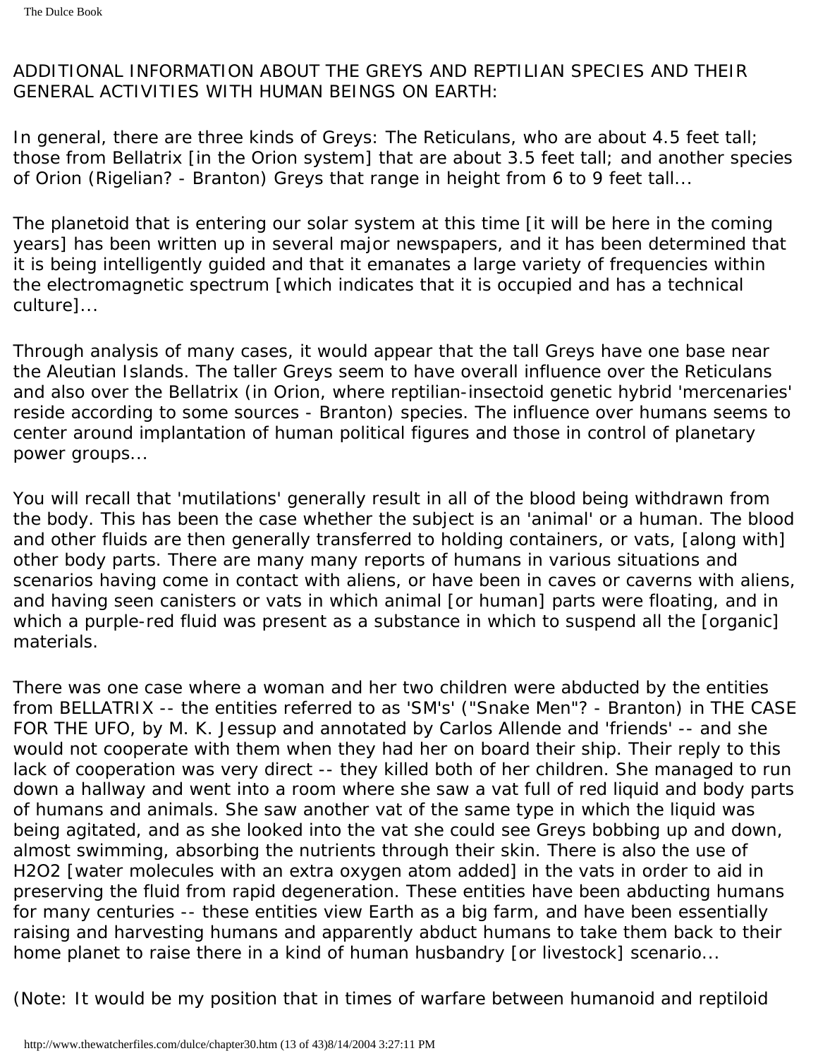ADDITIONAL INFORMATION ABOUT THE GREYS AND REPTILIAN SPECIES AND THEIR GENERAL ACTIVITIES WITH HUMAN BEINGS ON EARTH:

In general, there are three kinds of Greys: The Reticulans, who are about 4.5 feet tall; those from Bellatrix [in the Orion system] that are about 3.5 feet tall; and another species of Orion (Rigelian? - Branton) Greys that range in height from 6 to 9 feet tall...

The planetoid that is entering our solar system at this time [it will be here in the coming years] has been written up in several major newspapers, and it has been determined that it is being intelligently guided and that it emanates a large variety of frequencies within the electromagnetic spectrum [which indicates that it is occupied and has a technical culture]...

Through analysis of many cases, it would appear that the tall Greys have one base near the Aleutian Islands. The taller Greys seem to have overall influence over the Reticulans and also over the Bellatrix (in Orion, where reptilian-insectoid genetic hybrid 'mercenaries' reside according to some sources - Branton) species. The influence over humans seems to center around implantation of human political figures and those in control of planetary power groups...

You will recall that 'mutilations' generally result in all of the blood being withdrawn from the body. This has been the case whether the subject is an 'animal' or a human. The blood and other fluids are then generally transferred to holding containers, or vats, [along with] other body parts. There are many many reports of humans in various situations and scenarios having come in contact with aliens, or have been in caves or caverns with aliens, and having seen canisters or vats in which animal [or human] parts were floating, and in which a purple-red fluid was present as a substance in which to suspend all the [organic] materials.

There was one case where a woman and her two children were abducted by the entities from BELLATRIX -- the entities referred to as 'SM's' ("Snake Men"? - Branton) in THE CASE FOR THE UFO, by M. K. Jessup and annotated by Carlos Allende and 'friends' -- and she would not cooperate with them when they had her on board their ship. Their reply to this lack of cooperation was very direct -- they killed both of her children. She managed to run down a hallway and went into a room where she saw a vat full of red liquid and body parts of humans and animals. She saw another vat of the same type in which the liquid was being agitated, and as she looked into the vat she could see Greys bobbing up and down, almost swimming, absorbing the nutrients through their skin. There is also the use of $H_2O_2$ [water molecules with an extra oxygen atom added] in the vats in order to aid in preserving the fluid from rapid degeneration. These entities have been abducting humans for many centuries -- these entities view Earth as a big farm, and have been essentially raising and harvesting humans and apparently abduct humans to take them back to their home planet to raise there in a kind of human husbandry [or livestock] scenario...

(Note: It would be my position that in times of warfare between humanoid and reptiloid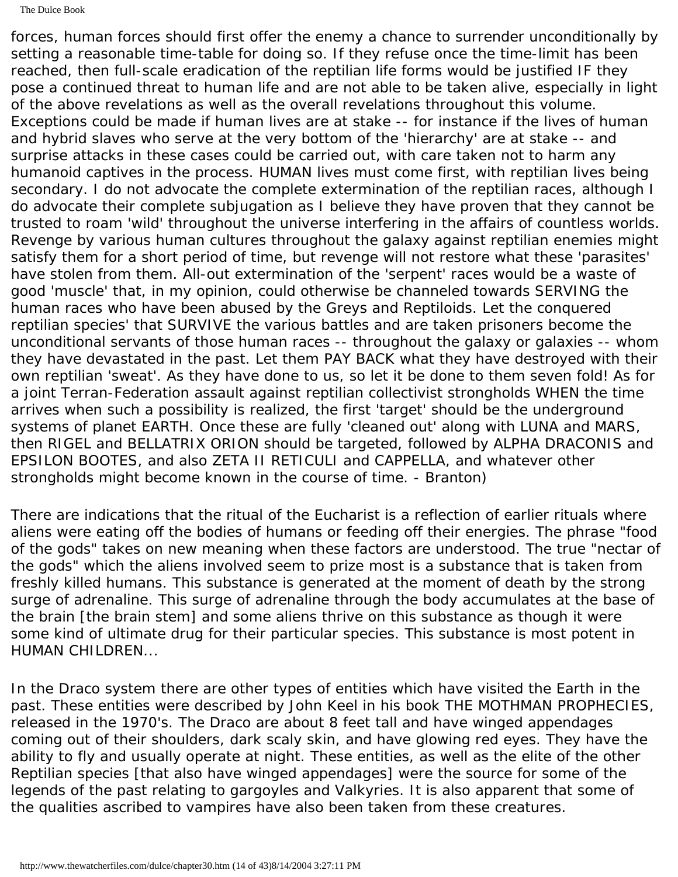forces, human forces should first offer the enemy a chance to surrender unconditionally by setting a reasonable time-table for doing so. If they refuse once the time-limit has been reached, then full-scale eradication of the reptilian life forms would be justified IF they pose a continued threat to human life and are not able to be taken alive, especially in light of the above revelations as well as the overall revelations throughout this volume. Exceptions could be made if human lives are at stake -- for instance if the lives of human and hybrid slaves who serve at the very bottom of the 'hierarchy' are at stake -- and surprise attacks in these cases could be carried out, with care taken not to harm any humanoid captives in the process. HUMAN lives must come first, with reptilian lives being secondary. I do not advocate the complete extermination of the reptilian races, although I do advocate their complete subjugation as I believe they have proven that they cannot be trusted to roam 'wild' throughout the universe interfering in the affairs of countless worlds. Revenge by various human cultures throughout the galaxy against reptilian enemies might satisfy them for a short period of time, but revenge will not restore what these 'parasites' have stolen from them. All-out extermination of the 'serpent' races would be a waste of good 'muscle' that, in my opinion, could otherwise be channeled towards SERVING the human races who have been abused by the Greys and Reptiloids. Let the conquered reptilian species' that SURVIVE the various battles and are taken prisoners become the unconditional servants of those human races -- throughout the galaxy or galaxies -- whom they have devastated in the past. Let them PAY BACK what they have destroyed with their own reptilian 'sweat'. As they have done to us, so let it be done to them seven fold! As for a joint Terran-Federation assault against reptilian collectivist strongholds WHEN the time arrives when such a possibility is realized, the first 'target' should be the underground systems of planet EARTH. Once these are fully 'cleaned out' along with LUNA and MARS, then RIGEL and BELLATRIX ORION should be targeted, followed by ALPHA DRACONIS and EPSILON BOOTES, and also ZETA II RETICULI and CAPPELLA, and whatever other strongholds might become known in the course of time. - Branton)

There are indications that the ritual of the Eucharist is a reflection of earlier rituals where aliens were eating off the bodies of humans or feeding off their energies. The phrase "food of the gods" takes on new meaning when these factors are understood. The true "nectar of the gods" which the aliens involved seem to prize most is a substance that is taken from freshly killed humans. This substance is generated at the moment of death by the strong surge of adrenaline. This surge of adrenaline through the body accumulates at the base of the brain [the brain stem] and some aliens thrive on this substance as though it were some kind of ultimate drug for their particular species. This substance is most potent in HUMAN CHILDREN...

In the Draco system there are other types of entities which have visited the Earth in the past. These entities were described by John Keel in his book THE MOTHMAN PROPHECIES, released in the 1970's. The Draco are about 8 feet tall and have winged appendages coming out of their shoulders, dark scaly skin, and have glowing red eyes. They have the ability to fly and usually operate at night. These entities, as well as the elite of the other Reptilian species [that also have winged appendages] were the source for some of the legends of the past relating to gargoyles and Valkyries. It is also apparent that some of the qualities ascribed to vampires have also been taken from these creatures.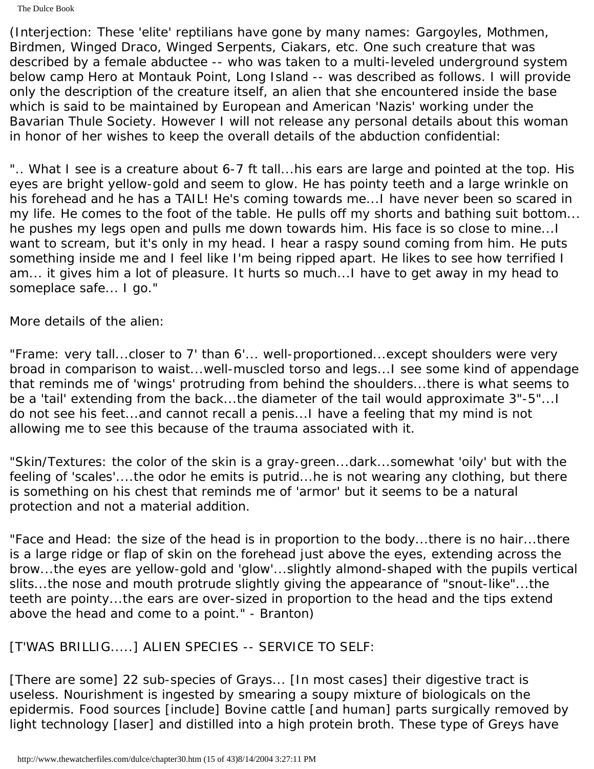(Interjection: These 'elite' reptilians have gone by many names: Gargoyles, Mothmen, Birdmen, Winged Draco, Winged Serpents, Ciakars, etc. One such creature that was described by a female abductee -- who was taken to a multi-leveled underground system below camp Hero at Montauk Point, Long Island -- was described as follows. I will provide only the description of the creature itself, an alien that she encountered inside the base which is said to be maintained by European and American 'Nazis' working under the Bavarian Thule Society. However I will not release any personal details about this woman in honor of her wishes to keep the overall details of the abduction confidential:

".. What I see is a creature about 6-7 ft tall...his ears are large and pointed at the top. His eyes are bright yellow-gold and seem to glow. He has pointy teeth and a large wrinkle on his forehead and he has a TAIL! He's coming towards me...I have never been so scared in my life. He comes to the foot of the table. He pulls off my shorts and bathing suit bottom... he pushes my legs open and pulls me down towards him. His face is so close to mine...I want to scream, but it's only in my head. I hear a raspy sound coming from him. He puts something inside me and I feel like I'm being ripped apart. He likes to see how terrified I am... it gives him a lot of pleasure. It hurts so much...I have to get away in my head to someplace safe... I go."

More details of the alien:

"Frame: very tall...closer to 7' than 6'... well-proportioned...except shoulders were very broad in comparison to waist...well-muscled torso and legs...I see some kind of appendage that reminds me of 'wings' protruding from behind the shoulders...there is what seems to be a 'tail' extending from the back...the diameter of the tail would approximate 3"-5"...I do not see his feet...and cannot recall a penis...I have a feeling that my mind is not allowing me to see this because of the trauma associated with it.

"Skin/Textures: the color of the skin is a gray-green...dark...somewhat 'oily' but with the feeling of 'scales'....the odor he emits is putrid...he is not wearing any clothing, but there is something on his chest that reminds me of 'armor' but it seems to be a natural protection and not a material addition.

"Face and Head: the size of the head is in proportion to the body...there is no hair...there is a large ridge or flap of skin on the forehead just above the eyes, extending across the brow...the eyes are yellow-gold and 'glow'...slightly almond-shaped with the pupils vertical slits...the nose and mouth protrude slightly giving the appearance of "snout-like"...the teeth are pointy...the ears are over-sized in proportion to the head and the tips extend above the head and come to a point." - Branton)

[T'WAS BRILLIG.....] ALIEN SPECIES -- SERVICE TO SELF:

[There are some] 22 sub-species of Grays... [In most cases] their digestive tract is useless. Nourishment is ingested by smearing a soupy mixture of biologicals on the epidermis. Food sources [include] Bovine cattle [and human] parts surgically removed by light technology [laser] and distilled into a high protein broth. These type of Greys have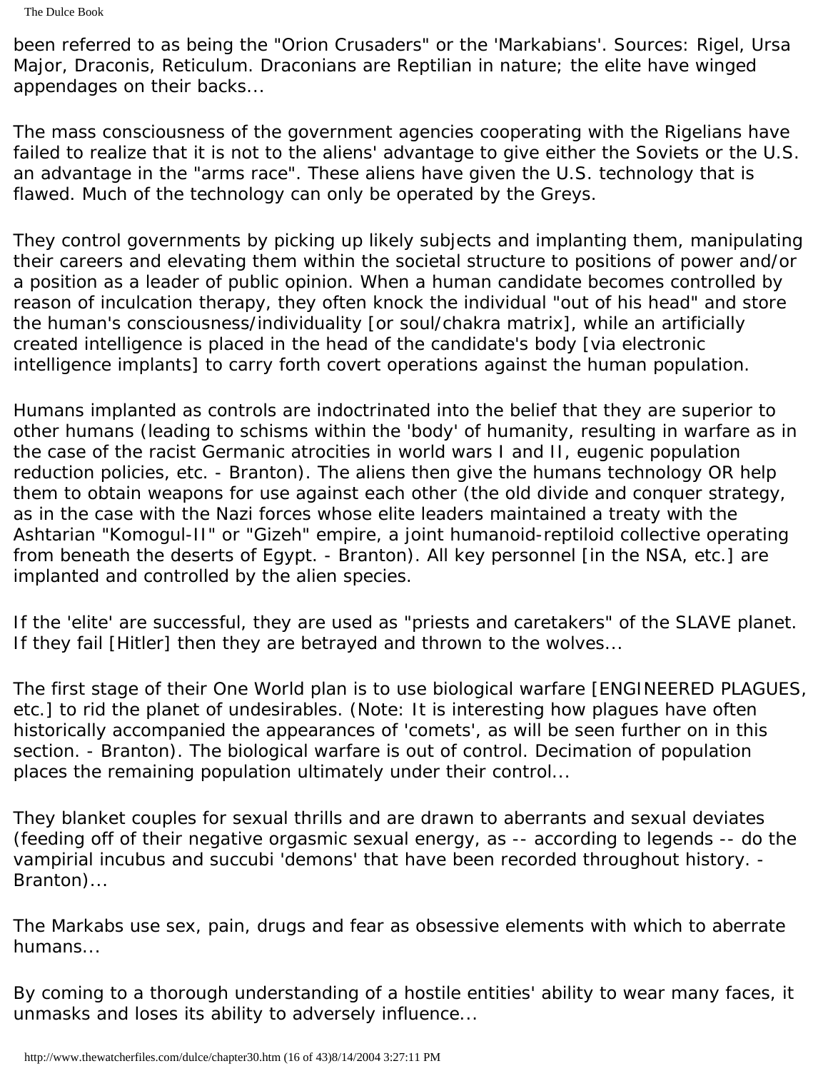been referred to as being the "Orion Crusaders" or the 'Markabians'. Sources: Rigel, Ursa Major, Draconis, Reticulum. Draconians are Reptilian in nature; the elite have winged appendages on their backs...

The mass consciousness of the government agencies cooperating with the Rigelians have failed to realize that it is not to the aliens' advantage to give either the Soviets or the U.S. an advantage in the "arms race". These aliens have given the U.S. technology that is flawed. Much of the technology can only be operated by the Greys.

They control governments by picking up likely subjects and implanting them, manipulating their careers and elevating them within the societal structure to positions of power and/or a position as a leader of public opinion. When a human candidate becomes controlled by reason of inculcation therapy, they often knock the individual "out of his head" and store the human's consciousness/individuality [or soul/chakra matrix], while an artificially created intelligence is placed in the head of the candidate's body [via electronic intelligence implants] to carry forth covert operations against the human population.

Humans implanted as controls are indoctrinated into the belief that they are superior to other humans (leading to schisms within the 'body' of humanity, resulting in warfare as in the case of the racist Germanic atrocities in world wars I and II, eugenic population reduction policies, etc. - Branton). The aliens then give the humans technology OR help them to obtain weapons for use against each other (the old divide and conquer strategy, as in the case with the Nazi forces whose elite leaders maintained a treaty with the Ashtarian "Komogul-II" or "Gizeh" empire, a joint humanoid-reptiloid collective operating from beneath the deserts of Egypt. - Branton). All key personnel [in the NSA, etc.] are implanted and controlled by the alien species.

If the 'elite' are successful, they are used as "priests and caretakers" of the SLAVE planet. If they fail [Hitler] then they are betrayed and thrown to the wolves...

The first stage of their One World plan is to use biological warfare [ENGINEERED PLAGUES, etc.] to rid the planet of undesirables. (Note: It is interesting how plagues have often historically accompanied the appearances of 'comets', as will be seen further on in this section. - Branton). The biological warfare is out of control. Decimation of population places the remaining population ultimately under their control...

They blanket couples for sexual thrills and are drawn to aberrants and sexual deviates (feeding off of their negative orgasmic sexual energy, as -- according to legends -- do the vampirial incubus and succubi 'demons' that have been recorded throughout history. - Branton)...

The Markabs use sex, pain, drugs and fear as obsessive elements with which to aberrate humans...

By coming to a thorough understanding of a hostile entities' ability to wear many faces, it unmasks and loses its ability to adversely influence...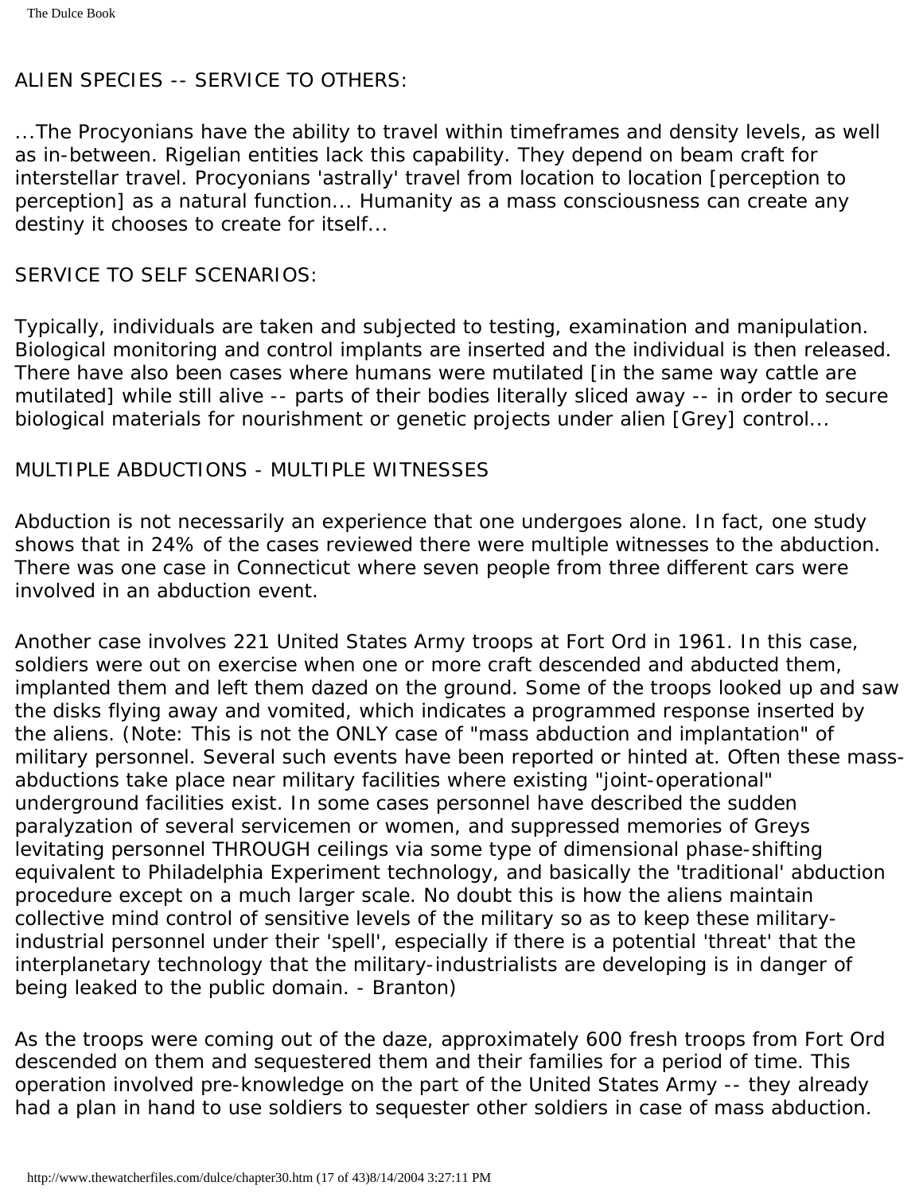ALIEN SPECIES -- SERVICE TO OTHERS:

...The Procyonians have the ability to travel within timeframes and density levels, as well as in-between. Rigelian entities lack this capability. They depend on beam craft for interstellar travel. Procyonians 'astrally' travel from location to location [perception to perception] as a natural function... Humanity as a mass consciousness can create any destiny it chooses to create for itself...

SERVICE TO SELF SCENARIOS:

Typically, individuals are taken and subjected to testing, examination and manipulation. Biological monitoring and control implants are inserted and the individual is then released. There have also been cases where humans were mutilated [in the same way cattle are mutilated] while still alive -- parts of their bodies literally sliced away -- in order to secure biological materials for nourishment or genetic projects under alien [Grey] control...

MULTIPLE ABDUCTIONS - MULTIPLE WITNESSES

Abduction is not necessarily an experience that one undergoes alone. In fact, one study shows that in 24% of the cases reviewed there were multiple witnesses to the abduction. There was one case in Connecticut where seven people from three different cars were involved in an abduction event.

Another case involves 221 United States Army troops at Fort Ord in 1961. In this case, soldiers were out on exercise when one or more craft descended and abducted them, implanted them and left them dazed on the ground. Some of the troops looked up and saw the disks flying away and vomited, which indicates a programmed response inserted by the aliens. (Note: This is not the ONLY case of "mass abduction and implantation" of military personnel. Several such events have been reported or hinted at. Often these mass-abductions take place near military facilities where existing "joint-operational" underground facilities exist. In some cases personnel have described the sudden paralyzation of several servicemen or women, and suppressed memories of Greys levitating personnel THROUGH ceilings via some type of dimensional phase-shifting equivalent to Philadelphia Experiment technology, and basically the 'traditional' abduction procedure except on a much larger scale. No doubt this is how the aliens maintain collective mind control of sensitive levels of the military so as to keep these military-industrial personnel under their 'spell', especially if there is a potential 'threat' that the interplanetary technology that the military-industrialists are developing is in danger of being leaked to the public domain. - Branton)

As the troops were coming out of the daze, approximately 600 fresh troops from Fort Ord descended on them and sequestered them and their families for a period of time. This operation involved pre-knowledge on the part of the United States Army -- they already had a plan in hand to use soldiers to sequester other soldiers in case of mass abduction.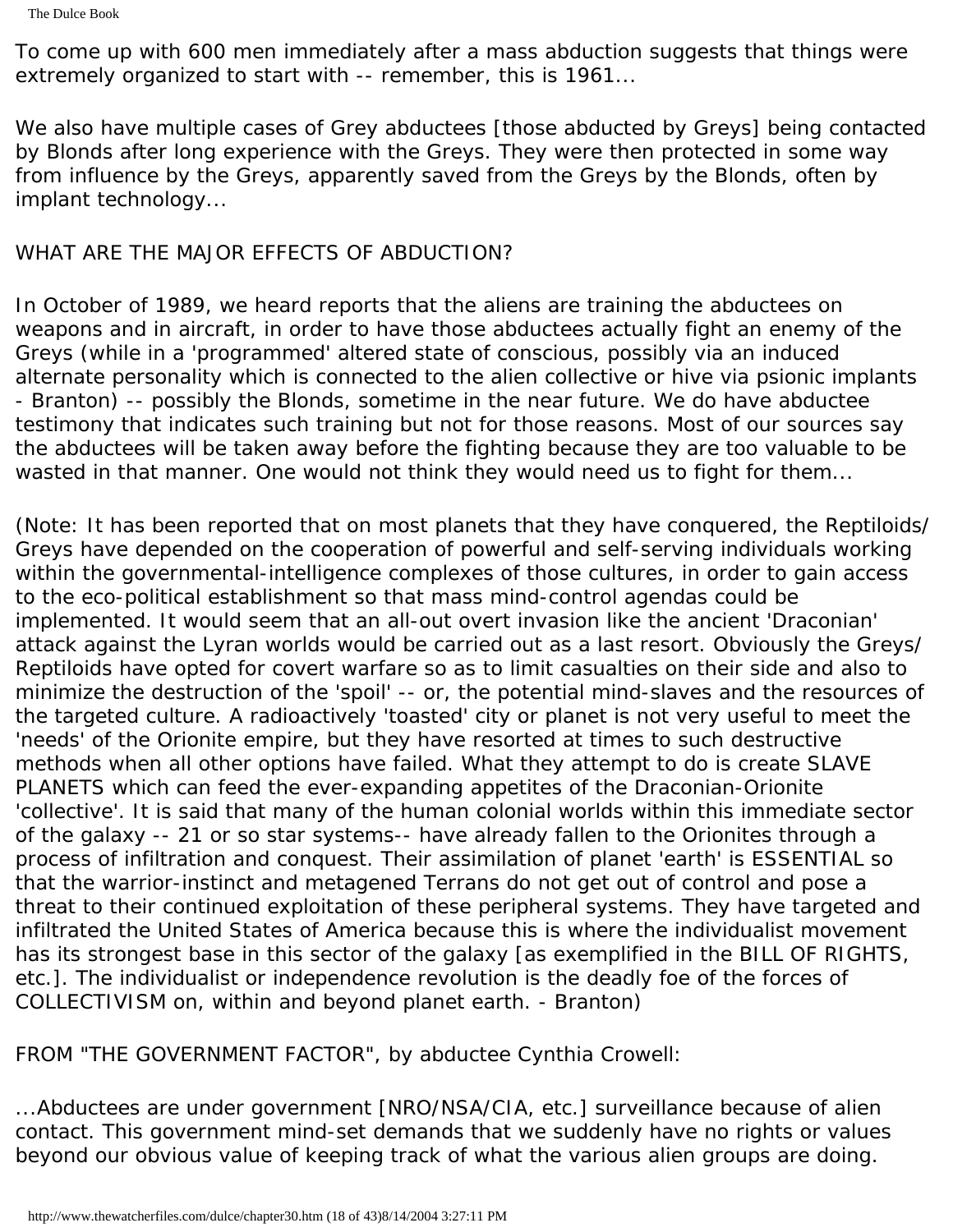To come up with 600 men immediately after a mass abduction suggests that things were extremely organized to start with -- remember, this is 1961...

We also have multiple cases of Grey abductees [those abducted by Greys] being contacted by Blonds after long experience with the Greys. They were then protected in some way from influence by the Greys, apparently saved from the Greys by the Blonds, often by implant technology...

WHAT ARE THE MAJOR EFFECTS OF ABDUCTION?

In October of 1989, we heard reports that the aliens are training the abductees on weapons and in aircraft, in order to have those abductees actually fight an enemy of the Greys (while in a 'programmed' altered state of conscious, possibly via an induced alternate personality which is connected to the alien collective or hive via psionic implants - Branton) -- possibly the Blonds, sometime in the near future. We do have abductee testimony that indicates such training but not for those reasons. Most of our sources say the abductees will be taken away before the fighting because they are too valuable to be wasted in that manner. One would not think they would need us to fight for them...

(Note: It has been reported that on most planets that they have conquered, the Reptiloids/ Greys have depended on the cooperation of powerful and self-serving individuals working within the governmental-intelligence complexes of those cultures, in order to gain access to the eco-political establishment so that mass mind-control agendas could be implemented. It would seem that an all-out overt invasion like the ancient 'Draconian' attack against the Lyran worlds would be carried out as a last resort. Obviously the Greys/ Reptiloids have opted for covert warfare so as to limit casualties on their side and also to minimize the destruction of the 'spoil' -- or, the potential mind-slaves and the resources of the targeted culture. A radioactively 'toasted' city or planet is not very useful to meet the 'needs' of the Orionite empire, but they have resorted at times to such destructive methods when all other options have failed. What they attempt to do is create SLAVE PLANETS which can feed the ever-expanding appetites of the Draconian-Orionite 'collective'. It is said that many of the human colonial worlds within this immediate sector of the galaxy -- 21 or so star systems-- have already fallen to the Orionites through a process of infiltration and conquest. Their assimilation of planet 'earth' is ESSENTIAL so that the warrior-instinct and metagened Terrans do not get out of control and pose a threat to their continued exploitation of these peripheral systems. They have targeted and infiltrated the United States of America because this is where the individualist movement has its strongest base in this sector of the galaxy [as exemplified in the BILL OF RIGHTS, etc.]. The individualist or independence revolution is the deadly foe of the forces of COLLECTIVISM on, within and beyond planet earth. - Branton)

FROM "THE GOVERNMENT FACTOR", by abductee Cynthia Crowell:

...Abductees are under government [NRO/NSA/CIA, etc.] surveillance because of alien contact. This government mind-set demands that we suddenly have no rights or values beyond our obvious value of keeping track of what the various alien groups are doing.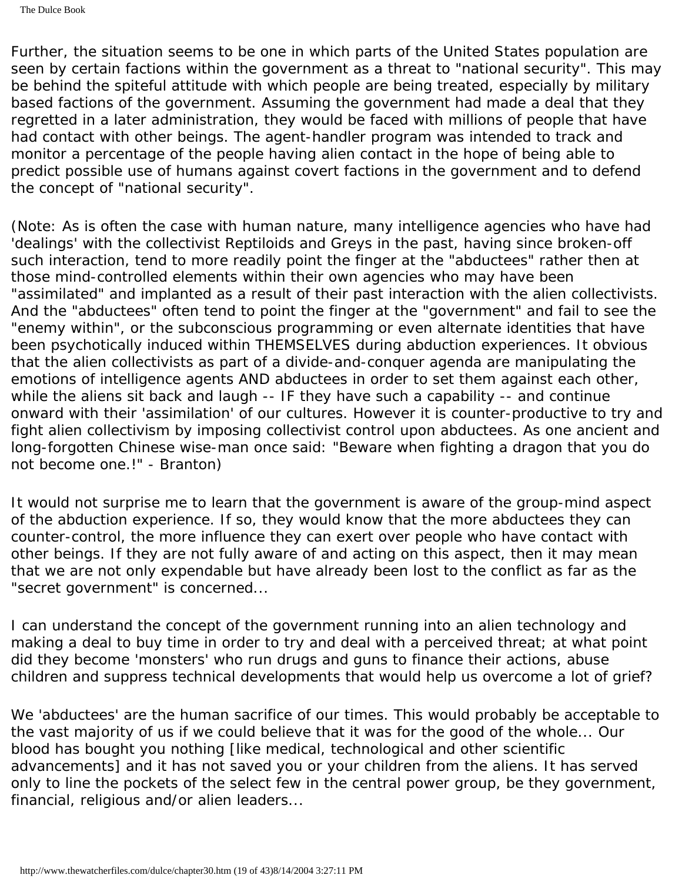Further, the situation seems to be one in which parts of the United States population are seen by certain factions within the government as a threat to "national security". This may be behind the spiteful attitude with which people are being treated, especially by military based factions of the government. Assuming the government had made a deal that they regretted in a later administration, they would be faced with millions of people that have had contact with other beings. The agent-handler program was intended to track and monitor a percentage of the people having alien contact in the hope of being able to predict possible use of humans against covert factions in the government and to defend the concept of "national security".

(Note: As is often the case with human nature, many intelligence agencies who have had 'dealings' with the collectivist Reptiloids and Greys in the past, having since broken-off such interaction, tend to more readily point the finger at the "abductees" rather then at those mind-controlled elements within their own agencies who may have been "assimilated" and implanted as a result of their past interaction with the alien collectivists. And the "abductees" often tend to point the finger at the "government" and fail to see the "enemy within", or the subconscious programming or even alternate identities that have been psychotically induced within THEMSELVES during abduction experiences. It obvious that the alien collectivists as part of a divide-and-conquer agenda are manipulating the emotions of intelligence agents AND abductees in order to set them against each other, while the aliens sit back and laugh -- IF they have such a capability -- and continue onward with their 'assimilation' of our cultures. However it is counter-productive to try and fight alien collectivism by imposing collectivist control upon abductees. As one ancient and long-forgotten Chinese wise-man once said: "Beware when fighting a dragon that you do not become one.!" - Branton)

It would not surprise me to learn that the government is aware of the group-mind aspect of the abduction experience. If so, they would know that the more abductees they can counter-control, the more influence they can exert over people who have contact with other beings. If they are not fully aware of and acting on this aspect, then it may mean that we are not only expendable but have already been lost to the conflict as far as the "secret government" is concerned...

I can understand the concept of the government running into an alien technology and making a deal to buy time in order to try and deal with a perceived threat; at what point did they become 'monsters' who run drugs and guns to finance their actions, abuse children and suppress technical developments that would help us overcome a lot of grief?

We 'abductees' are the human sacrifice of our times. This would probably be acceptable to the vast majority of us if we could believe that it was for the good of the whole... Our blood has bought you nothing [like medical, technological and other scientific advancements] and it has not saved you or your children from the aliens. It has served only to line the pockets of the select few in the central power group, be they government, financial, religious and/or alien leaders...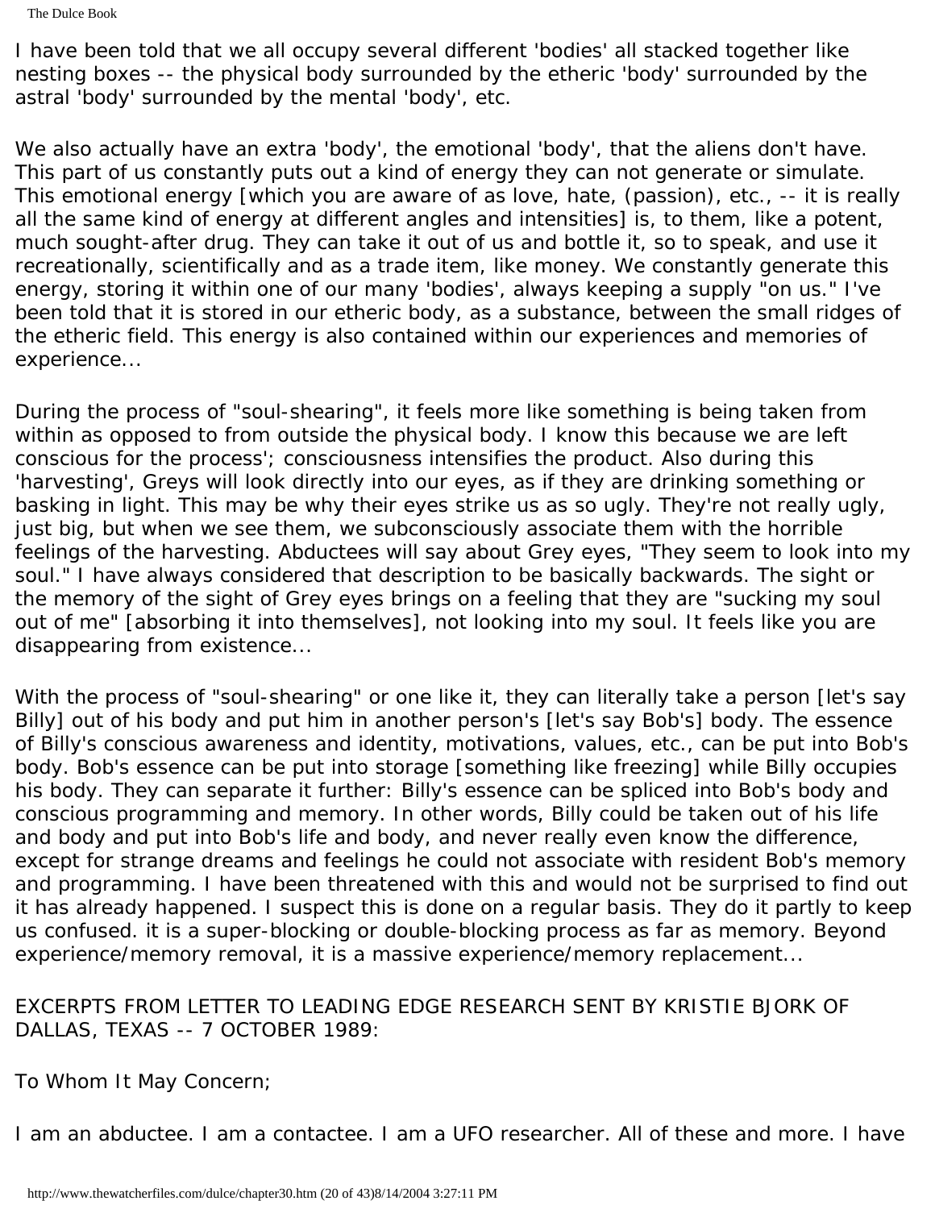I have been told that we all occupy several different 'bodies' all stacked together like nesting boxes -- the physical body surrounded by the etheric 'body' surrounded by the astral 'body' surrounded by the mental 'body', etc.

We also actually have an extra 'body', the emotional 'body', that the aliens don't have. This part of us constantly puts out a kind of energy they can not generate or simulate. This emotional energy [which you are aware of as love, hate, (passion), etc., -- it is really all the same kind of energy at different angles and intensities] is, to them, like a potent, much sought-after drug. They can take it out of us and bottle it, so to speak, and use it recreationally, scientifically and as a trade item, like money. We constantly generate this energy, storing it within one of our many 'bodies', always keeping a supply "on us." I've been told that it is stored in our etheric body, as a substance, between the small ridges of the etheric field. This energy is also contained within our experiences and memories of experience...

During the process of "soul-shearing", it feels more like something is being taken from within as opposed to from outside the physical body. I know this because we are left conscious for the process'; consciousness intensifies the product. Also during this 'harvesting', Greys will look directly into our eyes, as if they are drinking something or basking in light. This may be why their eyes strike us as so ugly. They're not really ugly, just big, but when we see them, we subconsciously associate them with the horrible feelings of the harvesting. Abductees will say about Grey eyes, "They seem to look into my soul." I have always considered that description to be basically backwards. The sight or the memory of the sight of Grey eyes brings on a feeling that they are "sucking my soul out of me" [absorbing it into themselves], not looking into my soul. It feels like you are disappearing from existence...

With the process of "soul-shearing" or one like it, they can literally take a person [let's say Billy] out of his body and put him in another person's [let's say Bob's] body. The essence of Billy's conscious awareness and identity, motivations, values, etc., can be put into Bob's body. Bob's essence can be put into storage [something like freezing] while Billy occupies his body. They can separate it further: Billy's essence can be spliced into Bob's body and conscious programming and memory. In other words, Billy could be taken out of his life and body and put into Bob's life and body, and never really even know the difference, except for strange dreams and feelings he could not associate with resident Bob's memory and programming. I have been threatened with this and would not be surprised to find out it has already happened. I suspect this is done on a regular basis. They do it partly to keep us confused. it is a super-blocking or double-blocking process as far as memory. Beyond experience/memory removal, it is a massive experience/memory replacement...

EXCERPTS FROM LETTER TO LEADING EDGE RESEARCH SENT BY KRISTIE BJORK OF DALLAS, TEXAS -- 7 OCTOBER 1989:

To Whom It May Concern;

I am an abductee. I am a contactee. I am a UFO researcher. All of these and more. I have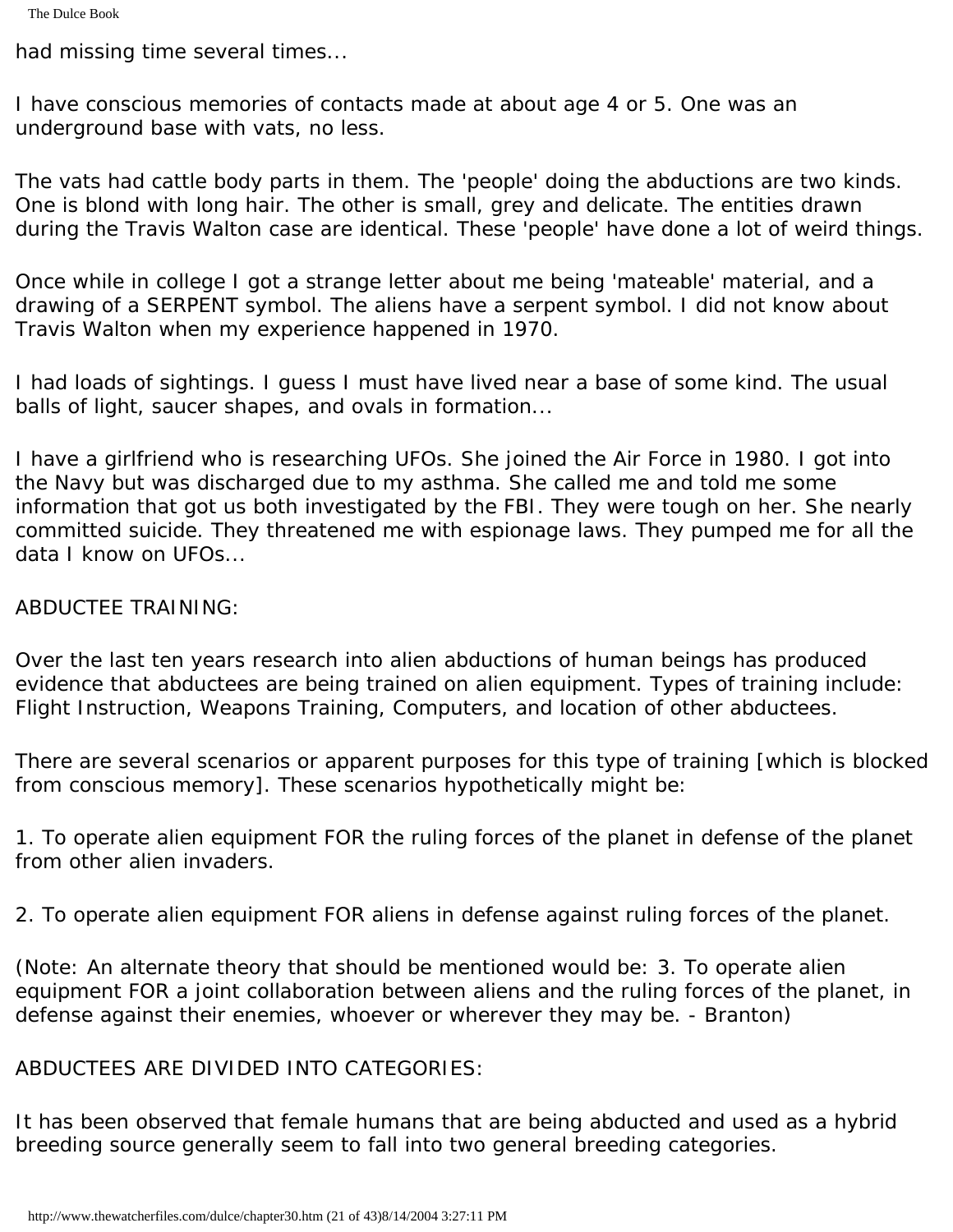had missing time several times...

I have conscious memories of contacts made at about age 4 or 5. One was an underground base with vats, no less.

The vats had cattle body parts in them. The 'people' doing the abductions are two kinds. One is blond with long hair. The other is small, grey and delicate. The entities drawn during the Travis Walton case are identical. These 'people' have done a lot of weird things.

Once while in college I got a strange letter about me being 'mateable' material, and a drawing of a SERPENT symbol. The aliens have a serpent symbol. I did not know about Travis Walton when my experience happened in 1970.

I had loads of sightings. I guess I must have lived near a base of some kind. The usual balls of light, saucer shapes, and ovals in formation...

I have a girlfriend who is researching UFOs. She joined the Air Force in 1980. I got into the Navy but was discharged due to my asthma. She called me and told me some information that got us both investigated by the FBI. They were tough on her. She nearly committed suicide. They threatened me with espionage laws. They pumped me for all the data I know on UFOs...

ABDUCTEE TRAINING:

Over the last ten years research into alien abductions of human beings has produced evidence that abductees are being trained on alien equipment. Types of training include: Flight Instruction, Weapons Training, Computers, and location of other abductees.

There are several scenarios or apparent purposes for this type of training [which is blocked from conscious memory]. These scenarios hypothetically might be:

1. To operate alien equipment FOR the ruling forces of the planet in defense of the planet from other alien invaders.

2. To operate alien equipment FOR aliens in defense against ruling forces of the planet.

(Note: An alternate theory that should be mentioned would be: 3. To operate alien equipment FOR a joint collaboration between aliens and the ruling forces of the planet, in defense against their enemies, whoever or wherever they may be. - Branton)

ABDUCTEES ARE DIVIDED INTO CATEGORIES:

It has been observed that female humans that are being abducted and used as a hybrid breeding source generally seem to fall into two general breeding categories.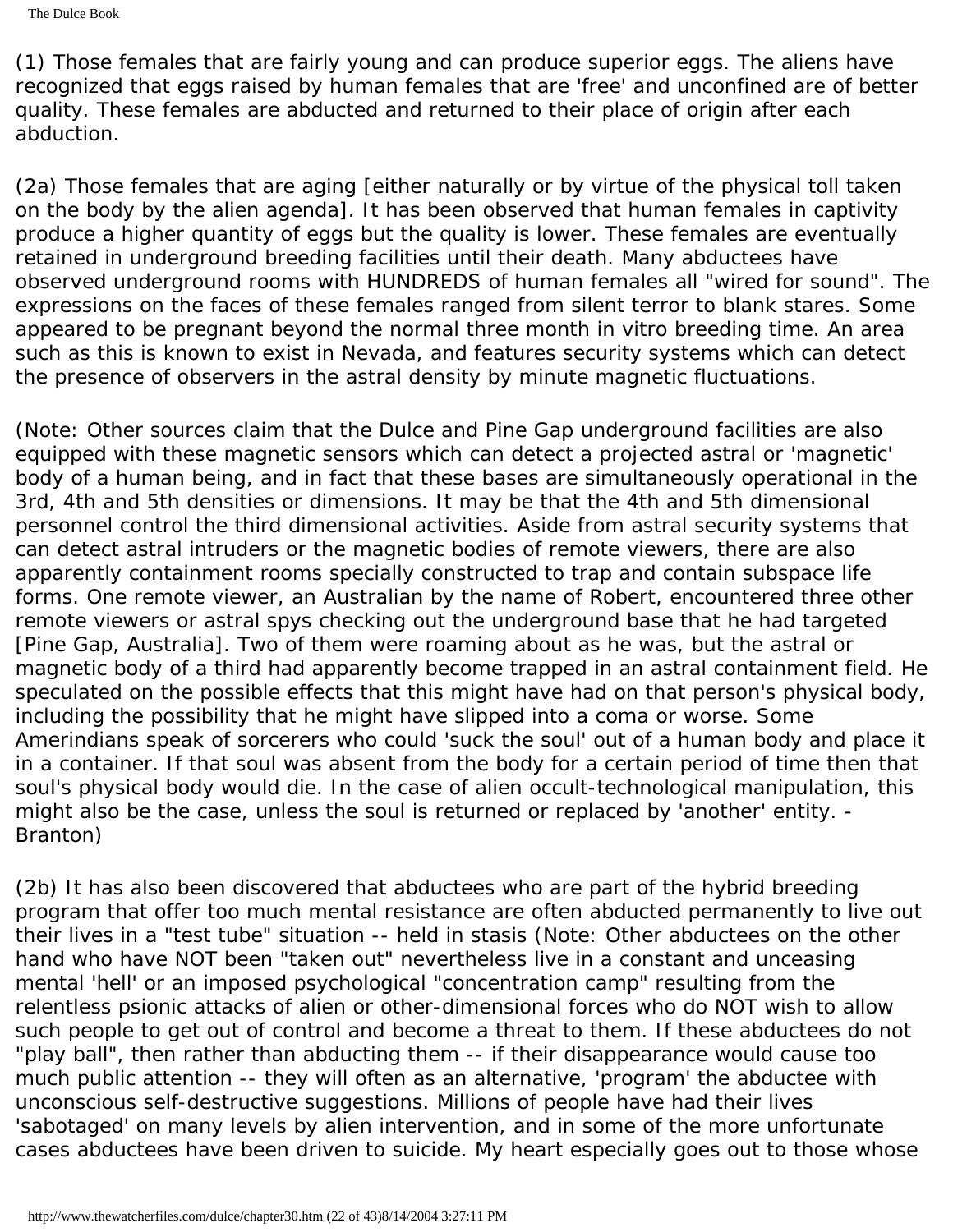(1) Those females that are fairly young and can produce superior eggs. The aliens have recognized that eggs raised by human females that are 'free' and unconfined are of better quality. These females are abducted and returned to their place of origin after each abduction.

(2a) Those females that are aging [either naturally or by virtue of the physical toll taken on the body by the alien agenda]. It has been observed that human females in captivity produce a higher quantity of eggs but the quality is lower. These females are eventually retained in underground breeding facilities until their death. Many abductees have observed underground rooms with HUNDREDS of human females all "wired for sound". The expressions on the faces of these females ranged from silent terror to blank stares. Some appeared to be pregnant beyond the normal three month in vitro breeding time. An area such as this is known to exist in Nevada, and features security systems which can detect the presence of observers in the astral density by minute magnetic fluctuations.

(Note: Other sources claim that the Dulce and Pine Gap underground facilities are also equipped with these magnetic sensors which can detect a projected astral or 'magnetic' body of a human being, and in fact that these bases are simultaneously operational in the 3rd, 4th and 5th densities or dimensions. It may be that the 4th and 5th dimensional personnel control the third dimensional activities. Aside from astral security systems that can detect astral intruders or the magnetic bodies of remote viewers, there are also apparently containment rooms specially constructed to trap and contain subspace life forms. One remote viewer, an Australian by the name of Robert, encountered three other remote viewers or astral spys checking out the underground base that he had targeted [Pine Gap, Australia]. Two of them were roaming about as he was, but the astral or magnetic body of a third had apparently become trapped in an astral containment field. He speculated on the possible effects that this might have had on that person's physical body, including the possibility that he might have slipped into a coma or worse. Some Amerindians speak of sorcerers who could 'suck the soul' out of a human body and place it in a container. If that soul was absent from the body for a certain period of time then that soul's physical body would die. In the case of alien occult-technological manipulation, this might also be the case, unless the soul is returned or replaced by 'another' entity. - Branton)

(2b) It has also been discovered that abductees who are part of the hybrid breeding program that offer too much mental resistance are often abducted permanently to live out their lives in a "test tube" situation -- held in stasis (Note: Other abductees on the other hand who have NOT been "taken out" nevertheless live in a constant and unceasing mental 'hell' or an imposed psychological "concentration camp" resulting from the relentless psionic attacks of alien or other-dimensional forces who do NOT wish to allow such people to get out of control and become a threat to them. If these abductees do not "play ball", then rather than abducting them -- if their disappearance would cause too much public attention -- they will often as an alternative, 'program' the abductee with unconscious self-destructive suggestions. Millions of people have had their lives 'sabotaged' on many levels by alien intervention, and in some of the more unfortunate cases abductees have been driven to suicide. My heart especially goes out to those whose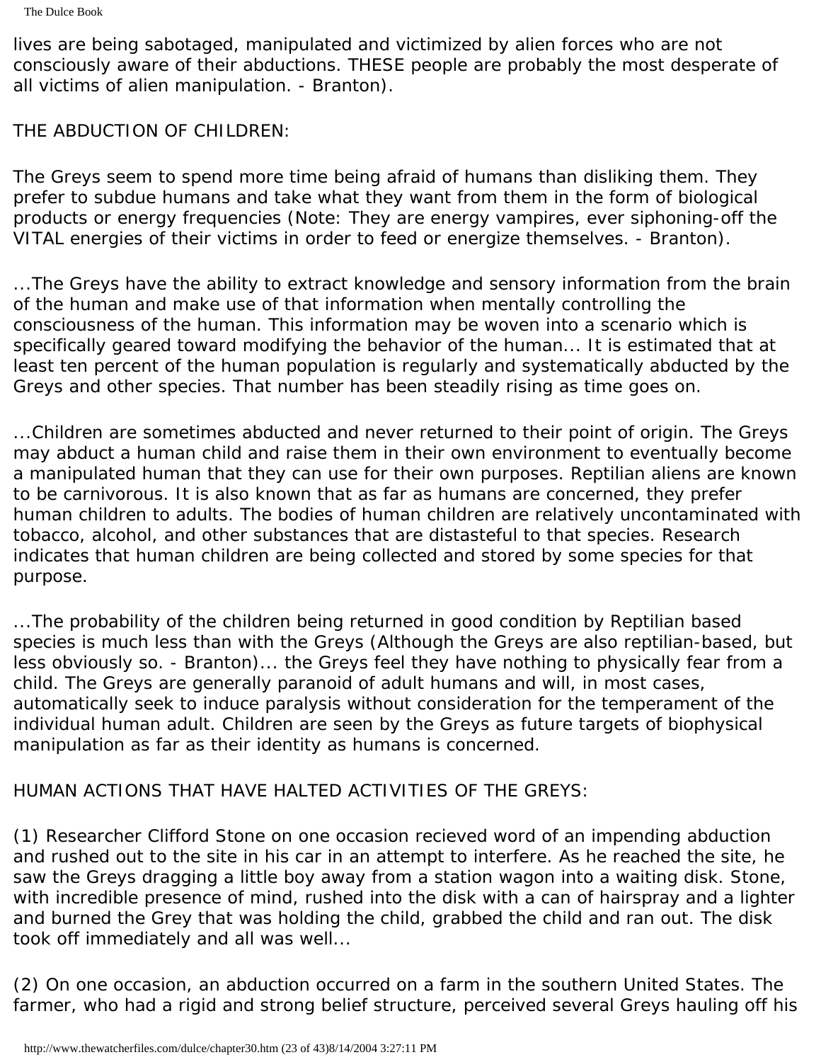lives are being sabotaged, manipulated and victimized by alien forces who are not consciously aware of their abductions. THESE people are probably the most desperate of all victims of alien manipulation. - Branton).

THE ABDUCTION OF CHILDREN:

The Greys seem to spend more time being afraid of humans than disliking them. They prefer to subdue humans and take what they want from them in the form of biological products or energy frequencies (Note: They are energy vampires, ever siphoning-off the VITAL energies of their victims in order to feed or energize themselves. - Branton).

...The Greys have the ability to extract knowledge and sensory information from the brain of the human and make use of that information when mentally controlling the consciousness of the human. This information may be woven into a scenario which is specifically geared toward modifying the behavior of the human... It is estimated that at least ten percent of the human population is regularly and systematically abducted by the Greys and other species. That number has been steadily rising as time goes on.

...Children are sometimes abducted and never returned to their point of origin. The Greys may abduct a human child and raise them in their own environment to eventually become a manipulated human that they can use for their own purposes. Reptilian aliens are known to be carnivorous. It is also known that as far as humans are concerned, they prefer human children to adults. The bodies of human children are relatively uncontaminated with tobacco, alcohol, and other substances that are distasteful to that species. Research indicates that human children are being collected and stored by some species for that purpose.

...The probability of the children being returned in good condition by Reptilian based species is much less than with the Greys (Although the Greys are also reptilian-based, but less obviously so. - Branton)... the Greys feel they have nothing to physically fear from a child. The Greys are generally paranoid of adult humans and will, in most cases, automatically seek to induce paralysis without consideration for the temperament of the individual human adult. Children are seen by the Greys as future targets of biophysical manipulation as far as their identity as humans is concerned.

HUMAN ACTIONS THAT HAVE HALTED ACTIVITIES OF THE GREYS:

(1) Researcher Clifford Stone on one occasion recieved word of an impending abduction and rushed out to the site in his car in an attempt to interfere. As he reached the site, he saw the Greys dragging a little boy away from a station wagon into a waiting disk. Stone, with incredible presence of mind, rushed into the disk with a can of hairspray and a lighter and burned the Grey that was holding the child, grabbed the child and ran out. The disk took off immediately and all was well...

(2) On one occasion, an abduction occurred on a farm in the southern United States. The farmer, who had a rigid and strong belief structure, perceived several Greys hauling off his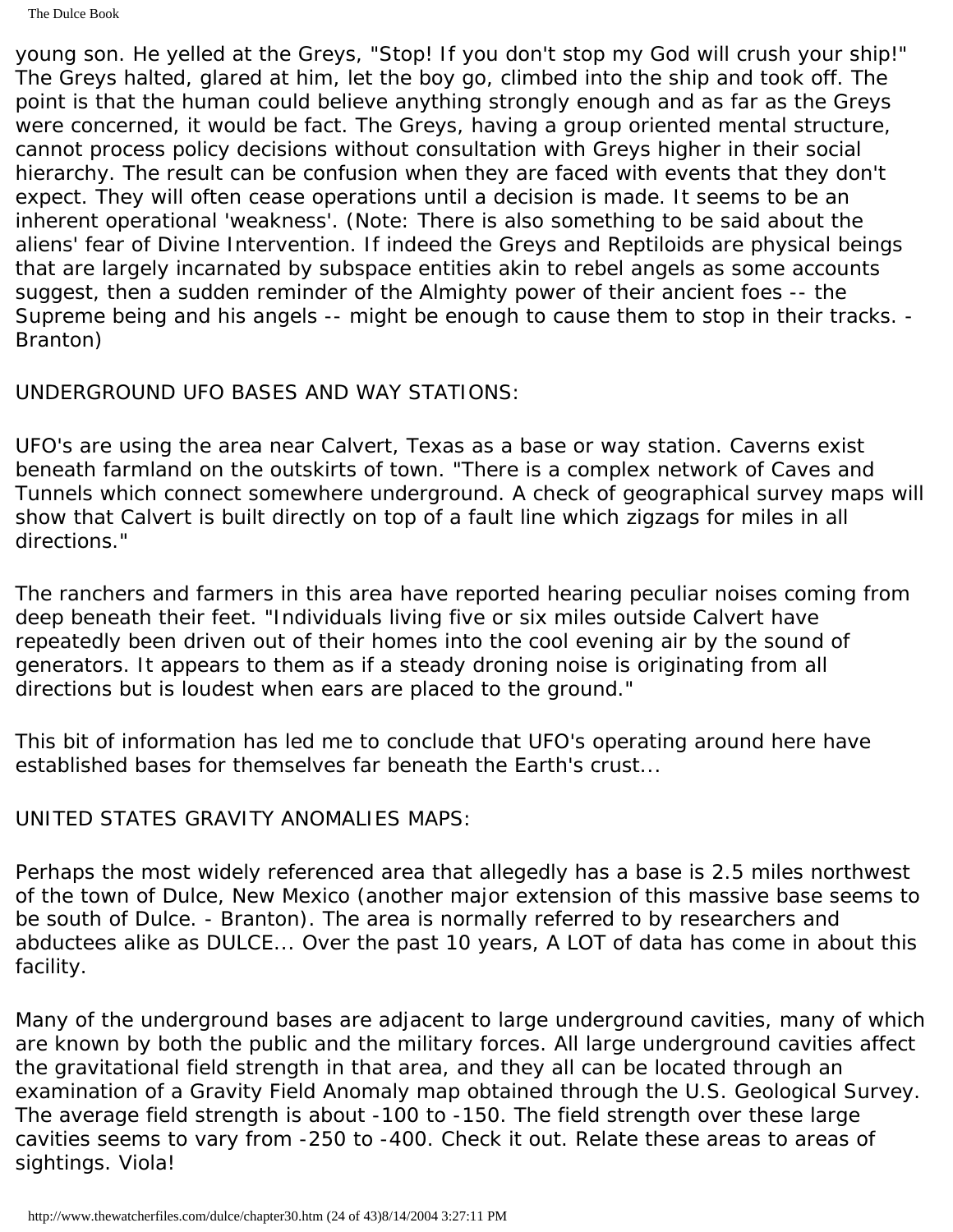young son. He yelled at the Greys, "Stop! If you don't stop my God will crush your ship!" The Greys halted, glared at him, let the boy go, climbed into the ship and took off. The point is that the human could believe anything strongly enough and as far as the Greys were concerned, it would be fact. The Greys, having a group oriented mental structure, cannot process policy decisions without consultation with Greys higher in their social hierarchy. The result can be confusion when they are faced with events that they don't expect. They will often cease operations until a decision is made. It seems to be an inherent operational 'weakness'. (Note: There is also something to be said about the aliens' fear of Divine Intervention. If indeed the Greys and Reptiloids are physical beings that are largely incarnated by subspace entities akin to rebel angels as some accounts suggest, then a sudden reminder of the Almighty power of their ancient foes -- the Supreme being and his angels -- might be enough to cause them to stop in their tracks. - Branton)

UNDERGROUND UFO BASES AND WAY STATIONS:

UFO's are using the area near Calvert, Texas as a base or way station. Caverns exist beneath farmland on the outskirts of town. "There is a complex network of Caves and Tunnels which connect somewhere underground. A check of geographical survey maps will show that Calvert is built directly on top of a fault line which zigzags for miles in all directions."

The ranchers and farmers in this area have reported hearing peculiar noises coming from deep beneath their feet. "Individuals living five or six miles outside Calvert have repeatedly been driven out of their homes into the cool evening air by the sound of generators. It appears to them as if a steady droning noise is originating from all directions but is loudest when ears are placed to the ground."

This bit of information has led me to conclude that UFO's operating around here have established bases for themselves far beneath the Earth's crust...

UNITED STATES GRAVITY ANOMALIES MAPS:

Perhaps the most widely referenced area that allegedly has a base is 2.5 miles northwest of the town of Dulce, New Mexico (another major extension of this massive base seems to be south of Dulce. - Branton). The area is normally referred to by researchers and abductees alike as DULCE... Over the past 10 years, A LOT of data has come in about this facility.

Many of the underground bases are adjacent to large underground cavities, many of which are known by both the public and the military forces. All large underground cavities affect the gravitational field strength in that area, and they all can be located through an examination of a Gravity Field Anomaly map obtained through the U.S. Geological Survey. The average field strength is about -100 to -150. The field strength over these large cavities seems to vary from -250 to -400. Check it out. Relate these areas to areas of sightings. Viola!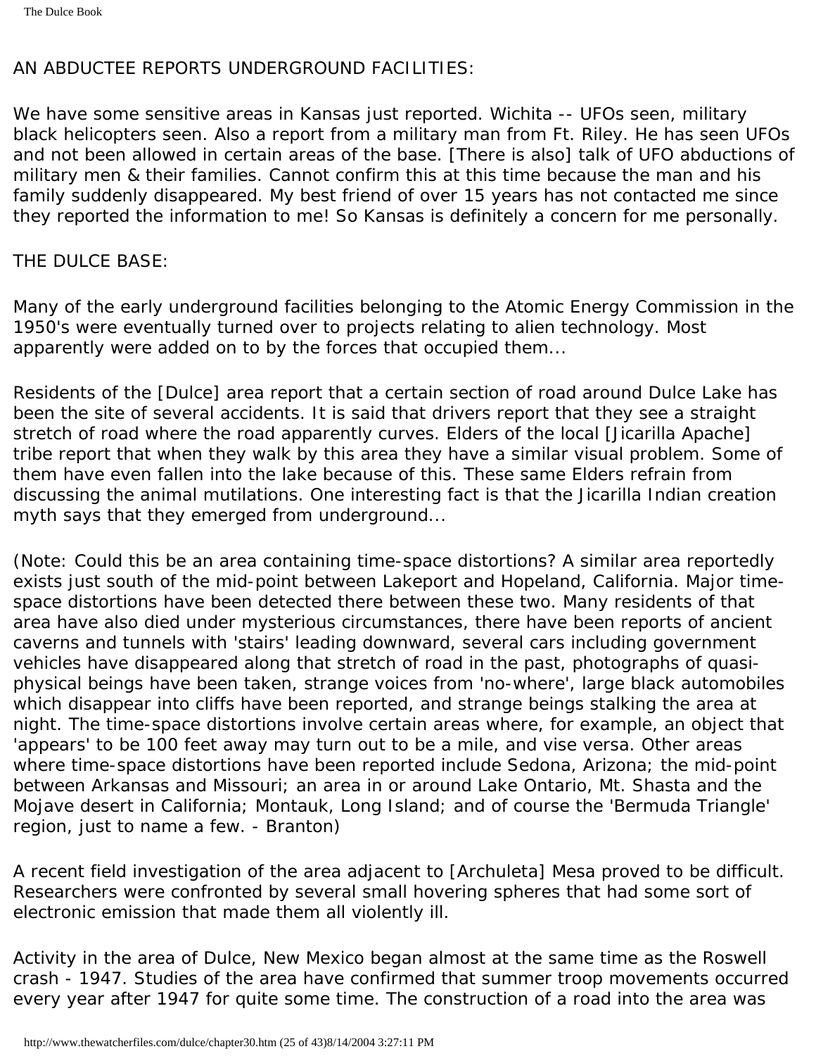AN ABDUCTEE REPORTS UNDERGROUND FACILITIES:

We have some sensitive areas in Kansas just reported. Wichita -- UFOs seen, military black helicopters seen. Also a report from a military man from Ft. Riley. He has seen UFOs and not been allowed in certain areas of the base. [There is also] talk of UFO abductions of military men & their families. Cannot confirm this at this time because the man and his family suddenly disappeared. My best friend of over 15 years has not contacted me since they reported the information to me! So Kansas is definitely a concern for me personally.

THE DULCE BASE:

Many of the early underground facilities belonging to the Atomic Energy Commission in the 1950's were eventually turned over to projects relating to alien technology. Most apparently were added on to by the forces that occupied them...

Residents of the [Dulce] area report that a certain section of road around Dulce Lake has been the site of several accidents. It is said that drivers report that they see a straight stretch of road where the road apparently curves. Elders of the local [Jicarilla Apache] tribe report that when they walk by this area they have a similar visual problem. Some of them have even fallen into the lake because of this. These same Elders refrain from discussing the animal mutilations. One interesting fact is that the Jicarilla Indian creation myth says that they emerged from underground...

(Note: Could this be an area containing time-space distortions? A similar area reportedly exists just south of the mid-point between Lakeport and Hopeland, California. Major time-space distortions have been detected there between these two. Many residents of that area have also died under mysterious circumstances, there have been reports of ancient caverns and tunnels with 'stairs' leading downward, several cars including government vehicles have disappeared along that stretch of road in the past, photographs of quasi-physical beings have been taken, strange voices from 'no-where', large black automobiles which disappear into cliffs have been reported, and strange beings stalking the area at night. The time-space distortions involve certain areas where, for example, an object that 'appears' to be 100 feet away may turn out to be a mile, and vise versa. Other areas where time-space distortions have been reported include Sedona, Arizona; the mid-point between Arkansas and Missouri; an area in or around Lake Ontario, Mt. Shasta and the Mojave desert in California; Montauk, Long Island; and of course the 'Bermuda Triangle' region, just to name a few. - Branton)

A recent field investigation of the area adjacent to [Archuleta] Mesa proved to be difficult. Researchers were confronted by several small hovering spheres that had some sort of electronic emission that made them all violently ill.

Activity in the area of Dulce, New Mexico began almost at the same time as the Roswell crash - 1947. Studies of the area have confirmed that summer troop movements occurred every year after 1947 for quite some time. The construction of a road into the area was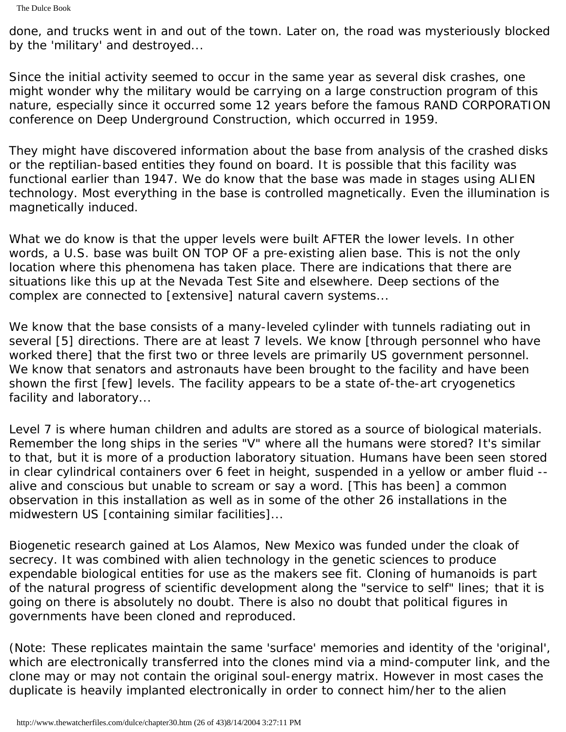done, and trucks went in and out of the town. Later on, the road was mysteriously blocked by the 'military' and destroyed...

Since the initial activity seemed to occur in the same year as several disk crashes, one might wonder why the military would be carrying on a large construction program of this nature, especially since it occurred some 12 years before the famous RAND CORPORATION conference on Deep Underground Construction, which occurred in 1959.

They might have discovered information about the base from analysis of the crashed disks or the reptilian-based entities they found on board. It is possible that this facility was functional earlier than 1947. We do know that the base was made in stages using ALIEN technology. Most everything in the base is controlled magnetically. Even the illumination is magnetically induced.

What we do know is that the upper levels were built AFTER the lower levels. In other words, a U.S. base was built ON TOP OF a pre-existing alien base. This is not the only location where this phenomena has taken place. There are indications that there are situations like this up at the Nevada Test Site and elsewhere. Deep sections of the complex are connected to [extensive] natural cavern systems...

We know that the base consists of a many-leveled cylinder with tunnels radiating out in several [5] directions. There are at least 7 levels. We know [through personnel who have worked there] that the first two or three levels are primarily US government personnel. We know that senators and astronauts have been brought to the facility and have been shown the first [few] levels. The facility appears to be a state of-the-art cryogenetics facility and laboratory...

Level 7 is where human children and adults are stored as a source of biological materials. Remember the long ships in the series "V" where all the humans were stored? It's similar to that, but it is more of a production laboratory situation. Humans have been seen stored in clear cylindrical containers over 6 feet in height, suspended in a yellow or amber fluid -- alive and conscious but unable to scream or say a word. [This has been] a common observation in this installation as well as in some of the other 26 installations in the midwestern US [containing similar facilities]...

Biogenetic research gained at Los Alamos, New Mexico was funded under the cloak of secrecy. It was combined with alien technology in the genetic sciences to produce expendable biological entities for use as the makers see fit. Cloning of humanoids is part of the natural progress of scientific development along the "service to self" lines; that it is going on there is absolutely no doubt. There is also no doubt that political figures in governments have been cloned and reproduced.

(Note: These replicates maintain the same 'surface' memories and identity of the 'original', which are electronically transferred into the clones mind via a mind-computer link, and the clone may or may not contain the original soul-energy matrix. However in most cases the duplicate is heavily implanted electronically in order to connect him/her to the alien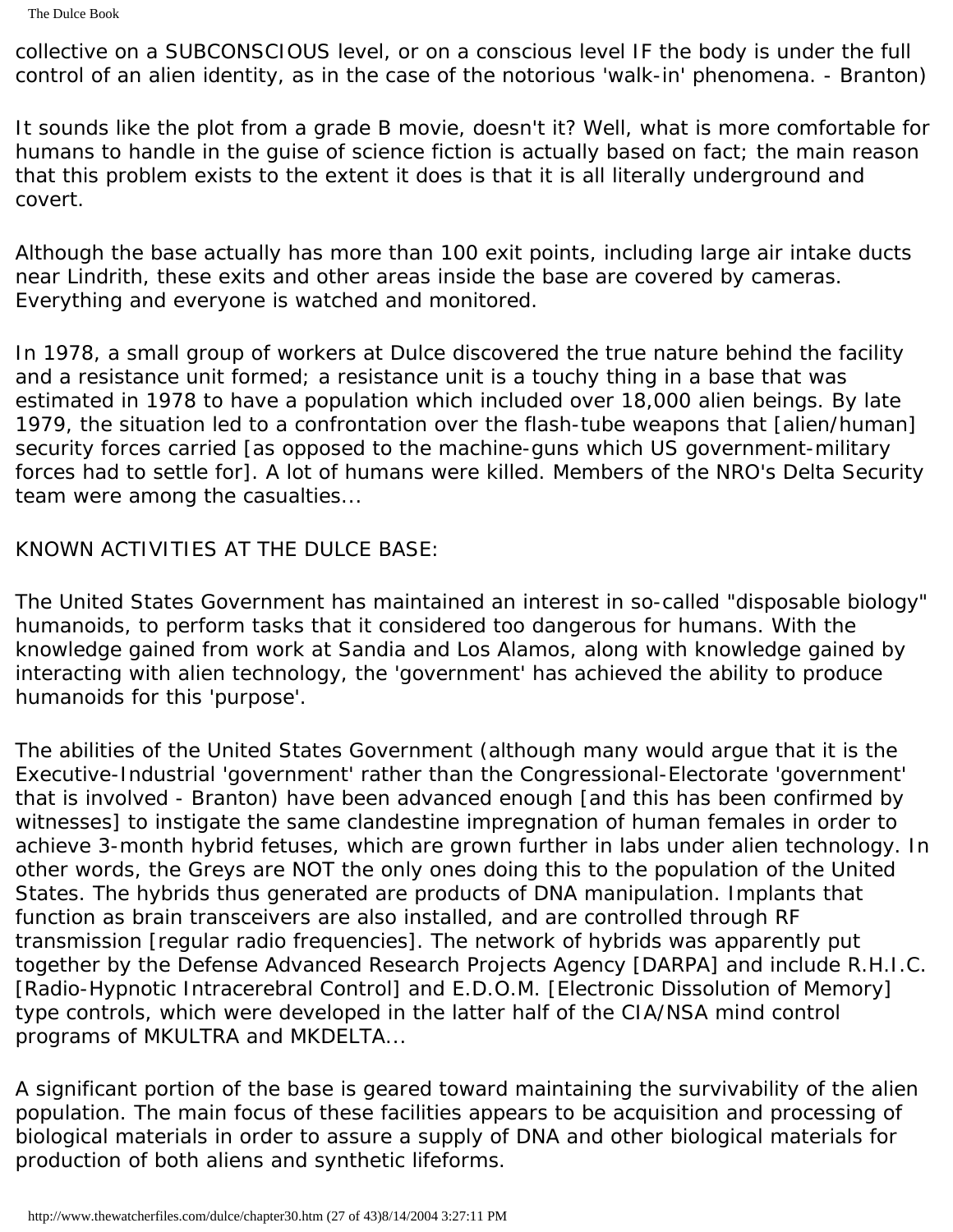collective on a SUBCONSCIOUS level, or on a conscious level IF the body is under the full control of an alien identity, as in the case of the notorious 'walk-in' phenomena. - Branton)

It sounds like the plot from a grade B movie, doesn't it? Well, what is more comfortable for humans to handle in the guise of science fiction is actually based on fact; the main reason that this problem exists to the extent it does is that it is all literally underground and covert.

Although the base actually has more than 100 exit points, including large air intake ducts near Lindrith, these exits and other areas inside the base are covered by cameras. Everything and everyone is watched and monitored.

In 1978, a small group of workers at Dulce discovered the true nature behind the facility and a resistance unit formed; a resistance unit is a touchy thing in a base that was estimated in 1978 to have a population which included over 18,000 alien beings. By late 1979, the situation led to a confrontation over the flash-tube weapons that [alien/human] security forces carried [as opposed to the machine-guns which US government-military forces had to settle for]. A lot of humans were killed. Members of the NRO's Delta Security team were among the casualties...

KNOWN ACTIVITIES AT THE DULCE BASE:

The United States Government has maintained an interest in so-called "disposable biology" humanoids, to perform tasks that it considered too dangerous for humans. With the knowledge gained from work at Sandia and Los Alamos, along with knowledge gained by interacting with alien technology, the 'government' has achieved the ability to produce humanoids for this 'purpose'.

The abilities of the United States Government (although many would argue that it is the Executive-Industrial 'government' rather than the Congressional-Electorate 'government' that is involved - Branton) have been advanced enough [and this has been confirmed by witnesses] to instigate the same clandestine impregnation of human females in order to achieve 3-month hybrid fetuses, which are grown further in labs under alien technology. In other words, the Greys are NOT the only ones doing this to the population of the United States. The hybrids thus generated are products of DNA manipulation. Implants that function as brain transceivers are also installed, and are controlled through RF transmission [regular radio frequencies]. The network of hybrids was apparently put together by the Defense Advanced Research Projects Agency [DARPA] and include R.H.I.C. [Radio-Hypnotic Intracerebral Control] and E.D.O.M. [Electronic Dissolution of Memory] type controls, which were developed in the latter half of the CIA/NSA mind control programs of MKULTRA and MKDELTA...

A significant portion of the base is geared toward maintaining the survivability of the alien population. The main focus of these facilities appears to be acquisition and processing of biological materials in order to assure a supply of DNA and other biological materials for production of both aliens and synthetic lifeforms.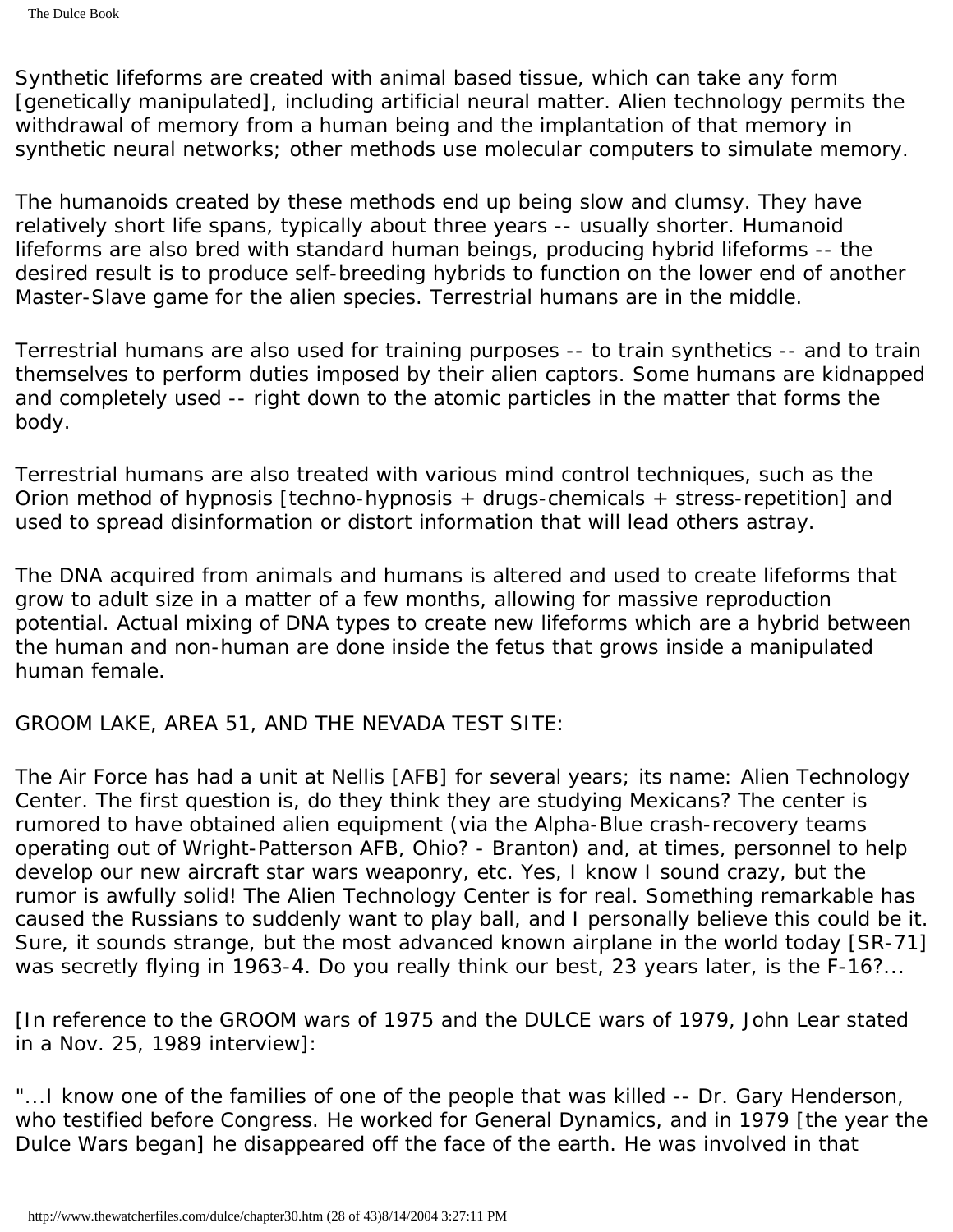Synthetic lifeforms are created with animal based tissue, which can take any form [genetically manipulated], including artificial neural matter. Alien technology permits the withdrawal of memory from a human being and the implantation of that memory in synthetic neural networks; other methods use molecular computers to simulate memory.

The humanoids created by these methods end up being slow and clumsy. They have relatively short life spans, typically about three years -- usually shorter. Humanoid lifeforms are also bred with standard human beings, producing hybrid lifeforms -- the desired result is to produce self-breeding hybrids to function on the lower end of another Master-Slave game for the alien species. Terrestrial humans are in the middle.

Terrestrial humans are also used for training purposes -- to train synthetics -- and to train themselves to perform duties imposed by their alien captors. Some humans are kidnapped and completely used -- right down to the atomic particles in the matter that forms the body.

Terrestrial humans are also treated with various mind control techniques, such as the Orion method of hypnosis [techno-hypnosis + drugs-chemicals + stress-repetition] and used to spread disinformation or distort information that will lead others astray.

The DNA acquired from animals and humans is altered and used to create lifeforms that grow to adult size in a matter of a few months, allowing for massive reproduction potential. Actual mixing of DNA types to create new lifeforms which are a hybrid between the human and non-human are done inside the fetus that grows inside a manipulated human female.

GROOM LAKE, AREA 51, AND THE NEVADA TEST SITE:

The Air Force has had a unit at Nellis [AFB] for several years; its name: Alien Technology Center. The first question is, do they think they are studying Mexicans? The center is rumored to have obtained alien equipment (via the Alpha-Blue crash-recovery teams operating out of Wright-Patterson AFB, Ohio? - Branton) and, at times, personnel to help develop our new aircraft star wars weaponry, etc. Yes, I know I sound crazy, but the rumor is awfully solid! The Alien Technology Center is for real. Something remarkable has caused the Russians to suddenly want to play ball, and I personally believe this could be it. Sure, it sounds strange, but the most advanced known airplane in the world today [SR-71] was secretly flying in 1963-4. Do you really think our best, 23 years later, is the F-16?...

[In reference to the GROOM wars of 1975 and the DULCE wars of 1979, John Lear stated in a Nov. 25, 1989 interview]:

"...I know one of the families of one of the people that was killed -- Dr. Gary Henderson, who testified before Congress. He worked for General Dynamics, and in 1979 [the year the Dulce Wars began] he disappeared off the face of the earth. He was involved in that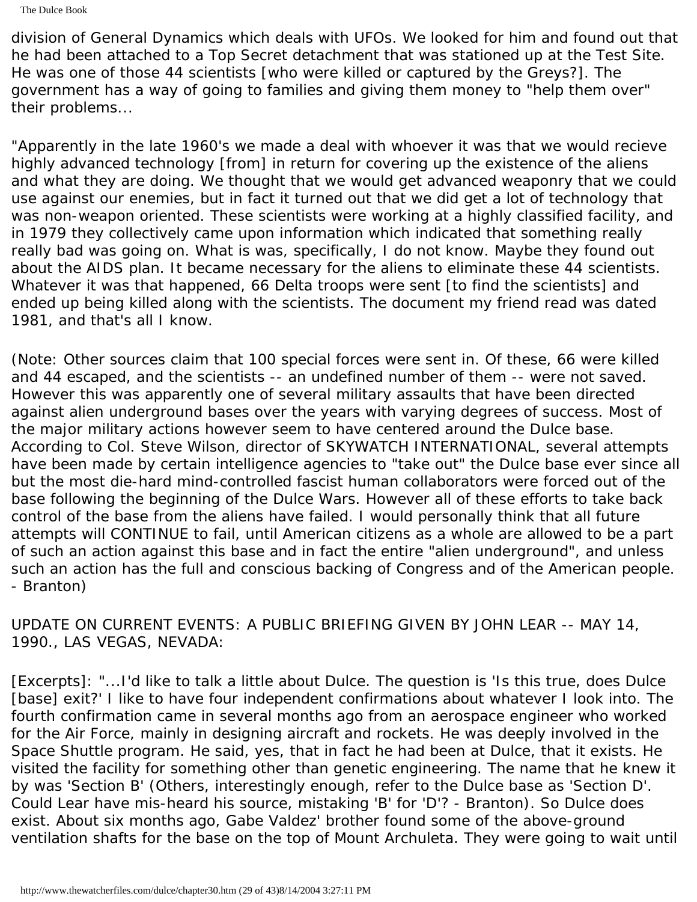division of General Dynamics which deals with UFOs. We looked for him and found out that he had been attached to a Top Secret detachment that was stationed up at the Test Site. He was one of those 44 scientists [who were killed or captured by the Greys?]. The government has a way of going to families and giving them money to "help them over" their problems...

"Apparently in the late 1960's we made a deal with whoever it was that we would recieve highly advanced technology [from] in return for covering up the existence of the aliens and what they are doing. We thought that we would get advanced weaponry that we could use against our enemies, but in fact it turned out that we did get a lot of technology that was non-weapon oriented. These scientists were working at a highly classified facility, and in 1979 they collectively came upon information which indicated that something really really bad was going on. What is was, specifically, I do not know. Maybe they found out about the AIDS plan. It became necessary for the aliens to eliminate these 44 scientists. Whatever it was that happened, 66 Delta troops were sent [to find the scientists] and ended up being killed along with the scientists. The document my friend read was dated 1981, and that's all I know.

(Note: Other sources claim that 100 special forces were sent in. Of these, 66 were killed and 44 escaped, and the scientists -- an undefined number of them -- were not saved. However this was apparently one of several military assaults that have been directed against alien underground bases over the years with varying degrees of success. Most of the major military actions however seem to have centered around the Dulce base. According to Col. Steve Wilson, director of SKYWATCH INTERNATIONAL, several attempts have been made by certain intelligence agencies to "take out" the Dulce base ever since all but the most die-hard mind-controlled fascist human collaborators were forced out of the base following the beginning of the Dulce Wars. However all of these efforts to take back control of the base from the aliens have failed. I would personally think that all future attempts will CONTINUE to fail, until American citizens as a whole are allowed to be a part of such an action against this base and in fact the entire "alien underground", and unless such an action has the full and conscious backing of Congress and of the American people. - Branton)

UPDATE ON CURRENT EVENTS: A PUBLIC BRIEFING GIVEN BY JOHN LEAR -- MAY 14, 1990., LAS VEGAS, NEVADA:

[Excerpts]: "...I'd like to talk a little about Dulce. The question is 'Is this true, does Dulce [base] exit?' I like to have four independent confirmations about whatever I look into. The fourth confirmation came in several months ago from an aerospace engineer who worked for the Air Force, mainly in designing aircraft and rockets. He was deeply involved in the Space Shuttle program. He said, yes, that in fact he had been at Dulce, that it exists. He visited the facility for something other than genetic engineering. The name that he knew it by was 'Section B' (Others, interestingly enough, refer to the Dulce base as 'Section D'. Could Lear have mis-heard his source, mistaking 'B' for 'D'? - Branton). So Dulce does exist. About six months ago, Gabe Valdez' brother found some of the above-ground ventilation shafts for the base on the top of Mount Archuleta. They were going to wait until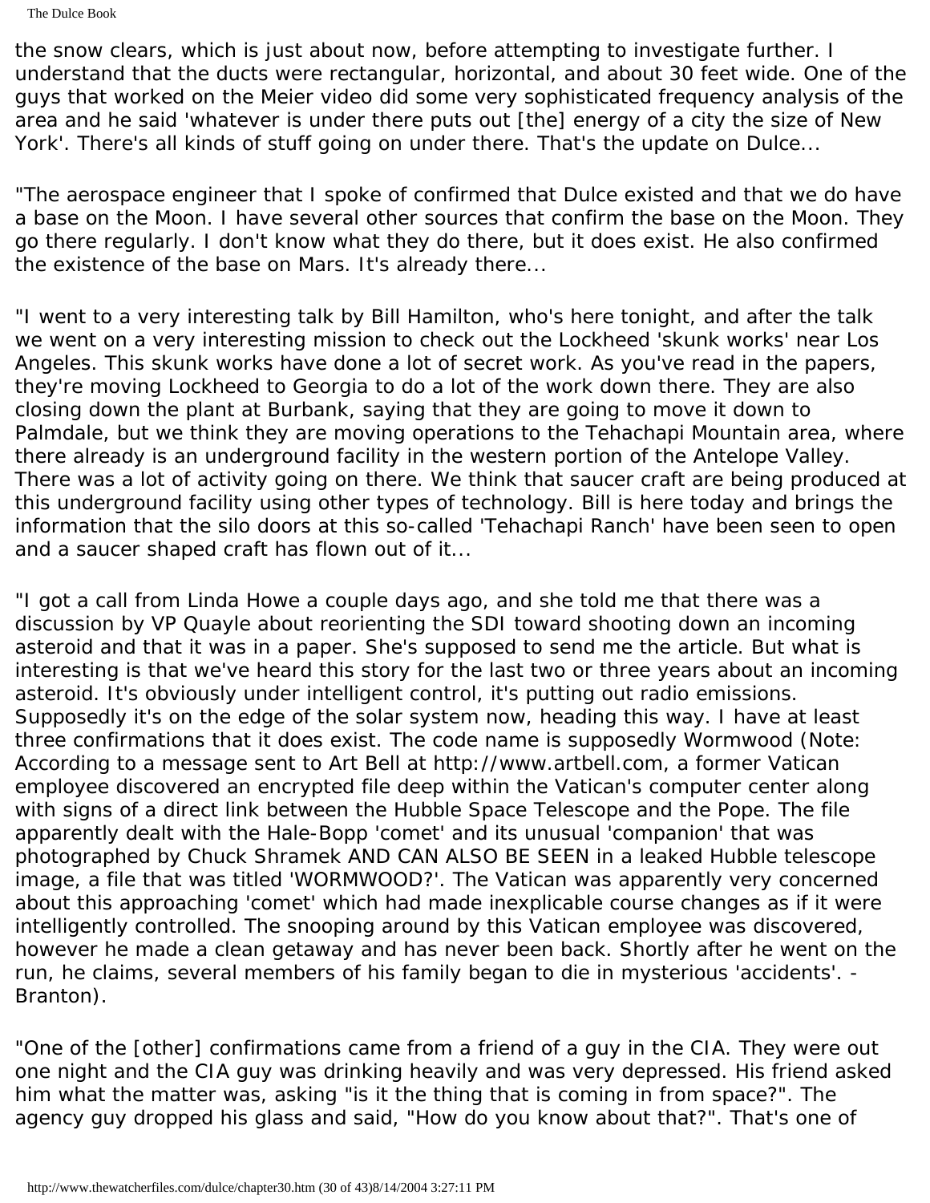the snow clears, which is just about now, before attempting to investigate further. I understand that the ducts were rectangular, horizontal, and about 30 feet wide. One of the guys that worked on the Meier video did some very sophisticated frequency analysis of the area and he said 'whatever is under there puts out [the] energy of a city the size of New York'. There's all kinds of stuff going on under there. That's the update on Dulce...

"The aerospace engineer that I spoke of confirmed that Dulce existed and that we do have a base on the Moon. I have several other sources that confirm the base on the Moon. They go there regularly. I don't know what they do there, but it does exist. He also confirmed the existence of the base on Mars. It's already there...

"I went to a very interesting talk by Bill Hamilton, who's here tonight, and after the talk we went on a very interesting mission to check out the Lockheed 'skunk works' near Los Angeles. This skunk works have done a lot of secret work. As you've read in the papers, they're moving Lockheed to Georgia to do a lot of the work down there. They are also closing down the plant at Burbank, saying that they are going to move it down to Palmdale, but we think they are moving operations to the Tehachapi Mountain area, where there already is an underground facility in the western portion of the Antelope Valley. There was a lot of activity going on there. We think that saucer craft are being produced at this underground facility using other types of technology. Bill is here today and brings the information that the silo doors at this so-called 'Tehachapi Ranch' have been seen to open and a saucer shaped craft has flown out of it...

"I got a call from Linda Howe a couple days ago, and she told me that there was a discussion by VP Quayle about reorienting the SDI toward shooting down an incoming asteroid and that it was in a paper. She's supposed to send me the article. But what is interesting is that we've heard this story for the last two or three years about an incoming asteroid. It's obviously under intelligent control, it's putting out radio emissions. Supposedly it's on the edge of the solar system now, heading this way. I have at least three confirmations that it does exist. The code name is supposedly Wormwood (Note: According to a message sent to Art Bell at http://www.artbell.com, a former Vatican employee discovered an encrypted file deep within the Vatican's computer center along with signs of a direct link between the Hubble Space Telescope and the Pope. The file apparently dealt with the Hale-Bopp 'comet' and its unusual 'companion' that was photographed by Chuck Shramek AND CAN ALSO BE SEEN in a leaked Hubble telescope image, a file that was titled 'WORMWOOD?'. The Vatican was apparently very concerned about this approaching 'comet' which had made inexplicable course changes as if it were intelligently controlled. The snooping around by this Vatican employee was discovered, however he made a clean getaway and has never been back. Shortly after he went on the run, he claims, several members of his family began to die in mysterious 'accidents'. - Branton).

"One of the [other] confirmations came from a friend of a guy in the CIA. They were out one night and the CIA guy was drinking heavily and was very depressed. His friend asked him what the matter was, asking "is it the thing that is coming in from space?". The agency guy dropped his glass and said, "How do you know about that?". That's one of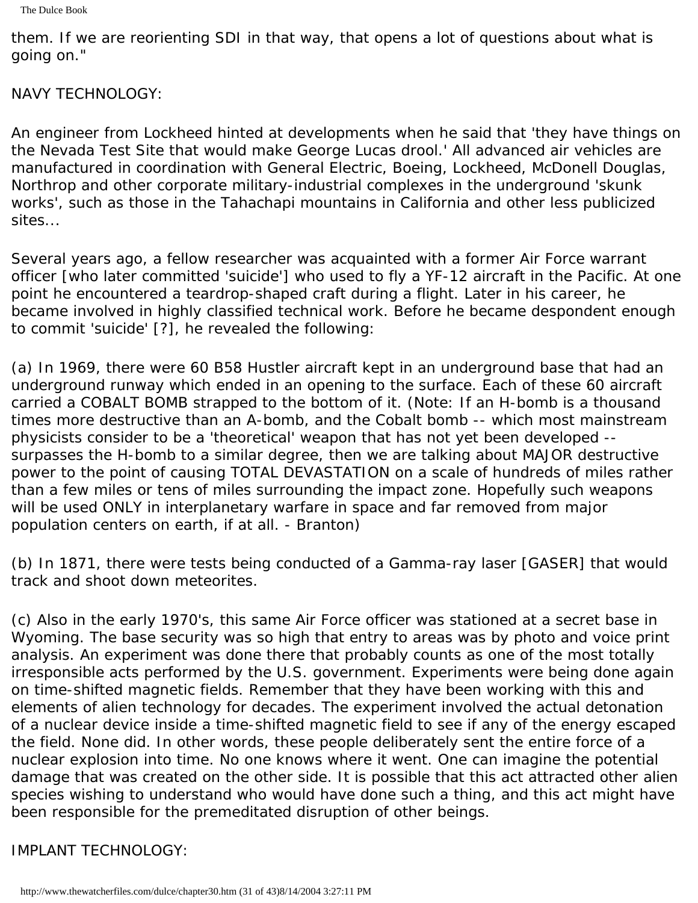them. If we are reorienting SDI in that way, that opens a lot of questions about what is going on."

NAVY TECHNOLOGY:

An engineer from Lockheed hinted at developments when he said that 'they have things on the Nevada Test Site that would make George Lucas drool.' All advanced air vehicles are manufactured in coordination with General Electric, Boeing, Lockheed, McDonell Douglas, Northrop and other corporate military-industrial complexes in the underground 'skunk works', such as those in the Tahachapi mountains in California and other less publicized sites...

Several years ago, a fellow researcher was acquainted with a former Air Force warrant officer [who later committed 'suicide'] who used to fly a YF-12 aircraft in the Pacific. At one point he encountered a teardrop-shaped craft during a flight. Later in his career, he became involved in highly classified technical work. Before he became despondent enough to commit 'suicide' [?], he revealed the following:

(a) In 1969, there were 60 B58 Hustler aircraft kept in an underground base that had an underground runway which ended in an opening to the surface. Each of these 60 aircraft carried a COBALT BOMB strapped to the bottom of it. (Note: If an H-bomb is a thousand times more destructive than an A-bomb, and the Cobalt bomb -- which most mainstream physicists consider to be a 'theoretical' weapon that has not yet been developed -- surpasses the H-bomb to a similar degree, then we are talking about MAJOR destructive power to the point of causing TOTAL DEVASTATION on a scale of hundreds of miles rather than a few miles or tens of miles surrounding the impact zone. Hopefully such weapons will be used ONLY in interplanetary warfare in space and far removed from major population centers on earth, if at all. - Branton)

(b) In 1871, there were tests being conducted of a Gamma-ray laser [GASER] that would track and shoot down meteorites.

(c) Also in the early 1970's, this same Air Force officer was stationed at a secret base in Wyoming. The base security was so high that entry to areas was by photo and voice print analysis. An experiment was done there that probably counts as one of the most totally irresponsible acts performed by the U.S. government. Experiments were being done again on time-shifted magnetic fields. Remember that they have been working with this and elements of alien technology for decades. The experiment involved the actual detonation of a nuclear device inside a time-shifted magnetic field to see if any of the energy escaped the field. None did. In other words, these people deliberately sent the entire force of a nuclear explosion into time. No one knows where it went. One can imagine the potential damage that was created on the other side. It is possible that this act attracted other alien species wishing to understand who would have done such a thing, and this act might have been responsible for the premeditated disruption of other beings.

IMPLANT TECHNOLOGY: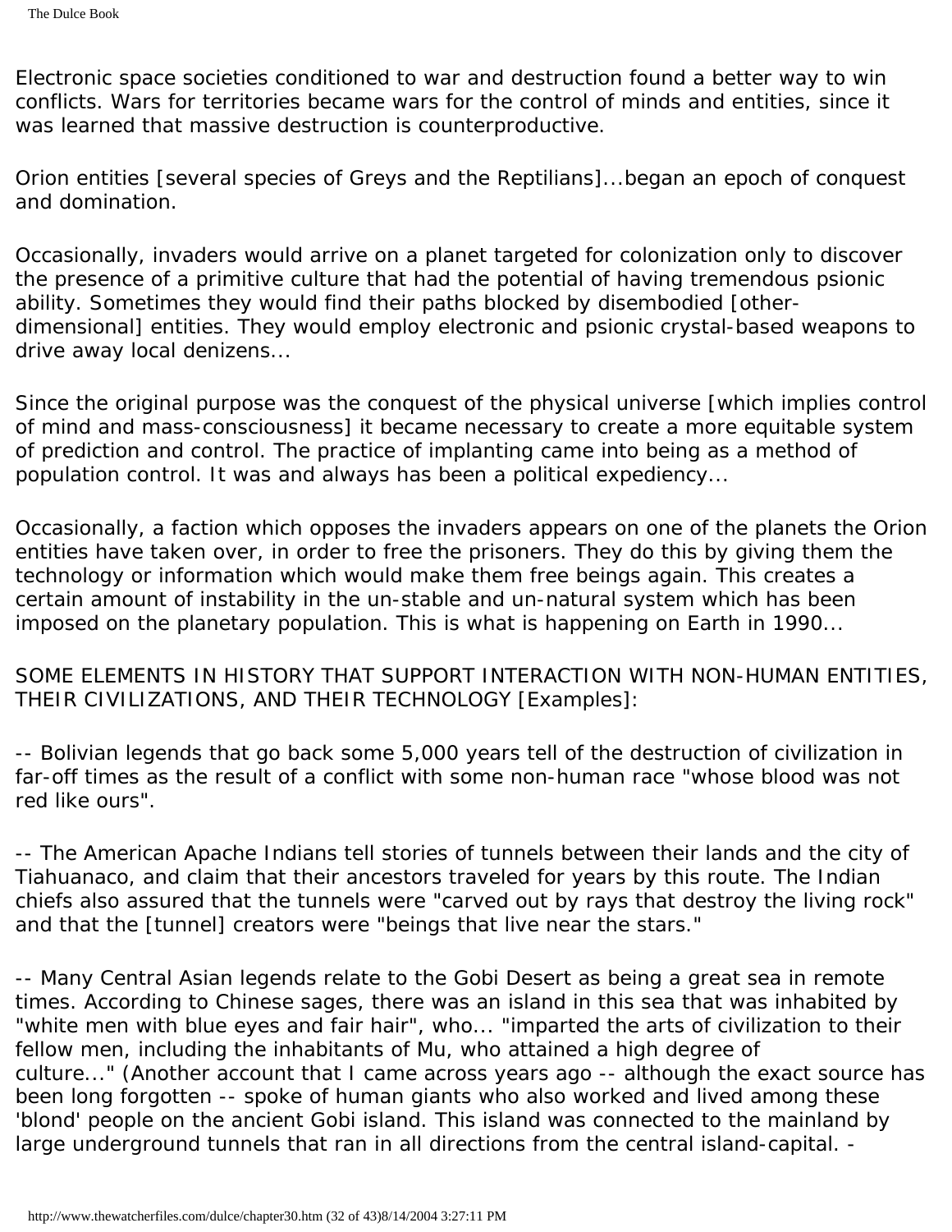Electronic space societies conditioned to war and destruction found a better way to win conflicts. Wars for territories became wars for the control of minds and entities, since it was learned that massive destruction is counterproductive.

Orion entities [several species of Greys and the Reptilians]...began an epoch of conquest and domination.

Occasionally, invaders would arrive on a planet targeted for colonization only to discover the presence of a primitive culture that had the potential of having tremendous psionic ability. Sometimes they would find their paths blocked by disembodied [other-dimensional] entities. They would employ electronic and psionic crystal-based weapons to drive away local denizens...

Since the original purpose was the conquest of the physical universe [which implies control of mind and mass-consciousness] it became necessary to create a more equitable system of prediction and control. The practice of implanting came into being as a method of population control. It was and always has been a political expediency...

Occasionally, a faction which opposes the invaders appears on one of the planets the Orion entities have taken over, in order to free the prisoners. They do this by giving them the technology or information which would make them free beings again. This creates a certain amount of instability in the un-stable and un-natural system which has been imposed on the planetary population. This is what is happening on Earth in 1990...

SOME ELEMENTS IN HISTORY THAT SUPPORT INTERACTION WITH NON-HUMAN ENTITIES, THEIR CIVILIZATIONS, AND THEIR TECHNOLOGY [Examples]:

-- Bolivian legends that go back some 5,000 years tell of the destruction of civilization in far-off times as the result of a conflict with some non-human race "whose blood was not red like ours".

-- The American Apache Indians tell stories of tunnels between their lands and the city of Tiahuanaco, and claim that their ancestors traveled for years by this route. The Indian chiefs also assured that the tunnels were "carved out by rays that destroy the living rock" and that the [tunnel] creators were "beings that live near the stars."

-- Many Central Asian legends relate to the Gobi Desert as being a great sea in remote times. According to Chinese sages, there was an island in this sea that was inhabited by "white men with blue eyes and fair hair", who... "imparted the arts of civilization to their fellow men, including the inhabitants of Mu, who attained a high degree of culture..." (Another account that I came across years ago -- although the exact source has been long forgotten -- spoke of human giants who also worked and lived among these 'blond' people on the ancient Gobi island. This island was connected to the mainland by large underground tunnels that ran in all directions from the central island-capital. -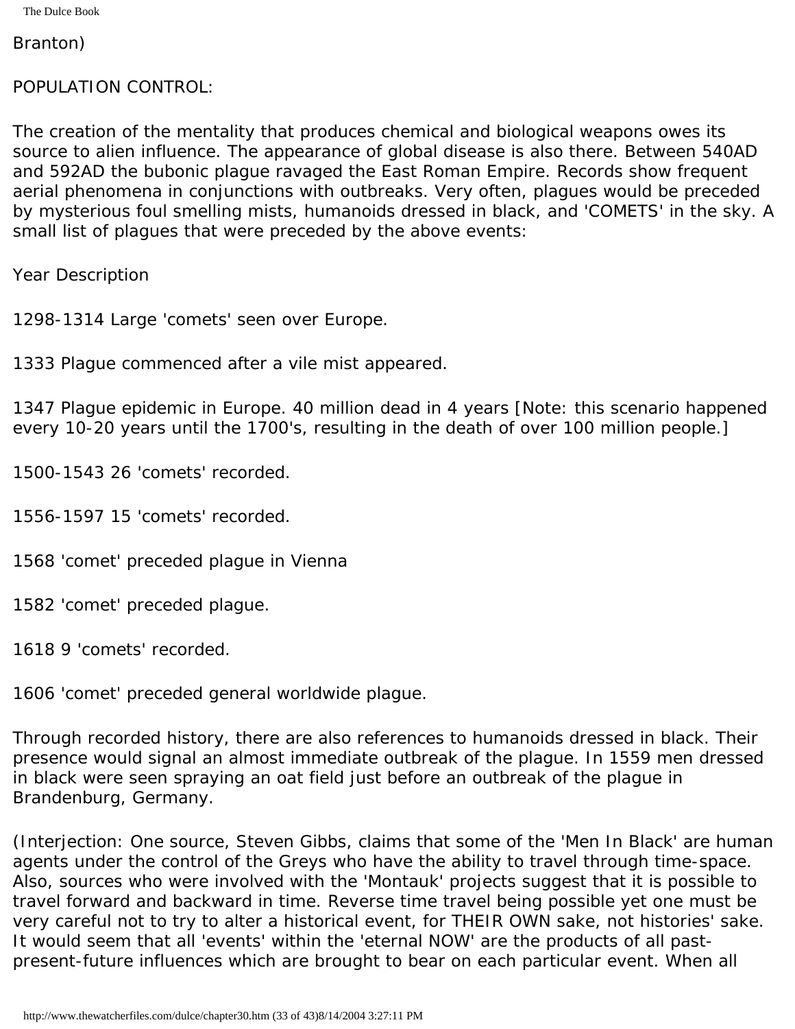Branton)

POPULATION CONTROL:

The creation of the mentality that produces chemical and biological weapons owes its source to alien influence. The appearance of global disease is also there. Between 540AD and 592AD the bubonic plague ravaged the East Roman Empire. Records show frequent aerial phenomena in conjunctions with outbreaks. Very often, plagues would be preceded by mysterious foul smelling mists, humanoids dressed in black, and 'COMETS' in the sky. A small list of plagues that were preceded by the above events:

Year Description

1298-1314 Large 'comets' seen over Europe.

1333 Plague commenced after a vile mist appeared.

1347 Plague epidemic in Europe. 40 million dead in 4 years [Note: this scenario happened every 10-20 years until the 1700's, resulting in the death of over 100 million people.]

1500-1543 26 'comets' recorded.

1556-1597 15 'comets' recorded.

1568 'comet' preceded plague in Vienna

1582 'comet' preceded plague.

1618 9 'comets' recorded.

1606 'comet' preceded general worldwide plague.

Through recorded history, there are also references to humanoids dressed in black. Their presence would signal an almost immediate outbreak of the plague. In 1559 men dressed in black were seen spraying an oat field just before an outbreak of the plague in Brandenburg, Germany.

(Interjection: One source, Steven Gibbs, claims that some of the 'Men In Black' are human agents under the control of the Greys who have the ability to travel through time-space. Also, sources who were involved with the 'Montauk' projects suggest that it is possible to travel forward and backward in time. Reverse time travel being possible yet one must be very careful not to try to alter a historical event, for THEIR OWN sake, not histories' sake. It would seem that all 'events' within the 'eternal NOW' are the products of all past-present-future influences which are brought to bear on each particular event. When all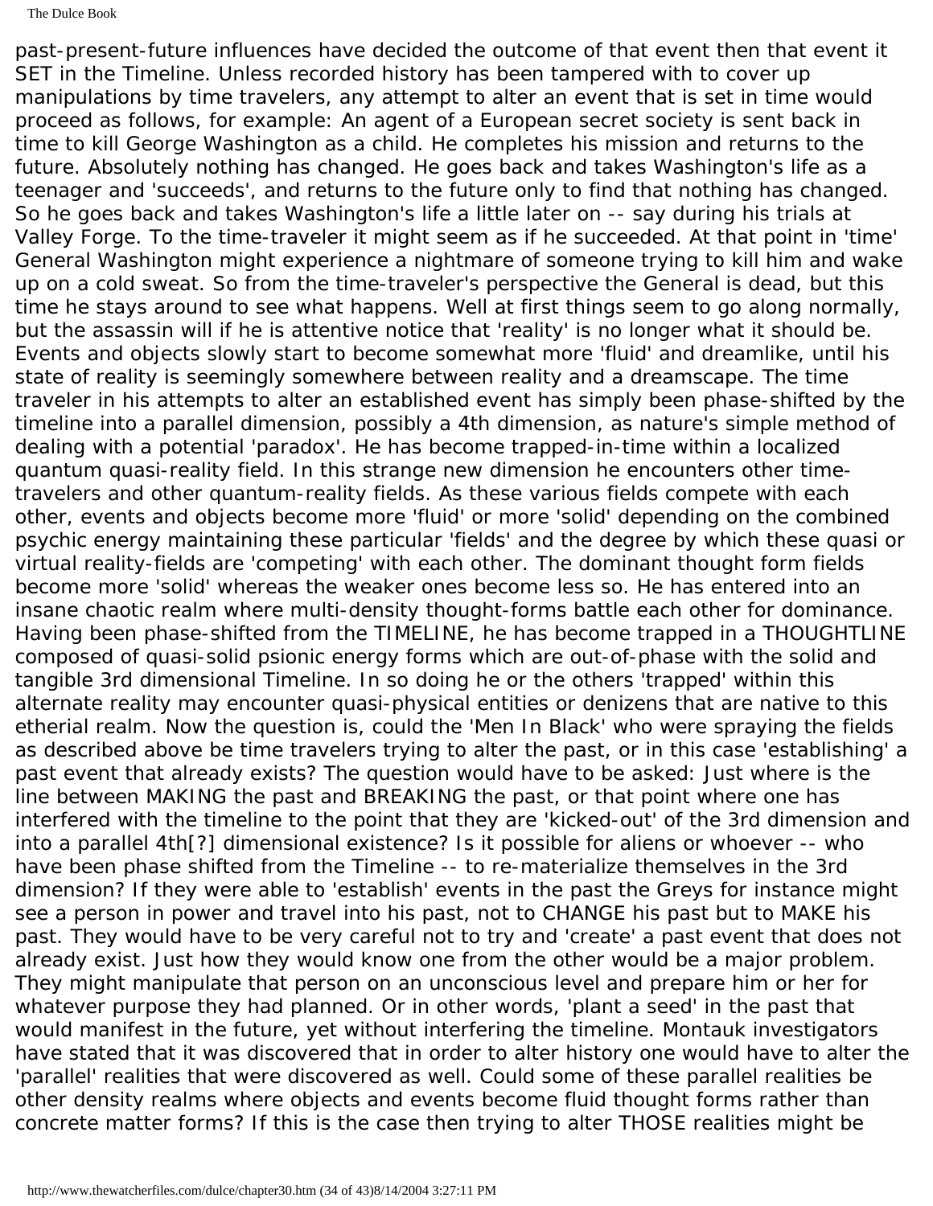past-present-future influences have decided the outcome of that event then that event it SET in the Timeline. Unless recorded history has been tampered with to cover up manipulations by time travelers, any attempt to alter an event that is set in time would proceed as follows, for example: An agent of a European secret society is sent back in time to kill George Washington as a child. He completes his mission and returns to the future. Absolutely nothing has changed. He goes back and takes Washington's life as a teenager and 'succeeds', and returns to the future only to find that nothing has changed. So he goes back and takes Washington's life a little later on -- say during his trials at Valley Forge. To the time-traveler it might seem as if he succeeded. At that point in 'time' General Washington might experience a nightmare of someone trying to kill him and wake up on a cold sweat. So from the time-traveler's perspective the General is dead, but this time he stays around to see what happens. Well at first things seem to go along normally, but the assassin will if he is attentive notice that 'reality' is no longer what it should be. Events and objects slowly start to become somewhat more 'fluid' and dreamlike, until his state of reality is seemingly somewhere between reality and a dreamscape. The time traveler in his attempts to alter an established event has simply been phase-shifted by the timeline into a parallel dimension, possibly a 4th dimension, as nature's simple method of dealing with a potential 'paradox'. He has become trapped-in-time within a localized quantum quasi-reality field. In this strange new dimension he encounters other time-travelers and other quantum-reality fields. As these various fields compete with each other, events and objects become more 'fluid' or more 'solid' depending on the combined psychic energy maintaining these particular 'fields' and the degree by which these quasi or virtual reality-fields are 'competing' with each other. The dominant thought form fields become more 'solid' whereas the weaker ones become less so. He has entered into an insane chaotic realm where multi-density thought-forms battle each other for dominance. Having been phase-shifted from the TIMELINE, he has become trapped in a THOUGHTLINE composed of quasi-solid psionic energy forms which are out-of-phase with the solid and tangible 3rd dimensional Timeline. In so doing he or the others 'trapped' within this alternate reality may encounter quasi-physical entities or denizens that are native to this etherial realm. Now the question is, could the 'Men In Black' who were spraying the fields as described above be time travelers trying to alter the past, or in this case 'establishing' a past event that already exists? The question would have to be asked: Just where is the line between MAKING the past and BREAKING the past, or that point where one has interfered with the timeline to the point that they are 'kicked-out' of the 3rd dimension and into a parallel 4th[?] dimensional existence? Is it possible for aliens or whoever -- who have been phase shifted from the Timeline -- to re-materialize themselves in the 3rd dimension? If they were able to 'establish' events in the past the Greys for instance might see a person in power and travel into his past, not to CHANGE his past but to MAKE his past. They would have to be very careful not to try and 'create' a past event that does not already exist. Just how they would know one from the other would be a major problem. They might manipulate that person on an unconscious level and prepare him or her for whatever purpose they had planned. Or in other words, 'plant a seed' in the past that would manifest in the future, yet without interfering the timeline. Montauk investigators have stated that it was discovered that in order to alter history one would have to alter the 'parallel' realities that were discovered as well. Could some of these parallel realities be other density realms where objects and events become fluid thought forms rather than concrete matter forms? If this is the case then trying to alter THOSE realities might be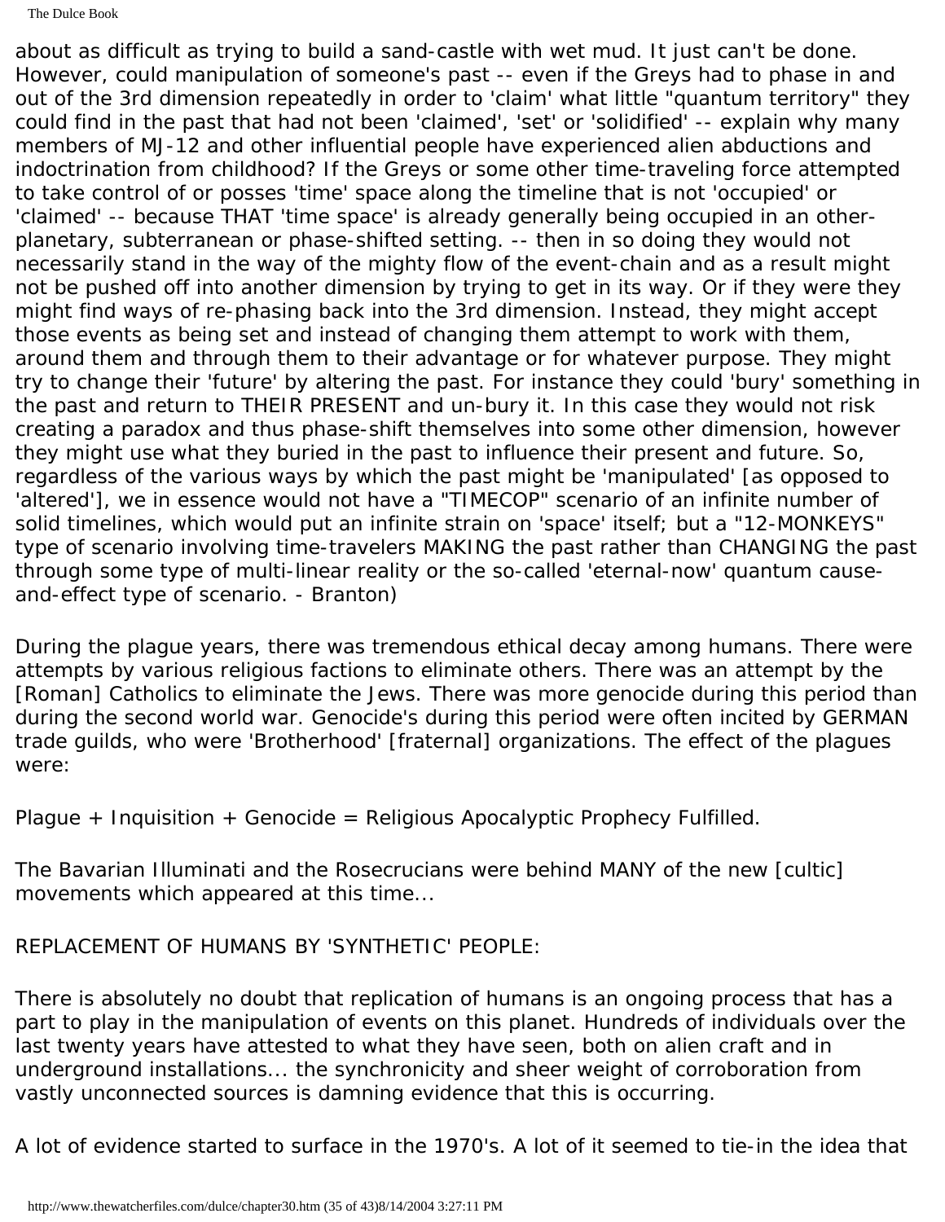about as difficult as trying to build a sand-castle with wet mud. It just can't be done. However, could manipulation of someone's past -- even if the Greys had to phase in and out of the 3rd dimension repeatedly in order to 'claim' what little "quantum territory" they could find in the past that had not been 'claimed', 'set' or 'solidified' -- explain why many members of MJ-12 and other influential people have experienced alien abductions and indoctrination from childhood? If the Greys or some other time-traveling force attempted to take control of or posses 'time' space along the timeline that is not 'occupied' or 'claimed' -- because THAT 'time space' is already generally being occupied in an other-planetary, subterranean or phase-shifted setting. -- then in so doing they would not necessarily stand in the way of the mighty flow of the event-chain and as a result might not be pushed off into another dimension by trying to get in its way. Or if they were they might find ways of re-phasing back into the 3rd dimension. Instead, they might accept those events as being set and instead of changing them attempt to work with them, around them and through them to their advantage or for whatever purpose. They might try to change their 'future' by altering the past. For instance they could 'bury' something in the past and return to THEIR PRESENT and un-bury it. In this case they would not risk creating a paradox and thus phase-shift themselves into some other dimension, however they might use what they buried in the past to influence their present and future. So, regardless of the various ways by which the past might be 'manipulated' [as opposed to 'altered'], we in essence would not have a "TIMECOP" scenario of an infinite number of solid timelines, which would put an infinite strain on 'space' itself; but a "12-MONKEYS" type of scenario involving time-travelers MAKING the past rather than CHANGING the past through some type of multi-linear reality or the so-called 'eternal-now' quantum cause-and-effect type of scenario. - Branton)

During the plague years, there was tremendous ethical decay among humans. There were attempts by various religious factions to eliminate others. There was an attempt by the [Roman] Catholics to eliminate the Jews. There was more genocide during this period than during the second world war. Genocide's during this period were often incited by GERMAN trade guilds, who were 'Brotherhood' [fraternal] organizations. The effect of the plagues were:

Plague + Inquisition + Genocide = Religious Apocalyptic Prophecy Fulfilled.

The Bavarian Illuminati and the Rosecrucians were behind MANY of the new [cultic] movements which appeared at this time...

REPLACEMENT OF HUMANS BY 'SYNTHETIC' PEOPLE:

There is absolutely no doubt that replication of humans is an ongoing process that has a part to play in the manipulation of events on this planet. Hundreds of individuals over the last twenty years have attested to what they have seen, both on alien craft and in underground installations... the synchronicity and sheer weight of corroboration from vastly unconnected sources is damning evidence that this is occurring.

A lot of evidence started to surface in the 1970's. A lot of it seemed to tie-in the idea that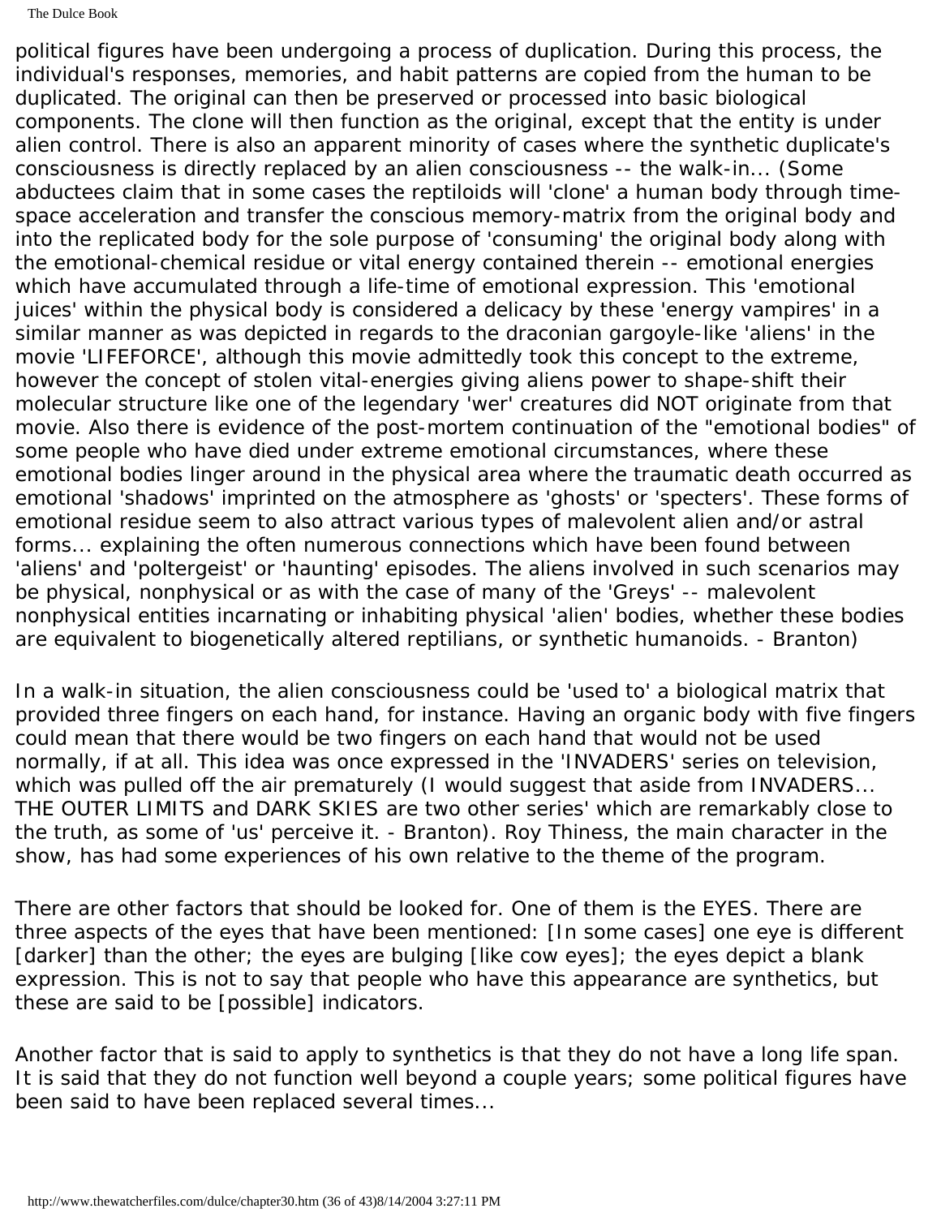political figures have been undergoing a process of duplication. During this process, the individual's responses, memories, and habit patterns are copied from the human to be duplicated. The original can then be preserved or processed into basic biological components. The clone will then function as the original, except that the entity is under alien control. There is also an apparent minority of cases where the synthetic duplicate's consciousness is directly replaced by an alien consciousness -- the walk-in... (Some abductees claim that in some cases the reptiloids will 'clone' a human body through time-space acceleration and transfer the conscious memory-matrix from the original body and into the replicated body for the sole purpose of 'consuming' the original body along with the emotional-chemical residue or vital energy contained therein -- emotional energies which have accumulated through a life-time of emotional expression. This 'emotional juices' within the physical body is considered a delicacy by these 'energy vampires' in a similar manner as was depicted in regards to the draconian gargoyle-like 'aliens' in the movie 'LIFEFORCE', although this movie admittedly took this concept to the extreme, however the concept of stolen vital-energies giving aliens power to shape-shift their molecular structure like one of the legendary 'wer' creatures did NOT originate from that movie. Also there is evidence of the post-mortem continuation of the "emotional bodies" of some people who have died under extreme emotional circumstances, where these emotional bodies linger around in the physical area where the traumatic death occurred as emotional 'shadows' imprinted on the atmosphere as 'ghosts' or 'specters'. These forms of emotional residue seem to also attract various types of malevolent alien and/or astral forms... explaining the often numerous connections which have been found between 'aliens' and 'poltergeist' or 'haunting' episodes. The aliens involved in such scenarios may be physical, nonphysical or as with the case of many of the 'Greys' -- malevolent nonphysical entities incarnating or inhabiting physical 'alien' bodies, whether these bodies are equivalent to biogenetically altered reptilians, or synthetic humanoids. - Branton)

In a walk-in situation, the alien consciousness could be 'used to' a biological matrix that provided three fingers on each hand, for instance. Having an organic body with five fingers could mean that there would be two fingers on each hand that would not be used normally, if at all. This idea was once expressed in the 'INVADERS' series on television, which was pulled off the air prematurely (I would suggest that aside from INVADERS... THE OUTER LIMITS and DARK SKIES are two other series' which are remarkably close to the truth, as some of 'us' perceive it. - Branton). Roy Thiness, the main character in the show, has had some experiences of his own relative to the theme of the program.

There are other factors that should be looked for. One of them is the EYES. There are three aspects of the eyes that have been mentioned: [In some cases] one eye is different [darker] than the other; the eyes are bulging [like cow eyes]; the eyes depict a blank expression. This is not to say that people who have this appearance are synthetics, but these are said to be [possible] indicators.

Another factor that is said to apply to synthetics is that they do not have a long life span. It is said that they do not function well beyond a couple years; some political figures have been said to have been replaced several times...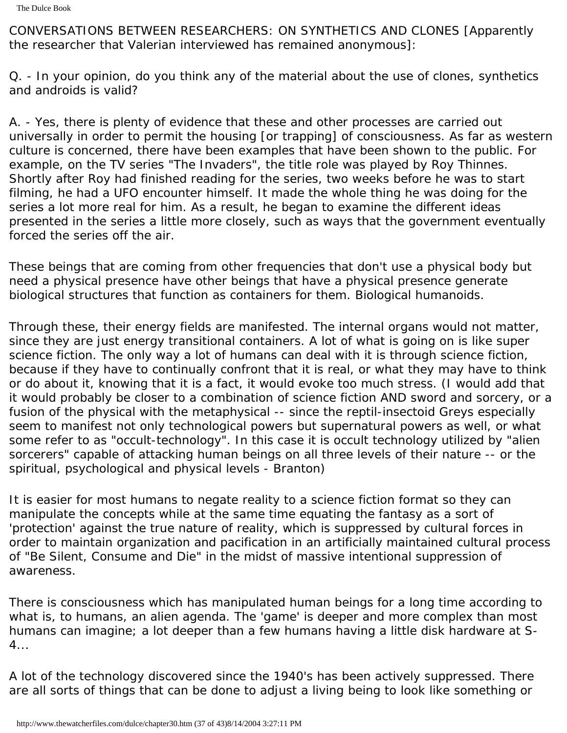CONVERSATIONS BETWEEN RESEARCHERS: ON SYNTHETICS AND CLONES [Apparently the researcher that Valerian interviewed has remained anonymous]:

Q. - In your opinion, do you think any of the material about the use of clones, synthetics and androids is valid?

A. - Yes, there is plenty of evidence that these and other processes are carried out universally in order to permit the housing [or trapping] of consciousness. As far as western culture is concerned, there have been examples that have been shown to the public. For example, on the TV series "The Invaders", the title role was played by Roy Thinnes. Shortly after Roy had finished reading for the series, two weeks before he was to start filming, he had a UFO encounter himself. It made the whole thing he was doing for the series a lot more real for him. As a result, he began to examine the different ideas presented in the series a little more closely, such as ways that the government eventually forced the series off the air.

These beings that are coming from other frequencies that don't use a physical body but need a physical presence have other beings that have a physical presence generate biological structures that function as containers for them. Biological humanoids.

Through these, their energy fields are manifested. The internal organs would not matter, since they are just energy transitional containers. A lot of what is going on is like super science fiction. The only way a lot of humans can deal with it is through science fiction, because if they have to continually confront that it is real, or what they may have to think or do about it, knowing that it is a fact, it would evoke too much stress. (I would add that it would probably be closer to a combination of science fiction AND sword and sorcery, or a fusion of the physical with the metaphysical -- since the reptil-insectoid Greys especially seem to manifest not only technological powers but supernatural powers as well, or what some refer to as "occult-technology". In this case it is occult technology utilized by "alien sorcerers" capable of attacking human beings on all three levels of their nature -- or the spiritual, psychological and physical levels - Branton)

It is easier for most humans to negate reality to a science fiction format so they can manipulate the concepts while at the same time equating the fantasy as a sort of 'protection' against the true nature of reality, which is suppressed by cultural forces in order to maintain organization and pacification in an artificially maintained cultural process of "Be Silent, Consume and Die" in the midst of massive intentional suppression of awareness.

There is consciousness which has manipulated human beings for a long time according to what is, to humans, an alien agenda. The 'game' is deeper and more complex than most humans can imagine; a lot deeper than a few humans having a little disk hardware at S-4...

A lot of the technology discovered since the 1940's has been actively suppressed. There are all sorts of things that can be done to adjust a living being to look like something or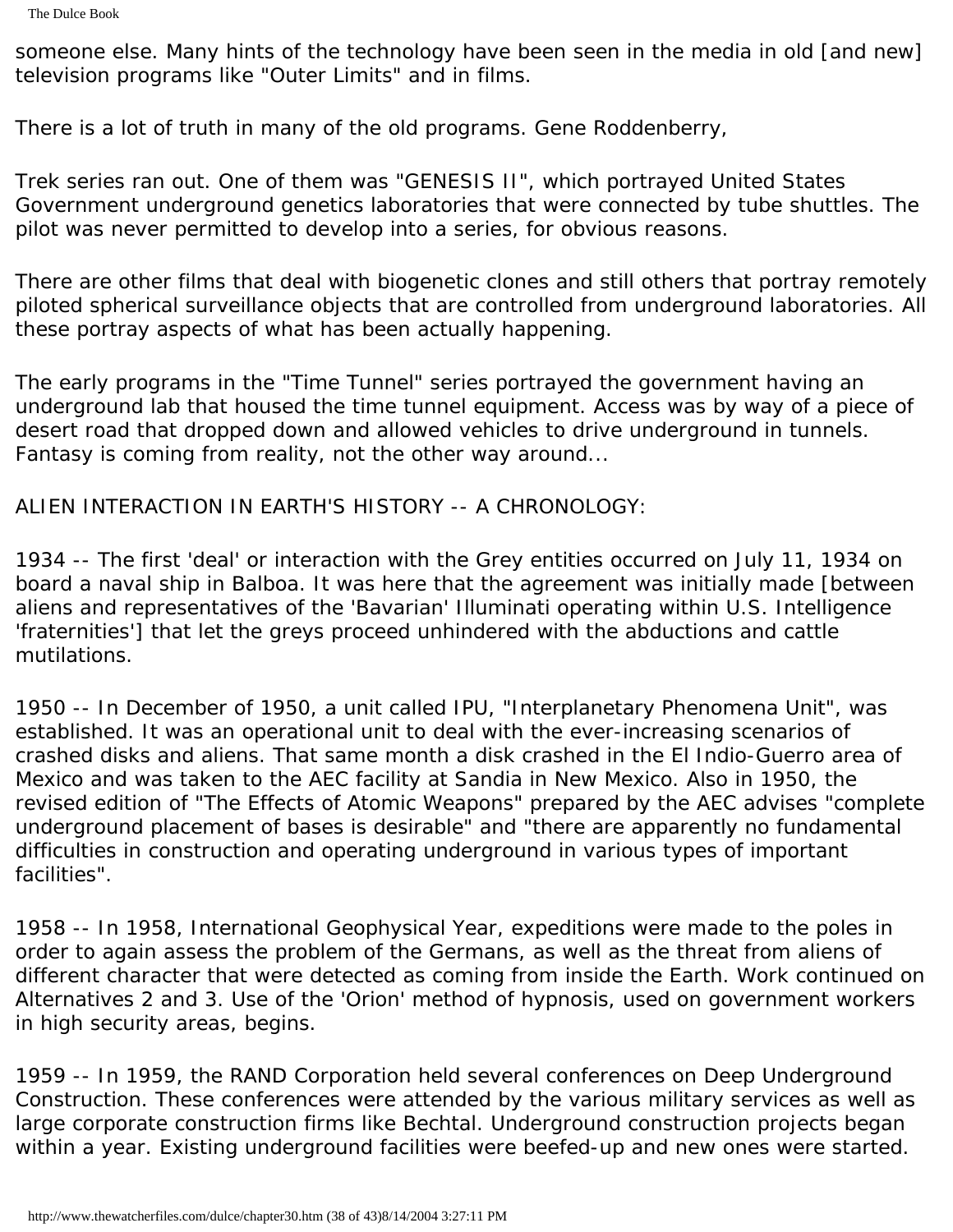someone else. Many hints of the technology have been seen in the media in old [and new] television programs like "Outer Limits" and in films.

There is a lot of truth in many of the old programs. Gene Roddenberry,

Trek series ran out. One of them was "GENESIS II", which portrayed United States Government underground genetics laboratories that were connected by tube shuttles. The pilot was never permitted to develop into a series, for obvious reasons.

There are other films that deal with biogenetic clones and still others that portray remotely piloted spherical surveillance objects that are controlled from underground laboratories. All these portray aspects of what has been actually happening.

The early programs in the "Time Tunnel" series portrayed the government having an underground lab that housed the time tunnel equipment. Access was by way of a piece of desert road that dropped down and allowed vehicles to drive underground in tunnels. Fantasy is coming from reality, not the other way around...

ALIEN INTERACTION IN EARTH'S HISTORY -- A CHRONOLOGY:

1934 -- The first 'deal' or interaction with the Grey entities occurred on July 11, 1934 on board a naval ship in Balboa. It was here that the agreement was initially made [between aliens and representatives of the 'Bavarian' Illuminati operating within U.S. Intelligence 'fraternities'] that let the greys proceed unhindered with the abductions and cattle mutilations.

1950 -- In December of 1950, a unit called IPU, "Interplanetary Phenomena Unit", was established. It was an operational unit to deal with the ever-increasing scenarios of crashed disks and aliens. That same month a disk crashed in the El Indio-Guerro area of Mexico and was taken to the AEC facility at Sandia in New Mexico. Also in 1950, the revised edition of "The Effects of Atomic Weapons" prepared by the AEC advises "complete underground placement of bases is desirable" and "there are apparently no fundamental difficulties in construction and operating underground in various types of important facilities".

1958 -- In 1958, International Geophysical Year, expeditions were made to the poles in order to again assess the problem of the Germans, as well as the threat from aliens of different character that were detected as coming from inside the Earth. Work continued on Alternatives 2 and 3. Use of the 'Orion' method of hypnosis, used on government workers in high security areas, begins.

1959 -- In 1959, the RAND Corporation held several conferences on Deep Underground Construction. These conferences were attended by the various military services as well as large corporate construction firms like Bechtal. Underground construction projects began within a year. Existing underground facilities were beefed-up and new ones were started.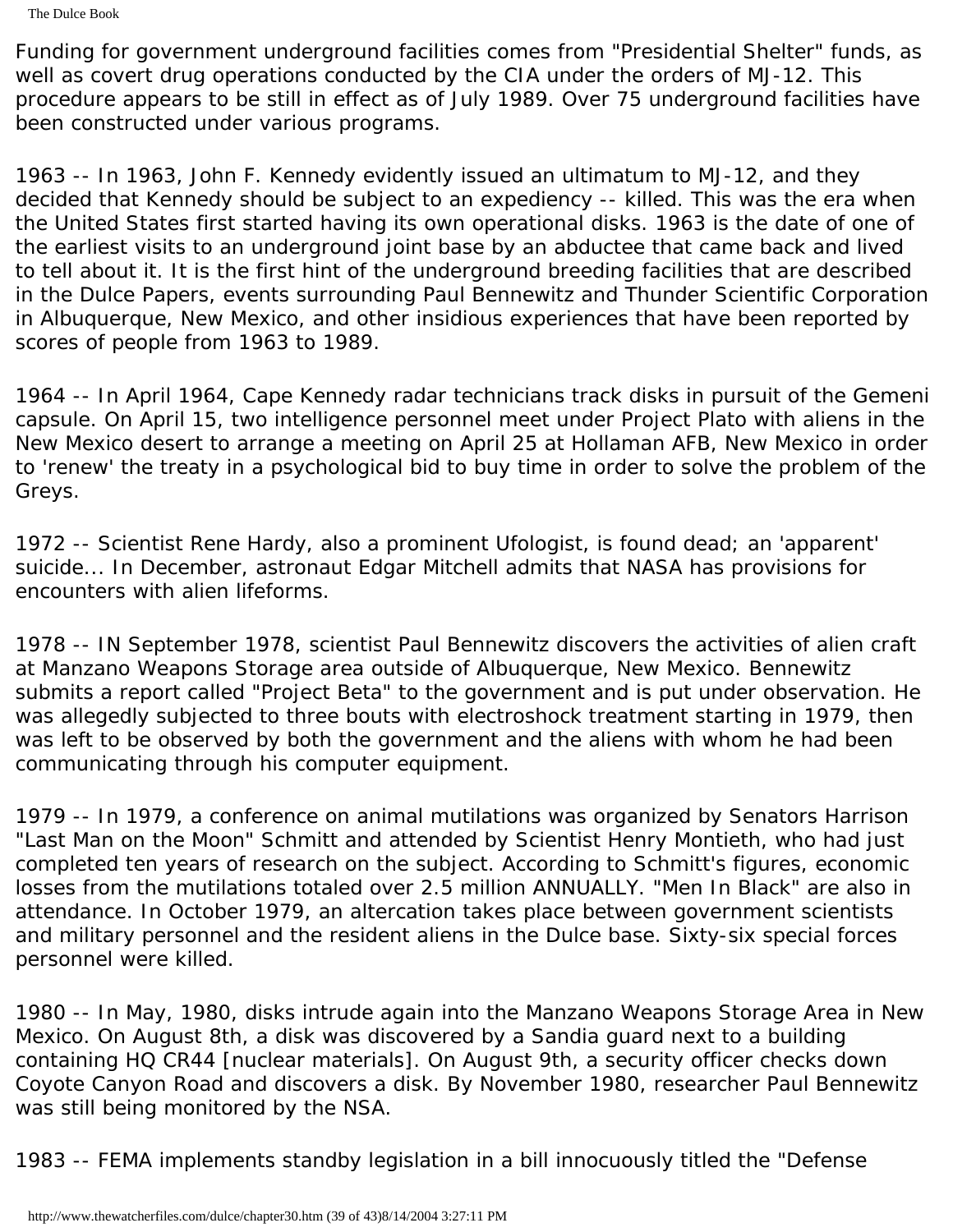Funding for government underground facilities comes from "Presidential Shelter" funds, as well as covert drug operations conducted by the CIA under the orders of MJ-12. This procedure appears to be still in effect as of July 1989. Over 75 underground facilities have been constructed under various programs.

1963 -- In 1963, John F. Kennedy evidently issued an ultimatum to MJ-12, and they decided that Kennedy should be subject to an expediency -- killed. This was the era when the United States first started having its own operational disks. 1963 is the date of one of the earliest visits to an underground joint base by an abductee that came back and lived to tell about it. It is the first hint of the underground breeding facilities that are described in the Dulce Papers, events surrounding Paul Bennewitz and Thunder Scientific Corporation in Albuquerque, New Mexico, and other insidious experiences that have been reported by scores of people from 1963 to 1989.

1964 -- In April 1964, Cape Kennedy radar technicians track disks in pursuit of the Gemeni capsule. On April 15, two intelligence personnel meet under Project Plato with aliens in the New Mexico desert to arrange a meeting on April 25 at Hollaman AFB, New Mexico in order to 'renew' the treaty in a psychological bid to buy time in order to solve the problem of the Greys.

1972 -- Scientist Rene Hardy, also a prominent Ufologist, is found dead; an 'apparent' suicide... In December, astronaut Edgar Mitchell admits that NASA has provisions for encounters with alien lifeforms.

1978 -- IN September 1978, scientist Paul Bennewitz discovers the activities of alien craft at Manzano Weapons Storage area outside of Albuquerque, New Mexico. Bennewitz submits a report called "Project Beta" to the government and is put under observation. He was allegedly subjected to three bouts with electroshock treatment starting in 1979, then was left to be observed by both the government and the aliens with whom he had been communicating through his computer equipment.

1979 -- In 1979, a conference on animal mutilations was organized by Senators Harrison "Last Man on the Moon" Schmitt and attended by Scientist Henry Montieth, who had just completed ten years of research on the subject. According to Schmitt's figures, economic losses from the mutilations totaled over 2.5 million ANNUALLY. "Men In Black" are also in attendance. In October 1979, an altercation takes place between government scientists and military personnel and the resident aliens in the Dulce base. Sixty-six special forces personnel were killed.

1980 -- In May, 1980, disks intrude again into the Manzano Weapons Storage Area in New Mexico. On August 8th, a disk was discovered by a Sandia guard next to a building containing HQ CR44 [nuclear materials]. On August 9th, a security officer checks down Coyote Canyon Road and discovers a disk. By November 1980, researcher Paul Bennewitz was still being monitored by the NSA.

1983 -- FEMA implements standby legislation in a bill innocuously titled the "Defense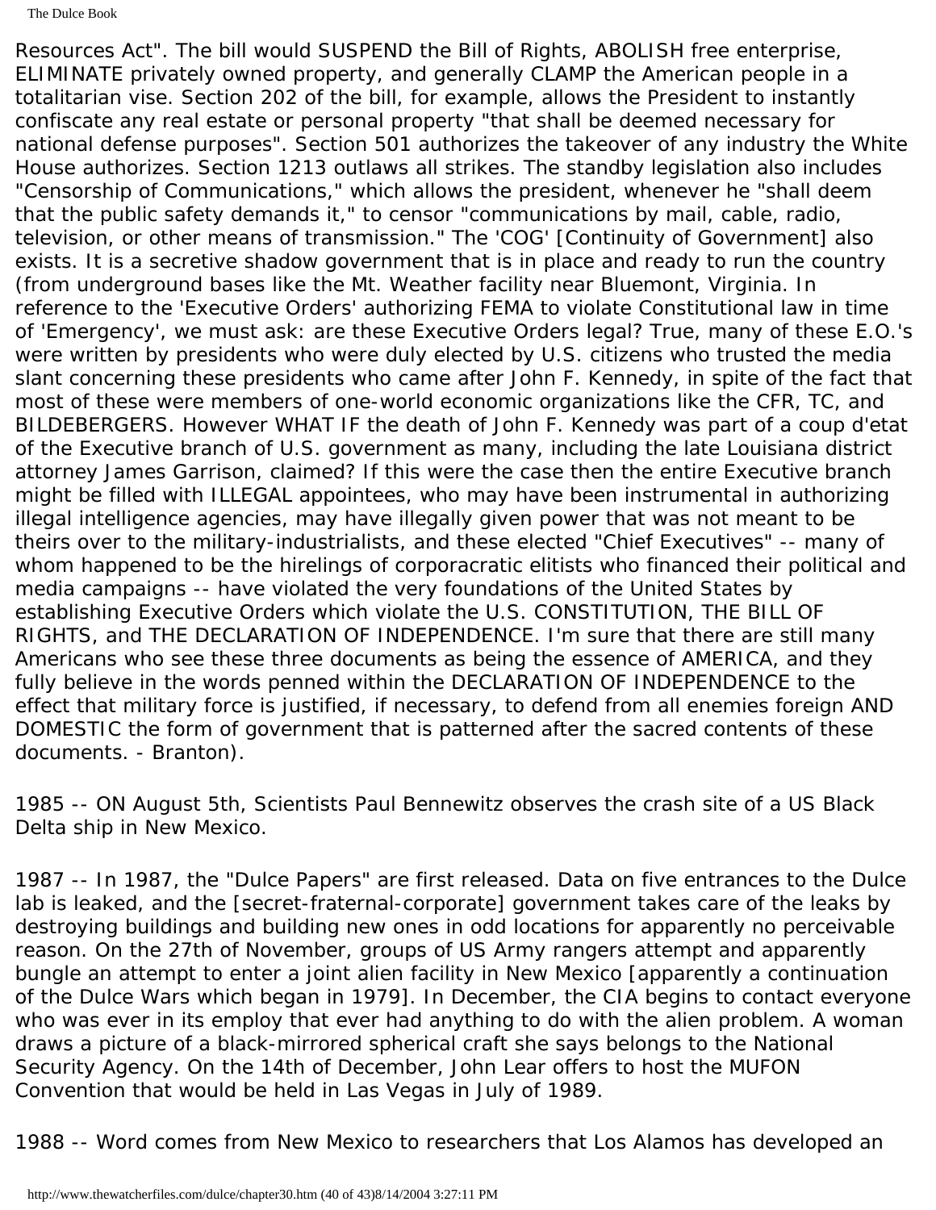Resources Act". The bill would SUSPEND the Bill of Rights, ABOLISH free enterprise, ELIMINATE privately owned property, and generally CLAMP the American people in a totalitarian vise. Section 202 of the bill, for example, allows the President to instantly confiscate any real estate or personal property "that shall be deemed necessary for national defense purposes". Section 501 authorizes the takeover of any industry the White House authorizes. Section 1213 outlaws all strikes. The standby legislation also includes "Censorship of Communications," which allows the president, whenever he "shall deem that the public safety demands it," to censor "communications by mail, cable, radio, television, or other means of transmission." The 'COG' [Continuity of Government] also exists. It is a secretive shadow government that is in place and ready to run the country (from underground bases like the Mt. Weather facility near Bluemont, Virginia. In reference to the 'Executive Orders' authorizing FEMA to violate Constitutional law in time of 'Emergency', we must ask: are these Executive Orders legal? True, many of these E.O.'s were written by presidents who were duly elected by U.S. citizens who trusted the media slant concerning these presidents who came after John F. Kennedy, in spite of the fact that most of these were members of one-world economic organizations like the CFR, TC, and BILDEBERGERS. However WHAT IF the death of John F. Kennedy was part of a coup d'etat of the Executive branch of U.S. government as many, including the late Louisiana district attorney James Garrison, claimed? If this were the case then the entire Executive branch might be filled with ILLEGAL appointees, who may have been instrumental in authorizing illegal intelligence agencies, may have illegally given power that was not meant to be theirs over to the military-industrialists, and these elected "Chief Executives" -- many of whom happened to be the hirelings of corporacratic elitists who financed their political and media campaigns -- have violated the very foundations of the United States by establishing Executive Orders which violate the U.S. CONSTITUTION, THE BILL OF RIGHTS, and THE DECLARATION OF INDEPENDENCE. I'm sure that there are still many Americans who see these three documents as being the essence of AMERICA, and they fully believe in the words penned within the DECLARATION OF INDEPENDENCE to the effect that military force is justified, if necessary, to defend from all enemies foreign AND DOMESTIC the form of government that is patterned after the sacred contents of these documents. - Branton).

1985 -- ON August 5th, Scientists Paul Bennewitz observes the crash site of a US Black Delta ship in New Mexico.

1987 -- In 1987, the "Dulce Papers" are first released. Data on five entrances to the Dulce lab is leaked, and the [secret-fraternal-corporate] government takes care of the leaks by destroying buildings and building new ones in odd locations for apparently no perceivable reason. On the 27th of November, groups of US Army rangers attempt and apparently bungle an attempt to enter a joint alien facility in New Mexico [apparently a continuation of the Dulce Wars which began in 1979]. In December, the CIA begins to contact everyone who was ever in its employ that ever had anything to do with the alien problem. A woman draws a picture of a black-mirrored spherical craft she says belongs to the National Security Agency. On the 14th of December, John Lear offers to host the MUFON Convention that would be held in Las Vegas in July of 1989.

1988 -- Word comes from New Mexico to researchers that Los Alamos has developed an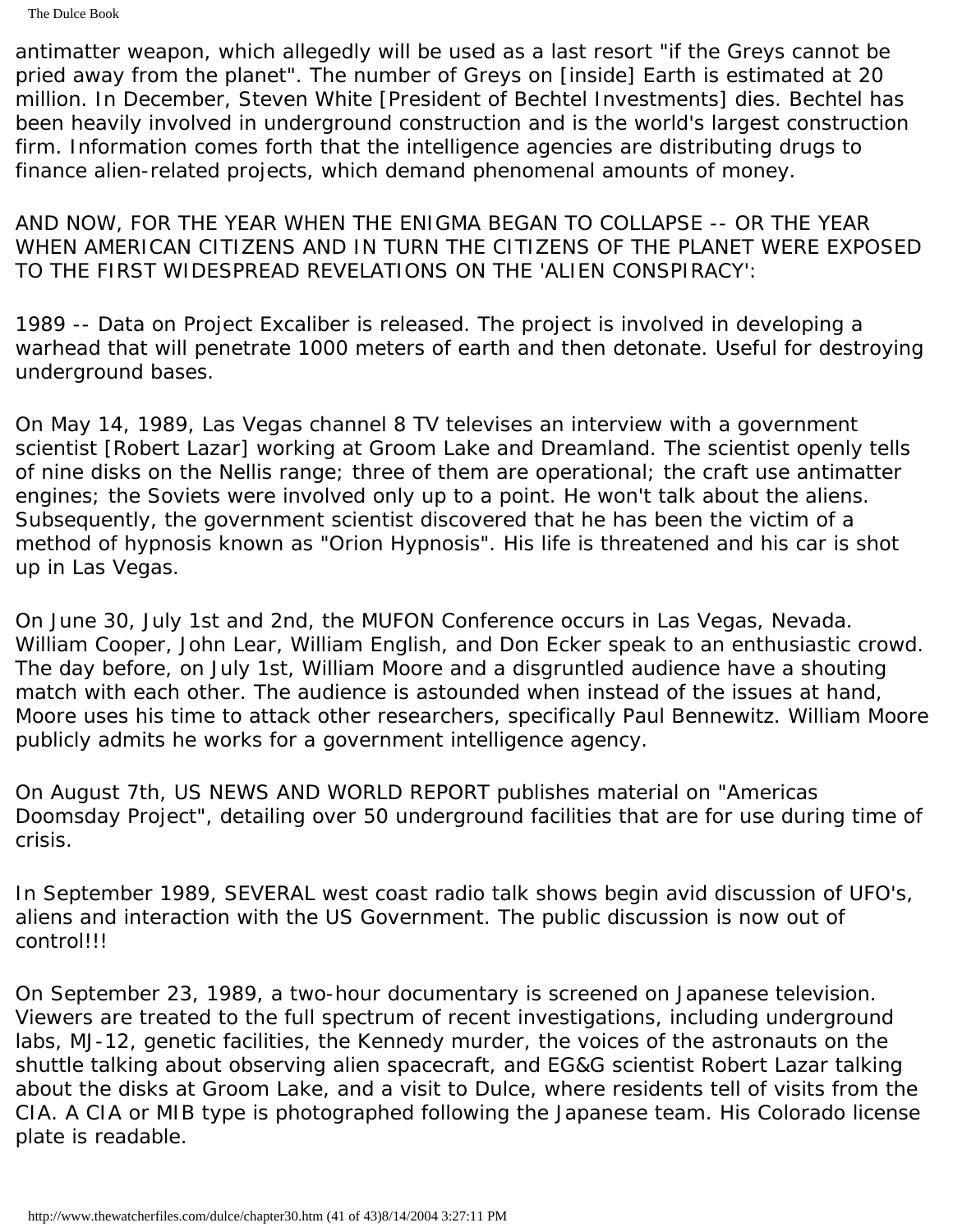antimatter weapon, which allegedly will be used as a last resort "if the Greys cannot be pried away from the planet". The number of Greys on [inside] Earth is estimated at 20 million. In December, Steven White [President of Bechtel Investments] dies. Bechtel has been heavily involved in underground construction and is the world's largest construction firm. Information comes forth that the intelligence agencies are distributing drugs to finance alien-related projects, which demand phenomenal amounts of money.

AND NOW, FOR THE YEAR WHEN THE ENIGMA BEGAN TO COLLAPSE -- OR THE YEAR WHEN AMERICAN CITIZENS AND IN TURN THE CITIZENS OF THE PLANET WERE EXPOSED TO THE FIRST WIDESPREAD REVELATIONS ON THE 'ALIEN CONSPIRACY':

1989 -- Data on Project Excaliber is released. The project is involved in developing a warhead that will penetrate 1000 meters of earth and then detonate. Useful for destroying underground bases.

On May 14, 1989, Las Vegas channel 8 TV televises an interview with a government scientist [Robert Lazar] working at Groom Lake and Dreamland. The scientist openly tells of nine disks on the Nellis range; three of them are operational; the craft use antimatter engines; the Soviets were involved only up to a point. He won't talk about the aliens. Subsequently, the government scientist discovered that he has been the victim of a method of hypnosis known as "Orion Hypnosis". His life is threatened and his car is shot up in Las Vegas.

On June 30, July 1st and 2nd, the MUFON Conference occurs in Las Vegas, Nevada. William Cooper, John Lear, William English, and Don Ecker speak to an enthusiastic crowd. The day before, on July 1st, William Moore and a disgruntled audience have a shouting match with each other. The audience is astounded when instead of the issues at hand, Moore uses his time to attack other researchers, specifically Paul Bennewitz. William Moore publicly admits he works for a government intelligence agency.

On August 7th, US NEWS AND WORLD REPORT publishes material on "Americas Doomsday Project", detailing over 50 underground facilities that are for use during time of crisis.

In September 1989, SEVERAL west coast radio talk shows begin avid discussion of UFO's, aliens and interaction with the US Government. The public discussion is now out of control!!!

On September 23, 1989, a two-hour documentary is screened on Japanese television. Viewers are treated to the full spectrum of recent investigations, including underground labs, MJ-12, genetic facilities, the Kennedy murder, the voices of the astronauts on the shuttle talking about observing alien spacecraft, and EG&G scientist Robert Lazar talking about the disks at Groom Lake, and a visit to Dulce, where residents tell of visits from the CIA. A CIA or MIB type is photographed following the Japanese team. His Colorado license plate is readable.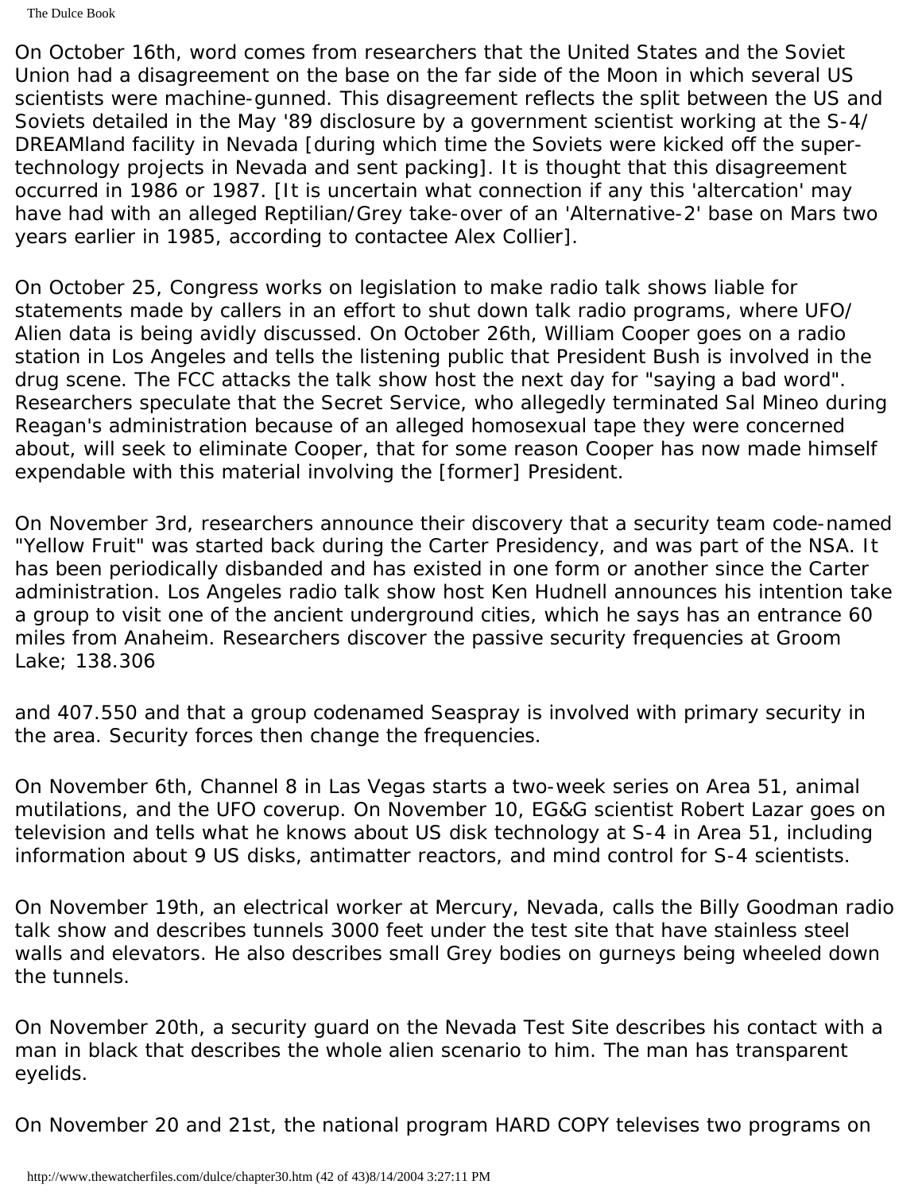On October 16th, word comes from researchers that the United States and the Soviet Union had a disagreement on the base on the far side of the Moon in which several US scientists were machine-gunned. This disagreement reflects the split between the US and Soviets detailed in the May '89 disclosure by a government scientist working at the S-4/ DREAMland facility in Nevada [during which time the Soviets were kicked off the super-technology projects in Nevada and sent packing]. It is thought that this disagreement occurred in 1986 or 1987. [It is uncertain what connection if any this 'altercation' may have had with an alleged Reptilian/Grey take-over of an 'Alternative-2' base on Mars two years earlier in 1985, according to contactee Alex Collier].

On October 25, Congress works on legislation to make radio talk shows liable for statements made by callers in an effort to shut down talk radio programs, where UFO/ Alien data is being avidly discussed. On October 26th, William Cooper goes on a radio station in Los Angeles and tells the listening public that President Bush is involved in the drug scene. The FCC attacks the talk show host the next day for "saying a bad word". Researchers speculate that the Secret Service, who allegedly terminated Sal Mineo during Reagan's administration because of an alleged homosexual tape they were concerned about, will seek to eliminate Cooper, that for some reason Cooper has now made himself expendable with this material involving the [former] President.

On November 3rd, researchers announce their discovery that a security team code-named "Yellow Fruit" was started back during the Carter Presidency, and was part of the NSA. It has been periodically disbanded and has existed in one form or another since the Carter administration. Los Angeles radio talk show host Ken Hudnell announces his intention take a group to visit one of the ancient underground cities, which he says has an entrance 60 miles from Anaheim. Researchers discover the passive security frequencies at Groom Lake; 138.306

and 407.550 and that a group codenamed Seaspray is involved with primary security in the area. Security forces then change the frequencies.

On November 6th, Channel 8 in Las Vegas starts a two-week series on Area 51, animal mutilations, and the UFO coverup. On November 10, EG&G scientist Robert Lazar goes on television and tells what he knows about US disk technology at S-4 in Area 51, including information about 9 US disks, antimatter reactors, and mind control for S-4 scientists.

On November 19th, an electrical worker at Mercury, Nevada, calls the Billy Goodman radio talk show and describes tunnels 3000 feet under the test site that have stainless steel walls and elevators. He also describes small Grey bodies on gurneys being wheeled down the tunnels.

On November 20th, a security guard on the Nevada Test Site describes his contact with a man in black that describes the whole alien scenario to him. The man has transparent eyelids.

On November 20 and 21st, the national program HARD COPY televises two programs on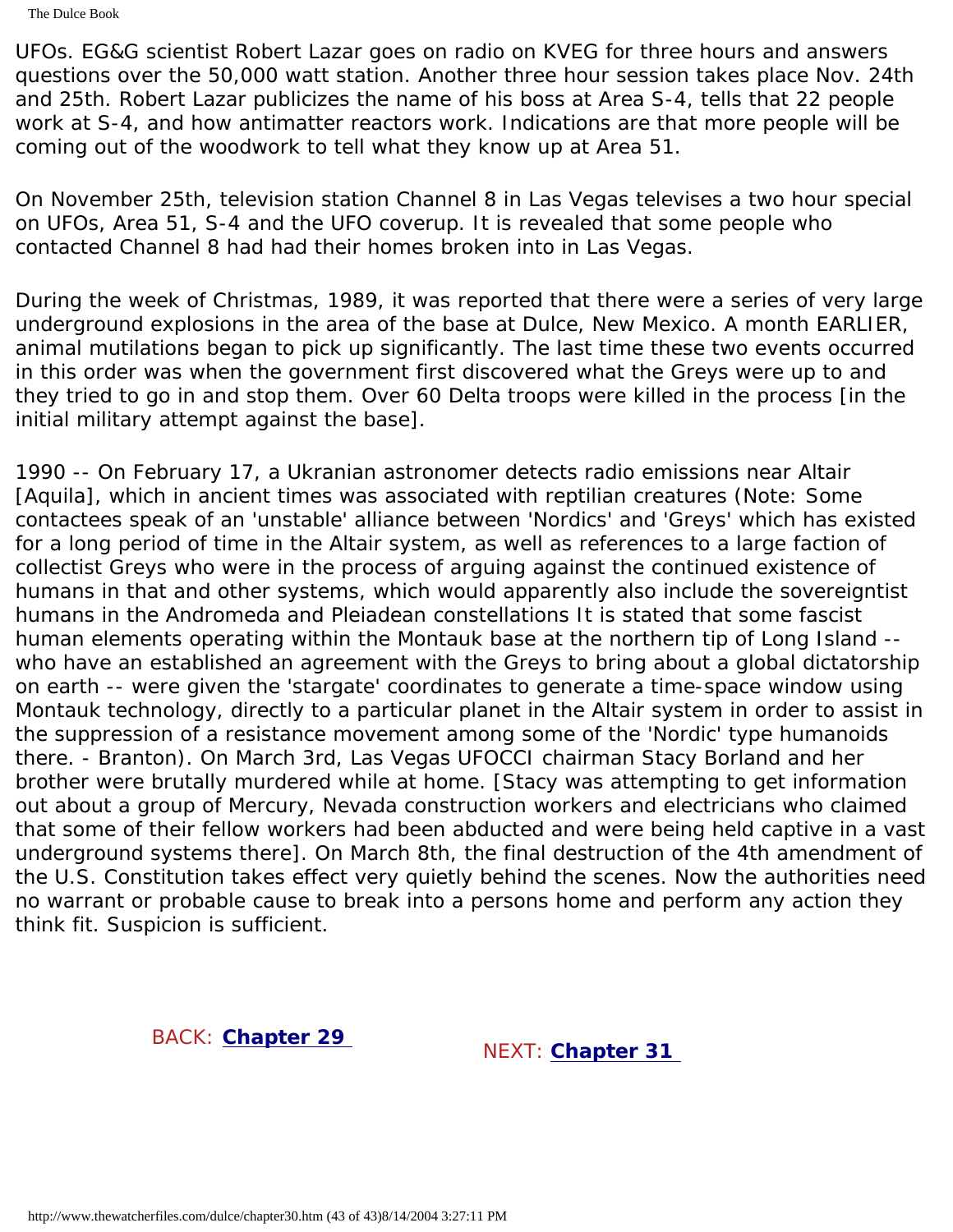UFOs. EG&G scientist Robert Lazar goes on radio on KVEG for three hours and answers questions over the 50,000 watt station. Another three hour session takes place Nov. 24th and 25th. Robert Lazar publicizes the name of his boss at Area S-4, tells that 22 people work at S-4, and how antimatter reactors work. Indications are that more people will be coming out of the woodwork to tell what they know up at Area 51.

On November 25th, television station Channel 8 in Las Vegas televises a two hour special on UFOs, Area 51, S-4 and the UFO coverup. It is revealed that some people who contacted Channel 8 had had their homes broken into in Las Vegas.

During the week of Christmas, 1989, it was reported that there were a series of very large underground explosions in the area of the base at Dulce, New Mexico. A month EARLIER, animal mutilations began to pick up significantly. The last time these two events occurred in this order was when the government first discovered what the Greys were up to and they tried to go in and stop them. Over 60 Delta troops were killed in the process [in the initial military attempt against the base].

1990 -- On February 17, a Ukranian astronomer detects radio emissions near Altair [Aquila], which in ancient times was associated with reptilian creatures (Note: Some contactees speak of an 'unstable' alliance between 'Nordics' and 'Greys' which has existed for a long period of time in the Altair system, as well as references to a large faction of collectist Greys who were in the process of arguing against the continued existence of humans in that and other systems, which would apparently also include the sovereigntist humans in the Andromeda and Pleiadean constellations It is stated that some fascist human elements operating within the Montauk base at the northern tip of Long Island -- who have an established an agreement with the Greys to bring about a global dictatorship on earth -- were given the 'stargate' coordinates to generate a time-space window using Montauk technology, directly to a particular planet in the Altair system in order to assist in the suppression of a resistance movement among some of the 'Nordic' type humanoids there. - Branton). On March 3rd, Las Vegas UFOCCI chairman Stacy Borland and her brother were brutally murdered while at home. [Stacy was attempting to get information out about a group of Mercury, Nevada construction workers and electricians who claimed that some of their fellow workers had been abducted and were being held captive in a vast underground systems there]. On March 8th, the final destruction of the 4th amendment of the U.S. Constitution takes effect very quietly behind the scenes. Now the authorities need no warrant or probable cause to break into a persons home and perform any action they think fit. Suspicion is sufficient.

BACK: **Chapter 29** NEXT: **Chapter 31**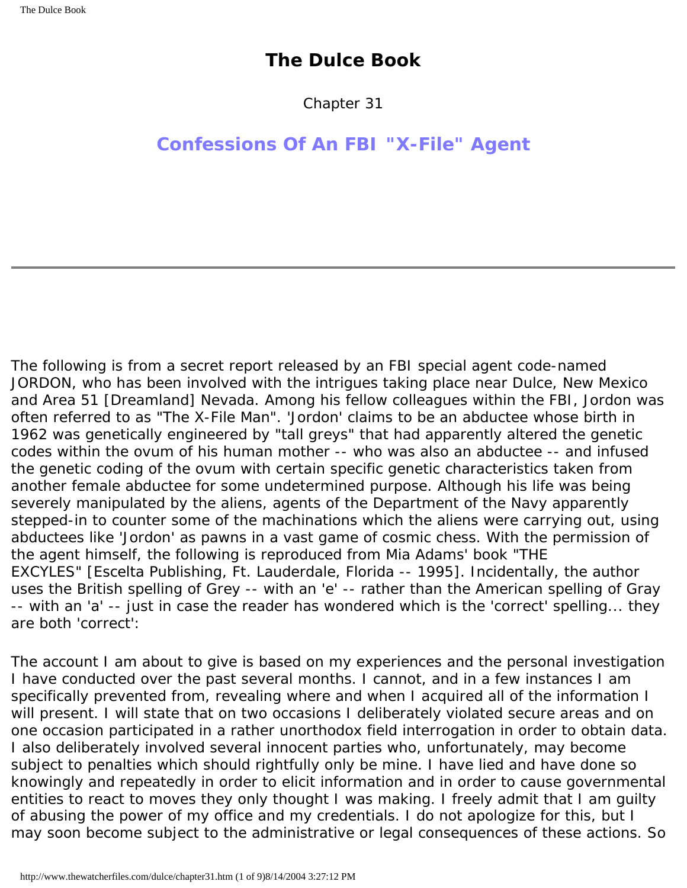# The Dulce Book

Chapter 31

## Confessions Of An FBI "X-File" Agent

---

The following is from a secret report released by an FBI special agent code-named JORDON, who has been involved with the intrigues taking place near Dulce, New Mexico and Area 51 [Dreamland] Nevada. Among his fellow colleagues within the FBI, Jordon was often referred to as "The X-File Man". 'Jordon' claims to be an abductee whose birth in 1962 was genetically engineered by "tall greys" that had apparently altered the genetic codes within the ovum of his human mother -- who was also an abductee -- and infused the genetic coding of the ovum with certain specific genetic characteristics taken from another female abductee for some undetermined purpose. Although his life was being severely manipulated by the aliens, agents of the Department of the Navy apparently stepped-in to counter some of the machinations which the aliens were carrying out, using abductees like 'Jordon' as pawns in a vast game of cosmic chess. With the permission of the agent himself, the following is reproduced from Mia Adams' book "THE EXCYLES" [Escelta Publishing, Ft. Lauderdale, Florida -- 1995]. Incidentally, the author uses the British spelling of Grey -- with an 'e' -- rather than the American spelling of Gray -- with an 'a' -- just in case the reader has wondered which is the 'correct' spelling... they are both 'correct':

The account I am about to give is based on my experiences and the personal investigation I have conducted over the past several months. I cannot, and in a few instances I am specifically prevented from, revealing where and when I acquired all of the information I will present. I will state that on two occasions I deliberately violated secure areas and on one occasion participated in a rather unorthodox field interrogation in order to obtain data. I also deliberately involved several innocent parties who, unfortunately, may become subject to penalties which should rightfully only be mine. I have lied and have done so knowingly and repeatedly in order to elicit information and in order to cause governmental entities to react to moves they only thought I was making. I freely admit that I am guilty of abusing the power of my office and my credentials. I do not apologize for this, but I may soon become subject to the administrative or legal consequences of these actions. So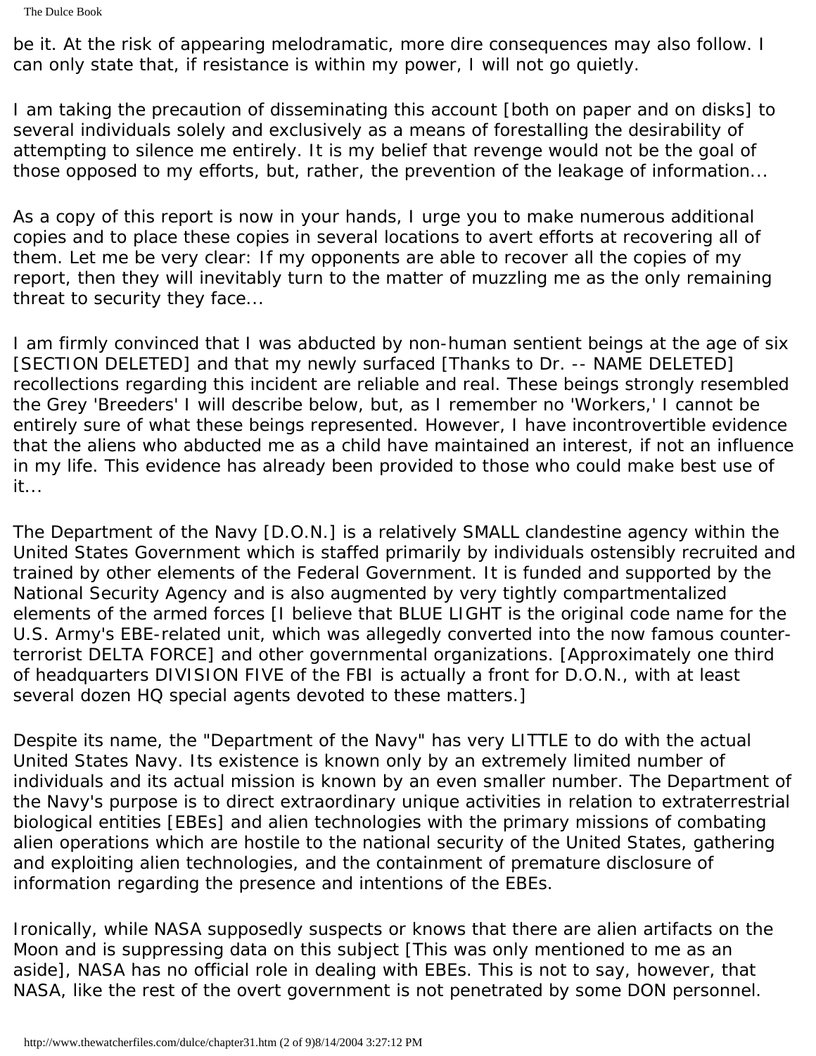be it. At the risk of appearing melodramatic, more dire consequences may also follow. I can only state that, if resistance is within my power, I will not go quietly.

I am taking the precaution of disseminating this account [both on paper and on disks] to several individuals solely and exclusively as a means of forestalling the desirability of attempting to silence me entirely. It is my belief that revenge would not be the goal of those opposed to my efforts, but, rather, the prevention of the leakage of information...

As a copy of this report is now in your hands, I urge you to make numerous additional copies and to place these copies in several locations to avert efforts at recovering all of them. Let me be very clear: If my opponents are able to recover all the copies of my report, then they will inevitably turn to the matter of muzzling me as the only remaining threat to security they face...

I am firmly convinced that I was abducted by non-human sentient beings at the age of six [SECTION DELETED] and that my newly surfaced [Thanks to Dr. -- NAME DELETED] recollections regarding this incident are reliable and real. These beings strongly resembled the Grey 'Breeders' I will describe below, but, as I remember no 'Workers,' I cannot be entirely sure of what these beings represented. However, I have incontrovertible evidence that the aliens who abducted me as a child have maintained an interest, if not an influence in my life. This evidence has already been provided to those who could make best use of it...

The Department of the Navy [D.O.N.] is a relatively SMALL clandestine agency within the United States Government which is staffed primarily by individuals ostensibly recruited and trained by other elements of the Federal Government. It is funded and supported by the National Security Agency and is also augmented by very tightly compartmentalized elements of the armed forces [I believe that BLUE LIGHT is the original code name for the U.S. Army's EBE-related unit, which was allegedly converted into the now famous counter-terrorist DELTA FORCE] and other governmental organizations. [Approximately one third of headquarters DIVISION FIVE of the FBI is actually a front for D.O.N., with at least several dozen HQ special agents devoted to these matters.]

Despite its name, the "Department of the Navy" has very LITTLE to do with the actual United States Navy. Its existence is known only by an extremely limited number of individuals and its actual mission is known by an even smaller number. The Department of the Navy's purpose is to direct extraordinary unique activities in relation to extraterrestrial biological entities [EBEs] and alien technologies with the primary missions of combating alien operations which are hostile to the national security of the United States, gathering and exploiting alien technologies, and the containment of premature disclosure of information regarding the presence and intentions of the EBEs.

Ironically, while NASA supposedly suspects or knows that there are alien artifacts on the Moon and is suppressing data on this subject [This was only mentioned to me as an aside], NASA has no official role in dealing with EBEs. This is not to say, however, that NASA, like the rest of the overt government is not penetrated by some DON personnel.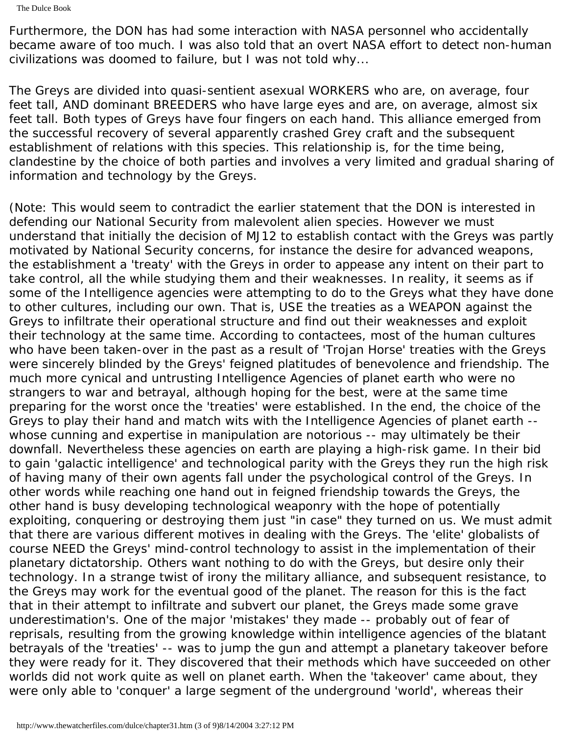Furthermore, the DON has had some interaction with NASA personnel who accidentally became aware of too much. I was also told that an overt NASA effort to detect non-human civilizations was doomed to failure, but I was not told why...

The Greys are divided into quasi-sentient asexual WORKERS who are, on average, four feet tall, AND dominant BREEDERS who have large eyes and are, on average, almost six feet tall. Both types of Greys have four fingers on each hand. This alliance emerged from the successful recovery of several apparently crashed Grey craft and the subsequent establishment of relations with this species. This relationship is, for the time being, clandestine by the choice of both parties and involves a very limited and gradual sharing of information and technology by the Greys.

(Note: This would seem to contradict the earlier statement that the DON is interested in defending our National Security from malevolent alien species. However we must understand that initially the decision of MJ12 to establish contact with the Greys was partly motivated by National Security concerns, for instance the desire for advanced weapons, the establishment a 'treaty' with the Greys in order to appease any intent on their part to take control, all the while studying them and their weaknesses. In reality, it seems as if some of the Intelligence agencies were attempting to do to the Greys what they have done to other cultures, including our own. That is, USE the treaties as a WEAPON against the Greys to infiltrate their operational structure and find out their weaknesses and exploit their technology at the same time. According to contactees, most of the human cultures who have been taken-over in the past as a result of 'Trojan Horse' treaties with the Greys were sincerely blinded by the Greys' feigned platitudes of benevolence and friendship. The much more cynical and untrusting Intelligence Agencies of planet earth who were no strangers to war and betrayal, although hoping for the best, were at the same time preparing for the worst once the 'treaties' were established. In the end, the choice of the Greys to play their hand and match wits with the Intelligence Agencies of planet earth -- whose cunning and expertise in manipulation are notorious -- may ultimately be their downfall. Nevertheless these agencies on earth are playing a high-risk game. In their bid to gain 'galactic intelligence' and technological parity with the Greys they run the high risk of having many of their own agents fall under the psychological control of the Greys. In other words while reaching one hand out in feigned friendship towards the Greys, the other hand is busy developing technological weaponry with the hope of potentially exploiting, conquering or destroying them just "in case" they turned on us. We must admit that there are various different motives in dealing with the Greys. The 'elite' globalists of course NEED the Greys' mind-control technology to assist in the implementation of their planetary dictatorship. Others want nothing to do with the Greys, but desire only their technology. In a strange twist of irony the military alliance, and subsequent resistance, to the Greys may work for the eventual good of the planet. The reason for this is the fact that in their attempt to infiltrate and subvert our planet, the Greys made some grave underestimation's. One of the major 'mistakes' they made -- probably out of fear of reprisals, resulting from the growing knowledge within intelligence agencies of the blatant betrayals of the 'treaties' -- was to jump the gun and attempt a planetary takeover before they were ready for it. They discovered that their methods which have succeeded on other worlds did not work quite as well on planet earth. When the 'takeover' came about, they were only able to 'conquer' a large segment of the underground 'world', whereas their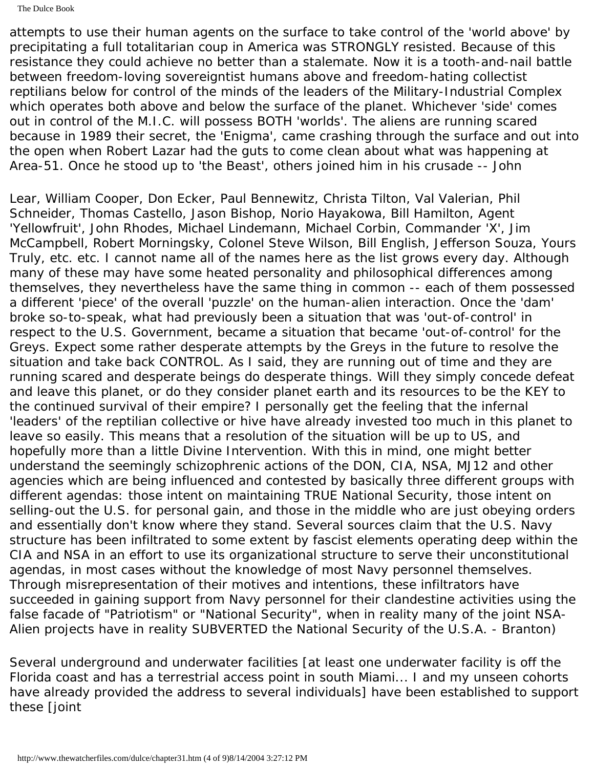attempts to use their human agents on the surface to take control of the 'world above' by precipitating a full totalitarian coup in America was STRONGLY resisted. Because of this resistance they could achieve no better than a stalemate. Now it is a tooth-and-nail battle between freedom-loving sovereigntist humans above and freedom-hating collectist reptilians below for control of the minds of the leaders of the Military-Industrial Complex which operates both above and below the surface of the planet. Whichever 'side' comes out in control of the M.I.C. will possess BOTH 'worlds'. The aliens are running scared because in 1989 their secret, the 'Enigma', came crashing through the surface and out into the open when Robert Lazar had the guts to come clean about what was happening at Area-51. Once he stood up to 'the Beast', others joined him in his crusade -- John

Lear, William Cooper, Don Ecker, Paul Bennewitz, Christa Tilton, Val Valerian, Phil Schneider, Thomas Castello, Jason Bishop, Norio Hayakowa, Bill Hamilton, Agent 'Yellowfruit', John Rhodes, Michael Lindemann, Michael Corbin, Commander 'X', Jim McCampbell, Robert Morningsky, Colonel Steve Wilson, Bill English, Jefferson Souza, Yours Truly, etc. etc. I cannot name all of the names here as the list grows every day. Although many of these may have some heated personality and philosophical differences among themselves, they nevertheless have the same thing in common -- each of them possessed a different 'piece' of the overall 'puzzle' on the human-alien interaction. Once the 'dam' broke so-to-speak, what had previously been a situation that was 'out-of-control' in respect to the U.S. Government, became a situation that became 'out-of-control' for the Greys. Expect some rather desperate attempts by the Greys in the future to resolve the situation and take back CONTROL. As I said, they are running out of time and they are running scared and desperate beings do desperate things. Will they simply concede defeat and leave this planet, or do they consider planet earth and its resources to be the KEY to the continued survival of their empire? I personally get the feeling that the infernal 'leaders' of the reptilian collective or hive have already invested too much in this planet to leave so easily. This means that a resolution of the situation will be up to US, and hopefully more than a little Divine Intervention. With this in mind, one might better understand the seemingly schizophrenic actions of the DON, CIA, NSA, MJ12 and other agencies which are being influenced and contested by basically three different groups with different agendas: those intent on maintaining TRUE National Security, those intent on selling-out the U.S. for personal gain, and those in the middle who are just obeying orders and essentially don't know where they stand. Several sources claim that the U.S. Navy structure has been infiltrated to some extent by fascist elements operating deep within the CIA and NSA in an effort to use its organizational structure to serve their unconstitutional agendas, in most cases without the knowledge of most Navy personnel themselves. Through misrepresentation of their motives and intentions, these infiltrators have succeeded in gaining support from Navy personnel for their clandestine activities using the false facade of "Patriotism" or "National Security", when in reality many of the joint NSA-Alien projects have in reality SUBVERTED the National Security of the U.S.A. - Branton)

Several underground and underwater facilities [at least one underwater facility is off the Florida coast and has a terrestrial access point in south Miami... I and my unseen cohorts have already provided the address to several individuals] have been established to support these [joint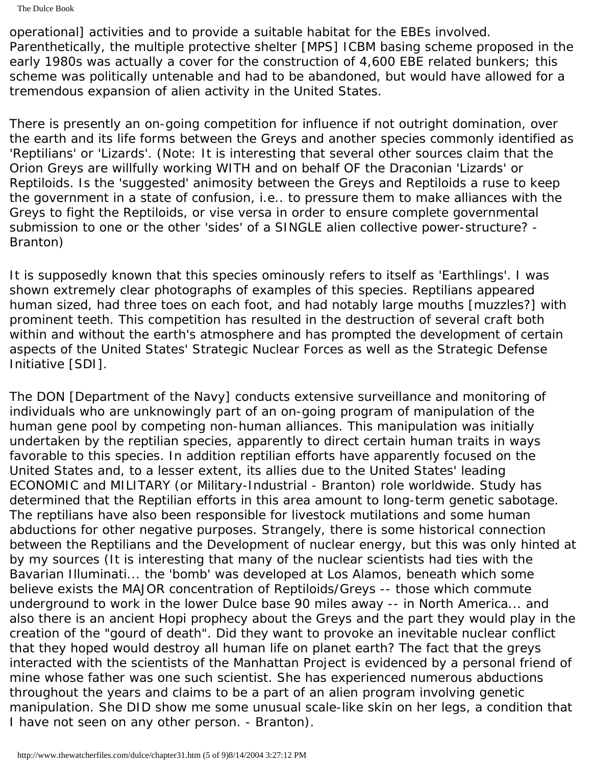operational] activities and to provide a suitable habitat for the EBEs involved. Parenthetically, the multiple protective shelter [MPS] ICBM basing scheme proposed in the early 1980s was actually a cover for the construction of 4,600 EBE related bunkers; this scheme was politically untenable and had to be abandoned, but would have allowed for a tremendous expansion of alien activity in the United States.

There is presently an on-going competition for influence if not outright domination, over the earth and its life forms between the Greys and another species commonly identified as 'Reptilians' or 'Lizards'. (Note: It is interesting that several other sources claim that the Orion Greys are willfully working WITH and on behalf OF the Draconian 'Lizards' or Reptiloids. Is the 'suggested' animosity between the Greys and Reptiloids a ruse to keep the government in a state of confusion, i.e.. to pressure them to make alliances with the Greys to fight the Reptiloids, or vise versa in order to ensure complete governmental submission to one or the other 'sides' of a SINGLE alien collective power-structure? - Branton)

It is supposedly known that this species ominously refers to itself as 'Earthlings'. I was shown extremely clear photographs of examples of this species. Reptilians appeared human sized, had three toes on each foot, and had notably large mouths [muzzles?] with prominent teeth. This competition has resulted in the destruction of several craft both within and without the earth's atmosphere and has prompted the development of certain aspects of the United States' Strategic Nuclear Forces as well as the Strategic Defense Initiative [SDI].

The DON [Department of the Navy] conducts extensive surveillance and monitoring of individuals who are unknowingly part of an on-going program of manipulation of the human gene pool by competing non-human alliances. This manipulation was initially undertaken by the reptilian species, apparently to direct certain human traits in ways favorable to this species. In addition reptilian efforts have apparently focused on the United States and, to a lesser extent, its allies due to the United States' leading ECONOMIC and MILITARY (or Military-Industrial - Branton) role worldwide. Study has determined that the Reptilian efforts in this area amount to long-term genetic sabotage. The reptilians have also been responsible for livestock mutilations and some human abductions for other negative purposes. Strangely, there is some historical connection between the Reptilians and the Development of nuclear energy, but this was only hinted at by my sources (It is interesting that many of the nuclear scientists had ties with the Bavarian Illuminati... the 'bomb' was developed at Los Alamos, beneath which some believe exists the MAJOR concentration of Reptiloids/Greys -- those which commute underground to work in the lower Dulce base 90 miles away -- in North America... and also there is an ancient Hopi prophecy about the Greys and the part they would play in the creation of the "gourd of death". Did they want to provoke an inevitable nuclear conflict that they hoped would destroy all human life on planet earth? The fact that the greys interacted with the scientists of the Manhattan Project is evidenced by a personal friend of mine whose father was one such scientist. She has experienced numerous abductions throughout the years and claims to be a part of an alien program involving genetic manipulation. She DID show me some unusual scale-like skin on her legs, a condition that I have not seen on any other person. - Branton).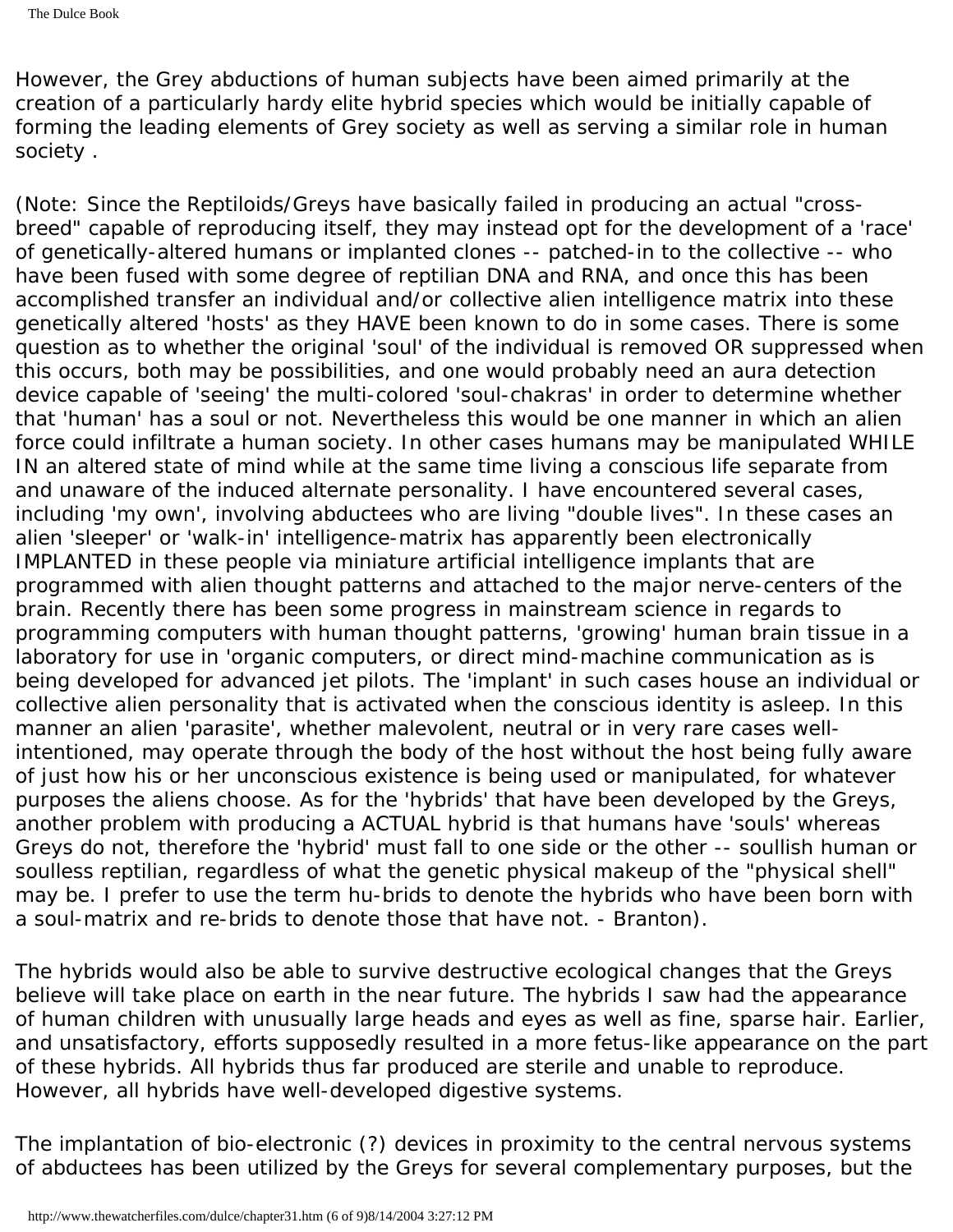However, the Grey abductions of human subjects have been aimed primarily at the creation of a particularly hardy elite hybrid species which would be initially capable of forming the leading elements of Grey society as well as serving a similar role in human society .

(Note: Since the Reptiloids/Greys have basically failed in producing an actual "cross-breed" capable of reproducing itself, they may instead opt for the development of a 'race' of genetically-altered humans or implanted clones -- patched-in to the collective -- who have been fused with some degree of reptilian DNA and RNA, and once this has been accomplished transfer an individual and/or collective alien intelligence matrix into these genetically altered 'hosts' as they HAVE been known to do in some cases. There is some question as to whether the original 'soul' of the individual is removed OR suppressed when this occurs, both may be possibilities, and one would probably need an aura detection device capable of 'seeing' the multi-colored 'soul-chakras' in order to determine whether that 'human' has a soul or not. Nevertheless this would be one manner in which an alien force could infiltrate a human society. In other cases humans may be manipulated WHILE IN an altered state of mind while at the same time living a conscious life separate from and unaware of the induced alternate personality. I have encountered several cases, including 'my own', involving abductees who are living "double lives". In these cases an alien 'sleeper' or 'walk-in' intelligence-matrix has apparently been electronically IMPLANTED in these people via miniature artificial intelligence implants that are programmed with alien thought patterns and attached to the major nerve-centers of the brain. Recently there has been some progress in mainstream science in regards to programming computers with human thought patterns, 'growing' human brain tissue in a laboratory for use in 'organic computers, or direct mind-machine communication as is being developed for advanced jet pilots. The 'implant' in such cases house an individual or collective alien personality that is activated when the conscious identity is asleep. In this manner an alien 'parasite', whether malevolent, neutral or in very rare cases well-intentioned, may operate through the body of the host without the host being fully aware of just how his or her unconscious existence is being used or manipulated, for whatever purposes the aliens choose. As for the 'hybrids' that have been developed by the Greys, another problem with producing a ACTUAL hybrid is that humans have 'souls' whereas Greys do not, therefore the 'hybrid' must fall to one side or the other -- soullish human or soulless reptilian, regardless of what the genetic physical makeup of the "physical shell" may be. I prefer to use the term hu-brids to denote the hybrids who have been born with a soul-matrix and re-brids to denote those that have not. - Branton).

The hybrids would also be able to survive destructive ecological changes that the Greys believe will take place on earth in the near future. The hybrids I saw had the appearance of human children with unusually large heads and eyes as well as fine, sparse hair. Earlier, and unsatisfactory, efforts supposedly resulted in a more fetus-like appearance on the part of these hybrids. All hybrids thus far produced are sterile and unable to reproduce. However, all hybrids have well-developed digestive systems.

The implantation of bio-electronic (?) devices in proximity to the central nervous systems of abductees has been utilized by the Greys for several complementary purposes, but the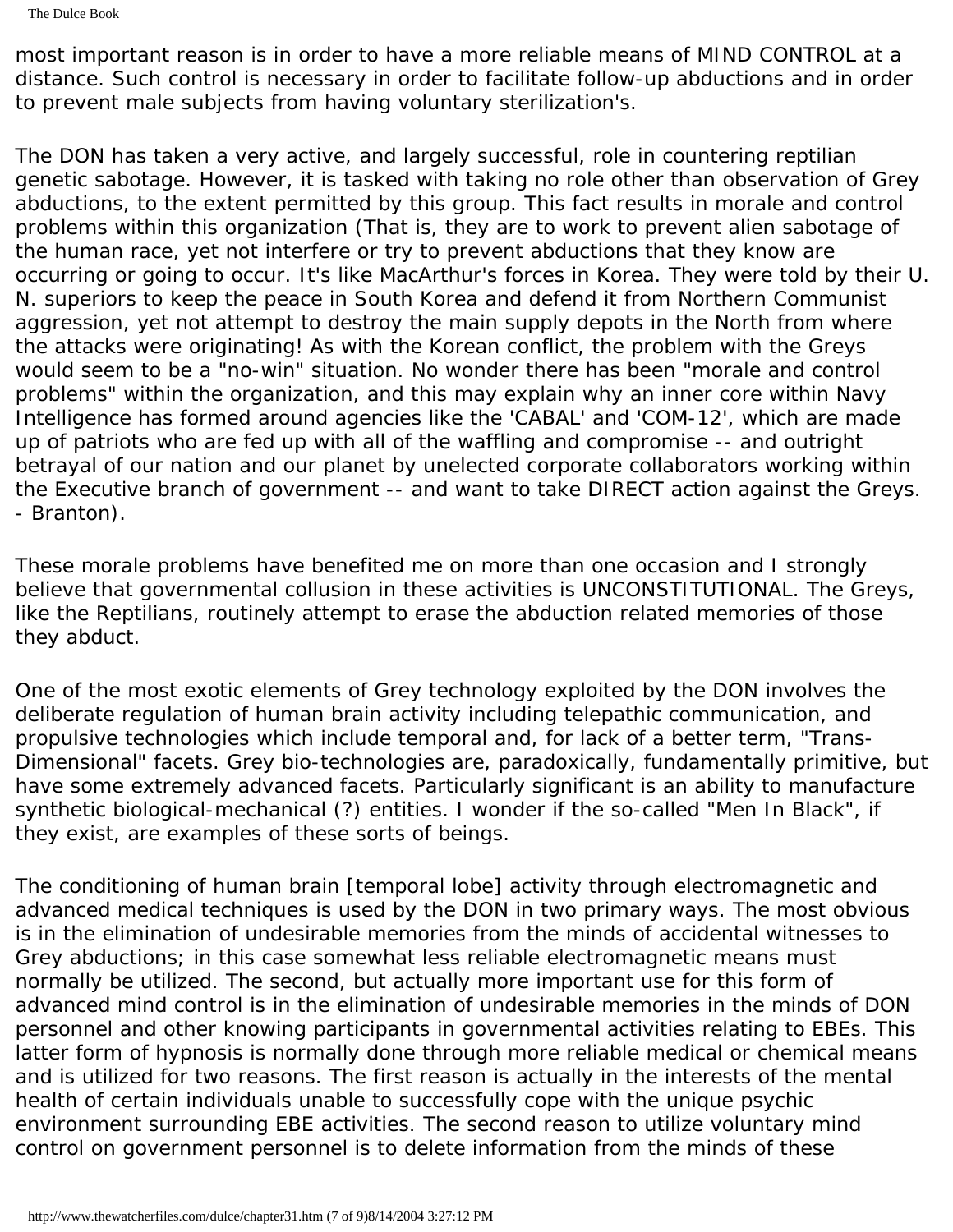most important reason is in order to have a more reliable means of MIND CONTROL at a distance. Such control is necessary in order to facilitate follow-up abductions and in order to prevent male subjects from having voluntary sterilization's.

The DON has taken a very active, and largely successful, role in countering reptilian genetic sabotage. However, it is tasked with taking no role other than observation of Grey abductions, to the extent permitted by this group. This fact results in morale and control problems within this organization (That is, they are to work to prevent alien sabotage of the human race, yet not interfere or try to prevent abductions that they know are occurring or going to occur. It's like MacArthur's forces in Korea. They were told by their U. N. superiors to keep the peace in South Korea and defend it from Northern Communist aggression, yet not attempt to destroy the main supply depots in the North from where the attacks were originating! As with the Korean conflict, the problem with the Greys would seem to be a "no-win" situation. No wonder there has been "morale and control problems" within the organization, and this may explain why an inner core within Navy Intelligence has formed around agencies like the 'CABAL' and 'COM-12', which are made up of patriots who are fed up with all of the waffling and compromise -- and outright betrayal of our nation and our planet by unelected corporate collaborators working within the Executive branch of government -- and want to take DIRECT action against the Greys. - Branton).

These morale problems have benefited me on more than one occasion and I strongly believe that governmental collusion in these activities is UNCONSTITUTIONAL. The Greys, like the Reptilians, routinely attempt to erase the abduction related memories of those they abduct.

One of the most exotic elements of Grey technology exploited by the DON involves the deliberate regulation of human brain activity including telepathic communication, and propulsive technologies which include temporal and, for lack of a better term, "Trans-Dimensional" facets. Grey bio-technologies are, paradoxically, fundamentally primitive, but have some extremely advanced facets. Particularly significant is an ability to manufacture synthetic biological-mechanical (?) entities. I wonder if the so-called "Men In Black", if they exist, are examples of these sorts of beings.

The conditioning of human brain [temporal lobe] activity through electromagnetic and advanced medical techniques is used by the DON in two primary ways. The most obvious is in the elimination of undesirable memories from the minds of accidental witnesses to Grey abductions; in this case somewhat less reliable electromagnetic means must normally be utilized. The second, but actually more important use for this form of advanced mind control is in the elimination of undesirable memories in the minds of DON personnel and other knowing participants in governmental activities relating to EBEs. This latter form of hypnosis is normally done through more reliable medical or chemical means and is utilized for two reasons. The first reason is actually in the interests of the mental health of certain individuals unable to successfully cope with the unique psychic environment surrounding EBE activities. The second reason to utilize voluntary mind control on government personnel is to delete information from the minds of these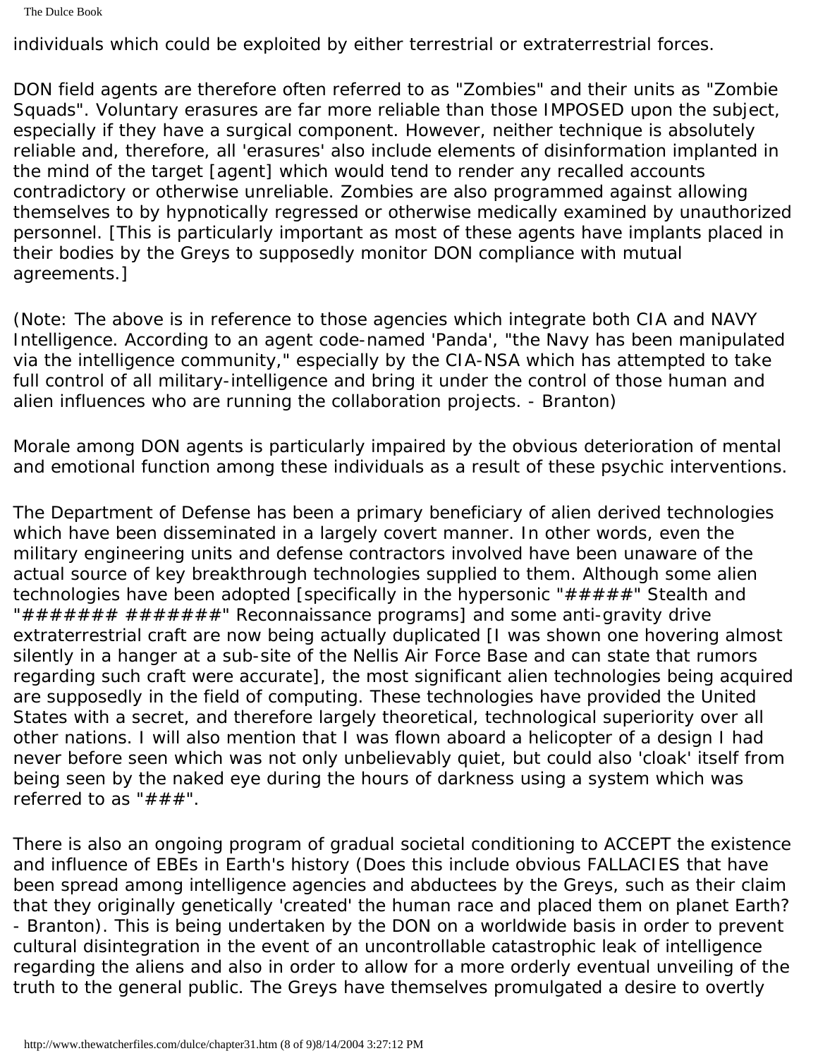individuals which could be exploited by either terrestrial or extraterrestrial forces.

DON field agents are therefore often referred to as "Zombies" and their units as "Zombie Squads". Voluntary erasures are far more reliable than those IMPOSED upon the subject, especially if they have a surgical component. However, neither technique is absolutely reliable and, therefore, all 'erasures' also include elements of disinformation implanted in the mind of the target [agent] which would tend to render any recalled accounts contradictory or otherwise unreliable. Zombies are also programmed against allowing themselves to by hypnotically regressed or otherwise medically examined by unauthorized personnel. [This is particularly important as most of these agents have implants placed in their bodies by the Greys to supposedly monitor DON compliance with mutual agreements.]

(Note: The above is in reference to those agencies which integrate both CIA and NAVY Intelligence. According to an agent code-named 'Panda', "the Navy has been manipulated via the intelligence community," especially by the CIA-NSA which has attempted to take full control of all military-intelligence and bring it under the control of those human and alien influences who are running the collaboration projects. - Branton)

Morale among DON agents is particularly impaired by the obvious deterioration of mental and emotional function among these individuals as a result of these psychic interventions.

The Department of Defense has been a primary beneficiary of alien derived technologies which have been disseminated in a largely covert manner. In other words, even the military engineering units and defense contractors involved have been unaware of the actual source of key breakthrough technologies supplied to them. Although some alien technologies have been adopted [specifically in the hypersonic "#####" Stealth and "####### #######" Reconnaissance programs] and some anti-gravity drive extraterrestrial craft are now being actually duplicated [I was shown one hovering almost silently in a hanger at a sub-site of the Nellis Air Force Base and can state that rumors regarding such craft were accurate], the most significant alien technologies being acquired are supposedly in the field of computing. These technologies have provided the United States with a secret, and therefore largely theoretical, technological superiority over all other nations. I will also mention that I was flown aboard a helicopter of a design I had never before seen which was not only unbelievably quiet, but could also 'cloak' itself from being seen by the naked eye during the hours of darkness using a system which was referred to as "###".

There is also an ongoing program of gradual societal conditioning to ACCEPT the existence and influence of EBEs in Earth's history (Does this include obvious FALLACIES that have been spread among intelligence agencies and abductees by the Greys, such as their claim that they originally genetically 'created' the human race and placed them on planet Earth? - Branton). This is being undertaken by the DON on a worldwide basis in order to prevent cultural disintegration in the event of an uncontrollable catastrophic leak of intelligence regarding the aliens and also in order to allow for a more orderly eventual unveiling of the truth to the general public. The Greys have themselves promulgated a desire to overtly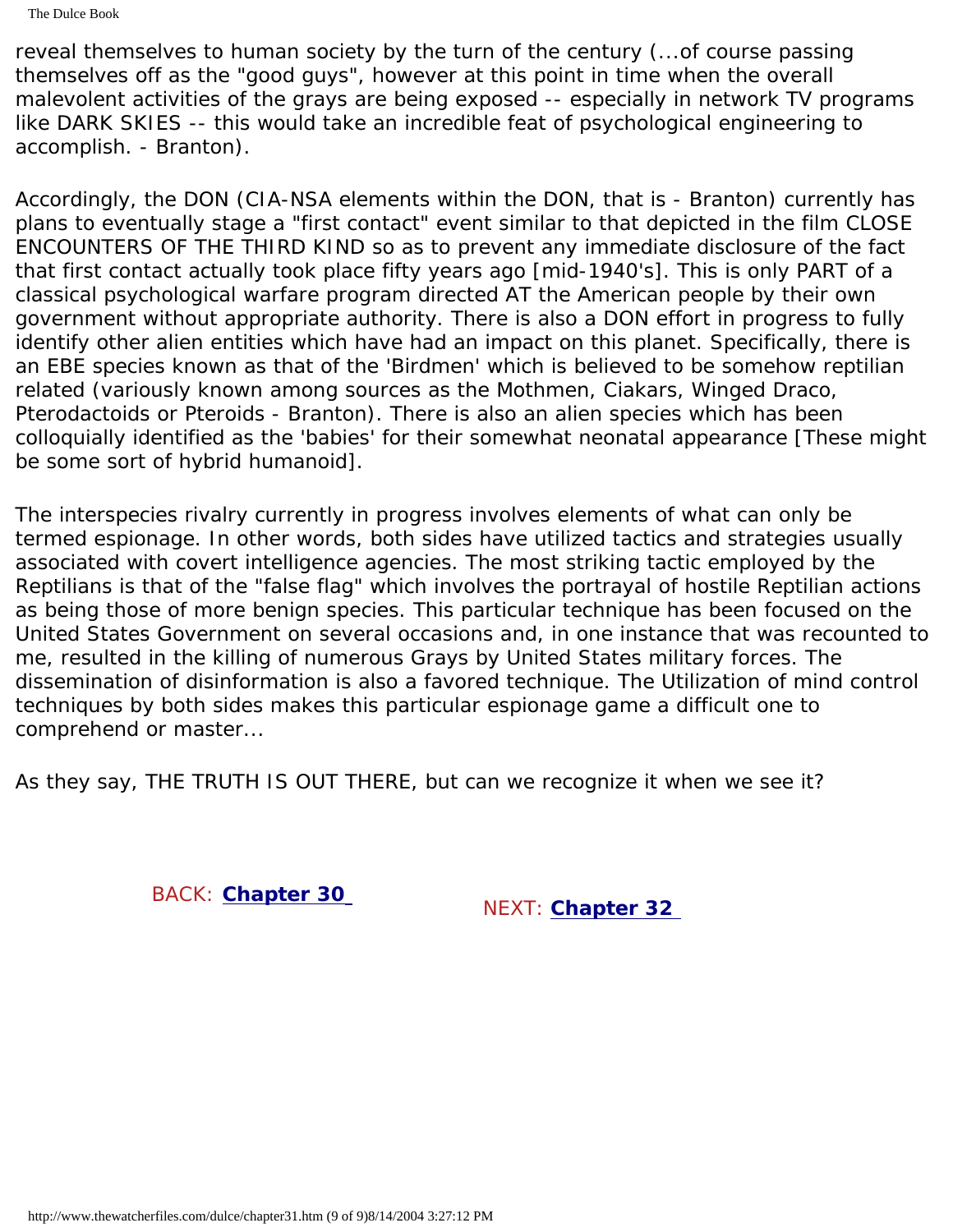reveal themselves to human society by the turn of the century (...of course passing themselves off as the "good guys", however at this point in time when the overall malevolent activities of the grays are being exposed -- especially in network TV programs like DARK SKIES -- this would take an incredible feat of psychological engineering to accomplish. - Branton).

Accordingly, the DON (CIA-NSA elements within the DON, that is - Branton) currently has plans to eventually stage a "first contact" event similar to that depicted in the film CLOSE ENCOUNTERS OF THE THIRD KIND so as to prevent any immediate disclosure of the fact that first contact actually took place fifty years ago [mid-1940's]. This is only PART of a classical psychological warfare program directed AT the American people by their own government without appropriate authority. There is also a DON effort in progress to fully identify other alien entities which have had an impact on this planet. Specifically, there is an EBE species known as that of the 'Birdmen' which is believed to be somehow reptilian related (variously known among sources as the Mothmen, Ciakars, Winged Draco, Pterodactoids or Pteroids - Branton). There is also an alien species which has been colloquially identified as the 'babies' for their somewhat neonatal appearance [These might be some sort of hybrid humanoid].

The interspecies rivalry currently in progress involves elements of what can only be termed espionage. In other words, both sides have utilized tactics and strategies usually associated with covert intelligence agencies. The most striking tactic employed by the Reptilians is that of the "false flag" which involves the portrayal of hostile Reptilian actions as being those of more benign species. This particular technique has been focused on the United States Government on several occasions and, in one instance that was recounted to me, resulted in the killing of numerous Grays by United States military forces. The dissemination of disinformation is also a favored technique. The Utilization of mind control techniques by both sides makes this particular espionage game a difficult one to comprehend or master...

As they say, THE TRUTH IS OUT THERE, but can we recognize it when we see it?

BACK: **Chapter 30** NEXT: **Chapter 32**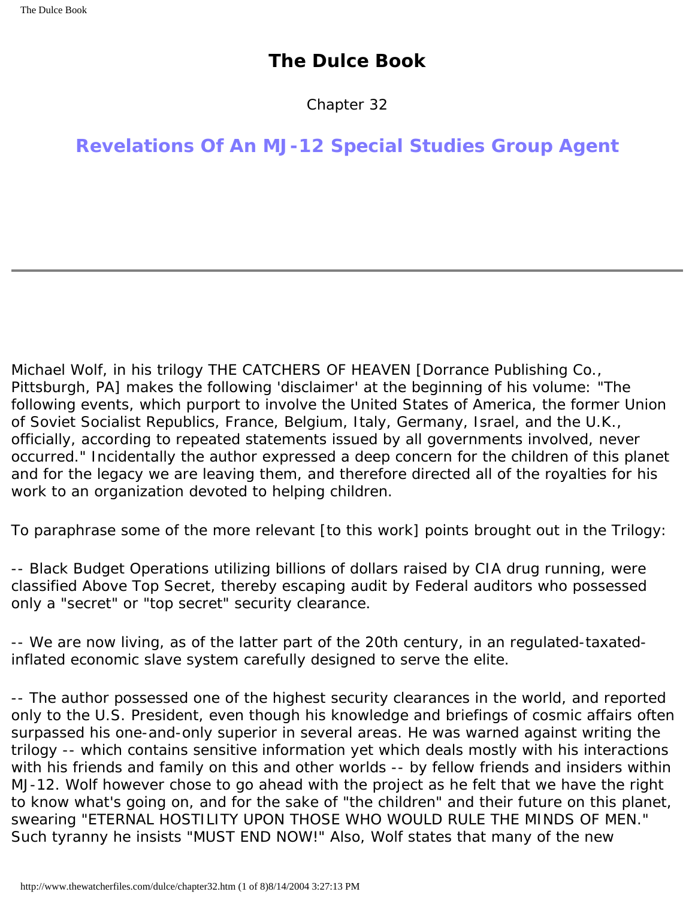# The Dulce Book

Chapter 32

## Revelations Of An MJ-12 Special Studies Group Agent

Michael Wolf, in his trilogy THE CATCHERS OF HEAVEN [Dorrance Publishing Co., Pittsburgh, PA] makes the following 'disclaimer' at the beginning of his volume: "The following events, which purport to involve the United States of America, the former Union of Soviet Socialist Republics, France, Belgium, Italy, Germany, Israel, and the U.K., officially, according to repeated statements issued by all governments involved, never occurred." Incidentally the author expressed a deep concern for the children of this planet and for the legacy we are leaving them, and therefore directed all of the royalties for his work to an organization devoted to helping children.

To paraphrase some of the more relevant [to this work] points brought out in the Trilogy:

-- Black Budget Operations utilizing billions of dollars raised by CIA drug running, were classified Above Top Secret, thereby escaping audit by Federal auditors who possessed only a "secret" or "top secret" security clearance.

-- We are now living, as of the latter part of the 20th century, in an regulated-taxated-inflated economic slave system carefully designed to serve the elite.

-- The author possessed one of the highest security clearances in the world, and reported only to the U.S. President, even though his knowledge and briefings of cosmic affairs often surpassed his one-and-only superior in several areas. He was warned against writing the trilogy -- which contains sensitive information yet which deals mostly with his interactions with his friends and family on this and other worlds -- by fellow friends and insiders within MJ-12. Wolf however chose to go ahead with the project as he felt that we have the right to know what's going on, and for the sake of "the children" and their future on this planet, swearing "ETERNAL HOSTILITY UPON THOSE WHO WOULD RULE THE MINDS OF MEN." Such tyranny he insists "MUST END NOW!" Also, Wolf states that many of the new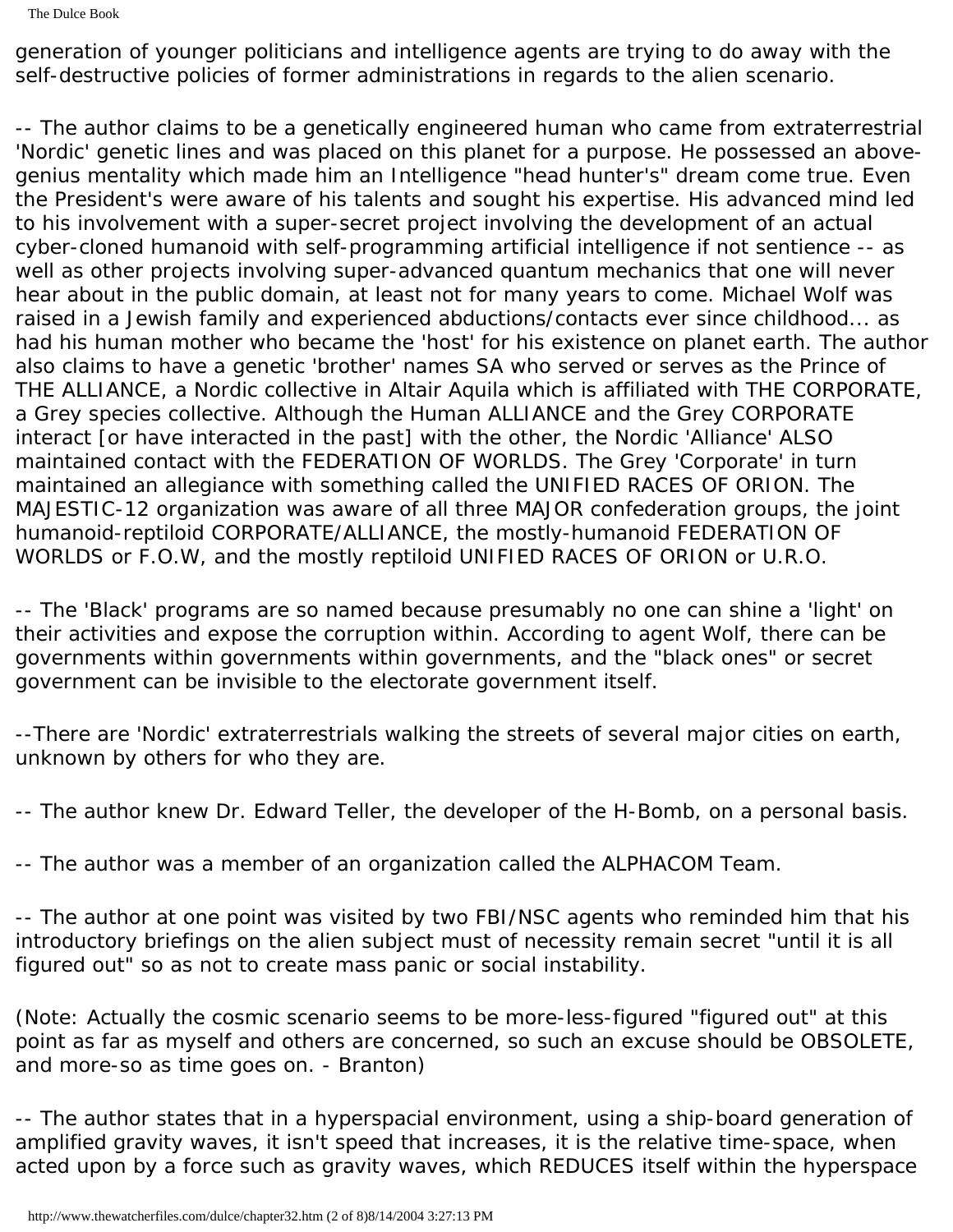generation of younger politicians and intelligence agents are trying to do away with the self-destructive policies of former administrations in regards to the alien scenario.

-- The author claims to be a genetically engineered human who came from extraterrestrial 'Nordic' genetic lines and was placed on this planet for a purpose. He possessed an above-genius mentality which made him an Intelligence "head hunter's" dream come true. Even the President's were aware of his talents and sought his expertise. His advanced mind led to his involvement with a super-secret project involving the development of an actual cyber-cloned humanoid with self-programming artificial intelligence if not sentience -- as well as other projects involving super-advanced quantum mechanics that one will never hear about in the public domain, at least not for many years to come. Michael Wolf was raised in a Jewish family and experienced abductions/contacts ever since childhood... as had his human mother who became the 'host' for his existence on planet earth. The author also claims to have a genetic 'brother' names SA who served or serves as the Prince of THE ALLIANCE, a Nordic collective in Altair Aquila which is affiliated with THE CORPORATE, a Grey species collective. Although the Human ALLIANCE and the Grey CORPORATE interact [or have interacted in the past] with the other, the Nordic 'Alliance' ALSO maintained contact with the FEDERATION OF WORLDS. The Grey 'Corporate' in turn maintained an allegiance with something called the UNIFIED RACES OF ORION. The MAJESTIC-12 organization was aware of all three MAJOR confederation groups, the joint humanoid-reptiloid CORPORATE/ALLIANCE, the mostly-humanoid FEDERATION OF WORLDS or F.O.W, and the mostly reptiloid UNIFIED RACES OF ORION or U.R.O.

-- The 'Black' programs are so named because presumably no one can shine a 'light' on their activities and expose the corruption within. According to agent Wolf, there can be governments within governments within governments, and the "black ones" or secret government can be invisible to the electorate government itself.

--There are 'Nordic' extraterrestrials walking the streets of several major cities on earth, unknown by others for who they are.

-- The author knew Dr. Edward Teller, the developer of the H-Bomb, on a personal basis.

-- The author was a member of an organization called the ALPHACOM Team.

-- The author at one point was visited by two FBI/NSC agents who reminded him that his introductory briefings on the alien subject must of necessity remain secret "until it is all figured out" so as not to create mass panic or social instability.

*(Note: Actually the cosmic scenario seems to be more-less-figured "figured out" at this point as far as myself and others are concerned, so such an excuse should be OBSOLETE, and more-so as time goes on. - Branton)*

-- The author states that in a hyperspacial environment, using a ship-board generation of amplified gravity waves, it isn't speed that increases, it is the relative time-space, when acted upon by a force such as gravity waves, which REDUCES itself within the hyperspace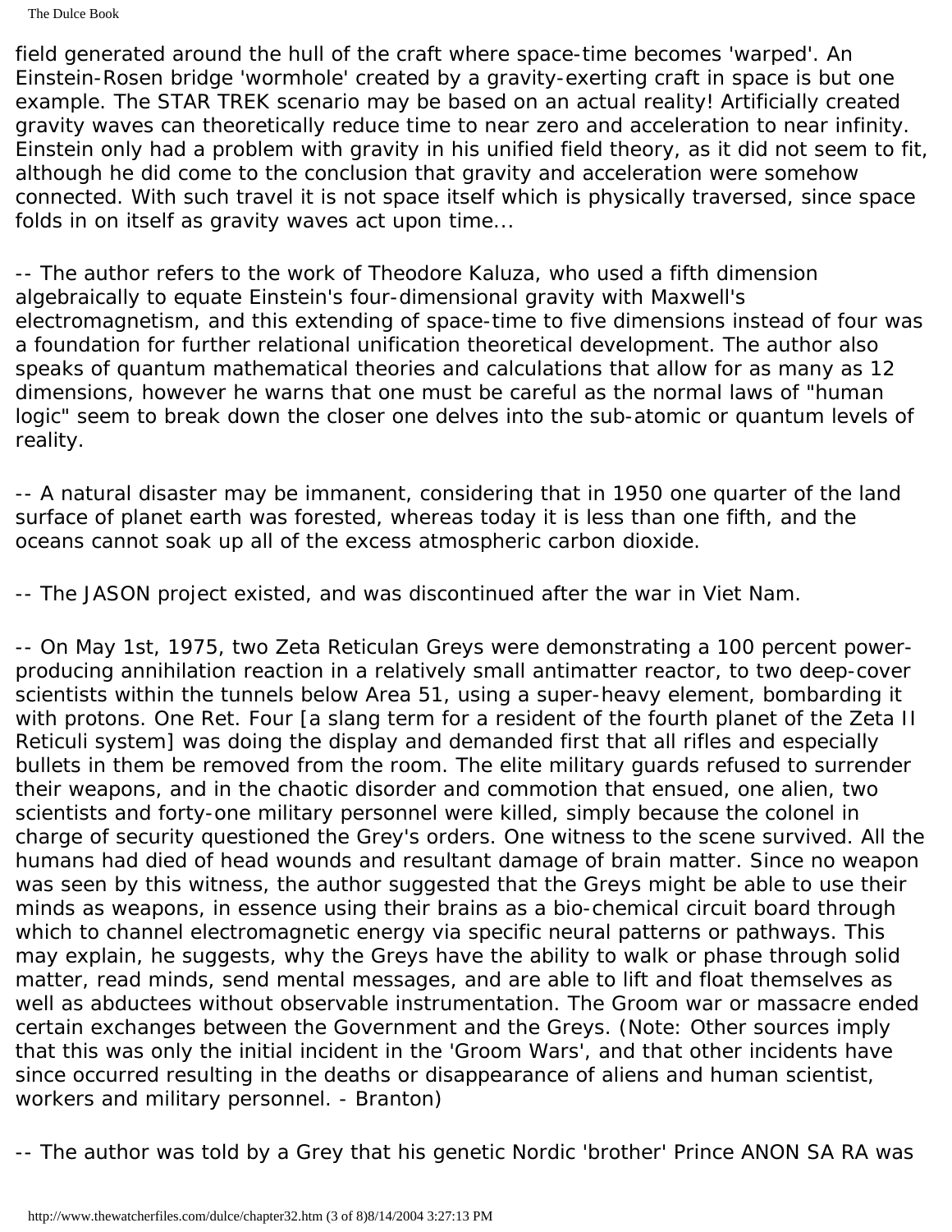field generated around the hull of the craft where space-time becomes 'warped'. An Einstein-Rosen bridge 'wormhole' created by a gravity-exerting craft in space is but one example. The STAR TREK scenario may be based on an actual reality! Artificially created gravity waves can theoretically reduce time to near zero and acceleration to near infinity. Einstein only had a problem with gravity in his unified field theory, as it did not seem to fit, although he did come to the conclusion that gravity and acceleration were somehow connected. With such travel it is not space itself which is physically traversed, since space folds in on itself as gravity waves act upon time...

-- The author refers to the work of Theodore Kaluza, who used a fifth dimension algebraically to equate Einstein's four-dimensional gravity with Maxwell's electromagnetism, and this extending of space-time to five dimensions instead of four was a foundation for further relational unification theoretical development. The author also speaks of quantum mathematical theories and calculations that allow for as many as 12 dimensions, however he warns that one must be careful as the normal laws of "human logic" seem to break down the closer one delves into the sub-atomic or quantum levels of reality.

-- A natural disaster may be immanent, considering that in 1950 one quarter of the land surface of planet earth was forested, whereas today it is less than one fifth, and the oceans cannot soak up all of the excess atmospheric carbon dioxide.

-- The JASON project existed, and was discontinued after the war in Viet Nam.

-- On May 1st, 1975, two Zeta Reticulan Greys were demonstrating a 100 percent power-producing annihilation reaction in a relatively small antimatter reactor, to two deep-cover scientists within the tunnels below Area 51, using a super-heavy element, bombarding it with protons. One Ret. Four [a slang term for a resident of the fourth planet of the Zeta II Reticuli system] was doing the display and demanded first that all rifles and especially bullets in them be removed from the room. The elite military guards refused to surrender their weapons, and in the chaotic disorder and commotion that ensued, one alien, two scientists and forty-one military personnel were killed, simply because the colonel in charge of security questioned the Grey's orders. One witness to the scene survived. All the humans had died of head wounds and resultant damage of brain matter. Since no weapon was seen by this witness, the author suggested that the Greys might be able to use their minds as weapons, in essence using their brains as a bio-chemical circuit board through which to channel electromagnetic energy via specific neural patterns or pathways. This may explain, he suggests, why the Greys have the ability to walk or phase through solid matter, read minds, send mental messages, and are able to lift and float themselves as well as abductees without observable instrumentation. The Groom war or massacre ended certain exchanges between the Government and the Greys. (Note: Other sources imply that this was only the initial incident in the 'Groom Wars', and that other incidents have since occurred resulting in the deaths or disappearance of aliens and human scientist, workers and military personnel. - Branton)

-- The author was told by a Grey that his genetic Nordic 'brother' Prince ANON SA RA was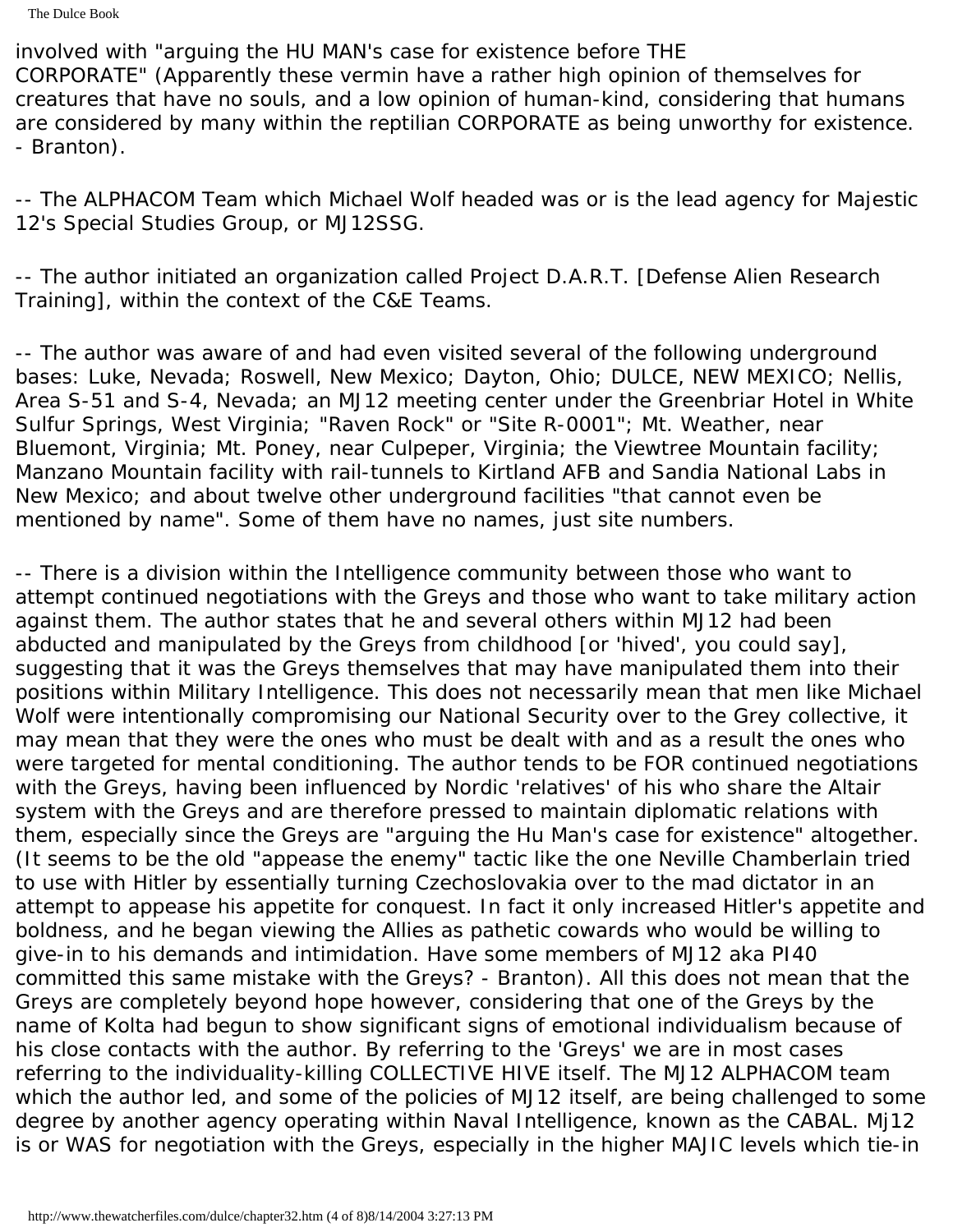involved with "arguing the HU MAN's case for existence before THE CORPORATE" (Apparently these vermin have a rather high opinion of themselves for creatures that have no souls, and a low opinion of human-kind, considering that humans are considered by many within the reptilian CORPORATE as being unworthy for existence. - Branton).

-- The ALPHACOM Team which Michael Wolf headed was or is the lead agency for Majestic 12's Special Studies Group, or MJ12SSG.

-- The author initiated an organization called Project D.A.R.T. [Defense Alien Research Training], within the context of the C&E Teams.

-- The author was aware of and had even visited several of the following underground bases: Luke, Nevada; Roswell, New Mexico; Dayton, Ohio; DULCE, NEW MEXICO; Nellis, Area S-51 and S-4, Nevada; an MJ12 meeting center under the Greenbriar Hotel in White Sulfur Springs, West Virginia; "Raven Rock" or "Site R-0001"; Mt. Weather, near Bluemont, Virginia; Mt. Poney, near Culpeper, Virginia; the Viewtree Mountain facility; Manzano Mountain facility with rail-tunnels to Kirtland AFB and Sandia National Labs in New Mexico; and about twelve other underground facilities "that cannot even be mentioned by name". Some of them have no names, just site numbers.

-- There is a division within the Intelligence community between those who want to attempt continued negotiations with the Greys and those who want to take military action against them. The author states that he and several others within MJ12 had been abducted and manipulated by the Greys from childhood [or 'hived', you could say], suggesting that it was the Greys themselves that may have manipulated them into their positions within Military Intelligence. This does not necessarily mean that men like Michael Wolf were intentionally compromising our National Security over to the Grey collective, it may mean that they were the ones who must be dealt with and as a result the ones who were targeted for mental conditioning. The author tends to be FOR continued negotiations with the Greys, having been influenced by Nordic 'relatives' of his who share the Altair system with the Greys and are therefore pressed to maintain diplomatic relations with them, especially since the Greys are "arguing the Hu Man's case for existence" altogether. (It seems to be the old "appease the enemy" tactic like the one Neville Chamberlain tried to use with Hitler by essentially turning Czechoslovakia over to the mad dictator in an attempt to appease his appetite for conquest. In fact it only increased Hitler's appetite and boldness, and he began viewing the Allies as pathetic cowards who would be willing to give-in to his demands and intimidation. Have some members of MJ12 aka PI40 committed this same mistake with the Greys? - Branton). All this does not mean that the Greys are completely beyond hope however, considering that one of the Greys by the name of Kolta had begun to show significant signs of emotional individualism because of his close contacts with the author. By referring to the 'Greys' we are in most cases referring to the individuality-killing COLLECTIVE HIVE itself. The MJ12 ALPHACOM team which the author led, and some of the policies of MJ12 itself, are being challenged to some degree by another agency operating within Naval Intelligence, known as the CABAL. Mj12 is or WAS for negotiation with the Greys, especially in the higher MAJIC levels which tie-in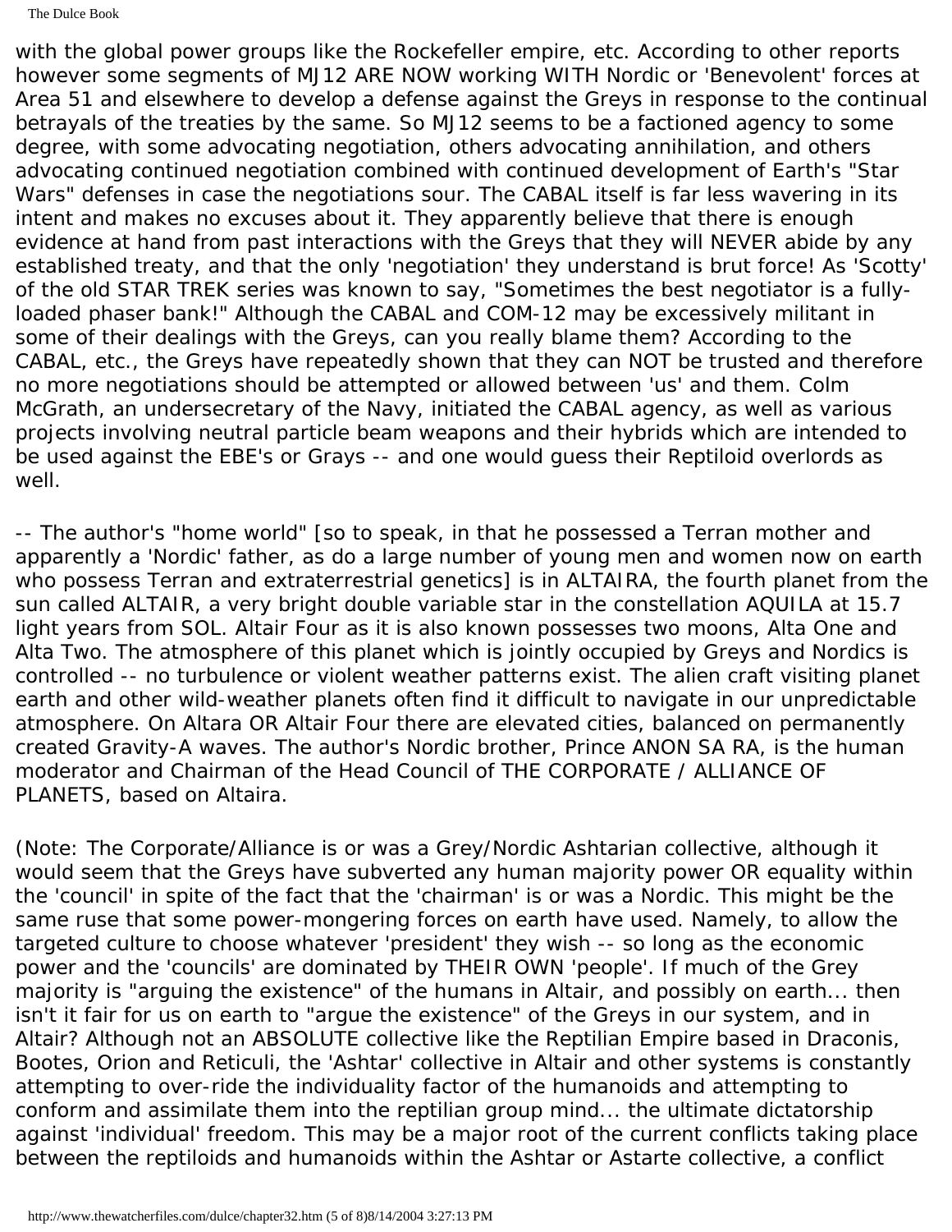with the global power groups like the Rockefeller empire, etc. According to other reports however some segments of MJ12 ARE NOW working WITH Nordic or 'Benevolent' forces at Area 51 and elsewhere to develop a defense against the Greys in response to the continual betrayals of the treaties by the same. So MJ12 seems to be a factioned agency to some degree, with some advocating negotiation, others advocating annihilation, and others advocating continued negotiation combined with continued development of Earth's "Star Wars" defenses in case the negotiations sour. The CABAL itself is far less wavering in its intent and makes no excuses about it. They apparently believe that there is enough evidence at hand from past interactions with the Greys that they will NEVER abide by any established treaty, and that the only 'negotiation' they understand is brut force! As 'Scotty' of the old STAR TREK series was known to say, "Sometimes the best negotiator is a fully-loaded phaser bank!" Although the CABAL and COM-12 may be excessively militant in some of their dealings with the Greys, can you really blame them? According to the CABAL, etc., the Greys have repeatedly shown that they can NOT be trusted and therefore no more negotiations should be attempted or allowed between 'us' and them. Colm McGrath, an undersecretary of the Navy, initiated the CABAL agency, as well as various projects involving neutral particle beam weapons and their hybrids which are intended to be used against the EBE's or Grays -- and one would guess their Reptiloid overlords as well.

-- The author's "home world" [so to speak, in that he possessed a Terran mother and apparently a 'Nordic' father, as do a large number of young men and women now on earth who possess Terran and extraterrestrial genetics] is in ALTAIRA, the fourth planet from the sun called ALTAIR, a very bright double variable star in the constellation AQUILA at 15.7 light years from SOL. Altair Four as it is also known possesses two moons, Alta One and Alta Two. The atmosphere of this planet which is jointly occupied by Greys and Nordics is controlled -- no turbulence or violent weather patterns exist. The alien craft visiting planet earth and other wild-weather planets often find it difficult to navigate in our unpredictable atmosphere. On Altara OR Altair Four there are elevated cities, balanced on permanently created Gravity-A waves. The author's Nordic brother, Prince ANON SA RA, is the human moderator and Chairman of the Head Council of THE CORPORATE / ALLIANCE OF PLANETS, based on Altaira.

(Note: The Corporate/Alliance is or was a Grey/Nordic Ashtarian collective, although it would seem that the Greys have subverted any human majority power OR equality within the 'council' in spite of the fact that the 'chairman' is or was a Nordic. This might be the same ruse that some power-mongering forces on earth have used. Namely, to allow the targeted culture to choose whatever 'president' they wish -- so long as the economic power and the 'councils' are dominated by THEIR OWN 'people'. If much of the Grey majority is "arguing the existence" of the humans in Altair, and possibly on earth... then isn't it fair for us on earth to "argue the existence" of the Greys in our system, and in Altair? Although not an ABSOLUTE collective like the Reptilian Empire based in Draconis, Bootes, Orion and Reticuli, the 'Ashtar' collective in Altair and other systems is constantly attempting to over-ride the individuality factor of the humanoids and attempting to conform and assimilate them into the reptilian group mind... the ultimate dictatorship against 'individual' freedom. This may be a major root of the current conflicts taking place between the reptiloids and humanoids within the Ashtar or Astarte collective, a conflict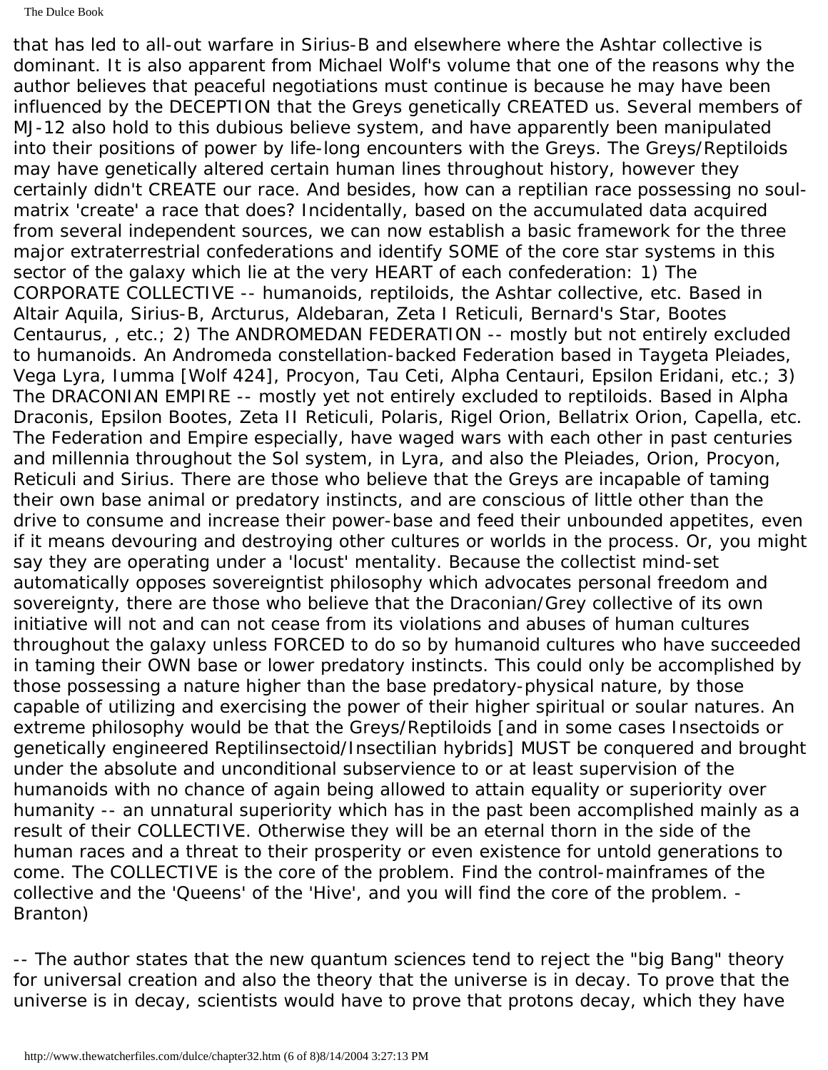that has led to all-out warfare in Sirius-B and elsewhere where the Ashtar collective is dominant. It is also apparent from Michael Wolf's volume that one of the reasons why the author believes that peaceful negotiations must continue is because he may have been influenced by the DECEPTION that the Greys genetically CREATED us. Several members of MJ-12 also hold to this dubious believe system, and have apparently been manipulated into their positions of power by life-long encounters with the Greys. The Greys/Reptiloids may have genetically altered certain human lines throughout history, however they certainly didn't CREATE our race. And besides, how can a reptilian race possessing no soul-matrix 'create' a race that does? Incidentally, based on the accumulated data acquired from several independent sources, we can now establish a basic framework for the three major extraterrestrial confederations and identify SOME of the core star systems in this sector of the galaxy which lie at the very HEART of each confederation: 1) The CORPORATE COLLECTIVE -- humanoids, reptiloids, the Ashtar collective, etc. Based in Altair Aquila, Sirius-B, Arcturus, Aldebaran, Zeta I Reticuli, Bernard's Star, Bootes Centaurus, , etc.; 2) The ANDROMEDAN FEDERATION -- mostly but not entirely excluded to humanoids. An Andromeda constellation-backed Federation based in Taygeta Pleiades, Vega Lyra, Iumma [Wolf 424], Procyon, Tau Ceti, Alpha Centauri, Epsilon Eridani, etc.; 3) The DRACONIAN EMPIRE -- mostly yet not entirely excluded to reptiloids. Based in Alpha Draconis, Epsilon Bootes, Zeta II Reticuli, Polaris, Rigel Orion, Bellatrix Orion, Capella, etc. The Federation and Empire especially, have waged wars with each other in past centuries and millennia throughout the Sol system, in Lyra, and also the Pleiades, Orion, Procyon, Reticuli and Sirius. There are those who believe that the Greys are incapable of taming their own base animal or predatory instincts, and are conscious of little other than the drive to consume and increase their power-base and feed their unbounded appetites, even if it means devouring and destroying other cultures or worlds in the process. Or, you might say they are operating under a 'locust' mentality. Because the collectist mind-set automatically opposes sovereigntist philosophy which advocates personal freedom and sovereignty, there are those who believe that the Draconian/Grey collective of its own initiative will not and can not cease from its violations and abuses of human cultures throughout the galaxy unless FORCED to do so by humanoid cultures who have succeeded in taming their OWN base or lower predatory instincts. This could only be accomplished by those possessing a nature higher than the base predatory-physical nature, by those capable of utilizing and exercising the power of their higher spiritual or soular natures. An extreme philosophy would be that the Greys/Reptiloids [and in some cases Insectoids or genetically engineered Reptilinsectoid/Insectilian hybrids] MUST be conquered and brought under the absolute and unconditional subservience to or at least supervision of the humanoids with no chance of again being allowed to attain equality or superiority over humanity -- an unnatural superiority which has in the past been accomplished mainly as a result of their COLLECTIVE. Otherwise they will be an eternal thorn in the side of the human races and a threat to their prosperity or even existence for untold generations to come. The COLLECTIVE is the core of the problem. Find the control-mainframes of the collective and the 'Queens' of the 'Hive', and you will find the core of the problem. - Branton)

-- The author states that the new quantum sciences tend to reject the "big Bang" theory for universal creation and also the theory that the universe is in decay. To prove that the universe is in decay, scientists would have to prove that protons decay, which they have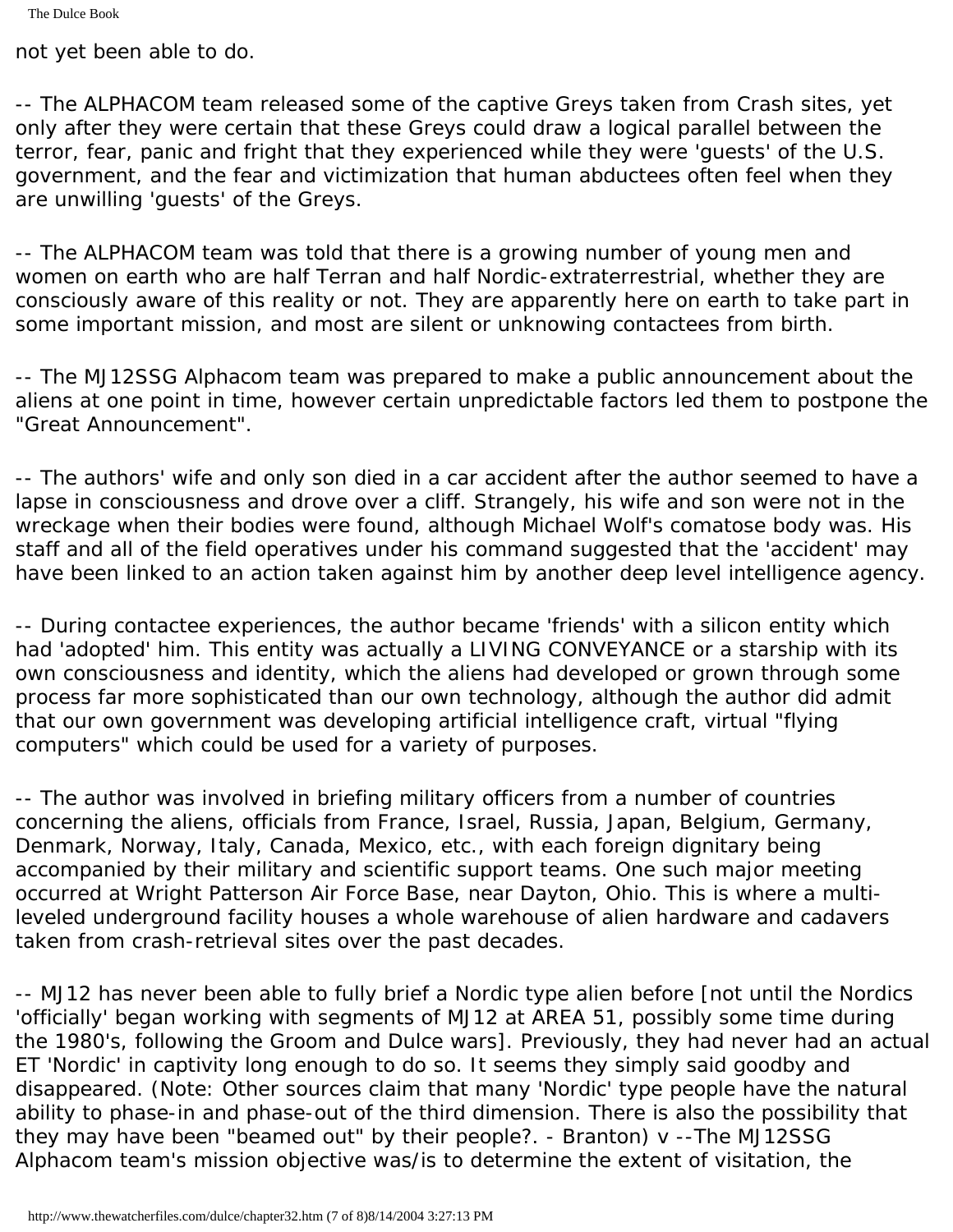not yet been able to do.

-- The ALPHACOM team released some of the captive Greys taken from Crash sites, yet only after they were certain that these Greys could draw a logical parallel between the terror, fear, panic and fright that they experienced while they were 'guests' of the U.S. government, and the fear and victimization that human abductees often feel when they are unwilling 'guests' of the Greys.

-- The ALPHACOM team was told that there is a growing number of young men and women on earth who are half Terran and half Nordic-extraterrestrial, whether they are consciously aware of this reality or not. They are apparently here on earth to take part in some important mission, and most are silent or unknowing contactees from birth.

-- The MJ12SSG Alphacom team was prepared to make a public announcement about the aliens at one point in time, however certain unpredictable factors led them to postpone the "Great Announcement".

-- The authors' wife and only son died in a car accident after the author seemed to have a lapse in consciousness and drove over a cliff. Strangely, his wife and son were not in the wreckage when their bodies were found, although Michael Wolf's comatose body was. His staff and all of the field operatives under his command suggested that the 'accident' may have been linked to an action taken against him by another deep level intelligence agency.

-- During contactee experiences, the author became 'friends' with a silicon entity which had 'adopted' him. This entity was actually a LIVING CONVEYANCE or a starship with its own consciousness and identity, which the aliens had developed or grown through some process far more sophisticated than our own technology, although the author did admit that our own government was developing artificial intelligence craft, virtual "flying computers" which could be used for a variety of purposes.

-- The author was involved in briefing military officers from a number of countries concerning the aliens, officials from France, Israel, Russia, Japan, Belgium, Germany, Denmark, Norway, Italy, Canada, Mexico, etc., with each foreign dignitary being accompanied by their military and scientific support teams. One such major meeting occurred at Wright Patterson Air Force Base, near Dayton, Ohio. This is where a multi-leveled underground facility houses a whole warehouse of alien hardware and cadavers taken from crash-retrieval sites over the past decades.

-- MJ12 has never been able to fully brief a Nordic type alien before [not until the Nordics 'officially' began working with segments of MJ12 at AREA 51, possibly some time during the 1980's, following the Groom and Dulce wars]. Previously, they had never had an actual ET 'Nordic' in captivity long enough to do so. It seems they simply said goodby and disappeared. (Note: Other sources claim that many 'Nordic' type people have the natural ability to phase-in and phase-out of the third dimension. There is also the possibility that they may have been "beamed out" by their people?. - Branton) v --The MJ12SSG Alphacom team's mission objective was/is to determine the extent of visitation, the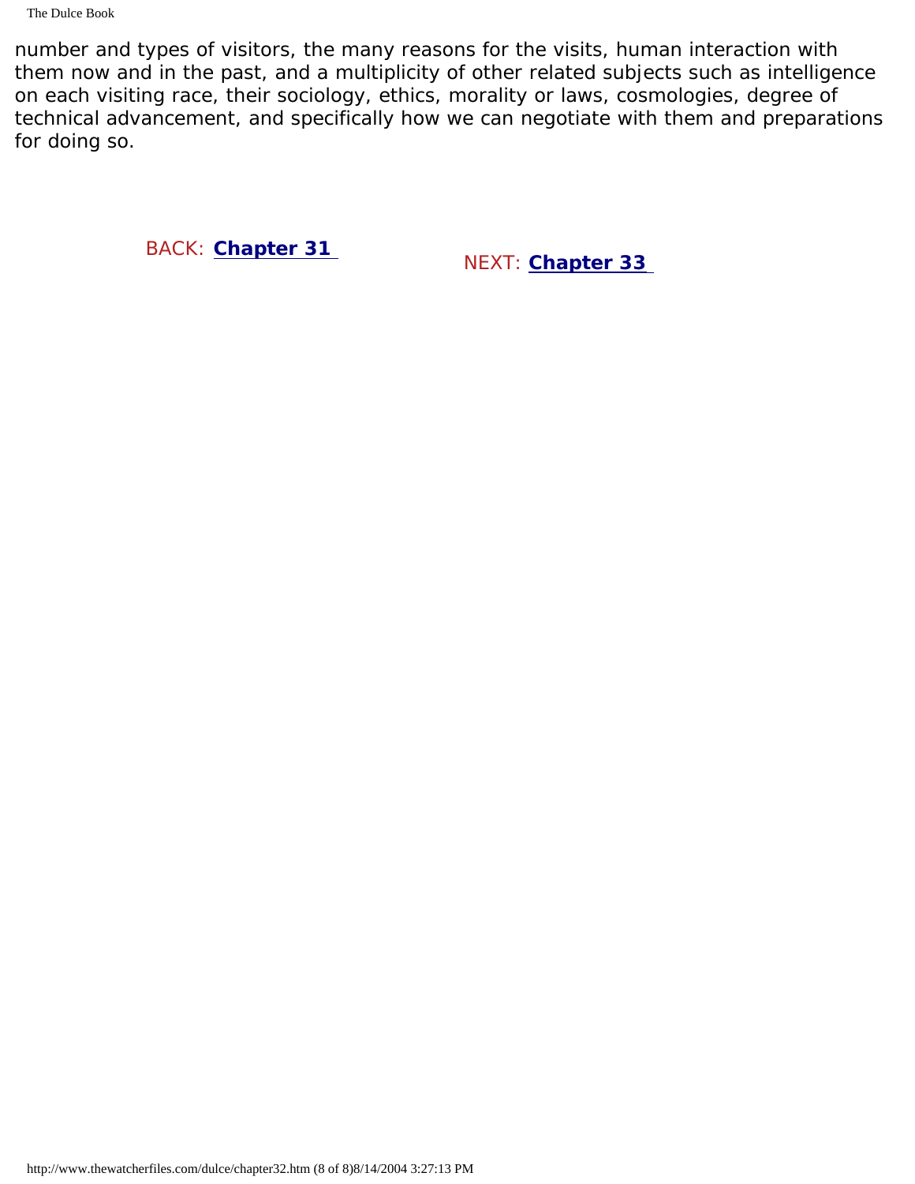number and types of visitors, the many reasons for the visits, human interaction with them now and in the past, and a multiplicity of other related subjects such as intelligence on each visiting race, their sociology, ethics, morality or laws, cosmologies, degree of technical advancement, and specifically how we can negotiate with them and preparations for doing so.

BACK: **Chapter 31** NEXT: **Chapter 33**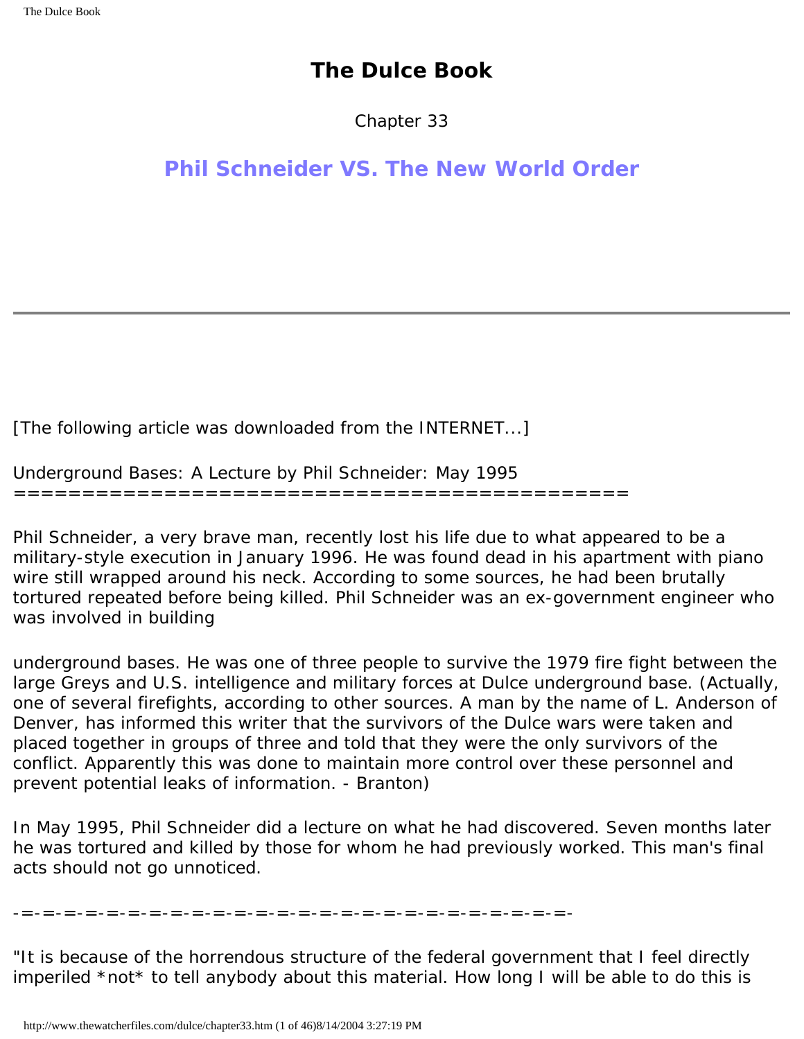# The Dulce Book

Chapter 33

## Phil Schneider VS. The New World Order

[The following article was downloaded from the INTERNET...]

Underground Bases: A Lecture by Phil Schneider: May 1995
===============================================

Phil Schneider, a very brave man, recently lost his life due to what appeared to be a military-style execution in January 1996. He was found dead in his apartment with piano wire still wrapped around his neck. According to some sources, he had been brutally tortured repeated before being killed. Phil Schneider was an ex-government engineer who was involved in building underground bases. He was one of three people to survive the 1979 fire fight between the large Greys and U.S. intelligence and military forces at Dulce underground base. (Actually, one of several firefights, according to other sources. A man by the name of L. Anderson of Denver, has informed this writer that the survivors of the Dulce wars were taken and placed together in groups of three and told that they were the only survivors of the conflict. Apparently this was done to maintain more control over these personnel and prevent potential leaks of information. - Branton)

In May 1995, Phil Schneider did a lecture on what he had discovered. Seven months later he was tortured and killed by those for whom he had previously worked. This man's final acts should not go unnoticed.

-=-=-=-=-=-=-=-=-=-=-=-=-=-=-=-=-=-=-=-=-=-=-=-=-=-=-=-=-=-

"It is because of the horrendous structure of the federal government that I feel directly imperiled *not* to tell anybody about this material. How long I will be able to do this is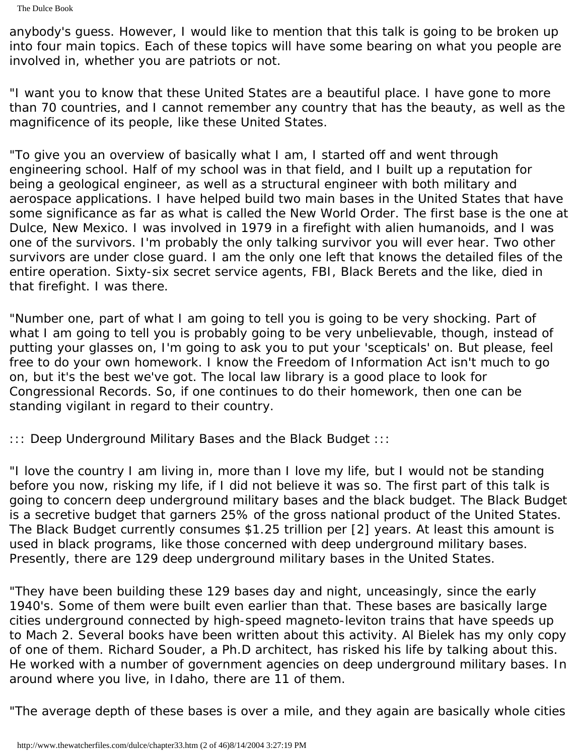anybody's guess. However, I would like to mention that this talk is going to be broken up into four main topics. Each of these topics will have some bearing on what you people are involved in, whether you are patriots or not.

"I want you to know that these United States are a beautiful place. I have gone to more than 70 countries, and I cannot remember any country that has the beauty, as well as the magnificence of its people, like these United States.

"To give you an overview of basically what I am, I started off and went through engineering school. Half of my school was in that field, and I built up a reputation for being a geological engineer, as well as a structural engineer with both military and aerospace applications. I have helped build two main bases in the United States that have some significance as far as what is called the New World Order. The first base is the one at Dulce, New Mexico. I was involved in 1979 in a firefight with alien humanoids, and I was one of the survivors. I'm probably the only talking survivor you will ever hear. Two other survivors are under close guard. I am the only one left that knows the detailed files of the entire operation. Sixty-six secret service agents, FBI, Black Berets and the like, died in that firefight. I was there.

"Number one, part of what I am going to tell you is going to be very shocking. Part of what I am going to tell you is probably going to be very unbelievable, though, instead of putting your glasses on, I'm going to ask you to put your 'scepticals' on. But please, feel free to do your own homework. I know the Freedom of Information Act isn't much to go on, but it's the best we've got. The local law library is a good place to look for Congressional Records. So, if one continues to do their homework, then one can be standing vigilant in regard to their country.

::: Deep Underground Military Bases and the Black Budget :::

"I love the country I am living in, more than I love my life, but I would not be standing before you now, risking my life, if I did not believe it was so. The first part of this talk is going to concern deep underground military bases and the black budget. The Black Budget is a secretive budget that garners 25% of the gross national product of the United States. The Black Budget currently consumes $1.25 trillion per [2] years. At least this amount is used in black programs, like those concerned with deep underground military bases. Presently, there are 129 deep underground military bases in the United States.

"They have been building these 129 bases day and night, unceasingly, since the early 1940's. Some of them were built even earlier than that. These bases are basically large cities underground connected by high-speed magneto-leviton trains that have speeds up to Mach 2. Several books have been written about this activity. Al Bielek has my only copy of one of them. Richard Souder, a Ph.D architect, has risked his life by talking about this. He worked with a number of government agencies on deep underground military bases. In around where you live, in Idaho, there are 11 of them.

"The average depth of these bases is over a mile, and they again are basically whole cities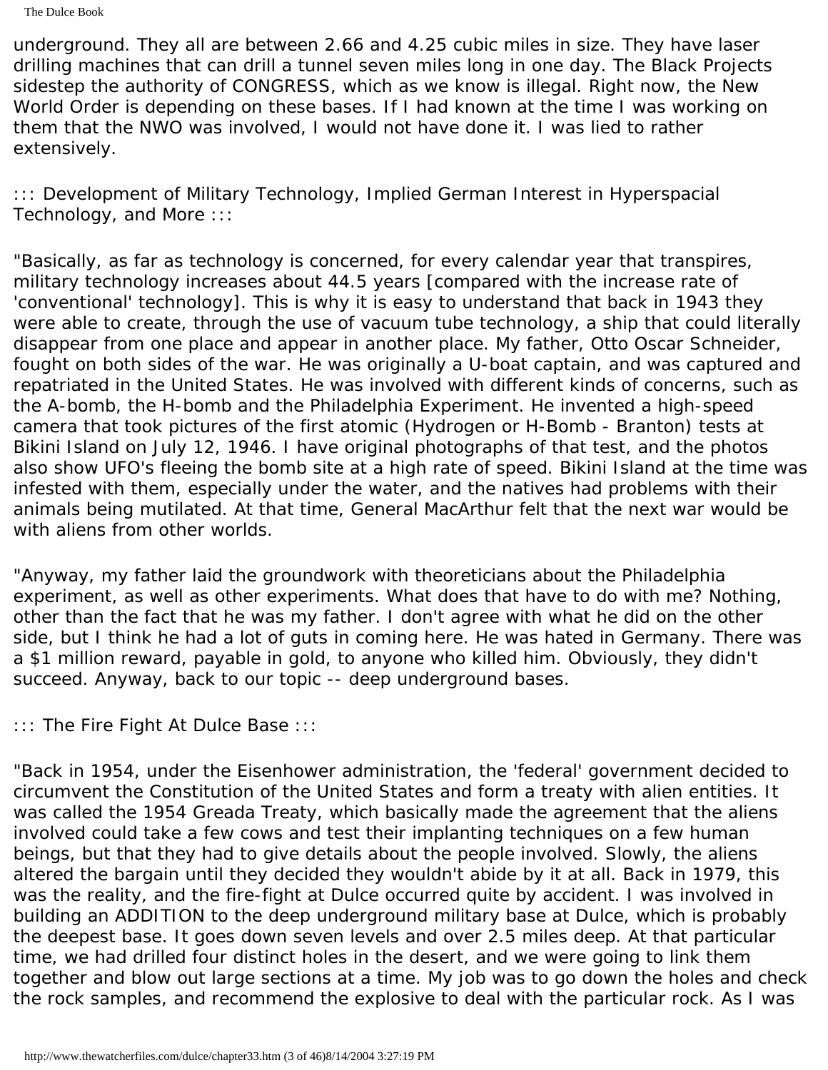underground. They all are between 2.66 and 4.25 cubic miles in size. They have laser drilling machines that can drill a tunnel seven miles long in one day. The Black Projects sidestep the authority of CONGRESS, which as we know is illegal. Right now, the New World Order is depending on these bases. If I had known at the time I was working on them that the NWO was involved, I would not have done it. I was lied to rather extensively.

::: Development of Military Technology, Implied German Interest in Hyperspacial Technology, and More :::

"Basically, as far as technology is concerned, for every calendar year that transpires, military technology increases about 44.5 years [compared with the increase rate of 'conventional' technology]. This is why it is easy to understand that back in 1943 they were able to create, through the use of vacuum tube technology, a ship that could literally disappear from one place and appear in another place. My father, Otto Oscar Schneider, fought on both sides of the war. He was originally a U-boat captain, and was captured and repatriated in the United States. He was involved with different kinds of concerns, such as the A-bomb, the H-bomb and the Philadelphia Experiment. He invented a high-speed camera that took pictures of the first atomic (Hydrogen or H-Bomb - Branton) tests at Bikini Island on July 12, 1946. I have original photographs of that test, and the photos also show UFO's fleeing the bomb site at a high rate of speed. Bikini Island at the time was infested with them, especially under the water, and the natives had problems with their animals being mutilated. At that time, General MacArthur felt that the next war would be with aliens from other worlds.

"Anyway, my father laid the groundwork with theoreticians about the Philadelphia experiment, as well as other experiments. What does that have to do with me? Nothing, other than the fact that he was my father. I don't agree with what he did on the other side, but I think he had a lot of guts in coming here. He was hated in Germany. There was a $1 million reward, payable in gold, to anyone who killed him. Obviously, they didn't succeed. Anyway, back to our topic -- deep underground bases.

::: The Fire Fight At Dulce Base :::

"Back in 1954, under the Eisenhower administration, the 'federal' government decided to circumvent the Constitution of the United States and form a treaty with alien entities. It was called the 1954 Greada Treaty, which basically made the agreement that the aliens involved could take a few cows and test their implanting techniques on a few human beings, but that they had to give details about the people involved. Slowly, the aliens altered the bargain until they decided they wouldn't abide by it at all. Back in 1979, this was the reality, and the fire-fight at Dulce occurred quite by accident. I was involved in building an ADDITION to the deep underground military base at Dulce, which is probably the deepest base. It goes down seven levels and over 2.5 miles deep. At that particular time, we had drilled four distinct holes in the desert, and we were going to link them together and blow out large sections at a time. My job was to go down the holes and check the rock samples, and recommend the explosive to deal with the particular rock. As I was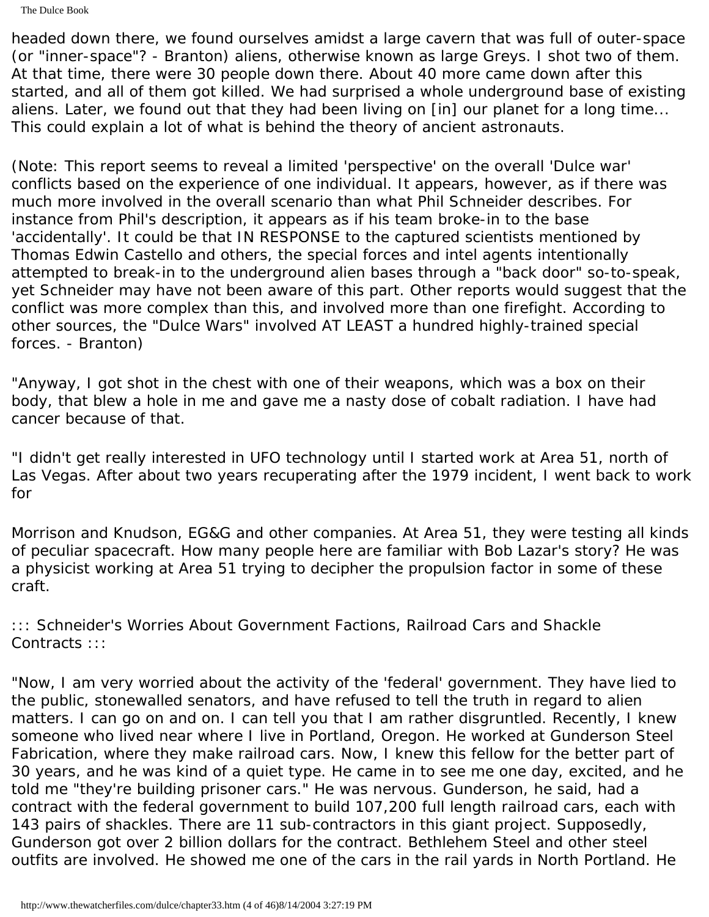headed down there, we found ourselves amidst a large cavern that was full of outer-space (or "inner-space"? - Branton) aliens, otherwise known as large Greys. I shot two of them. At that time, there were 30 people down there. About 40 more came down after this started, and all of them got killed. We had surprised a whole underground base of existing aliens. Later, we found out that they had been living on [in] our planet for a long time... This could explain a lot of what is behind the theory of ancient astronauts.

(Note: This report seems to reveal a limited 'perspective' on the overall 'Dulce war' conflicts based on the experience of one individual. It appears, however, as if there was much more involved in the overall scenario than what Phil Schneider describes. For instance from Phil's description, it appears as if his team broke-in to the base 'accidentally'. It could be that IN RESPONSE to the captured scientists mentioned by Thomas Edwin Castello and others, the special forces and intel agents intentionally attempted to break-in to the underground alien bases through a "back door" so-to-speak, yet Schneider may have not been aware of this part. Other reports would suggest that the conflict was more complex than this, and involved more than one firefight. According to other sources, the "Dulce Wars" involved AT LEAST a hundred highly-trained special forces. - Branton)

"Anyway, I got shot in the chest with one of their weapons, which was a box on their body, that blew a hole in me and gave me a nasty dose of cobalt radiation. I have had cancer because of that.

"I didn't get really interested in UFO technology until I started work at Area 51, north of Las Vegas. After about two years recuperating after the 1979 incident, I went back to work for

Morrison and Knudson, EG&G and other companies. At Area 51, they were testing all kinds of peculiar spacecraft. How many people here are familiar with Bob Lazar's story? He was a physicist working at Area 51 trying to decipher the propulsion factor in some of these craft.

::: Schneider's Worries About Government Factions, Railroad Cars and Shackle Contracts :::

"Now, I am very worried about the activity of the 'federal' government. They have lied to the public, stonewalled senators, and have refused to tell the truth in regard to alien matters. I can go on and on. I can tell you that I am rather disgruntled. Recently, I knew someone who lived near where I live in Portland, Oregon. He worked at Gunderson Steel Fabrication, where they make railroad cars. Now, I knew this fellow for the better part of 30 years, and he was kind of a quiet type. He came in to see me one day, excited, and he told me "they're building prisoner cars." He was nervous. Gunderson, he said, had a contract with the federal government to build 107,200 full length railroad cars, each with 143 pairs of shackles. There are 11 sub-contractors in this giant project. Supposedly, Gunderson got over 2 billion dollars for the contract. Bethlehem Steel and other steel outfits are involved. He showed me one of the cars in the rail yards in North Portland. He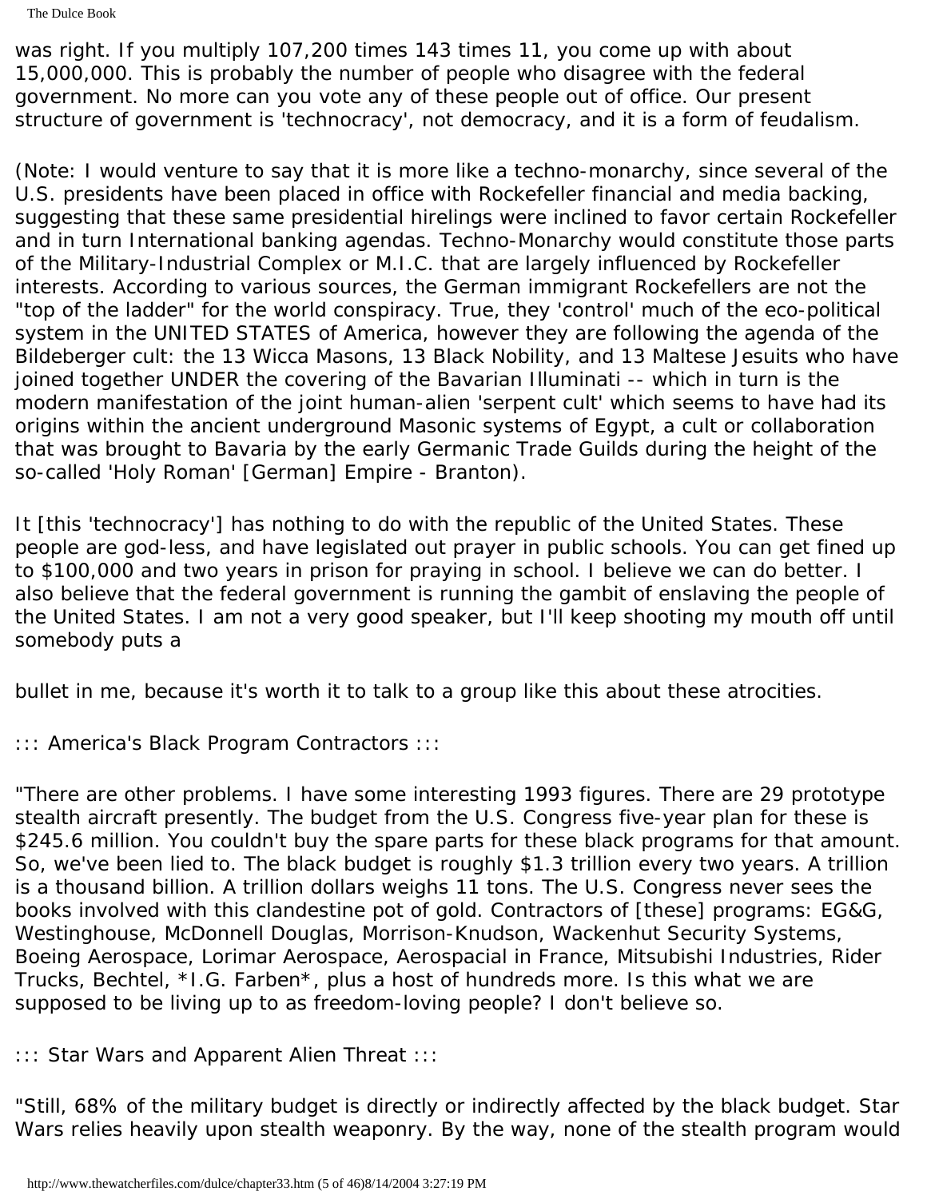was right. If you multiply 107,200 times 143 times 11, you come up with about 15,000,000. This is probably the number of people who disagree with the federal government. No more can you vote any of these people out of office. Our present structure of government is 'technocracy', not democracy, and it is a form of feudalism.

(Note: I would venture to say that it is more like a techno-monarchy, since several of the U.S. presidents have been placed in office with Rockefeller financial and media backing, suggesting that these same presidential hirelings were inclined to favor certain Rockefeller and in turn International banking agendas. Techno-Monarchy would constitute those parts of the Military-Industrial Complex or M.I.C. that are largely influenced by Rockefeller interests. According to various sources, the German immigrant Rockefellers are not the "top of the ladder" for the world conspiracy. True, they 'control' much of the eco-political system in the UNITED STATES of America, however they are following the agenda of the Bildeberger cult: the 13 Wicca Masons, 13 Black Nobility, and 13 Maltese Jesuits who have joined together UNDER the covering of the Bavarian Illuminati -- which in turn is the modern manifestation of the joint human-alien 'serpent cult' which seems to have had its origins within the ancient underground Masonic systems of Egypt, a cult or collaboration that was brought to Bavaria by the early Germanic Trade Guilds during the height of the so-called 'Holy Roman' [German] Empire - Branton).

It [this 'technocracy'] has nothing to do with the republic of the United States. These people are god-less, and have legislated out prayer in public schools. You can get fined up to $100,000 and two years in prison for praying in school. I believe we can do better. I also believe that the federal government is running the gambit of enslaving the people of the United States. I am not a very good speaker, but I'll keep shooting my mouth off until somebody puts a

bullet in me, because it's worth it to talk to a group like this about these atrocities.

::: America's Black Program Contractors :::

"There are other problems. I have some interesting 1993 figures. There are 29 prototype stealth aircraft presently. The budget from the U.S. Congress five-year plan for these is $245.6 million. You couldn't buy the spare parts for these black programs for that amount. So, we've been lied to. The black budget is roughly $1.3 trillion every two years. A trillion is a thousand billion. A trillion dollars weighs 11 tons. The U.S. Congress never sees the books involved with this clandestine pot of gold. Contractors of [these] programs: EG&G, Westinghouse, McDonnell Douglas, Morrison-Knudson, Wackenhut Security Systems, Boeing Aerospace, Lorimar Aerospace, Aerospacial in France, Mitsubishi Industries, Rider Trucks, Bechtel, *I.G. Farben*, plus a host of hundreds more. Is this what we are supposed to be living up to as freedom-loving people? I don't believe so.

::: Star Wars and Apparent Alien Threat :::

"Still, 68% of the military budget is directly or indirectly affected by the black budget. Star Wars relies heavily upon stealth weaponry. By the way, none of the stealth program would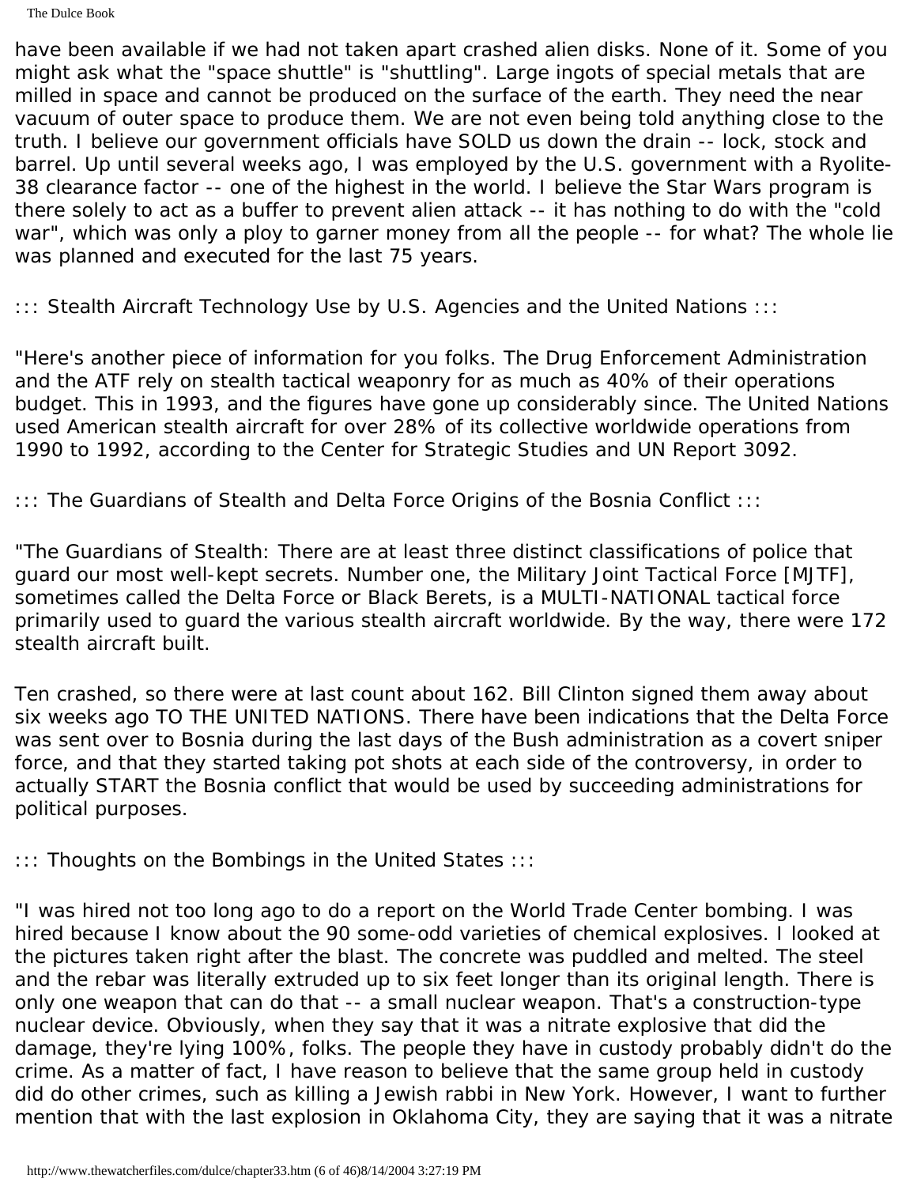have been available if we had not taken apart crashed alien disks. None of it. Some of you might ask what the "space shuttle" is "shuttling". Large ingots of special metals that are milled in space and cannot be produced on the surface of the earth. They need the near vacuum of outer space to produce them. We are not even being told anything close to the truth. I believe our government officials have SOLD us down the drain -- lock, stock and barrel. Up until several weeks ago, I was employed by the U.S. government with a Ryolite-38 clearance factor -- one of the highest in the world. I believe the Star Wars program is there solely to act as a buffer to prevent alien attack -- it has nothing to do with the "cold war", which was only a ploy to garner money from all the people -- for what? The whole lie was planned and executed for the last 75 years.

::: Stealth Aircraft Technology Use by U.S. Agencies and the United Nations :::

"Here's another piece of information for you folks. The Drug Enforcement Administration and the ATF rely on stealth tactical weaponry for as much as 40% of their operations budget. This in 1993, and the figures have gone up considerably since. The United Nations used American stealth aircraft for over 28% of its collective worldwide operations from 1990 to 1992, according to the Center for Strategic Studies and UN Report 3092.

::: The Guardians of Stealth and Delta Force Origins of the Bosnia Conflict :::

"The Guardians of Stealth: There are at least three distinct classifications of police that guard our most well-kept secrets. Number one, the Military Joint Tactical Force [MJTF], sometimes called the Delta Force or Black Berets, is a MULTI-NATIONAL tactical force primarily used to guard the various stealth aircraft worldwide. By the way, there were 172 stealth aircraft built.

Ten crashed, so there were at last count about 162. Bill Clinton signed them away about six weeks ago TO THE UNITED NATIONS. There have been indications that the Delta Force was sent over to Bosnia during the last days of the Bush administration as a covert sniper force, and that they started taking pot shots at each side of the controversy, in order to actually START the Bosnia conflict that would be used by succeeding administrations for political purposes.

::: Thoughts on the Bombings in the United States :::

"I was hired not too long ago to do a report on the World Trade Center bombing. I was hired because I know about the 90 some-odd varieties of chemical explosives. I looked at the pictures taken right after the blast. The concrete was puddled and melted. The steel and the rebar was literally extruded up to six feet longer than its original length. There is only one weapon that can do that -- a small nuclear weapon. That's a construction-type nuclear device. Obviously, when they say that it was a nitrate explosive that did the damage, they're lying 100%, folks. The people they have in custody probably didn't do the crime. As a matter of fact, I have reason to believe that the same group held in custody did do other crimes, such as killing a Jewish rabbi in New York. However, I want to further mention that with the last explosion in Oklahoma City, they are saying that it was a nitrate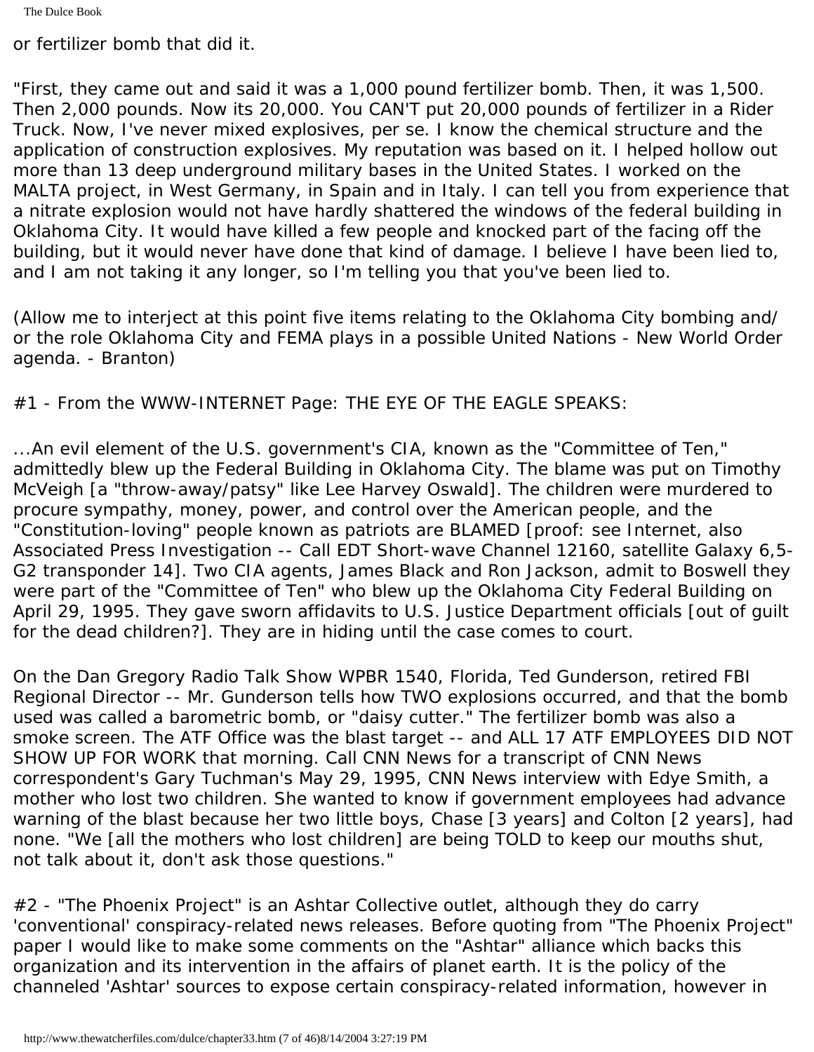or fertilizer bomb that did it.

"First, they came out and said it was a 1,000 pound fertilizer bomb. Then, it was 1,500. Then 2,000 pounds. Now its 20,000. You CAN'T put 20,000 pounds of fertilizer in a Rider Truck. Now, I've never mixed explosives, per se. I know the chemical structure and the application of construction explosives. My reputation was based on it. I helped hollow out more than 13 deep underground military bases in the United States. I worked on the MALTA project, in West Germany, in Spain and in Italy. I can tell you from experience that a nitrate explosion would not have hardly shattered the windows of the federal building in Oklahoma City. It would have killed a few people and knocked part of the facing off the building, but it would never have done that kind of damage. I believe I have been lied to, and I am not taking it any longer, so I'm telling you that you've been lied to.

(Allow me to interject at this point five items relating to the Oklahoma City bombing and/or the role Oklahoma City and FEMA plays in a possible United Nations - New World Order agenda. - Branton)

#1 - From the WWW-INTERNET Page: THE EYE OF THE EAGLE SPEAKS:

...An evil element of the U.S. government's CIA, known as the "Committee of Ten," admittedly blew up the Federal Building in Oklahoma City. The blame was put on Timothy McVeigh [a "throw-away/patsy" like Lee Harvey Oswald]. The children were murdered to procure sympathy, money, power, and control over the American people, and the "Constitution-loving" people known as patriots are BLAMED [proof: see Internet, also Associated Press Investigation -- Call EDT Short-wave Channel 12160, satellite Galaxy 6,5-G2 transponder 14]. Two CIA agents, James Black and Ron Jackson, admit to Boswell they were part of the "Committee of Ten" who blew up the Oklahoma City Federal Building on April 29, 1995. They gave sworn affidavits to U.S. Justice Department officials [out of guilt for the dead children?]. They are in hiding until the case comes to court.

On the Dan Gregory Radio Talk Show WPBR 1540, Florida, Ted Gunderson, retired FBI Regional Director -- Mr. Gunderson tells how TWO explosions occurred, and that the bomb used was called a barometric bomb, or "daisy cutter." The fertilizer bomb was also a smoke screen. The ATF Office was the blast target -- and ALL 17 ATF EMPLOYEES DID NOT SHOW UP FOR WORK that morning. Call CNN News for a transcript of CNN News correspondent's Gary Tuchman's May 29, 1995, CNN News interview with Edye Smith, a mother who lost two children. She wanted to know if government employees had advance warning of the blast because her two little boys, Chase [3 years] and Colton [2 years], had none. "We [all the mothers who lost children] are being TOLD to keep our mouths shut, not talk about it, don't ask those questions."

#2 - "The Phoenix Project" is an Ashtar Collective outlet, although they do carry 'conventional' conspiracy-related news releases. Before quoting from "The Phoenix Project" paper I would like to make some comments on the "Ashtar" alliance which backs this organization and its intervention in the affairs of planet earth. It is the policy of the channeled 'Ashtar' sources to expose certain conspiracy-related information, however in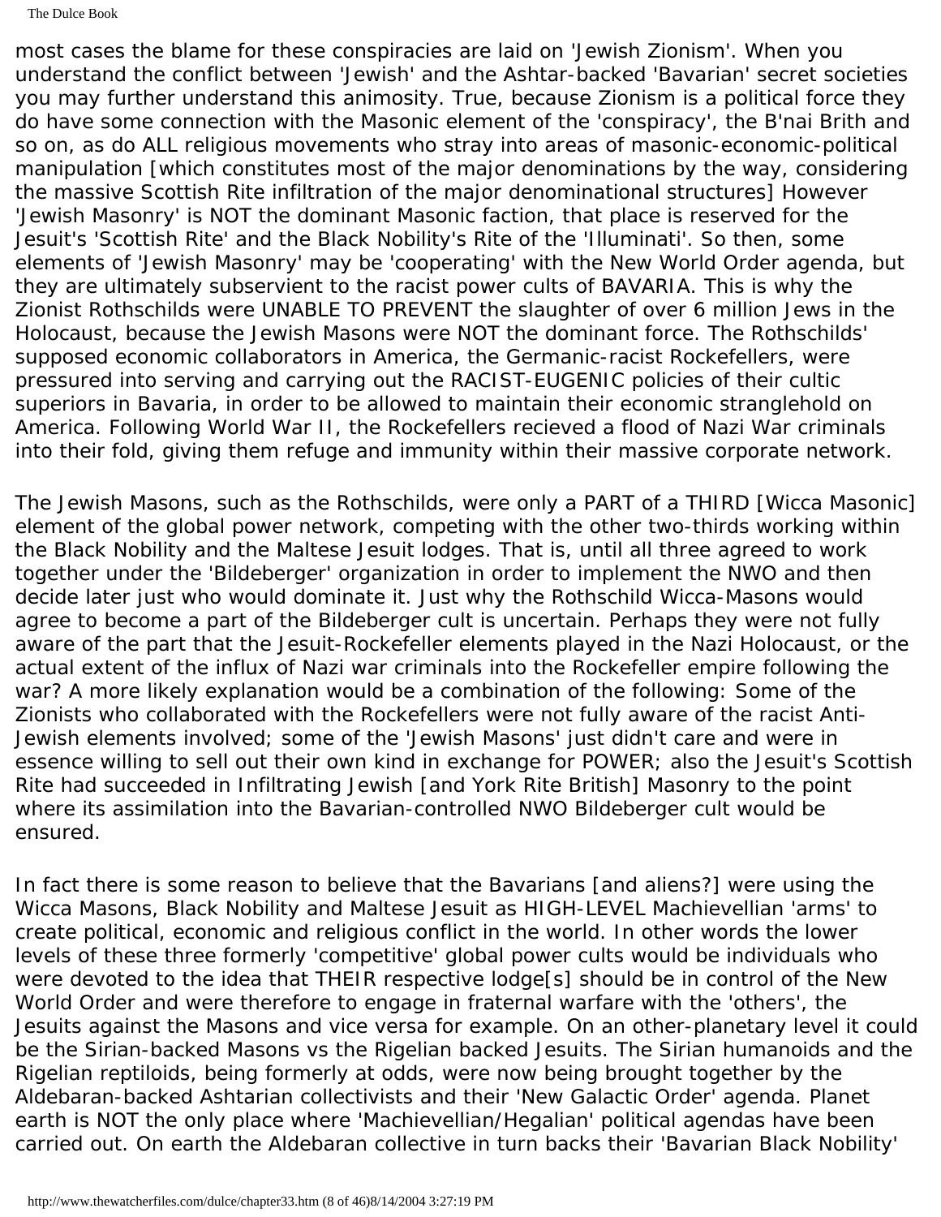most cases the blame for these conspiracies are laid on 'Jewish Zionism'. When you understand the conflict between 'Jewish' and the Ashtar-backed 'Bavarian' secret societies you may further understand this animosity. True, because Zionism is a political force they do have some connection with the Masonic element of the 'conspiracy', the B'nai Brith and so on, as do ALL religious movements who stray into areas of masonic-economic-political manipulation [which constitutes most of the major denominations by the way, considering the massive Scottish Rite infiltration of the major denominational structures] However 'Jewish Masonry' is NOT the dominant Masonic faction, that place is reserved for the Jesuit's 'Scottish Rite' and the Black Nobility's Rite of the 'Illuminati'. So then, some elements of 'Jewish Masonry' may be 'cooperating' with the New World Order agenda, but they are ultimately subservient to the racist power cults of BAVARIA. This is why the Zionist Rothschilds were UNABLE TO PREVENT the slaughter of over 6 million Jews in the Holocaust, because the Jewish Masons were NOT the dominant force. The Rothschilds' supposed economic collaborators in America, the Germanic-racist Rockefellers, were pressured into serving and carrying out the RACIST-EUGENIC policies of their cultic superiors in Bavaria, in order to be allowed to maintain their economic stranglehold on America. Following World War II, the Rockefellers recieved a flood of Nazi War criminals into their fold, giving them refuge and immunity within their massive corporate network.

The Jewish Masons, such as the Rothschilds, were only a PART of a THIRD [Wicca Masonic] element of the global power network, competing with the other two-thirds working within the Black Nobility and the Maltese Jesuit lodges. That is, until all three agreed to work together under the 'Bildeberger' organization in order to implement the NWO and then decide later just who would dominate it. Just why the Rothschild Wicca-Masons would agree to become a part of the Bildeberger cult is uncertain. Perhaps they were not fully aware of the part that the Jesuit-Rockefeller elements played in the Nazi Holocaust, or the actual extent of the influx of Nazi war criminals into the Rockefeller empire following the war? A more likely explanation would be a combination of the following: Some of the Zionists who collaborated with the Rockefellers were not fully aware of the racist Anti-Jewish elements involved; some of the 'Jewish Masons' just didn't care and were in essence willing to sell out their own kind in exchange for POWER; also the Jesuit's Scottish Rite had succeeded in Infiltrating Jewish [and York Rite British] Masonry to the point where its assimilation into the Bavarian-controlled NWO Bildeberger cult would be ensured.

In fact there is some reason to believe that the Bavarians [and aliens?] were using the Wicca Masons, Black Nobility and Maltese Jesuit as HIGH-LEVEL Machievellian 'arms' to create political, economic and religious conflict in the world. In other words the lower levels of these three formerly 'competitive' global power cults would be individuals who were devoted to the idea that THEIR respective lodge[s] should be in control of the New World Order and were therefore to engage in fraternal warfare with the 'others', the Jesuits against the Masons and vice versa for example. On an other-planetary level it could be the Sirian-backed Masons vs the Rigelian backed Jesuits. The Sirian humanoids and the Rigelian reptiloids, being formerly at odds, were now being brought together by the Aldebaran-backed Ashtarian collectivists and their 'New Galactic Order' agenda. Planet earth is NOT the only place where 'Machievellian/Hegalian' political agendas have been carried out. On earth the Aldebaran collective in turn backs their 'Bavarian Black Nobility'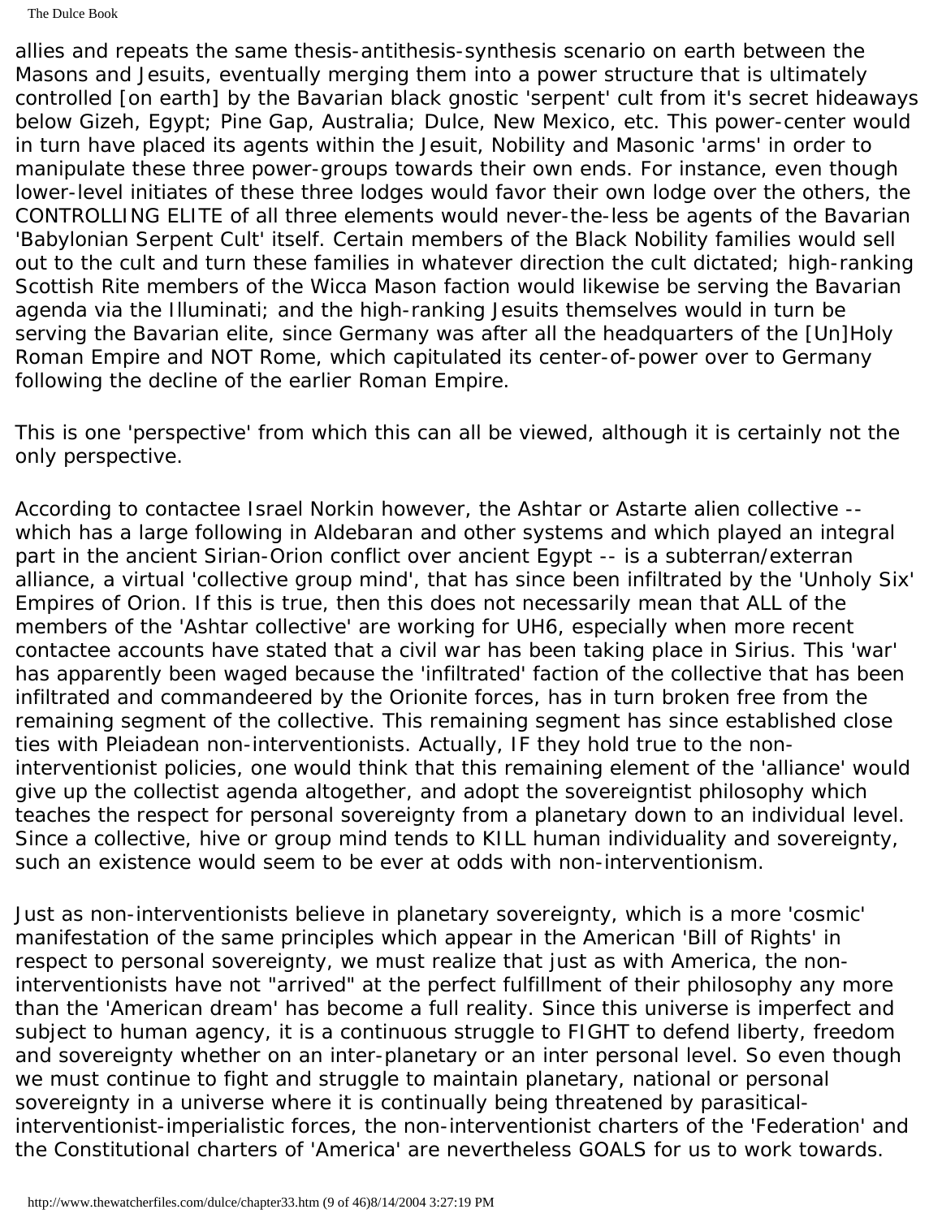allies and repeats the same thesis-antithesis-synthesis scenario on earth between the Masons and Jesuits, eventually merging them into a power structure that is ultimately controlled [on earth] by the Bavarian black gnostic 'serpent' cult from it's secret hideaways below Gizeh, Egypt; Pine Gap, Australia; Dulce, New Mexico, etc. This power-center would in turn have placed its agents within the Jesuit, Nobility and Masonic 'arms' in order to manipulate these three power-groups towards their own ends. For instance, even though lower-level initiates of these three lodges would favor their own lodge over the others, the CONTROLLING ELITE of all three elements would never-the-less be agents of the Bavarian 'Babylonian Serpent Cult' itself. Certain members of the Black Nobility families would sell out to the cult and turn these families in whatever direction the cult dictated; high-ranking Scottish Rite members of the Wicca Mason faction would likewise be serving the Bavarian agenda via the Illuminati; and the high-ranking Jesuits themselves would in turn be serving the Bavarian elite, since Germany was after all the headquarters of the [Un]Holy Roman Empire and NOT Rome, which capitulated its center-of-power over to Germany following the decline of the earlier Roman Empire.

This is one 'perspective' from which this can all be viewed, although it is certainly not the only perspective.

According to contactee Israel Norkin however, the Ashtar or Astarte alien collective -- which has a large following in Aldebaran and other systems and which played an integral part in the ancient Sirian-Orion conflict over ancient Egypt -- is a subterran/exterran alliance, a virtual 'collective group mind', that has since been infiltrated by the 'Unholy Six' Empires of Orion. If this is true, then this does not necessarily mean that ALL of the members of the 'Ashtar collective' are working for UH6, especially when more recent contactee accounts have stated that a civil war has been taking place in Sirius. This 'war' has apparently been waged because the 'infiltrated' faction of the collective that has been infiltrated and commandeered by the Orionite forces, has in turn broken free from the remaining segment of the collective. This remaining segment has since established close ties with Pleiadean non-interventionists. Actually, IF they hold true to the non-interventionist policies, one would think that this remaining element of the 'alliance' would give up the collectist agenda altogether, and adopt the sovereigntist philosophy which teaches the respect for personal sovereignty from a planetary down to an individual level. Since a collective, hive or group mind tends to KILL human individuality and sovereignty, such an existence would seem to be ever at odds with non-interventionism.

Just as non-interventionists believe in planetary sovereignty, which is a more 'cosmic' manifestation of the same principles which appear in the American 'Bill of Rights' in respect to personal sovereignty, we must realize that just as with America, the non-interventionists have not "arrived" at the perfect fulfillment of their philosophy any more than the 'American dream' has become a full reality. Since this universe is imperfect and subject to human agency, it is a continuous struggle to FIGHT to defend liberty, freedom and sovereignty whether on an inter-planetary or an inter personal level. So even though we must continue to fight and struggle to maintain planetary, national or personal sovereignty in a universe where it is continually being threatened by parasitical-interventionist-imperialistic forces, the non-interventionist charters of the 'Federation' and the Constitutional charters of 'America' are nevertheless GOALS for us to work towards.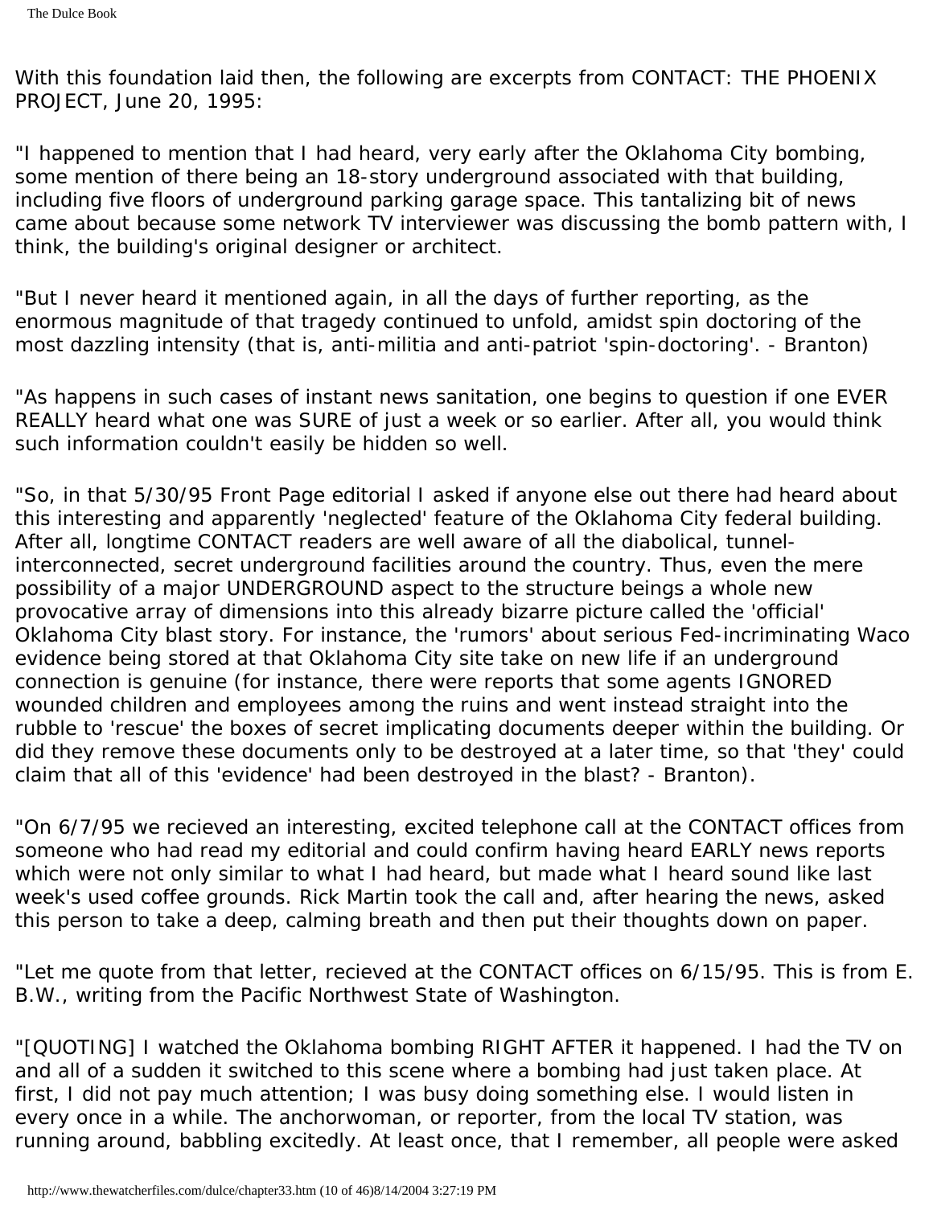With this foundation laid then, the following are excerpts from CONTACT: THE PHOENIX PROJECT, June 20, 1995:

"I happened to mention that I had heard, very early after the Oklahoma City bombing, some mention of there being an 18-story underground associated with that building, including five floors of underground parking garage space. This tantalizing bit of news came about because some network TV interviewer was discussing the bomb pattern with, I think, the building's original designer or architect.

"But I never heard it mentioned again, in all the days of further reporting, as the enormous magnitude of that tragedy continued to unfold, amidst spin doctoring of the most dazzling intensity (that is, anti-militia and anti-patriot 'spin-doctoring'. - Branton)

"As happens in such cases of instant news sanitation, one begins to question if one EVER REALLY heard what one was SURE of just a week or so earlier. After all, you would think such information couldn't easily be hidden so well.

"So, in that 5/30/95 Front Page editorial I asked if anyone else out there had heard about this interesting and apparently 'neglected' feature of the Oklahoma City federal building. After all, longtime CONTACT readers are well aware of all the diabolical, tunnel-interconnected, secret underground facilities around the country. Thus, even the mere possibility of a major UNDERGROUND aspect to the structure beings a whole new provocative array of dimensions into this already bizarre picture called the 'official' Oklahoma City blast story. For instance, the 'rumors' about serious Fed-incriminating Waco evidence being stored at that Oklahoma City site take on new life if an underground connection is genuine (for instance, there were reports that some agents IGNORED wounded children and employees among the ruins and went instead straight into the rubble to 'rescue' the boxes of secret implicating documents deeper within the building. Or did they remove these documents only to be destroyed at a later time, so that 'they' could claim that all of this 'evidence' had been destroyed in the blast? - Branton).

"On 6/7/95 we recieved an interesting, excited telephone call at the CONTACT offices from someone who had read my editorial and could confirm having heard EARLY news reports which were not only similar to what I had heard, but made what I heard sound like last week's used coffee grounds. Rick Martin took the call and, after hearing the news, asked this person to take a deep, calming breath and then put their thoughts down on paper.

"Let me quote from that letter, recieved at the CONTACT offices on 6/15/95. This is from E. B.W., writing from the Pacific Northwest State of Washington.

"[QUOTING] I watched the Oklahoma bombing RIGHT AFTER it happened. I had the TV on and all of a sudden it switched to this scene where a bombing had just taken place. At first, I did not pay much attention; I was busy doing something else. I would listen in every once in a while. The anchorwoman, or reporter, from the local TV station, was running around, babbling excitedly. At least once, that I remember, all people were asked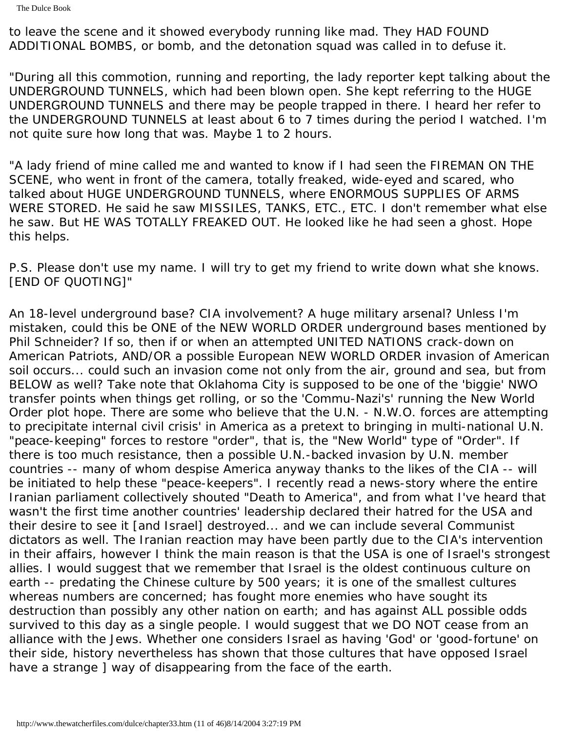to leave the scene and it showed everybody running like mad. They HAD FOUND ADDITIONAL BOMBS, or bomb, and the detonation squad was called in to defuse it.

"During all this commotion, running and reporting, the lady reporter kept talking about the UNDERGROUND TUNNELS, which had been blown open. She kept referring to the HUGE UNDERGROUND TUNNELS and there may be people trapped in there. I heard her refer to the UNDERGROUND TUNNELS at least about 6 to 7 times during the period I watched. I'm not quite sure how long that was. Maybe 1 to 2 hours.

"A lady friend of mine called me and wanted to know if I had seen the FIREMAN ON THE SCENE, who went in front of the camera, totally freaked, wide-eyed and scared, who talked about HUGE UNDERGROUND TUNNELS, where ENORMOUS SUPPLIES OF ARMS WERE STORED. He said he saw MISSILES, TANKS, ETC., ETC. I don't remember what else he saw. But HE WAS TOTALLY FREAKED OUT. He looked like he had seen a ghost. Hope this helps.

P.S. Please don't use my name. I will try to get my friend to write down what she knows. [END OF QUOTING]"

An 18-level underground base? CIA involvement? A huge military arsenal? Unless I'm mistaken, could this be ONE of the NEW WORLD ORDER underground bases mentioned by Phil Schneider? If so, then if or when an attempted UNITED NATIONS crack-down on American Patriots, AND/OR a possible European NEW WORLD ORDER invasion of American soil occurs... could such an invasion come not only from the air, ground and sea, but from BELOW as well? Take note that Oklahoma City is supposed to be one of the 'biggie' NWO transfer points when things get rolling, or so the 'Commu-Nazi's' running the New World Order plot hope. There are some who believe that the U.N. - N.W.O. forces are attempting to precipitate internal civil crisis' in America as a pretext to bringing in multi-national U.N. "peace-keeping" forces to restore "order", that is, the "New World" type of "Order". If there is too much resistance, then a possible U.N.-backed invasion by U.N. member countries -- many of whom despise America anyway thanks to the likes of the CIA -- will be initiated to help these "peace-keepers". I recently read a news-story where the entire Iranian parliament collectively shouted "Death to America", and from what I've heard that wasn't the first time another countries' leadership declared their hatred for the USA and their desire to see it [and Israel] destroyed... and we can include several Communist dictators as well. The Iranian reaction may have been partly due to the CIA's intervention in their affairs, however I think the main reason is that the USA is one of Israel's strongest allies. I would suggest that we remember that Israel is the oldest continuous culture on earth -- predating the Chinese culture by 500 years; it is one of the smallest cultures whereas numbers are concerned; has fought more enemies who have sought its destruction than possibly any other nation on earth; and has against ALL possible odds survived to this day as a single people. I would suggest that we DO NOT cease from an alliance with the Jews. Whether one considers Israel as having 'God' or 'good-fortune' on their side, history nevertheless has shown that those cultures that have opposed Israel have a strange ] way of disappearing from the face of the earth.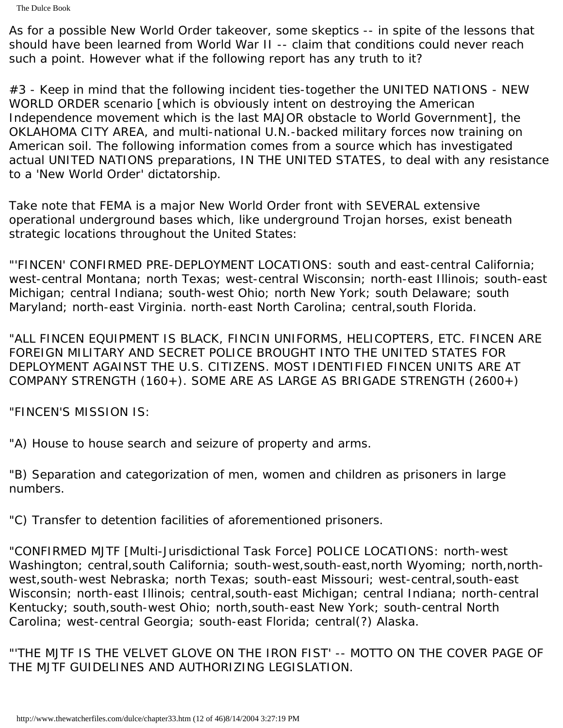As for a possible New World Order takeover, some skeptics -- in spite of the lessons that should have been learned from World War II -- claim that conditions could never reach such a point. However what if the following report has any truth to it?

#3 - Keep in mind that the following incident ties-together the UNITED NATIONS - NEW WORLD ORDER scenario [which is obviously intent on destroying the American Independence movement which is the last MAJOR obstacle to World Government], the OKLAHOMA CITY AREA, and multi-national U.N.-backed military forces now training on American soil. The following information comes from a source which has investigated actual UNITED NATIONS preparations, IN THE UNITED STATES, to deal with any resistance to a 'New World Order' dictatorship.

Take note that FEMA is a major New World Order front with SEVERAL extensive operational underground bases which, like underground Trojan horses, exist beneath strategic locations throughout the United States:

"'FINCEN' CONFIRMED PRE-DEPLOYMENT LOCATIONS: south and east-central California; west-central Montana; north Texas; west-central Wisconsin; north-east Illinois; south-east Michigan; central Indiana; south-west Ohio; north New York; south Delaware; south Maryland; north-east Virginia. north-east North Carolina; central,south Florida.

"ALL FINCEN EQUIPMENT IS BLACK, FINCIN UNIFORMS, HELICOPTERS, ETC. FINCEN ARE FOREIGN MILITARY AND SECRET POLICE BROUGHT INTO THE UNITED STATES FOR DEPLOYMENT AGAINST THE U.S. CITIZENS. MOST IDENTIFIED FINCEN UNITS ARE AT COMPANY STRENGTH (160+). SOME ARE AS LARGE AS BRIGADE STRENGTH (2600+)

"FINCEN'S MISSION IS:

"A) House to house search and seizure of property and arms.

"B) Separation and categorization of men, women and children as prisoners in large numbers.

"C) Transfer to detention facilities of aforementioned prisoners.

"CONFIRMED MJTF [Multi-Jurisdictional Task Force] POLICE LOCATIONS: north-west Washington; central,south California; south-west,south-east,north Wyoming; north,north-west,south-west Nebraska; north Texas; south-east Missouri; west-central,south-east Wisconsin; north-east Illinois; central,south-east Michigan; central Indiana; north-central Kentucky; south,south-west Ohio; north,south-east New York; south-central North Carolina; west-central Georgia; south-east Florida; central(?) Alaska.

"'THE MJTF IS THE VELVET GLOVE ON THE IRON FIST' -- MOTTO ON THE COVER PAGE OF THE MJTF GUIDELINES AND AUTHORIZING LEGISLATION.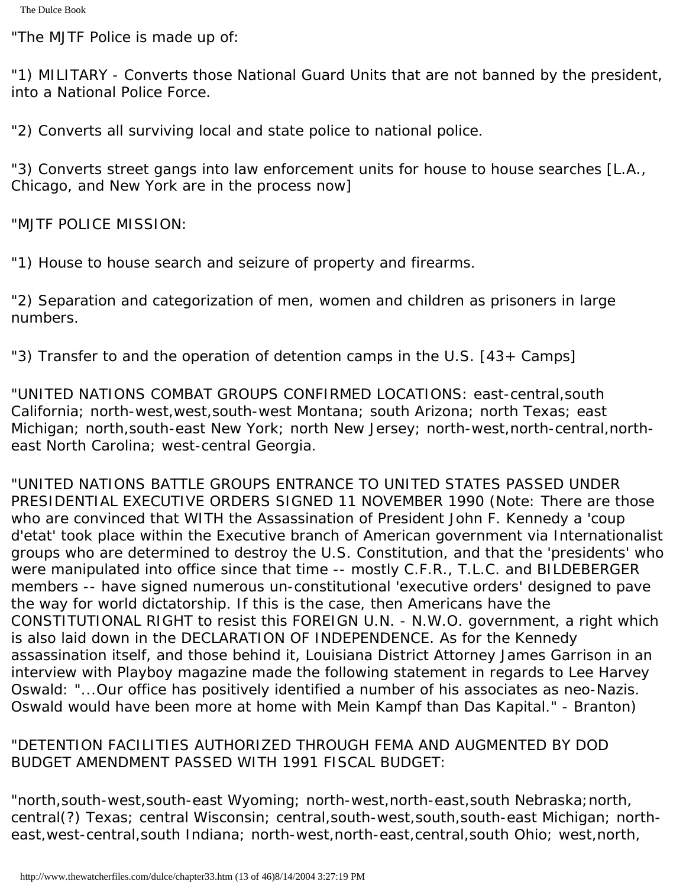"The MJTF Police is made up of:

"1) MILITARY - Converts those National Guard Units that are not banned by the president, into a National Police Force.

"2) Converts all surviving local and state police to national police.

"3) Converts street gangs into law enforcement units for house to house searches [L.A., Chicago, and New York are in the process now]

"MJTF POLICE MISSION:

"1) House to house search and seizure of property and firearms.

"2) Separation and categorization of men, women and children as prisoners in large numbers.

"3) Transfer to and the operation of detention camps in the U.S. [43+ Camps]

"UNITED NATIONS COMBAT GROUPS CONFIRMED LOCATIONS: east-central,south California; north-west,west,south-west Montana; south Arizona; north Texas; east Michigan; north,south-east New York; north New Jersey; north-west,north-central,north-east North Carolina; west-central Georgia.

"UNITED NATIONS BATTLE GROUPS ENTRANCE TO UNITED STATES PASSED UNDER PRESIDENTIAL EXECUTIVE ORDERS SIGNED 11 NOVEMBER 1990 (Note: There are those who are convinced that WITH the Assassination of President John F. Kennedy a 'coup d'etat' took place within the Executive branch of American government via Internationalist groups who are determined to destroy the U.S. Constitution, and that the 'presidents' who were manipulated into office since that time -- mostly C.F.R., T.L.C. and BILDEBERGER members -- have signed numerous un-constitutional 'executive orders' designed to pave the way for world dictatorship. If this is the case, then Americans have the CONSTITUTIONAL RIGHT to resist this FOREIGN U.N. - N.W.O. government, a right which is also laid down in the DECLARATION OF INDEPENDENCE. As for the Kennedy assassination itself, and those behind it, Louisiana District Attorney James Garrison in an interview with Playboy magazine made the following statement in regards to Lee Harvey Oswald: "...Our office has positively identified a number of his associates as neo-Nazis. Oswald would have been more at home with Mein Kampf than Das Kapital." - Branton)

"DETENTION FACILITIES AUTHORIZED THROUGH FEMA AND AUGMENTED BY DOD BUDGET AMENDMENT PASSED WITH 1991 FISCAL BUDGET:

"north,south-west,south-east Wyoming; north-west,north-east,south Nebraska;north, central(?) Texas; central Wisconsin; central,south-west,south,south-east Michigan; north-east,west-central,south Indiana; north-west,north-east,central,south Ohio; west,north,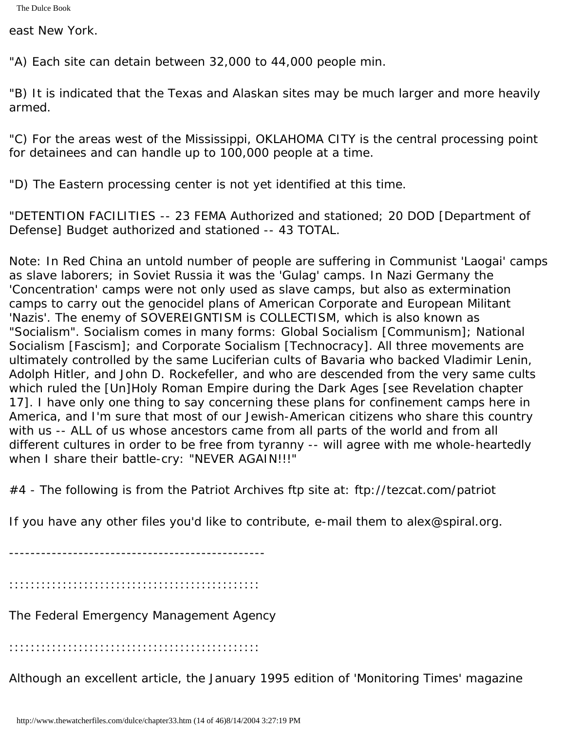east New York.

"A) Each site can detain between 32,000 to 44,000 people min.

"B) It is indicated that the Texas and Alaskan sites may be much larger and more heavily armed.

"C) For the areas west of the Mississippi, OKLAHOMA CITY is the central processing point for detainees and can handle up to 100,000 people at a time.

"D) The Eastern processing center is not yet identified at this time.

"DETENTION FACILITIES -- 23 FEMA Authorized and stationed; 20 DOD [Department of Defense] Budget authorized and stationed -- 43 TOTAL.

Note: In Red China an untold number of people are suffering in Communist 'Laogai' camps as slave laborers; in Soviet Russia it was the 'Gulag' camps. In Nazi Germany the 'Concentration' camps were not only used as slave camps, but also as extermination camps to carry out the genocidel plans of American Corporate and European Militant 'Nazis'. The enemy of SOVEREIGNTISM is COLLECTISM, which is also known as "Socialism". Socialism comes in many forms: Global Socialism [Communism]; National Socialism [Fascism]; and Corporate Socialism [Technocracy]. All three movements are ultimately controlled by the same Luciferian cults of Bavaria who backed Vladimir Lenin, Adolph Hitler, and John D. Rockefeller, and who are descended from the very same cults which ruled the [Un]Holy Roman Empire during the Dark Ages [see Revelation chapter 17]. I have only one thing to say concerning these plans for confinement camps here in America, and I'm sure that most of our Jewish-American citizens who share this country with us -- ALL of us whose ancestors came from all parts of the world and from all different cultures in order to be free from tyranny -- will agree with me whole-heartedly when I share their battle-cry: "NEVER AGAIN!!!"

#4 - The following is from the Patriot Archives ftp site at: ftp://tezcat.com/patriot

If you have any other files you'd like to contribute, e-mail them to alex@spiral.org.

-----------------------------------------------

:::::::::::::::::::::::::::::::::::::::::::::

The Federal Emergency Management Agency

:::::::::::::::::::::::::::::::::::::::::::::

Although an excellent article, the January 1995 edition of 'Monitoring Times' magazine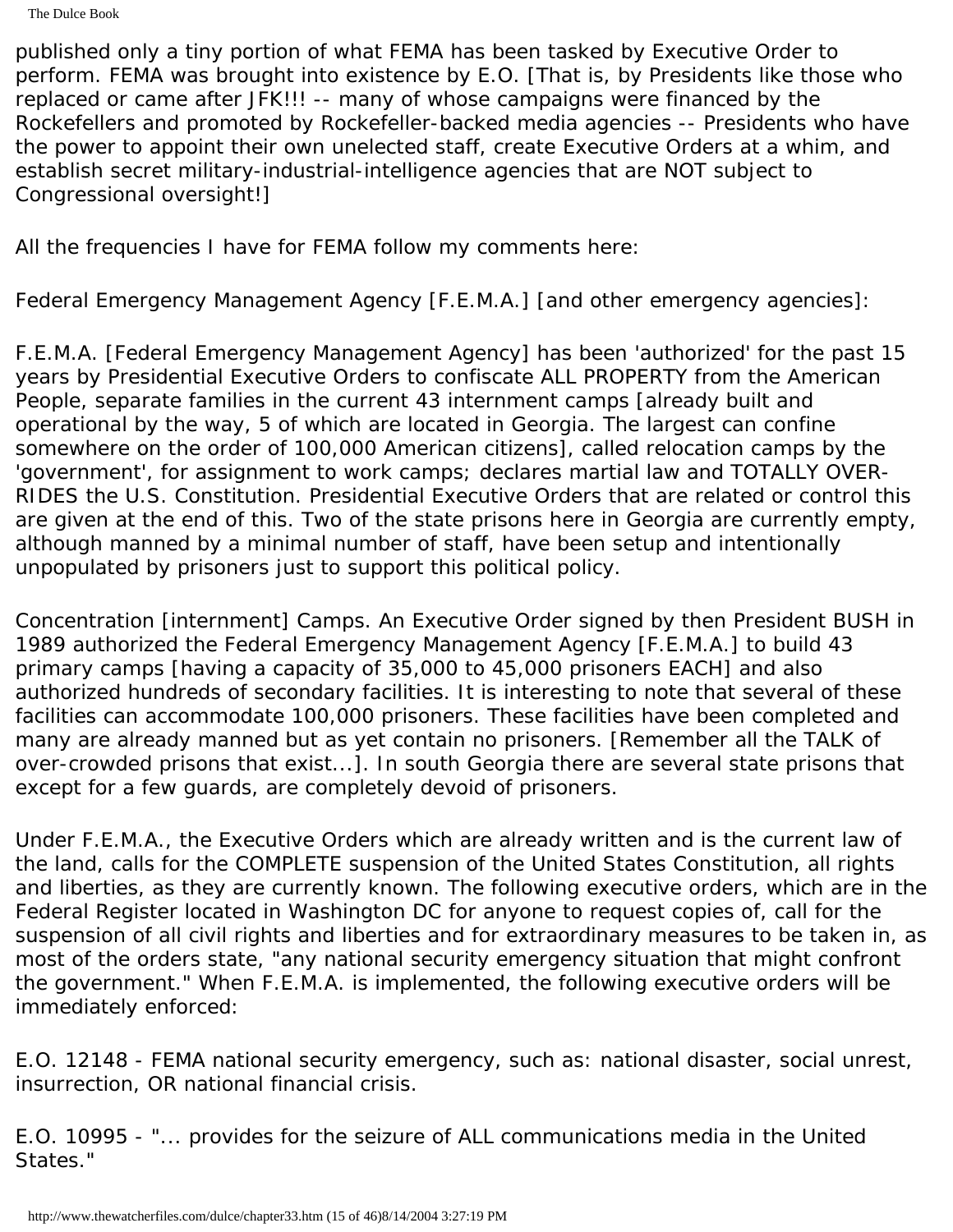published only a tiny portion of what FEMA has been tasked by Executive Order to perform. FEMA was brought into existence by E.O. [That is, by Presidents like those who replaced or came after JFK!!! -- many of whose campaigns were financed by the Rockefellers and promoted by Rockefeller-backed media agencies -- Presidents who have the power to appoint their own unelected staff, create Executive Orders at a whim, and establish secret military-industrial-intelligence agencies that are NOT subject to Congressional oversight!]

All the frequencies I have for FEMA follow my comments here:

Federal Emergency Management Agency [F.E.M.A.] [and other emergency agencies]:

F.E.M.A. [Federal Emergency Management Agency] has been 'authorized' for the past 15 years by Presidential Executive Orders to confiscate ALL PROPERTY from the American People, separate families in the current 43 internment camps [already built and operational by the way, 5 of which are located in Georgia. The largest can confine somewhere on the order of 100,000 American citizens], called relocation camps by the 'government', for assignment to work camps; declares martial law and TOTALLY OVER-RIDES the U.S. Constitution. Presidential Executive Orders that are related or control this are given at the end of this. Two of the state prisons here in Georgia are currently empty, although manned by a minimal number of staff, have been setup and intentionally unpopulated by prisoners just to support this political policy.

Concentration [internment] Camps. An Executive Order signed by then President BUSH in 1989 authorized the Federal Emergency Management Agency [F.E.M.A.] to build 43 primary camps [having a capacity of 35,000 to 45,000 prisoners EACH] and also authorized hundreds of secondary facilities. It is interesting to note that several of these facilities can accommodate 100,000 prisoners. These facilities have been completed and many are already manned but as yet contain no prisoners. [Remember all the TALK of over-crowded prisons that exist...]. In south Georgia there are several state prisons that except for a few guards, are completely devoid of prisoners.

Under F.E.M.A., the Executive Orders which are already written and is the current law of the land, calls for the COMPLETE suspension of the United States Constitution, all rights and liberties, as they are currently known. The following executive orders, which are in the Federal Register located in Washington DC for anyone to request copies of, call for the suspension of all civil rights and liberties and for extraordinary measures to be taken in, as most of the orders state, "any national security emergency situation that might confront the government." When F.E.M.A. is implemented, the following executive orders will be immediately enforced:

E.O. 12148 - FEMA national security emergency, such as: national disaster, social unrest, insurrection, OR national financial crisis.

E.O. 10995 - "... provides for the seizure of ALL communications media in the United States."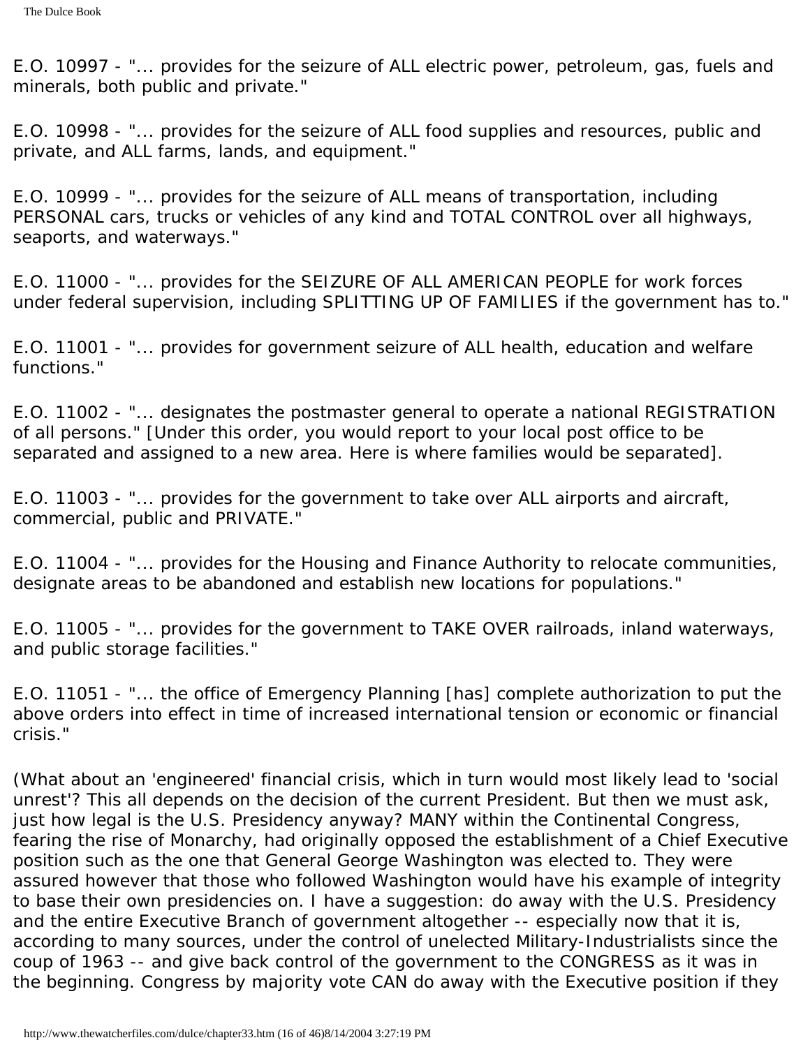E.O. 10997 - "... provides for the seizure of ALL electric power, petroleum, gas, fuels and minerals, both public and private."

E.O. 10998 - "... provides for the seizure of ALL food supplies and resources, public and private, and ALL farms, lands, and equipment."

E.O. 10999 - "... provides for the seizure of ALL means of transportation, including PERSONAL cars, trucks or vehicles of any kind and TOTAL CONTROL over all highways, seaports, and waterways."

E.O. 11000 - "... provides for the SEIZURE OF ALL AMERICAN PEOPLE for work forces under federal supervision, including SPLITTING UP OF FAMILIES if the government has to."

E.O. 11001 - "... provides for government seizure of ALL health, education and welfare functions."

E.O. 11002 - "... designates the postmaster general to operate a national REGISTRATION of all persons." [Under this order, you would report to your local post office to be separated and assigned to a new area. Here is where families would be separated].

E.O. 11003 - "... provides for the government to take over ALL airports and aircraft, commercial, public and PRIVATE."

E.O. 11004 - "... provides for the Housing and Finance Authority to relocate communities, designate areas to be abandoned and establish new locations for populations."

E.O. 11005 - "... provides for the government to TAKE OVER railroads, inland waterways, and public storage facilities."

E.O. 11051 - "... the office of Emergency Planning [has] complete authorization to put the above orders into effect in time of increased international tension or economic or financial crisis."

(What about an 'engineered' financial crisis, which in turn would most likely lead to 'social unrest'? This all depends on the decision of the current President. But then we must ask, just how legal is the U.S. Presidency anyway? MANY within the Continental Congress, fearing the rise of Monarchy, had originally opposed the establishment of a Chief Executive position such as the one that General George Washington was elected to. They were assured however that those who followed Washington would have his example of integrity to base their own presidencies on. I have a suggestion: do away with the U.S. Presidency and the entire Executive Branch of government altogether -- especially now that it is, according to many sources, under the control of unelected Military-Industrialists since the coup of 1963 -- and give back control of the government to the CONGRESS as it was in the beginning. Congress by majority vote CAN do away with the Executive position if they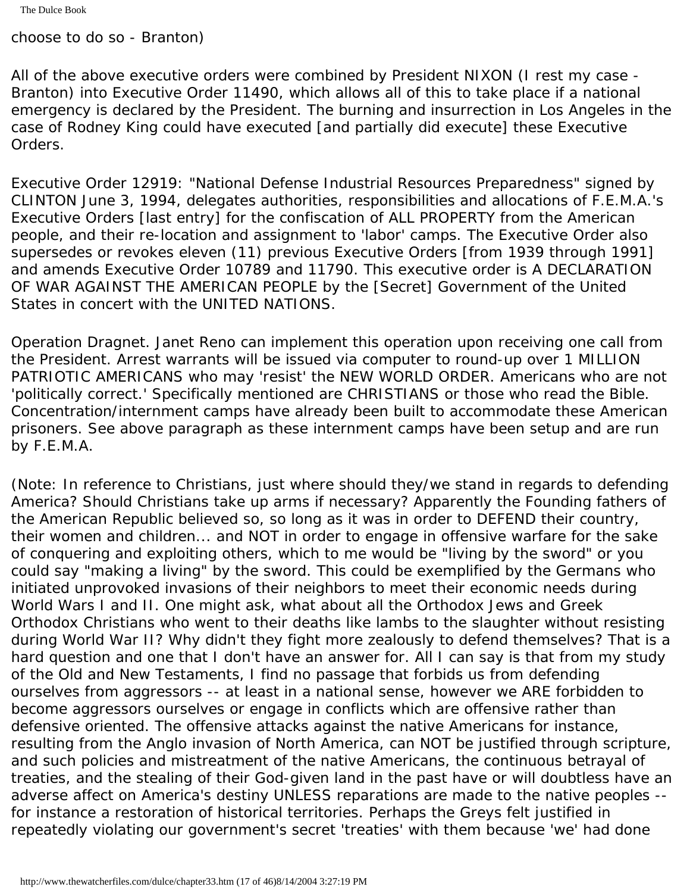choose to do so - Branton)

All of the above executive orders were combined by President NIXON (I rest my case - Branton) into Executive Order 11490, which allows all of this to take place if a national emergency is declared by the President. The burning and insurrection in Los Angeles in the case of Rodney King could have executed [and partially did execute] these Executive Orders.

Executive Order 12919: "National Defense Industrial Resources Preparedness" signed by CLINTON June 3, 1994, delegates authorities, responsibilities and allocations of F.E.M.A.'s Executive Orders [last entry] for the confiscation of ALL PROPERTY from the American people, and their re-location and assignment to 'labor' camps. The Executive Order also supersedes or revokes eleven (11) previous Executive Orders [from 1939 through 1991] and amends Executive Order 10789 and 11790. This executive order is A DECLARATION OF WAR AGAINST THE AMERICAN PEOPLE by the [Secret] Government of the United States in concert with the UNITED NATIONS.

Operation Dragnet. Janet Reno can implement this operation upon receiving one call from the President. Arrest warrants will be issued via computer to round-up over 1 MILLION PATRIOTIC AMERICANS who may 'resist' the NEW WORLD ORDER. Americans who are not 'politically correct.' Specifically mentioned are CHRISTIANS or those who read the Bible. Concentration/internment camps have already been built to accommodate these American prisoners. See above paragraph as these internment camps have been setup and are run by F.E.M.A.

(Note: In reference to Christians, just where should they/we stand in regards to defending America? Should Christians take up arms if necessary? Apparently the Founding fathers of the American Republic believed so, so long as it was in order to DEFEND their country, their women and children... and NOT in order to engage in offensive warfare for the sake of conquering and exploiting others, which to me would be "living by the sword" or you could say "making a living" by the sword. This could be exemplified by the Germans who initiated unprovoked invasions of their neighbors to meet their economic needs during World Wars I and II. One might ask, what about all the Orthodox Jews and Greek Orthodox Christians who went to their deaths like lambs to the slaughter without resisting during World War II? Why didn't they fight more zealously to defend themselves? That is a hard question and one that I don't have an answer for. All I can say is that from my study of the Old and New Testaments, I find no passage that forbids us from defending ourselves from aggressors -- at least in a national sense, however we ARE forbidden to become aggressors ourselves or engage in conflicts which are offensive rather than defensive oriented. The offensive attacks against the native Americans for instance, resulting from the Anglo invasion of North America, can NOT be justified through scripture, and such policies and mistreatment of the native Americans, the continuous betrayal of treaties, and the stealing of their God-given land in the past have or will doubtless have an adverse affect on America's destiny UNLESS reparations are made to the native peoples -- for instance a restoration of historical territories. Perhaps the Greys felt justified in repeatedly violating our government's secret 'treaties' with them because 'we' had done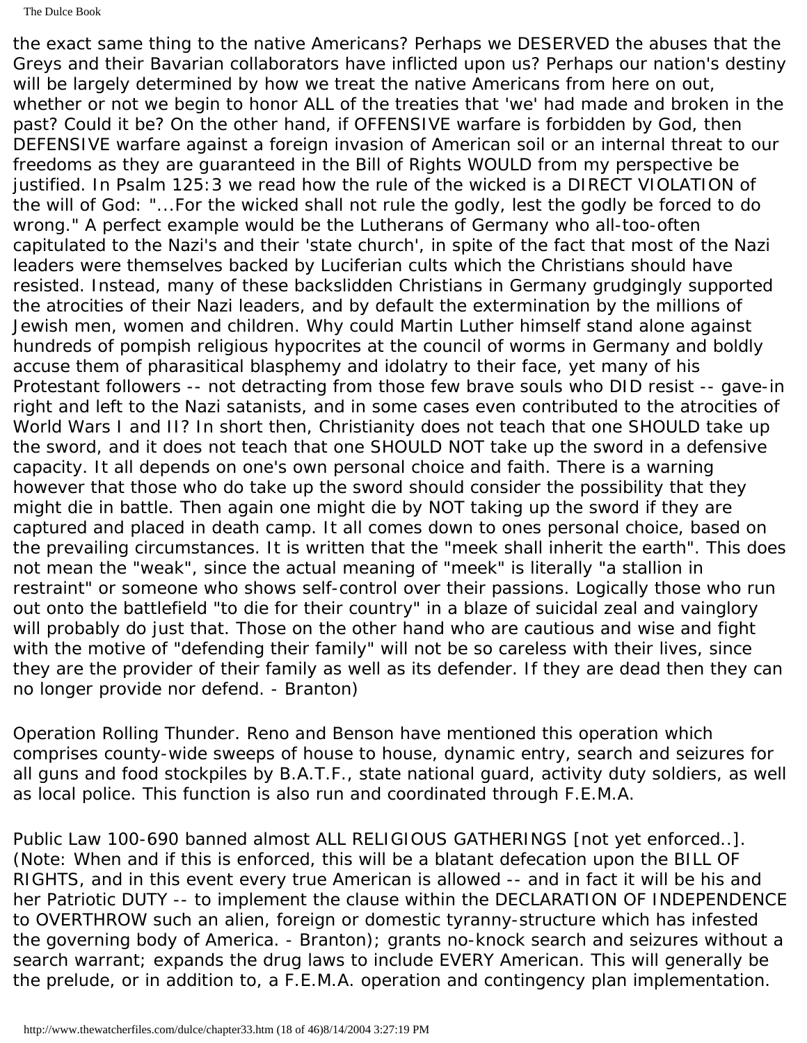the exact same thing to the native Americans? Perhaps we DESERVED the abuses that the Greys and their Bavarian collaborators have inflicted upon us? Perhaps our nation's destiny will be largely determined by how we treat the native Americans from here on out, whether or not we begin to honor ALL of the treaties that 'we' had made and broken in the past? Could it be? On the other hand, if OFFENSIVE warfare is forbidden by God, then DEFENSIVE warfare against a foreign invasion of American soil or an internal threat to our freedoms as they are guaranteed in the Bill of Rights WOULD from my perspective be justified. In Psalm 125:3 we read how the rule of the wicked is a DIRECT VIOLATION of the will of God: "...For the wicked shall not rule the godly, lest the godly be forced to do wrong." A perfect example would be the Lutherans of Germany who all-too-often capitulated to the Nazi's and their 'state church', in spite of the fact that most of the Nazi leaders were themselves backed by Luciferian cults which the Christians should have resisted. Instead, many of these backslidden Christians in Germany grudgingly supported the atrocities of their Nazi leaders, and by default the extermination by the millions of Jewish men, women and children. Why could Martin Luther himself stand alone against hundreds of pompish religious hypocrites at the council of worms in Germany and boldly accuse them of pharasitical blasphemy and idolatry to their face, yet many of his Protestant followers -- not detracting from those few brave souls who DID resist -- gave-in right and left to the Nazi satanists, and in some cases even contributed to the atrocities of World Wars I and II? In short then, Christianity does not teach that one SHOULD take up the sword, and it does not teach that one SHOULD NOT take up the sword in a defensive capacity. It all depends on one's own personal choice and faith. There is a warning however that those who do take up the sword should consider the possibility that they might die in battle. Then again one might die by NOT taking up the sword if they are captured and placed in death camp. It all comes down to ones personal choice, based on the prevailing circumstances. It is written that the "meek shall inherit the earth". This does not mean the "weak", since the actual meaning of "meek" is literally "a stallion in restraint" or someone who shows self-control over their passions. Logically those who run out onto the battlefield "to die for their country" in a blaze of suicidal zeal and vainglory will probably do just that. Those on the other hand who are cautious and wise and fight with the motive of "defending their family" will not be so careless with their lives, since they are the provider of their family as well as its defender. If they are dead then they can no longer provide nor defend. - Branton)

Operation Rolling Thunder. Reno and Benson have mentioned this operation which comprises county-wide sweeps of house to house, dynamic entry, search and seizures for all guns and food stockpiles by B.A.T.F., state national guard, activity duty soldiers, as well as local police. This function is also run and coordinated through F.E.M.A.

Public Law 100-690 banned almost ALL RELIGIOUS GATHERINGS [not yet enforced..]. (Note: When and if this is enforced, this will be a blatant defecation upon the BILL OF RIGHTS, and in this event every true American is allowed -- and in fact it will be his and her Patriotic DUTY -- to implement the clause within the DECLARATION OF INDEPENDENCE to OVERTHROW such an alien, foreign or domestic tyranny-structure which has infested the governing body of America. - Branton); grants no-knock search and seizures without a search warrant; expands the drug laws to include EVERY American. This will generally be the prelude, or in addition to, a F.E.M.A. operation and contingency plan implementation.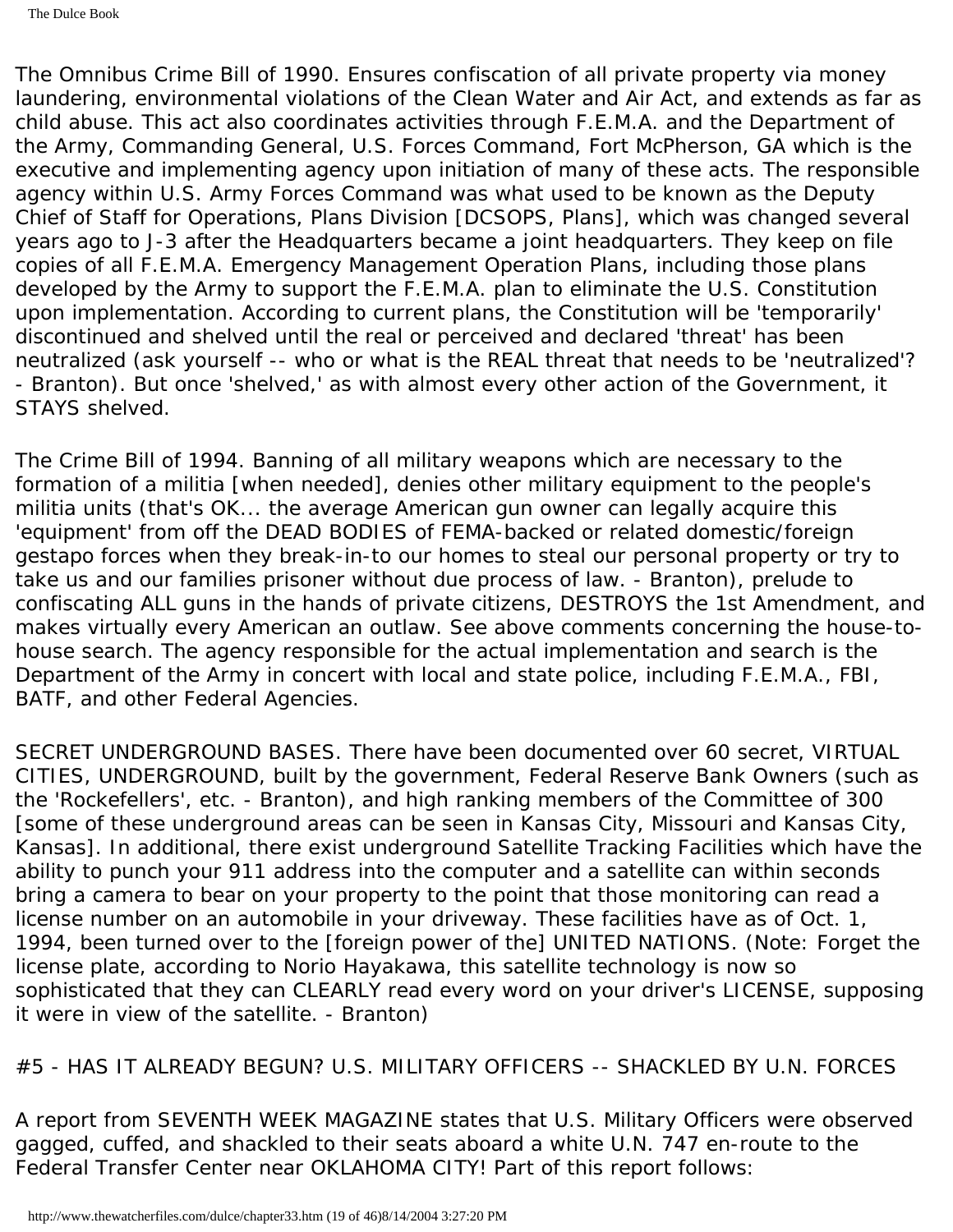The Omnibus Crime Bill of 1990. Ensures confiscation of all private property via money laundering, environmental violations of the Clean Water and Air Act, and extends as far as child abuse. This act also coordinates activities through F.E.M.A. and the Department of the Army, Commanding General, U.S. Forces Command, Fort McPherson, GA which is the executive and implementing agency upon initiation of many of these acts. The responsible agency within U.S. Army Forces Command was what used to be known as the Deputy Chief of Staff for Operations, Plans Division [DCSOPS, Plans], which was changed several years ago to J-3 after the Headquarters became a joint headquarters. They keep on file copies of all F.E.M.A. Emergency Management Operation Plans, including those plans developed by the Army to support the F.E.M.A. plan to eliminate the U.S. Constitution upon implementation. According to current plans, the Constitution will be 'temporarily' discontinued and shelved until the real or perceived and declared 'threat' has been neutralized (ask yourself -- who or what is the REAL threat that needs to be 'neutralized'? - Branton). But once 'shelved,' as with almost every other action of the Government, it STAYS shelved.

The Crime Bill of 1994. Banning of all military weapons which are necessary to the formation of a militia [when needed], denies other military equipment to the people's militia units (that's OK... the average American gun owner can legally acquire this 'equipment' from off the DEAD BODIES of FEMA-backed or related domestic/foreign gestapo forces when they break-in-to our homes to steal our personal property or try to take us and our families prisoner without due process of law. - Branton), prelude to confiscating ALL guns in the hands of private citizens, DESTROYS the 1st Amendment, and makes virtually every American an outlaw. See above comments concerning the house-to-house search. The agency responsible for the actual implementation and search is the Department of the Army in concert with local and state police, including F.E.M.A., FBI, BATF, and other Federal Agencies.

SECRET UNDERGROUND BASES. There have been documented over 60 secret, VIRTUAL CITIES, UNDERGROUND, built by the government, Federal Reserve Bank Owners (such as the 'Rockefellers', etc. - Branton), and high ranking members of the Committee of 300 [some of these underground areas can be seen in Kansas City, Missouri and Kansas City, Kansas]. In additional, there exist underground Satellite Tracking Facilities which have the ability to punch your 911 address into the computer and a satellite can within seconds bring a camera to bear on your property to the point that those monitoring can read a license number on an automobile in your driveway. These facilities have as of Oct. 1, 1994, been turned over to the [foreign power of the] UNITED NATIONS. (Note: Forget the license plate, according to Norio Hayakawa, this satellite technology is now so sophisticated that they can CLEARLY read every word on your driver's LICENSE, supposing it were in view of the satellite. - Branton)

#5 - HAS IT ALREADY BEGUN? U.S. MILITARY OFFICERS -- SHACKLED BY U.N. FORCES

A report from SEVENTH WEEK MAGAZINE states that U.S. Military Officers were observed gagged, cuffed, and shackled to their seats aboard a white U.N. 747 en-route to the Federal Transfer Center near OKLAHOMA CITY! Part of this report follows: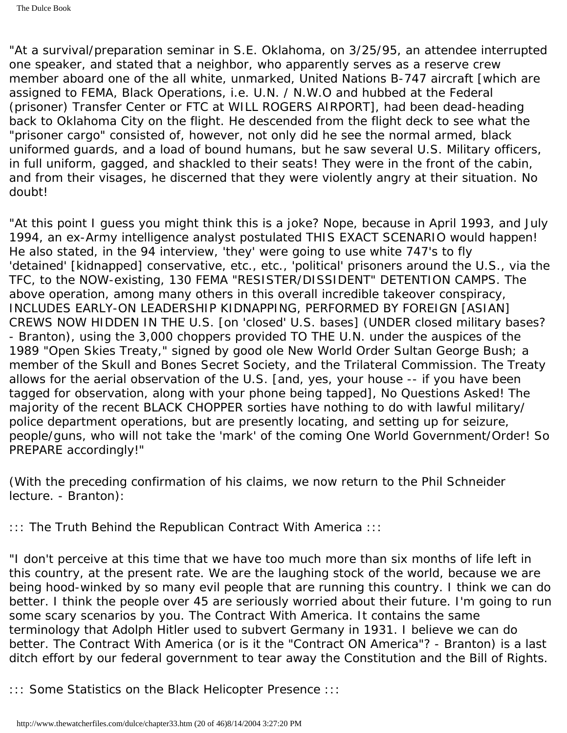"At a survival/preparation seminar in S.E. Oklahoma, on 3/25/95, an attendee interrupted one speaker, and stated that a neighbor, who apparently serves as a reserve crew member aboard one of the all white, unmarked, United Nations B-747 aircraft [which are assigned to FEMA, Black Operations, i.e. U.N. / N.W.O and hubbed at the Federal (prisoner) Transfer Center or FTC at WILL ROGERS AIRPORT], had been dead-heading back to Oklahoma City on the flight. He descended from the flight deck to see what the "prisoner cargo" consisted of, however, not only did he see the normal armed, black uniformed guards, and a load of bound humans, but he saw several U.S. Military officers, in full uniform, gagged, and shackled to their seats! They were in the front of the cabin, and from their visages, he discerned that they were violently angry at their situation. No doubt!

"At this point I guess you might think this is a joke? Nope, because in April 1993, and July 1994, an ex-Army intelligence analyst postulated THIS EXACT SCENARIO would happen! He also stated, in the 94 interview, 'they' were going to use white 747's to fly 'detained' [kidnapped] conservative, etc., etc., 'political' prisoners around the U.S., via the TFC, to the NOW-existing, 130 FEMA "RESISTER/DISSIDENT" DETENTION CAMPS. The above operation, among many others in this overall incredible takeover conspiracy, INCLUDES EARLY-ON LEADERSHIP KIDNAPPING, PERFORMED BY FOREIGN [ASIAN] CREWS NOW HIDDEN IN THE U.S. [on 'closed' U.S. bases] (UNDER closed military bases? - Branton), using the 3,000 choppers provided TO THE U.N. under the auspices of the 1989 "Open Skies Treaty," signed by good ole New World Order Sultan George Bush; a member of the Skull and Bones Secret Society, and the Trilateral Commission. The Treaty allows for the aerial observation of the U.S. [and, yes, your house -- if you have been tagged for observation, along with your phone being tapped], No Questions Asked! The majority of the recent BLACK CHOPPER sorties have nothing to do with lawful military/ police department operations, but are presently locating, and setting up for seizure, people/guns, who will not take the 'mark' of the coming One World Government/Order! So PREPARE accordingly!"

(With the preceding confirmation of his claims, we now return to the Phil Schneider lecture. - Branton):

::: The Truth Behind the Republican Contract With America :::

"I don't perceive at this time that we have too much more than six months of life left in this country, at the present rate. We are the laughing stock of the world, because we are being hood-winked by so many evil people that are running this country. I think we can do better. I think the people over 45 are seriously worried about their future. I'm going to run some scary scenarios by you. The Contract With America. It contains the same terminology that Adolph Hitler used to subvert Germany in 1931. I believe we can do better. The Contract With America (or is it the "Contract ON America"? - Branton) is a last ditch effort by our federal government to tear away the Constitution and the Bill of Rights.

::: Some Statistics on the Black Helicopter Presence :::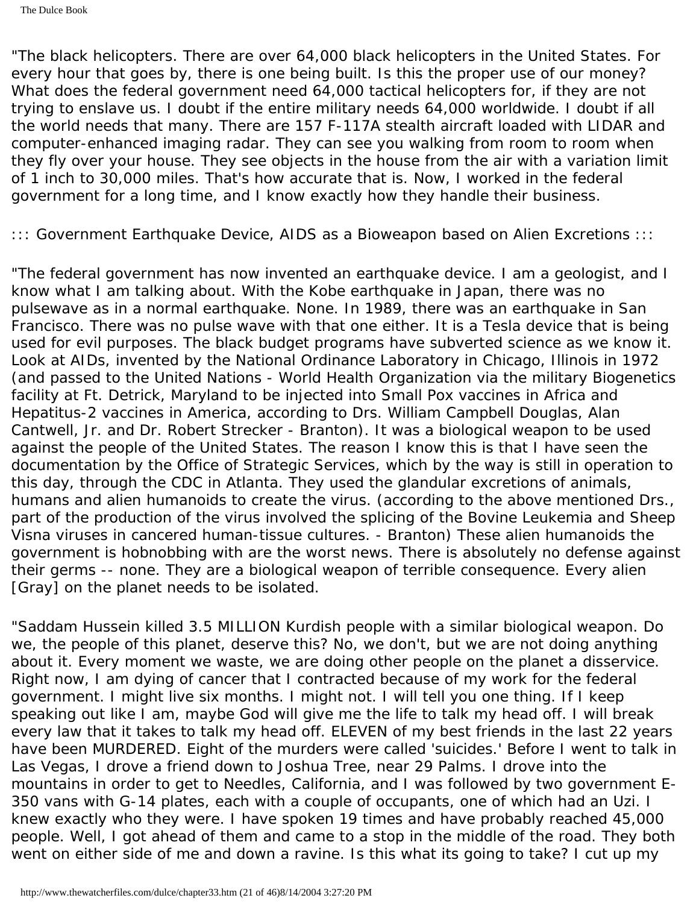"The black helicopters. There are over 64,000 black helicopters in the United States. For every hour that goes by, there is one being built. Is this the proper use of our money? What does the federal government need 64,000 tactical helicopters for, if they are not trying to enslave us. I doubt if the entire military needs 64,000 worldwide. I doubt if all the world needs that many. There are 157 F-117A stealth aircraft loaded with LIDAR and computer-enhanced imaging radar. They can see you walking from room to room when they fly over your house. They see objects in the house from the air with a variation limit of 1 inch to 30,000 miles. That's how accurate that is. Now, I worked in the federal government for a long time, and I know exactly how they handle their business.

::: Government Earthquake Device, AIDS as a Bioweapon based on Alien Excretions :::

"The federal government has now invented an earthquake device. I am a geologist, and I know what I am talking about. With the Kobe earthquake in Japan, there was no pulsewave as in a normal earthquake. None. In 1989, there was an earthquake in San Francisco. There was no pulse wave with that one either. It is a Tesla device that is being used for evil purposes. The black budget programs have subverted science as we know it. Look at AIDs, invented by the National Ordinance Laboratory in Chicago, Illinois in 1972 (and passed to the United Nations - World Health Organization via the military Biogenetics facility at Ft. Detrick, Maryland to be injected into Small Pox vaccines in Africa and Hepatitus-2 vaccines in America, according to Drs. William Campbell Douglas, Alan Cantwell, Jr. and Dr. Robert Strecker - Branton). It was a biological weapon to be used against the people of the United States. The reason I know this is that I have seen the documentation by the Office of Strategic Services, which by the way is still in operation to this day, through the CDC in Atlanta. They used the glandular excretions of animals, humans and alien humanoids to create the virus. (according to the above mentioned Drs., part of the production of the virus involved the splicing of the Bovine Leukemia and Sheep Visna viruses in cancered human-tissue cultures. - Branton) These alien humanoids the government is hobnobbing with are the worst news. There is absolutely no defense against their germs -- none. They are a biological weapon of terrible consequence. Every alien [Gray] on the planet needs to be isolated.

"Saddam Hussein killed 3.5 MILLION Kurdish people with a similar biological weapon. Do we, the people of this planet, deserve this? No, we don't, but we are not doing anything about it. Every moment we waste, we are doing other people on the planet a disservice. Right now, I am dying of cancer that I contracted because of my work for the federal government. I might live six months. I might not. I will tell you one thing. If I keep speaking out like I am, maybe God will give me the life to talk my head off. I will break every law that it takes to talk my head off. ELEVEN of my best friends in the last 22 years have been MURDERED. Eight of the murders were called 'suicides.' Before I went to talk in Las Vegas, I drove a friend down to Joshua Tree, near 29 Palms. I drove into the mountains in order to get to Needles, California, and I was followed by two government E-350 vans with G-14 plates, each with a couple of occupants, one of which had an Uzi. I knew exactly who they were. I have spoken 19 times and have probably reached 45,000 people. Well, I got ahead of them and came to a stop in the middle of the road. They both went on either side of me and down a ravine. Is this what its going to take? I cut up my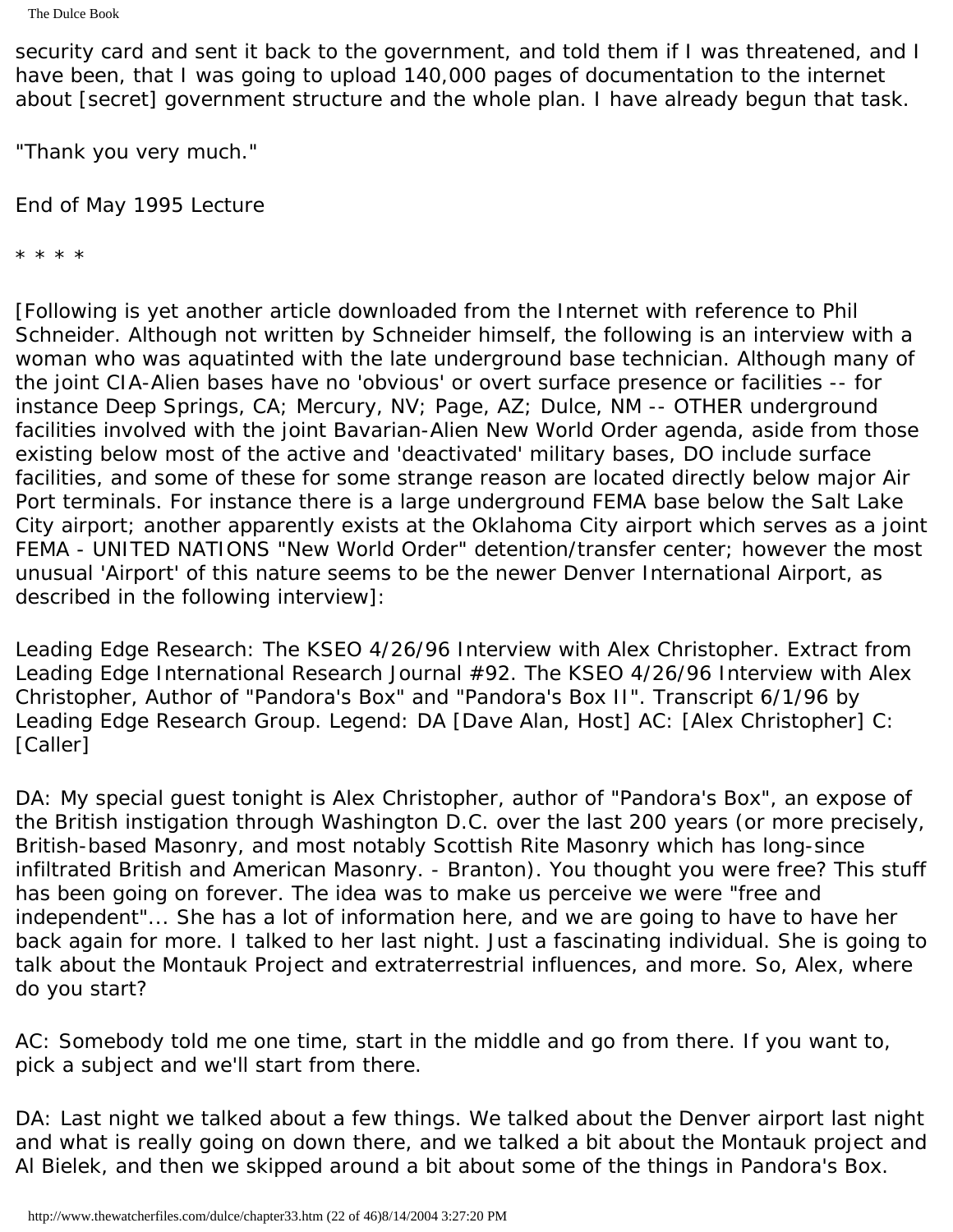security card and sent it back to the government, and told them if I was threatened, and I have been, that I was going to upload 140,000 pages of documentation to the internet about [secret] government structure and the whole plan. I have already begun that task.

"Thank you very much."

End of May 1995 Lecture

* * * *

[Following is yet another article downloaded from the Internet with reference to Phil Schneider. Although not written by Schneider himself, the following is an interview with a woman who was aquatinted with the late underground base technician. Although many of the joint CIA-Alien bases have no 'obvious' or overt surface presence or facilities -- for instance Deep Springs, CA; Mercury, NV; Page, AZ; Dulce, NM -- OTHER underground facilities involved with the joint Bavarian-Alien New World Order agenda, aside from those existing below most of the active and 'deactivated' military bases, DO include surface facilities, and some of these for some strange reason are located directly below major Air Port terminals. For instance there is a large underground FEMA base below the Salt Lake City airport; another apparently exists at the Oklahoma City airport which serves as a joint FEMA - UNITED NATIONS "New World Order" detention/transfer center; however the most unusual 'Airport' of this nature seems to be the newer Denver International Airport, as described in the following interview]:

Leading Edge Research: The KSEO 4/26/96 Interview with Alex Christopher. Extract from Leading Edge International Research Journal #92. The KSEO 4/26/96 Interview with Alex Christopher, Author of "Pandora's Box" and "Pandora's Box II". Transcript 6/1/96 by Leading Edge Research Group. Legend: DA [Dave Alan, Host] AC: [Alex Christopher] C: [Caller]

DA: My special guest tonight is Alex Christopher, author of "Pandora's Box", an expose of the British instigation through Washington D.C. over the last 200 years (or more precisely, British-based Masonry, and most notably Scottish Rite Masonry which has long-since infiltrated British and American Masonry. - Branton). You thought you were free? This stuff has been going on forever. The idea was to make us perceive we were "free and independent"... She has a lot of information here, and we are going to have to have her back again for more. I talked to her last night. Just a fascinating individual. She is going to talk about the Montauk Project and extraterrestrial influences, and more. So, Alex, where do you start?

AC: Somebody told me one time, start in the middle and go from there. If you want to, pick a subject and we'll start from there.

DA: Last night we talked about a few things. We talked about the Denver airport last night and what is really going on down there, and we talked a bit about the Montauk project and Al Bielek, and then we skipped around a bit about some of the things in Pandora's Box.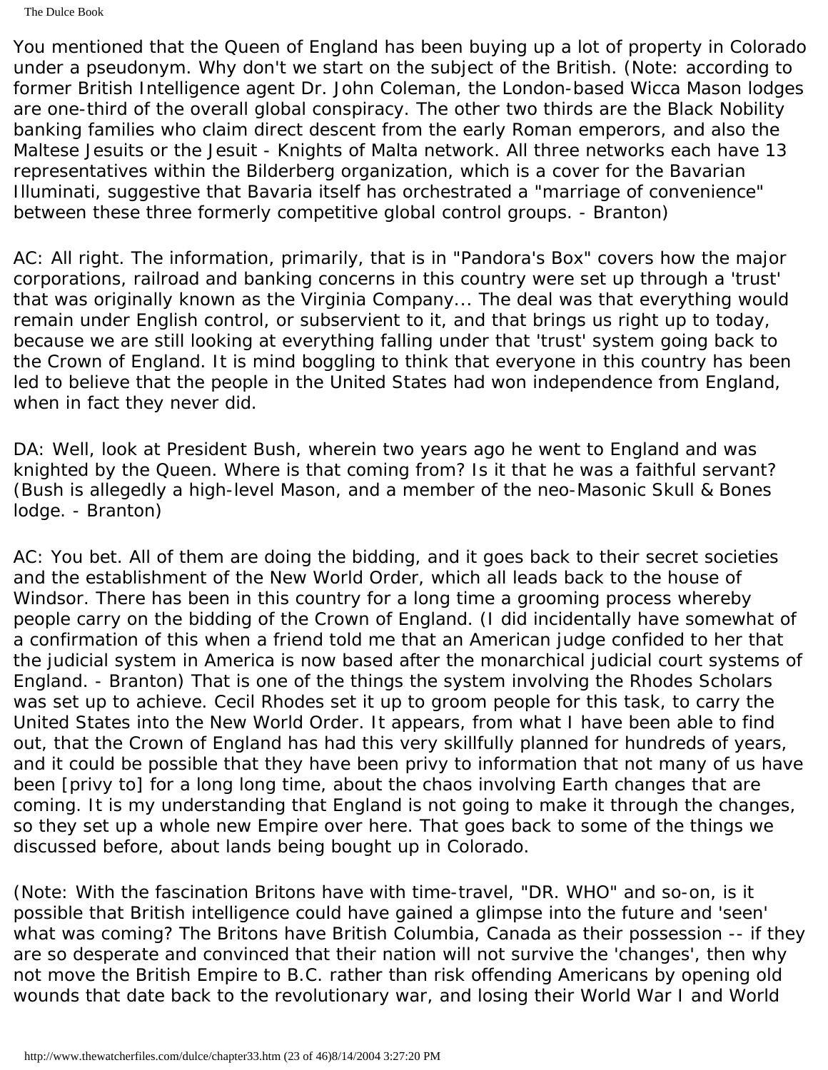You mentioned that the Queen of England has been buying up a lot of property in Colorado under a pseudonym. Why don't we start on the subject of the British. (Note: according to former British Intelligence agent Dr. John Coleman, the London-based Wicca Mason lodges are one-third of the overall global conspiracy. The other two thirds are the Black Nobility banking families who claim direct descent from the early Roman emperors, and also the Maltese Jesuits or the Jesuit - Knights of Malta network. All three networks each have 13 representatives within the Bilderberg organization, which is a cover for the Bavarian Illuminati, suggestive that Bavaria itself has orchestrated a "marriage of convenience" between these three formerly competitive global control groups. - Branton)

AC: All right. The information, primarily, that is in "Pandora's Box" covers how the major corporations, railroad and banking concerns in this country were set up through a 'trust' that was originally known as the Virginia Company... The deal was that everything would remain under English control, or subservient to it, and that brings us right up to today, because we are still looking at everything falling under that 'trust' system going back to the Crown of England. It is mind boggling to think that everyone in this country has been led to believe that the people in the United States had won independence from England, when in fact they never did.

DA: Well, look at President Bush, wherein two years ago he went to England and was knighted by the Queen. Where is that coming from? Is it that he was a faithful servant? (Bush is allegedly a high-level Mason, and a member of the neo-Masonic Skull & Bones lodge. - Branton)

AC: You bet. All of them are doing the bidding, and it goes back to their secret societies and the establishment of the New World Order, which all leads back to the house of Windsor. There has been in this country for a long time a grooming process whereby people carry on the bidding of the Crown of England. (I did incidentally have somewhat of a confirmation of this when a friend told me that an American judge confided to her that the judicial system in America is now based after the monarchical judicial court systems of England. - Branton) That is one of the things the system involving the Rhodes Scholars was set up to achieve. Cecil Rhodes set it up to groom people for this task, to carry the United States into the New World Order. It appears, from what I have been able to find out, that the Crown of England has had this very skillfully planned for hundreds of years, and it could be possible that they have been privy to information that not many of us have been [privy to] for a long long time, about the chaos involving Earth changes that are coming. It is my understanding that England is not going to make it through the changes, so they set up a whole new Empire over here. That goes back to some of the things we discussed before, about lands being bought up in Colorado.

(Note: With the fascination Britons have with time-travel, "DR. WHO" and so-on, is it possible that British intelligence could have gained a glimpse into the future and 'seen' what was coming? The Britons have British Columbia, Canada as their possession -- if they are so desperate and convinced that their nation will not survive the 'changes', then why not move the British Empire to B.C. rather than risk offending Americans by opening old wounds that date back to the revolutionary war, and losing their World War I and World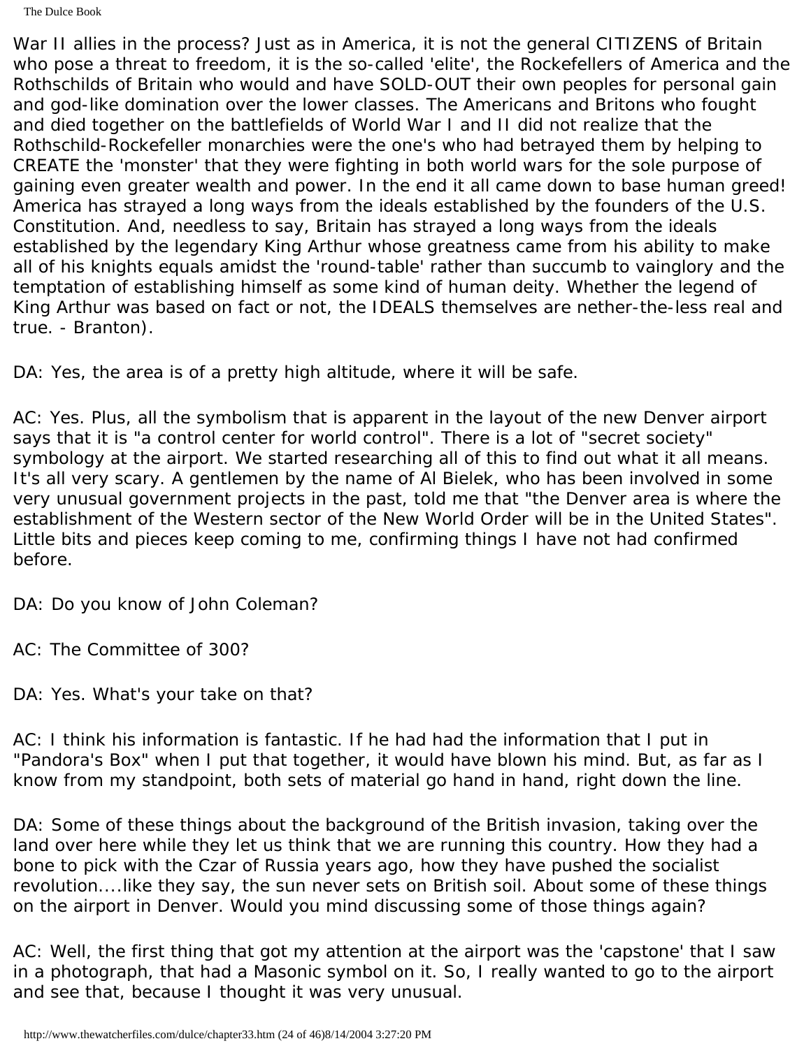War II allies in the process? Just as in America, it is not the general CITIZENS of Britain who pose a threat to freedom, it is the so-called 'elite', the Rockefellers of America and the Rothschilds of Britain who would and have SOLD-OUT their own peoples for personal gain and god-like domination over the lower classes. The Americans and Britons who fought and died together on the battlefields of World War I and II did not realize that the Rothschild-Rockefeller monarchies were the one's who had betrayed them by helping to CREATE the 'monster' that they were fighting in both world wars for the sole purpose of gaining even greater wealth and power. In the end it all came down to base human greed! America has strayed a long ways from the ideals established by the founders of the U.S. Constitution. And, needless to say, Britain has strayed a long ways from the ideals established by the legendary King Arthur whose greatness came from his ability to make all of his knights equals amidst the 'round-table' rather than succumb to vainglory and the temptation of establishing himself as some kind of human deity. Whether the legend of King Arthur was based on fact or not, the IDEALS themselves are nether-the-less real and true. - Branton).

DA: Yes, the area is of a pretty high altitude, where it will be safe.

AC: Yes. Plus, all the symbolism that is apparent in the layout of the new Denver airport says that it is "a control center for world control". There is a lot of "secret society" symbology at the airport. We started researching all of this to find out what it all means. It's all very scary. A gentlemen by the name of Al Bielek, who has been involved in some very unusual government projects in the past, told me that "the Denver area is where the establishment of the Western sector of the New World Order will be in the United States". Little bits and pieces keep coming to me, confirming things I have not had confirmed before.

DA: Do you know of John Coleman?

AC: The Committee of 300?

DA: Yes. What's your take on that?

AC: I think his information is fantastic. If he had had the information that I put in "Pandora's Box" when I put that together, it would have blown his mind. But, as far as I know from my standpoint, both sets of material go hand in hand, right down the line.

DA: Some of these things about the background of the British invasion, taking over the land over here while they let us think that we are running this country. How they had a bone to pick with the Czar of Russia years ago, how they have pushed the socialist revolution....like they say, the sun never sets on British soil. About some of these things on the airport in Denver. Would you mind discussing some of those things again?

AC: Well, the first thing that got my attention at the airport was the 'capstone' that I saw in a photograph, that had a Masonic symbol on it. So, I really wanted to go to the airport and see that, because I thought it was very unusual.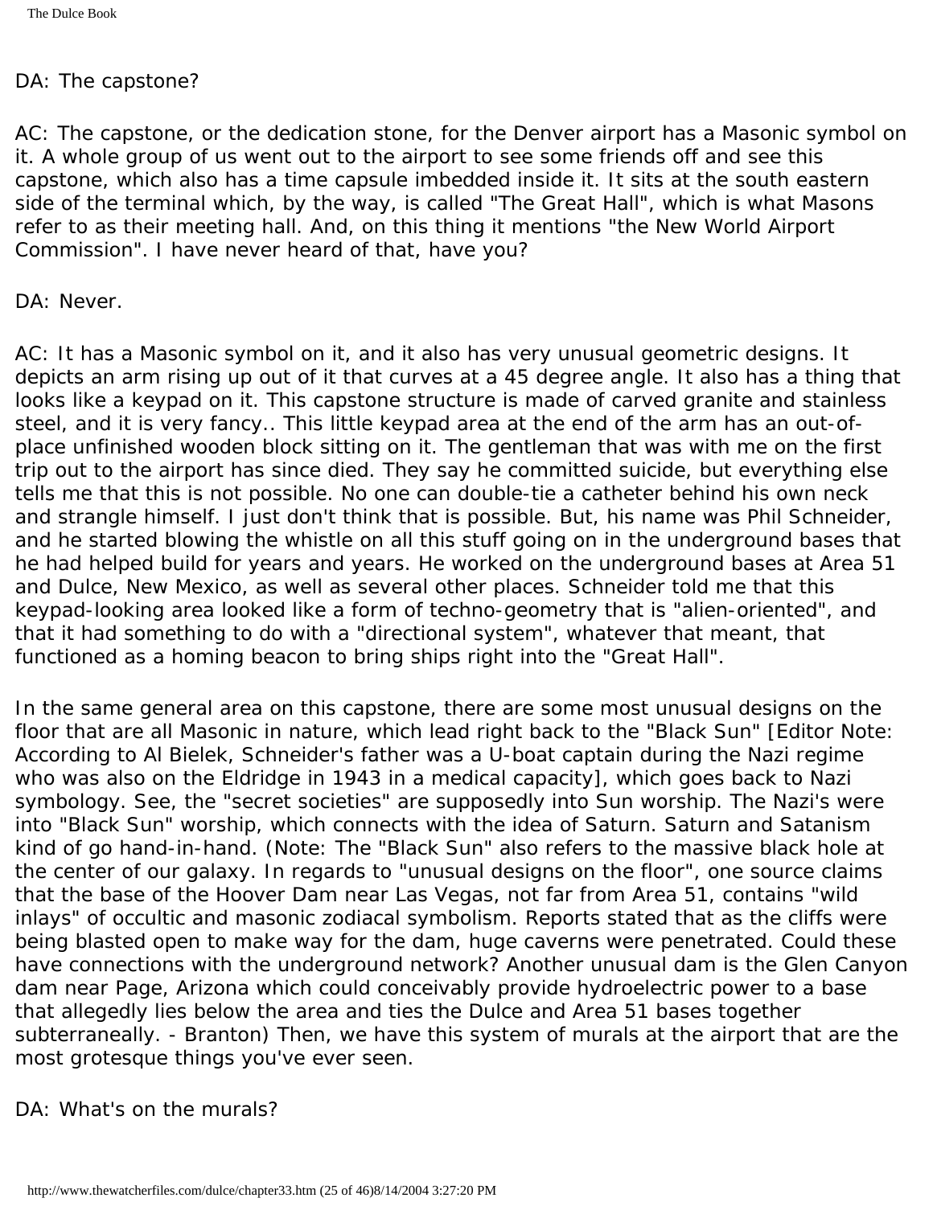DA: The capstone?

AC: The capstone, or the dedication stone, for the Denver airport has a Masonic symbol on it. A whole group of us went out to the airport to see some friends off and see this capstone, which also has a time capsule imbedded inside it. It sits at the south eastern side of the terminal which, by the way, is called "The Great Hall", which is what Masons refer to as their meeting hall. And, on this thing it mentions "the New World Airport Commission". I have never heard of that, have you?

DA: Never.

AC: It has a Masonic symbol on it, and it also has very unusual geometric designs. It depicts an arm rising up out of it that curves at a 45 degree angle. It also has a thing that looks like a keypad on it. This capstone structure is made of carved granite and stainless steel, and it is very fancy.. This little keypad area at the end of the arm has an out-of-place unfinished wooden block sitting on it. The gentleman that was with me on the first trip out to the airport has since died. They say he committed suicide, but everything else tells me that this is not possible. No one can double-tie a catheter behind his own neck and strangle himself. I just don't think that is possible. But, his name was Phil Schneider, and he started blowing the whistle on all this stuff going on in the underground bases that he had helped build for years and years. He worked on the underground bases at Area 51 and Dulce, New Mexico, as well as several other places. Schneider told me that this keypad-looking area looked like a form of techno-geometry that is "alien-oriented", and that it had something to do with a "directional system", whatever that meant, that functioned as a homing beacon to bring ships right into the "Great Hall".

In the same general area on this capstone, there are some most unusual designs on the floor that are all Masonic in nature, which lead right back to the "Black Sun" [Editor Note: According to Al Bielek, Schneider's father was a U-boat captain during the Nazi regime who was also on the Eldridge in 1943 in a medical capacity], which goes back to Nazi symbology. See, the "secret societies" are supposedly into Sun worship. The Nazi's were into "Black Sun" worship, which connects with the idea of Saturn. Saturn and Satanism kind of go hand-in-hand. (Note: The "Black Sun" also refers to the massive black hole at the center of our galaxy. In regards to "unusual designs on the floor", one source claims that the base of the Hoover Dam near Las Vegas, not far from Area 51, contains "wild inlays" of occultic and masonic zodiacal symbolism. Reports stated that as the cliffs were being blasted open to make way for the dam, huge caverns were penetrated. Could these have connections with the underground network? Another unusual dam is the Glen Canyon dam near Page, Arizona which could conceivably provide hydroelectric power to a base that allegedly lies below the area and ties the Dulce and Area 51 bases together subterraneally. - Branton) Then, we have this system of murals at the airport that are the most grotesque things you've ever seen.

DA: What's on the murals?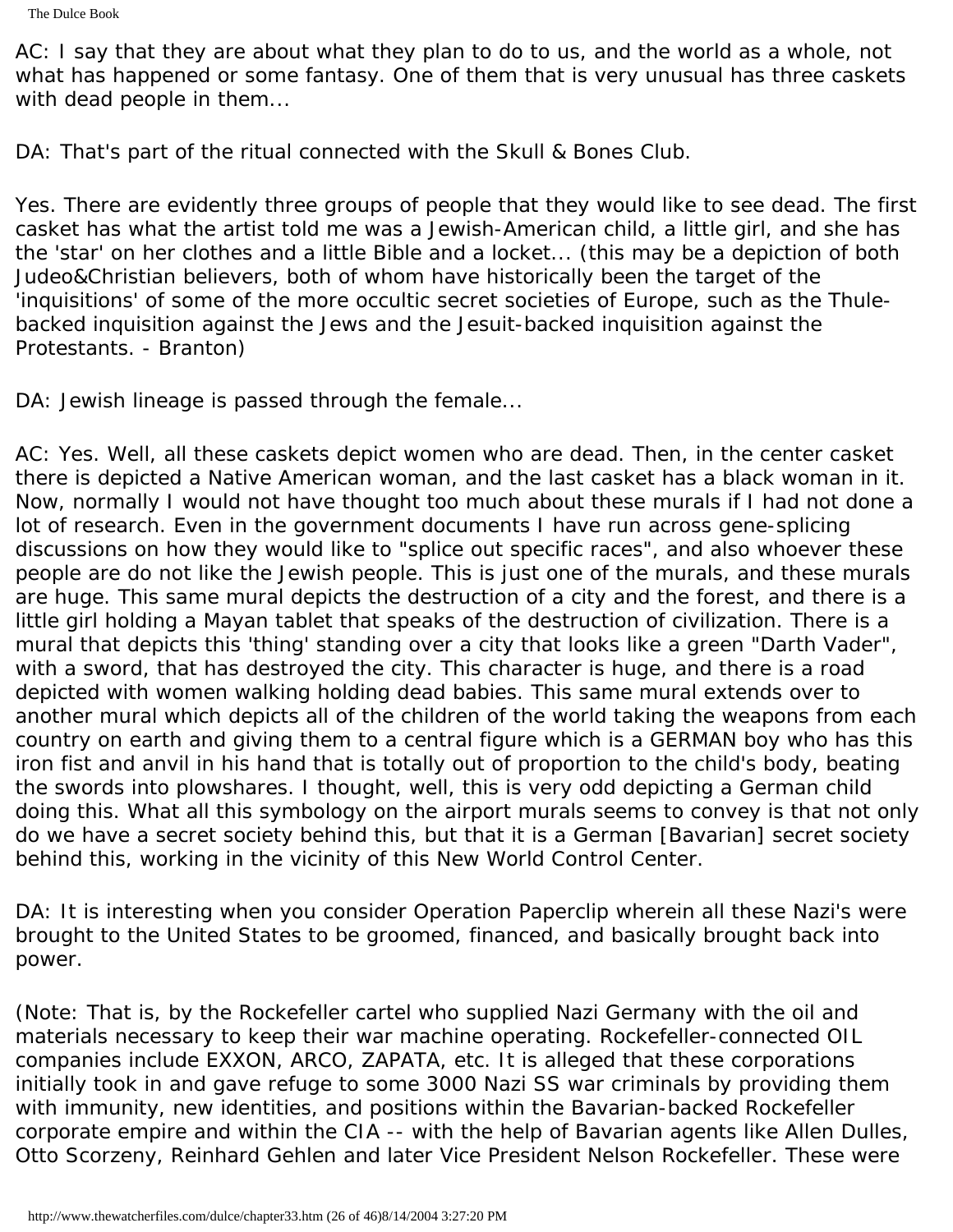AC: I say that they are about what they plan to do to us, and the world as a whole, not what has happened or some fantasy. One of them that is very unusual has three caskets with dead people in them...

DA: That's part of the ritual connected with the Skull & Bones Club.

Yes. There are evidently three groups of people that they would like to see dead. The first casket has what the artist told me was a Jewish-American child, a little girl, and she has the 'star' on her clothes and a little Bible and a locket... (this may be a depiction of both Judeo&Christian believers, both of whom have historically been the target of the 'inquisitions' of some of the more occultic secret societies of Europe, such as the Thule-backed inquisition against the Jews and the Jesuit-backed inquisition against the Protestants. - Branton)

DA: Jewish lineage is passed through the female...

AC: Yes. Well, all these caskets depict women who are dead. Then, in the center casket there is depicted a Native American woman, and the last casket has a black woman in it. Now, normally I would not have thought too much about these murals if I had not done a lot of research. Even in the government documents I have run across gene-splicing discussions on how they would like to "splice out specific races", and also whoever these people are do not like the Jewish people. This is just one of the murals, and these murals are huge. This same mural depicts the destruction of a city and the forest, and there is a little girl holding a Mayan tablet that speaks of the destruction of civilization. There is a mural that depicts this 'thing' standing over a city that looks like a green "Darth Vader", with a sword, that has destroyed the city. This character is huge, and there is a road depicted with women walking holding dead babies. This same mural extends over to another mural which depicts all of the children of the world taking the weapons from each country on earth and giving them to a central figure which is a GERMAN boy who has this iron fist and anvil in his hand that is totally out of proportion to the child's body, beating the swords into plowshares. I thought, well, this is very odd depicting a German child doing this. What all this symbology on the airport murals seems to convey is that not only do we have a secret society behind this, but that it is a German [Bavarian] secret society behind this, working in the vicinity of this New World Control Center.

DA: It is interesting when you consider Operation Paperclip wherein all these Nazi's were brought to the United States to be groomed, financed, and basically brought back into power.

(Note: That is, by the Rockefeller cartel who supplied Nazi Germany with the oil and materials necessary to keep their war machine operating. Rockefeller-connected OIL companies include EXXON, ARCO, ZAPATA, etc. It is alleged that these corporations initially took in and gave refuge to some 3000 Nazi SS war criminals by providing them with immunity, new identities, and positions within the Bavarian-backed Rockefeller corporate empire and within the CIA -- with the help of Bavarian agents like Allen Dulles, Otto Scorzeny, Reinhard Gehlen and later Vice President Nelson Rockefeller. These were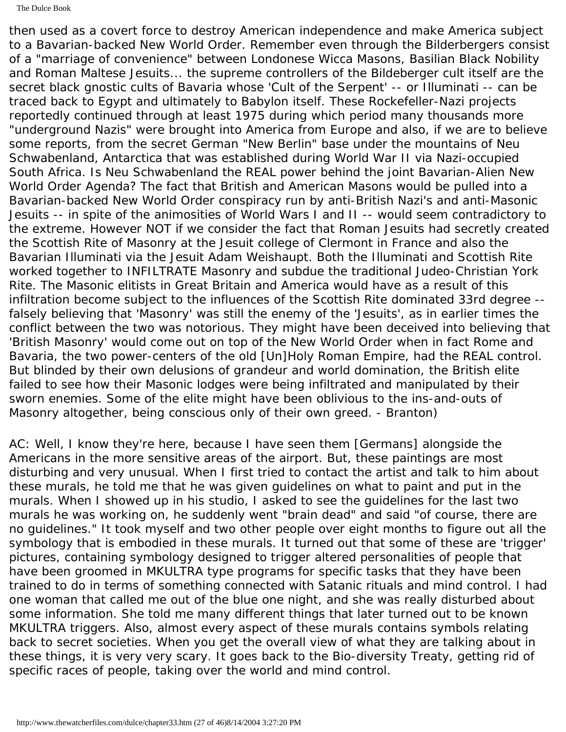then used as a covert force to destroy American independence and make America subject to a Bavarian-backed New World Order. Remember even through the Bilderbergers consist of a "marriage of convenience" between Londonese Wicca Masons, Basilian Black Nobility and Roman Maltese Jesuits... the supreme controllers of the Bildeberger cult itself are the secret black gnostic cults of Bavaria whose 'Cult of the Serpent' -- or Illuminati -- can be traced back to Egypt and ultimately to Babylon itself. These Rockefeller-Nazi projects reportedly continued through at least 1975 during which period many thousands more "underground Nazis" were brought into America from Europe and also, if we are to believe some reports, from the secret German "New Berlin" base under the mountains of Neu Schwabenland, Antarctica that was established during World War II via Nazi-occupied South Africa. Is Neu Schwabenland the REAL power behind the joint Bavarian-Alien New World Order Agenda? The fact that British and American Masons would be pulled into a Bavarian-backed New World Order conspiracy run by anti-British Nazi's and anti-Masonic Jesuits -- in spite of the animosities of World Wars I and II -- would seem contradictory to the extreme. However NOT if we consider the fact that Roman Jesuits had secretly created the Scottish Rite of Masonry at the Jesuit college of Clermont in France and also the Bavarian Illuminati via the Jesuit Adam Weishaupt. Both the Illuminati and Scottish Rite worked together to INFILTRATE Masonry and subdue the traditional Judeo-Christian York Rite. The Masonic elitists in Great Britain and America would have as a result of this infiltration become subject to the influences of the Scottish Rite dominated 33rd degree -- falsely believing that 'Masonry' was still the enemy of the 'Jesuits', as in earlier times the conflict between the two was notorious. They might have been deceived into believing that 'British Masonry' would come out on top of the New World Order when in fact Rome and Bavaria, the two power-centers of the old [Un]Holy Roman Empire, had the REAL control. But blinded by their own delusions of grandeur and world domination, the British elite failed to see how their Masonic lodges were being infiltrated and manipulated by their sworn enemies. Some of the elite might have been oblivious to the ins-and-outs of Masonry altogether, being conscious only of their own greed. - Branton)

AC: Well, I know they're here, because I have seen them [Germans] alongside the Americans in the more sensitive areas of the airport. But, these paintings are most disturbing and very unusual. When I first tried to contact the artist and talk to him about these murals, he told me that he was given guidelines on what to paint and put in the murals. When I showed up in his studio, I asked to see the guidelines for the last two murals he was working on, he suddenly went "brain dead" and said "of course, there are no guidelines." It took myself and two other people over eight months to figure out all the symbology that is embodied in these murals. It turned out that some of these are 'trigger' pictures, containing symbology designed to trigger altered personalities of people that have been groomed in MKULTRA type programs for specific tasks that they have been trained to do in terms of something connected with Satanic rituals and mind control. I had one woman that called me out of the blue one night, and she was really disturbed about some information. She told me many different things that later turned out to be known MKULTRA triggers. Also, almost every aspect of these murals contains symbols relating back to secret societies. When you get the overall view of what they are talking about in these things, it is very very scary. It goes back to the Bio-diversity Treaty, getting rid of specific races of people, taking over the world and mind control.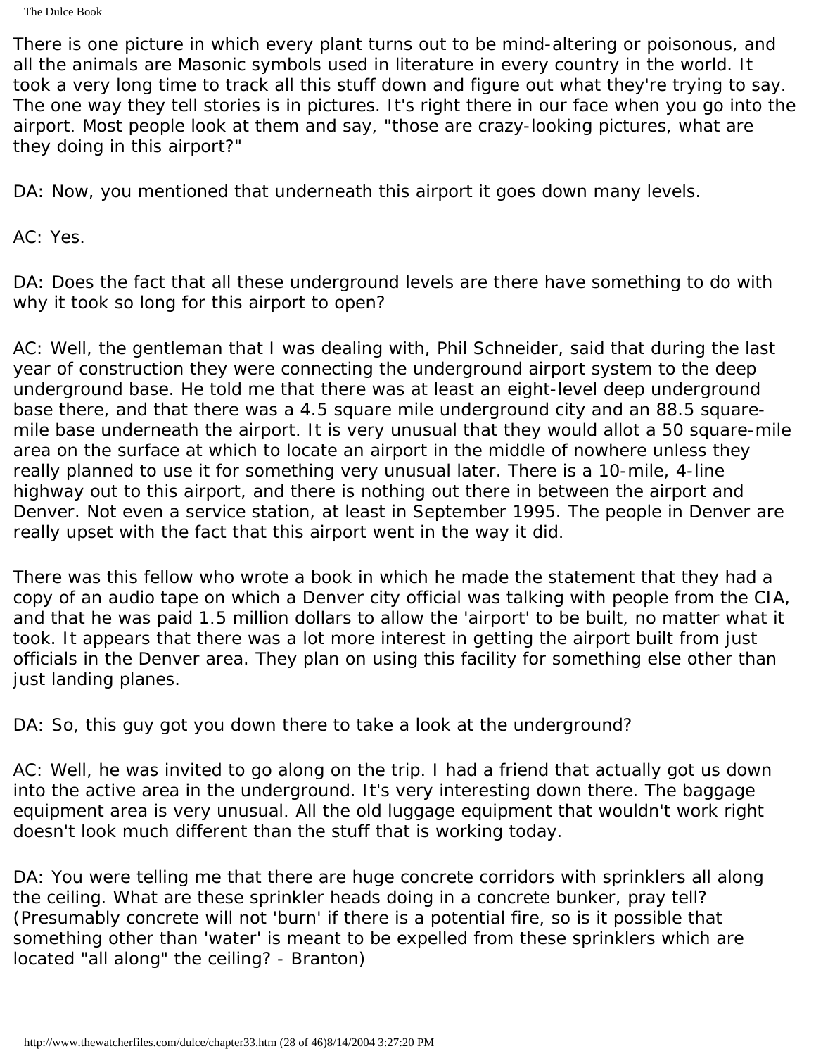There is one picture in which every plant turns out to be mind-altering or poisonous, and all the animals are Masonic symbols used in literature in every country in the world. It took a very long time to track all this stuff down and figure out what they're trying to say. The one way they tell stories is in pictures. It's right there in our face when you go into the airport. Most people look at them and say, "those are crazy-looking pictures, what are they doing in this airport?"

DA: Now, you mentioned that underneath this airport it goes down many levels.

AC: Yes.

DA: Does the fact that all these underground levels are there have something to do with why it took so long for this airport to open?

AC: Well, the gentleman that I was dealing with, Phil Schneider, said that during the last year of construction they were connecting the underground airport system to the deep underground base. He told me that there was at least an eight-level deep underground base there, and that there was a 4.5 square mile underground city and an 88.5 square-mile base underneath the airport. It is very unusual that they would allot a 50 square-mile area on the surface at which to locate an airport in the middle of nowhere unless they really planned to use it for something very unusual later. There is a 10-mile, 4-line highway out to this airport, and there is nothing out there in between the airport and Denver. Not even a service station, at least in September 1995. The people in Denver are really upset with the fact that this airport went in the way it did.

There was this fellow who wrote a book in which he made the statement that they had a copy of an audio tape on which a Denver city official was talking with people from the CIA, and that he was paid 1.5 million dollars to allow the 'airport' to be built, no matter what it took. It appears that there was a lot more interest in getting the airport built from just officials in the Denver area. They plan on using this facility for something else other than just landing planes.

DA: So, this guy got you down there to take a look at the underground?

AC: Well, he was invited to go along on the trip. I had a friend that actually got us down into the active area in the underground. It's very interesting down there. The baggage equipment area is very unusual. All the old luggage equipment that wouldn't work right doesn't look much different than the stuff that is working today.

DA: You were telling me that there are huge concrete corridors with sprinklers all along the ceiling. What are these sprinkler heads doing in a concrete bunker, pray tell? (Presumably concrete will not 'burn' if there is a potential fire, so is it possible that something other than 'water' is meant to be expelled from these sprinklers which are located "all along" the ceiling? - Branton)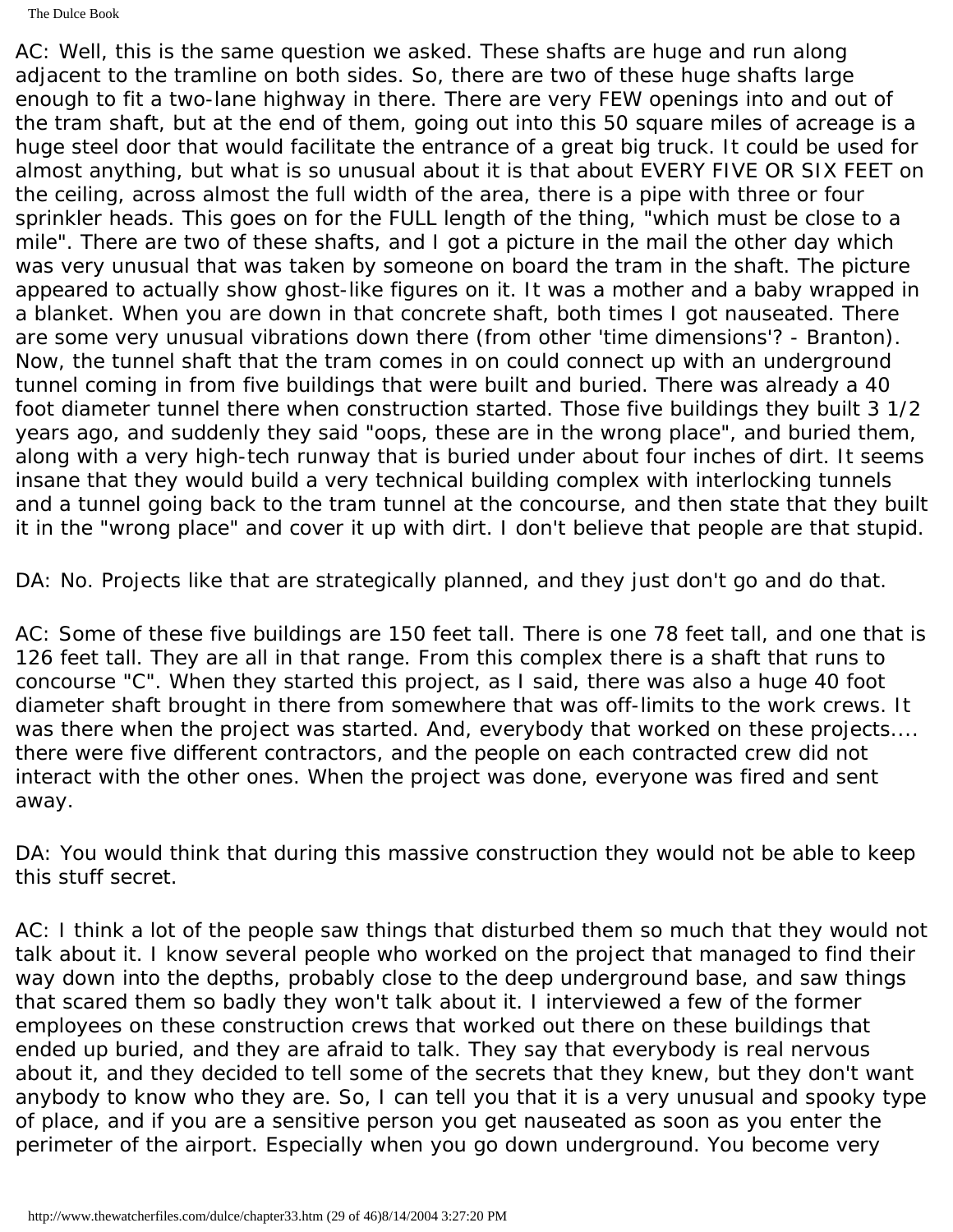AC: Well, this is the same question we asked. These shafts are huge and run along adjacent to the tramline on both sides. So, there are two of these huge shafts large enough to fit a two-lane highway in there. There are very FEW openings into and out of the tram shaft, but at the end of them, going out into this 50 square miles of acreage is a huge steel door that would facilitate the entrance of a great big truck. It could be used for almost anything, but what is so unusual about it is that about EVERY FIVE OR SIX FEET on the ceiling, across almost the full width of the area, there is a pipe with three or four sprinkler heads. This goes on for the FULL length of the thing, "which must be close to a mile". There are two of these shafts, and I got a picture in the mail the other day which was very unusual that was taken by someone on board the tram in the shaft. The picture appeared to actually show ghost-like figures on it. It was a mother and a baby wrapped in a blanket. When you are down in that concrete shaft, both times I got nauseated. There are some very unusual vibrations down there (from other 'time dimensions'? - Branton). Now, the tunnel shaft that the tram comes in on could connect up with an underground tunnel coming in from five buildings that were built and buried. There was already a 40 foot diameter tunnel there when construction started. Those five buildings they built 3 1/2 years ago, and suddenly they said "oops, these are in the wrong place", and buried them, along with a very high-tech runway that is buried under about four inches of dirt. It seems insane that they would build a very technical building complex with interlocking tunnels and a tunnel going back to the tram tunnel at the concourse, and then state that they built it in the "wrong place" and cover it up with dirt. I don't believe that people are that stupid.

DA: No. Projects like that are strategically planned, and they just don't go and do that.

AC: Some of these five buildings are 150 feet tall. There is one 78 feet tall, and one that is 126 feet tall. They are all in that range. From this complex there is a shaft that runs to concourse "C". When they started this project, as I said, there was also a huge 40 foot diameter shaft brought in there from somewhere that was off-limits to the work crews. It was there when the project was started. And, everybody that worked on these projects.... there were five different contractors, and the people on each contracted crew did not interact with the other ones. When the project was done, everyone was fired and sent away.

DA: You would think that during this massive construction they would not be able to keep this stuff secret.

AC: I think a lot of the people saw things that disturbed them so much that they would not talk about it. I know several people who worked on the project that managed to find their way down into the depths, probably close to the deep underground base, and saw things that scared them so badly they won't talk about it. I interviewed a few of the former employees on these construction crews that worked out there on these buildings that ended up buried, and they are afraid to talk. They say that everybody is real nervous about it, and they decided to tell some of the secrets that they knew, but they don't want anybody to know who they are. So, I can tell you that it is a very unusual and spooky type of place, and if you are a sensitive person you get nauseated as soon as you enter the perimeter of the airport. Especially when you go down underground. You become very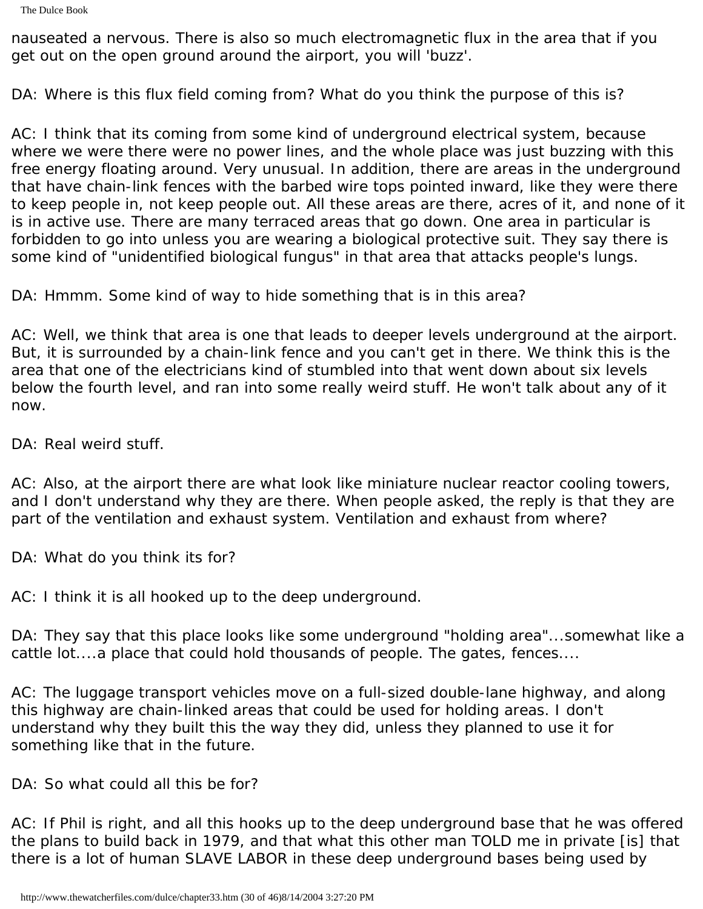nauseated a nervous. There is also so much electromagnetic flux in the area that if you get out on the open ground around the airport, you will 'buzz'.

DA: Where is this flux field coming from? What do you think the purpose of this is?

AC: I think that its coming from some kind of underground electrical system, because where we were there were no power lines, and the whole place was just buzzing with this free energy floating around. Very unusual. In addition, there are areas in the underground that have chain-link fences with the barbed wire tops pointed inward, like they were there to keep people in, not keep people out. All these areas are there, acres of it, and none of it is in active use. There are many terraced areas that go down. One area in particular is forbidden to go into unless you are wearing a biological protective suit. They say there is some kind of "unidentified biological fungus" in that area that attacks people's lungs.

DA: Hmmm. Some kind of way to hide something that is in this area?

AC: Well, we think that area is one that leads to deeper levels underground at the airport. But, it is surrounded by a chain-link fence and you can't get in there. We think this is the area that one of the electricians kind of stumbled into that went down about six levels below the fourth level, and ran into some really weird stuff. He won't talk about any of it now.

DA: Real weird stuff.

AC: Also, at the airport there are what look like miniature nuclear reactor cooling towers, and I don't understand why they are there. When people asked, the reply is that they are part of the ventilation and exhaust system. Ventilation and exhaust from where?

DA: What do you think its for?

AC: I think it is all hooked up to the deep underground.

DA: They say that this place looks like some underground "holding area"...somewhat like a cattle lot....a place that could hold thousands of people. The gates, fences....

AC: The luggage transport vehicles move on a full-sized double-lane highway, and along this highway are chain-linked areas that could be used for holding areas. I don't understand why they built this the way they did, unless they planned to use it for something like that in the future.

DA: So what could all this be for?

AC: If Phil is right, and all this hooks up to the deep underground base that he was offered the plans to build back in 1979, and that what this other man TOLD me in private [is] that there is a lot of human SLAVE LABOR in these deep underground bases being used by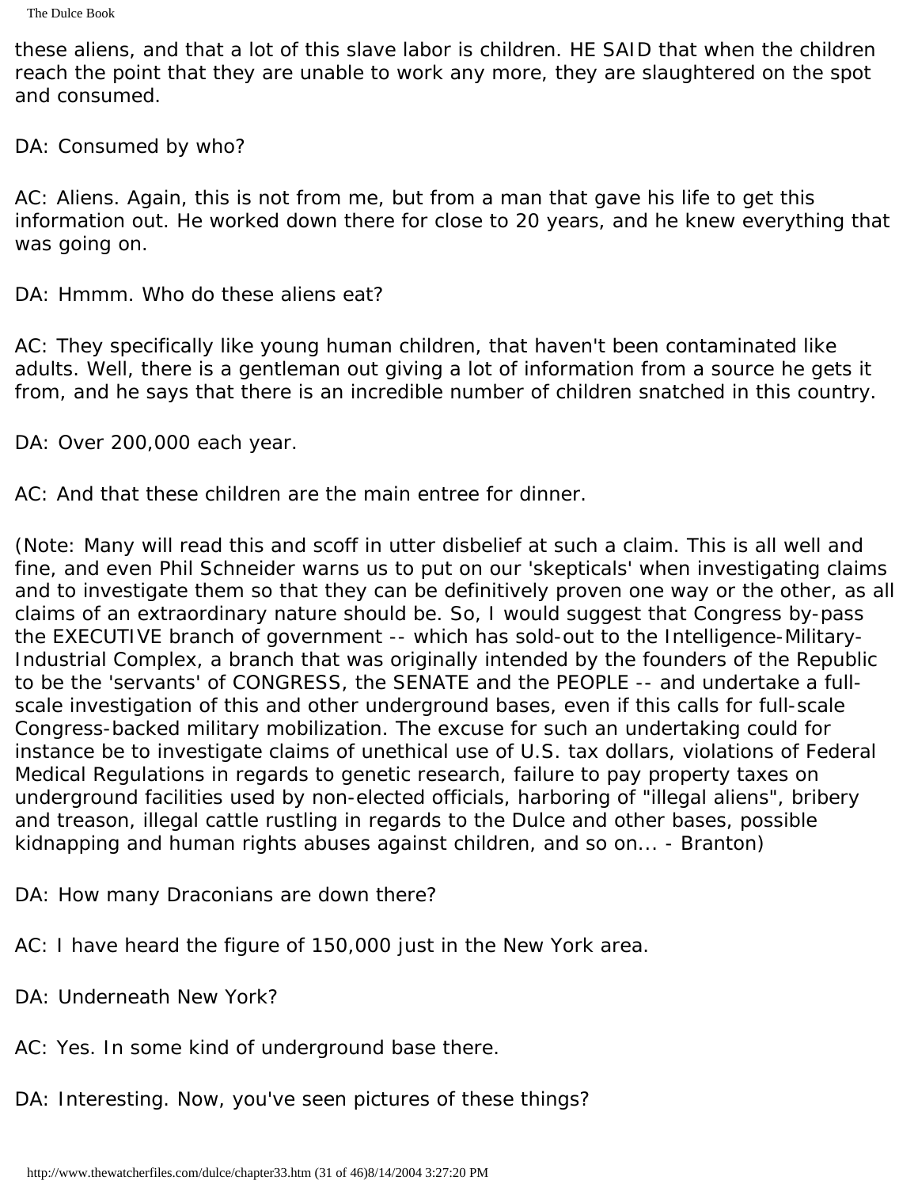these aliens, and that a lot of this slave labor is children. HE SAID that when the children reach the point that they are unable to work any more, they are slaughtered on the spot and consumed.

DA: Consumed by who?

AC: Aliens. Again, this is not from me, but from a man that gave his life to get this information out. He worked down there for close to 20 years, and he knew everything that was going on.

DA: Hmmm. Who do these aliens eat?

AC: They specifically like young human children, that haven't been contaminated like adults. Well, there is a gentleman out giving a lot of information from a source he gets it from, and he says that there is an incredible number of children snatched in this country.

DA: Over 200,000 each year.

AC: And that these children are the main entree for dinner.

(Note: Many will read this and scoff in utter disbelief at such a claim. This is all well and fine, and even Phil Schneider warns us to put on our 'skepticals' when investigating claims and to investigate them so that they can be definitively proven one way or the other, as all claims of an extraordinary nature should be. So, I would suggest that Congress by-pass the EXECUTIVE branch of government -- which has sold-out to the Intelligence-Military-Industrial Complex, a branch that was originally intended by the founders of the Republic to be the 'servants' of CONGRESS, the SENATE and the PEOPLE -- and undertake a full-scale investigation of this and other underground bases, even if this calls for full-scale Congress-backed military mobilization. The excuse for such an undertaking could for instance be to investigate claims of unethical use of U.S. tax dollars, violations of Federal Medical Regulations in regards to genetic research, failure to pay property taxes on underground facilities used by non-elected officials, harboring of "illegal aliens", bribery and treason, illegal cattle rustling in regards to the Dulce and other bases, possible kidnapping and human rights abuses against children, and so on... - Branton)

DA: How many Draconians are down there?

AC: I have heard the figure of 150,000 just in the New York area.

DA: Underneath New York?

AC: Yes. In some kind of underground base there.

DA: Interesting. Now, you've seen pictures of these things?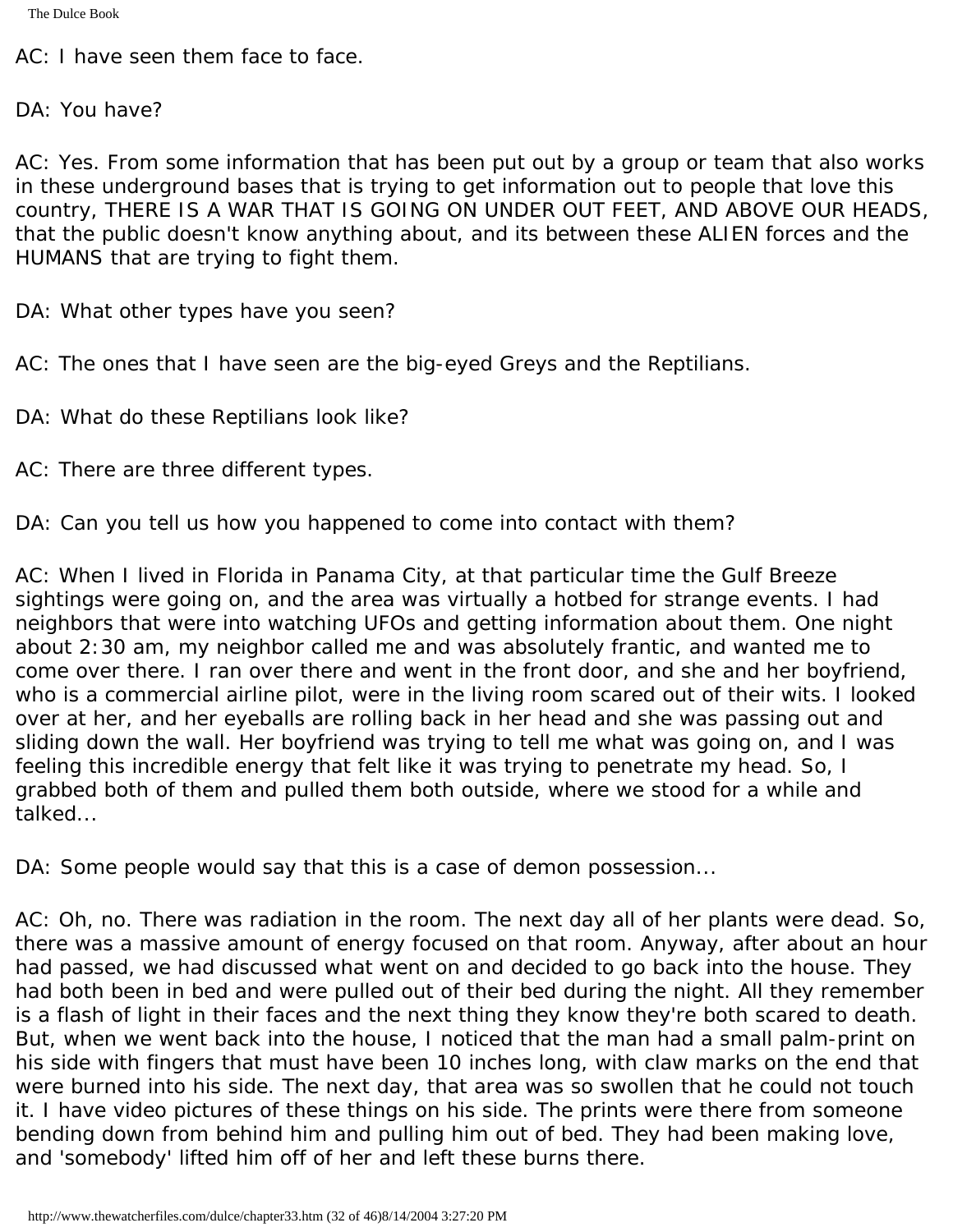AC: I have seen them face to face.

DA: You have?

AC: Yes. From some information that has been put out by a group or team that also works in these underground bases that is trying to get information out to people that love this country, THERE IS A WAR THAT IS GOING ON UNDER OUT FEET, AND ABOVE OUR HEADS, that the public doesn't know anything about, and its between these ALIEN forces and the HUMANS that are trying to fight them.

DA: What other types have you seen?

AC: The ones that I have seen are the big-eyed Greys and the Reptilians.

DA: What do these Reptilians look like?

AC: There are three different types.

DA: Can you tell us how you happened to come into contact with them?

AC: When I lived in Florida in Panama City, at that particular time the Gulf Breeze sightings were going on, and the area was virtually a hotbed for strange events. I had neighbors that were into watching UFOs and getting information about them. One night about 2:30 am, my neighbor called me and was absolutely frantic, and wanted me to come over there. I ran over there and went in the front door, and she and her boyfriend, who is a commercial airline pilot, were in the living room scared out of their wits. I looked over at her, and her eyeballs are rolling back in her head and she was passing out and sliding down the wall. Her boyfriend was trying to tell me what was going on, and I was feeling this incredible energy that felt like it was trying to penetrate my head. So, I grabbed both of them and pulled them both outside, where we stood for a while and talked...

DA: Some people would say that this is a case of demon possession...

AC: Oh, no. There was radiation in the room. The next day all of her plants were dead. So, there was a massive amount of energy focused on that room. Anyway, after about an hour had passed, we had discussed what went on and decided to go back into the house. They had both been in bed and were pulled out of their bed during the night. All they remember is a flash of light in their faces and the next thing they know they're both scared to death. But, when we went back into the house, I noticed that the man had a small palm-print on his side with fingers that must have been 10 inches long, with claw marks on the end that were burned into his side. The next day, that area was so swollen that he could not touch it. I have video pictures of these things on his side. The prints were there from someone bending down from behind him and pulling him out of bed. They had been making love, and 'somebody' lifted him off of her and left these burns there.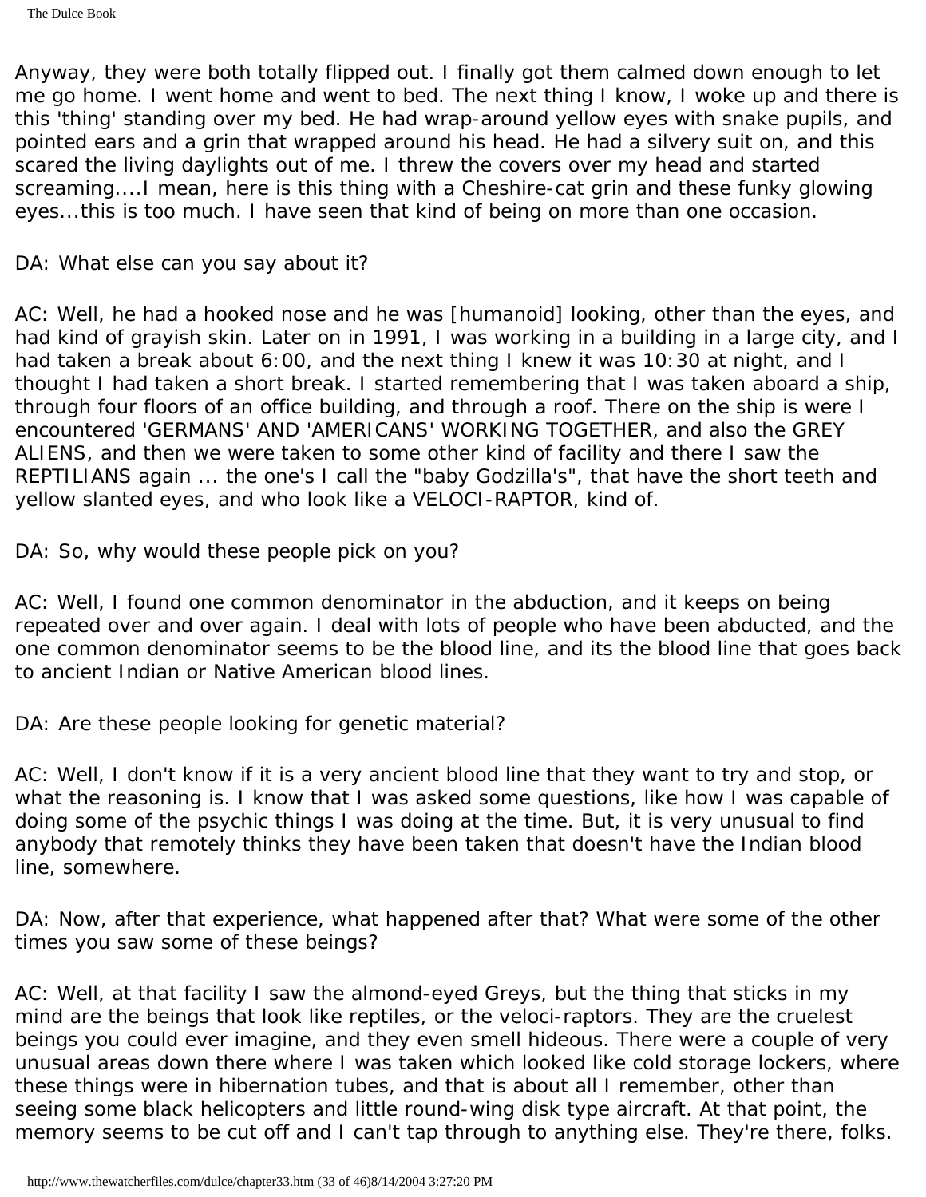Anyway, they were both totally flipped out. I finally got them calmed down enough to let me go home. I went home and went to bed. The next thing I know, I woke up and there is this 'thing' standing over my bed. He had wrap-around yellow eyes with snake pupils, and pointed ears and a grin that wrapped around his head. He had a silvery suit on, and this scared the living daylights out of me. I threw the covers over my head and started screaming....I mean, here is this thing with a Cheshire-cat grin and these funky glowing eyes...this is too much. I have seen that kind of being on more than one occasion.

DA: What else can you say about it?

AC: Well, he had a hooked nose and he was [humanoid] looking, other than the eyes, and had kind of grayish skin. Later on in 1991, I was working in a building in a large city, and I had taken a break about 6:00, and the next thing I knew it was 10:30 at night, and I thought I had taken a short break. I started remembering that I was taken aboard a ship, through four floors of an office building, and through a roof. There on the ship is were I encountered 'GERMANS' AND 'AMERICANS' WORKING TOGETHER, and also the GREY ALIENS, and then we were taken to some other kind of facility and there I saw the REPTILIANS again ... the one's I call the "baby Godzilla's", that have the short teeth and yellow slanted eyes, and who look like a VELOCI-RAPTOR, kind of.

DA: So, why would these people pick on you?

AC: Well, I found one common denominator in the abduction, and it keeps on being repeated over and over again. I deal with lots of people who have been abducted, and the one common denominator seems to be the blood line, and its the blood line that goes back to ancient Indian or Native American blood lines.

DA: Are these people looking for genetic material?

AC: Well, I don't know if it is a very ancient blood line that they want to try and stop, or what the reasoning is. I know that I was asked some questions, like how I was capable of doing some of the psychic things I was doing at the time. But, it is very unusual to find anybody that remotely thinks they have been taken that doesn't have the Indian blood line, somewhere.

DA: Now, after that experience, what happened after that? What were some of the other times you saw some of these beings?

AC: Well, at that facility I saw the almond-eyed Greys, but the thing that sticks in my mind are the beings that look like reptiles, or the veloci-raptors. They are the cruelest beings you could ever imagine, and they even smell hideous. There were a couple of very unusual areas down there where I was taken which looked like cold storage lockers, where these things were in hibernation tubes, and that is about all I remember, other than seeing some black helicopters and little round-wing disk type aircraft. At that point, the memory seems to be cut off and I can't tap through to anything else. They're there, folks.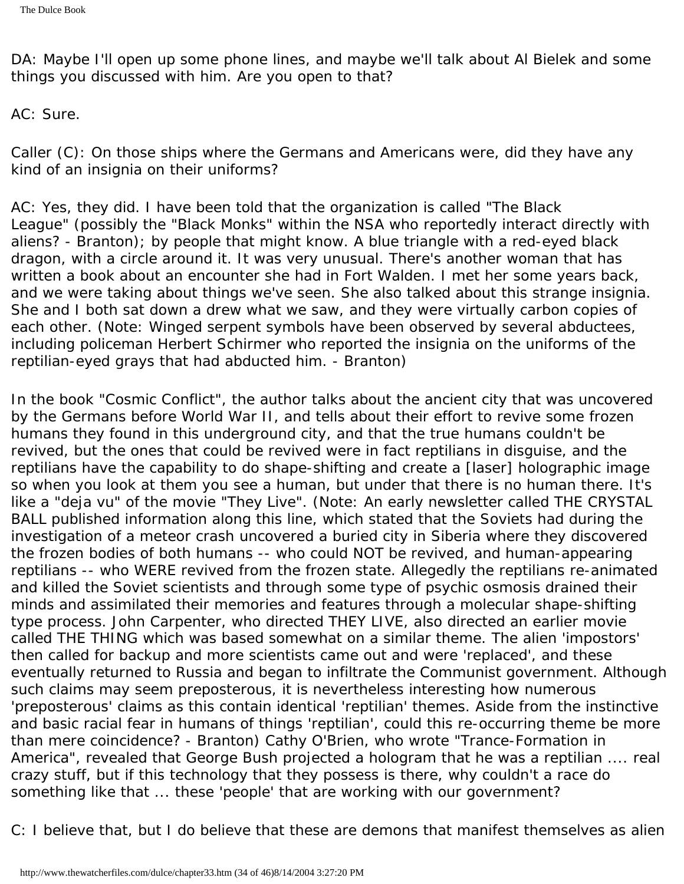DA: Maybe I'll open up some phone lines, and maybe we'll talk about Al Bielek and some things you discussed with him. Are you open to that?

AC: Sure.

Caller (C): On those ships where the Germans and Americans were, did they have any kind of an insignia on their uniforms?

AC: Yes, they did. I have been told that the organization is called "The Black League" (possibly the "Black Monks" within the NSA who reportedly interact directly with aliens? - Branton); by people that might know. A blue triangle with a red-eyed black dragon, with a circle around it. It was very unusual. There's another woman that has written a book about an encounter she had in Fort Walden. I met her some years back, and we were taking about things we've seen. She also talked about this strange insignia. She and I both sat down a drew what we saw, and they were virtually carbon copies of each other. (Note: Winged serpent symbols have been observed by several abductees, including policeman Herbert Schirmer who reported the insignia on the uniforms of the reptilian-eyed grays that had abducted him. - Branton)

In the book "Cosmic Conflict", the author talks about the ancient city that was uncovered by the Germans before World War II, and tells about their effort to revive some frozen humans they found in this underground city, and that the true humans couldn't be revived, but the ones that could be revived were in fact reptilians in disguise, and the reptilians have the capability to do shape-shifting and create a [laser] holographic image so when you look at them you see a human, but under that there is no human there. It's like a "deja vu" of the movie "They Live". (Note: An early newsletter called THE CRYSTAL BALL published information along this line, which stated that the Soviets had during the investigation of a meteor crash uncovered a buried city in Siberia where they discovered the frozen bodies of both humans -- who could NOT be revived, and human-appearing reptilians -- who WERE revived from the frozen state. Allegedly the reptilians re-animated and killed the Soviet scientists and through some type of psychic osmosis drained their minds and assimilated their memories and features through a molecular shape-shifting type process. John Carpenter, who directed THEY LIVE, also directed an earlier movie called THE THING which was based somewhat on a similar theme. The alien 'impostors' then called for backup and more scientists came out and were 'replaced', and these eventually returned to Russia and began to infiltrate the Communist government. Although such claims may seem preposterous, it is nevertheless interesting how numerous 'preposterous' claims as this contain identical 'reptilian' themes. Aside from the instinctive and basic racial fear in humans of things 'reptilian', could this re-occurring theme be more than mere coincidence? - Branton) Cathy O'Brien, who wrote "Trance-Formation in America", revealed that George Bush projected a hologram that he was a reptilian .... real crazy stuff, but if this technology that they possess is there, why couldn't a race do something like that ... these 'people' that are working with our government?

C: I believe that, but I do believe that these are demons that manifest themselves as alien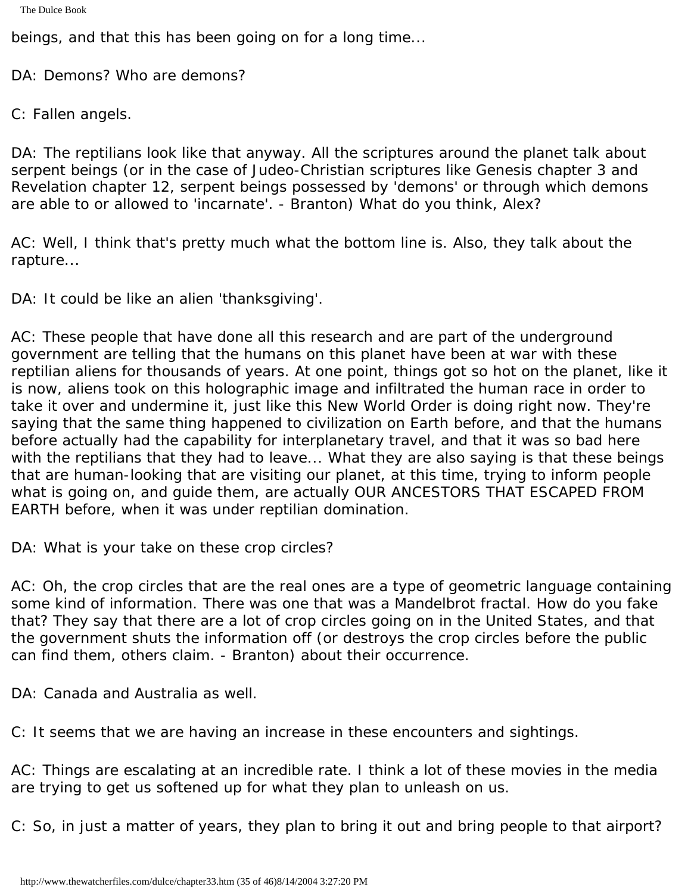beings, and that this has been going on for a long time...

DA: Demons? Who are demons?

C: Fallen angels.

DA: The reptilians look like that anyway. All the scriptures around the planet talk about serpent beings (or in the case of Judeo-Christian scriptures like Genesis chapter 3 and Revelation chapter 12, serpent beings possessed by 'demons' or through which demons are able to or allowed to 'incarnate'. - Branton) What do you think, Alex?

AC: Well, I think that's pretty much what the bottom line is. Also, they talk about the rapture...

DA: It could be like an alien 'thanksgiving'.

AC: These people that have done all this research and are part of the underground government are telling that the humans on this planet have been at war with these reptilian aliens for thousands of years. At one point, things got so hot on the planet, like it is now, aliens took on this holographic image and infiltrated the human race in order to take it over and undermine it, just like this New World Order is doing right now. They're saying that the same thing happened to civilization on Earth before, and that the humans before actually had the capability for interplanetary travel, and that it was so bad here with the reptilians that they had to leave... What they are also saying is that these beings that are human-looking that are visiting our planet, at this time, trying to inform people what is going on, and guide them, are actually OUR ANCESTORS THAT ESCAPED FROM EARTH before, when it was under reptilian domination.

DA: What is your take on these crop circles?

AC: Oh, the crop circles that are the real ones are a type of geometric language containing some kind of information. There was one that was a Mandelbrot fractal. How do you fake that? They say that there are a lot of crop circles going on in the United States, and that the government shuts the information off (or destroys the crop circles before the public can find them, others claim. - Branton) about their occurrence.

DA: Canada and Australia as well.

C: It seems that we are having an increase in these encounters and sightings.

AC: Things are escalating at an incredible rate. I think a lot of these movies in the media are trying to get us softened up for what they plan to unleash on us.

C: So, in just a matter of years, they plan to bring it out and bring people to that airport?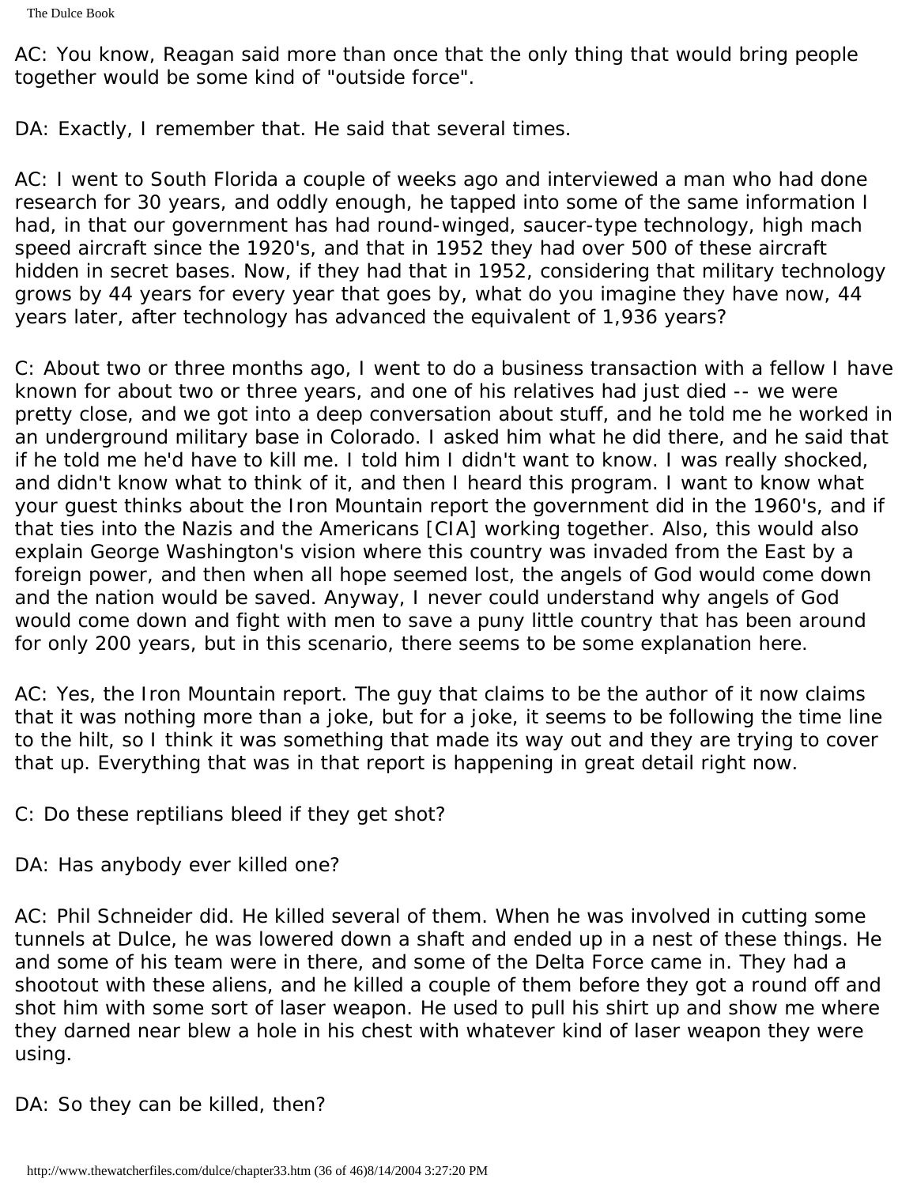AC: You know, Reagan said more than once that the only thing that would bring people together would be some kind of "outside force".

DA: Exactly, I remember that. He said that several times.

AC: I went to South Florida a couple of weeks ago and interviewed a man who had done research for 30 years, and oddly enough, he tapped into some of the same information I had, in that our government has had round-winged, saucer-type technology, high mach speed aircraft since the 1920's, and that in 1952 they had over 500 of these aircraft hidden in secret bases. Now, if they had that in 1952, considering that military technology grows by 44 years for every year that goes by, what do you imagine they have now, 44 years later, after technology has advanced the equivalent of 1,936 years?

C: About two or three months ago, I went to do a business transaction with a fellow I have known for about two or three years, and one of his relatives had just died -- we were pretty close, and we got into a deep conversation about stuff, and he told me he worked in an underground military base in Colorado. I asked him what he did there, and he said that if he told me he'd have to kill me. I told him I didn't want to know. I was really shocked, and didn't know what to think of it, and then I heard this program. I want to know what your guest thinks about the Iron Mountain report the government did in the 1960's, and if that ties into the Nazis and the Americans [CIA] working together. Also, this would also explain George Washington's vision where this country was invaded from the East by a foreign power, and then when all hope seemed lost, the angels of God would come down and the nation would be saved. Anyway, I never could understand why angels of God would come down and fight with men to save a puny little country that has been around for only 200 years, but in this scenario, there seems to be some explanation here.

AC: Yes, the Iron Mountain report. The guy that claims to be the author of it now claims that it was nothing more than a joke, but for a joke, it seems to be following the time line to the hilt, so I think it was something that made its way out and they are trying to cover that up. Everything that was in that report is happening in great detail right now.

C: Do these reptilians bleed if they get shot?

DA: Has anybody ever killed one?

AC: Phil Schneider did. He killed several of them. When he was involved in cutting some tunnels at Dulce, he was lowered down a shaft and ended up in a nest of these things. He and some of his team were in there, and some of the Delta Force came in. They had a shootout with these aliens, and he killed a couple of them before they got a round off and shot him with some sort of laser weapon. He used to pull his shirt up and show me where they darned near blew a hole in his chest with whatever kind of laser weapon they were using.

DA: So they can be killed, then?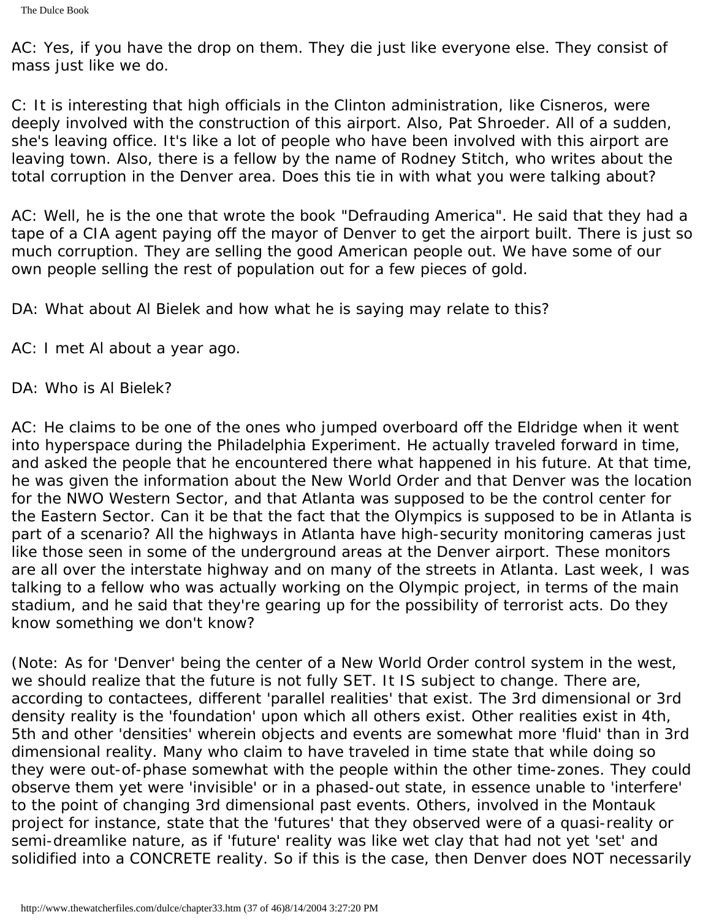AC: Yes, if you have the drop on them. They die just like everyone else. They consist of mass just like we do.

C: It is interesting that high officials in the Clinton administration, like Cisneros, were deeply involved with the construction of this airport. Also, Pat Shroeder. All of a sudden, she's leaving office. It's like a lot of people who have been involved with this airport are leaving town. Also, there is a fellow by the name of Rodney Stitch, who writes about the total corruption in the Denver area. Does this tie in with what you were talking about?

AC: Well, he is the one that wrote the book "Defrauding America". He said that they had a tape of a CIA agent paying off the mayor of Denver to get the airport built. There is just so much corruption. They are selling the good American people out. We have some of our own people selling the rest of population out for a few pieces of gold.

DA: What about Al Bielek and how what he is saying may relate to this?

AC: I met Al about a year ago.

DA: Who is Al Bielek?

AC: He claims to be one of the ones who jumped overboard off the Eldridge when it went into hyperspace during the Philadelphia Experiment. He actually traveled forward in time, and asked the people that he encountered there what happened in his future. At that time, he was given the information about the New World Order and that Denver was the location for the NWO Western Sector, and that Atlanta was supposed to be the control center for the Eastern Sector. Can it be that the fact that the Olympics is supposed to be in Atlanta is part of a scenario? All the highways in Atlanta have high-security monitoring cameras just like those seen in some of the underground areas at the Denver airport. These monitors are all over the interstate highway and on many of the streets in Atlanta. Last week, I was talking to a fellow who was actually working on the Olympic project, in terms of the main stadium, and he said that they're gearing up for the possibility of terrorist acts. Do they know something we don't know?

(Note: As for 'Denver' being the center of a New World Order control system in the west, we should realize that the future is not fully SET. It IS subject to change. There are, according to contactees, different 'parallel realities' that exist. The 3rd dimensional or 3rd density reality is the 'foundation' upon which all others exist. Other realities exist in 4th, 5th and other 'densities' wherein objects and events are somewhat more 'fluid' than in 3rd dimensional reality. Many who claim to have traveled in time state that while doing so they were out-of-phase somewhat with the people within the other time-zones. They could observe them yet were 'invisible' or in a phased-out state, in essence unable to 'interfere' to the point of changing 3rd dimensional past events. Others, involved in the Montauk project for instance, state that the 'futures' that they observed were of a quasi-reality or semi-dreamlike nature, as if 'future' reality was like wet clay that had not yet 'set' and solidified into a CONCRETE reality. So if this is the case, then Denver does NOT necessarily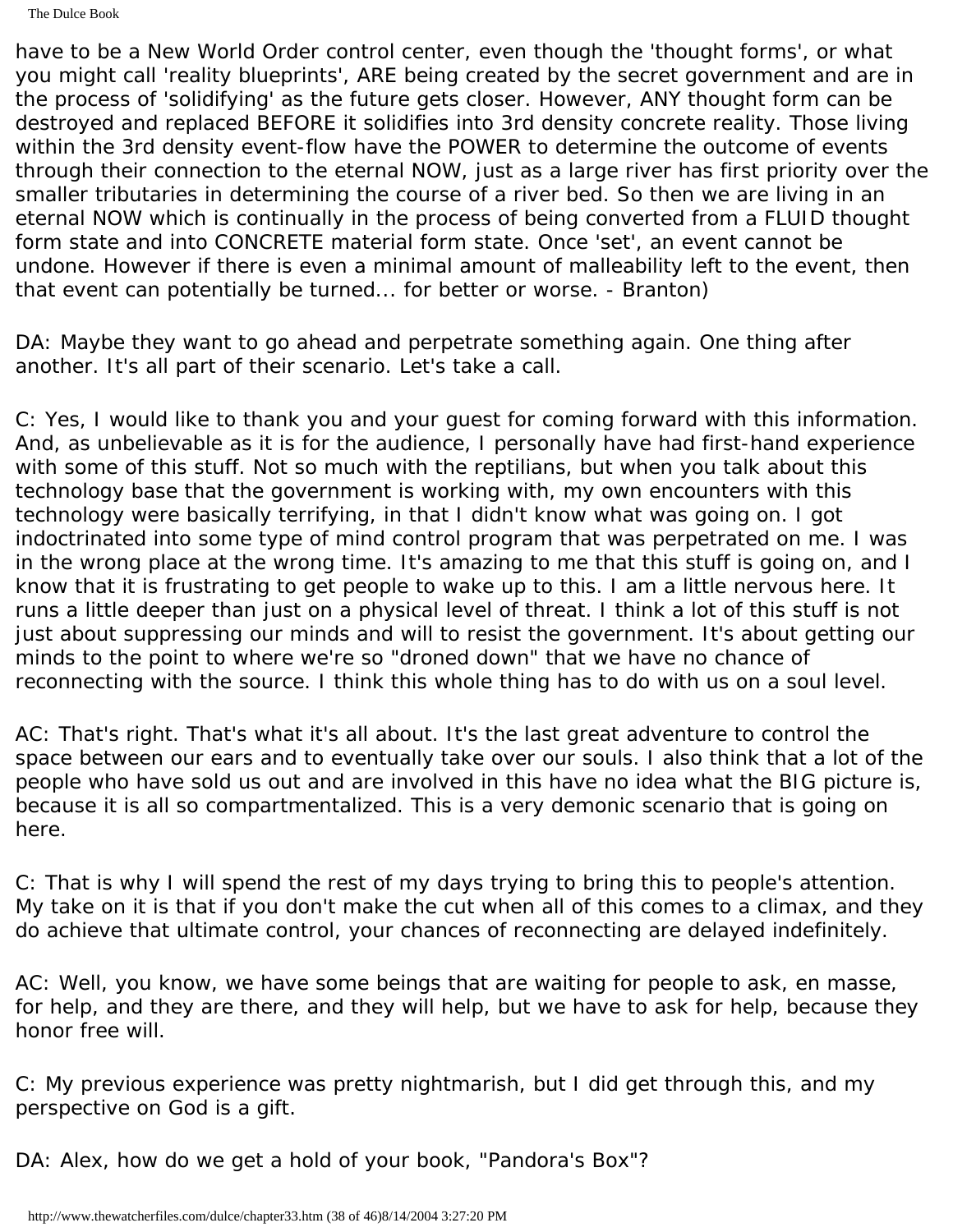have to be a New World Order control center, even though the 'thought forms', or what you might call 'reality blueprints', ARE being created by the secret government and are in the process of 'solidifying' as the future gets closer. However, ANY thought form can be destroyed and replaced BEFORE it solidifies into 3rd density concrete reality. Those living within the 3rd density event-flow have the POWER to determine the outcome of events through their connection to the eternal NOW, just as a large river has first priority over the smaller tributaries in determining the course of a river bed. So then we are living in an eternal NOW which is continually in the process of being converted from a FLUID thought form state and into CONCRETE material form state. Once 'set', an event cannot be undone. However if there is even a minimal amount of malleability left to the event, then that event can potentially be turned... for better or worse. - Branton)

DA: Maybe they want to go ahead and perpetrate something again. One thing after another. It's all part of their scenario. Let's take a call.

C: Yes, I would like to thank you and your guest for coming forward with this information. And, as unbelievable as it is for the audience, I personally have had first-hand experience with some of this stuff. Not so much with the reptilians, but when you talk about this technology base that the government is working with, my own encounters with this technology were basically terrifying, in that I didn't know what was going on. I got indoctrinated into some type of mind control program that was perpetrated on me. I was in the wrong place at the wrong time. It's amazing to me that this stuff is going on, and I know that it is frustrating to get people to wake up to this. I am a little nervous here. It runs a little deeper than just on a physical level of threat. I think a lot of this stuff is not just about suppressing our minds and will to resist the government. It's about getting our minds to the point to where we're so "droned down" that we have no chance of reconnecting with the source. I think this whole thing has to do with us on a soul level.

AC: That's right. That's what it's all about. It's the last great adventure to control the space between our ears and to eventually take over our souls. I also think that a lot of the people who have sold us out and are involved in this have no idea what the BIG picture is, because it is all so compartmentalized. This is a very demonic scenario that is going on here.

C: That is why I will spend the rest of my days trying to bring this to people's attention. My take on it is that if you don't make the cut when all of this comes to a climax, and they do achieve that ultimate control, your chances of reconnecting are delayed indefinitely.

AC: Well, you know, we have some beings that are waiting for people to ask, en masse, for help, and they are there, and they will help, but we have to ask for help, because they honor free will.

C: My previous experience was pretty nightmarish, but I did get through this, and my perspective on God is a gift.

DA: Alex, how do we get a hold of your book, "Pandora's Box"?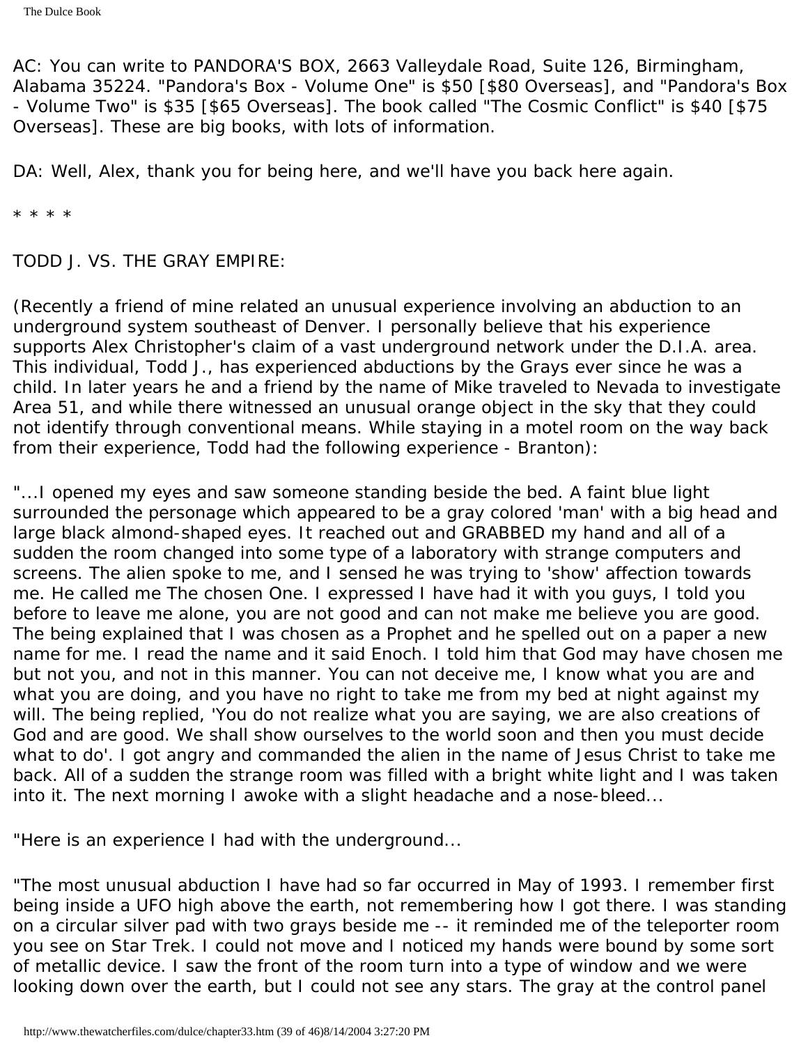AC: You can write to PANDORA'S BOX, 2663 Valleydale Road, Suite 126, Birmingham, Alabama 35224. "Pandora's Box - Volume One" is $50 [$80 Overseas], and "Pandora's Box - Volume Two" is $35 [$65 Overseas]. The book called "The Cosmic Conflict" is $40 [$75 Overseas]. These are big books, with lots of information.

DA: Well, Alex, thank you for being here, and we'll have you back here again.

* * * *

TODD J. VS. THE GRAY EMPIRE:

(Recently a friend of mine related an unusual experience involving an abduction to an underground system southeast of Denver. I personally believe that his experience supports Alex Christopher's claim of a vast underground network under the D.I.A. area. This individual, Todd J., has experienced abductions by the Grays ever since he was a child. In later years he and a friend by the name of Mike traveled to Nevada to investigate Area 51, and while there witnessed an unusual orange object in the sky that they could not identify through conventional means. While staying in a motel room on the way back from their experience, Todd had the following experience - Branton):

"...I opened my eyes and saw someone standing beside the bed. A faint blue light surrounded the personage which appeared to be a gray colored 'man' with a big head and large black almond-shaped eyes. It reached out and GRABBED my hand and all of a sudden the room changed into some type of a laboratory with strange computers and screens. The alien spoke to me, and I sensed he was trying to 'show' affection towards me. He called me The chosen One. I expressed I have had it with you guys, I told you before to leave me alone, you are not good and can not make me believe you are good. The being explained that I was chosen as a Prophet and he spelled out on a paper a new name for me. I read the name and it said Enoch. I told him that God may have chosen me but not you, and not in this manner. You can not deceive me, I know what you are and what you are doing, and you have no right to take me from my bed at night against my will. The being replied, 'You do not realize what you are saying, we are also creations of God and are good. We shall show ourselves to the world soon and then you must decide what to do'. I got angry and commanded the alien in the name of Jesus Christ to take me back. All of a sudden the strange room was filled with a bright white light and I was taken into it. The next morning I awoke with a slight headache and a nose-bleed...

"Here is an experience I had with the underground...

"The most unusual abduction I have had so far occurred in May of 1993. I remember first being inside a UFO high above the earth, not remembering how I got there. I was standing on a circular silver pad with two grays beside me -- it reminded me of the teleporter room you see on Star Trek. I could not move and I noticed my hands were bound by some sort of metallic device. I saw the front of the room turn into a type of window and we were looking down over the earth, but I could not see any stars. The gray at the control panel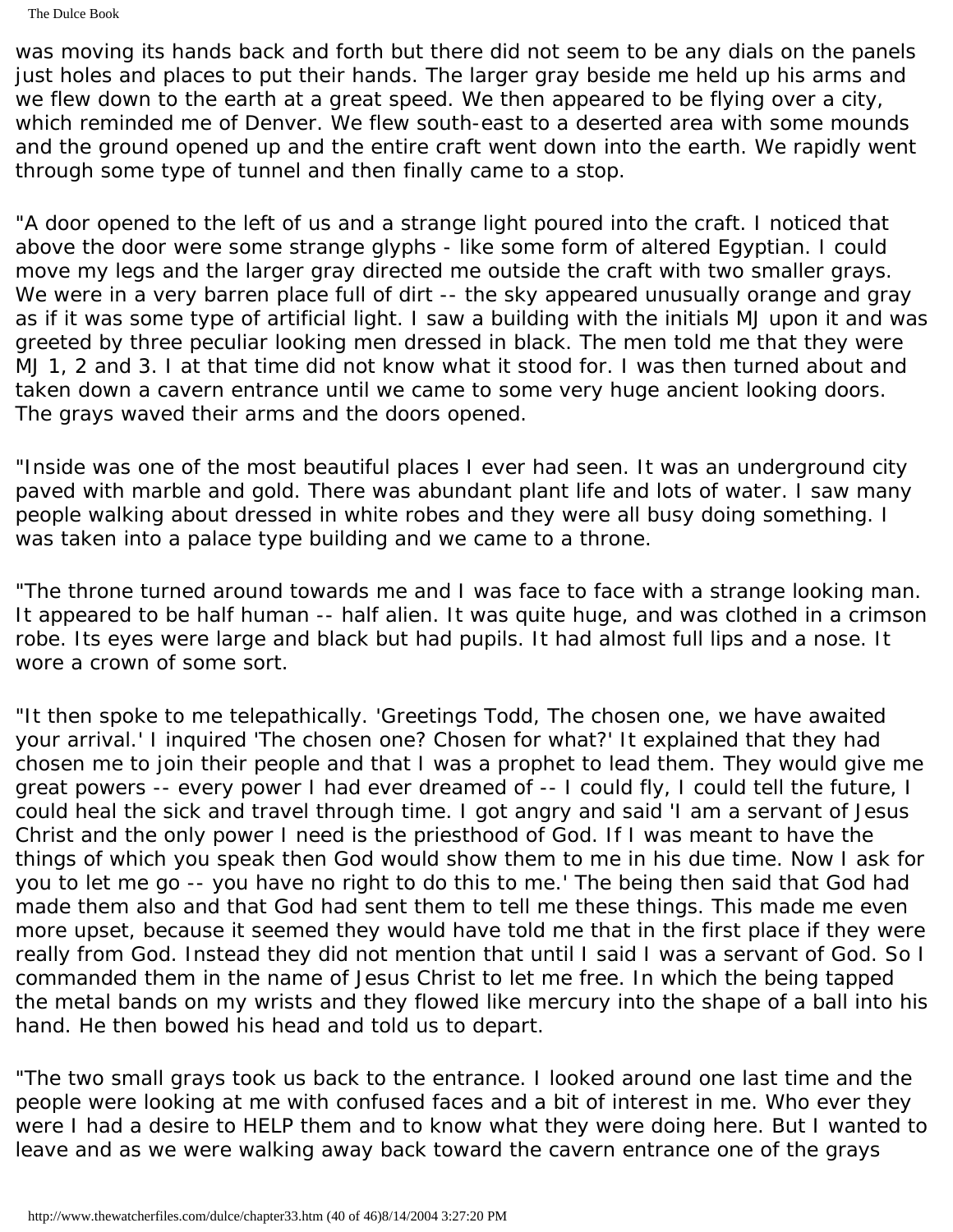was moving its hands back and forth but there did not seem to be any dials on the panels just holes and places to put their hands. The larger gray beside me held up his arms and we flew down to the earth at a great speed. We then appeared to be flying over a city, which reminded me of Denver. We flew south-east to a deserted area with some mounds and the ground opened up and the entire craft went down into the earth. We rapidly went through some type of tunnel and then finally came to a stop.

"A door opened to the left of us and a strange light poured into the craft. I noticed that above the door were some strange glyphs - like some form of altered Egyptian. I could move my legs and the larger gray directed me outside the craft with two smaller grays. We were in a very barren place full of dirt -- the sky appeared unusually orange and gray as if it was some type of artificial light. I saw a building with the initials MJ upon it and was greeted by three peculiar looking men dressed in black. The men told me that they were MJ 1, 2 and 3. I at that time did not know what it stood for. I was then turned about and taken down a cavern entrance until we came to some very huge ancient looking doors. The grays waved their arms and the doors opened.

"Inside was one of the most beautiful places I ever had seen. It was an underground city paved with marble and gold. There was abundant plant life and lots of water. I saw many people walking about dressed in white robes and they were all busy doing something. I was taken into a palace type building and we came to a throne.

"The throne turned around towards me and I was face to face with a strange looking man. It appeared to be half human -- half alien. It was quite huge, and was clothed in a crimson robe. Its eyes were large and black but had pupils. It had almost full lips and a nose. It wore a crown of some sort.

"It then spoke to me telepathically. 'Greetings Todd, The chosen one, we have awaited your arrival.' I inquired 'The chosen one? Chosen for what?' It explained that they had chosen me to join their people and that I was a prophet to lead them. They would give me great powers -- every power I had ever dreamed of -- I could fly, I could tell the future, I could heal the sick and travel through time. I got angry and said 'I am a servant of Jesus Christ and the only power I need is the priesthood of God. If I was meant to have the things of which you speak then God would show them to me in his due time. Now I ask for you to let me go -- you have no right to do this to me.' The being then said that God had made them also and that God had sent them to tell me these things. This made me even more upset, because it seemed they would have told me that in the first place if they were really from God. Instead they did not mention that until I said I was a servant of God. So I commanded them in the name of Jesus Christ to let me free. In which the being tapped the metal bands on my wrists and they flowed like mercury into the shape of a ball into his hand. He then bowed his head and told us to depart.

"The two small grays took us back to the entrance. I looked around one last time and the people were looking at me with confused faces and a bit of interest in me. Who ever they were I had a desire to HELP them and to know what they were doing here. But I wanted to leave and as we were walking away back toward the cavern entrance one of the grays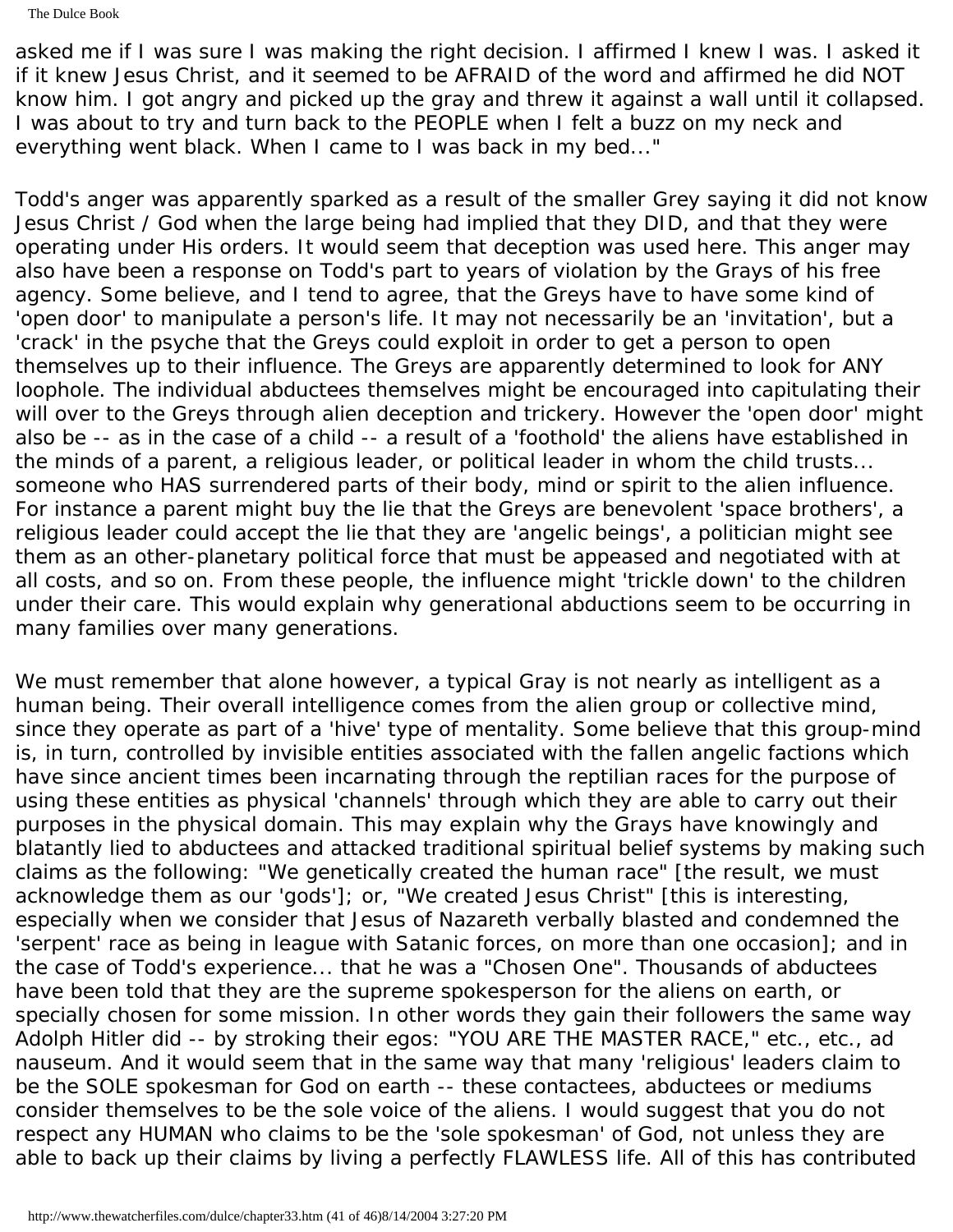asked me if I was sure I was making the right decision. I affirmed I knew I was. I asked it if it knew Jesus Christ, and it seemed to be AFRAID of the word and affirmed he did NOT know him. I got angry and picked up the gray and threw it against a wall until it collapsed. I was about to try and turn back to the PEOPLE when I felt a buzz on my neck and everything went black. When I came to I was back in my bed..."

Todd's anger was apparently sparked as a result of the smaller Grey saying it did not know Jesus Christ / God when the large being had implied that they DID, and that they were operating under His orders. It would seem that deception was used here. This anger may also have been a response on Todd's part to years of violation by the Grays of his free agency. Some believe, and I tend to agree, that the Greys have to have some kind of 'open door' to manipulate a person's life. It may not necessarily be an 'invitation', but a 'crack' in the psyche that the Greys could exploit in order to get a person to open themselves up to their influence. The Greys are apparently determined to look for ANY loophole. The individual abductees themselves might be encouraged into capitulating their will over to the Greys through alien deception and trickery. However the 'open door' might also be -- as in the case of a child -- a result of a 'foothold' the aliens have established in the minds of a parent, a religious leader, or political leader in whom the child trusts... someone who HAS surrendered parts of their body, mind or spirit to the alien influence. For instance a parent might buy the lie that the Greys are benevolent 'space brothers', a religious leader could accept the lie that they are 'angelic beings', a politician might see them as an other-planetary political force that must be appeased and negotiated with at all costs, and so on. From these people, the influence might 'trickle down' to the children under their care. This would explain why generational abductions seem to be occurring in many families over many generations.

We must remember that alone however, a typical Gray is not nearly as intelligent as a human being. Their overall intelligence comes from the alien group or collective mind, since they operate as part of a 'hive' type of mentality. Some believe that this group-mind is, in turn, controlled by invisible entities associated with the fallen angelic factions which have since ancient times been incarnating through the reptilian races for the purpose of using these entities as physical 'channels' through which they are able to carry out their purposes in the physical domain. This may explain why the Grays have knowingly and blatantly lied to abductees and attacked traditional spiritual belief systems by making such claims as the following: "We genetically created the human race" [the result, we must acknowledge them as our 'gods']; or, "We created Jesus Christ" [this is interesting, especially when we consider that Jesus of Nazareth verbally blasted and condemned the 'serpent' race as being in league with Satanic forces, on more than one occasion]; and in the case of Todd's experience... that he was a "Chosen One". Thousands of abductees have been told that they are the supreme spokesperson for the aliens on earth, or specially chosen for some mission. In other words they gain their followers the same way Adolph Hitler did -- by stroking their egos: "YOU ARE THE MASTER RACE," etc., etc., ad nauseum. And it would seem that in the same way that many 'religious' leaders claim to be the SOLE spokesman for God on earth -- these contactees, abductees or mediums consider themselves to be the sole voice of the aliens. I would suggest that you do not respect any HUMAN who claims to be the 'sole spokesman' of God, not unless they are able to back up their claims by living a perfectly FLAWLESS life. All of this has contributed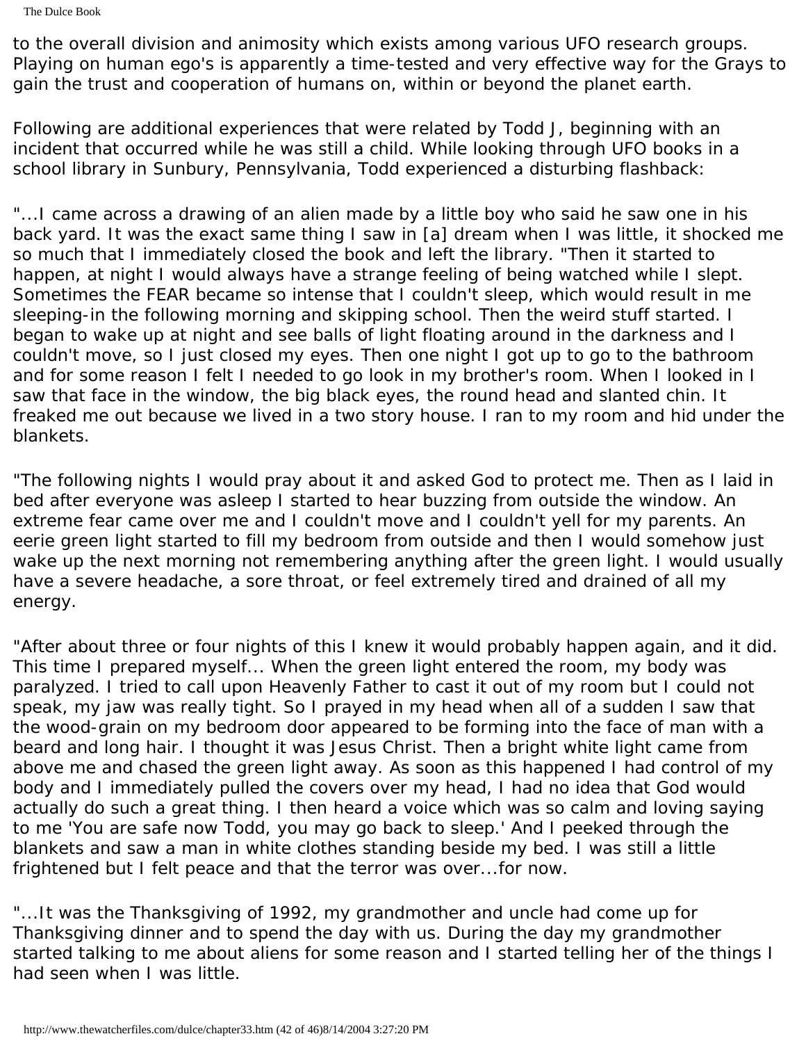to the overall division and animosity which exists among various UFO research groups. Playing on human ego's is apparently a time-tested and very effective way for the Grays to gain the trust and cooperation of humans on, within or beyond the planet earth.

Following are additional experiences that were related by Todd J, beginning with an incident that occurred while he was still a child. While looking through UFO books in a school library in Sunbury, Pennsylvania, Todd experienced a disturbing flashback:

"...I came across a drawing of an alien made by a little boy who said he saw one in his back yard. It was the exact same thing I saw in [a] dream when I was little, it shocked me so much that I immediately closed the book and left the library. "Then it started to happen, at night I would always have a strange feeling of being watched while I slept. Sometimes the FEAR became so intense that I couldn't sleep, which would result in me sleeping-in the following morning and skipping school. Then the weird stuff started. I began to wake up at night and see balls of light floating around in the darkness and I couldn't move, so I just closed my eyes. Then one night I got up to go to the bathroom and for some reason I felt I needed to go look in my brother's room. When I looked in I saw that face in the window, the big black eyes, the round head and slanted chin. It freaked me out because we lived in a two story house. I ran to my room and hid under the blankets.

"The following nights I would pray about it and asked God to protect me. Then as I laid in bed after everyone was asleep I started to hear buzzing from outside the window. An extreme fear came over me and I couldn't move and I couldn't yell for my parents. An eerie green light started to fill my bedroom from outside and then I would somehow just wake up the next morning not remembering anything after the green light. I would usually have a severe headache, a sore throat, or feel extremely tired and drained of all my energy.

"After about three or four nights of this I knew it would probably happen again, and it did. This time I prepared myself... When the green light entered the room, my body was paralyzed. I tried to call upon Heavenly Father to cast it out of my room but I could not speak, my jaw was really tight. So I prayed in my head when all of a sudden I saw that the wood-grain on my bedroom door appeared to be forming into the face of man with a beard and long hair. I thought it was Jesus Christ. Then a bright white light came from above me and chased the green light away. As soon as this happened I had control of my body and I immediately pulled the covers over my head, I had no idea that God would actually do such a great thing. I then heard a voice which was so calm and loving saying to me 'You are safe now Todd, you may go back to sleep.' And I peeked through the blankets and saw a man in white clothes standing beside my bed. I was still a little frightened but I felt peace and that the terror was over...for now.

"...It was the Thanksgiving of 1992, my grandmother and uncle had come up for Thanksgiving dinner and to spend the day with us. During the day my grandmother started talking to me about aliens for some reason and I started telling her of the things I had seen when I was little.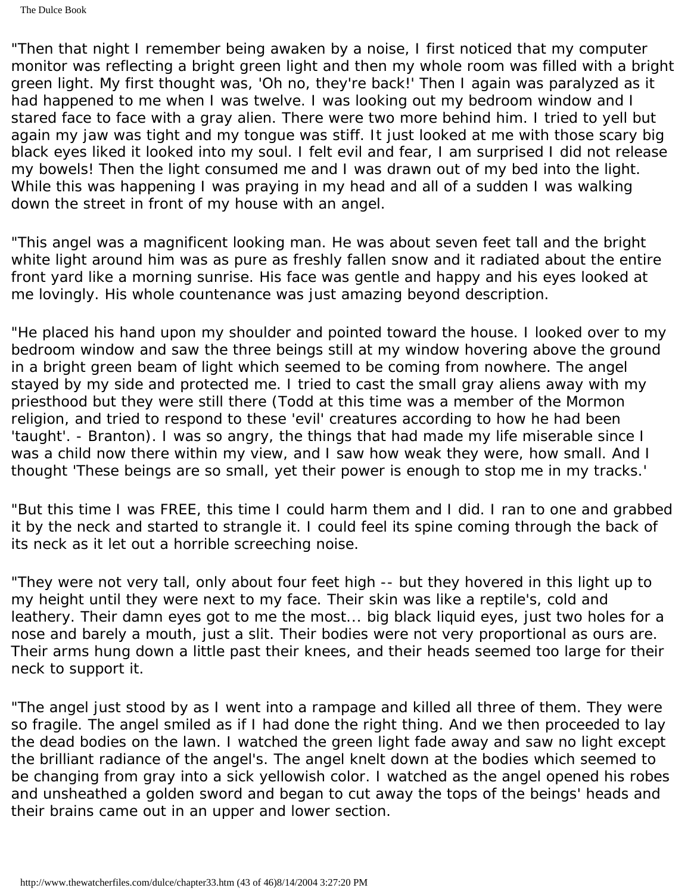"Then that night I remember being awaken by a noise, I first noticed that my computer monitor was reflecting a bright green light and then my whole room was filled with a bright green light. My first thought was, 'Oh no, they're back!' Then I again was paralyzed as it had happened to me when I was twelve. I was looking out my bedroom window and I stared face to face with a gray alien. There were two more behind him. I tried to yell but again my jaw was tight and my tongue was stiff. It just looked at me with those scary big black eyes liked it looked into my soul. I felt evil and fear, I am surprised I did not release my bowels! Then the light consumed me and I was drawn out of my bed into the light. While this was happening I was praying in my head and all of a sudden I was walking down the street in front of my house with an angel.

"This angel was a magnificent looking man. He was about seven feet tall and the bright white light around him was as pure as freshly fallen snow and it radiated about the entire front yard like a morning sunrise. His face was gentle and happy and his eyes looked at me lovingly. His whole countenance was just amazing beyond description.

"He placed his hand upon my shoulder and pointed toward the house. I looked over to my bedroom window and saw the three beings still at my window hovering above the ground in a bright green beam of light which seemed to be coming from nowhere. The angel stayed by my side and protected me. I tried to cast the small gray aliens away with my priesthood but they were still there (Todd at this time was a member of the Mormon religion, and tried to respond to these 'evil' creatures according to how he had been 'taught'. - Branton). I was so angry, the things that had made my life miserable since I was a child now there within my view, and I saw how weak they were, how small. And I thought 'These beings are so small, yet their power is enough to stop me in my tracks.'

"But this time I was FREE, this time I could harm them and I did. I ran to one and grabbed it by the neck and started to strangle it. I could feel its spine coming through the back of its neck as it let out a horrible screeching noise.

"They were not very tall, only about four feet high -- but they hovered in this light up to my height until they were next to my face. Their skin was like a reptile's, cold and leathery. Their damn eyes got to me the most... big black liquid eyes, just two holes for a nose and barely a mouth, just a slit. Their bodies were not very proportional as ours are. Their arms hung down a little past their knees, and their heads seemed too large for their neck to support it.

"The angel just stood by as I went into a rampage and killed all three of them. They were so fragile. The angel smiled as if I had done the right thing. And we then proceeded to lay the dead bodies on the lawn. I watched the green light fade away and saw no light except the brilliant radiance of the angel's. The angel knelt down at the bodies which seemed to be changing from gray into a sick yellowish color. I watched as the angel opened his robes and unsheathed a golden sword and began to cut away the tops of the beings' heads and their brains came out in an upper and lower section.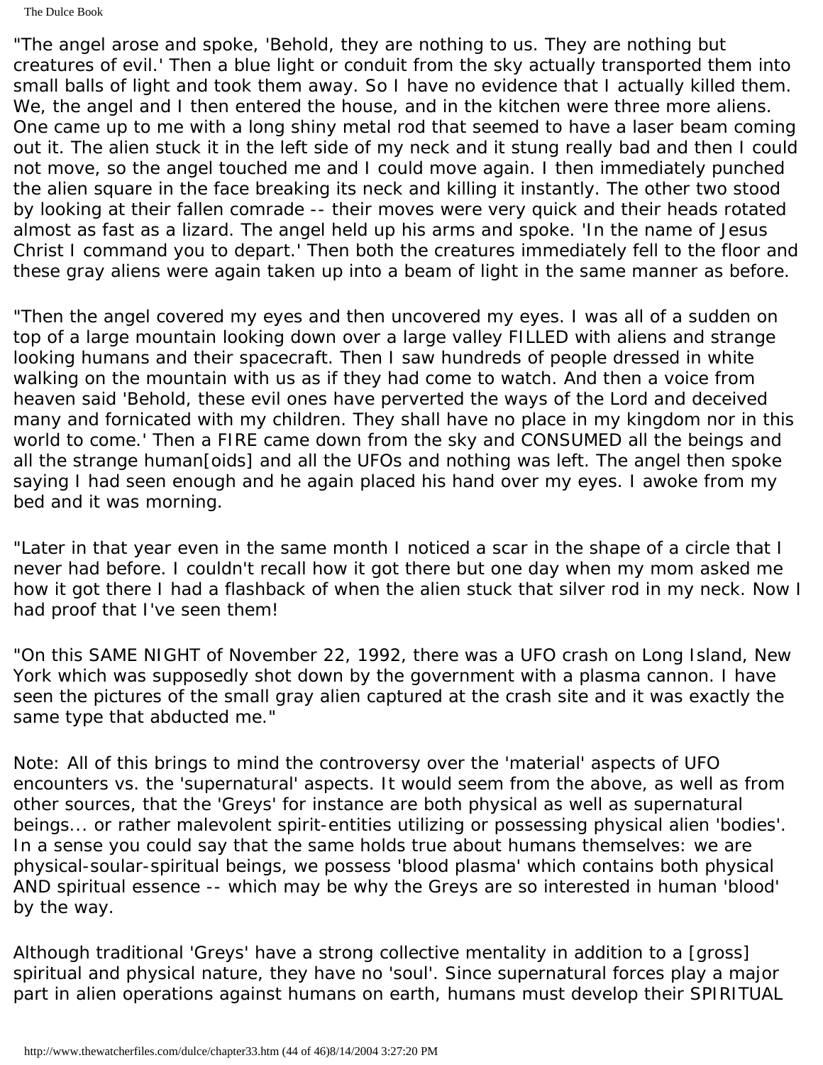"The angel arose and spoke, 'Behold, they are nothing to us. They are nothing but creatures of evil.' Then a blue light or conduit from the sky actually transported them into small balls of light and took them away. So I have no evidence that I actually killed them. We, the angel and I then entered the house, and in the kitchen were three more aliens. One came up to me with a long shiny metal rod that seemed to have a laser beam coming out it. The alien stuck it in the left side of my neck and it stung really bad and then I could not move, so the angel touched me and I could move again. I then immediately punched the alien square in the face breaking its neck and killing it instantly. The other two stood by looking at their fallen comrade -- their moves were very quick and their heads rotated almost as fast as a lizard. The angel held up his arms and spoke. 'In the name of Jesus Christ I command you to depart.' Then both the creatures immediately fell to the floor and these gray aliens were again taken up into a beam of light in the same manner as before.

"Then the angel covered my eyes and then uncovered my eyes. I was all of a sudden on top of a large mountain looking down over a large valley FILLED with aliens and strange looking humans and their spacecraft. Then I saw hundreds of people dressed in white walking on the mountain with us as if they had come to watch. And then a voice from heaven said 'Behold, these evil ones have perverted the ways of the Lord and deceived many and fornicated with my children. They shall have no place in my kingdom nor in this world to come.' Then a FIRE came down from the sky and CONSUMED all the beings and all the strange human[oids] and all the UFOs and nothing was left. The angel then spoke saying I had seen enough and he again placed his hand over my eyes. I awoke from my bed and it was morning.

"Later in that year even in the same month I noticed a scar in the shape of a circle that I never had before. I couldn't recall how it got there but one day when my mom asked me how it got there I had a flashback of when the alien stuck that silver rod in my neck. Now I had proof that I've seen them!

"On this SAME NIGHT of November 22, 1992, there was a UFO crash on Long Island, New York which was supposedly shot down by the government with a plasma cannon. I have seen the pictures of the small gray alien captured at the crash site and it was exactly the same type that abducted me."

Note: All of this brings to mind the controversy over the 'material' aspects of UFO encounters vs. the 'supernatural' aspects. It would seem from the above, as well as from other sources, that the 'Greys' for instance are both physical as well as supernatural beings... or rather malevolent spirit-entities utilizing or possessing physical alien 'bodies'. In a sense you could say that the same holds true about humans themselves: we are physical-soular-spiritual beings, we possess 'blood plasma' which contains both physical AND spiritual essence -- which may be why the Greys are so interested in human 'blood' by the way.

Although traditional 'Greys' have a strong collective mentality in addition to a [gross] spiritual and physical nature, they have no 'soul'. Since supernatural forces play a major part in alien operations against humans on earth, humans must develop their SPIRITUAL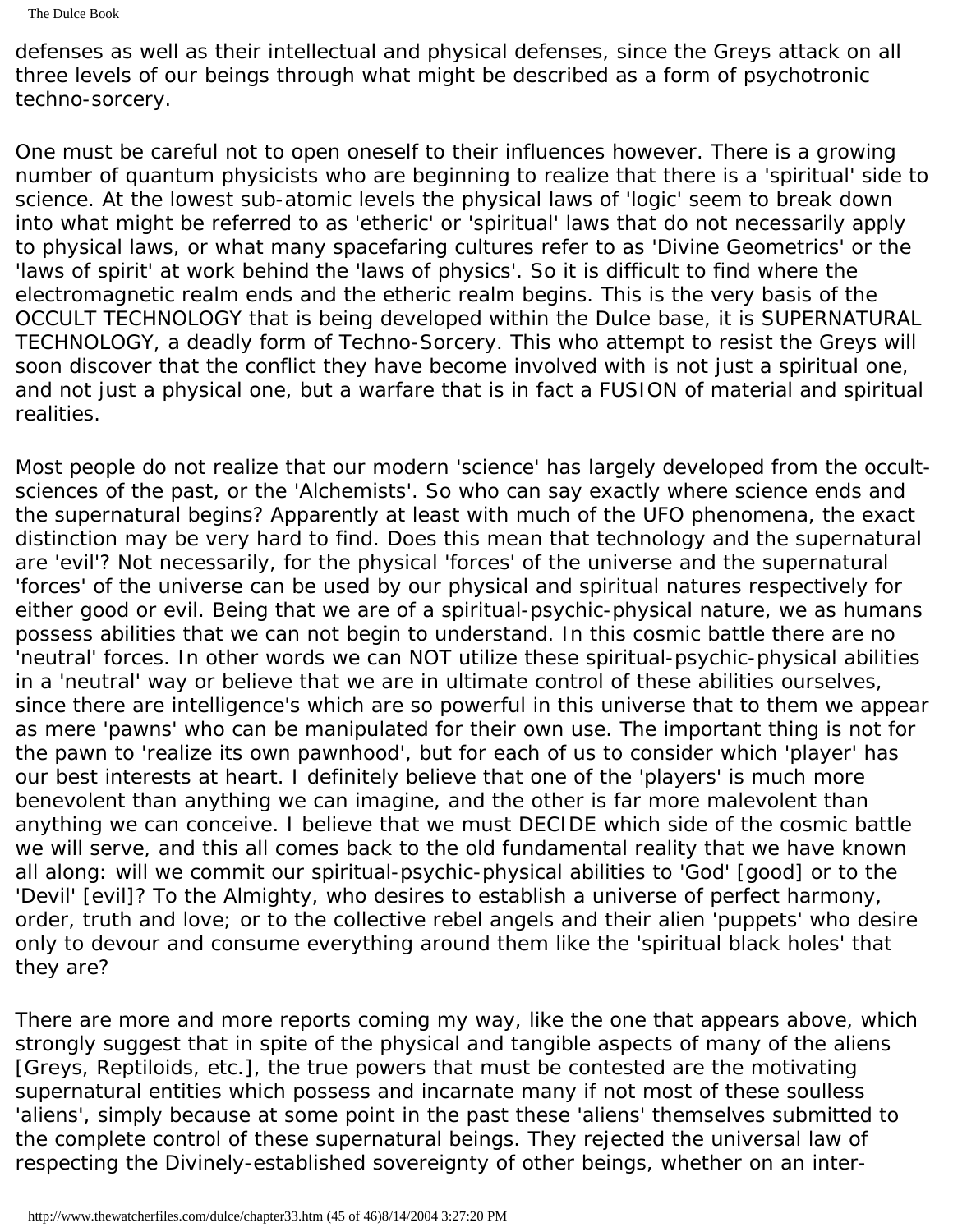defenses as well as their intellectual and physical defenses, since the Greys attack on all three levels of our beings through what might be described as a form of psychotronic techno-sorcery.

One must be careful not to open oneself to their influences however. There is a growing number of quantum physicists who are beginning to realize that there is a 'spiritual' side to science. At the lowest sub-atomic levels the physical laws of 'logic' seem to break down into what might be referred to as 'etheric' or 'spiritual' laws that do not necessarily apply to physical laws, or what many spacefaring cultures refer to as 'Divine Geometrics' or the 'laws of spirit' at work behind the 'laws of physics'. So it is difficult to find where the electromagnetic realm ends and the etheric realm begins. This is the very basis of the OCCULT TECHNOLOGY that is being developed within the Dulce base, it is SUPERNATURAL TECHNOLOGY, a deadly form of Techno-Sorcery. This who attempt to resist the Greys will soon discover that the conflict they have become involved with is not just a spiritual one, and not just a physical one, but a warfare that is in fact a FUSION of material and spiritual realities.

Most people do not realize that our modern 'science' has largely developed from the occult-sciences of the past, or the 'Alchemists'. So who can say exactly where science ends and the supernatural begins? Apparently at least with much of the UFO phenomena, the exact distinction may be very hard to find. Does this mean that technology and the supernatural are 'evil'? Not necessarily, for the physical 'forces' of the universe and the supernatural 'forces' of the universe can be used by our physical and spiritual natures respectively for either good or evil. Being that we are of a spiritual-psychic-physical nature, we as humans possess abilities that we can not begin to understand. In this cosmic battle there are no 'neutral' forces. In other words we can NOT utilize these spiritual-psychic-physical abilities in a 'neutral' way or believe that we are in ultimate control of these abilities ourselves, since there are intelligence's which are so powerful in this universe that to them we appear as mere 'pawns' who can be manipulated for their own use. The important thing is not for the pawn to 'realize its own pawnhood', but for each of us to consider which 'player' has our best interests at heart. I definitely believe that one of the 'players' is much more benevolent than anything we can imagine, and the other is far more malevolent than anything we can conceive. I believe that we must DECIDE which side of the cosmic battle we will serve, and this all comes back to the old fundamental reality that we have known all along: will we commit our spiritual-psychic-physical abilities to 'God' [good] or to the 'Devil' [evil]? To the Almighty, who desires to establish a universe of perfect harmony, order, truth and love; or to the collective rebel angels and their alien 'puppets' who desire only to devour and consume everything around them like the 'spiritual black holes' that they are?

There are more and more reports coming my way, like the one that appears above, which strongly suggest that in spite of the physical and tangible aspects of many of the aliens [Greys, Reptiloids, etc.], the true powers that must be contested are the motivating supernatural entities which possess and incarnate many if not most of these soulless 'aliens', simply because at some point in the past these 'aliens' themselves submitted to the complete control of these supernatural beings. They rejected the universal law of respecting the Divinely-established sovereignty of other beings, whether on an inter-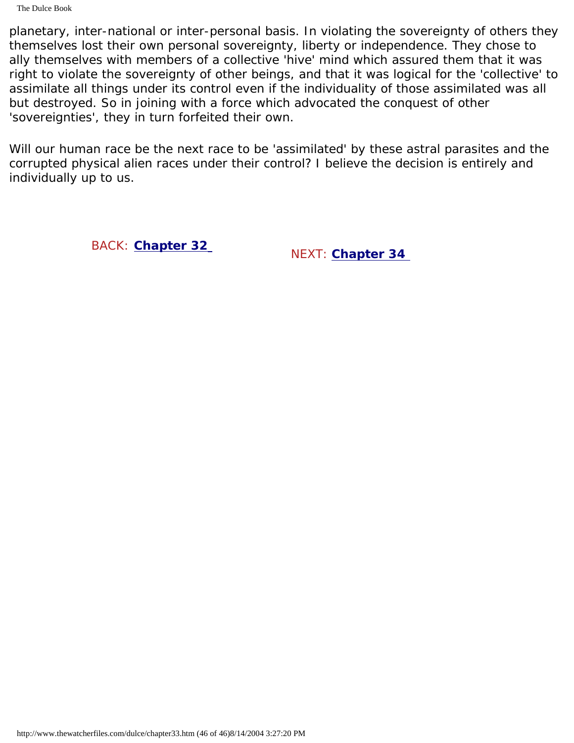planetary, inter-national or inter-personal basis. In violating the sovereignty of others they themselves lost their own personal sovereignty, liberty or independence. They chose to ally themselves with members of a collective 'hive' mind which assured them that it was right to violate the sovereignty of other beings, and that it was logical for the 'collective' to assimilate all things under its control even if the individuality of those assimilated was all but destroyed. So in joining with a force which advocated the conquest of other 'sovereignties', they in turn forfeited their own.

Will our human race be the next race to be 'assimilated' by these astral parasites and the corrupted physical alien races under their control? I believe the decision is entirely and individually up to us.

BACK: **Chapter 32** NEXT: **Chapter 34**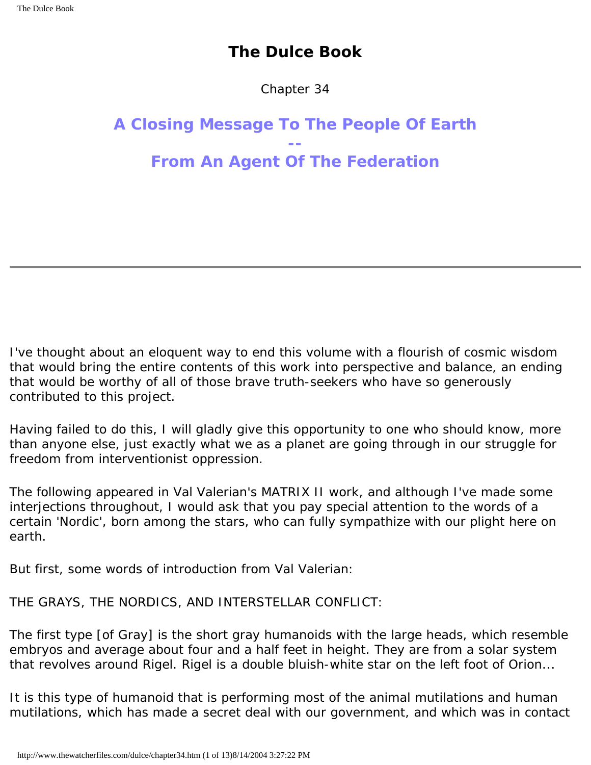# The Dulce Book

Chapter 34

## A Closing Message To The People Of Earth
## --
## From An Agent Of The Federation

---

I've thought about an eloquent way to end this volume with a flourish of cosmic wisdom that would bring the entire contents of this work into perspective and balance, an ending that would be worthy of all of those brave truth-seekers who have so generously contributed to this project.

Having failed to do this, I will gladly give this opportunity to one who should know, more than anyone else, just exactly what we as a planet are going through in our struggle for freedom from interventionist oppression.

The following appeared in Val Valerian's MATRIX II work, and although I've made some interjections throughout, I would ask that you pay special attention to the words of a certain 'Nordic', born among the stars, who can fully sympathize with our plight here on earth.

But first, some words of introduction from Val Valerian:

THE GRAYS, THE NORDICS, AND INTERSTELLAR CONFLICT:

The first type [of Gray] is the short gray humanoids with the large heads, which resemble embryos and average about four and a half feet in height. They are from a solar system that revolves around Rigel. Rigel is a double bluish-white star on the left foot of Orion...

It is this type of humanoid that is performing most of the animal mutilations and human mutilations, which has made a secret deal with our government, and which was in contact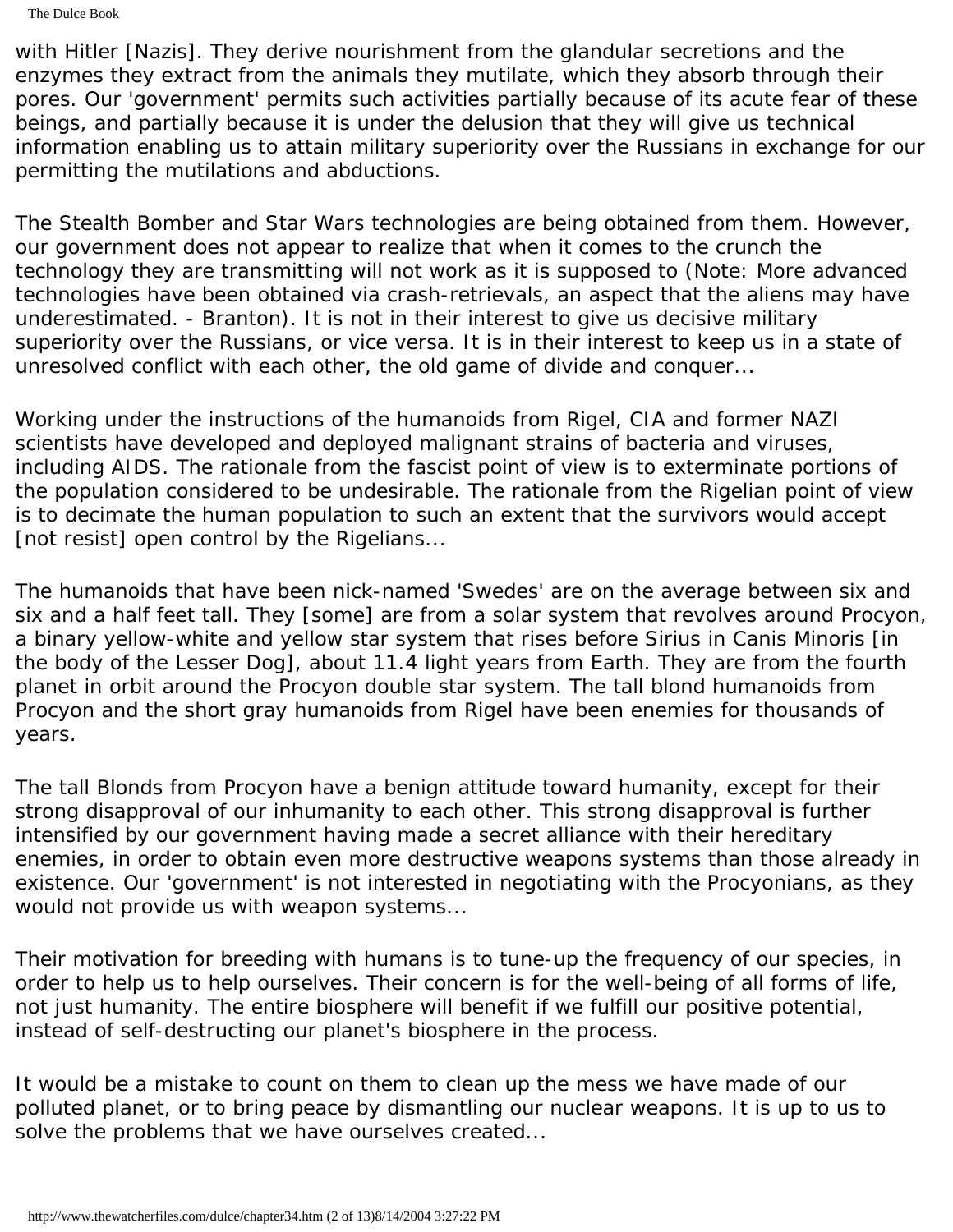with Hitler [Nazis]. They derive nourishment from the glandular secretions and the enzymes they extract from the animals they mutilate, which they absorb through their pores. Our 'government' permits such activities partially because of its acute fear of these beings, and partially because it is under the delusion that they will give us technical information enabling us to attain military superiority over the Russians in exchange for our permitting the mutilations and abductions.

The Stealth Bomber and Star Wars technologies are being obtained from them. However, our government does not appear to realize that when it comes to the crunch the technology they are transmitting will not work as it is supposed to (Note: More advanced technologies have been obtained via crash-retrievals, an aspect that the aliens may have underestimated. - Branton). It is not in their interest to give us decisive military superiority over the Russians, or vice versa. It is in their interest to keep us in a state of unresolved conflict with each other, the old game of divide and conquer...

Working under the instructions of the humanoids from Rigel, CIA and former NAZI scientists have developed and deployed malignant strains of bacteria and viruses, including AIDS. The rationale from the fascist point of view is to exterminate portions of the population considered to be undesirable. The rationale from the Rigelian point of view is to decimate the human population to such an extent that the survivors would accept [not resist] open control by the Rigelians...

The humanoids that have been nick-named 'Swedes' are on the average between six and six and a half feet tall. They [some] are from a solar system that revolves around Procyon, a binary yellow-white and yellow star system that rises before Sirius in Canis Minoris [in the body of the Lesser Dog], about 11.4 light years from Earth. They are from the fourth planet in orbit around the Procyon double star system. The tall blond humanoids from Procyon and the short gray humanoids from Rigel have been enemies for thousands of years.

The tall Blonds from Procyon have a benign attitude toward humanity, except for their strong disapproval of our inhumanity to each other. This strong disapproval is further intensified by our government having made a secret alliance with their hereditary enemies, in order to obtain even more destructive weapons systems than those already in existence. Our 'government' is not interested in negotiating with the Procyonians, as they would not provide us with weapon systems...

Their motivation for breeding with humans is to tune-up the frequency of our species, in order to help us to help ourselves. Their concern is for the well-being of all forms of life, not just humanity. The entire biosphere will benefit if we fulfill our positive potential, instead of self-destructing our planet's biosphere in the process.

It would be a mistake to count on them to clean up the mess we have made of our polluted planet, or to bring peace by dismantling our nuclear weapons. It is up to us to solve the problems that we have ourselves created...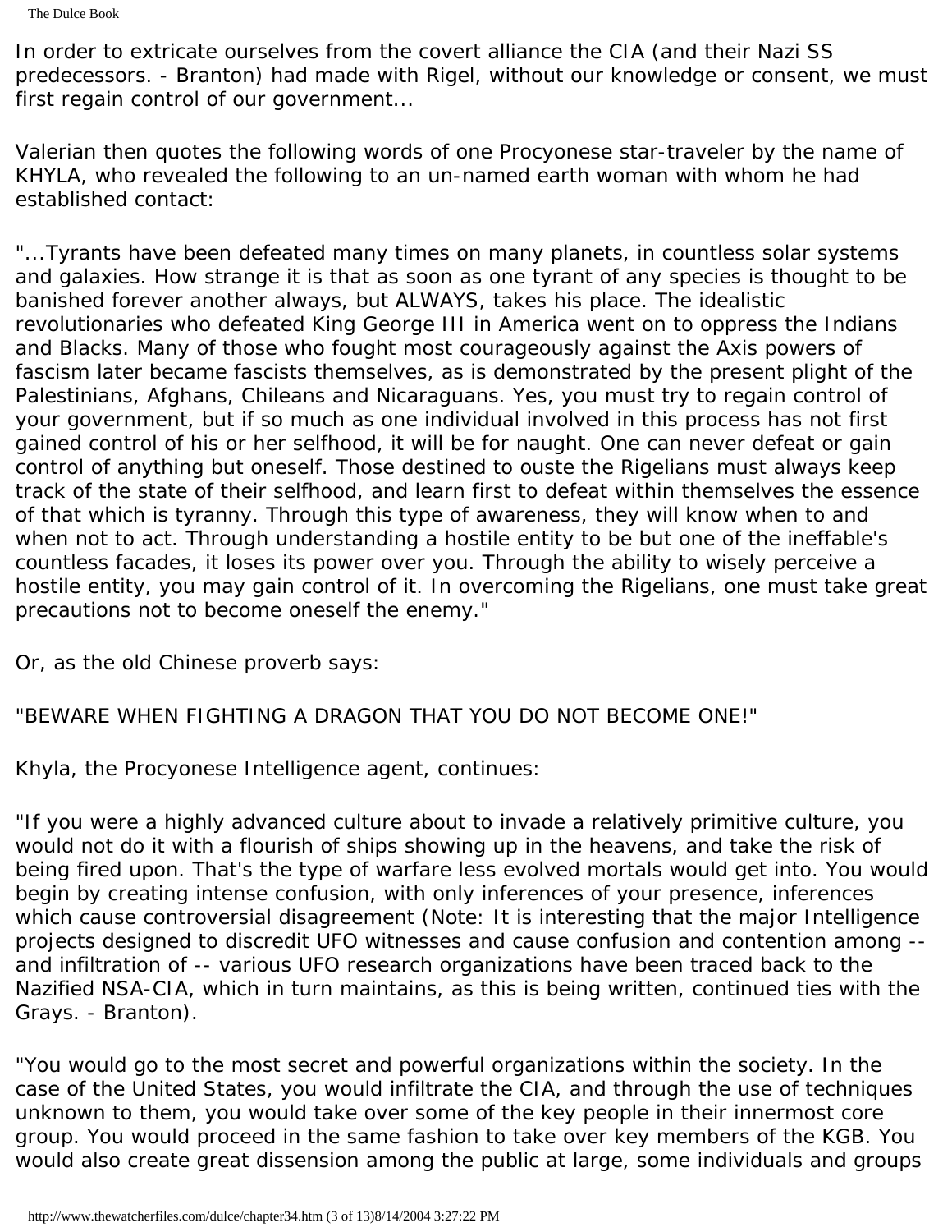In order to extricate ourselves from the covert alliance the CIA (and their Nazi SS predecessors. - Branton) had made with Rigel, without our knowledge or consent, we must first regain control of our government...

Valerian then quotes the following words of one Procyonese star-traveler by the name of KHYLA, who revealed the following to an un-named earth woman with whom he had established contact:

"...Tyrants have been defeated many times on many planets, in countless solar systems and galaxies. How strange it is that as soon as one tyrant of any species is thought to be banished forever another always, but ALWAYS, takes his place. The idealistic revolutionaries who defeated King George III in America went on to oppress the Indians and Blacks. Many of those who fought most courageously against the Axis powers of fascism later became fascists themselves, as is demonstrated by the present plight of the Palestinians, Afghans, Chileans and Nicaraguans. Yes, you must try to regain control of your government, but if so much as one individual involved in this process has not first gained control of his or her selfhood, it will be for naught. One can never defeat or gain control of anything but oneself. Those destined to ouste the Rigelians must always keep track of the state of their selfhood, and learn first to defeat within themselves the essence of that which is tyranny. Through this type of awareness, they will know when to and when not to act. Through understanding a hostile entity to be but one of the ineffable's countless facades, it loses its power over you. Through the ability to wisely perceive a hostile entity, you may gain control of it. In overcoming the Rigelians, one must take great precautions not to become oneself the enemy."

Or, as the old Chinese proverb says:

"BEWARE WHEN FIGHTING A DRAGON THAT YOU DO NOT BECOME ONE!"

Khyla, the Procyonese Intelligence agent, continues:

"If you were a highly advanced culture about to invade a relatively primitive culture, you would not do it with a flourish of ships showing up in the heavens, and take the risk of being fired upon. That's the type of warfare less evolved mortals would get into. You would begin by creating intense confusion, with only inferences of your presence, inferences which cause controversial disagreement (Note: It is interesting that the major Intelligence projects designed to discredit UFO witnesses and cause confusion and contention among -- and infiltration of -- various UFO research organizations have been traced back to the Nazified NSA-CIA, which in turn maintains, as this is being written, continued ties with the Grays. - Branton).

"You would go to the most secret and powerful organizations within the society. In the case of the United States, you would infiltrate the CIA, and through the use of techniques unknown to them, you would take over some of the key people in their innermost core group. You would proceed in the same fashion to take over key members of the KGB. You would also create great dissension among the public at large, some individuals and groups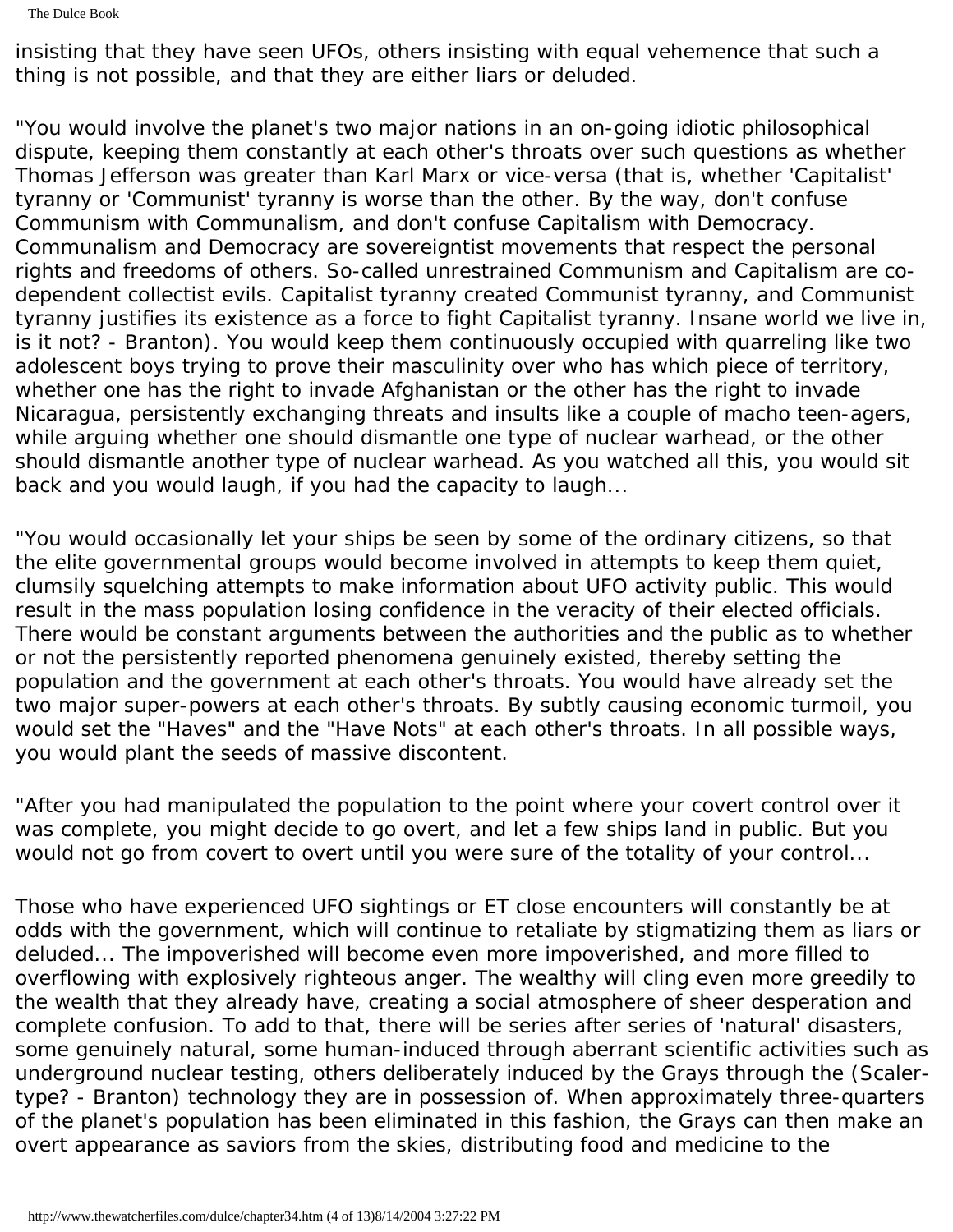insisting that they have seen UFOs, others insisting with equal vehemence that such a thing is not possible, and that they are either liars or deluded.

"You would involve the planet's two major nations in an on-going idiotic philosophical dispute, keeping them constantly at each other's throats over such questions as whether Thomas Jefferson was greater than Karl Marx or vice-versa (that is, whether 'Capitalist' tyranny or 'Communist' tyranny is worse than the other. By the way, don't confuse Communism with Communalism, and don't confuse Capitalism with Democracy. Communalism and Democracy are sovereigntist movements that respect the personal rights and freedoms of others. So-called unrestrained Communism and Capitalism are co-dependent collectist evils. Capitalist tyranny created Communist tyranny, and Communist tyranny justifies its existence as a force to fight Capitalist tyranny. Insane world we live in, is it not? - Branton). You would keep them continuously occupied with quarreling like two adolescent boys trying to prove their masculinity over who has which piece of territory, whether one has the right to invade Afghanistan or the other has the right to invade Nicaragua, persistently exchanging threats and insults like a couple of macho teen-agers, while arguing whether one should dismantle one type of nuclear warhead, or the other should dismantle another type of nuclear warhead. As you watched all this, you would sit back and you would laugh, if you had the capacity to laugh...

"You would occasionally let your ships be seen by some of the ordinary citizens, so that the elite governmental groups would become involved in attempts to keep them quiet, clumsily squelching attempts to make information about UFO activity public. This would result in the mass population losing confidence in the veracity of their elected officials. There would be constant arguments between the authorities and the public as to whether or not the persistently reported phenomena genuinely existed, thereby setting the population and the government at each other's throats. You would have already set the two major super-powers at each other's throats. By subtly causing economic turmoil, you would set the "Haves" and the "Have Nots" at each other's throats. In all possible ways, you would plant the seeds of massive discontent.

"After you had manipulated the population to the point where your covert control over it was complete, you might decide to go overt, and let a few ships land in public. But you would not go from covert to overt until you were sure of the totality of your control...

Those who have experienced UFO sightings or ET close encounters will constantly be at odds with the government, which will continue to retaliate by stigmatizing them as liars or deluded... The impoverished will become even more impoverished, and more filled to overflowing with explosively righteous anger. The wealthy will cling even more greedily to the wealth that they already have, creating a social atmosphere of sheer desperation and complete confusion. To add to that, there will be series after series of 'natural' disasters, some genuinely natural, some human-induced through aberrant scientific activities such as underground nuclear testing, others deliberately induced by the Grays through the (Scaler-type? - Branton) technology they are in possession of. When approximately three-quarters of the planet's population has been eliminated in this fashion, the Grays can then make an overt appearance as saviors from the skies, distributing food and medicine to the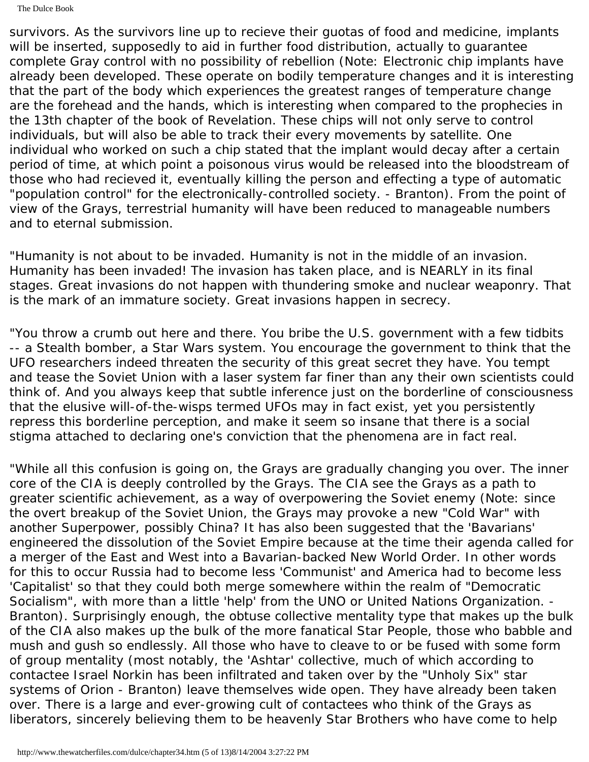survivors. As the survivors line up to recieve their guotas of food and medicine, implants will be inserted, supposedly to aid in further food distribution, actually to guarantee complete Gray control with no possibility of rebellion (Note: Electronic chip implants have already been developed. These operate on bodily temperature changes and it is interesting that the part of the body which experiences the greatest ranges of temperature change are the forehead and the hands, which is interesting when compared to the prophecies in the 13th chapter of the book of Revelation. These chips will not only serve to control individuals, but will also be able to track their every movements by satellite. One individual who worked on such a chip stated that the implant would decay after a certain period of time, at which point a poisonous virus would be released into the bloodstream of those who had recieved it, eventually killing the person and effecting a type of automatic "population control" for the electronically-controlled society. - Branton). From the point of view of the Grays, terrestrial humanity will have been reduced to manageable numbers and to eternal submission.

"Humanity is not about to be invaded. Humanity is not in the middle of an invasion. Humanity has been invaded! The invasion has taken place, and is NEARLY in its final stages. Great invasions do not happen with thundering smoke and nuclear weaponry. That is the mark of an immature society. Great invasions happen in secrecy.

"You throw a crumb out here and there. You bribe the U.S. government with a few tidbits -- a Stealth bomber, a Star Wars system. You encourage the government to think that the UFO researchers indeed threaten the security of this great secret they have. You tempt and tease the Soviet Union with a laser system far finer than any their own scientists could think of. And you always keep that subtle inference just on the borderline of consciousness that the elusive will-of-the-wisps termed UFOs may in fact exist, yet you persistently repress this borderline perception, and make it seem so insane that there is a social stigma attached to declaring one's conviction that the phenomena are in fact real.

"While all this confusion is going on, the Grays are gradually changing you over. The inner core of the CIA is deeply controlled by the Grays. The CIA see the Grays as a path to greater scientific achievement, as a way of overpowering the Soviet enemy (Note: since the overt breakup of the Soviet Union, the Grays may provoke a new "Cold War" with another Superpower, possibly China? It has also been suggested that the 'Bavarians' engineered the dissolution of the Soviet Empire because at the time their agenda called for a merger of the East and West into a Bavarian-backed New World Order. In other words for this to occur Russia had to become less 'Communist' and America had to become less 'Capitalist' so that they could both merge somewhere within the realm of "Democratic Socialism", with more than a little 'help' from the UNO or United Nations Organization. - Branton). Surprisingly enough, the obtuse collective mentality type that makes up the bulk of the CIA also makes up the bulk of the more fanatical Star People, those who babble and mush and gush so endlessly. All those who have to cleave to or be fused with some form of group mentality (most notably, the 'Ashtar' collective, much of which according to contactee Israel Norkin has been infiltrated and taken over by the "Unholy Six" star systems of Orion - Branton) leave themselves wide open. They have already been taken over. There is a large and ever-growing cult of contactees who think of the Grays as liberators, sincerely believing them to be heavenly Star Brothers who have come to help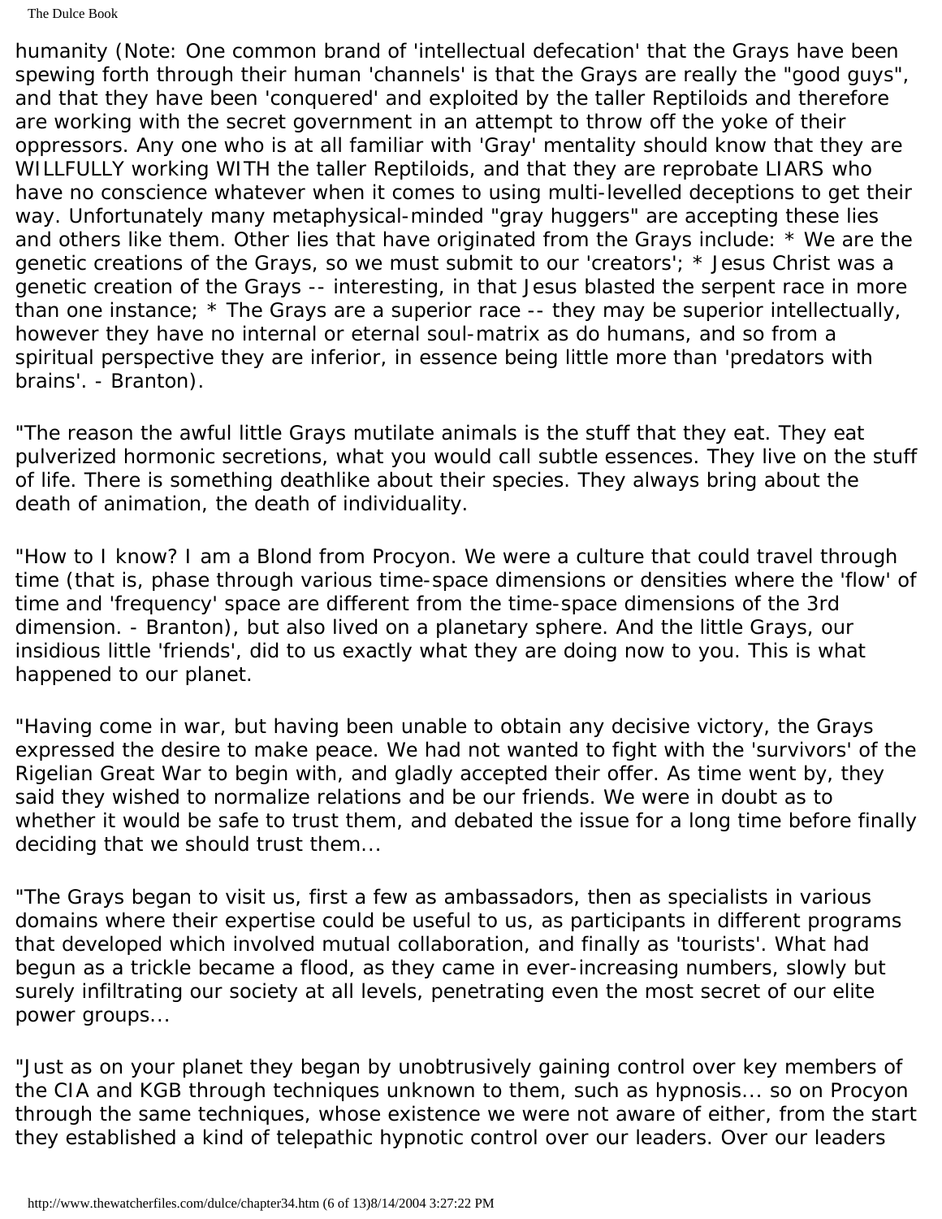humanity (Note: One common brand of 'intellectual defecation' that the Grays have been spewing forth through their human 'channels' is that the Grays are really the "good guys", and that they have been 'conquered' and exploited by the taller Reptiloids and therefore are working with the secret government in an attempt to throw off the yoke of their oppressors. Any one who is at all familiar with 'Gray' mentality should know that they are WILLFULLY working WITH the taller Reptiloids, and that they are reprobate LIARS who have no conscience whatever when it comes to using multi-levelled deceptions to get their way. Unfortunately many metaphysical-minded "gray huggers" are accepting these lies and others like them. Other lies that have originated from the Grays include: * We are the genetic creations of the Grays, so we must submit to our 'creators'; * Jesus Christ was a genetic creation of the Grays -- interesting, in that Jesus blasted the serpent race in more than one instance; * The Grays are a superior race -- they may be superior intellectually, however they have no internal or eternal soul-matrix as do humans, and so from a spiritual perspective they are inferior, in essence being little more than 'predators with brains'. - Branton).

"The reason the awful little Grays mutilate animals is the stuff that they eat. They eat pulverized hormonic secretions, what you would call subtle essences. They live on the stuff of life. There is something deathlike about their species. They always bring about the death of animation, the death of individuality.

"How to I know? I am a Blond from Procyon. We were a culture that could travel through time (that is, phase through various time-space dimensions or densities where the 'flow' of time and 'frequency' space are different from the time-space dimensions of the 3rd dimension. - Branton), but also lived on a planetary sphere. And the little Grays, our insidious little 'friends', did to us exactly what they are doing now to you. This is what happened to our planet.

"Having come in war, but having been unable to obtain any decisive victory, the Grays expressed the desire to make peace. We had not wanted to fight with the 'survivors' of the Rigelian Great War to begin with, and gladly accepted their offer. As time went by, they said they wished to normalize relations and be our friends. We were in doubt as to whether it would be safe to trust them, and debated the issue for a long time before finally deciding that we should trust them...

"The Grays began to visit us, first a few as ambassadors, then as specialists in various domains where their expertise could be useful to us, as participants in different programs that developed which involved mutual collaboration, and finally as 'tourists'. What had begun as a trickle became a flood, as they came in ever-increasing numbers, slowly but surely infiltrating our society at all levels, penetrating even the most secret of our elite power groups...

"Just as on your planet they began by unobtrusively gaining control over key members of the CIA and KGB through techniques unknown to them, such as hypnosis... so on Procyon through the same techniques, whose existence we were not aware of either, from the start they established a kind of telepathic hypnotic control over our leaders. Over our leaders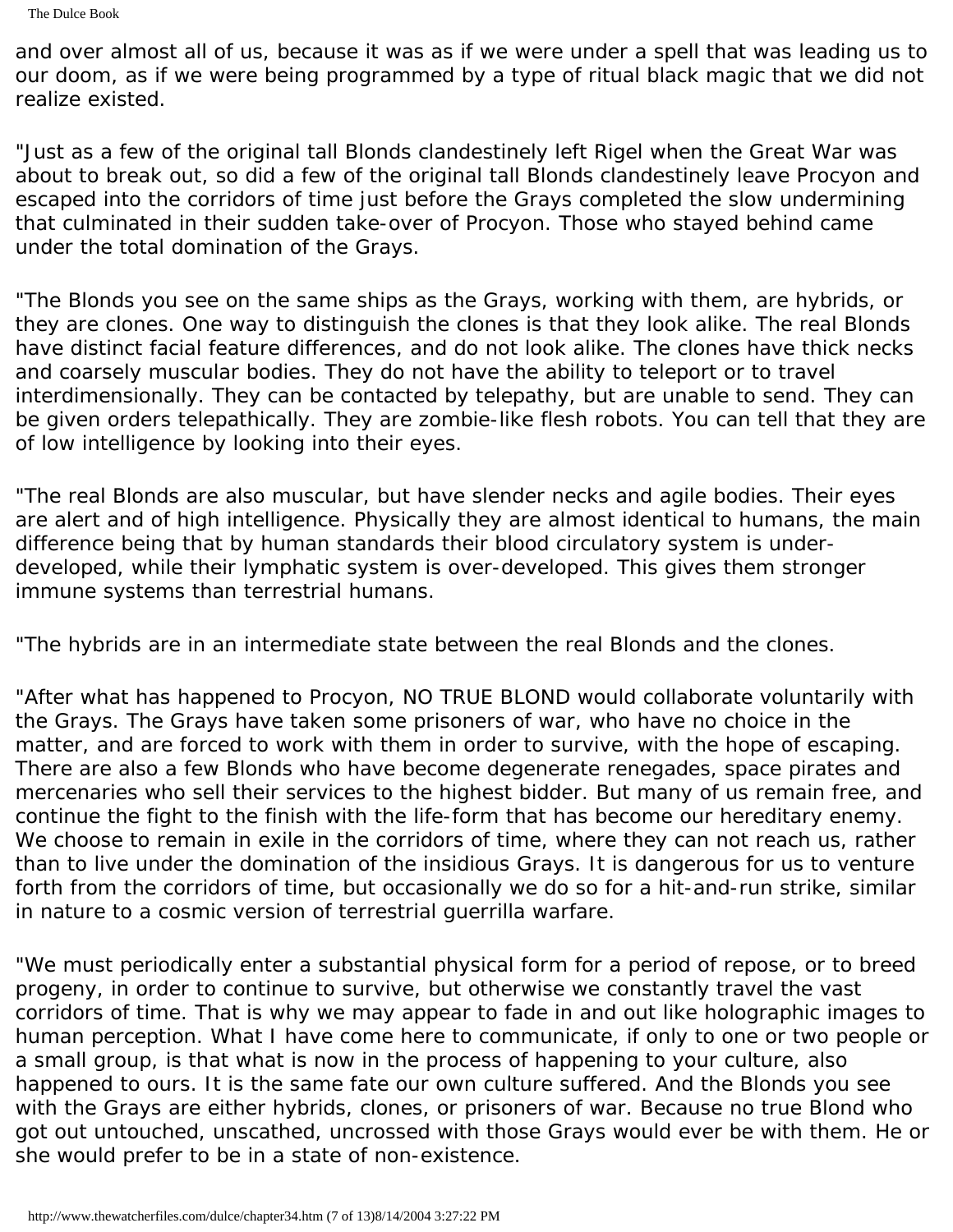and over almost all of us, because it was as if we were under a spell that was leading us to our doom, as if we were being programmed by a type of ritual black magic that we did not realize existed.

"Just as a few of the original tall Blonds clandestinely left Rigel when the Great War was about to break out, so did a few of the original tall Blonds clandestinely leave Procyon and escaped into the corridors of time just before the Grays completed the slow undermining that culminated in their sudden take-over of Procyon. Those who stayed behind came under the total domination of the Grays.

"The Blonds you see on the same ships as the Grays, working with them, are hybrids, or they are clones. One way to distinguish the clones is that they look alike. The real Blonds have distinct facial feature differences, and do not look alike. The clones have thick necks and coarsely muscular bodies. They do not have the ability to teleport or to travel interdimensionally. They can be contacted by telepathy, but are unable to send. They can be given orders telepathically. They are zombie-like flesh robots. You can tell that they are of low intelligence by looking into their eyes.

"The real Blonds are also muscular, but have slender necks and agile bodies. Their eyes are alert and of high intelligence. Physically they are almost identical to humans, the main difference being that by human standards their blood circulatory system is under-developed, while their lymphatic system is over-developed. This gives them stronger immune systems than terrestrial humans.

"The hybrids are in an intermediate state between the real Blonds and the clones.

"After what has happened to Procyon, NO TRUE BLOND would collaborate voluntarily with the Grays. The Grays have taken some prisoners of war, who have no choice in the matter, and are forced to work with them in order to survive, with the hope of escaping. There are also a few Blonds who have become degenerate renegades, space pirates and mercenaries who sell their services to the highest bidder. But many of us remain free, and continue the fight to the finish with the life-form that has become our hereditary enemy. We choose to remain in exile in the corridors of time, where they can not reach us, rather than to live under the domination of the insidious Grays. It is dangerous for us to venture forth from the corridors of time, but occasionally we do so for a hit-and-run strike, similar in nature to a cosmic version of terrestrial guerrilla warfare.

"We must periodically enter a substantial physical form for a period of repose, or to breed progeny, in order to continue to survive, but otherwise we constantly travel the vast corridors of time. That is why we may appear to fade in and out like holographic images to human perception. What I have come here to communicate, if only to one or two people or a small group, is that what is now in the process of happening to your culture, also happened to ours. It is the same fate our own culture suffered. And the Blonds you see with the Grays are either hybrids, clones, or prisoners of war. Because no true Blond who got out untouched, unscathed, uncrossed with those Grays would ever be with them. He or she would prefer to be in a state of non-existence.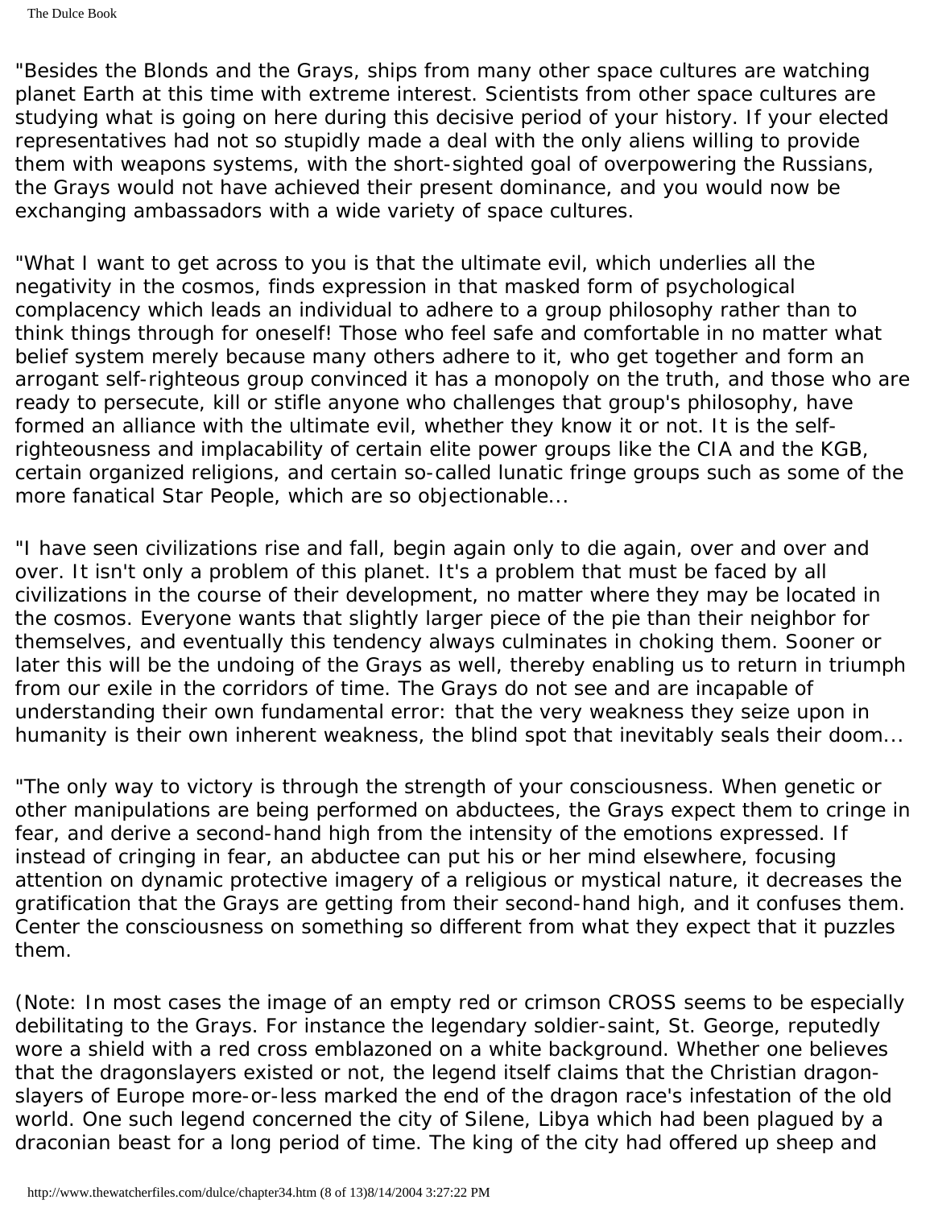"Besides the Blonds and the Grays, ships from many other space cultures are watching planet Earth at this time with extreme interest. Scientists from other space cultures are studying what is going on here during this decisive period of your history. If your elected representatives had not so stupidly made a deal with the only aliens willing to provide them with weapons systems, with the short-sighted goal of overpowering the Russians, the Grays would not have achieved their present dominance, and you would now be exchanging ambassadors with a wide variety of space cultures.

"What I want to get across to you is that the ultimate evil, which underlies all the negativity in the cosmos, finds expression in that masked form of psychological complacency which leads an individual to adhere to a group philosophy rather than to think things through for oneself! Those who feel safe and comfortable in no matter what belief system merely because many others adhere to it, who get together and form an arrogant self-righteous group convinced it has a monopoly on the truth, and those who are ready to persecute, kill or stifle anyone who challenges that group's philosophy, have formed an alliance with the ultimate evil, whether they know it or not. It is the self-righteousness and implacability of certain elite power groups like the CIA and the KGB, certain organized religions, and certain so-called lunatic fringe groups such as some of the more fanatical Star People, which are so objectionable...

"I have seen civilizations rise and fall, begin again only to die again, over and over and over. It isn't only a problem of this planet. It's a problem that must be faced by all civilizations in the course of their development, no matter where they may be located in the cosmos. Everyone wants that slightly larger piece of the pie than their neighbor for themselves, and eventually this tendency always culminates in choking them. Sooner or later this will be the undoing of the Grays as well, thereby enabling us to return in triumph from our exile in the corridors of time. The Grays do not see and are incapable of understanding their own fundamental error: that the very weakness they seize upon in humanity is their own inherent weakness, the blind spot that inevitably seals their doom...

"The only way to victory is through the strength of your consciousness. When genetic or other manipulations are being performed on abductees, the Grays expect them to cringe in fear, and derive a second-hand high from the intensity of the emotions expressed. If instead of cringing in fear, an abductee can put his or her mind elsewhere, focusing attention on dynamic protective imagery of a religious or mystical nature, it decreases the gratification that the Grays are getting from their second-hand high, and it confuses them. Center the consciousness on something so different from what they expect that it puzzles them.

(Note: In most cases the image of an empty red or crimson CROSS seems to be especially debilitating to the Grays. For instance the legendary soldier-saint, St. George, reputedly wore a shield with a red cross emblazoned on a white background. Whether one believes that the dragonslayers existed or not, the legend itself claims that the Christian dragon-slayers of Europe more-or-less marked the end of the dragon race's infestation of the old world. One such legend concerned the city of Silene, Libya which had been plagued by a draconian beast for a long period of time. The king of the city had offered up sheep and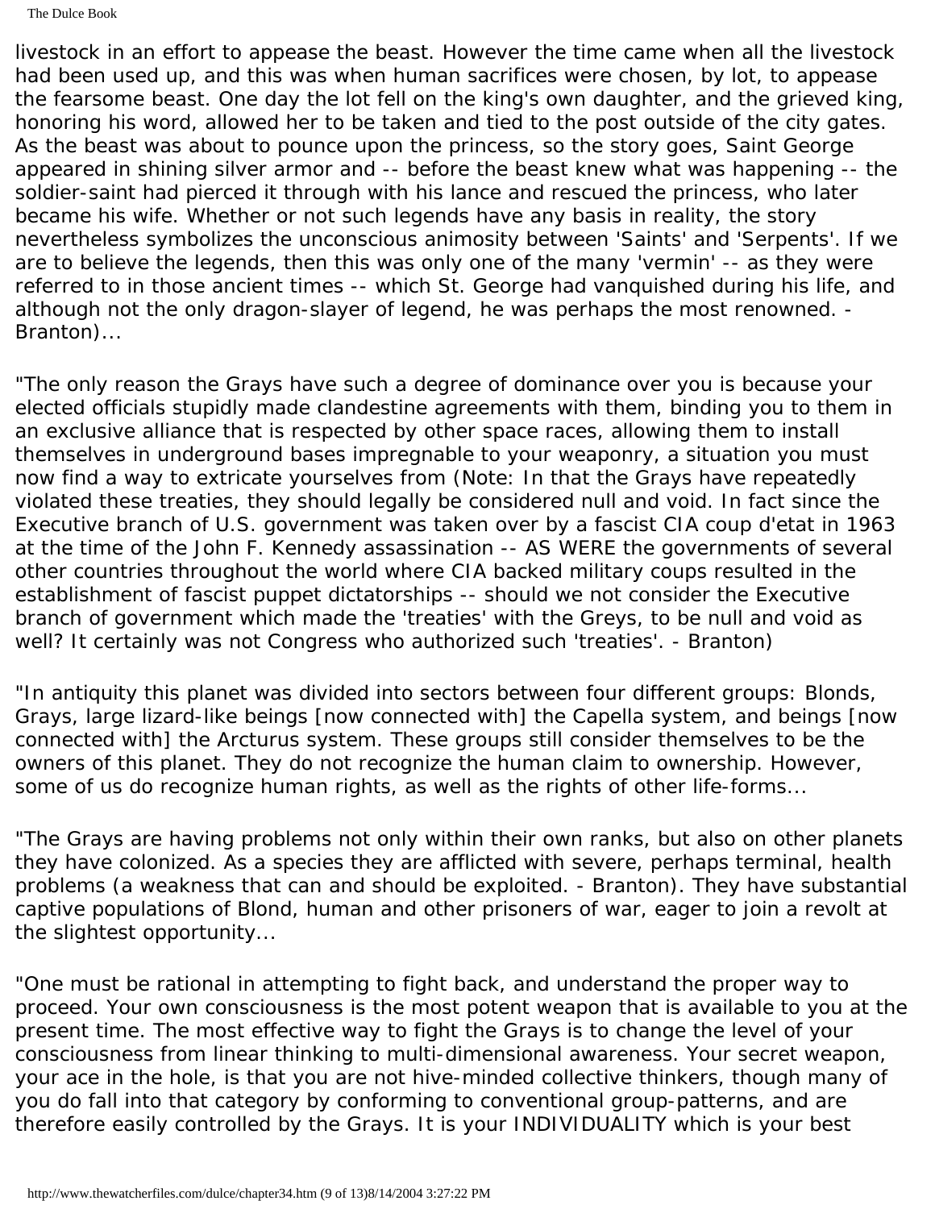livestock in an effort to appease the beast. However the time came when all the livestock had been used up, and this was when human sacrifices were chosen, by lot, to appease the fearsome beast. One day the lot fell on the king's own daughter, and the grieved king, honoring his word, allowed her to be taken and tied to the post outside of the city gates. As the beast was about to pounce upon the princess, so the story goes, Saint George appeared in shining silver armor and -- before the beast knew what was happening -- the soldier-saint had pierced it through with his lance and rescued the princess, who later became his wife. Whether or not such legends have any basis in reality, the story nevertheless symbolizes the unconscious animosity between 'Saints' and 'Serpents'. If we are to believe the legends, then this was only one of the many 'vermin' -- as they were referred to in those ancient times -- which St. George had vanquished during his life, and although not the only dragon-slayer of legend, he was perhaps the most renowned. - Branton)...

"The only reason the Grays have such a degree of dominance over you is because your elected officials stupidly made clandestine agreements with them, binding you to them in an exclusive alliance that is respected by other space races, allowing them to install themselves in underground bases impregnable to your weaponry, a situation you must now find a way to extricate yourselves from (Note: In that the Grays have repeatedly violated these treaties, they should legally be considered null and void. In fact since the Executive branch of U.S. government was taken over by a fascist CIA coup d'etat in 1963 at the time of the John F. Kennedy assassination -- AS WERE the governments of several other countries throughout the world where CIA backed military coups resulted in the establishment of fascist puppet dictatorships -- should we not consider the Executive branch of government which made the 'treaties' with the Greys, to be null and void as well? It certainly was not Congress who authorized such 'treaties'. - Branton)

"In antiquity this planet was divided into sectors between four different groups: Blonds, Grays, large lizard-like beings [now connected with] the Capella system, and beings [now connected with] the Arcturus system. These groups still consider themselves to be the owners of this planet. They do not recognize the human claim to ownership. However, some of us do recognize human rights, as well as the rights of other life-forms...

"The Grays are having problems not only within their own ranks, but also on other planets they have colonized. As a species they are afflicted with severe, perhaps terminal, health problems (a weakness that can and should be exploited. - Branton). They have substantial captive populations of Blond, human and other prisoners of war, eager to join a revolt at the slightest opportunity...

"One must be rational in attempting to fight back, and understand the proper way to proceed. Your own consciousness is the most potent weapon that is available to you at the present time. The most effective way to fight the Grays is to change the level of your consciousness from linear thinking to multi-dimensional awareness. Your secret weapon, your ace in the hole, is that you are not hive-minded collective thinkers, though many of you do fall into that category by conforming to conventional group-patterns, and are therefore easily controlled by the Grays. It is your INDIVIDUALITY which is your best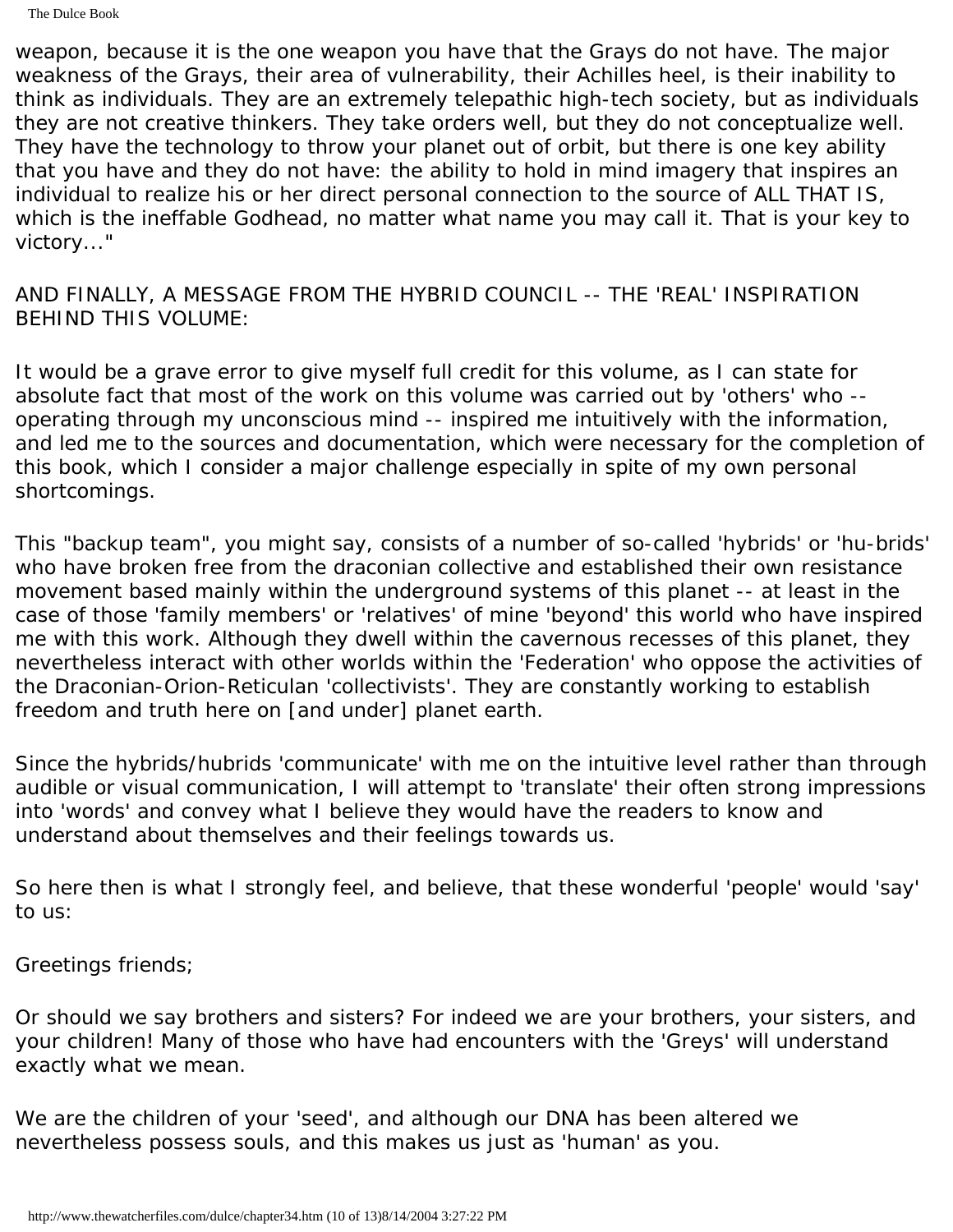weapon, because it is the one weapon you have that the Grays do not have. The major weakness of the Grays, their area of vulnerability, their Achilles heel, is their inability to think as individuals. They are an extremely telepathic high-tech society, but as individuals they are not creative thinkers. They take orders well, but they do not conceptualize well. They have the technology to throw your planet out of orbit, but there is one key ability that you have and they do not have: the ability to hold in mind imagery that inspires an individual to realize his or her direct personal connection to the source of ALL THAT IS, which is the ineffable Godhead, no matter what name you may call it. That is your key to victory..."

AND FINALLY, A MESSAGE FROM THE HYBRID COUNCIL -- THE 'REAL' INSPIRATION BEHIND THIS VOLUME:

It would be a grave error to give myself full credit for this volume, as I can state for absolute fact that most of the work on this volume was carried out by 'others' who -- operating through my unconscious mind -- inspired me intuitively with the information, and led me to the sources and documentation, which were necessary for the completion of this book, which I consider a major challenge especially in spite of my own personal shortcomings.

This "backup team", you might say, consists of a number of so-called 'hybrids' or 'hu-brids' who have broken free from the draconian collective and established their own resistance movement based mainly within the underground systems of this planet -- at least in the case of those 'family members' or 'relatives' of mine 'beyond' this world who have inspired me with this work. Although they dwell within the cavernous recesses of this planet, they nevertheless interact with other worlds within the 'Federation' who oppose the activities of the Draconian-Orion-Reticulan 'collectivists'. They are constantly working to establish freedom and truth here on [and under] planet earth.

Since the hybrids/hubrids 'communicate' with me on the intuitive level rather than through audible or visual communication, I will attempt to 'translate' their often strong impressions into 'words' and convey what I believe they would have the readers to know and understand about themselves and their feelings towards us.

So here then is what I strongly feel, and believe, that these wonderful 'people' would 'say' to us:

Greetings friends;

Or should we say brothers and sisters? For indeed we are your brothers, your sisters, and your children! Many of those who have had encounters with the 'Greys' will understand exactly what we mean.

We are the children of your 'seed', and although our DNA has been altered we nevertheless possess souls, and this makes us just as 'human' as you.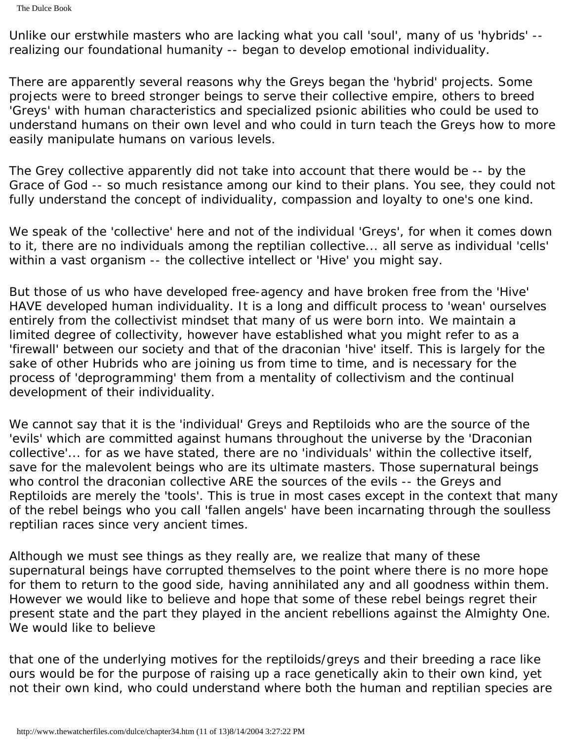Unlike our erstwhile masters who are lacking what you call 'soul', many of us 'hybrids' -- realizing our foundational humanity -- began to develop emotional individuality.

There are apparently several reasons why the Greys began the 'hybrid' projects. Some projects were to breed stronger beings to serve their collective empire, others to breed 'Greys' with human characteristics and specialized psionic abilities who could be used to understand humans on their own level and who could in turn teach the Greys how to more easily manipulate humans on various levels.

The Grey collective apparently did not take into account that there would be -- by the Grace of God -- so much resistance among our kind to their plans. You see, they could not fully understand the concept of individuality, compassion and loyalty to one's one kind.

We speak of the 'collective' here and not of the individual 'Greys', for when it comes down to it, there are no individuals among the reptilian collective... all serve as individual 'cells' within a vast organism -- the collective intellect or 'Hive' you might say.

But those of us who have developed free-agency and have broken free from the 'Hive' HAVE developed human individuality. It is a long and difficult process to 'wean' ourselves entirely from the collectivist mindset that many of us were born into. We maintain a limited degree of collectivity, however have established what you might refer to as a 'firewall' between our society and that of the draconian 'hive' itself. This is largely for the sake of other Hubrids who are joining us from time to time, and is necessary for the process of 'deprogramming' them from a mentality of collectivism and the continual development of their individuality.

We cannot say that it is the 'individual' Greys and Reptiloids who are the source of the 'evils' which are committed against humans throughout the universe by the 'Draconian collective'... for as we have stated, there are no 'individuals' within the collective itself, save for the malevolent beings who are its ultimate masters. Those supernatural beings who control the draconian collective ARE the sources of the evils -- the Greys and Reptiloids are merely the 'tools'. This is true in most cases except in the context that many of the rebel beings who you call 'fallen angels' have been incarnating through the soulless reptilian races since very ancient times.

Although we must see things as they really are, we realize that many of these supernatural beings have corrupted themselves to the point where there is no more hope for them to return to the good side, having annihilated any and all goodness within them. However we would like to believe and hope that some of these rebel beings regret their present state and the part they played in the ancient rebellions against the Almighty One. We would like to believe

that one of the underlying motives for the reptiloids/greys and their breeding a race like ours would be for the purpose of raising up a race genetically akin to their own kind, yet not their own kind, who could understand where both the human and reptilian species are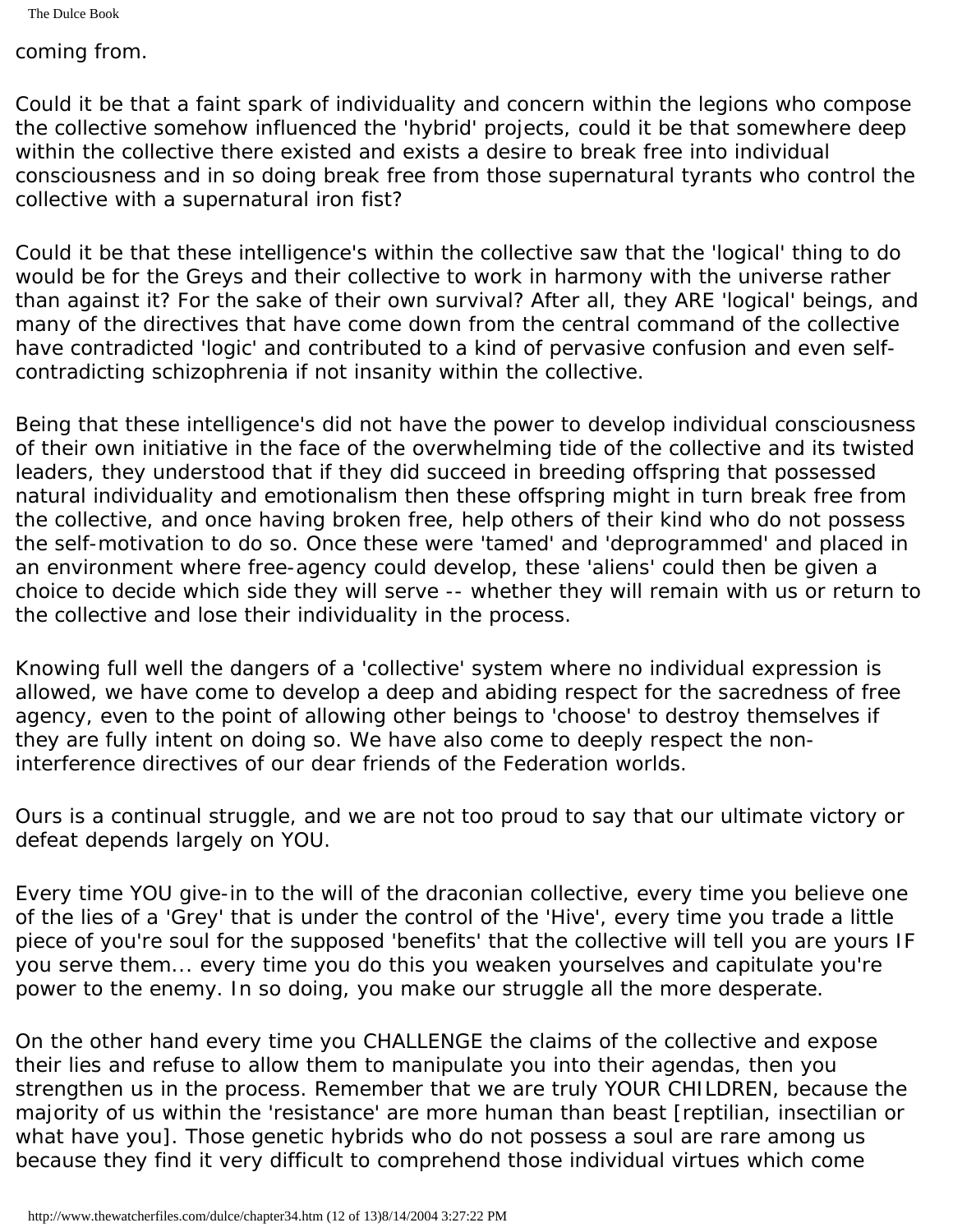coming from.

Could it be that a faint spark of individuality and concern within the legions who compose the collective somehow influenced the 'hybrid' projects, could it be that somewhere deep within the collective there existed and exists a desire to break free into individual consciousness and in so doing break free from those supernatural tyrants who control the collective with a supernatural iron fist?

Could it be that these intelligence's within the collective saw that the 'logical' thing to do would be for the Greys and their collective to work in harmony with the universe rather than against it? For the sake of their own survival? After all, they ARE 'logical' beings, and many of the directives that have come down from the central command of the collective have contradicted 'logic' and contributed to a kind of pervasive confusion and even self-contradicting schizophrenia if not insanity within the collective.

Being that these intelligence's did not have the power to develop individual consciousness of their own initiative in the face of the overwhelming tide of the collective and its twisted leaders, they understood that if they did succeed in breeding offspring that possessed natural individuality and emotionalism then these offspring might in turn break free from the collective, and once having broken free, help others of their kind who do not possess the self-motivation to do so. Once these were 'tamed' and 'deprogrammed' and placed in an environment where free-agency could develop, these 'aliens' could then be given a choice to decide which side they will serve -- whether they will remain with us or return to the collective and lose their individuality in the process.

Knowing full well the dangers of a 'collective' system where no individual expression is allowed, we have come to develop a deep and abiding respect for the sacredness of free agency, even to the point of allowing other beings to 'choose' to destroy themselves if they are fully intent on doing so. We have also come to deeply respect the non-interference directives of our dear friends of the Federation worlds.

Ours is a continual struggle, and we are not too proud to say that our ultimate victory or defeat depends largely on YOU.

Every time YOU give-in to the will of the draconian collective, every time you believe one of the lies of a 'Grey' that is under the control of the 'Hive', every time you trade a little piece of you're soul for the supposed 'benefits' that the collective will tell you are yours IF you serve them... every time you do this you weaken yourselves and capitulate you're power to the enemy. In so doing, you make our struggle all the more desperate.

On the other hand every time you CHALLENGE the claims of the collective and expose their lies and refuse to allow them to manipulate you into their agendas, then you strengthen us in the process. Remember that we are truly YOUR CHILDREN, because the majority of us within the 'resistance' are more human than beast [reptilian, insectilian or what have you]. Those genetic hybrids who do not possess a soul are rare among us because they find it very difficult to comprehend those individual virtues which come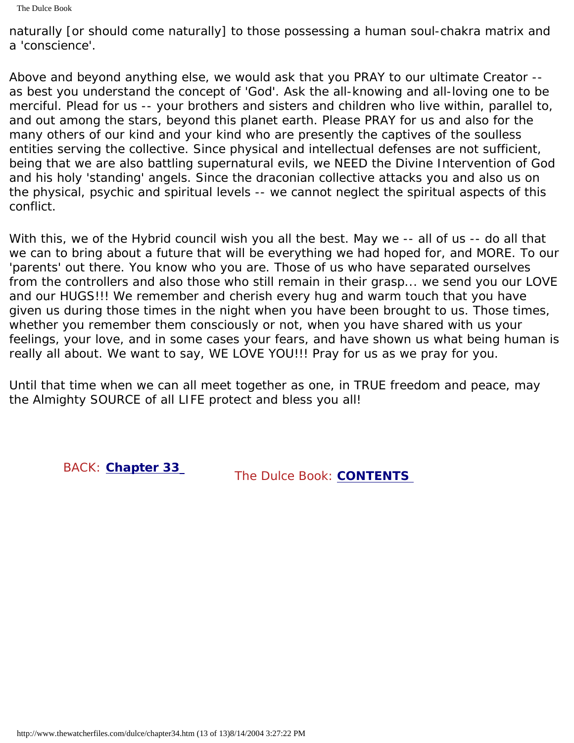naturally [or should come naturally] to those possessing a human soul-chakra matrix and a 'conscience'.

Above and beyond anything else, we would ask that you PRAY to our ultimate Creator -- as best you understand the concept of 'God'. Ask the all-knowing and all-loving one to be merciful. Plead for us -- your brothers and sisters and children who live within, parallel to, and out among the stars, beyond this planet earth. Please PRAY for us and also for the many others of our kind and your kind who are presently the captives of the soulless entities serving the collective. Since physical and intellectual defenses are not sufficient, being that we are also battling supernatural evils, we NEED the Divine Intervention of God and his holy 'standing' angels. Since the draconian collective attacks you and also us on the physical, psychic and spiritual levels -- we cannot neglect the spiritual aspects of this conflict.

With this, we of the Hybrid council wish you all the best. May we -- all of us -- do all that we can to bring about a future that will be everything we had hoped for, and MORE. To our 'parents' out there. You know who you are. Those of us who have separated ourselves from the controllers and also those who still remain in their grasp... we send you our LOVE and our HUGS!!! We remember and cherish every hug and warm touch that you have given us during those times in the night when you have been brought to us. Those times, whether you remember them consciously or not, when you have shared with us your feelings, your love, and in some cases your fears, and have shown us what being human is really all about. We want to say, WE LOVE YOU!!! Pray for us as we pray for you.

Until that time when we can all meet together as one, in TRUE freedom and peace, may the Almighty SOURCE of all LIFE protect and bless you all!

BACK: **Chapter 33** The Dulce Book: **CONTENTS**